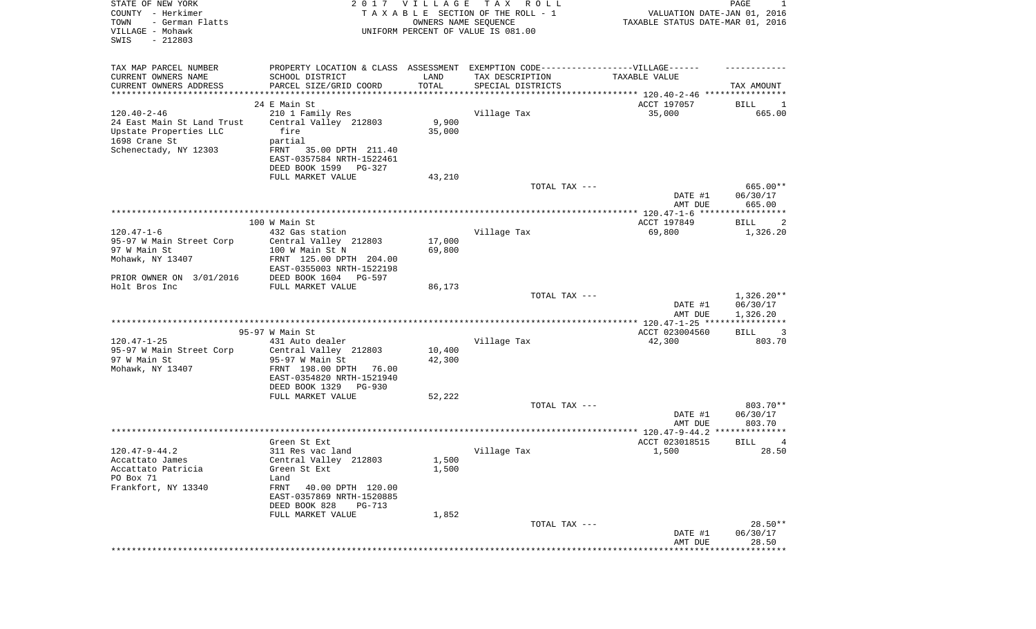STATE OF NEW YORK
COUNTY - Herkimer
TOWN - German Flatts
VILLAGE - Mohawk
SWIS - 212803

2017 VILLAGE TAX ROLL
TAXABLE SECTION OF THE ROLL - 1
OWNERS NAME SEQUENCE
UNIFORM PERCENT OF VALUE IS 081.00

VALUATION DATE-JAN 01, 2016
TAXABLE STATUS DATE-MAR 01, 2016

| TAX MAP PARCEL NUMBER / CURRENT OWNERS NAME / CURRENT OWNERS ADDRESS | PROPERTY LOCATION & CLASS / SCHOOL DISTRICT / PARCEL SIZE/GRID COORD | ASSESSMENT LAND / TOTAL | EXEMPTION CODE / TAX DESCRIPTION / SPECIAL DISTRICTS | TAXABLE VALUE | TAX AMOUNT |
|---|---|---|---|---|---|
| 120.40-2-46 | 24 E Main St | | | ACCT 197057 | BILL 1 |
| 24 East Main St Land Trust | 210 1 Family Res | | Village Tax | 35,000 | 665.00 |
| Upstate Properties LLC | Central Valley 212803 | 9,900 | | | |
| 1698 Crane St | fire | 35,000 | | | |
| Schenectady, NY 12303 | partial | | | | |
| | FRNT 35.00 DPTH 211.40 | | | | |
| | EAST-0357584 NRTH-1522461 | | | | |
| | DEED BOOK 1599 PG-327 | | | | |
| | FULL MARKET VALUE | 43,210 | | | |
| | | | TOTAL TAX --- | | 665.00** |
| | | | | DATE #1 | 06/30/17 |
| | | | | AMT DUE | 665.00 |
| 120.47-1-6 | 100 W Main St | | | ACCT 197849 | BILL 2 |
| 95-97 W Main Street Corp | 432 Gas station | | Village Tax | 69,800 | 1,326.20 |
| 97 W Main St | Central Valley 212803 | 17,000 | | | |
| Mohawk, NY 13407 | 100 W Main St N | 69,800 | | | |
| | FRNT 125.00 DPTH 204.00 | | | | |
| | EAST-0355003 NRTH-1522198 | | | | |
| PRIOR OWNER ON 3/01/2016 | DEED BOOK 1604 PG-597 | | | | |
| Holt Bros Inc | FULL MARKET VALUE | 86,173 | | | |
| | | | TOTAL TAX --- | | 1,326.20** |
| | | | | DATE #1 | 06/30/17 |
| | | | | AMT DUE | 1,326.20 |
| 120.47-1-25 | 95-97 W Main St | | | ACCT 023004560 | BILL 3 |
| 95-97 W Main Street Corp | 431 Auto dealer | | Village Tax | 42,300 | 803.70 |
| 97 W Main St | Central Valley 212803 | 10,400 | | | |
| Mohawk, NY 13407 | 95-97 W Main St | 42,300 | | | |
| | FRNT 198.00 DPTH 76.00 | | | | |
| | EAST-0354820 NRTH-1521940 | | | | |
| | DEED BOOK 1329 PG-930 | | | | |
| | FULL MARKET VALUE | 52,222 | | | |
| | | | TOTAL TAX --- | | 803.70** |
| | | | | DATE #1 | 06/30/17 |
| | | | | AMT DUE | 803.70 |
| 120.47-9-44.2 | Green St Ext | | | ACCT 023018515 | BILL 4 |
| Accattato James | 311 Res vac land | | Village Tax | 1,500 | 28.50 |
| Accattato Patricia | Central Valley 212803 | 1,500 | | | |
| PO Box 71 | Green St Ext | 1,500 | | | |
| Frankfort, NY 13340 | Land | | | | |
| | FRNT 40.00 DPTH 120.00 | | | | |
| | EAST-0357869 NRTH-1520885 | | | | |
| | DEED BOOK 828 PG-713 | | | | |
| | FULL MARKET VALUE | 1,852 | | | |
| | | | TOTAL TAX --- | | 28.50** |
| | | | | DATE #1 | 06/30/17 |
| | | | | AMT DUE | 28.50 |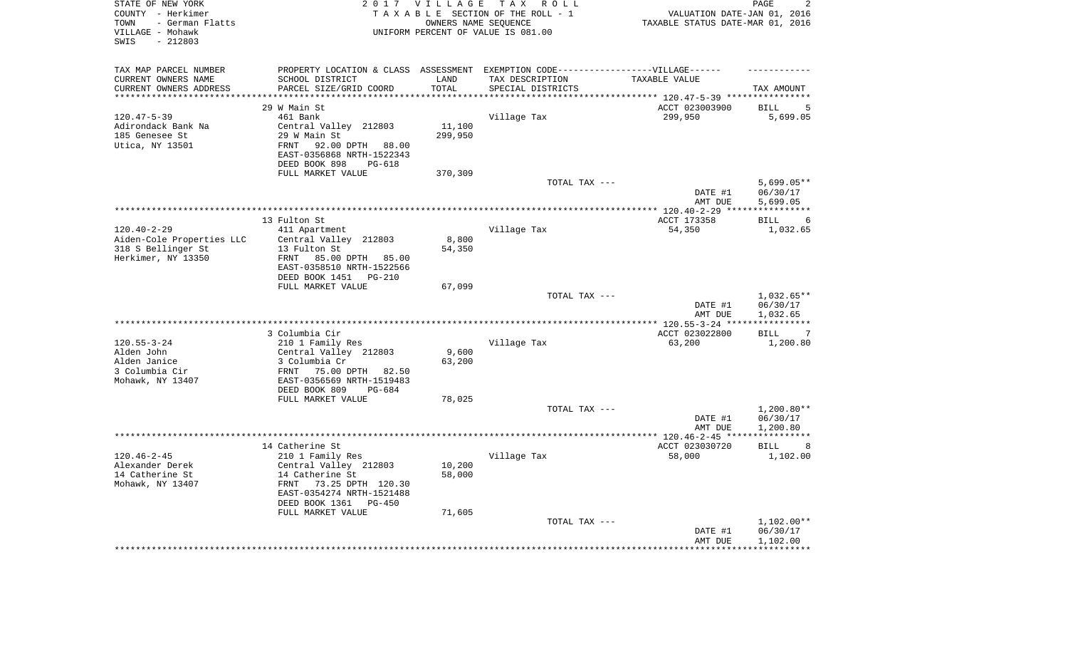STATE OF NEW YORK
COUNTY - Herkimer
TOWN - German Flatts
VILLAGE - Mohawk
SWIS - 212803

2 0 1 7 V I L L A G E T A X R O L L
T A X A B L E SECTION OF THE ROLL - 1
OWNERS NAME SEQUENCE
UNIFORM PERCENT OF VALUE IS 081.00

VALUATION DATE-JAN 01, 2016
TAXABLE STATUS DATE-MAR 01, 2016

| TAX MAP PARCEL NUMBER<br>CURRENT OWNERS NAME<br>CURRENT OWNERS ADDRESS | PROPERTY LOCATION & CLASS<br>SCHOOL DISTRICT<br>PARCEL SIZE/GRID COORD | ASSESSMENT<br>LAND<br>TOTAL | EXEMPTION CODE------VILLAGE------<br>TAX DESCRIPTION<br>SPECIAL DISTRICTS | TAXABLE VALUE | TAX AMOUNT |
|---|---|---|---|---|---|
| **120.47-5-39** | 29 W Main St | | | ACCT 023003900 | BILL 5 |
| 120.47-5-39 | 461 Bank | | Village Tax | 299,950 | 5,699.05 |
| Adirondack Bank Na | Central Valley 212803 | 11,100 | | | |
| 185 Genesee St | 29 W Main St | 299,950 | | | |
| Utica, NY 13501 | FRNT 92.00 DPTH 88.00 | | | | |
| | EAST-0356868 NRTH-1522343 | | | | |
| | DEED BOOK 898 PG-618 | | | | |
| | FULL MARKET VALUE | 370,309 | | | |
| | | | TOTAL TAX --- | | 5,699.05** |
| | | | | DATE #1 | 06/30/17 |
| | | | | AMT DUE | 5,699.05 |
| **120.40-2-29** | 13 Fulton St | | | ACCT 173358 | BILL 6 |
| 120.40-2-29 | 411 Apartment | | Village Tax | 54,350 | 1,032.65 |
| Aiden-Cole Properties LLC | Central Valley 212803 | 8,800 | | | |
| 318 S Bellinger St | 13 Fulton St | 54,350 | | | |
| Herkimer, NY 13350 | FRNT 85.00 DPTH 85.00 | | | | |
| | EAST-0358510 NRTH-1522566 | | | | |
| | DEED BOOK 1451 PG-210 | | | | |
| | FULL MARKET VALUE | 67,099 | | | |
| | | | TOTAL TAX --- | | 1,032.65** |
| | | | | DATE #1 | 06/30/17 |
| | | | | AMT DUE | 1,032.65 |
| **120.55-3-24** | 3 Columbia Cir | | | ACCT 023022800 | BILL 7 |
| 120.55-3-24 | 210 1 Family Res | | Village Tax | 63,200 | 1,200.80 |
| Alden John | Central Valley 212803 | 9,600 | | | |
| Alden Janice | 3 Columbia Cr | 63,200 | | | |
| 3 Columbia Cir | FRNT 75.00 DPTH 82.50 | | | | |
| Mohawk, NY 13407 | EAST-0356569 NRTH-1519483 | | | | |
| | DEED BOOK 809 PG-684 | | | | |
| | FULL MARKET VALUE | 78,025 | | | |
| | | | TOTAL TAX --- | | 1,200.80** |
| | | | | DATE #1 | 06/30/17 |
| | | | | AMT DUE | 1,200.80 |
| **120.46-2-45** | 14 Catherine St | | | ACCT 023030720 | BILL 8 |
| 120.46-2-45 | 210 1 Family Res | | Village Tax | 58,000 | 1,102.00 |
| Alexander Derek | Central Valley 212803 | 10,200 | | | |
| 14 Catherine St | 14 Catherine St | 58,000 | | | |
| Mohawk, NY 13407 | FRNT 73.25 DPTH 120.30 | | | | |
| | EAST-0354274 NRTH-1521488 | | | | |
| | DEED BOOK 1361 PG-450 | | | | |
| | FULL MARKET VALUE | 71,605 | | | |
| | | | TOTAL TAX --- | | 1,102.00** |
| | | | | DATE #1 | 06/30/17 |
| | | | | AMT DUE | 1,102.00 |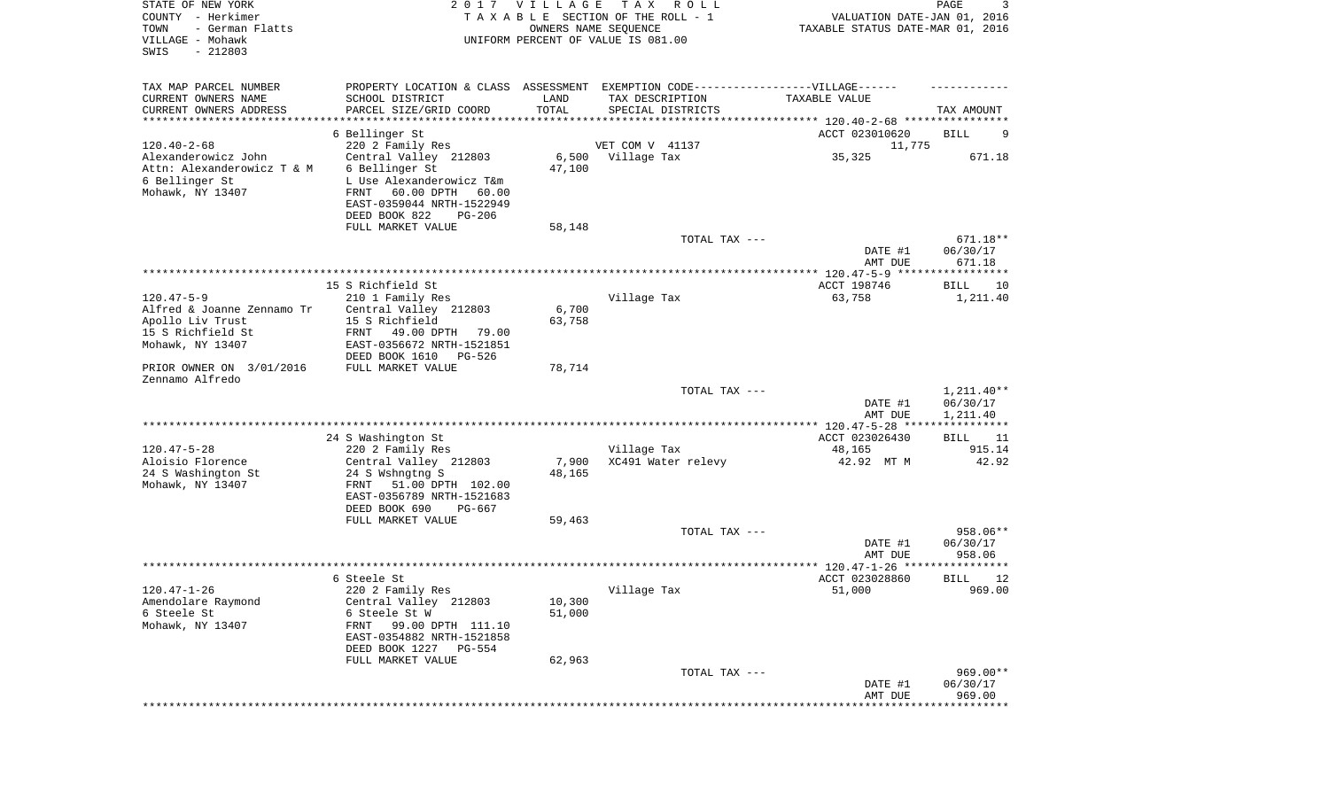STATE OF NEW YORK
COUNTY - Herkimer
TOWN - German Flatts
VILLAGE - Mohawk
SWIS - 212803

2 0 1 7 V I L L A G E T A X R O L L
T A X A B L E SECTION OF THE ROLL - 1
OWNERS NAME SEQUENCE
UNIFORM PERCENT OF VALUE IS 081.00

VALUATION DATE-JAN 01, 2016
TAXABLE STATUS DATE-MAR 01, 2016

| TAX MAP PARCEL NUMBER / CURRENT OWNERS NAME / CURRENT OWNERS ADDRESS | PROPERTY LOCATION & CLASS / SCHOOL DISTRICT / PARCEL SIZE/GRID COORD | ASSESSMENT LAND / TOTAL | EXEMPTION CODE / TAX DESCRIPTION / SPECIAL DISTRICTS | TAXABLE VALUE | TAX AMOUNT |
|---|---|---|---|---|---|
| **120.40-2-68** | 6 Bellinger St | | | ACCT 023010620 | BILL 9 |
| Alexanderowicz John | 220 2 Family Res | | VET COM V 41137 | 11,775 | |
| Attn: Alexanderowicz T & M | Central Valley 212803 | 6,500 | Village Tax | 35,325 | 671.18 |
| 6 Bellinger St | 6 Bellinger St | 47,100 | | | |
| Mohawk, NY 13407 | L Use Alexanderowicz T&m | | | | |
| | FRNT 60.00 DPTH 60.00 | | | | |
| | EAST-0359044 NRTH-1522949 | | | | |
| | DEED BOOK 822 PG-206 | | | | |
| | FULL MARKET VALUE | 58,148 | | | |
| | | | TOTAL TAX --- | | 671.18** |
| | | | | DATE #1 | 06/30/17 |
| | | | | AMT DUE | 671.18 |
| **120.47-5-9** | 15 S Richfield St | | | ACCT 198746 | BILL 10 |
| Alfred & Joanne Zennamo Tr | 210 1 Family Res | | Village Tax | 63,758 | 1,211.40 |
| Apollo Liv Trust | Central Valley 212803 | 6,700 | | | |
| 15 S Richfield St | 15 S Richfield | 63,758 | | | |
| Mohawk, NY 13407 | FRNT 49.00 DPTH 79.00 | | | | |
| | EAST-0356672 NRTH-1521851 | | | | |
| | DEED BOOK 1610 PG-526 | | | | |
| PRIOR OWNER ON 3/01/2016 | FULL MARKET VALUE | 78,714 | | | |
| Zennamo Alfredo | | | | | |
| | | | TOTAL TAX --- | | 1,211.40** |
| | | | | DATE #1 | 06/30/17 |
| | | | | AMT DUE | 1,211.40 |
| **120.47-5-28** | 24 S Washington St | | | ACCT 023026430 | BILL 11 |
| Aloisio Florence | 220 2 Family Res | | Village Tax | 48,165 | 915.14 |
| 24 S Washington St | Central Valley 212803 | 7,900 | XC491 Water relevy | 42.92 MT M | 42.92 |
| Mohawk, NY 13407 | 24 S Wshngtng S | 48,165 | | | |
| | FRNT 51.00 DPTH 102.00 | | | | |
| | EAST-0356789 NRTH-1521683 | | | | |
| | DEED BOOK 690 PG-667 | | | | |
| | FULL MARKET VALUE | 59,463 | | | |
| | | | TOTAL TAX --- | | 958.06** |
| | | | | DATE #1 | 06/30/17 |
| | | | | AMT DUE | 958.06 |
| **120.47-1-26** | 6 Steele St | | | ACCT 023028860 | BILL 12 |
| Amendolare Raymond | 220 2 Family Res | | Village Tax | 51,000 | 969.00 |
| 6 Steele St | Central Valley 212803 | 10,300 | | | |
| Mohawk, NY 13407 | 6 Steele St W | 51,000 | | | |
| | FRNT 99.00 DPTH 111.10 | | | | |
| | EAST-0354882 NRTH-1521858 | | | | |
| | DEED BOOK 1227 PG-554 | | | | |
| | FULL MARKET VALUE | 62,963 | | | |
| | | | TOTAL TAX --- | | 969.00** |
| | | | | DATE #1 | 06/30/17 |
| | | | | AMT DUE | 969.00 |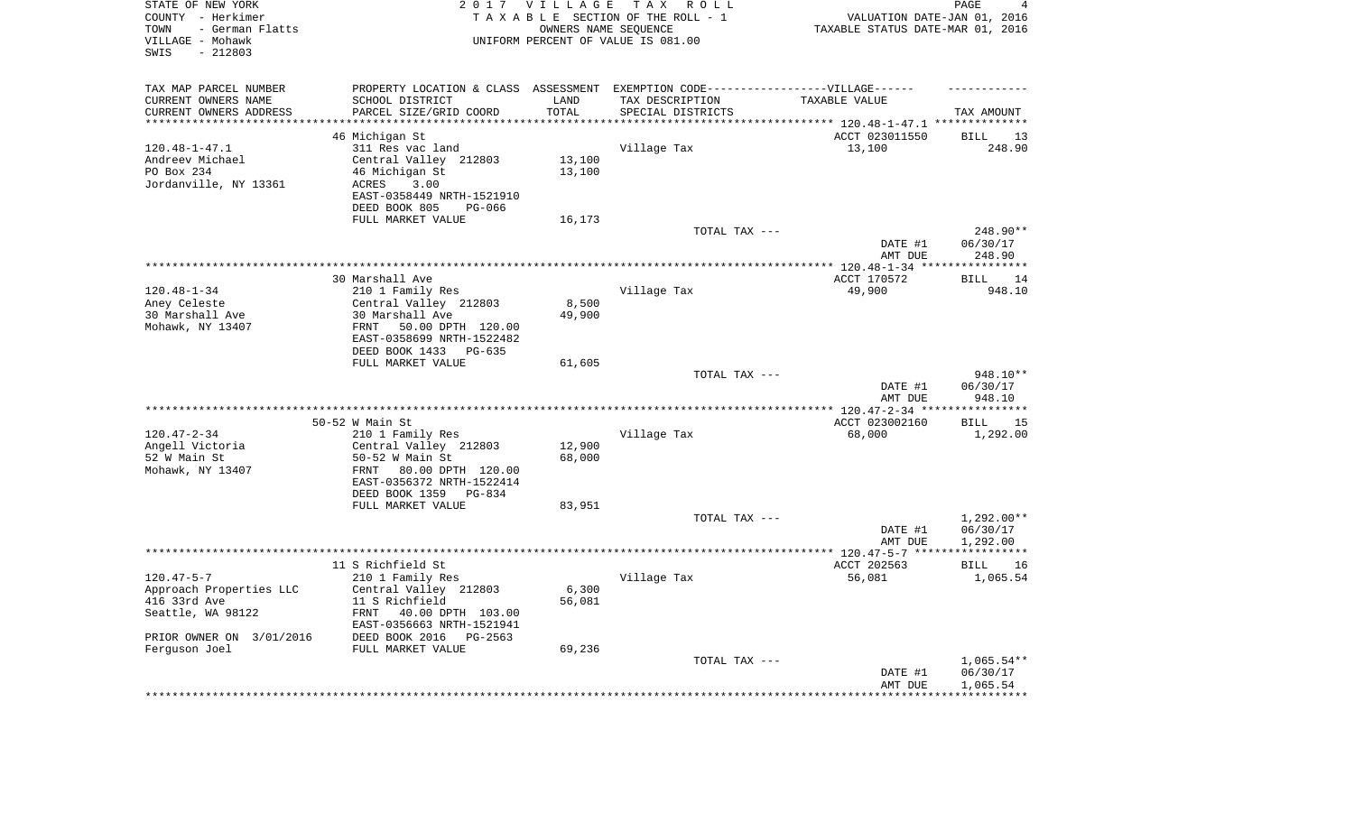STATE OF NEW YORK
COUNTY - Herkimer
TOWN - German Flatts
VILLAGE - Mohawk
SWIS - 212803

**2017 VILLAGE TAX ROLL**
TAXABLE SECTION OF THE ROLL - 1
OWNERS NAME SEQUENCE
UNIFORM PERCENT OF VALUE IS 081.00

VALUATION DATE-JAN 01, 2016
TAXABLE STATUS DATE-MAR 01, 2016

| TAX MAP PARCEL NUMBER<br>CURRENT OWNERS NAME<br>CURRENT OWNERS ADDRESS | PROPERTY LOCATION & CLASS<br>SCHOOL DISTRICT<br>PARCEL SIZE/GRID COORD | ASSESSMENT<br>LAND<br>TOTAL | EXEMPTION CODE-----VILLAGE------<br>TAX DESCRIPTION<br>SPECIAL DISTRICTS | TAXABLE VALUE | TAX AMOUNT |
|---|---|---|---|---|---|
| | 46 Michigan St | | | ACCT 023011550 | BILL 13 |
| 120.48-1-47.1 | 311 Res vac land | | Village Tax | 13,100 | 248.90 |
| Andreev Michael | Central Valley 212803 | 13,100 | | | |
| PO Box 234 | 46 Michigan St | 13,100 | | | |
| Jordanville, NY 13361 | ACRES 3.00 | | | | |
| | EAST-0358449 NRTH-1521910 | | | | |
| | DEED BOOK 805 PG-066 | | | | |
| | FULL MARKET VALUE | 16,173 | | | |
| | | | TOTAL TAX --- | | 248.90** |
| | | | | DATE #1 | 06/30/17 |
| | | | | AMT DUE | 248.90 |
| | 30 Marshall Ave | | | ACCT 170572 | BILL 14 |
| 120.48-1-34 | 210 1 Family Res | | Village Tax | 49,900 | 948.10 |
| Aney Celeste | Central Valley 212803 | 8,500 | | | |
| 30 Marshall Ave | 30 Marshall Ave | 49,900 | | | |
| Mohawk, NY 13407 | FRNT 50.00 DPTH 120.00 | | | | |
| | EAST-0358699 NRTH-1522482 | | | | |
| | DEED BOOK 1433 PG-635 | | | | |
| | FULL MARKET VALUE | 61,605 | | | |
| | | | TOTAL TAX --- | | 948.10** |
| | | | | DATE #1 | 06/30/17 |
| | | | | AMT DUE | 948.10 |
| | 50-52 W Main St | | | ACCT 023002160 | BILL 15 |
| 120.47-2-34 | 210 1 Family Res | | Village Tax | 68,000 | 1,292.00 |
| Angell Victoria | Central Valley 212803 | 12,900 | | | |
| 52 W Main St | 50-52 W Main St | 68,000 | | | |
| Mohawk, NY 13407 | FRNT 80.00 DPTH 120.00 | | | | |
| | EAST-0356372 NRTH-1522414 | | | | |
| | DEED BOOK 1359 PG-834 | | | | |
| | FULL MARKET VALUE | 83,951 | | | |
| | | | TOTAL TAX --- | | 1,292.00** |
| | | | | DATE #1 | 06/30/17 |
| | | | | AMT DUE | 1,292.00 |
| | 11 S Richfield St | | | ACCT 202563 | BILL 16 |
| 120.47-5-7 | 210 1 Family Res | | Village Tax | 56,081 | 1,065.54 |
| Approach Properties LLC | Central Valley 212803 | 6,300 | | | |
| 416 33rd Ave | 11 S Richfield | 56,081 | | | |
| Seattle, WA 98122 | FRNT 40.00 DPTH 103.00 | | | | |
| | EAST-0356663 NRTH-1521941 | | | | |
| PRIOR OWNER ON 3/01/2016 | DEED BOOK 2016 PG-2563 | | | | |
| Ferguson Joel | FULL MARKET VALUE | 69,236 | | | |
| | | | TOTAL TAX --- | | 1,065.54** |
| | | | | DATE #1 | 06/30/17 |
| | | | | AMT DUE | 1,065.54 |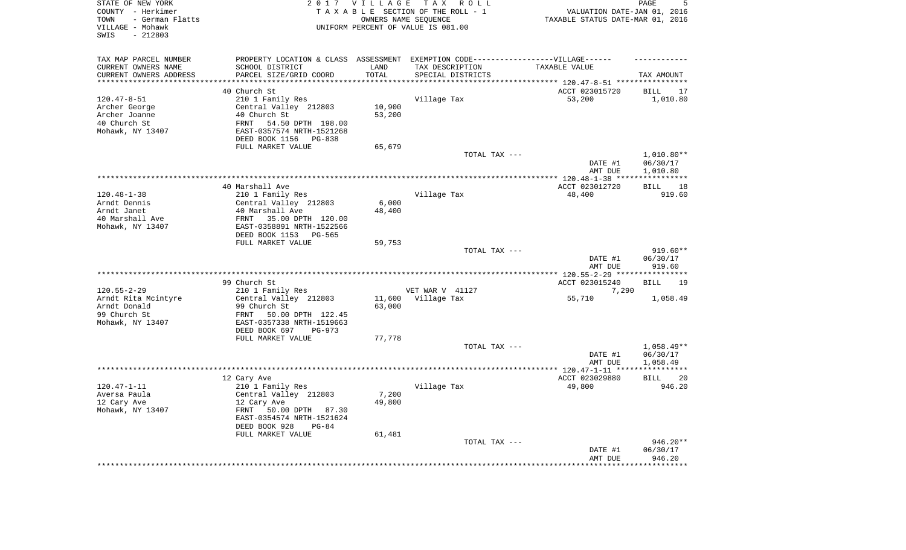STATE OF NEW YORK
COUNTY - Herkimer
TOWN - German Flatts
VILLAGE - Mohawk
SWIS - 212803

2 0 1 7 V I L L A G E T A X R O L L
T A X A B L E SECTION OF THE ROLL - 1
OWNERS NAME SEQUENCE
UNIFORM PERCENT OF VALUE IS 081.00

VALUATION DATE-JAN 01, 2016
TAXABLE STATUS DATE-MAR 01, 2016

| TAX MAP PARCEL NUMBER<br>CURRENT OWNERS NAME<br>CURRENT OWNERS ADDRESS | PROPERTY LOCATION & CLASS<br>SCHOOL DISTRICT<br>PARCEL SIZE/GRID COORD | ASSESSMENT<br>LAND<br>TOTAL | EXEMPTION CODE-----VILLAGE------<br>TAX DESCRIPTION<br>SPECIAL DISTRICTS | TAXABLE VALUE | TAX AMOUNT |
|---|---|---|---|---|---|
| 120.47-8-51 | 40 Church St | | | ACCT 023015720 | BILL 17 |
| Archer George | 210 1 Family Res | | Village Tax | 53,200 | 1,010.80 |
| Archer Joanne | Central Valley 212803 | 10,900 | | | |
| 40 Church St | 40 Church St | 53,200 | | | |
| Mohawk, NY 13407 | FRNT 54.50 DPTH 198.00 | | | | |
| | EAST-0357574 NRTH-1521268 | | | | |
| | DEED BOOK 1156 PG-838 | | | | |
| | FULL MARKET VALUE | 65,679 | | | |
| | | | TOTAL TAX --- | | 1,010.80** |
| | | | | DATE #1 | 06/30/17 |
| | | | | AMT DUE | 1,010.80 |
| 120.48-1-38 | 40 Marshall Ave | | | ACCT 023012720 | BILL 18 |
| Arndt Dennis | 210 1 Family Res | | Village Tax | 48,400 | 919.60 |
| Arndt Janet | Central Valley 212803 | 6,000 | | | |
| 40 Marshall Ave | 40 Marshall Ave | 48,400 | | | |
| Mohawk, NY 13407 | FRNT 35.00 DPTH 120.00 | | | | |
| | EAST-0358891 NRTH-1522566 | | | | |
| | DEED BOOK 1153 PG-565 | | | | |
| | FULL MARKET VALUE | 59,753 | | | |
| | | | TOTAL TAX --- | | 919.60** |
| | | | | DATE #1 | 06/30/17 |
| | | | | AMT DUE | 919.60 |
| 120.55-2-29 | 99 Church St | | | ACCT 023015240 | BILL 19 |
| Arndt Rita Mcintyre | 210 1 Family Res | | VET WAR V 41127 | 7,290 | |
| Arndt Donald | Central Valley 212803 | 11,600 | Village Tax | 55,710 | 1,058.49 |
| 99 Church St | 99 Church St | 63,000 | | | |
| Mohawk, NY 13407 | FRNT 50.00 DPTH 122.45 | | | | |
| | EAST-0357338 NRTH-1519663 | | | | |
| | DEED BOOK 697 PG-973 | | | | |
| | FULL MARKET VALUE | 77,778 | | | |
| | | | TOTAL TAX --- | | 1,058.49** |
| | | | | DATE #1 | 06/30/17 |
| | | | | AMT DUE | 1,058.49 |
| 120.47-1-11 | 12 Cary Ave | | | ACCT 023029880 | BILL 20 |
| Aversa Paula | 210 1 Family Res | | Village Tax | 49,800 | 946.20 |
| 12 Cary Ave | Central Valley 212803 | 7,200 | | | |
| Mohawk, NY 13407 | 12 Cary Ave | 49,800 | | | |
| | FRNT 50.00 DPTH 87.30 | | | | |
| | EAST-0354574 NRTH-1521624 | | | | |
| | DEED BOOK 928 PG-84 | | | | |
| | FULL MARKET VALUE | 61,481 | | | |
| | | | TOTAL TAX --- | | 946.20** |
| | | | | DATE #1 | 06/30/17 |
| | | | | AMT DUE | 946.20 |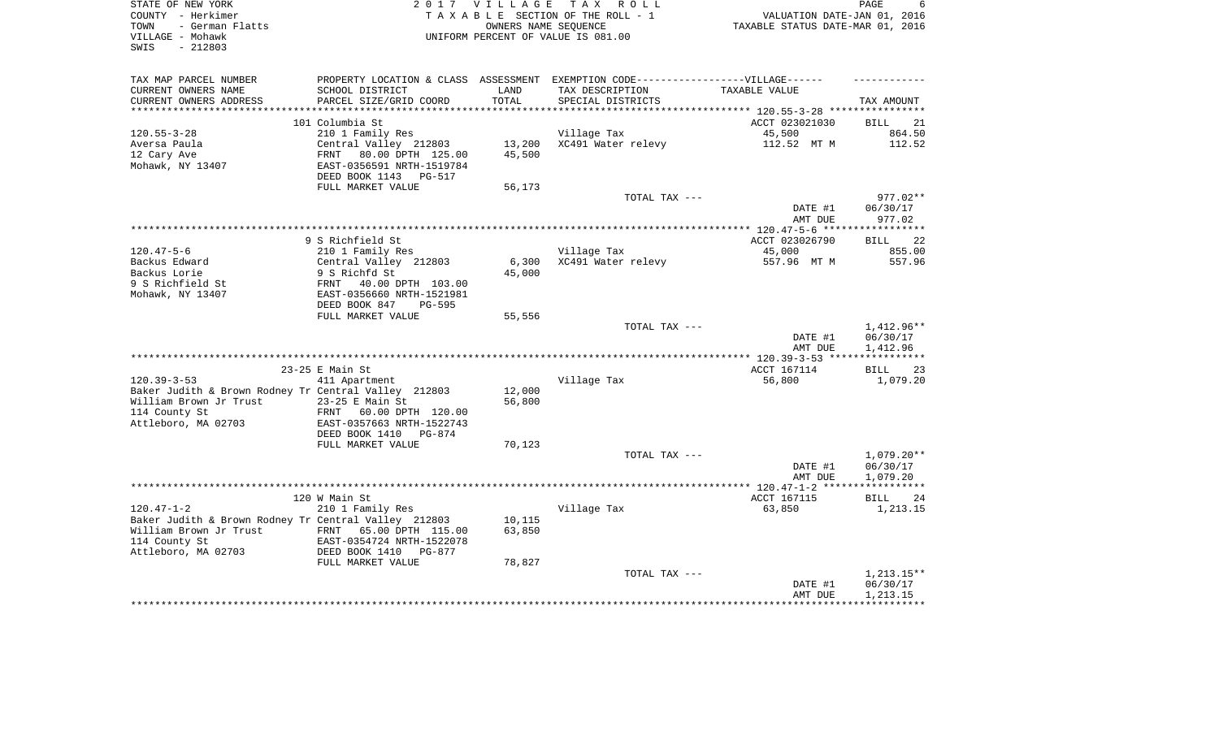STATE OF NEW YORK
COUNTY - Herkimer
TOWN - German Flatts
VILLAGE - Mohawk
SWIS - 212803

2017 VILLAGE TAX ROLL
TAXABLE SECTION OF THE ROLL - 1
OWNERS NAME SEQUENCE
UNIFORM PERCENT OF VALUE IS 081.00

VALUATION DATE-JAN 01, 2016
TAXABLE STATUS DATE-MAR 01, 2016

| TAX MAP PARCEL NUMBER / CURRENT OWNERS NAME / CURRENT OWNERS ADDRESS | PROPERTY LOCATION & CLASS / SCHOOL DISTRICT / PARCEL SIZE/GRID COORD | ASSESSMENT LAND / TOTAL | EXEMPTION CODE-VILLAGE / TAX DESCRIPTION / SPECIAL DISTRICTS | TAXABLE VALUE | TAX AMOUNT |
|---|---|---|---|---|---|
| | 101 Columbia St | | | ACCT 023021030 | BILL 21 |
| 120.55-3-28 | 210 1 Family Res | | Village Tax | 45,500 | 864.50 |
| Aversa Paula | Central Valley 212803 | 13,200 | XC491 Water relevy | 112.52 MT M | 112.52 |
| 12 Cary Ave | FRNT 80.00 DPTH 125.00 | 45,500 | | | |
| Mohawk, NY 13407 | EAST-0356591 NRTH-1519784 | | | | |
| | DEED BOOK 1143 PG-517 | | | | |
| | FULL MARKET VALUE | 56,173 | | | |
| | | | TOTAL TAX --- | | 977.02** |
| | | | | DATE #1 | 06/30/17 |
| | | | | AMT DUE | 977.02 |
| | 9 S Richfield St | | | ACCT 023026790 | BILL 22 |
| 120.47-5-6 | 210 1 Family Res | | Village Tax | 45,000 | 855.00 |
| Backus Edward | Central Valley 212803 | 6,300 | XC491 Water relevy | 557.96 MT M | 557.96 |
| Backus Lorie | 9 S Richfd St | 45,000 | | | |
| 9 S Richfield St | FRNT 40.00 DPTH 103.00 | | | | |
| Mohawk, NY 13407 | EAST-0356660 NRTH-1521981 | | | | |
| | DEED BOOK 847 PG-595 | | | | |
| | FULL MARKET VALUE | 55,556 | | | |
| | | | TOTAL TAX --- | | 1,412.96** |
| | | | | DATE #1 | 06/30/17 |
| | | | | AMT DUE | 1,412.96 |
| | 23-25 E Main St | | | ACCT 167114 | BILL 23 |
| 120.39-3-53 | 411 Apartment | | Village Tax | 56,800 | 1,079.20 |
| Baker Judith & Brown Rodney Tr | Central Valley 212803 | 12,000 | | | |
| William Brown Jr Trust | 23-25 E Main St | 56,800 | | | |
| 114 County St | FRNT 60.00 DPTH 120.00 | | | | |
| Attleboro, MA 02703 | EAST-0357663 NRTH-1522743 | | | | |
| | DEED BOOK 1410 PG-874 | | | | |
| | FULL MARKET VALUE | 70,123 | | | |
| | | | TOTAL TAX --- | | 1,079.20** |
| | | | | DATE #1 | 06/30/17 |
| | | | | AMT DUE | 1,079.20 |
| | 120 W Main St | | | ACCT 167115 | BILL 24 |
| 120.47-1-2 | 210 1 Family Res | | Village Tax | 63,850 | 1,213.15 |
| Baker Judith & Brown Rodney Tr | Central Valley 212803 | 10,115 | | | |
| William Brown Jr Trust | FRNT 65.00 DPTH 115.00 | 63,850 | | | |
| 114 County St | EAST-0354724 NRTH-1522078 | | | | |
| Attleboro, MA 02703 | DEED BOOK 1410 PG-877 | | | | |
| | FULL MARKET VALUE | 78,827 | | | |
| | | | TOTAL TAX --- | | 1,213.15** |
| | | | | DATE #1 | 06/30/17 |
| | | | | AMT DUE | 1,213.15 |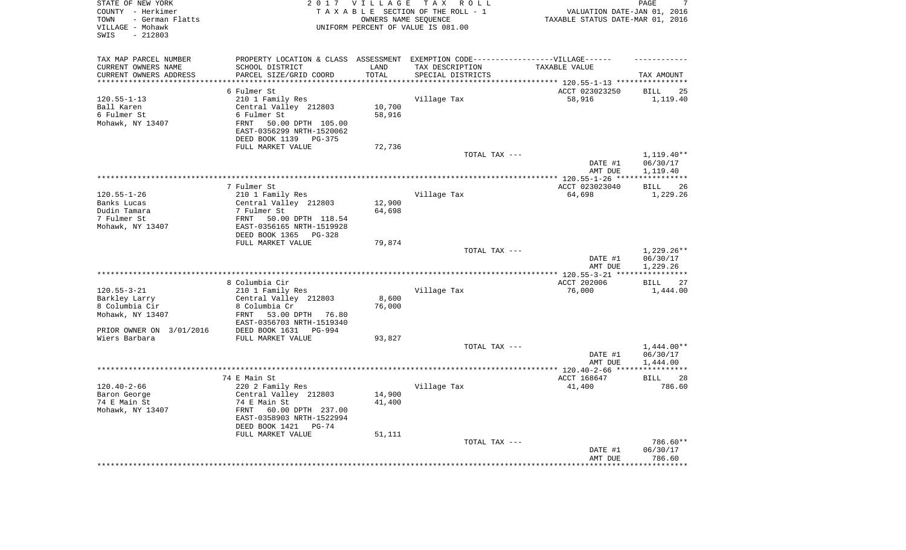STATE OF NEW YORK
COUNTY - Herkimer
TOWN - German Flatts
VILLAGE - Mohawk
SWIS - 212803

2017 VILLAGE TAX ROLL
TAXABLE SECTION OF THE ROLL - 1
OWNERS NAME SEQUENCE
UNIFORM PERCENT OF VALUE IS 081.00

VALUATION DATE-JAN 01, 2016
TAXABLE STATUS DATE-MAR 01, 2016

| TAX MAP PARCEL NUMBER<br>CURRENT OWNERS NAME<br>CURRENT OWNERS ADDRESS | PROPERTY LOCATION & CLASS<br>SCHOOL DISTRICT<br>PARCEL SIZE/GRID COORD | ASSESSMENT<br>LAND<br>TOTAL | EXEMPTION CODE------VILLAGE------<br>TAX DESCRIPTION<br>SPECIAL DISTRICTS | TAXABLE VALUE | TAX AMOUNT |
|---|---|---|---|---|---|
| | 6 Fulmer St | | | ACCT 023023250 | BILL 25 |
| 120.55-1-13 | 210 1 Family Res | | Village Tax | 58,916 | 1,119.40 |
| Ball Karen | Central Valley 212803 | 10,700 | | | |
| 6 Fulmer St | 6 Fulmer St | 58,916 | | | |
| Mohawk, NY 13407 | FRNT 50.00 DPTH 105.00 | | | | |
| | EAST-0356299 NRTH-1520062 | | | | |
| | DEED BOOK 1139 PG-375 | | | | |
| | FULL MARKET VALUE | 72,736 | | | |
| | | | TOTAL TAX --- | | 1,119.40** |
| | | | | DATE #1 | 06/30/17 |
| | | | | AMT DUE | 1,119.40 |
| | 7 Fulmer St | | | ACCT 023023040 | BILL 26 |
| 120.55-1-26 | 210 1 Family Res | | Village Tax | 64,698 | 1,229.26 |
| Banks Lucas | Central Valley 212803 | 12,900 | | | |
| Dudin Tamara | 7 Fulmer St | 64,698 | | | |
| 7 Fulmer St | FRNT 50.00 DPTH 118.54 | | | | |
| Mohawk, NY 13407 | EAST-0356165 NRTH-1519928 | | | | |
| | DEED BOOK 1365 PG-328 | | | | |
| | FULL MARKET VALUE | 79,874 | | | |
| | | | TOTAL TAX --- | | 1,229.26** |
| | | | | DATE #1 | 06/30/17 |
| | | | | AMT DUE | 1,229.26 |
| | 8 Columbia Cir | | | ACCT 202006 | BILL 27 |
| 120.55-3-21 | 210 1 Family Res | | Village Tax | 76,000 | 1,444.00 |
| Barkley Larry | Central Valley 212803 | 8,600 | | | |
| 8 Columbia Cir | 8 Columbia Cr | 76,000 | | | |
| Mohawk, NY 13407 | FRNT 53.00 DPTH 76.80 | | | | |
| | EAST-0356703 NRTH-1519340 | | | | |
| PRIOR OWNER ON 3/01/2016 | DEED BOOK 1631 PG-994 | | | | |
| Wiers Barbara | FULL MARKET VALUE | 93,827 | | | |
| | | | TOTAL TAX --- | | 1,444.00** |
| | | | | DATE #1 | 06/30/17 |
| | | | | AMT DUE | 1,444.00 |
| | 74 E Main St | | | ACCT 168647 | BILL 28 |
| 120.40-2-66 | 220 2 Family Res | | Village Tax | 41,400 | 786.60 |
| Baron George | Central Valley 212803 | 14,900 | | | |
| 74 E Main St | 74 E Main St | 41,400 | | | |
| Mohawk, NY 13407 | FRNT 60.00 DPTH 237.00 | | | | |
| | EAST-0358903 NRTH-1522994 | | | | |
| | DEED BOOK 1421 PG-74 | | | | |
| | FULL MARKET VALUE | 51,111 | | | |
| | | | TOTAL TAX --- | | 786.60** |
| | | | | DATE #1 | 06/30/17 |
| | | | | AMT DUE | 786.60 |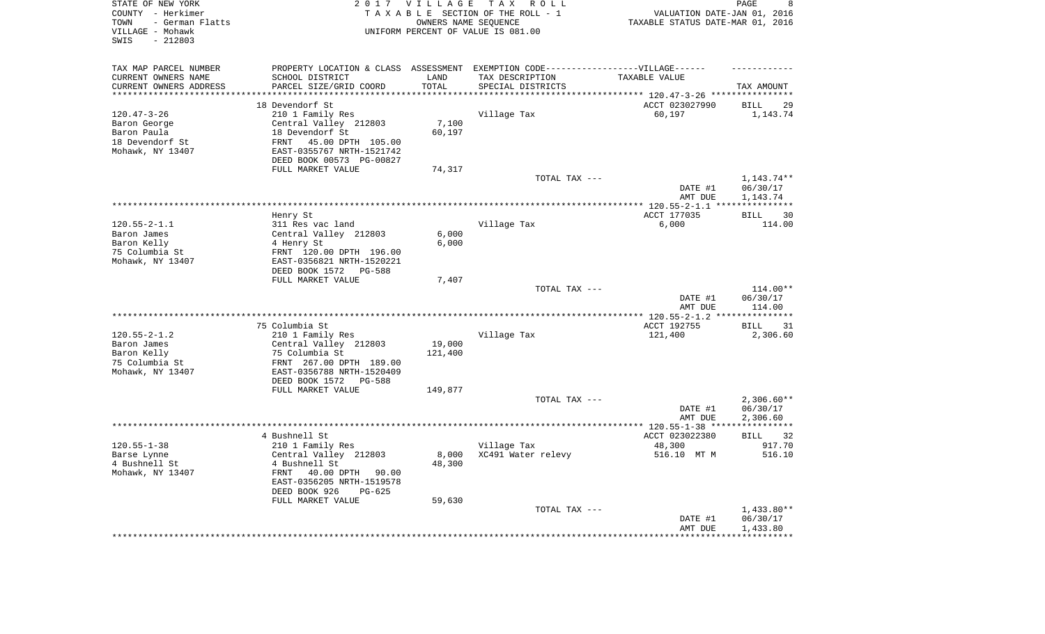STATE OF NEW YORK
COUNTY - Herkimer
TOWN - German Flatts
VILLAGE - Mohawk
SWIS - 212803

# 2017 VILLAGE TAX ROLL

TAXABLE SECTION OF THE ROLL - 1
OWNERS NAME SEQUENCE
UNIFORM PERCENT OF VALUE IS 081.00

VALUATION DATE-JAN 01, 2016
TAXABLE STATUS DATE-MAR 01, 2016

| TAX MAP PARCEL NUMBER<br>CURRENT OWNERS NAME<br>CURRENT OWNERS ADDRESS | PROPERTY LOCATION & CLASS<br>SCHOOL DISTRICT<br>PARCEL SIZE/GRID COORD | ASSESSMENT<br>LAND<br>TOTAL | EXEMPTION CODE-----VILLAGE------<br>TAX DESCRIPTION<br>SPECIAL DISTRICTS | TAXABLE VALUE | TAX AMOUNT |
|---|---|---|---|---|---|
| | 18 Devendorf St | | | ACCT 023027990 | BILL 29 |
| 120.47-3-26 | 210 1 Family Res | | Village Tax | 60,197 | 1,143.74 |
| Baron George | Central Valley 212803 | 7,100 | | | |
| Baron Paula | 18 Devendorf St | 60,197 | | | |
| 18 Devendorf St | FRNT 45.00 DPTH 105.00 | | | | |
| Mohawk, NY 13407 | EAST-0355767 NRTH-1521742 | | | | |
| | DEED BOOK 00573 PG-00827 | | | | |
| | FULL MARKET VALUE | 74,317 | | | |
| | | | TOTAL TAX --- | | 1,143.74** |
| | | | | DATE #1 | 06/30/17 |
| | | | | AMT DUE | 1,143.74 |
| | Henry St | | | ACCT 177035 | BILL 30 |
| 120.55-2-1.1 | 311 Res vac land | | Village Tax | 6,000 | 114.00 |
| Baron James | Central Valley 212803 | 6,000 | | | |
| Baron Kelly | 4 Henry St | 6,000 | | | |
| 75 Columbia St | FRNT 120.00 DPTH 196.00 | | | | |
| Mohawk, NY 13407 | EAST-0356821 NRTH-1520221 | | | | |
| | DEED BOOK 1572 PG-588 | | | | |
| | FULL MARKET VALUE | 7,407 | | | |
| | | | TOTAL TAX --- | | 114.00** |
| | | | | DATE #1 | 06/30/17 |
| | | | | AMT DUE | 114.00 |
| | 75 Columbia St | | | ACCT 192755 | BILL 31 |
| 120.55-2-1.2 | 210 1 Family Res | | Village Tax | 121,400 | 2,306.60 |
| Baron James | Central Valley 212803 | 19,000 | | | |
| Baron Kelly | 75 Columbia St | 121,400 | | | |
| 75 Columbia St | FRNT 267.00 DPTH 189.00 | | | | |
| Mohawk, NY 13407 | EAST-0356788 NRTH-1520409 | | | | |
| | DEED BOOK 1572 PG-588 | | | | |
| | FULL MARKET VALUE | 149,877 | | | |
| | | | TOTAL TAX --- | | 2,306.60** |
| | | | | DATE #1 | 06/30/17 |
| | | | | AMT DUE | 2,306.60 |
| | 4 Bushnell St | | | ACCT 023022380 | BILL 32 |
| 120.55-1-38 | 210 1 Family Res | | Village Tax | 48,300 | 917.70 |
| Barse Lynne | Central Valley 212803 | 8,000 | XC491 Water relevy | 516.10 MT M | 516.10 |
| 4 Bushnell St | 4 Bushnell St | 48,300 | | | |
| Mohawk, NY 13407 | FRNT 40.00 DPTH 90.00 | | | | |
| | EAST-0356205 NRTH-1519578 | | | | |
| | DEED BOOK 926 PG-625 | | | | |
| | FULL MARKET VALUE | 59,630 | | | |
| | | | TOTAL TAX --- | | 1,433.80** |
| | | | | DATE #1 | 06/30/17 |
| | | | | AMT DUE | 1,433.80 |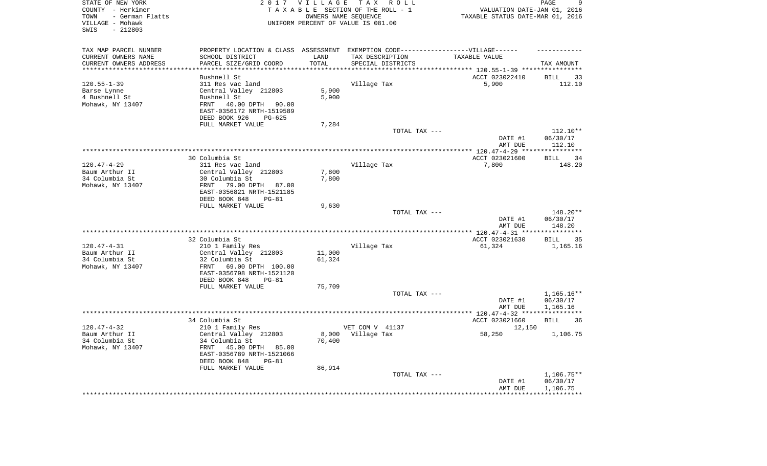STATE OF NEW YORK                    2 0 1 7   V I L L A G E   T A X   R O L L
COUNTY - Herkimer                    T A X A B L E SECTION OF THE ROLL - 1                VALUATION DATE-JAN 01, 2016
TOWN - German Flatts                 OWNERS NAME SEQUENCE                                 TAXABLE STATUS DATE-MAR 01, 2016
VILLAGE - Mohawk                     UNIFORM PERCENT OF VALUE IS 081.00
SWIS - 212803

| TAX MAP PARCEL NUMBER / CURRENT OWNERS NAME / CURRENT OWNERS ADDRESS | PROPERTY LOCATION & CLASS / SCHOOL DISTRICT / PARCEL SIZE/GRID COORD | ASSESSMENT LAND / TOTAL | EXEMPTION CODE / TAX DESCRIPTION / SPECIAL DISTRICTS | TAXABLE VALUE | TAX AMOUNT |
|---|---|---|---|---|---|
| 120.55-1-39 | Bushnell St | | | ACCT 023022410 | BILL 33 |
| Barse Lynne | 311 Res vac land | | Village Tax | 5,900 | 112.10 |
| 4 Bushnell St | Central Valley 212803 | 5,900 | | | |
| Mohawk, NY 13407 | Bushnell St | 5,900 | | | |
| | FRNT 40.00 DPTH 90.00 | | | | |
| | EAST-0356172 NRTH-1519589 | | | | |
| | DEED BOOK 926 PG-625 | | | | |
| | FULL MARKET VALUE | 7,284 | | | |
| | | | TOTAL TAX --- | | 112.10** |
| | | | | DATE #1 | 06/30/17 |
| | | | | AMT DUE | 112.10 |
| 120.47-4-29 | 30 Columbia St | | | ACCT 023021600 | BILL 34 |
| Baum Arthur II | 311 Res vac land | | Village Tax | 7,800 | 148.20 |
| 34 Columbia St | Central Valley 212803 | 7,800 | | | |
| Mohawk, NY 13407 | 30 Columbia St | 7,800 | | | |
| | FRNT 79.00 DPTH 87.00 | | | | |
| | EAST-0356821 NRTH-1521185 | | | | |
| | DEED BOOK 848 PG-81 | | | | |
| | FULL MARKET VALUE | 9,630 | | | |
| | | | TOTAL TAX --- | | 148.20** |
| | | | | DATE #1 | 06/30/17 |
| | | | | AMT DUE | 148.20 |
| 120.47-4-31 | 32 Columbia St | | | ACCT 023021630 | BILL 35 |
| Baum Arthur II | 210 1 Family Res | | Village Tax | 61,324 | 1,165.16 |
| 34 Columbia St | Central Valley 212803 | 11,000 | | | |
| Mohawk, NY 13407 | 32 Columbia St | 61,324 | | | |
| | FRNT 69.00 DPTH 100.00 | | | | |
| | EAST-0356798 NRTH-1521120 | | | | |
| | DEED BOOK 848 PG-81 | | | | |
| | FULL MARKET VALUE | 75,709 | | | |
| | | | TOTAL TAX --- | | 1,165.16** |
| | | | | DATE #1 | 06/30/17 |
| | | | | AMT DUE | 1,165.16 |
| 120.47-4-32 | 34 Columbia St | | | ACCT 023021660 | BILL 36 |
| Baum Arthur II | 210 1 Family Res | | VET COM V 41137 | 12,150 | |
| 34 Columbia St | Central Valley 212803 | 8,000 | Village Tax | 58,250 | 1,106.75 |
| Mohawk, NY 13407 | 34 Columbia St | 70,400 | | | |
| | FRNT 45.00 DPTH 85.00 | | | | |
| | EAST-0356789 NRTH-1521066 | | | | |
| | DEED BOOK 848 PG-81 | | | | |
| | FULL MARKET VALUE | 86,914 | | | |
| | | | TOTAL TAX --- | | 1,106.75** |
| | | | | DATE #1 | 06/30/17 |
| | | | | AMT DUE | 1,106.75 |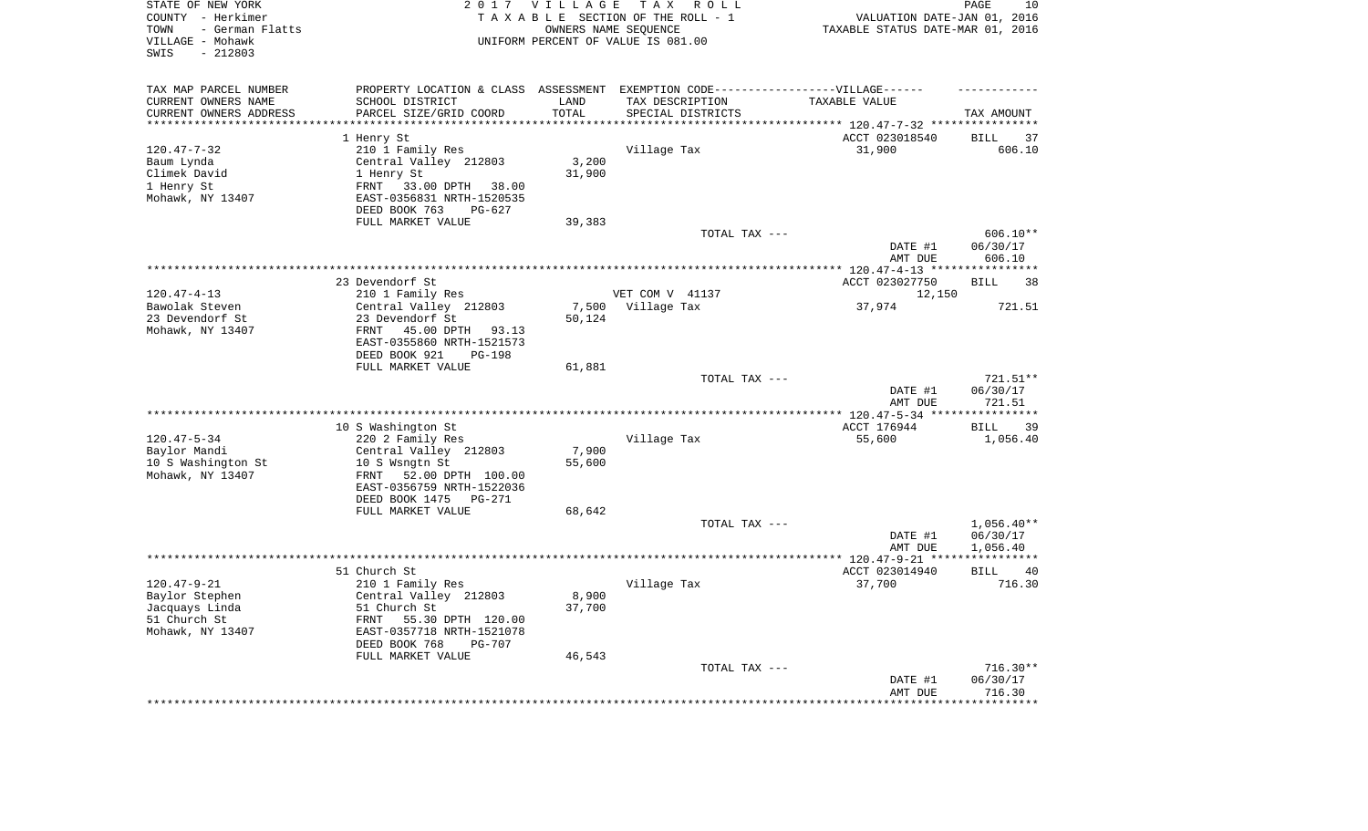STATE OF NEW YORK
COUNTY - Herkimer
TOWN - German Flatts
VILLAGE - Mohawk
SWIS - 212803

# 2017 VILLAGE TAX ROLL

TAXABLE SECTION OF THE ROLL - 1
OWNERS NAME SEQUENCE
UNIFORM PERCENT OF VALUE IS 081.00

VALUATION DATE-JAN 01, 2016
TAXABLE STATUS DATE-MAR 01, 2016

| TAX MAP PARCEL NUMBER / CURRENT OWNERS NAME / CURRENT OWNERS ADDRESS | PROPERTY LOCATION & CLASS / SCHOOL DISTRICT / PARCEL SIZE/GRID COORD | ASSESSMENT LAND / TOTAL | EXEMPTION CODE / TAX DESCRIPTION / SPECIAL DISTRICTS | TAXABLE VALUE | TAX AMOUNT |
|---|---|---|---|---|---|
| | 1 Henry St | | | ACCT 023018540 | BILL 37 |
| 120.47-7-32 | 210 1 Family Res | | Village Tax | 31,900 | 606.10 |
| Baum Lynda | Central Valley 212803 | 3,200 | | | |
| Climek David | 1 Henry St | 31,900 | | | |
| 1 Henry St | FRNT 33.00 DPTH 38.00 | | | | |
| Mohawk, NY 13407 | EAST-0356831 NRTH-1520535 | | | | |
| | DEED BOOK 763 PG-627 | | | | |
| | FULL MARKET VALUE | 39,383 | | | |
| | | | TOTAL TAX --- | | 606.10** |
| | | | | DATE #1 | 06/30/17 |
| | | | | AMT DUE | 606.10 |
| | 23 Devendorf St | | | ACCT 023027750 | BILL 38 |
| 120.47-4-13 | 210 1 Family Res | | VET COM V 41137 | 12,150 | |
| Bawolak Steven | Central Valley 212803 | 7,500 | Village Tax | 37,974 | 721.51 |
| 23 Devendorf St | 23 Devendorf St | 50,124 | | | |
| Mohawk, NY 13407 | FRNT 45.00 DPTH 93.13 | | | | |
| | EAST-0355860 NRTH-1521573 | | | | |
| | DEED BOOK 921 PG-198 | | | | |
| | FULL MARKET VALUE | 61,881 | | | |
| | | | TOTAL TAX --- | | 721.51** |
| | | | | DATE #1 | 06/30/17 |
| | | | | AMT DUE | 721.51 |
| | 10 S Washington St | | | ACCT 176944 | BILL 39 |
| 120.47-5-34 | 220 2 Family Res | | Village Tax | 55,600 | 1,056.40 |
| Baylor Mandi | Central Valley 212803 | 7,900 | | | |
| 10 S Washington St | 10 S Wsngtn St | 55,600 | | | |
| Mohawk, NY 13407 | FRNT 52.00 DPTH 100.00 | | | | |
| | EAST-0356759 NRTH-1522036 | | | | |
| | DEED BOOK 1475 PG-271 | | | | |
| | FULL MARKET VALUE | 68,642 | | | |
| | | | TOTAL TAX --- | | 1,056.40** |
| | | | | DATE #1 | 06/30/17 |
| | | | | AMT DUE | 1,056.40 |
| | 51 Church St | | | ACCT 023014940 | BILL 40 |
| 120.47-9-21 | 210 1 Family Res | | Village Tax | 37,700 | 716.30 |
| Baylor Stephen | Central Valley 212803 | 8,900 | | | |
| Jacquays Linda | 51 Church St | 37,700 | | | |
| 51 Church St | FRNT 55.30 DPTH 120.00 | | | | |
| Mohawk, NY 13407 | EAST-0357718 NRTH-1521078 | | | | |
| | DEED BOOK 768 PG-707 | | | | |
| | FULL MARKET VALUE | 46,543 | | | |
| | | | TOTAL TAX --- | | 716.30** |
| | | | | DATE #1 | 06/30/17 |
| | | | | AMT DUE | 716.30 |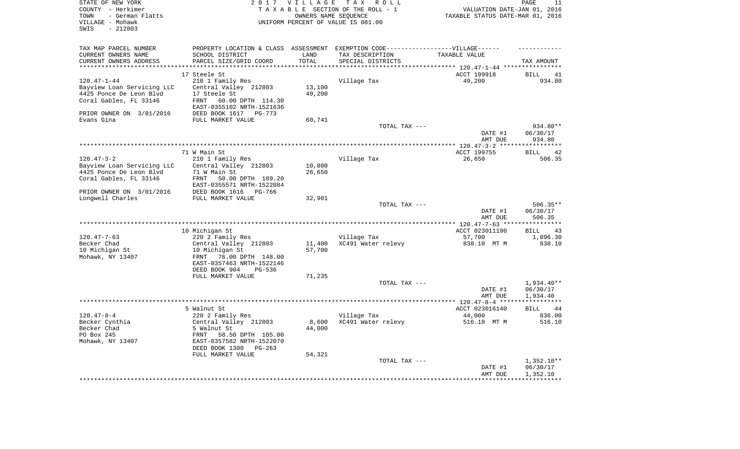STATE OF NEW YORK | 2017 VILLAGE TAX ROLL
COUNTY - Herkimer | TAXABLE SECTION OF THE ROLL - 1 | VALUATION DATE-JAN 01, 2016
TOWN - German Flatts | OWNERS NAME SEQUENCE | TAXABLE STATUS DATE-MAR 01, 2016
VILLAGE - Mohawk | UNIFORM PERCENT OF VALUE IS 081.00
SWIS - 212803

| TAX MAP PARCEL NUMBER<br>CURRENT OWNERS NAME<br>CURRENT OWNERS ADDRESS | PROPERTY LOCATION & CLASS<br>SCHOOL DISTRICT<br>PARCEL SIZE/GRID COORD | ASSESSMENT<br>LAND<br>TOTAL | EXEMPTION CODE------VILLAGE------<br>TAX DESCRIPTION<br>SPECIAL DISTRICTS | TAXABLE VALUE | TAX AMOUNT |
|---|---|---|---|---|---|
| | 17 Steele St | | | ACCT 199918 | BILL 41 |
| 120.47-1-44 | 210 1 Family Res | | Village Tax | 49,200 | 934.80 |
| Bayview Loan Servicing LLC | Central Valley 212803 | 13,100 | | | |
| 4425 Ponce De Leon Blvd | 17 Steele St | 49,200 | | | |
| Coral Gables, FL 33146 | FRNT 60.00 DPTH 114.30 | | | | |
| | EAST-0355102 NRTH-1521636 | | | | |
| PRIOR OWNER ON 3/01/2016 | DEED BOOK 1617 PG-773 | | | | |
| Evans Gina | FULL MARKET VALUE | 60,741 | | | |
| | | | TOTAL TAX --- | | 934.80** |
| | | | | DATE #1 | 06/30/17 |
| | | | | AMT DUE | 934.80 |
| | 71 W Main St | | | ACCT 199755 | BILL 42 |
| 120.47-3-2 | 210 1 Family Res | | Village Tax | 26,650 | 506.35 |
| Bayview Loan Servicing LLC | Central Valley 212803 | 10,800 | | | |
| 4425 Ponce De Leon Blvd | 71 W Main St | 26,650 | | | |
| Coral Gables, FL 33146 | FRNT 50.00 DPTH 189.20 | | | | |
| | EAST-0355571 NRTH-1522084 | | | | |
| PRIOR OWNER ON 3/01/2016 | DEED BOOK 1616 PG-766 | | | | |
| Longwell Charles | FULL MARKET VALUE | 32,901 | | | |
| | | | TOTAL TAX --- | | 506.35** |
| | | | | DATE #1 | 06/30/17 |
| | | | | AMT DUE | 506.35 |
| | 10 Michigan St | | | ACCT 023011190 | BILL 43 |
| 120.47-7-63 | 220 2 Family Res | | Village Tax | 57,700 | 1,096.30 |
| Becker Chad | Central Valley 212803 | 11,400 | XC491 Water relevy | 838.10 MT M | 838.10 |
| 10 Michigan St | 10 Michigan St | 57,700 | | | |
| Mohawk, NY 13407 | FRNT 76.00 DPTH 148.00 | | | | |
| | EAST-0357463 NRTH-1522146 | | | | |
| | DEED BOOK 904 PG-536 | | | | |
| | FULL MARKET VALUE | 71,235 | | | |
| | | | TOTAL TAX --- | | 1,934.40** |
| | | | | DATE #1 | 06/30/17 |
| | | | | AMT DUE | 1,934.40 |
| | 5 Walnut St | | | ACCT 023016140 | BILL 44 |
| 120.47-8-4 | 220 2 Family Res | | Village Tax | 44,000 | 836.00 |
| Becker Cynthia | Central Valley 212803 | 8,600 | XC491 Water relevy | 516.10 MT M | 516.10 |
| Becker Chad | 5 Walnut St | 44,000 | | | |
| PO Box 245 | FRNT 58.50 DPTH 105.00 | | | | |
| Mohawk, NY 13407 | EAST-0357582 NRTH-1522070 | | | | |
| | DEED BOOK 1300 PG-263 | | | | |
| | FULL MARKET VALUE | 54,321 | | | |
| | | | TOTAL TAX --- | | 1,352.10** |
| | | | | DATE #1 | 06/30/17 |
| | | | | AMT DUE | 1,352.10 |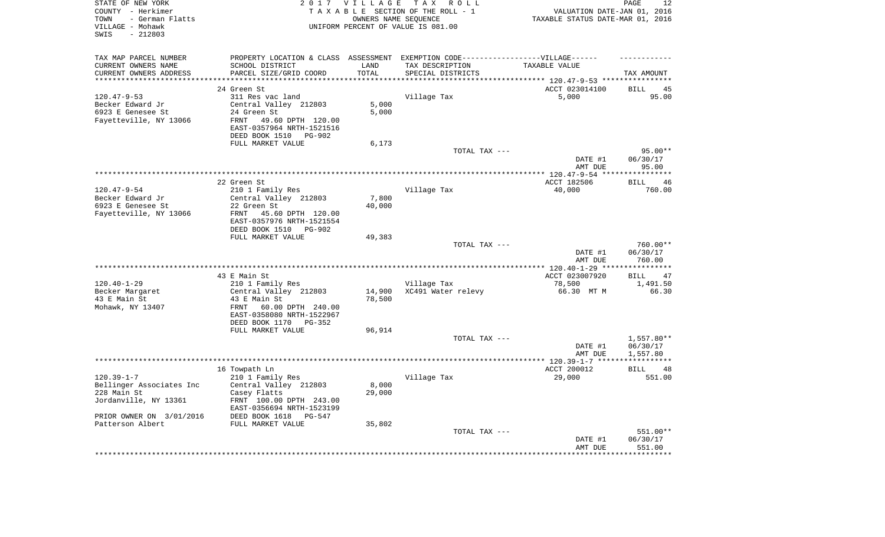STATE OF NEW YORK — 2 0 1 7 V I L L A G E T A X R O L L
COUNTY - Herkimer — T A X A B L E SECTION OF THE ROLL - 1 — VALUATION DATE-JAN 01, 2016
TOWN - German Flatts — OWNERS NAME SEQUENCE — TAXABLE STATUS DATE-MAR 01, 2016
VILLAGE - Mohawk — UNIFORM PERCENT OF VALUE IS 081.00
SWIS - 212803

| TAX MAP PARCEL NUMBER / CURRENT OWNERS NAME / CURRENT OWNERS ADDRESS | PROPERTY LOCATION & CLASS / SCHOOL DISTRICT / PARCEL SIZE/GRID COORD | ASSESSMENT LAND / TOTAL | EXEMPTION CODE / TAX DESCRIPTION / SPECIAL DISTRICTS | TAXABLE VALUE | TAX AMOUNT |
|---|---|---|---|---|---|
| | 24 Green St | | | ACCT 023014100 | BILL 45 |
| 120.47-9-53 | 311 Res vac land | | Village Tax | 5,000 | 95.00 |
| Becker Edward Jr | Central Valley 212803 | 5,000 | | | |
| 6923 E Genesee St | 24 Green St | 5,000 | | | |
| Fayetteville, NY 13066 | FRNT 49.60 DPTH 120.00 | | | | |
| | EAST-0357964 NRTH-1521516 | | | | |
| | DEED BOOK 1510 PG-902 | | | | |
| | FULL MARKET VALUE | 6,173 | | | |
| | | | TOTAL TAX --- | | 95.00** |
| | | | | DATE #1 | 06/30/17 |
| | | | | AMT DUE | 95.00 |
| | 22 Green St | | | ACCT 182506 | BILL 46 |
| 120.47-9-54 | 210 1 Family Res | | Village Tax | 40,000 | 760.00 |
| Becker Edward Jr | Central Valley 212803 | 7,800 | | | |
| 6923 E Genesee St | 22 Green St | 40,000 | | | |
| Fayetteville, NY 13066 | FRNT 45.60 DPTH 120.00 | | | | |
| | EAST-0357976 NRTH-1521554 | | | | |
| | DEED BOOK 1510 PG-902 | | | | |
| | FULL MARKET VALUE | 49,383 | | | |
| | | | TOTAL TAX --- | | 760.00** |
| | | | | DATE #1 | 06/30/17 |
| | | | | AMT DUE | 760.00 |
| | 43 E Main St | | | ACCT 023007920 | BILL 47 |
| 120.40-1-29 | 210 1 Family Res | | Village Tax | 78,500 | 1,491.50 |
| Becker Margaret | Central Valley 212803 | 14,900 | XC491 Water relevy | 66.30 MT M | 66.30 |
| 43 E Main St | 43 E Main St | 78,500 | | | |
| Mohawk, NY 13407 | FRNT 60.00 DPTH 240.00 | | | | |
| | EAST-0358080 NRTH-1522967 | | | | |
| | DEED BOOK 1170 PG-352 | | | | |
| | FULL MARKET VALUE | 96,914 | | | |
| | | | TOTAL TAX --- | | 1,557.80** |
| | | | | DATE #1 | 06/30/17 |
| | | | | AMT DUE | 1,557.80 |
| | 16 Towpath Ln | | | ACCT 200012 | BILL 48 |
| 120.39-1-7 | 210 1 Family Res | | Village Tax | 29,000 | 551.00 |
| Bellinger Associates Inc | Central Valley 212803 | 8,000 | | | |
| 228 Main St | Casey Flatts | 29,000 | | | |
| Jordanville, NY 13361 | FRNT 100.00 DPTH 243.00 | | | | |
| | EAST-0356694 NRTH-1523199 | | | | |
| PRIOR OWNER ON 3/01/2016 | DEED BOOK 1618 PG-547 | | | | |
| Patterson Albert | FULL MARKET VALUE | 35,802 | | | |
| | | | TOTAL TAX --- | | 551.00** |
| | | | | DATE #1 | 06/30/17 |
| | | | | AMT DUE | 551.00 |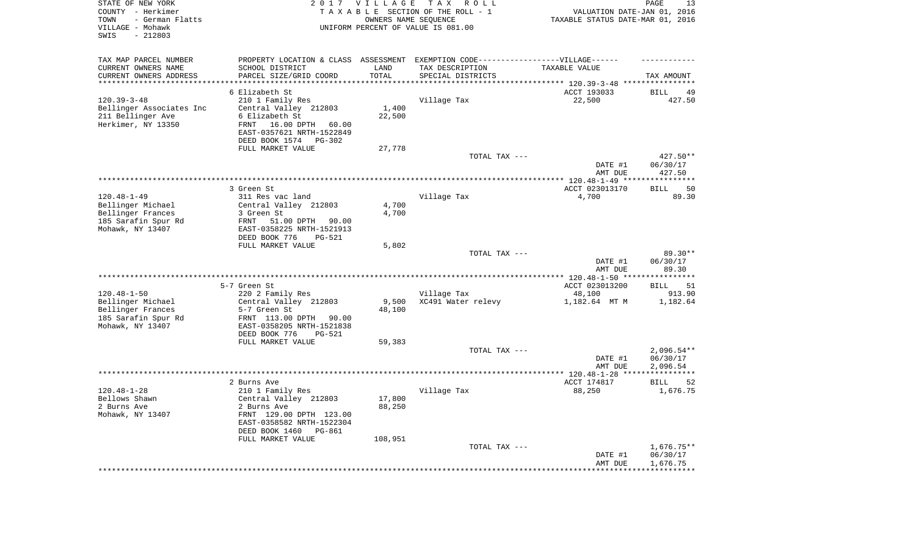STATE OF NEW YORK — 2017 VILLAGE TAX ROLL
COUNTY - Herkimer — TAXABLE SECTION OF THE ROLL - 1 — VALUATION DATE-JAN 01, 2016
TOWN - German Flatts — OWNERS NAME SEQUENCE — TAXABLE STATUS DATE-MAR 01, 2016
VILLAGE - Mohawk — UNIFORM PERCENT OF VALUE IS 081.00
SWIS - 212803

| TAX MAP PARCEL NUMBER / CURRENT OWNERS NAME / CURRENT OWNERS ADDRESS | PROPERTY LOCATION & CLASS / SCHOOL DISTRICT / PARCEL SIZE/GRID COORD | ASSESSMENT LAND / TOTAL | EXEMPTION CODE / TAX DESCRIPTION / SPECIAL DISTRICTS | VILLAGE TAXABLE VALUE | TAX AMOUNT |
|---|---|---|---|---|---|
| | 6 Elizabeth St | | | ACCT 193033 | BILL 49 |
| 120.39-3-48 | 210 1 Family Res | | Village Tax | 22,500 | 427.50 |
| Bellinger Associates Inc | Central Valley 212803 | 1,400 | | | |
| 211 Bellinger Ave | 6 Elizabeth St | 22,500 | | | |
| Herkimer, NY 13350 | FRNT 16.00 DPTH 60.00 | | | | |
| | EAST-0357621 NRTH-1522849 | | | | |
| | DEED BOOK 1574 PG-302 | | | | |
| | FULL MARKET VALUE | 27,778 | | | |
| | | | TOTAL TAX --- | | 427.50** |
| | | | | DATE #1 | 06/30/17 |
| | | | | AMT DUE | 427.50 |
| | 3 Green St | | | ACCT 023013170 | BILL 50 |
| 120.48-1-49 | 311 Res vac land | | Village Tax | 4,700 | 89.30 |
| Bellinger Michael | Central Valley 212803 | 4,700 | | | |
| Bellinger Frances | 3 Green St | 4,700 | | | |
| 185 Sarafin Spur Rd | FRNT 51.00 DPTH 90.00 | | | | |
| Mohawk, NY 13407 | EAST-0358225 NRTH-1521913 | | | | |
| | DEED BOOK 776 PG-521 | | | | |
| | FULL MARKET VALUE | 5,802 | | | |
| | | | TOTAL TAX --- | | 89.30** |
| | | | | DATE #1 | 06/30/17 |
| | | | | AMT DUE | 89.30 |
| | 5-7 Green St | | | ACCT 023013200 | BILL 51 |
| 120.48-1-50 | 220 2 Family Res | | Village Tax | 48,100 | 913.90 |
| Bellinger Michael | Central Valley 212803 | 9,500 | XC491 Water relevy | 1,182.64 MT M | 1,182.64 |
| Bellinger Frances | 5-7 Green St | 48,100 | | | |
| 185 Sarafin Spur Rd | FRNT 113.00 DPTH 90.00 | | | | |
| Mohawk, NY 13407 | EAST-0358205 NRTH-1521838 | | | | |
| | DEED BOOK 776 PG-521 | | | | |
| | FULL MARKET VALUE | 59,383 | | | |
| | | | TOTAL TAX --- | | 2,096.54** |
| | | | | DATE #1 | 06/30/17 |
| | | | | AMT DUE | 2,096.54 |
| | 2 Burns Ave | | | ACCT 174817 | BILL 52 |
| 120.48-1-28 | 210 1 Family Res | | Village Tax | 88,250 | 1,676.75 |
| Bellows Shawn | Central Valley 212803 | 17,800 | | | |
| 2 Burns Ave | 2 Burns Ave | 88,250 | | | |
| Mohawk, NY 13407 | FRNT 129.00 DPTH 123.00 | | | | |
| | EAST-0358582 NRTH-1522304 | | | | |
| | DEED BOOK 1460 PG-861 | | | | |
| | FULL MARKET VALUE | 108,951 | | | |
| | | | TOTAL TAX --- | | 1,676.75** |
| | | | | DATE #1 | 06/30/17 |
| | | | | AMT DUE | 1,676.75 |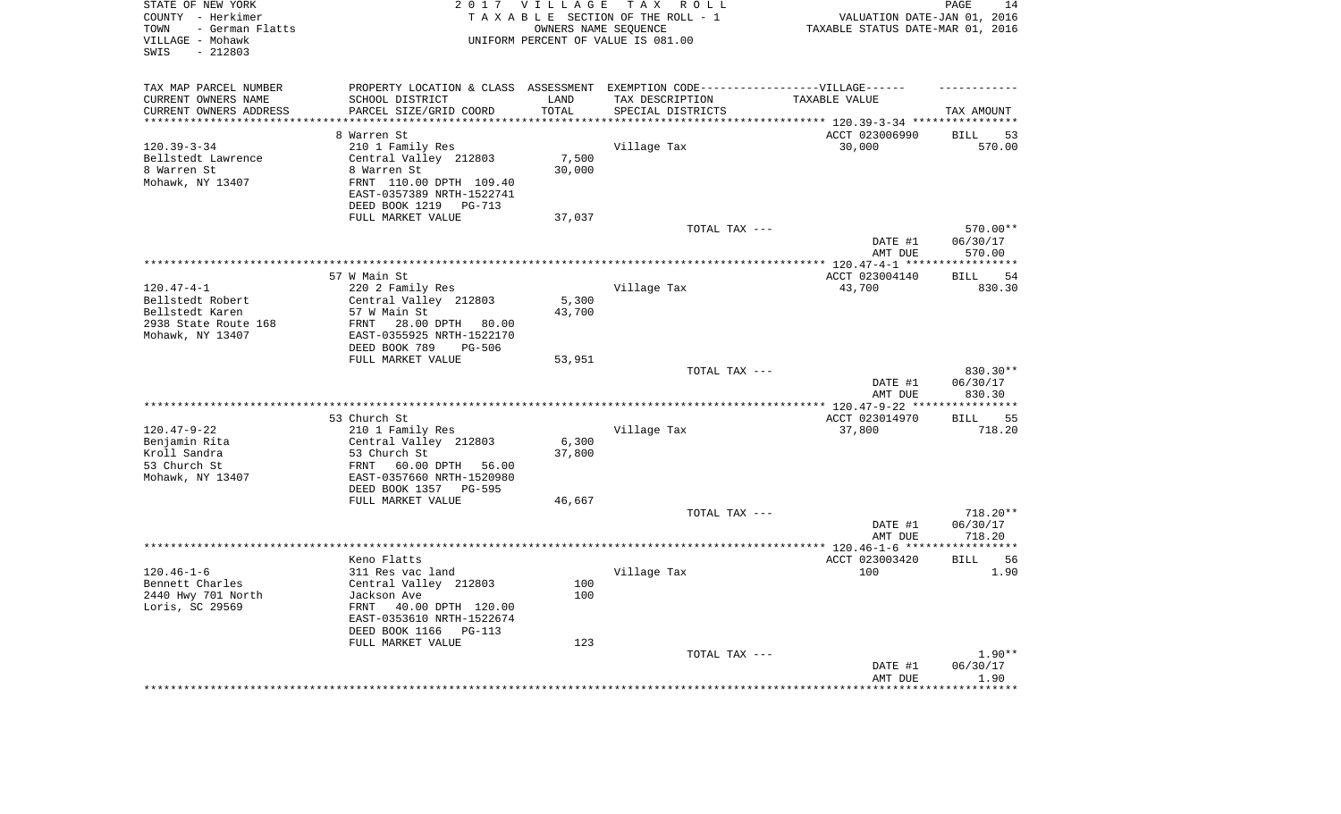STATE OF NEW YORK
COUNTY - Herkimer
TOWN - German Flatts
VILLAGE - Mohawk
SWIS - 212803

2017 VILLAGE TAX ROLL
TAXABLE SECTION OF THE ROLL - 1
OWNERS NAME SEQUENCE
UNIFORM PERCENT OF VALUE IS 081.00

VALUATION DATE-JAN 01, 2016
TAXABLE STATUS DATE-MAR 01, 2016

| TAX MAP PARCEL NUMBER / CURRENT OWNERS NAME / CURRENT OWNERS ADDRESS | PROPERTY LOCATION & CLASS / SCHOOL DISTRICT / PARCEL SIZE/GRID COORD | ASSESSMENT LAND / TOTAL | EXEMPTION CODE / TAX DESCRIPTION / SPECIAL DISTRICTS | TAXABLE VALUE | TAX AMOUNT |
|---|---|---|---|---|---|
| | 8 Warren St | | | ACCT 023006990 | BILL 53 |
| 120.39-3-34 | 210 1 Family Res | | Village Tax | 30,000 | 570.00 |
| Bellstedt Lawrence | Central Valley 212803 | 7,500 | | | |
| 8 Warren St | 8 Warren St | 30,000 | | | |
| Mohawk, NY 13407 | FRNT 110.00 DPTH 109.40 | | | | |
| | EAST-0357389 NRTH-1522741 | | | | |
| | DEED BOOK 1219 PG-713 | | | | |
| | FULL MARKET VALUE | 37,037 | | | |
| | | | TOTAL TAX --- | | 570.00** |
| | | | | DATE #1 | 06/30/17 |
| | | | | AMT DUE | 570.00 |
| | 57 W Main St | | | ACCT 023004140 | BILL 54 |
| 120.47-4-1 | 220 2 Family Res | | Village Tax | 43,700 | 830.30 |
| Bellstedt Robert | Central Valley 212803 | 5,300 | | | |
| Bellstedt Karen | 57 W Main St | 43,700 | | | |
| 2938 State Route 168 | FRNT 28.00 DPTH 80.00 | | | | |
| Mohawk, NY 13407 | EAST-0355925 NRTH-1522170 | | | | |
| | DEED BOOK 789 PG-506 | | | | |
| | FULL MARKET VALUE | 53,951 | | | |
| | | | TOTAL TAX --- | | 830.30** |
| | | | | DATE #1 | 06/30/17 |
| | | | | AMT DUE | 830.30 |
| | 53 Church St | | | ACCT 023014970 | BILL 55 |
| 120.47-9-22 | 210 1 Family Res | | Village Tax | 37,800 | 718.20 |
| Benjamin Rita | Central Valley 212803 | 6,300 | | | |
| Kroll Sandra | 53 Church St | 37,800 | | | |
| 53 Church St | FRNT 60.00 DPTH 56.00 | | | | |
| Mohawk, NY 13407 | EAST-0357660 NRTH-1520980 | | | | |
| | DEED BOOK 1357 PG-595 | | | | |
| | FULL MARKET VALUE | 46,667 | | | |
| | | | TOTAL TAX --- | | 718.20** |
| | | | | DATE #1 | 06/30/17 |
| | | | | AMT DUE | 718.20 |
| | Keno Flatts | | | ACCT 023003420 | BILL 56 |
| 120.46-1-6 | 311 Res vac land | | Village Tax | 100 | 1.90 |
| Bennett Charles | Central Valley 212803 | 100 | | | |
| 2440 Hwy 701 North | Jackson Ave | 100 | | | |
| Loris, SC 29569 | FRNT 40.00 DPTH 120.00 | | | | |
| | EAST-0353610 NRTH-1522674 | | | | |
| | DEED BOOK 1166 PG-113 | | | | |
| | FULL MARKET VALUE | 123 | | | |
| | | | TOTAL TAX --- | | 1.90** |
| | | | | DATE #1 | 06/30/17 |
| | | | | AMT DUE | 1.90 |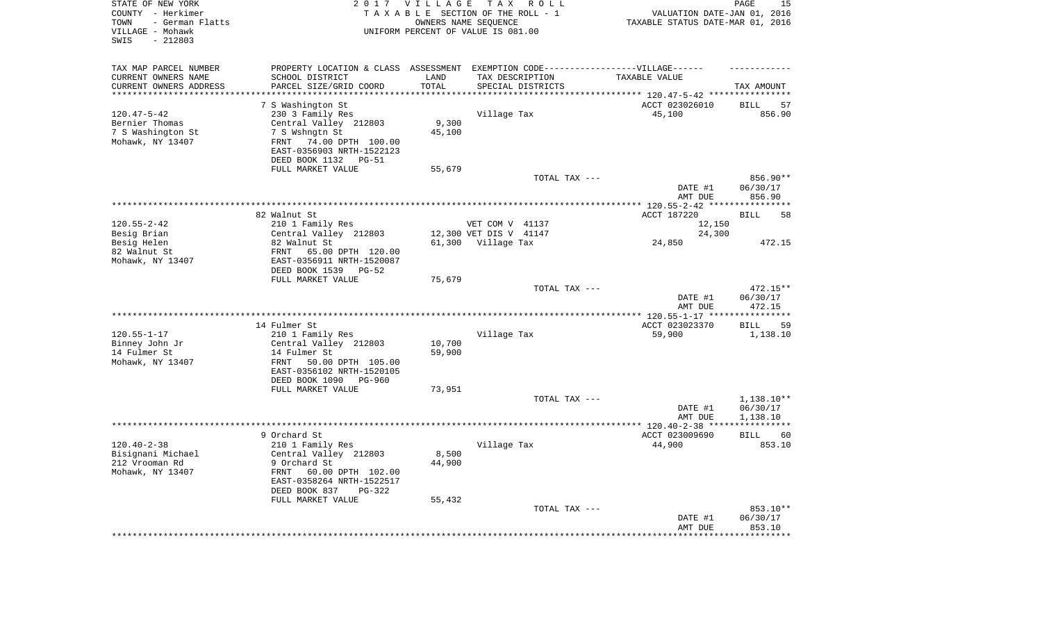STATE OF NEW YORK
COUNTY - Herkimer
TOWN - German Flatts
VILLAGE - Mohawk
SWIS - 212803

2017 VILLAGE TAX ROLL
TAXABLE SECTION OF THE ROLL - 1
OWNERS NAME SEQUENCE
UNIFORM PERCENT OF VALUE IS 081.00

VALUATION DATE-JAN 01, 2016
TAXABLE STATUS DATE-MAR 01, 2016

| TAX MAP PARCEL NUMBER / CURRENT OWNERS NAME / CURRENT OWNERS ADDRESS | PROPERTY LOCATION & CLASS / SCHOOL DISTRICT / PARCEL SIZE/GRID COORD | ASSESSMENT LAND / TOTAL | EXEMPTION CODE / TAX DESCRIPTION / SPECIAL DISTRICTS | TAXABLE VALUE | TAX AMOUNT |
|---|---|---|---|---|---|
| | 7 S Washington St | | | ACCT 023026010 | BILL 57 |
| 120.47-5-42 | 230 3 Family Res | | Village Tax | 45,100 | 856.90 |
| Bernier Thomas | Central Valley 212803 | 9,300 | | | |
| 7 S Washington St | 7 S Wshngtn St | 45,100 | | | |
| Mohawk, NY 13407 | FRNT 74.00 DPTH 100.00 | | | | |
| | EAST-0356903 NRTH-1522123 | | | | |
| | DEED BOOK 1132 PG-51 | | | | |
| | FULL MARKET VALUE | 55,679 | | | |
| | | | TOTAL TAX --- | | 856.90** |
| | | | | DATE #1 | 06/30/17 |
| | | | | AMT DUE | 856.90 |
| | 82 Walnut St | | | ACCT 187220 | BILL 58 |
| 120.55-2-42 | 210 1 Family Res | | VET COM V 41137 | 12,150 | |
| Besig Brian | Central Valley 212803 | 12,300 | VET DIS V 41147 | 24,300 | |
| Besig Helen | 82 Walnut St | 61,300 | Village Tax | 24,850 | 472.15 |
| 82 Walnut St | FRNT 65.00 DPTH 120.00 | | | | |
| Mohawk, NY 13407 | EAST-0356911 NRTH-1520087 | | | | |
| | DEED BOOK 1539 PG-52 | | | | |
| | FULL MARKET VALUE | 75,679 | | | |
| | | | TOTAL TAX --- | | 472.15** |
| | | | | DATE #1 | 06/30/17 |
| | | | | AMT DUE | 472.15 |
| | 14 Fulmer St | | | ACCT 023023370 | BILL 59 |
| 120.55-1-17 | 210 1 Family Res | | Village Tax | 59,900 | 1,138.10 |
| Binney John Jr | Central Valley 212803 | 10,700 | | | |
| 14 Fulmer St | 14 Fulmer St | 59,900 | | | |
| Mohawk, NY 13407 | FRNT 50.00 DPTH 105.00 | | | | |
| | EAST-0356102 NRTH-1520105 | | | | |
| | DEED BOOK 1090 PG-960 | | | | |
| | FULL MARKET VALUE | 73,951 | | | |
| | | | TOTAL TAX --- | | 1,138.10** |
| | | | | DATE #1 | 06/30/17 |
| | | | | AMT DUE | 1,138.10 |
| | 9 Orchard St | | | ACCT 023009690 | BILL 60 |
| 120.40-2-38 | 210 1 Family Res | | Village Tax | 44,900 | 853.10 |
| Bisignani Michael | Central Valley 212803 | 8,500 | | | |
| 212 Vrooman Rd | 9 Orchard St | 44,900 | | | |
| Mohawk, NY 13407 | FRNT 60.00 DPTH 102.00 | | | | |
| | EAST-0358264 NRTH-1522517 | | | | |
| | DEED BOOK 837 PG-322 | | | | |
| | FULL MARKET VALUE | 55,432 | | | |
| | | | TOTAL TAX --- | | 853.10** |
| | | | | DATE #1 | 06/30/17 |
| | | | | AMT DUE | 853.10 |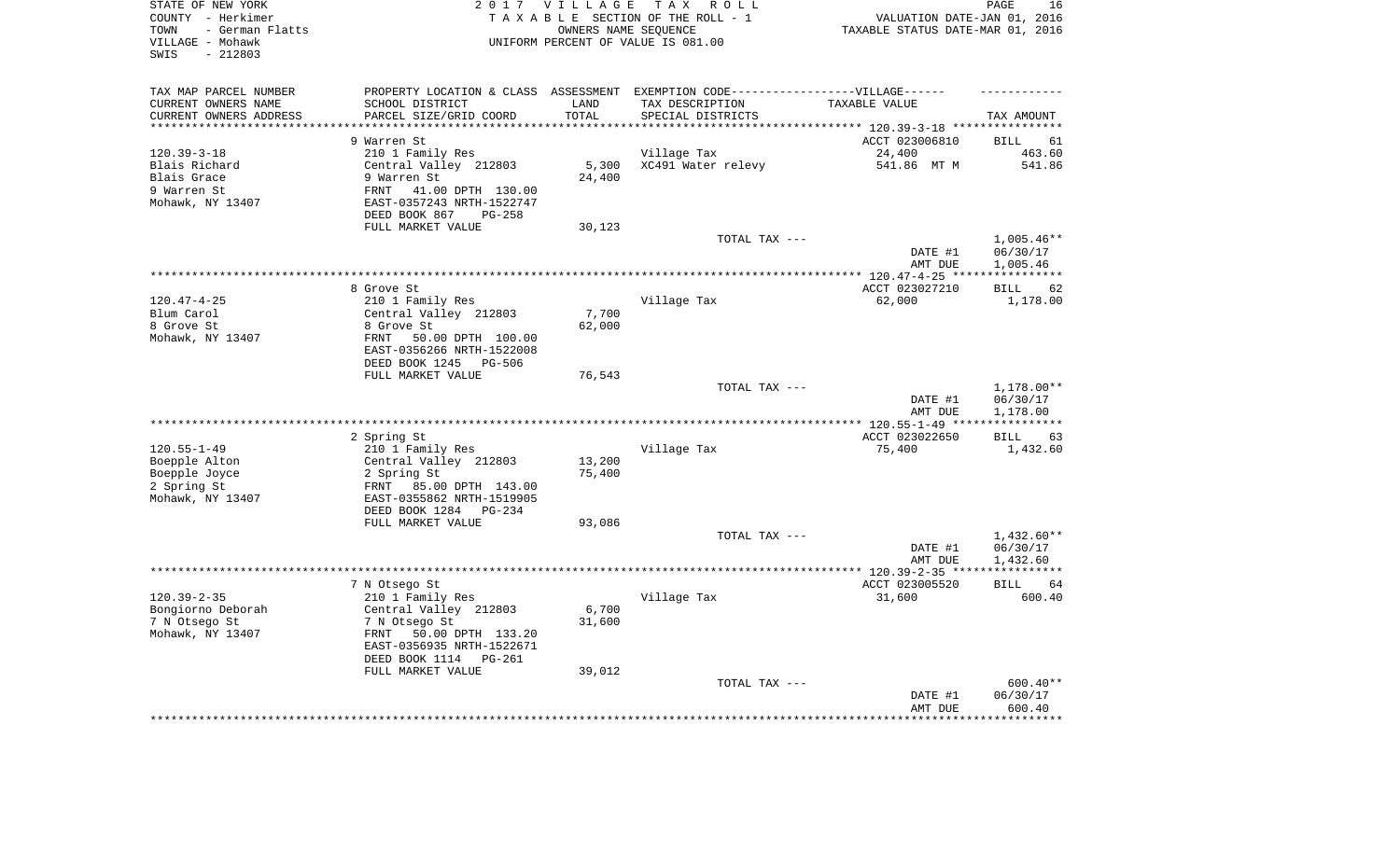STATE OF NEW YORK
COUNTY - Herkimer
TOWN - German Flatts
VILLAGE - Mohawk
SWIS - 212803

2017 VILLAGE TAX ROLL
TAXABLE SECTION OF THE ROLL - 1
OWNERS NAME SEQUENCE
UNIFORM PERCENT OF VALUE IS 081.00

VALUATION DATE-JAN 01, 2016
TAXABLE STATUS DATE-MAR 01, 2016

| TAX MAP PARCEL NUMBER / CURRENT OWNERS NAME / CURRENT OWNERS ADDRESS | PROPERTY LOCATION & CLASS / SCHOOL DISTRICT / PARCEL SIZE/GRID COORD | ASSESSMENT LAND / TOTAL | EXEMPTION CODE / TAX DESCRIPTION / SPECIAL DISTRICTS | TAXABLE VALUE | TAX AMOUNT |
|---|---|---|---|---|---|
| 120.39-3-18 | 9 Warren St | | | ACCT 023006810 | BILL 61 |
| Blais Richard | 210 1 Family Res | | Village Tax | 24,400 | 463.60 |
| Blais Grace | Central Valley 212803 | 5,300 | XC491 Water relevy | 541.86 MT M | 541.86 |
| 9 Warren St | 9 Warren St | 24,400 | | | |
| Mohawk, NY 13407 | FRNT 41.00 DPTH 130.00 | | | | |
| | EAST-0357243 NRTH-1522747 | | | | |
| | DEED BOOK 867 PG-258 | | | | |
| | FULL MARKET VALUE | 30,123 | | | |
| | | | TOTAL TAX --- | | 1,005.46** |
| | | | | DATE #1 | 06/30/17 |
| | | | | AMT DUE | 1,005.46 |
| 120.47-4-25 | 8 Grove St | | | ACCT 023027210 | BILL 62 |
| Blum Carol | 210 1 Family Res | | Village Tax | 62,000 | 1,178.00 |
| 8 Grove St | Central Valley 212803 | 7,700 | | | |
| Mohawk, NY 13407 | 8 Grove St | 62,000 | | | |
| | FRNT 50.00 DPTH 100.00 | | | | |
| | EAST-0356266 NRTH-1522008 | | | | |
| | DEED BOOK 1245 PG-506 | | | | |
| | FULL MARKET VALUE | 76,543 | | | |
| | | | TOTAL TAX --- | | 1,178.00** |
| | | | | DATE #1 | 06/30/17 |
| | | | | AMT DUE | 1,178.00 |
| 120.55-1-49 | 2 Spring St | | | ACCT 023022650 | BILL 63 |
| Boepple Alton | 210 1 Family Res | | Village Tax | 75,400 | 1,432.60 |
| Boepple Joyce | Central Valley 212803 | 13,200 | | | |
| 2 Spring St | 2 Spring St | 75,400 | | | |
| Mohawk, NY 13407 | FRNT 85.00 DPTH 143.00 | | | | |
| | EAST-0355862 NRTH-1519905 | | | | |
| | DEED BOOK 1284 PG-234 | | | | |
| | FULL MARKET VALUE | 93,086 | | | |
| | | | TOTAL TAX --- | | 1,432.60** |
| | | | | DATE #1 | 06/30/17 |
| | | | | AMT DUE | 1,432.60 |
| 120.39-2-35 | 7 N Otsego St | | | ACCT 023005520 | BILL 64 |
| Bongiorno Deborah | 210 1 Family Res | | Village Tax | 31,600 | 600.40 |
| 7 N Otsego St | Central Valley 212803 | 6,700 | | | |
| Mohawk, NY 13407 | 7 N Otsego St | 31,600 | | | |
| | FRNT 50.00 DPTH 133.20 | | | | |
| | EAST-0356935 NRTH-1522671 | | | | |
| | DEED BOOK 1114 PG-261 | | | | |
| | FULL MARKET VALUE | 39,012 | | | |
| | | | TOTAL TAX --- | | 600.40** |
| | | | | DATE #1 | 06/30/17 |
| | | | | AMT DUE | 600.40 |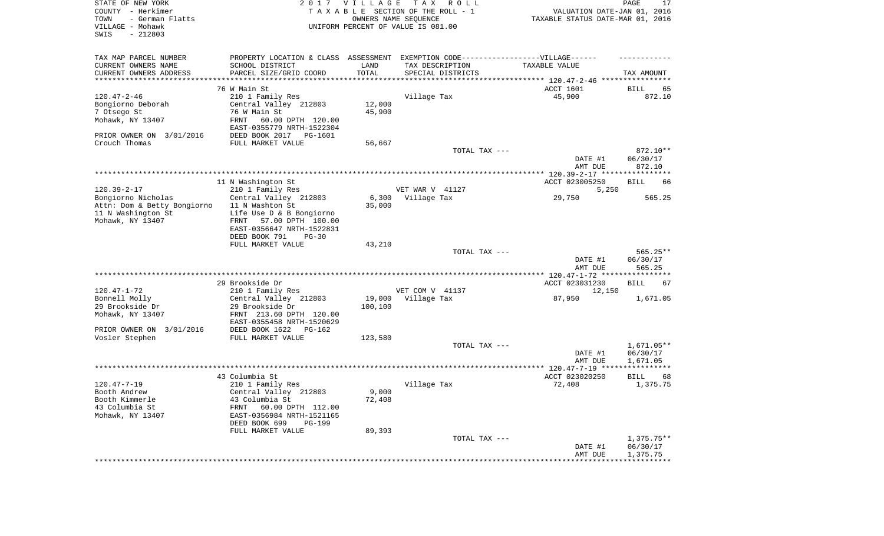STATE OF NEW YORK
COUNTY - Herkimer
TOWN - German Flatts
VILLAGE - Mohawk
SWIS - 212803

2 0 1 7 V I L L A G E T A X R O L L
T A X A B L E SECTION OF THE ROLL - 1
OWNERS NAME SEQUENCE
UNIFORM PERCENT OF VALUE IS 081.00

VALUATION DATE-JAN 01, 2016
TAXABLE STATUS DATE-MAR 01, 2016

| TAX MAP PARCEL NUMBER<br>CURRENT OWNERS NAME<br>CURRENT OWNERS ADDRESS | PROPERTY LOCATION & CLASS<br>SCHOOL DISTRICT<br>PARCEL SIZE/GRID COORD | ASSESSMENT<br>LAND<br>TOTAL | EXEMPTION CODE------VILLAGE------<br>TAX DESCRIPTION<br>SPECIAL DISTRICTS | TAXABLE VALUE | TAX AMOUNT |
|---|---|---|---|---|---|
| **120.47-2-46** | 76 W Main St | | | ACCT 1601 | BILL 65 |
| 120.47-2-46 | 210 1 Family Res | | Village Tax | 45,900 | 872.10 |
| Bongiorno Deborah | Central Valley 212803 | 12,000 | | | |
| 7 Otsego St | 76 W Main St | 45,900 | | | |
| Mohawk, NY 13407 | FRNT 60.00 DPTH 120.00 | | | | |
| | EAST-0355779 NRTH-1522304 | | | | |
| PRIOR OWNER ON 3/01/2016 | DEED BOOK 2017 PG-1601 | | | | |
| Crouch Thomas | FULL MARKET VALUE | 56,667 | | | |
| | | | TOTAL TAX --- | | 872.10** |
| | | | | DATE #1 | 06/30/17 |
| | | | | AMT DUE | 872.10 |
| **120.39-2-17** | 11 N Washington St | | | ACCT 023005250 | BILL 66 |
| 120.39-2-17 | 210 1 Family Res | | VET WAR V 41127 | 5,250 | |
| Bongiorno Nicholas | Central Valley 212803 | 6,300 | Village Tax | 29,750 | 565.25 |
| Attn: Dom & Betty Bongiorno | 11 N Washton St | 35,000 | | | |
| 11 N Washington St | Life Use D & B Bongiorno | | | | |
| Mohawk, NY 13407 | FRNT 57.00 DPTH 100.00 | | | | |
| | EAST-0356647 NRTH-1522831 | | | | |
| | DEED BOOK 791 PG-30 | | | | |
| | FULL MARKET VALUE | 43,210 | | | |
| | | | TOTAL TAX --- | | 565.25** |
| | | | | DATE #1 | 06/30/17 |
| | | | | AMT DUE | 565.25 |
| **120.47-1-72** | 29 Brookside Dr | | | ACCT 023031230 | BILL 67 |
| 120.47-1-72 | 210 1 Family Res | | VET COM V 41137 | 12,150 | |
| Bonnell Molly | Central Valley 212803 | 19,000 | Village Tax | 87,950 | 1,671.05 |
| 29 Brookside Dr | 29 Brookside Dr | 100,100 | | | |
| Mohawk, NY 13407 | FRNT 213.60 DPTH 120.00 | | | | |
| | EAST-0355458 NRTH-1520629 | | | | |
| PRIOR OWNER ON 3/01/2016 | DEED BOOK 1622 PG-162 | | | | |
| Vosler Stephen | FULL MARKET VALUE | 123,580 | | | |
| | | | TOTAL TAX --- | | 1,671.05** |
| | | | | DATE #1 | 06/30/17 |
| | | | | AMT DUE | 1,671.05 |
| **120.47-7-19** | 43 Columbia St | | | ACCT 023020250 | BILL 68 |
| 120.47-7-19 | 210 1 Family Res | | Village Tax | 72,408 | 1,375.75 |
| Booth Andrew | Central Valley 212803 | 9,000 | | | |
| Booth Kimmerle | 43 Columbia St | 72,408 | | | |
| 43 Columbia St | FRNT 60.00 DPTH 112.00 | | | | |
| Mohawk, NY 13407 | EAST-0356984 NRTH-1521165 | | | | |
| | DEED BOOK 699 PG-199 | | | | |
| | FULL MARKET VALUE | 89,393 | | | |
| | | | TOTAL TAX --- | | 1,375.75** |
| | | | | DATE #1 | 06/30/17 |
| | | | | AMT DUE | 1,375.75 |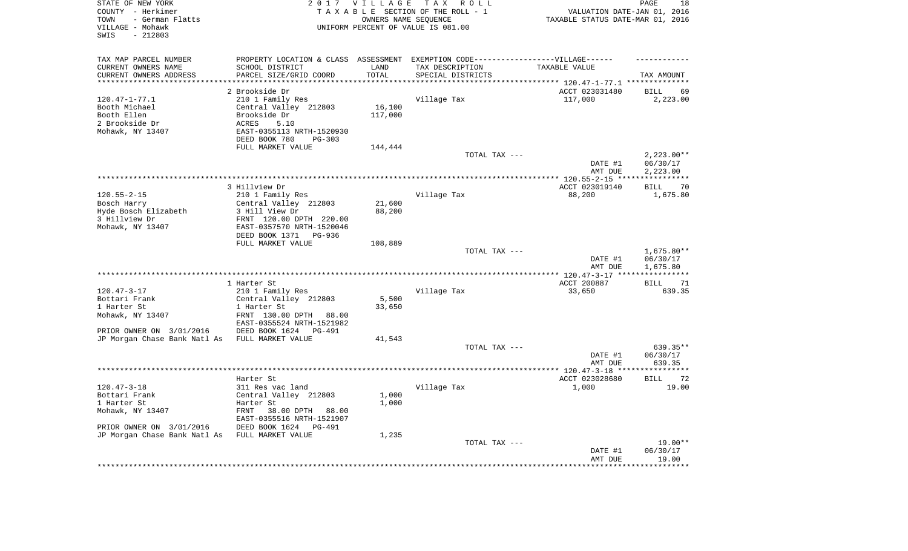STATE OF NEW YORK
COUNTY - Herkimer
TOWN - German Flatts
VILLAGE - Mohawk
SWIS - 212803

2 0 1 7 V I L L A G E T A X R O L L
T A X A B L E SECTION OF THE ROLL - 1
OWNERS NAME SEQUENCE
UNIFORM PERCENT OF VALUE IS 081.00

VALUATION DATE-JAN 01, 2016
TAXABLE STATUS DATE-MAR 01, 2016

| TAX MAP PARCEL NUMBER / CURRENT OWNERS NAME / CURRENT OWNERS ADDRESS | PROPERTY LOCATION & CLASS / SCHOOL DISTRICT / PARCEL SIZE/GRID COORD | ASSESSMENT LAND / TOTAL | EXEMPTION CODE / TAX DESCRIPTION / SPECIAL DISTRICTS | TAXABLE VALUE | TAX AMOUNT |
|---|---|---|---|---|---|
| 120.47-1-77.1 | 2 Brookside Dr | | | ACCT 023031480 | BILL 69 |
| Booth Michael | 210 1 Family Res | | Village Tax | 117,000 | 2,223.00 |
| Booth Ellen | Central Valley 212803 | 16,100 | | | |
| 2 Brookside Dr | Brookside Dr | 117,000 | | | |
| Mohawk, NY 13407 | ACRES 5.10 | | | | |
| | EAST-0355113 NRTH-1520930 | | | | |
| | DEED BOOK 780 PG-303 | | | | |
| | FULL MARKET VALUE | 144,444 | | | |
| | | | TOTAL TAX --- | | 2,223.00** |
| | | | | DATE #1 | 06/30/17 |
| | | | | AMT DUE | 2,223.00 |
| 120.55-2-15 | 3 Hillview Dr | | | ACCT 023019140 | BILL 70 |
| Bosch Harry | 210 1 Family Res | | Village Tax | 88,200 | 1,675.80 |
| Hyde Bosch Elizabeth | Central Valley 212803 | 21,600 | | | |
| 3 Hillview Dr | 3 Hill View Dr | 88,200 | | | |
| Mohawk, NY 13407 | FRNT 120.00 DPTH 220.00 | | | | |
| | EAST-0357570 NRTH-1520046 | | | | |
| | DEED BOOK 1371 PG-936 | | | | |
| | FULL MARKET VALUE | 108,889 | | | |
| | | | TOTAL TAX --- | | 1,675.80** |
| | | | | DATE #1 | 06/30/17 |
| | | | | AMT DUE | 1,675.80 |
| 120.47-3-17 | 1 Harter St | | | ACCT 200887 | BILL 71 |
| Bottari Frank | 210 1 Family Res | | Village Tax | 33,650 | 639.35 |
| 1 Harter St | Central Valley 212803 | 5,500 | | | |
| Mohawk, NY 13407 | 1 Harter St | 33,650 | | | |
| | FRNT 130.00 DPTH 88.00 | | | | |
| | EAST-0355524 NRTH-1521982 | | | | |
| PRIOR OWNER ON 3/01/2016 | DEED BOOK 1624 PG-491 | | | | |
| JP Morgan Chase Bank Natl As | FULL MARKET VALUE | 41,543 | | | |
| | | | TOTAL TAX --- | | 639.35** |
| | | | | DATE #1 | 06/30/17 |
| | | | | AMT DUE | 639.35 |
| 120.47-3-18 | Harter St | | | ACCT 023028680 | BILL 72 |
| Bottari Frank | 311 Res vac land | | Village Tax | 1,000 | 19.00 |
| 1 Harter St | Central Valley 212803 | 1,000 | | | |
| Mohawk, NY 13407 | Harter St | 1,000 | | | |
| | FRNT 38.00 DPTH 88.00 | | | | |
| | EAST-0355516 NRTH-1521907 | | | | |
| PRIOR OWNER ON 3/01/2016 | DEED BOOK 1624 PG-491 | | | | |
| JP Morgan Chase Bank Natl As | FULL MARKET VALUE | 1,235 | | | |
| | | | TOTAL TAX --- | | 19.00** |
| | | | | DATE #1 | 06/30/17 |
| | | | | AMT DUE | 19.00 |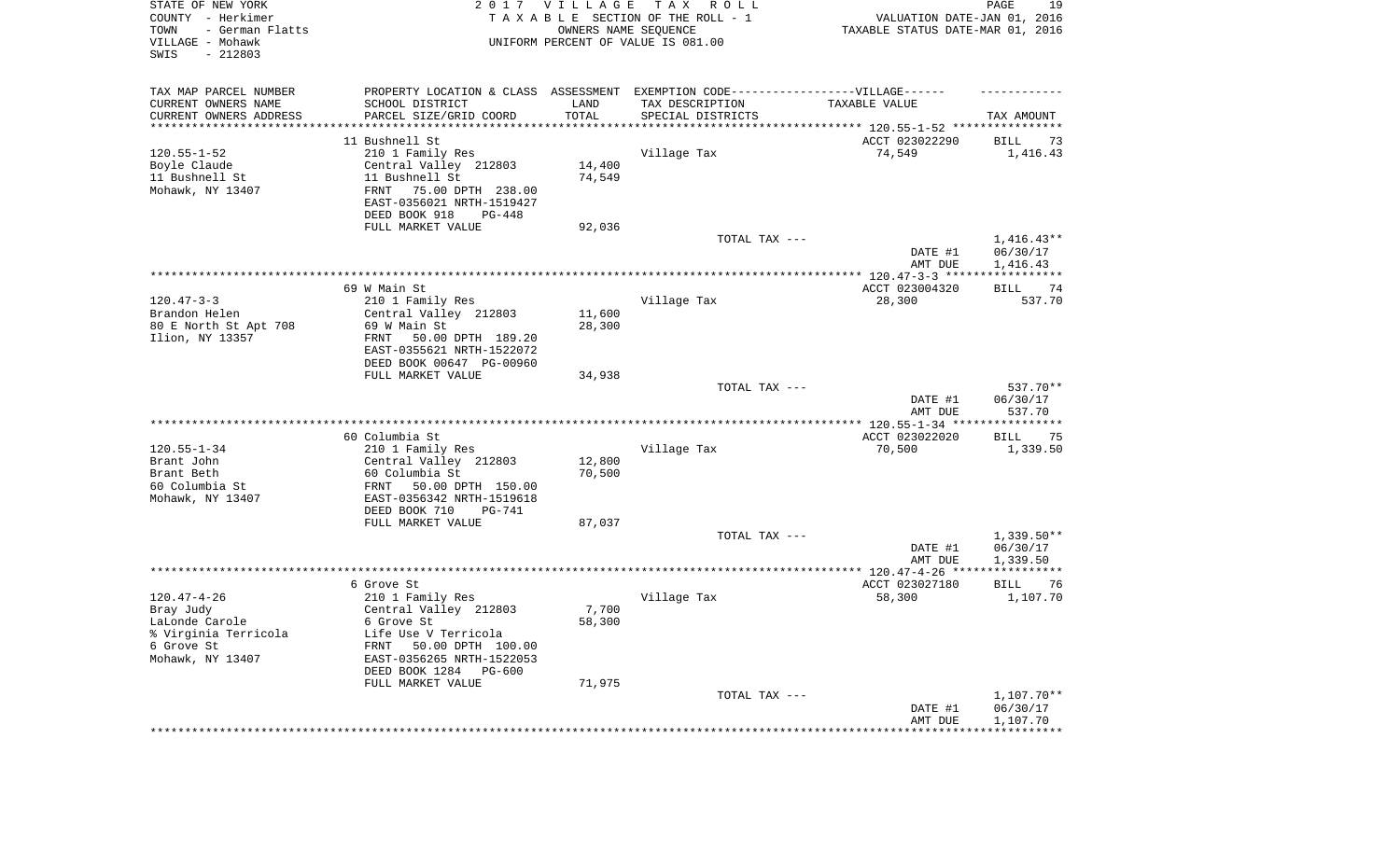STATE OF NEW YORK
COUNTY - Herkimer
TOWN - German Flatts
VILLAGE - Mohawk
SWIS - 212803

2 0 1 7 V I L L A G E T A X R O L L
T A X A B L E SECTION OF THE ROLL - 1
OWNERS NAME SEQUENCE
UNIFORM PERCENT OF VALUE IS 081.00

VALUATION DATE-JAN 01, 2016
TAXABLE STATUS DATE-MAR 01, 2016

| TAX MAP PARCEL NUMBER / CURRENT OWNERS NAME / CURRENT OWNERS ADDRESS | PROPERTY LOCATION & CLASS / SCHOOL DISTRICT / PARCEL SIZE/GRID COORD | ASSESSMENT LAND / TOTAL | EXEMPTION CODE / TAX DESCRIPTION / SPECIAL DISTRICTS | TAXABLE VALUE | TAX AMOUNT |
|---|---|---|---|---|---|
| 120.55-1-52 | 11 Bushnell St | | | ACCT 023022290 | BILL 73 |
| Boyle Claude | 210 1 Family Res | | Village Tax | 74,549 | 1,416.43 |
| 11 Bushnell St | Central Valley 212803 | 14,400 | | | |
| Mohawk, NY 13407 | 11 Bushnell St | 74,549 | | | |
| | FRNT 75.00 DPTH 238.00 | | | | |
| | EAST-0356021 NRTH-1519427 | | | | |
| | DEED BOOK 918 PG-448 | | | | |
| | FULL MARKET VALUE | 92,036 | | | |
| | | | TOTAL TAX --- | | 1,416.43** |
| | | | | DATE #1 | 06/30/17 |
| | | | | AMT DUE | 1,416.43 |
| 120.47-3-3 | 69 W Main St | | | ACCT 023004320 | BILL 74 |
| Brandon Helen | 210 1 Family Res | | Village Tax | 28,300 | 537.70 |
| 80 E North St Apt 708 | Central Valley 212803 | 11,600 | | | |
| Ilion, NY 13357 | 69 W Main St | 28,300 | | | |
| | FRNT 50.00 DPTH 189.20 | | | | |
| | EAST-0355621 NRTH-1522072 | | | | |
| | DEED BOOK 00647 PG-00960 | | | | |
| | FULL MARKET VALUE | 34,938 | | | |
| | | | TOTAL TAX --- | | 537.70** |
| | | | | DATE #1 | 06/30/17 |
| | | | | AMT DUE | 537.70 |
| 120.55-1-34 | 60 Columbia St | | | ACCT 023022020 | BILL 75 |
| Brant John | 210 1 Family Res | | Village Tax | 70,500 | 1,339.50 |
| Brant Beth | Central Valley 212803 | 12,800 | | | |
| 60 Columbia St | 60 Columbia St | 70,500 | | | |
| Mohawk, NY 13407 | FRNT 50.00 DPTH 150.00 | | | | |
| | EAST-0356342 NRTH-1519618 | | | | |
| | DEED BOOK 710 PG-741 | | | | |
| | FULL MARKET VALUE | 87,037 | | | |
| | | | TOTAL TAX --- | | 1,339.50** |
| | | | | DATE #1 | 06/30/17 |
| | | | | AMT DUE | 1,339.50 |
| 120.47-4-26 | 6 Grove St | | | ACCT 023027180 | BILL 76 |
| Bray Judy | 210 1 Family Res | | Village Tax | 58,300 | 1,107.70 |
| LaLonde Carole | Central Valley 212803 | 7,700 | | | |
| % Virginia Terricola | 6 Grove St | 58,300 | | | |
| 6 Grove St | Life Use V Terricola | | | | |
| Mohawk, NY 13407 | FRNT 50.00 DPTH 100.00 | | | | |
| | EAST-0356265 NRTH-1522053 | | | | |
| | DEED BOOK 1284 PG-600 | | | | |
| | FULL MARKET VALUE | 71,975 | | | |
| | | | TOTAL TAX --- | | 1,107.70** |
| | | | | DATE #1 | 06/30/17 |
| | | | | AMT DUE | 1,107.70 |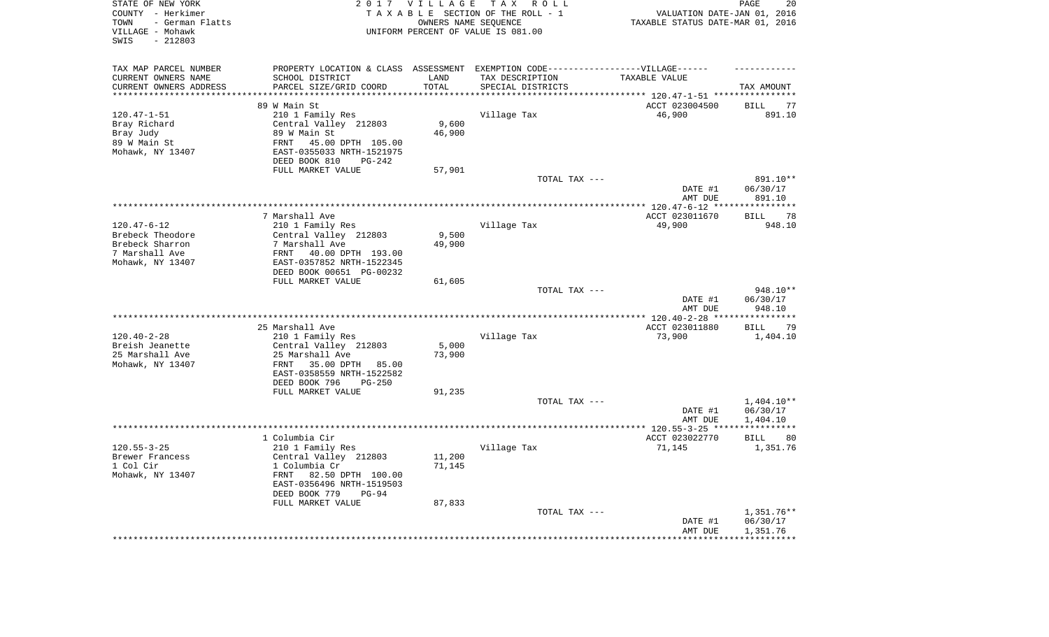STATE OF NEW YORK
COUNTY - Herkimer
TOWN - German Flatts
VILLAGE - Mohawk
SWIS - 212803

2 0 1 7 V I L L A G E T A X R O L L
T A X A B L E SECTION OF THE ROLL - 1
OWNERS NAME SEQUENCE
UNIFORM PERCENT OF VALUE IS 081.00

VALUATION DATE-JAN 01, 2016
TAXABLE STATUS DATE-MAR 01, 2016

| TAX MAP PARCEL NUMBER / CURRENT OWNERS NAME / CURRENT OWNERS ADDRESS | PROPERTY LOCATION & CLASS / SCHOOL DISTRICT / PARCEL SIZE/GRID COORD | ASSESSMENT LAND / TOTAL | EXEMPTION CODE / TAX DESCRIPTION / SPECIAL DISTRICTS | TAXABLE VALUE | TAX AMOUNT |
|---|---|---|---|---|---|
| | 89 W Main St | | | ACCT 023004500 | BILL 77 |
| 120.47-1-51 | 210 1 Family Res | | Village Tax | 46,900 | 891.10 |
| Bray Richard | Central Valley 212803 | 9,600 | | | |
| Bray Judy | 89 W Main St | 46,900 | | | |
| 89 W Main St | FRNT 45.00 DPTH 105.00 | | | | |
| Mohawk, NY 13407 | EAST-0355033 NRTH-1521975 | | | | |
| | DEED BOOK 810 PG-242 | | | | |
| | FULL MARKET VALUE | 57,901 | | | |
| | | | TOTAL TAX --- | | 891.10** |
| | | | | DATE #1 | 06/30/17 |
| | | | | AMT DUE | 891.10 |
| | 7 Marshall Ave | | | ACCT 023011670 | BILL 78 |
| 120.47-6-12 | 210 1 Family Res | | Village Tax | 49,900 | 948.10 |
| Brebeck Theodore | Central Valley 212803 | 9,500 | | | |
| Brebeck Sharron | 7 Marshall Ave | 49,900 | | | |
| 7 Marshall Ave | FRNT 40.00 DPTH 193.00 | | | | |
| Mohawk, NY 13407 | EAST-0357852 NRTH-1522345 | | | | |
| | DEED BOOK 00651 PG-00232 | | | | |
| | FULL MARKET VALUE | 61,605 | | | |
| | | | TOTAL TAX --- | | 948.10** |
| | | | | DATE #1 | 06/30/17 |
| | | | | AMT DUE | 948.10 |
| | 25 Marshall Ave | | | ACCT 023011880 | BILL 79 |
| 120.40-2-28 | 210 1 Family Res | | Village Tax | 73,900 | 1,404.10 |
| Breish Jeanette | Central Valley 212803 | 5,000 | | | |
| 25 Marshall Ave | 25 Marshall Ave | 73,900 | | | |
| Mohawk, NY 13407 | FRNT 35.00 DPTH 85.00 | | | | |
| | EAST-0358559 NRTH-1522582 | | | | |
| | DEED BOOK 796 PG-250 | | | | |
| | FULL MARKET VALUE | 91,235 | | | |
| | | | TOTAL TAX --- | | 1,404.10** |
| | | | | DATE #1 | 06/30/17 |
| | | | | AMT DUE | 1,404.10 |
| | 1 Columbia Cir | | | ACCT 023022770 | BILL 80 |
| 120.55-3-25 | 210 1 Family Res | | Village Tax | 71,145 | 1,351.76 |
| Brewer Francess | Central Valley 212803 | 11,200 | | | |
| 1 Col Cir | 1 Columbia Cr | 71,145 | | | |
| Mohawk, NY 13407 | FRNT 82.50 DPTH 100.00 | | | | |
| | EAST-0356496 NRTH-1519503 | | | | |
| | DEED BOOK 779 PG-94 | | | | |
| | FULL MARKET VALUE | 87,833 | | | |
| | | | TOTAL TAX --- | | 1,351.76** |
| | | | | DATE #1 | 06/30/17 |
| | | | | AMT DUE | 1,351.76 |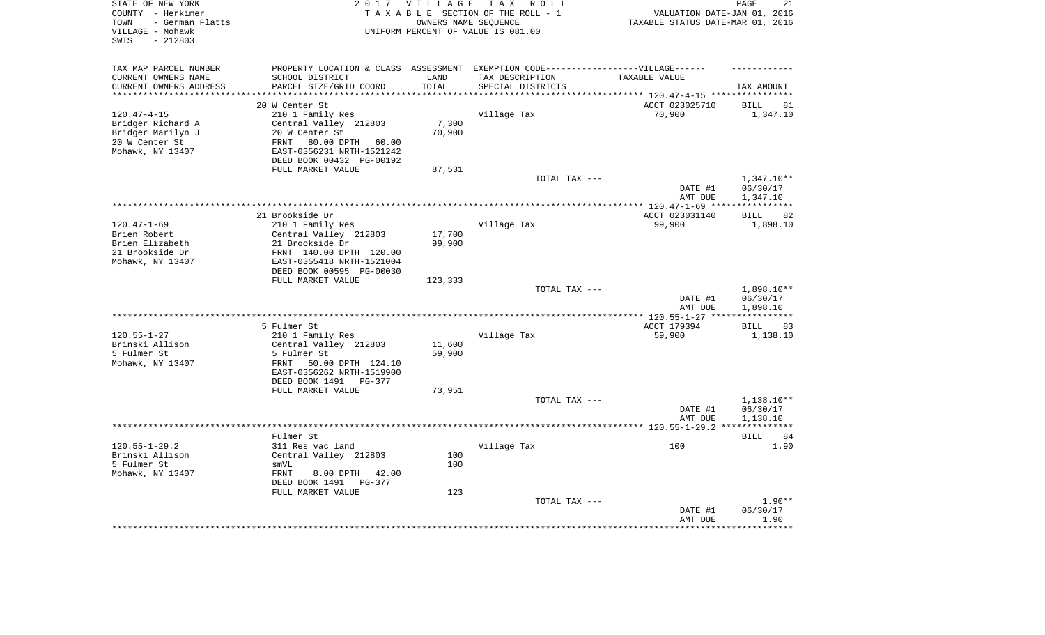STATE OF NEW YORK | 2 0 1 7 V I L L A G E T A X R O L L
COUNTY - Herkimer | T A X A B L E SECTION OF THE ROLL - 1 | VALUATION DATE-JAN 01, 2016
TOWN - German Flatts | OWNERS NAME SEQUENCE | TAXABLE STATUS DATE-MAR 01, 2016
VILLAGE - Mohawk | UNIFORM PERCENT OF VALUE IS 081.00
SWIS - 212803

| TAX MAP PARCEL NUMBER / CURRENT OWNERS NAME / CURRENT OWNERS ADDRESS | PROPERTY LOCATION & CLASS / SCHOOL DISTRICT / PARCEL SIZE/GRID COORD | ASSESSMENT LAND / TOTAL | EXEMPTION CODE / TAX DESCRIPTION / SPECIAL DISTRICTS | TAXABLE VALUE | TAX AMOUNT |
|---|---|---|---|---|---|
| **120.47-4-15** | 20 W Center St | | | ACCT 023025710 | BILL 81 |
| 120.47-4-15 | 210 1 Family Res | | Village Tax | 70,900 | 1,347.10 |
| Bridger Richard A | Central Valley 212803 | 7,300 | | | |
| Bridger Marilyn J | 20 W Center St | 70,900 | | | |
| 20 W Center St | FRNT 80.00 DPTH 60.00 | | | | |
| Mohawk, NY 13407 | EAST-0356231 NRTH-1521242 | | | | |
| | DEED BOOK 00432 PG-00192 | | | | |
| | FULL MARKET VALUE | 87,531 | | | |
| | | | TOTAL TAX --- | | 1,347.10** |
| | | | | DATE #1 | 06/30/17 |
| | | | | AMT DUE | 1,347.10 |
| **120.47-1-69** | 21 Brookside Dr | | | ACCT 023031140 | BILL 82 |
| 120.47-1-69 | 210 1 Family Res | | Village Tax | 99,900 | 1,898.10 |
| Brien Robert | Central Valley 212803 | 17,700 | | | |
| Brien Elizabeth | 21 Brookside Dr | 99,900 | | | |
| 21 Brookside Dr | FRNT 140.00 DPTH 120.00 | | | | |
| Mohawk, NY 13407 | EAST-0355418 NRTH-1521004 | | | | |
| | DEED BOOK 00595 PG-00030 | | | | |
| | FULL MARKET VALUE | 123,333 | | | |
| | | | TOTAL TAX --- | | 1,898.10** |
| | | | | DATE #1 | 06/30/17 |
| | | | | AMT DUE | 1,898.10 |
| **120.55-1-27** | 5 Fulmer St | | | ACCT 179394 | BILL 83 |
| 120.55-1-27 | 210 1 Family Res | | Village Tax | 59,900 | 1,138.10 |
| Brinski Allison | Central Valley 212803 | 11,600 | | | |
| 5 Fulmer St | 5 Fulmer St | 59,900 | | | |
| Mohawk, NY 13407 | FRNT 50.00 DPTH 124.10 | | | | |
| | EAST-0356262 NRTH-1519900 | | | | |
| | DEED BOOK 1491 PG-377 | | | | |
| | FULL MARKET VALUE | 73,951 | | | |
| | | | TOTAL TAX --- | | 1,138.10** |
| | | | | DATE #1 | 06/30/17 |
| | | | | AMT DUE | 1,138.10 |
| **120.55-1-29.2** | Fulmer St | | | | BILL 84 |
| 120.55-1-29.2 | 311 Res vac land | | Village Tax | 100 | 1.90 |
| Brinski Allison | Central Valley 212803 | 100 | | | |
| 5 Fulmer St | smVL | 100 | | | |
| Mohawk, NY 13407 | FRNT 8.00 DPTH 42.00 | | | | |
| | DEED BOOK 1491 PG-377 | | | | |
| | FULL MARKET VALUE | 123 | | | |
| | | | TOTAL TAX --- | | 1.90** |
| | | | | DATE #1 | 06/30/17 |
| | | | | AMT DUE | 1.90 |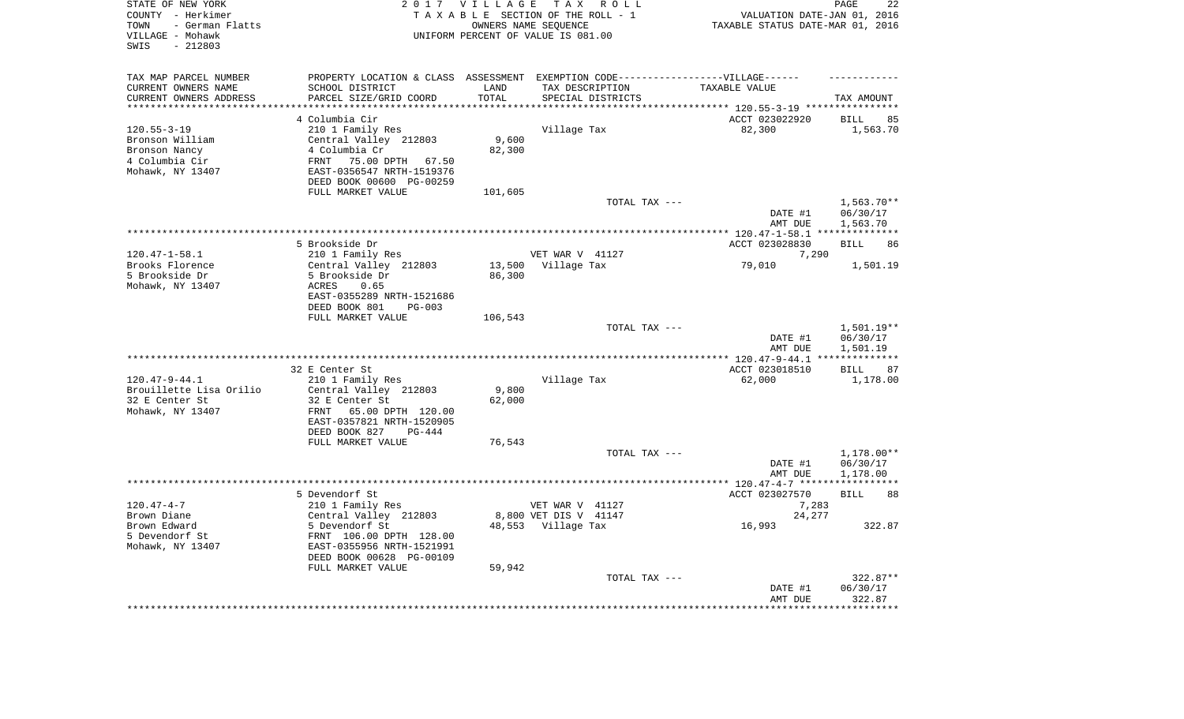STATE OF NEW YORK
COUNTY - Herkimer
TOWN - German Flatts
VILLAGE - Mohawk
SWIS - 212803

2 0 1 7 V I L L A G E T A X R O L L
T A X A B L E SECTION OF THE ROLL - 1
OWNERS NAME SEQUENCE
UNIFORM PERCENT OF VALUE IS 081.00

VALUATION DATE-JAN 01, 2016
TAXABLE STATUS DATE-MAR 01, 2016

| TAX MAP PARCEL NUMBER<br>CURRENT OWNERS NAME<br>CURRENT OWNERS ADDRESS | PROPERTY LOCATION & CLASS<br>SCHOOL DISTRICT<br>PARCEL SIZE/GRID COORD | ASSESSMENT<br>LAND<br>TOTAL | EXEMPTION CODE------------------VILLAGE------<br>TAX DESCRIPTION<br>SPECIAL DISTRICTS | TAXABLE VALUE | TAX AMOUNT |
|---|---|---|---|---|---|
| 120.55-3-19 | 4 Columbia Cir | | | ACCT 023022920 | BILL 85 |
| | 210 1 Family Res | | Village Tax | 82,300 | 1,563.70 |
| Bronson William | Central Valley 212803 | 9,600 | | | |
| Bronson Nancy | 4 Columbia Cr | 82,300 | | | |
| 4 Columbia Cir | FRNT 75.00 DPTH 67.50 | | | | |
| Mohawk, NY 13407 | EAST-0356547 NRTH-1519376 | | | | |
| | DEED BOOK 00600 PG-00259 | | | | |
| | FULL MARKET VALUE | 101,605 | | | |
| | | | TOTAL TAX --- | | 1,563.70** |
| | | | | DATE #1 | 06/30/17 |
| | | | | AMT DUE | 1,563.70 |
| 120.47-1-58.1 | 5 Brookside Dr | | | ACCT 023028830 | BILL 86 |
| | 210 1 Family Res | | VET WAR V 41127 | 7,290 | |
| Brooks Florence | Central Valley 212803 | 13,500 | Village Tax | 79,010 | 1,501.19 |
| 5 Brookside Dr | 5 Brookside Dr | 86,300 | | | |
| Mohawk, NY 13407 | ACRES 0.65 | | | | |
| | EAST-0355289 NRTH-1521686 | | | | |
| | DEED BOOK 801 PG-003 | | | | |
| | FULL MARKET VALUE | 106,543 | | | |
| | | | TOTAL TAX --- | | 1,501.19** |
| | | | | DATE #1 | 06/30/17 |
| | | | | AMT DUE | 1,501.19 |
| 120.47-9-44.1 | 32 E Center St | | | ACCT 023018510 | BILL 87 |
| | 210 1 Family Res | | Village Tax | 62,000 | 1,178.00 |
| Brouillette Lisa Orilio | Central Valley 212803 | 9,800 | | | |
| 32 E Center St | 32 E Center St | 62,000 | | | |
| Mohawk, NY 13407 | FRNT 65.00 DPTH 120.00 | | | | |
| | EAST-0357821 NRTH-1520905 | | | | |
| | DEED BOOK 827 PG-444 | | | | |
| | FULL MARKET VALUE | 76,543 | | | |
| | | | TOTAL TAX --- | | 1,178.00** |
| | | | | DATE #1 | 06/30/17 |
| | | | | AMT DUE | 1,178.00 |
| 120.47-4-7 | 5 Devendorf St | | | ACCT 023027570 | BILL 88 |
| | 210 1 Family Res | | VET WAR V 41127 | 7,283 | |
| Brown Diane | Central Valley 212803 | 8,800 | VET DIS V 41147 | 24,277 | |
| Brown Edward | 5 Devendorf St | 48,553 | Village Tax | 16,993 | 322.87 |
| 5 Devendorf St | FRNT 106.00 DPTH 128.00 | | | | |
| Mohawk, NY 13407 | EAST-0355956 NRTH-1521991 | | | | |
| | DEED BOOK 00628 PG-00109 | | | | |
| | FULL MARKET VALUE | 59,942 | | | |
| | | | TOTAL TAX --- | | 322.87** |
| | | | | DATE #1 | 06/30/17 |
| | | | | AMT DUE | 322.87 |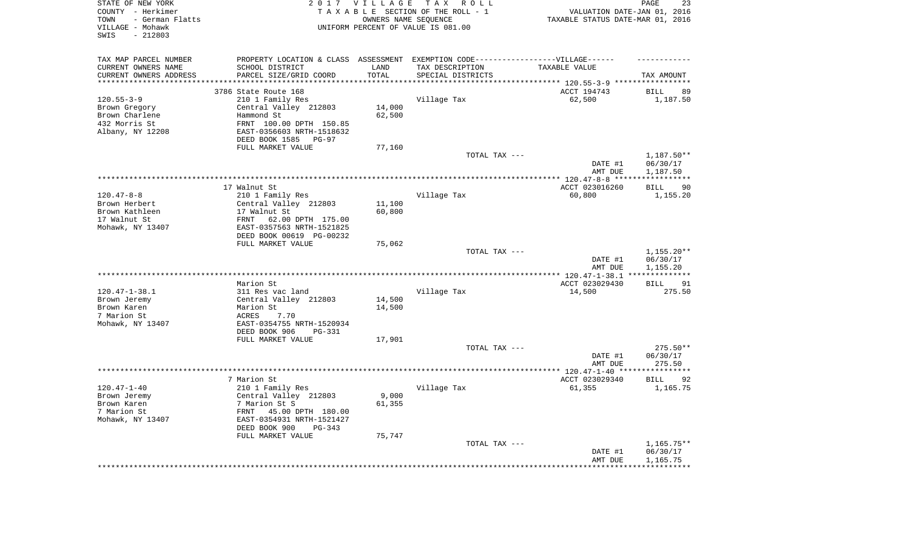STATE OF NEW YORK
COUNTY - Herkimer
TOWN - German Flatts
VILLAGE - Mohawk
SWIS - 212803

2017 VILLAGE TAX ROLL
TAXABLE SECTION OF THE ROLL - 1
OWNERS NAME SEQUENCE
UNIFORM PERCENT OF VALUE IS 081.00

VALUATION DATE-JAN 01, 2016
TAXABLE STATUS DATE-MAR 01, 2016

| TAX MAP PARCEL NUMBER / CURRENT OWNERS NAME / CURRENT OWNERS ADDRESS | PROPERTY LOCATION & CLASS / SCHOOL DISTRICT / PARCEL SIZE/GRID COORD | ASSESSMENT LAND / TOTAL | EXEMPTION CODE / TAX DESCRIPTION / SPECIAL DISTRICTS | TAXABLE VALUE | TAX AMOUNT |
|---|---|---|---|---|---|
| | 3786 State Route 168 | | | ACCT 194743 | BILL 89 |
| 120.55-3-9 | 210 1 Family Res | | Village Tax | 62,500 | 1,187.50 |
| Brown Gregory | Central Valley 212803 | 14,000 | | | |
| Brown Charlene | Hammond St | 62,500 | | | |
| 432 Morris St | FRNT 100.00 DPTH 150.85 | | | | |
| Albany, NY 12208 | EAST-0356603 NRTH-1518632 | | | | |
| | DEED BOOK 1585 PG-97 | | | | |
| | FULL MARKET VALUE | 77,160 | | | |
| | | | TOTAL TAX --- | | 1,187.50** |
| | | | | DATE #1 | 06/30/17 |
| | | | | AMT DUE | 1,187.50 |
| | 17 Walnut St | | | ACCT 023016260 | BILL 90 |
| 120.47-8-8 | 210 1 Family Res | | Village Tax | 60,800 | 1,155.20 |
| Brown Herbert | Central Valley 212803 | 11,100 | | | |
| Brown Kathleen | 17 Walnut St | 60,800 | | | |
| 17 Walnut St | FRNT 62.00 DPTH 175.00 | | | | |
| Mohawk, NY 13407 | EAST-0357563 NRTH-1521825 | | | | |
| | DEED BOOK 00619 PG-00232 | | | | |
| | FULL MARKET VALUE | 75,062 | | | |
| | | | TOTAL TAX --- | | 1,155.20** |
| | | | | DATE #1 | 06/30/17 |
| | | | | AMT DUE | 1,155.20 |
| | Marion St | | | ACCT 023029430 | BILL 91 |
| 120.47-1-38.1 | 311 Res vac land | | Village Tax | 14,500 | 275.50 |
| Brown Jeremy | Central Valley 212803 | 14,500 | | | |
| Brown Karen | Marion St | 14,500 | | | |
| 7 Marion St | ACRES 7.70 | | | | |
| Mohawk, NY 13407 | EAST-0354755 NRTH-1520934 | | | | |
| | DEED BOOK 906 PG-331 | | | | |
| | FULL MARKET VALUE | 17,901 | | | |
| | | | TOTAL TAX --- | | 275.50** |
| | | | | DATE #1 | 06/30/17 |
| | | | | AMT DUE | 275.50 |
| | 7 Marion St | | | ACCT 023029340 | BILL 92 |
| 120.47-1-40 | 210 1 Family Res | | Village Tax | 61,355 | 1,165.75 |
| Brown Jeremy | Central Valley 212803 | 9,000 | | | |
| Brown Karen | 7 Marion St S | 61,355 | | | |
| 7 Marion St | FRNT 45.00 DPTH 180.00 | | | | |
| Mohawk, NY 13407 | EAST-0354931 NRTH-1521427 | | | | |
| | DEED BOOK 900 PG-343 | | | | |
| | FULL MARKET VALUE | 75,747 | | | |
| | | | TOTAL TAX --- | | 1,165.75** |
| | | | | DATE #1 | 06/30/17 |
| | | | | AMT DUE | 1,165.75 |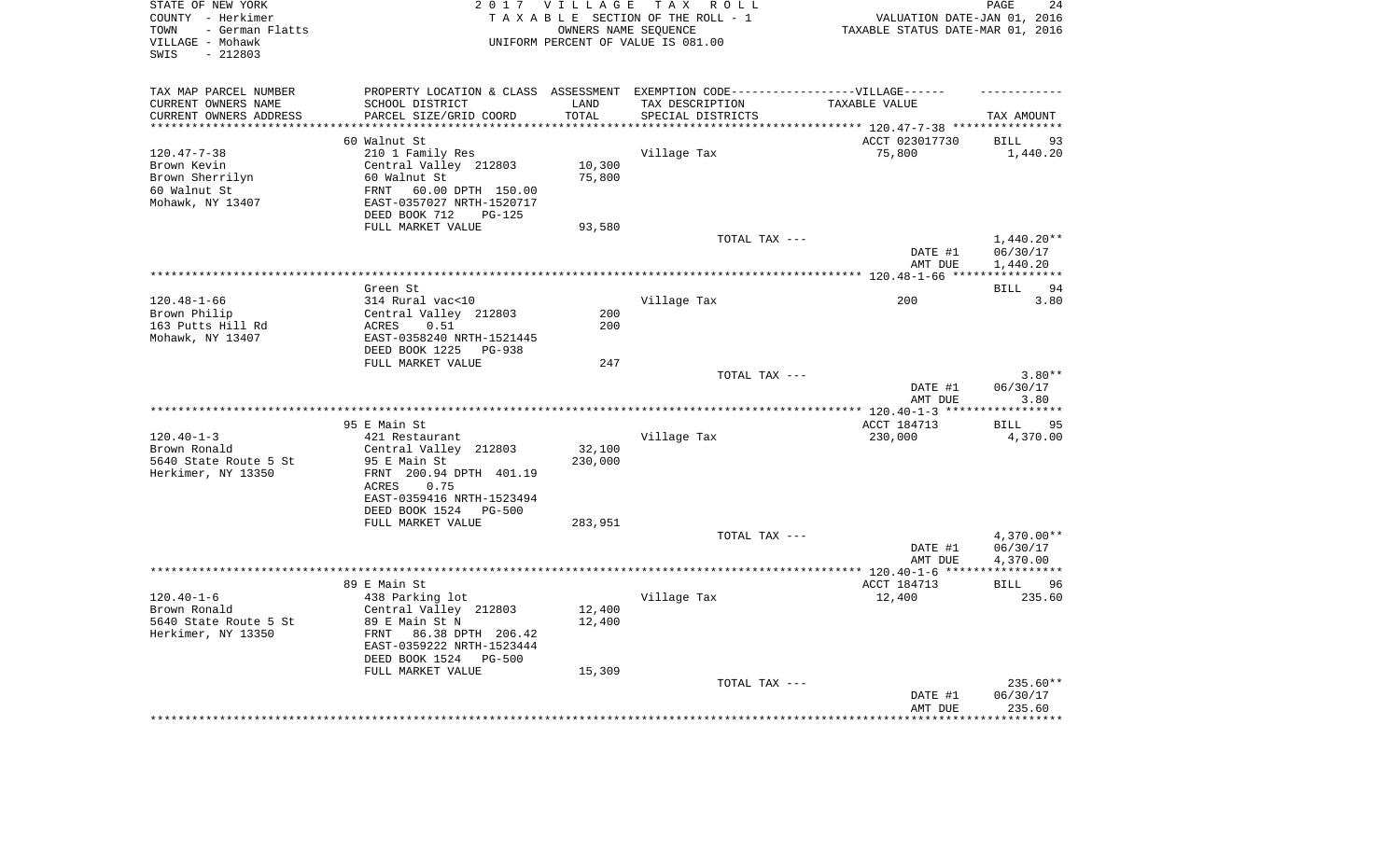STATE OF NEW YORK
COUNTY - Herkimer
TOWN - German Flatts
VILLAGE - Mohawk
SWIS - 212803

2 0 1 7 V I L L A G E T A X R O L L
T A X A B L E SECTION OF THE ROLL - 1
OWNERS NAME SEQUENCE
UNIFORM PERCENT OF VALUE IS 081.00

VALUATION DATE-JAN 01, 2016
TAXABLE STATUS DATE-MAR 01, 2016

| TAX MAP PARCEL NUMBER / CURRENT OWNERS NAME / CURRENT OWNERS ADDRESS | PROPERTY LOCATION & CLASS / SCHOOL DISTRICT / PARCEL SIZE/GRID COORD | ASSESSMENT LAND / TOTAL | EXEMPTION CODE / TAX DESCRIPTION / SPECIAL DISTRICTS | VILLAGE TAXABLE VALUE | TAX AMOUNT |
|---|---|---|---|---|---|
| **120.47-7-38** | 60 Walnut St | | | ACCT 023017730 | BILL 93 |
| Brown Kevin | 210 1 Family Res | | Village Tax | 75,800 | 1,440.20 |
| Brown Sherrilyn | Central Valley 212803 | 10,300 | | | |
| 60 Walnut St | 60 Walnut St | 75,800 | | | |
| Mohawk, NY 13407 | FRNT 60.00 DPTH 150.00 | | | | |
| | EAST-0357027 NRTH-1520717 | | | | |
| | DEED BOOK 712 PG-125 | | | | |
| | FULL MARKET VALUE | 93,580 | | | |
| | | | TOTAL TAX --- | | 1,440.20** |
| | | | | DATE #1 | 06/30/17 |
| | | | | AMT DUE | 1,440.20 |
| **120.48-1-66** | Green St | | | | BILL 94 |
| Brown Philip | 314 Rural vac<10 | | Village Tax | 200 | 3.80 |
| 163 Putts Hill Rd | Central Valley 212803 | 200 | | | |
| Mohawk, NY 13407 | ACRES 0.51 | 200 | | | |
| | EAST-0358240 NRTH-1521445 | | | | |
| | DEED BOOK 1225 PG-938 | | | | |
| | FULL MARKET VALUE | 247 | | | |
| | | | TOTAL TAX --- | | 3.80** |
| | | | | DATE #1 | 06/30/17 |
| | | | | AMT DUE | 3.80 |
| **120.40-1-3** | 95 E Main St | | | ACCT 184713 | BILL 95 |
| Brown Ronald | 421 Restaurant | | Village Tax | 230,000 | 4,370.00 |
| 5640 State Route 5 St | Central Valley 212803 | 32,100 | | | |
| Herkimer, NY 13350 | 95 E Main St | 230,000 | | | |
| | FRNT 200.94 DPTH 401.19 | | | | |
| | ACRES 0.75 | | | | |
| | EAST-0359416 NRTH-1523494 | | | | |
| | DEED BOOK 1524 PG-500 | | | | |
| | FULL MARKET VALUE | 283,951 | | | |
| | | | TOTAL TAX --- | | 4,370.00** |
| | | | | DATE #1 | 06/30/17 |
| | | | | AMT DUE | 4,370.00 |
| **120.40-1-6** | 89 E Main St | | | ACCT 184713 | BILL 96 |
| Brown Ronald | 438 Parking lot | | Village Tax | 12,400 | 235.60 |
| 5640 State Route 5 St | Central Valley 212803 | 12,400 | | | |
| Herkimer, NY 13350 | 89 E Main St N | 12,400 | | | |
| | FRNT 86.38 DPTH 206.42 | | | | |
| | EAST-0359222 NRTH-1523444 | | | | |
| | DEED BOOK 1524 PG-500 | | | | |
| | FULL MARKET VALUE | 15,309 | | | |
| | | | TOTAL TAX --- | | 235.60** |
| | | | | DATE #1 | 06/30/17 |
| | | | | AMT DUE | 235.60 |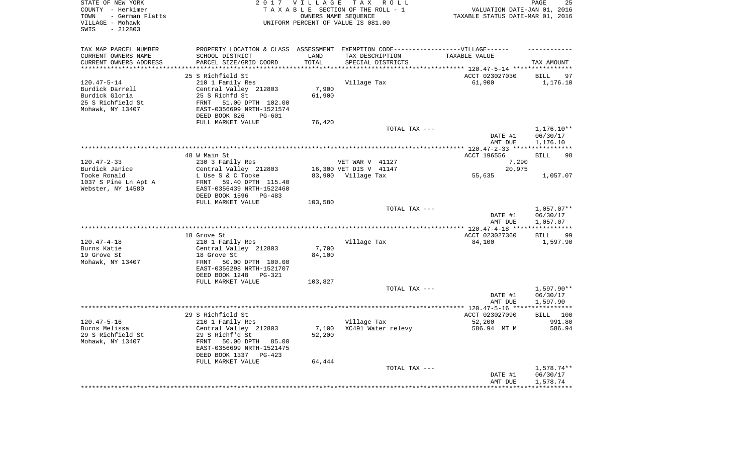STATE OF NEW YORK
COUNTY - Herkimer
TOWN - German Flatts
VILLAGE - Mohawk
SWIS - 212803

2017 VILLAGE TAX ROLL
TAXABLE SECTION OF THE ROLL - 1
OWNERS NAME SEQUENCE
UNIFORM PERCENT OF VALUE IS 081.00

VALUATION DATE-JAN 01, 2016
TAXABLE STATUS DATE-MAR 01, 2016

| TAX MAP PARCEL NUMBER / CURRENT OWNERS NAME / CURRENT OWNERS ADDRESS | PROPERTY LOCATION & CLASS / SCHOOL DISTRICT / PARCEL SIZE/GRID COORD | ASSESSMENT LAND / TOTAL | EXEMPTION CODE / TAX DESCRIPTION / SPECIAL DISTRICTS | TAXABLE VALUE | TAX AMOUNT |
|---|---|---|---|---|---|
| | 25 S Richfield St | | | ACCT 023027030 | BILL 97 |
| 120.47-5-14 | 210 1 Family Res | | Village Tax | 61,900 | 1,176.10 |
| Burdick Darrell | Central Valley 212803 | 7,900 | | | |
| Burdick Gloria | 25 S Richfd St | 61,900 | | | |
| 25 S Richfield St | FRNT 51.00 DPTH 102.00 | | | | |
| Mohawk, NY 13407 | EAST-0356699 NRTH-1521574 | | | | |
| | DEED BOOK 826 PG-601 | | | | |
| | FULL MARKET VALUE | 76,420 | | | |
| | | | TOTAL TAX --- | | 1,176.10** |
| | | | | DATE #1 | 06/30/17 |
| | | | | AMT DUE | 1,176.10 |
| | 48 W Main St | | | ACCT 196556 | BILL 98 |
| 120.47-2-33 | 230 3 Family Res | | VET WAR V 41127 | 7,290 | |
| Burdick Janice | Central Valley 212803 | 16,300 | VET DIS V 41147 | 20,975 | |
| Tooke Ronald | L Use S & C Tooke | 83,900 | Village Tax | 55,635 | 1,057.07 |
| 1037 S Pine Ln Apt A | FRNT 59.40 DPTH 115.40 | | | | |
| Webster, NY 14580 | EAST-0356439 NRTH-1522460 | | | | |
| | DEED BOOK 1596 PG-483 | | | | |
| | FULL MARKET VALUE | 103,580 | | | |
| | | | TOTAL TAX --- | | 1,057.07** |
| | | | | DATE #1 | 06/30/17 |
| | | | | AMT DUE | 1,057.07 |
| | 18 Grove St | | | ACCT 023027360 | BILL 99 |
| 120.47-4-18 | 210 1 Family Res | | Village Tax | 84,100 | 1,597.90 |
| Burns Katie | Central Valley 212803 | 7,700 | | | |
| 19 Grove St | 18 Grove St | 84,100 | | | |
| Mohawk, NY 13407 | FRNT 50.00 DPTH 100.00 | | | | |
| | EAST-0356298 NRTH-1521707 | | | | |
| | DEED BOOK 1248 PG-321 | | | | |
| | FULL MARKET VALUE | 103,827 | | | |
| | | | TOTAL TAX --- | | 1,597.90** |
| | | | | DATE #1 | 06/30/17 |
| | | | | AMT DUE | 1,597.90 |
| | 29 S Richfield St | | | ACCT 023027090 | BILL 100 |
| 120.47-5-16 | 210 1 Family Res | | Village Tax | 52,200 | 991.80 |
| Burns Melissa | Central Valley 212803 | 7,100 | XC491 Water relevy | 586.94 MT M | 586.94 |
| 29 S Richfield St | 29 S Richf'd St | 52,200 | | | |
| Mohawk, NY 13407 | FRNT 50.00 DPTH 85.00 | | | | |
| | EAST-0356699 NRTH-1521475 | | | | |
| | DEED BOOK 1337 PG-423 | | | | |
| | FULL MARKET VALUE | 64,444 | | | |
| | | | TOTAL TAX --- | | 1,578.74** |
| | | | | DATE #1 | 06/30/17 |
| | | | | AMT DUE | 1,578.74 |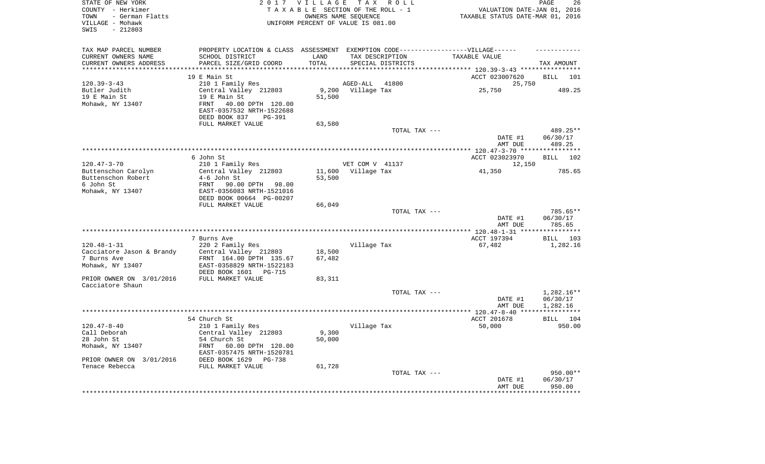STATE OF NEW YORK
COUNTY - Herkimer
TOWN - German Flatts
VILLAGE - Mohawk
SWIS - 212803

2 0 1 7 V I L L A G E T A X R O L L
T A X A B L E SECTION OF THE ROLL - 1
OWNERS NAME SEQUENCE
UNIFORM PERCENT OF VALUE IS 081.00

VALUATION DATE-JAN 01, 2016
TAXABLE STATUS DATE-MAR 01, 2016

| TAX MAP PARCEL NUMBER / CURRENT OWNERS NAME / CURRENT OWNERS ADDRESS | PROPERTY LOCATION & CLASS / SCHOOL DISTRICT / PARCEL SIZE/GRID COORD | ASSESSMENT LAND / TOTAL | EXEMPTION CODE / TAX DESCRIPTION / SPECIAL DISTRICTS | TAXABLE VALUE | TAX AMOUNT |
|---|---|---|---|---|---|
| | 19 E Main St | | | ACCT 023007620 | BILL 101 |
| 120.39-3-43 | 210 1 Family Res | | AGED-ALL 41800 | 25,750 | |
| Butler Judith | Central Valley 212803 | 9,200 | Village Tax | 25,750 | 489.25 |
| 19 E Main St | 19 E Main St | 51,500 | | | |
| Mohawk, NY 13407 | FRNT 40.00 DPTH 120.00 | | | | |
| | EAST-0357532 NRTH-1522688 | | | | |
| | DEED BOOK 837 PG-391 | | | | |
| | FULL MARKET VALUE | 63,580 | | | |
| | | | TOTAL TAX --- | | 489.25** |
| | | | | DATE #1 | 06/30/17 |
| | | | | AMT DUE | 489.25 |
| | 6 John St | | | ACCT 023023970 | BILL 102 |
| 120.47-3-70 | 210 1 Family Res | | VET COM V 41137 | 12,150 | |
| Buttenschon Carolyn | Central Valley 212803 | 11,600 | Village Tax | 41,350 | 785.65 |
| Buttenschon Robert | 4-6 John St | 53,500 | | | |
| 6 John St | FRNT 90.00 DPTH 98.00 | | | | |
| Mohawk, NY 13407 | EAST-0356083 NRTH-1521016 | | | | |
| | DEED BOOK 00664 PG-00207 | | | | |
| | FULL MARKET VALUE | 66,049 | | | |
| | | | TOTAL TAX --- | | 785.65** |
| | | | | DATE #1 | 06/30/17 |
| | | | | AMT DUE | 785.65 |
| | 7 Burns Ave | | | ACCT 197394 | BILL 103 |
| 120.48-1-31 | 220 2 Family Res | | Village Tax | 67,482 | 1,282.16 |
| Cacciatore Jason & Brandy | Central Valley 212803 | 18,500 | | | |
| 7 Burns Ave | FRNT 164.00 DPTH 135.67 | 67,482 | | | |
| Mohawk, NY 13407 | EAST-0358829 NRTH-1522183 | | | | |
| | DEED BOOK 1601 PG-715 | | | | |
| PRIOR OWNER ON 3/01/2016 | FULL MARKET VALUE | 83,311 | | | |
| Cacciatore Shaun | | | | | |
| | | | TOTAL TAX --- | | 1,282.16** |
| | | | | DATE #1 | 06/30/17 |
| | | | | AMT DUE | 1,282.16 |
| | 54 Church St | | | ACCT 201678 | BILL 104 |
| 120.47-8-40 | 210 1 Family Res | | Village Tax | 50,000 | 950.00 |
| Call Deborah | Central Valley 212803 | 9,300 | | | |
| 28 John St | 54 Church St | 50,000 | | | |
| Mohawk, NY 13407 | FRNT 60.00 DPTH 120.00 | | | | |
| | EAST-0357475 NRTH-1520781 | | | | |
| PRIOR OWNER ON 3/01/2016 | DEED BOOK 1629 PG-738 | | | | |
| Tenace Rebecca | FULL MARKET VALUE | 61,728 | | | |
| | | | TOTAL TAX --- | | 950.00** |
| | | | | DATE #1 | 06/30/17 |
| | | | | AMT DUE | 950.00 |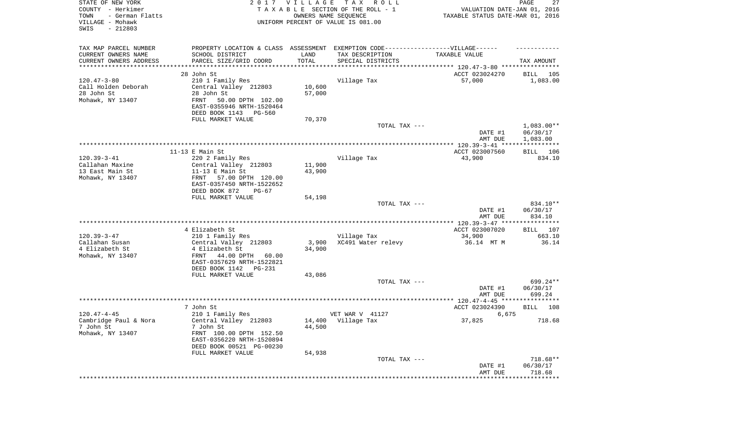STATE OF NEW YORK
COUNTY - Herkimer
TOWN - German Flatts
VILLAGE - Mohawk
SWIS - 212803

2 0 1 7 V I L L A G E T A X R O L L
T A X A B L E SECTION OF THE ROLL - 1
OWNERS NAME SEQUENCE
UNIFORM PERCENT OF VALUE IS 081.00

VALUATION DATE-JAN 01, 2016
TAXABLE STATUS DATE-MAR 01, 2016

| TAX MAP PARCEL NUMBER<br>CURRENT OWNERS NAME<br>CURRENT OWNERS ADDRESS | PROPERTY LOCATION & CLASS<br>SCHOOL DISTRICT<br>PARCEL SIZE/GRID COORD | ASSESSMENT<br>LAND<br>TOTAL | EXEMPTION CODE------VILLAGE------<br>TAX DESCRIPTION<br>SPECIAL DISTRICTS | TAXABLE VALUE | TAX AMOUNT |
|---|---|---|---|---|---|
| | 28 John St | | | ACCT 023024270 | BILL 105 |
| 120.47-3-80 | 210 1 Family Res | | Village Tax | 57,000 | 1,083.00 |
| Call Holden Deborah | Central Valley 212803 | 10,600 | | | |
| 28 John St | 28 John St | 57,000 | | | |
| Mohawk, NY 13407 | FRNT 50.00 DPTH 102.00 | | | | |
| | EAST-0355946 NRTH-1520464 | | | | |
| | DEED BOOK 1143 PG-560 | | | | |
| | FULL MARKET VALUE | 70,370 | | | |
| | | | TOTAL TAX --- | | 1,083.00** |
| | | | | DATE #1 | 06/30/17 |
| | | | | AMT DUE | 1,083.00 |
| | 11-13 E Main St | | | ACCT 023007560 | BILL 106 |
| 120.39-3-41 | 220 2 Family Res | | Village Tax | 43,900 | 834.10 |
| Callahan Maxine | Central Valley 212803 | 11,900 | | | |
| 13 East Main St | 11-13 E Main St | 43,900 | | | |
| Mohawk, NY 13407 | FRNT 57.00 DPTH 120.00 | | | | |
| | EAST-0357450 NRTH-1522652 | | | | |
| | DEED BOOK 872 PG-67 | | | | |
| | FULL MARKET VALUE | 54,198 | | | |
| | | | TOTAL TAX --- | | 834.10** |
| | | | | DATE #1 | 06/30/17 |
| | | | | AMT DUE | 834.10 |
| | 4 Elizabeth St | | | ACCT 023007020 | BILL 107 |
| 120.39-3-47 | 210 1 Family Res | | Village Tax | 34,900 | 663.10 |
| Callahan Susan | Central Valley 212803 | 3,900 | XC491 Water relevy | 36.14 MT M | 36.14 |
| 4 Elizabeth St | 4 Elizabeth St | 34,900 | | | |
| Mohawk, NY 13407 | FRNT 44.00 DPTH 60.00 | | | | |
| | EAST-0357629 NRTH-1522821 | | | | |
| | DEED BOOK 1142 PG-231 | | | | |
| | FULL MARKET VALUE | 43,086 | | | |
| | | | TOTAL TAX --- | | 699.24** |
| | | | | DATE #1 | 06/30/17 |
| | | | | AMT DUE | 699.24 |
| | 7 John St | | | ACCT 023024390 | BILL 108 |
| 120.47-4-45 | 210 1 Family Res | | VET WAR V 41127 | 6,675 | |
| Cambridge Paul & Nora | Central Valley 212803 | 14,400 | Village Tax | 37,825 | 718.68 |
| 7 John St | 7 John St | 44,500 | | | |
| Mohawk, NY 13407 | FRNT 100.00 DPTH 152.50 | | | | |
| | EAST-0356220 NRTH-1520894 | | | | |
| | DEED BOOK 00521 PG-00230 | | | | |
| | FULL MARKET VALUE | 54,938 | | | |
| | | | TOTAL TAX --- | | 718.68** |
| | | | | DATE #1 | 06/30/17 |
| | | | | AMT DUE | 718.68 |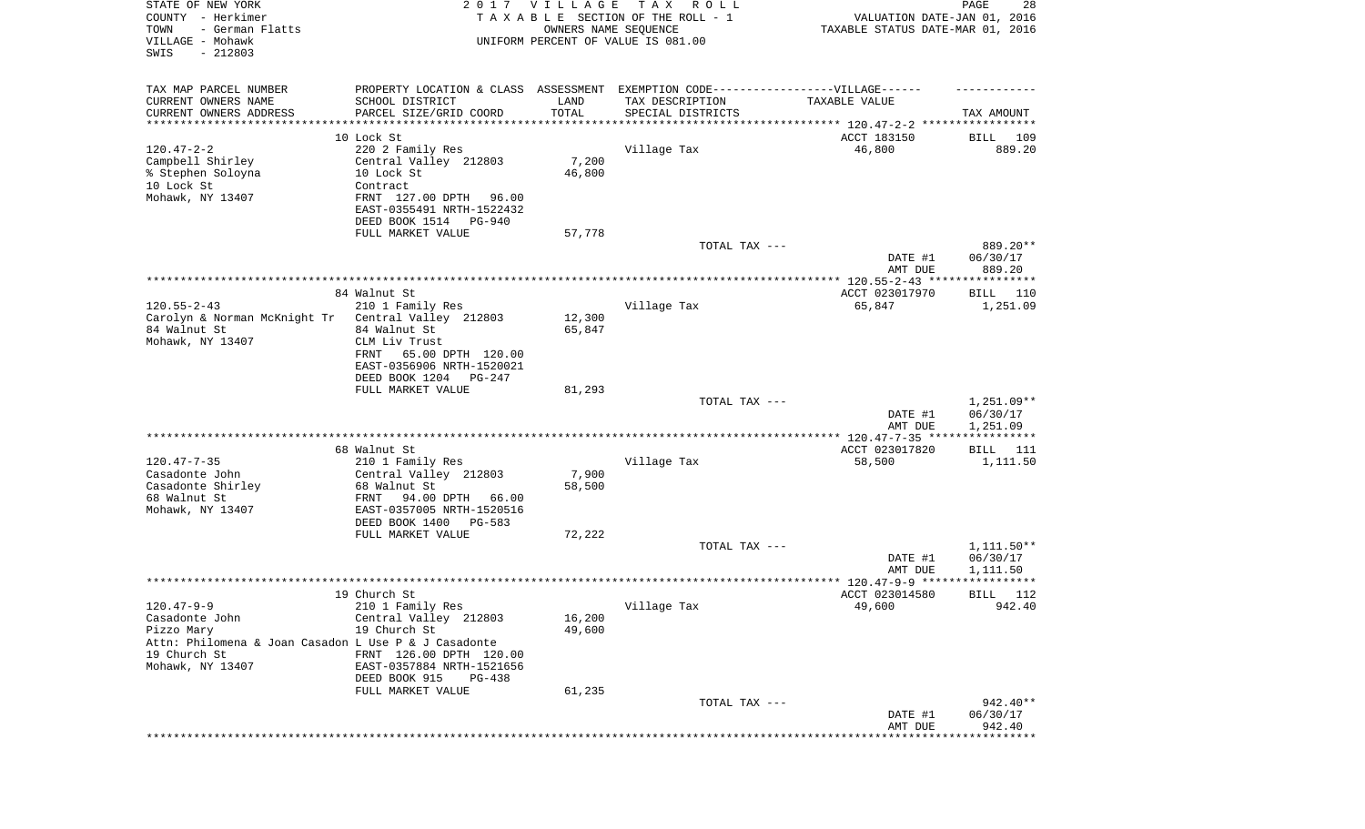STATE OF NEW YORK — 2017 VILLAGE TAX ROLL
COUNTY - Herkimer — TAXABLE SECTION OF THE ROLL - 1 — VALUATION DATE-JAN 01, 2016
TOWN - German Flatts — OWNERS NAME SEQUENCE — TAXABLE STATUS DATE-MAR 01, 2016
VILLAGE - Mohawk — UNIFORM PERCENT OF VALUE IS 081.00
SWIS - 212803

| TAX MAP PARCEL NUMBER / CURRENT OWNERS NAME / CURRENT OWNERS ADDRESS | PROPERTY LOCATION & CLASS / SCHOOL DISTRICT / PARCEL SIZE/GRID COORD | ASSESSMENT LAND / TOTAL | EXEMPTION CODE / TAX DESCRIPTION / SPECIAL DISTRICTS | VILLAGE TAXABLE VALUE | TAX AMOUNT |
|---|---|---|---|---|---|
| **120.47-2-2** | 10 Lock St | | | ACCT 183150 | BILL 109 |
| Campbell Shirley | 220 2 Family Res | | Village Tax | 46,800 | 889.20 |
| % Stephen Soloyna | Central Valley 212803 | 7,200 | | | |
| 10 Lock St | 10 Lock St | 46,800 | | | |
| Mohawk, NY 13407 | Contract | | | | |
| | FRNT 127.00 DPTH 96.00 | | | | |
| | EAST-0355491 NRTH-1522432 | | | | |
| | DEED BOOK 1514 PG-940 | | | | |
| | FULL MARKET VALUE | 57,778 | | | |
| | | | TOTAL TAX --- | | 889.20** |
| | | | | DATE #1 | 06/30/17 |
| | | | | AMT DUE | 889.20 |
| **120.55-2-43** | 84 Walnut St | | | ACCT 023017970 | BILL 110 |
| Carolyn & Norman McKnight Tr | 210 1 Family Res | | Village Tax | 65,847 | 1,251.09 |
| 84 Walnut St | Central Valley 212803 | 12,300 | | | |
| Mohawk, NY 13407 | 84 Walnut St | 65,847 | | | |
| | CLM Liv Trust | | | | |
| | FRNT 65.00 DPTH 120.00 | | | | |
| | EAST-0356906 NRTH-1520021 | | | | |
| | DEED BOOK 1204 PG-247 | | | | |
| | FULL MARKET VALUE | 81,293 | | | |
| | | | TOTAL TAX --- | | 1,251.09** |
| | | | | DATE #1 | 06/30/17 |
| | | | | AMT DUE | 1,251.09 |
| **120.47-7-35** | 68 Walnut St | | | ACCT 023017820 | BILL 111 |
| Casadonte John | 210 1 Family Res | | Village Tax | 58,500 | 1,111.50 |
| Casadonte Shirley | Central Valley 212803 | 7,900 | | | |
| 68 Walnut St | 68 Walnut St | 58,500 | | | |
| Mohawk, NY 13407 | FRNT 94.00 DPTH 66.00 | | | | |
| | EAST-0357005 NRTH-1520516 | | | | |
| | DEED BOOK 1400 PG-583 | | | | |
| | FULL MARKET VALUE | 72,222 | | | |
| | | | TOTAL TAX --- | | 1,111.50** |
| | | | | DATE #1 | 06/30/17 |
| | | | | AMT DUE | 1,111.50 |
| **120.47-9-9** | 19 Church St | | | ACCT 023014580 | BILL 112 |
| Casadonte John | 210 1 Family Res | | Village Tax | 49,600 | 942.40 |
| Pizzo Mary | Central Valley 212803 | 16,200 | | | |
| Attn: Philomena & Joan Casadon | 19 Church St | 49,600 | | | |
| 19 Church St | L Use P & J Casadonte | | | | |
| Mohawk, NY 13407 | FRNT 126.00 DPTH 120.00 | | | | |
| | EAST-0357884 NRTH-1521656 | | | | |
| | DEED BOOK 915 PG-438 | | | | |
| | FULL MARKET VALUE | 61,235 | | | |
| | | | TOTAL TAX --- | | 942.40** |
| | | | | DATE #1 | 06/30/17 |
| | | | | AMT DUE | 942.40 |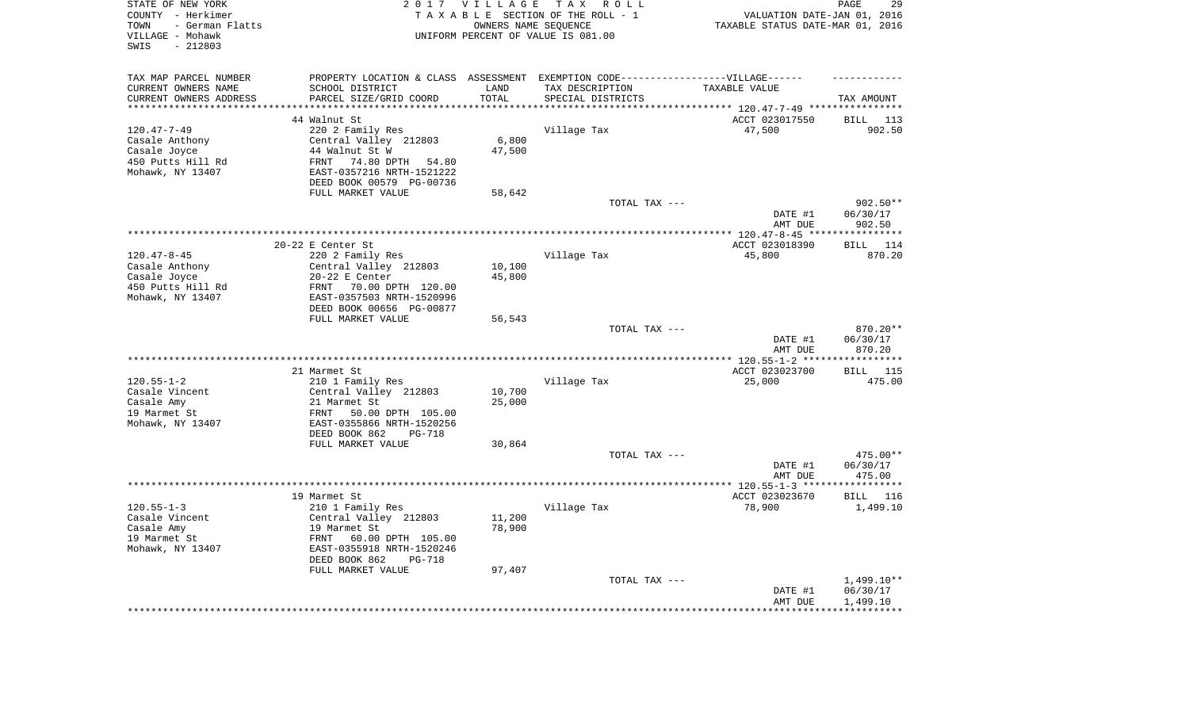STATE OF NEW YORK — 2017 VILLAGE TAX ROLL
COUNTY - Herkimer — TAXABLE SECTION OF THE ROLL - 1 — VALUATION DATE-JAN 01, 2016
TOWN - German Flatts — OWNERS NAME SEQUENCE — TAXABLE STATUS DATE-MAR 01, 2016
VILLAGE - Mohawk — UNIFORM PERCENT OF VALUE IS 081.00
SWIS - 212803

| TAX MAP PARCEL NUMBER / CURRENT OWNERS NAME / CURRENT OWNERS ADDRESS | PROPERTY LOCATION & CLASS / SCHOOL DISTRICT / PARCEL SIZE/GRID COORD | ASSESSMENT LAND / TOTAL | EXEMPTION CODE / TAX DESCRIPTION / SPECIAL DISTRICTS | TAXABLE VALUE | TAX AMOUNT |
|---|---|---|---|---|---|
| | 44 Walnut St | | | ACCT 023017550 | BILL 113 |
| 120.47-7-49 | 220 2 Family Res | | Village Tax | 47,500 | 902.50 |
| Casale Anthony | Central Valley 212803 | 6,800 | | | |
| Casale Joyce | 44 Walnut St W | 47,500 | | | |
| 450 Putts Hill Rd | FRNT 74.80 DPTH 54.80 | | | | |
| Mohawk, NY 13407 | EAST-0357216 NRTH-1521222 | | | | |
| | DEED BOOK 00579 PG-00736 | | | | |
| | FULL MARKET VALUE | 58,642 | | | |
| | | | TOTAL TAX --- | | 902.50** |
| | | | | DATE #1 | 06/30/17 |
| | | | | AMT DUE | 902.50 |
| | 20-22 E Center St | | | ACCT 023018390 | BILL 114 |
| 120.47-8-45 | 220 2 Family Res | | Village Tax | 45,800 | 870.20 |
| Casale Anthony | Central Valley 212803 | 10,100 | | | |
| Casale Joyce | 20-22 E Center | 45,800 | | | |
| 450 Putts Hill Rd | FRNT 70.00 DPTH 120.00 | | | | |
| Mohawk, NY 13407 | EAST-0357503 NRTH-1520996 | | | | |
| | DEED BOOK 00656 PG-00877 | | | | |
| | FULL MARKET VALUE | 56,543 | | | |
| | | | TOTAL TAX --- | | 870.20** |
| | | | | DATE #1 | 06/30/17 |
| | | | | AMT DUE | 870.20 |
| | 21 Marmet St | | | ACCT 023023700 | BILL 115 |
| 120.55-1-2 | 210 1 Family Res | | Village Tax | 25,000 | 475.00 |
| Casale Vincent | Central Valley 212803 | 10,700 | | | |
| Casale Amy | 21 Marmet St | 25,000 | | | |
| 19 Marmet St | FRNT 50.00 DPTH 105.00 | | | | |
| Mohawk, NY 13407 | EAST-0355866 NRTH-1520256 | | | | |
| | DEED BOOK 862 PG-718 | | | | |
| | FULL MARKET VALUE | 30,864 | | | |
| | | | TOTAL TAX --- | | 475.00** |
| | | | | DATE #1 | 06/30/17 |
| | | | | AMT DUE | 475.00 |
| | 19 Marmet St | | | ACCT 023023670 | BILL 116 |
| 120.55-1-3 | 210 1 Family Res | | Village Tax | 78,900 | 1,499.10 |
| Casale Vincent | Central Valley 212803 | 11,200 | | | |
| Casale Amy | 19 Marmet St | 78,900 | | | |
| 19 Marmet St | FRNT 60.00 DPTH 105.00 | | | | |
| Mohawk, NY 13407 | EAST-0355918 NRTH-1520246 | | | | |
| | DEED BOOK 862 PG-718 | | | | |
| | FULL MARKET VALUE | 97,407 | | | |
| | | | TOTAL TAX --- | | 1,499.10** |
| | | | | DATE #1 | 06/30/17 |
| | | | | AMT DUE | 1,499.10 |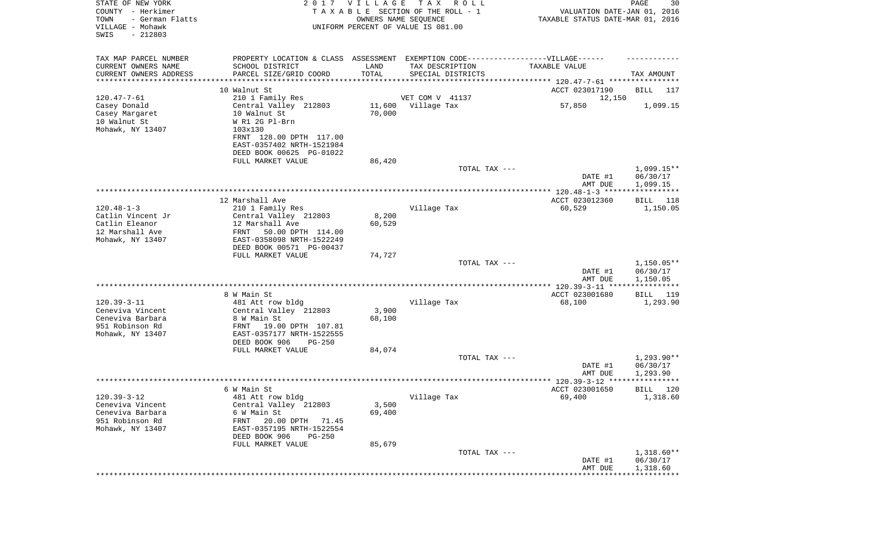STATE OF NEW YORK
COUNTY - Herkimer
TOWN - German Flatts
VILLAGE - Mohawk
SWIS - 212803

2 0 1 7 V I L L A G E T A X R O L L
T A X A B L E SECTION OF THE ROLL - 1
OWNERS NAME SEQUENCE
UNIFORM PERCENT OF VALUE IS 081.00

VALUATION DATE-JAN 01, 2016
TAXABLE STATUS DATE-MAR 01, 2016

| TAX MAP PARCEL NUMBER<br>CURRENT OWNERS NAME<br>CURRENT OWNERS ADDRESS | PROPERTY LOCATION & CLASS<br>SCHOOL DISTRICT<br>PARCEL SIZE/GRID COORD | ASSESSMENT<br>LAND<br>TOTAL | EXEMPTION CODE------VILLAGE------<br>TAX DESCRIPTION<br>SPECIAL DISTRICTS | TAXABLE VALUE | TAX AMOUNT |
|---|---|---|---|---|---|
| 120.47-7-61 | 10 Walnut St | | | ACCT 023017190 | BILL 117 |
| Casey Donald | 210 1 Family Res | | VET COM V 41137 | 12,150 | |
| Casey Margaret | Central Valley 212803 | 11,600 | Village Tax | 57,850 | 1,099.15 |
| 10 Walnut St | 10 Walnut St | 70,000 | | | |
| Mohawk, NY 13407 | W R1 2G Pl-Brn | | | | |
| | 103x130 | | | | |
| | FRNT 128.00 DPTH 117.00 | | | | |
| | EAST-0357402 NRTH-1521984 | | | | |
| | DEED BOOK 00625 PG-01022 | | | | |
| | FULL MARKET VALUE | 86,420 | | | |
| | | | TOTAL TAX --- | | 1,099.15** |
| | | | | DATE #1 | 06/30/17 |
| | | | | AMT DUE | 1,099.15 |
| 120.48-1-3 | 12 Marshall Ave | | | ACCT 023012360 | BILL 118 |
| Catlin Vincent Jr | 210 1 Family Res | | Village Tax | 60,529 | 1,150.05 |
| Catlin Eleanor | Central Valley 212803 | 8,200 | | | |
| 12 Marshall Ave | 12 Marshall Ave | 60,529 | | | |
| Mohawk, NY 13407 | FRNT 50.00 DPTH 114.00 | | | | |
| | EAST-0358098 NRTH-1522249 | | | | |
| | DEED BOOK 00571 PG-00437 | | | | |
| | FULL MARKET VALUE | 74,727 | | | |
| | | | TOTAL TAX --- | | 1,150.05** |
| | | | | DATE #1 | 06/30/17 |
| | | | | AMT DUE | 1,150.05 |
| 120.39-3-11 | 8 W Main St | | | ACCT 023001680 | BILL 119 |
| Ceneviva Vincent | 481 Att row bldg | | Village Tax | 68,100 | 1,293.90 |
| Ceneviva Barbara | Central Valley 212803 | 3,900 | | | |
| 951 Robinson Rd | 8 W Main St | 68,100 | | | |
| Mohawk, NY 13407 | FRNT 19.00 DPTH 107.81 | | | | |
| | EAST-0357177 NRTH-1522555 | | | | |
| | DEED BOOK 906 PG-250 | | | | |
| | FULL MARKET VALUE | 84,074 | | | |
| | | | TOTAL TAX --- | | 1,293.90** |
| | | | | DATE #1 | 06/30/17 |
| | | | | AMT DUE | 1,293.90 |
| 120.39-3-12 | 6 W Main St | | | ACCT 023001650 | BILL 120 |
| Ceneviva Vincent | 481 Att row bldg | | Village Tax | 69,400 | 1,318.60 |
| Ceneviva Barbara | Central Valley 212803 | 3,500 | | | |
| 951 Robinson Rd | 6 W Main St | 69,400 | | | |
| Mohawk, NY 13407 | FRNT 20.00 DPTH 71.45 | | | | |
| | EAST-0357195 NRTH-1522554 | | | | |
| | DEED BOOK 906 PG-250 | | | | |
| | FULL MARKET VALUE | 85,679 | | | |
| | | | TOTAL TAX --- | | 1,318.60** |
| | | | | DATE #1 | 06/30/17 |
| | | | | AMT DUE | 1,318.60 |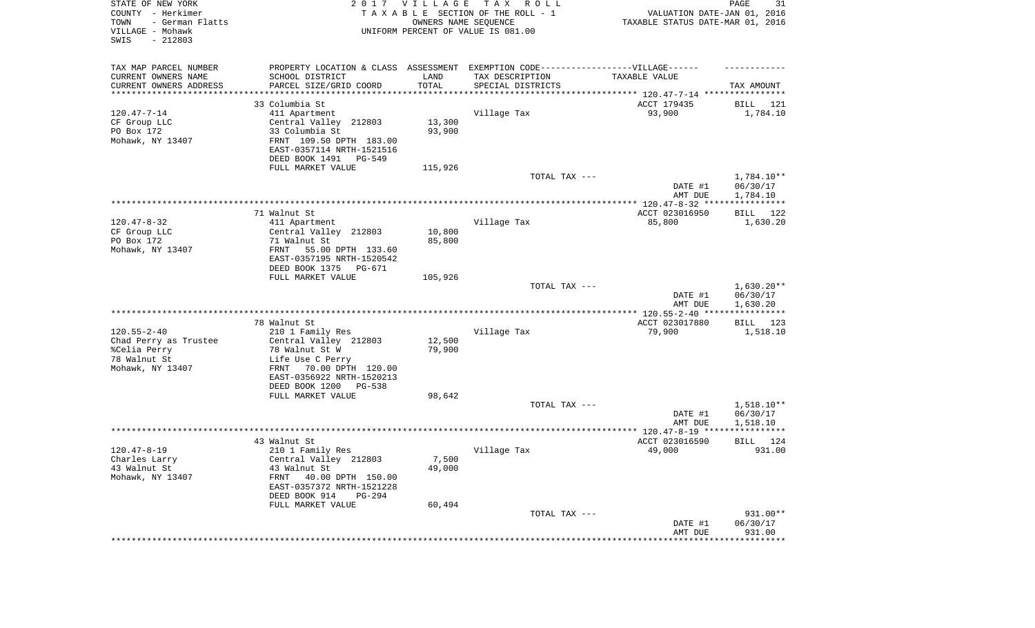STATE OF NEW YORK
COUNTY - Herkimer
TOWN - German Flatts
VILLAGE - Mohawk
SWIS - 212803

**2017 VILLAGE TAX ROLL**
TAXABLE SECTION OF THE ROLL - 1
OWNERS NAME SEQUENCE
UNIFORM PERCENT OF VALUE IS 081.00

VALUATION DATE-JAN 01, 2016
TAXABLE STATUS DATE-MAR 01, 2016

| TAX MAP PARCEL NUMBER / CURRENT OWNERS NAME / CURRENT OWNERS ADDRESS | PROPERTY LOCATION & CLASS / SCHOOL DISTRICT / PARCEL SIZE/GRID COORD | ASSESSMENT LAND / TOTAL | EXEMPTION CODE / TAX DESCRIPTION / SPECIAL DISTRICTS | TAXABLE VALUE | TAX AMOUNT |
|---|---|---|---|---|---|
| **120.47-7-14** | 33 Columbia St | | | ACCT 179435 | BILL 121 |
| CF Group LLC | 411 Apartment | | Village Tax | 93,900 | 1,784.10 |
| PO Box 172 | Central Valley 212803 | 13,300 | | | |
| Mohawk, NY 13407 | 33 Columbia St | 93,900 | | | |
| | FRNT 109.50 DPTH 183.00 | | | | |
| | EAST-0357114 NRTH-1521516 | | | | |
| | DEED BOOK 1491 PG-549 | | | | |
| | FULL MARKET VALUE | 115,926 | | | |
| | | | TOTAL TAX --- | | 1,784.10** |
| | | | | DATE #1 | 06/30/17 |
| | | | | AMT DUE | 1,784.10 |
| **120.47-8-32** | 71 Walnut St | | | ACCT 023016950 | BILL 122 |
| CF Group LLC | 411 Apartment | | Village Tax | 85,800 | 1,630.20 |
| PO Box 172 | Central Valley 212803 | 10,800 | | | |
| Mohawk, NY 13407 | 71 Walnut St | 85,800 | | | |
| | FRNT 55.00 DPTH 133.60 | | | | |
| | EAST-0357195 NRTH-1520542 | | | | |
| | DEED BOOK 1375 PG-671 | | | | |
| | FULL MARKET VALUE | 105,926 | | | |
| | | | TOTAL TAX --- | | 1,630.20** |
| | | | | DATE #1 | 06/30/17 |
| | | | | AMT DUE | 1,630.20 |
| **120.55-2-40** | 78 Walnut St | | | ACCT 023017880 | BILL 123 |
| Chad Perry as Trustee | 210 1 Family Res | | Village Tax | 79,900 | 1,518.10 |
| %Celia Perry | Central Valley 212803 | 12,500 | | | |
| 78 Walnut St | 78 Walnut St W | 79,900 | | | |
| Mohawk, NY 13407 | Life Use C Perry | | | | |
| | FRNT 70.00 DPTH 120.00 | | | | |
| | EAST-0356922 NRTH-1520213 | | | | |
| | DEED BOOK 1200 PG-538 | | | | |
| | FULL MARKET VALUE | 98,642 | | | |
| | | | TOTAL TAX --- | | 1,518.10** |
| | | | | DATE #1 | 06/30/17 |
| | | | | AMT DUE | 1,518.10 |
| **120.47-8-19** | 43 Walnut St | | | ACCT 023016590 | BILL 124 |
| Charles Larry | 210 1 Family Res | | Village Tax | 49,000 | 931.00 |
| 43 Walnut St | Central Valley 212803 | 7,500 | | | |
| Mohawk, NY 13407 | 43 Walnut St | 49,000 | | | |
| | FRNT 40.00 DPTH 150.00 | | | | |
| | EAST-0357372 NRTH-1521228 | | | | |
| | DEED BOOK 914 PG-294 | | | | |
| | FULL MARKET VALUE | 60,494 | | | |
| | | | TOTAL TAX --- | | 931.00** |
| | | | | DATE #1 | 06/30/17 |
| | | | | AMT DUE | 931.00 |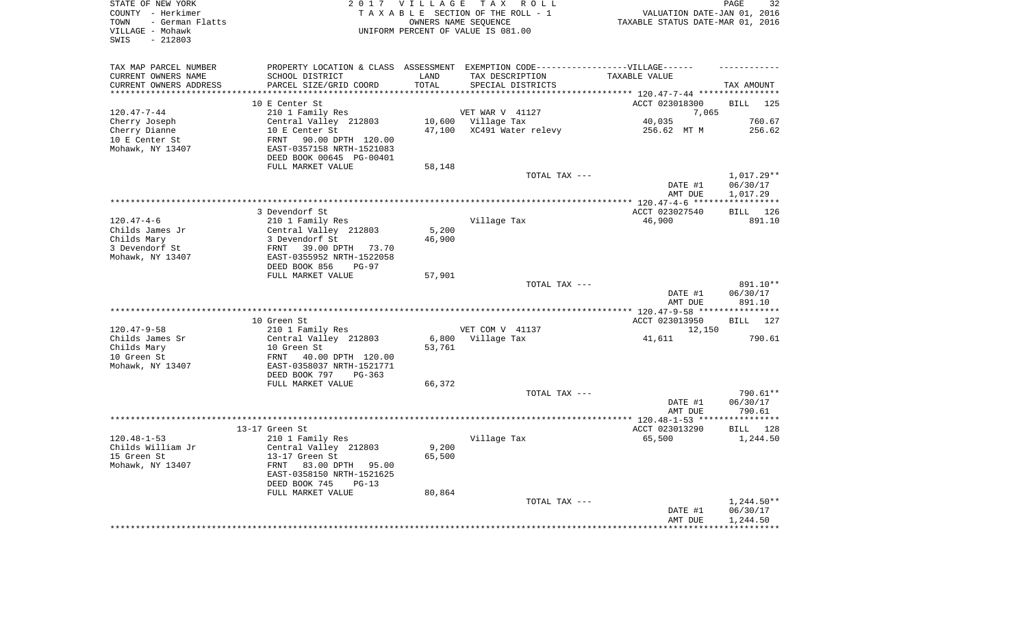STATE OF NEW YORK
COUNTY - Herkimer
TOWN - German Flatts
VILLAGE - Mohawk
SWIS - 212803

2017 VILLAGE TAX ROLL
TAXABLE SECTION OF THE ROLL - 1
OWNERS NAME SEQUENCE
UNIFORM PERCENT OF VALUE IS 081.00

VALUATION DATE-JAN 01, 2016
TAXABLE STATUS DATE-MAR 01, 2016

| TAX MAP PARCEL NUMBER / CURRENT OWNERS NAME / CURRENT OWNERS ADDRESS | PROPERTY LOCATION & CLASS / SCHOOL DISTRICT / PARCEL SIZE/GRID COORD | ASSESSMENT LAND / TOTAL | EXEMPTION CODE / TAX DESCRIPTION / SPECIAL DISTRICTS | TAXABLE VALUE | TAX AMOUNT |
|---|---|---|---|---|---|
| | 10 E Center St | | | ACCT 023018300 | BILL 125 |
| 120.47-7-44 | 210 1 Family Res | | VET WAR V 41127 | 7,065 | |
| Cherry Joseph | Central Valley 212803 | 10,600 | Village Tax | 40,035 | 760.67 |
| Cherry Dianne | 10 E Center St | 47,100 | XC491 Water relevy | 256.62 MT M | 256.62 |
| 10 E Center St | FRNT 90.00 DPTH 120.00 | | | | |
| Mohawk, NY 13407 | EAST-0357158 NRTH-1521083 | | | | |
| | DEED BOOK 00645 PG-00401 | | | | |
| | FULL MARKET VALUE | 58,148 | | | |
| | | | TOTAL TAX --- | | 1,017.29** |
| | | | | DATE #1 | 06/30/17 |
| | | | | AMT DUE | 1,017.29 |
| | 3 Devendorf St | | | ACCT 023027540 | BILL 126 |
| 120.47-4-6 | 210 1 Family Res | | Village Tax | 46,900 | 891.10 |
| Childs James Jr | Central Valley 212803 | 5,200 | | | |
| Childs Mary | 3 Devendorf St | 46,900 | | | |
| 3 Devendorf St | FRNT 39.00 DPTH 73.70 | | | | |
| Mohawk, NY 13407 | EAST-0355952 NRTH-1522058 | | | | |
| | DEED BOOK 856 PG-97 | | | | |
| | FULL MARKET VALUE | 57,901 | | | |
| | | | TOTAL TAX --- | | 891.10** |
| | | | | DATE #1 | 06/30/17 |
| | | | | AMT DUE | 891.10 |
| | 10 Green St | | | ACCT 023013950 | BILL 127 |
| 120.47-9-58 | 210 1 Family Res | | VET COM V 41137 | 12,150 | |
| Childs James Sr | Central Valley 212803 | 6,800 | Village Tax | 41,611 | 790.61 |
| Childs Mary | 10 Green St | 53,761 | | | |
| 10 Green St | FRNT 40.00 DPTH 120.00 | | | | |
| Mohawk, NY 13407 | EAST-0358037 NRTH-1521771 | | | | |
| | DEED BOOK 797 PG-363 | | | | |
| | FULL MARKET VALUE | 66,372 | | | |
| | | | TOTAL TAX --- | | 790.61** |
| | | | | DATE #1 | 06/30/17 |
| | | | | AMT DUE | 790.61 |
| | 13-17 Green St | | | ACCT 023013290 | BILL 128 |
| 120.48-1-53 | 210 1 Family Res | | Village Tax | 65,500 | 1,244.50 |
| Childs William Jr | Central Valley 212803 | 9,200 | | | |
| 15 Green St | 13-17 Green St | 65,500 | | | |
| Mohawk, NY 13407 | FRNT 83.00 DPTH 95.00 | | | | |
| | EAST-0358150 NRTH-1521625 | | | | |
| | DEED BOOK 745 PG-13 | | | | |
| | FULL MARKET VALUE | 80,864 | | | |
| | | | TOTAL TAX --- | | 1,244.50** |
| | | | | DATE #1 | 06/30/17 |
| | | | | AMT DUE | 1,244.50 |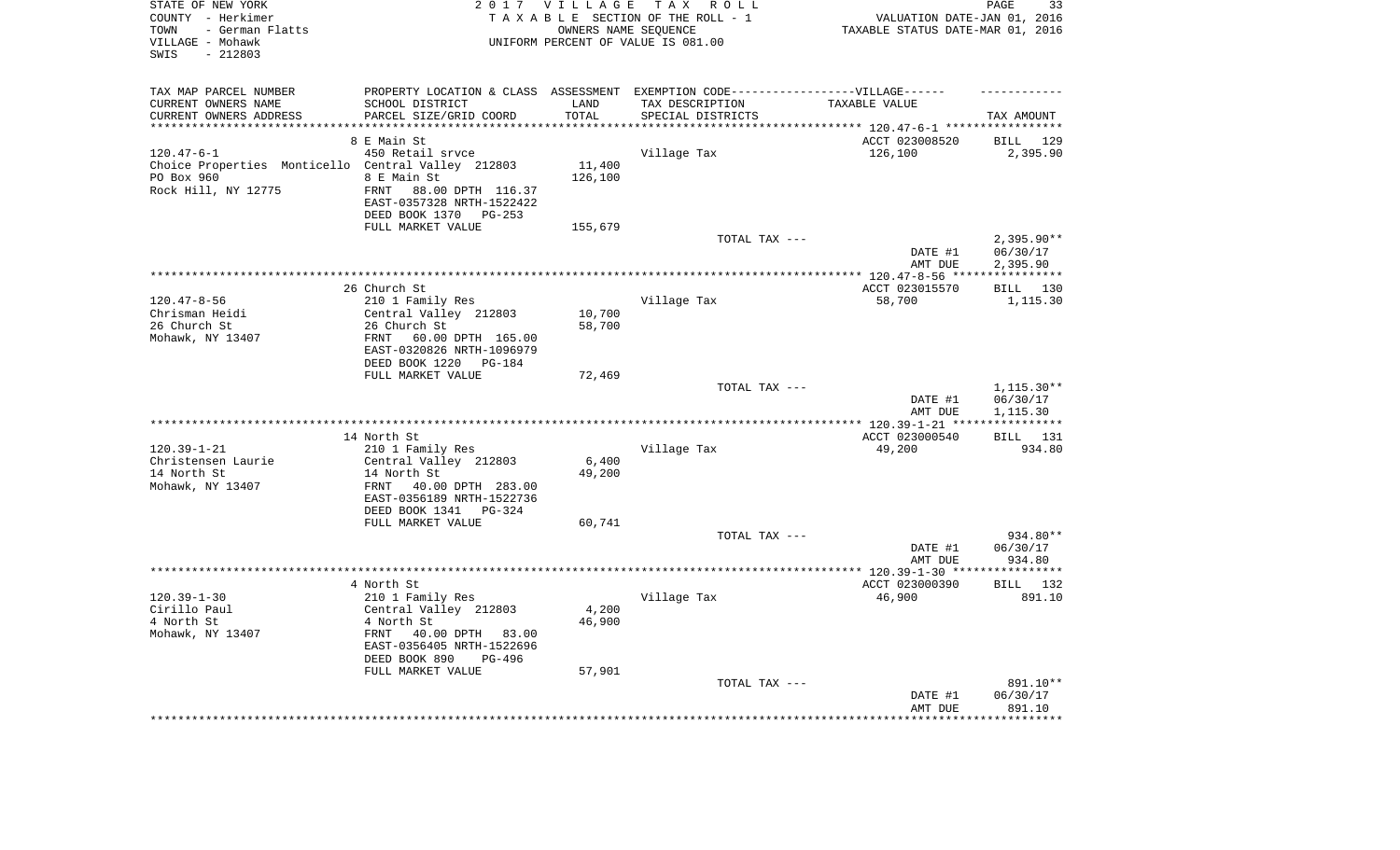STATE OF NEW YORK — 2017 VILLAGE TAX ROLL — PAGE 33
COUNTY - Herkimer — TAXABLE SECTION OF THE ROLL - 1 — VALUATION DATE-JAN 01, 2016
TOWN - German Flatts — OWNERS NAME SEQUENCE — TAXABLE STATUS DATE-MAR 01, 2016
VILLAGE - Mohawk — UNIFORM PERCENT OF VALUE IS 081.00
SWIS - 212803

| TAX MAP PARCEL NUMBER / CURRENT OWNERS NAME / CURRENT OWNERS ADDRESS | PROPERTY LOCATION & CLASS / SCHOOL DISTRICT / PARCEL SIZE/GRID COORD | ASSESSMENT LAND / TOTAL | EXEMPTION CODE-----VILLAGE------ TAX DESCRIPTION / SPECIAL DISTRICTS | TAXABLE VALUE | TAX AMOUNT |
|---|---|---|---|---|---|
| | 8 E Main St | | | ACCT 023008520 | BILL 129 |
| 120.47-6-1 | 450 Retail srvce | | Village Tax | 126,100 | 2,395.90 |
| Choice Properties Monticello | Central Valley 212803 | 11,400 | | | |
| PO Box 960 | 8 E Main St | 126,100 | | | |
| Rock Hill, NY 12775 | FRNT 88.00 DPTH 116.37 | | | | |
| | EAST-0357328 NRTH-1522422 | | | | |
| | DEED BOOK 1370 PG-253 | | | | |
| | FULL MARKET VALUE | 155,679 | | | |
| | | | TOTAL TAX --- | | 2,395.90** |
| | | | | DATE #1 | 06/30/17 |
| | | | | AMT DUE | 2,395.90 |
| | 26 Church St | | | ACCT 023015570 | BILL 130 |
| 120.47-8-56 | 210 1 Family Res | | Village Tax | 58,700 | 1,115.30 |
| Chrisman Heidi | Central Valley 212803 | 10,700 | | | |
| 26 Church St | 26 Church St | 58,700 | | | |
| Mohawk, NY 13407 | FRNT 60.00 DPTH 165.00 | | | | |
| | EAST-0320826 NRTH-1096979 | | | | |
| | DEED BOOK 1220 PG-184 | | | | |
| | FULL MARKET VALUE | 72,469 | | | |
| | | | TOTAL TAX --- | | 1,115.30** |
| | | | | DATE #1 | 06/30/17 |
| | | | | AMT DUE | 1,115.30 |
| | 14 North St | | | ACCT 023000540 | BILL 131 |
| 120.39-1-21 | 210 1 Family Res | | Village Tax | 49,200 | 934.80 |
| Christensen Laurie | Central Valley 212803 | 6,400 | | | |
| 14 North St | 14 North St | 49,200 | | | |
| Mohawk, NY 13407 | FRNT 40.00 DPTH 283.00 | | | | |
| | EAST-0356189 NRTH-1522736 | | | | |
| | DEED BOOK 1341 PG-324 | | | | |
| | FULL MARKET VALUE | 60,741 | | | |
| | | | TOTAL TAX --- | | 934.80** |
| | | | | DATE #1 | 06/30/17 |
| | | | | AMT DUE | 934.80 |
| | 4 North St | | | ACCT 023000390 | BILL 132 |
| 120.39-1-30 | 210 1 Family Res | | Village Tax | 46,900 | 891.10 |
| Cirillo Paul | Central Valley 212803 | 4,200 | | | |
| 4 North St | 4 North St | 46,900 | | | |
| Mohawk, NY 13407 | FRNT 40.00 DPTH 83.00 | | | | |
| | EAST-0356405 NRTH-1522696 | | | | |
| | DEED BOOK 890 PG-496 | | | | |
| | FULL MARKET VALUE | 57,901 | | | |
| | | | TOTAL TAX --- | | 891.10** |
| | | | | DATE #1 | 06/30/17 |
| | | | | AMT DUE | 891.10 |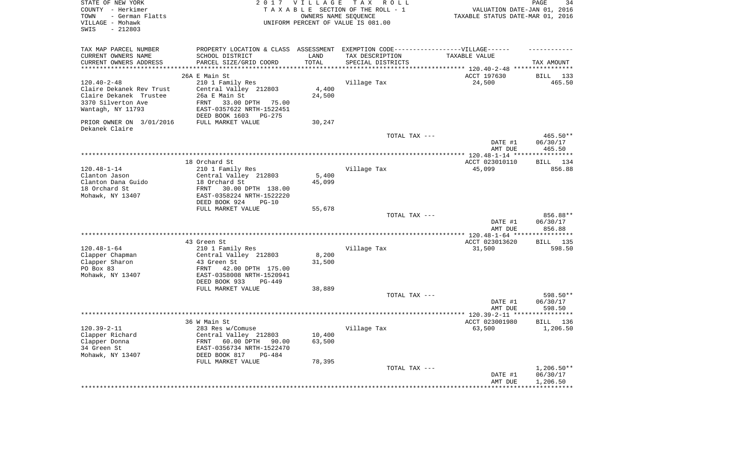STATE OF NEW YORK
COUNTY - Herkimer
TOWN - German Flatts
VILLAGE - Mohawk
SWIS - 212803

2017 VILLAGE TAX ROLL
TAXABLE SECTION OF THE ROLL - 1
OWNERS NAME SEQUENCE
UNIFORM PERCENT OF VALUE IS 081.00

VALUATION DATE-JAN 01, 2016
TAXABLE STATUS DATE-MAR 01, 2016

| TAX MAP PARCEL NUMBER<br>CURRENT OWNERS NAME<br>CURRENT OWNERS ADDRESS | PROPERTY LOCATION & CLASS<br>SCHOOL DISTRICT<br>PARCEL SIZE/GRID COORD | ASSESSMENT<br>LAND<br>TOTAL | EXEMPTION CODE------VILLAGE------<br>TAX DESCRIPTION<br>SPECIAL DISTRICTS | TAXABLE VALUE | TAX AMOUNT |
|---|---|---|---|---|---|
| 120.40-2-48 | 26A E Main St | | | ACCT 197630 | BILL 133 |
| 120.40-2-48 | 210 1 Family Res | | Village Tax | 24,500 | 465.50 |
| Claire Dekanek Rev Trust | Central Valley 212803 | 4,400 | | | |
| Claire Dekanek Trustee | 26a E Main St | 24,500 | | | |
| 3370 Silverton Ave | FRNT 33.00 DPTH 75.00 | | | | |
| Wantagh, NY 11793 | EAST-0357622 NRTH-1522451 | | | | |
| | DEED BOOK 1603 PG-275 | | | | |
| PRIOR OWNER ON 3/01/2016 | FULL MARKET VALUE | 30,247 | | | |
| Dekanek Claire | | | | | |
| | | | TOTAL TAX --- | | 465.50** |
| | | | | DATE #1 | 06/30/17 |
| | | | | AMT DUE | 465.50 |
| 120.48-1-14 | 18 Orchard St | | | ACCT 023010110 | BILL 134 |
| 120.48-1-14 | 210 1 Family Res | | Village Tax | 45,099 | 856.88 |
| Clanton Jason | Central Valley 212803 | 5,400 | | | |
| Clanton Dana Guido | 18 Orchard St | 45,099 | | | |
| 18 Orchard St | FRNT 30.00 DPTH 138.00 | | | | |
| Mohawk, NY 13407 | EAST-0358224 NRTH-1522220 | | | | |
| | DEED BOOK 924 PG-10 | | | | |
| | FULL MARKET VALUE | 55,678 | | | |
| | | | TOTAL TAX --- | | 856.88** |
| | | | | DATE #1 | 06/30/17 |
| | | | | AMT DUE | 856.88 |
| 120.48-1-64 | 43 Green St | | | ACCT 023013620 | BILL 135 |
| 120.48-1-64 | 210 1 Family Res | | Village Tax | 31,500 | 598.50 |
| Clapper Chapman | Central Valley 212803 | 8,200 | | | |
| Clapper Sharon | 43 Green St | 31,500 | | | |
| PO Box 83 | FRNT 42.00 DPTH 175.00 | | | | |
| Mohawk, NY 13407 | EAST-0358008 NRTH-1520941 | | | | |
| | DEED BOOK 933 PG-449 | | | | |
| | FULL MARKET VALUE | 38,889 | | | |
| | | | TOTAL TAX --- | | 598.50** |
| | | | | DATE #1 | 06/30/17 |
| | | | | AMT DUE | 598.50 |
| 120.39-2-11 | 36 W Main St | | | ACCT 023001980 | BILL 136 |
| 120.39-2-11 | 283 Res w/Comuse | | Village Tax | 63,500 | 1,206.50 |
| Clapper Richard | Central Valley 212803 | 10,400 | | | |
| Clapper Donna | FRNT 60.00 DPTH 90.00 | 63,500 | | | |
| 34 Green St | EAST-0356734 NRTH-1522470 | | | | |
| Mohawk, NY 13407 | DEED BOOK 817 PG-484 | | | | |
| | FULL MARKET VALUE | 78,395 | | | |
| | | | TOTAL TAX --- | | 1,206.50** |
| | | | | DATE #1 | 06/30/17 |
| | | | | AMT DUE | 1,206.50 |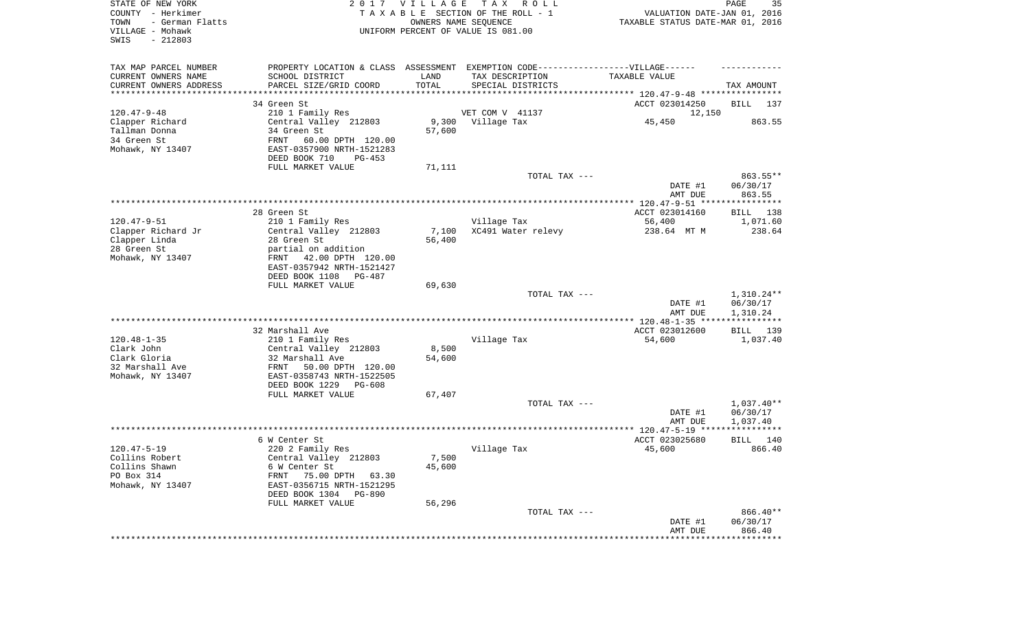STATE OF NEW YORK
COUNTY - Herkimer
TOWN - German Flatts
VILLAGE - Mohawk
SWIS - 212803

2 0 1 7 V I L L A G E T A X R O L L
T A X A B L E SECTION OF THE ROLL - 1
OWNERS NAME SEQUENCE
UNIFORM PERCENT OF VALUE IS 081.00

VALUATION DATE-JAN 01, 2016
TAXABLE STATUS DATE-MAR 01, 2016

| TAX MAP PARCEL NUMBER / CURRENT OWNERS NAME / CURRENT OWNERS ADDRESS | PROPERTY LOCATION & CLASS / SCHOOL DISTRICT / PARCEL SIZE/GRID COORD | ASSESSMENT LAND / TOTAL | EXEMPTION CODE / TAX DESCRIPTION / SPECIAL DISTRICTS | VILLAGE TAXABLE VALUE | TAX AMOUNT |
|---|---|---|---|---|---|
| **120.47-9-48** | 34 Green St | | | ACCT 023014250 | BILL 137 |
| | 210 1 Family Res | | VET COM V 41137 | 12,150 | |
| Clapper Richard | Central Valley 212803 | 9,300 | Village Tax | 45,450 | 863.55 |
| Tallman Donna | 34 Green St | 57,600 | | | |
| 34 Green St | FRNT 60.00 DPTH 120.00 | | | | |
| Mohawk, NY 13407 | EAST-0357900 NRTH-1521283 | | | | |
| | DEED BOOK 710 PG-453 | | | | |
| | FULL MARKET VALUE | 71,111 | | | |
| | | | TOTAL TAX --- | | 863.55** |
| | | | | DATE #1 | 06/30/17 |
| | | | | AMT DUE | 863.55 |
| **120.47-9-51** | 28 Green St | | | ACCT 023014160 | BILL 138 |
| | 210 1 Family Res | | Village Tax | 56,400 | 1,071.60 |
| Clapper Richard Jr | Central Valley 212803 | 7,100 | XC491 Water relevy | 238.64 MT M | 238.64 |
| Clapper Linda | 28 Green St | 56,400 | | | |
| 28 Green St | partial on addition | | | | |
| Mohawk, NY 13407 | FRNT 42.00 DPTH 120.00 | | | | |
| | EAST-0357942 NRTH-1521427 | | | | |
| | DEED BOOK 1108 PG-487 | | | | |
| | FULL MARKET VALUE | 69,630 | | | |
| | | | TOTAL TAX --- | | 1,310.24** |
| | | | | DATE #1 | 06/30/17 |
| | | | | AMT DUE | 1,310.24 |
| **120.48-1-35** | 32 Marshall Ave | | | ACCT 023012600 | BILL 139 |
| | 210 1 Family Res | | Village Tax | 54,600 | 1,037.40 |
| Clark John | Central Valley 212803 | 8,500 | | | |
| Clark Gloria | 32 Marshall Ave | 54,600 | | | |
| 32 Marshall Ave | FRNT 50.00 DPTH 120.00 | | | | |
| Mohawk, NY 13407 | EAST-0358743 NRTH-1522505 | | | | |
| | DEED BOOK 1229 PG-608 | | | | |
| | FULL MARKET VALUE | 67,407 | | | |
| | | | TOTAL TAX --- | | 1,037.40** |
| | | | | DATE #1 | 06/30/17 |
| | | | | AMT DUE | 1,037.40 |
| **120.47-5-19** | 6 W Center St | | | ACCT 023025680 | BILL 140 |
| | 220 2 Family Res | | Village Tax | 45,600 | 866.40 |
| Collins Robert | Central Valley 212803 | 7,500 | | | |
| Collins Shawn | 6 W Center St | 45,600 | | | |
| PO Box 314 | FRNT 75.00 DPTH 63.30 | | | | |
| Mohawk, NY 13407 | EAST-0356715 NRTH-1521295 | | | | |
| | DEED BOOK 1304 PG-890 | | | | |
| | FULL MARKET VALUE | 56,296 | | | |
| | | | TOTAL TAX --- | | 866.40** |
| | | | | DATE #1 | 06/30/17 |
| | | | | AMT DUE | 866.40 |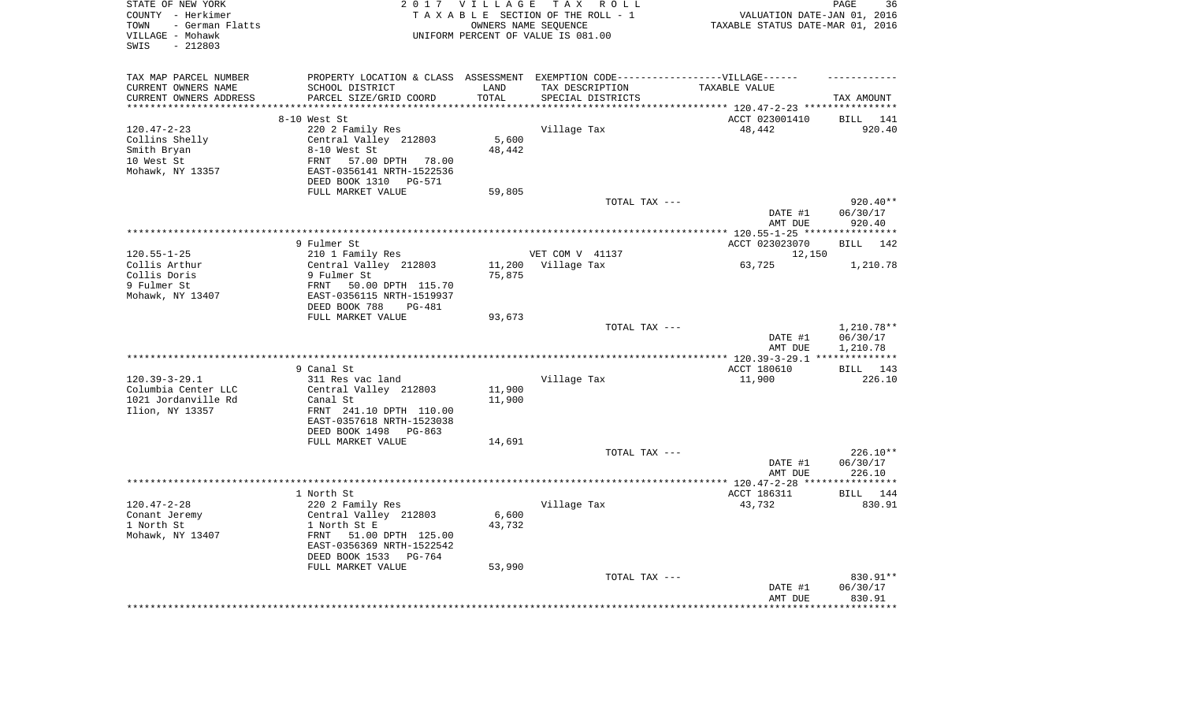STATE OF NEW YORK
COUNTY - Herkimer
TOWN - German Flatts
VILLAGE - Mohawk
SWIS - 212803

**2017 VILLAGE TAX ROLL**
TAXABLE SECTION OF THE ROLL - 1
OWNERS NAME SEQUENCE
UNIFORM PERCENT OF VALUE IS 081.00

VALUATION DATE-JAN 01, 2016
TAXABLE STATUS DATE-MAR 01, 2016

| TAX MAP PARCEL NUMBER / CURRENT OWNERS NAME / CURRENT OWNERS ADDRESS | PROPERTY LOCATION & CLASS / SCHOOL DISTRICT / PARCEL SIZE/GRID COORD | ASSESSMENT LAND / TOTAL | EXEMPTION CODE / TAX DESCRIPTION / SPECIAL DISTRICTS | TAXABLE VALUE | TAX AMOUNT |
|---|---|---|---|---|---|
| 120.47-2-23 | 8-10 West St | | | ACCT 023001410 | BILL 141 |
| Collins Shelly | 220 2 Family Res | | Village Tax | 48,442 | 920.40 |
| Smith Bryan | Central Valley 212803 | 5,600 | | | |
| 10 West St | 8-10 West St | 48,442 | | | |
| Mohawk, NY 13357 | FRNT 57.00 DPTH 78.00 | | | | |
| | EAST-0356141 NRTH-1522536 | | | | |
| | DEED BOOK 1310 PG-571 | | | | |
| | FULL MARKET VALUE | 59,805 | | | |
| | | | TOTAL TAX --- | | 920.40** |
| | | | | DATE #1 | 06/30/17 |
| | | | | AMT DUE | 920.40 |
| 120.55-1-25 | 9 Fulmer St | | | ACCT 023023070 | BILL 142 |
| Collis Arthur | 210 1 Family Res | | VET COM V 41137 | 12,150 | |
| Collis Doris | Central Valley 212803 | 11,200 | Village Tax | 63,725 | 1,210.78 |
| 9 Fulmer St | 9 Fulmer St | 75,875 | | | |
| Mohawk, NY 13407 | FRNT 50.00 DPTH 115.70 | | | | |
| | EAST-0356115 NRTH-1519937 | | | | |
| | DEED BOOK 788 PG-481 | | | | |
| | FULL MARKET VALUE | 93,673 | | | |
| | | | TOTAL TAX --- | | 1,210.78** |
| | | | | DATE #1 | 06/30/17 |
| | | | | AMT DUE | 1,210.78 |
| 120.39-3-29.1 | 9 Canal St | | | ACCT 180610 | BILL 143 |
| Columbia Center LLC | 311 Res vac land | | Village Tax | 11,900 | 226.10 |
| 1021 Jordanville Rd | Central Valley 212803 | 11,900 | | | |
| Ilion, NY 13357 | Canal St | 11,900 | | | |
| | FRNT 241.10 DPTH 110.00 | | | | |
| | EAST-0357618 NRTH-1523038 | | | | |
| | DEED BOOK 1498 PG-863 | | | | |
| | FULL MARKET VALUE | 14,691 | | | |
| | | | TOTAL TAX --- | | 226.10** |
| | | | | DATE #1 | 06/30/17 |
| | | | | AMT DUE | 226.10 |
| 120.47-2-28 | 1 North St | | | ACCT 186311 | BILL 144 |
| Conant Jeremy | 220 2 Family Res | | Village Tax | 43,732 | 830.91 |
| 1 North St | Central Valley 212803 | 6,600 | | | |
| Mohawk, NY 13407 | 1 North St E | 43,732 | | | |
| | FRNT 51.00 DPTH 125.00 | | | | |
| | EAST-0356369 NRTH-1522542 | | | | |
| | DEED BOOK 1533 PG-764 | | | | |
| | FULL MARKET VALUE | 53,990 | | | |
| | | | TOTAL TAX --- | | 830.91** |
| | | | | DATE #1 | 06/30/17 |
| | | | | AMT DUE | 830.91 |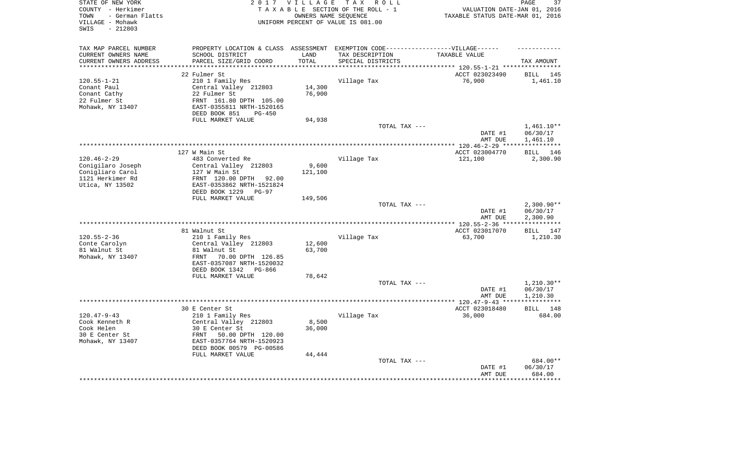STATE OF NEW YORK
COUNTY - Herkimer
TOWN - German Flatts
VILLAGE - Mohawk
SWIS - 212803

2 0 1 7 V I L L A G E T A X R O L L
T A X A B L E SECTION OF THE ROLL - 1
OWNERS NAME SEQUENCE
UNIFORM PERCENT OF VALUE IS 081.00

VALUATION DATE-JAN 01, 2016
TAXABLE STATUS DATE-MAR 01, 2016

| TAX MAP PARCEL NUMBER / CURRENT OWNERS NAME / CURRENT OWNERS ADDRESS | PROPERTY LOCATION & CLASS / SCHOOL DISTRICT / PARCEL SIZE/GRID COORD | ASSESSMENT LAND / TOTAL | EXEMPTION CODE / TAX DESCRIPTION / SPECIAL DISTRICTS | TAXABLE VALUE | TAX AMOUNT |
|---|---|---|---|---|---|
| | 22 Fulmer St | | | ACCT 023023490 | BILL 145 |
| 120.55-1-21 | 210 1 Family Res | | Village Tax | 76,900 | 1,461.10 |
| Conant Paul | Central Valley 212803 | 14,300 | | | |
| Conant Cathy | 22 Fulmer St | 76,900 | | | |
| 22 Fulmer St | FRNT 161.80 DPTH 105.00 | | | | |
| Mohawk, NY 13407 | EAST-0355811 NRTH-1520165 | | | | |
| | DEED BOOK 851 PG-450 | | | | |
| | FULL MARKET VALUE | 94,938 | | | |
| | | | TOTAL TAX --- | | 1,461.10** |
| | | | | DATE #1 | 06/30/17 |
| | | | | AMT DUE | 1,461.10 |
| | 127 W Main St | | | ACCT 023004770 | BILL 146 |
| 120.46-2-29 | 483 Converted Re | | Village Tax | 121,100 | 2,300.90 |
| Conigilaro Joseph | Central Valley 212803 | 9,600 | | | |
| Conigliaro Carol | 127 W Main St | 121,100 | | | |
| 1121 Herkimer Rd | FRNT 120.00 DPTH 92.00 | | | | |
| Utica, NY 13502 | EAST-0353862 NRTH-1521824 | | | | |
| | DEED BOOK 1229 PG-97 | | | | |
| | FULL MARKET VALUE | 149,506 | | | |
| | | | TOTAL TAX --- | | 2,300.90** |
| | | | | DATE #1 | 06/30/17 |
| | | | | AMT DUE | 2,300.90 |
| | 81 Walnut St | | | ACCT 023017070 | BILL 147 |
| 120.55-2-36 | 210 1 Family Res | | Village Tax | 63,700 | 1,210.30 |
| Conte Carolyn | Central Valley 212803 | 12,600 | | | |
| 81 Walnut St | 81 Walnut St | 63,700 | | | |
| Mohawk, NY 13407 | FRNT 70.00 DPTH 126.85 | | | | |
| | EAST-0357087 NRTH-1520032 | | | | |
| | DEED BOOK 1342 PG-866 | | | | |
| | FULL MARKET VALUE | 78,642 | | | |
| | | | TOTAL TAX --- | | 1,210.30** |
| | | | | DATE #1 | 06/30/17 |
| | | | | AMT DUE | 1,210.30 |
| | 30 E Center St | | | ACCT 023018480 | BILL 148 |
| 120.47-9-43 | 210 1 Family Res | | Village Tax | 36,000 | 684.00 |
| Cook Kenneth R | Central Valley 212803 | 8,500 | | | |
| Cook Helen | 30 E Center St | 36,000 | | | |
| 30 E Center St | FRNT 50.00 DPTH 120.00 | | | | |
| Mohawk, NY 13407 | EAST-0357764 NRTH-1520923 | | | | |
| | DEED BOOK 00579 PG-00586 | | | | |
| | FULL MARKET VALUE | 44,444 | | | |
| | | | TOTAL TAX --- | | 684.00** |
| | | | | DATE #1 | 06/30/17 |
| | | | | AMT DUE | 684.00 |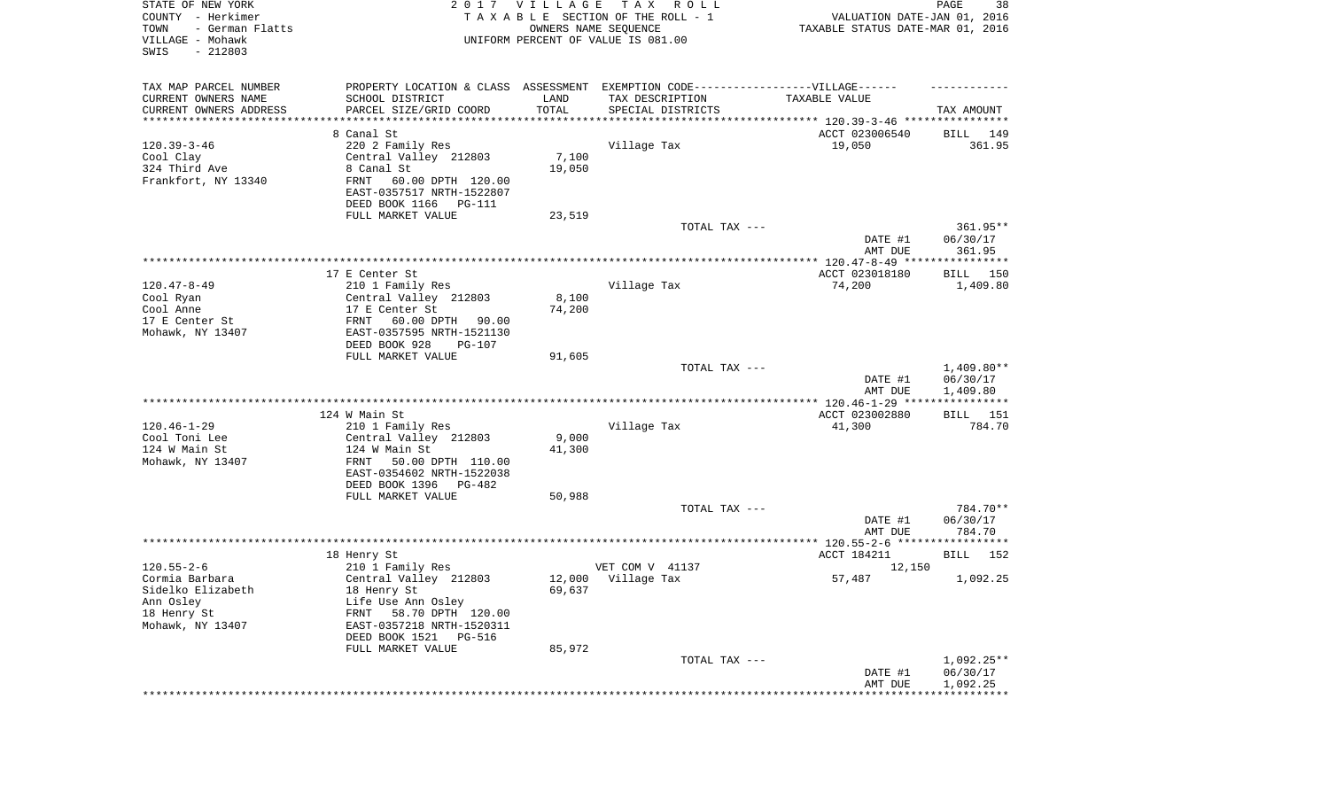STATE OF NEW YORK
COUNTY - Herkimer
TOWN - German Flatts
VILLAGE - Mohawk
SWIS - 212803

2017 VILLAGE TAX ROLL
TAXABLE SECTION OF THE ROLL - 1
OWNERS NAME SEQUENCE
UNIFORM PERCENT OF VALUE IS 081.00

VALUATION DATE-JAN 01, 2016
TAXABLE STATUS DATE-MAR 01, 2016

| TAX MAP PARCEL NUMBER / CURRENT OWNERS NAME / CURRENT OWNERS ADDRESS | PROPERTY LOCATION & CLASS / SCHOOL DISTRICT / PARCEL SIZE/GRID COORD | ASSESSMENT LAND / TOTAL | EXEMPTION CODE / TAX DESCRIPTION / SPECIAL DISTRICTS | TAXABLE VALUE | TAX AMOUNT |
|---|---|---|---|---|---|
| | 8 Canal St | | | ACCT 023006540 | BILL 149 |
| 120.39-3-46 | 220 2 Family Res | | Village Tax | 19,050 | 361.95 |
| Cool Clay | Central Valley 212803 | 7,100 | | | |
| 324 Third Ave | 8 Canal St | 19,050 | | | |
| Frankfort, NY 13340 | FRNT 60.00 DPTH 120.00 | | | | |
| | EAST-0357517 NRTH-1522807 | | | | |
| | DEED BOOK 1166 PG-111 | | | | |
| | FULL MARKET VALUE | 23,519 | | | |
| | | | TOTAL TAX --- | | 361.95** |
| | | | | DATE #1 | 06/30/17 |
| | | | | AMT DUE | 361.95 |
| | 17 E Center St | | | ACCT 023018180 | BILL 150 |
| 120.47-8-49 | 210 1 Family Res | | Village Tax | 74,200 | 1,409.80 |
| Cool Ryan | Central Valley 212803 | 8,100 | | | |
| Cool Anne | 17 E Center St | 74,200 | | | |
| 17 E Center St | FRNT 60.00 DPTH 90.00 | | | | |
| Mohawk, NY 13407 | EAST-0357595 NRTH-1521130 | | | | |
| | DEED BOOK 928 PG-107 | | | | |
| | FULL MARKET VALUE | 91,605 | | | |
| | | | TOTAL TAX --- | | 1,409.80** |
| | | | | DATE #1 | 06/30/17 |
| | | | | AMT DUE | 1,409.80 |
| | 124 W Main St | | | ACCT 023002880 | BILL 151 |
| 120.46-1-29 | 210 1 Family Res | | Village Tax | 41,300 | 784.70 |
| Cool Toni Lee | Central Valley 212803 | 9,000 | | | |
| 124 W Main St | 124 W Main St | 41,300 | | | |
| Mohawk, NY 13407 | FRNT 50.00 DPTH 110.00 | | | | |
| | EAST-0354602 NRTH-1522038 | | | | |
| | DEED BOOK 1396 PG-482 | | | | |
| | FULL MARKET VALUE | 50,988 | | | |
| | | | TOTAL TAX --- | | 784.70** |
| | | | | DATE #1 | 06/30/17 |
| | | | | AMT DUE | 784.70 |
| | 18 Henry St | | | ACCT 184211 | BILL 152 |
| 120.55-2-6 | 210 1 Family Res | | VET COM V 41137 | 12,150 | |
| Cormia Barbara | Central Valley 212803 | 12,000 | Village Tax | 57,487 | 1,092.25 |
| Sidelko Elizabeth | 18 Henry St | 69,637 | | | |
| Ann Osley | Life Use Ann Osley | | | | |
| 18 Henry St | FRNT 58.70 DPTH 120.00 | | | | |
| Mohawk, NY 13407 | EAST-0357218 NRTH-1520311 | | | | |
| | DEED BOOK 1521 PG-516 | | | | |
| | FULL MARKET VALUE | 85,972 | | | |
| | | | TOTAL TAX --- | | 1,092.25** |
| | | | | DATE #1 | 06/30/17 |
| | | | | AMT DUE | 1,092.25 |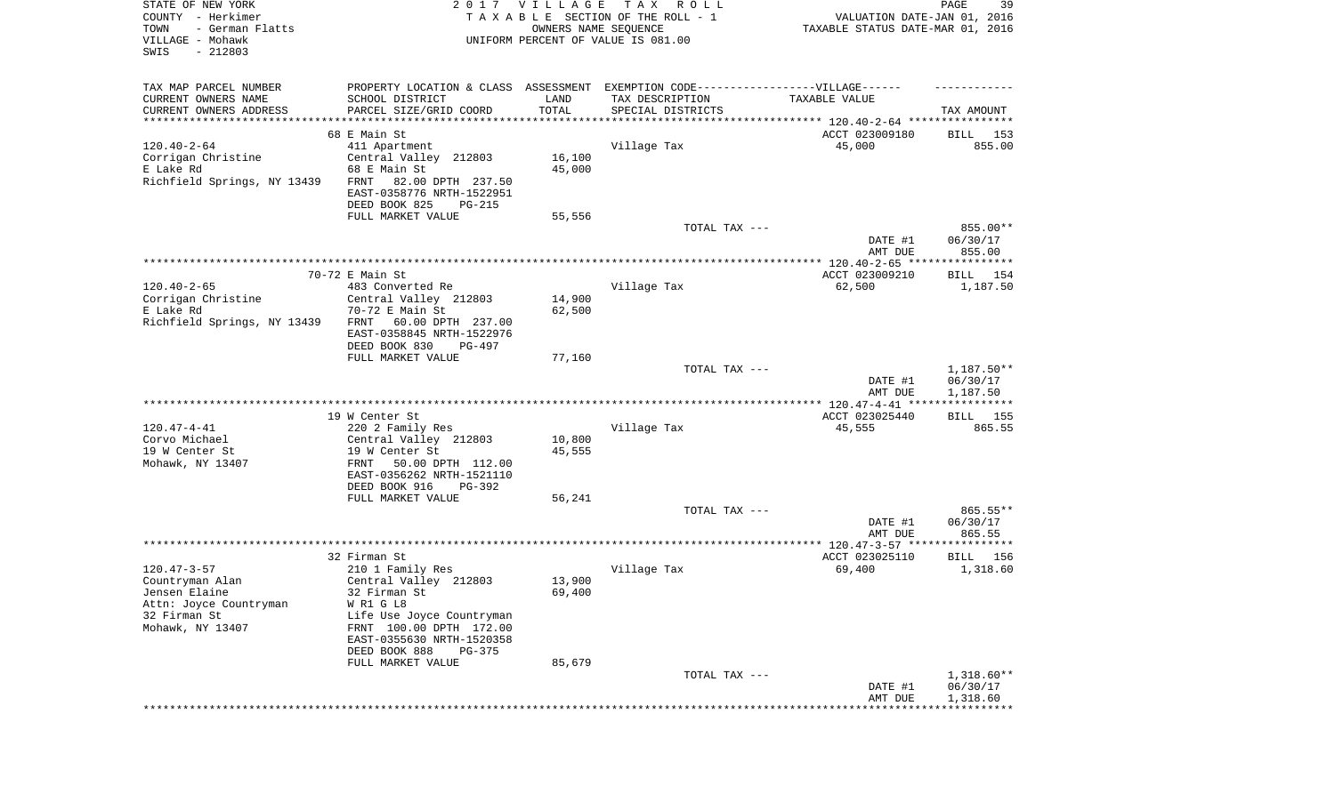STATE OF NEW YORK
COUNTY - Herkimer
TOWN - German Flatts
VILLAGE - Mohawk
SWIS - 212803

2017 VILLAGE TAX ROLL
TAXABLE SECTION OF THE ROLL - 1
OWNERS NAME SEQUENCE
UNIFORM PERCENT OF VALUE IS 081.00

VALUATION DATE-JAN 01, 2016
TAXABLE STATUS DATE-MAR 01, 2016

| TAX MAP PARCEL NUMBER / CURRENT OWNERS NAME / CURRENT OWNERS ADDRESS | PROPERTY LOCATION & CLASS / SCHOOL DISTRICT / PARCEL SIZE/GRID COORD | ASSESSMENT LAND / TOTAL | EXEMPTION CODE / TAX DESCRIPTION / SPECIAL DISTRICTS | TAXABLE VALUE | TAX AMOUNT |
|---|---|---|---|---|---|
| | 68 E Main St | | | ACCT 023009180 | BILL 153 |
| 120.40-2-64 | 411 Apartment | | Village Tax | 45,000 | 855.00 |
| Corrigan Christine | Central Valley 212803 | 16,100 | | | |
| E Lake Rd | 68 E Main St | 45,000 | | | |
| Richfield Springs, NY 13439 | FRNT 82.00 DPTH 237.50 | | | | |
| | EAST-0358776 NRTH-1522951 | | | | |
| | DEED BOOK 825 PG-215 | | | | |
| | FULL MARKET VALUE | 55,556 | | | |
| | | | TOTAL TAX --- | | 855.00** |
| | | | | DATE #1 | 06/30/17 |
| | | | | AMT DUE | 855.00 |
| | 70-72 E Main St | | | ACCT 023009210 | BILL 154 |
| 120.40-2-65 | 483 Converted Re | | Village Tax | 62,500 | 1,187.50 |
| Corrigan Christine | Central Valley 212803 | 14,900 | | | |
| E Lake Rd | 70-72 E Main St | 62,500 | | | |
| Richfield Springs, NY 13439 | FRNT 60.00 DPTH 237.00 | | | | |
| | EAST-0358845 NRTH-1522976 | | | | |
| | DEED BOOK 830 PG-497 | | | | |
| | FULL MARKET VALUE | 77,160 | | | |
| | | | TOTAL TAX --- | | 1,187.50** |
| | | | | DATE #1 | 06/30/17 |
| | | | | AMT DUE | 1,187.50 |
| | 19 W Center St | | | ACCT 023025440 | BILL 155 |
| 120.47-4-41 | 220 2 Family Res | | Village Tax | 45,555 | 865.55 |
| Corvo Michael | Central Valley 212803 | 10,800 | | | |
| 19 W Center St | 19 W Center St | 45,555 | | | |
| Mohawk, NY 13407 | FRNT 50.00 DPTH 112.00 | | | | |
| | EAST-0356262 NRTH-1521110 | | | | |
| | DEED BOOK 916 PG-392 | | | | |
| | FULL MARKET VALUE | 56,241 | | | |
| | | | TOTAL TAX --- | | 865.55** |
| | | | | DATE #1 | 06/30/17 |
| | | | | AMT DUE | 865.55 |
| | 32 Firman St | | | ACCT 023025110 | BILL 156 |
| 120.47-3-57 | 210 1 Family Res | | Village Tax | 69,400 | 1,318.60 |
| Countryman Alan | Central Valley 212803 | 13,900 | | | |
| Jensen Elaine | 32 Firman St | 69,400 | | | |
| Attn: Joyce Countryman | W R1 G L8 | | | | |
| 32 Firman St | Life Use Joyce Countryman | | | | |
| Mohawk, NY 13407 | FRNT 100.00 DPTH 172.00 | | | | |
| | EAST-0355630 NRTH-1520358 | | | | |
| | DEED BOOK 888 PG-375 | | | | |
| | FULL MARKET VALUE | 85,679 | | | |
| | | | TOTAL TAX --- | | 1,318.60** |
| | | | | DATE #1 | 06/30/17 |
| | | | | AMT DUE | 1,318.60 |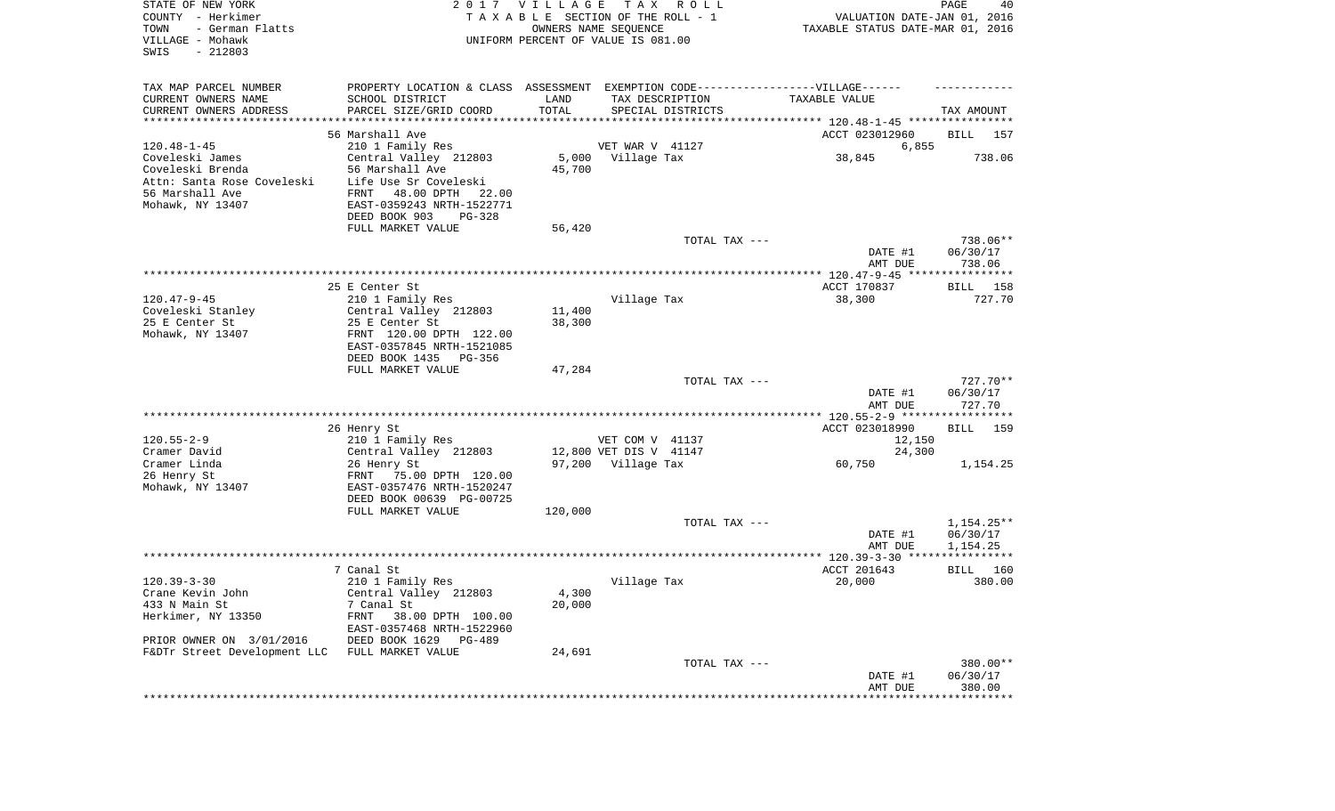STATE OF NEW YORK — COUNTY - Herkimer — TOWN - German Flatts — VILLAGE - Mohawk — SWIS - 212803

2017 VILLAGE TAX ROLL
TAXABLE SECTION OF THE ROLL - 1
OWNERS NAME SEQUENCE
UNIFORM PERCENT OF VALUE IS 081.00

VALUATION DATE-JAN 01, 2016
TAXABLE STATUS DATE-MAR 01, 2016

| TAX MAP PARCEL NUMBER / CURRENT OWNERS NAME / CURRENT OWNERS ADDRESS | PROPERTY LOCATION & CLASS / SCHOOL DISTRICT / PARCEL SIZE/GRID COORD | ASSESSMENT LAND / TOTAL | EXEMPTION CODE / TAX DESCRIPTION / SPECIAL DISTRICTS | TAXABLE VALUE | TAX AMOUNT |
|---|---|---|---|---|---|
| 120.48-1-45 | 56 Marshall Ave | | | ACCT 023012960 | BILL 157 |
| | 210 1 Family Res | | VET WAR V 41127 | 6,855 | |
| Coveleski James | Central Valley 212803 | 5,000 | Village Tax | 38,845 | 738.06 |
| Coveleski Brenda | 56 Marshall Ave | 45,700 | | | |
| Attn: Santa Rose Coveleski | Life Use Sr Coveleski | | | | |
| 56 Marshall Ave | FRNT 48.00 DPTH 22.00 | | | | |
| Mohawk, NY 13407 | EAST-0359243 NRTH-1522771 | | | | |
| | DEED BOOK 903 PG-328 | | | | |
| | FULL MARKET VALUE | 56,420 | | | |
| | | | TOTAL TAX --- | | 738.06** |
| | | | | DATE #1 | 06/30/17 |
| | | | | AMT DUE | 738.06 |
| 120.47-9-45 | 25 E Center St | | | ACCT 170837 | BILL 158 |
| Coveleski Stanley | 210 1 Family Res | | Village Tax | 38,300 | 727.70 |
| 25 E Center St | Central Valley 212803 | 11,400 | | | |
| Mohawk, NY 13407 | 25 E Center St | 38,300 | | | |
| | FRNT 120.00 DPTH 122.00 | | | | |
| | EAST-0357845 NRTH-1521085 | | | | |
| | DEED BOOK 1435 PG-356 | | | | |
| | FULL MARKET VALUE | 47,284 | | | |
| | | | TOTAL TAX --- | | 727.70** |
| | | | | DATE #1 | 06/30/17 |
| | | | | AMT DUE | 727.70 |
| 120.55-2-9 | 26 Henry St | | | ACCT 023018990 | BILL 159 |
| Cramer David | 210 1 Family Res | | VET COM V 41137 | 12,150 | |
| Cramer Linda | Central Valley 212803 | 12,800 | VET DIS V 41147 | 24,300 | |
| 26 Henry St | 26 Henry St | 97,200 | Village Tax | 60,750 | 1,154.25 |
| Mohawk, NY 13407 | FRNT 75.00 DPTH 120.00 | | | | |
| | EAST-0357476 NRTH-1520247 | | | | |
| | DEED BOOK 00639 PG-00725 | | | | |
| | FULL MARKET VALUE | 120,000 | | | |
| | | | TOTAL TAX --- | | 1,154.25** |
| | | | | DATE #1 | 06/30/17 |
| | | | | AMT DUE | 1,154.25 |
| 120.39-3-30 | 7 Canal St | | | ACCT 201643 | BILL 160 |
| Crane Kevin John | 210 1 Family Res | | Village Tax | 20,000 | 380.00 |
| 433 N Main St | Central Valley 212803 | 4,300 | | | |
| Herkimer, NY 13350 | 7 Canal St | 20,000 | | | |
| | FRNT 38.00 DPTH 100.00 | | | | |
| | EAST-0357468 NRTH-1522960 | | | | |
| PRIOR OWNER ON 3/01/2016 | DEED BOOK 1629 PG-489 | | | | |
| F&DTr Street Development LLC | FULL MARKET VALUE | 24,691 | | | |
| | | | TOTAL TAX --- | | 380.00** |
| | | | | DATE #1 | 06/30/17 |
| | | | | AMT DUE | 380.00 |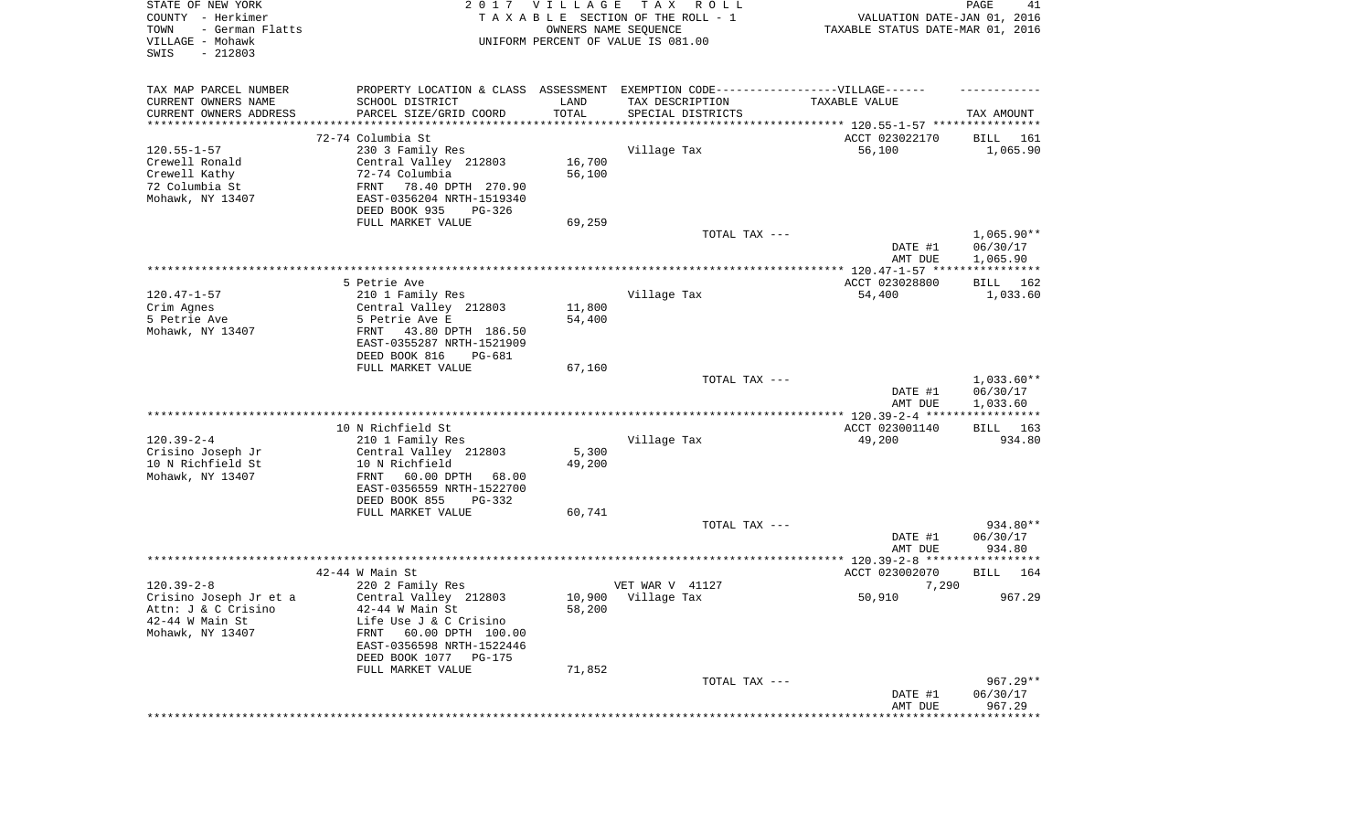STATE OF NEW YORK
COUNTY - Herkimer
TOWN - German Flatts
VILLAGE - Mohawk
SWIS - 212803

2017 VILLAGE TAX ROLL
TAXABLE SECTION OF THE ROLL - 1
OWNERS NAME SEQUENCE
UNIFORM PERCENT OF VALUE IS 081.00

VALUATION DATE-JAN 01, 2016
TAXABLE STATUS DATE-MAR 01, 2016

| TAX MAP PARCEL NUMBER<br>CURRENT OWNERS NAME<br>CURRENT OWNERS ADDRESS | PROPERTY LOCATION & CLASS<br>SCHOOL DISTRICT<br>PARCEL SIZE/GRID COORD | ASSESSMENT<br>LAND<br>TOTAL | EXEMPTION CODE-----VILLAGE------<br>TAX DESCRIPTION<br>SPECIAL DISTRICTS | TAXABLE VALUE | TAX AMOUNT |
|---|---|---|---|---|---|
| | 72-74 Columbia St | | | ACCT 023022170 | BILL 161 |
| 120.55-1-57 | 230 3 Family Res | | Village Tax | 56,100 | 1,065.90 |
| Crewell Ronald | Central Valley 212803 | 16,700 | | | |
| Crewell Kathy | 72-74 Columbia | 56,100 | | | |
| 72 Columbia St | FRNT 78.40 DPTH 270.90 | | | | |
| Mohawk, NY 13407 | EAST-0356204 NRTH-1519340 | | | | |
| | DEED BOOK 935 PG-326 | | | | |
| | FULL MARKET VALUE | 69,259 | | | |
| | | | TOTAL TAX --- | | 1,065.90** |
| | | | | DATE #1 | 06/30/17 |
| | | | | AMT DUE | 1,065.90 |
| | 5 Petrie Ave | | | ACCT 023028800 | BILL 162 |
| 120.47-1-57 | 210 1 Family Res | | Village Tax | 54,400 | 1,033.60 |
| Crim Agnes | Central Valley 212803 | 11,800 | | | |
| 5 Petrie Ave | 5 Petrie Ave E | 54,400 | | | |
| Mohawk, NY 13407 | FRNT 43.80 DPTH 186.50 | | | | |
| | EAST-0355287 NRTH-1521909 | | | | |
| | DEED BOOK 816 PG-681 | | | | |
| | FULL MARKET VALUE | 67,160 | | | |
| | | | TOTAL TAX --- | | 1,033.60** |
| | | | | DATE #1 | 06/30/17 |
| | | | | AMT DUE | 1,033.60 |
| | 10 N Richfield St | | | ACCT 023001140 | BILL 163 |
| 120.39-2-4 | 210 1 Family Res | | Village Tax | 49,200 | 934.80 |
| Crisino Joseph Jr | Central Valley 212803 | 5,300 | | | |
| 10 N Richfield St | 10 N Richfield | 49,200 | | | |
| Mohawk, NY 13407 | FRNT 60.00 DPTH 68.00 | | | | |
| | EAST-0356559 NRTH-1522700 | | | | |
| | DEED BOOK 855 PG-332 | | | | |
| | FULL MARKET VALUE | 60,741 | | | |
| | | | TOTAL TAX --- | | 934.80** |
| | | | | DATE #1 | 06/30/17 |
| | | | | AMT DUE | 934.80 |
| | 42-44 W Main St | | | ACCT 023002070 | BILL 164 |
| 120.39-2-8 | 220 2 Family Res | | VET WAR V 41127 | 7,290 | |
| Crisino Joseph Jr et a | Central Valley 212803 | 10,900 | Village Tax | 50,910 | 967.29 |
| Attn: J & C Crisino | 42-44 W Main St | 58,200 | | | |
| 42-44 W Main St | Life Use J & C Crisino | | | | |
| Mohawk, NY 13407 | FRNT 60.00 DPTH 100.00 | | | | |
| | EAST-0356598 NRTH-1522446 | | | | |
| | DEED BOOK 1077 PG-175 | | | | |
| | FULL MARKET VALUE | 71,852 | | | |
| | | | TOTAL TAX --- | | 967.29** |
| | | | | DATE #1 | 06/30/17 |
| | | | | AMT DUE | 967.29 |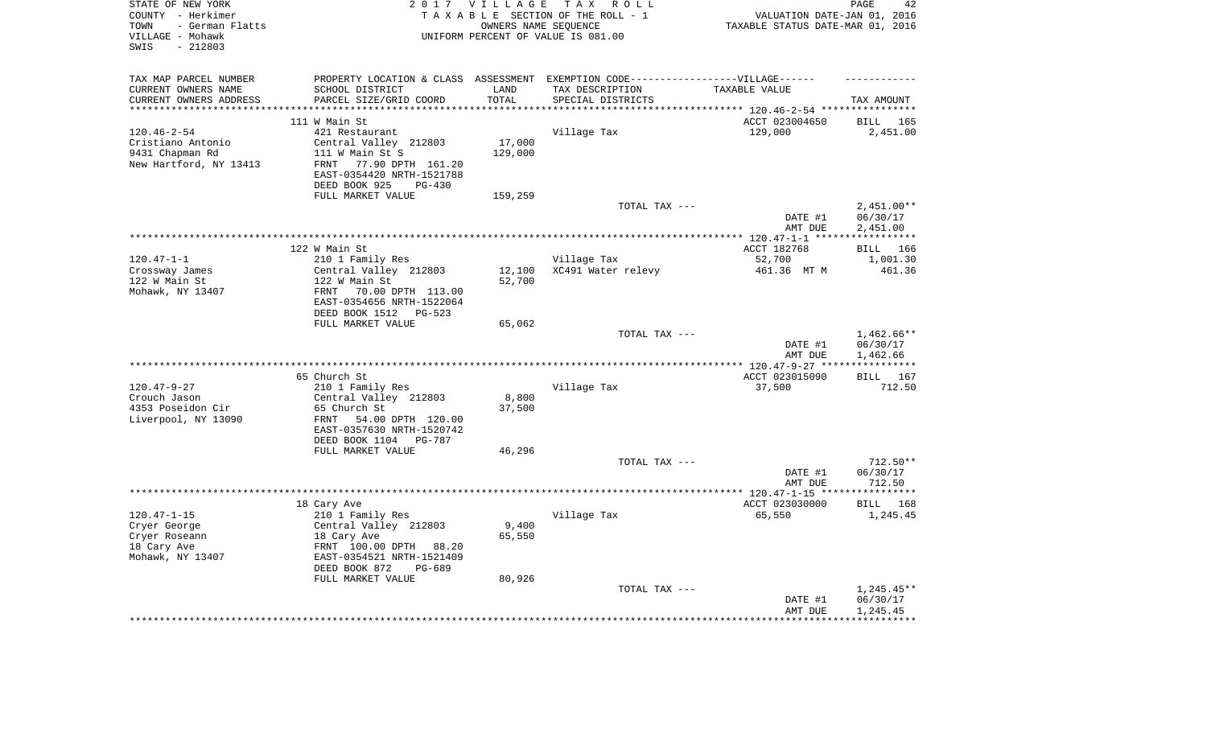STATE OF NEW YORK
COUNTY - Herkimer
TOWN - German Flatts
VILLAGE - Mohawk
SWIS - 212803

2017 VILLAGE TAX ROLL
TAXABLE SECTION OF THE ROLL - 1
OWNERS NAME SEQUENCE
UNIFORM PERCENT OF VALUE IS 081.00

VALUATION DATE-JAN 01, 2016
TAXABLE STATUS DATE-MAR 01, 2016

| TAX MAP PARCEL NUMBER / CURRENT OWNERS NAME / CURRENT OWNERS ADDRESS | PROPERTY LOCATION & CLASS / SCHOOL DISTRICT / PARCEL SIZE/GRID COORD | ASSESSMENT LAND / TOTAL | EXEMPTION CODE-----VILLAGE------ TAX DESCRIPTION / SPECIAL DISTRICTS | TAXABLE VALUE | TAX AMOUNT |
|---|---|---|---|---|---|
| | 111 W Main St | | | ACCT 023004650 | BILL 165 |
| 120.46-2-54 | 421 Restaurant | | Village Tax | 129,000 | 2,451.00 |
| Cristiano Antonio | Central Valley 212803 | 17,000 | | | |
| 9431 Chapman Rd | 111 W Main St S | 129,000 | | | |
| New Hartford, NY 13413 | FRNT 77.90 DPTH 161.20 | | | | |
| | EAST-0354420 NRTH-1521788 | | | | |
| | DEED BOOK 925 PG-430 | | | | |
| | FULL MARKET VALUE | 159,259 | | | |
| | | | TOTAL TAX --- | | 2,451.00** |
| | | | | DATE #1 | 06/30/17 |
| | | | | AMT DUE | 2,451.00 |
| | 122 W Main St | | | ACCT 182768 | BILL 166 |
| 120.47-1-1 | 210 1 Family Res | | Village Tax | 52,700 | 1,001.30 |
| Crossway James | Central Valley 212803 | 12,100 | XC491 Water relevy | 461.36 MT M | 461.36 |
| 122 W Main St | 122 W Main St | 52,700 | | | |
| Mohawk, NY 13407 | FRNT 70.00 DPTH 113.00 | | | | |
| | EAST-0354656 NRTH-1522064 | | | | |
| | DEED BOOK 1512 PG-523 | | | | |
| | FULL MARKET VALUE | 65,062 | | | |
| | | | TOTAL TAX --- | | 1,462.66** |
| | | | | DATE #1 | 06/30/17 |
| | | | | AMT DUE | 1,462.66 |
| | 65 Church St | | | ACCT 023015090 | BILL 167 |
| 120.47-9-27 | 210 1 Family Res | | Village Tax | 37,500 | 712.50 |
| Crouch Jason | Central Valley 212803 | 8,800 | | | |
| 4353 Poseidon Cir | 65 Church St | 37,500 | | | |
| Liverpool, NY 13090 | FRNT 54.00 DPTH 120.00 | | | | |
| | EAST-0357630 NRTH-1520742 | | | | |
| | DEED BOOK 1104 PG-787 | | | | |
| | FULL MARKET VALUE | 46,296 | | | |
| | | | TOTAL TAX --- | | 712.50** |
| | | | | DATE #1 | 06/30/17 |
| | | | | AMT DUE | 712.50 |
| | 18 Cary Ave | | | ACCT 023030000 | BILL 168 |
| 120.47-1-15 | 210 1 Family Res | | Village Tax | 65,550 | 1,245.45 |
| Cryer George | Central Valley 212803 | 9,400 | | | |
| Cryer Roseann | 18 Cary Ave | 65,550 | | | |
| 18 Cary Ave | FRNT 100.00 DPTH 88.20 | | | | |
| Mohawk, NY 13407 | EAST-0354521 NRTH-1521409 | | | | |
| | DEED BOOK 872 PG-689 | | | | |
| | FULL MARKET VALUE | 80,926 | | | |
| | | | TOTAL TAX --- | | 1,245.45** |
| | | | | DATE #1 | 06/30/17 |
| | | | | AMT DUE | 1,245.45 |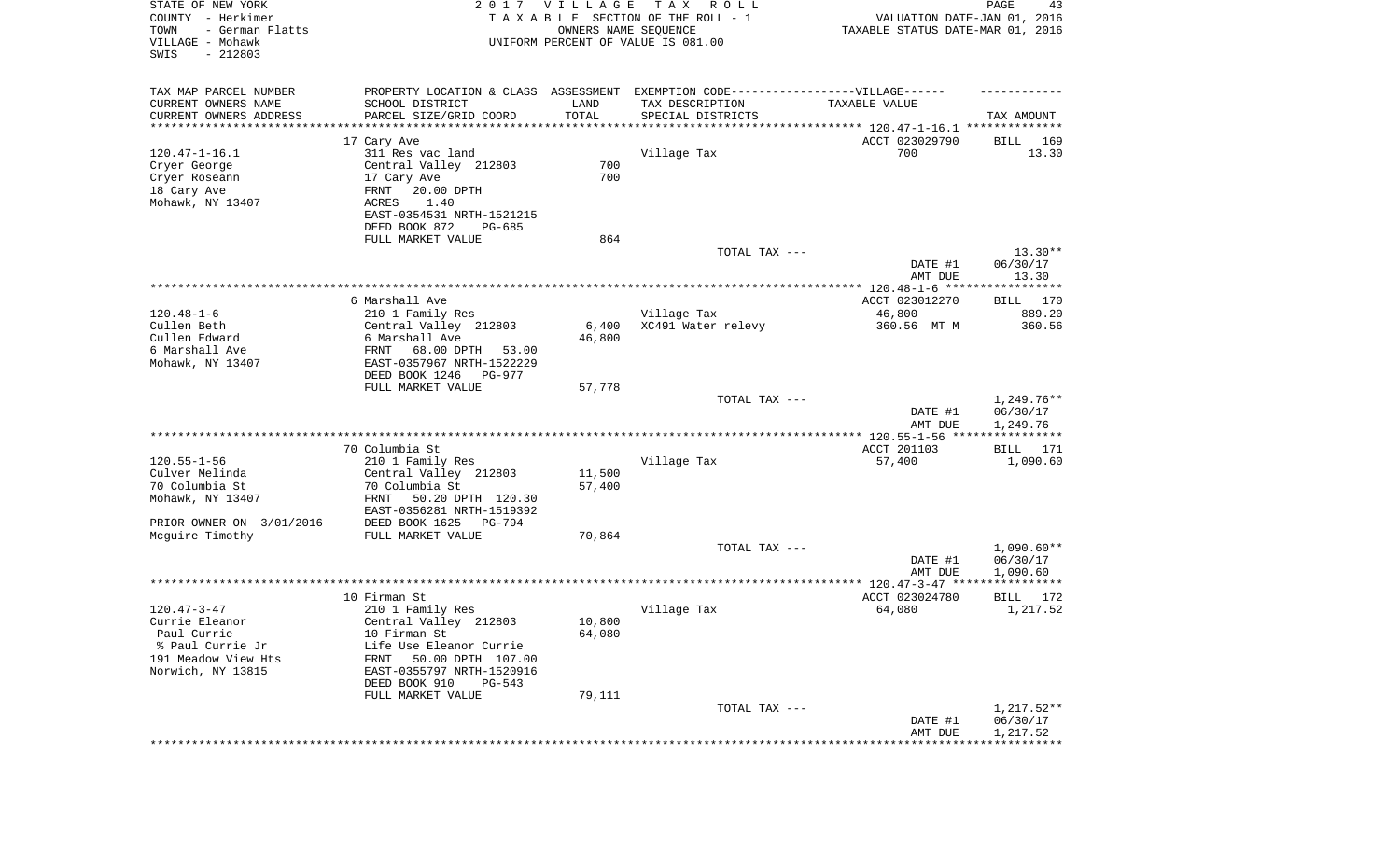STATE OF NEW YORK — 2017 VILLAGE TAX ROLL — PAGE 43
COUNTY - Herkimer — TAXABLE SECTION OF THE ROLL - 1 — VALUATION DATE-JAN 01, 2016
TOWN - German Flatts — OWNERS NAME SEQUENCE — TAXABLE STATUS DATE-MAR 01, 2016
VILLAGE - Mohawk — UNIFORM PERCENT OF VALUE IS 081.00
SWIS - 212803

| TAX MAP PARCEL NUMBER<br>CURRENT OWNERS NAME<br>CURRENT OWNERS ADDRESS | PROPERTY LOCATION & CLASS<br>SCHOOL DISTRICT<br>PARCEL SIZE/GRID COORD | ASSESSMENT<br>LAND<br>TOTAL | EXEMPTION CODE-----VILLAGE------<br>TAX DESCRIPTION<br>SPECIAL DISTRICTS | TAXABLE VALUE | TAX AMOUNT |
|---|---|---|---|---|---|
| | 17 Cary Ave | | | ACCT 023029790 | BILL 169 |
| 120.47-1-16.1 | 311 Res vac land | | Village Tax | 700 | 13.30 |
| Cryer George | Central Valley 212803 | 700 | | | |
| Cryer Roseann | 17 Cary Ave | 700 | | | |
| 18 Cary Ave | FRNT 20.00 DPTH | | | | |
| Mohawk, NY 13407 | ACRES 1.40 | | | | |
| | EAST-0354531 NRTH-1521215 | | | | |
| | DEED BOOK 872 PG-685 | | | | |
| | FULL MARKET VALUE | 864 | | | |
| | | | TOTAL TAX --- | | 13.30** |
| | | | | DATE #1 | 06/30/17 |
| | | | | AMT DUE | 13.30 |
| | 6 Marshall Ave | | | ACCT 023012270 | BILL 170 |
| 120.48-1-6 | 210 1 Family Res | | Village Tax | 46,800 | 889.20 |
| Cullen Beth | Central Valley 212803 | 6,400 | XC491 Water relevy | 360.56 MT M | 360.56 |
| Cullen Edward | 6 Marshall Ave | 46,800 | | | |
| 6 Marshall Ave | FRNT 68.00 DPTH 53.00 | | | | |
| Mohawk, NY 13407 | EAST-0357967 NRTH-1522229 | | | | |
| | DEED BOOK 1246 PG-977 | | | | |
| | FULL MARKET VALUE | 57,778 | | | |
| | | | TOTAL TAX --- | | 1,249.76** |
| | | | | DATE #1 | 06/30/17 |
| | | | | AMT DUE | 1,249.76 |
| | 70 Columbia St | | | ACCT 201103 | BILL 171 |
| 120.55-1-56 | 210 1 Family Res | | Village Tax | 57,400 | 1,090.60 |
| Culver Melinda | Central Valley 212803 | 11,500 | | | |
| 70 Columbia St | 70 Columbia St | 57,400 | | | |
| Mohawk, NY 13407 | FRNT 50.20 DPTH 120.30 | | | | |
| | EAST-0356281 NRTH-1519392 | | | | |
| PRIOR OWNER ON 3/01/2016 | DEED BOOK 1625 PG-794 | | | | |
| Mcguire Timothy | FULL MARKET VALUE | 70,864 | | | |
| | | | TOTAL TAX --- | | 1,090.60** |
| | | | | DATE #1 | 06/30/17 |
| | | | | AMT DUE | 1,090.60 |
| | 10 Firman St | | | ACCT 023024780 | BILL 172 |
| 120.47-3-47 | 210 1 Family Res | | Village Tax | 64,080 | 1,217.52 |
| Currie Eleanor | Central Valley 212803 | 10,800 | | | |
| Paul Currie | 10 Firman St | 64,080 | | | |
| % Paul Currie Jr | Life Use Eleanor Currie | | | | |
| 191 Meadow View Hts | FRNT 50.00 DPTH 107.00 | | | | |
| Norwich, NY 13815 | EAST-0355797 NRTH-1520916 | | | | |
| | DEED BOOK 910 PG-543 | | | | |
| | FULL MARKET VALUE | 79,111 | | | |
| | | | TOTAL TAX --- | | 1,217.52** |
| | | | | DATE #1 | 06/30/17 |
| | | | | AMT DUE | 1,217.52 |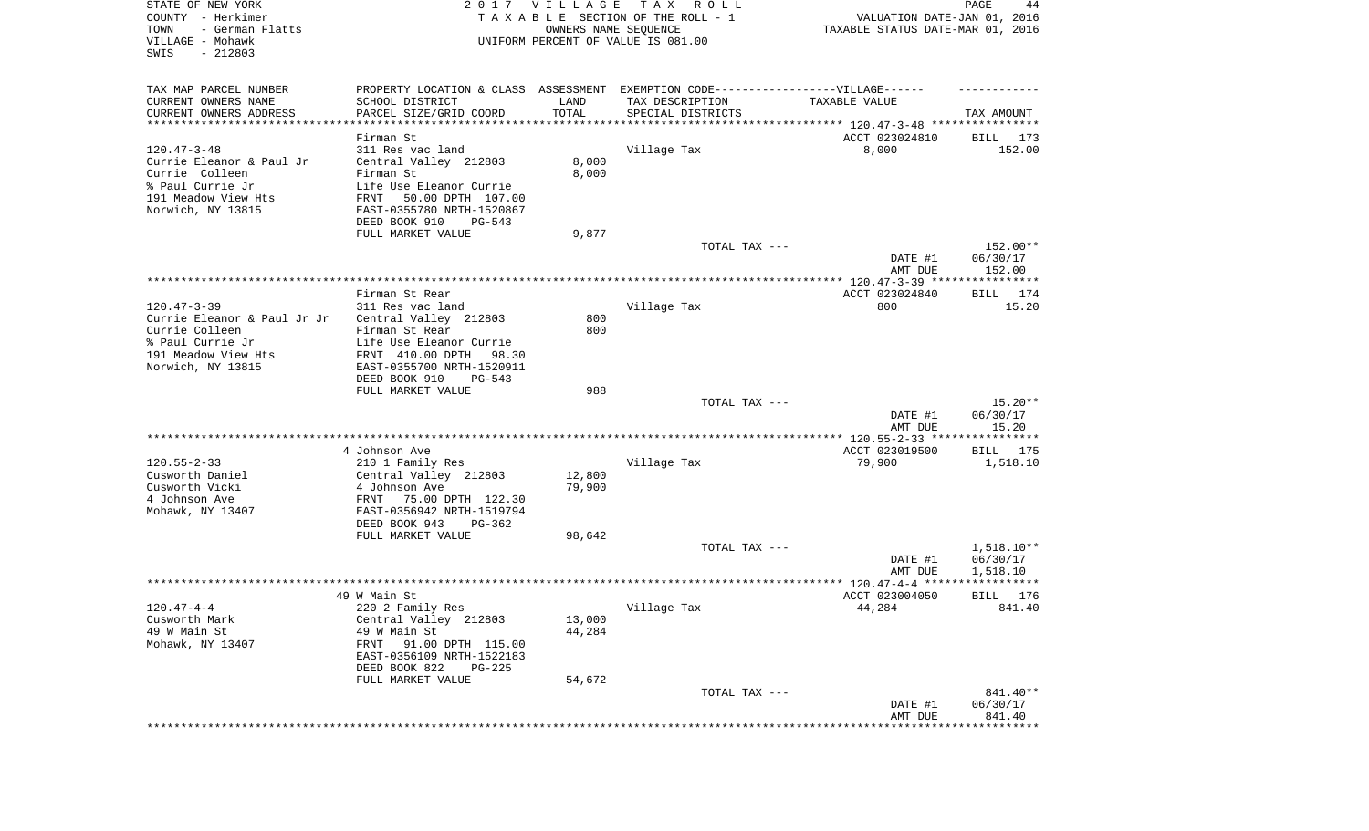STATE OF NEW YORK
COUNTY - Herkimer
TOWN - German Flatts
VILLAGE - Mohawk
SWIS - 212803

2017 VILLAGE TAX ROLL
TAXABLE SECTION OF THE ROLL - 1
OWNERS NAME SEQUENCE
UNIFORM PERCENT OF VALUE IS 081.00

VALUATION DATE-JAN 01, 2016
TAXABLE STATUS DATE-MAR 01, 2016

| TAX MAP PARCEL NUMBER / CURRENT OWNERS NAME / CURRENT OWNERS ADDRESS | PROPERTY LOCATION & CLASS / SCHOOL DISTRICT / PARCEL SIZE/GRID COORD | ASSESSMENT LAND / TOTAL | EXEMPTION CODE------VILLAGE------ / TAX DESCRIPTION / SPECIAL DISTRICTS | TAXABLE VALUE | TAX AMOUNT |
|---|---|---|---|---|---|
| **120.47-3-48** | Firman St | | | ACCT 023024810 | BILL 173 |
| 120.47-3-48 | 311 Res vac land | | Village Tax | 8,000 | 152.00 |
| Currie Eleanor & Paul Jr | Central Valley 212803 | 8,000 | | | |
| Currie Colleen | Firman St | 8,000 | | | |
| % Paul Currie Jr | Life Use Eleanor Currie | | | | |
| 191 Meadow View Hts | FRNT 50.00 DPTH 107.00 | | | | |
| Norwich, NY 13815 | EAST-0355780 NRTH-1520867 | | | | |
| | DEED BOOK 910 PG-543 | | | | |
| | FULL MARKET VALUE | 9,877 | | | |
| | | | TOTAL TAX --- | | 152.00** |
| | | | | DATE #1 | 06/30/17 |
| | | | | AMT DUE | 152.00 |
| **120.47-3-39** | Firman St Rear | | | ACCT 023024840 | BILL 174 |
| 120.47-3-39 | 311 Res vac land | | Village Tax | 800 | 15.20 |
| Currie Eleanor & Paul Jr Jr | Central Valley 212803 | 800 | | | |
| Currie Colleen | Firman St Rear | 800 | | | |
| % Paul Currie Jr | Life Use Eleanor Currie | | | | |
| 191 Meadow View Hts | FRNT 410.00 DPTH 98.30 | | | | |
| Norwich, NY 13815 | EAST-0355700 NRTH-1520911 | | | | |
| | DEED BOOK 910 PG-543 | | | | |
| | FULL MARKET VALUE | 988 | | | |
| | | | TOTAL TAX --- | | 15.20** |
| | | | | DATE #1 | 06/30/17 |
| | | | | AMT DUE | 15.20 |
| **120.55-2-33** | 4 Johnson Ave | | | ACCT 023019500 | BILL 175 |
| 120.55-2-33 | 210 1 Family Res | | Village Tax | 79,900 | 1,518.10 |
| Cusworth Daniel | Central Valley 212803 | 12,800 | | | |
| Cusworth Vicki | 4 Johnson Ave | 79,900 | | | |
| 4 Johnson Ave | FRNT 75.00 DPTH 122.30 | | | | |
| Mohawk, NY 13407 | EAST-0356942 NRTH-1519794 | | | | |
| | DEED BOOK 943 PG-362 | | | | |
| | FULL MARKET VALUE | 98,642 | | | |
| | | | TOTAL TAX --- | | 1,518.10** |
| | | | | DATE #1 | 06/30/17 |
| | | | | AMT DUE | 1,518.10 |
| **120.47-4-4** | 49 W Main St | | | ACCT 023004050 | BILL 176 |
| 120.47-4-4 | 220 2 Family Res | | Village Tax | 44,284 | 841.40 |
| Cusworth Mark | Central Valley 212803 | 13,000 | | | |
| 49 W Main St | 49 W Main St | 44,284 | | | |
| Mohawk, NY 13407 | FRNT 91.00 DPTH 115.00 | | | | |
| | EAST-0356109 NRTH-1522183 | | | | |
| | DEED BOOK 822 PG-225 | | | | |
| | FULL MARKET VALUE | 54,672 | | | |
| | | | TOTAL TAX --- | | 841.40** |
| | | | | DATE #1 | 06/30/17 |
| | | | | AMT DUE | 841.40 |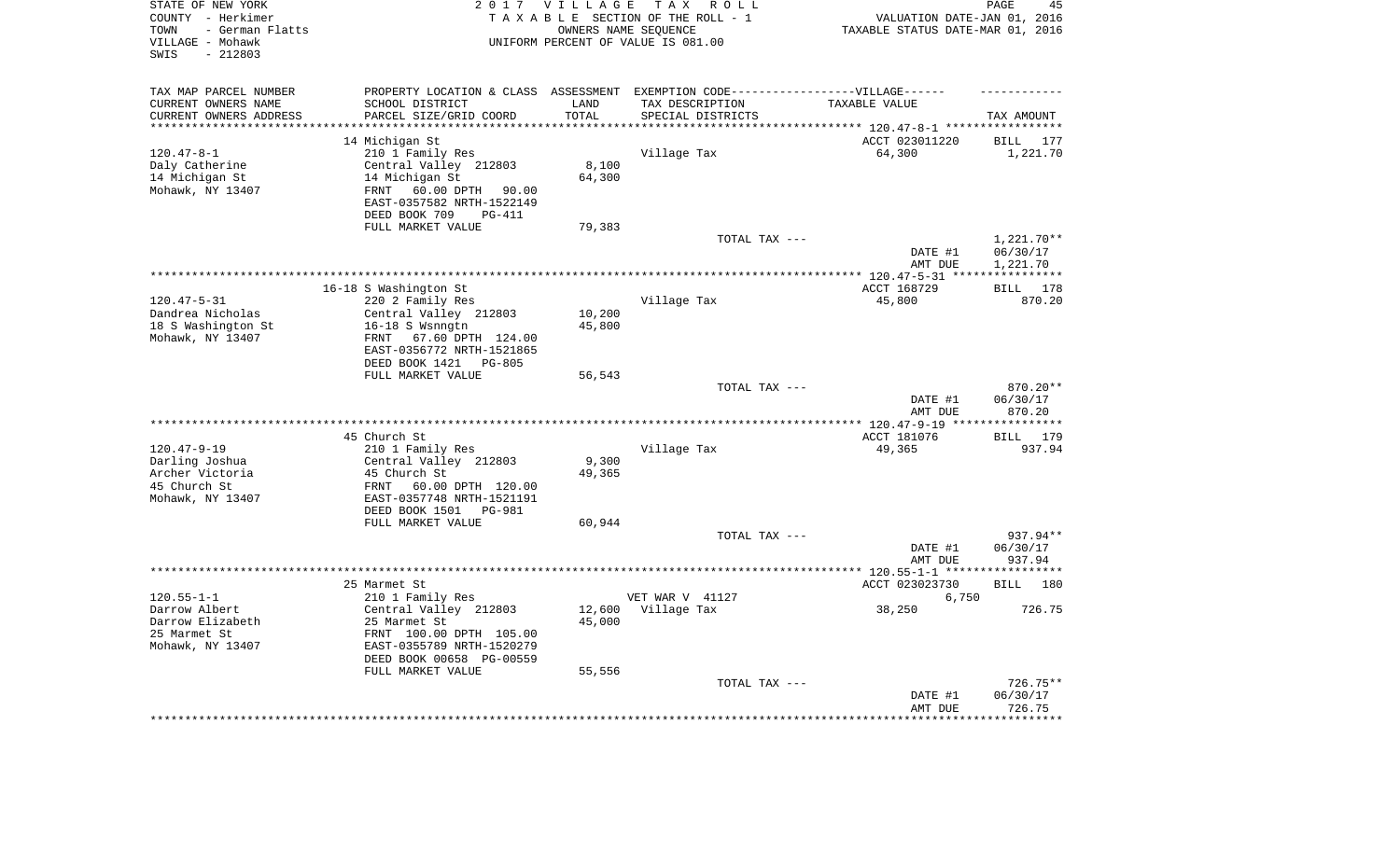STATE OF NEW YORK
COUNTY - Herkimer
TOWN - German Flatts
VILLAGE - Mohawk
SWIS - 212803

2017 VILLAGE TAX ROLL
TAXABLE SECTION OF THE ROLL - 1
OWNERS NAME SEQUENCE
UNIFORM PERCENT OF VALUE IS 081.00

VALUATION DATE-JAN 01, 2016
TAXABLE STATUS DATE-MAR 01, 2016

| TAX MAP PARCEL NUMBER / CURRENT OWNERS NAME / CURRENT OWNERS ADDRESS | PROPERTY LOCATION & CLASS / SCHOOL DISTRICT / PARCEL SIZE/GRID COORD | ASSESSMENT LAND / TOTAL | EXEMPTION CODE / TAX DESCRIPTION / SPECIAL DISTRICTS | TAXABLE VALUE | TAX AMOUNT |
|---|---|---|---|---|---|
| | 14 Michigan St | | | ACCT 023011220 | BILL 177 |
| 120.47-8-1 | 210 1 Family Res | | Village Tax | 64,300 | 1,221.70 |
| Daly Catherine | Central Valley 212803 | 8,100 | | | |
| 14 Michigan St | 14 Michigan St | 64,300 | | | |
| Mohawk, NY 13407 | FRNT 60.00 DPTH 90.00 | | | | |
| | EAST-0357582 NRTH-1522149 | | | | |
| | DEED BOOK 709 PG-411 | | | | |
| | FULL MARKET VALUE | 79,383 | | | |
| | | | TOTAL TAX --- | | 1,221.70** |
| | | | | DATE #1 | 06/30/17 |
| | | | | AMT DUE | 1,221.70 |
| | 16-18 S Washington St | | | ACCT 168729 | BILL 178 |
| 120.47-5-31 | 220 2 Family Res | | Village Tax | 45,800 | 870.20 |
| Dandrea Nicholas | Central Valley 212803 | 10,200 | | | |
| 18 S Washington St | 16-18 S Wsnngtn | 45,800 | | | |
| Mohawk, NY 13407 | FRNT 67.60 DPTH 124.00 | | | | |
| | EAST-0356772 NRTH-1521865 | | | | |
| | DEED BOOK 1421 PG-805 | | | | |
| | FULL MARKET VALUE | 56,543 | | | |
| | | | TOTAL TAX --- | | 870.20** |
| | | | | DATE #1 | 06/30/17 |
| | | | | AMT DUE | 870.20 |
| | 45 Church St | | | ACCT 181076 | BILL 179 |
| 120.47-9-19 | 210 1 Family Res | | Village Tax | 49,365 | 937.94 |
| Darling Joshua | Central Valley 212803 | 9,300 | | | |
| Archer Victoria | 45 Church St | 49,365 | | | |
| 45 Church St | FRNT 60.00 DPTH 120.00 | | | | |
| Mohawk, NY 13407 | EAST-0357748 NRTH-1521191 | | | | |
| | DEED BOOK 1501 PG-981 | | | | |
| | FULL MARKET VALUE | 60,944 | | | |
| | | | TOTAL TAX --- | | 937.94** |
| | | | | DATE #1 | 06/30/17 |
| | | | | AMT DUE | 937.94 |
| | 25 Marmet St | | | ACCT 023023730 | BILL 180 |
| 120.55-1-1 | 210 1 Family Res | | VET WAR V 41127 | 6,750 | |
| Darrow Albert | Central Valley 212803 | 12,600 | Village Tax | 38,250 | 726.75 |
| Darrow Elizabeth | 25 Marmet St | 45,000 | | | |
| 25 Marmet St | FRNT 100.00 DPTH 105.00 | | | | |
| Mohawk, NY 13407 | EAST-0355789 NRTH-1520279 | | | | |
| | DEED BOOK 00658 PG-00559 | | | | |
| | FULL MARKET VALUE | 55,556 | | | |
| | | | TOTAL TAX --- | | 726.75** |
| | | | | DATE #1 | 06/30/17 |
| | | | | AMT DUE | 726.75 |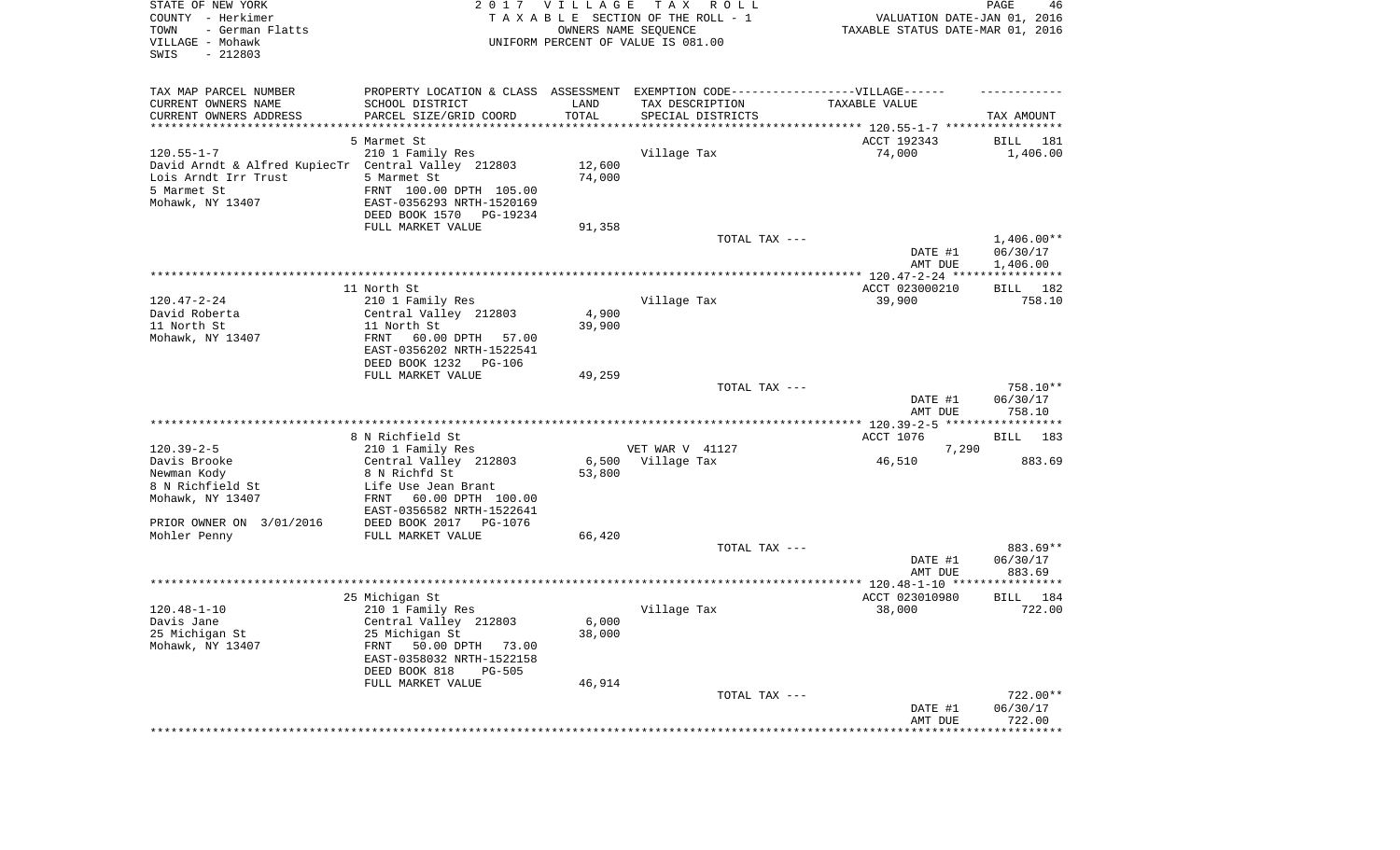STATE OF NEW YORK — 2017 VILLAGE TAX ROLL — PAGE 46
COUNTY - Herkimer — TAXABLE SECTION OF THE ROLL - 1 — VALUATION DATE-JAN 01, 2016
TOWN - German Flatts — OWNERS NAME SEQUENCE — TAXABLE STATUS DATE-MAR 01, 2016
VILLAGE - Mohawk — UNIFORM PERCENT OF VALUE IS 081.00
SWIS - 212803

| TAX MAP PARCEL NUMBER / CURRENT OWNERS NAME / CURRENT OWNERS ADDRESS | PROPERTY LOCATION & CLASS / SCHOOL DISTRICT / PARCEL SIZE/GRID COORD | ASSESSMENT LAND / TOTAL | EXEMPTION CODE / TAX DESCRIPTION / SPECIAL DISTRICTS | VILLAGE TAXABLE VALUE | TAX AMOUNT |
|---|---|---|---|---|---|
| 120.55-1-7 | 5 Marmet St | | | ACCT 192343 | BILL 181 |
| | 210 1 Family Res | | Village Tax | 74,000 | 1,406.00 |
| David Arndt & Alfred KupiecTr | Central Valley 212803 | 12,600 | | | |
| Lois Arndt Irr Trust | 5 Marmet St | 74,000 | | | |
| 5 Marmet St | FRNT 100.00 DPTH 105.00 | | | | |
| Mohawk, NY 13407 | EAST-0356293 NRTH-1520169 | | | | |
| | DEED BOOK 1570 PG-19234 | | | | |
| | FULL MARKET VALUE | 91,358 | | | |
| | | | TOTAL TAX --- | | 1,406.00** |
| | | | | DATE #1 | 06/30/17 |
| | | | | AMT DUE | 1,406.00 |
| 120.47-2-24 | 11 North St | | | ACCT 023000210 | BILL 182 |
| | 210 1 Family Res | | Village Tax | 39,900 | 758.10 |
| David Roberta | Central Valley 212803 | 4,900 | | | |
| 11 North St | 11 North St | 39,900 | | | |
| Mohawk, NY 13407 | FRNT 60.00 DPTH 57.00 | | | | |
| | EAST-0356202 NRTH-1522541 | | | | |
| | DEED BOOK 1232 PG-106 | | | | |
| | FULL MARKET VALUE | 49,259 | | | |
| | | | TOTAL TAX --- | | 758.10** |
| | | | | DATE #1 | 06/30/17 |
| | | | | AMT DUE | 758.10 |
| 120.39-2-5 | 8 N Richfield St | | | ACCT 1076 | BILL 183 |
| | 210 1 Family Res | | VET WAR V 41127 | 7,290 | |
| Davis Brooke | Central Valley 212803 | 6,500 | Village Tax | 46,510 | 883.69 |
| Newman Kody | 8 N Richfd St | 53,800 | | | |
| 8 N Richfield St | Life Use Jean Brant | | | | |
| Mohawk, NY 13407 | FRNT 60.00 DPTH 100.00 | | | | |
| | EAST-0356582 NRTH-1522641 | | | | |
| PRIOR OWNER ON 3/01/2016 | DEED BOOK 2017 PG-1076 | | | | |
| Mohler Penny | FULL MARKET VALUE | 66,420 | | | |
| | | | TOTAL TAX --- | | 883.69** |
| | | | | DATE #1 | 06/30/17 |
| | | | | AMT DUE | 883.69 |
| 120.48-1-10 | 25 Michigan St | | | ACCT 023010980 | BILL 184 |
| | 210 1 Family Res | | Village Tax | 38,000 | 722.00 |
| Davis Jane | Central Valley 212803 | 6,000 | | | |
| 25 Michigan St | 25 Michigan St | 38,000 | | | |
| Mohawk, NY 13407 | FRNT 50.00 DPTH 73.00 | | | | |
| | EAST-0358032 NRTH-1522158 | | | | |
| | DEED BOOK 818 PG-505 | | | | |
| | FULL MARKET VALUE | 46,914 | | | |
| | | | TOTAL TAX --- | | 722.00** |
| | | | | DATE #1 | 06/30/17 |
| | | | | AMT DUE | 722.00 |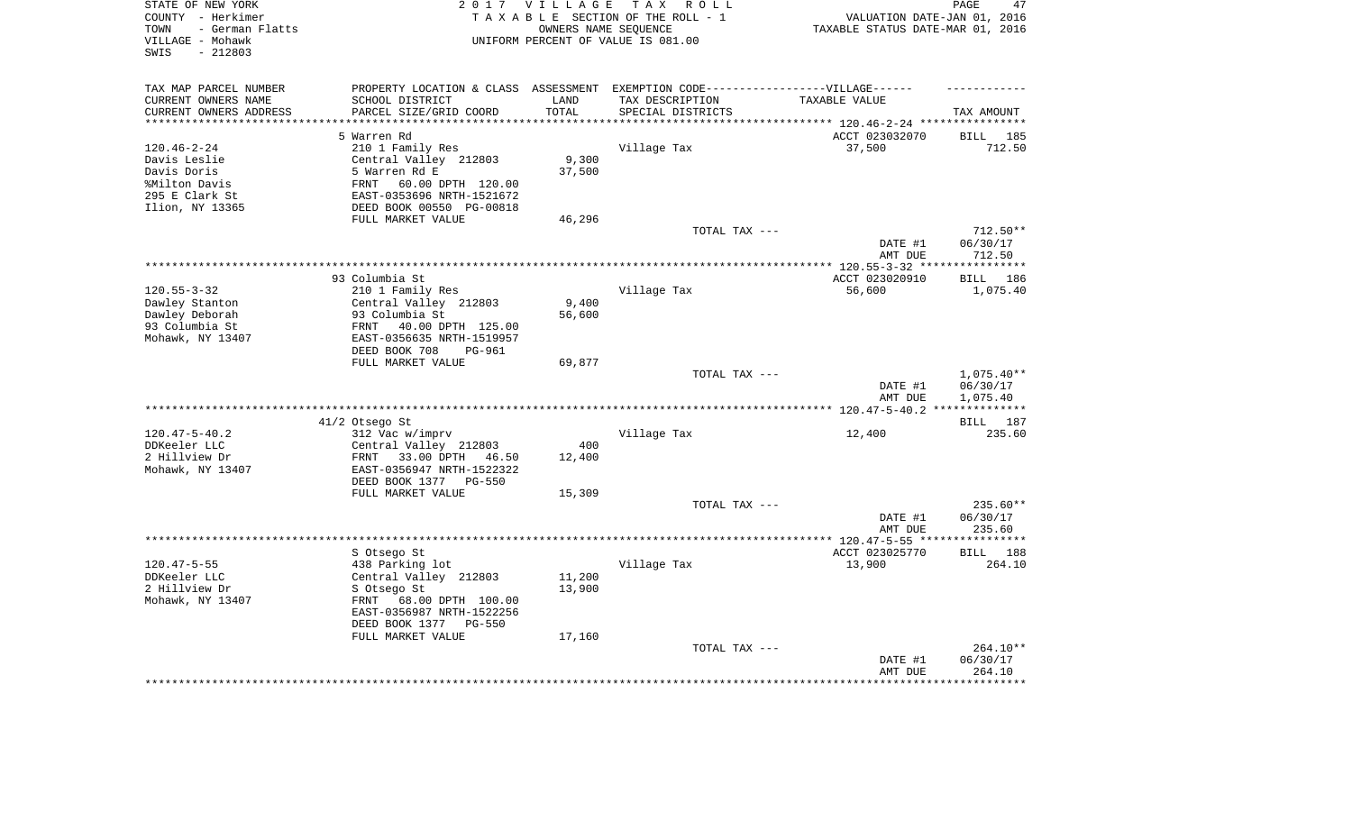STATE OF NEW YORK — COUNTY - Herkimer — TOWN - German Flatts — VILLAGE - Mohawk — SWIS - 212803

2017 VILLAGE TAX ROLL
TAXABLE SECTION OF THE ROLL - 1
OWNERS NAME SEQUENCE
UNIFORM PERCENT OF VALUE IS 081.00

VALUATION DATE-JAN 01, 2016
TAXABLE STATUS DATE-MAR 01, 2016

| TAX MAP PARCEL NUMBER / CURRENT OWNERS NAME / CURRENT OWNERS ADDRESS | PROPERTY LOCATION & CLASS / SCHOOL DISTRICT / PARCEL SIZE/GRID COORD | ASSESSMENT LAND / TOTAL | EXEMPTION CODE / TAX DESCRIPTION / SPECIAL DISTRICTS | TAXABLE VALUE | TAX AMOUNT |
|---|---|---|---|---|---|
| 120.46-2-24 | 5 Warren Rd | | | ACCT 023032070 | BILL 185 |
| Davis Leslie | 210 1 Family Res | | Village Tax | 37,500 | 712.50 |
| Davis Doris | Central Valley 212803 | 9,300 | | | |
| %Milton Davis | 5 Warren Rd E | 37,500 | | | |
| 295 E Clark St | FRNT 60.00 DPTH 120.00 | | | | |
| Ilion, NY 13365 | EAST-0353696 NRTH-1521672 | | | | |
| | DEED BOOK 00550 PG-00818 | | | | |
| | FULL MARKET VALUE | 46,296 | | | |
| | | | TOTAL TAX --- | | 712.50** |
| | | | | DATE #1 | 06/30/17 |
| | | | | AMT DUE | 712.50 |
| 120.55-3-32 | 93 Columbia St | | | ACCT 023020910 | BILL 186 |
| Dawley Stanton | 210 1 Family Res | | Village Tax | 56,600 | 1,075.40 |
| Dawley Deborah | Central Valley 212803 | 9,400 | | | |
| 93 Columbia St | 93 Columbia St | 56,600 | | | |
| Mohawk, NY 13407 | FRNT 40.00 DPTH 125.00 | | | | |
| | EAST-0356635 NRTH-1519957 | | | | |
| | DEED BOOK 708 PG-961 | | | | |
| | FULL MARKET VALUE | 69,877 | | | |
| | | | TOTAL TAX --- | | 1,075.40** |
| | | | | DATE #1 | 06/30/17 |
| | | | | AMT DUE | 1,075.40 |
| 120.47-5-40.2 | 41/2 Otsego St | | | | BILL 187 |
| DDKeeler LLC | 312 Vac w/imprv | | Village Tax | 12,400 | 235.60 |
| 2 Hillview Dr | Central Valley 212803 | 400 | | | |
| Mohawk, NY 13407 | FRNT 33.00 DPTH 46.50 | 12,400 | | | |
| | EAST-0356947 NRTH-1522322 | | | | |
| | DEED BOOK 1377 PG-550 | | | | |
| | FULL MARKET VALUE | 15,309 | | | |
| | | | TOTAL TAX --- | | 235.60** |
| | | | | DATE #1 | 06/30/17 |
| | | | | AMT DUE | 235.60 |
| 120.47-5-55 | S Otsego St | | | ACCT 023025770 | BILL 188 |
| DDKeeler LLC | 438 Parking lot | | Village Tax | 13,900 | 264.10 |
| 2 Hillview Dr | Central Valley 212803 | 11,200 | | | |
| Mohawk, NY 13407 | S Otsego St | 13,900 | | | |
| | FRNT 68.00 DPTH 100.00 | | | | |
| | EAST-0356987 NRTH-1522256 | | | | |
| | DEED BOOK 1377 PG-550 | | | | |
| | FULL MARKET VALUE | 17,160 | | | |
| | | | TOTAL TAX --- | | 264.10** |
| | | | | DATE #1 | 06/30/17 |
| | | | | AMT DUE | 264.10 |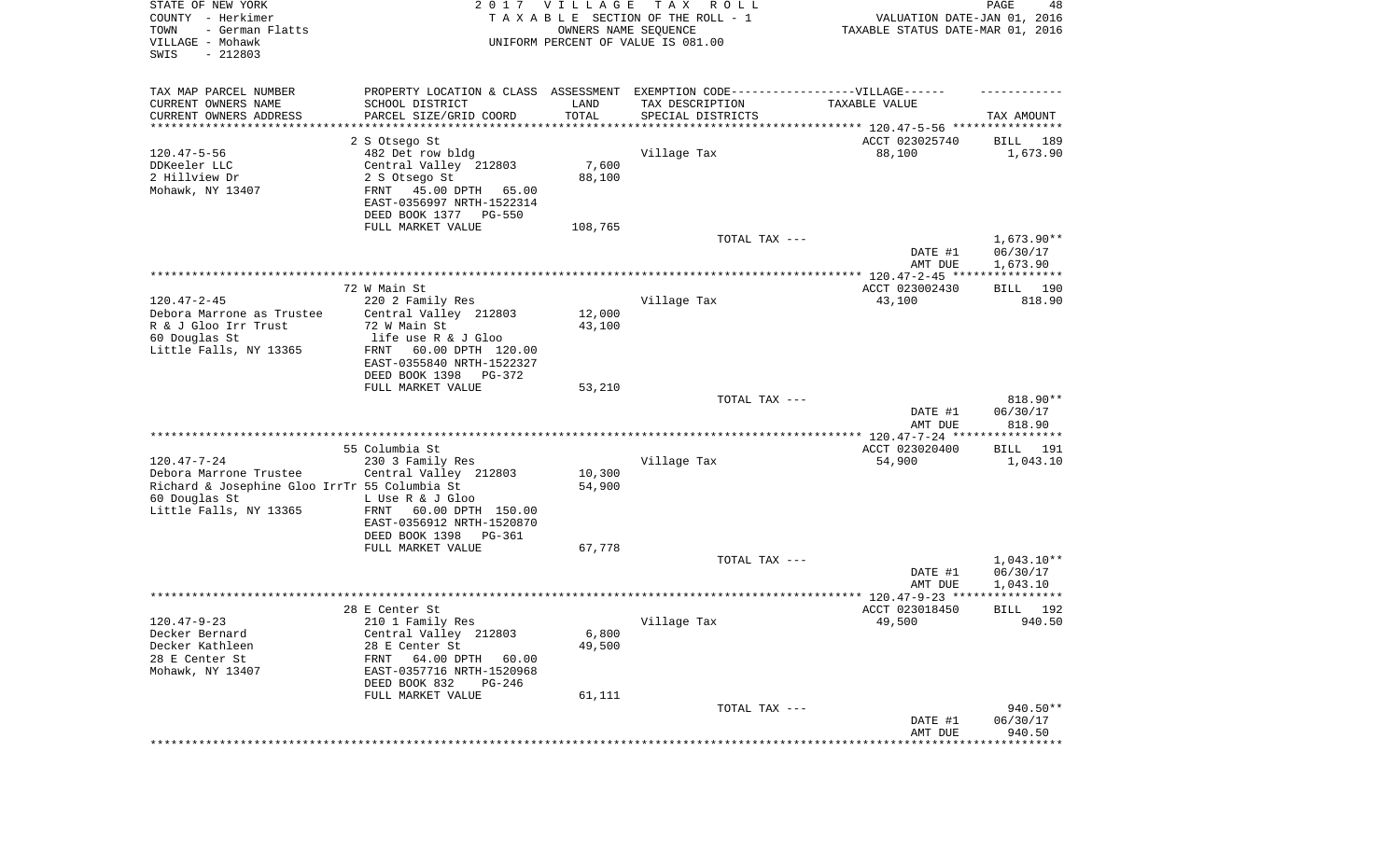STATE OF NEW YORK
COUNTY - Herkimer
TOWN - German Flatts
VILLAGE - Mohawk
SWIS - 212803

2017 VILLAGE TAX ROLL
TAXABLE SECTION OF THE ROLL - 1
OWNERS NAME SEQUENCE
UNIFORM PERCENT OF VALUE IS 081.00

VALUATION DATE-JAN 01, 2016
TAXABLE STATUS DATE-MAR 01, 2016

| TAX MAP PARCEL NUMBER / CURRENT OWNERS NAME / CURRENT OWNERS ADDRESS | PROPERTY LOCATION & CLASS / SCHOOL DISTRICT / PARCEL SIZE/GRID COORD | ASSESSMENT LAND / TOTAL | EXEMPTION CODE / TAX DESCRIPTION / SPECIAL DISTRICTS | TAXABLE VALUE | TAX AMOUNT |
|---|---|---|---|---|---|
| | 2 S Otsego St | | | ACCT 023025740 | BILL 189 |
| 120.47-5-56 | 482 Det row bldg | | Village Tax | 88,100 | 1,673.90 |
| DDKeeler LLC | Central Valley 212803 | 7,600 | | | |
| 2 Hillview Dr | 2 S Otsego St | 88,100 | | | |
| Mohawk, NY 13407 | FRNT 45.00 DPTH 65.00 | | | | |
| | EAST-0356997 NRTH-1522314 | | | | |
| | DEED BOOK 1377 PG-550 | | | | |
| | FULL MARKET VALUE | 108,765 | | | |
| | | | TOTAL TAX --- | | 1,673.90** |
| | | | | DATE #1 | 06/30/17 |
| | | | | AMT DUE | 1,673.90 |
| | 72 W Main St | | | ACCT 023002430 | BILL 190 |
| 120.47-2-45 | 220 2 Family Res | | Village Tax | 43,100 | 818.90 |
| Debora Marrone as Trustee | Central Valley 212803 | 12,000 | | | |
| R & J Gloo Irr Trust | 72 W Main St | 43,100 | | | |
| 60 Douglas St | life use R & J Gloo | | | | |
| Little Falls, NY 13365 | FRNT 60.00 DPTH 120.00 | | | | |
| | EAST-0355840 NRTH-1522327 | | | | |
| | DEED BOOK 1398 PG-372 | | | | |
| | FULL MARKET VALUE | 53,210 | | | |
| | | | TOTAL TAX --- | | 818.90** |
| | | | | DATE #1 | 06/30/17 |
| | | | | AMT DUE | 818.90 |
| | 55 Columbia St | | | ACCT 023020400 | BILL 191 |
| 120.47-7-24 | 230 3 Family Res | | Village Tax | 54,900 | 1,043.10 |
| Debora Marrone Trustee | Central Valley 212803 | 10,300 | | | |
| Richard & Josephine Gloo IrrTr | 55 Columbia St | 54,900 | | | |
| 60 Douglas St | L Use R & J Gloo | | | | |
| Little Falls, NY 13365 | FRNT 60.00 DPTH 150.00 | | | | |
| | EAST-0356912 NRTH-1520870 | | | | |
| | DEED BOOK 1398 PG-361 | | | | |
| | FULL MARKET VALUE | 67,778 | | | |
| | | | TOTAL TAX --- | | 1,043.10** |
| | | | | DATE #1 | 06/30/17 |
| | | | | AMT DUE | 1,043.10 |
| | 28 E Center St | | | ACCT 023018450 | BILL 192 |
| 120.47-9-23 | 210 1 Family Res | | Village Tax | 49,500 | 940.50 |
| Decker Bernard | Central Valley 212803 | 6,800 | | | |
| Decker Kathleen | 28 E Center St | 49,500 | | | |
| 28 E Center St | FRNT 64.00 DPTH 60.00 | | | | |
| Mohawk, NY 13407 | EAST-0357716 NRTH-1520968 | | | | |
| | DEED BOOK 832 PG-246 | | | | |
| | FULL MARKET VALUE | 61,111 | | | |
| | | | TOTAL TAX --- | | 940.50** |
| | | | | DATE #1 | 06/30/17 |
| | | | | AMT DUE | 940.50 |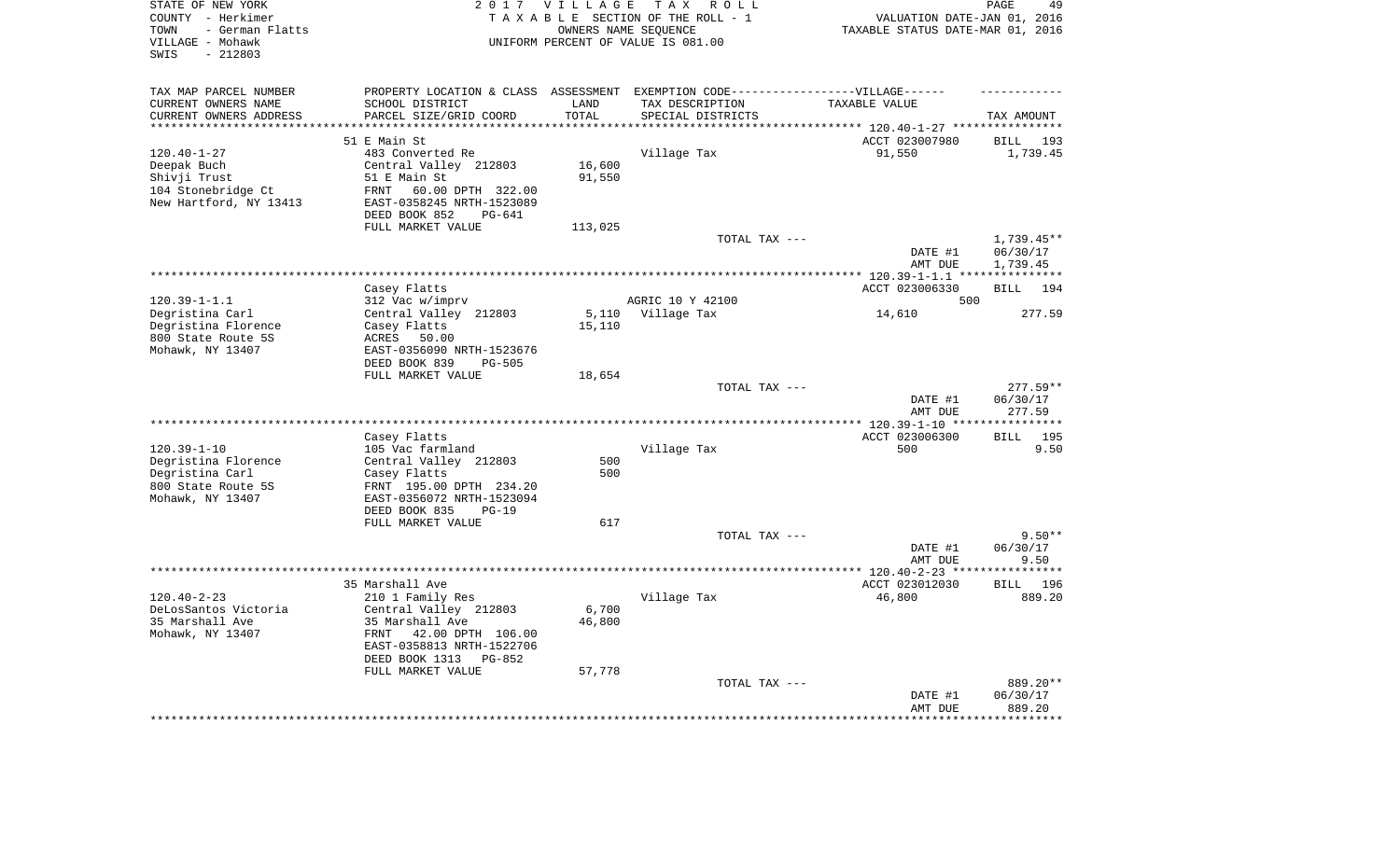STATE OF NEW YORK — 2017 VILLAGE TAX ROLL
COUNTY - Herkimer — TAXABLE SECTION OF THE ROLL - 1 — VALUATION DATE-JAN 01, 2016
TOWN - German Flatts — OWNERS NAME SEQUENCE — TAXABLE STATUS DATE-MAR 01, 2016
VILLAGE - Mohawk — UNIFORM PERCENT OF VALUE IS 081.00
SWIS - 212803

| TAX MAP PARCEL NUMBER / CURRENT OWNERS NAME / CURRENT OWNERS ADDRESS | PROPERTY LOCATION & CLASS / SCHOOL DISTRICT / PARCEL SIZE/GRID COORD | ASSESSMENT LAND / TOTAL | EXEMPTION CODE / TAX DESCRIPTION / SPECIAL DISTRICTS | TAXABLE VALUE | TAX AMOUNT |
|---|---|---|---|---|---|
| | 51 E Main St | | | ACCT 023007980 | BILL 193 |
| 120.40-1-27 | 483 Converted Re | | Village Tax | 91,550 | 1,739.45 |
| Deepak Buch | Central Valley 212803 | 16,600 | | | |
| Shivji Trust | 51 E Main St | 91,550 | | | |
| 104 Stonebridge Ct | FRNT 60.00 DPTH 322.00 | | | | |
| New Hartford, NY 13413 | EAST-0358245 NRTH-1523089 | | | | |
| | DEED BOOK 852 PG-641 | | | | |
| | FULL MARKET VALUE | 113,025 | | | |
| | | | TOTAL TAX --- | | 1,739.45** |
| | | | | DATE #1 | 06/30/17 |
| | | | | AMT DUE | 1,739.45 |
| | Casey Flatts | | | ACCT 023006330 | BILL 194 |
| 120.39-1-1.1 | 312 Vac w/imprv | | AGRIC 10 Y 42100 | 500 | |
| Degristina Carl | Central Valley 212803 | 5,110 | Village Tax | 14,610 | 277.59 |
| Degristina Florence | Casey Flatts | 15,110 | | | |
| 800 State Route 5S | ACRES 50.00 | | | | |
| Mohawk, NY 13407 | EAST-0356090 NRTH-1523676 | | | | |
| | DEED BOOK 839 PG-505 | | | | |
| | FULL MARKET VALUE | 18,654 | | | |
| | | | TOTAL TAX --- | | 277.59** |
| | | | | DATE #1 | 06/30/17 |
| | | | | AMT DUE | 277.59 |
| | Casey Flatts | | | ACCT 023006300 | BILL 195 |
| 120.39-1-10 | 105 Vac farmland | | Village Tax | 500 | 9.50 |
| Degristina Florence | Central Valley 212803 | 500 | | | |
| Degristina Carl | Casey Flatts | 500 | | | |
| 800 State Route 5S | FRNT 195.00 DPTH 234.20 | | | | |
| Mohawk, NY 13407 | EAST-0356072 NRTH-1523094 | | | | |
| | DEED BOOK 835 PG-19 | | | | |
| | FULL MARKET VALUE | 617 | | | |
| | | | TOTAL TAX --- | | 9.50** |
| | | | | DATE #1 | 06/30/17 |
| | | | | AMT DUE | 9.50 |
| | 35 Marshall Ave | | | ACCT 023012030 | BILL 196 |
| 120.40-2-23 | 210 1 Family Res | | Village Tax | 46,800 | 889.20 |
| DeLosSantos Victoria | Central Valley 212803 | 6,700 | | | |
| 35 Marshall Ave | 35 Marshall Ave | 46,800 | | | |
| Mohawk, NY 13407 | FRNT 42.00 DPTH 106.00 | | | | |
| | EAST-0358813 NRTH-1522706 | | | | |
| | DEED BOOK 1313 PG-852 | | | | |
| | FULL MARKET VALUE | 57,778 | | | |
| | | | TOTAL TAX --- | | 889.20** |
| | | | | DATE #1 | 06/30/17 |
| | | | | AMT DUE | 889.20 |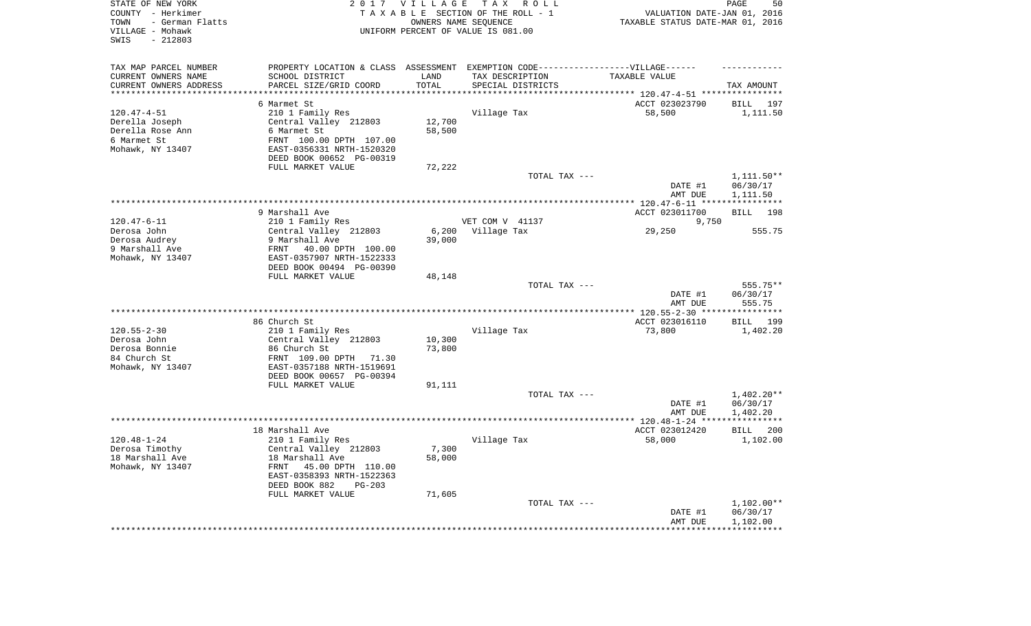STATE OF NEW YORK
COUNTY - Herkimer
TOWN - German Flatts
VILLAGE - Mohawk
SWIS - 212803

2 0 1 7 V I L L A G E T A X R O L L
T A X A B L E SECTION OF THE ROLL - 1
OWNERS NAME SEQUENCE
UNIFORM PERCENT OF VALUE IS 081.00

VALUATION DATE-JAN 01, 2016
TAXABLE STATUS DATE-MAR 01, 2016

| TAX MAP PARCEL NUMBER / CURRENT OWNERS NAME / CURRENT OWNERS ADDRESS | PROPERTY LOCATION & CLASS / SCHOOL DISTRICT / PARCEL SIZE/GRID COORD | ASSESSMENT LAND / TOTAL | EXEMPTION CODE / TAX DESCRIPTION / SPECIAL DISTRICTS | TAXABLE VALUE | TAX AMOUNT |
|---|---|---|---|---|---|
| 120.47-4-51 | 6 Marmet St | | | ACCT 023023790 | BILL 197 |
| Derella Joseph | 210 1 Family Res | | Village Tax | 58,500 | 1,111.50 |
| Derella Rose Ann | Central Valley 212803 | 12,700 | | | |
| 6 Marmet St | 6 Marmet St | 58,500 | | | |
| Mohawk, NY 13407 | FRNT 100.00 DPTH 107.00 | | | | |
| | EAST-0356331 NRTH-1520320 | | | | |
| | DEED BOOK 00652 PG-00319 | | | | |
| | FULL MARKET VALUE | 72,222 | | | |
| | | | TOTAL TAX --- | | 1,111.50** |
| | | | | DATE #1 | 06/30/17 |
| | | | | AMT DUE | 1,111.50 |
| 120.47-6-11 | 9 Marshall Ave | | | ACCT 023011700 | BILL 198 |
| Derosa John | 210 1 Family Res | | VET COM V 41137 | 9,750 | |
| Derosa Audrey | Central Valley 212803 | 6,200 | Village Tax | 29,250 | 555.75 |
| 9 Marshall Ave | 9 Marshall Ave | 39,000 | | | |
| Mohawk, NY 13407 | FRNT 40.00 DPTH 100.00 | | | | |
| | EAST-0357907 NRTH-1522333 | | | | |
| | DEED BOOK 00494 PG-00390 | | | | |
| | FULL MARKET VALUE | 48,148 | | | |
| | | | TOTAL TAX --- | | 555.75** |
| | | | | DATE #1 | 06/30/17 |
| | | | | AMT DUE | 555.75 |
| 120.55-2-30 | 86 Church St | | | ACCT 023016110 | BILL 199 |
| Derosa John | 210 1 Family Res | | Village Tax | 73,800 | 1,402.20 |
| Derosa Bonnie | Central Valley 212803 | 10,300 | | | |
| 84 Church St | 86 Church St | 73,800 | | | |
| Mohawk, NY 13407 | FRNT 109.00 DPTH 71.30 | | | | |
| | EAST-0357188 NRTH-1519691 | | | | |
| | DEED BOOK 00657 PG-00394 | | | | |
| | FULL MARKET VALUE | 91,111 | | | |
| | | | TOTAL TAX --- | | 1,402.20** |
| | | | | DATE #1 | 06/30/17 |
| | | | | AMT DUE | 1,402.20 |
| 120.48-1-24 | 18 Marshall Ave | | | ACCT 023012420 | BILL 200 |
| Derosa Timothy | 210 1 Family Res | | Village Tax | 58,000 | 1,102.00 |
| 18 Marshall Ave | Central Valley 212803 | 7,300 | | | |
| Mohawk, NY 13407 | 18 Marshall Ave | 58,000 | | | |
| | FRNT 45.00 DPTH 110.00 | | | | |
| | EAST-0358393 NRTH-1522363 | | | | |
| | DEED BOOK 882 PG-203 | | | | |
| | FULL MARKET VALUE | 71,605 | | | |
| | | | TOTAL TAX --- | | 1,102.00** |
| | | | | DATE #1 | 06/30/17 |
| | | | | AMT DUE | 1,102.00 |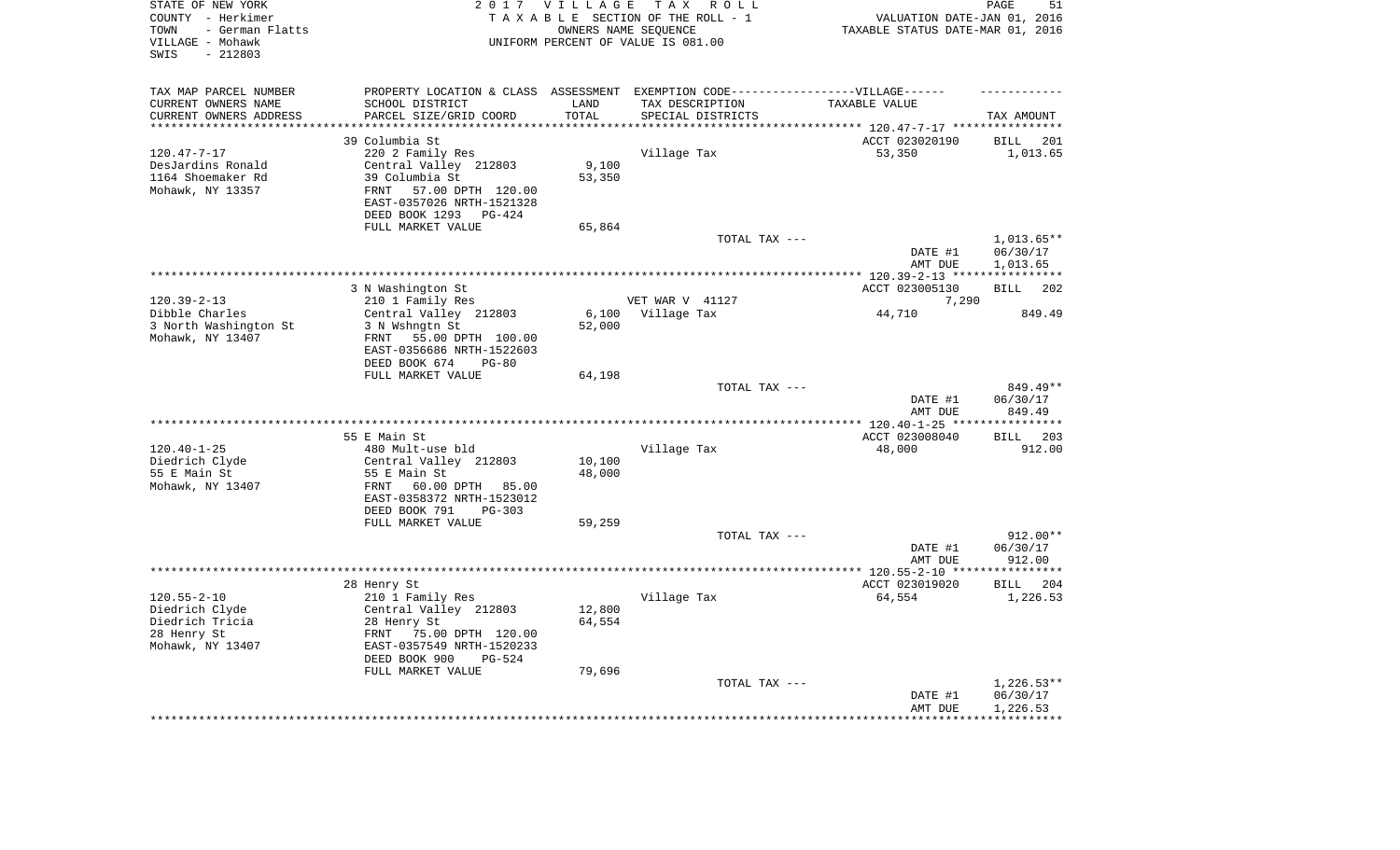STATE OF NEW YORK
COUNTY - Herkimer
TOWN - German Flatts
VILLAGE - Mohawk
SWIS - 212803

2017 VILLAGE TAX ROLL
TAXABLE SECTION OF THE ROLL - 1
OWNERS NAME SEQUENCE
UNIFORM PERCENT OF VALUE IS 081.00

VALUATION DATE-JAN 01, 2016
TAXABLE STATUS DATE-MAR 01, 2016

| TAX MAP PARCEL NUMBER / CURRENT OWNERS NAME / CURRENT OWNERS ADDRESS | PROPERTY LOCATION & CLASS / SCHOOL DISTRICT / PARCEL SIZE/GRID COORD | ASSESSMENT LAND / TOTAL | EXEMPTION CODE / TAX DESCRIPTION / SPECIAL DISTRICTS | TAXABLE VALUE | TAX AMOUNT |
|---|---|---|---|---|---|
| 120.47-7-17 | 39 Columbia St | | | ACCT 023020190 | BILL 201 |
| | 220 2 Family Res | | Village Tax | 53,350 | 1,013.65 |
| DesJardins Ronald | Central Valley 212803 | 9,100 | | | |
| 1164 Shoemaker Rd | 39 Columbia St | 53,350 | | | |
| Mohawk, NY 13357 | FRNT 57.00 DPTH 120.00 | | | | |
| | EAST-0357026 NRTH-1521328 | | | | |
| | DEED BOOK 1293 PG-424 | | | | |
| | FULL MARKET VALUE | 65,864 | | | |
| | | | TOTAL TAX --- | | 1,013.65** |
| | | | | DATE #1 | 06/30/17 |
| | | | | AMT DUE | 1,013.65 |
| 120.39-2-13 | 3 N Washington St | | | ACCT 023005130 | BILL 202 |
| | 210 1 Family Res | | VET WAR V 41127 | 7,290 | |
| Dibble Charles | Central Valley 212803 | 6,100 | Village Tax | 44,710 | 849.49 |
| 3 North Washington St | 3 N Wshngtn St | 52,000 | | | |
| Mohawk, NY 13407 | FRNT 55.00 DPTH 100.00 | | | | |
| | EAST-0356686 NRTH-1522603 | | | | |
| | DEED BOOK 674 PG-80 | | | | |
| | FULL MARKET VALUE | 64,198 | | | |
| | | | TOTAL TAX --- | | 849.49** |
| | | | | DATE #1 | 06/30/17 |
| | | | | AMT DUE | 849.49 |
| 120.40-1-25 | 55 E Main St | | | ACCT 023008040 | BILL 203 |
| | 480 Mult-use bld | | Village Tax | 48,000 | 912.00 |
| Diedrich Clyde | Central Valley 212803 | 10,100 | | | |
| 55 E Main St | 55 E Main St | 48,000 | | | |
| Mohawk, NY 13407 | FRNT 60.00 DPTH 85.00 | | | | |
| | EAST-0358372 NRTH-1523012 | | | | |
| | DEED BOOK 791 PG-303 | | | | |
| | FULL MARKET VALUE | 59,259 | | | |
| | | | TOTAL TAX --- | | 912.00** |
| | | | | DATE #1 | 06/30/17 |
| | | | | AMT DUE | 912.00 |
| 120.55-2-10 | 28 Henry St | | | ACCT 023019020 | BILL 204 |
| | 210 1 Family Res | | Village Tax | 64,554 | 1,226.53 |
| Diedrich Clyde | Central Valley 212803 | 12,800 | | | |
| Diedrich Tricia | 28 Henry St | 64,554 | | | |
| 28 Henry St | FRNT 75.00 DPTH 120.00 | | | | |
| Mohawk, NY 13407 | EAST-0357549 NRTH-1520233 | | | | |
| | DEED BOOK 900 PG-524 | | | | |
| | FULL MARKET VALUE | 79,696 | | | |
| | | | TOTAL TAX --- | | 1,226.53** |
| | | | | DATE #1 | 06/30/17 |
| | | | | AMT DUE | 1,226.53 |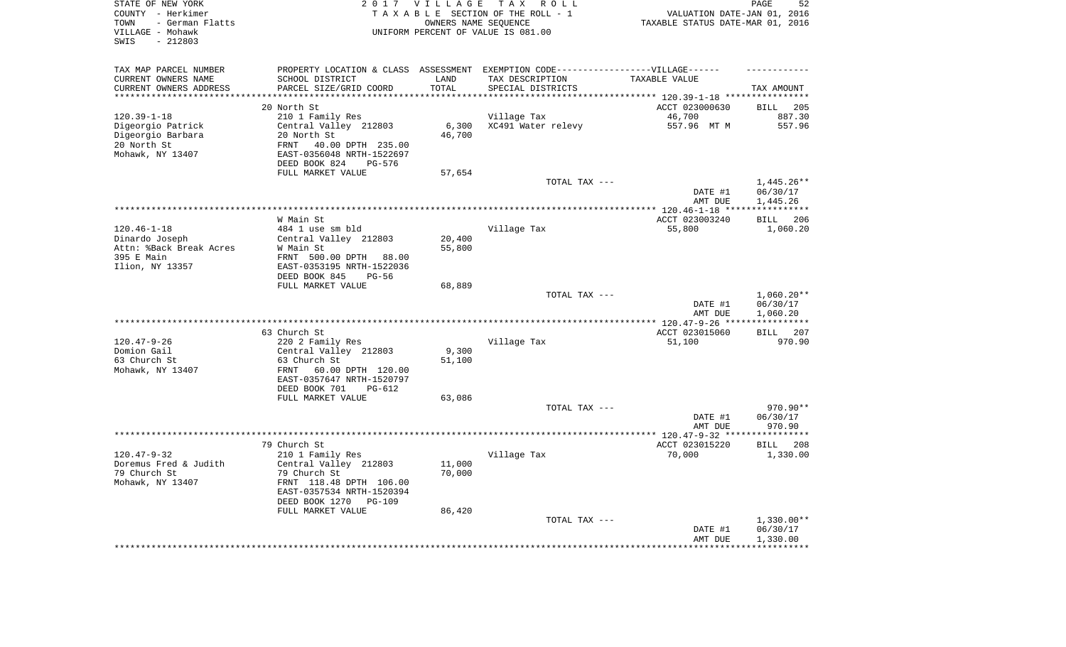STATE OF NEW YORK
COUNTY - Herkimer
TOWN - German Flatts
VILLAGE - Mohawk
SWIS - 212803

2 0 1 7 V I L L A G E T A X R O L L
T A X A B L E SECTION OF THE ROLL - 1
OWNERS NAME SEQUENCE
UNIFORM PERCENT OF VALUE IS 081.00

VALUATION DATE-JAN 01, 2016
TAXABLE STATUS DATE-MAR 01, 2016

| TAX MAP PARCEL NUMBER<br>CURRENT OWNERS NAME<br>CURRENT OWNERS ADDRESS | PROPERTY LOCATION & CLASS<br>SCHOOL DISTRICT<br>PARCEL SIZE/GRID COORD | ASSESSMENT<br>LAND<br>TOTAL | EXEMPTION CODE------------------VILLAGE------<br>TAX DESCRIPTION<br>SPECIAL DISTRICTS | TAXABLE VALUE | TAX AMOUNT |
|---|---|---|---|---|---|
| | 20 North St | | | ACCT 023000630 | BILL 205 |
| 120.39-1-18 | 210 1 Family Res | | Village Tax | 46,700 | 887.30 |
| Digeorgio Patrick | Central Valley 212803 | 6,300 | XC491 Water relevy | 557.96 MT M | 557.96 |
| Digeorgio Barbara | 20 North St | 46,700 | | | |
| 20 North St | FRNT 40.00 DPTH 235.00 | | | | |
| Mohawk, NY 13407 | EAST-0356048 NRTH-1522697 | | | | |
| | DEED BOOK 824 PG-576 | | | | |
| | FULL MARKET VALUE | 57,654 | | | |
| | | | TOTAL TAX --- | | 1,445.26** |
| | | | | DATE #1 | 06/30/17 |
| | | | | AMT DUE | 1,445.26 |
| | W Main St | | | ACCT 023003240 | BILL 206 |
| 120.46-1-18 | 484 1 use sm bld | | Village Tax | 55,800 | 1,060.20 |
| Dinardo Joseph | Central Valley 212803 | 20,400 | | | |
| Attn: %Back Break Acres | W Main St | 55,800 | | | |
| 395 E Main | FRNT 500.00 DPTH 88.00 | | | | |
| Ilion, NY 13357 | EAST-0353195 NRTH-1522036 | | | | |
| | DEED BOOK 845 PG-56 | | | | |
| | FULL MARKET VALUE | 68,889 | | | |
| | | | TOTAL TAX --- | | 1,060.20** |
| | | | | DATE #1 | 06/30/17 |
| | | | | AMT DUE | 1,060.20 |
| | 63 Church St | | | ACCT 023015060 | BILL 207 |
| 120.47-9-26 | 220 2 Family Res | | Village Tax | 51,100 | 970.90 |
| Domion Gail | Central Valley 212803 | 9,300 | | | |
| 63 Church St | 63 Church St | 51,100 | | | |
| Mohawk, NY 13407 | FRNT 60.00 DPTH 120.00 | | | | |
| | EAST-0357647 NRTH-1520797 | | | | |
| | DEED BOOK 701 PG-612 | | | | |
| | FULL MARKET VALUE | 63,086 | | | |
| | | | TOTAL TAX --- | | 970.90** |
| | | | | DATE #1 | 06/30/17 |
| | | | | AMT DUE | 970.90 |
| | 79 Church St | | | ACCT 023015220 | BILL 208 |
| 120.47-9-32 | 210 1 Family Res | | Village Tax | 70,000 | 1,330.00 |
| Doremus Fred & Judith | Central Valley 212803 | 11,000 | | | |
| 79 Church St | 79 Church St | 70,000 | | | |
| Mohawk, NY 13407 | FRNT 118.48 DPTH 106.00 | | | | |
| | EAST-0357534 NRTH-1520394 | | | | |
| | DEED BOOK 1270 PG-109 | | | | |
| | FULL MARKET VALUE | 86,420 | | | |
| | | | TOTAL TAX --- | | 1,330.00** |
| | | | | DATE #1 | 06/30/17 |
| | | | | AMT DUE | 1,330.00 |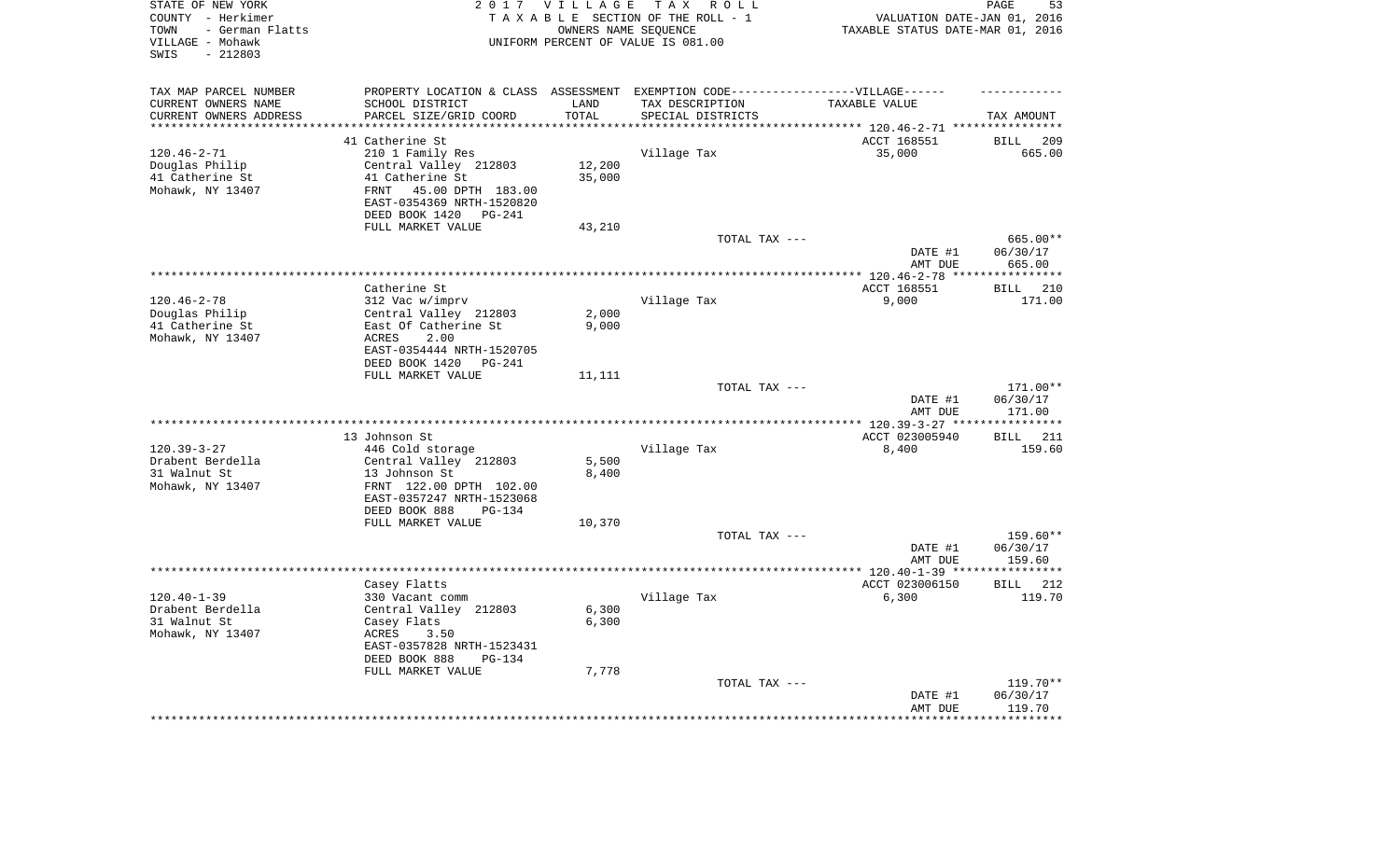STATE OF NEW YORK　　　　2 0 1 7 　V I L L A G E 　T A X 　R O L L
COUNTY - Herkimer　　　　T A X A B L E SECTION OF THE ROLL - 1　　　　VALUATION DATE-JAN 01, 2016
TOWN - German Flatts　　　　OWNERS NAME SEQUENCE　　　　TAXABLE STATUS DATE-MAR 01, 2016
VILLAGE - Mohawk　　　　UNIFORM PERCENT OF VALUE IS 081.00
SWIS - 212803

| TAX MAP PARCEL NUMBER<br>CURRENT OWNERS NAME<br>CURRENT OWNERS ADDRESS | PROPERTY LOCATION & CLASS<br>SCHOOL DISTRICT<br>PARCEL SIZE/GRID COORD | ASSESSMENT<br>LAND<br>TOTAL | EXEMPTION CODE------VILLAGE------<br>TAX DESCRIPTION<br>SPECIAL DISTRICTS | TAXABLE VALUE | TAX AMOUNT |
|---|---|---|---|---|---|
| | 41 Catherine St | | | ACCT 168551 | BILL 209 |
| 120.46-2-71 | 210 1 Family Res | | Village Tax | 35,000 | 665.00 |
| Douglas Philip | Central Valley 212803 | 12,200 | | | |
| 41 Catherine St | 41 Catherine St | 35,000 | | | |
| Mohawk, NY 13407 | FRNT 45.00 DPTH 183.00 | | | | |
| | EAST-0354369 NRTH-1520820 | | | | |
| | DEED BOOK 1420 PG-241 | | | | |
| | FULL MARKET VALUE | 43,210 | | | |
| | | | TOTAL TAX --- | | 665.00** |
| | | | | DATE #1 | 06/30/17 |
| | | | | AMT DUE | 665.00 |
| | Catherine St | | | ACCT 168551 | BILL 210 |
| 120.46-2-78 | 312 Vac w/imprv | | Village Tax | 9,000 | 171.00 |
| Douglas Philip | Central Valley 212803 | 2,000 | | | |
| 41 Catherine St | East Of Catherine St | 9,000 | | | |
| Mohawk, NY 13407 | ACRES 2.00 | | | | |
| | EAST-0354444 NRTH-1520705 | | | | |
| | DEED BOOK 1420 PG-241 | | | | |
| | FULL MARKET VALUE | 11,111 | | | |
| | | | TOTAL TAX --- | | 171.00** |
| | | | | DATE #1 | 06/30/17 |
| | | | | AMT DUE | 171.00 |
| | 13 Johnson St | | | ACCT 023005940 | BILL 211 |
| 120.39-3-27 | 446 Cold storage | | Village Tax | 8,400 | 159.60 |
| Drabent Berdella | Central Valley 212803 | 5,500 | | | |
| 31 Walnut St | 13 Johnson St | 8,400 | | | |
| Mohawk, NY 13407 | FRNT 122.00 DPTH 102.00 | | | | |
| | EAST-0357247 NRTH-1523068 | | | | |
| | DEED BOOK 888 PG-134 | | | | |
| | FULL MARKET VALUE | 10,370 | | | |
| | | | TOTAL TAX --- | | 159.60** |
| | | | | DATE #1 | 06/30/17 |
| | | | | AMT DUE | 159.60 |
| | Casey Flatts | | | ACCT 023006150 | BILL 212 |
| 120.40-1-39 | 330 Vacant comm | | Village Tax | 6,300 | 119.70 |
| Drabent Berdella | Central Valley 212803 | 6,300 | | | |
| 31 Walnut St | Casey Flats | 6,300 | | | |
| Mohawk, NY 13407 | ACRES 3.50 | | | | |
| | EAST-0357828 NRTH-1523431 | | | | |
| | DEED BOOK 888 PG-134 | | | | |
| | FULL MARKET VALUE | 7,778 | | | |
| | | | TOTAL TAX --- | | 119.70** |
| | | | | DATE #1 | 06/30/17 |
| | | | | AMT DUE | 119.70 |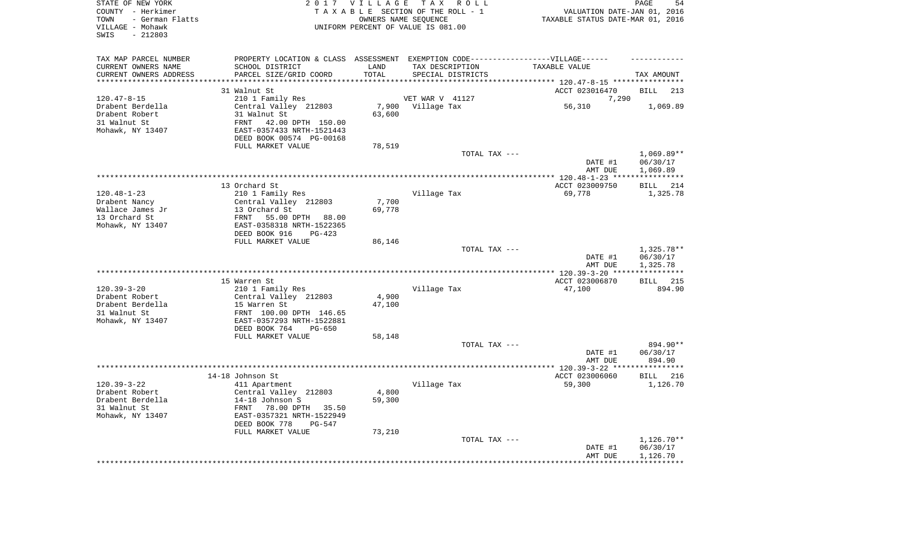STATE OF NEW YORK
COUNTY - Herkimer
TOWN - German Flatts
VILLAGE - Mohawk
SWIS - 212803

2017 VILLAGE TAX ROLL
TAXABLE SECTION OF THE ROLL - 1
OWNERS NAME SEQUENCE
UNIFORM PERCENT OF VALUE IS 081.00

VALUATION DATE-JAN 01, 2016
TAXABLE STATUS DATE-MAR 01, 2016

| TAX MAP PARCEL NUMBER / CURRENT OWNERS NAME / CURRENT OWNERS ADDRESS | PROPERTY LOCATION & CLASS / SCHOOL DISTRICT / PARCEL SIZE/GRID COORD | ASSESSMENT LAND / TOTAL | EXEMPTION CODE / TAX DESCRIPTION / SPECIAL DISTRICTS | TAXABLE VALUE | TAX AMOUNT |
|---|---|---|---|---|---|
| 120.47-8-15 | 31 Walnut St | | | ACCT 023016470 | BILL 213 |
| | 210 1 Family Res | | VET WAR V 41127 | 7,290 | |
| Drabent Berdella | Central Valley 212803 | 7,900 | Village Tax | 56,310 | 1,069.89 |
| Drabent Robert | 31 Walnut St | 63,600 | | | |
| 31 Walnut St | FRNT 42.00 DPTH 150.00 | | | | |
| Mohawk, NY 13407 | EAST-0357433 NRTH-1521443 | | | | |
| | DEED BOOK 00574 PG-00168 | | | | |
| | FULL MARKET VALUE | 78,519 | | | |
| | | | TOTAL TAX --- | | 1,069.89** |
| | | | | DATE #1 | 06/30/17 |
| | | | | AMT DUE | 1,069.89 |
| 120.48-1-23 | 13 Orchard St | | | ACCT 023009750 | BILL 214 |
| | 210 1 Family Res | | Village Tax | 69,778 | 1,325.78 |
| Drabent Nancy | Central Valley 212803 | 7,700 | | | |
| Wallace James Jr | 13 Orchard St | 69,778 | | | |
| 13 Orchard St | FRNT 55.00 DPTH 88.00 | | | | |
| Mohawk, NY 13407 | EAST-0358318 NRTH-1522365 | | | | |
| | DEED BOOK 916 PG-423 | | | | |
| | FULL MARKET VALUE | 86,146 | | | |
| | | | TOTAL TAX --- | | 1,325.78** |
| | | | | DATE #1 | 06/30/17 |
| | | | | AMT DUE | 1,325.78 |
| 120.39-3-20 | 15 Warren St | | | ACCT 023006870 | BILL 215 |
| | 210 1 Family Res | | Village Tax | 47,100 | 894.90 |
| Drabent Robert | Central Valley 212803 | 4,900 | | | |
| Drabent Berdella | 15 Warren St | 47,100 | | | |
| 31 Walnut St | FRNT 100.00 DPTH 146.65 | | | | |
| Mohawk, NY 13407 | EAST-0357293 NRTH-1522881 | | | | |
| | DEED BOOK 764 PG-650 | | | | |
| | FULL MARKET VALUE | 58,148 | | | |
| | | | TOTAL TAX --- | | 894.90** |
| | | | | DATE #1 | 06/30/17 |
| | | | | AMT DUE | 894.90 |
| 120.39-3-22 | 14-18 Johnson St | | | ACCT 023006060 | BILL 216 |
| | 411 Apartment | | Village Tax | 59,300 | 1,126.70 |
| Drabent Robert | Central Valley 212803 | 4,800 | | | |
| Drabent Berdella | 14-18 Johnson S | 59,300 | | | |
| 31 Walnut St | FRNT 78.00 DPTH 35.50 | | | | |
| Mohawk, NY 13407 | EAST-0357321 NRTH-1522949 | | | | |
| | DEED BOOK 778 PG-547 | | | | |
| | FULL MARKET VALUE | 73,210 | | | |
| | | | TOTAL TAX --- | | 1,126.70** |
| | | | | DATE #1 | 06/30/17 |
| | | | | AMT DUE | 1,126.70 |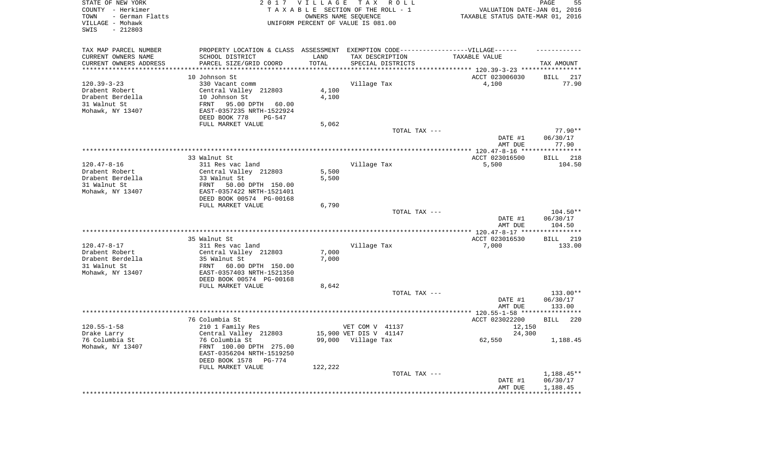STATE OF NEW YORK
COUNTY - Herkimer
TOWN - German Flatts
VILLAGE - Mohawk
SWIS - 212803

2017 VILLAGE TAX ROLL
TAXABLE SECTION OF THE ROLL - 1
OWNERS NAME SEQUENCE
UNIFORM PERCENT OF VALUE IS 081.00

VALUATION DATE-JAN 01, 2016
TAXABLE STATUS DATE-MAR 01, 2016

| TAX MAP PARCEL NUMBER<br>CURRENT OWNERS NAME<br>CURRENT OWNERS ADDRESS | PROPERTY LOCATION & CLASS<br>SCHOOL DISTRICT<br>PARCEL SIZE/GRID COORD | ASSESSMENT<br>LAND<br>TOTAL | EXEMPTION CODE-----VILLAGE------<br>TAX DESCRIPTION<br>SPECIAL DISTRICTS | TAXABLE VALUE | TAX AMOUNT |
|---|---|---|---|---|---|
| | 10 Johnson St | | | ACCT 023006030 | BILL 217 |
| 120.39-3-23 | 330 Vacant comm | | Village Tax | 4,100 | 77.90 |
| Drabent Robert | Central Valley 212803 | 4,100 | | | |
| Drabent Berdella | 10 Johnson St | 4,100 | | | |
| 31 Walnut St | FRNT 95.00 DPTH 60.00 | | | | |
| Mohawk, NY 13407 | EAST-0357235 NRTH-1522924 | | | | |
| | DEED BOOK 778 PG-547 | | | | |
| | FULL MARKET VALUE | 5,062 | | | |
| | | | TOTAL TAX --- | | 77.90** |
| | | | | DATE #1 | 06/30/17 |
| | | | | AMT DUE | 77.90 |
| | 33 Walnut St | | | ACCT 023016500 | BILL 218 |
| 120.47-8-16 | 311 Res vac land | | Village Tax | 5,500 | 104.50 |
| Drabent Robert | Central Valley 212803 | 5,500 | | | |
| Drabent Berdella | 33 Walnut St | 5,500 | | | |
| 31 Walnut St | FRNT 50.00 DPTH 150.00 | | | | |
| Mohawk, NY 13407 | EAST-0357422 NRTH-1521401 | | | | |
| | DEED BOOK 00574 PG-00168 | | | | |
| | FULL MARKET VALUE | 6,790 | | | |
| | | | TOTAL TAX --- | | 104.50** |
| | | | | DATE #1 | 06/30/17 |
| | | | | AMT DUE | 104.50 |
| | 35 Walnut St | | | ACCT 023016530 | BILL 219 |
| 120.47-8-17 | 311 Res vac land | | Village Tax | 7,000 | 133.00 |
| Drabent Robert | Central Valley 212803 | 7,000 | | | |
| Drabent Berdella | 35 Walnut St | 7,000 | | | |
| 31 Walnut St | FRNT 60.00 DPTH 150.00 | | | | |
| Mohawk, NY 13407 | EAST-0357403 NRTH-1521350 | | | | |
| | DEED BOOK 00574 PG-00168 | | | | |
| | FULL MARKET VALUE | 8,642 | | | |
| | | | TOTAL TAX --- | | 133.00** |
| | | | | DATE #1 | 06/30/17 |
| | | | | AMT DUE | 133.00 |
| | 76 Columbia St | | | ACCT 023022200 | BILL 220 |
| 120.55-1-58 | 210 1 Family Res | | VET COM V 41137 | 12,150 | |
| Drake Larry | Central Valley 212803 | 15,900 | VET DIS V 41147 | 24,300 | |
| 76 Columbia St | 76 Columbia St | 99,000 | Village Tax | 62,550 | 1,188.45 |
| Mohawk, NY 13407 | FRNT 100.00 DPTH 275.00 | | | | |
| | EAST-0356204 NRTH-1519250 | | | | |
| | DEED BOOK 1578 PG-774 | | | | |
| | FULL MARKET VALUE | 122,222 | | | |
| | | | TOTAL TAX --- | | 1,188.45** |
| | | | | DATE #1 | 06/30/17 |
| | | | | AMT DUE | 1,188.45 |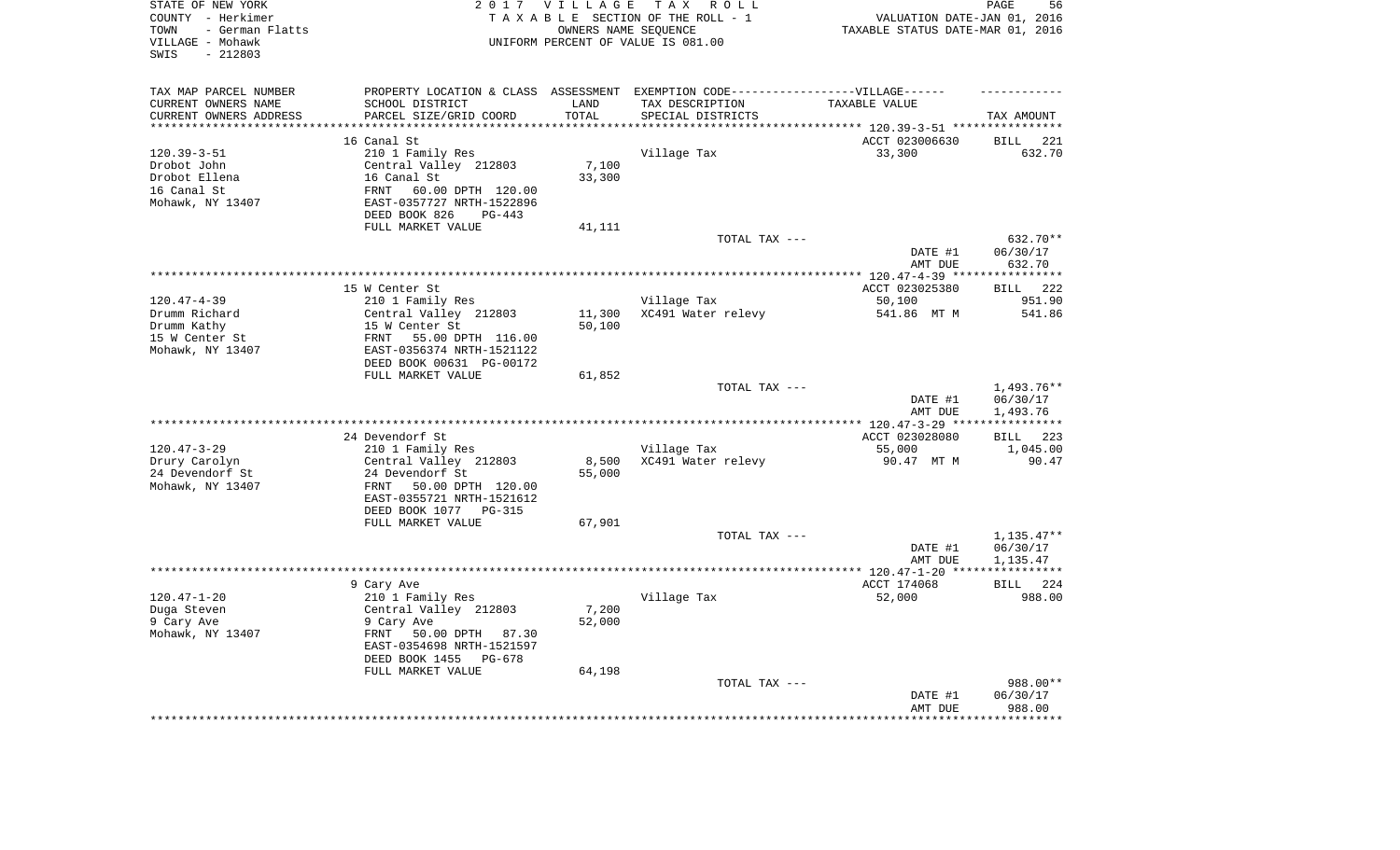STATE OF NEW YORK
COUNTY - Herkimer
TOWN - German Flatts
VILLAGE - Mohawk
SWIS - 212803

2017 VILLAGE TAX ROLL
TAXABLE SECTION OF THE ROLL - 1
OWNERS NAME SEQUENCE
UNIFORM PERCENT OF VALUE IS 081.00

VALUATION DATE-JAN 01, 2016
TAXABLE STATUS DATE-MAR 01, 2016

| TAX MAP PARCEL NUMBER<br>CURRENT OWNERS NAME<br>CURRENT OWNERS ADDRESS | PROPERTY LOCATION & CLASS<br>SCHOOL DISTRICT<br>PARCEL SIZE/GRID COORD | ASSESSMENT<br>LAND<br>TOTAL | EXEMPTION CODE------VILLAGE------<br>TAX DESCRIPTION<br>SPECIAL DISTRICTS | TAXABLE VALUE | TAX AMOUNT |
|---|---|---|---|---|---|
| | 16 Canal St | | | ACCT 023006630 | BILL 221 |
| 120.39-3-51 | 210 1 Family Res | | Village Tax | 33,300 | 632.70 |
| Drobot John | Central Valley 212803 | 7,100 | | | |
| Drobot Ellena | 16 Canal St | 33,300 | | | |
| 16 Canal St | FRNT 60.00 DPTH 120.00 | | | | |
| Mohawk, NY 13407 | EAST-0357727 NRTH-1522896 | | | | |
| | DEED BOOK 826 PG-443 | | | | |
| | FULL MARKET VALUE | 41,111 | | | |
| | | | TOTAL TAX --- | | 632.70** |
| | | | | DATE #1 | 06/30/17 |
| | | | | AMT DUE | 632.70 |
| | 15 W Center St | | | ACCT 023025380 | BILL 222 |
| 120.47-4-39 | 210 1 Family Res | | Village Tax | 50,100 | 951.90 |
| Drumm Richard | Central Valley 212803 | 11,300 | XC491 Water relevy | 541.86 MT M | 541.86 |
| Drumm Kathy | 15 W Center St | 50,100 | | | |
| 15 W Center St | FRNT 55.00 DPTH 116.00 | | | | |
| Mohawk, NY 13407 | EAST-0356374 NRTH-1521122 | | | | |
| | DEED BOOK 00631 PG-00172 | | | | |
| | FULL MARKET VALUE | 61,852 | | | |
| | | | TOTAL TAX --- | | 1,493.76** |
| | | | | DATE #1 | 06/30/17 |
| | | | | AMT DUE | 1,493.76 |
| | 24 Devendorf St | | | ACCT 023028080 | BILL 223 |
| 120.47-3-29 | 210 1 Family Res | | Village Tax | 55,000 | 1,045.00 |
| Drury Carolyn | Central Valley 212803 | 8,500 | XC491 Water relevy | 90.47 MT M | 90.47 |
| 24 Devendorf St | 24 Devendorf St | 55,000 | | | |
| Mohawk, NY 13407 | FRNT 50.00 DPTH 120.00 | | | | |
| | EAST-0355721 NRTH-1521612 | | | | |
| | DEED BOOK 1077 PG-315 | | | | |
| | FULL MARKET VALUE | 67,901 | | | |
| | | | TOTAL TAX --- | | 1,135.47** |
| | | | | DATE #1 | 06/30/17 |
| | | | | AMT DUE | 1,135.47 |
| | 9 Cary Ave | | | ACCT 174068 | BILL 224 |
| 120.47-1-20 | 210 1 Family Res | | Village Tax | 52,000 | 988.00 |
| Duga Steven | Central Valley 212803 | 7,200 | | | |
| 9 Cary Ave | 9 Cary Ave | 52,000 | | | |
| Mohawk, NY 13407 | FRNT 50.00 DPTH 87.30 | | | | |
| | EAST-0354698 NRTH-1521597 | | | | |
| | DEED BOOK 1455 PG-678 | | | | |
| | FULL MARKET VALUE | 64,198 | | | |
| | | | TOTAL TAX --- | | 988.00** |
| | | | | DATE #1 | 06/30/17 |
| | | | | AMT DUE | 988.00 |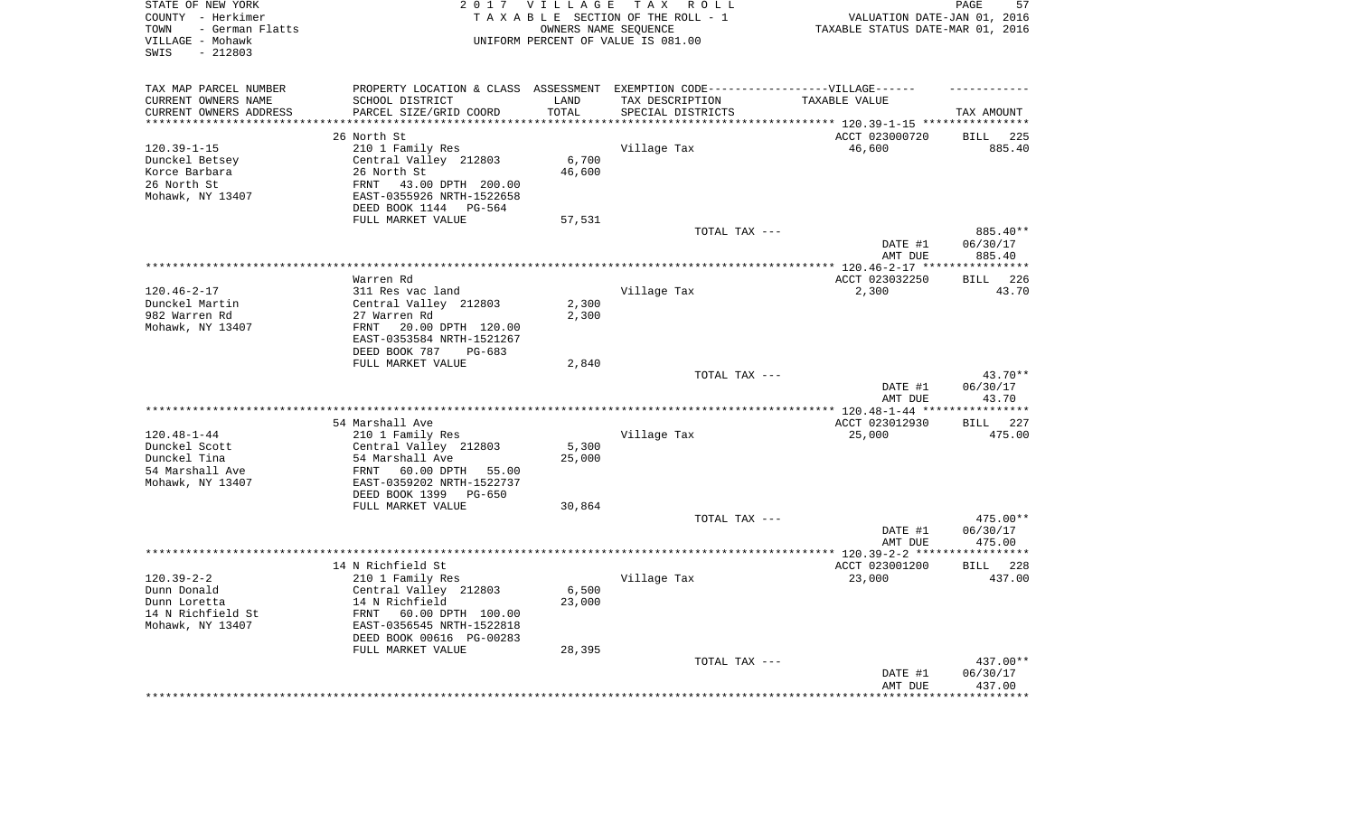STATE OF NEW YORK
COUNTY - Herkimer
TOWN - German Flatts
VILLAGE - Mohawk
SWIS - 212803

2 0 1 7 V I L L A G E T A X R O L L
T A X A B L E SECTION OF THE ROLL - 1
OWNERS NAME SEQUENCE
UNIFORM PERCENT OF VALUE IS 081.00

VALUATION DATE-JAN 01, 2016
TAXABLE STATUS DATE-MAR 01, 2016

| TAX MAP PARCEL NUMBER / CURRENT OWNERS NAME / CURRENT OWNERS ADDRESS | PROPERTY LOCATION & CLASS / SCHOOL DISTRICT / PARCEL SIZE/GRID COORD | ASSESSMENT LAND / TOTAL | EXEMPTION CODE-VILLAGE / TAX DESCRIPTION / SPECIAL DISTRICTS | TAXABLE VALUE | TAX AMOUNT |
|---|---|---|---|---|---|
| | 26 North St | | | ACCT 023000720 | BILL 225 |
| 120.39-1-15 | 210 1 Family Res | | Village Tax | 46,600 | 885.40 |
| Dunckel Betsey | Central Valley 212803 | 6,700 | | | |
| Korce Barbara | 26 North St | 46,600 | | | |
| 26 North St | FRNT 43.00 DPTH 200.00 | | | | |
| Mohawk, NY 13407 | EAST-0355926 NRTH-1522658 | | | | |
| | DEED BOOK 1144 PG-564 | | | | |
| | FULL MARKET VALUE | 57,531 | | | |
| | | | TOTAL TAX --- | | 885.40** |
| | | | | DATE #1 | 06/30/17 |
| | | | | AMT DUE | 885.40 |
| | Warren Rd | | | ACCT 023032250 | BILL 226 |
| 120.46-2-17 | 311 Res vac land | | Village Tax | 2,300 | 43.70 |
| Dunckel Martin | Central Valley 212803 | 2,300 | | | |
| 982 Warren Rd | 27 Warren Rd | 2,300 | | | |
| Mohawk, NY 13407 | FRNT 20.00 DPTH 120.00 | | | | |
| | EAST-0353584 NRTH-1521267 | | | | |
| | DEED BOOK 787 PG-683 | | | | |
| | FULL MARKET VALUE | 2,840 | | | |
| | | | TOTAL TAX --- | | 43.70** |
| | | | | DATE #1 | 06/30/17 |
| | | | | AMT DUE | 43.70 |
| | 54 Marshall Ave | | | ACCT 023012930 | BILL 227 |
| 120.48-1-44 | 210 1 Family Res | | Village Tax | 25,000 | 475.00 |
| Dunckel Scott | Central Valley 212803 | 5,300 | | | |
| Dunckel Tina | 54 Marshall Ave | 25,000 | | | |
| 54 Marshall Ave | FRNT 60.00 DPTH 55.00 | | | | |
| Mohawk, NY 13407 | EAST-0359202 NRTH-1522737 | | | | |
| | DEED BOOK 1399 PG-650 | | | | |
| | FULL MARKET VALUE | 30,864 | | | |
| | | | TOTAL TAX --- | | 475.00** |
| | | | | DATE #1 | 06/30/17 |
| | | | | AMT DUE | 475.00 |
| | 14 N Richfield St | | | ACCT 023001200 | BILL 228 |
| 120.39-2-2 | 210 1 Family Res | | Village Tax | 23,000 | 437.00 |
| Dunn Donald | Central Valley 212803 | 6,500 | | | |
| Dunn Loretta | 14 N Richfield | 23,000 | | | |
| 14 N Richfield St | FRNT 60.00 DPTH 100.00 | | | | |
| Mohawk, NY 13407 | EAST-0356545 NRTH-1522818 | | | | |
| | DEED BOOK 00616 PG-00283 | | | | |
| | FULL MARKET VALUE | 28,395 | | | |
| | | | TOTAL TAX --- | | 437.00** |
| | | | | DATE #1 | 06/30/17 |
| | | | | AMT DUE | 437.00 |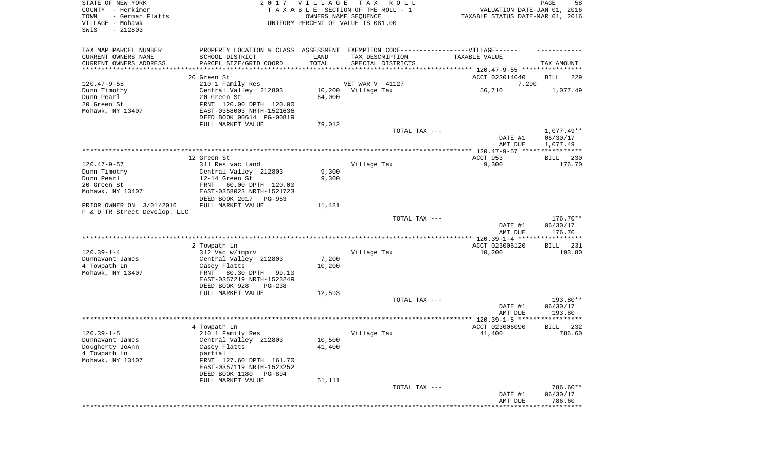STATE OF NEW YORK | 2 0 1 7 V I L L A G E T A X R O L L
COUNTY - Herkimer | T A X A B L E SECTION OF THE ROLL - 1 | VALUATION DATE-JAN 01, 2016
TOWN - German Flatts | OWNERS NAME SEQUENCE | TAXABLE STATUS DATE-MAR 01, 2016
VILLAGE - Mohawk | UNIFORM PERCENT OF VALUE IS 081.00
SWIS - 212803

| TAX MAP PARCEL NUMBER<br>CURRENT OWNERS NAME<br>CURRENT OWNERS ADDRESS | PROPERTY LOCATION & CLASS<br>SCHOOL DISTRICT<br>PARCEL SIZE/GRID COORD | ASSESSMENT<br>LAND<br>TOTAL | EXEMPTION CODE------VILLAGE------<br>TAX DESCRIPTION<br>SPECIAL DISTRICTS | TAXABLE VALUE | TAX AMOUNT |
|---|---|---|---|---|---|
| | 20 Green St | | | ACCT 023014040 | BILL 229 |
| 120.47-9-55 | 210 1 Family Res | | VET WAR V 41127 | 7,290 | |
| Dunn Timothy | Central Valley 212803 | 10,200 | Village Tax | 56,710 | 1,077.49 |
| Dunn Pearl | 20 Green St | 64,000 | | | |
| 20 Green St | FRNT 120.00 DPTH 120.00 | | | | |
| Mohawk, NY 13407 | EAST-0358003 NRTH-1521636 | | | | |
| | DEED BOOK 00614 PG-00819 | | | | |
| | FULL MARKET VALUE | 79,012 | | | |
| | | | TOTAL TAX --- | | 1,077.49** |
| | | | | DATE #1 | 06/30/17 |
| | | | | AMT DUE | 1,077.49 |
| | 12 Green St | | | ACCT 953 | BILL 230 |
| 120.47-9-57 | 311 Res vac land | | Village Tax | 9,300 | 176.70 |
| Dunn Timothy | Central Valley 212803 | 9,300 | | | |
| Dunn Pearl | 12-14 Green St | 9,300 | | | |
| 20 Green St | FRNT 60.00 DPTH 120.00 | | | | |
| Mohawk, NY 13407 | EAST-0358023 NRTH-1521723 | | | | |
| | DEED BOOK 2017 PG-953 | | | | |
| PRIOR OWNER ON 3/01/2016 | FULL MARKET VALUE | 11,481 | | | |
| F & D TR Street Develop. LLC | | | | | |
| | | | TOTAL TAX --- | | 176.70** |
| | | | | DATE #1 | 06/30/17 |
| | | | | AMT DUE | 176.70 |
| | 2 Towpath Ln | | | ACCT 023006120 | BILL 231 |
| 120.39-1-4 | 312 Vac w/imprv | | Village Tax | 10,200 | 193.80 |
| Dunnavant James | Central Valley 212803 | 7,200 | | | |
| 4 Towpath Ln | Casey Flatts | 10,200 | | | |
| Mohawk, NY 13407 | FRNT 80.30 DPTH 99.10 | | | | |
| | EAST-0357219 NRTH-1523249 | | | | |
| | DEED BOOK 928 PG-238 | | | | |
| | FULL MARKET VALUE | 12,593 | | | |
| | | | TOTAL TAX --- | | 193.80** |
| | | | | DATE #1 | 06/30/17 |
| | | | | AMT DUE | 193.80 |
| | 4 Towpath Ln | | | ACCT 023006090 | BILL 232 |
| 120.39-1-5 | 210 1 Family Res | | Village Tax | 41,400 | 786.60 |
| Dunnavant James | Central Valley 212803 | 10,500 | | | |
| Dougherty JoAnn | Casey Flatts | 41,400 | | | |
| 4 Towpath Ln | partial | | | | |
| Mohawk, NY 13407 | FRNT 127.60 DPTH 161.70 | | | | |
| | EAST-0357119 NRTH-1523252 | | | | |
| | DEED BOOK 1180 PG-894 | | | | |
| | FULL MARKET VALUE | 51,111 | | | |
| | | | TOTAL TAX --- | | 786.60** |
| | | | | DATE #1 | 06/30/17 |
| | | | | AMT DUE | 786.60 |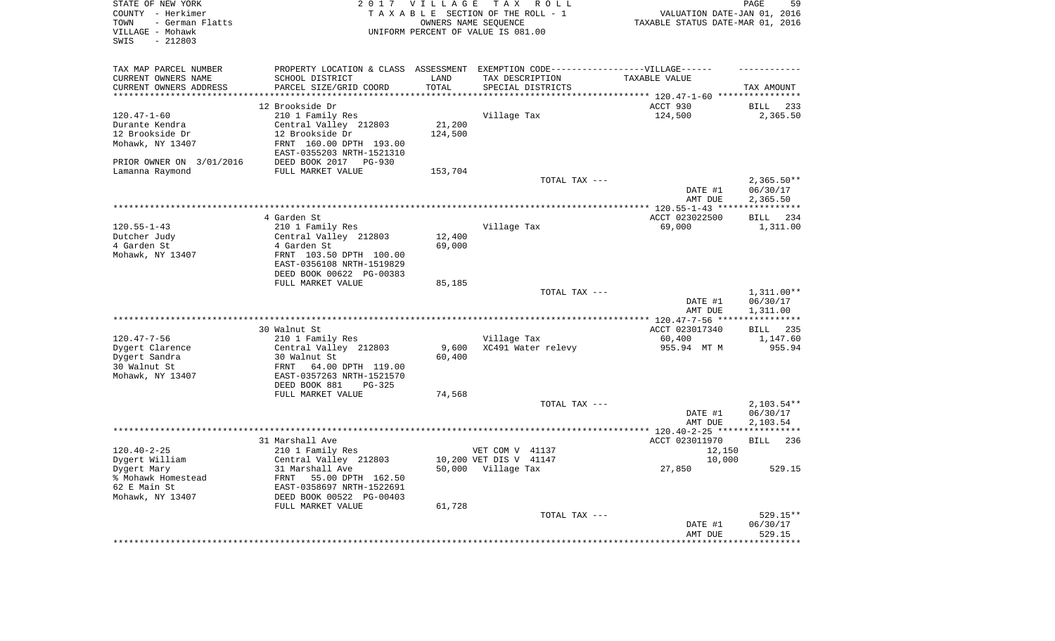STATE OF NEW YORK — COUNTY - Herkimer — TOWN - German Flatts — VILLAGE - Mohawk — SWIS - 212803

2017 VILLAGE TAX ROLL
TAXABLE SECTION OF THE ROLL - 1
OWNERS NAME SEQUENCE
UNIFORM PERCENT OF VALUE IS 081.00

VALUATION DATE-JAN 01, 2016
TAXABLE STATUS DATE-MAR 01, 2016

| TAX MAP PARCEL NUMBER / CURRENT OWNERS NAME / CURRENT OWNERS ADDRESS | PROPERTY LOCATION & CLASS / SCHOOL DISTRICT / PARCEL SIZE/GRID COORD | ASSESSMENT LAND / TOTAL | EXEMPTION CODE / TAX DESCRIPTION / SPECIAL DISTRICTS | TAXABLE VALUE | TAX AMOUNT |
|---|---|---|---|---|---|
| 120.47-1-60 | 12 Brookside Dr | | | ACCT 930 | BILL 233 |
| Durante Kendra | 210 1 Family Res | | Village Tax | 124,500 | 2,365.50 |
| 12 Brookside Dr | Central Valley 212803 | 21,200 | | | |
| Mohawk, NY 13407 | 12 Brookside Dr | 124,500 | | | |
| | FRNT 160.00 DPTH 193.00 | | | | |
| | EAST-0355203 NRTH-1521310 | | | | |
| PRIOR OWNER ON 3/01/2016 | DEED BOOK 2017 PG-930 | | | | |
| Lamanna Raymond | FULL MARKET VALUE | 153,704 | | | |
| | | | TOTAL TAX --- | | 2,365.50** |
| | | | | DATE #1 | 06/30/17 |
| | | | | AMT DUE | 2,365.50 |
| 120.55-1-43 | 4 Garden St | | | ACCT 023022500 | BILL 234 |
| Dutcher Judy | 210 1 Family Res | | Village Tax | 69,000 | 1,311.00 |
| 4 Garden St | Central Valley 212803 | 12,400 | | | |
| Mohawk, NY 13407 | 4 Garden St | 69,000 | | | |
| | FRNT 103.50 DPTH 100.00 | | | | |
| | EAST-0356108 NRTH-1519829 | | | | |
| | DEED BOOK 00622 PG-00383 | | | | |
| | FULL MARKET VALUE | 85,185 | | | |
| | | | TOTAL TAX --- | | 1,311.00** |
| | | | | DATE #1 | 06/30/17 |
| | | | | AMT DUE | 1,311.00 |
| 120.47-7-56 | 30 Walnut St | | | ACCT 023017340 | BILL 235 |
| Dygert Clarence | 210 1 Family Res | | Village Tax | 60,400 | 1,147.60 |
| Dygert Sandra | Central Valley 212803 | 9,600 | XC491 Water relevy | 955.94 MT M | 955.94 |
| 30 Walnut St | 30 Walnut St | 60,400 | | | |
| Mohawk, NY 13407 | FRNT 64.00 DPTH 119.00 | | | | |
| | EAST-0357263 NRTH-1521570 | | | | |
| | DEED BOOK 881 PG-325 | | | | |
| | FULL MARKET VALUE | 74,568 | | | |
| | | | TOTAL TAX --- | | 2,103.54** |
| | | | | DATE #1 | 06/30/17 |
| | | | | AMT DUE | 2,103.54 |
| 120.40-2-25 | 31 Marshall Ave | | | ACCT 023011970 | BILL 236 |
| Dygert William | 210 1 Family Res | | VET COM V 41137 | 12,150 | |
| Dygert Mary | Central Valley 212803 | 10,200 | VET DIS V 41147 | 10,000 | |
| % Mohawk Homestead | 31 Marshall Ave | 50,000 | Village Tax | 27,850 | 529.15 |
| 62 E Main St | FRNT 55.00 DPTH 162.50 | | | | |
| Mohawk, NY 13407 | EAST-0358697 NRTH-1522691 | | | | |
| | DEED BOOK 00522 PG-00403 | | | | |
| | FULL MARKET VALUE | 61,728 | | | |
| | | | TOTAL TAX --- | | 529.15** |
| | | | | DATE #1 | 06/30/17 |
| | | | | AMT DUE | 529.15 |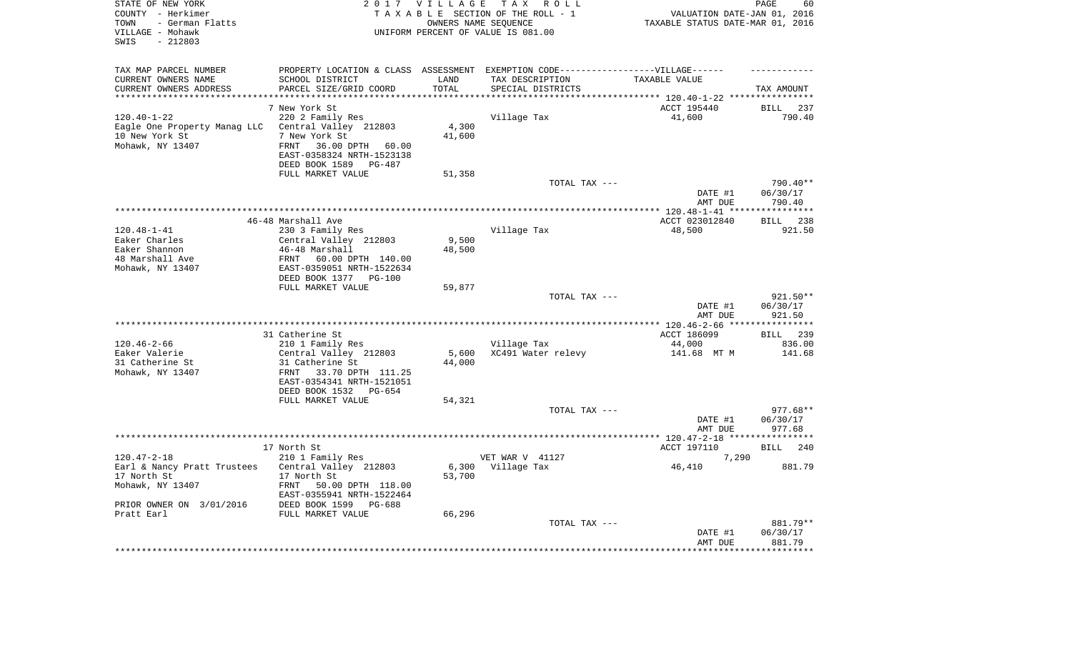STATE OF NEW YORK
COUNTY - Herkimer
TOWN - German Flatts
VILLAGE - Mohawk
SWIS - 212803

2 0 1 7 V I L L A G E T A X R O L L
T A X A B L E SECTION OF THE ROLL - 1
OWNERS NAME SEQUENCE
UNIFORM PERCENT OF VALUE IS 081.00

VALUATION DATE-JAN 01, 2016
TAXABLE STATUS DATE-MAR 01, 2016

| TAX MAP PARCEL NUMBER<br>CURRENT OWNERS NAME<br>CURRENT OWNERS ADDRESS | PROPERTY LOCATION & CLASS<br>SCHOOL DISTRICT<br>PARCEL SIZE/GRID COORD | ASSESSMENT<br>LAND<br>TOTAL | EXEMPTION CODE------------------VILLAGE------<br>TAX DESCRIPTION<br>SPECIAL DISTRICTS | TAXABLE VALUE | TAX AMOUNT |
|---|---|---|---|---|---|
| 120.40-1-22 | 7 New York St | | | ACCT 195440 | BILL 237 |
| 120.40-1-22 | 220 2 Family Res | | Village Tax | 41,600 | 790.40 |
| Eagle One Property Manag LLC | Central Valley 212803 | 4,300 | | | |
| 10 New York St | 7 New York St | 41,600 | | | |
| Mohawk, NY 13407 | FRNT 36.00 DPTH 60.00 | | | | |
| | EAST-0358324 NRTH-1523138 | | | | |
| | DEED BOOK 1589 PG-487 | | | | |
| | FULL MARKET VALUE | 51,358 | | | |
| | | | TOTAL TAX --- | | 790.40** |
| | | | | DATE #1 | 06/30/17 |
| | | | | AMT DUE | 790.40 |
| 120.48-1-41 | 46-48 Marshall Ave | | | ACCT 023012840 | BILL 238 |
| 120.48-1-41 | 230 3 Family Res | | Village Tax | 48,500 | 921.50 |
| Eaker Charles | Central Valley 212803 | 9,500 | | | |
| Eaker Shannon | 46-48 Marshall | 48,500 | | | |
| 48 Marshall Ave | FRNT 60.00 DPTH 140.00 | | | | |
| Mohawk, NY 13407 | EAST-0359051 NRTH-1522634 | | | | |
| | DEED BOOK 1377 PG-100 | | | | |
| | FULL MARKET VALUE | 59,877 | | | |
| | | | TOTAL TAX --- | | 921.50** |
| | | | | DATE #1 | 06/30/17 |
| | | | | AMT DUE | 921.50 |
| 120.46-2-66 | 31 Catherine St | | | ACCT 186099 | BILL 239 |
| 120.46-2-66 | 210 1 Family Res | | Village Tax | 44,000 | 836.00 |
| Eaker Valerie | Central Valley 212803 | 5,600 | XC491 Water relevy | 141.68 MT M | 141.68 |
| 31 Catherine St | 31 Catherine St | 44,000 | | | |
| Mohawk, NY 13407 | FRNT 33.70 DPTH 111.25 | | | | |
| | EAST-0354341 NRTH-1521051 | | | | |
| | DEED BOOK 1532 PG-654 | | | | |
| | FULL MARKET VALUE | 54,321 | | | |
| | | | TOTAL TAX --- | | 977.68** |
| | | | | DATE #1 | 06/30/17 |
| | | | | AMT DUE | 977.68 |
| 120.47-2-18 | 17 North St | | | ACCT 197110 | BILL 240 |
| 120.47-2-18 | 210 1 Family Res | | VET WAR V 41127 | 7,290 | |
| Earl & Nancy Pratt Trustees | Central Valley 212803 | 6,300 | Village Tax | 46,410 | 881.79 |
| 17 North St | 17 North St | 53,700 | | | |
| Mohawk, NY 13407 | FRNT 50.00 DPTH 118.00 | | | | |
| | EAST-0355941 NRTH-1522464 | | | | |
| PRIOR OWNER ON 3/01/2016 | DEED BOOK 1599 PG-688 | | | | |
| Pratt Earl | FULL MARKET VALUE | 66,296 | | | |
| | | | TOTAL TAX --- | | 881.79** |
| | | | | DATE #1 | 06/30/17 |
| | | | | AMT DUE | 881.79 |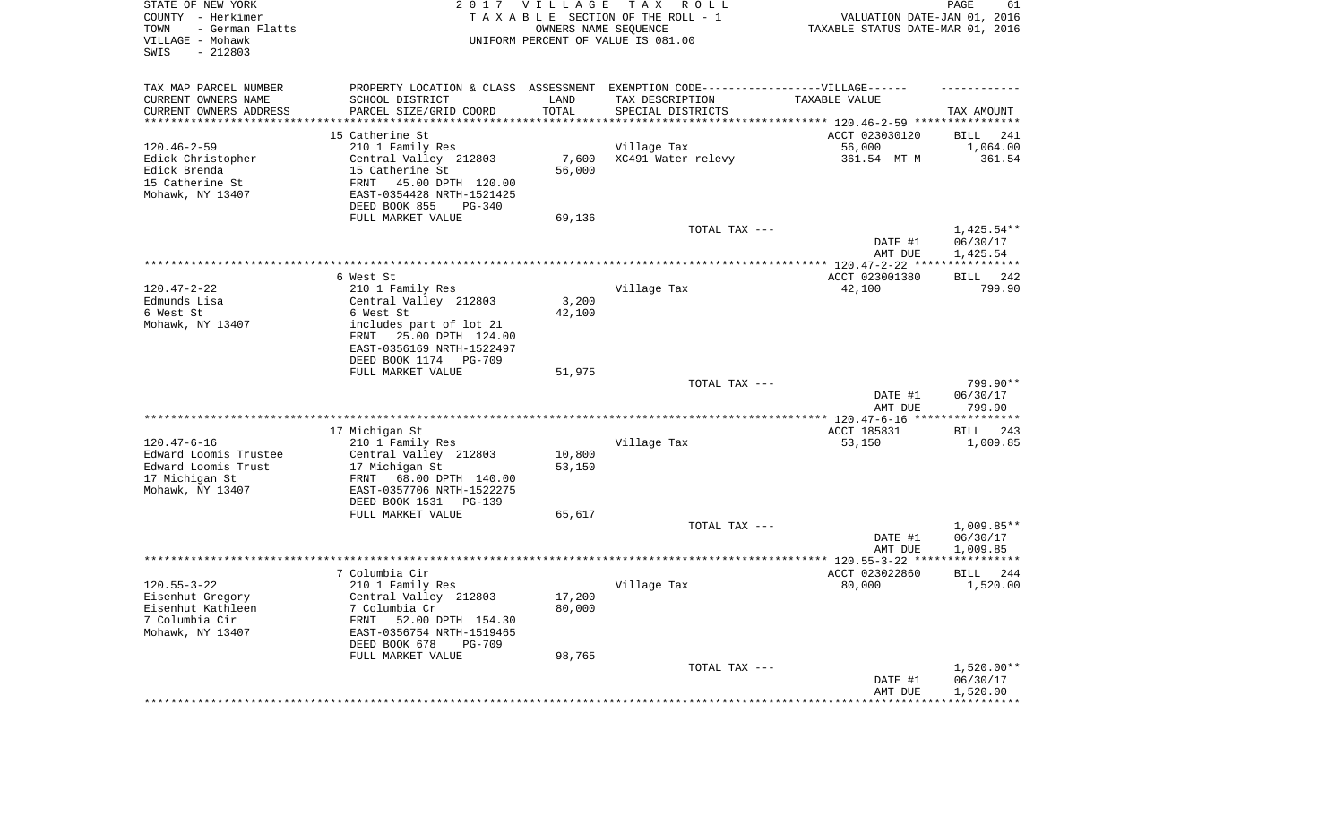STATE OF NEW YORK
COUNTY - Herkimer
TOWN - German Flatts
VILLAGE - Mohawk
SWIS - 212803

**2 0 1 7 V I L L A G E T A X R O L L**
T A X A B L E SECTION OF THE ROLL - 1
OWNERS NAME SEQUENCE
UNIFORM PERCENT OF VALUE IS 081.00

VALUATION DATE-JAN 01, 2016
TAXABLE STATUS DATE-MAR 01, 2016

| TAX MAP PARCEL NUMBER<br>CURRENT OWNERS NAME<br>CURRENT OWNERS ADDRESS | PROPERTY LOCATION & CLASS<br>SCHOOL DISTRICT<br>PARCEL SIZE/GRID COORD | ASSESSMENT<br>LAND<br>TOTAL | EXEMPTION CODE------VILLAGE------<br>TAX DESCRIPTION<br>SPECIAL DISTRICTS | TAXABLE VALUE | TAX AMOUNT |
|---|---|---|---|---|---|
| 120.46-2-59 | 15 Catherine St | | | ACCT 023030120 | BILL 241 |
| Edick Christopher | 210 1 Family Res | | Village Tax | 56,000 | 1,064.00 |
| Edick Brenda | Central Valley 212803 | 7,600 | XC491 Water relevy | 361.54 MT M | 361.54 |
| 15 Catherine St | 15 Catherine St | 56,000 | | | |
| Mohawk, NY 13407 | FRNT 45.00 DPTH 120.00 | | | | |
| | EAST-0354428 NRTH-1521425 | | | | |
| | DEED BOOK 855 PG-340 | | | | |
| | FULL MARKET VALUE | 69,136 | | | |
| | | | TOTAL TAX --- | | 1,425.54** |
| | | | | DATE #1 | 06/30/17 |
| | | | | AMT DUE | 1,425.54 |
| 120.47-2-22 | 6 West St | | | ACCT 023001380 | BILL 242 |
| Edmunds Lisa | 210 1 Family Res | | Village Tax | 42,100 | 799.90 |
| 6 West St | Central Valley 212803 | 3,200 | | | |
| Mohawk, NY 13407 | 6 West St | 42,100 | | | |
| | includes part of lot 21 | | | | |
| | FRNT 25.00 DPTH 124.00 | | | | |
| | EAST-0356169 NRTH-1522497 | | | | |
| | DEED BOOK 1174 PG-709 | | | | |
| | FULL MARKET VALUE | 51,975 | | | |
| | | | TOTAL TAX --- | | 799.90** |
| | | | | DATE #1 | 06/30/17 |
| | | | | AMT DUE | 799.90 |
| 120.47-6-16 | 17 Michigan St | | | ACCT 185831 | BILL 243 |
| Edward Loomis Trustee | 210 1 Family Res | | Village Tax | 53,150 | 1,009.85 |
| Edward Loomis Trust | Central Valley 212803 | 10,800 | | | |
| 17 Michigan St | 17 Michigan St | 53,150 | | | |
| Mohawk, NY 13407 | FRNT 68.00 DPTH 140.00 | | | | |
| | EAST-0357706 NRTH-1522275 | | | | |
| | DEED BOOK 1531 PG-139 | | | | |
| | FULL MARKET VALUE | 65,617 | | | |
| | | | TOTAL TAX --- | | 1,009.85** |
| | | | | DATE #1 | 06/30/17 |
| | | | | AMT DUE | 1,009.85 |
| 120.55-3-22 | 7 Columbia Cir | | | ACCT 023022860 | BILL 244 |
| Eisenhut Gregory | 210 1 Family Res | | Village Tax | 80,000 | 1,520.00 |
| Eisenhut Kathleen | Central Valley 212803 | 17,200 | | | |
| 7 Columbia Cir | 7 Columbia Cr | 80,000 | | | |
| Mohawk, NY 13407 | FRNT 52.00 DPTH 154.30 | | | | |
| | EAST-0356754 NRTH-1519465 | | | | |
| | DEED BOOK 678 PG-709 | | | | |
| | FULL MARKET VALUE | 98,765 | | | |
| | | | TOTAL TAX --- | | 1,520.00** |
| | | | | DATE #1 | 06/30/17 |
| | | | | AMT DUE | 1,520.00 |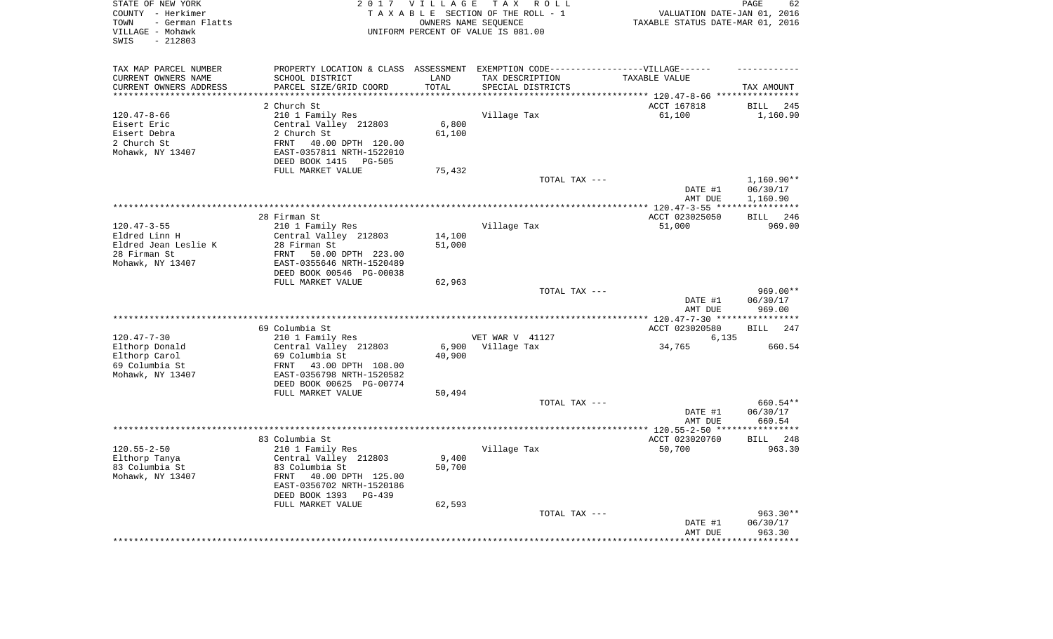STATE OF NEW YORK
COUNTY - Herkimer
TOWN - German Flatts
VILLAGE - Mohawk
SWIS - 212803

2 0 1 7 V I L L A G E T A X R O L L
T A X A B L E SECTION OF THE ROLL - 1
OWNERS NAME SEQUENCE
UNIFORM PERCENT OF VALUE IS 081.00

VALUATION DATE-JAN 01, 2016
TAXABLE STATUS DATE-MAR 01, 2016

| TAX MAP PARCEL NUMBER / CURRENT OWNERS NAME / CURRENT OWNERS ADDRESS | PROPERTY LOCATION & CLASS / SCHOOL DISTRICT / PARCEL SIZE/GRID COORD | ASSESSMENT LAND / TOTAL | EXEMPTION CODE / TAX DESCRIPTION / SPECIAL DISTRICTS | TAXABLE VALUE | TAX AMOUNT |
|---|---|---|---|---|---|
| | 2 Church St | | | ACCT 167818 | BILL 245 |
| 120.47-8-66 | 210 1 Family Res | | Village Tax | 61,100 | 1,160.90 |
| Eisert Eric | Central Valley 212803 | 6,800 | | | |
| Eisert Debra | 2 Church St | 61,100 | | | |
| 2 Church St | FRNT 40.00 DPTH 120.00 | | | | |
| Mohawk, NY 13407 | EAST-0357811 NRTH-1522010 | | | | |
| | DEED BOOK 1415 PG-505 | | | | |
| | FULL MARKET VALUE | 75,432 | | | |
| | | | TOTAL TAX --- | | 1,160.90** |
| | | | | DATE #1 | 06/30/17 |
| | | | | AMT DUE | 1,160.90 |
| | 28 Firman St | | | ACCT 023025050 | BILL 246 |
| 120.47-3-55 | 210 1 Family Res | | Village Tax | 51,000 | 969.00 |
| Eldred Linn H | Central Valley 212803 | 14,100 | | | |
| Eldred Jean Leslie K | 28 Firman St | 51,000 | | | |
| 28 Firman St | FRNT 50.00 DPTH 223.00 | | | | |
| Mohawk, NY 13407 | EAST-0355646 NRTH-1520489 | | | | |
| | DEED BOOK 00546 PG-00038 | | | | |
| | FULL MARKET VALUE | 62,963 | | | |
| | | | TOTAL TAX --- | | 969.00** |
| | | | | DATE #1 | 06/30/17 |
| | | | | AMT DUE | 969.00 |
| | 69 Columbia St | | | ACCT 023020580 | BILL 247 |
| 120.47-7-30 | 210 1 Family Res | | VET WAR V 41127 | 6,135 | |
| Elthorp Donald | Central Valley 212803 | 6,900 | Village Tax | 34,765 | 660.54 |
| Elthorp Carol | 69 Columbia St | 40,900 | | | |
| 69 Columbia St | FRNT 43.00 DPTH 108.00 | | | | |
| Mohawk, NY 13407 | EAST-0356798 NRTH-1520582 | | | | |
| | DEED BOOK 00625 PG-00774 | | | | |
| | FULL MARKET VALUE | 50,494 | | | |
| | | | TOTAL TAX --- | | 660.54** |
| | | | | DATE #1 | 06/30/17 |
| | | | | AMT DUE | 660.54 |
| | 83 Columbia St | | | ACCT 023020760 | BILL 248 |
| 120.55-2-50 | 210 1 Family Res | | Village Tax | 50,700 | 963.30 |
| Elthorp Tanya | Central Valley 212803 | 9,400 | | | |
| 83 Columbia St | 83 Columbia St | 50,700 | | | |
| Mohawk, NY 13407 | FRNT 40.00 DPTH 125.00 | | | | |
| | EAST-0356702 NRTH-1520186 | | | | |
| | DEED BOOK 1393 PG-439 | | | | |
| | FULL MARKET VALUE | 62,593 | | | |
| | | | TOTAL TAX --- | | 963.30** |
| | | | | DATE #1 | 06/30/17 |
| | | | | AMT DUE | 963.30 |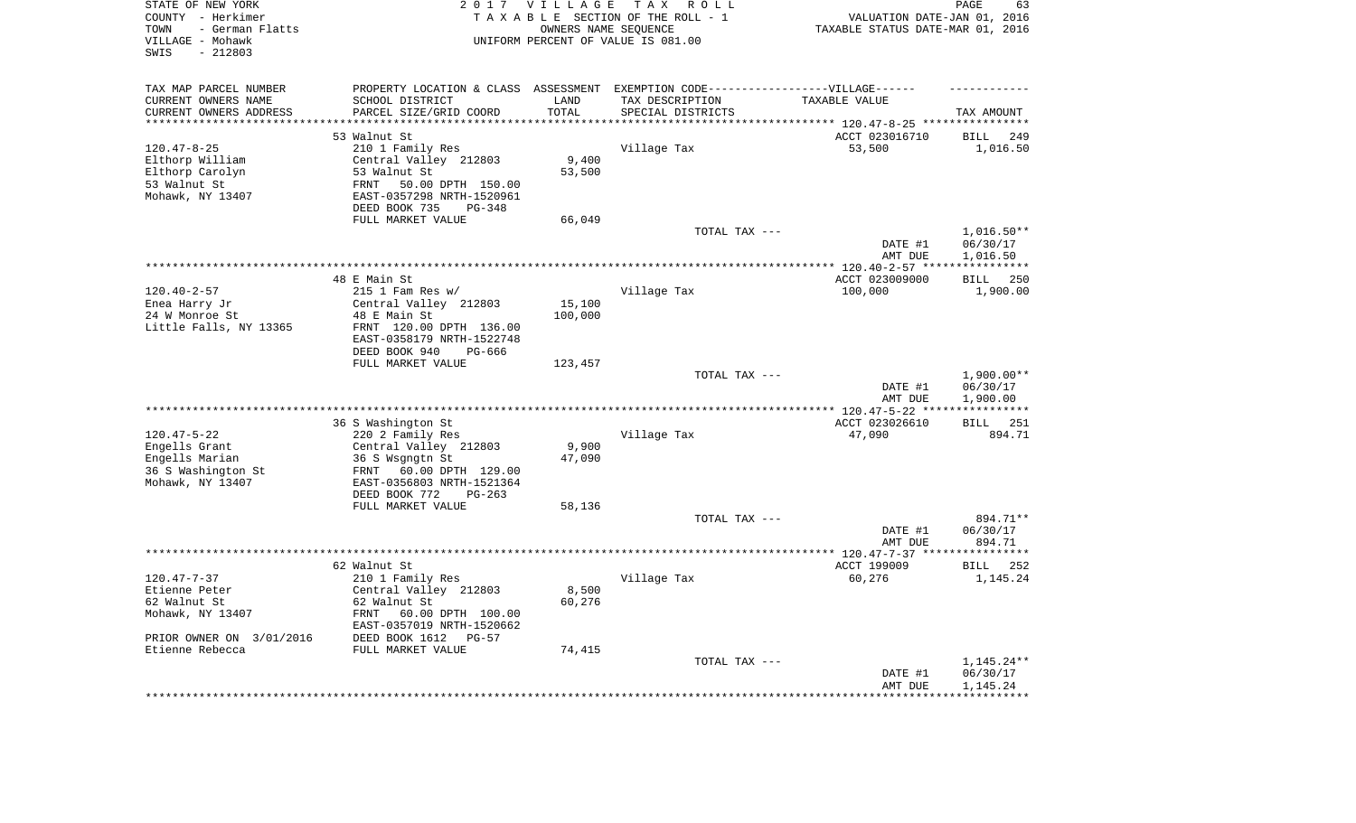STATE OF NEW YORK
COUNTY - Herkimer
TOWN - German Flatts
VILLAGE - Mohawk
SWIS - 212803

**2017 VILLAGE TAX ROLL**
TAXABLE SECTION OF THE ROLL - 1
OWNERS NAME SEQUENCE
UNIFORM PERCENT OF VALUE IS 081.00

VALUATION DATE-JAN 01, 2016
TAXABLE STATUS DATE-MAR 01, 2016

| TAX MAP PARCEL NUMBER / CURRENT OWNERS NAME / CURRENT OWNERS ADDRESS | PROPERTY LOCATION & CLASS / SCHOOL DISTRICT / PARCEL SIZE/GRID COORD | ASSESSMENT LAND / TOTAL | EXEMPTION CODE / TAX DESCRIPTION / SPECIAL DISTRICTS | TAXABLE VALUE | TAX AMOUNT |
|---|---|---|---|---|---|
| | 53 Walnut St | | | ACCT 023016710 | BILL 249 |
| 120.47-8-25 | 210 1 Family Res | | Village Tax | 53,500 | 1,016.50 |
| Elthorp William | Central Valley 212803 | 9,400 | | | |
| Elthorp Carolyn | 53 Walnut St | 53,500 | | | |
| 53 Walnut St | FRNT 50.00 DPTH 150.00 | | | | |
| Mohawk, NY 13407 | EAST-0357298 NRTH-1520961 | | | | |
| | DEED BOOK 735 PG-348 | | | | |
| | FULL MARKET VALUE | 66,049 | | | |
| | | | TOTAL TAX --- | | 1,016.50** |
| | | | | DATE #1 | 06/30/17 |
| | | | | AMT DUE | 1,016.50 |
| | 48 E Main St | | | ACCT 023009000 | BILL 250 |
| 120.40-2-57 | 215 1 Fam Res w/ | | Village Tax | 100,000 | 1,900.00 |
| Enea Harry Jr | Central Valley 212803 | 15,100 | | | |
| 24 W Monroe St | 48 E Main St | 100,000 | | | |
| Little Falls, NY 13365 | FRNT 120.00 DPTH 136.00 | | | | |
| | EAST-0358179 NRTH-1522748 | | | | |
| | DEED BOOK 940 PG-666 | | | | |
| | FULL MARKET VALUE | 123,457 | | | |
| | | | TOTAL TAX --- | | 1,900.00** |
| | | | | DATE #1 | 06/30/17 |
| | | | | AMT DUE | 1,900.00 |
| | 36 S Washington St | | | ACCT 023026610 | BILL 251 |
| 120.47-5-22 | 220 2 Family Res | | Village Tax | 47,090 | 894.71 |
| Engells Grant | Central Valley 212803 | 9,900 | | | |
| Engells Marian | 36 S Wsgngtn St | 47,090 | | | |
| 36 S Washington St | FRNT 60.00 DPTH 129.00 | | | | |
| Mohawk, NY 13407 | EAST-0356803 NRTH-1521364 | | | | |
| | DEED BOOK 772 PG-263 | | | | |
| | FULL MARKET VALUE | 58,136 | | | |
| | | | TOTAL TAX --- | | 894.71** |
| | | | | DATE #1 | 06/30/17 |
| | | | | AMT DUE | 894.71 |
| | 62 Walnut St | | | ACCT 199009 | BILL 252 |
| 120.47-7-37 | 210 1 Family Res | | Village Tax | 60,276 | 1,145.24 |
| Etienne Peter | Central Valley 212803 | 8,500 | | | |
| 62 Walnut St | 62 Walnut St | 60,276 | | | |
| Mohawk, NY 13407 | FRNT 60.00 DPTH 100.00 | | | | |
| | EAST-0357019 NRTH-1520662 | | | | |
| PRIOR OWNER ON 3/01/2016 | DEED BOOK 1612 PG-57 | | | | |
| Etienne Rebecca | FULL MARKET VALUE | 74,415 | | | |
| | | | TOTAL TAX --- | | 1,145.24** |
| | | | | DATE #1 | 06/30/17 |
| | | | | AMT DUE | 1,145.24 |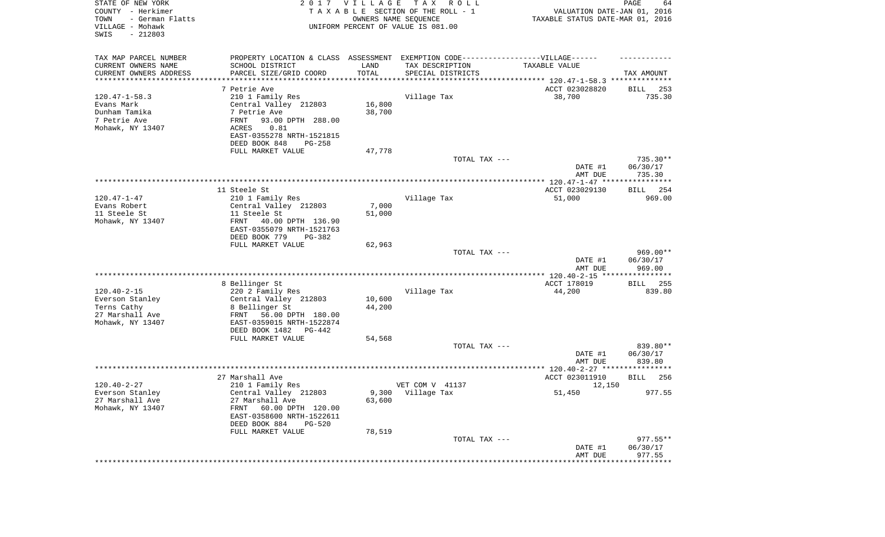STATE OF NEW YORK
COUNTY - Herkimer
TOWN - German Flatts
VILLAGE - Mohawk
SWIS - 212803

2017 VILLAGE TAX ROLL
TAXABLE SECTION OF THE ROLL - 1
OWNERS NAME SEQUENCE
UNIFORM PERCENT OF VALUE IS 081.00

VALUATION DATE-JAN 01, 2016
TAXABLE STATUS DATE-MAR 01, 2016

| TAX MAP PARCEL NUMBER<br>CURRENT OWNERS NAME<br>CURRENT OWNERS ADDRESS | PROPERTY LOCATION & CLASS<br>SCHOOL DISTRICT<br>PARCEL SIZE/GRID COORD | ASSESSMENT<br>LAND<br>TOTAL | EXEMPTION CODE-----VILLAGE------<br>TAX DESCRIPTION<br>SPECIAL DISTRICTS | TAXABLE VALUE | TAX AMOUNT |
|---|---|---|---|---|---|
| | 7 Petrie Ave | | | ACCT 023028820 | BILL 253 |
| 120.47-1-58.3 | 210 1 Family Res | | Village Tax | 38,700 | 735.30 |
| Evans Mark | Central Valley 212803 | 16,800 | | | |
| Dunham Tamika | 7 Petrie Ave | 38,700 | | | |
| 7 Petrie Ave | FRNT 93.00 DPTH 288.00 | | | | |
| Mohawk, NY 13407 | ACRES 0.81 | | | | |
| | EAST-0355278 NRTH-1521815 | | | | |
| | DEED BOOK 848 PG-258 | | | | |
| | FULL MARKET VALUE | 47,778 | | | |
| | | | TOTAL TAX --- | | 735.30** |
| | | | | DATE #1 | 06/30/17 |
| | | | | AMT DUE | 735.30 |
| | 11 Steele St | | | ACCT 023029130 | BILL 254 |
| 120.47-1-47 | 210 1 Family Res | | Village Tax | 51,000 | 969.00 |
| Evans Robert | Central Valley 212803 | 7,000 | | | |
| 11 Steele St | 11 Steele St | 51,000 | | | |
| Mohawk, NY 13407 | FRNT 40.00 DPTH 136.90 | | | | |
| | EAST-0355079 NRTH-1521763 | | | | |
| | DEED BOOK 779 PG-382 | | | | |
| | FULL MARKET VALUE | 62,963 | | | |
| | | | TOTAL TAX --- | | 969.00** |
| | | | | DATE #1 | 06/30/17 |
| | | | | AMT DUE | 969.00 |
| | 8 Bellinger St | | | ACCT 178019 | BILL 255 |
| 120.40-2-15 | 220 2 Family Res | | Village Tax | 44,200 | 839.80 |
| Everson Stanley | Central Valley 212803 | 10,600 | | | |
| Terns Cathy | 8 Bellinger St | 44,200 | | | |
| 27 Marshall Ave | FRNT 56.00 DPTH 180.00 | | | | |
| Mohawk, NY 13407 | EAST-0359015 NRTH-1522874 | | | | |
| | DEED BOOK 1482 PG-442 | | | | |
| | FULL MARKET VALUE | 54,568 | | | |
| | | | TOTAL TAX --- | | 839.80** |
| | | | | DATE #1 | 06/30/17 |
| | | | | AMT DUE | 839.80 |
| | 27 Marshall Ave | | | ACCT 023011910 | BILL 256 |
| 120.40-2-27 | 210 1 Family Res | | VET COM V 41137 | 12,150 | |
| Everson Stanley | Central Valley 212803 | 9,300 | Village Tax | 51,450 | 977.55 |
| 27 Marshall Ave | 27 Marshall Ave | 63,600 | | | |
| Mohawk, NY 13407 | FRNT 60.00 DPTH 120.00 | | | | |
| | EAST-0358600 NRTH-1522611 | | | | |
| | DEED BOOK 884 PG-520 | | | | |
| | FULL MARKET VALUE | 78,519 | | | |
| | | | TOTAL TAX --- | | 977.55** |
| | | | | DATE #1 | 06/30/17 |
| | | | | AMT DUE | 977.55 |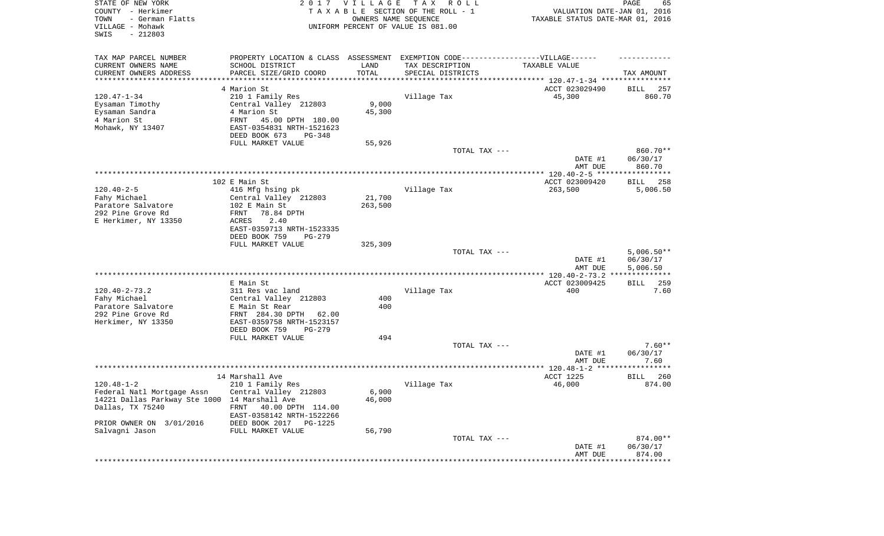STATE OF NEW YORK
COUNTY - Herkimer
TOWN - German Flatts
VILLAGE - Mohawk
SWIS - 212803

2 0 1 7 V I L L A G E T A X R O L L
T A X A B L E SECTION OF THE ROLL - 1
OWNERS NAME SEQUENCE
UNIFORM PERCENT OF VALUE IS 081.00

VALUATION DATE-JAN 01, 2016
TAXABLE STATUS DATE-MAR 01, 2016

| TAX MAP PARCEL NUMBER / CURRENT OWNERS NAME / CURRENT OWNERS ADDRESS | PROPERTY LOCATION & CLASS / SCHOOL DISTRICT / PARCEL SIZE/GRID COORD | ASSESSMENT LAND / TOTAL | EXEMPTION CODE / TAX DESCRIPTION / SPECIAL DISTRICTS | TAXABLE VALUE | TAX AMOUNT |
|---|---|---|---|---|---|
| 120.47-1-34 | 4 Marion St | | | ACCT 023029490 | BILL 257 |
| 120.47-1-34 | 210 1 Family Res | | Village Tax | 45,300 | 860.70 |
| Eysaman Timothy | Central Valley 212803 | 9,000 | | | |
| Eysaman Sandra | 4 Marion St | 45,300 | | | |
| 4 Marion St | FRNT 45.00 DPTH 180.00 | | | | |
| Mohawk, NY 13407 | EAST-0354831 NRTH-1521623 | | | | |
| | DEED BOOK 673 PG-348 | | | | |
| | FULL MARKET VALUE | 55,926 | | | |
| | | | TOTAL TAX --- | | 860.70** |
| | | | | DATE #1 | 06/30/17 |
| | | | | AMT DUE | 860.70 |
| 120.40-2-5 | 102 E Main St | | | ACCT 023009420 | BILL 258 |
| 120.40-2-5 | 416 Mfg hsing pk | | Village Tax | 263,500 | 5,006.50 |
| Fahy Michael | Central Valley 212803 | 21,700 | | | |
| Paratore Salvatore | 102 E Main St | 263,500 | | | |
| 292 Pine Grove Rd | FRNT 78.84 DPTH | | | | |
| E Herkimer, NY 13350 | ACRES 2.40 | | | | |
| | EAST-0359713 NRTH-1523335 | | | | |
| | DEED BOOK 759 PG-279 | | | | |
| | FULL MARKET VALUE | 325,309 | | | |
| | | | TOTAL TAX --- | | 5,006.50** |
| | | | | DATE #1 | 06/30/17 |
| | | | | AMT DUE | 5,006.50 |
| 120.40-2-73.2 | E Main St | | | ACCT 023009425 | BILL 259 |
| 120.40-2-73.2 | 311 Res vac land | | Village Tax | 400 | 7.60 |
| Fahy Michael | Central Valley 212803 | 400 | | | |
| Paratore Salvatore | E Main St Rear | 400 | | | |
| 292 Pine Grove Rd | FRNT 284.30 DPTH 62.00 | | | | |
| Herkimer, NY 13350 | EAST-0359758 NRTH-1523157 | | | | |
| | DEED BOOK 759 PG-279 | | | | |
| | FULL MARKET VALUE | 494 | | | |
| | | | TOTAL TAX --- | | 7.60** |
| | | | | DATE #1 | 06/30/17 |
| | | | | AMT DUE | 7.60 |
| 120.48-1-2 | 14 Marshall Ave | | | ACCT 1225 | BILL 260 |
| 120.48-1-2 | 210 1 Family Res | | Village Tax | 46,000 | 874.00 |
| Federal Natl Mortgage Assn | Central Valley 212803 | 6,900 | | | |
| 14221 Dallas Parkway Ste 1000 | 14 Marshall Ave | 46,000 | | | |
| Dallas, TX 75240 | FRNT 40.00 DPTH 114.00 | | | | |
| | EAST-0358142 NRTH-1522266 | | | | |
| PRIOR OWNER ON 3/01/2016 | DEED BOOK 2017 PG-1225 | | | | |
| Salvagni Jason | FULL MARKET VALUE | 56,790 | | | |
| | | | TOTAL TAX --- | | 874.00** |
| | | | | DATE #1 | 06/30/17 |
| | | | | AMT DUE | 874.00 |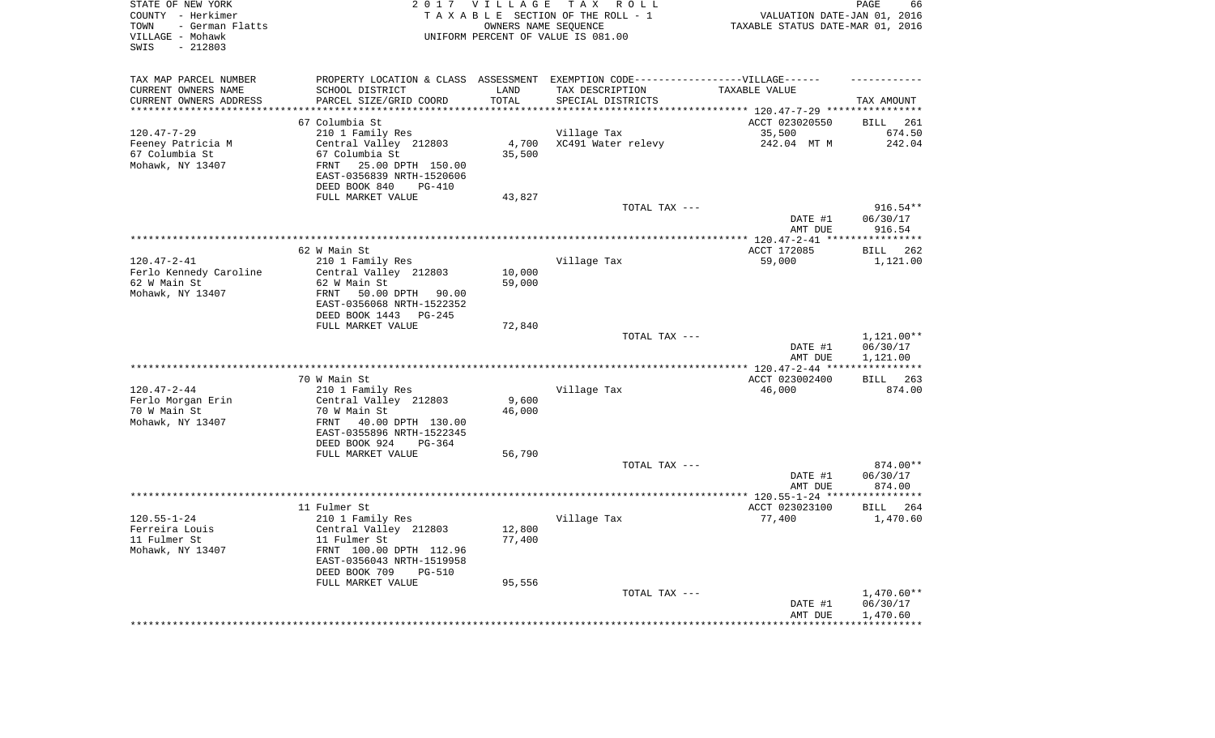STATE OF NEW YORK
COUNTY - Herkimer
TOWN - German Flatts
VILLAGE - Mohawk
SWIS - 212803

2017 VILLAGE TAX ROLL
TAXABLE SECTION OF THE ROLL - 1
OWNERS NAME SEQUENCE
UNIFORM PERCENT OF VALUE IS 081.00

VALUATION DATE-JAN 01, 2016
TAXABLE STATUS DATE-MAR 01, 2016

| TAX MAP PARCEL NUMBER / CURRENT OWNERS NAME / CURRENT OWNERS ADDRESS | PROPERTY LOCATION & CLASS / SCHOOL DISTRICT / PARCEL SIZE/GRID COORD | ASSESSMENT LAND / TOTAL | EXEMPTION CODE / TAX DESCRIPTION / SPECIAL DISTRICTS | TAXABLE VALUE | TAX AMOUNT |
|---|---|---|---|---|---|
| | 67 Columbia St | | | ACCT 023020550 | BILL 261 |
| 120.47-7-29 | 210 1 Family Res | | Village Tax | 35,500 | 674.50 |
| Feeney Patricia M | Central Valley 212803 | 4,700 | XC491 Water relevy | 242.04 MT M | 242.04 |
| 67 Columbia St | 67 Columbia St | 35,500 | | | |
| Mohawk, NY 13407 | FRNT 25.00 DPTH 150.00 | | | | |
| | EAST-0356839 NRTH-1520606 | | | | |
| | DEED BOOK 840 PG-410 | | | | |
| | FULL MARKET VALUE | 43,827 | | | |
| | | | TOTAL TAX --- | | 916.54** |
| | | | | DATE #1 | 06/30/17 |
| | | | | AMT DUE | 916.54 |
| | 62 W Main St | | | ACCT 172085 | BILL 262 |
| 120.47-2-41 | 210 1 Family Res | | Village Tax | 59,000 | 1,121.00 |
| Ferlo Kennedy Caroline | Central Valley 212803 | 10,000 | | | |
| 62 W Main St | 62 W Main St | 59,000 | | | |
| Mohawk, NY 13407 | FRNT 50.00 DPTH 90.00 | | | | |
| | EAST-0356068 NRTH-1522352 | | | | |
| | DEED BOOK 1443 PG-245 | | | | |
| | FULL MARKET VALUE | 72,840 | | | |
| | | | TOTAL TAX --- | | 1,121.00** |
| | | | | DATE #1 | 06/30/17 |
| | | | | AMT DUE | 1,121.00 |
| | 70 W Main St | | | ACCT 023002400 | BILL 263 |
| 120.47-2-44 | 210 1 Family Res | | Village Tax | 46,000 | 874.00 |
| Ferlo Morgan Erin | Central Valley 212803 | 9,600 | | | |
| 70 W Main St | 70 W Main St | 46,000 | | | |
| Mohawk, NY 13407 | FRNT 40.00 DPTH 130.00 | | | | |
| | EAST-0355896 NRTH-1522345 | | | | |
| | DEED BOOK 924 PG-364 | | | | |
| | FULL MARKET VALUE | 56,790 | | | |
| | | | TOTAL TAX --- | | 874.00** |
| | | | | DATE #1 | 06/30/17 |
| | | | | AMT DUE | 874.00 |
| | 11 Fulmer St | | | ACCT 023023100 | BILL 264 |
| 120.55-1-24 | 210 1 Family Res | | Village Tax | 77,400 | 1,470.60 |
| Ferreira Louis | Central Valley 212803 | 12,800 | | | |
| 11 Fulmer St | 11 Fulmer St | 77,400 | | | |
| Mohawk, NY 13407 | FRNT 100.00 DPTH 112.96 | | | | |
| | EAST-0356043 NRTH-1519958 | | | | |
| | DEED BOOK 709 PG-510 | | | | |
| | FULL MARKET VALUE | 95,556 | | | |
| | | | TOTAL TAX --- | | 1,470.60** |
| | | | | DATE #1 | 06/30/17 |
| | | | | AMT DUE | 1,470.60 |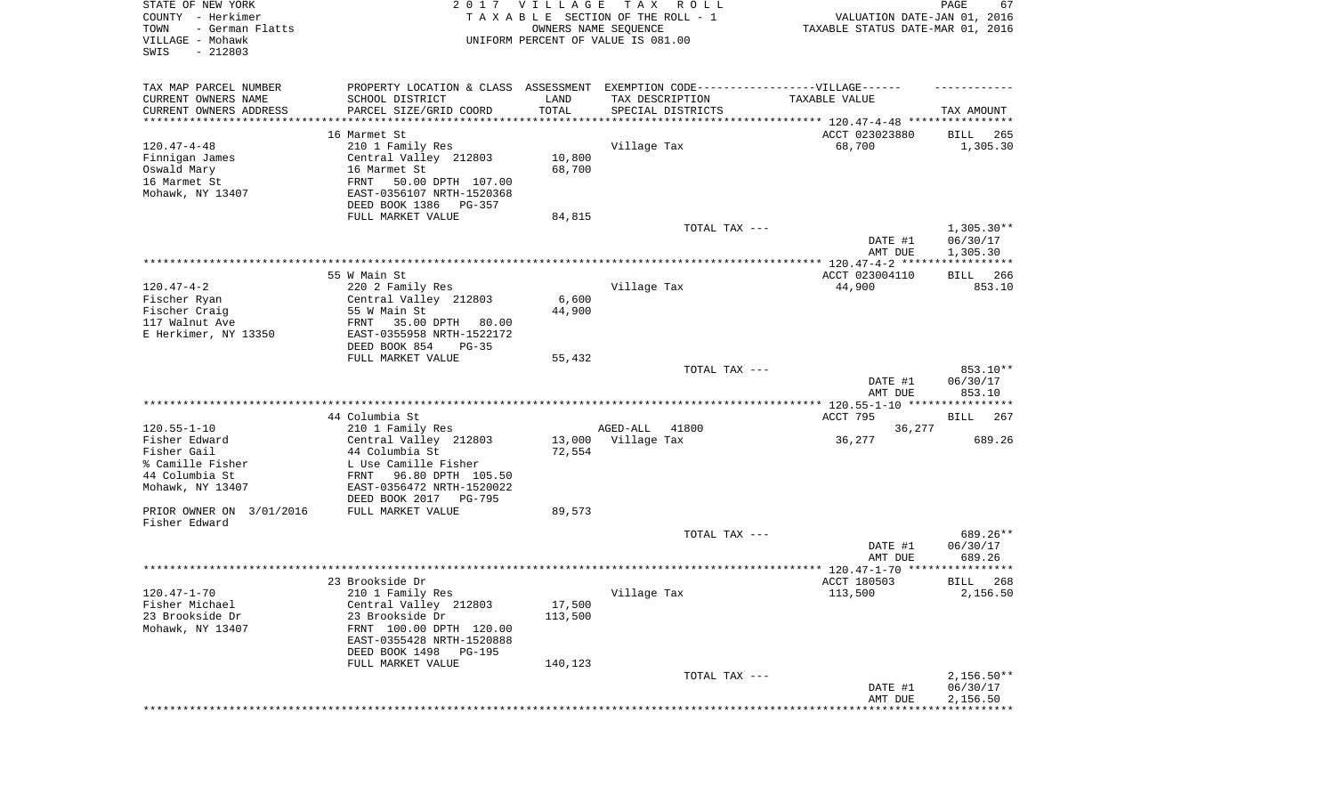STATE OF NEW YORK
COUNTY - Herkimer
TOWN - German Flatts
VILLAGE - Mohawk
SWIS - 212803

2017 VILLAGE TAX ROLL
TAXABLE SECTION OF THE ROLL - 1
OWNERS NAME SEQUENCE
UNIFORM PERCENT OF VALUE IS 081.00

VALUATION DATE-JAN 01, 2016
TAXABLE STATUS DATE-MAR 01, 2016

| TAX MAP PARCEL NUMBER / CURRENT OWNERS NAME / CURRENT OWNERS ADDRESS | PROPERTY LOCATION & CLASS / SCHOOL DISTRICT / PARCEL SIZE/GRID COORD | ASSESSMENT LAND / TOTAL | EXEMPTION CODE / TAX DESCRIPTION / SPECIAL DISTRICTS | TAXABLE VALUE | TAX AMOUNT |
|---|---|---|---|---|---|
| | 16 Marmet St | | | ACCT 023023880 | BILL 265 |
| 120.47-4-48 | 210 1 Family Res | | Village Tax | 68,700 | 1,305.30 |
| Finnigan James | Central Valley 212803 | 10,800 | | | |
| Oswald Mary | 16 Marmet St | 68,700 | | | |
| 16 Marmet St | FRNT 50.00 DPTH 107.00 | | | | |
| Mohawk, NY 13407 | EAST-0356107 NRTH-1520368 | | | | |
| | DEED BOOK 1386 PG-357 | | | | |
| | FULL MARKET VALUE | 84,815 | | | |
| | | | TOTAL TAX --- | | 1,305.30** |
| | | | | DATE #1 | 06/30/17 |
| | | | | AMT DUE | 1,305.30 |
| | 55 W Main St | | | ACCT 023004110 | BILL 266 |
| 120.47-4-2 | 220 2 Family Res | | Village Tax | 44,900 | 853.10 |
| Fischer Ryan | Central Valley 212803 | 6,600 | | | |
| Fischer Craig | 55 W Main St | 44,900 | | | |
| 117 Walnut Ave | FRNT 35.00 DPTH 80.00 | | | | |
| E Herkimer, NY 13350 | EAST-0355958 NRTH-1522172 | | | | |
| | DEED BOOK 854 PG-35 | | | | |
| | FULL MARKET VALUE | 55,432 | | | |
| | | | TOTAL TAX --- | | 853.10** |
| | | | | DATE #1 | 06/30/17 |
| | | | | AMT DUE | 853.10 |
| | 44 Columbia St | | | ACCT 795 | BILL 267 |
| 120.55-1-10 | 210 1 Family Res | | AGED-ALL 41800 | 36,277 | |
| Fisher Edward | Central Valley 212803 | 13,000 | Village Tax | 36,277 | 689.26 |
| Fisher Gail | 44 Columbia St | 72,554 | | | |
| % Camille Fisher | L Use Camille Fisher | | | | |
| 44 Columbia St | FRNT 96.80 DPTH 105.50 | | | | |
| Mohawk, NY 13407 | EAST-0356472 NRTH-1520022 | | | | |
| | DEED BOOK 2017 PG-795 | | | | |
| PRIOR OWNER ON 3/01/2016 | FULL MARKET VALUE | 89,573 | | | |
| Fisher Edward | | | | | |
| | | | TOTAL TAX --- | | 689.26** |
| | | | | DATE #1 | 06/30/17 |
| | | | | AMT DUE | 689.26 |
| | 23 Brookside Dr | | | ACCT 180503 | BILL 268 |
| 120.47-1-70 | 210 1 Family Res | | Village Tax | 113,500 | 2,156.50 |
| Fisher Michael | Central Valley 212803 | 17,500 | | | |
| 23 Brookside Dr | 23 Brookside Dr | 113,500 | | | |
| Mohawk, NY 13407 | FRNT 100.00 DPTH 120.00 | | | | |
| | EAST-0355428 NRTH-1520888 | | | | |
| | DEED BOOK 1498 PG-195 | | | | |
| | FULL MARKET VALUE | 140,123 | | | |
| | | | TOTAL TAX --- | | 2,156.50** |
| | | | | DATE #1 | 06/30/17 |
| | | | | AMT DUE | 2,156.50 |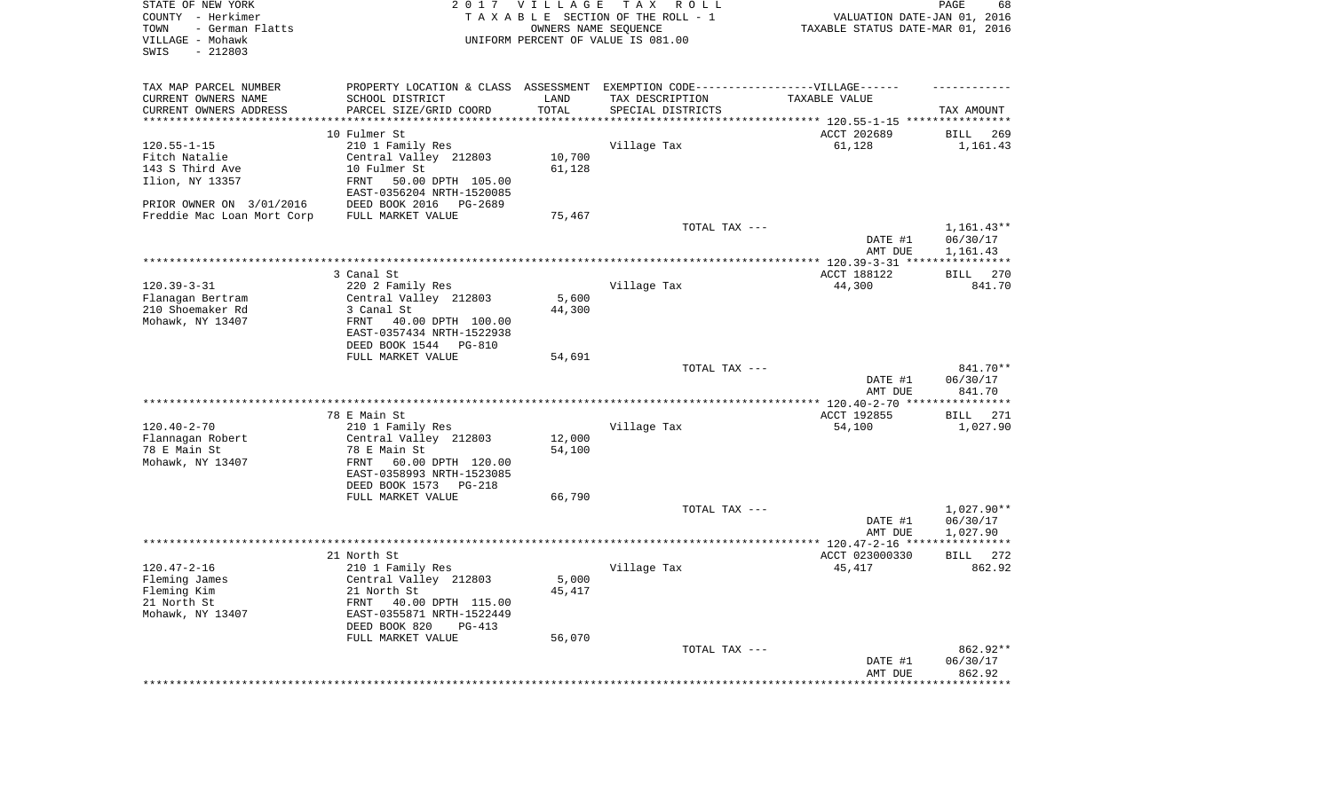STATE OF NEW YORK — 2017 VILLAGE TAX ROLL
COUNTY - Herkimer — TAXABLE SECTION OF THE ROLL - 1 — VALUATION DATE-JAN 01, 2016
TOWN - German Flatts — OWNERS NAME SEQUENCE — TAXABLE STATUS DATE-MAR 01, 2016
VILLAGE - Mohawk — UNIFORM PERCENT OF VALUE IS 081.00
SWIS - 212803

| TAX MAP PARCEL NUMBER / CURRENT OWNERS NAME / CURRENT OWNERS ADDRESS | PROPERTY LOCATION & CLASS / SCHOOL DISTRICT / PARCEL SIZE/GRID COORD | ASSESSMENT LAND / TOTAL | EXEMPTION CODE / TAX DESCRIPTION / SPECIAL DISTRICTS | VILLAGE TAXABLE VALUE | TAX AMOUNT |
|---|---|---|---|---|---|
| 120.55-1-15 | 10 Fulmer St | | | ACCT 202689 | BILL 269 |
| Fitch Natalie | 210 1 Family Res | | Village Tax | 61,128 | 1,161.43 |
| 143 S Third Ave | Central Valley 212803 | 10,700 | | | |
| Ilion, NY 13357 | 10 Fulmer St | 61,128 | | | |
| | FRNT 50.00 DPTH 105.00 | | | | |
| | EAST-0356204 NRTH-1520085 | | | | |
| PRIOR OWNER ON 3/01/2016 | DEED BOOK 2016 PG-2689 | | | | |
| Freddie Mac Loan Mort Corp | FULL MARKET VALUE | 75,467 | | | |
| | | | TOTAL TAX --- | | 1,161.43** |
| | | | | DATE #1 | 06/30/17 |
| | | | | AMT DUE | 1,161.43 |
| 120.39-3-31 | 3 Canal St | | | ACCT 188122 | BILL 270 |
| Flanagan Bertram | 220 2 Family Res | | Village Tax | 44,300 | 841.70 |
| 210 Shoemaker Rd | Central Valley 212803 | 5,600 | | | |
| Mohawk, NY 13407 | 3 Canal St | 44,300 | | | |
| | FRNT 40.00 DPTH 100.00 | | | | |
| | EAST-0357434 NRTH-1522938 | | | | |
| | DEED BOOK 1544 PG-810 | | | | |
| | FULL MARKET VALUE | 54,691 | | | |
| | | | TOTAL TAX --- | | 841.70** |
| | | | | DATE #1 | 06/30/17 |
| | | | | AMT DUE | 841.70 |
| 120.40-2-70 | 78 E Main St | | | ACCT 192855 | BILL 271 |
| Flannagan Robert | 210 1 Family Res | | Village Tax | 54,100 | 1,027.90 |
| 78 E Main St | Central Valley 212803 | 12,000 | | | |
| Mohawk, NY 13407 | 78 E Main St | 54,100 | | | |
| | FRNT 60.00 DPTH 120.00 | | | | |
| | EAST-0358993 NRTH-1523085 | | | | |
| | DEED BOOK 1573 PG-218 | | | | |
| | FULL MARKET VALUE | 66,790 | | | |
| | | | TOTAL TAX --- | | 1,027.90** |
| | | | | DATE #1 | 06/30/17 |
| | | | | AMT DUE | 1,027.90 |
| 120.47-2-16 | 21 North St | | | ACCT 023000330 | BILL 272 |
| Fleming James | 210 1 Family Res | | Village Tax | 45,417 | 862.92 |
| Fleming Kim | Central Valley 212803 | 5,000 | | | |
| 21 North St | 21 North St | 45,417 | | | |
| Mohawk, NY 13407 | FRNT 40.00 DPTH 115.00 | | | | |
| | EAST-0355871 NRTH-1522449 | | | | |
| | DEED BOOK 820 PG-413 | | | | |
| | FULL MARKET VALUE | 56,070 | | | |
| | | | TOTAL TAX --- | | 862.92** |
| | | | | DATE #1 | 06/30/17 |
| | | | | AMT DUE | 862.92 |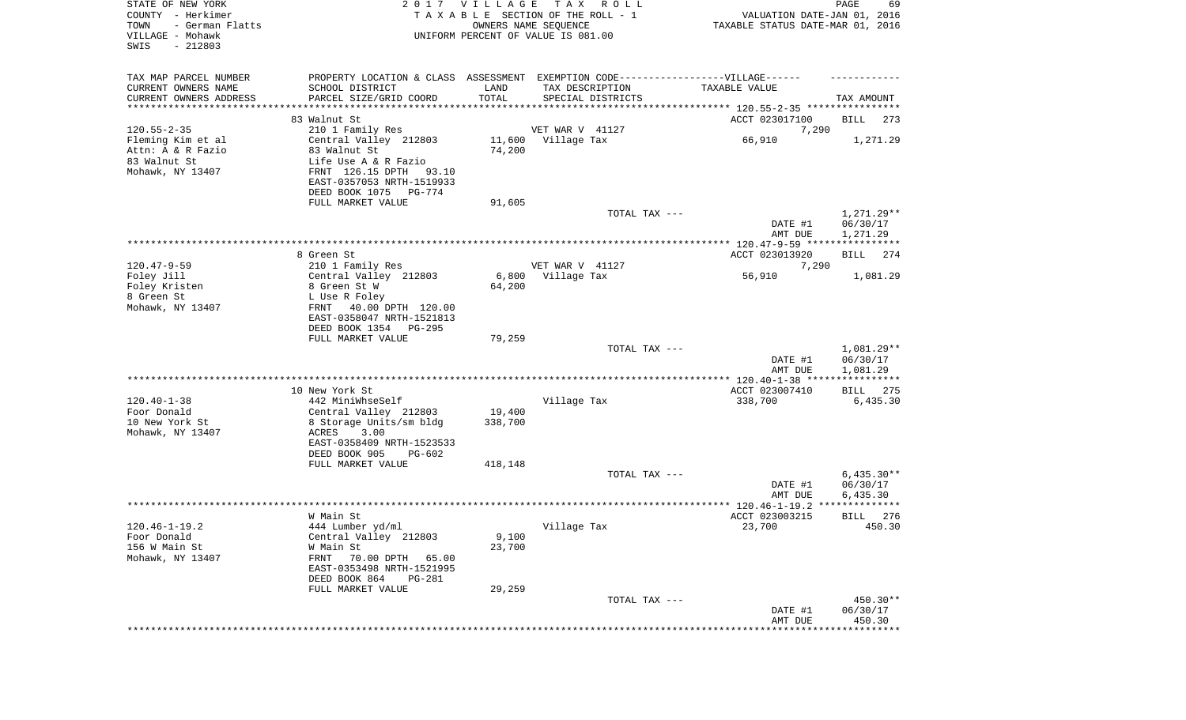STATE OF NEW YORK
COUNTY - Herkimer
TOWN - German Flatts
VILLAGE - Mohawk
SWIS - 212803

2017 VILLAGE TAX ROLL
TAXABLE SECTION OF THE ROLL - 1
OWNERS NAME SEQUENCE
UNIFORM PERCENT OF VALUE IS 081.00

VALUATION DATE-JAN 01, 2016
TAXABLE STATUS DATE-MAR 01, 2016

| TAX MAP PARCEL NUMBER / CURRENT OWNERS NAME / CURRENT OWNERS ADDRESS | PROPERTY LOCATION & CLASS / SCHOOL DISTRICT / PARCEL SIZE/GRID COORD | ASSESSMENT LAND / TOTAL | EXEMPTION CODE / TAX DESCRIPTION / SPECIAL DISTRICTS | TAXABLE VALUE | TAX AMOUNT |
|---|---|---|---|---|---|
| | 83 Walnut St | | | ACCT 023017100 | BILL 273 |
| 120.55-2-35 | 210 1 Family Res | | VET WAR V 41127 | 7,290 | |
| Fleming Kim et al | Central Valley 212803 | 11,600 | Village Tax | 66,910 | 1,271.29 |
| Attn: A & R Fazio | 83 Walnut St | 74,200 | | | |
| 83 Walnut St | Life Use A & R Fazio | | | | |
| Mohawk, NY 13407 | FRNT 126.15 DPTH 93.10 | | | | |
| | EAST-0357053 NRTH-1519933 | | | | |
| | DEED BOOK 1075 PG-774 | | | | |
| | FULL MARKET VALUE | 91,605 | | | |
| | | | TOTAL TAX --- | | 1,271.29** |
| | | | | DATE #1 | 06/30/17 |
| | | | | AMT DUE | 1,271.29 |
| | 8 Green St | | | ACCT 023013920 | BILL 274 |
| 120.47-9-59 | 210 1 Family Res | | VET WAR V 41127 | 7,290 | |
| Foley Jill | Central Valley 212803 | 6,800 | Village Tax | 56,910 | 1,081.29 |
| Foley Kristen | 8 Green St W | 64,200 | | | |
| 8 Green St | L Use R Foley | | | | |
| Mohawk, NY 13407 | FRNT 40.00 DPTH 120.00 | | | | |
| | EAST-0358047 NRTH-1521813 | | | | |
| | DEED BOOK 1354 PG-295 | | | | |
| | FULL MARKET VALUE | 79,259 | | | |
| | | | TOTAL TAX --- | | 1,081.29** |
| | | | | DATE #1 | 06/30/17 |
| | | | | AMT DUE | 1,081.29 |
| | 10 New York St | | | ACCT 023007410 | BILL 275 |
| 120.40-1-38 | 442 MiniWhseSelf | | Village Tax | 338,700 | 6,435.30 |
| Foor Donald | Central Valley 212803 | 19,400 | | | |
| 10 New York St | 8 Storage Units/sm bldg | 338,700 | | | |
| Mohawk, NY 13407 | ACRES 3.00 | | | | |
| | EAST-0358409 NRTH-1523533 | | | | |
| | DEED BOOK 905 PG-602 | | | | |
| | FULL MARKET VALUE | 418,148 | | | |
| | | | TOTAL TAX --- | | 6,435.30** |
| | | | | DATE #1 | 06/30/17 |
| | | | | AMT DUE | 6,435.30 |
| | W Main St | | | ACCT 023003215 | BILL 276 |
| 120.46-1-19.2 | 444 Lumber yd/ml | | Village Tax | 23,700 | 450.30 |
| Foor Donald | Central Valley 212803 | 9,100 | | | |
| 156 W Main St | W Main St | 23,700 | | | |
| Mohawk, NY 13407 | FRNT 70.00 DPTH 65.00 | | | | |
| | EAST-0353498 NRTH-1521995 | | | | |
| | DEED BOOK 864 PG-281 | | | | |
| | FULL MARKET VALUE | 29,259 | | | |
| | | | TOTAL TAX --- | | 450.30** |
| | | | | DATE #1 | 06/30/17 |
| | | | | AMT DUE | 450.30 |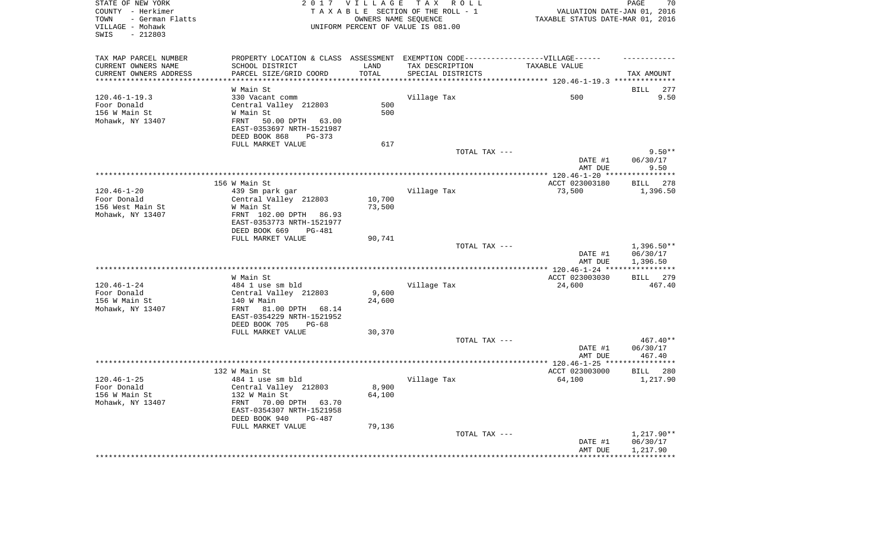STATE OF NEW YORK
COUNTY - Herkimer
TOWN - German Flatts
VILLAGE - Mohawk
SWIS - 212803

2 0 1 7 V I L L A G E T A X R O L L
T A X A B L E SECTION OF THE ROLL - 1
OWNERS NAME SEQUENCE
UNIFORM PERCENT OF VALUE IS 081.00

VALUATION DATE-JAN 01, 2016
TAXABLE STATUS DATE-MAR 01, 2016

| TAX MAP PARCEL NUMBER<br>CURRENT OWNERS NAME<br>CURRENT OWNERS ADDRESS | PROPERTY LOCATION & CLASS<br>SCHOOL DISTRICT<br>PARCEL SIZE/GRID COORD | ASSESSMENT<br>LAND<br>TOTAL | EXEMPTION CODE------VILLAGE------<br>TAX DESCRIPTION<br>SPECIAL DISTRICTS | TAXABLE VALUE | TAX AMOUNT |
|---|---|---|---|---|---|
| | W Main St | | | | BILL 277 |
| 120.46-1-19.3 | 330 Vacant comm | | Village Tax | 500 | 9.50 |
| Foor Donald | Central Valley 212803 | 500 | | | |
| 156 W Main St | W Main St | 500 | | | |
| Mohawk, NY 13407 | FRNT 50.00 DPTH 63.00 | | | | |
| | EAST-0353697 NRTH-1521987 | | | | |
| | DEED BOOK 868 PG-373 | | | | |
| | FULL MARKET VALUE | 617 | | | |
| | | | TOTAL TAX --- | | 9.50** |
| | | | | DATE #1 | 06/30/17 |
| | | | | AMT DUE | 9.50 |
| | 156 W Main St | | | ACCT 023003180 | BILL 278 |
| 120.46-1-20 | 439 Sm park gar | | Village Tax | 73,500 | 1,396.50 |
| Foor Donald | Central Valley 212803 | 10,700 | | | |
| 156 West Main St | W Main St | 73,500 | | | |
| Mohawk, NY 13407 | FRNT 102.00 DPTH 86.93 | | | | |
| | EAST-0353773 NRTH-1521977 | | | | |
| | DEED BOOK 669 PG-481 | | | | |
| | FULL MARKET VALUE | 90,741 | | | |
| | | | TOTAL TAX --- | | 1,396.50** |
| | | | | DATE #1 | 06/30/17 |
| | | | | AMT DUE | 1,396.50 |
| | W Main St | | | ACCT 023003030 | BILL 279 |
| 120.46-1-24 | 484 1 use sm bld | | Village Tax | 24,600 | 467.40 |
| Foor Donald | Central Valley 212803 | 9,600 | | | |
| 156 W Main St | 140 W Main | 24,600 | | | |
| Mohawk, NY 13407 | FRNT 81.00 DPTH 68.14 | | | | |
| | EAST-0354229 NRTH-1521952 | | | | |
| | DEED BOOK 705 PG-68 | | | | |
| | FULL MARKET VALUE | 30,370 | | | |
| | | | TOTAL TAX --- | | 467.40** |
| | | | | DATE #1 | 06/30/17 |
| | | | | AMT DUE | 467.40 |
| | 132 W Main St | | | ACCT 023003000 | BILL 280 |
| 120.46-1-25 | 484 1 use sm bld | | Village Tax | 64,100 | 1,217.90 |
| Foor Donald | Central Valley 212803 | 8,900 | | | |
| 156 W Main St | 132 W Main St | 64,100 | | | |
| Mohawk, NY 13407 | FRNT 70.00 DPTH 63.70 | | | | |
| | EAST-0354307 NRTH-1521958 | | | | |
| | DEED BOOK 940 PG-487 | | | | |
| | FULL MARKET VALUE | 79,136 | | | |
| | | | TOTAL TAX --- | | 1,217.90** |
| | | | | DATE #1 | 06/30/17 |
| | | | | AMT DUE | 1,217.90 |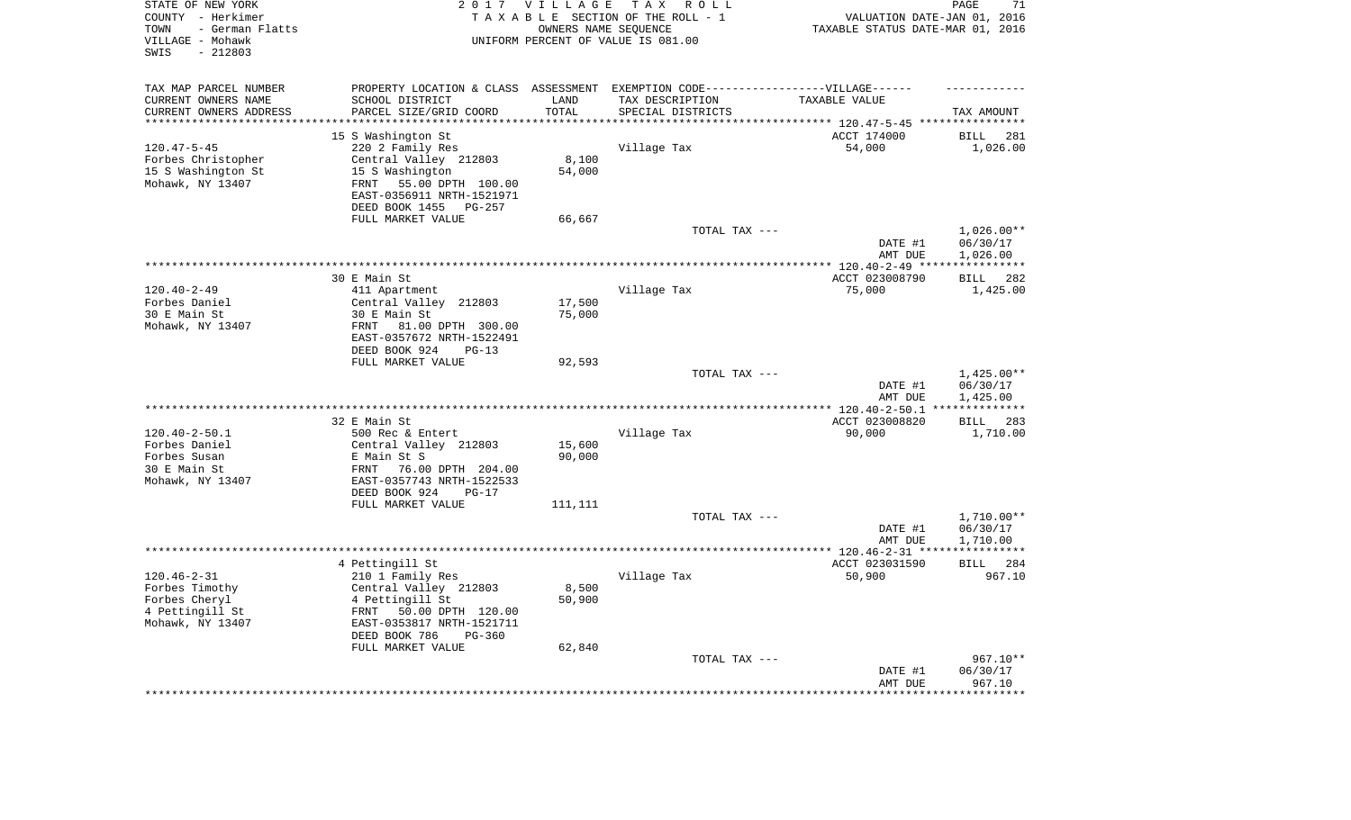STATE OF NEW YORK
COUNTY - Herkimer
TOWN - German Flatts
VILLAGE - Mohawk
SWIS - 212803

2017 VILLAGE TAX ROLL
TAXABLE SECTION OF THE ROLL - 1
OWNERS NAME SEQUENCE
UNIFORM PERCENT OF VALUE IS 081.00

VALUATION DATE-JAN 01, 2016
TAXABLE STATUS DATE-MAR 01, 2016

| TAX MAP PARCEL NUMBER / CURRENT OWNERS NAME / CURRENT OWNERS ADDRESS | PROPERTY LOCATION & CLASS / SCHOOL DISTRICT / PARCEL SIZE/GRID COORD | ASSESSMENT LAND / TOTAL | EXEMPTION CODE-----VILLAGE----- TAX DESCRIPTION / SPECIAL DISTRICTS | TAXABLE VALUE | TAX AMOUNT |
|---|---|---|---|---|---|
| | 15 S Washington St | | | ACCT 174000 | BILL 281 |
| 120.47-5-45 | 220 2 Family Res | | Village Tax | 54,000 | 1,026.00 |
| Forbes Christopher | Central Valley 212803 | 8,100 | | | |
| 15 S Washington St | 15 S Washington | 54,000 | | | |
| Mohawk, NY 13407 | FRNT 55.00 DPTH 100.00 | | | | |
| | EAST-0356911 NRTH-1521971 | | | | |
| | DEED BOOK 1455 PG-257 | | | | |
| | FULL MARKET VALUE | 66,667 | | | |
| | | | TOTAL TAX --- | | 1,026.00** |
| | | | | DATE #1 | 06/30/17 |
| | | | | AMT DUE | 1,026.00 |
| | 30 E Main St | | | ACCT 023008790 | BILL 282 |
| 120.40-2-49 | 411 Apartment | | Village Tax | 75,000 | 1,425.00 |
| Forbes Daniel | Central Valley 212803 | 17,500 | | | |
| 30 E Main St | 30 E Main St | 75,000 | | | |
| Mohawk, NY 13407 | FRNT 81.00 DPTH 300.00 | | | | |
| | EAST-0357672 NRTH-1522491 | | | | |
| | DEED BOOK 924 PG-13 | | | | |
| | FULL MARKET VALUE | 92,593 | | | |
| | | | TOTAL TAX --- | | 1,425.00** |
| | | | | DATE #1 | 06/30/17 |
| | | | | AMT DUE | 1,425.00 |
| | 32 E Main St | | | ACCT 023008820 | BILL 283 |
| 120.40-2-50.1 | 500 Rec & Entert | | Village Tax | 90,000 | 1,710.00 |
| Forbes Daniel | Central Valley 212803 | 15,600 | | | |
| Forbes Susan | E Main St S | 90,000 | | | |
| 30 E Main St | FRNT 76.00 DPTH 204.00 | | | | |
| Mohawk, NY 13407 | EAST-0357743 NRTH-1522533 | | | | |
| | DEED BOOK 924 PG-17 | | | | |
| | FULL MARKET VALUE | 111,111 | | | |
| | | | TOTAL TAX --- | | 1,710.00** |
| | | | | DATE #1 | 06/30/17 |
| | | | | AMT DUE | 1,710.00 |
| | 4 Pettingill St | | | ACCT 023031590 | BILL 284 |
| 120.46-2-31 | 210 1 Family Res | | Village Tax | 50,900 | 967.10 |
| Forbes Timothy | Central Valley 212803 | 8,500 | | | |
| Forbes Cheryl | 4 Pettingill St | 50,900 | | | |
| 4 Pettingill St | FRNT 50.00 DPTH 120.00 | | | | |
| Mohawk, NY 13407 | EAST-0353817 NRTH-1521711 | | | | |
| | DEED BOOK 786 PG-360 | | | | |
| | FULL MARKET VALUE | 62,840 | | | |
| | | | TOTAL TAX --- | | 967.10** |
| | | | | DATE #1 | 06/30/17 |
| | | | | AMT DUE | 967.10 |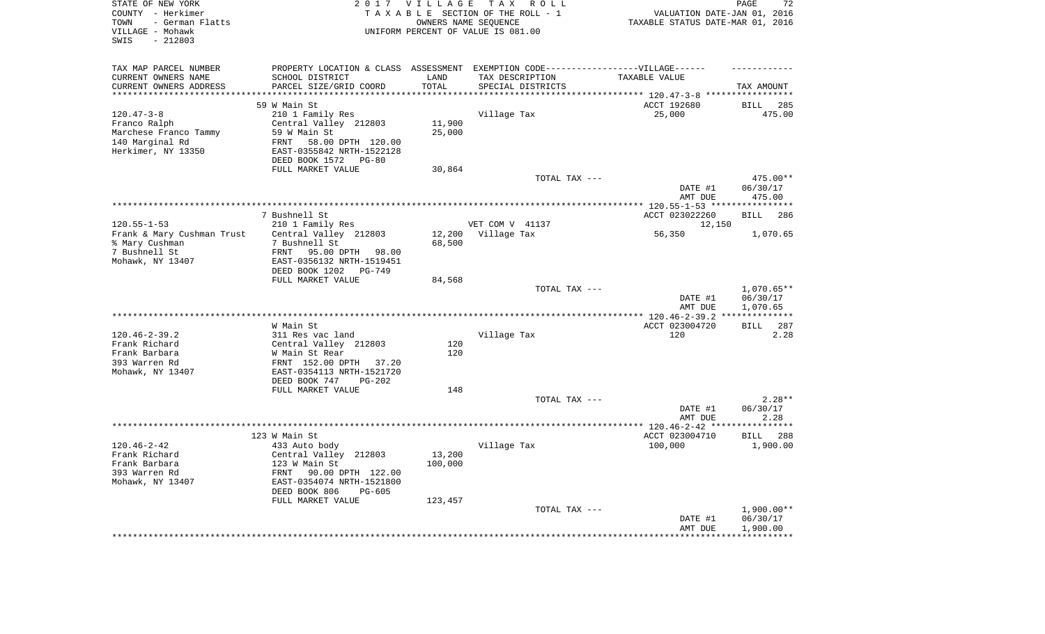STATE OF NEW YORK
COUNTY - Herkimer
TOWN - German Flatts
VILLAGE - Mohawk
SWIS - 212803

2 0 1 7 V I L L A G E T A X R O L L
T A X A B L E SECTION OF THE ROLL - 1
OWNERS NAME SEQUENCE
UNIFORM PERCENT OF VALUE IS 081.00

VALUATION DATE-JAN 01, 2016
TAXABLE STATUS DATE-MAR 01, 2016

| TAX MAP PARCEL NUMBER<br>CURRENT OWNERS NAME<br>CURRENT OWNERS ADDRESS | PROPERTY LOCATION & CLASS<br>SCHOOL DISTRICT<br>PARCEL SIZE/GRID COORD | ASSESSMENT<br>LAND<br>TOTAL | EXEMPTION CODE-----VILLAGE------<br>TAX DESCRIPTION<br>SPECIAL DISTRICTS | TAXABLE VALUE | TAX AMOUNT |
|---|---|---|---|---|---|
| | 59 W Main St | | | ACCT 192680 | BILL 285 |
| 120.47-3-8 | 210 1 Family Res | | Village Tax | 25,000 | 475.00 |
| Franco Ralph | Central Valley 212803 | 11,900 | | | |
| Marchese Franco Tammy | 59 W Main St | 25,000 | | | |
| 140 Marginal Rd | FRNT 58.00 DPTH 120.00 | | | | |
| Herkimer, NY 13350 | EAST-0355842 NRTH-1522128 | | | | |
| | DEED BOOK 1572 PG-80 | | | | |
| | FULL MARKET VALUE | 30,864 | | | |
| | | | TOTAL TAX --- | | 475.00** |
| | | | | DATE #1 | 06/30/17 |
| | | | | AMT DUE | 475.00 |
| | 7 Bushnell St | | | ACCT 023022260 | BILL 286 |
| 120.55-1-53 | 210 1 Family Res | | VET COM V 41137 | 12,150 | |
| Frank & Mary Cushman Trust | Central Valley 212803 | 12,200 | Village Tax | 56,350 | 1,070.65 |
| % Mary Cushman | 7 Bushnell St | 68,500 | | | |
| 7 Bushnell St | FRNT 95.00 DPTH 98.00 | | | | |
| Mohawk, NY 13407 | EAST-0356132 NRTH-1519451 | | | | |
| | DEED BOOK 1202 PG-749 | | | | |
| | FULL MARKET VALUE | 84,568 | | | |
| | | | TOTAL TAX --- | | 1,070.65** |
| | | | | DATE #1 | 06/30/17 |
| | | | | AMT DUE | 1,070.65 |
| | W Main St | | | ACCT 023004720 | BILL 287 |
| 120.46-2-39.2 | 311 Res vac land | | Village Tax | 120 | 2.28 |
| Frank Richard | Central Valley 212803 | 120 | | | |
| Frank Barbara | W Main St Rear | 120 | | | |
| 393 Warren Rd | FRNT 152.00 DPTH 37.20 | | | | |
| Mohawk, NY 13407 | EAST-0354113 NRTH-1521720 | | | | |
| | DEED BOOK 747 PG-202 | | | | |
| | FULL MARKET VALUE | 148 | | | |
| | | | TOTAL TAX --- | | 2.28** |
| | | | | DATE #1 | 06/30/17 |
| | | | | AMT DUE | 2.28 |
| | 123 W Main St | | | ACCT 023004710 | BILL 288 |
| 120.46-2-42 | 433 Auto body | | Village Tax | 100,000 | 1,900.00 |
| Frank Richard | Central Valley 212803 | 13,200 | | | |
| Frank Barbara | 123 W Main St | 100,000 | | | |
| 393 Warren Rd | FRNT 90.00 DPTH 122.00 | | | | |
| Mohawk, NY 13407 | EAST-0354074 NRTH-1521800 | | | | |
| | DEED BOOK 806 PG-605 | | | | |
| | FULL MARKET VALUE | 123,457 | | | |
| | | | TOTAL TAX --- | | 1,900.00** |
| | | | | DATE #1 | 06/30/17 |
| | | | | AMT DUE | 1,900.00 |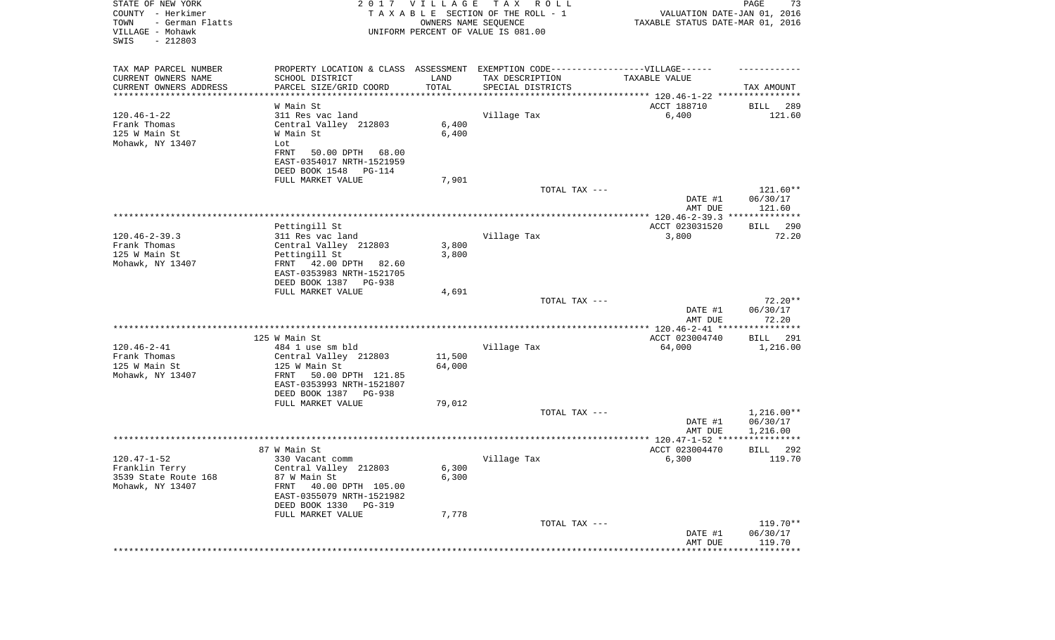STATE OF NEW YORK
COUNTY - Herkimer
TOWN - German Flatts
VILLAGE - Mohawk
SWIS - 212803

2 0 1 7 V I L L A G E T A X R O L L
T A X A B L E SECTION OF THE ROLL - 1
OWNERS NAME SEQUENCE
UNIFORM PERCENT OF VALUE IS 081.00

VALUATION DATE-JAN 01, 2016
TAXABLE STATUS DATE-MAR 01, 2016

| TAX MAP PARCEL NUMBER / CURRENT OWNERS NAME / CURRENT OWNERS ADDRESS | PROPERTY LOCATION & CLASS / SCHOOL DISTRICT / PARCEL SIZE/GRID COORD | ASSESSMENT LAND / TOTAL | EXEMPTION CODE-----VILLAGE------ / TAX DESCRIPTION / SPECIAL DISTRICTS | TAXABLE VALUE | TAX AMOUNT |
|---|---|---|---|---|---|
| | W Main St | | | ACCT 188710 | BILL 289 |
| 120.46-1-22 | 311 Res vac land | | Village Tax | 6,400 | 121.60 |
| Frank Thomas | Central Valley 212803 | 6,400 | | | |
| 125 W Main St | W Main St | 6,400 | | | |
| Mohawk, NY 13407 | Lot | | | | |
| | FRNT 50.00 DPTH 68.00 | | | | |
| | EAST-0354017 NRTH-1521959 | | | | |
| | DEED BOOK 1548 PG-114 | | | | |
| | FULL MARKET VALUE | 7,901 | | | |
| | | | TOTAL TAX --- | | 121.60** |
| | | | | DATE #1 | 06/30/17 |
| | | | | AMT DUE | 121.60 |
| | Pettingill St | | | ACCT 023031520 | BILL 290 |
| 120.46-2-39.3 | 311 Res vac land | | Village Tax | 3,800 | 72.20 |
| Frank Thomas | Central Valley 212803 | 3,800 | | | |
| 125 W Main St | Pettingill St | 3,800 | | | |
| Mohawk, NY 13407 | FRNT 42.00 DPTH 82.60 | | | | |
| | EAST-0353983 NRTH-1521705 | | | | |
| | DEED BOOK 1387 PG-938 | | | | |
| | FULL MARKET VALUE | 4,691 | | | |
| | | | TOTAL TAX --- | | 72.20** |
| | | | | DATE #1 | 06/30/17 |
| | | | | AMT DUE | 72.20 |
| | 125 W Main St | | | ACCT 023004740 | BILL 291 |
| 120.46-2-41 | 484 1 use sm bld | | Village Tax | 64,000 | 1,216.00 |
| Frank Thomas | Central Valley 212803 | 11,500 | | | |
| 125 W Main St | 125 W Main St | 64,000 | | | |
| Mohawk, NY 13407 | FRNT 50.00 DPTH 121.85 | | | | |
| | EAST-0353993 NRTH-1521807 | | | | |
| | DEED BOOK 1387 PG-938 | | | | |
| | FULL MARKET VALUE | 79,012 | | | |
| | | | TOTAL TAX --- | | 1,216.00** |
| | | | | DATE #1 | 06/30/17 |
| | | | | AMT DUE | 1,216.00 |
| | 87 W Main St | | | ACCT 023004470 | BILL 292 |
| 120.47-1-52 | 330 Vacant comm | | Village Tax | 6,300 | 119.70 |
| Franklin Terry | Central Valley 212803 | 6,300 | | | |
| 3539 State Route 168 | 87 W Main St | 6,300 | | | |
| Mohawk, NY 13407 | FRNT 40.00 DPTH 105.00 | | | | |
| | EAST-0355079 NRTH-1521982 | | | | |
| | DEED BOOK 1330 PG-319 | | | | |
| | FULL MARKET VALUE | 7,778 | | | |
| | | | TOTAL TAX --- | | 119.70** |
| | | | | DATE #1 | 06/30/17 |
| | | | | AMT DUE | 119.70 |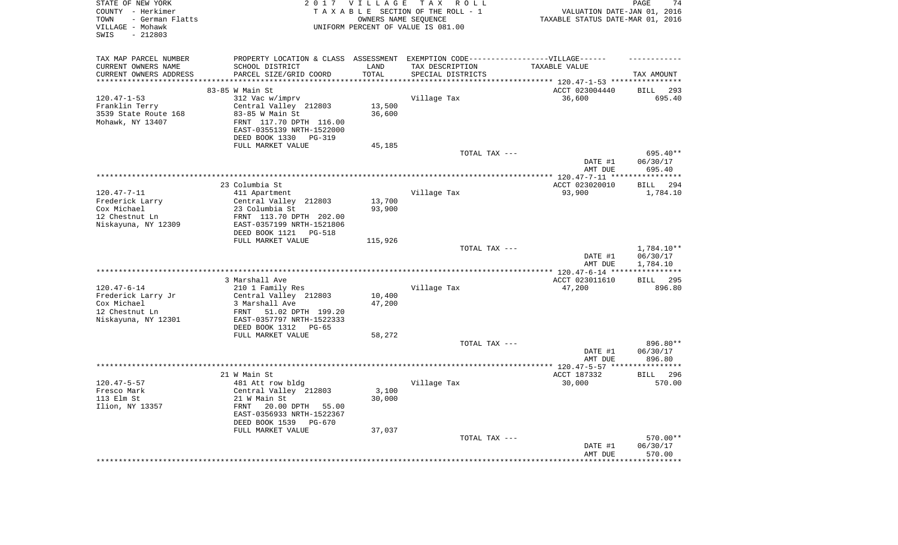STATE OF NEW YORK
COUNTY - Herkimer
TOWN - German Flatts
VILLAGE - Mohawk
SWIS - 212803

2017 VILLAGE TAX ROLL
TAXABLE SECTION OF THE ROLL - 1
OWNERS NAME SEQUENCE
UNIFORM PERCENT OF VALUE IS 081.00

VALUATION DATE-JAN 01, 2016
TAXABLE STATUS DATE-MAR 01, 2016

| TAX MAP PARCEL NUMBER / CURRENT OWNERS NAME / CURRENT OWNERS ADDRESS | PROPERTY LOCATION & CLASS / SCHOOL DISTRICT / PARCEL SIZE/GRID COORD | ASSESSMENT LAND / TOTAL | EXEMPTION CODE / TAX DESCRIPTION / SPECIAL DISTRICTS | TAXABLE VALUE | TAX AMOUNT |
|---|---|---|---|---|---|
| | 83-85 W Main St | | | ACCT 023004440 | BILL 293 |
| 120.47-1-53 | 312 Vac w/imprv | | Village Tax | 36,600 | 695.40 |
| Franklin Terry | Central Valley 212803 | 13,500 | | | |
| 3539 State Route 168 | 83-85 W Main St | 36,600 | | | |
| Mohawk, NY 13407 | FRNT 117.70 DPTH 116.00 | | | | |
| | EAST-0355139 NRTH-1522000 | | | | |
| | DEED BOOK 1330 PG-319 | | | | |
| | FULL MARKET VALUE | 45,185 | | | |
| | | | TOTAL TAX --- | | 695.40** |
| | | | | DATE #1 | 06/30/17 |
| | | | | AMT DUE | 695.40 |
| | 23 Columbia St | | | ACCT 023020010 | BILL 294 |
| 120.47-7-11 | 411 Apartment | | Village Tax | 93,900 | 1,784.10 |
| Frederick Larry | Central Valley 212803 | 13,700 | | | |
| Cox Michael | 23 Columbia St | 93,900 | | | |
| 12 Chestnut Ln | FRNT 113.70 DPTH 202.00 | | | | |
| Niskayuna, NY 12309 | EAST-0357199 NRTH-1521806 | | | | |
| | DEED BOOK 1121 PG-518 | | | | |
| | FULL MARKET VALUE | 115,926 | | | |
| | | | TOTAL TAX --- | | 1,784.10** |
| | | | | DATE #1 | 06/30/17 |
| | | | | AMT DUE | 1,784.10 |
| | 3 Marshall Ave | | | ACCT 023011610 | BILL 295 |
| 120.47-6-14 | 210 1 Family Res | | Village Tax | 47,200 | 896.80 |
| Frederick Larry Jr | Central Valley 212803 | 10,400 | | | |
| Cox Michael | 3 Marshall Ave | 47,200 | | | |
| 12 Chestnut Ln | FRNT 51.02 DPTH 199.20 | | | | |
| Niskayuna, NY 12301 | EAST-0357797 NRTH-1522333 | | | | |
| | DEED BOOK 1312 PG-65 | | | | |
| | FULL MARKET VALUE | 58,272 | | | |
| | | | TOTAL TAX --- | | 896.80** |
| | | | | DATE #1 | 06/30/17 |
| | | | | AMT DUE | 896.80 |
| | 21 W Main St | | | ACCT 187332 | BILL 296 |
| 120.47-5-57 | 481 Att row bldg | | Village Tax | 30,000 | 570.00 |
| Fresco Mark | Central Valley 212803 | 3,100 | | | |
| 113 Elm St | 21 W Main St | 30,000 | | | |
| Ilion, NY 13357 | FRNT 20.00 DPTH 55.00 | | | | |
| | EAST-0356933 NRTH-1522367 | | | | |
| | DEED BOOK 1539 PG-670 | | | | |
| | FULL MARKET VALUE | 37,037 | | | |
| | | | TOTAL TAX --- | | 570.00** |
| | | | | DATE #1 | 06/30/17 |
| | | | | AMT DUE | 570.00 |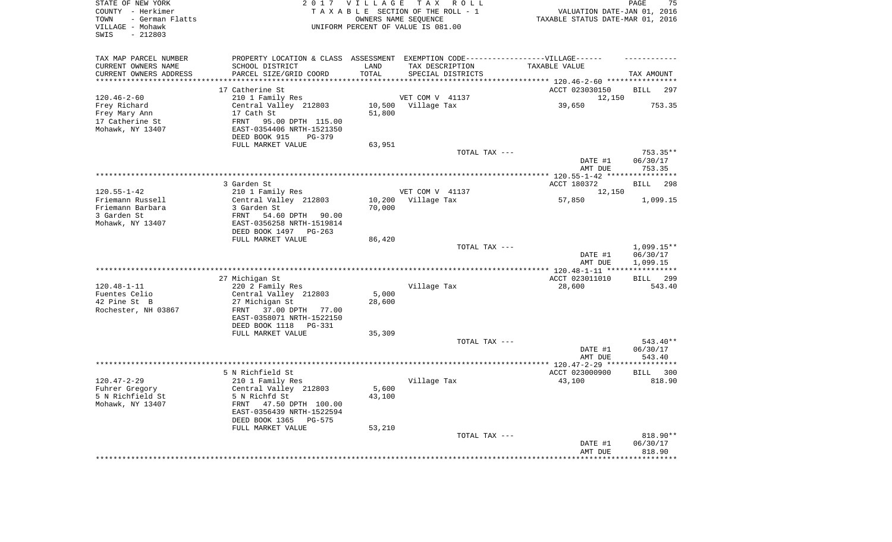STATE OF NEW YORK                 2 0 1 7   V I L L A G E   T A X   R O L L
COUNTY - Herkimer                 T A X A B L E  SECTION OF THE ROLL - 1           VALUATION DATE-JAN 01, 2016
TOWN - German Flatts              OWNERS NAME SEQUENCE                             TAXABLE STATUS DATE-MAR 01, 2016
VILLAGE - Mohawk                  UNIFORM PERCENT OF VALUE IS 081.00
SWIS - 212803

| TAX MAP PARCEL NUMBER / CURRENT OWNERS NAME / CURRENT OWNERS ADDRESS | PROPERTY LOCATION & CLASS / SCHOOL DISTRICT / PARCEL SIZE/GRID COORD | ASSESSMENT LAND / TOTAL | EXEMPTION CODE / TAX DESCRIPTION / SPECIAL DISTRICTS | TAXABLE VALUE | TAX AMOUNT |
|---|---|---|---|---|---|
| | 17 Catherine St | | | ACCT 023030150 | BILL 297 |
| 120.46-2-60 | 210 1 Family Res | | VET COM V 41137 | 12,150 | |
| Frey Richard | Central Valley 212803 | 10,500 | Village Tax | 39,650 | 753.35 |
| Frey Mary Ann | 17 Cath St | 51,800 | | | |
| 17 Catherine St | FRNT 95.00 DPTH 115.00 | | | | |
| Mohawk, NY 13407 | EAST-0354406 NRTH-1521350 | | | | |
| | DEED BOOK 915 PG-379 | | | | |
| | FULL MARKET VALUE | 63,951 | | | |
| | | | TOTAL TAX --- | | 753.35** |
| | | | | DATE #1 | 06/30/17 |
| | | | | AMT DUE | 753.35 |
| | 3 Garden St | | | ACCT 180372 | BILL 298 |
| 120.55-1-42 | 210 1 Family Res | | VET COM V 41137 | 12,150 | |
| Friemann Russell | Central Valley 212803 | 10,200 | Village Tax | 57,850 | 1,099.15 |
| Friemann Barbara | 3 Garden St | 70,000 | | | |
| 3 Garden St | FRNT 54.60 DPTH 90.00 | | | | |
| Mohawk, NY 13407 | EAST-0356258 NRTH-1519814 | | | | |
| | DEED BOOK 1497 PG-263 | | | | |
| | FULL MARKET VALUE | 86,420 | | | |
| | | | TOTAL TAX --- | | 1,099.15** |
| | | | | DATE #1 | 06/30/17 |
| | | | | AMT DUE | 1,099.15 |
| | 27 Michigan St | | | ACCT 023011010 | BILL 299 |
| 120.48-1-11 | 220 2 Family Res | | Village Tax | 28,600 | 543.40 |
| Fuentes Celio | Central Valley 212803 | 5,000 | | | |
| 42 Pine St B | 27 Michigan St | 28,600 | | | |
| Rochester, NH 03867 | FRNT 37.00 DPTH 77.00 | | | | |
| | EAST-0358071 NRTH-1522150 | | | | |
| | DEED BOOK 1118 PG-331 | | | | |
| | FULL MARKET VALUE | 35,309 | | | |
| | | | TOTAL TAX --- | | 543.40** |
| | | | | DATE #1 | 06/30/17 |
| | | | | AMT DUE | 543.40 |
| | 5 N Richfield St | | | ACCT 023000900 | BILL 300 |
| 120.47-2-29 | 210 1 Family Res | | Village Tax | 43,100 | 818.90 |
| Fuhrer Gregory | Central Valley 212803 | 5,600 | | | |
| 5 N Richfield St | 5 N Richfd St | 43,100 | | | |
| Mohawk, NY 13407 | FRNT 47.50 DPTH 100.00 | | | | |
| | EAST-0356439 NRTH-1522594 | | | | |
| | DEED BOOK 1365 PG-575 | | | | |
| | FULL MARKET VALUE | 53,210 | | | |
| | | | TOTAL TAX --- | | 818.90** |
| | | | | DATE #1 | 06/30/17 |
| | | | | AMT DUE | 818.90 |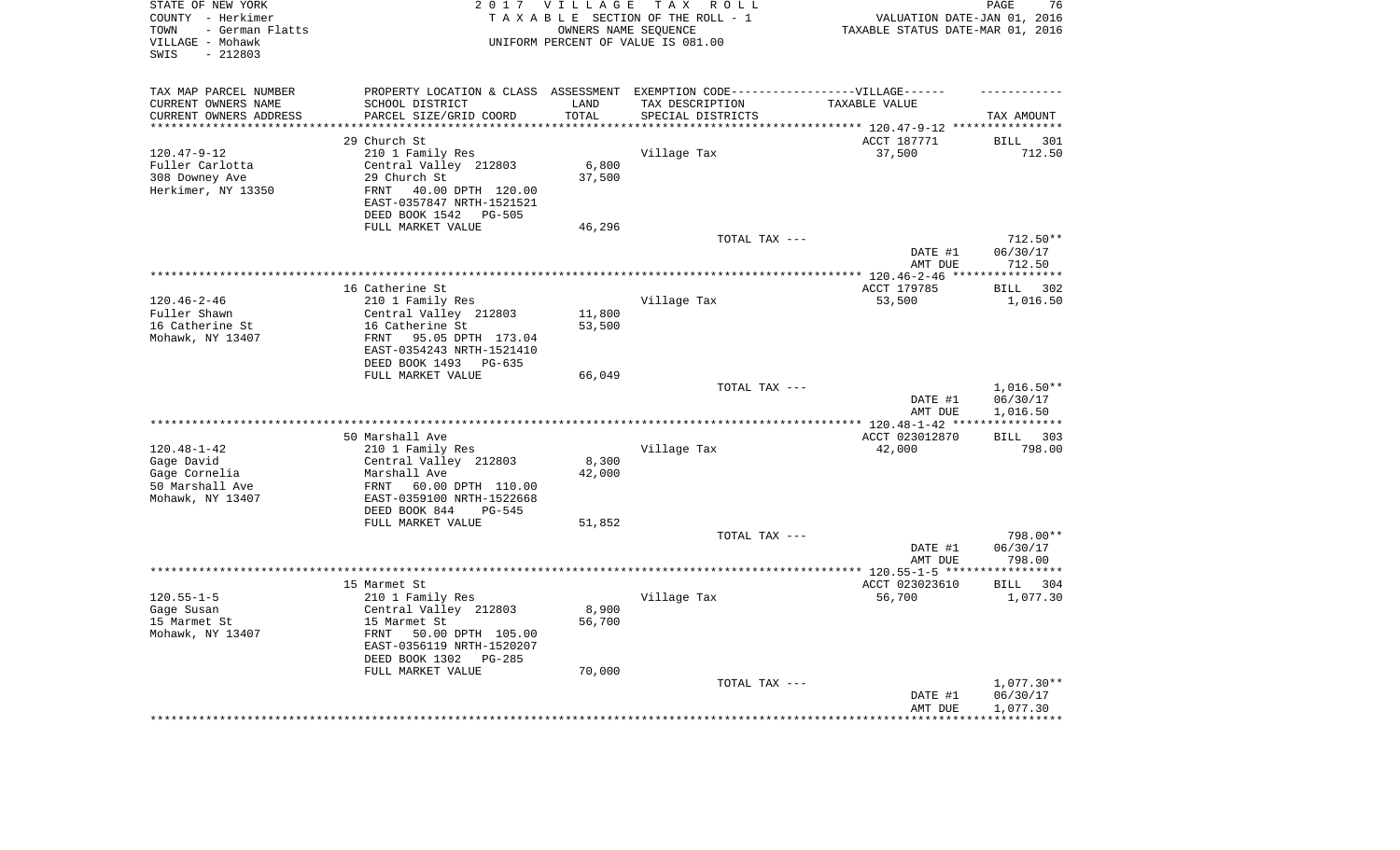STATE OF NEW YORK
COUNTY - Herkimer
TOWN - German Flatts
VILLAGE - Mohawk
SWIS - 212803

2017 VILLAGE TAX ROLL
TAXABLE SECTION OF THE ROLL - 1
OWNERS NAME SEQUENCE
UNIFORM PERCENT OF VALUE IS 081.00

VALUATION DATE-JAN 01, 2016
TAXABLE STATUS DATE-MAR 01, 2016

| TAX MAP PARCEL NUMBER / CURRENT OWNERS NAME / CURRENT OWNERS ADDRESS | PROPERTY LOCATION & CLASS / SCHOOL DISTRICT / PARCEL SIZE/GRID COORD | ASSESSMENT LAND / TOTAL | EXEMPTION CODE-VILLAGE / TAX DESCRIPTION / SPECIAL DISTRICTS | TAXABLE VALUE | TAX AMOUNT |
|---|---|---|---|---|---|
| 120.47-9-12 | 29 Church St | | | ACCT 187771 | BILL 301 |
| Fuller Carlotta | 210 1 Family Res | | Village Tax | 37,500 | 712.50 |
| 308 Downey Ave | Central Valley 212803 | 6,800 | | | |
| Herkimer, NY 13350 | 29 Church St | 37,500 | | | |
| | FRNT 40.00 DPTH 120.00 | | | | |
| | EAST-0357847 NRTH-1521521 | | | | |
| | DEED BOOK 1542 PG-505 | | | | |
| | FULL MARKET VALUE | 46,296 | | | |
| | | | TOTAL TAX --- | | 712.50** |
| | | | | DATE #1 | 06/30/17 |
| | | | | AMT DUE | 712.50 |
| 120.46-2-46 | 16 Catherine St | | | ACCT 179785 | BILL 302 |
| Fuller Shawn | 210 1 Family Res | | Village Tax | 53,500 | 1,016.50 |
| 16 Catherine St | Central Valley 212803 | 11,800 | | | |
| Mohawk, NY 13407 | 16 Catherine St | 53,500 | | | |
| | FRNT 95.05 DPTH 173.04 | | | | |
| | EAST-0354243 NRTH-1521410 | | | | |
| | DEED BOOK 1493 PG-635 | | | | |
| | FULL MARKET VALUE | 66,049 | | | |
| | | | TOTAL TAX --- | | 1,016.50** |
| | | | | DATE #1 | 06/30/17 |
| | | | | AMT DUE | 1,016.50 |
| 120.48-1-42 | 50 Marshall Ave | | | ACCT 023012870 | BILL 303 |
| Gage David | 210 1 Family Res | | Village Tax | 42,000 | 798.00 |
| Gage Cornelia | Central Valley 212803 | 8,300 | | | |
| 50 Marshall Ave | Marshall Ave | 42,000 | | | |
| Mohawk, NY 13407 | FRNT 60.00 DPTH 110.00 | | | | |
| | EAST-0359100 NRTH-1522668 | | | | |
| | DEED BOOK 844 PG-545 | | | | |
| | FULL MARKET VALUE | 51,852 | | | |
| | | | TOTAL TAX --- | | 798.00** |
| | | | | DATE #1 | 06/30/17 |
| | | | | AMT DUE | 798.00 |
| 120.55-1-5 | 15 Marmet St | | | ACCT 023023610 | BILL 304 |
| Gage Susan | 210 1 Family Res | | Village Tax | 56,700 | 1,077.30 |
| 15 Marmet St | Central Valley 212803 | 8,900 | | | |
| Mohawk, NY 13407 | 15 Marmet St | 56,700 | | | |
| | FRNT 50.00 DPTH 105.00 | | | | |
| | EAST-0356119 NRTH-1520207 | | | | |
| | DEED BOOK 1302 PG-285 | | | | |
| | FULL MARKET VALUE | 70,000 | | | |
| | | | TOTAL TAX --- | | 1,077.30** |
| | | | | DATE #1 | 06/30/17 |
| | | | | AMT DUE | 1,077.30 |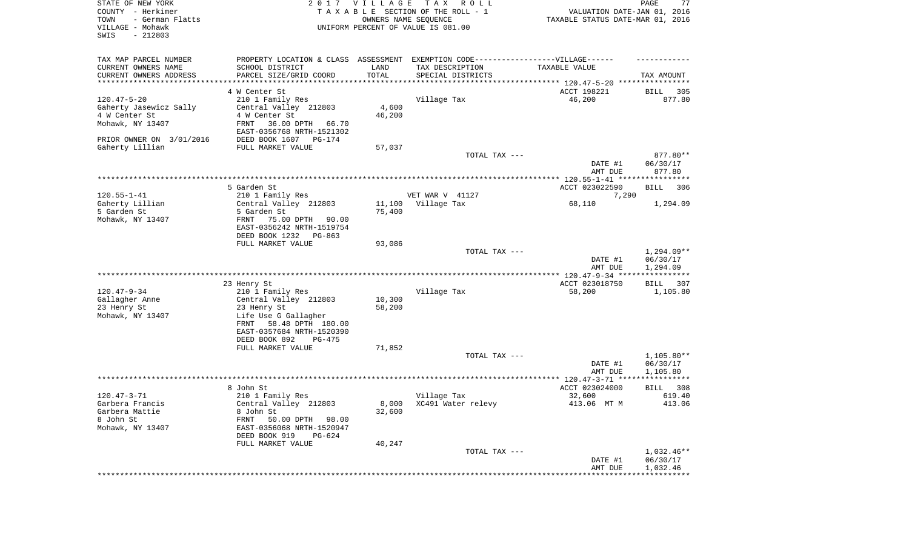STATE OF NEW YORK
COUNTY - Herkimer
TOWN - German Flatts
VILLAGE - Mohawk
SWIS - 212803

2017 VILLAGE TAX ROLL
TAXABLE SECTION OF THE ROLL - 1
OWNERS NAME SEQUENCE
UNIFORM PERCENT OF VALUE IS 081.00

VALUATION DATE-JAN 01, 2016
TAXABLE STATUS DATE-MAR 01, 2016

| TAX MAP PARCEL NUMBER<br>CURRENT OWNERS NAME<br>CURRENT OWNERS ADDRESS | PROPERTY LOCATION & CLASS<br>SCHOOL DISTRICT<br>PARCEL SIZE/GRID COORD | ASSESSMENT<br>LAND<br>TOTAL | EXEMPTION CODE----VILLAGE------<br>TAX DESCRIPTION<br>SPECIAL DISTRICTS | TAXABLE VALUE | TAX AMOUNT |
|---|---|---|---|---|---|
| | 4 W Center St | | | ACCT 198221 | BILL 305 |
| 120.47-5-20 | 210 1 Family Res | | Village Tax | 46,200 | 877.80 |
| Gaherty Jasewicz Sally | Central Valley 212803 | 4,600 | | | |
| 4 W Center St | 4 W Center St | 46,200 | | | |
| Mohawk, NY 13407 | FRNT 36.00 DPTH 66.70 | | | | |
| | EAST-0356768 NRTH-1521302 | | | | |
| PRIOR OWNER ON 3/01/2016 | DEED BOOK 1607 PG-174 | | | | |
| Gaherty Lillian | FULL MARKET VALUE | 57,037 | | | |
| | | | TOTAL TAX --- | | 877.80** |
| | | | | DATE #1 | 06/30/17 |
| | | | | AMT DUE | 877.80 |
| | 5 Garden St | | | ACCT 023022590 | BILL 306 |
| 120.55-1-41 | 210 1 Family Res | | VET WAR V 41127 | 7,290 | |
| Gaherty Lillian | Central Valley 212803 | 11,100 | Village Tax | 68,110 | 1,294.09 |
| 5 Garden St | 5 Garden St | 75,400 | | | |
| Mohawk, NY 13407 | FRNT 75.00 DPTH 90.00 | | | | |
| | EAST-0356242 NRTH-1519754 | | | | |
| | DEED BOOK 1232 PG-863 | | | | |
| | FULL MARKET VALUE | 93,086 | | | |
| | | | TOTAL TAX --- | | 1,294.09** |
| | | | | DATE #1 | 06/30/17 |
| | | | | AMT DUE | 1,294.09 |
| | 23 Henry St | | | ACCT 023018750 | BILL 307 |
| 120.47-9-34 | 210 1 Family Res | | Village Tax | 58,200 | 1,105.80 |
| Gallagher Anne | Central Valley 212803 | 10,300 | | | |
| 23 Henry St | 23 Henry St | 58,200 | | | |
| Mohawk, NY 13407 | Life Use G Gallagher | | | | |
| | FRNT 58.48 DPTH 180.00 | | | | |
| | EAST-0357684 NRTH-1520390 | | | | |
| | DEED BOOK 892 PG-475 | | | | |
| | FULL MARKET VALUE | 71,852 | | | |
| | | | TOTAL TAX --- | | 1,105.80** |
| | | | | DATE #1 | 06/30/17 |
| | | | | AMT DUE | 1,105.80 |
| | 8 John St | | | ACCT 023024000 | BILL 308 |
| 120.47-3-71 | 210 1 Family Res | | Village Tax | 32,600 | 619.40 |
| Garbera Francis | Central Valley 212803 | 8,000 | XC491 Water relevy | 413.06 MT M | 413.06 |
| Garbera Mattie | 8 John St | 32,600 | | | |
| 8 John St | FRNT 50.00 DPTH 98.00 | | | | |
| Mohawk, NY 13407 | EAST-0356068 NRTH-1520947 | | | | |
| | DEED BOOK 919 PG-624 | | | | |
| | FULL MARKET VALUE | 40,247 | | | |
| | | | TOTAL TAX --- | | 1,032.46** |
| | | | | DATE #1 | 06/30/17 |
| | | | | AMT DUE | 1,032.46 |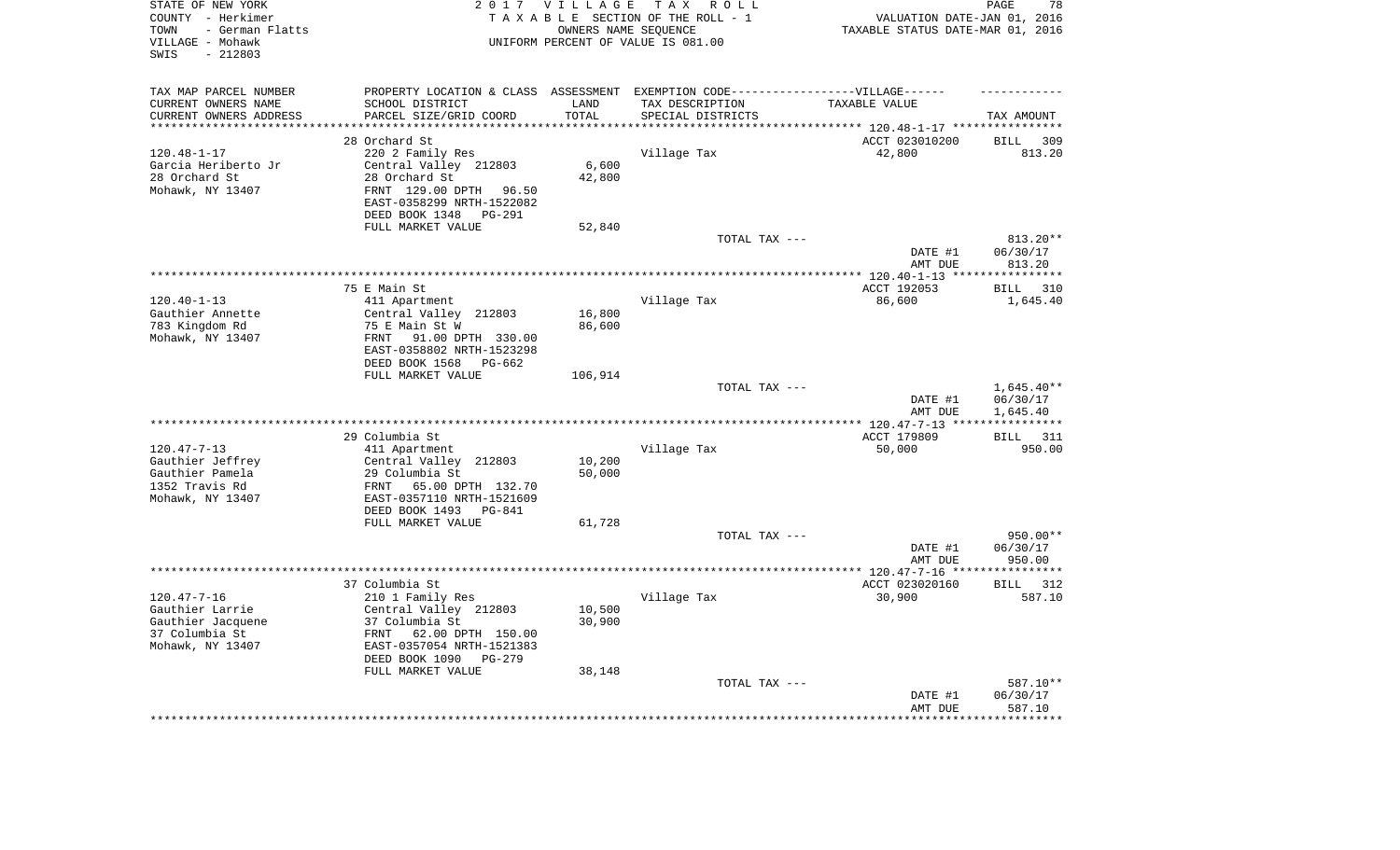STATE OF NEW YORK
COUNTY - Herkimer
TOWN - German Flatts
VILLAGE - Mohawk
SWIS - 212803

2 0 1 7 V I L L A G E T A X R O L L
T A X A B L E SECTION OF THE ROLL - 1
OWNERS NAME SEQUENCE
UNIFORM PERCENT OF VALUE IS 081.00

VALUATION DATE-JAN 01, 2016
TAXABLE STATUS DATE-MAR 01, 2016

| TAX MAP PARCEL NUMBER / CURRENT OWNERS NAME / CURRENT OWNERS ADDRESS | PROPERTY LOCATION & CLASS / SCHOOL DISTRICT / PARCEL SIZE/GRID COORD | ASSESSMENT LAND / TOTAL | EXEMPTION CODE-VILLAGE / TAX DESCRIPTION / SPECIAL DISTRICTS | TAXABLE VALUE | TAX AMOUNT |
|---|---|---|---|---|---|
| | 28 Orchard St | | | ACCT 023010200 | BILL 309 |
| 120.48-1-17 | 220 2 Family Res | | Village Tax | 42,800 | 813.20 |
| Garcia Heriberto Jr | Central Valley 212803 | 6,600 | | | |
| 28 Orchard St | 28 Orchard St | 42,800 | | | |
| Mohawk, NY 13407 | FRNT 129.00 DPTH 96.50 | | | | |
| | EAST-0358299 NRTH-1522082 | | | | |
| | DEED BOOK 1348 PG-291 | | | | |
| | FULL MARKET VALUE | 52,840 | | | |
| | | | TOTAL TAX --- | | 813.20** |
| | | | | DATE #1 | 06/30/17 |
| | | | | AMT DUE | 813.20 |
| | 75 E Main St | | | ACCT 192053 | BILL 310 |
| 120.40-1-13 | 411 Apartment | | Village Tax | 86,600 | 1,645.40 |
| Gauthier Annette | Central Valley 212803 | 16,800 | | | |
| 783 Kingdom Rd | 75 E Main St W | 86,600 | | | |
| Mohawk, NY 13407 | FRNT 91.00 DPTH 330.00 | | | | |
| | EAST-0358802 NRTH-1523298 | | | | |
| | DEED BOOK 1568 PG-662 | | | | |
| | FULL MARKET VALUE | 106,914 | | | |
| | | | TOTAL TAX --- | | 1,645.40** |
| | | | | DATE #1 | 06/30/17 |
| | | | | AMT DUE | 1,645.40 |
| | 29 Columbia St | | | ACCT 179809 | BILL 311 |
| 120.47-7-13 | 411 Apartment | | Village Tax | 50,000 | 950.00 |
| Gauthier Jeffrey | Central Valley 212803 | 10,200 | | | |
| Gauthier Pamela | 29 Columbia St | 50,000 | | | |
| 1352 Travis Rd | FRNT 65.00 DPTH 132.70 | | | | |
| Mohawk, NY 13407 | EAST-0357110 NRTH-1521609 | | | | |
| | DEED BOOK 1493 PG-841 | | | | |
| | FULL MARKET VALUE | 61,728 | | | |
| | | | TOTAL TAX --- | | 950.00** |
| | | | | DATE #1 | 06/30/17 |
| | | | | AMT DUE | 950.00 |
| | 37 Columbia St | | | ACCT 023020160 | BILL 312 |
| 120.47-7-16 | 210 1 Family Res | | Village Tax | 30,900 | 587.10 |
| Gauthier Larrie | Central Valley 212803 | 10,500 | | | |
| Gauthier Jacquene | 37 Columbia St | 30,900 | | | |
| 37 Columbia St | FRNT 62.00 DPTH 150.00 | | | | |
| Mohawk, NY 13407 | EAST-0357054 NRTH-1521383 | | | | |
| | DEED BOOK 1090 PG-279 | | | | |
| | FULL MARKET VALUE | 38,148 | | | |
| | | | TOTAL TAX --- | | 587.10** |
| | | | | DATE #1 | 06/30/17 |
| | | | | AMT DUE | 587.10 |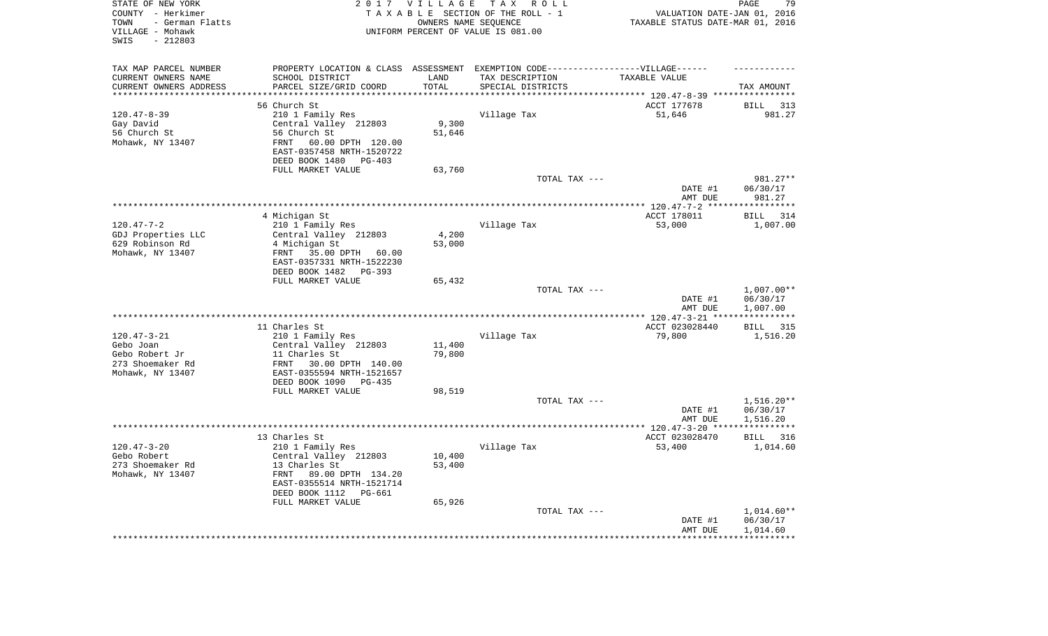STATE OF NEW YORK
COUNTY - Herkimer
TOWN - German Flatts
VILLAGE - Mohawk
SWIS - 212803

2017 VILLAGE TAX ROLL
TAXABLE SECTION OF THE ROLL - 1
OWNERS NAME SEQUENCE
UNIFORM PERCENT OF VALUE IS 081.00

VALUATION DATE-JAN 01, 2016
TAXABLE STATUS DATE-MAR 01, 2016

| TAX MAP PARCEL NUMBER<br>CURRENT OWNERS NAME<br>CURRENT OWNERS ADDRESS | PROPERTY LOCATION & CLASS<br>SCHOOL DISTRICT<br>PARCEL SIZE/GRID COORD | ASSESSMENT<br>LAND<br>TOTAL | EXEMPTION CODE------VILLAGE------<br>TAX DESCRIPTION<br>SPECIAL DISTRICTS | TAXABLE VALUE | TAX AMOUNT |
|---|---|---|---|---|---|
| | 56 Church St | | | ACCT 177678 | BILL 313 |
| 120.47-8-39 | 210 1 Family Res | | Village Tax | 51,646 | 981.27 |
| Gay David | Central Valley 212803 | 9,300 | | | |
| 56 Church St | 56 Church St | 51,646 | | | |
| Mohawk, NY 13407 | FRNT 60.00 DPTH 120.00 | | | | |
| | EAST-0357458 NRTH-1520722 | | | | |
| | DEED BOOK 1480 PG-403 | | | | |
| | FULL MARKET VALUE | 63,760 | | | |
| | | | TOTAL TAX --- | | 981.27** |
| | | | | DATE #1 | 06/30/17 |
| | | | | AMT DUE | 981.27 |
| | 4 Michigan St | | | ACCT 178011 | BILL 314 |
| 120.47-7-2 | 210 1 Family Res | | Village Tax | 53,000 | 1,007.00 |
| GDJ Properties LLC | Central Valley 212803 | 4,200 | | | |
| 629 Robinson Rd | 4 Michigan St | 53,000 | | | |
| Mohawk, NY 13407 | FRNT 35.00 DPTH 60.00 | | | | |
| | EAST-0357331 NRTH-1522230 | | | | |
| | DEED BOOK 1482 PG-393 | | | | |
| | FULL MARKET VALUE | 65,432 | | | |
| | | | TOTAL TAX --- | | 1,007.00** |
| | | | | DATE #1 | 06/30/17 |
| | | | | AMT DUE | 1,007.00 |
| | 11 Charles St | | | ACCT 023028440 | BILL 315 |
| 120.47-3-21 | 210 1 Family Res | | Village Tax | 79,800 | 1,516.20 |
| Gebo Joan | Central Valley 212803 | 11,400 | | | |
| Gebo Robert Jr | 11 Charles St | 79,800 | | | |
| 273 Shoemaker Rd | FRNT 30.00 DPTH 140.00 | | | | |
| Mohawk, NY 13407 | EAST-0355594 NRTH-1521657 | | | | |
| | DEED BOOK 1090 PG-435 | | | | |
| | FULL MARKET VALUE | 98,519 | | | |
| | | | TOTAL TAX --- | | 1,516.20** |
| | | | | DATE #1 | 06/30/17 |
| | | | | AMT DUE | 1,516.20 |
| | 13 Charles St | | | ACCT 023028470 | BILL 316 |
| 120.47-3-20 | 210 1 Family Res | | Village Tax | 53,400 | 1,014.60 |
| Gebo Robert | Central Valley 212803 | 10,400 | | | |
| 273 Shoemaker Rd | 13 Charles St | 53,400 | | | |
| Mohawk, NY 13407 | FRNT 89.00 DPTH 134.20 | | | | |
| | EAST-0355514 NRTH-1521714 | | | | |
| | DEED BOOK 1112 PG-661 | | | | |
| | FULL MARKET VALUE | 65,926 | | | |
| | | | TOTAL TAX --- | | 1,014.60** |
| | | | | DATE #1 | 06/30/17 |
| | | | | AMT DUE | 1,014.60 |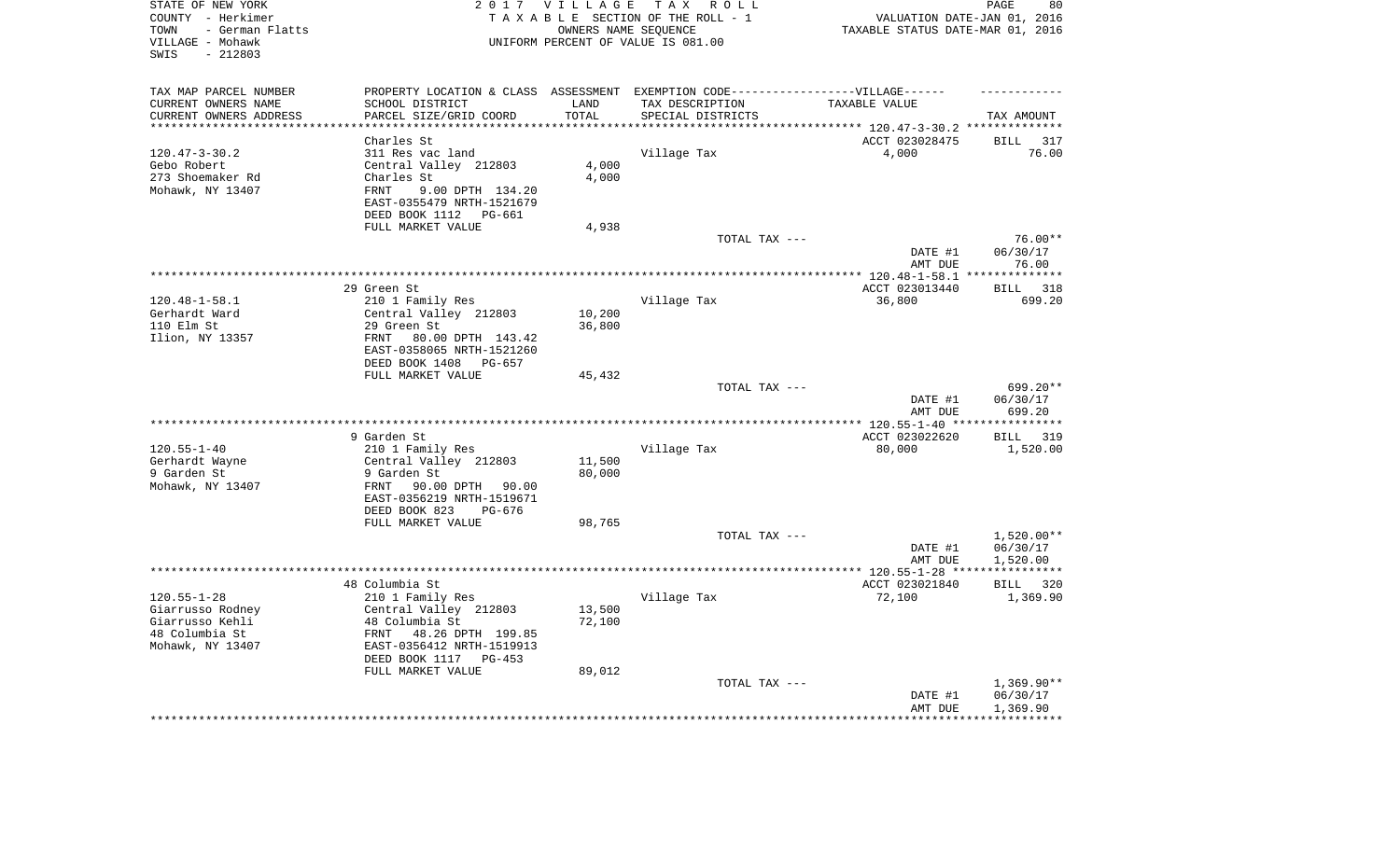STATE OF NEW YORK
COUNTY - Herkimer
TOWN - German Flatts
VILLAGE - Mohawk
SWIS - 212803

2017 VILLAGE TAX ROLL
TAXABLE SECTION OF THE ROLL - 1
OWNERS NAME SEQUENCE
UNIFORM PERCENT OF VALUE IS 081.00

VALUATION DATE-JAN 01, 2016
TAXABLE STATUS DATE-MAR 01, 2016

| TAX MAP PARCEL NUMBER / CURRENT OWNERS NAME / CURRENT OWNERS ADDRESS | PROPERTY LOCATION & CLASS / SCHOOL DISTRICT / PARCEL SIZE/GRID COORD | ASSESSMENT LAND / TOTAL | EXEMPTION CODE / TAX DESCRIPTION / SPECIAL DISTRICTS | TAXABLE VALUE | TAX AMOUNT |
|---|---|---|---|---|---|
| 120.47-3-30.2 | Charles St | | | ACCT 023028475 | BILL 317 |
| Gebo Robert | 311 Res vac land | | Village Tax | 4,000 | 76.00 |
| 273 Shoemaker Rd | Central Valley 212803 | 4,000 | | | |
| Mohawk, NY 13407 | Charles St | 4,000 | | | |
| | FRNT 9.00 DPTH 134.20 | | | | |
| | EAST-0355479 NRTH-1521679 | | | | |
| | DEED BOOK 1112 PG-661 | | | | |
| | FULL MARKET VALUE | 4,938 | | | |
| | | | TOTAL TAX --- | | 76.00** |
| | | | | DATE #1 | 06/30/17 |
| | | | | AMT DUE | 76.00 |
| 120.48-1-58.1 | 29 Green St | | | ACCT 023013440 | BILL 318 |
| Gerhardt Ward | 210 1 Family Res | | Village Tax | 36,800 | 699.20 |
| 110 Elm St | Central Valley 212803 | 10,200 | | | |
| Ilion, NY 13357 | 29 Green St | 36,800 | | | |
| | FRNT 80.00 DPTH 143.42 | | | | |
| | EAST-0358065 NRTH-1521260 | | | | |
| | DEED BOOK 1408 PG-657 | | | | |
| | FULL MARKET VALUE | 45,432 | | | |
| | | | TOTAL TAX --- | | 699.20** |
| | | | | DATE #1 | 06/30/17 |
| | | | | AMT DUE | 699.20 |
| 120.55-1-40 | 9 Garden St | | | ACCT 023022620 | BILL 319 |
| Gerhardt Wayne | 210 1 Family Res | | Village Tax | 80,000 | 1,520.00 |
| 9 Garden St | Central Valley 212803 | 11,500 | | | |
| Mohawk, NY 13407 | 9 Garden St | 80,000 | | | |
| | FRNT 90.00 DPTH 90.00 | | | | |
| | EAST-0356219 NRTH-1519671 | | | | |
| | DEED BOOK 823 PG-676 | | | | |
| | FULL MARKET VALUE | 98,765 | | | |
| | | | TOTAL TAX --- | | 1,520.00** |
| | | | | DATE #1 | 06/30/17 |
| | | | | AMT DUE | 1,520.00 |
| 120.55-1-28 | 48 Columbia St | | | ACCT 023021840 | BILL 320 |
| Giarrusso Rodney | 210 1 Family Res | | Village Tax | 72,100 | 1,369.90 |
| Giarrusso Kehli | Central Valley 212803 | 13,500 | | | |
| 48 Columbia St | 48 Columbia St | 72,100 | | | |
| Mohawk, NY 13407 | FRNT 48.26 DPTH 199.85 | | | | |
| | EAST-0356412 NRTH-1519913 | | | | |
| | DEED BOOK 1117 PG-453 | | | | |
| | FULL MARKET VALUE | 89,012 | | | |
| | | | TOTAL TAX --- | | 1,369.90** |
| | | | | DATE #1 | 06/30/17 |
| | | | | AMT DUE | 1,369.90 |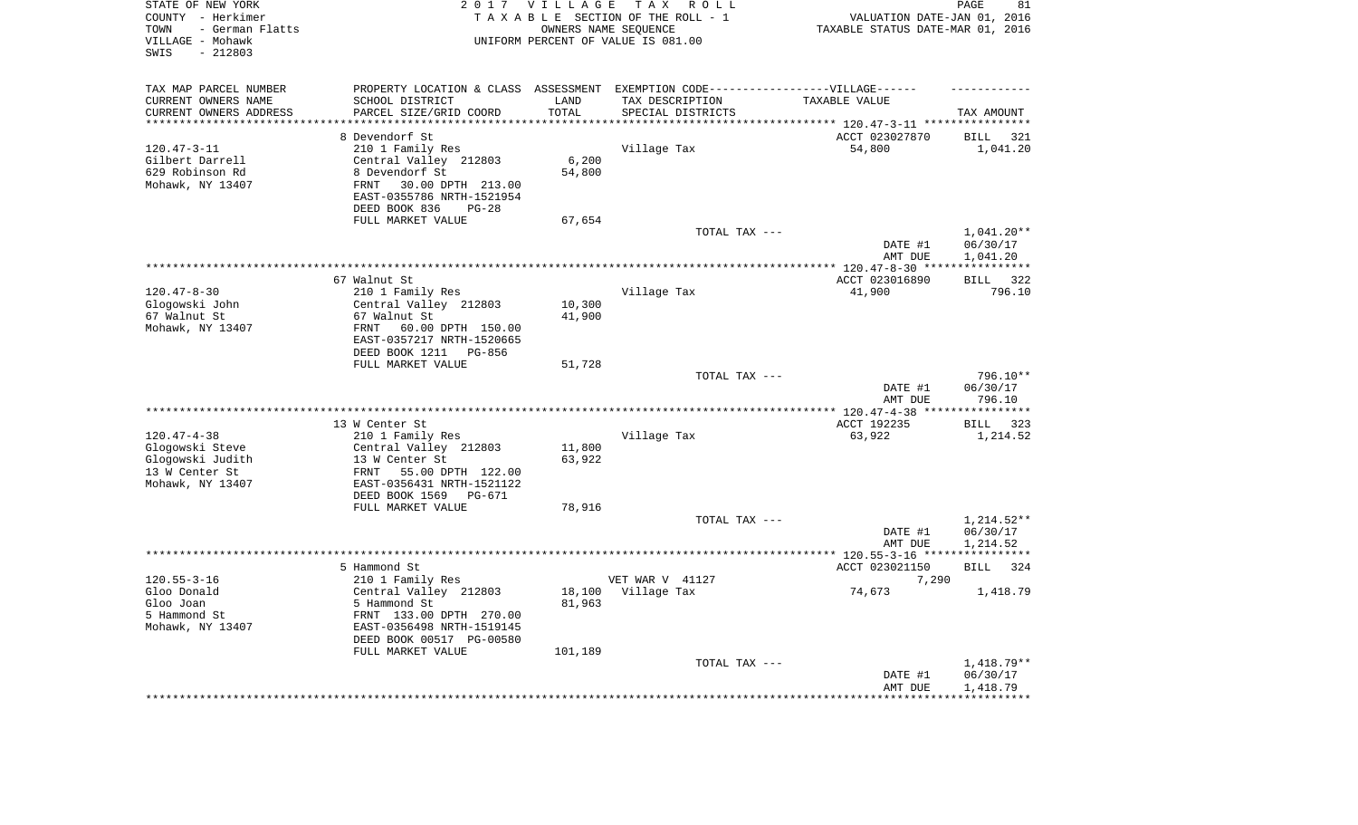STATE OF NEW YORK
COUNTY - Herkimer
TOWN - German Flatts
VILLAGE - Mohawk
SWIS - 212803

2017 VILLAGE TAX ROLL
TAXABLE SECTION OF THE ROLL - 1
OWNERS NAME SEQUENCE
UNIFORM PERCENT OF VALUE IS 081.00

VALUATION DATE-JAN 01, 2016
TAXABLE STATUS DATE-MAR 01, 2016

| TAX MAP PARCEL NUMBER / CURRENT OWNERS NAME / CURRENT OWNERS ADDRESS | PROPERTY LOCATION & CLASS / SCHOOL DISTRICT / PARCEL SIZE/GRID COORD | ASSESSMENT LAND / TOTAL | EXEMPTION CODE / TAX DESCRIPTION / SPECIAL DISTRICTS | VILLAGE TAXABLE VALUE | TAX AMOUNT |
|---|---|---|---|---|---|
| | 8 Devendorf St | | | ACCT 023027870 | BILL 321 |
| 120.47-3-11 | 210 1 Family Res | | Village Tax | 54,800 | 1,041.20 |
| Gilbert Darrell | Central Valley 212803 | 6,200 | | | |
| 629 Robinson Rd | 8 Devendorf St | 54,800 | | | |
| Mohawk, NY 13407 | FRNT 30.00 DPTH 213.00 | | | | |
| | EAST-0355786 NRTH-1521954 | | | | |
| | DEED BOOK 836 PG-28 | | | | |
| | FULL MARKET VALUE | 67,654 | | | |
| | | | TOTAL TAX --- | | 1,041.20** |
| | | | | DATE #1 | 06/30/17 |
| | | | | AMT DUE | 1,041.20 |
| | 67 Walnut St | | | ACCT 023016890 | BILL 322 |
| 120.47-8-30 | 210 1 Family Res | | Village Tax | 41,900 | 796.10 |
| Glogowski John | Central Valley 212803 | 10,300 | | | |
| 67 Walnut St | 67 Walnut St | 41,900 | | | |
| Mohawk, NY 13407 | FRNT 60.00 DPTH 150.00 | | | | |
| | EAST-0357217 NRTH-1520665 | | | | |
| | DEED BOOK 1211 PG-856 | | | | |
| | FULL MARKET VALUE | 51,728 | | | |
| | | | TOTAL TAX --- | | 796.10** |
| | | | | DATE #1 | 06/30/17 |
| | | | | AMT DUE | 796.10 |
| | 13 W Center St | | | ACCT 192235 | BILL 323 |
| 120.47-4-38 | 210 1 Family Res | | Village Tax | 63,922 | 1,214.52 |
| Glogowski Steve | Central Valley 212803 | 11,800 | | | |
| Glogowski Judith | 13 W Center St | 63,922 | | | |
| 13 W Center St | FRNT 55.00 DPTH 122.00 | | | | |
| Mohawk, NY 13407 | EAST-0356431 NRTH-1521122 | | | | |
| | DEED BOOK 1569 PG-671 | | | | |
| | FULL MARKET VALUE | 78,916 | | | |
| | | | TOTAL TAX --- | | 1,214.52** |
| | | | | DATE #1 | 06/30/17 |
| | | | | AMT DUE | 1,214.52 |
| | 5 Hammond St | | | ACCT 023021150 | BILL 324 |
| 120.55-3-16 | 210 1 Family Res | | VET WAR V 41127 | 7,290 | |
| Gloo Donald | Central Valley 212803 | 18,100 | Village Tax | 74,673 | 1,418.79 |
| Gloo Joan | 5 Hammond St | 81,963 | | | |
| 5 Hammond St | FRNT 133.00 DPTH 270.00 | | | | |
| Mohawk, NY 13407 | EAST-0356498 NRTH-1519145 | | | | |
| | DEED BOOK 00517 PG-00580 | | | | |
| | FULL MARKET VALUE | 101,189 | | | |
| | | | TOTAL TAX --- | | 1,418.79** |
| | | | | DATE #1 | 06/30/17 |
| | | | | AMT DUE | 1,418.79 |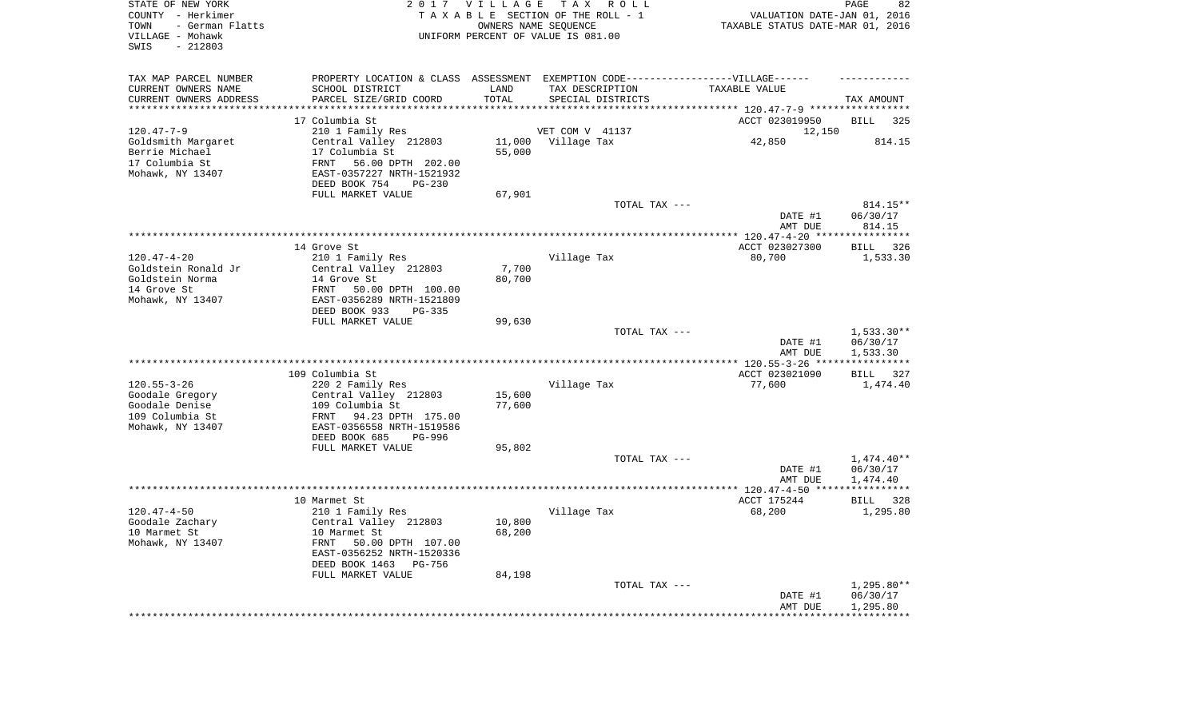STATE OF NEW YORK | 2017 VILLAGE TAX ROLL
COUNTY - Herkimer | TAXABLE SECTION OF THE ROLL - 1 | VALUATION DATE-JAN 01, 2016
TOWN - German Flatts | OWNERS NAME SEQUENCE | TAXABLE STATUS DATE-MAR 01, 2016
VILLAGE - Mohawk | UNIFORM PERCENT OF VALUE IS 081.00
SWIS - 212803

| TAX MAP PARCEL NUMBER / CURRENT OWNERS NAME / CURRENT OWNERS ADDRESS | PROPERTY LOCATION & CLASS / SCHOOL DISTRICT / PARCEL SIZE/GRID COORD | ASSESSMENT LAND / TOTAL | EXEMPTION CODE / TAX DESCRIPTION / SPECIAL DISTRICTS | TAXABLE VALUE | TAX AMOUNT |
|---|---|---|---|---|---|
| **120.47-7-9** | 17 Columbia St | | | ACCT 023019950 | BILL 325 |
| | 210 1 Family Res | | VET COM V 41137 | 12,150 | |
| Goldsmith Margaret | Central Valley 212803 | 11,000 | Village Tax | 42,850 | 814.15 |
| Berrie Michael | 17 Columbia St | 55,000 | | | |
| 17 Columbia St | FRNT 56.00 DPTH 202.00 | | | | |
| Mohawk, NY 13407 | EAST-0357227 NRTH-1521932 | | | | |
| | DEED BOOK 754 PG-230 | | | | |
| | FULL MARKET VALUE | 67,901 | | | |
| | | | TOTAL TAX --- | | 814.15** |
| | | | | DATE #1 | 06/30/17 |
| | | | | AMT DUE | 814.15 |
| **120.47-4-20** | 14 Grove St | | | ACCT 023027300 | BILL 326 |
| | 210 1 Family Res | | Village Tax | 80,700 | 1,533.30 |
| Goldstein Ronald Jr | Central Valley 212803 | 7,700 | | | |
| Goldstein Norma | 14 Grove St | 80,700 | | | |
| 14 Grove St | FRNT 50.00 DPTH 100.00 | | | | |
| Mohawk, NY 13407 | EAST-0356289 NRTH-1521809 | | | | |
| | DEED BOOK 933 PG-335 | | | | |
| | FULL MARKET VALUE | 99,630 | | | |
| | | | TOTAL TAX --- | | 1,533.30** |
| | | | | DATE #1 | 06/30/17 |
| | | | | AMT DUE | 1,533.30 |
| **120.55-3-26** | 109 Columbia St | | | ACCT 023021090 | BILL 327 |
| | 220 2 Family Res | | Village Tax | 77,600 | 1,474.40 |
| Goodale Gregory | Central Valley 212803 | 15,600 | | | |
| Goodale Denise | 109 Columbia St | 77,600 | | | |
| 109 Columbia St | FRNT 94.23 DPTH 175.00 | | | | |
| Mohawk, NY 13407 | EAST-0356558 NRTH-1519586 | | | | |
| | DEED BOOK 685 PG-996 | | | | |
| | FULL MARKET VALUE | 95,802 | | | |
| | | | TOTAL TAX --- | | 1,474.40** |
| | | | | DATE #1 | 06/30/17 |
| | | | | AMT DUE | 1,474.40 |
| **120.47-4-50** | 10 Marmet St | | | ACCT 175244 | BILL 328 |
| | 210 1 Family Res | | Village Tax | 68,200 | 1,295.80 |
| Goodale Zachary | Central Valley 212803 | 10,800 | | | |
| 10 Marmet St | 10 Marmet St | 68,200 | | | |
| Mohawk, NY 13407 | FRNT 50.00 DPTH 107.00 | | | | |
| | EAST-0356252 NRTH-1520336 | | | | |
| | DEED BOOK 1463 PG-756 | | | | |
| | FULL MARKET VALUE | 84,198 | | | |
| | | | TOTAL TAX --- | | 1,295.80** |
| | | | | DATE #1 | 06/30/17 |
| | | | | AMT DUE | 1,295.80 |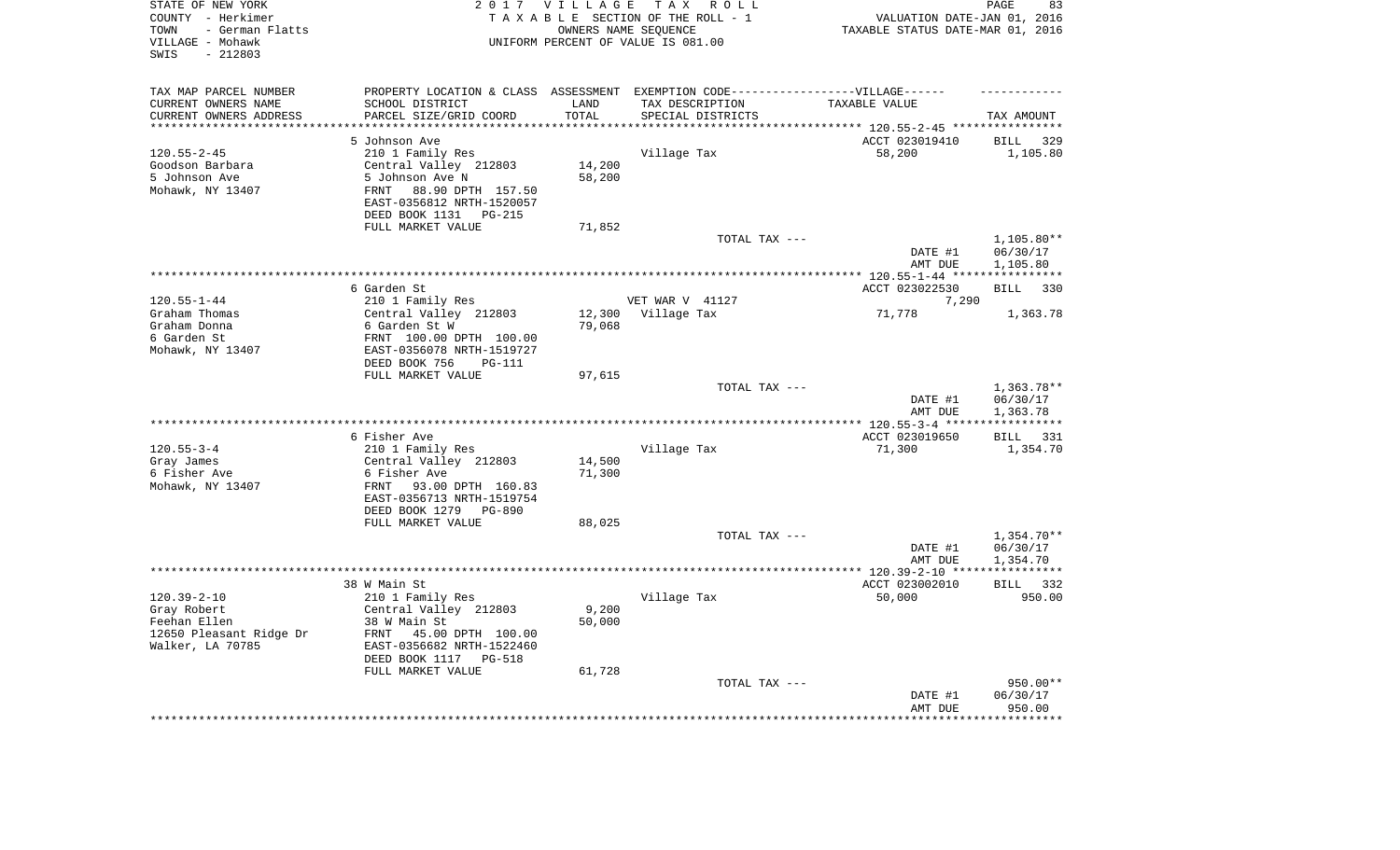STATE OF NEW YORK
COUNTY - Herkimer
TOWN - German Flatts
VILLAGE - Mohawk
SWIS - 212803

2 0 1 7 V I L L A G E T A X R O L L
T A X A B L E SECTION OF THE ROLL - 1
OWNERS NAME SEQUENCE
UNIFORM PERCENT OF VALUE IS 081.00

VALUATION DATE-JAN 01, 2016
TAXABLE STATUS DATE-MAR 01, 2016

| TAX MAP PARCEL NUMBER<br>CURRENT OWNERS NAME<br>CURRENT OWNERS ADDRESS | PROPERTY LOCATION & CLASS<br>SCHOOL DISTRICT<br>PARCEL SIZE/GRID COORD | ASSESSMENT<br>LAND<br>TOTAL | EXEMPTION CODE------------------VILLAGE------<br>TAX DESCRIPTION<br>SPECIAL DISTRICTS | TAXABLE VALUE | TAX AMOUNT |
|---|---|---|---|---|---|
| | 5 Johnson Ave | | | ACCT 023019410 | BILL 329 |
| 120.55-2-45 | 210 1 Family Res | | Village Tax | 58,200 | 1,105.80 |
| Goodson Barbara | Central Valley 212803 | 14,200 | | | |
| 5 Johnson Ave | 5 Johnson Ave N | 58,200 | | | |
| Mohawk, NY 13407 | FRNT 88.90 DPTH 157.50 | | | | |
| | EAST-0356812 NRTH-1520057 | | | | |
| | DEED BOOK 1131 PG-215 | | | | |
| | FULL MARKET VALUE | 71,852 | | | |
| | | | TOTAL TAX --- | | 1,105.80** |
| | | | | DATE #1 | 06/30/17 |
| | | | | AMT DUE | 1,105.80 |
| | 6 Garden St | | | ACCT 023022530 | BILL 330 |
| 120.55-1-44 | 210 1 Family Res | | VET WAR V 41127 | 7,290 | |
| Graham Thomas | Central Valley 212803 | 12,300 | Village Tax | 71,778 | 1,363.78 |
| Graham Donna | 6 Garden St W | 79,068 | | | |
| 6 Garden St | FRNT 100.00 DPTH 100.00 | | | | |
| Mohawk, NY 13407 | EAST-0356078 NRTH-1519727 | | | | |
| | DEED BOOK 756 PG-111 | | | | |
| | FULL MARKET VALUE | 97,615 | | | |
| | | | TOTAL TAX --- | | 1,363.78** |
| | | | | DATE #1 | 06/30/17 |
| | | | | AMT DUE | 1,363.78 |
| | 6 Fisher Ave | | | ACCT 023019650 | BILL 331 |
| 120.55-3-4 | 210 1 Family Res | | Village Tax | 71,300 | 1,354.70 |
| Gray James | Central Valley 212803 | 14,500 | | | |
| 6 Fisher Ave | 6 Fisher Ave | 71,300 | | | |
| Mohawk, NY 13407 | FRNT 93.00 DPTH 160.83 | | | | |
| | EAST-0356713 NRTH-1519754 | | | | |
| | DEED BOOK 1279 PG-890 | | | | |
| | FULL MARKET VALUE | 88,025 | | | |
| | | | TOTAL TAX --- | | 1,354.70** |
| | | | | DATE #1 | 06/30/17 |
| | | | | AMT DUE | 1,354.70 |
| | 38 W Main St | | | ACCT 023002010 | BILL 332 |
| 120.39-2-10 | 210 1 Family Res | | Village Tax | 50,000 | 950.00 |
| Gray Robert | Central Valley 212803 | 9,200 | | | |
| Feehan Ellen | 38 W Main St | 50,000 | | | |
| 12650 Pleasant Ridge Dr | FRNT 45.00 DPTH 100.00 | | | | |
| Walker, LA 70785 | EAST-0356682 NRTH-1522460 | | | | |
| | DEED BOOK 1117 PG-518 | | | | |
| | FULL MARKET VALUE | 61,728 | | | |
| | | | TOTAL TAX --- | | 950.00** |
| | | | | DATE #1 | 06/30/17 |
| | | | | AMT DUE | 950.00 |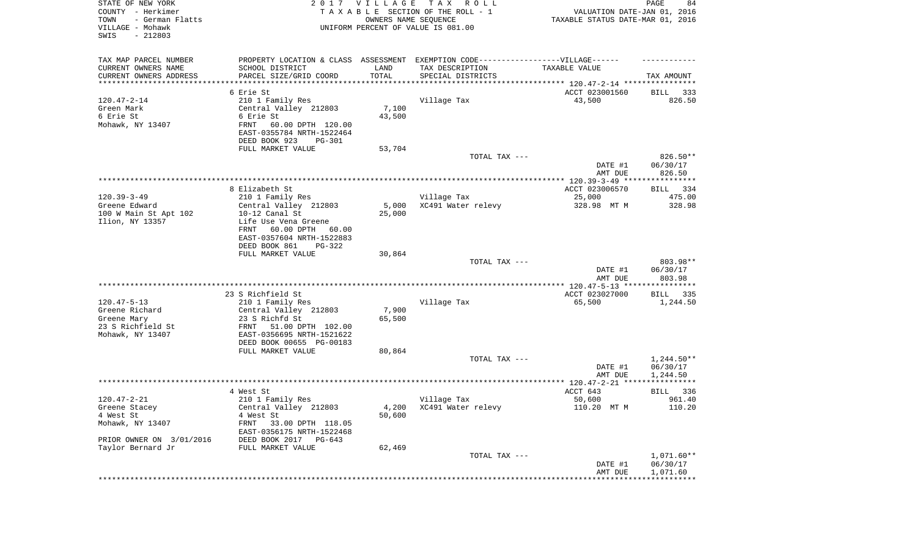STATE OF NEW YORK | COUNTY - Herkimer | TOWN - German Flatts | VILLAGE - Mohawk | SWIS - 212803

2017 VILLAGE TAX ROLL
TAXABLE SECTION OF THE ROLL - 1
OWNERS NAME SEQUENCE
UNIFORM PERCENT OF VALUE IS 081.00

VALUATION DATE-JAN 01, 2016
TAXABLE STATUS DATE-MAR 01, 2016

| TAX MAP PARCEL NUMBER / CURRENT OWNERS NAME / CURRENT OWNERS ADDRESS | PROPERTY LOCATION & CLASS / SCHOOL DISTRICT / PARCEL SIZE/GRID COORD | ASSESSMENT LAND / TOTAL | EXEMPTION CODE / TAX DESCRIPTION / SPECIAL DISTRICTS | TAXABLE VALUE | TAX AMOUNT |
|---|---|---|---|---|---|
| 120.47-2-14 | 6 Erie St | | | ACCT 023001560 | BILL 333 |
| Green Mark | 210 1 Family Res | | Village Tax | 43,500 | 826.50 |
| 6 Erie St | Central Valley 212803 | 7,100 | | | |
| Mohawk, NY 13407 | 6 Erie St | 43,500 | | | |
| | FRNT 60.00 DPTH 120.00 | | | | |
| | EAST-0355784 NRTH-1522464 | | | | |
| | DEED BOOK 923 PG-301 | | | | |
| | FULL MARKET VALUE | 53,704 | | | |
| | | | TOTAL TAX --- | | 826.50** |
| | | | | DATE #1 | 06/30/17 |
| | | | | AMT DUE | 826.50 |
| 120.39-3-49 | 8 Elizabeth St | | | ACCT 023006570 | BILL 334 |
| Greene Edward | 210 1 Family Res | | Village Tax | 25,000 | 475.00 |
| 100 W Main St Apt 102 | Central Valley 212803 | 5,000 | XC491 Water relevy | 328.98 MT M | 328.98 |
| Ilion, NY 13357 | 10-12 Canal St | 25,000 | | | |
| | Life Use Vena Greene | | | | |
| | FRNT 60.00 DPTH 60.00 | | | | |
| | EAST-0357604 NRTH-1522883 | | | | |
| | DEED BOOK 861 PG-322 | | | | |
| | FULL MARKET VALUE | 30,864 | | | |
| | | | TOTAL TAX --- | | 803.98** |
| | | | | DATE #1 | 06/30/17 |
| | | | | AMT DUE | 803.98 |
| 120.47-5-13 | 23 S Richfield St | | | ACCT 023027000 | BILL 335 |
| Greene Richard | 210 1 Family Res | | Village Tax | 65,500 | 1,244.50 |
| Greene Mary | Central Valley 212803 | 7,900 | | | |
| 23 S Richfield St | 23 S Richfd St | 65,500 | | | |
| Mohawk, NY 13407 | FRNT 51.00 DPTH 102.00 | | | | |
| | EAST-0356695 NRTH-1521622 | | | | |
| | DEED BOOK 00655 PG-00183 | | | | |
| | FULL MARKET VALUE | 80,864 | | | |
| | | | TOTAL TAX --- | | 1,244.50** |
| | | | | DATE #1 | 06/30/17 |
| | | | | AMT DUE | 1,244.50 |
| 120.47-2-21 | 4 West St | | | ACCT 643 | BILL 336 |
| Greene Stacey | 210 1 Family Res | | Village Tax | 50,600 | 961.40 |
| 4 West St | Central Valley 212803 | 4,200 | XC491 Water relevy | 110.20 MT M | 110.20 |
| Mohawk, NY 13407 | 4 West St | 50,600 | | | |
| | FRNT 33.00 DPTH 118.05 | | | | |
| | EAST-0356175 NRTH-1522468 | | | | |
| PRIOR OWNER ON 3/01/2016 | DEED BOOK 2017 PG-643 | | | | |
| Taylor Bernard Jr | FULL MARKET VALUE | 62,469 | | | |
| | | | TOTAL TAX --- | | 1,071.60** |
| | | | | DATE #1 | 06/30/17 |
| | | | | AMT DUE | 1,071.60 |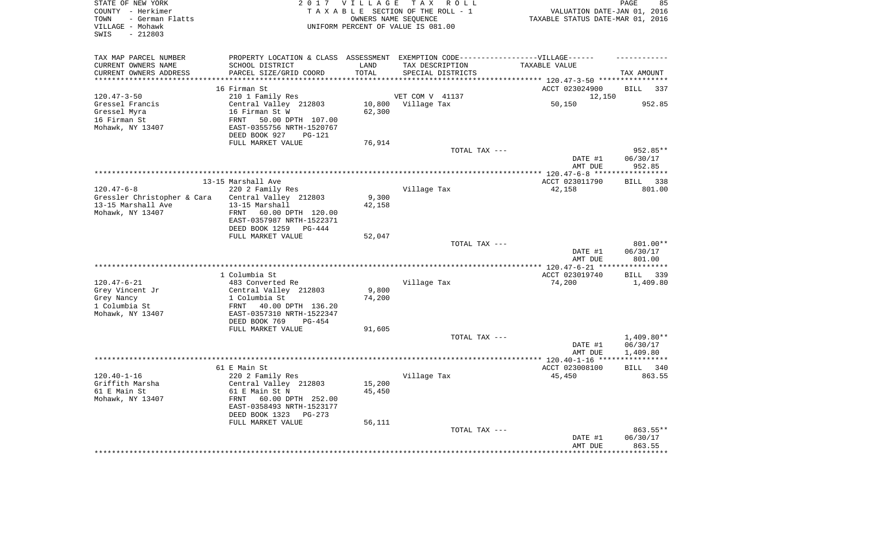STATE OF NEW YORK
COUNTY - Herkimer
TOWN - German Flatts
VILLAGE - Mohawk
SWIS - 212803

**2017 VILLAGE TAX ROLL**
TAXABLE SECTION OF THE ROLL - 1
OWNERS NAME SEQUENCE
UNIFORM PERCENT OF VALUE IS 081.00

VALUATION DATE-JAN 01, 2016
TAXABLE STATUS DATE-MAR 01, 2016

| TAX MAP PARCEL NUMBER / CURRENT OWNERS NAME / CURRENT OWNERS ADDRESS | PROPERTY LOCATION & CLASS / SCHOOL DISTRICT / PARCEL SIZE/GRID COORD | ASSESSMENT LAND / TOTAL | EXEMPTION CODE / TAX DESCRIPTION / SPECIAL DISTRICTS | TAXABLE VALUE | TAX AMOUNT |
|---|---|---|---|---|---|
| | 16 Firman St | | | ACCT 023024900 | BILL 337 |
| 120.47-3-50 | 210 1 Family Res | | VET COM V 41137 | 12,150 | |
| Gressel Francis | Central Valley 212803 | 10,800 | Village Tax | 50,150 | 952.85 |
| Gressel Myra | 16 Firman St W | 62,300 | | | |
| 16 Firman St | FRNT 50.00 DPTH 107.00 | | | | |
| Mohawk, NY 13407 | EAST-0355756 NRTH-1520767 | | | | |
| | DEED BOOK 927 PG-121 | | | | |
| | FULL MARKET VALUE | 76,914 | | | |
| | | | TOTAL TAX --- | | 952.85** |
| | | | | DATE #1 | 06/30/17 |
| | | | | AMT DUE | 952.85 |
| | 13-15 Marshall Ave | | | ACCT 023011790 | BILL 338 |
| 120.47-6-8 | 220 2 Family Res | | Village Tax | 42,158 | 801.00 |
| Gressler Christopher & Cara | Central Valley 212803 | 9,300 | | | |
| 13-15 Marshall Ave | 13-15 Marshall | 42,158 | | | |
| Mohawk, NY 13407 | FRNT 60.00 DPTH 120.00 | | | | |
| | EAST-0357987 NRTH-1522371 | | | | |
| | DEED BOOK 1259 PG-444 | | | | |
| | FULL MARKET VALUE | 52,047 | | | |
| | | | TOTAL TAX --- | | 801.00** |
| | | | | DATE #1 | 06/30/17 |
| | | | | AMT DUE | 801.00 |
| | 1 Columbia St | | | ACCT 023019740 | BILL 339 |
| 120.47-6-21 | 483 Converted Re | | Village Tax | 74,200 | 1,409.80 |
| Grey Vincent Jr | Central Valley 212803 | 9,800 | | | |
| Grey Nancy | 1 Columbia St | 74,200 | | | |
| 1 Columbia St | FRNT 40.00 DPTH 136.20 | | | | |
| Mohawk, NY 13407 | EAST-0357310 NRTH-1522347 | | | | |
| | DEED BOOK 769 PG-454 | | | | |
| | FULL MARKET VALUE | 91,605 | | | |
| | | | TOTAL TAX --- | | 1,409.80** |
| | | | | DATE #1 | 06/30/17 |
| | | | | AMT DUE | 1,409.80 |
| | 61 E Main St | | | ACCT 023008100 | BILL 340 |
| 120.40-1-16 | 220 2 Family Res | | Village Tax | 45,450 | 863.55 |
| Griffith Marsha | Central Valley 212803 | 15,200 | | | |
| 61 E Main St | 61 E Main St N | 45,450 | | | |
| Mohawk, NY 13407 | FRNT 60.00 DPTH 252.00 | | | | |
| | EAST-0358493 NRTH-1523177 | | | | |
| | DEED BOOK 1323 PG-273 | | | | |
| | FULL MARKET VALUE | 56,111 | | | |
| | | | TOTAL TAX --- | | 863.55** |
| | | | | DATE #1 | 06/30/17 |
| | | | | AMT DUE | 863.55 |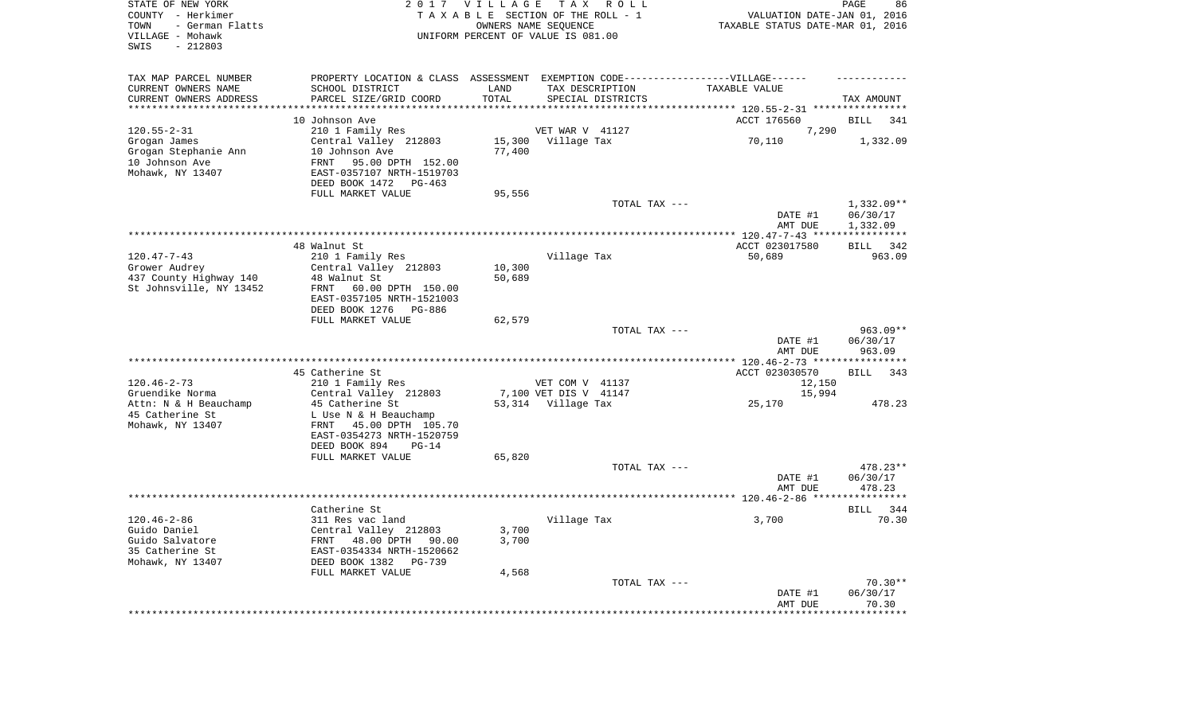STATE OF NEW YORK
COUNTY - Herkimer
TOWN - German Flatts
VILLAGE - Mohawk
SWIS - 212803

2017 VILLAGE TAX ROLL
TAXABLE SECTION OF THE ROLL - 1
OWNERS NAME SEQUENCE
UNIFORM PERCENT OF VALUE IS 081.00

VALUATION DATE-JAN 01, 2016
TAXABLE STATUS DATE-MAR 01, 2016

| TAX MAP PARCEL NUMBER / CURRENT OWNERS NAME / CURRENT OWNERS ADDRESS | PROPERTY LOCATION & CLASS / SCHOOL DISTRICT / PARCEL SIZE/GRID COORD | ASSESSMENT LAND / TOTAL | EXEMPTION CODE / TAX DESCRIPTION / SPECIAL DISTRICTS | TAXABLE VALUE | TAX AMOUNT |
|---|---|---|---|---|---|
| 120.55-2-31 | 10 Johnson Ave | | | ACCT 176560 | BILL 341 |
| | 210 1 Family Res | | VET WAR V 41127 | 7,290 | |
| Grogan James | Central Valley 212803 | 15,300 | Village Tax | 70,110 | 1,332.09 |
| Grogan Stephanie Ann | 10 Johnson Ave | 77,400 | | | |
| 10 Johnson Ave | FRNT 95.00 DPTH 152.00 | | | | |
| Mohawk, NY 13407 | EAST-0357107 NRTH-1519703 | | | | |
| | DEED BOOK 1472 PG-463 | | | | |
| | FULL MARKET VALUE | 95,556 | | | |
| | | | TOTAL TAX --- | | 1,332.09** |
| | | | | DATE #1 | 06/30/17 |
| | | | | AMT DUE | 1,332.09 |
| 120.47-7-43 | 48 Walnut St | | | ACCT 023017580 | BILL 342 |
| | 210 1 Family Res | | Village Tax | 50,689 | 963.09 |
| Grower Audrey | Central Valley 212803 | 10,300 | | | |
| 437 County Highway 140 | 48 Walnut St | 50,689 | | | |
| St Johnsville, NY 13452 | FRNT 60.00 DPTH 150.00 | | | | |
| | EAST-0357105 NRTH-1521003 | | | | |
| | DEED BOOK 1276 PG-886 | | | | |
| | FULL MARKET VALUE | 62,579 | | | |
| | | | TOTAL TAX --- | | 963.09** |
| | | | | DATE #1 | 06/30/17 |
| | | | | AMT DUE | 963.09 |
| 120.46-2-73 | 45 Catherine St | | | ACCT 023030570 | BILL 343 |
| | 210 1 Family Res | | VET COM V 41137 | 12,150 | |
| Gruendike Norma | Central Valley 212803 | 7,100 | VET DIS V 41147 | 15,994 | |
| Attn: N & H Beauchamp | 45 Catherine St | 53,314 | Village Tax | 25,170 | 478.23 |
| 45 Catherine St | L Use N & H Beauchamp | | | | |
| Mohawk, NY 13407 | FRNT 45.00 DPTH 105.70 | | | | |
| | EAST-0354273 NRTH-1520759 | | | | |
| | DEED BOOK 894 PG-14 | | | | |
| | FULL MARKET VALUE | 65,820 | | | |
| | | | TOTAL TAX --- | | 478.23** |
| | | | | DATE #1 | 06/30/17 |
| | | | | AMT DUE | 478.23 |
| 120.46-2-86 | Catherine St | | | | BILL 344 |
| | 311 Res vac land | | Village Tax | 3,700 | 70.30 |
| Guido Daniel | Central Valley 212803 | 3,700 | | | |
| Guido Salvatore | FRNT 48.00 DPTH 90.00 | 3,700 | | | |
| 35 Catherine St | EAST-0354334 NRTH-1520662 | | | | |
| Mohawk, NY 13407 | DEED BOOK 1382 PG-739 | | | | |
| | FULL MARKET VALUE | 4,568 | | | |
| | | | TOTAL TAX --- | | 70.30** |
| | | | | DATE #1 | 06/30/17 |
| | | | | AMT DUE | 70.30 |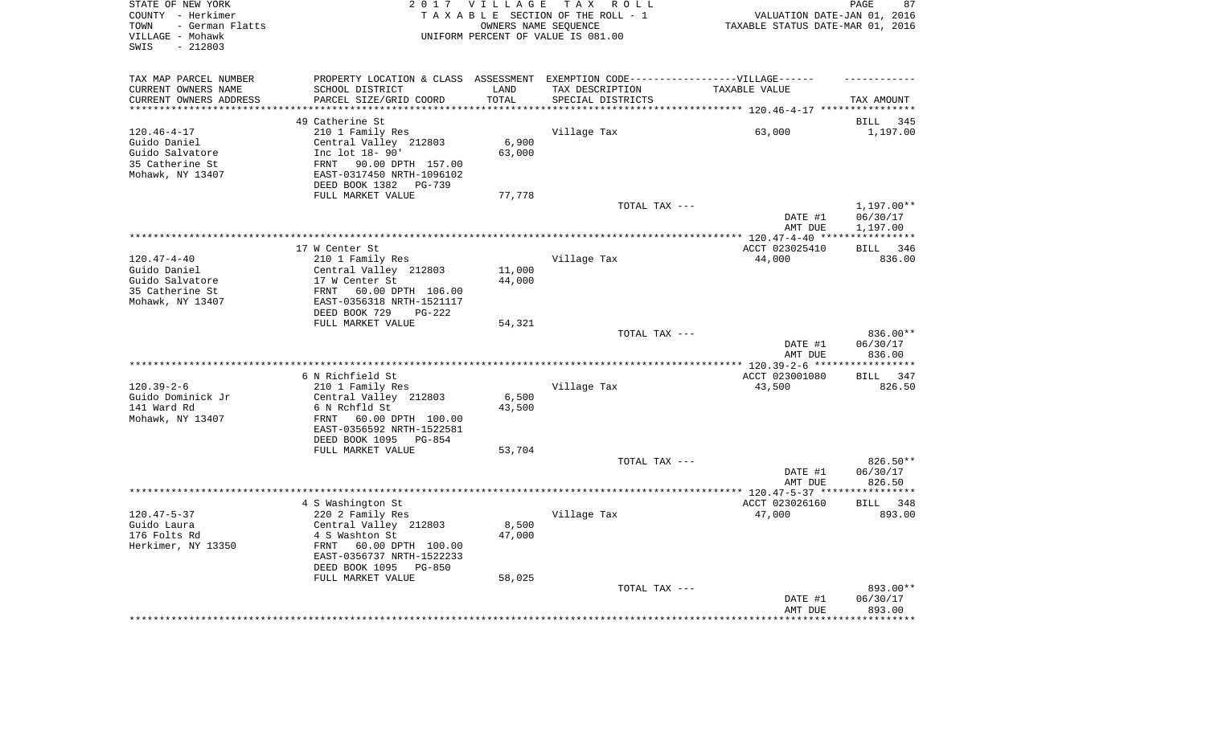STATE OF NEW YORK
COUNTY - Herkimer
TOWN - German Flatts
VILLAGE - Mohawk
SWIS - 212803

2017 VILLAGE TAX ROLL
TAXABLE SECTION OF THE ROLL - 1
OWNERS NAME SEQUENCE
UNIFORM PERCENT OF VALUE IS 081.00

VALUATION DATE-JAN 01, 2016
TAXABLE STATUS DATE-MAR 01, 2016

| TAX MAP PARCEL NUMBER / CURRENT OWNERS NAME / CURRENT OWNERS ADDRESS | PROPERTY LOCATION & CLASS / SCHOOL DISTRICT / PARCEL SIZE/GRID COORD | ASSESSMENT LAND / TOTAL | EXEMPTION CODE / TAX DESCRIPTION / SPECIAL DISTRICTS | TAXABLE VALUE | TAX AMOUNT |
|---|---|---|---|---|---|
| 120.46-4-17 | 49 Catherine St | | | | BILL 345 |
| Guido Daniel | 210 1 Family Res | | Village Tax | 63,000 | 1,197.00 |
| Guido Salvatore | Central Valley 212803 | 6,900 | | | |
| 35 Catherine St | Inc lot 18- 90' | 63,000 | | | |
| Mohawk, NY 13407 | FRNT 90.00 DPTH 157.00 | | | | |
| | EAST-0317450 NRTH-1096102 | | | | |
| | DEED BOOK 1382 PG-739 | | | | |
| | FULL MARKET VALUE | 77,778 | | | |
| | | | TOTAL TAX --- | | 1,197.00** |
| | | | | DATE #1 | 06/30/17 |
| | | | | AMT DUE | 1,197.00 |
| 120.47-4-40 | 17 W Center St | | | ACCT 023025410 | BILL 346 |
| Guido Daniel | 210 1 Family Res | | Village Tax | 44,000 | 836.00 |
| Guido Salvatore | Central Valley 212803 | 11,000 | | | |
| 35 Catherine St | 17 W Center St | 44,000 | | | |
| Mohawk, NY 13407 | FRNT 60.00 DPTH 106.00 | | | | |
| | EAST-0356318 NRTH-1521117 | | | | |
| | DEED BOOK 729 PG-222 | | | | |
| | FULL MARKET VALUE | 54,321 | | | |
| | | | TOTAL TAX --- | | 836.00** |
| | | | | DATE #1 | 06/30/17 |
| | | | | AMT DUE | 836.00 |
| 120.39-2-6 | 6 N Richfield St | | | ACCT 023001080 | BILL 347 |
| Guido Dominick Jr | 210 1 Family Res | | Village Tax | 43,500 | 826.50 |
| 141 Ward Rd | Central Valley 212803 | 6,500 | | | |
| Mohawk, NY 13407 | 6 N Rchfld St | 43,500 | | | |
| | FRNT 60.00 DPTH 100.00 | | | | |
| | EAST-0356592 NRTH-1522581 | | | | |
| | DEED BOOK 1095 PG-854 | | | | |
| | FULL MARKET VALUE | 53,704 | | | |
| | | | TOTAL TAX --- | | 826.50** |
| | | | | DATE #1 | 06/30/17 |
| | | | | AMT DUE | 826.50 |
| 120.47-5-37 | 4 S Washington St | | | ACCT 023026160 | BILL 348 |
| Guido Laura | 220 2 Family Res | | Village Tax | 47,000 | 893.00 |
| 176 Folts Rd | Central Valley 212803 | 8,500 | | | |
| Herkimer, NY 13350 | 4 S Washton St | 47,000 | | | |
| | FRNT 60.00 DPTH 100.00 | | | | |
| | EAST-0356737 NRTH-1522233 | | | | |
| | DEED BOOK 1095 PG-850 | | | | |
| | FULL MARKET VALUE | 58,025 | | | |
| | | | TOTAL TAX --- | | 893.00** |
| | | | | DATE #1 | 06/30/17 |
| | | | | AMT DUE | 893.00 |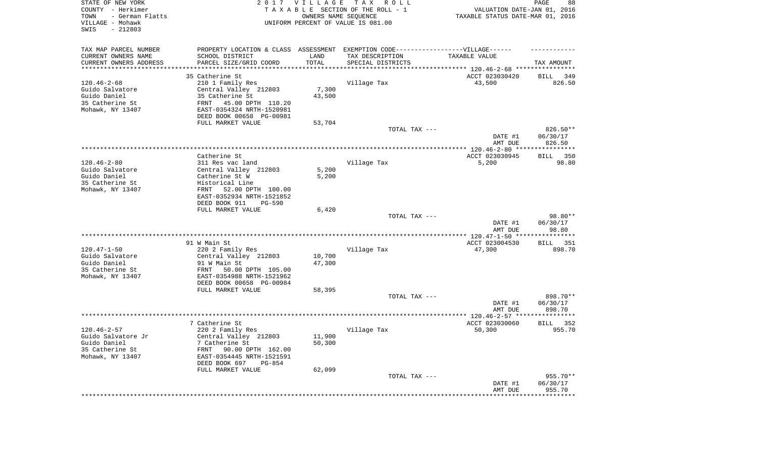STATE OF NEW YORK | 2017 VILLAGE TAX ROLL
COUNTY - Herkimer | TAXABLE SECTION OF THE ROLL - 1 | VALUATION DATE-JAN 01, 2016
TOWN - German Flatts | OWNERS NAME SEQUENCE | TAXABLE STATUS DATE-MAR 01, 2016
VILLAGE - Mohawk | UNIFORM PERCENT OF VALUE IS 081.00
SWIS - 212803

| TAX MAP PARCEL NUMBER<br>CURRENT OWNERS NAME<br>CURRENT OWNERS ADDRESS | PROPERTY LOCATION & CLASS<br>SCHOOL DISTRICT<br>PARCEL SIZE/GRID COORD | ASSESSMENT<br>LAND<br>TOTAL | EXEMPTION CODE-----VILLAGE------<br>TAX DESCRIPTION<br>SPECIAL DISTRICTS | TAXABLE VALUE | TAX AMOUNT |
|---|---|---|---|---|---|
| | 35 Catherine St | | | ACCT 023030420 | BILL 349 |
| 120.46-2-68 | 210 1 Family Res | | Village Tax | 43,500 | 826.50 |
| Guido Salvatore | Central Valley 212803 | 7,300 | | | |
| Guido Daniel | 35 Catherine St | 43,500 | | | |
| 35 Catherine St | FRNT 45.00 DPTH 110.20 | | | | |
| Mohawk, NY 13407 | EAST-0354324 NRTH-1520981 | | | | |
| | DEED BOOK 00658 PG-00981 | | | | |
| | FULL MARKET VALUE | 53,704 | | | |
| | | | TOTAL TAX --- | | 826.50** |
| | | | | DATE #1 | 06/30/17 |
| | | | | AMT DUE | 826.50 |
| | Catherine St | | | ACCT 023030945 | BILL 350 |
| 120.46-2-80 | 311 Res vac land | | Village Tax | 5,200 | 98.80 |
| Guido Salvatore | Central Valley 212803 | 5,200 | | | |
| Guido Daniel | Catherine St W | 5,200 | | | |
| 35 Catherine St | Historical Line | | | | |
| Mohawk, NY 13407 | FRNT 52.00 DPTH 100.00 | | | | |
| | EAST-0352934 NRTH-1521852 | | | | |
| | DEED BOOK 911 PG-590 | | | | |
| | FULL MARKET VALUE | 6,420 | | | |
| | | | TOTAL TAX --- | | 98.80** |
| | | | | DATE #1 | 06/30/17 |
| | | | | AMT DUE | 98.80 |
| | 91 W Main St | | | ACCT 023004530 | BILL 351 |
| 120.47-1-50 | 220 2 Family Res | | Village Tax | 47,300 | 898.70 |
| Guido Salvatore | Central Valley 212803 | 10,700 | | | |
| Guido Daniel | 91 W Main St | 47,300 | | | |
| 35 Catherine St | FRNT 50.00 DPTH 105.00 | | | | |
| Mohawk, NY 13407 | EAST-0354988 NRTH-1521962 | | | | |
| | DEED BOOK 00658 PG-00984 | | | | |
| | FULL MARKET VALUE | 58,395 | | | |
| | | | TOTAL TAX --- | | 898.70** |
| | | | | DATE #1 | 06/30/17 |
| | | | | AMT DUE | 898.70 |
| | 7 Catherine St | | | ACCT 023030060 | BILL 352 |
| 120.46-2-57 | 220 2 Family Res | | Village Tax | 50,300 | 955.70 |
| Guido Salvatore Jr | Central Valley 212803 | 11,900 | | | |
| Guido Daniel | 7 Catherine St | 50,300 | | | |
| 35 Catherine St | FRNT 90.00 DPTH 162.00 | | | | |
| Mohawk, NY 13407 | EAST-0354445 NRTH-1521591 | | | | |
| | DEED BOOK 697 PG-854 | | | | |
| | FULL MARKET VALUE | 62,099 | | | |
| | | | TOTAL TAX --- | | 955.70** |
| | | | | DATE #1 | 06/30/17 |
| | | | | AMT DUE | 955.70 |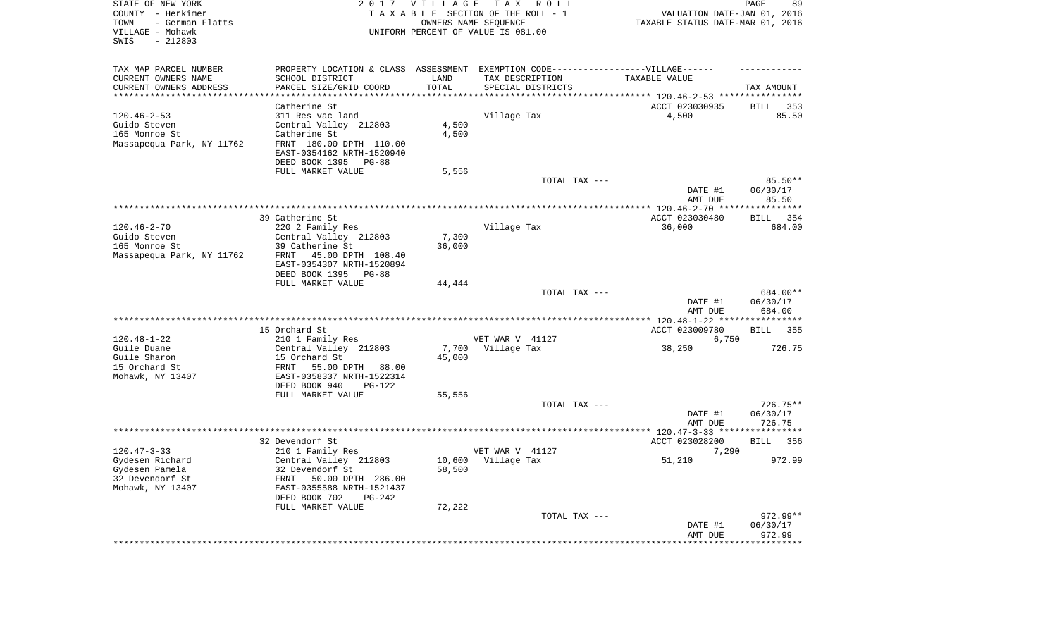STATE OF NEW YORK
COUNTY - Herkimer
TOWN - German Flatts
VILLAGE - Mohawk
SWIS - 212803

2017 VILLAGE TAX ROLL
TAXABLE SECTION OF THE ROLL - 1
OWNERS NAME SEQUENCE
UNIFORM PERCENT OF VALUE IS 081.00

VALUATION DATE-JAN 01, 2016
TAXABLE STATUS DATE-MAR 01, 2016

| TAX MAP PARCEL NUMBER<br>CURRENT OWNERS NAME<br>CURRENT OWNERS ADDRESS | PROPERTY LOCATION & CLASS<br>SCHOOL DISTRICT<br>PARCEL SIZE/GRID COORD | ASSESSMENT<br>LAND<br>TOTAL | EXEMPTION CODE-----VILLAGE------<br>TAX DESCRIPTION<br>SPECIAL DISTRICTS | TAXABLE VALUE | TAX AMOUNT |
|---|---|---|---|---|---|
| 120.46-2-53 | Catherine St | | | ACCT 023030935 | BILL 353 |
| 120.46-2-53 | 311 Res vac land | | Village Tax | 4,500 | 85.50 |
| Guido Steven | Central Valley 212803 | 4,500 | | | |
| 165 Monroe St | Catherine St | 4,500 | | | |
| Massapequa Park, NY 11762 | FRNT 180.00 DPTH 110.00 | | | | |
| | EAST-0354162 NRTH-1520940 | | | | |
| | DEED BOOK 1395 PG-88 | | | | |
| | FULL MARKET VALUE | 5,556 | | | |
| | | | TOTAL TAX --- | | 85.50** |
| | | | | DATE #1 | 06/30/17 |
| | | | | AMT DUE | 85.50 |
| 120.46-2-70 | 39 Catherine St | | | ACCT 023030480 | BILL 354 |
| 120.46-2-70 | 220 2 Family Res | | Village Tax | 36,000 | 684.00 |
| Guido Steven | Central Valley 212803 | 7,300 | | | |
| 165 Monroe St | 39 Catherine St | 36,000 | | | |
| Massapequa Park, NY 11762 | FRNT 45.00 DPTH 108.40 | | | | |
| | EAST-0354307 NRTH-1520894 | | | | |
| | DEED BOOK 1395 PG-88 | | | | |
| | FULL MARKET VALUE | 44,444 | | | |
| | | | TOTAL TAX --- | | 684.00** |
| | | | | DATE #1 | 06/30/17 |
| | | | | AMT DUE | 684.00 |
| 120.48-1-22 | 15 Orchard St | | | ACCT 023009780 | BILL 355 |
| 120.48-1-22 | 210 1 Family Res | | VET WAR V 41127 | 6,750 | |
| Guile Duane | Central Valley 212803 | 7,700 | Village Tax | 38,250 | 726.75 |
| Guile Sharon | 15 Orchard St | 45,000 | | | |
| 15 Orchard St | FRNT 55.00 DPTH 88.00 | | | | |
| Mohawk, NY 13407 | EAST-0358337 NRTH-1522314 | | | | |
| | DEED BOOK 940 PG-122 | | | | |
| | FULL MARKET VALUE | 55,556 | | | |
| | | | TOTAL TAX --- | | 726.75** |
| | | | | DATE #1 | 06/30/17 |
| | | | | AMT DUE | 726.75 |
| 120.47-3-33 | 32 Devendorf St | | | ACCT 023028200 | BILL 356 |
| 120.47-3-33 | 210 1 Family Res | | VET WAR V 41127 | 7,290 | |
| Gydesen Richard | Central Valley 212803 | 10,600 | Village Tax | 51,210 | 972.99 |
| Gydesen Pamela | 32 Devendorf St | 58,500 | | | |
| 32 Devendorf St | FRNT 50.00 DPTH 286.00 | | | | |
| Mohawk, NY 13407 | EAST-0355588 NRTH-1521437 | | | | |
| | DEED BOOK 702 PG-242 | | | | |
| | FULL MARKET VALUE | 72,222 | | | |
| | | | TOTAL TAX --- | | 972.99** |
| | | | | DATE #1 | 06/30/17 |
| | | | | AMT DUE | 972.99 |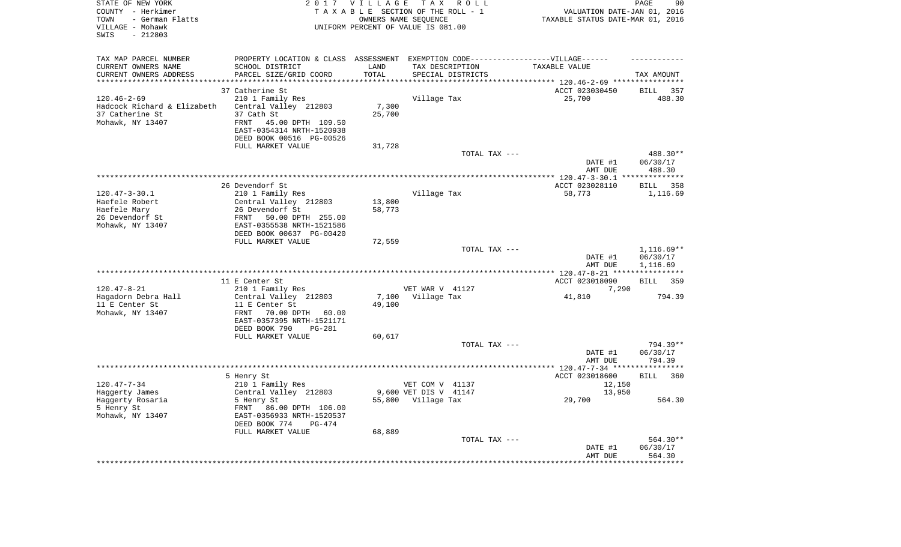STATE OF NEW YORK
COUNTY - Herkimer
TOWN - German Flatts
VILLAGE - Mohawk
SWIS - 212803

2 0 1 7 V I L L A G E T A X R O L L
T A X A B L E SECTION OF THE ROLL - 1
OWNERS NAME SEQUENCE
UNIFORM PERCENT OF VALUE IS 081.00

VALUATION DATE-JAN 01, 2016
TAXABLE STATUS DATE-MAR 01, 2016

| TAX MAP PARCEL NUMBER / CURRENT OWNERS NAME / CURRENT OWNERS ADDRESS | PROPERTY LOCATION & CLASS / SCHOOL DISTRICT / PARCEL SIZE/GRID COORD | ASSESSMENT LAND / TOTAL | EXEMPTION CODE / TAX DESCRIPTION / SPECIAL DISTRICTS | TAXABLE VALUE | TAX AMOUNT |
|---|---|---|---|---|---|
| | 37 Catherine St | | | ACCT 023030450 | BILL 357 |
| 120.46-2-69 | 210 1 Family Res | | Village Tax | 25,700 | 488.30 |
| Hadcock Richard & Elizabeth | Central Valley 212803 | 7,300 | | | |
| 37 Catherine St | 37 Cath St | 25,700 | | | |
| Mohawk, NY 13407 | FRNT 45.00 DPTH 109.50 | | | | |
| | EAST-0354314 NRTH-1520938 | | | | |
| | DEED BOOK 00516 PG-00526 | | | | |
| | FULL MARKET VALUE | 31,728 | | | |
| | | | TOTAL TAX --- | | 488.30** |
| | | | | DATE #1 | 06/30/17 |
| | | | | AMT DUE | 488.30 |
| | 26 Devendorf St | | | ACCT 023028110 | BILL 358 |
| 120.47-3-30.1 | 210 1 Family Res | | Village Tax | 58,773 | 1,116.69 |
| Haefele Robert | Central Valley 212803 | 13,800 | | | |
| Haefele Mary | 26 Devendorf St | 58,773 | | | |
| 26 Devendorf St | FRNT 50.00 DPTH 255.00 | | | | |
| Mohawk, NY 13407 | EAST-0355538 NRTH-1521586 | | | | |
| | DEED BOOK 00637 PG-00420 | | | | |
| | FULL MARKET VALUE | 72,559 | | | |
| | | | TOTAL TAX --- | | 1,116.69** |
| | | | | DATE #1 | 06/30/17 |
| | | | | AMT DUE | 1,116.69 |
| | 11 E Center St | | | ACCT 023018090 | BILL 359 |
| 120.47-8-21 | 210 1 Family Res | | VET WAR V 41127 | 7,290 | |
| Hagadorn Debra Hall | Central Valley 212803 | 7,100 | Village Tax | 41,810 | 794.39 |
| 11 E Center St | 11 E Center St | 49,100 | | | |
| Mohawk, NY 13407 | FRNT 70.00 DPTH 60.00 | | | | |
| | EAST-0357395 NRTH-1521171 | | | | |
| | DEED BOOK 790 PG-281 | | | | |
| | FULL MARKET VALUE | 60,617 | | | |
| | | | TOTAL TAX --- | | 794.39** |
| | | | | DATE #1 | 06/30/17 |
| | | | | AMT DUE | 794.39 |
| | 5 Henry St | | | ACCT 023018600 | BILL 360 |
| 120.47-7-34 | 210 1 Family Res | | VET COM V 41137 | 12,150 | |
| Haggerty James | Central Valley 212803 | 9,600 | VET DIS V 41147 | 13,950 | |
| Haggerty Rosaria | 5 Henry St | 55,800 | Village Tax | 29,700 | 564.30 |
| 5 Henry St | FRNT 86.00 DPTH 106.00 | | | | |
| Mohawk, NY 13407 | EAST-0356933 NRTH-1520537 | | | | |
| | DEED BOOK 774 PG-474 | | | | |
| | FULL MARKET VALUE | 68,889 | | | |
| | | | TOTAL TAX --- | | 564.30** |
| | | | | DATE #1 | 06/30/17 |
| | | | | AMT DUE | 564.30 |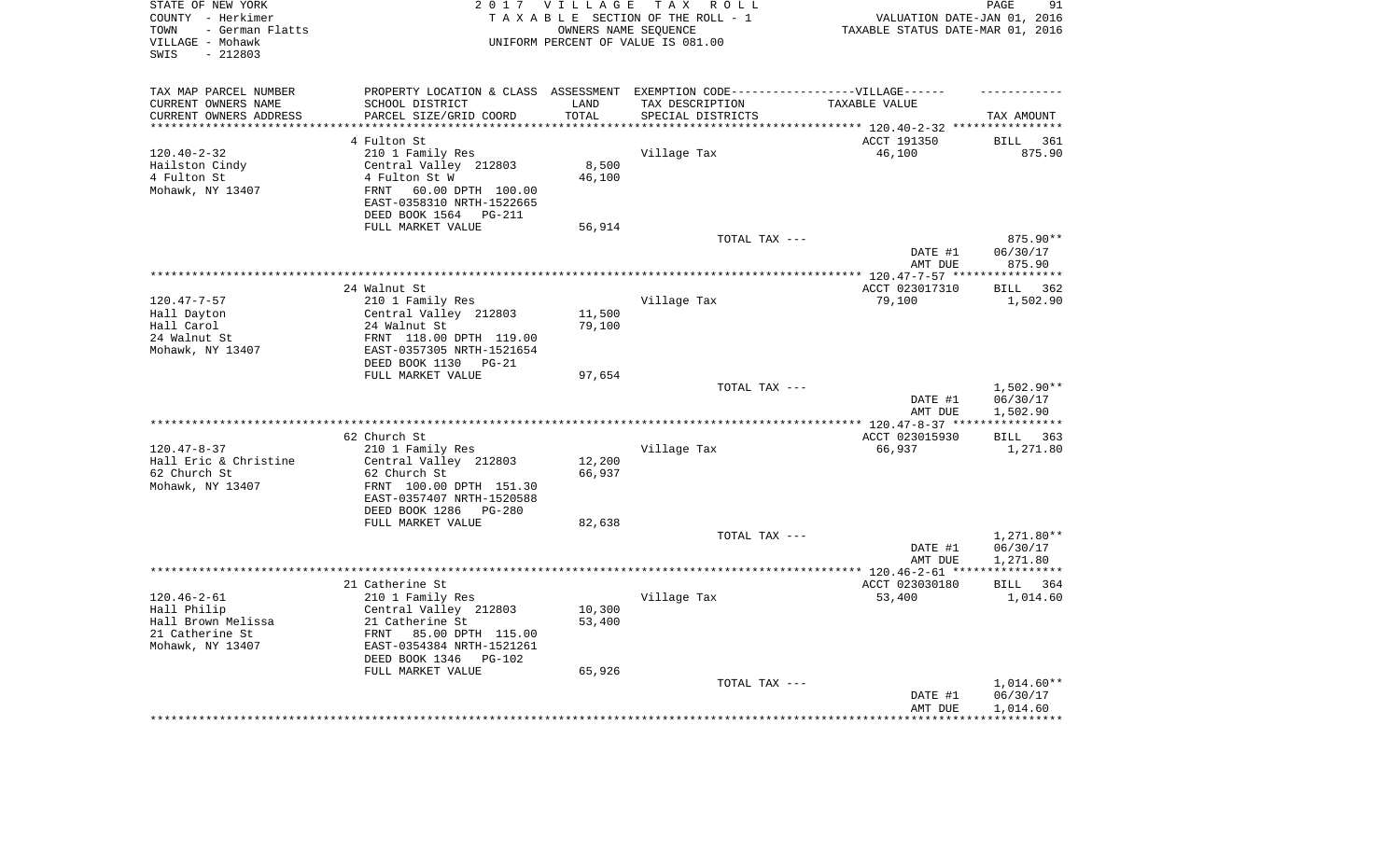STATE OF NEW YORK
COUNTY - Herkimer
TOWN - German Flatts
VILLAGE - Mohawk
SWIS - 212803

2017 VILLAGE TAX ROLL
TAXABLE SECTION OF THE ROLL - 1
OWNERS NAME SEQUENCE
UNIFORM PERCENT OF VALUE IS 081.00

VALUATION DATE-JAN 01, 2016
TAXABLE STATUS DATE-MAR 01, 2016

| TAX MAP PARCEL NUMBER / CURRENT OWNERS NAME / CURRENT OWNERS ADDRESS | PROPERTY LOCATION & CLASS / SCHOOL DISTRICT / PARCEL SIZE/GRID COORD | ASSESSMENT LAND / TOTAL | EXEMPTION CODE-----VILLAGE------ TAX DESCRIPTION / SPECIAL DISTRICTS | TAXABLE VALUE | TAX AMOUNT |
|---|---|---|---|---|---|
| | 4 Fulton St | | | ACCT 191350 | BILL 361 |
| 120.40-2-32 | 210 1 Family Res | | Village Tax | 46,100 | 875.90 |
| Hailston Cindy | Central Valley 212803 | 8,500 | | | |
| 4 Fulton St | 4 Fulton St W | 46,100 | | | |
| Mohawk, NY 13407 | FRNT 60.00 DPTH 100.00 | | | | |
| | EAST-0358310 NRTH-1522665 | | | | |
| | DEED BOOK 1564 PG-211 | | | | |
| | FULL MARKET VALUE | 56,914 | | | |
| | | | TOTAL TAX --- | | 875.90** |
| | | | | DATE #1 | 06/30/17 |
| | | | | AMT DUE | 875.90 |
| | 24 Walnut St | | | ACCT 023017310 | BILL 362 |
| 120.47-7-57 | 210 1 Family Res | | Village Tax | 79,100 | 1,502.90 |
| Hall Dayton | Central Valley 212803 | 11,500 | | | |
| Hall Carol | 24 Walnut St | 79,100 | | | |
| 24 Walnut St | FRNT 118.00 DPTH 119.00 | | | | |
| Mohawk, NY 13407 | EAST-0357305 NRTH-1521654 | | | | |
| | DEED BOOK 1130 PG-21 | | | | |
| | FULL MARKET VALUE | 97,654 | | | |
| | | | TOTAL TAX --- | | 1,502.90** |
| | | | | DATE #1 | 06/30/17 |
| | | | | AMT DUE | 1,502.90 |
| | 62 Church St | | | ACCT 023015930 | BILL 363 |
| 120.47-8-37 | 210 1 Family Res | | Village Tax | 66,937 | 1,271.80 |
| Hall Eric & Christine | Central Valley 212803 | 12,200 | | | |
| 62 Church St | 62 Church St | 66,937 | | | |
| Mohawk, NY 13407 | FRNT 100.00 DPTH 151.30 | | | | |
| | EAST-0357407 NRTH-1520588 | | | | |
| | DEED BOOK 1286 PG-280 | | | | |
| | FULL MARKET VALUE | 82,638 | | | |
| | | | TOTAL TAX --- | | 1,271.80** |
| | | | | DATE #1 | 06/30/17 |
| | | | | AMT DUE | 1,271.80 |
| | 21 Catherine St | | | ACCT 023030180 | BILL 364 |
| 120.46-2-61 | 210 1 Family Res | | Village Tax | 53,400 | 1,014.60 |
| Hall Philip | Central Valley 212803 | 10,300 | | | |
| Hall Brown Melissa | 21 Catherine St | 53,400 | | | |
| 21 Catherine St | FRNT 85.00 DPTH 115.00 | | | | |
| Mohawk, NY 13407 | EAST-0354384 NRTH-1521261 | | | | |
| | DEED BOOK 1346 PG-102 | | | | |
| | FULL MARKET VALUE | 65,926 | | | |
| | | | TOTAL TAX --- | | 1,014.60** |
| | | | | DATE #1 | 06/30/17 |
| | | | | AMT DUE | 1,014.60 |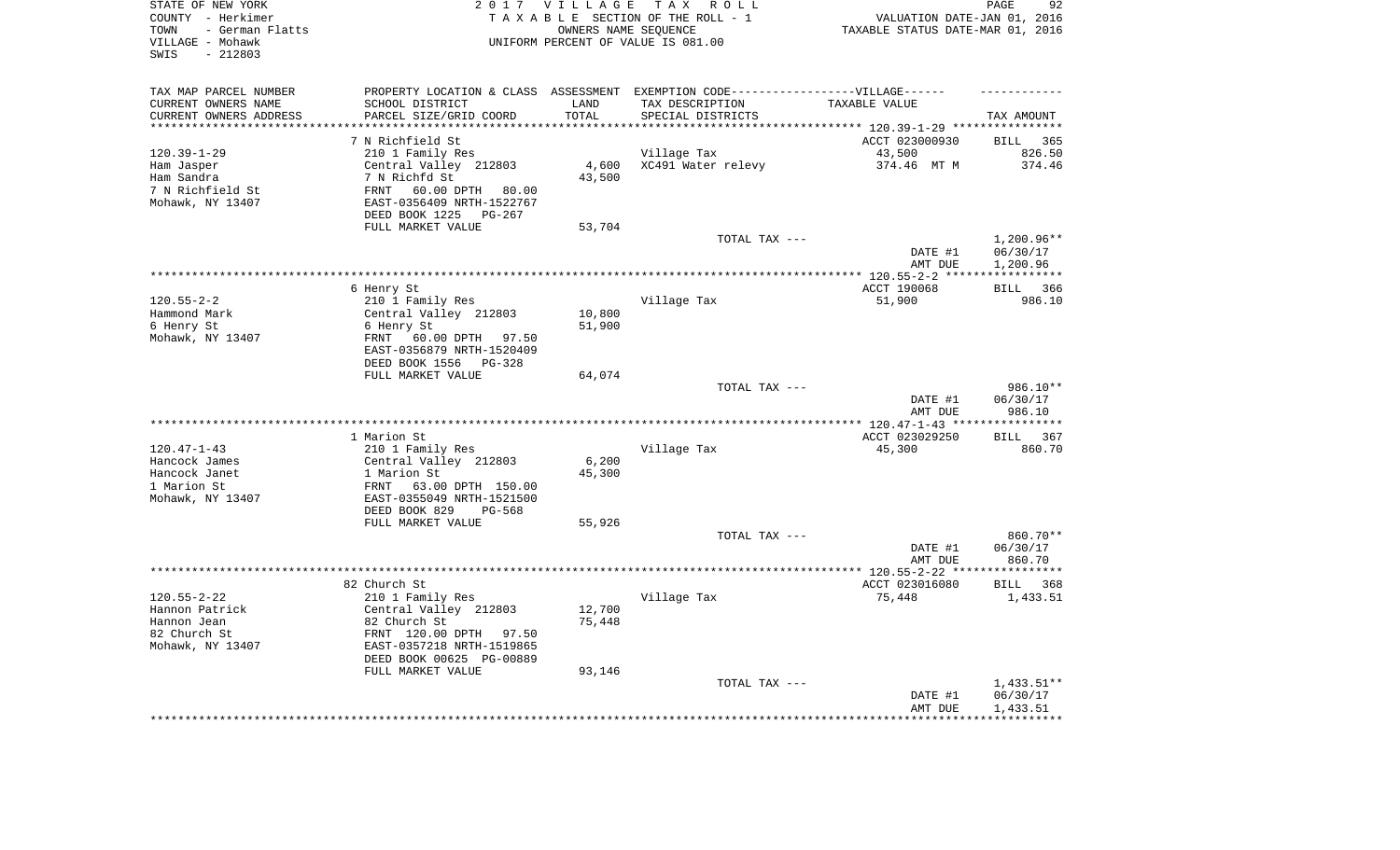STATE OF NEW YORK | 2017 VILLAGE TAX ROLL
COUNTY - Herkimer | TAXABLE SECTION OF THE ROLL - 1 | VALUATION DATE-JAN 01, 2016
TOWN - German Flatts | OWNERS NAME SEQUENCE | TAXABLE STATUS DATE-MAR 01, 2016
VILLAGE - Mohawk | UNIFORM PERCENT OF VALUE IS 081.00
SWIS - 212803

| TAX MAP PARCEL NUMBER<br>CURRENT OWNERS NAME<br>CURRENT OWNERS ADDRESS | PROPERTY LOCATION & CLASS<br>SCHOOL DISTRICT<br>PARCEL SIZE/GRID COORD | ASSESSMENT<br>LAND<br>TOTAL | EXEMPTION CODE------------------VILLAGE------<br>TAX DESCRIPTION<br>SPECIAL DISTRICTS | TAXABLE VALUE | TAX AMOUNT |
|---|---|---|---|---|---|
| | 7 N Richfield St | | | ACCT 023000930 | BILL 365 |
| 120.39-1-29 | 210 1 Family Res | | Village Tax | 43,500 | 826.50 |
| Ham Jasper | Central Valley 212803 | 4,600 | XC491 Water relevy | 374.46 MT M | 374.46 |
| Ham Sandra | 7 N Richfd St | 43,500 | | | |
| 7 N Richfield St | FRNT 60.00 DPTH 80.00 | | | | |
| Mohawk, NY 13407 | EAST-0356409 NRTH-1522767 | | | | |
| | DEED BOOK 1225 PG-267 | | | | |
| | FULL MARKET VALUE | 53,704 | | | |
| | | | TOTAL TAX --- | | 1,200.96** |
| | | | | DATE #1 | 06/30/17 |
| | | | | AMT DUE | 1,200.96 |
| | 6 Henry St | | | ACCT 190068 | BILL 366 |
| 120.55-2-2 | 210 1 Family Res | | Village Tax | 51,900 | 986.10 |
| Hammond Mark | Central Valley 212803 | 10,800 | | | |
| 6 Henry St | 6 Henry St | 51,900 | | | |
| Mohawk, NY 13407 | FRNT 60.00 DPTH 97.50 | | | | |
| | EAST-0356879 NRTH-1520409 | | | | |
| | DEED BOOK 1556 PG-328 | | | | |
| | FULL MARKET VALUE | 64,074 | | | |
| | | | TOTAL TAX --- | | 986.10** |
| | | | | DATE #1 | 06/30/17 |
| | | | | AMT DUE | 986.10 |
| | 1 Marion St | | | ACCT 023029250 | BILL 367 |
| 120.47-1-43 | 210 1 Family Res | | Village Tax | 45,300 | 860.70 |
| Hancock James | Central Valley 212803 | 6,200 | | | |
| Hancock Janet | 1 Marion St | 45,300 | | | |
| 1 Marion St | FRNT 63.00 DPTH 150.00 | | | | |
| Mohawk, NY 13407 | EAST-0355049 NRTH-1521500 | | | | |
| | DEED BOOK 829 PG-568 | | | | |
| | FULL MARKET VALUE | 55,926 | | | |
| | | | TOTAL TAX --- | | 860.70** |
| | | | | DATE #1 | 06/30/17 |
| | | | | AMT DUE | 860.70 |
| | 82 Church St | | | ACCT 023016080 | BILL 368 |
| 120.55-2-22 | 210 1 Family Res | | Village Tax | 75,448 | 1,433.51 |
| Hannon Patrick | Central Valley 212803 | 12,700 | | | |
| Hannon Jean | 82 Church St | 75,448 | | | |
| 82 Church St | FRNT 120.00 DPTH 97.50 | | | | |
| Mohawk, NY 13407 | EAST-0357218 NRTH-1519865 | | | | |
| | DEED BOOK 00625 PG-00889 | | | | |
| | FULL MARKET VALUE | 93,146 | | | |
| | | | TOTAL TAX --- | | 1,433.51** |
| | | | | DATE #1 | 06/30/17 |
| | | | | AMT DUE | 1,433.51 |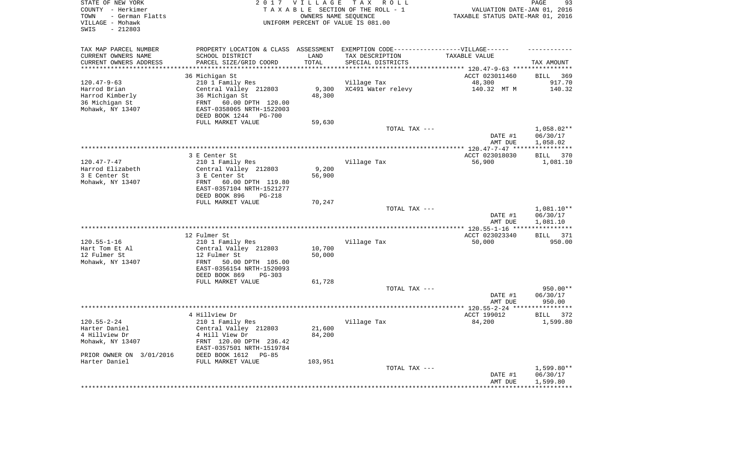STATE OF NEW YORK
COUNTY - Herkimer
TOWN - German Flatts
VILLAGE - Mohawk
SWIS - 212803

2017 VILLAGE TAX ROLL
TAXABLE SECTION OF THE ROLL - 1
OWNERS NAME SEQUENCE
UNIFORM PERCENT OF VALUE IS 081.00

VALUATION DATE-JAN 01, 2016
TAXABLE STATUS DATE-MAR 01, 2016

| TAX MAP PARCEL NUMBER / CURRENT OWNERS NAME / CURRENT OWNERS ADDRESS | PROPERTY LOCATION & CLASS / SCHOOL DISTRICT / PARCEL SIZE/GRID COORD | ASSESSMENT LAND / TOTAL | EXEMPTION CODE / TAX DESCRIPTION / SPECIAL DISTRICTS | TAXABLE VALUE | TAX AMOUNT |
|---|---|---|---|---|---|
| | 36 Michigan St | | | ACCT 023011460 | BILL 369 |
| 120.47-9-63 | 210 1 Family Res | | Village Tax | 48,300 | 917.70 |
| Harrod Brian | Central Valley 212803 | 9,300 | XC491 Water relevy | 140.32 MT M | 140.32 |
| Harrod Kimberly | 36 Michigan St | 48,300 | | | |
| 36 Michigan St | FRNT 60.00 DPTH 120.00 | | | | |
| Mohawk, NY 13407 | EAST-0358065 NRTH-1522003 | | | | |
| | DEED BOOK 1244 PG-700 | | | | |
| | FULL MARKET VALUE | 59,630 | | | |
| | | | TOTAL TAX --- | | 1,058.02** |
| | | | | DATE #1 | 06/30/17 |
| | | | | AMT DUE | 1,058.02 |
| | 3 E Center St | | | ACCT 023018030 | BILL 370 |
| 120.47-7-47 | 210 1 Family Res | | Village Tax | 56,900 | 1,081.10 |
| Harrod Elizabeth | Central Valley 212803 | 9,200 | | | |
| 3 E Center St | 3 E Center St | 56,900 | | | |
| Mohawk, NY 13407 | FRNT 60.00 DPTH 119.80 | | | | |
| | EAST-0357104 NRTH-1521277 | | | | |
| | DEED BOOK 896 PG-218 | | | | |
| | FULL MARKET VALUE | 70,247 | | | |
| | | | TOTAL TAX --- | | 1,081.10** |
| | | | | DATE #1 | 06/30/17 |
| | | | | AMT DUE | 1,081.10 |
| | 12 Fulmer St | | | ACCT 023023340 | BILL 371 |
| 120.55-1-16 | 210 1 Family Res | | Village Tax | 50,000 | 950.00 |
| Hart Tom Et Al | Central Valley 212803 | 10,700 | | | |
| 12 Fulmer St | 12 Fulmer St | 50,000 | | | |
| Mohawk, NY 13407 | FRNT 50.00 DPTH 105.00 | | | | |
| | EAST-0356154 NRTH-1520093 | | | | |
| | DEED BOOK 869 PG-303 | | | | |
| | FULL MARKET VALUE | 61,728 | | | |
| | | | TOTAL TAX --- | | 950.00** |
| | | | | DATE #1 | 06/30/17 |
| | | | | AMT DUE | 950.00 |
| | 4 Hillview Dr | | | ACCT 199012 | BILL 372 |
| 120.55-2-24 | 210 1 Family Res | | Village Tax | 84,200 | 1,599.80 |
| Harter Daniel | Central Valley 212803 | 21,600 | | | |
| 4 Hillview Dr | 4 Hill View Dr | 84,200 | | | |
| Mohawk, NY 13407 | FRNT 120.00 DPTH 236.42 | | | | |
| | EAST-0357501 NRTH-1519784 | | | | |
| PRIOR OWNER ON 3/01/2016 | DEED BOOK 1612 PG-85 | | | | |
| Harter Daniel | FULL MARKET VALUE | 103,951 | | | |
| | | | TOTAL TAX --- | | 1,599.80** |
| | | | | DATE #1 | 06/30/17 |
| | | | | AMT DUE | 1,599.80 |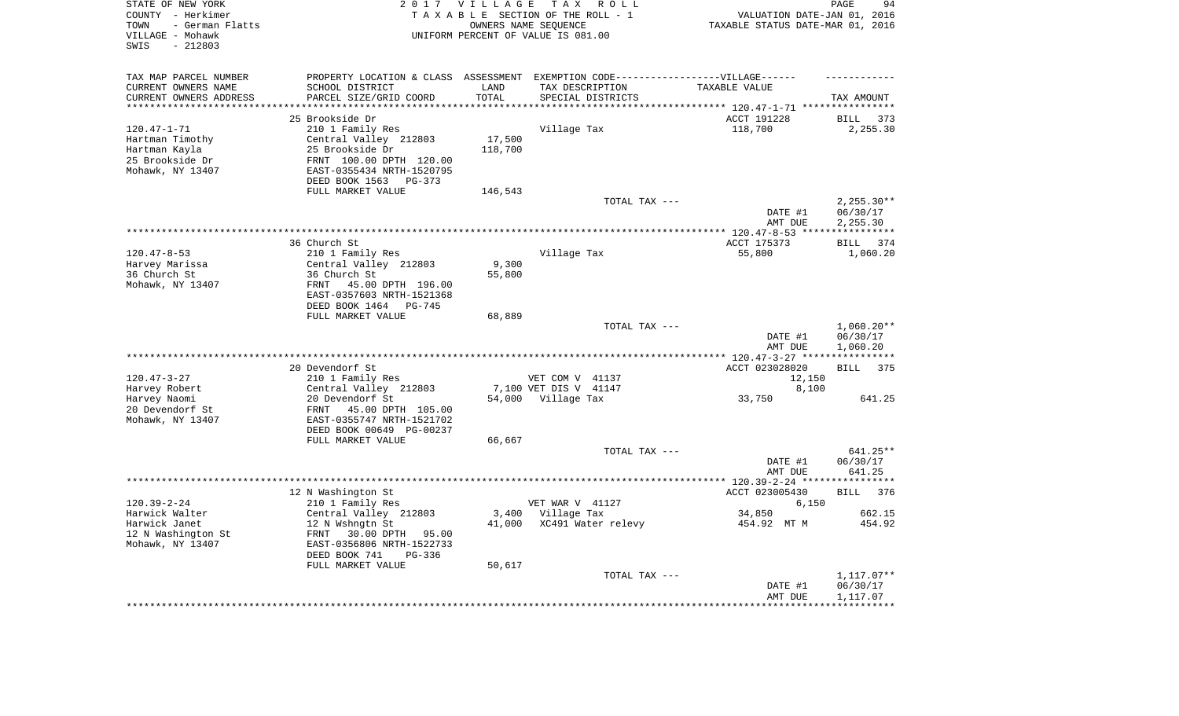STATE OF NEW YORK | 2017 VILLAGE TAX ROLL
COUNTY - Herkimer | TAXABLE SECTION OF THE ROLL - 1 | VALUATION DATE-JAN 01, 2016
TOWN - German Flatts | OWNERS NAME SEQUENCE | TAXABLE STATUS DATE-MAR 01, 2016
VILLAGE - Mohawk | UNIFORM PERCENT OF VALUE IS 081.00
SWIS - 212803

| TAX MAP PARCEL NUMBER / CURRENT OWNERS NAME / CURRENT OWNERS ADDRESS | PROPERTY LOCATION & CLASS / SCHOOL DISTRICT / PARCEL SIZE/GRID COORD | ASSESSMENT LAND / TOTAL | EXEMPTION CODE-----VILLAGE------ TAX DESCRIPTION / SPECIAL DISTRICTS | TAXABLE VALUE | TAX AMOUNT |
|---|---|---|---|---|---|
| | 25 Brookside Dr | | | ACCT 191228 | BILL 373 |
| 120.47-1-71 | 210 1 Family Res | | Village Tax | 118,700 | 2,255.30 |
| Hartman Timothy | Central Valley 212803 | 17,500 | | | |
| Hartman Kayla | 25 Brookside Dr | 118,700 | | | |
| 25 Brookside Dr | FRNT 100.00 DPTH 120.00 | | | | |
| Mohawk, NY 13407 | EAST-0355434 NRTH-1520795 | | | | |
| | DEED BOOK 1563 PG-373 | | | | |
| | FULL MARKET VALUE | 146,543 | | | |
| | | | TOTAL TAX --- | | 2,255.30** |
| | | | | DATE #1 | 06/30/17 |
| | | | | AMT DUE | 2,255.30 |
| | 36 Church St | | | ACCT 175373 | BILL 374 |
| 120.47-8-53 | 210 1 Family Res | | Village Tax | 55,800 | 1,060.20 |
| Harvey Marissa | Central Valley 212803 | 9,300 | | | |
| 36 Church St | 36 Church St | 55,800 | | | |
| Mohawk, NY 13407 | FRNT 45.00 DPTH 196.00 | | | | |
| | EAST-0357603 NRTH-1521368 | | | | |
| | DEED BOOK 1464 PG-745 | | | | |
| | FULL MARKET VALUE | 68,889 | | | |
| | | | TOTAL TAX --- | | 1,060.20** |
| | | | | DATE #1 | 06/30/17 |
| | | | | AMT DUE | 1,060.20 |
| | 20 Devendorf St | | | ACCT 023028020 | BILL 375 |
| 120.47-3-27 | 210 1 Family Res | | VET COM V 41137 | 12,150 | |
| Harvey Robert | Central Valley 212803 | 7,100 | VET DIS V 41147 | 8,100 | |
| Harvey Naomi | 20 Devendorf St | 54,000 | Village Tax | 33,750 | 641.25 |
| 20 Devendorf St | FRNT 45.00 DPTH 105.00 | | | | |
| Mohawk, NY 13407 | EAST-0355747 NRTH-1521702 | | | | |
| | DEED BOOK 00649 PG-00237 | | | | |
| | FULL MARKET VALUE | 66,667 | | | |
| | | | TOTAL TAX --- | | 641.25** |
| | | | | DATE #1 | 06/30/17 |
| | | | | AMT DUE | 641.25 |
| | 12 N Washington St | | | ACCT 023005430 | BILL 376 |
| 120.39-2-24 | 210 1 Family Res | | VET WAR V 41127 | 6,150 | |
| Harwick Walter | Central Valley 212803 | 3,400 | Village Tax | 34,850 | 662.15 |
| Harwick Janet | 12 N Wshngtn St | 41,000 | XC491 Water relevy | 454.92 MT M | 454.92 |
| 12 N Washington St | FRNT 30.00 DPTH 95.00 | | | | |
| Mohawk, NY 13407 | EAST-0356806 NRTH-1522733 | | | | |
| | DEED BOOK 741 PG-336 | | | | |
| | FULL MARKET VALUE | 50,617 | | | |
| | | | TOTAL TAX --- | | 1,117.07** |
| | | | | DATE #1 | 06/30/17 |
| | | | | AMT DUE | 1,117.07 |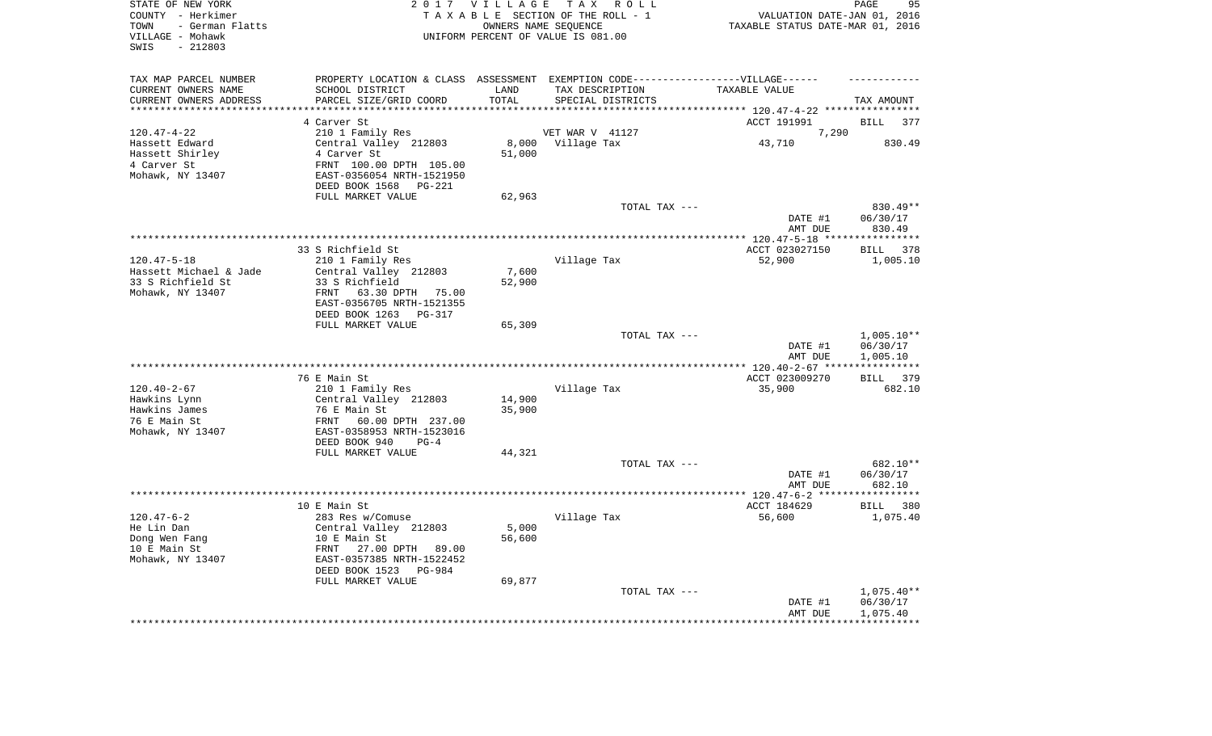STATE OF NEW YORK
COUNTY - Herkimer
TOWN - German Flatts
VILLAGE - Mohawk
SWIS - 212803

# 2017 VILLAGE TAX ROLL

TAXABLE SECTION OF THE ROLL - 1
OWNERS NAME SEQUENCE
UNIFORM PERCENT OF VALUE IS 081.00

VALUATION DATE-JAN 01, 2016
TAXABLE STATUS DATE-MAR 01, 2016

| TAX MAP PARCEL NUMBER / CURRENT OWNERS NAME / CURRENT OWNERS ADDRESS | PROPERTY LOCATION & CLASS / SCHOOL DISTRICT / PARCEL SIZE/GRID COORD | ASSESSMENT LAND / TOTAL | EXEMPTION CODE / TAX DESCRIPTION / SPECIAL DISTRICTS | TAXABLE VALUE | TAX AMOUNT |
|---|---|---|---|---|---|
| | 4 Carver St | | | ACCT 191991 | BILL 377 |
| 120.47-4-22 | 210 1 Family Res | | VET WAR V 41127 | 7,290 | |
| Hassett Edward | Central Valley 212803 | 8,000 | Village Tax | 43,710 | 830.49 |
| Hassett Shirley | 4 Carver St | 51,000 | | | |
| 4 Carver St | FRNT 100.00 DPTH 105.00 | | | | |
| Mohawk, NY 13407 | EAST-0356054 NRTH-1521950 | | | | |
| | DEED BOOK 1568 PG-221 | | | | |
| | FULL MARKET VALUE | 62,963 | | | |
| | | | TOTAL TAX --- | | 830.49** |
| | | | | DATE #1 | 06/30/17 |
| | | | | AMT DUE | 830.49 |
| | 33 S Richfield St | | | ACCT 023027150 | BILL 378 |
| 120.47-5-18 | 210 1 Family Res | | Village Tax | 52,900 | 1,005.10 |
| Hassett Michael & Jade | Central Valley 212803 | 7,600 | | | |
| 33 S Richfield St | 33 S Richfield | 52,900 | | | |
| Mohawk, NY 13407 | FRNT 63.30 DPTH 75.00 | | | | |
| | EAST-0356705 NRTH-1521355 | | | | |
| | DEED BOOK 1263 PG-317 | | | | |
| | FULL MARKET VALUE | 65,309 | | | |
| | | | TOTAL TAX --- | | 1,005.10** |
| | | | | DATE #1 | 06/30/17 |
| | | | | AMT DUE | 1,005.10 |
| | 76 E Main St | | | ACCT 023009270 | BILL 379 |
| 120.40-2-67 | 210 1 Family Res | | Village Tax | 35,900 | 682.10 |
| Hawkins Lynn | Central Valley 212803 | 14,900 | | | |
| Hawkins James | 76 E Main St | 35,900 | | | |
| 76 E Main St | FRNT 60.00 DPTH 237.00 | | | | |
| Mohawk, NY 13407 | EAST-0358953 NRTH-1523016 | | | | |
| | DEED BOOK 940 PG-4 | | | | |
| | FULL MARKET VALUE | 44,321 | | | |
| | | | TOTAL TAX --- | | 682.10** |
| | | | | DATE #1 | 06/30/17 |
| | | | | AMT DUE | 682.10 |
| | 10 E Main St | | | ACCT 184629 | BILL 380 |
| 120.47-6-2 | 283 Res w/Comuse | | Village Tax | 56,600 | 1,075.40 |
| He Lin Dan | Central Valley 212803 | 5,000 | | | |
| Dong Wen Fang | 10 E Main St | 56,600 | | | |
| 10 E Main St | FRNT 27.00 DPTH 89.00 | | | | |
| Mohawk, NY 13407 | EAST-0357385 NRTH-1522452 | | | | |
| | DEED BOOK 1523 PG-984 | | | | |
| | FULL MARKET VALUE | 69,877 | | | |
| | | | TOTAL TAX --- | | 1,075.40** |
| | | | | DATE #1 | 06/30/17 |
| | | | | AMT DUE | 1,075.40 |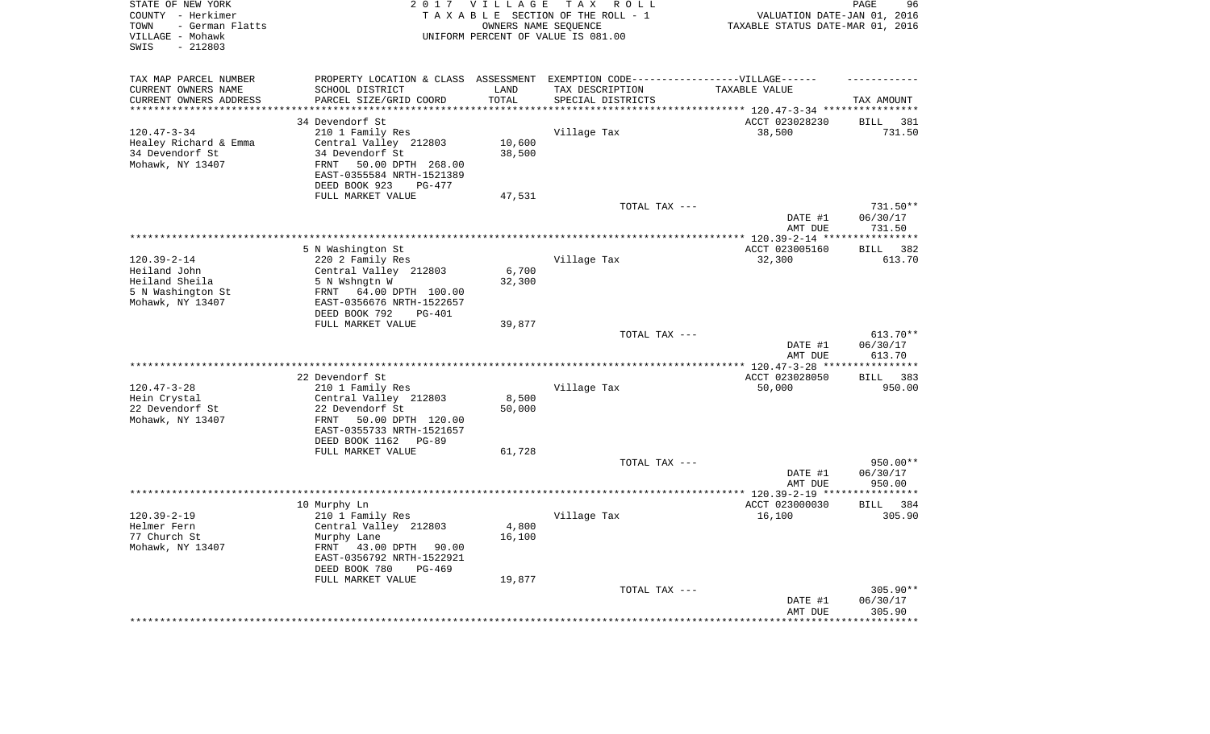STATE OF NEW YORK
COUNTY - Herkimer
TOWN - German Flatts
VILLAGE - Mohawk
SWIS - 212803

2017 VILLAGE TAX ROLL
TAXABLE SECTION OF THE ROLL - 1
OWNERS NAME SEQUENCE
UNIFORM PERCENT OF VALUE IS 081.00

VALUATION DATE-JAN 01, 2016
TAXABLE STATUS DATE-MAR 01, 2016

| TAX MAP PARCEL NUMBER<br>CURRENT OWNERS NAME<br>CURRENT OWNERS ADDRESS | PROPERTY LOCATION & CLASS<br>SCHOOL DISTRICT<br>PARCEL SIZE/GRID COORD | ASSESSMENT<br>LAND<br>TOTAL | EXEMPTION CODE-----VILLAGE------<br>TAX DESCRIPTION<br>SPECIAL DISTRICTS | TAXABLE VALUE | TAX AMOUNT |
|---|---|---|---|---|---|
| | 34 Devendorf St | | | ACCT 023028230 | BILL 381 |
| 120.47-3-34 | 210 1 Family Res | | Village Tax | 38,500 | 731.50 |
| Healey Richard & Emma | Central Valley 212803 | 10,600 | | | |
| 34 Devendorf St | 34 Devendorf St | 38,500 | | | |
| Mohawk, NY 13407 | FRNT 50.00 DPTH 268.00 | | | | |
| | EAST-0355584 NRTH-1521389 | | | | |
| | DEED BOOK 923 PG-477 | | | | |
| | FULL MARKET VALUE | 47,531 | | | |
| | | | TOTAL TAX --- | | 731.50** |
| | | | | DATE #1 | 06/30/17 |
| | | | | AMT DUE | 731.50 |
| | 5 N Washington St | | | ACCT 023005160 | BILL 382 |
| 120.39-2-14 | 220 2 Family Res | | Village Tax | 32,300 | 613.70 |
| Heiland John | Central Valley 212803 | 6,700 | | | |
| Heiland Sheila | 5 N Wshngtn W | 32,300 | | | |
| 5 N Washington St | FRNT 64.00 DPTH 100.00 | | | | |
| Mohawk, NY 13407 | EAST-0356676 NRTH-1522657 | | | | |
| | DEED BOOK 792 PG-401 | | | | |
| | FULL MARKET VALUE | 39,877 | | | |
| | | | TOTAL TAX --- | | 613.70** |
| | | | | DATE #1 | 06/30/17 |
| | | | | AMT DUE | 613.70 |
| | 22 Devendorf St | | | ACCT 023028050 | BILL 383 |
| 120.47-3-28 | 210 1 Family Res | | Village Tax | 50,000 | 950.00 |
| Hein Crystal | Central Valley 212803 | 8,500 | | | |
| 22 Devendorf St | 22 Devendorf St | 50,000 | | | |
| Mohawk, NY 13407 | FRNT 50.00 DPTH 120.00 | | | | |
| | EAST-0355733 NRTH-1521657 | | | | |
| | DEED BOOK 1162 PG-89 | | | | |
| | FULL MARKET VALUE | 61,728 | | | |
| | | | TOTAL TAX --- | | 950.00** |
| | | | | DATE #1 | 06/30/17 |
| | | | | AMT DUE | 950.00 |
| | 10 Murphy Ln | | | ACCT 023000030 | BILL 384 |
| 120.39-2-19 | 210 1 Family Res | | Village Tax | 16,100 | 305.90 |
| Helmer Fern | Central Valley 212803 | 4,800 | | | |
| 77 Church St | Murphy Lane | 16,100 | | | |
| Mohawk, NY 13407 | FRNT 43.00 DPTH 90.00 | | | | |
| | EAST-0356792 NRTH-1522921 | | | | |
| | DEED BOOK 780 PG-469 | | | | |
| | FULL MARKET VALUE | 19,877 | | | |
| | | | TOTAL TAX --- | | 305.90** |
| | | | | DATE #1 | 06/30/17 |
| | | | | AMT DUE | 305.90 |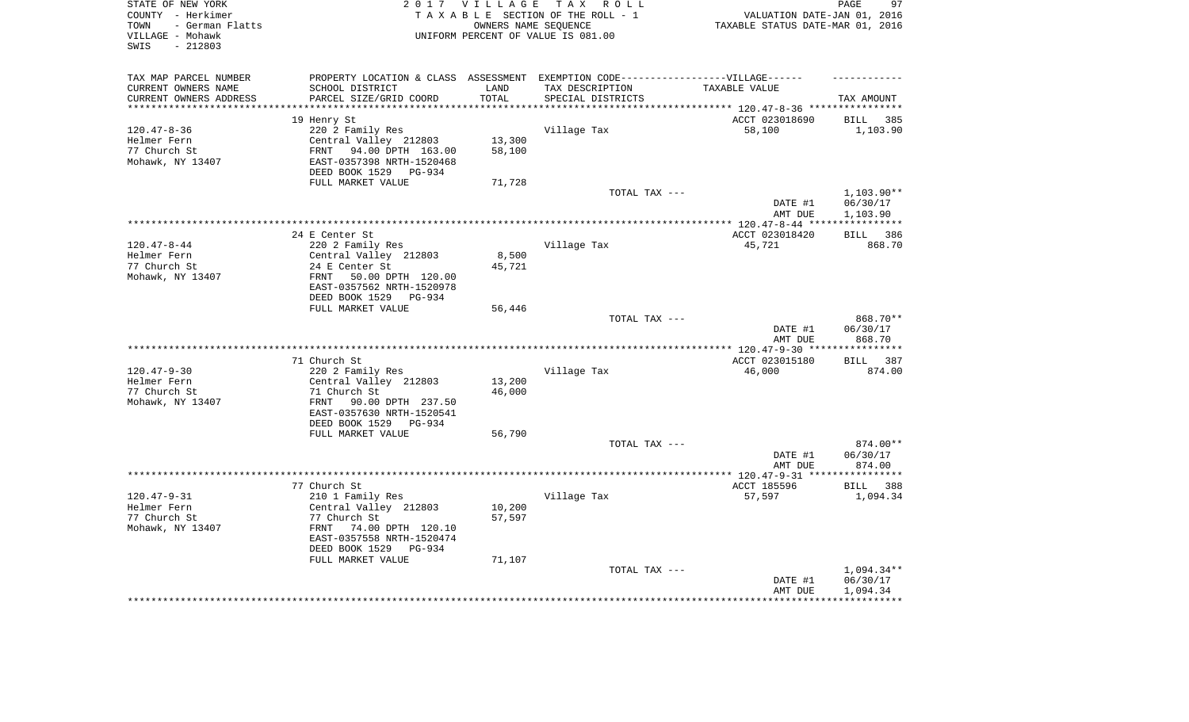STATE OF NEW YORK
COUNTY - Herkimer
TOWN - German Flatts
VILLAGE - Mohawk
SWIS - 212803

2017 VILLAGE TAX ROLL
TAXABLE SECTION OF THE ROLL - 1
OWNERS NAME SEQUENCE
UNIFORM PERCENT OF VALUE IS 081.00

VALUATION DATE-JAN 01, 2016
TAXABLE STATUS DATE-MAR 01, 2016

| TAX MAP PARCEL NUMBER / CURRENT OWNERS NAME / CURRENT OWNERS ADDRESS | PROPERTY LOCATION & CLASS / SCHOOL DISTRICT / PARCEL SIZE/GRID COORD | ASSESSMENT LAND / TOTAL | EXEMPTION CODE-VILLAGE / TAX DESCRIPTION / SPECIAL DISTRICTS | TAXABLE VALUE | TAX AMOUNT |
|---|---|---|---|---|---|
| 120.47-8-36 | 19 Henry St | | | ACCT 023018690 | BILL 385 |
| Helmer Fern | 220 2 Family Res | | Village Tax | 58,100 | 1,103.90 |
| 77 Church St | Central Valley 212803 | 13,300 | | | |
| Mohawk, NY 13407 | FRNT 94.00 DPTH 163.00 | 58,100 | | | |
| | EAST-0357398 NRTH-1520468 | | | | |
| | DEED BOOK 1529 PG-934 | | | | |
| | FULL MARKET VALUE | 71,728 | | | |
| | | | TOTAL TAX --- | | 1,103.90** |
| | | | | DATE #1 | 06/30/17 |
| | | | | AMT DUE | 1,103.90 |
| 120.47-8-44 | 24 E Center St | | | ACCT 023018420 | BILL 386 |
| Helmer Fern | 220 2 Family Res | | Village Tax | 45,721 | 868.70 |
| 77 Church St | Central Valley 212803 | 8,500 | | | |
| Mohawk, NY 13407 | 24 E Center St | 45,721 | | | |
| | FRNT 50.00 DPTH 120.00 | | | | |
| | EAST-0357562 NRTH-1520978 | | | | |
| | DEED BOOK 1529 PG-934 | | | | |
| | FULL MARKET VALUE | 56,446 | | | |
| | | | TOTAL TAX --- | | 868.70** |
| | | | | DATE #1 | 06/30/17 |
| | | | | AMT DUE | 868.70 |
| 120.47-9-30 | 71 Church St | | | ACCT 023015180 | BILL 387 |
| Helmer Fern | 220 2 Family Res | | Village Tax | 46,000 | 874.00 |
| 77 Church St | Central Valley 212803 | 13,200 | | | |
| Mohawk, NY 13407 | 71 Church St | 46,000 | | | |
| | FRNT 90.00 DPTH 237.50 | | | | |
| | EAST-0357630 NRTH-1520541 | | | | |
| | DEED BOOK 1529 PG-934 | | | | |
| | FULL MARKET VALUE | 56,790 | | | |
| | | | TOTAL TAX --- | | 874.00** |
| | | | | DATE #1 | 06/30/17 |
| | | | | AMT DUE | 874.00 |
| 120.47-9-31 | 77 Church St | | | ACCT 185596 | BILL 388 |
| Helmer Fern | 210 1 Family Res | | Village Tax | 57,597 | 1,094.34 |
| 77 Church St | Central Valley 212803 | 10,200 | | | |
| Mohawk, NY 13407 | 77 Church St | 57,597 | | | |
| | FRNT 74.00 DPTH 120.10 | | | | |
| | EAST-0357558 NRTH-1520474 | | | | |
| | DEED BOOK 1529 PG-934 | | | | |
| | FULL MARKET VALUE | 71,107 | | | |
| | | | TOTAL TAX --- | | 1,094.34** |
| | | | | DATE #1 | 06/30/17 |
| | | | | AMT DUE | 1,094.34 |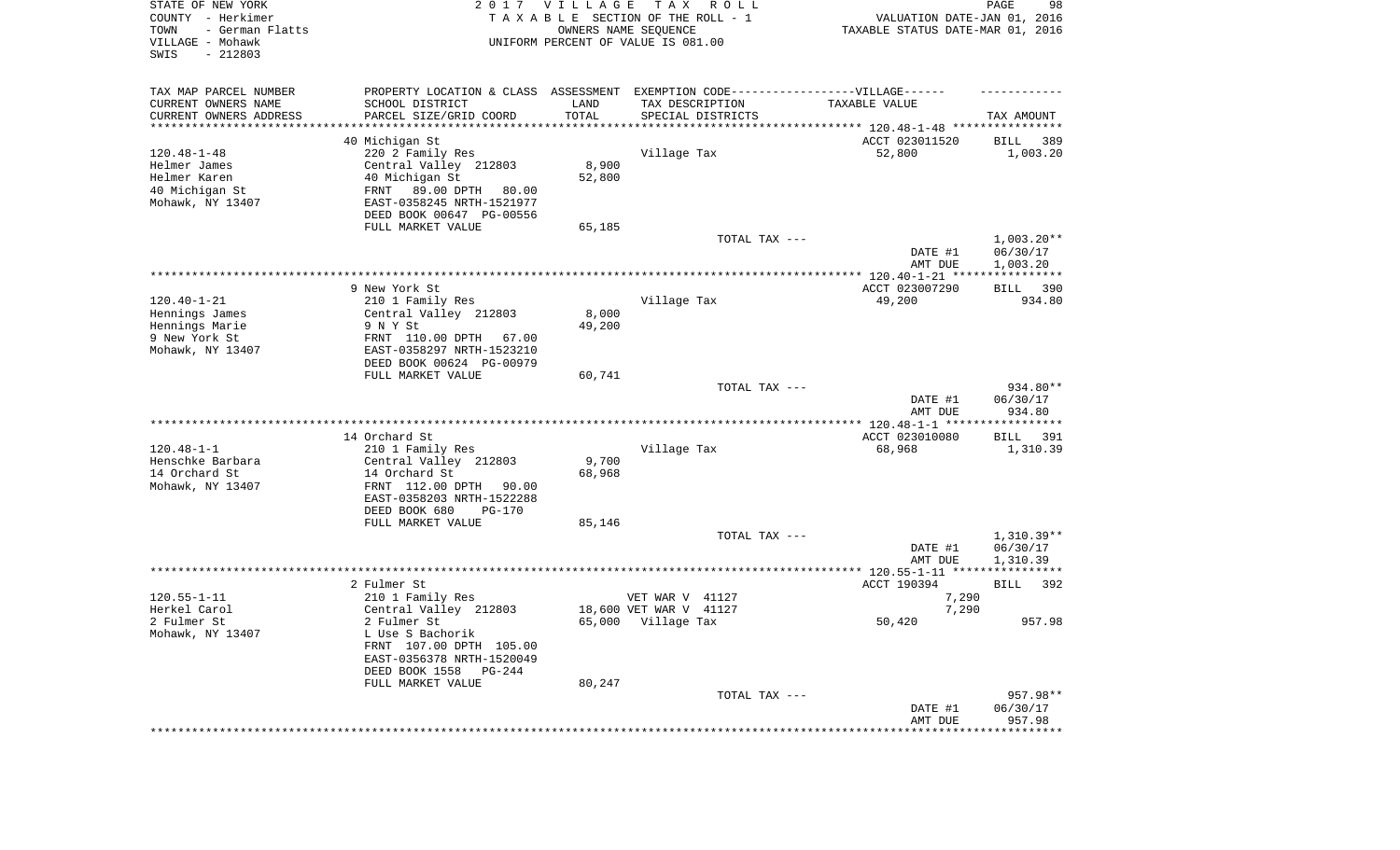STATE OF NEW YORK
COUNTY - Herkimer
TOWN - German Flatts
VILLAGE - Mohawk
SWIS - 212803

2 0 1 7 V I L L A G E T A X R O L L
T A X A B L E SECTION OF THE ROLL - 1
OWNERS NAME SEQUENCE
UNIFORM PERCENT OF VALUE IS 081.00

VALUATION DATE-JAN 01, 2016
TAXABLE STATUS DATE-MAR 01, 2016

| TAX MAP PARCEL NUMBER<br>CURRENT OWNERS NAME<br>CURRENT OWNERS ADDRESS | PROPERTY LOCATION & CLASS<br>SCHOOL DISTRICT<br>PARCEL SIZE/GRID COORD | ASSESSMENT<br>LAND<br>TOTAL | EXEMPTION CODE------VILLAGE------<br>TAX DESCRIPTION<br>SPECIAL DISTRICTS | TAXABLE VALUE | TAX AMOUNT |
|---|---|---|---|---|---|
| | 40 Michigan St | | | ACCT 023011520 | BILL 389 |
| 120.48-1-48 | 220 2 Family Res | | Village Tax | 52,800 | 1,003.20 |
| Helmer James | Central Valley 212803 | 8,900 | | | |
| Helmer Karen | 40 Michigan St | 52,800 | | | |
| 40 Michigan St | FRNT 89.00 DPTH 80.00 | | | | |
| Mohawk, NY 13407 | EAST-0358245 NRTH-1521977 | | | | |
| | DEED BOOK 00647 PG-00556 | | | | |
| | FULL MARKET VALUE | 65,185 | | | |
| | | | TOTAL TAX --- | | 1,003.20** |
| | | | | DATE #1 | 06/30/17 |
| | | | | AMT DUE | 1,003.20 |
| | 9 New York St | | | ACCT 023007290 | BILL 390 |
| 120.40-1-21 | 210 1 Family Res | | Village Tax | 49,200 | 934.80 |
| Hennings James | Central Valley 212803 | 8,000 | | | |
| Hennings Marie | 9 N Y St | 49,200 | | | |
| 9 New York St | FRNT 110.00 DPTH 67.00 | | | | |
| Mohawk, NY 13407 | EAST-0358297 NRTH-1523210 | | | | |
| | DEED BOOK 00624 PG-00979 | | | | |
| | FULL MARKET VALUE | 60,741 | | | |
| | | | TOTAL TAX --- | | 934.80** |
| | | | | DATE #1 | 06/30/17 |
| | | | | AMT DUE | 934.80 |
| | 14 Orchard St | | | ACCT 023010080 | BILL 391 |
| 120.48-1-1 | 210 1 Family Res | | Village Tax | 68,968 | 1,310.39 |
| Henschke Barbara | Central Valley 212803 | 9,700 | | | |
| 14 Orchard St | 14 Orchard St | 68,968 | | | |
| Mohawk, NY 13407 | FRNT 112.00 DPTH 90.00 | | | | |
| | EAST-0358203 NRTH-1522288 | | | | |
| | DEED BOOK 680 PG-170 | | | | |
| | FULL MARKET VALUE | 85,146 | | | |
| | | | TOTAL TAX --- | | 1,310.39** |
| | | | | DATE #1 | 06/30/17 |
| | | | | AMT DUE | 1,310.39 |
| | 2 Fulmer St | | | ACCT 190394 | BILL 392 |
| 120.55-1-11 | 210 1 Family Res | | VET WAR V 41127 | 7,290 | |
| Herkel Carol | Central Valley 212803 | 18,600 | VET WAR V 41127 | 7,290 | |
| 2 Fulmer St | 2 Fulmer St | 65,000 | Village Tax | 50,420 | 957.98 |
| Mohawk, NY 13407 | L Use S Bachorik | | | | |
| | FRNT 107.00 DPTH 105.00 | | | | |
| | EAST-0356378 NRTH-1520049 | | | | |
| | DEED BOOK 1558 PG-244 | | | | |
| | FULL MARKET VALUE | 80,247 | | | |
| | | | TOTAL TAX --- | | 957.98** |
| | | | | DATE #1 | 06/30/17 |
| | | | | AMT DUE | 957.98 |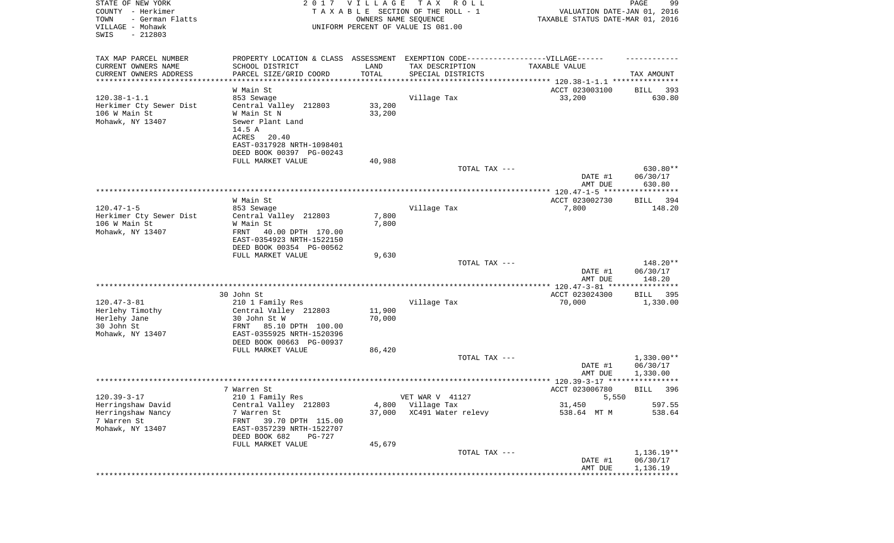STATE OF NEW YORK
COUNTY - Herkimer
TOWN - German Flatts
VILLAGE - Mohawk
SWIS - 212803

2017 VILLAGE TAX ROLL
TAXABLE SECTION OF THE ROLL - 1
OWNERS NAME SEQUENCE
UNIFORM PERCENT OF VALUE IS 081.00

VALUATION DATE-JAN 01, 2016
TAXABLE STATUS DATE-MAR 01, 2016

| TAX MAP PARCEL NUMBER / CURRENT OWNERS NAME / CURRENT OWNERS ADDRESS | PROPERTY LOCATION & CLASS / SCHOOL DISTRICT / PARCEL SIZE/GRID COORD | ASSESSMENT LAND / TOTAL | EXEMPTION CODE / TAX DESCRIPTION / SPECIAL DISTRICTS | TAXABLE VALUE | TAX AMOUNT |
|---|---|---|---|---|---|
| | W Main St | | | ACCT 023003100 | BILL 393 |
| 120.38-1-1.1 | 853 Sewage | | Village Tax | 33,200 | 630.80 |
| Herkimer Cty Sewer Dist | Central Valley 212803 | 33,200 | | | |
| 106 W Main St | W Main St N | 33,200 | | | |
| Mohawk, NY 13407 | Sewer Plant Land | | | | |
| | 14.5 A | | | | |
| | ACRES 20.40 | | | | |
| | EAST-0317928 NRTH-1098401 | | | | |
| | DEED BOOK 00397 PG-00243 | | | | |
| | FULL MARKET VALUE | 40,988 | | | |
| | | | TOTAL TAX --- | | 630.80** |
| | | | | DATE #1 | 06/30/17 |
| | | | | AMT DUE | 630.80 |
| | W Main St | | | ACCT 023002730 | BILL 394 |
| 120.47-1-5 | 853 Sewage | | Village Tax | 7,800 | 148.20 |
| Herkimer Cty Sewer Dist | Central Valley 212803 | 7,800 | | | |
| 106 W Main St | W Main St | 7,800 | | | |
| Mohawk, NY 13407 | FRNT 40.00 DPTH 170.00 | | | | |
| | EAST-0354923 NRTH-1522150 | | | | |
| | DEED BOOK 00354 PG-00562 | | | | |
| | FULL MARKET VALUE | 9,630 | | | |
| | | | TOTAL TAX --- | | 148.20** |
| | | | | DATE #1 | 06/30/17 |
| | | | | AMT DUE | 148.20 |
| | 30 John St | | | ACCT 023024300 | BILL 395 |
| 120.47-3-81 | 210 1 Family Res | | Village Tax | 70,000 | 1,330.00 |
| Herlehy Timothy | Central Valley 212803 | 11,900 | | | |
| Herlehy Jane | 30 John St W | 70,000 | | | |
| 30 John St | FRNT 85.10 DPTH 100.00 | | | | |
| Mohawk, NY 13407 | EAST-0355925 NRTH-1520396 | | | | |
| | DEED BOOK 00663 PG-00937 | | | | |
| | FULL MARKET VALUE | 86,420 | | | |
| | | | TOTAL TAX --- | | 1,330.00** |
| | | | | DATE #1 | 06/30/17 |
| | | | | AMT DUE | 1,330.00 |
| | 7 Warren St | | | ACCT 023006780 | BILL 396 |
| 120.39-3-17 | 210 1 Family Res | | VET WAR V 41127 | 5,550 | |
| Herringshaw David | Central Valley 212803 | 4,800 | Village Tax | 31,450 | 597.55 |
| Herringshaw Nancy | 7 Warren St | 37,000 | XC491 Water relevy | 538.64 MT M | 538.64 |
| 7 Warren St | FRNT 39.70 DPTH 115.00 | | | | |
| Mohawk, NY 13407 | EAST-0357239 NRTH-1522707 | | | | |
| | DEED BOOK 682 PG-727 | | | | |
| | FULL MARKET VALUE | 45,679 | | | |
| | | | TOTAL TAX --- | | 1,136.19** |
| | | | | DATE #1 | 06/30/17 |
| | | | | AMT DUE | 1,136.19 |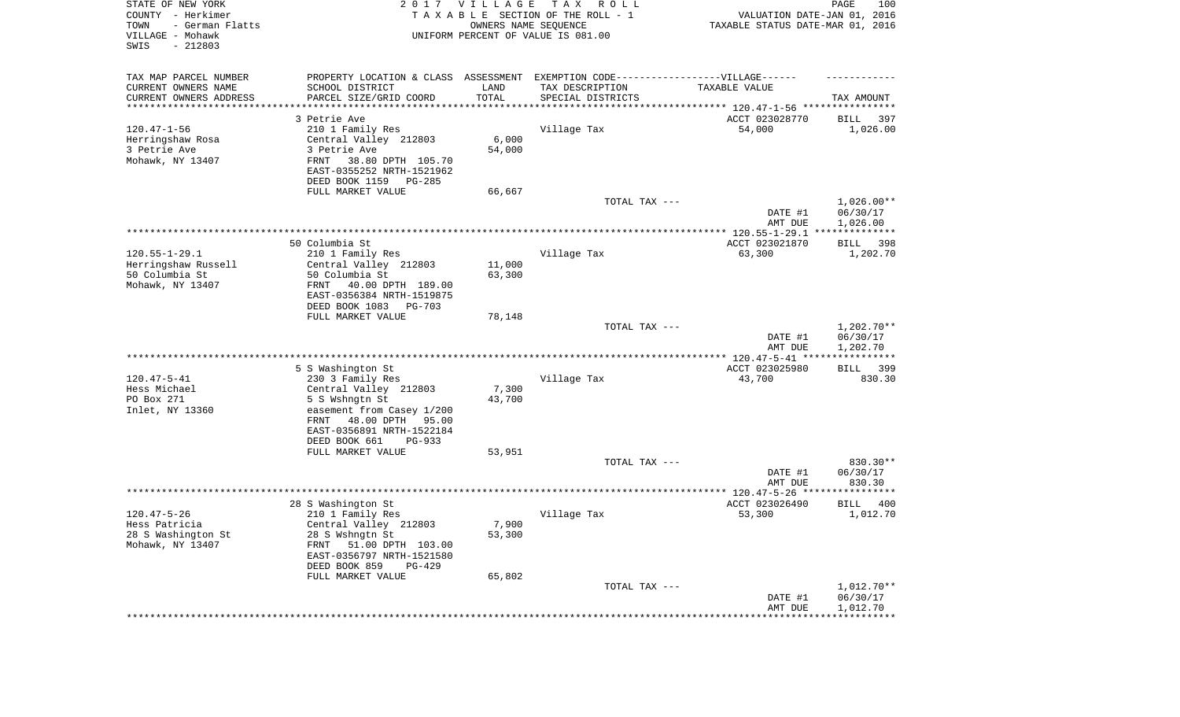STATE OF NEW YORK
COUNTY - Herkimer
TOWN - German Flatts
VILLAGE - Mohawk
SWIS - 212803

2 0 1 7 V I L L A G E T A X R O L L
T A X A B L E SECTION OF THE ROLL - 1
OWNERS NAME SEQUENCE
UNIFORM PERCENT OF VALUE IS 081.00

VALUATION DATE-JAN 01, 2016
TAXABLE STATUS DATE-MAR 01, 2016

| TAX MAP PARCEL NUMBER<br>CURRENT OWNERS NAME<br>CURRENT OWNERS ADDRESS | PROPERTY LOCATION & CLASS<br>SCHOOL DISTRICT<br>PARCEL SIZE/GRID COORD | ASSESSMENT<br>LAND<br>TOTAL | EXEMPTION CODE------VILLAGE------<br>TAX DESCRIPTION<br>SPECIAL DISTRICTS | TAXABLE VALUE | TAX AMOUNT |
|---|---|---|---|---|---|
| 120.47-1-56 | 3 Petrie Ave | | | ACCT 023028770 | BILL 397 |
| 120.47-1-56<br>Herringshaw Rosa<br>3 Petrie Ave<br>Mohawk, NY 13407 | 210 1 Family Res<br>Central Valley 212803<br>3 Petrie Ave<br>FRNT 38.80 DPTH 105.70<br>EAST-0355252 NRTH-1521962<br>DEED BOOK 1159 PG-285<br>FULL MARKET VALUE | <br>6,000<br>54,000<br><br><br><br>66,667 | Village Tax | 54,000 | 1,026.00 |
| | | | TOTAL TAX --- | | 1,026.00** |
| | | | | DATE #1 | 06/30/17 |
| | | | | AMT DUE | 1,026.00 |
| 120.55-1-29.1 | 50 Columbia St | | | ACCT 023021870 | BILL 398 |
| 120.55-1-29.1<br>Herringshaw Russell<br>50 Columbia St<br>Mohawk, NY 13407 | 210 1 Family Res<br>Central Valley 212803<br>50 Columbia St<br>FRNT 40.00 DPTH 189.00<br>EAST-0356384 NRTH-1519875<br>DEED BOOK 1083 PG-703<br>FULL MARKET VALUE | <br>11,000<br>63,300<br><br><br><br>78,148 | Village Tax | 63,300 | 1,202.70 |
| | | | TOTAL TAX --- | | 1,202.70** |
| | | | | DATE #1 | 06/30/17 |
| | | | | AMT DUE | 1,202.70 |
| 120.47-5-41 | 5 S Washington St | | | ACCT 023025980 | BILL 399 |
| 120.47-5-41<br>Hess Michael<br>PO Box 271<br>Inlet, NY 13360 | 230 3 Family Res<br>Central Valley 212803<br>5 S Wshngtn St<br>easement from Casey 1/200<br>FRNT 48.00 DPTH 95.00<br>EAST-0356891 NRTH-1522184<br>DEED BOOK 661 PG-933<br>FULL MARKET VALUE | <br>7,300<br>43,700<br><br><br><br><br>53,951 | Village Tax | 43,700 | 830.30 |
| | | | TOTAL TAX --- | | 830.30** |
| | | | | DATE #1 | 06/30/17 |
| | | | | AMT DUE | 830.30 |
| 120.47-5-26 | 28 S Washington St | | | ACCT 023026490 | BILL 400 |
| 120.47-5-26<br>Hess Patricia<br>28 S Washington St<br>Mohawk, NY 13407 | 210 1 Family Res<br>Central Valley 212803<br>28 S Wshngtn St<br>FRNT 51.00 DPTH 103.00<br>EAST-0356797 NRTH-1521580<br>DEED BOOK 859 PG-429<br>FULL MARKET VALUE | <br>7,900<br>53,300<br><br><br><br>65,802 | Village Tax | 53,300 | 1,012.70 |
| | | | TOTAL TAX --- | | 1,012.70** |
| | | | | DATE #1 | 06/30/17 |
| | | | | AMT DUE | 1,012.70 |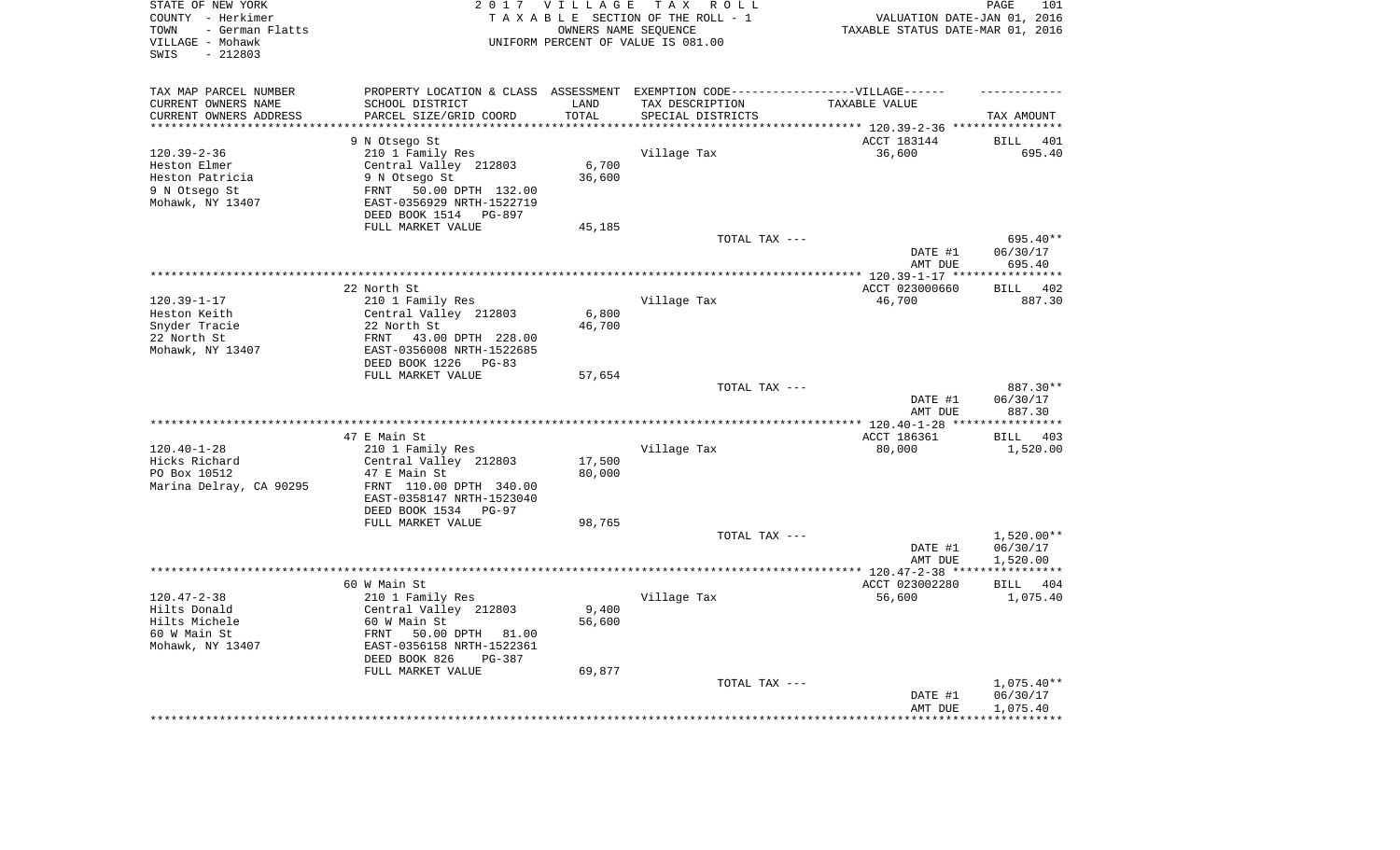STATE OF NEW YORK | 2017 VILLAGE TAX ROLL
COUNTY - Herkimer | TAXABLE SECTION OF THE ROLL - 1 | VALUATION DATE-JAN 01, 2016
TOWN - German Flatts | OWNERS NAME SEQUENCE | TAXABLE STATUS DATE-MAR 01, 2016
VILLAGE - Mohawk | UNIFORM PERCENT OF VALUE IS 081.00
SWIS - 212803

| TAX MAP PARCEL NUMBER<br>CURRENT OWNERS NAME<br>CURRENT OWNERS ADDRESS | PROPERTY LOCATION & CLASS<br>SCHOOL DISTRICT<br>PARCEL SIZE/GRID COORD | ASSESSMENT<br>LAND<br>TOTAL | EXEMPTION CODE-----VILLAGE------<br>TAX DESCRIPTION<br>SPECIAL DISTRICTS | TAXABLE VALUE | TAX AMOUNT |
|---|---|---|---|---|---|
| | 9 N Otsego St | | | ACCT 183144 | BILL 401 |
| 120.39-2-36 | 210 1 Family Res | | Village Tax | 36,600 | 695.40 |
| Heston Elmer | Central Valley 212803 | 6,700 | | | |
| Heston Patricia | 9 N Otsego St | 36,600 | | | |
| 9 N Otsego St | FRNT 50.00 DPTH 132.00 | | | | |
| Mohawk, NY 13407 | EAST-0356929 NRTH-1522719 | | | | |
| | DEED BOOK 1514 PG-897 | | | | |
| | FULL MARKET VALUE | 45,185 | | | |
| | | | TOTAL TAX --- | | 695.40** |
| | | | | DATE #1 | 06/30/17 |
| | | | | AMT DUE | 695.40 |
| | 22 North St | | | ACCT 023000660 | BILL 402 |
| 120.39-1-17 | 210 1 Family Res | | Village Tax | 46,700 | 887.30 |
| Heston Keith | Central Valley 212803 | 6,800 | | | |
| Snyder Tracie | 22 North St | 46,700 | | | |
| 22 North St | FRNT 43.00 DPTH 228.00 | | | | |
| Mohawk, NY 13407 | EAST-0356008 NRTH-1522685 | | | | |
| | DEED BOOK 1226 PG-83 | | | | |
| | FULL MARKET VALUE | 57,654 | | | |
| | | | TOTAL TAX --- | | 887.30** |
| | | | | DATE #1 | 06/30/17 |
| | | | | AMT DUE | 887.30 |
| | 47 E Main St | | | ACCT 186361 | BILL 403 |
| 120.40-1-28 | 210 1 Family Res | | Village Tax | 80,000 | 1,520.00 |
| Hicks Richard | Central Valley 212803 | 17,500 | | | |
| PO Box 10512 | 47 E Main St | 80,000 | | | |
| Marina Delray, CA 90295 | FRNT 110.00 DPTH 340.00 | | | | |
| | EAST-0358147 NRTH-1523040 | | | | |
| | DEED BOOK 1534 PG-97 | | | | |
| | FULL MARKET VALUE | 98,765 | | | |
| | | | TOTAL TAX --- | | 1,520.00** |
| | | | | DATE #1 | 06/30/17 |
| | | | | AMT DUE | 1,520.00 |
| | 60 W Main St | | | ACCT 023002280 | BILL 404 |
| 120.47-2-38 | 210 1 Family Res | | Village Tax | 56,600 | 1,075.40 |
| Hilts Donald | Central Valley 212803 | 9,400 | | | |
| Hilts Michele | 60 W Main St | 56,600 | | | |
| 60 W Main St | FRNT 50.00 DPTH 81.00 | | | | |
| Mohawk, NY 13407 | EAST-0356158 NRTH-1522361 | | | | |
| | DEED BOOK 826 PG-387 | | | | |
| | FULL MARKET VALUE | 69,877 | | | |
| | | | TOTAL TAX --- | | 1,075.40** |
| | | | | DATE #1 | 06/30/17 |
| | | | | AMT DUE | 1,075.40 |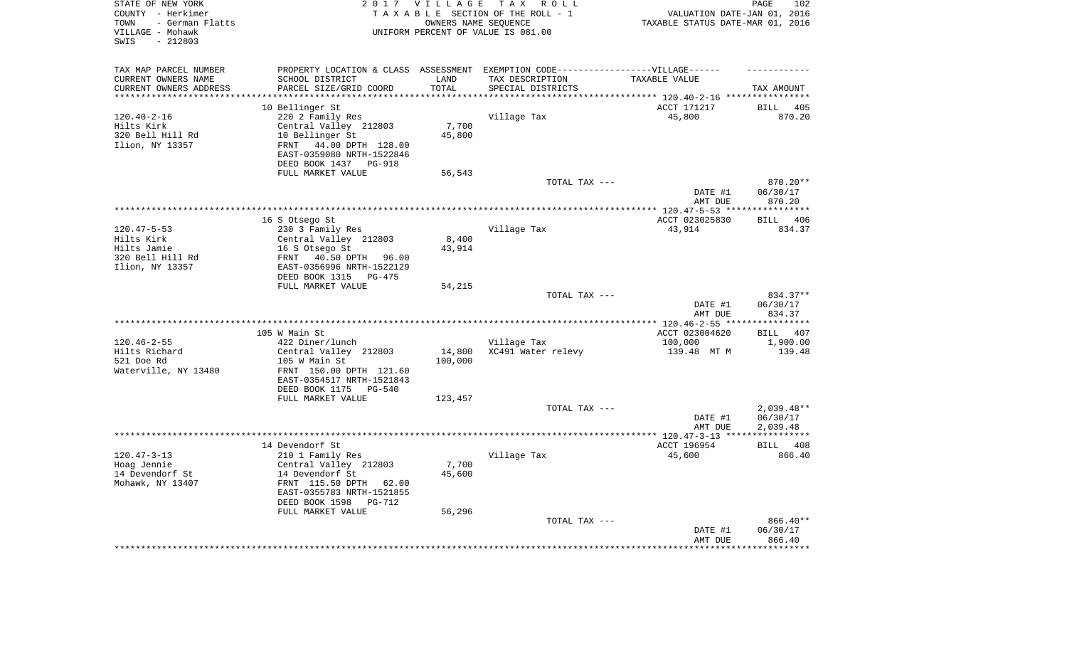STATE OF NEW YORK
COUNTY - Herkimer
TOWN - German Flatts
VILLAGE - Mohawk
SWIS - 212803

2 0 1 7 V I L L A G E T A X R O L L
T A X A B L E SECTION OF THE ROLL - 1
OWNERS NAME SEQUENCE
UNIFORM PERCENT OF VALUE IS 081.00

VALUATION DATE-JAN 01, 2016
TAXABLE STATUS DATE-MAR 01, 2016

| TAX MAP PARCEL NUMBER / CURRENT OWNERS NAME / CURRENT OWNERS ADDRESS | PROPERTY LOCATION & CLASS / SCHOOL DISTRICT / PARCEL SIZE/GRID COORD | ASSESSMENT LAND / TOTAL | EXEMPTION CODE / TAX DESCRIPTION / SPECIAL DISTRICTS | TAXABLE VALUE | TAX AMOUNT |
|---|---|---|---|---|---|
| | 10 Bellinger St | | | ACCT 171217 | BILL 405 |
| 120.40-2-16 | 220 2 Family Res | | Village Tax | 45,800 | 870.20 |
| Hilts Kirk | Central Valley 212803 | 7,700 | | | |
| 320 Bell Hill Rd | 10 Bellinger St | 45,800 | | | |
| Ilion, NY 13357 | FRNT 44.00 DPTH 128.00 | | | | |
| | EAST-0359080 NRTH-1522846 | | | | |
| | DEED BOOK 1437 PG-918 | | | | |
| | FULL MARKET VALUE | 56,543 | | | |
| | | | TOTAL TAX --- | | 870.20** |
| | | | | DATE #1 | 06/30/17 |
| | | | | AMT DUE | 870.20 |
| | 16 S Otsego St | | | ACCT 023025830 | BILL 406 |
| 120.47-5-53 | 230 3 Family Res | | Village Tax | 43,914 | 834.37 |
| Hilts Kirk | Central Valley 212803 | 8,400 | | | |
| Hilts Jamie | 16 S Otsego St | 43,914 | | | |
| 320 Bell Hill Rd | FRNT 40.50 DPTH 96.00 | | | | |
| Ilion, NY 13357 | EAST-0356996 NRTH-1522129 | | | | |
| | DEED BOOK 1315 PG-475 | | | | |
| | FULL MARKET VALUE | 54,215 | | | |
| | | | TOTAL TAX --- | | 834.37** |
| | | | | DATE #1 | 06/30/17 |
| | | | | AMT DUE | 834.37 |
| | 105 W Main St | | | ACCT 023004620 | BILL 407 |
| 120.46-2-55 | 422 Diner/lunch | | Village Tax | 100,000 | 1,900.00 |
| Hilts Richard | Central Valley 212803 | 14,800 | XC491 Water relevy | 139.48 MT M | 139.48 |
| 521 Doe Rd | 105 W Main St | 100,000 | | | |
| Waterville, NY 13480 | FRNT 150.00 DPTH 121.60 | | | | |
| | EAST-0354517 NRTH-1521843 | | | | |
| | DEED BOOK 1175 PG-540 | | | | |
| | FULL MARKET VALUE | 123,457 | | | |
| | | | TOTAL TAX --- | | 2,039.48** |
| | | | | DATE #1 | 06/30/17 |
| | | | | AMT DUE | 2,039.48 |
| | 14 Devendorf St | | | ACCT 196954 | BILL 408 |
| 120.47-3-13 | 210 1 Family Res | | Village Tax | 45,600 | 866.40 |
| Hoag Jennie | Central Valley 212803 | 7,700 | | | |
| 14 Devendorf St | 14 Devendorf St | 45,600 | | | |
| Mohawk, NY 13407 | FRNT 115.50 DPTH 62.00 | | | | |
| | EAST-0355783 NRTH-1521855 | | | | |
| | DEED BOOK 1598 PG-712 | | | | |
| | FULL MARKET VALUE | 56,296 | | | |
| | | | TOTAL TAX --- | | 866.40** |
| | | | | DATE #1 | 06/30/17 |
| | | | | AMT DUE | 866.40 |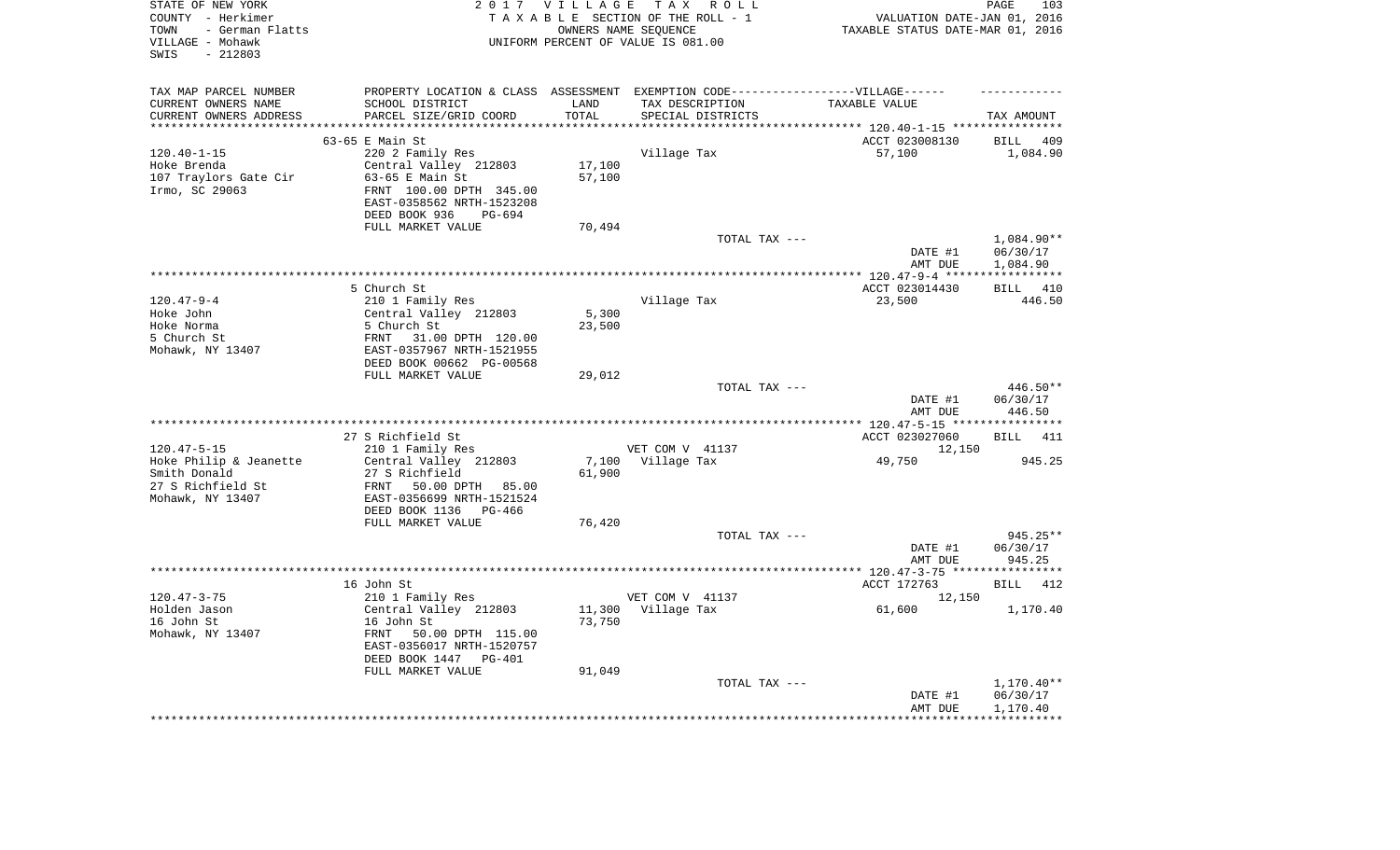STATE OF NEW YORK
COUNTY - Herkimer
TOWN - German Flatts
VILLAGE - Mohawk
SWIS - 212803

2 0 1 7 V I L L A G E T A X R O L L
T A X A B L E SECTION OF THE ROLL - 1
OWNERS NAME SEQUENCE
UNIFORM PERCENT OF VALUE IS 081.00

VALUATION DATE-JAN 01, 2016
TAXABLE STATUS DATE-MAR 01, 2016

| TAX MAP PARCEL NUMBER<br>CURRENT OWNERS NAME<br>CURRENT OWNERS ADDRESS | PROPERTY LOCATION & CLASS<br>SCHOOL DISTRICT<br>PARCEL SIZE/GRID COORD | ASSESSMENT<br>LAND<br>TOTAL | EXEMPTION CODE------------------VILLAGE------<br>TAX DESCRIPTION<br>SPECIAL DISTRICTS | TAXABLE VALUE | TAX AMOUNT |
|---|---|---|---|---|---|
| | 63-65 E Main St | | | ACCT 023008130 | BILL 409 |
| 120.40-1-15 | 220 2 Family Res | | Village Tax | 57,100 | 1,084.90 |
| Hoke Brenda | Central Valley 212803 | 17,100 | | | |
| 107 Traylors Gate Cir | 63-65 E Main St | 57,100 | | | |
| Irmo, SC 29063 | FRNT 100.00 DPTH 345.00 | | | | |
| | EAST-0358562 NRTH-1523208 | | | | |
| | DEED BOOK 936 PG-694 | | | | |
| | FULL MARKET VALUE | 70,494 | | | |
| | | | TOTAL TAX --- | | 1,084.90** |
| | | | | DATE #1 | 06/30/17 |
| | | | | AMT DUE | 1,084.90 |
| | 5 Church St | | | ACCT 023014430 | BILL 410 |
| 120.47-9-4 | 210 1 Family Res | | Village Tax | 23,500 | 446.50 |
| Hoke John | Central Valley 212803 | 5,300 | | | |
| Hoke Norma | 5 Church St | 23,500 | | | |
| 5 Church St | FRNT 31.00 DPTH 120.00 | | | | |
| Mohawk, NY 13407 | EAST-0357967 NRTH-1521955 | | | | |
| | DEED BOOK 00662 PG-00568 | | | | |
| | FULL MARKET VALUE | 29,012 | | | |
| | | | TOTAL TAX --- | | 446.50** |
| | | | | DATE #1 | 06/30/17 |
| | | | | AMT DUE | 446.50 |
| | 27 S Richfield St | | | ACCT 023027060 | BILL 411 |
| 120.47-5-15 | 210 1 Family Res | | VET COM V 41137 | 12,150 | |
| Hoke Philip & Jeanette | Central Valley 212803 | 7,100 | Village Tax | 49,750 | 945.25 |
| Smith Donald | 27 S Richfield | 61,900 | | | |
| 27 S Richfield St | FRNT 50.00 DPTH 85.00 | | | | |
| Mohawk, NY 13407 | EAST-0356699 NRTH-1521524 | | | | |
| | DEED BOOK 1136 PG-466 | | | | |
| | FULL MARKET VALUE | 76,420 | | | |
| | | | TOTAL TAX --- | | 945.25** |
| | | | | DATE #1 | 06/30/17 |
| | | | | AMT DUE | 945.25 |
| | 16 John St | | | ACCT 172763 | BILL 412 |
| 120.47-3-75 | 210 1 Family Res | | VET COM V 41137 | 12,150 | |
| Holden Jason | Central Valley 212803 | 11,300 | Village Tax | 61,600 | 1,170.40 |
| 16 John St | 16 John St | 73,750 | | | |
| Mohawk, NY 13407 | FRNT 50.00 DPTH 115.00 | | | | |
| | EAST-0356017 NRTH-1520757 | | | | |
| | DEED BOOK 1447 PG-401 | | | | |
| | FULL MARKET VALUE | 91,049 | | | |
| | | | TOTAL TAX --- | | 1,170.40** |
| | | | | DATE #1 | 06/30/17 |
| | | | | AMT DUE | 1,170.40 |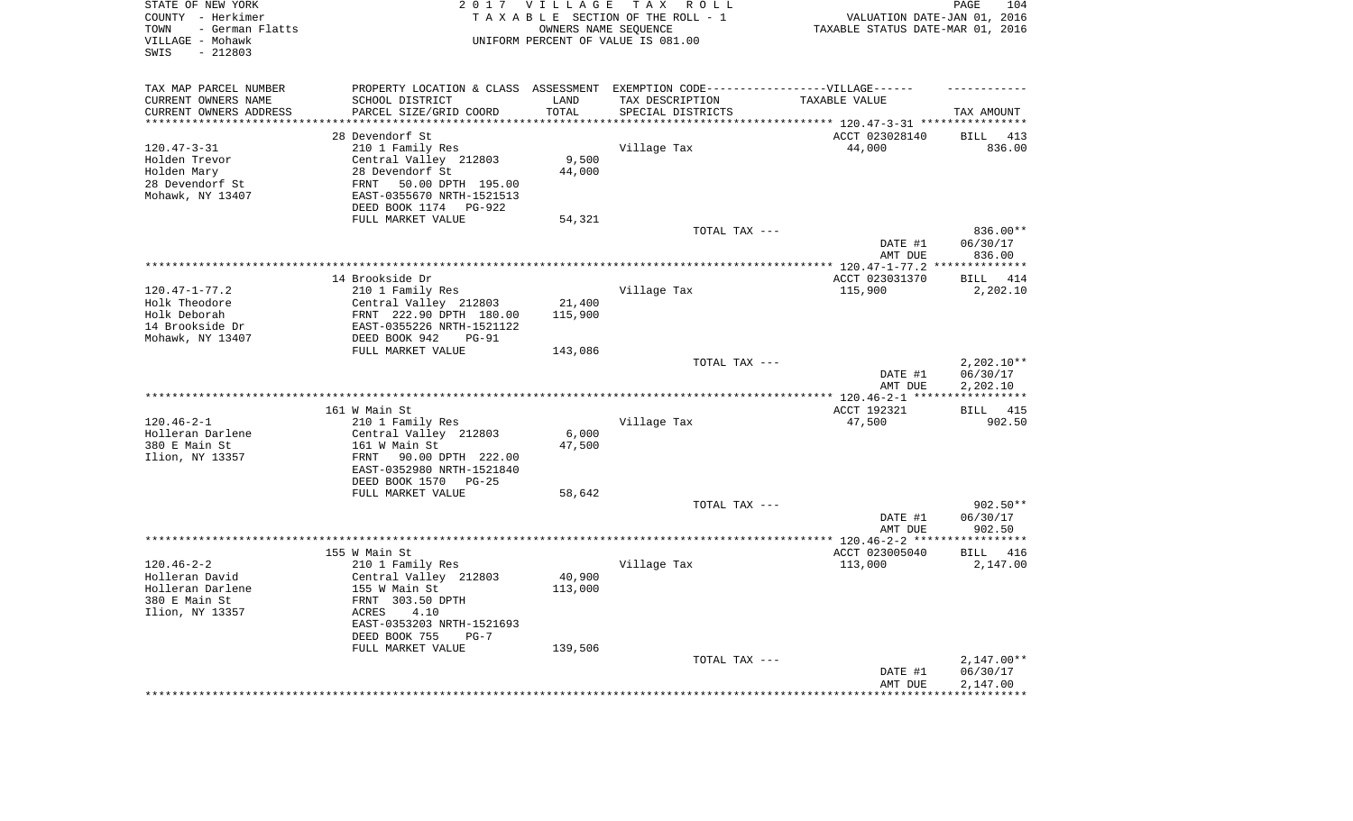STATE OF NEW YORK
COUNTY - Herkimer
TOWN - German Flatts
VILLAGE - Mohawk
SWIS - 212803

2 0 1 7 V I L L A G E T A X R O L L
T A X A B L E SECTION OF THE ROLL - 1
OWNERS NAME SEQUENCE
UNIFORM PERCENT OF VALUE IS 081.00

VALUATION DATE-JAN 01, 2016
TAXABLE STATUS DATE-MAR 01, 2016

| TAX MAP PARCEL NUMBER / CURRENT OWNERS NAME / CURRENT OWNERS ADDRESS | PROPERTY LOCATION & CLASS / SCHOOL DISTRICT / PARCEL SIZE/GRID COORD | ASSESSMENT LAND / TOTAL | EXEMPTION CODE / TAX DESCRIPTION / SPECIAL DISTRICTS | TAXABLE VALUE | TAX AMOUNT |
|---|---|---|---|---|---|
| 120.47-3-31 | 28 Devendorf St | | | ACCT 023028140 | BILL 413 |
| Holden Trevor | 210 1 Family Res | | Village Tax | 44,000 | 836.00 |
| Holden Mary | Central Valley 212803 | 9,500 | | | |
| 28 Devendorf St | 28 Devendorf St | 44,000 | | | |
| Mohawk, NY 13407 | FRNT 50.00 DPTH 195.00 | | | | |
| | EAST-0355670 NRTH-1521513 | | | | |
| | DEED BOOK 1174 PG-922 | | | | |
| | FULL MARKET VALUE | 54,321 | | | |
| | | | TOTAL TAX --- | | 836.00** |
| | | | | DATE #1 | 06/30/17 |
| | | | | AMT DUE | 836.00 |
| 120.47-1-77.2 | 14 Brookside Dr | | | ACCT 023031370 | BILL 414 |
| Holk Theodore | 210 1 Family Res | | Village Tax | 115,900 | 2,202.10 |
| Holk Deborah | Central Valley 212803 | 21,400 | | | |
| 14 Brookside Dr | FRNT 222.90 DPTH 180.00 | 115,900 | | | |
| Mohawk, NY 13407 | EAST-0355226 NRTH-1521122 | | | | |
| | DEED BOOK 942 PG-91 | | | | |
| | FULL MARKET VALUE | 143,086 | | | |
| | | | TOTAL TAX --- | | 2,202.10** |
| | | | | DATE #1 | 06/30/17 |
| | | | | AMT DUE | 2,202.10 |
| 120.46-2-1 | 161 W Main St | | | ACCT 192321 | BILL 415 |
| Holleran Darlene | 210 1 Family Res | | Village Tax | 47,500 | 902.50 |
| 380 E Main St | Central Valley 212803 | 6,000 | | | |
| Ilion, NY 13357 | 161 W Main St | 47,500 | | | |
| | FRNT 90.00 DPTH 222.00 | | | | |
| | EAST-0352980 NRTH-1521840 | | | | |
| | DEED BOOK 1570 PG-25 | | | | |
| | FULL MARKET VALUE | 58,642 | | | |
| | | | TOTAL TAX --- | | 902.50** |
| | | | | DATE #1 | 06/30/17 |
| | | | | AMT DUE | 902.50 |
| 120.46-2-2 | 155 W Main St | | | ACCT 023005040 | BILL 416 |
| Holleran David | 210 1 Family Res | | Village Tax | 113,000 | 2,147.00 |
| Holleran Darlene | Central Valley 212803 | 40,900 | | | |
| 380 E Main St | 155 W Main St | 113,000 | | | |
| Ilion, NY 13357 | FRNT 303.50 DPTH | | | | |
| | ACRES 4.10 | | | | |
| | EAST-0353203 NRTH-1521693 | | | | |
| | DEED BOOK 755 PG-7 | | | | |
| | FULL MARKET VALUE | 139,506 | | | |
| | | | TOTAL TAX --- | | 2,147.00** |
| | | | | DATE #1 | 06/30/17 |
| | | | | AMT DUE | 2,147.00 |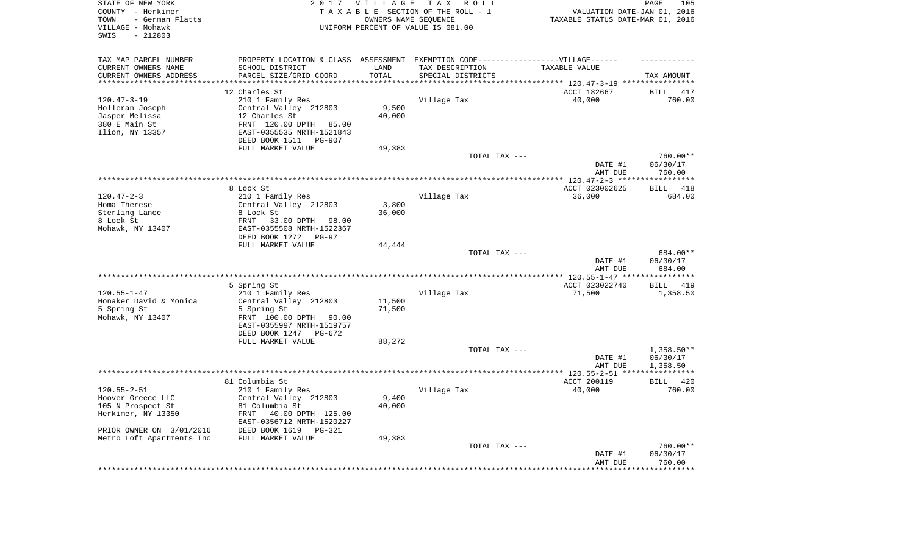STATE OF NEW YORK
COUNTY - Herkimer
TOWN - German Flatts
VILLAGE - Mohawk
SWIS - 212803

2017 VILLAGE TAX ROLL
TAXABLE SECTION OF THE ROLL - 1
OWNERS NAME SEQUENCE
UNIFORM PERCENT OF VALUE IS 081.00

VALUATION DATE-JAN 01, 2016
TAXABLE STATUS DATE-MAR 01, 2016

| TAX MAP PARCEL NUMBER / CURRENT OWNERS NAME / CURRENT OWNERS ADDRESS | PROPERTY LOCATION & CLASS / SCHOOL DISTRICT / PARCEL SIZE/GRID COORD | ASSESSMENT LAND / TOTAL | EXEMPTION CODE / TAX DESCRIPTION / SPECIAL DISTRICTS | TAXABLE VALUE | TAX AMOUNT |
|---|---|---|---|---|---|
| 120.47-3-19 | 12 Charles St | | | ACCT 182667 | BILL 417 |
| Holleran Joseph | 210 1 Family Res | | Village Tax | 40,000 | 760.00 |
| Jasper Melissa | Central Valley 212803 | 9,500 | | | |
| 380 E Main St | 12 Charles St | 40,000 | | | |
| Ilion, NY 13357 | FRNT 120.00 DPTH 85.00 | | | | |
| | EAST-0355535 NRTH-1521843 | | | | |
| | DEED BOOK 1511 PG-907 | | | | |
| | FULL MARKET VALUE | 49,383 | | | |
| | | | TOTAL TAX --- | | 760.00** |
| | | | | DATE #1 | 06/30/17 |
| | | | | AMT DUE | 760.00 |
| 120.47-2-3 | 8 Lock St | | | ACCT 023002625 | BILL 418 |
| Homa Therese | 210 1 Family Res | | Village Tax | 36,000 | 684.00 |
| Sterling Lance | Central Valley 212803 | 3,800 | | | |
| 8 Lock St | 8 Lock St | 36,000 | | | |
| Mohawk, NY 13407 | FRNT 33.00 DPTH 98.00 | | | | |
| | EAST-0355508 NRTH-1522367 | | | | |
| | DEED BOOK 1272 PG-97 | | | | |
| | FULL MARKET VALUE | 44,444 | | | |
| | | | TOTAL TAX --- | | 684.00** |
| | | | | DATE #1 | 06/30/17 |
| | | | | AMT DUE | 684.00 |
| 120.55-1-47 | 5 Spring St | | | ACCT 023022740 | BILL 419 |
| Honaker David & Monica | 210 1 Family Res | | Village Tax | 71,500 | 1,358.50 |
| 5 Spring St | Central Valley 212803 | 11,500 | | | |
| Mohawk, NY 13407 | 5 Spring St | 71,500 | | | |
| | FRNT 100.00 DPTH 90.00 | | | | |
| | EAST-0355997 NRTH-1519757 | | | | |
| | DEED BOOK 1247 PG-672 | | | | |
| | FULL MARKET VALUE | 88,272 | | | |
| | | | TOTAL TAX --- | | 1,358.50** |
| | | | | DATE #1 | 06/30/17 |
| | | | | AMT DUE | 1,358.50 |
| 120.55-2-51 | 81 Columbia St | | | ACCT 200119 | BILL 420 |
| Hoover Greece LLC | 210 1 Family Res | | Village Tax | 40,000 | 760.00 |
| 105 N Prospect St | Central Valley 212803 | 9,400 | | | |
| Herkimer, NY 13350 | 81 Columbia St | 40,000 | | | |
| | FRNT 40.00 DPTH 125.00 | | | | |
| | EAST-0356712 NRTH-1520227 | | | | |
| PRIOR OWNER ON 3/01/2016 | DEED BOOK 1619 PG-321 | | | | |
| Metro Loft Apartments Inc | FULL MARKET VALUE | 49,383 | | | |
| | | | TOTAL TAX --- | | 760.00** |
| | | | | DATE #1 | 06/30/17 |
| | | | | AMT DUE | 760.00 |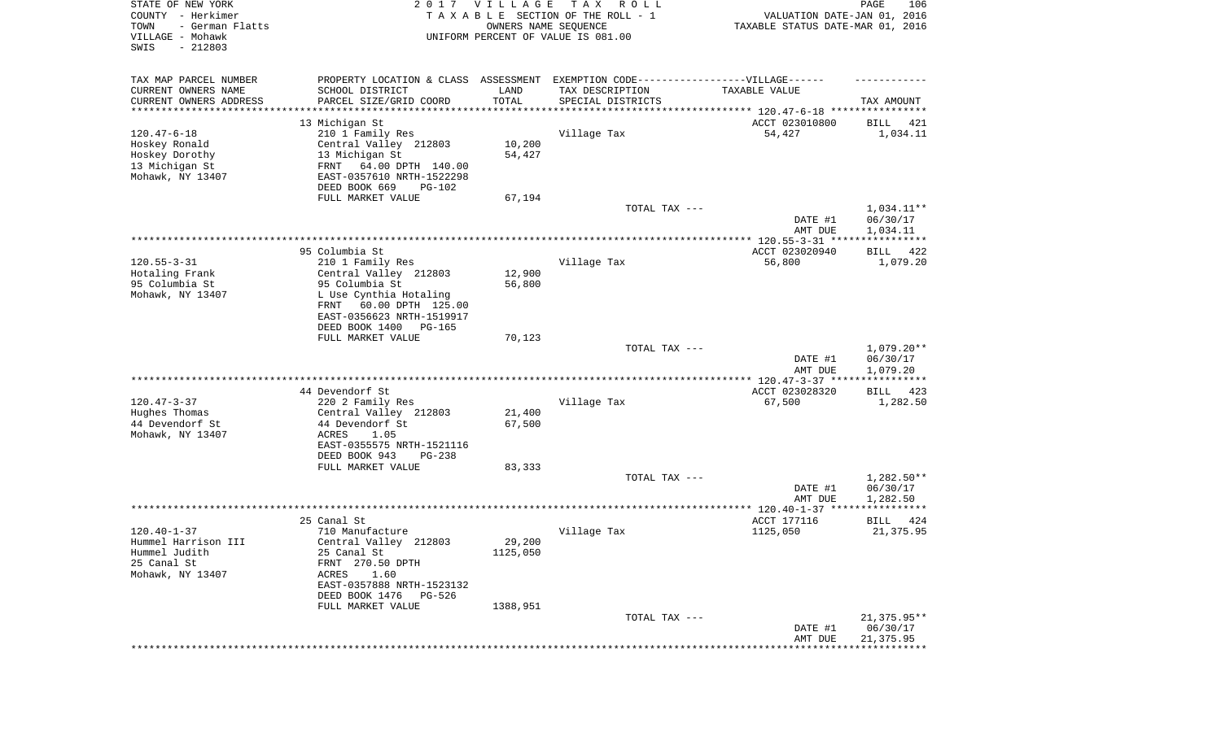STATE OF NEW YORK
COUNTY - Herkimer
TOWN - German Flatts
VILLAGE - Mohawk
SWIS - 212803

2017 VILLAGE TAX ROLL
TAXABLE SECTION OF THE ROLL - 1
OWNERS NAME SEQUENCE
UNIFORM PERCENT OF VALUE IS 081.00

VALUATION DATE-JAN 01, 2016
TAXABLE STATUS DATE-MAR 01, 2016

| TAX MAP PARCEL NUMBER<br>CURRENT OWNERS NAME<br>CURRENT OWNERS ADDRESS | PROPERTY LOCATION & CLASS<br>SCHOOL DISTRICT<br>PARCEL SIZE/GRID COORD | ASSESSMENT<br>LAND<br>TOTAL | EXEMPTION CODE-----VILLAGE------<br>TAX DESCRIPTION<br>SPECIAL DISTRICTS | TAXABLE VALUE | TAX AMOUNT |
|---|---|---|---|---|---|
| 120.47-6-18 | 13 Michigan St | | | ACCT 023010800 | BILL 421 |
| | 210 1 Family Res | | Village Tax | 54,427 | 1,034.11 |
| Hoskey Ronald | Central Valley 212803 | 10,200 | | | |
| Hoskey Dorothy | 13 Michigan St | 54,427 | | | |
| 13 Michigan St | FRNT 64.00 DPTH 140.00 | | | | |
| Mohawk, NY 13407 | EAST-0357610 NRTH-1522298 | | | | |
| | DEED BOOK 669 PG-102 | | | | |
| | FULL MARKET VALUE | 67,194 | | | |
| | | | TOTAL TAX --- | | 1,034.11** |
| | | | | DATE #1 | 06/30/17 |
| | | | | AMT DUE | 1,034.11 |
| 120.55-3-31 | 95 Columbia St | | | ACCT 023020940 | BILL 422 |
| | 210 1 Family Res | | Village Tax | 56,800 | 1,079.20 |
| Hotaling Frank | Central Valley 212803 | 12,900 | | | |
| 95 Columbia St | 95 Columbia St | 56,800 | | | |
| Mohawk, NY 13407 | L Use Cynthia Hotaling | | | | |
| | FRNT 60.00 DPTH 125.00 | | | | |
| | EAST-0356623 NRTH-1519917 | | | | |
| | DEED BOOK 1400 PG-165 | | | | |
| | FULL MARKET VALUE | 70,123 | | | |
| | | | TOTAL TAX --- | | 1,079.20** |
| | | | | DATE #1 | 06/30/17 |
| | | | | AMT DUE | 1,079.20 |
| 120.47-3-37 | 44 Devendorf St | | | ACCT 023028320 | BILL 423 |
| | 220 2 Family Res | | Village Tax | 67,500 | 1,282.50 |
| Hughes Thomas | Central Valley 212803 | 21,400 | | | |
| 44 Devendorf St | 44 Devendorf St | 67,500 | | | |
| Mohawk, NY 13407 | ACRES 1.05 | | | | |
| | EAST-0355575 NRTH-1521116 | | | | |
| | DEED BOOK 943 PG-238 | | | | |
| | FULL MARKET VALUE | 83,333 | | | |
| | | | TOTAL TAX --- | | 1,282.50** |
| | | | | DATE #1 | 06/30/17 |
| | | | | AMT DUE | 1,282.50 |
| 120.40-1-37 | 25 Canal St | | | ACCT 177116 | BILL 424 |
| | 710 Manufacture | | Village Tax | 1125,050 | 21,375.95 |
| Hummel Harrison III | Central Valley 212803 | 29,200 | | | |
| Hummel Judith | 25 Canal St | 1125,050 | | | |
| 25 Canal St | FRNT 270.50 DPTH | | | | |
| Mohawk, NY 13407 | ACRES 1.60 | | | | |
| | EAST-0357888 NRTH-1523132 | | | | |
| | DEED BOOK 1476 PG-526 | | | | |
| | FULL MARKET VALUE | 1388,951 | | | |
| | | | TOTAL TAX --- | | 21,375.95** |
| | | | | DATE #1 | 06/30/17 |
| | | | | AMT DUE | 21,375.95 |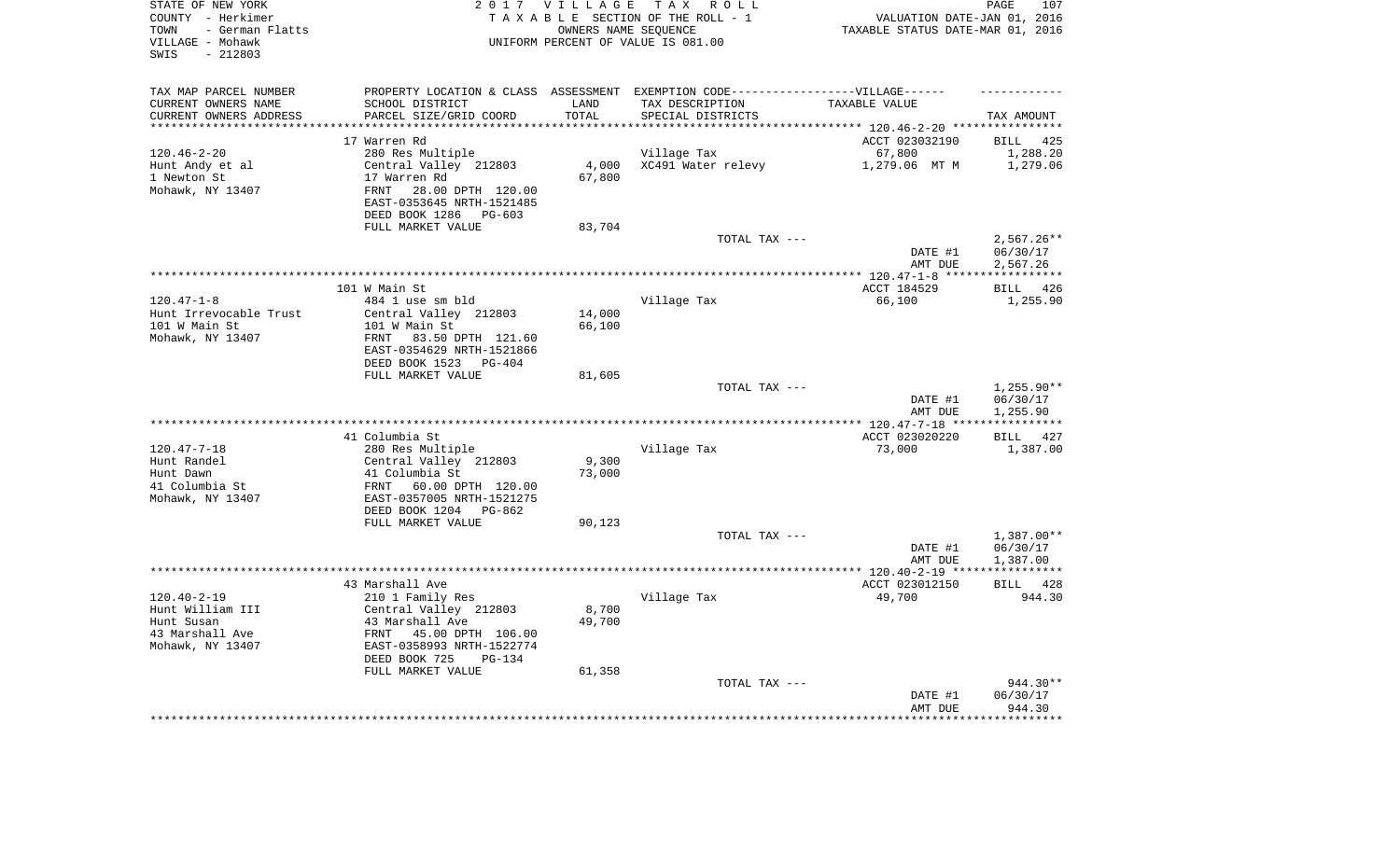STATE OF NEW YORK
COUNTY - Herkimer
TOWN - German Flatts
VILLAGE - Mohawk
SWIS - 212803

2017 VILLAGE TAX ROLL
TAXABLE SECTION OF THE ROLL - 1
OWNERS NAME SEQUENCE
UNIFORM PERCENT OF VALUE IS 081.00

VALUATION DATE-JAN 01, 2016
TAXABLE STATUS DATE-MAR 01, 2016

| TAX MAP PARCEL NUMBER<br>CURRENT OWNERS NAME<br>CURRENT OWNERS ADDRESS | PROPERTY LOCATION & CLASS<br>SCHOOL DISTRICT<br>PARCEL SIZE/GRID COORD | ASSESSMENT<br>LAND<br>TOTAL | EXEMPTION CODE------VILLAGE------<br>TAX DESCRIPTION<br>SPECIAL DISTRICTS | TAXABLE VALUE | TAX AMOUNT |
|---|---|---|---|---|---|
| 120.46-2-20 | 17 Warren Rd | | | ACCT 023032190 | BILL 425 |
| 120.46-2-20 | 280 Res Multiple | | Village Tax | 67,800 | 1,288.20 |
| Hunt Andy et al | Central Valley 212803 | 4,000 | XC491 Water relevy | 1,279.06 MT M | 1,279.06 |
| 1 Newton St | 17 Warren Rd | 67,800 | | | |
| Mohawk, NY 13407 | FRNT 28.00 DPTH 120.00 | | | | |
| | EAST-0353645 NRTH-1521485 | | | | |
| | DEED BOOK 1286 PG-603 | | | | |
| | FULL MARKET VALUE | 83,704 | | | |
| | | | TOTAL TAX --- | | 2,567.26** |
| | | | | DATE #1 | 06/30/17 |
| | | | | AMT DUE | 2,567.26 |
| 120.47-1-8 | 101 W Main St | | | ACCT 184529 | BILL 426 |
| 120.47-1-8 | 484 1 use sm bld | | Village Tax | 66,100 | 1,255.90 |
| Hunt Irrevocable Trust | Central Valley 212803 | 14,000 | | | |
| 101 W Main St | 101 W Main St | 66,100 | | | |
| Mohawk, NY 13407 | FRNT 83.50 DPTH 121.60 | | | | |
| | EAST-0354629 NRTH-1521866 | | | | |
| | DEED BOOK 1523 PG-404 | | | | |
| | FULL MARKET VALUE | 81,605 | | | |
| | | | TOTAL TAX --- | | 1,255.90** |
| | | | | DATE #1 | 06/30/17 |
| | | | | AMT DUE | 1,255.90 |
| 120.47-7-18 | 41 Columbia St | | | ACCT 023020220 | BILL 427 |
| 120.47-7-18 | 280 Res Multiple | | Village Tax | 73,000 | 1,387.00 |
| Hunt Randel | Central Valley 212803 | 9,300 | | | |
| Hunt Dawn | 41 Columbia St | 73,000 | | | |
| 41 Columbia St | FRNT 60.00 DPTH 120.00 | | | | |
| Mohawk, NY 13407 | EAST-0357005 NRTH-1521275 | | | | |
| | DEED BOOK 1204 PG-862 | | | | |
| | FULL MARKET VALUE | 90,123 | | | |
| | | | TOTAL TAX --- | | 1,387.00** |
| | | | | DATE #1 | 06/30/17 |
| | | | | AMT DUE | 1,387.00 |
| 120.40-2-19 | 43 Marshall Ave | | | ACCT 023012150 | BILL 428 |
| 120.40-2-19 | 210 1 Family Res | | Village Tax | 49,700 | 944.30 |
| Hunt William III | Central Valley 212803 | 8,700 | | | |
| Hunt Susan | 43 Marshall Ave | 49,700 | | | |
| 43 Marshall Ave | FRNT 45.00 DPTH 106.00 | | | | |
| Mohawk, NY 13407 | EAST-0358993 NRTH-1522774 | | | | |
| | DEED BOOK 725 PG-134 | | | | |
| | FULL MARKET VALUE | 61,358 | | | |
| | | | TOTAL TAX --- | | 944.30** |
| | | | | DATE #1 | 06/30/17 |
| | | | | AMT DUE | 944.30 |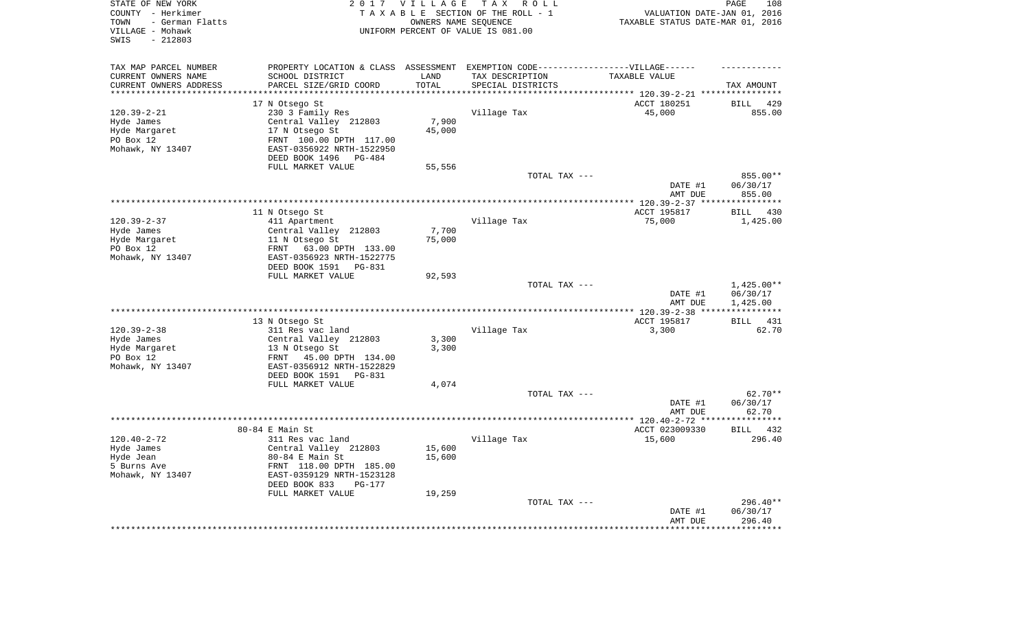STATE OF NEW YORK | 2017 VILLAGE TAX ROLL
COUNTY - Herkimer | TAXABLE SECTION OF THE ROLL - 1 | VALUATION DATE-JAN 01, 2016
TOWN - German Flatts | OWNERS NAME SEQUENCE | TAXABLE STATUS DATE-MAR 01, 2016
VILLAGE - Mohawk | UNIFORM PERCENT OF VALUE IS 081.00
SWIS - 212803

| TAX MAP PARCEL NUMBER<br>CURRENT OWNERS NAME<br>CURRENT OWNERS ADDRESS | PROPERTY LOCATION & CLASS<br>SCHOOL DISTRICT<br>PARCEL SIZE/GRID COORD | ASSESSMENT<br>LAND<br>TOTAL | EXEMPTION CODE------VILLAGE------<br>TAX DESCRIPTION<br>SPECIAL DISTRICTS | TAXABLE VALUE | TAX AMOUNT |
|---|---|---|---|---|---|
| | 17 N Otsego St | | | ACCT 180251 | BILL 429 |
| 120.39-2-21 | 230 3 Family Res | | Village Tax | 45,000 | 855.00 |
| Hyde James | Central Valley 212803 | 7,900 | | | |
| Hyde Margaret | 17 N Otsego St | 45,000 | | | |
| PO Box 12 | FRNT 100.00 DPTH 117.00 | | | | |
| Mohawk, NY 13407 | EAST-0356922 NRTH-1522950 | | | | |
| | DEED BOOK 1496 PG-484 | | | | |
| | FULL MARKET VALUE | 55,556 | | | |
| | | | TOTAL TAX --- | | 855.00** |
| | | | | DATE #1 | 06/30/17 |
| | | | | AMT DUE | 855.00 |
| | 11 N Otsego St | | | ACCT 195817 | BILL 430 |
| 120.39-2-37 | 411 Apartment | | Village Tax | 75,000 | 1,425.00 |
| Hyde James | Central Valley 212803 | 7,700 | | | |
| Hyde Margaret | 11 N Otsego St | 75,000 | | | |
| PO Box 12 | FRNT 63.00 DPTH 133.00 | | | | |
| Mohawk, NY 13407 | EAST-0356923 NRTH-1522775 | | | | |
| | DEED BOOK 1591 PG-831 | | | | |
| | FULL MARKET VALUE | 92,593 | | | |
| | | | TOTAL TAX --- | | 1,425.00** |
| | | | | DATE #1 | 06/30/17 |
| | | | | AMT DUE | 1,425.00 |
| | 13 N Otsego St | | | ACCT 195817 | BILL 431 |
| 120.39-2-38 | 311 Res vac land | | Village Tax | 3,300 | 62.70 |
| Hyde James | Central Valley 212803 | 3,300 | | | |
| Hyde Margaret | 13 N Otsego St | 3,300 | | | |
| PO Box 12 | FRNT 45.00 DPTH 134.00 | | | | |
| Mohawk, NY 13407 | EAST-0356912 NRTH-1522829 | | | | |
| | DEED BOOK 1591 PG-831 | | | | |
| | FULL MARKET VALUE | 4,074 | | | |
| | | | TOTAL TAX --- | | 62.70** |
| | | | | DATE #1 | 06/30/17 |
| | | | | AMT DUE | 62.70 |
| | 80-84 E Main St | | | ACCT 023009330 | BILL 432 |
| 120.40-2-72 | 311 Res vac land | | Village Tax | 15,600 | 296.40 |
| Hyde James | Central Valley 212803 | 15,600 | | | |
| Hyde Jean | 80-84 E Main St | 15,600 | | | |
| 5 Burns Ave | FRNT 118.00 DPTH 185.00 | | | | |
| Mohawk, NY 13407 | EAST-0359129 NRTH-1523128 | | | | |
| | DEED BOOK 833 PG-177 | | | | |
| | FULL MARKET VALUE | 19,259 | | | |
| | | | TOTAL TAX --- | | 296.40** |
| | | | | DATE #1 | 06/30/17 |
| | | | | AMT DUE | 296.40 |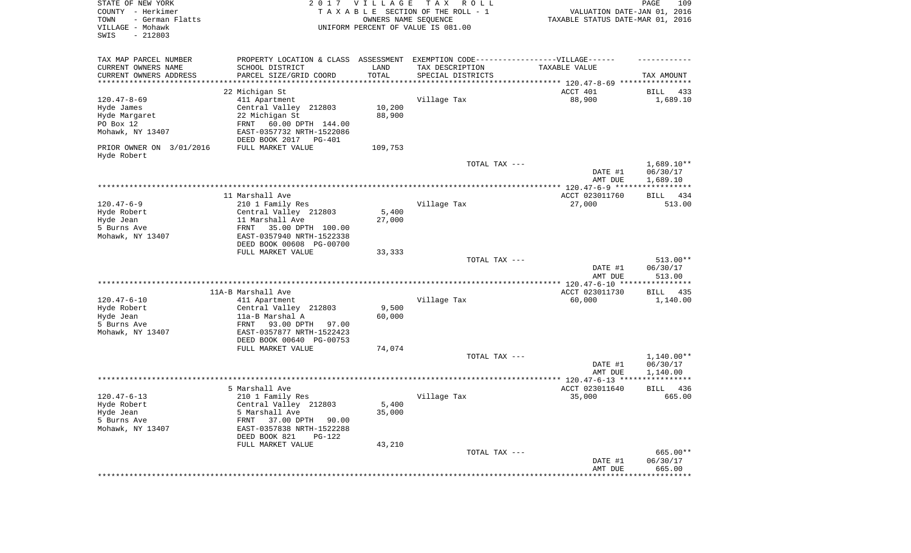STATE OF NEW YORK — 2 0 1 7 V I L L A G E T A X R O L L
COUNTY - Herkimer — T A X A B L E SECTION OF THE ROLL - 1 — VALUATION DATE-JAN 01, 2016
TOWN - German Flatts — OWNERS NAME SEQUENCE — TAXABLE STATUS DATE-MAR 01, 2016
VILLAGE - Mohawk — UNIFORM PERCENT OF VALUE IS 081.00
SWIS - 212803

| TAX MAP PARCEL NUMBER / CURRENT OWNERS NAME / CURRENT OWNERS ADDRESS | PROPERTY LOCATION & CLASS / SCHOOL DISTRICT / PARCEL SIZE/GRID COORD | ASSESSMENT LAND / TOTAL | EXEMPTION CODE-----VILLAGE------ / TAX DESCRIPTION / SPECIAL DISTRICTS | TAXABLE VALUE | TAX AMOUNT |
|---|---|---|---|---|---|
| | 22 Michigan St | | | ACCT 401 | BILL 433 |
| 120.47-8-69 | 411 Apartment | | Village Tax | 88,900 | 1,689.10 |
| Hyde James | Central Valley 212803 | 10,200 | | | |
| Hyde Margaret | 22 Michigan St | 88,900 | | | |
| PO Box 12 | FRNT 60.00 DPTH 144.00 | | | | |
| Mohawk, NY 13407 | EAST-0357732 NRTH-1522086 | | | | |
| | DEED BOOK 2017 PG-401 | | | | |
| PRIOR OWNER ON 3/01/2016 | FULL MARKET VALUE | 109,753 | | | |
| Hyde Robert | | | | | |
| | | | TOTAL TAX --- | | 1,689.10** |
| | | | | DATE #1 | 06/30/17 |
| | | | | AMT DUE | 1,689.10 |
| | 11 Marshall Ave | | | ACCT 023011760 | BILL 434 |
| 120.47-6-9 | 210 1 Family Res | | Village Tax | 27,000 | 513.00 |
| Hyde Robert | Central Valley 212803 | 5,400 | | | |
| Hyde Jean | 11 Marshall Ave | 27,000 | | | |
| 5 Burns Ave | FRNT 35.00 DPTH 100.00 | | | | |
| Mohawk, NY 13407 | EAST-0357940 NRTH-1522338 | | | | |
| | DEED BOOK 00608 PG-00700 | | | | |
| | FULL MARKET VALUE | 33,333 | | | |
| | | | TOTAL TAX --- | | 513.00** |
| | | | | DATE #1 | 06/30/17 |
| | | | | AMT DUE | 513.00 |
| | 11A-B Marshall Ave | | | ACCT 023011730 | BILL 435 |
| 120.47-6-10 | 411 Apartment | | Village Tax | 60,000 | 1,140.00 |
| Hyde Robert | Central Valley 212803 | 9,500 | | | |
| Hyde Jean | 11a-B Marshal A | 60,000 | | | |
| 5 Burns Ave | FRNT 93.00 DPTH 97.00 | | | | |
| Mohawk, NY 13407 | EAST-0357877 NRTH-1522423 | | | | |
| | DEED BOOK 00640 PG-00753 | | | | |
| | FULL MARKET VALUE | 74,074 | | | |
| | | | TOTAL TAX --- | | 1,140.00** |
| | | | | DATE #1 | 06/30/17 |
| | | | | AMT DUE | 1,140.00 |
| | 5 Marshall Ave | | | ACCT 023011640 | BILL 436 |
| 120.47-6-13 | 210 1 Family Res | | Village Tax | 35,000 | 665.00 |
| Hyde Robert | Central Valley 212803 | 5,400 | | | |
| Hyde Jean | 5 Marshall Ave | 35,000 | | | |
| 5 Burns Ave | FRNT 37.00 DPTH 90.00 | | | | |
| Mohawk, NY 13407 | EAST-0357838 NRTH-1522288 | | | | |
| | DEED BOOK 821 PG-122 | | | | |
| | FULL MARKET VALUE | 43,210 | | | |
| | | | TOTAL TAX --- | | 665.00** |
| | | | | DATE #1 | 06/30/17 |
| | | | | AMT DUE | 665.00 |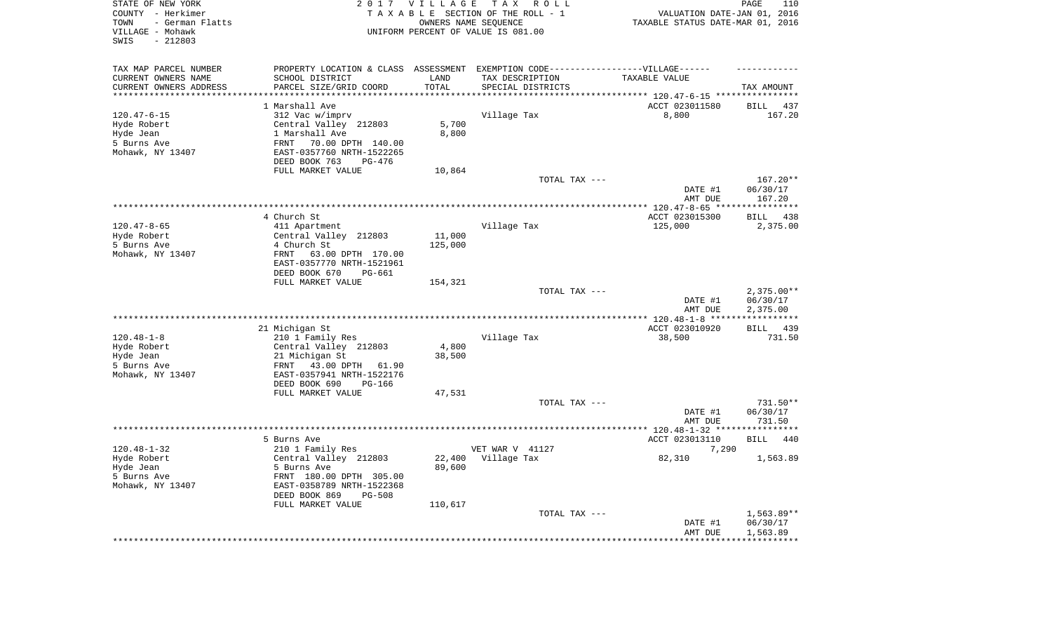STATE OF NEW YORK
COUNTY - Herkimer
TOWN - German Flatts
VILLAGE - Mohawk
SWIS - 212803

2017 VILLAGE TAX ROLL
TAXABLE SECTION OF THE ROLL - 1
OWNERS NAME SEQUENCE
UNIFORM PERCENT OF VALUE IS 081.00

VALUATION DATE-JAN 01, 2016
TAXABLE STATUS DATE-MAR 01, 2016

| TAX MAP PARCEL NUMBER / CURRENT OWNERS NAME / CURRENT OWNERS ADDRESS | PROPERTY LOCATION & CLASS / SCHOOL DISTRICT / PARCEL SIZE/GRID COORD | ASSESSMENT LAND / TOTAL | EXEMPTION CODE / TAX DESCRIPTION / SPECIAL DISTRICTS | TAXABLE VALUE | TAX AMOUNT |
|---|---|---|---|---|---|
| | 1 Marshall Ave | | | ACCT 023011580 | BILL 437 |
| 120.47-6-15 | 312 Vac w/imprv | | Village Tax | 8,800 | 167.20 |
| Hyde Robert | Central Valley 212803 | 5,700 | | | |
| Hyde Jean | 1 Marshall Ave | 8,800 | | | |
| 5 Burns Ave | FRNT 70.00 DPTH 140.00 | | | | |
| Mohawk, NY 13407 | EAST-0357760 NRTH-1522265 | | | | |
| | DEED BOOK 763 PG-476 | | | | |
| | FULL MARKET VALUE | 10,864 | | | |
| | | | TOTAL TAX --- | | 167.20** |
| | | | | DATE #1 | 06/30/17 |
| | | | | AMT DUE | 167.20 |
| | 4 Church St | | | ACCT 023015300 | BILL 438 |
| 120.47-8-65 | 411 Apartment | | Village Tax | 125,000 | 2,375.00 |
| Hyde Robert | Central Valley 212803 | 11,000 | | | |
| 5 Burns Ave | 4 Church St | 125,000 | | | |
| Mohawk, NY 13407 | FRNT 63.00 DPTH 170.00 | | | | |
| | EAST-0357770 NRTH-1521961 | | | | |
| | DEED BOOK 670 PG-661 | | | | |
| | FULL MARKET VALUE | 154,321 | | | |
| | | | TOTAL TAX --- | | 2,375.00** |
| | | | | DATE #1 | 06/30/17 |
| | | | | AMT DUE | 2,375.00 |
| | 21 Michigan St | | | ACCT 023010920 | BILL 439 |
| 120.48-1-8 | 210 1 Family Res | | Village Tax | 38,500 | 731.50 |
| Hyde Robert | Central Valley 212803 | 4,800 | | | |
| Hyde Jean | 21 Michigan St | 38,500 | | | |
| 5 Burns Ave | FRNT 43.00 DPTH 61.90 | | | | |
| Mohawk, NY 13407 | EAST-0357941 NRTH-1522176 | | | | |
| | DEED BOOK 690 PG-166 | | | | |
| | FULL MARKET VALUE | 47,531 | | | |
| | | | TOTAL TAX --- | | 731.50** |
| | | | | DATE #1 | 06/30/17 |
| | | | | AMT DUE | 731.50 |
| | 5 Burns Ave | | | ACCT 023013110 | BILL 440 |
| 120.48-1-32 | 210 1 Family Res | | VET WAR V 41127 | 7,290 | |
| Hyde Robert | Central Valley 212803 | 22,400 | Village Tax | 82,310 | 1,563.89 |
| Hyde Jean | 5 Burns Ave | 89,600 | | | |
| 5 Burns Ave | FRNT 180.00 DPTH 305.00 | | | | |
| Mohawk, NY 13407 | EAST-0358789 NRTH-1522368 | | | | |
| | DEED BOOK 869 PG-508 | | | | |
| | FULL MARKET VALUE | 110,617 | | | |
| | | | TOTAL TAX --- | | 1,563.89** |
| | | | | DATE #1 | 06/30/17 |
| | | | | AMT DUE | 1,563.89 |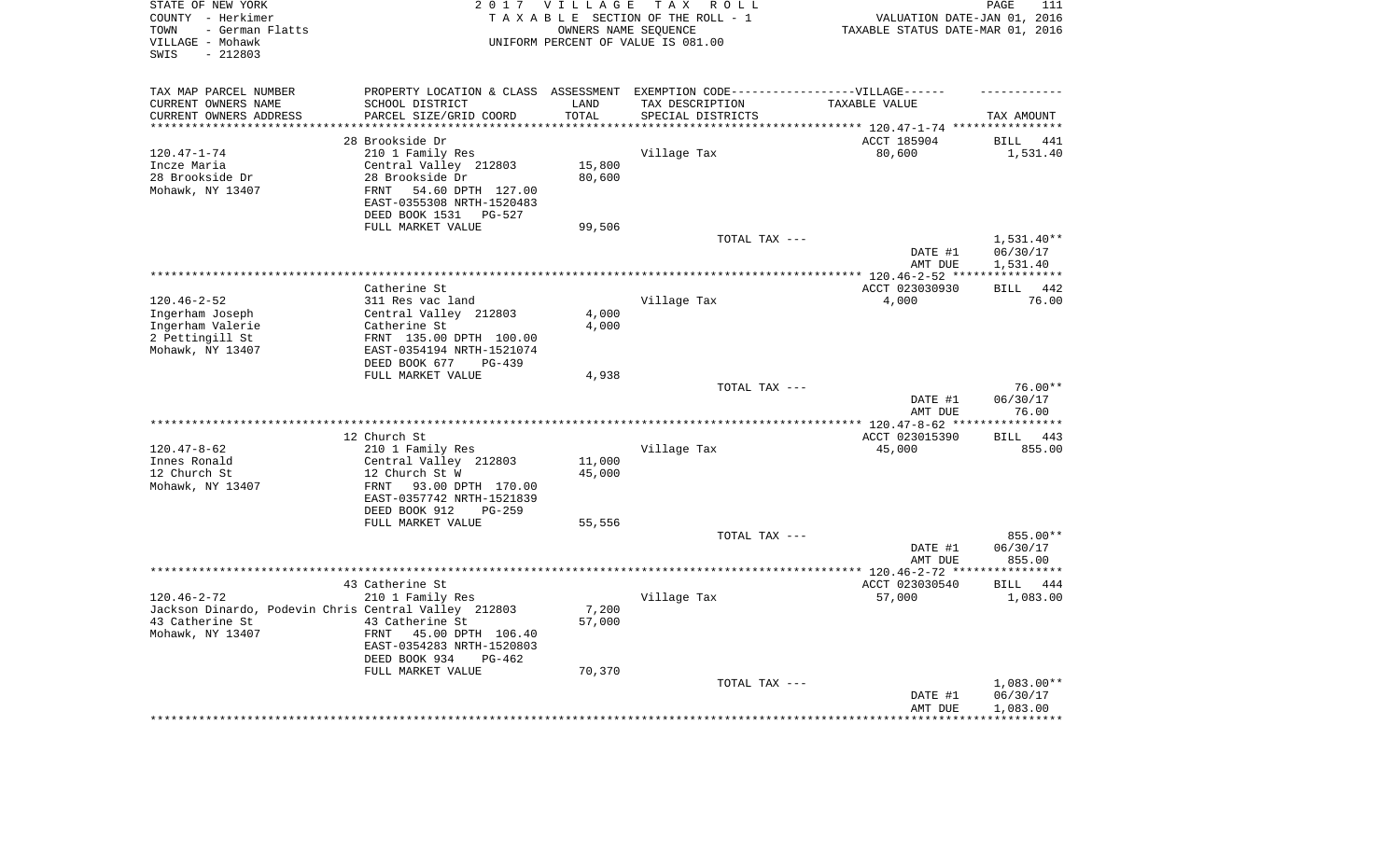STATE OF NEW YORK
COUNTY - Herkimer
TOWN - German Flatts
VILLAGE - Mohawk
SWIS - 212803

2017 VILLAGE TAX ROLL
TAXABLE SECTION OF THE ROLL - 1
OWNERS NAME SEQUENCE
UNIFORM PERCENT OF VALUE IS 081.00

VALUATION DATE-JAN 01, 2016
TAXABLE STATUS DATE-MAR 01, 2016

| TAX MAP PARCEL NUMBER / CURRENT OWNERS NAME / CURRENT OWNERS ADDRESS | PROPERTY LOCATION & CLASS / SCHOOL DISTRICT / PARCEL SIZE/GRID COORD | ASSESSMENT LAND / TOTAL | EXEMPTION CODE / TAX DESCRIPTION / SPECIAL DISTRICTS | TAXABLE VALUE | TAX AMOUNT |
|---|---|---|---|---|---|
| 120.47-1-74 | 28 Brookside Dr | | | ACCT 185904 | BILL 441 |
| Incze Maria | 210 1 Family Res | | Village Tax | 80,600 | 1,531.40 |
| 28 Brookside Dr | Central Valley 212803 | 15,800 | | | |
| Mohawk, NY 13407 | 28 Brookside Dr | 80,600 | | | |
| | FRNT 54.60 DPTH 127.00 | | | | |
| | EAST-0355308 NRTH-1520483 | | | | |
| | DEED BOOK 1531 PG-527 | | | | |
| | FULL MARKET VALUE | 99,506 | | | |
| | | | TOTAL TAX --- | | 1,531.40** |
| | | | | DATE #1 | 06/30/17 |
| | | | | AMT DUE | 1,531.40 |
| 120.46-2-52 | Catherine St | | | ACCT 023030930 | BILL 442 |
| Ingerham Joseph | 311 Res vac land | | Village Tax | 4,000 | 76.00 |
| Ingerham Valerie | Central Valley 212803 | 4,000 | | | |
| 2 Pettingill St | Catherine St | 4,000 | | | |
| Mohawk, NY 13407 | FRNT 135.00 DPTH 100.00 | | | | |
| | EAST-0354194 NRTH-1521074 | | | | |
| | DEED BOOK 677 PG-439 | | | | |
| | FULL MARKET VALUE | 4,938 | | | |
| | | | TOTAL TAX --- | | 76.00** |
| | | | | DATE #1 | 06/30/17 |
| | | | | AMT DUE | 76.00 |
| 120.47-8-62 | 12 Church St | | | ACCT 023015390 | BILL 443 |
| Innes Ronald | 210 1 Family Res | | Village Tax | 45,000 | 855.00 |
| 12 Church St | Central Valley 212803 | 11,000 | | | |
| Mohawk, NY 13407 | 12 Church St W | 45,000 | | | |
| | FRNT 93.00 DPTH 170.00 | | | | |
| | EAST-0357742 NRTH-1521839 | | | | |
| | DEED BOOK 912 PG-259 | | | | |
| | FULL MARKET VALUE | 55,556 | | | |
| | | | TOTAL TAX --- | | 855.00** |
| | | | | DATE #1 | 06/30/17 |
| | | | | AMT DUE | 855.00 |
| 120.46-2-72 | 43 Catherine St | | | ACCT 023030540 | BILL 444 |
| Jackson Dinardo, Podevin Chris | 210 1 Family Res | | Village Tax | 57,000 | 1,083.00 |
| 43 Catherine St | Central Valley 212803 | 7,200 | | | |
| Mohawk, NY 13407 | 43 Catherine St | 57,000 | | | |
| | FRNT 45.00 DPTH 106.40 | | | | |
| | EAST-0354283 NRTH-1520803 | | | | |
| | DEED BOOK 934 PG-462 | | | | |
| | FULL MARKET VALUE | 70,370 | | | |
| | | | TOTAL TAX --- | | 1,083.00** |
| | | | | DATE #1 | 06/30/17 |
| | | | | AMT DUE | 1,083.00 |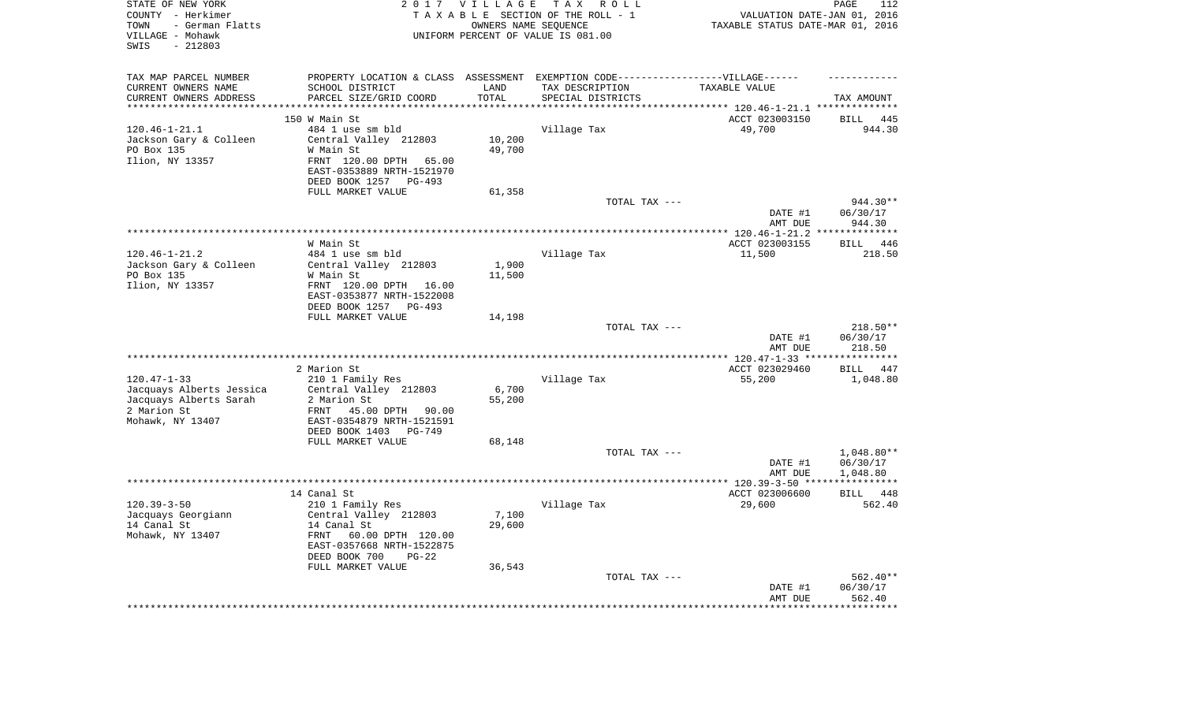STATE OF NEW YORK
COUNTY - Herkimer
TOWN - German Flatts
VILLAGE - Mohawk
SWIS - 212803

2 0 1 7 V I L L A G E T A X R O L L
T A X A B L E SECTION OF THE ROLL - 1
OWNERS NAME SEQUENCE
UNIFORM PERCENT OF VALUE IS 081.00

VALUATION DATE-JAN 01, 2016
TAXABLE STATUS DATE-MAR 01, 2016

| TAX MAP PARCEL NUMBER / CURRENT OWNERS NAME / CURRENT OWNERS ADDRESS | PROPERTY LOCATION & CLASS / SCHOOL DISTRICT / PARCEL SIZE/GRID COORD | ASSESSMENT LAND / TOTAL | EXEMPTION CODE / TAX DESCRIPTION / SPECIAL DISTRICTS | TAXABLE VALUE | TAX AMOUNT |
|---|---|---|---|---|---|
| | 150 W Main St | | | ACCT 023003150 | BILL 445 |
| 120.46-1-21.1 | 484 1 use sm bld | | Village Tax | 49,700 | 944.30 |
| Jackson Gary & Colleen | Central Valley 212803 | 10,200 | | | |
| PO Box 135 | W Main St | 49,700 | | | |
| Ilion, NY 13357 | FRNT 120.00 DPTH 65.00 | | | | |
| | EAST-0353889 NRTH-1521970 | | | | |
| | DEED BOOK 1257 PG-493 | | | | |
| | FULL MARKET VALUE | 61,358 | | | |
| | | | TOTAL TAX --- | | 944.30** |
| | | | | DATE #1 | 06/30/17 |
| | | | | AMT DUE | 944.30 |
| | W Main St | | | ACCT 023003155 | BILL 446 |
| 120.46-1-21.2 | 484 1 use sm bld | | Village Tax | 11,500 | 218.50 |
| Jackson Gary & Colleen | Central Valley 212803 | 1,900 | | | |
| PO Box 135 | W Main St | 11,500 | | | |
| Ilion, NY 13357 | FRNT 120.00 DPTH 16.00 | | | | |
| | EAST-0353877 NRTH-1522008 | | | | |
| | DEED BOOK 1257 PG-493 | | | | |
| | FULL MARKET VALUE | 14,198 | | | |
| | | | TOTAL TAX --- | | 218.50** |
| | | | | DATE #1 | 06/30/17 |
| | | | | AMT DUE | 218.50 |
| | 2 Marion St | | | ACCT 023029460 | BILL 447 |
| 120.47-1-33 | 210 1 Family Res | | Village Tax | 55,200 | 1,048.80 |
| Jacquays Alberts Jessica | Central Valley 212803 | 6,700 | | | |
| Jacquays Alberts Sarah | 2 Marion St | 55,200 | | | |
| 2 Marion St | FRNT 45.00 DPTH 90.00 | | | | |
| Mohawk, NY 13407 | EAST-0354879 NRTH-1521591 | | | | |
| | DEED BOOK 1403 PG-749 | | | | |
| | FULL MARKET VALUE | 68,148 | | | |
| | | | TOTAL TAX --- | | 1,048.80** |
| | | | | DATE #1 | 06/30/17 |
| | | | | AMT DUE | 1,048.80 |
| | 14 Canal St | | | ACCT 023006600 | BILL 448 |
| 120.39-3-50 | 210 1 Family Res | | Village Tax | 29,600 | 562.40 |
| Jacquays Georgiann | Central Valley 212803 | 7,100 | | | |
| 14 Canal St | 14 Canal St | 29,600 | | | |
| Mohawk, NY 13407 | FRNT 60.00 DPTH 120.00 | | | | |
| | EAST-0357668 NRTH-1522875 | | | | |
| | DEED BOOK 700 PG-22 | | | | |
| | FULL MARKET VALUE | 36,543 | | | |
| | | | TOTAL TAX --- | | 562.40** |
| | | | | DATE #1 | 06/30/17 |
| | | | | AMT DUE | 562.40 |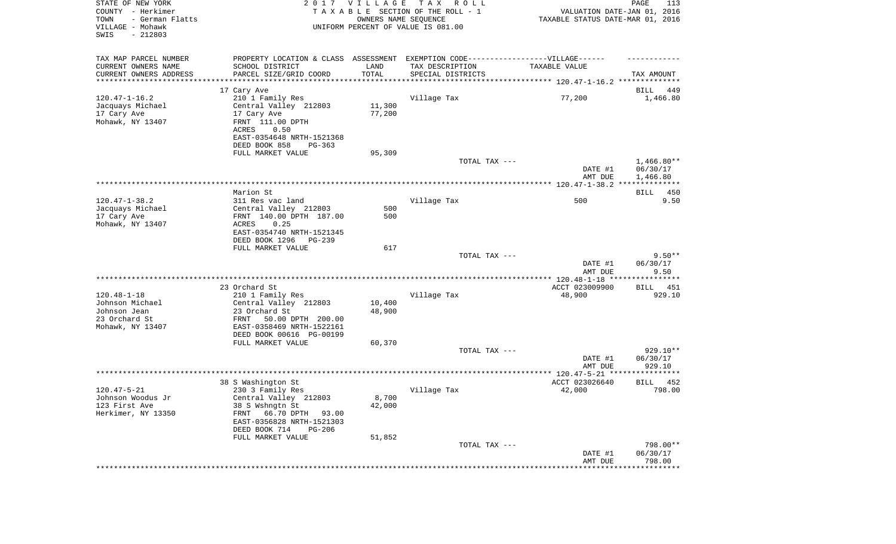STATE OF NEW YORK
COUNTY - Herkimer
TOWN - German Flatts
VILLAGE - Mohawk
SWIS - 212803

2 0 1 7 V I L L A G E T A X R O L L
T A X A B L E SECTION OF THE ROLL - 1
OWNERS NAME SEQUENCE
UNIFORM PERCENT OF VALUE IS 081.00

VALUATION DATE-JAN 01, 2016
TAXABLE STATUS DATE-MAR 01, 2016

| TAX MAP PARCEL NUMBER / CURRENT OWNERS NAME / CURRENT OWNERS ADDRESS | PROPERTY LOCATION & CLASS / SCHOOL DISTRICT / PARCEL SIZE/GRID COORD | ASSESSMENT LAND / TOTAL | EXEMPTION CODE / TAX DESCRIPTION / SPECIAL DISTRICTS | VILLAGE TAXABLE VALUE | TAX AMOUNT |
|---|---|---|---|---|---|
| **120.47-1-16.2** | 17 Cary Ave | | | | BILL 449 |
| 120.47-1-16.2 | 210 1 Family Res | | Village Tax | 77,200 | 1,466.80 |
| Jacquays Michael | Central Valley 212803 | 11,300 | | | |
| 17 Cary Ave | 17 Cary Ave | 77,200 | | | |
| Mohawk, NY 13407 | FRNT 111.00 DPTH | | | | |
| | ACRES 0.50 | | | | |
| | EAST-0354648 NRTH-1521368 | | | | |
| | DEED BOOK 858 PG-363 | | | | |
| | FULL MARKET VALUE | 95,309 | | | |
| | | | TOTAL TAX --- | | 1,466.80** |
| | | | | DATE #1 | 06/30/17 |
| | | | | AMT DUE | 1,466.80 |
| **120.47-1-38.2** | Marion St | | | | BILL 450 |
| 120.47-1-38.2 | 311 Res vac land | | Village Tax | 500 | 9.50 |
| Jacquays Michael | Central Valley 212803 | 500 | | | |
| 17 Cary Ave | FRNT 140.00 DPTH 187.00 | 500 | | | |
| Mohawk, NY 13407 | ACRES 0.25 | | | | |
| | EAST-0354740 NRTH-1521345 | | | | |
| | DEED BOOK 1296 PG-239 | | | | |
| | FULL MARKET VALUE | 617 | | | |
| | | | TOTAL TAX --- | | 9.50** |
| | | | | DATE #1 | 06/30/17 |
| | | | | AMT DUE | 9.50 |
| **120.48-1-18** | 23 Orchard St | | | ACCT 023009900 | BILL 451 |
| 120.48-1-18 | 210 1 Family Res | | Village Tax | 48,900 | 929.10 |
| Johnson Michael | Central Valley 212803 | 10,400 | | | |
| Johnson Jean | 23 Orchard St | 48,900 | | | |
| 23 Orchard St | FRNT 50.00 DPTH 200.00 | | | | |
| Mohawk, NY 13407 | EAST-0358469 NRTH-1522161 | | | | |
| | DEED BOOK 00616 PG-00199 | | | | |
| | FULL MARKET VALUE | 60,370 | | | |
| | | | TOTAL TAX --- | | 929.10** |
| | | | | DATE #1 | 06/30/17 |
| | | | | AMT DUE | 929.10 |
| **120.47-5-21** | 38 S Washington St | | | ACCT 023026640 | BILL 452 |
| 120.47-5-21 | 230 3 Family Res | | Village Tax | 42,000 | 798.00 |
| Johnson Woodus Jr | Central Valley 212803 | 8,700 | | | |
| 123 First Ave | 38 S Wshngtn St | 42,000 | | | |
| Herkimer, NY 13350 | FRNT 66.70 DPTH 93.00 | | | | |
| | EAST-0356828 NRTH-1521303 | | | | |
| | DEED BOOK 714 PG-206 | | | | |
| | FULL MARKET VALUE | 51,852 | | | |
| | | | TOTAL TAX --- | | 798.00** |
| | | | | DATE #1 | 06/30/17 |
| | | | | AMT DUE | 798.00 |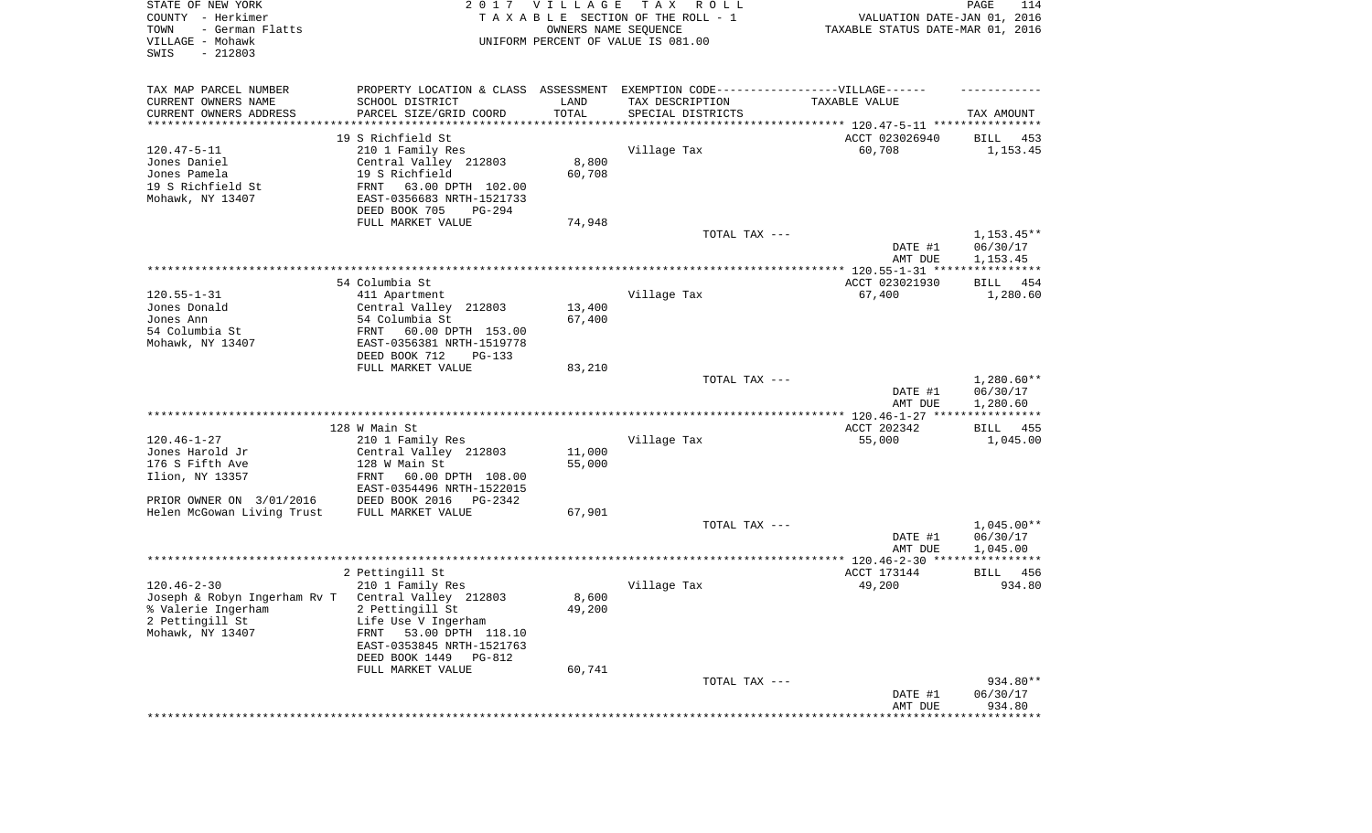STATE OF NEW YORK | 2017 VILLAGE TAX ROLL
COUNTY - Herkimer | TAXABLE SECTION OF THE ROLL - 1 | VALUATION DATE-JAN 01, 2016
TOWN - German Flatts | OWNERS NAME SEQUENCE | TAXABLE STATUS DATE-MAR 01, 2016
VILLAGE - Mohawk | UNIFORM PERCENT OF VALUE IS 081.00
SWIS - 212803

| TAX MAP PARCEL NUMBER<br>CURRENT OWNERS NAME<br>CURRENT OWNERS ADDRESS | PROPERTY LOCATION & CLASS<br>SCHOOL DISTRICT<br>PARCEL SIZE/GRID COORD | ASSESSMENT<br>LAND<br>TOTAL | EXEMPTION CODE------VILLAGE------<br>TAX DESCRIPTION<br>SPECIAL DISTRICTS | TAXABLE VALUE | TAX AMOUNT |
|---|---|---|---|---|---|
| 120.47-5-11 | 19 S Richfield St | | | ACCT 023026940 | BILL 453 |
| 120.47-5-11 | 210 1 Family Res | | Village Tax | 60,708 | 1,153.45 |
| Jones Daniel | Central Valley 212803 | 8,800 | | | |
| Jones Pamela | 19 S Richfield | 60,708 | | | |
| 19 S Richfield St | FRNT 63.00 DPTH 102.00 | | | | |
| Mohawk, NY 13407 | EAST-0356683 NRTH-1521733 | | | | |
| | DEED BOOK 705 PG-294 | | | | |
| | FULL MARKET VALUE | 74,948 | | | |
| | | | TOTAL TAX --- | | 1,153.45** |
| | | | | DATE #1 | 06/30/17 |
| | | | | AMT DUE | 1,153.45 |
| 120.55-1-31 | 54 Columbia St | | | ACCT 023021930 | BILL 454 |
| 120.55-1-31 | 411 Apartment | | Village Tax | 67,400 | 1,280.60 |
| Jones Donald | Central Valley 212803 | 13,400 | | | |
| Jones Ann | 54 Columbia St | 67,400 | | | |
| 54 Columbia St | FRNT 60.00 DPTH 153.00 | | | | |
| Mohawk, NY 13407 | EAST-0356381 NRTH-1519778 | | | | |
| | DEED BOOK 712 PG-133 | | | | |
| | FULL MARKET VALUE | 83,210 | | | |
| | | | TOTAL TAX --- | | 1,280.60** |
| | | | | DATE #1 | 06/30/17 |
| | | | | AMT DUE | 1,280.60 |
| 120.46-1-27 | 128 W Main St | | | ACCT 202342 | BILL 455 |
| 120.46-1-27 | 210 1 Family Res | | Village Tax | 55,000 | 1,045.00 |
| Jones Harold Jr | Central Valley 212803 | 11,000 | | | |
| 176 S Fifth Ave | 128 W Main St | 55,000 | | | |
| Ilion, NY 13357 | FRNT 60.00 DPTH 108.00 | | | | |
| | EAST-0354496 NRTH-1522015 | | | | |
| PRIOR OWNER ON 3/01/2016 | DEED BOOK 2016 PG-2342 | | | | |
| Helen McGowan Living Trust | FULL MARKET VALUE | 67,901 | | | |
| | | | TOTAL TAX --- | | 1,045.00** |
| | | | | DATE #1 | 06/30/17 |
| | | | | AMT DUE | 1,045.00 |
| 120.46-2-30 | 2 Pettingill St | | | ACCT 173144 | BILL 456 |
| 120.46-2-30 | 210 1 Family Res | | Village Tax | 49,200 | 934.80 |
| Joseph & Robyn Ingerham Rv T | Central Valley 212803 | 8,600 | | | |
| % Valerie Ingerham | 2 Pettingill St | 49,200 | | | |
| 2 Pettingill St | Life Use V Ingerham | | | | |
| Mohawk, NY 13407 | FRNT 53.00 DPTH 118.10 | | | | |
| | EAST-0353845 NRTH-1521763 | | | | |
| | DEED BOOK 1449 PG-812 | | | | |
| | FULL MARKET VALUE | 60,741 | | | |
| | | | TOTAL TAX --- | | 934.80** |
| | | | | DATE #1 | 06/30/17 |
| | | | | AMT DUE | 934.80 |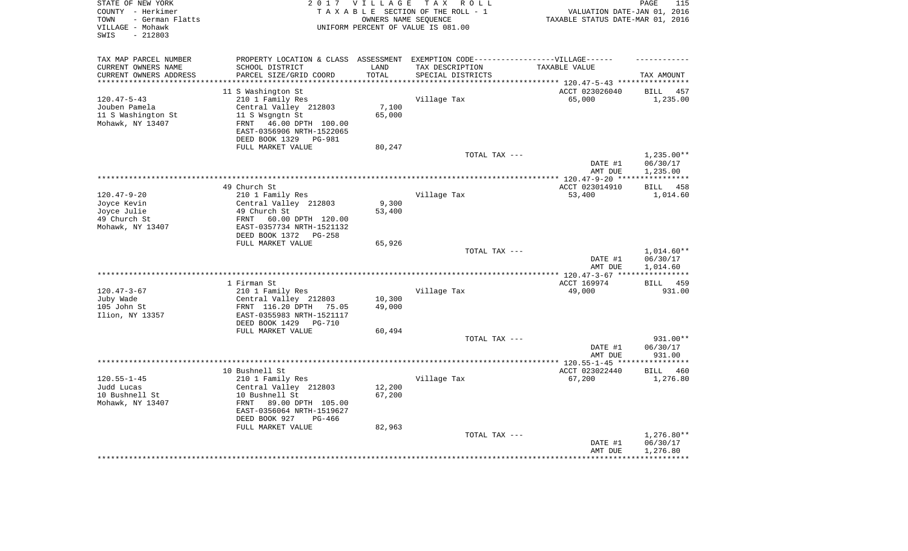STATE OF NEW YORK
COUNTY - Herkimer
TOWN - German Flatts
VILLAGE - Mohawk
SWIS - 212803

2 0 1 7 V I L L A G E T A X R O L L
T A X A B L E SECTION OF THE ROLL - 1
OWNERS NAME SEQUENCE
UNIFORM PERCENT OF VALUE IS 081.00

VALUATION DATE-JAN 01, 2016
TAXABLE STATUS DATE-MAR 01, 2016

| TAX MAP PARCEL NUMBER / CURRENT OWNERS NAME / CURRENT OWNERS ADDRESS | PROPERTY LOCATION & CLASS / SCHOOL DISTRICT / PARCEL SIZE/GRID COORD | ASSESSMENT LAND / TOTAL | EXEMPTION CODE-----VILLAGE------ TAX DESCRIPTION / SPECIAL DISTRICTS | TAXABLE VALUE | TAX AMOUNT |
|---|---|---|---|---|---|
| | 11 S Washington St | | | ACCT 023026040 | BILL 457 |
| 120.47-5-43 | 210 1 Family Res | | Village Tax | 65,000 | 1,235.00 |
| Jouben Pamela | Central Valley 212803 | 7,100 | | | |
| 11 S Washington St | 11 S Wsgngtn St | 65,000 | | | |
| Mohawk, NY 13407 | FRNT 46.00 DPTH 100.00 | | | | |
| | EAST-0356906 NRTH-1522065 | | | | |
| | DEED BOOK 1329 PG-981 | | | | |
| | FULL MARKET VALUE | 80,247 | | | |
| | | | TOTAL TAX --- | | 1,235.00** |
| | | | | DATE #1 | 06/30/17 |
| | | | | AMT DUE | 1,235.00 |
| | 49 Church St | | | ACCT 023014910 | BILL 458 |
| 120.47-9-20 | 210 1 Family Res | | Village Tax | 53,400 | 1,014.60 |
| Joyce Kevin | Central Valley 212803 | 9,300 | | | |
| Joyce Julie | 49 Church St | 53,400 | | | |
| 49 Church St | FRNT 60.00 DPTH 120.00 | | | | |
| Mohawk, NY 13407 | EAST-0357734 NRTH-1521132 | | | | |
| | DEED BOOK 1372 PG-258 | | | | |
| | FULL MARKET VALUE | 65,926 | | | |
| | | | TOTAL TAX --- | | 1,014.60** |
| | | | | DATE #1 | 06/30/17 |
| | | | | AMT DUE | 1,014.60 |
| | 1 Firman St | | | ACCT 169974 | BILL 459 |
| 120.47-3-67 | 210 1 Family Res | | Village Tax | 49,000 | 931.00 |
| Juby Wade | Central Valley 212803 | 10,300 | | | |
| 105 John St | FRNT 116.20 DPTH 75.05 | 49,000 | | | |
| Ilion, NY 13357 | EAST-0355983 NRTH-1521117 | | | | |
| | DEED BOOK 1429 PG-710 | | | | |
| | FULL MARKET VALUE | 60,494 | | | |
| | | | TOTAL TAX --- | | 931.00** |
| | | | | DATE #1 | 06/30/17 |
| | | | | AMT DUE | 931.00 |
| | 10 Bushnell St | | | ACCT 023022440 | BILL 460 |
| 120.55-1-45 | 210 1 Family Res | | Village Tax | 67,200 | 1,276.80 |
| Judd Lucas | Central Valley 212803 | 12,200 | | | |
| 10 Bushnell St | 10 Bushnell St | 67,200 | | | |
| Mohawk, NY 13407 | FRNT 89.00 DPTH 105.00 | | | | |
| | EAST-0356064 NRTH-1519627 | | | | |
| | DEED BOOK 927 PG-466 | | | | |
| | FULL MARKET VALUE | 82,963 | | | |
| | | | TOTAL TAX --- | | 1,276.80** |
| | | | | DATE #1 | 06/30/17 |
| | | | | AMT DUE | 1,276.80 |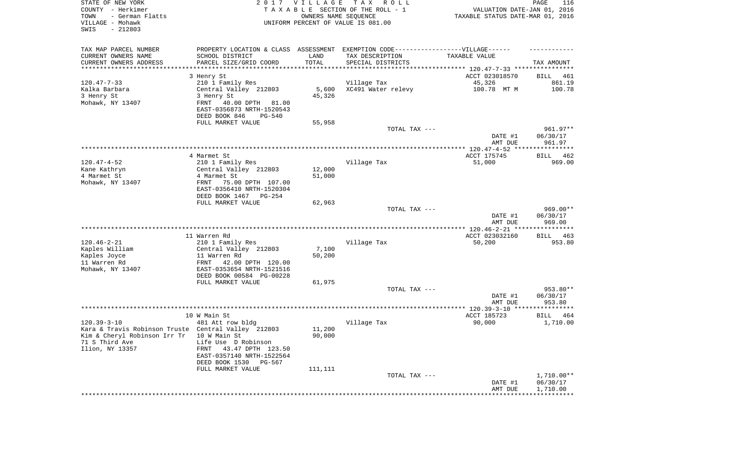STATE OF NEW YORK
COUNTY - Herkimer
TOWN - German Flatts
VILLAGE - Mohawk
SWIS - 212803

2017 VILLAGE TAX ROLL
TAXABLE SECTION OF THE ROLL - 1
OWNERS NAME SEQUENCE
UNIFORM PERCENT OF VALUE IS 081.00

VALUATION DATE-JAN 01, 2016
TAXABLE STATUS DATE-MAR 01, 2016

| TAX MAP PARCEL NUMBER / CURRENT OWNERS NAME / CURRENT OWNERS ADDRESS | PROPERTY LOCATION & CLASS / SCHOOL DISTRICT / PARCEL SIZE/GRID COORD | ASSESSMENT LAND / TOTAL | EXEMPTION CODE / TAX DESCRIPTION / SPECIAL DISTRICTS | TAXABLE VALUE | TAX AMOUNT |
|---|---|---|---|---|---|
| | 3 Henry St | | | ACCT 023018570 | BILL 461 |
| 120.47-7-33 | 210 1 Family Res | | Village Tax | 45,326 | 861.19 |
| Kalka Barbara | Central Valley 212803 | 5,600 | XC491 Water relevy | 100.78 MT M | 100.78 |
| 3 Henry St | 3 Henry St | 45,326 | | | |
| Mohawk, NY 13407 | FRNT 40.00 DPTH 81.00 | | | | |
| | EAST-0356873 NRTH-1520543 | | | | |
| | DEED BOOK 846 PG-540 | | | | |
| | FULL MARKET VALUE | 55,958 | | | |
| | | | TOTAL TAX --- | | 961.97** |
| | | | | DATE #1 | 06/30/17 |
| | | | | AMT DUE | 961.97 |
| | 4 Marmet St | | | ACCT 175745 | BILL 462 |
| 120.47-4-52 | 210 1 Family Res | | Village Tax | 51,000 | 969.00 |
| Kane Kathryn | Central Valley 212803 | 12,000 | | | |
| 4 Marmet St | 4 Marmet St | 51,000 | | | |
| Mohawk, NY 13407 | FRNT 75.00 DPTH 107.00 | | | | |
| | EAST-0356410 NRTH-1520304 | | | | |
| | DEED BOOK 1467 PG-254 | | | | |
| | FULL MARKET VALUE | 62,963 | | | |
| | | | TOTAL TAX --- | | 969.00** |
| | | | | DATE #1 | 06/30/17 |
| | | | | AMT DUE | 969.00 |
| | 11 Warren Rd | | | ACCT 023032160 | BILL 463 |
| 120.46-2-21 | 210 1 Family Res | | Village Tax | 50,200 | 953.80 |
| Kaples William | Central Valley 212803 | 7,100 | | | |
| Kaples Joyce | 11 Warren Rd | 50,200 | | | |
| 11 Warren Rd | FRNT 42.00 DPTH 120.00 | | | | |
| Mohawk, NY 13407 | EAST-0353654 NRTH-1521516 | | | | |
| | DEED BOOK 00584 PG-00228 | | | | |
| | FULL MARKET VALUE | 61,975 | | | |
| | | | TOTAL TAX --- | | 953.80** |
| | | | | DATE #1 | 06/30/17 |
| | | | | AMT DUE | 953.80 |
| | 10 W Main St | | | ACCT 185723 | BILL 464 |
| 120.39-3-10 | 481 Att row bldg | | Village Tax | 90,000 | 1,710.00 |
| Kara & Travis Robinson Truste | Central Valley 212803 | 11,200 | | | |
| Kim & Cheryl Robinson Irr Tr | 10 W Main St | 90,000 | | | |
| 71 S Third Ave | Life Use D Robinson | | | | |
| Ilion, NY 13357 | FRNT 43.47 DPTH 123.50 | | | | |
| | EAST-0357140 NRTH-1522564 | | | | |
| | DEED BOOK 1530 PG-567 | | | | |
| | FULL MARKET VALUE | 111,111 | | | |
| | | | TOTAL TAX --- | | 1,710.00** |
| | | | | DATE #1 | 06/30/17 |
| | | | | AMT DUE | 1,710.00 |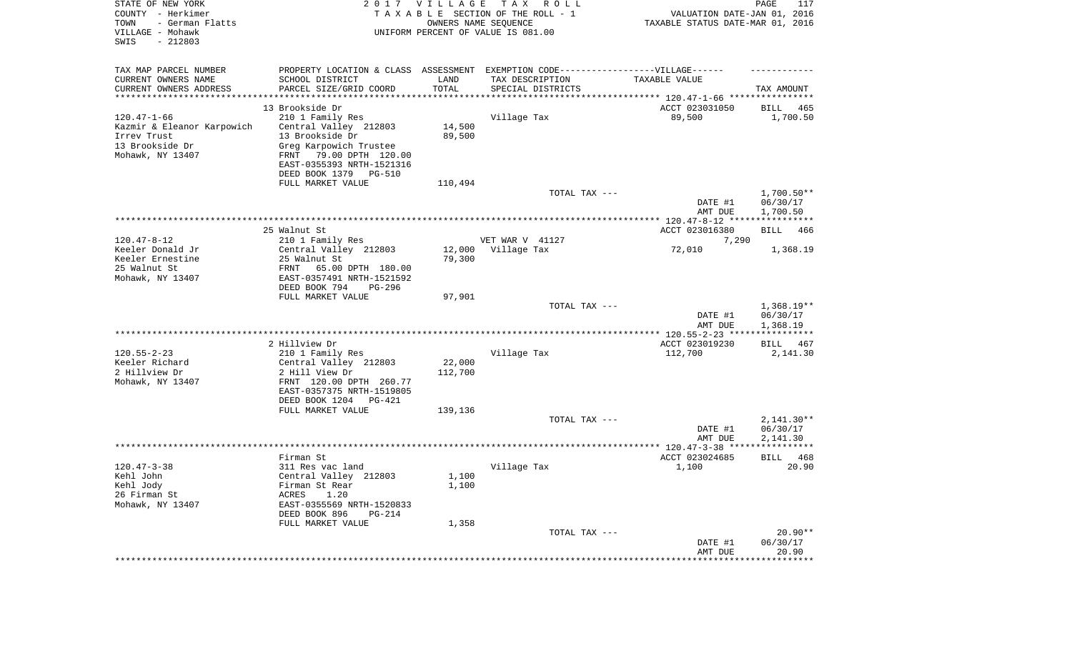STATE OF NEW YORK
COUNTY - Herkimer
TOWN - German Flatts
VILLAGE - Mohawk
SWIS - 212803

2 0 1 7 V I L L A G E T A X R O L L
T A X A B L E SECTION OF THE ROLL - 1
OWNERS NAME SEQUENCE
UNIFORM PERCENT OF VALUE IS 081.00

VALUATION DATE-JAN 01, 2016
TAXABLE STATUS DATE-MAR 01, 2016

| TAX MAP PARCEL NUMBER<br>CURRENT OWNERS NAME<br>CURRENT OWNERS ADDRESS | PROPERTY LOCATION & CLASS<br>SCHOOL DISTRICT<br>PARCEL SIZE/GRID COORD | ASSESSMENT<br>LAND<br>TOTAL | EXEMPTION CODE------------------VILLAGE------<br>TAX DESCRIPTION<br>SPECIAL DISTRICTS | TAXABLE VALUE | TAX AMOUNT |
|---|---|---|---|---|---|
| | 13 Brookside Dr | | | ACCT 023031050 | BILL 465 |
| 120.47-1-66 | 210 1 Family Res | | Village Tax | 89,500 | 1,700.50 |
| Kazmir & Eleanor Karpowich | Central Valley 212803 | 14,500 | | | |
| Irrev Trust | 13 Brookside Dr | 89,500 | | | |
| 13 Brookside Dr | Greg Karpowich Trustee | | | | |
| Mohawk, NY 13407 | FRNT 79.00 DPTH 120.00 | | | | |
| | EAST-0355393 NRTH-1521316 | | | | |
| | DEED BOOK 1379 PG-510 | | | | |
| | FULL MARKET VALUE | 110,494 | | | |
| | | | TOTAL TAX --- | | 1,700.50** |
| | | | | DATE #1 | 06/30/17 |
| | | | | AMT DUE | 1,700.50 |
| | 25 Walnut St | | | ACCT 023016380 | BILL 466 |
| 120.47-8-12 | 210 1 Family Res | | VET WAR V 41127 | 7,290 | |
| Keeler Donald Jr | Central Valley 212803 | 12,000 | Village Tax | 72,010 | 1,368.19 |
| Keeler Ernestine | 25 Walnut St | 79,300 | | | |
| 25 Walnut St | FRNT 65.00 DPTH 180.00 | | | | |
| Mohawk, NY 13407 | EAST-0357491 NRTH-1521592 | | | | |
| | DEED BOOK 794 PG-296 | | | | |
| | FULL MARKET VALUE | 97,901 | | | |
| | | | TOTAL TAX --- | | 1,368.19** |
| | | | | DATE #1 | 06/30/17 |
| | | | | AMT DUE | 1,368.19 |
| | 2 Hillview Dr | | | ACCT 023019230 | BILL 467 |
| 120.55-2-23 | 210 1 Family Res | | Village Tax | 112,700 | 2,141.30 |
| Keeler Richard | Central Valley 212803 | 22,000 | | | |
| 2 Hillview Dr | 2 Hill View Dr | 112,700 | | | |
| Mohawk, NY 13407 | FRNT 120.00 DPTH 260.77 | | | | |
| | EAST-0357375 NRTH-1519805 | | | | |
| | DEED BOOK 1204 PG-421 | | | | |
| | FULL MARKET VALUE | 139,136 | | | |
| | | | TOTAL TAX --- | | 2,141.30** |
| | | | | DATE #1 | 06/30/17 |
| | | | | AMT DUE | 2,141.30 |
| | Firman St | | | ACCT 023024685 | BILL 468 |
| 120.47-3-38 | 311 Res vac land | | Village Tax | 1,100 | 20.90 |
| Kehl John | Central Valley 212803 | 1,100 | | | |
| Kehl Jody | Firman St Rear | 1,100 | | | |
| 26 Firman St | ACRES 1.20 | | | | |
| Mohawk, NY 13407 | EAST-0355569 NRTH-1520833 | | | | |
| | DEED BOOK 896 PG-214 | | | | |
| | FULL MARKET VALUE | 1,358 | | | |
| | | | TOTAL TAX --- | | 20.90** |
| | | | | DATE #1 | 06/30/17 |
| | | | | AMT DUE | 20.90 |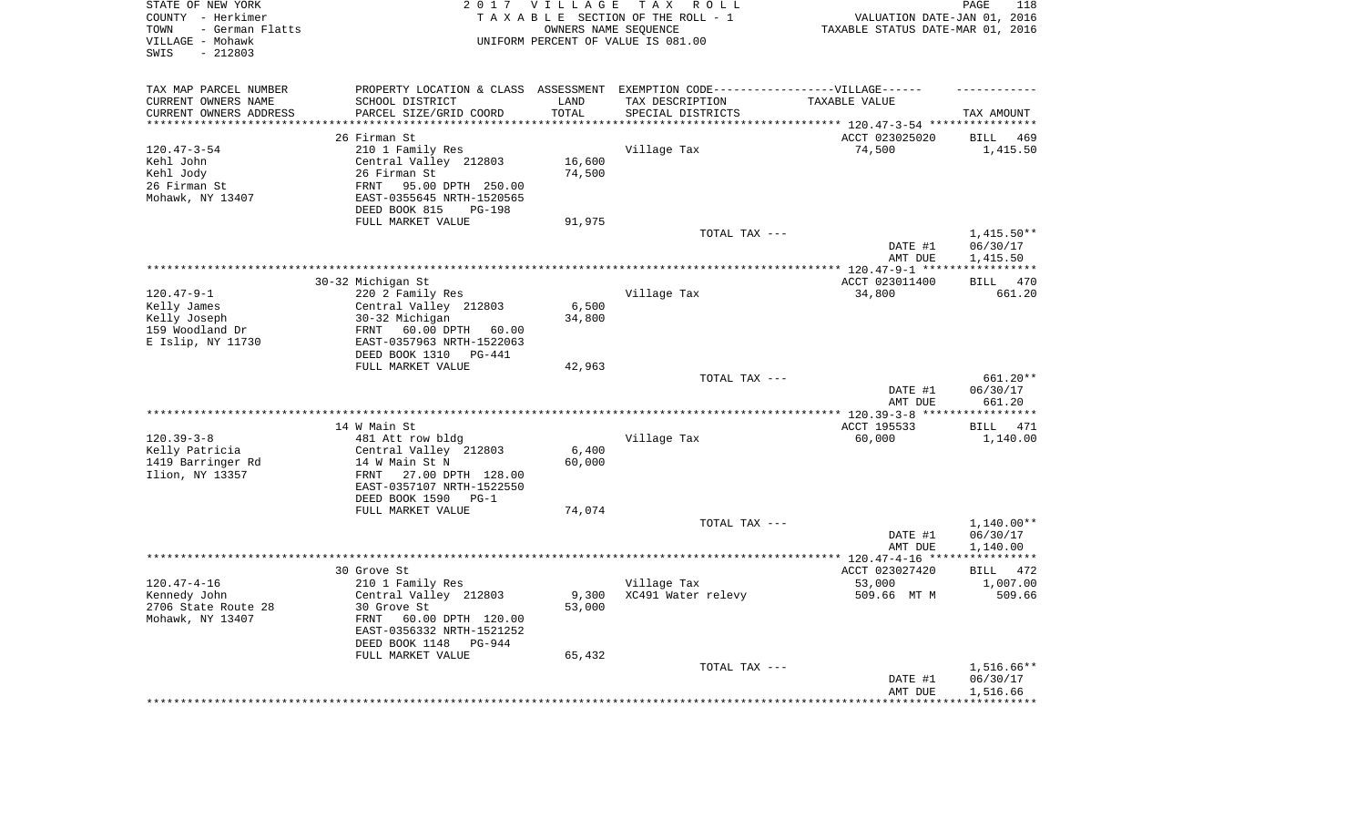STATE OF NEW YORK
COUNTY - Herkimer
TOWN - German Flatts
VILLAGE - Mohawk
SWIS - 212803

2 0 1 7 V I L L A G E T A X R O L L
T A X A B L E SECTION OF THE ROLL - 1
OWNERS NAME SEQUENCE
UNIFORM PERCENT OF VALUE IS 081.00

VALUATION DATE-JAN 01, 2016
TAXABLE STATUS DATE-MAR 01, 2016

| TAX MAP PARCEL NUMBER<br>CURRENT OWNERS NAME<br>CURRENT OWNERS ADDRESS | PROPERTY LOCATION & CLASS<br>SCHOOL DISTRICT<br>PARCEL SIZE/GRID COORD | ASSESSMENT<br>LAND<br>TOTAL | EXEMPTION CODE------VILLAGE------<br>TAX DESCRIPTION<br>SPECIAL DISTRICTS | TAXABLE VALUE | TAX AMOUNT |
|---|---|---|---|---|---|
| | 26 Firman St | | | ACCT 023025020 | BILL 469 |
| 120.47-3-54 | 210 1 Family Res | | Village Tax | 74,500 | 1,415.50 |
| Kehl John | Central Valley 212803 | 16,600 | | | |
| Kehl Jody | 26 Firman St | 74,500 | | | |
| 26 Firman St | FRNT 95.00 DPTH 250.00 | | | | |
| Mohawk, NY 13407 | EAST-0355645 NRTH-1520565 | | | | |
| | DEED BOOK 815 PG-198 | | | | |
| | FULL MARKET VALUE | 91,975 | | | |
| | | | TOTAL TAX --- | | 1,415.50** |
| | | | | DATE #1 | 06/30/17 |
| | | | | AMT DUE | 1,415.50 |
| | 30-32 Michigan St | | | ACCT 023011400 | BILL 470 |
| 120.47-9-1 | 220 2 Family Res | | Village Tax | 34,800 | 661.20 |
| Kelly James | Central Valley 212803 | 6,500 | | | |
| Kelly Joseph | 30-32 Michigan | 34,800 | | | |
| 159 Woodland Dr | FRNT 60.00 DPTH 60.00 | | | | |
| E Islip, NY 11730 | EAST-0357963 NRTH-1522063 | | | | |
| | DEED BOOK 1310 PG-441 | | | | |
| | FULL MARKET VALUE | 42,963 | | | |
| | | | TOTAL TAX --- | | 661.20** |
| | | | | DATE #1 | 06/30/17 |
| | | | | AMT DUE | 661.20 |
| | 14 W Main St | | | ACCT 195533 | BILL 471 |
| 120.39-3-8 | 481 Att row bldg | | Village Tax | 60,000 | 1,140.00 |
| Kelly Patricia | Central Valley 212803 | 6,400 | | | |
| 1419 Barringer Rd | 14 W Main St N | 60,000 | | | |
| Ilion, NY 13357 | FRNT 27.00 DPTH 128.00 | | | | |
| | EAST-0357107 NRTH-1522550 | | | | |
| | DEED BOOK 1590 PG-1 | | | | |
| | FULL MARKET VALUE | 74,074 | | | |
| | | | TOTAL TAX --- | | 1,140.00** |
| | | | | DATE #1 | 06/30/17 |
| | | | | AMT DUE | 1,140.00 |
| | 30 Grove St | | | ACCT 023027420 | BILL 472 |
| 120.47-4-16 | 210 1 Family Res | | Village Tax | 53,000 | 1,007.00 |
| Kennedy John | Central Valley 212803 | 9,300 | XC491 Water relevy | 509.66 MT M | 509.66 |
| 2706 State Route 28 | 30 Grove St | 53,000 | | | |
| Mohawk, NY 13407 | FRNT 60.00 DPTH 120.00 | | | | |
| | EAST-0356332 NRTH-1521252 | | | | |
| | DEED BOOK 1148 PG-944 | | | | |
| | FULL MARKET VALUE | 65,432 | | | |
| | | | TOTAL TAX --- | | 1,516.66** |
| | | | | DATE #1 | 06/30/17 |
| | | | | AMT DUE | 1,516.66 |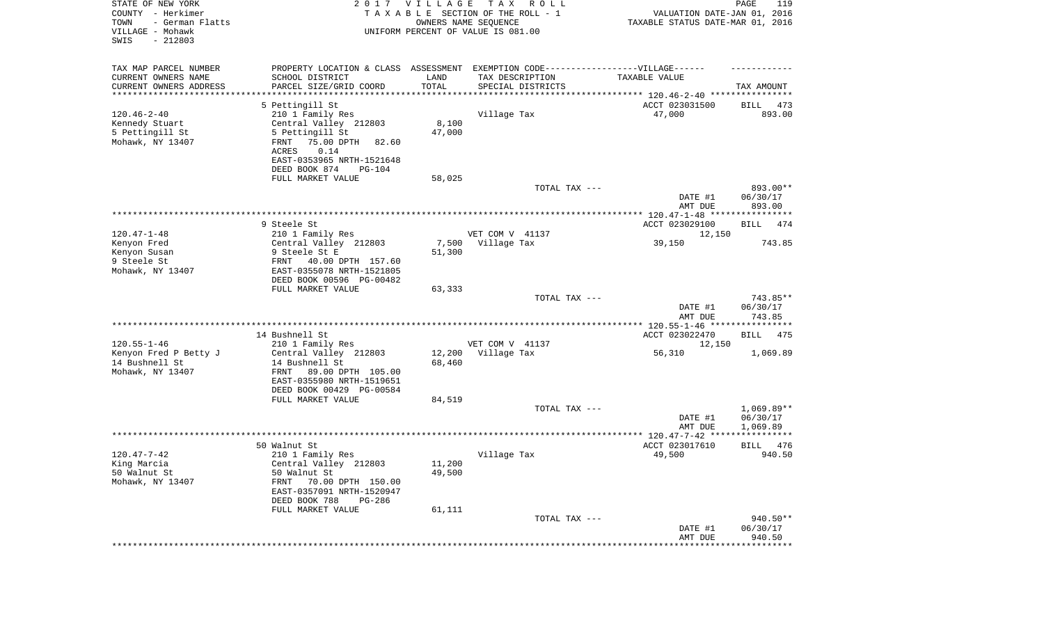STATE OF NEW YORK — 2017 VILLAGE TAX ROLL
COUNTY - Herkimer — TAXABLE SECTION OF THE ROLL - 1 — VALUATION DATE-JAN 01, 2016
TOWN - German Flatts — OWNERS NAME SEQUENCE — TAXABLE STATUS DATE-MAR 01, 2016
VILLAGE - Mohawk — UNIFORM PERCENT OF VALUE IS 081.00
SWIS - 212803

| TAX MAP PARCEL NUMBER / CURRENT OWNERS NAME / CURRENT OWNERS ADDRESS | PROPERTY LOCATION & CLASS / SCHOOL DISTRICT / PARCEL SIZE/GRID COORD | ASSESSMENT LAND / TOTAL | EXEMPTION CODE / TAX DESCRIPTION / SPECIAL DISTRICTS | TAXABLE VALUE | TAX AMOUNT |
|---|---|---|---|---|---|
| 120.46-2-40 | 5 Pettingill St | | | ACCT 023031500 | BILL 473 |
| Kennedy Stuart | 210 1 Family Res | | Village Tax | 47,000 | 893.00 |
| 5 Pettingill St | Central Valley 212803 | 8,100 | | | |
| Mohawk, NY 13407 | 5 Pettingill St | 47,000 | | | |
| | FRNT 75.00 DPTH 82.60 | | | | |
| | ACRES 0.14 | | | | |
| | EAST-0353965 NRTH-1521648 | | | | |
| | DEED BOOK 874 PG-104 | | | | |
| | FULL MARKET VALUE | 58,025 | | | |
| | | | TOTAL TAX --- | | 893.00** |
| | | | | DATE #1 | 06/30/17 |
| | | | | AMT DUE | 893.00 |
| 120.47-1-48 | 9 Steele St | | | ACCT 023029100 | BILL 474 |
| Kenyon Fred | 210 1 Family Res | | VET COM V 41137 | 12,150 | |
| Kenyon Susan | Central Valley 212803 | 7,500 | Village Tax | 39,150 | 743.85 |
| 9 Steele St | 9 Steele St E | 51,300 | | | |
| Mohawk, NY 13407 | FRNT 40.00 DPTH 157.60 | | | | |
| | EAST-0355078 NRTH-1521805 | | | | |
| | DEED BOOK 00596 PG-00482 | | | | |
| | FULL MARKET VALUE | 63,333 | | | |
| | | | TOTAL TAX --- | | 743.85** |
| | | | | DATE #1 | 06/30/17 |
| | | | | AMT DUE | 743.85 |
| 120.55-1-46 | 14 Bushnell St | | | ACCT 023022470 | BILL 475 |
| Kenyon Fred P Betty J | 210 1 Family Res | | VET COM V 41137 | 12,150 | |
| 14 Bushnell St | Central Valley 212803 | 12,200 | Village Tax | 56,310 | 1,069.89 |
| Mohawk, NY 13407 | 14 Bushnell St | 68,460 | | | |
| | FRNT 89.00 DPTH 105.00 | | | | |
| | EAST-0355980 NRTH-1519651 | | | | |
| | DEED BOOK 00429 PG-00584 | | | | |
| | FULL MARKET VALUE | 84,519 | | | |
| | | | TOTAL TAX --- | | 1,069.89** |
| | | | | DATE #1 | 06/30/17 |
| | | | | AMT DUE | 1,069.89 |
| 120.47-7-42 | 50 Walnut St | | | ACCT 023017610 | BILL 476 |
| King Marcia | 210 1 Family Res | | Village Tax | 49,500 | 940.50 |
| 50 Walnut St | Central Valley 212803 | 11,200 | | | |
| Mohawk, NY 13407 | 50 Walnut St | 49,500 | | | |
| | FRNT 70.00 DPTH 150.00 | | | | |
| | EAST-0357091 NRTH-1520947 | | | | |
| | DEED BOOK 788 PG-286 | | | | |
| | FULL MARKET VALUE | 61,111 | | | |
| | | | TOTAL TAX --- | | 940.50** |
| | | | | DATE #1 | 06/30/17 |
| | | | | AMT DUE | 940.50 |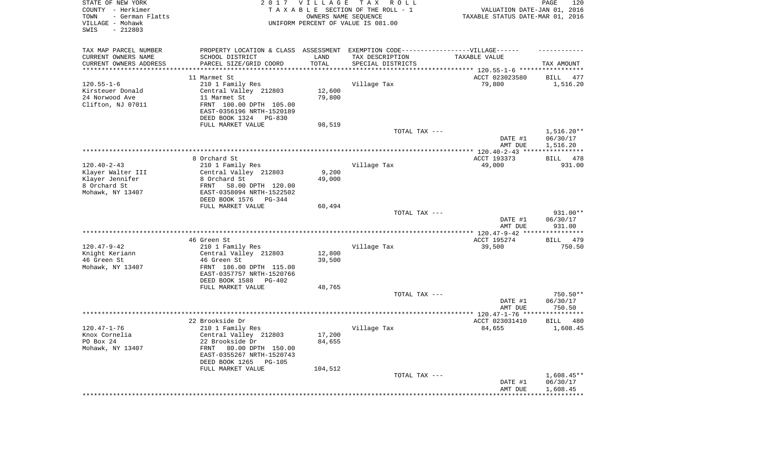STATE OF NEW YORK
COUNTY - Herkimer
TOWN - German Flatts
VILLAGE - Mohawk
SWIS - 212803

2017 VILLAGE TAX ROLL
TAXABLE SECTION OF THE ROLL - 1
OWNERS NAME SEQUENCE
UNIFORM PERCENT OF VALUE IS 081.00

VALUATION DATE-JAN 01, 2016
TAXABLE STATUS DATE-MAR 01, 2016

| TAX MAP PARCEL NUMBER / CURRENT OWNERS NAME / CURRENT OWNERS ADDRESS | PROPERTY LOCATION & CLASS / SCHOOL DISTRICT / PARCEL SIZE/GRID COORD | ASSESSMENT LAND / TOTAL | EXEMPTION CODE / TAX DESCRIPTION / SPECIAL DISTRICTS | TAXABLE VALUE | TAX AMOUNT |
|---|---|---|---|---|---|
| 120.55-1-6 | 11 Marmet St | | | ACCT 023023580 | BILL 477 |
| Kirsteuer Donald | 210 1 Family Res | | Village Tax | 79,800 | 1,516.20 |
| 24 Norwood Ave | Central Valley 212803 | 12,600 | | | |
| Clifton, NJ 07011 | 11 Marmet St | 79,800 | | | |
| | FRNT 100.00 DPTH 105.00 | | | | |
| | EAST-0356196 NRTH-1520189 | | | | |
| | DEED BOOK 1324 PG-830 | | | | |
| | FULL MARKET VALUE | 98,519 | | | |
| | | | TOTAL TAX --- | | 1,516.20** |
| | | | | DATE #1 | 06/30/17 |
| | | | | AMT DUE | 1,516.20 |
| 120.40-2-43 | 8 Orchard St | | | ACCT 193373 | BILL 478 |
| Klayer Walter III | 210 1 Family Res | | Village Tax | 49,000 | 931.00 |
| Klayer Jennifer | Central Valley 212803 | 9,200 | | | |
| 8 Orchard St | 8 Orchard St | 49,000 | | | |
| Mohawk, NY 13407 | FRNT 58.00 DPTH 120.00 | | | | |
| | EAST-0358094 NRTH-1522502 | | | | |
| | DEED BOOK 1576 PG-344 | | | | |
| | FULL MARKET VALUE | 60,494 | | | |
| | | | TOTAL TAX --- | | 931.00** |
| | | | | DATE #1 | 06/30/17 |
| | | | | AMT DUE | 931.00 |
| 120.47-9-42 | 46 Green St | | | ACCT 195274 | BILL 479 |
| Knight Keriann | 210 1 Family Res | | Village Tax | 39,500 | 750.50 |
| 46 Green St | Central Valley 212803 | 12,800 | | | |
| Mohawk, NY 13407 | 46 Green St | 39,500 | | | |
| | FRNT 186.00 DPTH 115.00 | | | | |
| | EAST-0357757 NRTH-1520766 | | | | |
| | DEED BOOK 1588 PG-402 | | | | |
| | FULL MARKET VALUE | 48,765 | | | |
| | | | TOTAL TAX --- | | 750.50** |
| | | | | DATE #1 | 06/30/17 |
| | | | | AMT DUE | 750.50 |
| 120.47-1-76 | 22 Brookside Dr | | | ACCT 023031410 | BILL 480 |
| Knox Cornelia | 210 1 Family Res | | Village Tax | 84,655 | 1,608.45 |
| PO Box 24 | Central Valley 212803 | 17,200 | | | |
| Mohawk, NY 13407 | 22 Brookside Dr | 84,655 | | | |
| | FRNT 80.00 DPTH 150.00 | | | | |
| | EAST-0355267 NRTH-1520743 | | | | |
| | DEED BOOK 1265 PG-105 | | | | |
| | FULL MARKET VALUE | 104,512 | | | |
| | | | TOTAL TAX --- | | 1,608.45** |
| | | | | DATE #1 | 06/30/17 |
| | | | | AMT DUE | 1,608.45 |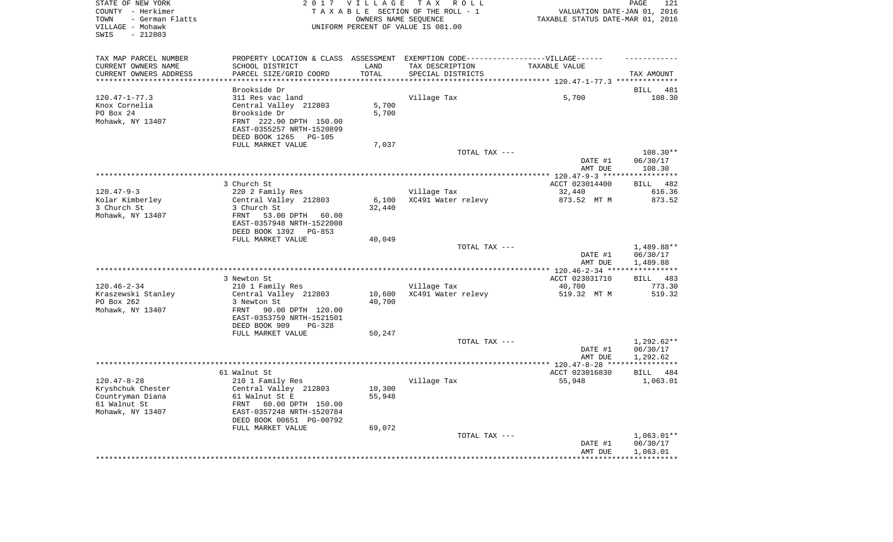STATE OF NEW YORK | 2017 VILLAGE TAX ROLL | PAGE 121
COUNTY - Herkimer | TAXABLE SECTION OF THE ROLL - 1 | VALUATION DATE-JAN 01, 2016
TOWN - German Flatts | OWNERS NAME SEQUENCE | TAXABLE STATUS DATE-MAR 01, 2016
VILLAGE - Mohawk | UNIFORM PERCENT OF VALUE IS 081.00
SWIS - 212803

| TAX MAP PARCEL NUMBER<br>CURRENT OWNERS NAME<br>CURRENT OWNERS ADDRESS | PROPERTY LOCATION & CLASS<br>SCHOOL DISTRICT<br>PARCEL SIZE/GRID COORD | ASSESSMENT<br>LAND<br>TOTAL | EXEMPTION CODE------VILLAGE------<br>TAX DESCRIPTION<br>SPECIAL DISTRICTS | TAXABLE VALUE | TAX AMOUNT |
|---|---|---|---|---|---|
| 120.47-1-77.3 | Brookside Dr | | | | BILL 481 |
| 120.47-1-77.3 | 311 Res vac land | | Village Tax | 5,700 | 108.30 |
| Knox Cornelia | Central Valley 212803 | 5,700 | | | |
| PO Box 24 | Brookside Dr | 5,700 | | | |
| Mohawk, NY 13407 | FRNT 222.90 DPTH 150.00 | | | | |
| | EAST-0355257 NRTH-1520899 | | | | |
| | DEED BOOK 1265 PG-105 | | | | |
| | FULL MARKET VALUE | 7,037 | | | |
| | | | TOTAL TAX --- | | 108.30** |
| | | | | DATE #1 | 06/30/17 |
| | | | | AMT DUE | 108.30 |
| 120.47-9-3 | 3 Church St | | | ACCT 023014400 | BILL 482 |
| 120.47-9-3 | 220 2 Family Res | | Village Tax | 32,440 | 616.36 |
| Kolar Kimberley | Central Valley 212803 | 6,100 | XC491 Water relevy | 873.52 MT M | 873.52 |
| 3 Church St | 3 Church St | 32,440 | | | |
| Mohawk, NY 13407 | FRNT 53.00 DPTH 60.00 | | | | |
| | EAST-0357948 NRTH-1522008 | | | | |
| | DEED BOOK 1392 PG-853 | | | | |
| | FULL MARKET VALUE | 40,049 | | | |
| | | | TOTAL TAX --- | | 1,489.88** |
| | | | | DATE #1 | 06/30/17 |
| | | | | AMT DUE | 1,489.88 |
| 120.46-2-34 | 3 Newton St | | | ACCT 023031710 | BILL 483 |
| 120.46-2-34 | 210 1 Family Res | | Village Tax | 40,700 | 773.30 |
| Kraszewski Stanley | Central Valley 212803 | 10,600 | XC491 Water relevy | 519.32 MT M | 519.32 |
| PO Box 262 | 3 Newton St | 40,700 | | | |
| Mohawk, NY 13407 | FRNT 90.00 DPTH 120.00 | | | | |
| | EAST-0353759 NRTH-1521501 | | | | |
| | DEED BOOK 909 PG-328 | | | | |
| | FULL MARKET VALUE | 50,247 | | | |
| | | | TOTAL TAX --- | | 1,292.62** |
| | | | | DATE #1 | 06/30/17 |
| | | | | AMT DUE | 1,292.62 |
| 120.47-8-28 | 61 Walnut St | | | ACCT 023016830 | BILL 484 |
| 120.47-8-28 | 210 1 Family Res | | Village Tax | 55,948 | 1,063.01 |
| Kryshchuk Chester | Central Valley 212803 | 10,300 | | | |
| Countryman Diana | 61 Walnut St E | 55,948 | | | |
| 61 Walnut St | FRNT 60.00 DPTH 150.00 | | | | |
| Mohawk, NY 13407 | EAST-0357248 NRTH-1520784 | | | | |
| | DEED BOOK 00651 PG-00792 | | | | |
| | FULL MARKET VALUE | 69,072 | | | |
| | | | TOTAL TAX --- | | 1,063.01** |
| | | | | DATE #1 | 06/30/17 |
| | | | | AMT DUE | 1,063.01 |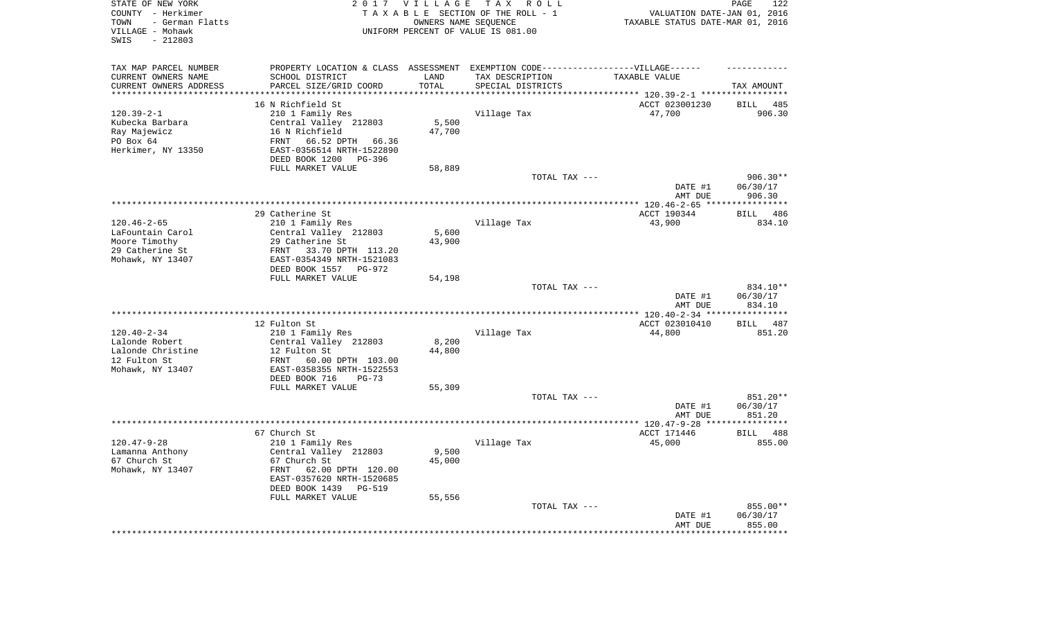STATE OF NEW YORK
COUNTY - Herkimer
TOWN - German Flatts
VILLAGE - Mohawk
SWIS - 212803

2 0 1 7 V I L L A G E T A X R O L L
T A X A B L E SECTION OF THE ROLL - 1
OWNERS NAME SEQUENCE
UNIFORM PERCENT OF VALUE IS 081.00

VALUATION DATE-JAN 01, 2016
TAXABLE STATUS DATE-MAR 01, 2016

| TAX MAP PARCEL NUMBER<br>CURRENT OWNERS NAME<br>CURRENT OWNERS ADDRESS | PROPERTY LOCATION & CLASS<br>SCHOOL DISTRICT<br>PARCEL SIZE/GRID COORD | ASSESSMENT<br>LAND<br>TOTAL | EXEMPTION CODE------VILLAGE------<br>TAX DESCRIPTION<br>SPECIAL DISTRICTS | TAXABLE VALUE | TAX AMOUNT |
|---|---|---|---|---|---|
| | 16 N Richfield St | | | ACCT 023001230 | BILL 485 |
| 120.39-2-1 | 210 1 Family Res | | Village Tax | 47,700 | 906.30 |
| Kubecka Barbara | Central Valley 212803 | 5,500 | | | |
| Ray Majewicz | 16 N Richfield | 47,700 | | | |
| PO Box 64 | FRNT 66.52 DPTH 66.36 | | | | |
| Herkimer, NY 13350 | EAST-0356514 NRTH-1522890 | | | | |
| | DEED BOOK 1200 PG-396 | | | | |
| | FULL MARKET VALUE | 58,889 | | | |
| | | | TOTAL TAX --- | | 906.30** |
| | | | | DATE #1 | 06/30/17 |
| | | | | AMT DUE | 906.30 |
| | 29 Catherine St | | | ACCT 190344 | BILL 486 |
| 120.46-2-65 | 210 1 Family Res | | Village Tax | 43,900 | 834.10 |
| LaFountain Carol | Central Valley 212803 | 5,600 | | | |
| Moore Timothy | 29 Catherine St | 43,900 | | | |
| 29 Catherine St | FRNT 33.70 DPTH 113.20 | | | | |
| Mohawk, NY 13407 | EAST-0354349 NRTH-1521083 | | | | |
| | DEED BOOK 1557 PG-972 | | | | |
| | FULL MARKET VALUE | 54,198 | | | |
| | | | TOTAL TAX --- | | 834.10** |
| | | | | DATE #1 | 06/30/17 |
| | | | | AMT DUE | 834.10 |
| | 12 Fulton St | | | ACCT 023010410 | BILL 487 |
| 120.40-2-34 | 210 1 Family Res | | Village Tax | 44,800 | 851.20 |
| Lalonde Robert | Central Valley 212803 | 8,200 | | | |
| Lalonde Christine | 12 Fulton St | 44,800 | | | |
| 12 Fulton St | FRNT 60.00 DPTH 103.00 | | | | |
| Mohawk, NY 13407 | EAST-0358355 NRTH-1522553 | | | | |
| | DEED BOOK 716 PG-73 | | | | |
| | FULL MARKET VALUE | 55,309 | | | |
| | | | TOTAL TAX --- | | 851.20** |
| | | | | DATE #1 | 06/30/17 |
| | | | | AMT DUE | 851.20 |
| | 67 Church St | | | ACCT 171446 | BILL 488 |
| 120.47-9-28 | 210 1 Family Res | | Village Tax | 45,000 | 855.00 |
| Lamanna Anthony | Central Valley 212803 | 9,500 | | | |
| 67 Church St | 67 Church St | 45,000 | | | |
| Mohawk, NY 13407 | FRNT 62.00 DPTH 120.00 | | | | |
| | EAST-0357620 NRTH-1520685 | | | | |
| | DEED BOOK 1439 PG-519 | | | | |
| | FULL MARKET VALUE | 55,556 | | | |
| | | | TOTAL TAX --- | | 855.00** |
| | | | | DATE #1 | 06/30/17 |
| | | | | AMT DUE | 855.00 |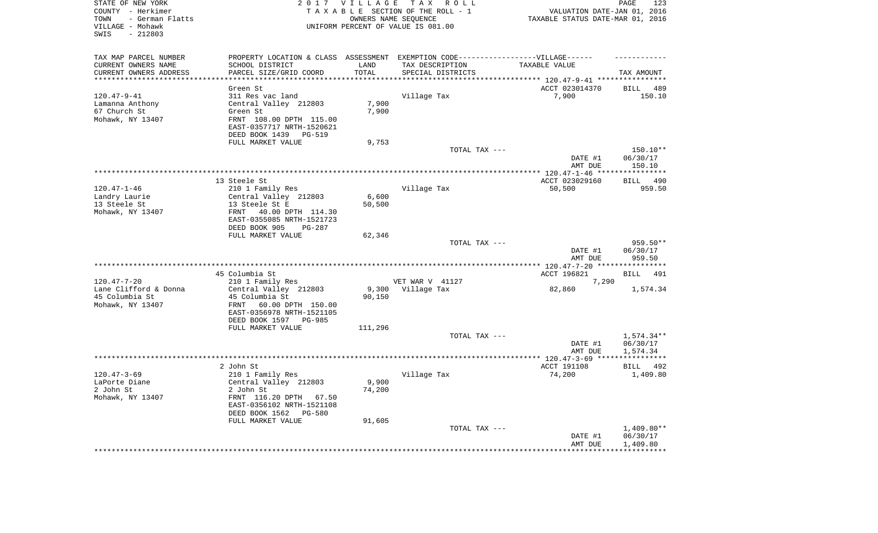STATE OF NEW YORK
COUNTY - Herkimer
TOWN - German Flatts
VILLAGE - Mohawk
SWIS - 212803

2017 VILLAGE TAX ROLL
TAXABLE SECTION OF THE ROLL - 1
OWNERS NAME SEQUENCE
UNIFORM PERCENT OF VALUE IS 081.00

VALUATION DATE-JAN 01, 2016
TAXABLE STATUS DATE-MAR 01, 2016

| TAX MAP PARCEL NUMBER / CURRENT OWNERS NAME / CURRENT OWNERS ADDRESS | PROPERTY LOCATION & CLASS / SCHOOL DISTRICT / PARCEL SIZE/GRID COORD | ASSESSMENT LAND / TOTAL | EXEMPTION CODE / TAX DESCRIPTION / SPECIAL DISTRICTS | TAXABLE VALUE | TAX AMOUNT |
|---|---|---|---|---|---|
| 120.47-9-41 | Green St | | | ACCT 023014370 | BILL 489 |
| 120.47-9-41 | 311 Res vac land | | Village Tax | 7,900 | 150.10 |
| Lamanna Anthony | Central Valley 212803 | 7,900 | | | |
| 67 Church St | Green St | 7,900 | | | |
| Mohawk, NY 13407 | FRNT 108.00 DPTH 115.00 | | | | |
| | EAST-0357717 NRTH-1520621 | | | | |
| | DEED BOOK 1439 PG-519 | | | | |
| | FULL MARKET VALUE | 9,753 | | | |
| | | | TOTAL TAX --- | | 150.10** |
| | | | | DATE #1 | 06/30/17 |
| | | | | AMT DUE | 150.10 |
| 120.47-1-46 | 13 Steele St | | | ACCT 023029160 | BILL 490 |
| 120.47-1-46 | 210 1 Family Res | | Village Tax | 50,500 | 959.50 |
| Landry Laurie | Central Valley 212803 | 6,600 | | | |
| 13 Steele St | 13 Steele St E | 50,500 | | | |
| Mohawk, NY 13407 | FRNT 40.00 DPTH 114.30 | | | | |
| | EAST-0355085 NRTH-1521723 | | | | |
| | DEED BOOK 905 PG-287 | | | | |
| | FULL MARKET VALUE | 62,346 | | | |
| | | | TOTAL TAX --- | | 959.50** |
| | | | | DATE #1 | 06/30/17 |
| | | | | AMT DUE | 959.50 |
| 120.47-7-20 | 45 Columbia St | | | ACCT 196821 | BILL 491 |
| 120.47-7-20 | 210 1 Family Res | | VET WAR V 41127 | 7,290 | |
| Lane Clifford & Donna | Central Valley 212803 | 9,300 | Village Tax | 82,860 | 1,574.34 |
| 45 Columbia St | 45 Columbia St | 90,150 | | | |
| Mohawk, NY 13407 | FRNT 60.00 DPTH 150.00 | | | | |
| | EAST-0356978 NRTH-1521105 | | | | |
| | DEED BOOK 1597 PG-985 | | | | |
| | FULL MARKET VALUE | 111,296 | | | |
| | | | TOTAL TAX --- | | 1,574.34** |
| | | | | DATE #1 | 06/30/17 |
| | | | | AMT DUE | 1,574.34 |
| 120.47-3-69 | 2 John St | | | ACCT 191108 | BILL 492 |
| 120.47-3-69 | 210 1 Family Res | | Village Tax | 74,200 | 1,409.80 |
| LaPorte Diane | Central Valley 212803 | 9,900 | | | |
| 2 John St | 2 John St | 74,200 | | | |
| Mohawk, NY 13407 | FRNT 116.20 DPTH 67.50 | | | | |
| | EAST-0356102 NRTH-1521108 | | | | |
| | DEED BOOK 1562 PG-580 | | | | |
| | FULL MARKET VALUE | 91,605 | | | |
| | | | TOTAL TAX --- | | 1,409.80** |
| | | | | DATE #1 | 06/30/17 |
| | | | | AMT DUE | 1,409.80 |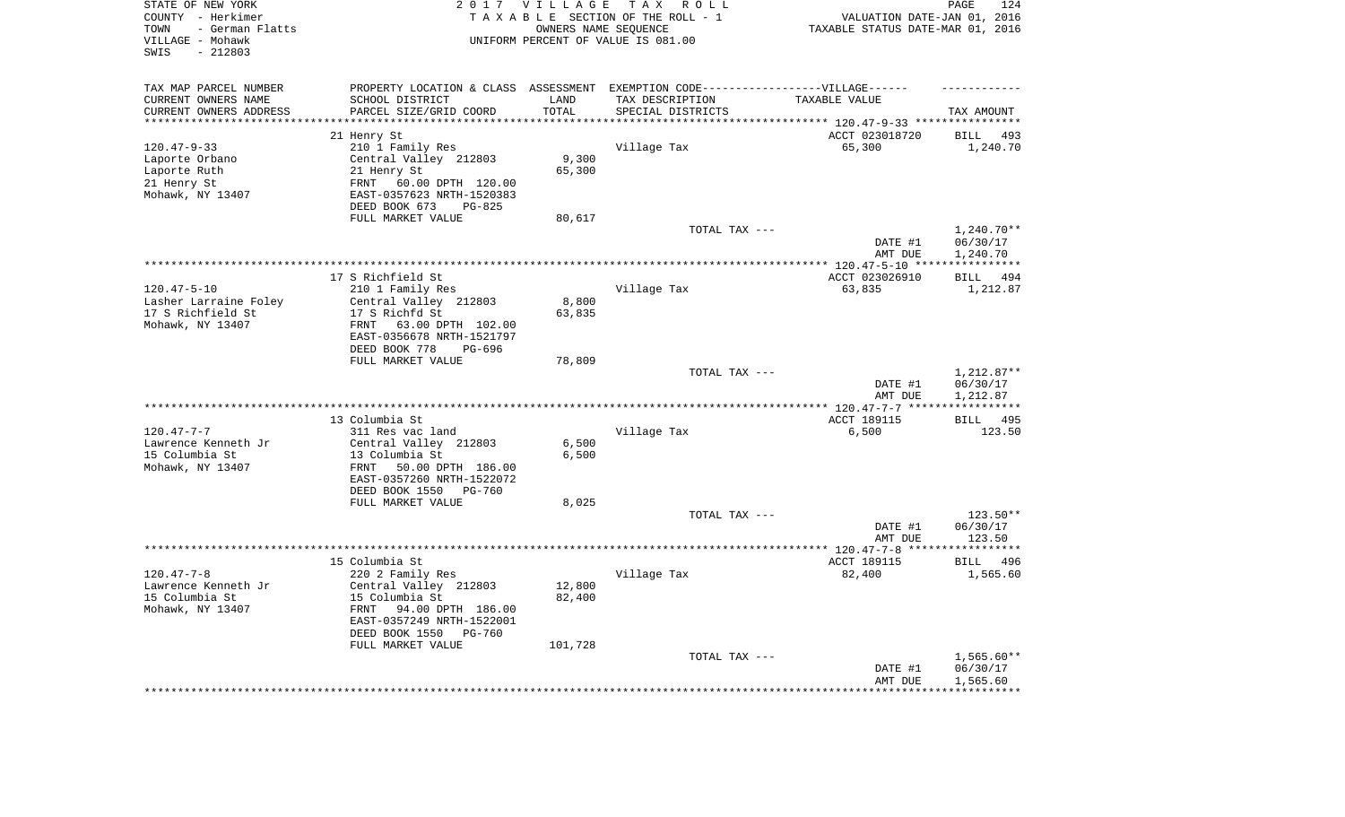STATE OF NEW YORK
COUNTY - Herkimer
TOWN - German Flatts
VILLAGE - Mohawk
SWIS - 212803

2 0 1 7 V I L L A G E T A X R O L L
T A X A B L E SECTION OF THE ROLL - 1
OWNERS NAME SEQUENCE
UNIFORM PERCENT OF VALUE IS 081.00

VALUATION DATE-JAN 01, 2016
TAXABLE STATUS DATE-MAR 01, 2016

| TAX MAP PARCEL NUMBER / CURRENT OWNERS NAME / CURRENT OWNERS ADDRESS | PROPERTY LOCATION & CLASS / SCHOOL DISTRICT / PARCEL SIZE/GRID COORD | ASSESSMENT LAND / TOTAL | EXEMPTION CODE-----VILLAGE------ TAX DESCRIPTION / SPECIAL DISTRICTS | TAXABLE VALUE | TAX AMOUNT |
|---|---|---|---|---|---|
| 120.47-9-33 | 21 Henry St | | | ACCT 023018720 | BILL 493 |
| Laporte Orbano | 210 1 Family Res | | Village Tax | 65,300 | 1,240.70 |
| Laporte Ruth | Central Valley 212803 | 9,300 | | | |
| 21 Henry St | 21 Henry St | 65,300 | | | |
| Mohawk, NY 13407 | FRNT 60.00 DPTH 120.00 | | | | |
| | EAST-0357623 NRTH-1520383 | | | | |
| | DEED BOOK 673 PG-825 | | | | |
| | FULL MARKET VALUE | 80,617 | | | |
| | | | TOTAL TAX --- | | 1,240.70** |
| | | | | DATE #1 | 06/30/17 |
| | | | | AMT DUE | 1,240.70 |
| 120.47-5-10 | 17 S Richfield St | | | ACCT 023026910 | BILL 494 |
| Lasher Larraine Foley | 210 1 Family Res | | Village Tax | 63,835 | 1,212.87 |
| 17 S Richfield St | Central Valley 212803 | 8,800 | | | |
| Mohawk, NY 13407 | 17 S Richfd St | 63,835 | | | |
| | FRNT 63.00 DPTH 102.00 | | | | |
| | EAST-0356678 NRTH-1521797 | | | | |
| | DEED BOOK 778 PG-696 | | | | |
| | FULL MARKET VALUE | 78,809 | | | |
| | | | TOTAL TAX --- | | 1,212.87** |
| | | | | DATE #1 | 06/30/17 |
| | | | | AMT DUE | 1,212.87 |
| 120.47-7-7 | 13 Columbia St | | | ACCT 189115 | BILL 495 |
| Lawrence Kenneth Jr | 311 Res vac land | | Village Tax | 6,500 | 123.50 |
| 15 Columbia St | Central Valley 212803 | 6,500 | | | |
| Mohawk, NY 13407 | 13 Columbia St | 6,500 | | | |
| | FRNT 50.00 DPTH 186.00 | | | | |
| | EAST-0357260 NRTH-1522072 | | | | |
| | DEED BOOK 1550 PG-760 | | | | |
| | FULL MARKET VALUE | 8,025 | | | |
| | | | TOTAL TAX --- | | 123.50** |
| | | | | DATE #1 | 06/30/17 |
| | | | | AMT DUE | 123.50 |
| 120.47-7-8 | 15 Columbia St | | | ACCT 189115 | BILL 496 |
| Lawrence Kenneth Jr | 220 2 Family Res | | Village Tax | 82,400 | 1,565.60 |
| 15 Columbia St | Central Valley 212803 | 12,800 | | | |
| Mohawk, NY 13407 | 15 Columbia St | 82,400 | | | |
| | FRNT 94.00 DPTH 186.00 | | | | |
| | EAST-0357249 NRTH-1522001 | | | | |
| | DEED BOOK 1550 PG-760 | | | | |
| | FULL MARKET VALUE | 101,728 | | | |
| | | | TOTAL TAX --- | | 1,565.60** |
| | | | | DATE #1 | 06/30/17 |
| | | | | AMT DUE | 1,565.60 |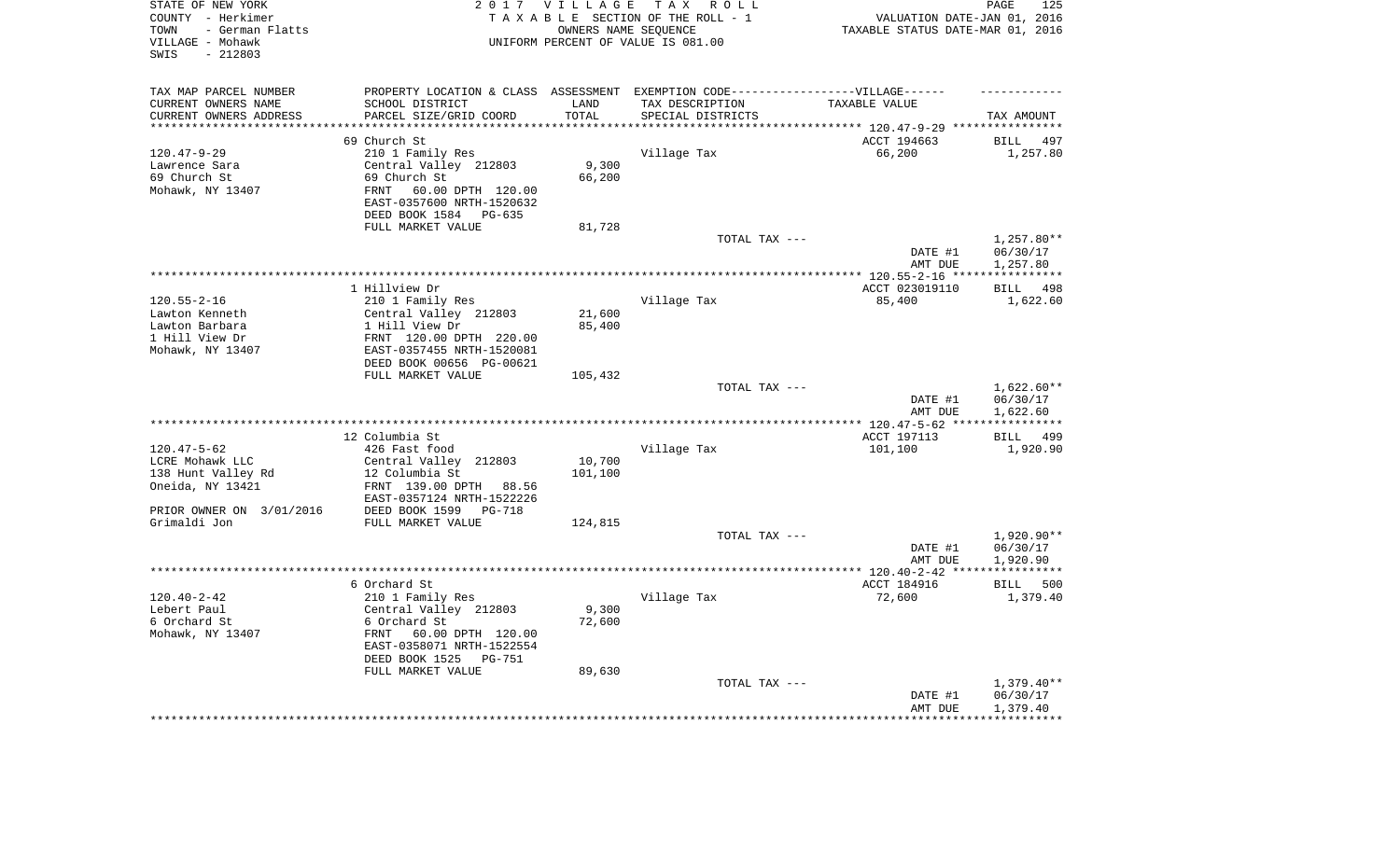STATE OF NEW YORK — 2017 VILLAGE TAX ROLL
COUNTY - Herkimer — TAXABLE SECTION OF THE ROLL - 1 — VALUATION DATE-JAN 01, 2016
TOWN - German Flatts — OWNERS NAME SEQUENCE — TAXABLE STATUS DATE-MAR 01, 2016
VILLAGE - Mohawk — UNIFORM PERCENT OF VALUE IS 081.00
SWIS - 212803

| TAX MAP PARCEL NUMBER / CURRENT OWNERS NAME / CURRENT OWNERS ADDRESS | PROPERTY LOCATION & CLASS / SCHOOL DISTRICT / PARCEL SIZE/GRID COORD | ASSESSMENT LAND / TOTAL | EXEMPTION CODE / TAX DESCRIPTION / SPECIAL DISTRICTS | TAXABLE VALUE | TAX AMOUNT |
|---|---|---|---|---|---|
| 120.47-9-29 | 69 Church St | | | ACCT 194663 | BILL 497 |
| 120.47-9-29 | 210 1 Family Res | | Village Tax | 66,200 | 1,257.80 |
| Lawrence Sara | Central Valley 212803 | 9,300 | | | |
| 69 Church St | 69 Church St | 66,200 | | | |
| Mohawk, NY 13407 | FRNT 60.00 DPTH 120.00 | | | | |
| | EAST-0357600 NRTH-1520632 | | | | |
| | DEED BOOK 1584 PG-635 | | | | |
| | FULL MARKET VALUE | 81,728 | | | |
| | | | TOTAL TAX --- | | 1,257.80** |
| | | | | DATE #1 | 06/30/17 |
| | | | | AMT DUE | 1,257.80 |
| 120.55-2-16 | 1 Hillview Dr | | | ACCT 023019110 | BILL 498 |
| 120.55-2-16 | 210 1 Family Res | | Village Tax | 85,400 | 1,622.60 |
| Lawton Kenneth | Central Valley 212803 | 21,600 | | | |
| Lawton Barbara | 1 Hill View Dr | 85,400 | | | |
| 1 Hill View Dr | FRNT 120.00 DPTH 220.00 | | | | |
| Mohawk, NY 13407 | EAST-0357455 NRTH-1520081 | | | | |
| | DEED BOOK 00656 PG-00621 | | | | |
| | FULL MARKET VALUE | 105,432 | | | |
| | | | TOTAL TAX --- | | 1,622.60** |
| | | | | DATE #1 | 06/30/17 |
| | | | | AMT DUE | 1,622.60 |
| 120.47-5-62 | 12 Columbia St | | | ACCT 197113 | BILL 499 |
| 120.47-5-62 | 426 Fast food | | Village Tax | 101,100 | 1,920.90 |
| LCRE Mohawk LLC | Central Valley 212803 | 10,700 | | | |
| 138 Hunt Valley Rd | 12 Columbia St | 101,100 | | | |
| Oneida, NY 13421 | FRNT 139.00 DPTH 88.56 | | | | |
| | EAST-0357124 NRTH-1522226 | | | | |
| PRIOR OWNER ON 3/01/2016 | DEED BOOK 1599 PG-718 | | | | |
| Grimaldi Jon | FULL MARKET VALUE | 124,815 | | | |
| | | | TOTAL TAX --- | | 1,920.90** |
| | | | | DATE #1 | 06/30/17 |
| | | | | AMT DUE | 1,920.90 |
| 120.40-2-42 | 6 Orchard St | | | ACCT 184916 | BILL 500 |
| 120.40-2-42 | 210 1 Family Res | | Village Tax | 72,600 | 1,379.40 |
| Lebert Paul | Central Valley 212803 | 9,300 | | | |
| 6 Orchard St | 6 Orchard St | 72,600 | | | |
| Mohawk, NY 13407 | FRNT 60.00 DPTH 120.00 | | | | |
| | EAST-0358071 NRTH-1522554 | | | | |
| | DEED BOOK 1525 PG-751 | | | | |
| | FULL MARKET VALUE | 89,630 | | | |
| | | | TOTAL TAX --- | | 1,379.40** |
| | | | | DATE #1 | 06/30/17 |
| | | | | AMT DUE | 1,379.40 |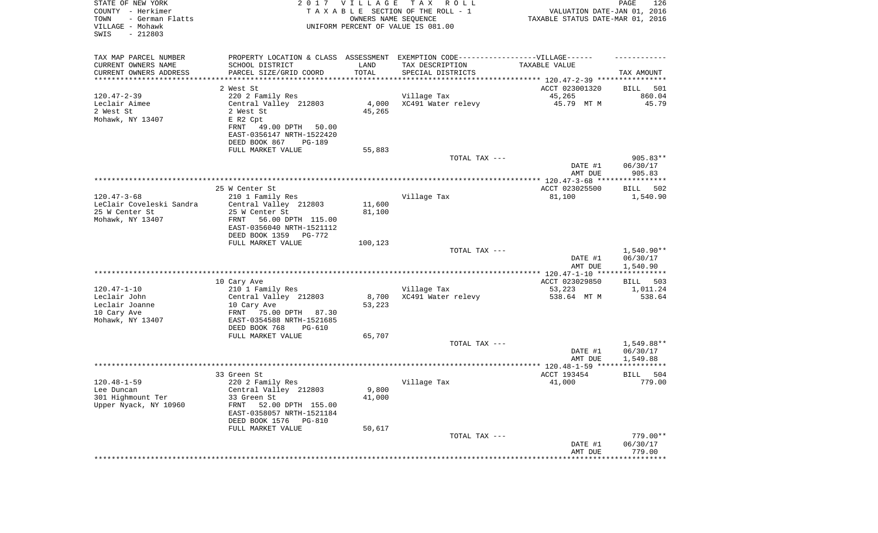STATE OF NEW YORK
COUNTY - Herkimer
TOWN - German Flatts
VILLAGE - Mohawk
SWIS - 212803

2017 VILLAGE TAX ROLL
TAXABLE SECTION OF THE ROLL - 1
OWNERS NAME SEQUENCE
UNIFORM PERCENT OF VALUE IS 081.00

VALUATION DATE-JAN 01, 2016
TAXABLE STATUS DATE-MAR 01, 2016

| TAX MAP PARCEL NUMBER<br>CURRENT OWNERS NAME<br>CURRENT OWNERS ADDRESS | PROPERTY LOCATION & CLASS<br>SCHOOL DISTRICT<br>PARCEL SIZE/GRID COORD | ASSESSMENT<br>LAND<br>TOTAL | EXEMPTION CODE-----VILLAGE------<br>TAX DESCRIPTION<br>SPECIAL DISTRICTS | TAXABLE VALUE | TAX AMOUNT |
|---|---|---|---|---|---|
| 120.47-2-39 | 2 West St | | | ACCT 023001320 | BILL 501 |
| | 220 2 Family Res | | Village Tax | 45,265 | 860.04 |
| Leclair Aimee | Central Valley 212803 | 4,000 | XC491 Water relevy | 45.79 MT M | 45.79 |
| 2 West St | 2 West St | 45,265 | | | |
| Mohawk, NY 13407 | E R2 Cpt | | | | |
| | FRNT 49.00 DPTH 50.00 | | | | |
| | EAST-0356147 NRTH-1522420 | | | | |
| | DEED BOOK 867 PG-189 | | | | |
| | FULL MARKET VALUE | 55,883 | | | |
| | | | TOTAL TAX --- | | 905.83** |
| | | | | DATE #1 | 06/30/17 |
| | | | | AMT DUE | 905.83 |
| 120.47-3-68 | 25 W Center St | | | ACCT 023025500 | BILL 502 |
| | 210 1 Family Res | | Village Tax | 81,100 | 1,540.90 |
| LeClair Coveleski Sandra | Central Valley 212803 | 11,600 | | | |
| 25 W Center St | 25 W Center St | 81,100 | | | |
| Mohawk, NY 13407 | FRNT 56.00 DPTH 115.00 | | | | |
| | EAST-0356040 NRTH-1521112 | | | | |
| | DEED BOOK 1359 PG-772 | | | | |
| | FULL MARKET VALUE | 100,123 | | | |
| | | | TOTAL TAX --- | | 1,540.90** |
| | | | | DATE #1 | 06/30/17 |
| | | | | AMT DUE | 1,540.90 |
| 120.47-1-10 | 10 Cary Ave | | | ACCT 023029850 | BILL 503 |
| | 210 1 Family Res | | Village Tax | 53,223 | 1,011.24 |
| Leclair John | Central Valley 212803 | 8,700 | XC491 Water relevy | 538.64 MT M | 538.64 |
| Leclair Joanne | 10 Cary Ave | 53,223 | | | |
| 10 Cary Ave | FRNT 75.00 DPTH 87.30 | | | | |
| Mohawk, NY 13407 | EAST-0354588 NRTH-1521685 | | | | |
| | DEED BOOK 768 PG-610 | | | | |
| | FULL MARKET VALUE | 65,707 | | | |
| | | | TOTAL TAX --- | | 1,549.88** |
| | | | | DATE #1 | 06/30/17 |
| | | | | AMT DUE | 1,549.88 |
| 120.48-1-59 | 33 Green St | | | ACCT 193454 | BILL 504 |
| | 220 2 Family Res | | Village Tax | 41,000 | 779.00 |
| Lee Duncan | Central Valley 212803 | 9,800 | | | |
| 301 Highmount Ter | 33 Green St | 41,000 | | | |
| Upper Nyack, NY 10960 | FRNT 52.00 DPTH 155.00 | | | | |
| | EAST-0358057 NRTH-1521184 | | | | |
| | DEED BOOK 1576 PG-810 | | | | |
| | FULL MARKET VALUE | 50,617 | | | |
| | | | TOTAL TAX --- | | 779.00** |
| | | | | DATE #1 | 06/30/17 |
| | | | | AMT DUE | 779.00 |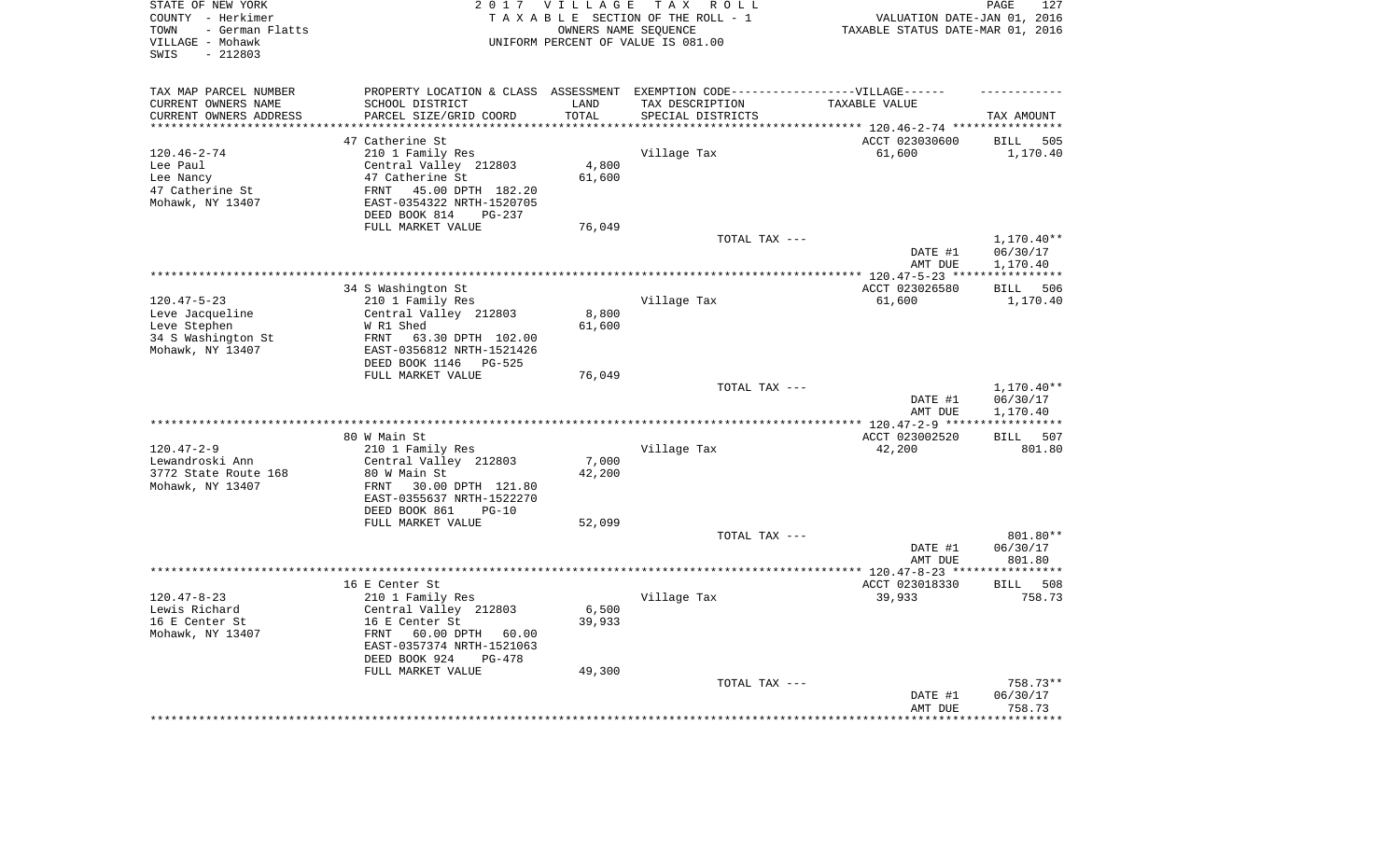STATE OF NEW YORK
COUNTY - Herkimer
TOWN - German Flatts
VILLAGE - Mohawk
SWIS - 212803

2 0 1 7 V I L L A G E T A X R O L L
T A X A B L E SECTION OF THE ROLL - 1
OWNERS NAME SEQUENCE
UNIFORM PERCENT OF VALUE IS 081.00

VALUATION DATE-JAN 01, 2016
TAXABLE STATUS DATE-MAR 01, 2016

| TAX MAP PARCEL NUMBER / CURRENT OWNERS NAME / CURRENT OWNERS ADDRESS | PROPERTY LOCATION & CLASS / SCHOOL DISTRICT / PARCEL SIZE/GRID COORD | ASSESSMENT LAND / TOTAL | EXEMPTION CODE / TAX DESCRIPTION / SPECIAL DISTRICTS | TAXABLE VALUE | TAX AMOUNT |
|---|---|---|---|---|---|
| 120.46-2-74 | 47 Catherine St | | | ACCT 023030600 | BILL 505 |
| Lee Paul | 210 1 Family Res | | Village Tax | 61,600 | 1,170.40 |
| Lee Nancy | Central Valley 212803 | 4,800 | | | |
| 47 Catherine St | 47 Catherine St | 61,600 | | | |
| Mohawk, NY 13407 | FRNT 45.00 DPTH 182.20 | | | | |
| | EAST-0354322 NRTH-1520705 | | | | |
| | DEED BOOK 814 PG-237 | | | | |
| | FULL MARKET VALUE | 76,049 | | | |
| | | | TOTAL TAX --- | | 1,170.40** |
| | | | | DATE #1 | 06/30/17 |
| | | | | AMT DUE | 1,170.40 |
| 120.47-5-23 | 34 S Washington St | | | ACCT 023026580 | BILL 506 |
| Leve Jacqueline | 210 1 Family Res | | Village Tax | 61,600 | 1,170.40 |
| Leve Stephen | Central Valley 212803 | 8,800 | | | |
| 34 S Washington St | W R1 Shed | 61,600 | | | |
| Mohawk, NY 13407 | FRNT 63.30 DPTH 102.00 | | | | |
| | EAST-0356812 NRTH-1521426 | | | | |
| | DEED BOOK 1146 PG-525 | | | | |
| | FULL MARKET VALUE | 76,049 | | | |
| | | | TOTAL TAX --- | | 1,170.40** |
| | | | | DATE #1 | 06/30/17 |
| | | | | AMT DUE | 1,170.40 |
| 120.47-2-9 | 80 W Main St | | | ACCT 023002520 | BILL 507 |
| Lewandroski Ann | 210 1 Family Res | | Village Tax | 42,200 | 801.80 |
| 3772 State Route 168 | Central Valley 212803 | 7,000 | | | |
| Mohawk, NY 13407 | 80 W Main St | 42,200 | | | |
| | FRNT 30.00 DPTH 121.80 | | | | |
| | EAST-0355637 NRTH-1522270 | | | | |
| | DEED BOOK 861 PG-10 | | | | |
| | FULL MARKET VALUE | 52,099 | | | |
| | | | TOTAL TAX --- | | 801.80** |
| | | | | DATE #1 | 06/30/17 |
| | | | | AMT DUE | 801.80 |
| 120.47-8-23 | 16 E Center St | | | ACCT 023018330 | BILL 508 |
| Lewis Richard | 210 1 Family Res | | Village Tax | 39,933 | 758.73 |
| 16 E Center St | Central Valley 212803 | 6,500 | | | |
| Mohawk, NY 13407 | 16 E Center St | 39,933 | | | |
| | FRNT 60.00 DPTH 60.00 | | | | |
| | EAST-0357374 NRTH-1521063 | | | | |
| | DEED BOOK 924 PG-478 | | | | |
| | FULL MARKET VALUE | 49,300 | | | |
| | | | TOTAL TAX --- | | 758.73** |
| | | | | DATE #1 | 06/30/17 |
| | | | | AMT DUE | 758.73 |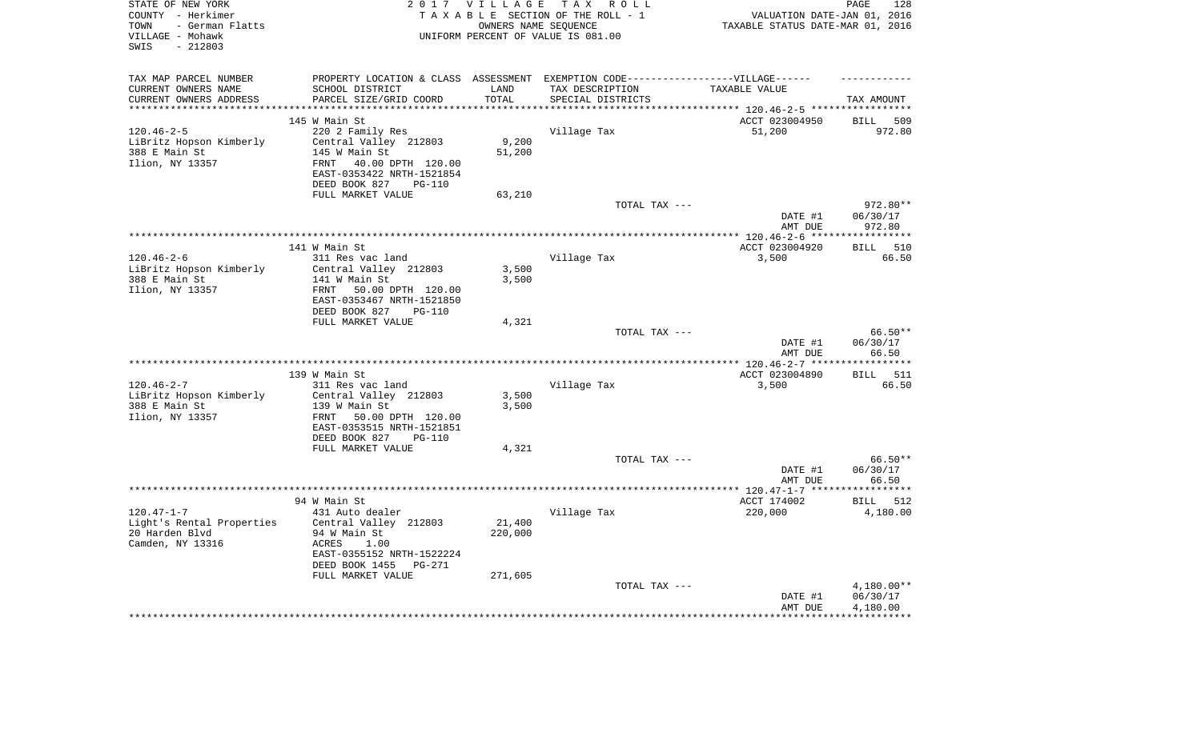STATE OF NEW YORK
COUNTY - Herkimer
TOWN - German Flatts
VILLAGE - Mohawk
SWIS - 212803

2017 VILLAGE TAX ROLL
TAXABLE SECTION OF THE ROLL - 1
OWNERS NAME SEQUENCE
UNIFORM PERCENT OF VALUE IS 081.00

VALUATION DATE-JAN 01, 2016
TAXABLE STATUS DATE-MAR 01, 2016

| TAX MAP PARCEL NUMBER<br>CURRENT OWNERS NAME<br>CURRENT OWNERS ADDRESS | PROPERTY LOCATION & CLASS<br>SCHOOL DISTRICT<br>PARCEL SIZE/GRID COORD | ASSESSMENT<br>LAND<br>TOTAL | EXEMPTION CODE------VILLAGE------<br>TAX DESCRIPTION<br>SPECIAL DISTRICTS | TAXABLE VALUE | TAX AMOUNT |
|---|---|---|---|---|---|
| | 145 W Main St | | | ACCT 023004950 | BILL 509 |
| 120.46-2-5 | 220 2 Family Res | | Village Tax | 51,200 | 972.80 |
| LiBritz Hopson Kimberly | Central Valley 212803 | 9,200 | | | |
| 388 E Main St | 145 W Main St | 51,200 | | | |
| Ilion, NY 13357 | FRNT 40.00 DPTH 120.00 | | | | |
| | EAST-0353422 NRTH-1521854 | | | | |
| | DEED BOOK 827 PG-110 | | | | |
| | FULL MARKET VALUE | 63,210 | | | |
| | | | TOTAL TAX --- | | 972.80** |
| | | | | DATE #1 | 06/30/17 |
| | | | | AMT DUE | 972.80 |
| | 141 W Main St | | | ACCT 023004920 | BILL 510 |
| 120.46-2-6 | 311 Res vac land | | Village Tax | 3,500 | 66.50 |
| LiBritz Hopson Kimberly | Central Valley 212803 | 3,500 | | | |
| 388 E Main St | 141 W Main St | 3,500 | | | |
| Ilion, NY 13357 | FRNT 50.00 DPTH 120.00 | | | | |
| | EAST-0353467 NRTH-1521850 | | | | |
| | DEED BOOK 827 PG-110 | | | | |
| | FULL MARKET VALUE | 4,321 | | | |
| | | | TOTAL TAX --- | | 66.50** |
| | | | | DATE #1 | 06/30/17 |
| | | | | AMT DUE | 66.50 |
| | 139 W Main St | | | ACCT 023004890 | BILL 511 |
| 120.46-2-7 | 311 Res vac land | | Village Tax | 3,500 | 66.50 |
| LiBritz Hopson Kimberly | Central Valley 212803 | 3,500 | | | |
| 388 E Main St | 139 W Main St | 3,500 | | | |
| Ilion, NY 13357 | FRNT 50.00 DPTH 120.00 | | | | |
| | EAST-0353515 NRTH-1521851 | | | | |
| | DEED BOOK 827 PG-110 | | | | |
| | FULL MARKET VALUE | 4,321 | | | |
| | | | TOTAL TAX --- | | 66.50** |
| | | | | DATE #1 | 06/30/17 |
| | | | | AMT DUE | 66.50 |
| | 94 W Main St | | | ACCT 174002 | BILL 512 |
| 120.47-1-7 | 431 Auto dealer | | Village Tax | 220,000 | 4,180.00 |
| Light's Rental Properties | Central Valley 212803 | 21,400 | | | |
| 20 Harden Blvd | 94 W Main St | 220,000 | | | |
| Camden, NY 13316 | ACRES 1.00 | | | | |
| | EAST-0355152 NRTH-1522224 | | | | |
| | DEED BOOK 1455 PG-271 | | | | |
| | FULL MARKET VALUE | 271,605 | | | |
| | | | TOTAL TAX --- | | 4,180.00** |
| | | | | DATE #1 | 06/30/17 |
| | | | | AMT DUE | 4,180.00 |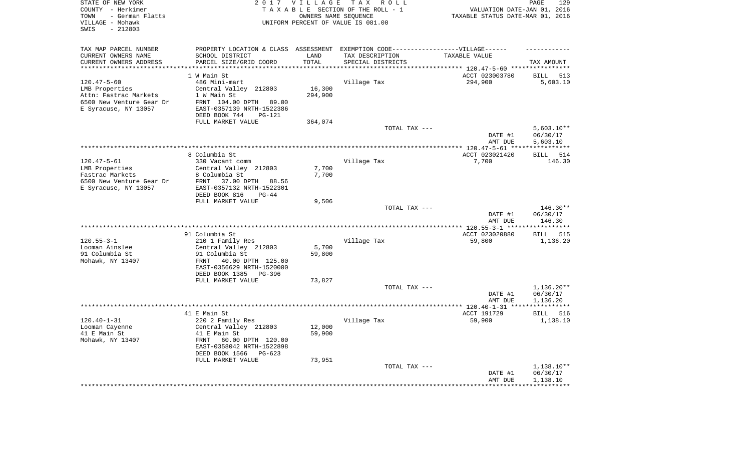STATE OF NEW YORK
COUNTY - Herkimer
TOWN - German Flatts
VILLAGE - Mohawk
SWIS - 212803

2 0 1 7 V I L L A G E T A X R O L L
T A X A B L E SECTION OF THE ROLL - 1
OWNERS NAME SEQUENCE
UNIFORM PERCENT OF VALUE IS 081.00

VALUATION DATE-JAN 01, 2016
TAXABLE STATUS DATE-MAR 01, 2016

| TAX MAP PARCEL NUMBER / CURRENT OWNERS NAME / CURRENT OWNERS ADDRESS | PROPERTY LOCATION & CLASS / SCHOOL DISTRICT / PARCEL SIZE/GRID COORD | ASSESSMENT LAND / TOTAL | EXEMPTION CODE / TAX DESCRIPTION / SPECIAL DISTRICTS | TAXABLE VALUE | TAX AMOUNT |
|---|---|---|---|---|---|
| | 1 W Main St | | | ACCT 023003780 | BILL 513 |
| 120.47-5-60 | 486 Mini-mart | | Village Tax | 294,900 | 5,603.10 |
| LMB Properties | Central Valley 212803 | 16,300 | | | |
| Attn: Fastrac Markets | 1 W Main St | 294,900 | | | |
| 6500 New Venture Gear Dr | FRNT 104.00 DPTH 89.00 | | | | |
| E Syracuse, NY 13057 | EAST-0357139 NRTH-1522386 | | | | |
| | DEED BOOK 744 PG-121 | | | | |
| | FULL MARKET VALUE | 364,074 | | | |
| | | | TOTAL TAX --- | | 5,603.10** |
| | | | | DATE #1 | 06/30/17 |
| | | | | AMT DUE | 5,603.10 |
| | 8 Columbia St | | | ACCT 023021420 | BILL 514 |
| 120.47-5-61 | 330 Vacant comm | | Village Tax | 7,700 | 146.30 |
| LMB Properties | Central Valley 212803 | 7,700 | | | |
| Fastrac Markets | 8 Columbia St | 7,700 | | | |
| 6500 New Venture Gear Dr | FRNT 37.00 DPTH 88.56 | | | | |
| E Syracuse, NY 13057 | EAST-0357132 NRTH-1522301 | | | | |
| | DEED BOOK 816 PG-44 | | | | |
| | FULL MARKET VALUE | 9,506 | | | |
| | | | TOTAL TAX --- | | 146.30** |
| | | | | DATE #1 | 06/30/17 |
| | | | | AMT DUE | 146.30 |
| | 91 Columbia St | | | ACCT 023020880 | BILL 515 |
| 120.55-3-1 | 210 1 Family Res | | Village Tax | 59,800 | 1,136.20 |
| Looman Ainslee | Central Valley 212803 | 5,700 | | | |
| 91 Columbia St | 91 Columbia St | 59,800 | | | |
| Mohawk, NY 13407 | FRNT 40.00 DPTH 125.00 | | | | |
| | EAST-0356629 NRTH-1520000 | | | | |
| | DEED BOOK 1385 PG-396 | | | | |
| | FULL MARKET VALUE | 73,827 | | | |
| | | | TOTAL TAX --- | | 1,136.20** |
| | | | | DATE #1 | 06/30/17 |
| | | | | AMT DUE | 1,136.20 |
| | 41 E Main St | | | ACCT 191729 | BILL 516 |
| 120.40-1-31 | 220 2 Family Res | | Village Tax | 59,900 | 1,138.10 |
| Looman Cayenne | Central Valley 212803 | 12,000 | | | |
| 41 E Main St | 41 E Main St | 59,900 | | | |
| Mohawk, NY 13407 | FRNT 60.00 DPTH 120.00 | | | | |
| | EAST-0358042 NRTH-1522898 | | | | |
| | DEED BOOK 1566 PG-623 | | | | |
| | FULL MARKET VALUE | 73,951 | | | |
| | | | TOTAL TAX --- | | 1,138.10** |
| | | | | DATE #1 | 06/30/17 |
| | | | | AMT DUE | 1,138.10 |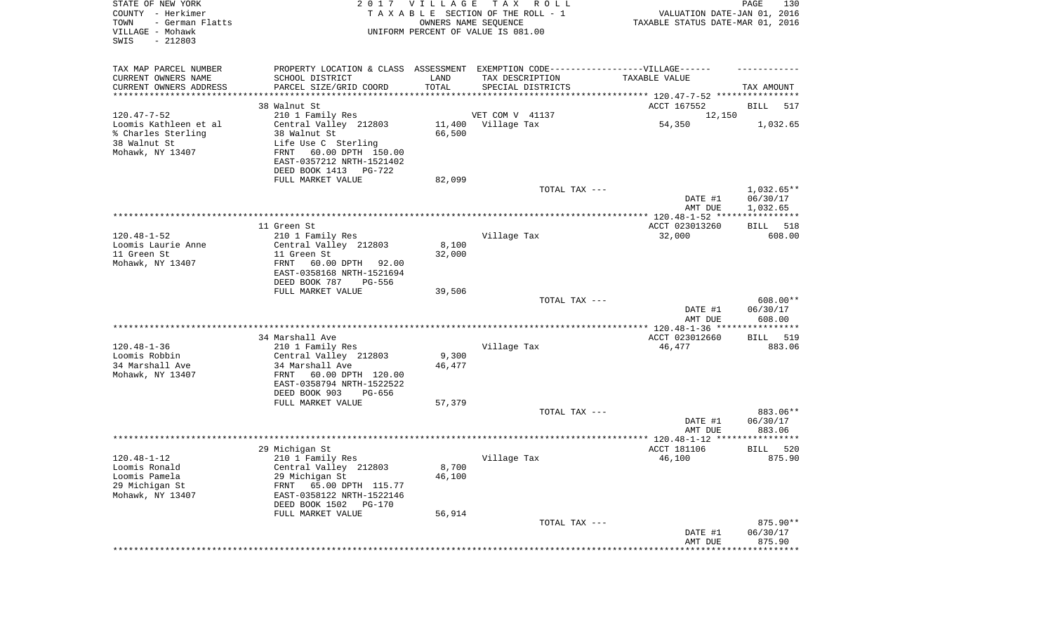STATE OF NEW YORK
COUNTY - Herkimer
TOWN - German Flatts
VILLAGE - Mohawk
SWIS - 212803

2 0 1 7 V I L L A G E T A X R O L L
T A X A B L E SECTION OF THE ROLL - 1
OWNERS NAME SEQUENCE
UNIFORM PERCENT OF VALUE IS 081.00

VALUATION DATE-JAN 01, 2016
TAXABLE STATUS DATE-MAR 01, 2016

| TAX MAP PARCEL NUMBER / CURRENT OWNERS NAME / CURRENT OWNERS ADDRESS | PROPERTY LOCATION & CLASS / SCHOOL DISTRICT / PARCEL SIZE/GRID COORD | ASSESSMENT LAND / TOTAL | EXEMPTION CODE / TAX DESCRIPTION / SPECIAL DISTRICTS | VILLAGE TAXABLE VALUE | TAX AMOUNT |
|---|---|---|---|---|---|
| 120.47-7-52 | 38 Walnut St | | | ACCT 167552 | BILL 517 |
| | 210 1 Family Res | | VET COM V 41137 | 12,150 | |
| Loomis Kathleen et al | Central Valley 212803 | 11,400 | Village Tax | 54,350 | 1,032.65 |
| % Charles Sterling | 38 Walnut St | 66,500 | | | |
| 38 Walnut St | Life Use C Sterling | | | | |
| Mohawk, NY 13407 | FRNT 60.00 DPTH 150.00 | | | | |
| | EAST-0357212 NRTH-1521402 | | | | |
| | DEED BOOK 1413 PG-722 | | | | |
| | FULL MARKET VALUE | 82,099 | | | |
| | | | TOTAL TAX --- | | 1,032.65** |
| | | | | DATE #1 | 06/30/17 |
| | | | | AMT DUE | 1,032.65 |
| 120.48-1-52 | 11 Green St | | | ACCT 023013260 | BILL 518 |
| | 210 1 Family Res | | Village Tax | 32,000 | 608.00 |
| Loomis Laurie Anne | Central Valley 212803 | 8,100 | | | |
| 11 Green St | 11 Green St | 32,000 | | | |
| Mohawk, NY 13407 | FRNT 60.00 DPTH 92.00 | | | | |
| | EAST-0358168 NRTH-1521694 | | | | |
| | DEED BOOK 787 PG-556 | | | | |
| | FULL MARKET VALUE | 39,506 | | | |
| | | | TOTAL TAX --- | | 608.00** |
| | | | | DATE #1 | 06/30/17 |
| | | | | AMT DUE | 608.00 |
| 120.48-1-36 | 34 Marshall Ave | | | ACCT 023012660 | BILL 519 |
| | 210 1 Family Res | | Village Tax | 46,477 | 883.06 |
| Loomis Robbin | Central Valley 212803 | 9,300 | | | |
| 34 Marshall Ave | 34 Marshall Ave | 46,477 | | | |
| Mohawk, NY 13407 | FRNT 60.00 DPTH 120.00 | | | | |
| | EAST-0358794 NRTH-1522522 | | | | |
| | DEED BOOK 903 PG-656 | | | | |
| | FULL MARKET VALUE | 57,379 | | | |
| | | | TOTAL TAX --- | | 883.06** |
| | | | | DATE #1 | 06/30/17 |
| | | | | AMT DUE | 883.06 |
| 120.48-1-12 | 29 Michigan St | | | ACCT 181106 | BILL 520 |
| | 210 1 Family Res | | Village Tax | 46,100 | 875.90 |
| Loomis Ronald | Central Valley 212803 | 8,700 | | | |
| Loomis Pamela | 29 Michigan St | 46,100 | | | |
| 29 Michigan St | FRNT 65.00 DPTH 115.77 | | | | |
| Mohawk, NY 13407 | EAST-0358122 NRTH-1522146 | | | | |
| | DEED BOOK 1502 PG-170 | | | | |
| | FULL MARKET VALUE | 56,914 | | | |
| | | | TOTAL TAX --- | | 875.90** |
| | | | | DATE #1 | 06/30/17 |
| | | | | AMT DUE | 875.90 |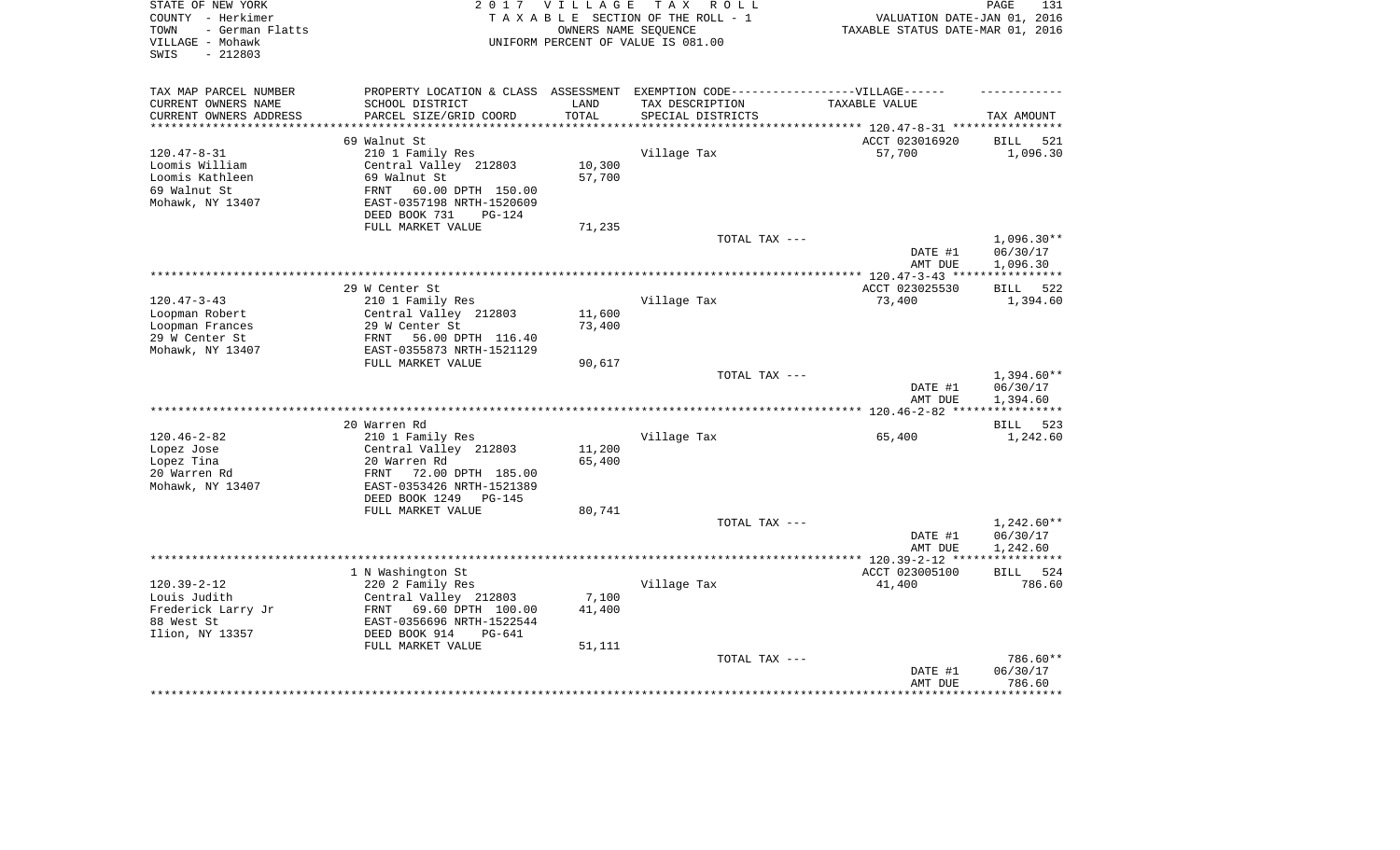STATE OF NEW YORK
COUNTY - Herkimer
TOWN - German Flatts
VILLAGE - Mohawk
SWIS - 212803

2 0 1 7 V I L L A G E T A X R O L L
T A X A B L E SECTION OF THE ROLL - 1
OWNERS NAME SEQUENCE
UNIFORM PERCENT OF VALUE IS 081.00

VALUATION DATE-JAN 01, 2016
TAXABLE STATUS DATE-MAR 01, 2016

| TAX MAP PARCEL NUMBER<br>CURRENT OWNERS NAME<br>CURRENT OWNERS ADDRESS | PROPERTY LOCATION & CLASS<br>SCHOOL DISTRICT<br>PARCEL SIZE/GRID COORD | ASSESSMENT<br>LAND<br>TOTAL | EXEMPTION CODE------------------VILLAGE------<br>TAX DESCRIPTION<br>SPECIAL DISTRICTS | TAXABLE VALUE | TAX AMOUNT |
|---|---|---|---|---|---|
| | 69 Walnut St | | | ACCT 023016920 | BILL 521 |
| 120.47-8-31 | 210 1 Family Res | | Village Tax | 57,700 | 1,096.30 |
| Loomis William | Central Valley 212803 | 10,300 | | | |
| Loomis Kathleen | 69 Walnut St | 57,700 | | | |
| 69 Walnut St | FRNT 60.00 DPTH 150.00 | | | | |
| Mohawk, NY 13407 | EAST-0357198 NRTH-1520609 | | | | |
| | DEED BOOK 731 PG-124 | | | | |
| | FULL MARKET VALUE | 71,235 | | | |
| | | | TOTAL TAX --- | | 1,096.30** |
| | | | | DATE #1 | 06/30/17 |
| | | | | AMT DUE | 1,096.30 |
| | 29 W Center St | | | ACCT 023025530 | BILL 522 |
| 120.47-3-43 | 210 1 Family Res | | Village Tax | 73,400 | 1,394.60 |
| Loopman Robert | Central Valley 212803 | 11,600 | | | |
| Loopman Frances | 29 W Center St | 73,400 | | | |
| 29 W Center St | FRNT 56.00 DPTH 116.40 | | | | |
| Mohawk, NY 13407 | EAST-0355873 NRTH-1521129 | | | | |
| | FULL MARKET VALUE | 90,617 | | | |
| | | | TOTAL TAX --- | | 1,394.60** |
| | | | | DATE #1 | 06/30/17 |
| | | | | AMT DUE | 1,394.60 |
| | 20 Warren Rd | | | | BILL 523 |
| 120.46-2-82 | 210 1 Family Res | | Village Tax | 65,400 | 1,242.60 |
| Lopez Jose | Central Valley 212803 | 11,200 | | | |
| Lopez Tina | 20 Warren Rd | 65,400 | | | |
| 20 Warren Rd | FRNT 72.00 DPTH 185.00 | | | | |
| Mohawk, NY 13407 | EAST-0353426 NRTH-1521389 | | | | |
| | DEED BOOK 1249 PG-145 | | | | |
| | FULL MARKET VALUE | 80,741 | | | |
| | | | TOTAL TAX --- | | 1,242.60** |
| | | | | DATE #1 | 06/30/17 |
| | | | | AMT DUE | 1,242.60 |
| | 1 N Washington St | | | ACCT 023005100 | BILL 524 |
| 120.39-2-12 | 220 2 Family Res | | Village Tax | 41,400 | 786.60 |
| Louis Judith | Central Valley 212803 | 7,100 | | | |
| Frederick Larry Jr | FRNT 69.60 DPTH 100.00 | 41,400 | | | |
| 88 West St | EAST-0356696 NRTH-1522544 | | | | |
| Ilion, NY 13357 | DEED BOOK 914 PG-641 | | | | |
| | FULL MARKET VALUE | 51,111 | | | |
| | | | TOTAL TAX --- | | 786.60** |
| | | | | DATE #1 | 06/30/17 |
| | | | | AMT DUE | 786.60 |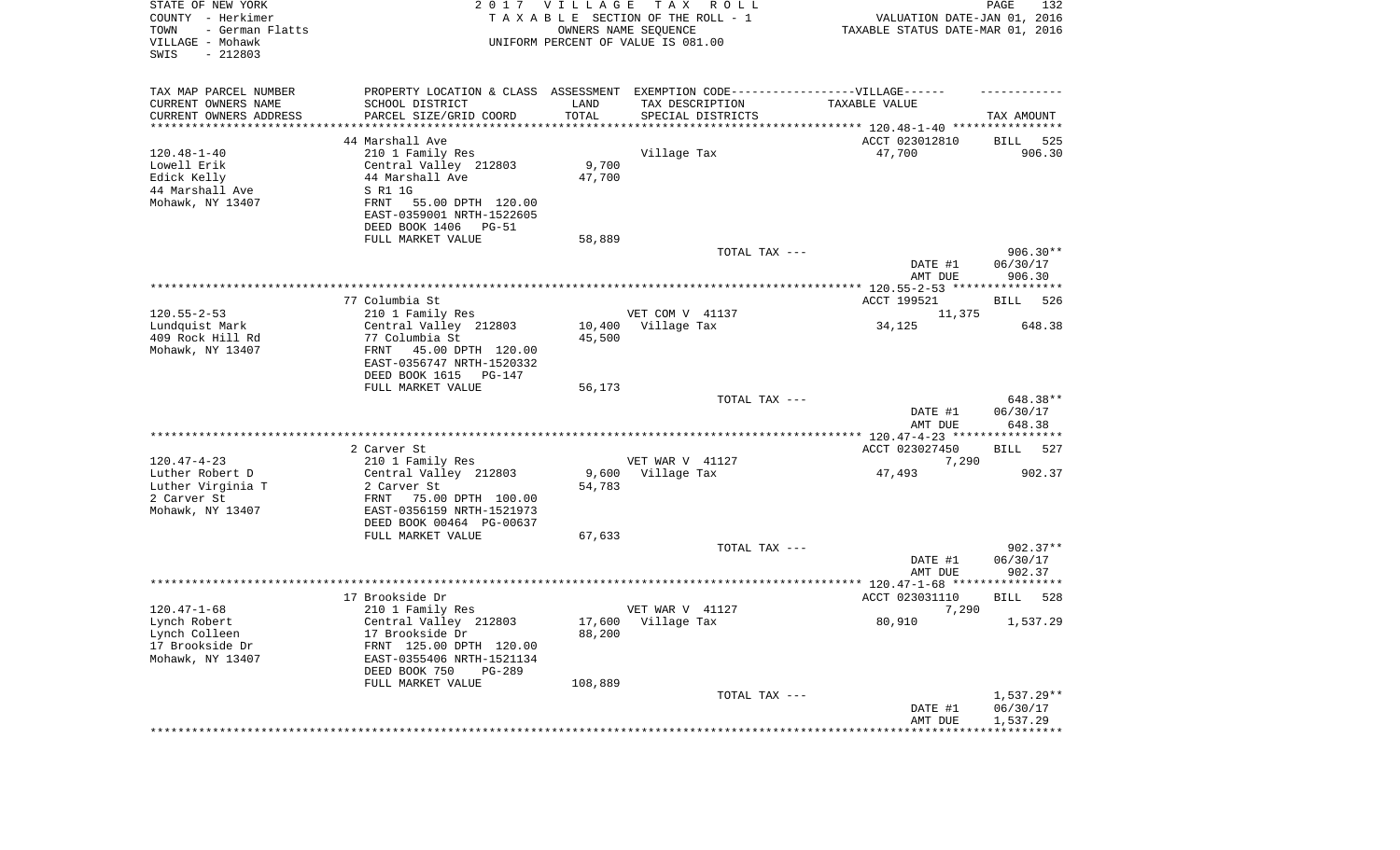STATE OF NEW YORK
COUNTY - Herkimer
TOWN - German Flatts
VILLAGE - Mohawk
SWIS - 212803

2 0 1 7 V I L L A G E T A X R O L L
T A X A B L E SECTION OF THE ROLL - 1
OWNERS NAME SEQUENCE
UNIFORM PERCENT OF VALUE IS 081.00

VALUATION DATE-JAN 01, 2016
TAXABLE STATUS DATE-MAR 01, 2016

| TAX MAP PARCEL NUMBER<br>CURRENT OWNERS NAME<br>CURRENT OWNERS ADDRESS | PROPERTY LOCATION & CLASS<br>SCHOOL DISTRICT<br>PARCEL SIZE/GRID COORD | ASSESSMENT<br>LAND<br>TOTAL | EXEMPTION CODE------------------VILLAGE------<br>TAX DESCRIPTION<br>SPECIAL DISTRICTS | TAXABLE VALUE | TAX AMOUNT |
|---|---|---|---|---|---|
| | 44 Marshall Ave | | | ACCT 023012810 | BILL 525 |
| 120.48-1-40 | 210 1 Family Res | | Village Tax | 47,700 | 906.30 |
| Lowell Erik | Central Valley 212803 | 9,700 | | | |
| Edick Kelly | 44 Marshall Ave | 47,700 | | | |
| 44 Marshall Ave | S R1 1G | | | | |
| Mohawk, NY 13407 | FRNT 55.00 DPTH 120.00 | | | | |
| | EAST-0359001 NRTH-1522605 | | | | |
| | DEED BOOK 1406 PG-51 | | | | |
| | FULL MARKET VALUE | 58,889 | | | |
| | | | TOTAL TAX --- | | 906.30** |
| | | | | DATE #1 | 06/30/17 |
| | | | | AMT DUE | 906.30 |
| | 77 Columbia St | | | ACCT 199521 | BILL 526 |
| 120.55-2-53 | 210 1 Family Res | | VET COM V 41137 | 11,375 | |
| Lundquist Mark | Central Valley 212803 | 10,400 | Village Tax | 34,125 | 648.38 |
| 409 Rock Hill Rd | 77 Columbia St | 45,500 | | | |
| Mohawk, NY 13407 | FRNT 45.00 DPTH 120.00 | | | | |
| | EAST-0356747 NRTH-1520332 | | | | |
| | DEED BOOK 1615 PG-147 | | | | |
| | FULL MARKET VALUE | 56,173 | | | |
| | | | TOTAL TAX --- | | 648.38** |
| | | | | DATE #1 | 06/30/17 |
| | | | | AMT DUE | 648.38 |
| | 2 Carver St | | | ACCT 023027450 | BILL 527 |
| 120.47-4-23 | 210 1 Family Res | | VET WAR V 41127 | 7,290 | |
| Luther Robert D | Central Valley 212803 | 9,600 | Village Tax | 47,493 | 902.37 |
| Luther Virginia T | 2 Carver St | 54,783 | | | |
| 2 Carver St | FRNT 75.00 DPTH 100.00 | | | | |
| Mohawk, NY 13407 | EAST-0356159 NRTH-1521973 | | | | |
| | DEED BOOK 00464 PG-00637 | | | | |
| | FULL MARKET VALUE | 67,633 | | | |
| | | | TOTAL TAX --- | | 902.37** |
| | | | | DATE #1 | 06/30/17 |
| | | | | AMT DUE | 902.37 |
| | 17 Brookside Dr | | | ACCT 023031110 | BILL 528 |
| 120.47-1-68 | 210 1 Family Res | | VET WAR V 41127 | 7,290 | |
| Lynch Robert | Central Valley 212803 | 17,600 | Village Tax | 80,910 | 1,537.29 |
| Lynch Colleen | 17 Brookside Dr | 88,200 | | | |
| 17 Brookside Dr | FRNT 125.00 DPTH 120.00 | | | | |
| Mohawk, NY 13407 | EAST-0355406 NRTH-1521134 | | | | |
| | DEED BOOK 750 PG-289 | | | | |
| | FULL MARKET VALUE | 108,889 | | | |
| | | | TOTAL TAX --- | | 1,537.29** |
| | | | | DATE #1 | 06/30/17 |
| | | | | AMT DUE | 1,537.29 |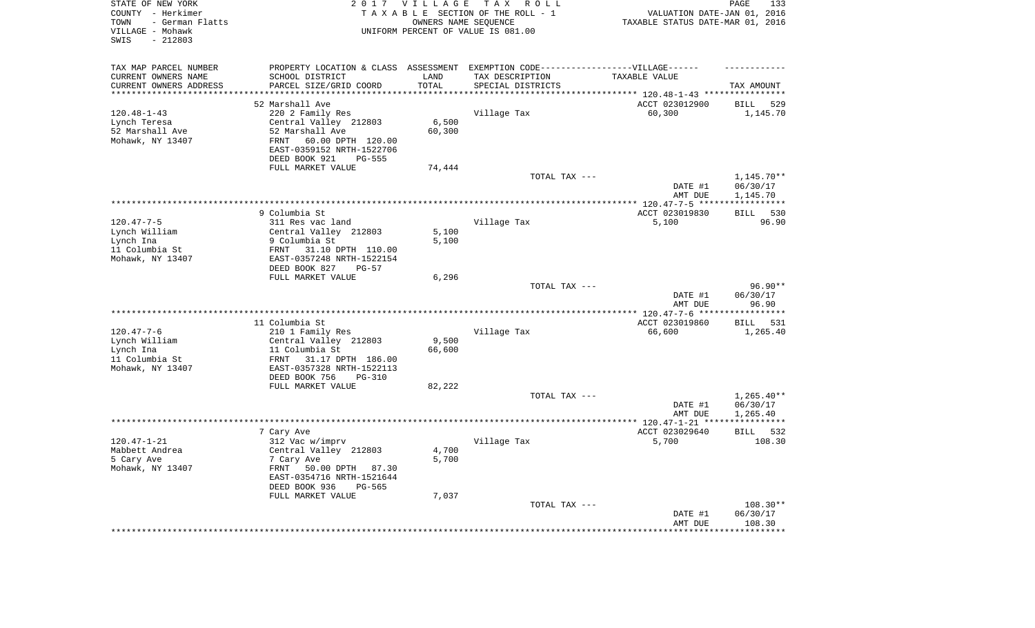STATE OF NEW YORK
COUNTY - Herkimer
TOWN - German Flatts
VILLAGE - Mohawk
SWIS - 212803

2 0 1 7 V I L L A G E T A X R O L L
T A X A B L E SECTION OF THE ROLL - 1
OWNERS NAME SEQUENCE
UNIFORM PERCENT OF VALUE IS 081.00

VALUATION DATE-JAN 01, 2016
TAXABLE STATUS DATE-MAR 01, 2016

| TAX MAP PARCEL NUMBER<br>CURRENT OWNERS NAME<br>CURRENT OWNERS ADDRESS | PROPERTY LOCATION & CLASS<br>SCHOOL DISTRICT<br>PARCEL SIZE/GRID COORD | ASSESSMENT<br>LAND<br>TOTAL | EXEMPTION CODE------VILLAGE------<br>TAX DESCRIPTION<br>SPECIAL DISTRICTS | TAXABLE VALUE | TAX AMOUNT |
|---|---|---|---|---|---|
| | 52 Marshall Ave | | | ACCT 023012900 | BILL 529 |
| 120.48-1-43 | 220 2 Family Res | | Village Tax | 60,300 | 1,145.70 |
| Lynch Teresa | Central Valley 212803 | 6,500 | | | |
| 52 Marshall Ave | 52 Marshall Ave | 60,300 | | | |
| Mohawk, NY 13407 | FRNT 60.00 DPTH 120.00 | | | | |
| | EAST-0359152 NRTH-1522706 | | | | |
| | DEED BOOK 921 PG-555 | | | | |
| | FULL MARKET VALUE | 74,444 | | | |
| | | | TOTAL TAX --- | | 1,145.70** |
| | | | | DATE #1 | 06/30/17 |
| | | | | AMT DUE | 1,145.70 |
| | 9 Columbia St | | | ACCT 023019830 | BILL 530 |
| 120.47-7-5 | 311 Res vac land | | Village Tax | 5,100 | 96.90 |
| Lynch William | Central Valley 212803 | 5,100 | | | |
| Lynch Ina | 9 Columbia St | 5,100 | | | |
| 11 Columbia St | FRNT 31.10 DPTH 110.00 | | | | |
| Mohawk, NY 13407 | EAST-0357248 NRTH-1522154 | | | | |
| | DEED BOOK 827 PG-57 | | | | |
| | FULL MARKET VALUE | 6,296 | | | |
| | | | TOTAL TAX --- | | 96.90** |
| | | | | DATE #1 | 06/30/17 |
| | | | | AMT DUE | 96.90 |
| | 11 Columbia St | | | ACCT 023019860 | BILL 531 |
| 120.47-7-6 | 210 1 Family Res | | Village Tax | 66,600 | 1,265.40 |
| Lynch William | Central Valley 212803 | 9,500 | | | |
| Lynch Ina | 11 Columbia St | 66,600 | | | |
| 11 Columbia St | FRNT 31.17 DPTH 186.00 | | | | |
| Mohawk, NY 13407 | EAST-0357328 NRTH-1522113 | | | | |
| | DEED BOOK 756 PG-310 | | | | |
| | FULL MARKET VALUE | 82,222 | | | |
| | | | TOTAL TAX --- | | 1,265.40** |
| | | | | DATE #1 | 06/30/17 |
| | | | | AMT DUE | 1,265.40 |
| | 7 Cary Ave | | | ACCT 023029640 | BILL 532 |
| 120.47-1-21 | 312 Vac w/imprv | | Village Tax | 5,700 | 108.30 |
| Mabbett Andrea | Central Valley 212803 | 4,700 | | | |
| 5 Cary Ave | 7 Cary Ave | 5,700 | | | |
| Mohawk, NY 13407 | FRNT 50.00 DPTH 87.30 | | | | |
| | EAST-0354716 NRTH-1521644 | | | | |
| | DEED BOOK 936 PG-565 | | | | |
| | FULL MARKET VALUE | 7,037 | | | |
| | | | TOTAL TAX --- | | 108.30** |
| | | | | DATE #1 | 06/30/17 |
| | | | | AMT DUE | 108.30 |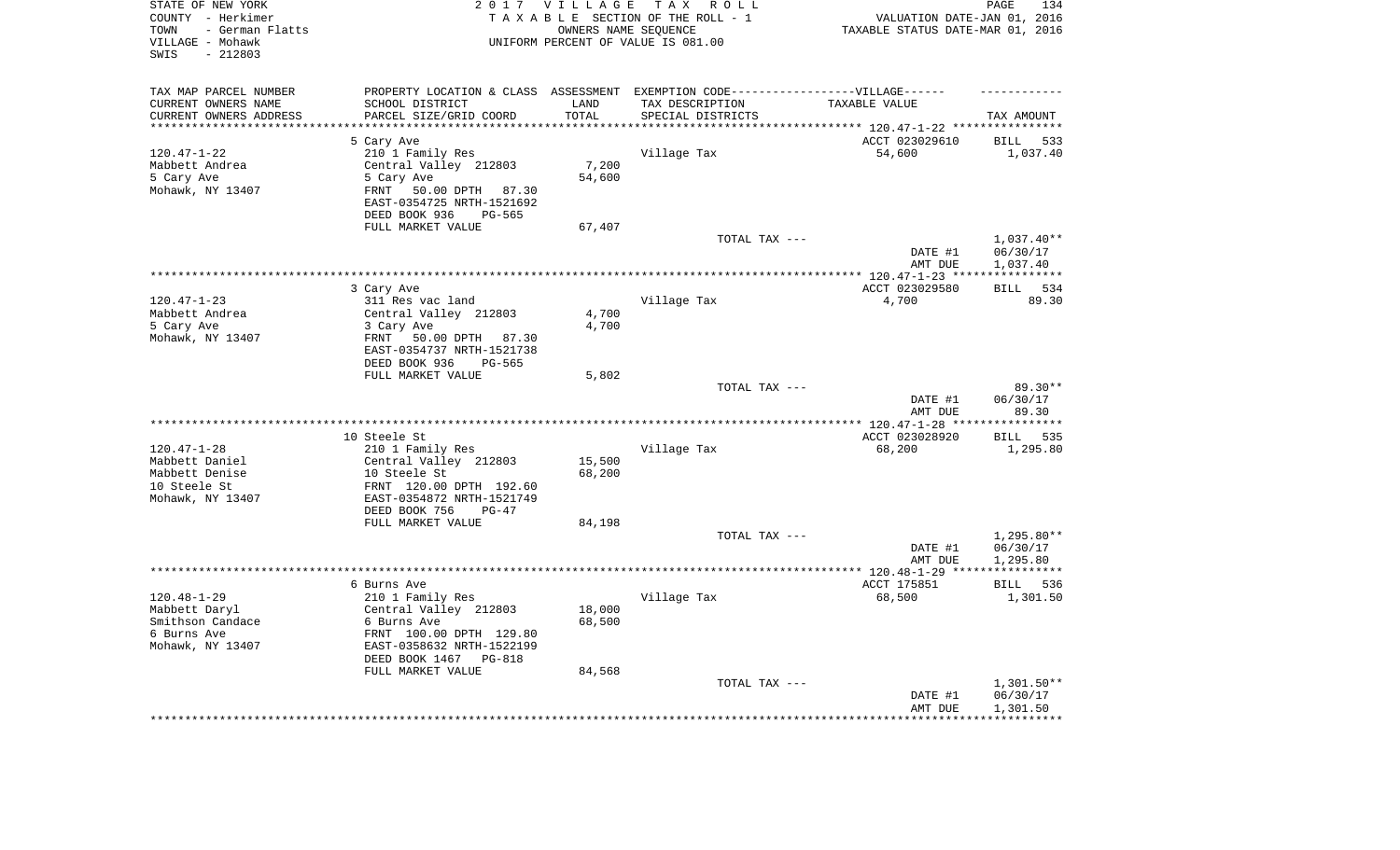STATE OF NEW YORK 2 0 1 7 V I L L A G E T A X R O L L
COUNTY - Herkimer T A X A B L E SECTION OF THE ROLL - 1 VALUATION DATE-JAN 01, 2016
TOWN - German Flatts OWNERS NAME SEQUENCE TAXABLE STATUS DATE-MAR 01, 2016
VILLAGE - Mohawk UNIFORM PERCENT OF VALUE IS 081.00
SWIS - 212803

| TAX MAP PARCEL NUMBER<br>CURRENT OWNERS NAME<br>CURRENT OWNERS ADDRESS | PROPERTY LOCATION & CLASS<br>SCHOOL DISTRICT<br>PARCEL SIZE/GRID COORD | ASSESSMENT<br>LAND<br>TOTAL | EXEMPTION CODE------VILLAGE------<br>TAX DESCRIPTION<br>SPECIAL DISTRICTS | TAXABLE VALUE | TAX AMOUNT |
|---|---|---|---|---|---|
| | 5 Cary Ave | | | ACCT 023029610 | BILL 533 |
| 120.47-1-22 | 210 1 Family Res | | Village Tax | 54,600 | 1,037.40 |
| Mabbett Andrea | Central Valley 212803 | 7,200 | | | |
| 5 Cary Ave | 5 Cary Ave | 54,600 | | | |
| Mohawk, NY 13407 | FRNT 50.00 DPTH 87.30 | | | | |
| | EAST-0354725 NRTH-1521692 | | | | |
| | DEED BOOK 936 PG-565 | | | | |
| | FULL MARKET VALUE | 67,407 | | | |
| | | | TOTAL TAX --- | | 1,037.40** |
| | | | | DATE #1 | 06/30/17 |
| | | | | AMT DUE | 1,037.40 |
| | 3 Cary Ave | | | ACCT 023029580 | BILL 534 |
| 120.47-1-23 | 311 Res vac land | | Village Tax | 4,700 | 89.30 |
| Mabbett Andrea | Central Valley 212803 | 4,700 | | | |
| 5 Cary Ave | 3 Cary Ave | 4,700 | | | |
| Mohawk, NY 13407 | FRNT 50.00 DPTH 87.30 | | | | |
| | EAST-0354737 NRTH-1521738 | | | | |
| | DEED BOOK 936 PG-565 | | | | |
| | FULL MARKET VALUE | 5,802 | | | |
| | | | TOTAL TAX --- | | 89.30** |
| | | | | DATE #1 | 06/30/17 |
| | | | | AMT DUE | 89.30 |
| | 10 Steele St | | | ACCT 023028920 | BILL 535 |
| 120.47-1-28 | 210 1 Family Res | | Village Tax | 68,200 | 1,295.80 |
| Mabbett Daniel | Central Valley 212803 | 15,500 | | | |
| Mabbett Denise | 10 Steele St | 68,200 | | | |
| 10 Steele St | FRNT 120.00 DPTH 192.60 | | | | |
| Mohawk, NY 13407 | EAST-0354872 NRTH-1521749 | | | | |
| | DEED BOOK 756 PG-47 | | | | |
| | FULL MARKET VALUE | 84,198 | | | |
| | | | TOTAL TAX --- | | 1,295.80** |
| | | | | DATE #1 | 06/30/17 |
| | | | | AMT DUE | 1,295.80 |
| | 6 Burns Ave | | | ACCT 175851 | BILL 536 |
| 120.48-1-29 | 210 1 Family Res | | Village Tax | 68,500 | 1,301.50 |
| Mabbett Daryl | Central Valley 212803 | 18,000 | | | |
| Smithson Candace | 6 Burns Ave | 68,500 | | | |
| 6 Burns Ave | FRNT 100.00 DPTH 129.80 | | | | |
| Mohawk, NY 13407 | EAST-0358632 NRTH-1522199 | | | | |
| | DEED BOOK 1467 PG-818 | | | | |
| | FULL MARKET VALUE | 84,568 | | | |
| | | | TOTAL TAX --- | | 1,301.50** |
| | | | | DATE #1 | 06/30/17 |
| | | | | AMT DUE | 1,301.50 |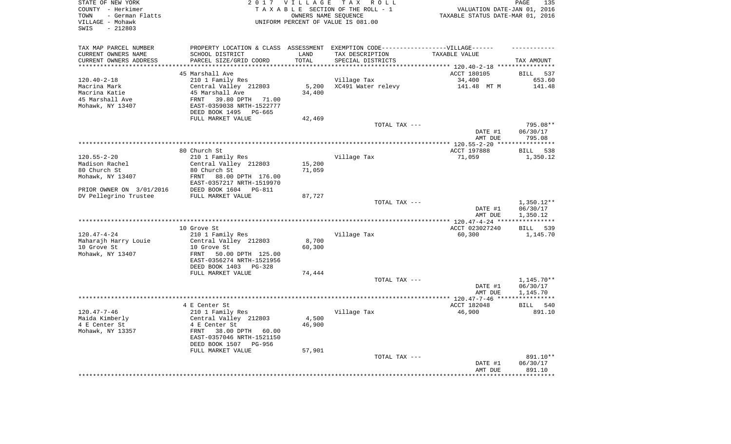STATE OF NEW YORK
COUNTY - Herkimer
TOWN - German Flatts
VILLAGE - Mohawk
SWIS - 212803

2017 VILLAGE TAX ROLL
TAXABLE SECTION OF THE ROLL - 1
OWNERS NAME SEQUENCE
UNIFORM PERCENT OF VALUE IS 081.00

VALUATION DATE-JAN 01, 2016
TAXABLE STATUS DATE-MAR 01, 2016

| TAX MAP PARCEL NUMBER<br>CURRENT OWNERS NAME<br>CURRENT OWNERS ADDRESS | PROPERTY LOCATION & CLASS<br>SCHOOL DISTRICT<br>PARCEL SIZE/GRID COORD | ASSESSMENT<br>LAND<br>TOTAL | EXEMPTION CODE-----VILLAGE------<br>TAX DESCRIPTION<br>SPECIAL DISTRICTS | TAXABLE VALUE | TAX AMOUNT |
|---|---|---|---|---|---|
| 120.40-2-18 | 45 Marshall Ave | | | ACCT 180105 | BILL 537 |
| | 210 1 Family Res | | Village Tax | 34,400 | 653.60 |
| Macrina Mark | Central Valley 212803 | 5,200 | XC491 Water relevy | 141.48 MT M | 141.48 |
| Macrina Katie | 45 Marshall Ave | 34,400 | | | |
| 45 Marshall Ave | FRNT 39.80 DPTH 71.00 | | | | |
| Mohawk, NY 13407 | EAST-0359038 NRTH-1522777 | | | | |
| | DEED BOOK 1495 PG-665 | | | | |
| | FULL MARKET VALUE | 42,469 | | | |
| | | | TOTAL TAX --- | | 795.08** |
| | | | | DATE #1 | 06/30/17 |
| | | | | AMT DUE | 795.08 |
| 120.55-2-20 | 80 Church St | | | ACCT 197888 | BILL 538 |
| | 210 1 Family Res | | Village Tax | 71,059 | 1,350.12 |
| Madison Rachel | Central Valley 212803 | 15,200 | | | |
| 80 Church St | 80 Church St | 71,059 | | | |
| Mohawk, NY 13407 | FRNT 88.00 DPTH 176.00 | | | | |
| | EAST-0357217 NRTH-1519970 | | | | |
| PRIOR OWNER ON 3/01/2016 | DEED BOOK 1604 PG-811 | | | | |
| DV Pellegrino Trustee | FULL MARKET VALUE | 87,727 | | | |
| | | | TOTAL TAX --- | | 1,350.12** |
| | | | | DATE #1 | 06/30/17 |
| | | | | AMT DUE | 1,350.12 |
| 120.47-4-24 | 10 Grove St | | | ACCT 023027240 | BILL 539 |
| | 210 1 Family Res | | Village Tax | 60,300 | 1,145.70 |
| Maharajh Harry Louie | Central Valley 212803 | 8,700 | | | |
| 10 Grove St | 10 Grove St | 60,300 | | | |
| Mohawk, NY 13407 | FRNT 50.00 DPTH 125.00 | | | | |
| | EAST-0356274 NRTH-1521956 | | | | |
| | DEED BOOK 1403 PG-328 | | | | |
| | FULL MARKET VALUE | 74,444 | | | |
| | | | TOTAL TAX --- | | 1,145.70** |
| | | | | DATE #1 | 06/30/17 |
| | | | | AMT DUE | 1,145.70 |
| 120.47-7-46 | 4 E Center St | | | ACCT 182048 | BILL 540 |
| | 210 1 Family Res | | Village Tax | 46,900 | 891.10 |
| Maida Kimberly | Central Valley 212803 | 4,500 | | | |
| 4 E Center St | 4 E Center St | 46,900 | | | |
| Mohawk, NY 13357 | FRNT 38.00 DPTH 60.00 | | | | |
| | EAST-0357046 NRTH-1521150 | | | | |
| | DEED BOOK 1507 PG-956 | | | | |
| | FULL MARKET VALUE | 57,901 | | | |
| | | | TOTAL TAX --- | | 891.10** |
| | | | | DATE #1 | 06/30/17 |
| | | | | AMT DUE | 891.10 |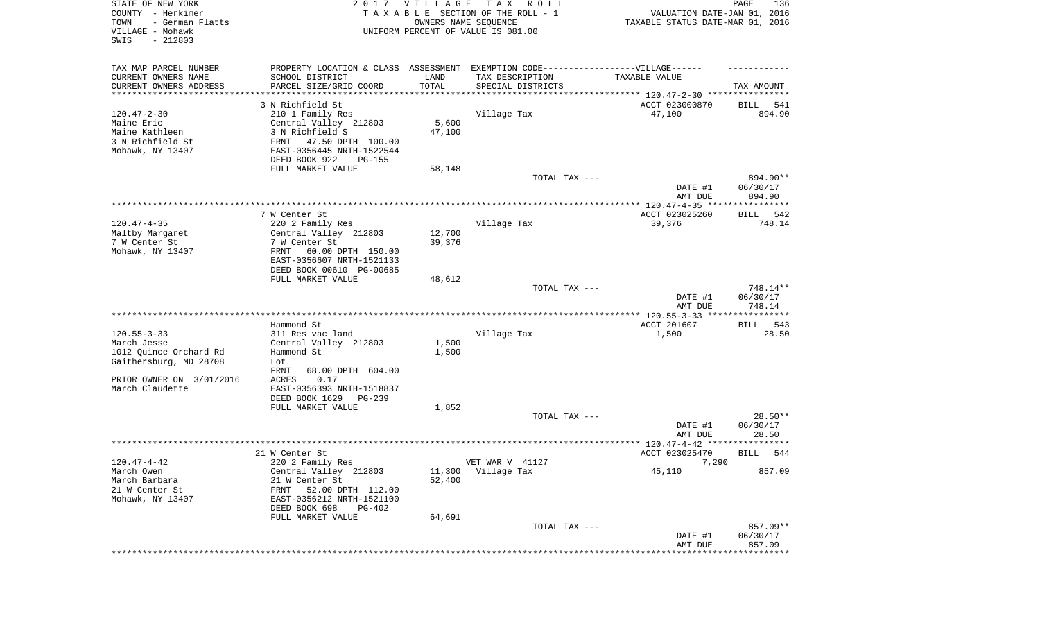STATE OF NEW YORK
COUNTY - Herkimer
TOWN - German Flatts
VILLAGE - Mohawk
SWIS - 212803

2 0 1 7 V I L L A G E T A X R O L L
T A X A B L E SECTION OF THE ROLL - 1
OWNERS NAME SEQUENCE
UNIFORM PERCENT OF VALUE IS 081.00

VALUATION DATE-JAN 01, 2016
TAXABLE STATUS DATE-MAR 01, 2016

| TAX MAP PARCEL NUMBER / CURRENT OWNERS NAME / CURRENT OWNERS ADDRESS | PROPERTY LOCATION & CLASS / SCHOOL DISTRICT / PARCEL SIZE/GRID COORD | ASSESSMENT LAND / TOTAL | EXEMPTION CODE / TAX DESCRIPTION / SPECIAL DISTRICTS | TAXABLE VALUE | TAX AMOUNT |
|---|---|---|---|---|---|
| 120.47-2-30 | 3 N Richfield St | | | ACCT 023000870 | BILL 541 |
| | 210 1 Family Res | | Village Tax | 47,100 | 894.90 |
| Maine Eric | Central Valley 212803 | 5,600 | | | |
| Maine Kathleen | 3 N Richfield S | 47,100 | | | |
| 3 N Richfield St | FRNT 47.50 DPTH 100.00 | | | | |
| Mohawk, NY 13407 | EAST-0356445 NRTH-1522544 | | | | |
| | DEED BOOK 922 PG-155 | | | | |
| | FULL MARKET VALUE | 58,148 | | | |
| | | | TOTAL TAX --- | | 894.90** |
| | | | | DATE #1 | 06/30/17 |
| | | | | AMT DUE | 894.90 |
| 120.47-4-35 | 7 W Center St | | | ACCT 023025260 | BILL 542 |
| | 220 2 Family Res | | Village Tax | 39,376 | 748.14 |
| Maltby Margaret | Central Valley 212803 | 12,700 | | | |
| 7 W Center St | 7 W Center St | 39,376 | | | |
| Mohawk, NY 13407 | FRNT 60.00 DPTH 150.00 | | | | |
| | EAST-0356607 NRTH-1521133 | | | | |
| | DEED BOOK 00610 PG-00685 | | | | |
| | FULL MARKET VALUE | 48,612 | | | |
| | | | TOTAL TAX --- | | 748.14** |
| | | | | DATE #1 | 06/30/17 |
| | | | | AMT DUE | 748.14 |
| 120.55-3-33 | Hammond St | | | ACCT 201607 | BILL 543 |
| | 311 Res vac land | | Village Tax | 1,500 | 28.50 |
| March Jesse | Central Valley 212803 | 1,500 | | | |
| 1012 Quince Orchard Rd | Hammond St | 1,500 | | | |
| Gaithersburg, MD 28708 | Lot | | | | |
| | FRNT 68.00 DPTH 604.00 | | | | |
| PRIOR OWNER ON 3/01/2016 | ACRES 0.17 | | | | |
| March Claudette | EAST-0356393 NRTH-1518837 | | | | |
| | DEED BOOK 1629 PG-239 | | | | |
| | FULL MARKET VALUE | 1,852 | | | |
| | | | TOTAL TAX --- | | 28.50** |
| | | | | DATE #1 | 06/30/17 |
| | | | | AMT DUE | 28.50 |
| 120.47-4-42 | 21 W Center St | | | ACCT 023025470 | BILL 544 |
| | 220 2 Family Res | | VET WAR V 41127 | 7,290 | |
| March Owen | Central Valley 212803 | 11,300 | Village Tax | 45,110 | 857.09 |
| March Barbara | 21 W Center St | 52,400 | | | |
| 21 W Center St | FRNT 52.00 DPTH 112.00 | | | | |
| Mohawk, NY 13407 | EAST-0356212 NRTH-1521100 | | | | |
| | DEED BOOK 698 PG-402 | | | | |
| | FULL MARKET VALUE | 64,691 | | | |
| | | | TOTAL TAX --- | | 857.09** |
| | | | | DATE #1 | 06/30/17 |
| | | | | AMT DUE | 857.09 |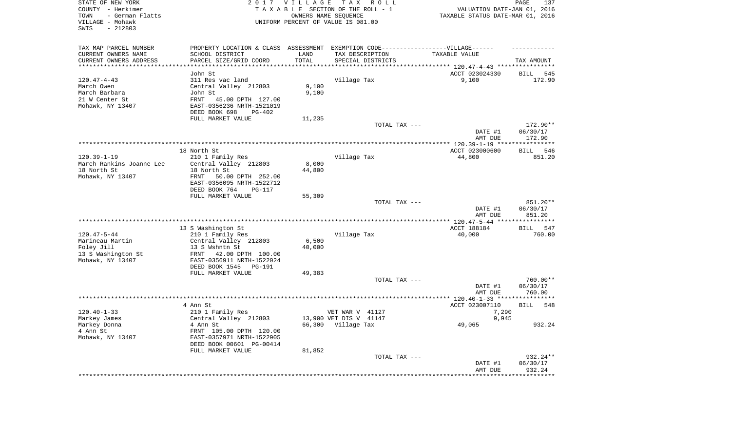STATE OF NEW YORK
COUNTY - Herkimer
TOWN - German Flatts
VILLAGE - Mohawk
SWIS - 212803

2 0 1 7 V I L L A G E T A X R O L L
T A X A B L E SECTION OF THE ROLL - 1
OWNERS NAME SEQUENCE
UNIFORM PERCENT OF VALUE IS 081.00

VALUATION DATE-JAN 01, 2016
TAXABLE STATUS DATE-MAR 01, 2016

| TAX MAP PARCEL NUMBER<br>CURRENT OWNERS NAME<br>CURRENT OWNERS ADDRESS | PROPERTY LOCATION & CLASS<br>SCHOOL DISTRICT<br>PARCEL SIZE/GRID COORD | ASSESSMENT<br>LAND<br>TOTAL | EXEMPTION CODE------VILLAGE------<br>TAX DESCRIPTION<br>SPECIAL DISTRICTS | TAXABLE VALUE | TAX AMOUNT |
|---|---|---|---|---|---|
| | John St | | | ACCT 023024330 | BILL 545 |
| 120.47-4-43 | 311 Res vac land | | Village Tax | 9,100 | 172.90 |
| March Owen | Central Valley 212803 | 9,100 | | | |
| March Barbara | John St | 9,100 | | | |
| 21 W Center St | FRNT 45.00 DPTH 127.00 | | | | |
| Mohawk, NY 13407 | EAST-0356236 NRTH-1521019 | | | | |
| | DEED BOOK 698 PG-402 | | | | |
| | FULL MARKET VALUE | 11,235 | | | |
| | | | TOTAL TAX --- | | 172.90** |
| | | | | DATE #1 | 06/30/17 |
| | | | | AMT DUE | 172.90 |
| | 18 North St | | | ACCT 023000600 | BILL 546 |
| 120.39-1-19 | 210 1 Family Res | | Village Tax | 44,800 | 851.20 |
| March Rankins Joanne Lee | Central Valley 212803 | 8,000 | | | |
| 18 North St | 18 North St | 44,800 | | | |
| Mohawk, NY 13407 | FRNT 50.00 DPTH 252.00 | | | | |
| | EAST-0356095 NRTH-1522712 | | | | |
| | DEED BOOK 764 PG-117 | | | | |
| | FULL MARKET VALUE | 55,309 | | | |
| | | | TOTAL TAX --- | | 851.20** |
| | | | | DATE #1 | 06/30/17 |
| | | | | AMT DUE | 851.20 |
| | 13 S Washington St | | | ACCT 188184 | BILL 547 |
| 120.47-5-44 | 210 1 Family Res | | Village Tax | 40,000 | 760.00 |
| Marineau Martin | Central Valley 212803 | 6,500 | | | |
| Foley Jill | 13 S Wshntn St | 40,000 | | | |
| 13 S Washington St | FRNT 42.00 DPTH 100.00 | | | | |
| Mohawk, NY 13407 | EAST-0356911 NRTH-1522024 | | | | |
| | DEED BOOK 1545 PG-191 | | | | |
| | FULL MARKET VALUE | 49,383 | | | |
| | | | TOTAL TAX --- | | 760.00** |
| | | | | DATE #1 | 06/30/17 |
| | | | | AMT DUE | 760.00 |
| | 4 Ann St | | | ACCT 023007110 | BILL 548 |
| 120.40-1-33 | 210 1 Family Res | | VET WAR V 41127 | 7,290 | |
| Markey James | Central Valley 212803 | 13,900 | VET DIS V 41147 | 9,945 | |
| Markey Donna | 4 Ann St | 66,300 | Village Tax | 49,065 | 932.24 |
| 4 Ann St | FRNT 105.00 DPTH 120.00 | | | | |
| Mohawk, NY 13407 | EAST-0357971 NRTH-1522905 | | | | |
| | DEED BOOK 00601 PG-00414 | | | | |
| | FULL MARKET VALUE | 81,852 | | | |
| | | | TOTAL TAX --- | | 932.24** |
| | | | | DATE #1 | 06/30/17 |
| | | | | AMT DUE | 932.24 |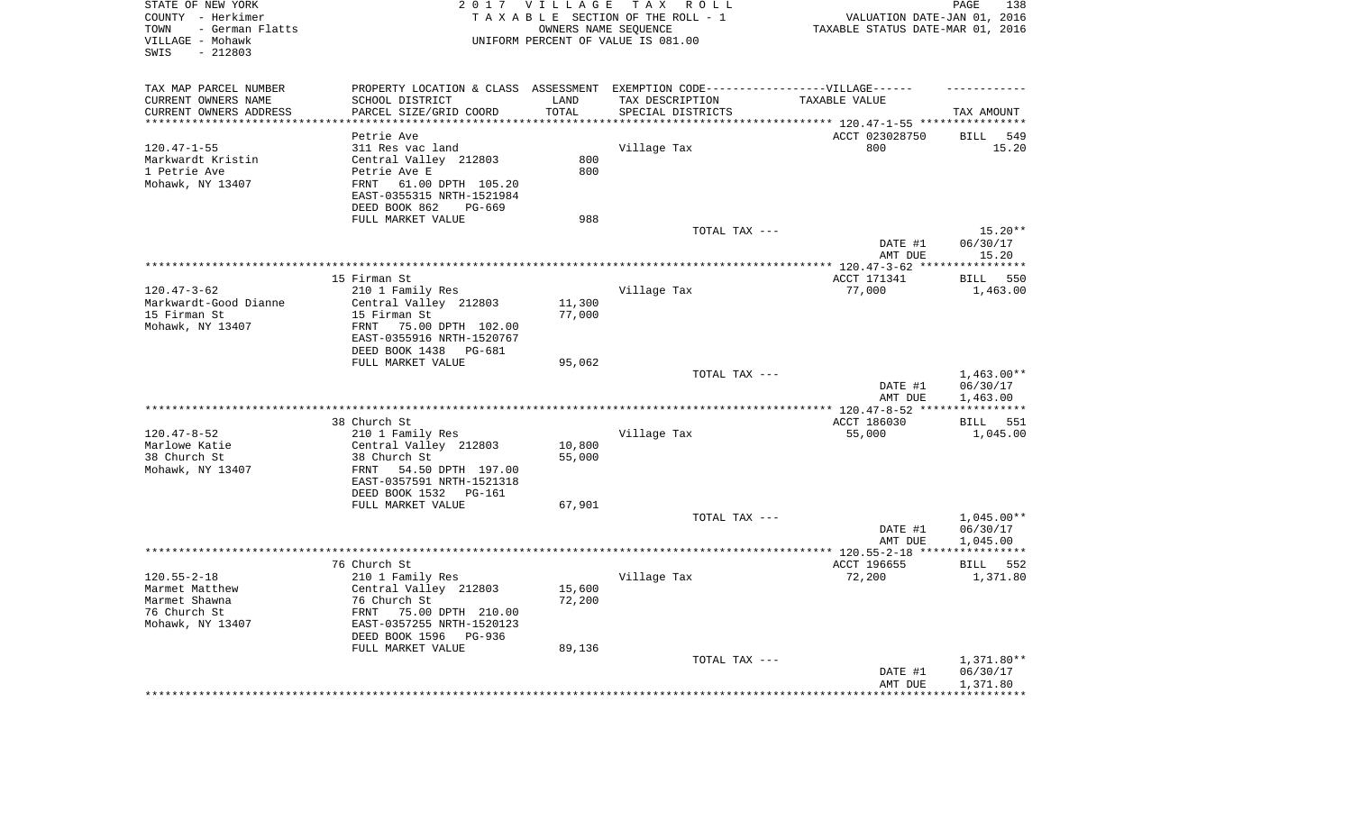STATE OF NEW YORK
COUNTY - Herkimer
TOWN - German Flatts
VILLAGE - Mohawk
SWIS - 212803

2017 VILLAGE TAX ROLL
TAXABLE SECTION OF THE ROLL - 1
OWNERS NAME SEQUENCE
UNIFORM PERCENT OF VALUE IS 081.00

VALUATION DATE-JAN 01, 2016
TAXABLE STATUS DATE-MAR 01, 2016

| TAX MAP PARCEL NUMBER / CURRENT OWNERS NAME / CURRENT OWNERS ADDRESS | PROPERTY LOCATION & CLASS / SCHOOL DISTRICT / PARCEL SIZE/GRID COORD | ASSESSMENT LAND / TOTAL | EXEMPTION CODE-VILLAGE / TAX DESCRIPTION / SPECIAL DISTRICTS | TAXABLE VALUE | TAX AMOUNT |
|---|---|---|---|---|---|
| 120.47-1-55 | Petrie Ave | | | ACCT 023028750 | BILL 549 |
| Markwardt Kristin | 311 Res vac land | | Village Tax | 800 | 15.20 |
| 1 Petrie Ave | Central Valley 212803 | 800 | | | |
| Mohawk, NY 13407 | Petrie Ave E | 800 | | | |
| | FRNT 61.00 DPTH 105.20 | | | | |
| | EAST-0355315 NRTH-1521984 | | | | |
| | DEED BOOK 862 PG-669 | | | | |
| | FULL MARKET VALUE | 988 | | | |
| | | | TOTAL TAX --- | | 15.20** |
| | | | | DATE #1 | 06/30/17 |
| | | | | AMT DUE | 15.20 |
| 120.47-3-62 | 15 Firman St | | | ACCT 171341 | BILL 550 |
| Markwardt-Good Dianne | 210 1 Family Res | | Village Tax | 77,000 | 1,463.00 |
| 15 Firman St | Central Valley 212803 | 11,300 | | | |
| Mohawk, NY 13407 | 15 Firman St | 77,000 | | | |
| | FRNT 75.00 DPTH 102.00 | | | | |
| | EAST-0355916 NRTH-1520767 | | | | |
| | DEED BOOK 1438 PG-681 | | | | |
| | FULL MARKET VALUE | 95,062 | | | |
| | | | TOTAL TAX --- | | 1,463.00** |
| | | | | DATE #1 | 06/30/17 |
| | | | | AMT DUE | 1,463.00 |
| 120.47-8-52 | 38 Church St | | | ACCT 186030 | BILL 551 |
| Marlowe Katie | 210 1 Family Res | | Village Tax | 55,000 | 1,045.00 |
| 38 Church St | Central Valley 212803 | 10,800 | | | |
| Mohawk, NY 13407 | 38 Church St | 55,000 | | | |
| | FRNT 54.50 DPTH 197.00 | | | | |
| | EAST-0357591 NRTH-1521318 | | | | |
| | DEED BOOK 1532 PG-161 | | | | |
| | FULL MARKET VALUE | 67,901 | | | |
| | | | TOTAL TAX --- | | 1,045.00** |
| | | | | DATE #1 | 06/30/17 |
| | | | | AMT DUE | 1,045.00 |
| 120.55-2-18 | 76 Church St | | | ACCT 196655 | BILL 552 |
| Marmet Matthew | 210 1 Family Res | | Village Tax | 72,200 | 1,371.80 |
| Marmet Shawna | Central Valley 212803 | 15,600 | | | |
| 76 Church St | 76 Church St | 72,200 | | | |
| Mohawk, NY 13407 | FRNT 75.00 DPTH 210.00 | | | | |
| | EAST-0357255 NRTH-1520123 | | | | |
| | DEED BOOK 1596 PG-936 | | | | |
| | FULL MARKET VALUE | 89,136 | | | |
| | | | TOTAL TAX --- | | 1,371.80** |
| | | | | DATE #1 | 06/30/17 |
| | | | | AMT DUE | 1,371.80 |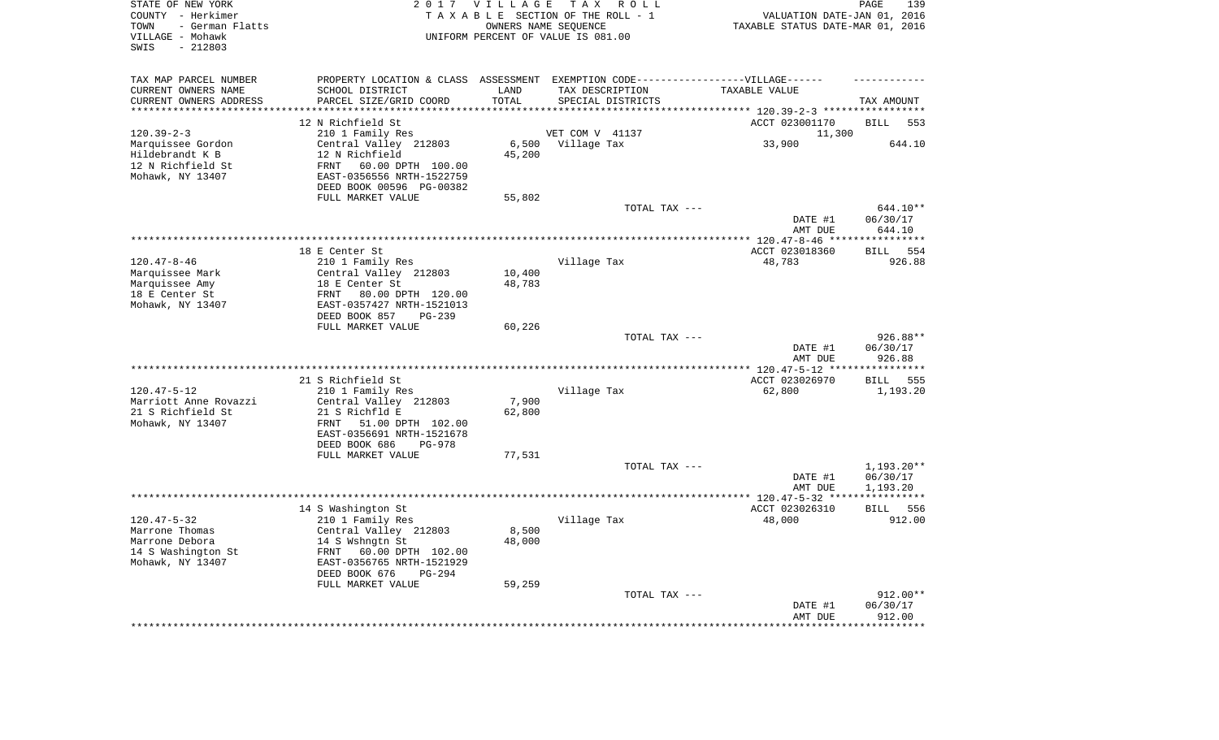STATE OF NEW YORK
COUNTY - Herkimer
TOWN - German Flatts
VILLAGE - Mohawk
SWIS - 212803

2 0 1 7 V I L L A G E T A X R O L L
T A X A B L E SECTION OF THE ROLL - 1
OWNERS NAME SEQUENCE
UNIFORM PERCENT OF VALUE IS 081.00

VALUATION DATE-JAN 01, 2016
TAXABLE STATUS DATE-MAR 01, 2016

| TAX MAP PARCEL NUMBER / CURRENT OWNERS NAME / CURRENT OWNERS ADDRESS | PROPERTY LOCATION & CLASS / SCHOOL DISTRICT / PARCEL SIZE/GRID COORD | ASSESSMENT LAND / TOTAL | EXEMPTION CODE / TAX DESCRIPTION / SPECIAL DISTRICTS | VILLAGE TAXABLE VALUE | TAX AMOUNT |
|---|---|---|---|---|---|
| | 12 N Richfield St | | | ACCT 023001170 | BILL 553 |
| 120.39-2-3 | 210 1 Family Res | | VET COM V 41137 | 11,300 | |
| Marquissee Gordon | Central Valley 212803 | 6,500 | Village Tax | 33,900 | 644.10 |
| Hildebrandt K B | 12 N Richfield | 45,200 | | | |
| 12 N Richfield St | FRNT 60.00 DPTH 100.00 | | | | |
| Mohawk, NY 13407 | EAST-0356556 NRTH-1522759 | | | | |
| | DEED BOOK 00596 PG-00382 | | | | |
| | FULL MARKET VALUE | 55,802 | | | |
| | | | TOTAL TAX --- | | 644.10** |
| | | | | DATE #1 | 06/30/17 |
| | | | | AMT DUE | 644.10 |
| | 18 E Center St | | | ACCT 023018360 | BILL 554 |
| 120.47-8-46 | 210 1 Family Res | | Village Tax | 48,783 | 926.88 |
| Marquissee Mark | Central Valley 212803 | 10,400 | | | |
| Marquissee Amy | 18 E Center St | 48,783 | | | |
| 18 E Center St | FRNT 80.00 DPTH 120.00 | | | | |
| Mohawk, NY 13407 | EAST-0357427 NRTH-1521013 | | | | |
| | DEED BOOK 857 PG-239 | | | | |
| | FULL MARKET VALUE | 60,226 | | | |
| | | | TOTAL TAX --- | | 926.88** |
| | | | | DATE #1 | 06/30/17 |
| | | | | AMT DUE | 926.88 |
| | 21 S Richfield St | | | ACCT 023026970 | BILL 555 |
| 120.47-5-12 | 210 1 Family Res | | Village Tax | 62,800 | 1,193.20 |
| Marriott Anne Rovazzi | Central Valley 212803 | 7,900 | | | |
| 21 S Richfield St | 21 S Richfld E | 62,800 | | | |
| Mohawk, NY 13407 | FRNT 51.00 DPTH 102.00 | | | | |
| | EAST-0356691 NRTH-1521678 | | | | |
| | DEED BOOK 686 PG-978 | | | | |
| | FULL MARKET VALUE | 77,531 | | | |
| | | | TOTAL TAX --- | | 1,193.20** |
| | | | | DATE #1 | 06/30/17 |
| | | | | AMT DUE | 1,193.20 |
| | 14 S Washington St | | | ACCT 023026310 | BILL 556 |
| 120.47-5-32 | 210 1 Family Res | | Village Tax | 48,000 | 912.00 |
| Marrone Thomas | Central Valley 212803 | 8,500 | | | |
| Marrone Debora | 14 S Wshngtn St | 48,000 | | | |
| 14 S Washington St | FRNT 60.00 DPTH 102.00 | | | | |
| Mohawk, NY 13407 | EAST-0356765 NRTH-1521929 | | | | |
| | DEED BOOK 676 PG-294 | | | | |
| | FULL MARKET VALUE | 59,259 | | | |
| | | | TOTAL TAX --- | | 912.00** |
| | | | | DATE #1 | 06/30/17 |
| | | | | AMT DUE | 912.00 |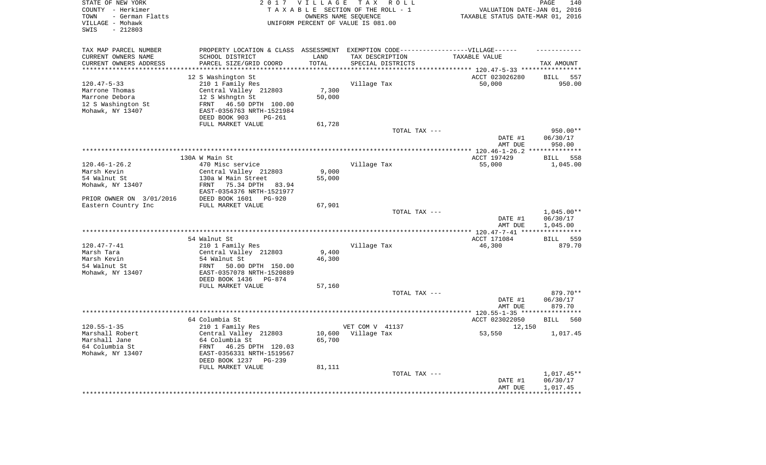STATE OF NEW YORK
COUNTY - Herkimer
TOWN - German Flatts
VILLAGE - Mohawk
SWIS - 212803

2017 VILLAGE TAX ROLL
TAXABLE SECTION OF THE ROLL - 1
OWNERS NAME SEQUENCE
UNIFORM PERCENT OF VALUE IS 081.00

VALUATION DATE-JAN 01, 2016
TAXABLE STATUS DATE-MAR 01, 2016

| TAX MAP PARCEL NUMBER<br>CURRENT OWNERS NAME<br>CURRENT OWNERS ADDRESS | PROPERTY LOCATION & CLASS<br>SCHOOL DISTRICT<br>PARCEL SIZE/GRID COORD | ASSESSMENT<br>LAND<br>TOTAL | EXEMPTION CODE------VILLAGE------<br>TAX DESCRIPTION<br>SPECIAL DISTRICTS | TAXABLE VALUE | TAX AMOUNT |
|---|---|---|---|---|---|
| | 12 S Washington St | | | ACCT 023026280 | BILL 557 |
| 120.47-5-33 | 210 1 Family Res | | Village Tax | 50,000 | 950.00 |
| Marrone Thomas | Central Valley 212803 | 7,300 | | | |
| Marrone Debora | 12 S Wshngtn St | 50,000 | | | |
| 12 S Washington St | FRNT 46.50 DPTH 100.00 | | | | |
| Mohawk, NY 13407 | EAST-0356763 NRTH-1521984 | | | | |
| | DEED BOOK 903 PG-261 | | | | |
| | FULL MARKET VALUE | 61,728 | | | |
| | | | TOTAL TAX --- | | 950.00** |
| | | | | DATE #1 | 06/30/17 |
| | | | | AMT DUE | 950.00 |
| | 130A W Main St | | | ACCT 197429 | BILL 558 |
| 120.46-1-26.2 | 470 Misc service | | Village Tax | 55,000 | 1,045.00 |
| Marsh Kevin | Central Valley 212803 | 9,000 | | | |
| 54 Walnut St | 130a W Main Street | 55,000 | | | |
| Mohawk, NY 13407 | FRNT 75.34 DPTH 83.94 | | | | |
| | EAST-0354376 NRTH-1521977 | | | | |
| PRIOR OWNER ON 3/01/2016 | DEED BOOK 1601 PG-920 | | | | |
| Eastern Country Inc | FULL MARKET VALUE | 67,901 | | | |
| | | | TOTAL TAX --- | | 1,045.00** |
| | | | | DATE #1 | 06/30/17 |
| | | | | AMT DUE | 1,045.00 |
| | 54 Walnut St | | | ACCT 171084 | BILL 559 |
| 120.47-7-41 | 210 1 Family Res | | Village Tax | 46,300 | 879.70 |
| Marsh Tara | Central Valley 212803 | 9,400 | | | |
| Marsh Kevin | 54 Walnut St | 46,300 | | | |
| 54 Walnut St | FRNT 50.00 DPTH 150.00 | | | | |
| Mohawk, NY 13407 | EAST-0357078 NRTH-1520889 | | | | |
| | DEED BOOK 1436 PG-874 | | | | |
| | FULL MARKET VALUE | 57,160 | | | |
| | | | TOTAL TAX --- | | 879.70** |
| | | | | DATE #1 | 06/30/17 |
| | | | | AMT DUE | 879.70 |
| | 64 Columbia St | | | ACCT 023022050 | BILL 560 |
| 120.55-1-35 | 210 1 Family Res | | VET COM V 41137 | 12,150 | |
| Marshall Robert | Central Valley 212803 | 10,600 | Village Tax | 53,550 | 1,017.45 |
| Marshall Jane | 64 Columbia St | 65,700 | | | |
| 64 Columbia St | FRNT 46.25 DPTH 120.03 | | | | |
| Mohawk, NY 13407 | EAST-0356331 NRTH-1519567 | | | | |
| | DEED BOOK 1237 PG-239 | | | | |
| | FULL MARKET VALUE | 81,111 | | | |
| | | | TOTAL TAX --- | | 1,017.45** |
| | | | | DATE #1 | 06/30/17 |
| | | | | AMT DUE | 1,017.45 |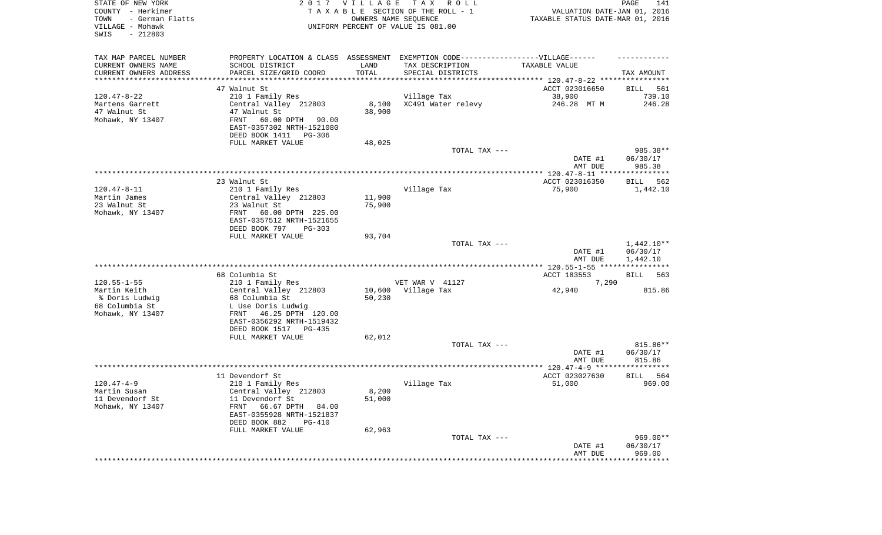STATE OF NEW YORK
COUNTY - Herkimer
TOWN - German Flatts
VILLAGE - Mohawk
SWIS - 212803

2 0 1 7 V I L L A G E T A X R O L L
T A X A B L E SECTION OF THE ROLL - 1
OWNERS NAME SEQUENCE
UNIFORM PERCENT OF VALUE IS 081.00

VALUATION DATE-JAN 01, 2016
TAXABLE STATUS DATE-MAR 01, 2016

| TAX MAP PARCEL NUMBER / CURRENT OWNERS NAME / CURRENT OWNERS ADDRESS | PROPERTY LOCATION & CLASS / SCHOOL DISTRICT / PARCEL SIZE/GRID COORD | ASSESSMENT LAND / TOTAL | EXEMPTION CODE / TAX DESCRIPTION / SPECIAL DISTRICTS | VILLAGE TAXABLE VALUE | TAX AMOUNT |
|---|---|---|---|---|---|
| 120.47-8-22 | 47 Walnut St | | | ACCT 023016650 | BILL 561 |
| Martens Garrett | 210 1 Family Res | | Village Tax | 38,900 | 739.10 |
| 47 Walnut St | Central Valley 212803 | 8,100 | XC491 Water relevy | 246.28 MT M | 246.28 |
| Mohawk, NY 13407 | 47 Walnut St | 38,900 | | | |
| | FRNT 60.00 DPTH 90.00 | | | | |
| | EAST-0357302 NRTH-1521080 | | | | |
| | DEED BOOK 1411 PG-306 | | | | |
| | FULL MARKET VALUE | 48,025 | | | |
| | | | TOTAL TAX --- | | 985.38** |
| | | | | DATE #1 | 06/30/17 |
| | | | | AMT DUE | 985.38 |
| 120.47-8-11 | 23 Walnut St | | | ACCT 023016350 | BILL 562 |
| Martin James | 210 1 Family Res | | Village Tax | 75,900 | 1,442.10 |
| 23 Walnut St | Central Valley 212803 | 11,900 | | | |
| Mohawk, NY 13407 | 23 Walnut St | 75,900 | | | |
| | FRNT 60.00 DPTH 225.00 | | | | |
| | EAST-0357512 NRTH-1521655 | | | | |
| | DEED BOOK 797 PG-303 | | | | |
| | FULL MARKET VALUE | 93,704 | | | |
| | | | TOTAL TAX --- | | 1,442.10** |
| | | | | DATE #1 | 06/30/17 |
| | | | | AMT DUE | 1,442.10 |
| 120.55-1-55 | 68 Columbia St | | | ACCT 183553 | BILL 563 |
| Martin Keith | 210 1 Family Res | | VET WAR V 41127 | 7,290 | |
| % Doris Ludwig | Central Valley 212803 | 10,600 | Village Tax | 42,940 | 815.86 |
| 68 Columbia St | 68 Columbia St | 50,230 | | | |
| Mohawk, NY 13407 | L Use Doris Ludwig | | | | |
| | FRNT 46.25 DPTH 120.00 | | | | |
| | EAST-0356292 NRTH-1519432 | | | | |
| | DEED BOOK 1517 PG-435 | | | | |
| | FULL MARKET VALUE | 62,012 | | | |
| | | | TOTAL TAX --- | | 815.86** |
| | | | | DATE #1 | 06/30/17 |
| | | | | AMT DUE | 815.86 |
| 120.47-4-9 | 11 Devendorf St | | | ACCT 023027630 | BILL 564 |
| Martin Susan | 210 1 Family Res | | Village Tax | 51,000 | 969.00 |
| 11 Devendorf St | Central Valley 212803 | 8,200 | | | |
| Mohawk, NY 13407 | 11 Devendorf St | 51,000 | | | |
| | FRNT 66.67 DPTH 84.00 | | | | |
| | EAST-0355928 NRTH-1521837 | | | | |
| | DEED BOOK 882 PG-410 | | | | |
| | FULL MARKET VALUE | 62,963 | | | |
| | | | TOTAL TAX --- | | 969.00** |
| | | | | DATE #1 | 06/30/17 |
| | | | | AMT DUE | 969.00 |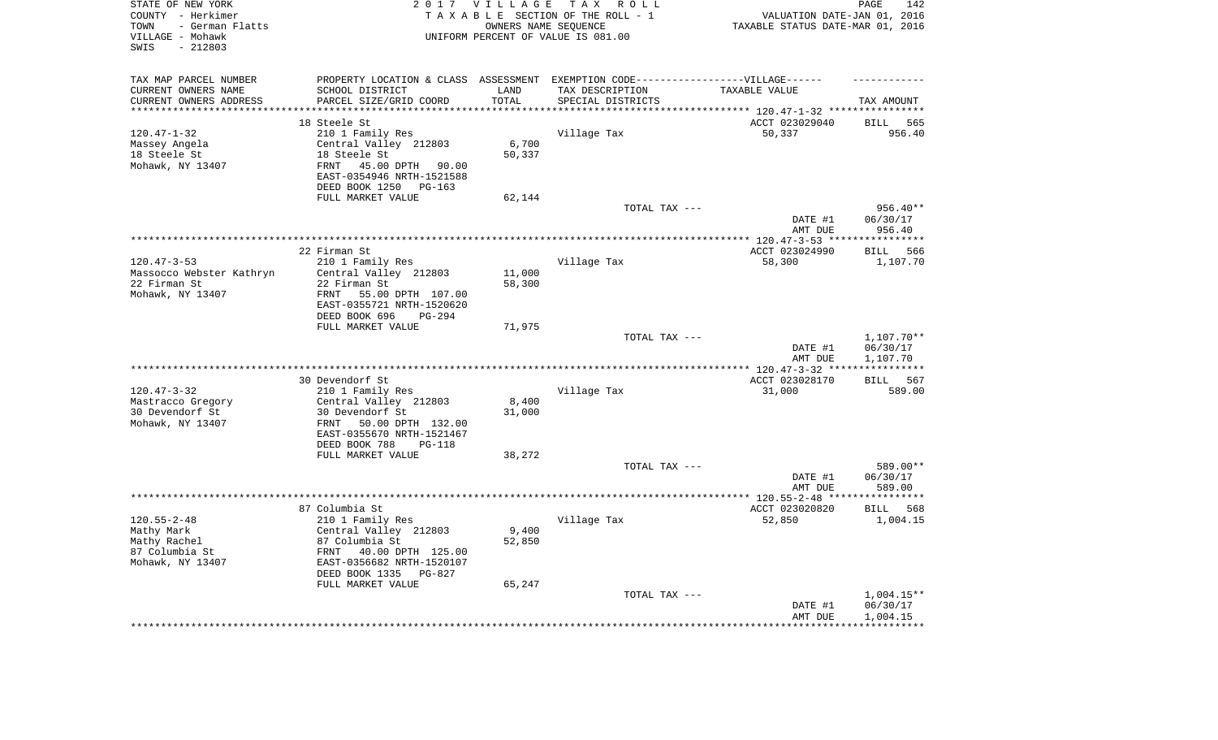STATE OF NEW YORK
COUNTY - Herkimer
TOWN - German Flatts
VILLAGE - Mohawk
SWIS - 212803

2017 VILLAGE TAX ROLL
TAXABLE SECTION OF THE ROLL - 1
OWNERS NAME SEQUENCE
UNIFORM PERCENT OF VALUE IS 081.00

VALUATION DATE-JAN 01, 2016
TAXABLE STATUS DATE-MAR 01, 2016

| TAX MAP PARCEL NUMBER / CURRENT OWNERS NAME / CURRENT OWNERS ADDRESS | PROPERTY LOCATION & CLASS / SCHOOL DISTRICT / PARCEL SIZE/GRID COORD | ASSESSMENT LAND / TOTAL | EXEMPTION CODE-VILLAGE / TAX DESCRIPTION / SPECIAL DISTRICTS | TAXABLE VALUE | TAX AMOUNT |
|---|---|---|---|---|---|
| | 18 Steele St | | | ACCT 023029040 | BILL 565 |
| 120.47-1-32 | 210 1 Family Res | | Village Tax | 50,337 | 956.40 |
| Massey Angela | Central Valley 212803 | 6,700 | | | |
| 18 Steele St | 18 Steele St | 50,337 | | | |
| Mohawk, NY 13407 | FRNT 45.00 DPTH 90.00 | | | | |
| | EAST-0354946 NRTH-1521588 | | | | |
| | DEED BOOK 1250 PG-163 | | | | |
| | FULL MARKET VALUE | 62,144 | | | |
| | | | TOTAL TAX --- | | 956.40** |
| | | | | DATE #1 | 06/30/17 |
| | | | | AMT DUE | 956.40 |
| | 22 Firman St | | | ACCT 023024990 | BILL 566 |
| 120.47-3-53 | 210 1 Family Res | | Village Tax | 58,300 | 1,107.70 |
| Massocco Webster Kathryn | Central Valley 212803 | 11,000 | | | |
| 22 Firman St | 22 Firman St | 58,300 | | | |
| Mohawk, NY 13407 | FRNT 55.00 DPTH 107.00 | | | | |
| | EAST-0355721 NRTH-1520620 | | | | |
| | DEED BOOK 696 PG-294 | | | | |
| | FULL MARKET VALUE | 71,975 | | | |
| | | | TOTAL TAX --- | | 1,107.70** |
| | | | | DATE #1 | 06/30/17 |
| | | | | AMT DUE | 1,107.70 |
| | 30 Devendorf St | | | ACCT 023028170 | BILL 567 |
| 120.47-3-32 | 210 1 Family Res | | Village Tax | 31,000 | 589.00 |
| Mastracco Gregory | Central Valley 212803 | 8,400 | | | |
| 30 Devendorf St | 30 Devendorf St | 31,000 | | | |
| Mohawk, NY 13407 | FRNT 50.00 DPTH 132.00 | | | | |
| | EAST-0355670 NRTH-1521467 | | | | |
| | DEED BOOK 788 PG-118 | | | | |
| | FULL MARKET VALUE | 38,272 | | | |
| | | | TOTAL TAX --- | | 589.00** |
| | | | | DATE #1 | 06/30/17 |
| | | | | AMT DUE | 589.00 |
| | 87 Columbia St | | | ACCT 023020820 | BILL 568 |
| 120.55-2-48 | 210 1 Family Res | | Village Tax | 52,850 | 1,004.15 |
| Mathy Mark | Central Valley 212803 | 9,400 | | | |
| Mathy Rachel | 87 Columbia St | 52,850 | | | |
| 87 Columbia St | FRNT 40.00 DPTH 125.00 | | | | |
| Mohawk, NY 13407 | EAST-0356682 NRTH-1520107 | | | | |
| | DEED BOOK 1335 PG-827 | | | | |
| | FULL MARKET VALUE | 65,247 | | | |
| | | | TOTAL TAX --- | | 1,004.15** |
| | | | | DATE #1 | 06/30/17 |
| | | | | AMT DUE | 1,004.15 |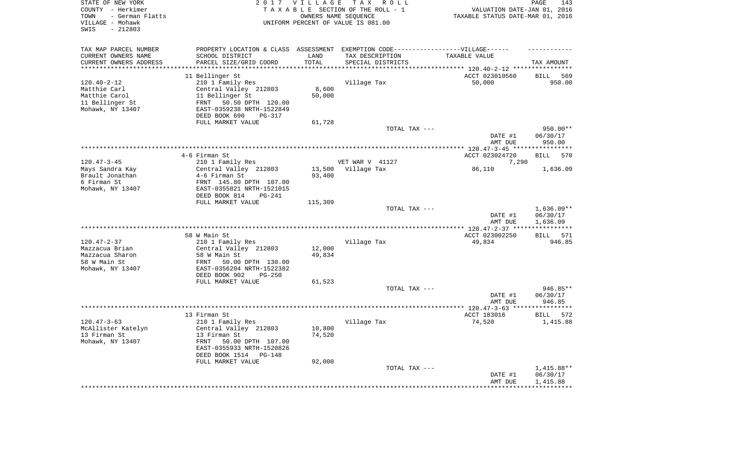STATE OF NEW YORK
COUNTY - Herkimer
TOWN - German Flatts
VILLAGE - Mohawk
SWIS - 212803

2017 VILLAGE TAX ROLL
TAXABLE SECTION OF THE ROLL - 1
OWNERS NAME SEQUENCE
UNIFORM PERCENT OF VALUE IS 081.00

VALUATION DATE-JAN 01, 2016
TAXABLE STATUS DATE-MAR 01, 2016

| TAX MAP PARCEL NUMBER<br>CURRENT OWNERS NAME<br>CURRENT OWNERS ADDRESS | PROPERTY LOCATION & CLASS<br>SCHOOL DISTRICT<br>PARCEL SIZE/GRID COORD | ASSESSMENT<br>LAND<br>TOTAL | EXEMPTION CODE------VILLAGE------<br>TAX DESCRIPTION<br>SPECIAL DISTRICTS | TAXABLE VALUE | TAX AMOUNT |
|---|---|---|---|---|---|
| 120.40-2-12 | 11 Bellinger St | | | ACCT 023010560 | BILL 569 |
| | 210 1 Family Res | | Village Tax | 50,000 | 950.00 |
| Matthie Carl | Central Valley 212803 | 8,600 | | | |
| Matthie Carol | 11 Bellinger St | 50,000 | | | |
| 11 Bellinger St | FRNT 50.50 DPTH 120.00 | | | | |
| Mohawk, NY 13407 | EAST-0359238 NRTH-1522849 | | | | |
| | DEED BOOK 690 PG-317 | | | | |
| | FULL MARKET VALUE | 61,728 | | | |
| | | | TOTAL TAX --- | | 950.00** |
| | | | | DATE #1 | 06/30/17 |
| | | | | AMT DUE | 950.00 |
| 120.47-3-45 | 4-6 Firman St | | | ACCT 023024720 | BILL 570 |
| | 210 1 Family Res | | VET WAR V 41127 | 7,290 | |
| Mays Sandra Kay | Central Valley 212803 | 13,500 | Village Tax | 86,110 | 1,636.09 |
| Brault Jonathan | 4-6 Firman St | 93,400 | | | |
| 6 Firman St | FRNT 145.80 DPTH 107.00 | | | | |
| Mohawk, NY 13407 | EAST-0355821 NRTH-1521015 | | | | |
| | DEED BOOK 814 PG-241 | | | | |
| | FULL MARKET VALUE | 115,309 | | | |
| | | | TOTAL TAX --- | | 1,636.09** |
| | | | | DATE #1 | 06/30/17 |
| | | | | AMT DUE | 1,636.09 |
| 120.47-2-37 | 58 W Main St | | | ACCT 023002250 | BILL 571 |
| | 210 1 Family Res | | Village Tax | 49,834 | 946.85 |
| Mazzacua Brian | Central Valley 212803 | 12,000 | | | |
| Mazzacua Sharon | 58 W Main St | 49,834 | | | |
| 58 W Main St | FRNT 50.00 DPTH 130.00 | | | | |
| Mohawk, NY 13407 | EAST-0356204 NRTH-1522382 | | | | |
| | DEED BOOK 902 PG-250 | | | | |
| | FULL MARKET VALUE | 61,523 | | | |
| | | | TOTAL TAX --- | | 946.85** |
| | | | | DATE #1 | 06/30/17 |
| | | | | AMT DUE | 946.85 |
| 120.47-3-63 | 13 Firman St | | | ACCT 183016 | BILL 572 |
| | 210 1 Family Res | | Village Tax | 74,520 | 1,415.88 |
| McAllister Katelyn | Central Valley 212803 | 10,800 | | | |
| 13 Firman St | 13 Firman St | 74,520 | | | |
| Mohawk, NY 13407 | FRNT 50.00 DPTH 107.00 | | | | |
| | EAST-0355933 NRTH-1520826 | | | | |
| | DEED BOOK 1514 PG-148 | | | | |
| | FULL MARKET VALUE | 92,000 | | | |
| | | | TOTAL TAX --- | | 1,415.88** |
| | | | | DATE #1 | 06/30/17 |
| | | | | AMT DUE | 1,415.88 |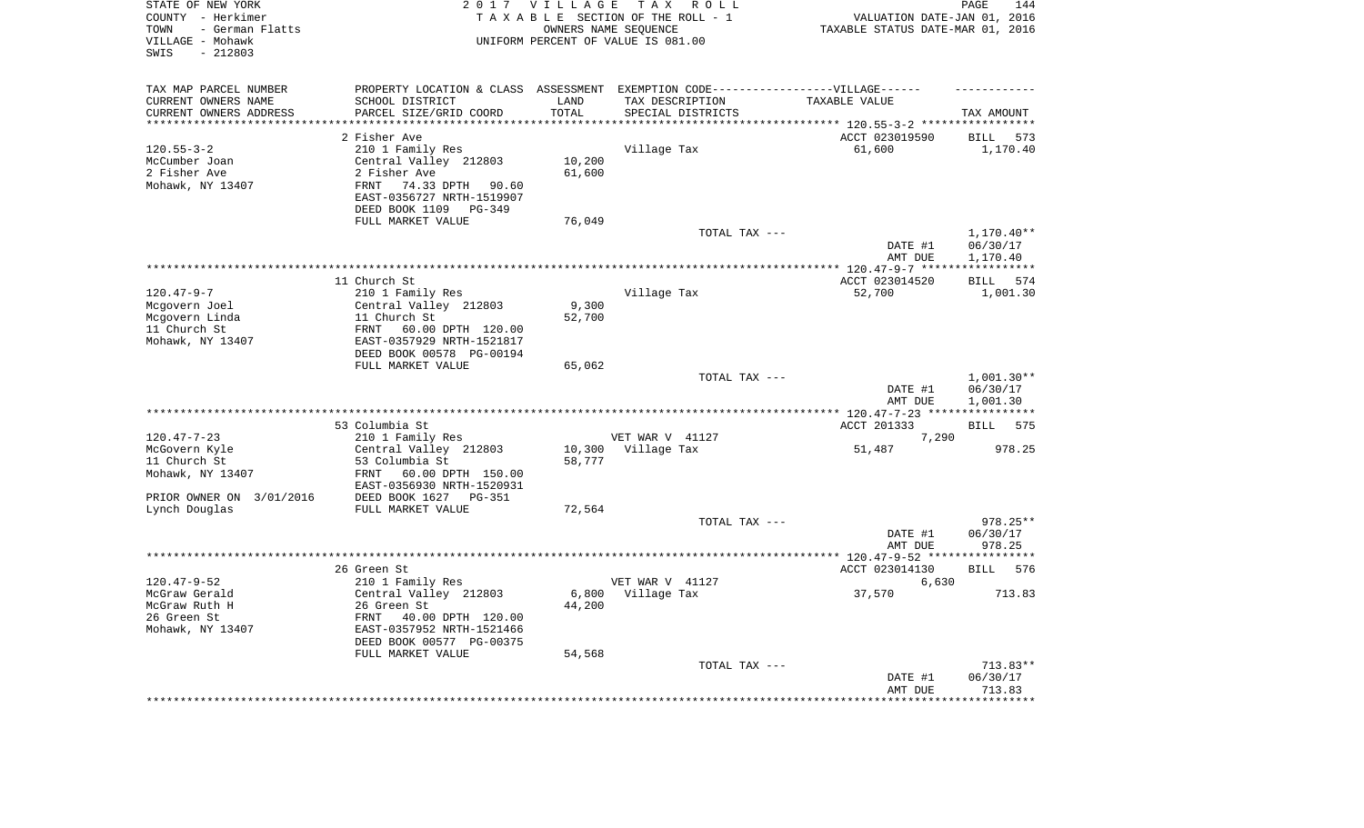STATE OF NEW YORK
COUNTY - Herkimer
TOWN - German Flatts
VILLAGE - Mohawk
SWIS - 212803

2017 VILLAGE TAX ROLL
TAXABLE SECTION OF THE ROLL - 1
OWNERS NAME SEQUENCE
UNIFORM PERCENT OF VALUE IS 081.00

VALUATION DATE-JAN 01, 2016
TAXABLE STATUS DATE-MAR 01, 2016

| TAX MAP PARCEL NUMBER / CURRENT OWNERS NAME / CURRENT OWNERS ADDRESS | PROPERTY LOCATION & CLASS / SCHOOL DISTRICT / PARCEL SIZE/GRID COORD | ASSESSMENT LAND / TOTAL | EXEMPTION CODE / TAX DESCRIPTION / SPECIAL DISTRICTS | TAXABLE VALUE | TAX AMOUNT |
|---|---|---|---|---|---|
| 120.55-3-2 | 2 Fisher Ave | | | ACCT 023019590 | BILL 573 |
| McCumber Joan | 210 1 Family Res | | Village Tax | 61,600 | 1,170.40 |
| 2 Fisher Ave | Central Valley 212803 | 10,200 | | | |
| Mohawk, NY 13407 | 2 Fisher Ave | 61,600 | | | |
| | FRNT 74.33 DPTH 90.60 | | | | |
| | EAST-0356727 NRTH-1519907 | | | | |
| | DEED BOOK 1109 PG-349 | | | | |
| | FULL MARKET VALUE | 76,049 | | | |
| | | | TOTAL TAX --- | | 1,170.40** |
| | | | | DATE #1 | 06/30/17 |
| | | | | AMT DUE | 1,170.40 |
| 120.47-9-7 | 11 Church St | | | ACCT 023014520 | BILL 574 |
| Mcgovern Joel | 210 1 Family Res | | Village Tax | 52,700 | 1,001.30 |
| Mcgovern Linda | Central Valley 212803 | 9,300 | | | |
| 11 Church St | 11 Church St | 52,700 | | | |
| Mohawk, NY 13407 | FRNT 60.00 DPTH 120.00 | | | | |
| | EAST-0357929 NRTH-1521817 | | | | |
| | DEED BOOK 00578 PG-00194 | | | | |
| | FULL MARKET VALUE | 65,062 | | | |
| | | | TOTAL TAX --- | | 1,001.30** |
| | | | | DATE #1 | 06/30/17 |
| | | | | AMT DUE | 1,001.30 |
| 120.47-7-23 | 53 Columbia St | | | ACCT 201333 | BILL 575 |
| McGovern Kyle | 210 1 Family Res | | VET WAR V 41127 | 7,290 | |
| 11 Church St | Central Valley 212803 | 10,300 | Village Tax | 51,487 | 978.25 |
| Mohawk, NY 13407 | 53 Columbia St | 58,777 | | | |
| | FRNT 60.00 DPTH 150.00 | | | | |
| | EAST-0356930 NRTH-1520931 | | | | |
| PRIOR OWNER ON 3/01/2016 | DEED BOOK 1627 PG-351 | | | | |
| Lynch Douglas | FULL MARKET VALUE | 72,564 | | | |
| | | | TOTAL TAX --- | | 978.25** |
| | | | | DATE #1 | 06/30/17 |
| | | | | AMT DUE | 978.25 |
| 120.47-9-52 | 26 Green St | | | ACCT 023014130 | BILL 576 |
| McGraw Gerald | 210 1 Family Res | | VET WAR V 41127 | 6,630 | |
| McGraw Ruth H | Central Valley 212803 | 6,800 | Village Tax | 37,570 | 713.83 |
| 26 Green St | 26 Green St | 44,200 | | | |
| Mohawk, NY 13407 | FRNT 40.00 DPTH 120.00 | | | | |
| | EAST-0357952 NRTH-1521466 | | | | |
| | DEED BOOK 00577 PG-00375 | | | | |
| | FULL MARKET VALUE | 54,568 | | | |
| | | | TOTAL TAX --- | | 713.83** |
| | | | | DATE #1 | 06/30/17 |
| | | | | AMT DUE | 713.83 |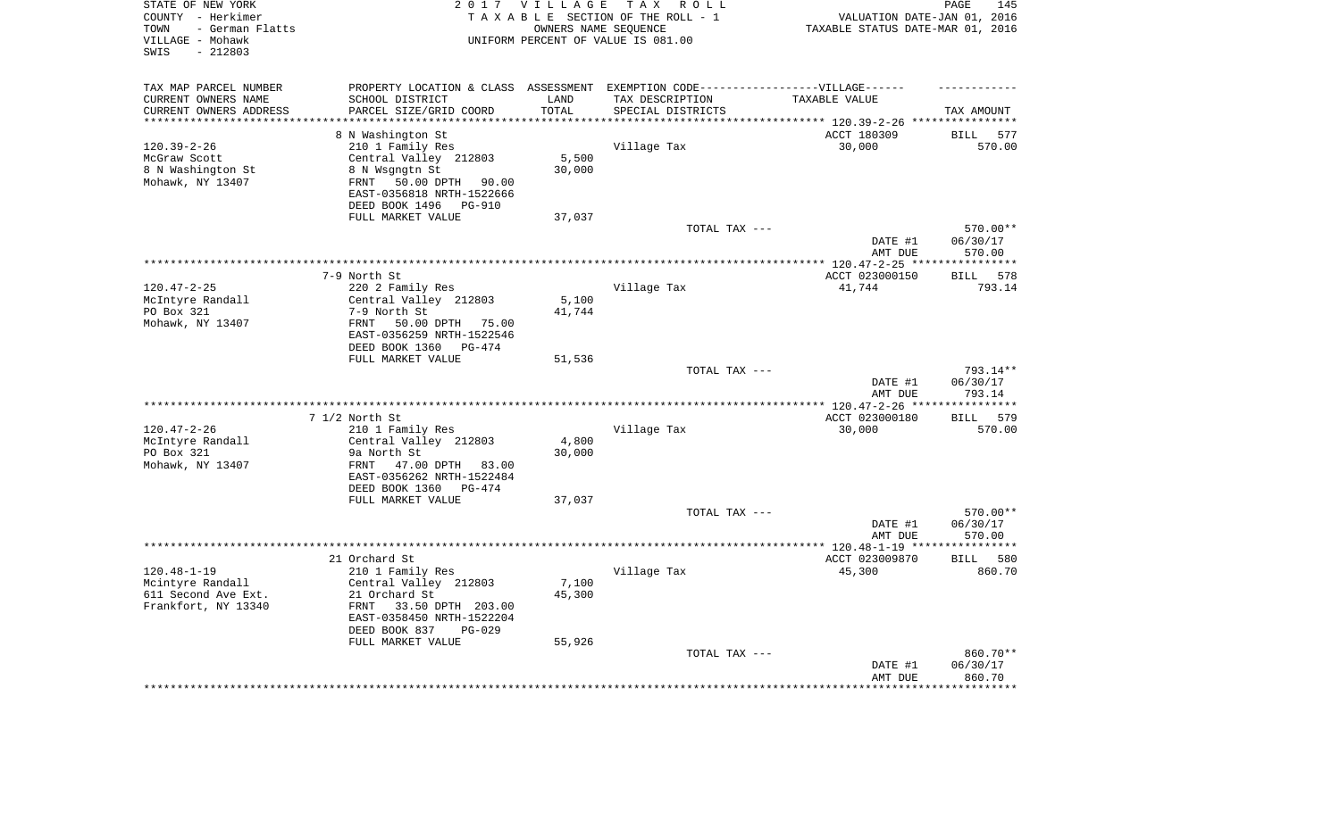STATE OF NEW YORK
COUNTY - Herkimer
TOWN - German Flatts
VILLAGE - Mohawk
SWIS - 212803

2017 VILLAGE TAX ROLL
TAXABLE SECTION OF THE ROLL - 1
OWNERS NAME SEQUENCE
UNIFORM PERCENT OF VALUE IS 081.00

VALUATION DATE-JAN 01, 2016
TAXABLE STATUS DATE-MAR 01, 2016

| TAX MAP PARCEL NUMBER / CURRENT OWNERS NAME / CURRENT OWNERS ADDRESS | PROPERTY LOCATION & CLASS / SCHOOL DISTRICT / PARCEL SIZE/GRID COORD | ASSESSMENT LAND / TOTAL | EXEMPTION CODE / TAX DESCRIPTION / SPECIAL DISTRICTS | TAXABLE VALUE | TAX AMOUNT |
|---|---|---|---|---|---|
| | 8 N Washington St | | | ACCT 180309 | BILL 577 |
| 120.39-2-26 | 210 1 Family Res | | Village Tax | 30,000 | 570.00 |
| McGraw Scott | Central Valley 212803 | 5,500 | | | |
| 8 N Washington St | 8 N Wsgngtn St | 30,000 | | | |
| Mohawk, NY 13407 | FRNT 50.00 DPTH 90.00 | | | | |
| | EAST-0356818 NRTH-1522666 | | | | |
| | DEED BOOK 1496 PG-910 | | | | |
| | FULL MARKET VALUE | 37,037 | | | |
| | | | TOTAL TAX --- | | 570.00** |
| | | | | DATE #1 | 06/30/17 |
| | | | | AMT DUE | 570.00 |
| | 7-9 North St | | | ACCT 023000150 | BILL 578 |
| 120.47-2-25 | 220 2 Family Res | | Village Tax | 41,744 | 793.14 |
| McIntyre Randall | Central Valley 212803 | 5,100 | | | |
| PO Box 321 | 7-9 North St | 41,744 | | | |
| Mohawk, NY 13407 | FRNT 50.00 DPTH 75.00 | | | | |
| | EAST-0356259 NRTH-1522546 | | | | |
| | DEED BOOK 1360 PG-474 | | | | |
| | FULL MARKET VALUE | 51,536 | | | |
| | | | TOTAL TAX --- | | 793.14** |
| | | | | DATE #1 | 06/30/17 |
| | | | | AMT DUE | 793.14 |
| | 7 1/2 North St | | | ACCT 023000180 | BILL 579 |
| 120.47-2-26 | 210 1 Family Res | | Village Tax | 30,000 | 570.00 |
| McIntyre Randall | Central Valley 212803 | 4,800 | | | |
| PO Box 321 | 9a North St | 30,000 | | | |
| Mohawk, NY 13407 | FRNT 47.00 DPTH 83.00 | | | | |
| | EAST-0356262 NRTH-1522484 | | | | |
| | DEED BOOK 1360 PG-474 | | | | |
| | FULL MARKET VALUE | 37,037 | | | |
| | | | TOTAL TAX --- | | 570.00** |
| | | | | DATE #1 | 06/30/17 |
| | | | | AMT DUE | 570.00 |
| | 21 Orchard St | | | ACCT 023009870 | BILL 580 |
| 120.48-1-19 | 210 1 Family Res | | Village Tax | 45,300 | 860.70 |
| Mcintyre Randall | Central Valley 212803 | 7,100 | | | |
| 611 Second Ave Ext. | 21 Orchard St | 45,300 | | | |
| Frankfort, NY 13340 | FRNT 33.50 DPTH 203.00 | | | | |
| | EAST-0358450 NRTH-1522204 | | | | |
| | DEED BOOK 837 PG-029 | | | | |
| | FULL MARKET VALUE | 55,926 | | | |
| | | | TOTAL TAX --- | | 860.70** |
| | | | | DATE #1 | 06/30/17 |
| | | | | AMT DUE | 860.70 |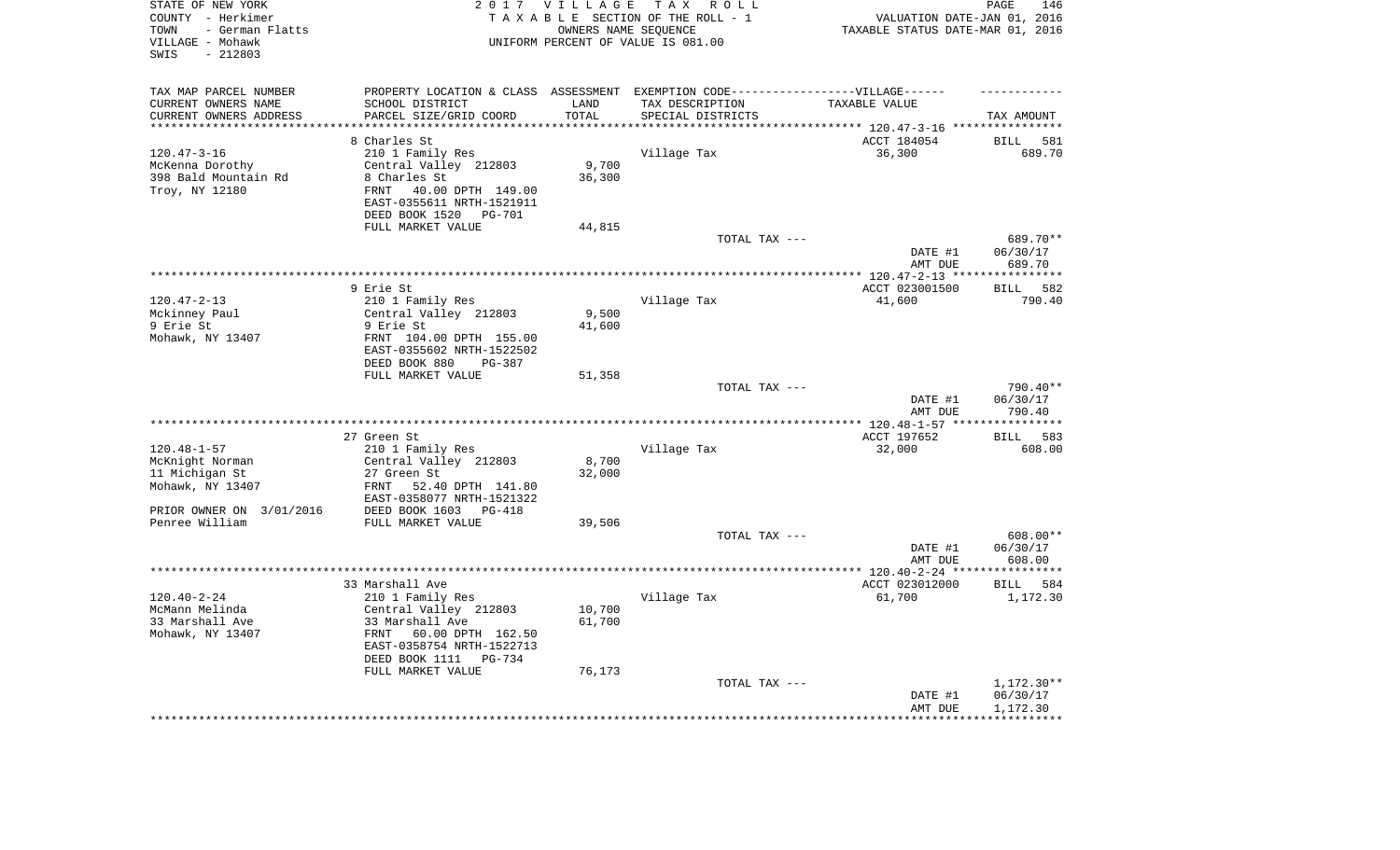STATE OF NEW YORK
COUNTY - Herkimer
TOWN - German Flatts
VILLAGE - Mohawk
SWIS - 212803

2017 VILLAGE TAX ROLL
TAXABLE SECTION OF THE ROLL - 1
OWNERS NAME SEQUENCE
UNIFORM PERCENT OF VALUE IS 081.00

VALUATION DATE-JAN 01, 2016
TAXABLE STATUS DATE-MAR 01, 2016

| TAX MAP PARCEL NUMBER / CURRENT OWNERS NAME / CURRENT OWNERS ADDRESS | PROPERTY LOCATION & CLASS / SCHOOL DISTRICT / PARCEL SIZE/GRID COORD | ASSESSMENT LAND / TOTAL | EXEMPTION CODE / TAX DESCRIPTION / SPECIAL DISTRICTS | TAXABLE VALUE | TAX AMOUNT |
|---|---|---|---|---|---|
| 120.47-3-16 | 8 Charles St | | | ACCT 184054 | BILL 581 |
| McKenna Dorothy | 210 1 Family Res | | Village Tax | 36,300 | 689.70 |
| 398 Bald Mountain Rd | Central Valley 212803 | 9,700 | | | |
| Troy, NY 12180 | 8 Charles St | 36,300 | | | |
| | FRNT 40.00 DPTH 149.00 | | | | |
| | EAST-0355611 NRTH-1521911 | | | | |
| | DEED BOOK 1520 PG-701 | | | | |
| | FULL MARKET VALUE | 44,815 | | | |
| | | | TOTAL TAX --- | | 689.70** |
| | | | | DATE #1 | 06/30/17 |
| | | | | AMT DUE | 689.70 |
| 120.47-2-13 | 9 Erie St | | | ACCT 023001500 | BILL 582 |
| Mckinney Paul | 210 1 Family Res | | Village Tax | 41,600 | 790.40 |
| 9 Erie St | Central Valley 212803 | 9,500 | | | |
| Mohawk, NY 13407 | 9 Erie St | 41,600 | | | |
| | FRNT 104.00 DPTH 155.00 | | | | |
| | EAST-0355602 NRTH-1522502 | | | | |
| | DEED BOOK 880 PG-387 | | | | |
| | FULL MARKET VALUE | 51,358 | | | |
| | | | TOTAL TAX --- | | 790.40** |
| | | | | DATE #1 | 06/30/17 |
| | | | | AMT DUE | 790.40 |
| 120.48-1-57 | 27 Green St | | | ACCT 197652 | BILL 583 |
| McKnight Norman | 210 1 Family Res | | Village Tax | 32,000 | 608.00 |
| 11 Michigan St | Central Valley 212803 | 8,700 | | | |
| Mohawk, NY 13407 | 27 Green St | 32,000 | | | |
| | FRNT 52.40 DPTH 141.80 | | | | |
| | EAST-0358077 NRTH-1521322 | | | | |
| PRIOR OWNER ON 3/01/2016 | DEED BOOK 1603 PG-418 | | | | |
| Penree William | FULL MARKET VALUE | 39,506 | | | |
| | | | TOTAL TAX --- | | 608.00** |
| | | | | DATE #1 | 06/30/17 |
| | | | | AMT DUE | 608.00 |
| 120.40-2-24 | 33 Marshall Ave | | | ACCT 023012000 | BILL 584 |
| McMann Melinda | 210 1 Family Res | | Village Tax | 61,700 | 1,172.30 |
| 33 Marshall Ave | Central Valley 212803 | 10,700 | | | |
| Mohawk, NY 13407 | 33 Marshall Ave | 61,700 | | | |
| | FRNT 60.00 DPTH 162.50 | | | | |
| | EAST-0358754 NRTH-1522713 | | | | |
| | DEED BOOK 1111 PG-734 | | | | |
| | FULL MARKET VALUE | 76,173 | | | |
| | | | TOTAL TAX --- | | 1,172.30** |
| | | | | DATE #1 | 06/30/17 |
| | | | | AMT DUE | 1,172.30 |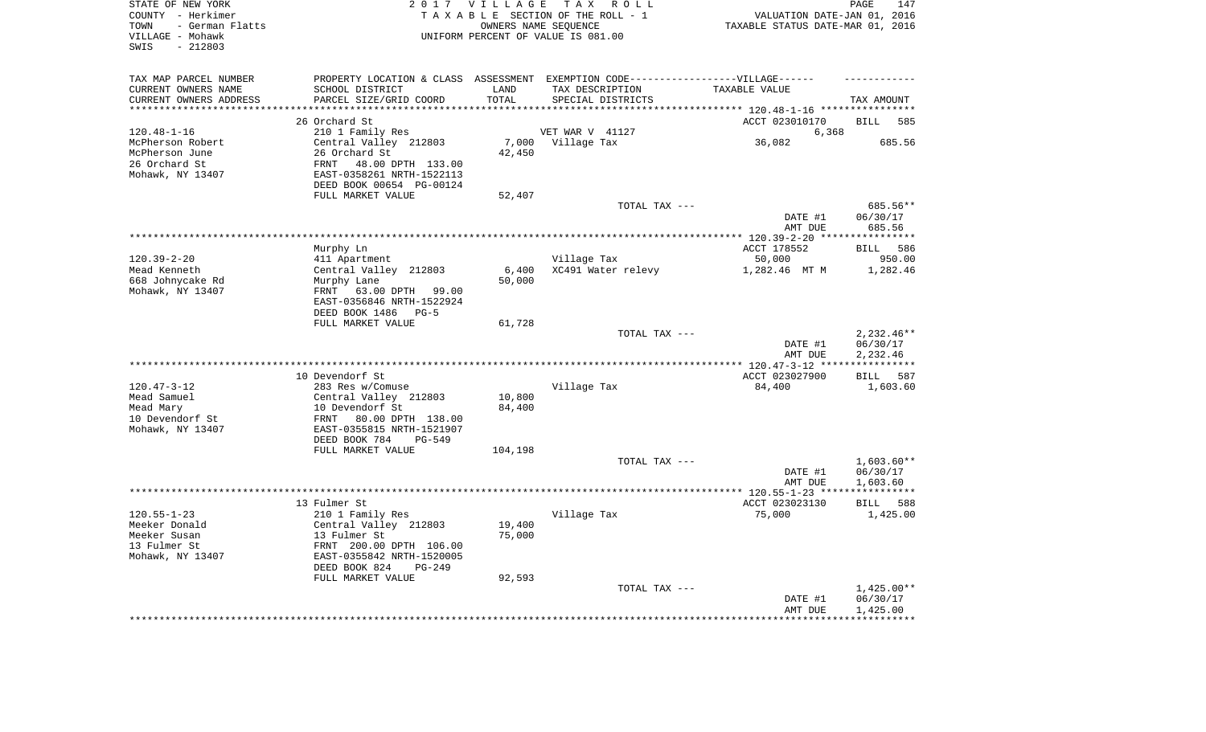STATE OF NEW YORK
COUNTY - Herkimer
TOWN - German Flatts
VILLAGE - Mohawk
SWIS - 212803

2017 VILLAGE TAX ROLL
TAXABLE SECTION OF THE ROLL - 1
OWNERS NAME SEQUENCE
UNIFORM PERCENT OF VALUE IS 081.00

VALUATION DATE-JAN 01, 2016
TAXABLE STATUS DATE-MAR 01, 2016

| TAX MAP PARCEL NUMBER<br>CURRENT OWNERS NAME<br>CURRENT OWNERS ADDRESS | PROPERTY LOCATION & CLASS<br>SCHOOL DISTRICT<br>PARCEL SIZE/GRID COORD | ASSESSMENT<br>LAND<br>TOTAL | EXEMPTION CODE-----VILLAGE------<br>TAX DESCRIPTION<br>SPECIAL DISTRICTS | TAXABLE VALUE | TAX AMOUNT |
|---|---|---|---|---|---|
| 120.48-1-16 | 26 Orchard St | | | ACCT 023010170 | BILL 585 |
| 120.48-1-16 | 210 1 Family Res | | VET WAR V 41127 | 6,368 | |
| McPherson Robert | Central Valley 212803 | 7,000 | Village Tax | 36,082 | 685.56 |
| McPherson June | 26 Orchard St | 42,450 | | | |
| 26 Orchard St | FRNT 48.00 DPTH 133.00 | | | | |
| Mohawk, NY 13407 | EAST-0358261 NRTH-1522113 | | | | |
| | DEED BOOK 00654 PG-00124 | | | | |
| | FULL MARKET VALUE | 52,407 | | | |
| | | | TOTAL TAX --- | | 685.56** |
| | | | | DATE #1 | 06/30/17 |
| | | | | AMT DUE | 685.56 |
| 120.39-2-20 | Murphy Ln | | | ACCT 178552 | BILL 586 |
| 120.39-2-20 | 411 Apartment | | Village Tax | 50,000 | 950.00 |
| Mead Kenneth | Central Valley 212803 | 6,400 | XC491 Water relevy | 1,282.46 MT M | 1,282.46 |
| 668 Johnycake Rd | Murphy Lane | 50,000 | | | |
| Mohawk, NY 13407 | FRNT 63.00 DPTH 99.00 | | | | |
| | EAST-0356846 NRTH-1522924 | | | | |
| | DEED BOOK 1486 PG-5 | | | | |
| | FULL MARKET VALUE | 61,728 | | | |
| | | | TOTAL TAX --- | | 2,232.46** |
| | | | | DATE #1 | 06/30/17 |
| | | | | AMT DUE | 2,232.46 |
| 120.47-3-12 | 10 Devendorf St | | | ACCT 023027900 | BILL 587 |
| 120.47-3-12 | 283 Res w/Comuse | | Village Tax | 84,400 | 1,603.60 |
| Mead Samuel | Central Valley 212803 | 10,800 | | | |
| Mead Mary | 10 Devendorf St | 84,400 | | | |
| 10 Devendorf St | FRNT 80.00 DPTH 138.00 | | | | |
| Mohawk, NY 13407 | EAST-0355815 NRTH-1521907 | | | | |
| | DEED BOOK 784 PG-549 | | | | |
| | FULL MARKET VALUE | 104,198 | | | |
| | | | TOTAL TAX --- | | 1,603.60** |
| | | | | DATE #1 | 06/30/17 |
| | | | | AMT DUE | 1,603.60 |
| 120.55-1-23 | 13 Fulmer St | | | ACCT 023023130 | BILL 588 |
| 120.55-1-23 | 210 1 Family Res | | Village Tax | 75,000 | 1,425.00 |
| Meeker Donald | Central Valley 212803 | 19,400 | | | |
| Meeker Susan | 13 Fulmer St | 75,000 | | | |
| 13 Fulmer St | FRNT 200.00 DPTH 106.00 | | | | |
| Mohawk, NY 13407 | EAST-0355842 NRTH-1520005 | | | | |
| | DEED BOOK 824 PG-249 | | | | |
| | FULL MARKET VALUE | 92,593 | | | |
| | | | TOTAL TAX --- | | 1,425.00** |
| | | | | DATE #1 | 06/30/17 |
| | | | | AMT DUE | 1,425.00 |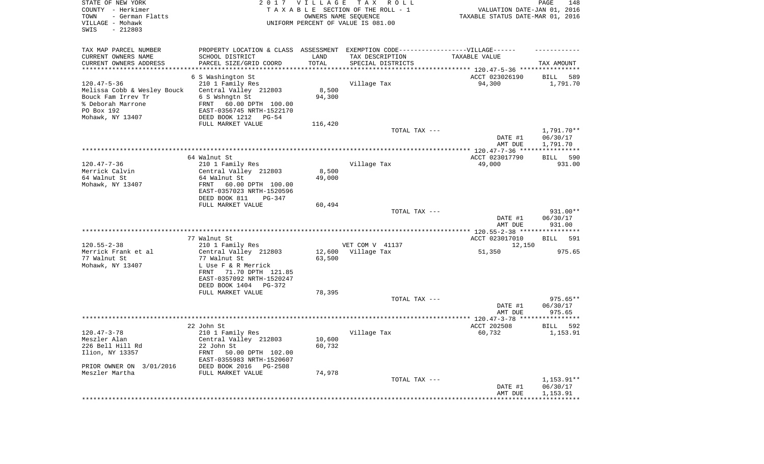STATE OF NEW YORK | COUNTY - Herkimer | TOWN - German Flatts | VILLAGE - Mohawk | SWIS - 212803

2017 VILLAGE TAX ROLL
TAXABLE SECTION OF THE ROLL - 1
OWNERS NAME SEQUENCE
UNIFORM PERCENT OF VALUE IS 081.00

VALUATION DATE-JAN 01, 2016
TAXABLE STATUS DATE-MAR 01, 2016

| TAX MAP PARCEL NUMBER / CURRENT OWNERS NAME / CURRENT OWNERS ADDRESS | PROPERTY LOCATION & CLASS / SCHOOL DISTRICT / PARCEL SIZE/GRID COORD | ASSESSMENT LAND / TOTAL | EXEMPTION CODE / TAX DESCRIPTION / SPECIAL DISTRICTS | VILLAGE TAXABLE VALUE | TAX AMOUNT |
|---|---|---|---|---|---|
| | 6 S Washington St | | | ACCT 023026190 | BILL 589 |
| 120.47-5-36 | 210 1 Family Res | | Village Tax | 94,300 | 1,791.70 |
| Melissa Cobb & Wesley Bouck | Central Valley 212803 | 8,500 | | | |
| Bouck Fam Irrev Tr | 6 S Wshngtn St | 94,300 | | | |
| % Deborah Marrone | FRNT 60.00 DPTH 100.00 | | | | |
| PO Box 192 | EAST-0356745 NRTH-1522170 | | | | |
| Mohawk, NY 13407 | DEED BOOK 1212 PG-54 | | | | |
| | FULL MARKET VALUE | 116,420 | | | |
| | | | TOTAL TAX --- | | 1,791.70** |
| | | | | DATE #1 | 06/30/17 |
| | | | | AMT DUE | 1,791.70 |
| | 64 Walnut St | | | ACCT 023017790 | BILL 590 |
| 120.47-7-36 | 210 1 Family Res | | Village Tax | 49,000 | 931.00 |
| Merrick Calvin | Central Valley 212803 | 8,500 | | | |
| 64 Walnut St | 64 Walnut St | 49,000 | | | |
| Mohawk, NY 13407 | FRNT 60.00 DPTH 100.00 | | | | |
| | EAST-0357023 NRTH-1520596 | | | | |
| | DEED BOOK 811 PG-347 | | | | |
| | FULL MARKET VALUE | 60,494 | | | |
| | | | TOTAL TAX --- | | 931.00** |
| | | | | DATE #1 | 06/30/17 |
| | | | | AMT DUE | 931.00 |
| | 77 Walnut St | | | ACCT 023017010 | BILL 591 |
| 120.55-2-38 | 210 1 Family Res | | VET COM V 41137 | 12,150 | |
| Merrick Frank et al | Central Valley 212803 | 12,600 | Village Tax | 51,350 | 975.65 |
| 77 Walnut St | 77 Walnut St | 63,500 | | | |
| Mohawk, NY 13407 | L Use F & R Merrick | | | | |
| | FRNT 71.70 DPTH 121.85 | | | | |
| | EAST-0357092 NRTH-1520247 | | | | |
| | DEED BOOK 1404 PG-372 | | | | |
| | FULL MARKET VALUE | 78,395 | | | |
| | | | TOTAL TAX --- | | 975.65** |
| | | | | DATE #1 | 06/30/17 |
| | | | | AMT DUE | 975.65 |
| | 22 John St | | | ACCT 202508 | BILL 592 |
| 120.47-3-78 | 210 1 Family Res | | Village Tax | 60,732 | 1,153.91 |
| Meszler Alan | Central Valley 212803 | 10,600 | | | |
| 226 Bell Hill Rd | 22 John St | 60,732 | | | |
| Ilion, NY 13357 | FRNT 50.00 DPTH 102.00 | | | | |
| | EAST-0355983 NRTH-1520607 | | | | |
| PRIOR OWNER ON 3/01/2016 | DEED BOOK 2016 PG-2508 | | | | |
| Meszler Martha | FULL MARKET VALUE | 74,978 | | | |
| | | | TOTAL TAX --- | | 1,153.91** |
| | | | | DATE #1 | 06/30/17 |
| | | | | AMT DUE | 1,153.91 |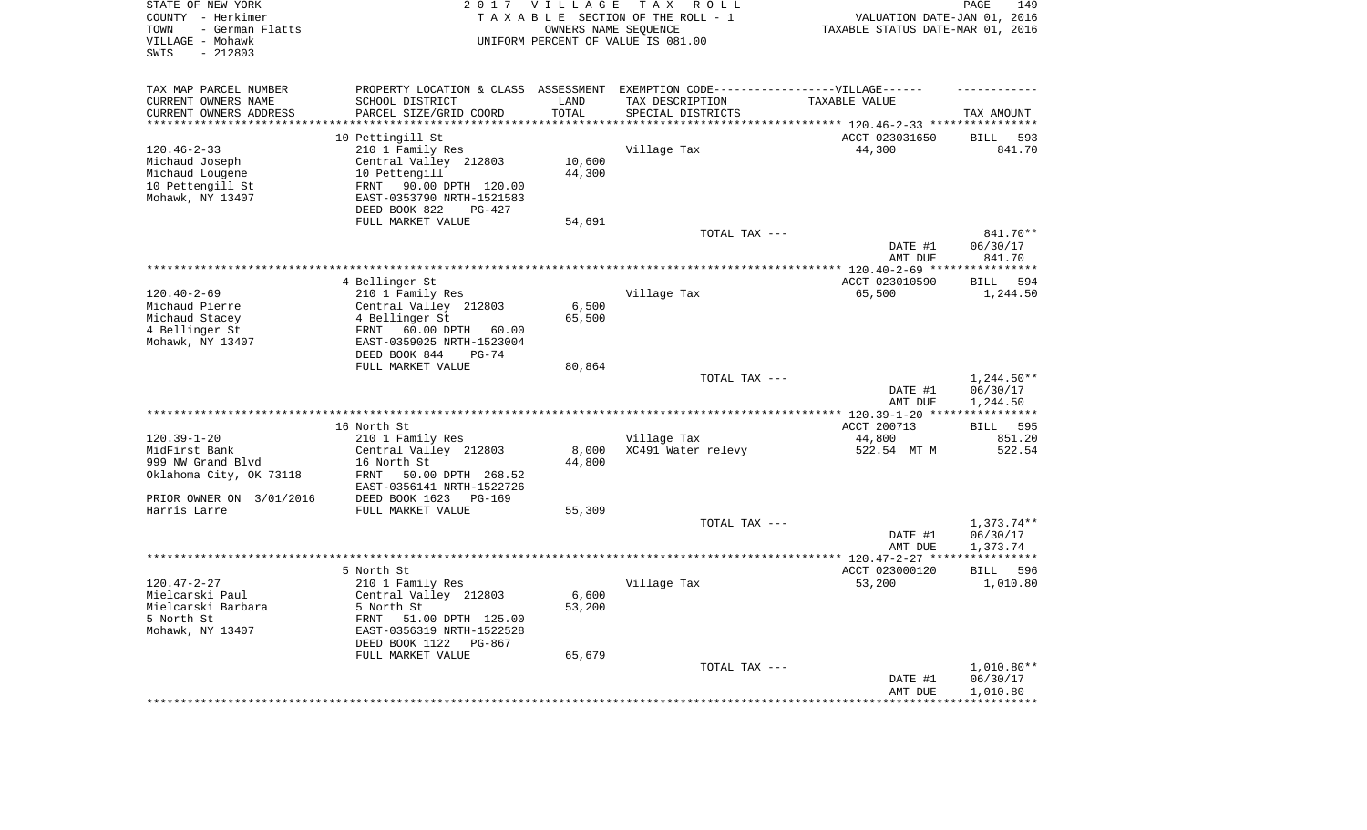STATE OF NEW YORK
COUNTY - Herkimer
TOWN - German Flatts
VILLAGE - Mohawk
SWIS - 212803

2017 VILLAGE TAX ROLL
TAXABLE SECTION OF THE ROLL - 1
OWNERS NAME SEQUENCE
UNIFORM PERCENT OF VALUE IS 081.00

VALUATION DATE-JAN 01, 2016
TAXABLE STATUS DATE-MAR 01, 2016

| TAX MAP PARCEL NUMBER / CURRENT OWNERS NAME / CURRENT OWNERS ADDRESS | PROPERTY LOCATION & CLASS / SCHOOL DISTRICT / PARCEL SIZE/GRID COORD | ASSESSMENT LAND / TOTAL | EXEMPTION CODE / TAX DESCRIPTION / SPECIAL DISTRICTS | TAXABLE VALUE | TAX AMOUNT |
|---|---|---|---|---|---|
| | 10 Pettingill St | | | ACCT 023031650 | BILL 593 |
| 120.46-2-33 | 210 1 Family Res | | Village Tax | 44,300 | 841.70 |
| Michaud Joseph | Central Valley 212803 | 10,600 | | | |
| Michaud Lougene | 10 Pettengill | 44,300 | | | |
| 10 Pettengill St | FRNT 90.00 DPTH 120.00 | | | | |
| Mohawk, NY 13407 | EAST-0353790 NRTH-1521583 | | | | |
| | DEED BOOK 822 PG-427 | | | | |
| | FULL MARKET VALUE | 54,691 | | | |
| | | | TOTAL TAX --- | | 841.70** |
| | | | | DATE #1 | 06/30/17 |
| | | | | AMT DUE | 841.70 |
| | 4 Bellinger St | | | ACCT 023010590 | BILL 594 |
| 120.40-2-69 | 210 1 Family Res | | Village Tax | 65,500 | 1,244.50 |
| Michaud Pierre | Central Valley 212803 | 6,500 | | | |
| Michaud Stacey | 4 Bellinger St | 65,500 | | | |
| 4 Bellinger St | FRNT 60.00 DPTH 60.00 | | | | |
| Mohawk, NY 13407 | EAST-0359025 NRTH-1523004 | | | | |
| | DEED BOOK 844 PG-74 | | | | |
| | FULL MARKET VALUE | 80,864 | | | |
| | | | TOTAL TAX --- | | 1,244.50** |
| | | | | DATE #1 | 06/30/17 |
| | | | | AMT DUE | 1,244.50 |
| | 16 North St | | | ACCT 200713 | BILL 595 |
| 120.39-1-20 | 210 1 Family Res | | Village Tax | 44,800 | 851.20 |
| MidFirst Bank | Central Valley 212803 | 8,000 | XC491 Water relevy | 522.54 MT M | 522.54 |
| 999 NW Grand Blvd | 16 North St | 44,800 | | | |
| Oklahoma City, OK 73118 | FRNT 50.00 DPTH 268.52 | | | | |
| | EAST-0356141 NRTH-1522726 | | | | |
| PRIOR OWNER ON 3/01/2016 | DEED BOOK 1623 PG-169 | | | | |
| Harris Larre | FULL MARKET VALUE | 55,309 | | | |
| | | | TOTAL TAX --- | | 1,373.74** |
| | | | | DATE #1 | 06/30/17 |
| | | | | AMT DUE | 1,373.74 |
| | 5 North St | | | ACCT 023000120 | BILL 596 |
| 120.47-2-27 | 210 1 Family Res | | Village Tax | 53,200 | 1,010.80 |
| Mielcarski Paul | Central Valley 212803 | 6,600 | | | |
| Mielcarski Barbara | 5 North St | 53,200 | | | |
| 5 North St | FRNT 51.00 DPTH 125.00 | | | | |
| Mohawk, NY 13407 | EAST-0356319 NRTH-1522528 | | | | |
| | DEED BOOK 1122 PG-867 | | | | |
| | FULL MARKET VALUE | 65,679 | | | |
| | | | TOTAL TAX --- | | 1,010.80** |
| | | | | DATE #1 | 06/30/17 |
| | | | | AMT DUE | 1,010.80 |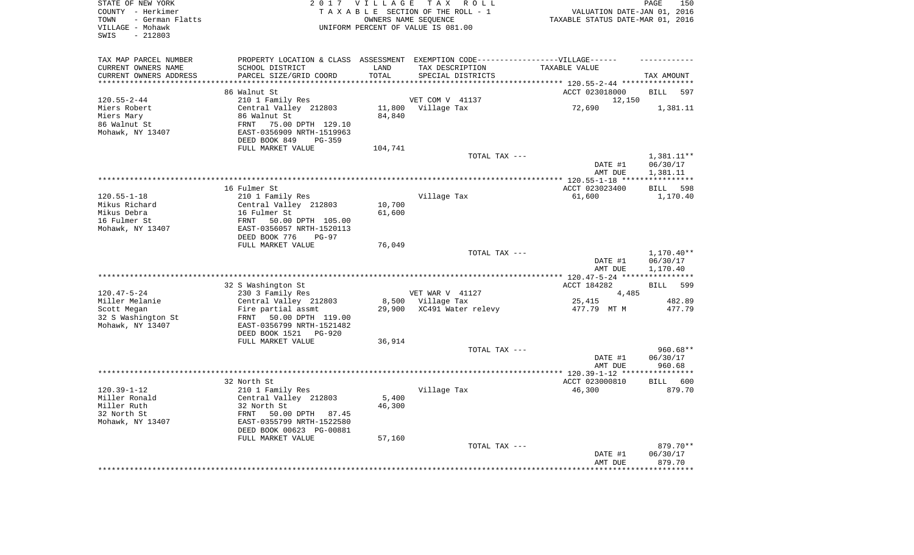STATE OF NEW YORK
COUNTY - Herkimer
TOWN - German Flatts
VILLAGE - Mohawk
SWIS - 212803

2 0 1 7 V I L L A G E T A X R O L L
T A X A B L E SECTION OF THE ROLL - 1
OWNERS NAME SEQUENCE
UNIFORM PERCENT OF VALUE IS 081.00

VALUATION DATE-JAN 01, 2016
TAXABLE STATUS DATE-MAR 01, 2016

| TAX MAP PARCEL NUMBER<br>CURRENT OWNERS NAME<br>CURRENT OWNERS ADDRESS | PROPERTY LOCATION & CLASS<br>SCHOOL DISTRICT<br>PARCEL SIZE/GRID COORD | ASSESSMENT<br>LAND<br>TOTAL | EXEMPTION CODE------VILLAGE------<br>TAX DESCRIPTION<br>SPECIAL DISTRICTS | TAXABLE VALUE | TAX AMOUNT |
|---|---|---|---|---|---|
| 120.55-2-44 | 86 Walnut St | | | ACCT 023018000 | BILL 597 |
| 120.55-2-44 | 210 1 Family Res | | VET COM V 41137 | 12,150 | |
| Miers Robert | Central Valley 212803 | 11,800 | Village Tax | 72,690 | 1,381.11 |
| Miers Mary | 86 Walnut St | 84,840 | | | |
| 86 Walnut St | FRNT 75.00 DPTH 129.10 | | | | |
| Mohawk, NY 13407 | EAST-0356909 NRTH-1519963 | | | | |
| | DEED BOOK 849 PG-359 | | | | |
| | FULL MARKET VALUE | 104,741 | | | |
| | | | TOTAL TAX --- | | 1,381.11** |
| | | | | DATE #1 | 06/30/17 |
| | | | | AMT DUE | 1,381.11 |
| 120.55-1-18 | 16 Fulmer St | | | ACCT 023023400 | BILL 598 |
| 120.55-1-18 | 210 1 Family Res | | Village Tax | 61,600 | 1,170.40 |
| Mikus Richard | Central Valley 212803 | 10,700 | | | |
| Mikus Debra | 16 Fulmer St | 61,600 | | | |
| 16 Fulmer St | FRNT 50.00 DPTH 105.00 | | | | |
| Mohawk, NY 13407 | EAST-0356057 NRTH-1520113 | | | | |
| | DEED BOOK 776 PG-97 | | | | |
| | FULL MARKET VALUE | 76,049 | | | |
| | | | TOTAL TAX --- | | 1,170.40** |
| | | | | DATE #1 | 06/30/17 |
| | | | | AMT DUE | 1,170.40 |
| 120.47-5-24 | 32 S Washington St | | | ACCT 184282 | BILL 599 |
| 120.47-5-24 | 230 3 Family Res | | VET WAR V 41127 | 4,485 | |
| Miller Melanie | Central Valley 212803 | 8,500 | Village Tax | 25,415 | 482.89 |
| Scott Megan | Fire partial assmt | 29,900 | XC491 Water relevy | 477.79 MT M | 477.79 |
| 32 S Washington St | FRNT 50.00 DPTH 119.00 | | | | |
| Mohawk, NY 13407 | EAST-0356799 NRTH-1521482 | | | | |
| | DEED BOOK 1521 PG-920 | | | | |
| | FULL MARKET VALUE | 36,914 | | | |
| | | | TOTAL TAX --- | | 960.68** |
| | | | | DATE #1 | 06/30/17 |
| | | | | AMT DUE | 960.68 |
| 120.39-1-12 | 32 North St | | | ACCT 023000810 | BILL 600 |
| 120.39-1-12 | 210 1 Family Res | | Village Tax | 46,300 | 879.70 |
| Miller Ronald | Central Valley 212803 | 5,400 | | | |
| Miller Ruth | 32 North St | 46,300 | | | |
| 32 North St | FRNT 50.00 DPTH 87.45 | | | | |
| Mohawk, NY 13407 | EAST-0355799 NRTH-1522580 | | | | |
| | DEED BOOK 00623 PG-00881 | | | | |
| | FULL MARKET VALUE | 57,160 | | | |
| | | | TOTAL TAX --- | | 879.70** |
| | | | | DATE #1 | 06/30/17 |
| | | | | AMT DUE | 879.70 |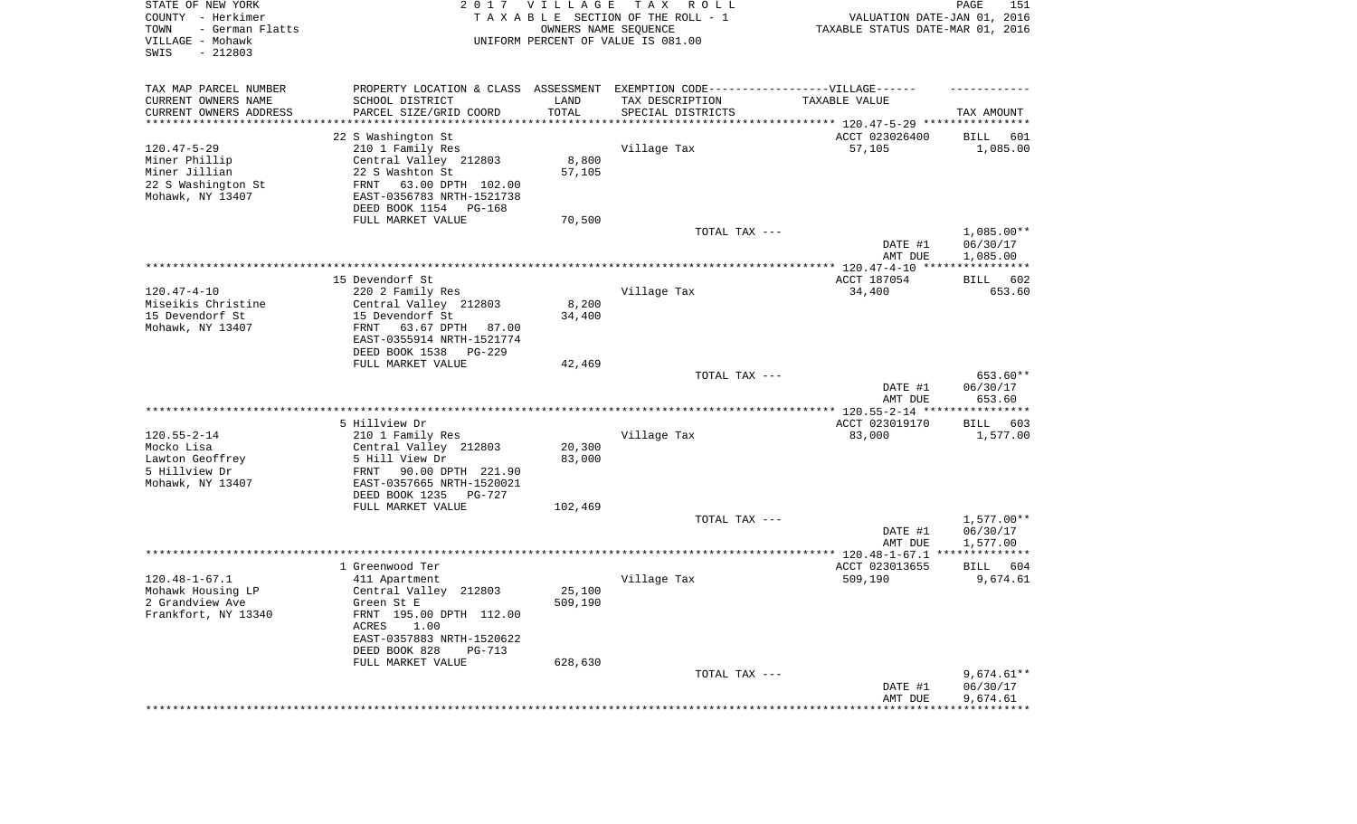STATE OF NEW YORK
COUNTY - Herkimer
TOWN - German Flatts
VILLAGE - Mohawk
SWIS - 212803

2017 VILLAGE TAX ROLL
TAXABLE SECTION OF THE ROLL - 1
OWNERS NAME SEQUENCE
UNIFORM PERCENT OF VALUE IS 081.00

VALUATION DATE-JAN 01, 2016
TAXABLE STATUS DATE-MAR 01, 2016

| TAX MAP PARCEL NUMBER / CURRENT OWNERS NAME / CURRENT OWNERS ADDRESS | PROPERTY LOCATION & CLASS / SCHOOL DISTRICT / PARCEL SIZE/GRID COORD | ASSESSMENT LAND / TOTAL | EXEMPTION CODE / TAX DESCRIPTION / SPECIAL DISTRICTS | TAXABLE VALUE | TAX AMOUNT |
|---|---|---|---|---|---|
| | 22 S Washington St | | | ACCT 023026400 | BILL 601 |
| 120.47-5-29 | 210 1 Family Res | | Village Tax | 57,105 | 1,085.00 |
| Miner Phillip | Central Valley 212803 | 8,800 | | | |
| Miner Jillian | 22 S Washton St | 57,105 | | | |
| 22 S Washington St | FRNT 63.00 DPTH 102.00 | | | | |
| Mohawk, NY 13407 | EAST-0356783 NRTH-1521738 | | | | |
| | DEED BOOK 1154 PG-168 | | | | |
| | FULL MARKET VALUE | 70,500 | | | |
| | | | TOTAL TAX --- | | 1,085.00** |
| | | | | DATE #1 | 06/30/17 |
| | | | | AMT DUE | 1,085.00 |
| | 15 Devendorf St | | | ACCT 187054 | BILL 602 |
| 120.47-4-10 | 220 2 Family Res | | Village Tax | 34,400 | 653.60 |
| Miseikis Christine | Central Valley 212803 | 8,200 | | | |
| 15 Devendorf St | 15 Devendorf St | 34,400 | | | |
| Mohawk, NY 13407 | FRNT 63.67 DPTH 87.00 | | | | |
| | EAST-0355914 NRTH-1521774 | | | | |
| | DEED BOOK 1538 PG-229 | | | | |
| | FULL MARKET VALUE | 42,469 | | | |
| | | | TOTAL TAX --- | | 653.60** |
| | | | | DATE #1 | 06/30/17 |
| | | | | AMT DUE | 653.60 |
| | 5 Hillview Dr | | | ACCT 023019170 | BILL 603 |
| 120.55-2-14 | 210 1 Family Res | | Village Tax | 83,000 | 1,577.00 |
| Mocko Lisa | Central Valley 212803 | 20,300 | | | |
| Lawton Geoffrey | 5 Hill View Dr | 83,000 | | | |
| 5 Hillview Dr | FRNT 90.00 DPTH 221.90 | | | | |
| Mohawk, NY 13407 | EAST-0357665 NRTH-1520021 | | | | |
| | DEED BOOK 1235 PG-727 | | | | |
| | FULL MARKET VALUE | 102,469 | | | |
| | | | TOTAL TAX --- | | 1,577.00** |
| | | | | DATE #1 | 06/30/17 |
| | | | | AMT DUE | 1,577.00 |
| | 1 Greenwood Ter | | | ACCT 023013655 | BILL 604 |
| 120.48-1-67.1 | 411 Apartment | | Village Tax | 509,190 | 9,674.61 |
| Mohawk Housing LP | Central Valley 212803 | 25,100 | | | |
| 2 Grandview Ave | Green St E | 509,190 | | | |
| Frankfort, NY 13340 | FRNT 195.00 DPTH 112.00 | | | | |
| | ACRES 1.00 | | | | |
| | EAST-0357883 NRTH-1520622 | | | | |
| | DEED BOOK 828 PG-713 | | | | |
| | FULL MARKET VALUE | 628,630 | | | |
| | | | TOTAL TAX --- | | 9,674.61** |
| | | | | DATE #1 | 06/30/17 |
| | | | | AMT DUE | 9,674.61 |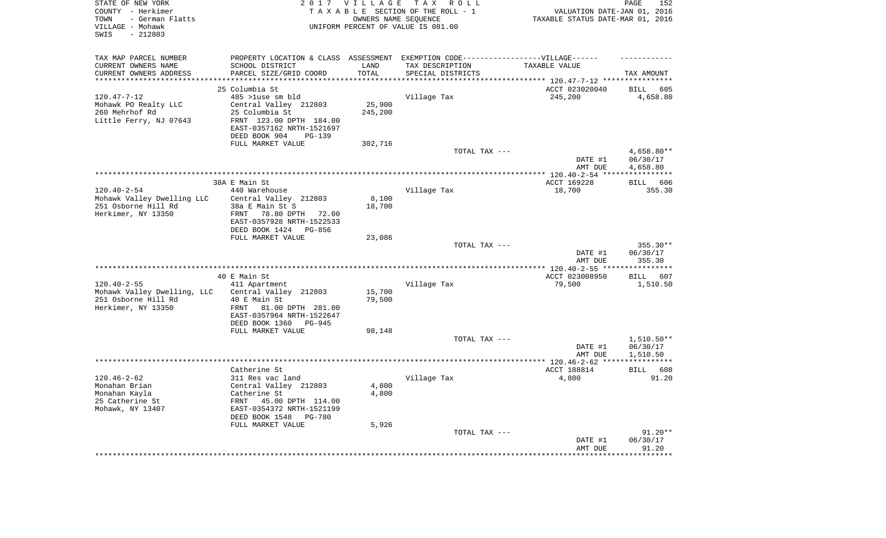STATE OF NEW YORK — 2 0 1 7 V I L L A G E T A X R O L L
COUNTY - Herkimer — T A X A B L E SECTION OF THE ROLL - 1 — VALUATION DATE-JAN 01, 2016
TOWN - German Flatts — OWNERS NAME SEQUENCE — TAXABLE STATUS DATE-MAR 01, 2016
VILLAGE - Mohawk — UNIFORM PERCENT OF VALUE IS 081.00
SWIS - 212803

| TAX MAP PARCEL NUMBER / CURRENT OWNERS NAME / CURRENT OWNERS ADDRESS | PROPERTY LOCATION & CLASS / SCHOOL DISTRICT / PARCEL SIZE/GRID COORD | ASSESSMENT LAND / TOTAL | EXEMPTION CODE / TAX DESCRIPTION / SPECIAL DISTRICTS | VILLAGE TAXABLE VALUE | TAX AMOUNT |
|---|---|---|---|---|---|
| 120.47-7-12 | 25 Columbia St | | | ACCT 023020040 | BILL 605 |
| 120.47-7-12 | 485 >1use sm bld | | Village Tax | 245,200 | 4,658.80 |
| Mohawk PO Realty LLC | Central Valley 212803 | 25,900 | | | |
| 260 Mehrhof Rd | 25 Columbia St | 245,200 | | | |
| Little Ferry, NJ 07643 | FRNT 123.00 DPTH 184.00 | | | | |
| | EAST-0357162 NRTH-1521697 | | | | |
| | DEED BOOK 904 PG-139 | | | | |
| | FULL MARKET VALUE | 302,716 | | | |
| | | | TOTAL TAX --- | | 4,658.80** |
| | | | | DATE #1 | 06/30/17 |
| | | | | AMT DUE | 4,658.80 |
| 120.40-2-54 | 38A E Main St | | | ACCT 169228 | BILL 606 |
| 120.40-2-54 | 440 Warehouse | | Village Tax | 18,700 | 355.30 |
| Mohawk Valley Dwelling LLC | Central Valley 212803 | 8,100 | | | |
| 251 Osborne Hill Rd | 38a E Main St S | 18,700 | | | |
| Herkimer, NY 13350 | FRNT 78.80 DPTH 72.00 | | | | |
| | EAST-0357928 NRTH-1522533 | | | | |
| | DEED BOOK 1424 PG-856 | | | | |
| | FULL MARKET VALUE | 23,086 | | | |
| | | | TOTAL TAX --- | | 355.30** |
| | | | | DATE #1 | 06/30/17 |
| | | | | AMT DUE | 355.30 |
| 120.40-2-55 | 40 E Main St | | | ACCT 023008950 | BILL 607 |
| 120.40-2-55 | 411 Apartment | | Village Tax | 79,500 | 1,510.50 |
| Mohawk Valley Dwelling, LLC | Central Valley 212803 | 15,700 | | | |
| 251 Osborne Hill Rd | 40 E Main St | 79,500 | | | |
| Herkimer, NY 13350 | FRNT 81.00 DPTH 281.00 | | | | |
| | EAST-0357964 NRTH-1522647 | | | | |
| | DEED BOOK 1360 PG-945 | | | | |
| | FULL MARKET VALUE | 98,148 | | | |
| | | | TOTAL TAX --- | | 1,510.50** |
| | | | | DATE #1 | 06/30/17 |
| | | | | AMT DUE | 1,510.50 |
| 120.46-2-62 | Catherine St | | | ACCT 188814 | BILL 608 |
| 120.46-2-62 | 311 Res vac land | | Village Tax | 4,800 | 91.20 |
| Monahan Brian | Central Valley 212803 | 4,800 | | | |
| Monahan Kayla | Catherine St | 4,800 | | | |
| 25 Catherine St | FRNT 45.00 DPTH 114.00 | | | | |
| Mohawk, NY 13407 | EAST-0354372 NRTH-1521199 | | | | |
| | DEED BOOK 1548 PG-780 | | | | |
| | FULL MARKET VALUE | 5,926 | | | |
| | | | TOTAL TAX --- | | 91.20** |
| | | | | DATE #1 | 06/30/17 |
| | | | | AMT DUE | 91.20 |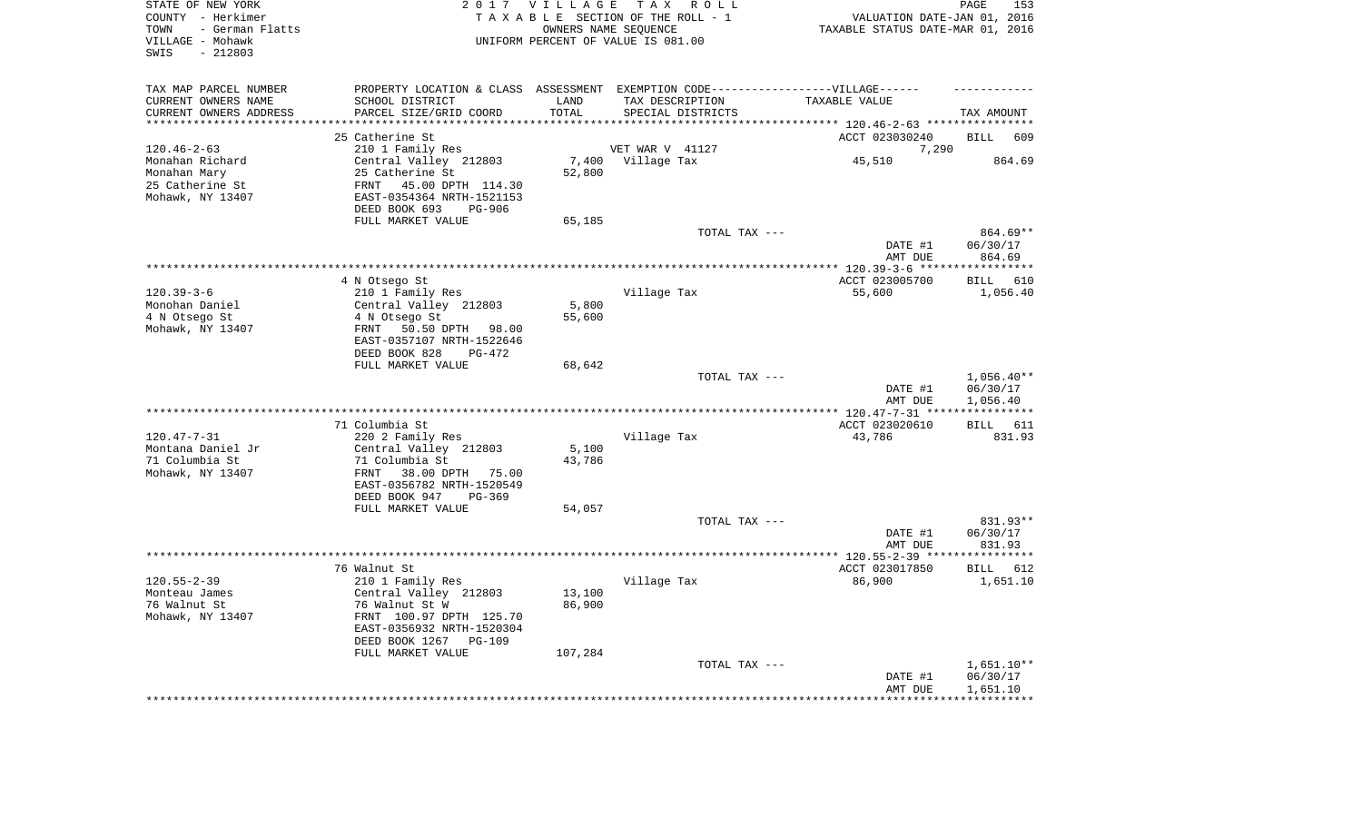STATE OF NEW YORK
COUNTY - Herkimer
TOWN - German Flatts
VILLAGE - Mohawk
SWIS - 212803

2 0 1 7 V I L L A G E T A X R O L L
T A X A B L E SECTION OF THE ROLL - 1
OWNERS NAME SEQUENCE
UNIFORM PERCENT OF VALUE IS 081.00

VALUATION DATE-JAN 01, 2016
TAXABLE STATUS DATE-MAR 01, 2016

| TAX MAP PARCEL NUMBER<br>CURRENT OWNERS NAME<br>CURRENT OWNERS ADDRESS | PROPERTY LOCATION & CLASS<br>SCHOOL DISTRICT<br>PARCEL SIZE/GRID COORD | ASSESSMENT<br>LAND<br>TOTAL | EXEMPTION CODE------VILLAGE------<br>TAX DESCRIPTION<br>SPECIAL DISTRICTS | TAXABLE VALUE | TAX AMOUNT |
|---|---|---|---|---|---|
| | 25 Catherine St | | | ACCT 023030240 | BILL 609 |
| 120.46-2-63 | 210 1 Family Res | | VET WAR V 41127 | 7,290 | |
| Monahan Richard | Central Valley 212803 | 7,400 | Village Tax | 45,510 | 864.69 |
| Monahan Mary | 25 Catherine St | 52,800 | | | |
| 25 Catherine St | FRNT 45.00 DPTH 114.30 | | | | |
| Mohawk, NY 13407 | EAST-0354364 NRTH-1521153 | | | | |
| | DEED BOOK 693 PG-906 | | | | |
| | FULL MARKET VALUE | 65,185 | | | |
| | | | TOTAL TAX --- | | 864.69** |
| | | | | DATE #1 | 06/30/17 |
| | | | | AMT DUE | 864.69 |
| | 4 N Otsego St | | | ACCT 023005700 | BILL 610 |
| 120.39-3-6 | 210 1 Family Res | | Village Tax | 55,600 | 1,056.40 |
| Monohan Daniel | Central Valley 212803 | 5,800 | | | |
| 4 N Otsego St | 4 N Otsego St | 55,600 | | | |
| Mohawk, NY 13407 | FRNT 50.50 DPTH 98.00 | | | | |
| | EAST-0357107 NRTH-1522646 | | | | |
| | DEED BOOK 828 PG-472 | | | | |
| | FULL MARKET VALUE | 68,642 | | | |
| | | | TOTAL TAX --- | | 1,056.40** |
| | | | | DATE #1 | 06/30/17 |
| | | | | AMT DUE | 1,056.40 |
| | 71 Columbia St | | | ACCT 023020610 | BILL 611 |
| 120.47-7-31 | 220 2 Family Res | | Village Tax | 43,786 | 831.93 |
| Montana Daniel Jr | Central Valley 212803 | 5,100 | | | |
| 71 Columbia St | 71 Columbia St | 43,786 | | | |
| Mohawk, NY 13407 | FRNT 38.00 DPTH 75.00 | | | | |
| | EAST-0356782 NRTH-1520549 | | | | |
| | DEED BOOK 947 PG-369 | | | | |
| | FULL MARKET VALUE | 54,057 | | | |
| | | | TOTAL TAX --- | | 831.93** |
| | | | | DATE #1 | 06/30/17 |
| | | | | AMT DUE | 831.93 |
| | 76 Walnut St | | | ACCT 023017850 | BILL 612 |
| 120.55-2-39 | 210 1 Family Res | | Village Tax | 86,900 | 1,651.10 |
| Monteau James | Central Valley 212803 | 13,100 | | | |
| 76 Walnut St | 76 Walnut St W | 86,900 | | | |
| Mohawk, NY 13407 | FRNT 100.97 DPTH 125.70 | | | | |
| | EAST-0356932 NRTH-1520304 | | | | |
| | DEED BOOK 1267 PG-109 | | | | |
| | FULL MARKET VALUE | 107,284 | | | |
| | | | TOTAL TAX --- | | 1,651.10** |
| | | | | DATE #1 | 06/30/17 |
| | | | | AMT DUE | 1,651.10 |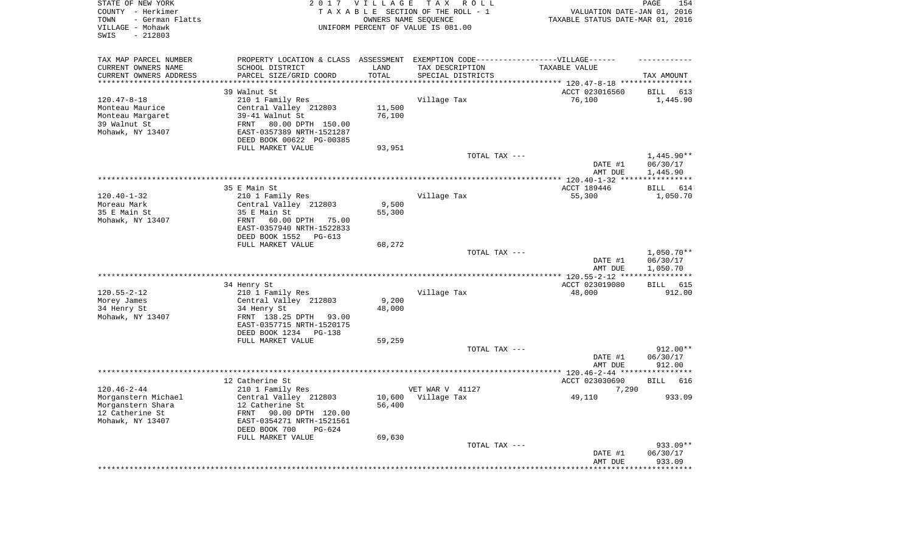STATE OF NEW YORK
COUNTY - Herkimer
TOWN - German Flatts
VILLAGE - Mohawk
SWIS - 212803

2 0 1 7 V I L L A G E T A X R O L L
T A X A B L E SECTION OF THE ROLL - 1
OWNERS NAME SEQUENCE
UNIFORM PERCENT OF VALUE IS 081.00

VALUATION DATE-JAN 01, 2016
TAXABLE STATUS DATE-MAR 01, 2016

| TAX MAP PARCEL NUMBER<br>CURRENT OWNERS NAME<br>CURRENT OWNERS ADDRESS | PROPERTY LOCATION & CLASS<br>SCHOOL DISTRICT<br>PARCEL SIZE/GRID COORD | ASSESSMENT<br>LAND<br>TOTAL | EXEMPTION CODE------VILLAGE------<br>TAX DESCRIPTION<br>SPECIAL DISTRICTS | TAXABLE VALUE | TAX AMOUNT |
|---|---|---|---|---|---|
| | 39 Walnut St | | | ACCT 023016560 | BILL 613 |
| 120.47-8-18 | 210 1 Family Res | | Village Tax | 76,100 | 1,445.90 |
| Monteau Maurice | Central Valley 212803 | 11,500 | | | |
| Monteau Margaret | 39-41 Walnut St | 76,100 | | | |
| 39 Walnut St | FRNT 80.00 DPTH 150.00 | | | | |
| Mohawk, NY 13407 | EAST-0357389 NRTH-1521287 | | | | |
| | DEED BOOK 00622 PG-00385 | | | | |
| | FULL MARKET VALUE | 93,951 | | | |
| | | | TOTAL TAX --- | | 1,445.90** |
| | | | | DATE #1 | 06/30/17 |
| | | | | AMT DUE | 1,445.90 |
| | 35 E Main St | | | ACCT 189446 | BILL 614 |
| 120.40-1-32 | 210 1 Family Res | | Village Tax | 55,300 | 1,050.70 |
| Moreau Mark | Central Valley 212803 | 9,500 | | | |
| 35 E Main St | 35 E Main St | 55,300 | | | |
| Mohawk, NY 13407 | FRNT 60.00 DPTH 75.00 | | | | |
| | EAST-0357940 NRTH-1522833 | | | | |
| | DEED BOOK 1552 PG-613 | | | | |
| | FULL MARKET VALUE | 68,272 | | | |
| | | | TOTAL TAX --- | | 1,050.70** |
| | | | | DATE #1 | 06/30/17 |
| | | | | AMT DUE | 1,050.70 |
| | 34 Henry St | | | ACCT 023019080 | BILL 615 |
| 120.55-2-12 | 210 1 Family Res | | Village Tax | 48,000 | 912.00 |
| Morey James | Central Valley 212803 | 9,200 | | | |
| 34 Henry St | 34 Henry St | 48,000 | | | |
| Mohawk, NY 13407 | FRNT 138.25 DPTH 93.00 | | | | |
| | EAST-0357715 NRTH-1520175 | | | | |
| | DEED BOOK 1234 PG-138 | | | | |
| | FULL MARKET VALUE | 59,259 | | | |
| | | | TOTAL TAX --- | | 912.00** |
| | | | | DATE #1 | 06/30/17 |
| | | | | AMT DUE | 912.00 |
| | 12 Catherine St | | | ACCT 023030690 | BILL 616 |
| 120.46-2-44 | 210 1 Family Res | | VET WAR V 41127 | 7,290 | |
| Morganstern Michael | Central Valley 212803 | 10,600 | Village Tax | 49,110 | 933.09 |
| Morganstern Shara | 12 Catherine St | 56,400 | | | |
| 12 Catherine St | FRNT 90.00 DPTH 120.00 | | | | |
| Mohawk, NY 13407 | EAST-0354271 NRTH-1521561 | | | | |
| | DEED BOOK 700 PG-624 | | | | |
| | FULL MARKET VALUE | 69,630 | | | |
| | | | TOTAL TAX --- | | 933.09** |
| | | | | DATE #1 | 06/30/17 |
| | | | | AMT DUE | 933.09 |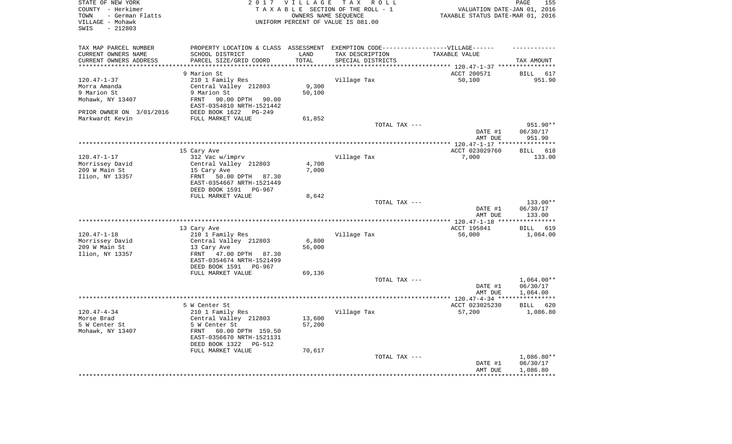STATE OF NEW YORK
COUNTY - Herkimer
TOWN - German Flatts
VILLAGE - Mohawk
SWIS - 212803

**2017 VILLAGE TAX ROLL**
TAXABLE SECTION OF THE ROLL - 1
OWNERS NAME SEQUENCE
UNIFORM PERCENT OF VALUE IS 081.00

VALUATION DATE-JAN 01, 2016
TAXABLE STATUS DATE-MAR 01, 2016

| TAX MAP PARCEL NUMBER / CURRENT OWNERS NAME / CURRENT OWNERS ADDRESS | PROPERTY LOCATION & CLASS / SCHOOL DISTRICT / PARCEL SIZE/GRID COORD | ASSESSMENT LAND / TOTAL | EXEMPTION CODE / TAX DESCRIPTION / SPECIAL DISTRICTS | TAXABLE VALUE | TAX AMOUNT |
|---|---|---|---|---|---|
| 120.47-1-37 | 9 Marion St | | | ACCT 200571 | BILL 617 |
| | 210 1 Family Res | | Village Tax | 50,100 | 951.90 |
| Morra Amanda | Central Valley 212803 | 9,300 | | | |
| 9 Marion St | 9 Marion St | 50,100 | | | |
| Mohawk, NY 13407 | FRNT 90.00 DPTH 90.00 | | | | |
| | EAST-0354810 NRTH-1521442 | | | | |
| PRIOR OWNER ON 3/01/2016 | DEED BOOK 1622 PG-249 | | | | |
| Markwardt Kevin | FULL MARKET VALUE | 61,852 | | | |
| | | | TOTAL TAX --- | | 951.90** |
| | | | | DATE #1 | 06/30/17 |
| | | | | AMT DUE | 951.90 |
| 120.47-1-17 | 15 Cary Ave | | | ACCT 023029760 | BILL 618 |
| | 312 Vac w/imprv | | Village Tax | 7,000 | 133.00 |
| Morrissey David | Central Valley 212803 | 4,700 | | | |
| 209 W Main St | 15 Cary Ave | 7,000 | | | |
| Ilion, NY 13357 | FRNT 50.00 DPTH 87.30 | | | | |
| | EAST-0354667 NRTH-1521449 | | | | |
| | DEED BOOK 1591 PG-967 | | | | |
| | FULL MARKET VALUE | 8,642 | | | |
| | | | TOTAL TAX --- | | 133.00** |
| | | | | DATE #1 | 06/30/17 |
| | | | | AMT DUE | 133.00 |
| 120.47-1-18 | 13 Cary Ave | | | ACCT 195841 | BILL 619 |
| | 210 1 Family Res | | Village Tax | 56,000 | 1,064.00 |
| Morrissey David | Central Valley 212803 | 6,800 | | | |
| 209 W Main St | 13 Cary Ave | 56,000 | | | |
| Ilion, NY 13357 | FRNT 47.00 DPTH 87.30 | | | | |
| | EAST-0354674 NRTH-1521499 | | | | |
| | DEED BOOK 1591 PG-967 | | | | |
| | FULL MARKET VALUE | 69,136 | | | |
| | | | TOTAL TAX --- | | 1,064.00** |
| | | | | DATE #1 | 06/30/17 |
| | | | | AMT DUE | 1,064.00 |
| 120.47-4-34 | 5 W Center St | | | ACCT 023025230 | BILL 620 |
| | 210 1 Family Res | | Village Tax | 57,200 | 1,086.80 |
| Morse Brad | Central Valley 212803 | 13,600 | | | |
| 5 W Center St | 5 W Center St | 57,200 | | | |
| Mohawk, NY 13407 | FRNT 60.00 DPTH 159.50 | | | | |
| | EAST-0356670 NRTH-1521131 | | | | |
| | DEED BOOK 1322 PG-512 | | | | |
| | FULL MARKET VALUE | 70,617 | | | |
| | | | TOTAL TAX --- | | 1,086.80** |
| | | | | DATE #1 | 06/30/17 |
| | | | | AMT DUE | 1,086.80 |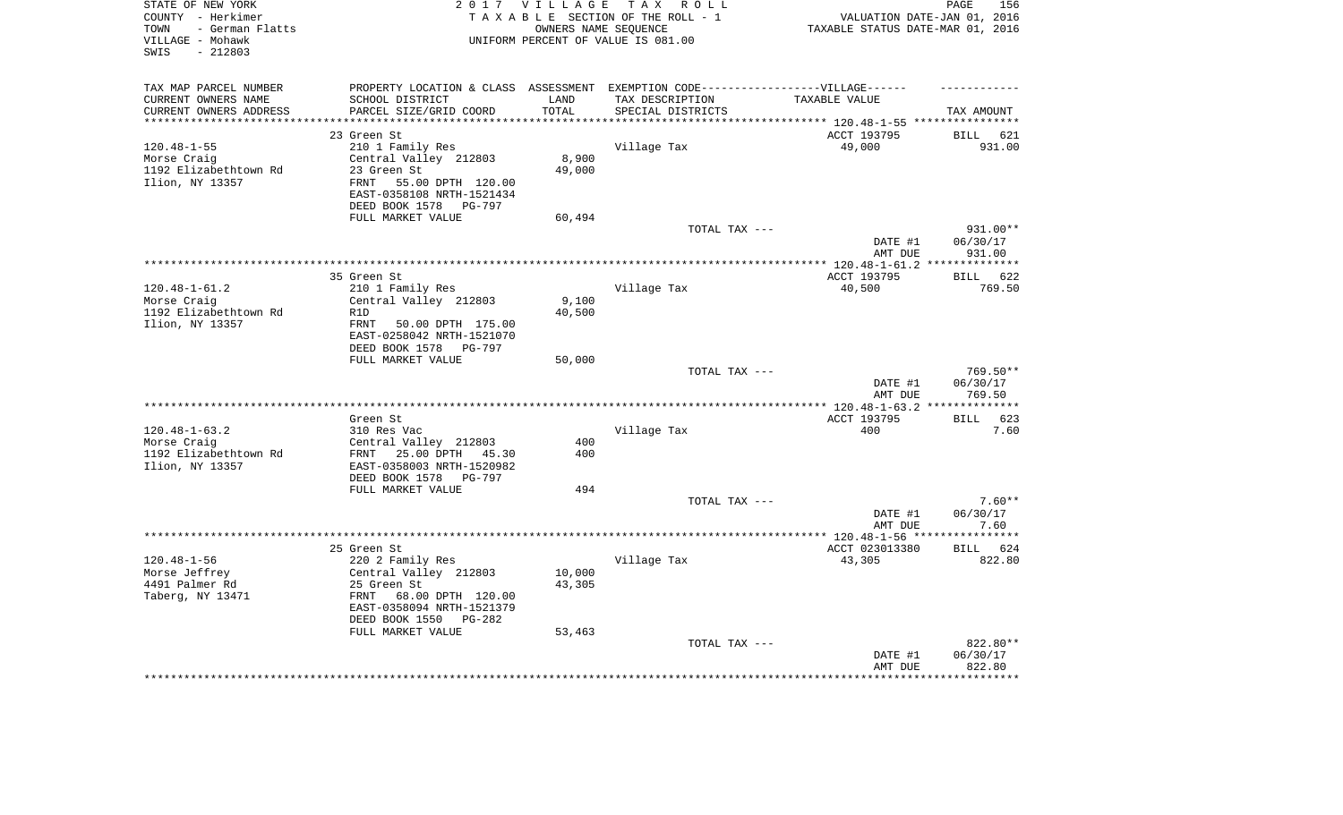STATE OF NEW YORK
COUNTY - Herkimer
TOWN - German Flatts
VILLAGE - Mohawk
SWIS - 212803

2 0 1 7 V I L L A G E T A X R O L L
T A X A B L E SECTION OF THE ROLL - 1
OWNERS NAME SEQUENCE
UNIFORM PERCENT OF VALUE IS 081.00

VALUATION DATE-JAN 01, 2016
TAXABLE STATUS DATE-MAR 01, 2016

| TAX MAP PARCEL NUMBER<br>CURRENT OWNERS NAME<br>CURRENT OWNERS ADDRESS | PROPERTY LOCATION & CLASS<br>SCHOOL DISTRICT<br>PARCEL SIZE/GRID COORD | ASSESSMENT<br>LAND<br>TOTAL | EXEMPTION CODE-----VILLAGE------<br>TAX DESCRIPTION<br>SPECIAL DISTRICTS | TAXABLE VALUE | TAX AMOUNT |
|---|---|---|---|---|---|
| | 23 Green St | | | ACCT 193795 | BILL 621 |
| 120.48-1-55 | 210 1 Family Res | | Village Tax | 49,000 | 931.00 |
| Morse Craig | Central Valley 212803 | 8,900 | | | |
| 1192 Elizabethtown Rd | 23 Green St | 49,000 | | | |
| Ilion, NY 13357 | FRNT 55.00 DPTH 120.00 | | | | |
| | EAST-0358108 NRTH-1521434 | | | | |
| | DEED BOOK 1578 PG-797 | | | | |
| | FULL MARKET VALUE | 60,494 | | | |
| | | | TOTAL TAX --- | | 931.00** |
| | | | | DATE #1 | 06/30/17 |
| | | | | AMT DUE | 931.00 |
| | 35 Green St | | | ACCT 193795 | BILL 622 |
| 120.48-1-61.2 | 210 1 Family Res | | Village Tax | 40,500 | 769.50 |
| Morse Craig | Central Valley 212803 | 9,100 | | | |
| 1192 Elizabethtown Rd | R1D | 40,500 | | | |
| Ilion, NY 13357 | FRNT 50.00 DPTH 175.00 | | | | |
| | EAST-0258042 NRTH-1521070 | | | | |
| | DEED BOOK 1578 PG-797 | | | | |
| | FULL MARKET VALUE | 50,000 | | | |
| | | | TOTAL TAX --- | | 769.50** |
| | | | | DATE #1 | 06/30/17 |
| | | | | AMT DUE | 769.50 |
| | Green St | | | ACCT 193795 | BILL 623 |
| 120.48-1-63.2 | 310 Res Vac | | Village Tax | 400 | 7.60 |
| Morse Craig | Central Valley 212803 | 400 | | | |
| 1192 Elizabethtown Rd | FRNT 25.00 DPTH 45.30 | 400 | | | |
| Ilion, NY 13357 | EAST-0358003 NRTH-1520982 | | | | |
| | DEED BOOK 1578 PG-797 | | | | |
| | FULL MARKET VALUE | 494 | | | |
| | | | TOTAL TAX --- | | 7.60** |
| | | | | DATE #1 | 06/30/17 |
| | | | | AMT DUE | 7.60 |
| | 25 Green St | | | ACCT 023013380 | BILL 624 |
| 120.48-1-56 | 220 2 Family Res | | Village Tax | 43,305 | 822.80 |
| Morse Jeffrey | Central Valley 212803 | 10,000 | | | |
| 4491 Palmer Rd | 25 Green St | 43,305 | | | |
| Taberg, NY 13471 | FRNT 68.00 DPTH 120.00 | | | | |
| | EAST-0358094 NRTH-1521379 | | | | |
| | DEED BOOK 1550 PG-282 | | | | |
| | FULL MARKET VALUE | 53,463 | | | |
| | | | TOTAL TAX --- | | 822.80** |
| | | | | DATE #1 | 06/30/17 |
| | | | | AMT DUE | 822.80 |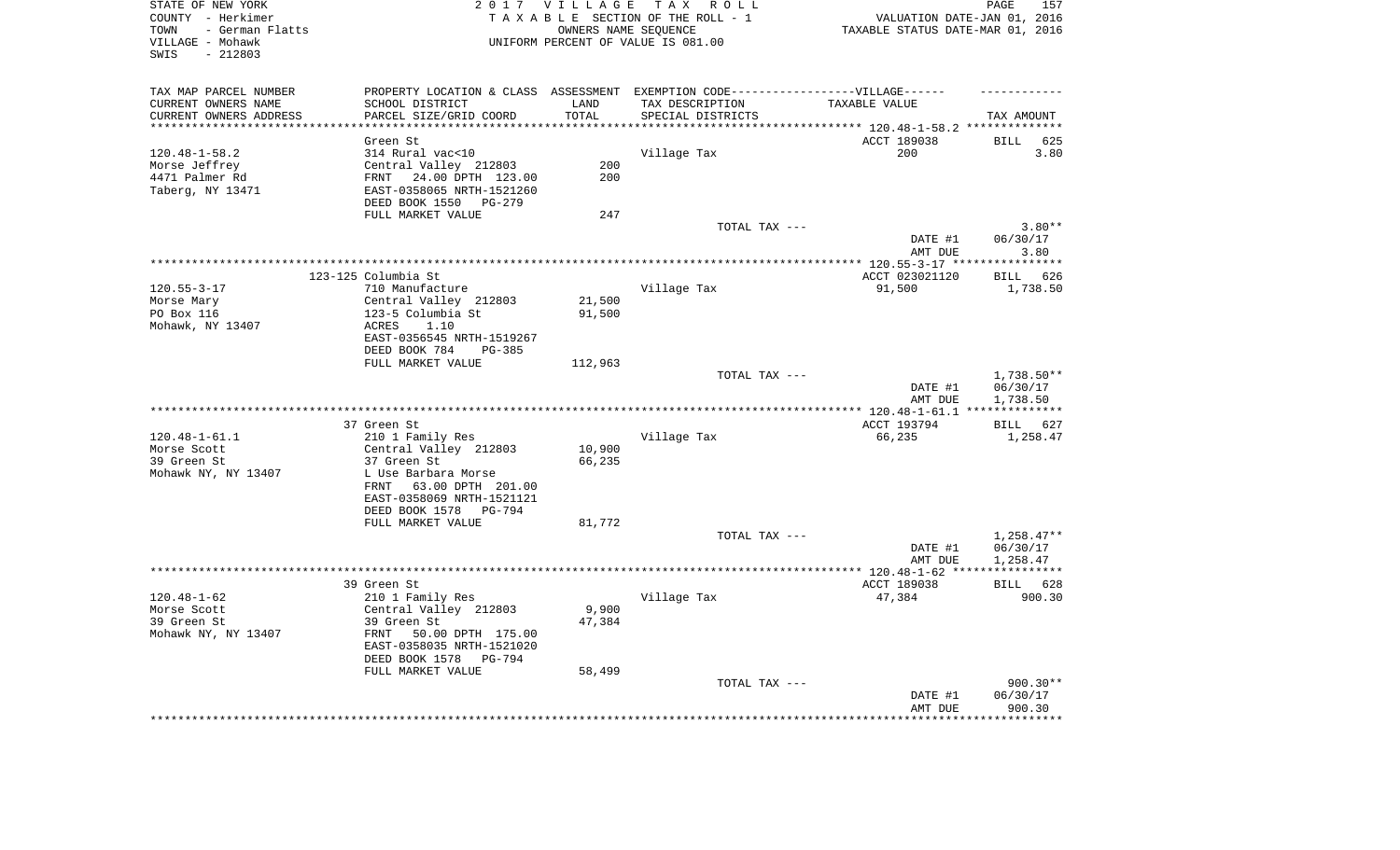STATE OF NEW YORK
COUNTY - Herkimer
TOWN - German Flatts
VILLAGE - Mohawk
SWIS - 212803

2017 VILLAGE TAX ROLL
TAXABLE SECTION OF THE ROLL - 1
OWNERS NAME SEQUENCE
UNIFORM PERCENT OF VALUE IS 081.00

VALUATION DATE-JAN 01, 2016
TAXABLE STATUS DATE-MAR 01, 2016

| TAX MAP PARCEL NUMBER / CURRENT OWNERS NAME / CURRENT OWNERS ADDRESS | PROPERTY LOCATION & CLASS / SCHOOL DISTRICT / PARCEL SIZE/GRID COORD | ASSESSMENT LAND / TOTAL | EXEMPTION CODE / TAX DESCRIPTION / SPECIAL DISTRICTS | TAXABLE VALUE | TAX AMOUNT |
|---|---|---|---|---|---|
| | Green St | | | ACCT 189038 | BILL 625 |
| 120.48-1-58.2 | 314 Rural vac<10 | | Village Tax | 200 | 3.80 |
| Morse Jeffrey | Central Valley 212803 | 200 | | | |
| 4471 Palmer Rd | FRNT 24.00 DPTH 123.00 | 200 | | | |
| Taberg, NY 13471 | EAST-0358065 NRTH-1521260 | | | | |
| | DEED BOOK 1550 PG-279 | | | | |
| | FULL MARKET VALUE | 247 | | | |
| | | | TOTAL TAX --- | | 3.80** |
| | | | | DATE #1 | 06/30/17 |
| | | | | AMT DUE | 3.80 |
| | 123-125 Columbia St | | | ACCT 023021120 | BILL 626 |
| 120.55-3-17 | 710 Manufacture | | Village Tax | 91,500 | 1,738.50 |
| Morse Mary | Central Valley 212803 | 21,500 | | | |
| PO Box 116 | 123-5 Columbia St | 91,500 | | | |
| Mohawk, NY 13407 | ACRES 1.10 | | | | |
| | EAST-0356545 NRTH-1519267 | | | | |
| | DEED BOOK 784 PG-385 | | | | |
| | FULL MARKET VALUE | 112,963 | | | |
| | | | TOTAL TAX --- | | 1,738.50** |
| | | | | DATE #1 | 06/30/17 |
| | | | | AMT DUE | 1,738.50 |
| | 37 Green St | | | ACCT 193794 | BILL 627 |
| 120.48-1-61.1 | 210 1 Family Res | | Village Tax | 66,235 | 1,258.47 |
| Morse Scott | Central Valley 212803 | 10,900 | | | |
| 39 Green St | 37 Green St | 66,235 | | | |
| Mohawk NY, NY 13407 | L Use Barbara Morse | | | | |
| | FRNT 63.00 DPTH 201.00 | | | | |
| | EAST-0358069 NRTH-1521121 | | | | |
| | DEED BOOK 1578 PG-794 | | | | |
| | FULL MARKET VALUE | 81,772 | | | |
| | | | TOTAL TAX --- | | 1,258.47** |
| | | | | DATE #1 | 06/30/17 |
| | | | | AMT DUE | 1,258.47 |
| | 39 Green St | | | ACCT 189038 | BILL 628 |
| 120.48-1-62 | 210 1 Family Res | | Village Tax | 47,384 | 900.30 |
| Morse Scott | Central Valley 212803 | 9,900 | | | |
| 39 Green St | 39 Green St | 47,384 | | | |
| Mohawk NY, NY 13407 | FRNT 50.00 DPTH 175.00 | | | | |
| | EAST-0358035 NRTH-1521020 | | | | |
| | DEED BOOK 1578 PG-794 | | | | |
| | FULL MARKET VALUE | 58,499 | | | |
| | | | TOTAL TAX --- | | 900.30** |
| | | | | DATE #1 | 06/30/17 |
| | | | | AMT DUE | 900.30 |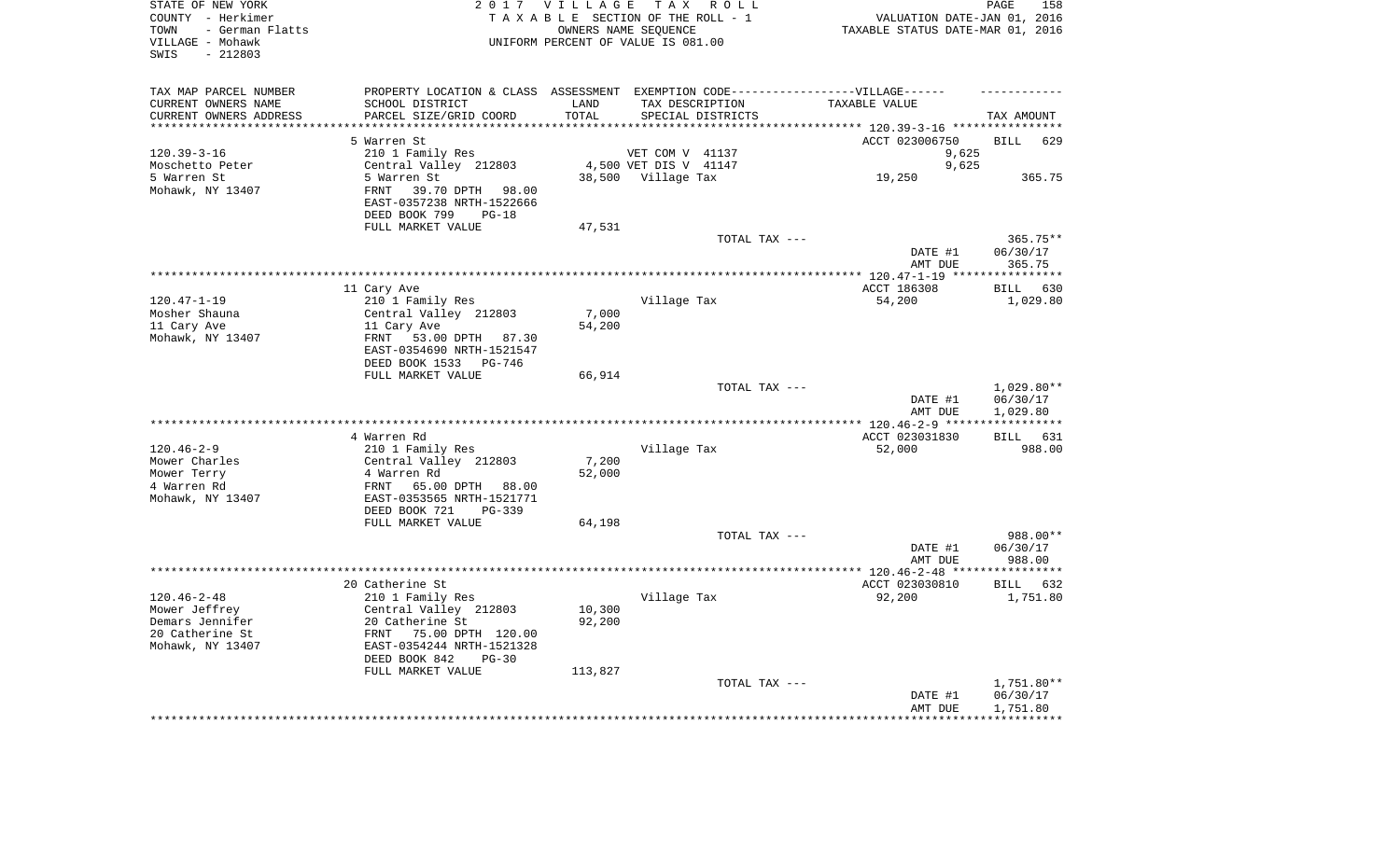STATE OF NEW YORK
COUNTY - Herkimer
TOWN - German Flatts
VILLAGE - Mohawk
SWIS - 212803

2017 VILLAGE TAX ROLL
TAXABLE SECTION OF THE ROLL - 1
OWNERS NAME SEQUENCE
UNIFORM PERCENT OF VALUE IS 081.00

VALUATION DATE-JAN 01, 2016
TAXABLE STATUS DATE-MAR 01, 2016

| TAX MAP PARCEL NUMBER / CURRENT OWNERS NAME / CURRENT OWNERS ADDRESS | PROPERTY LOCATION & CLASS / SCHOOL DISTRICT / PARCEL SIZE/GRID COORD | ASSESSMENT LAND / TOTAL | EXEMPTION CODE-----VILLAGE------ TAX DESCRIPTION / SPECIAL DISTRICTS | TAXABLE VALUE | TAX AMOUNT |
|---|---|---|---|---|---|
| | 5 Warren St | | | ACCT 023006750 | BILL 629 |
| 120.39-3-16 | 210 1 Family Res | | VET COM V 41137 | 9,625 | |
| Moschetto Peter | Central Valley 212803 | 4,500 | VET DIS V 41147 | 9,625 | |
| 5 Warren St | 5 Warren St | 38,500 | Village Tax | 19,250 | 365.75 |
| Mohawk, NY 13407 | FRNT 39.70 DPTH 98.00 | | | | |
| | EAST-0357238 NRTH-1522666 | | | | |
| | DEED BOOK 799 PG-18 | | | | |
| | FULL MARKET VALUE | 47,531 | | | |
| | | | TOTAL TAX --- | | 365.75** |
| | | | | DATE #1 | 06/30/17 |
| | | | | AMT DUE | 365.75 |
| | 11 Cary Ave | | | ACCT 186308 | BILL 630 |
| 120.47-1-19 | 210 1 Family Res | | Village Tax | 54,200 | 1,029.80 |
| Mosher Shauna | Central Valley 212803 | 7,000 | | | |
| 11 Cary Ave | 11 Cary Ave | 54,200 | | | |
| Mohawk, NY 13407 | FRNT 53.00 DPTH 87.30 | | | | |
| | EAST-0354690 NRTH-1521547 | | | | |
| | DEED BOOK 1533 PG-746 | | | | |
| | FULL MARKET VALUE | 66,914 | | | |
| | | | TOTAL TAX --- | | 1,029.80** |
| | | | | DATE #1 | 06/30/17 |
| | | | | AMT DUE | 1,029.80 |
| | 4 Warren Rd | | | ACCT 023031830 | BILL 631 |
| 120.46-2-9 | 210 1 Family Res | | Village Tax | 52,000 | 988.00 |
| Mower Charles | Central Valley 212803 | 7,200 | | | |
| Mower Terry | 4 Warren Rd | 52,000 | | | |
| 4 Warren Rd | FRNT 65.00 DPTH 88.00 | | | | |
| Mohawk, NY 13407 | EAST-0353565 NRTH-1521771 | | | | |
| | DEED BOOK 721 PG-339 | | | | |
| | FULL MARKET VALUE | 64,198 | | | |
| | | | TOTAL TAX --- | | 988.00** |
| | | | | DATE #1 | 06/30/17 |
| | | | | AMT DUE | 988.00 |
| | 20 Catherine St | | | ACCT 023030810 | BILL 632 |
| 120.46-2-48 | 210 1 Family Res | | Village Tax | 92,200 | 1,751.80 |
| Mower Jeffrey | Central Valley 212803 | 10,300 | | | |
| Demars Jennifer | 20 Catherine St | 92,200 | | | |
| 20 Catherine St | FRNT 75.00 DPTH 120.00 | | | | |
| Mohawk, NY 13407 | EAST-0354244 NRTH-1521328 | | | | |
| | DEED BOOK 842 PG-30 | | | | |
| | FULL MARKET VALUE | 113,827 | | | |
| | | | TOTAL TAX --- | | 1,751.80** |
| | | | | DATE #1 | 06/30/17 |
| | | | | AMT DUE | 1,751.80 |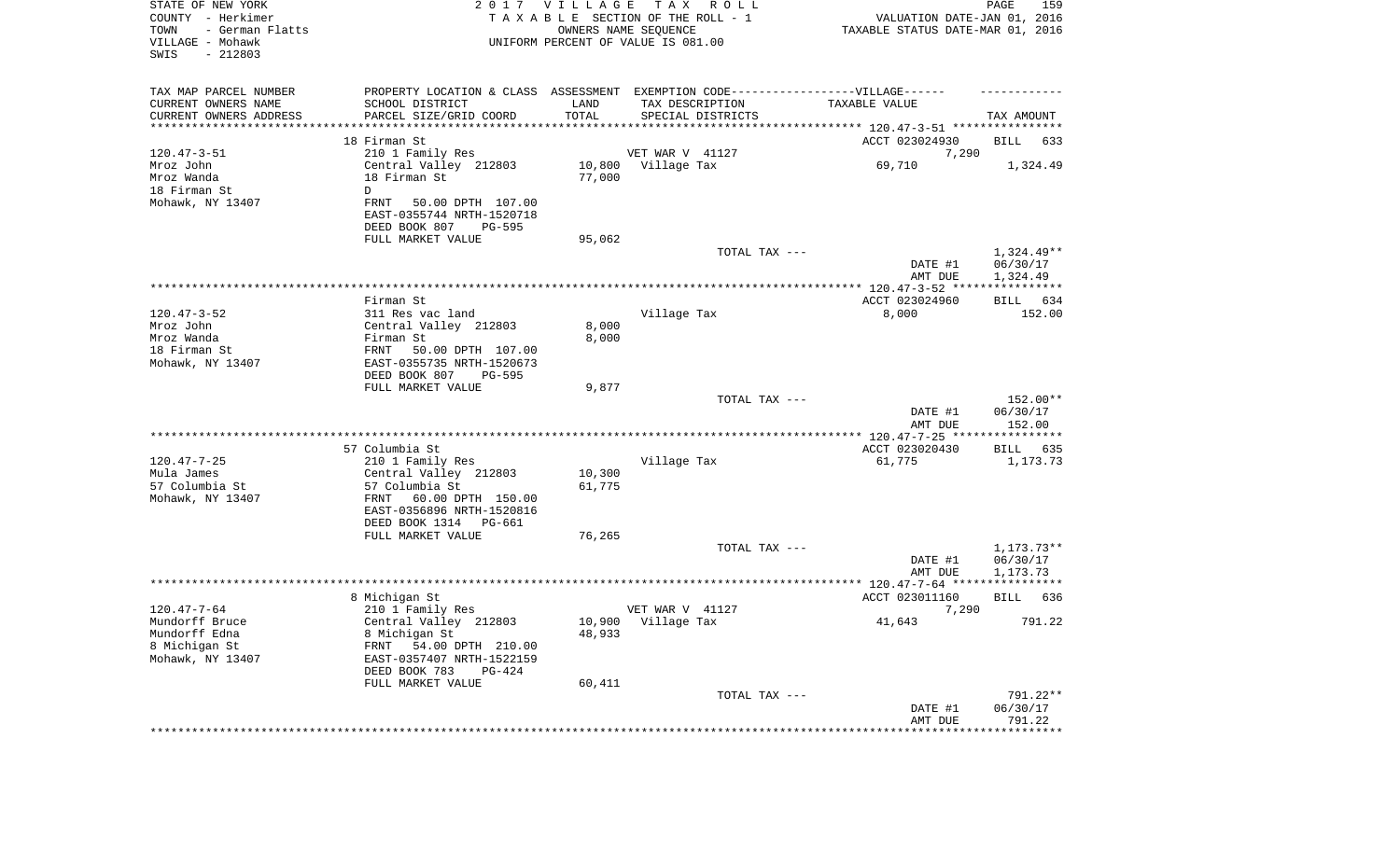STATE OF NEW YORK
COUNTY - Herkimer
TOWN - German Flatts
VILLAGE - Mohawk
SWIS - 212803

2017 VILLAGE TAX ROLL
TAXABLE SECTION OF THE ROLL - 1
OWNERS NAME SEQUENCE
UNIFORM PERCENT OF VALUE IS 081.00

VALUATION DATE-JAN 01, 2016
TAXABLE STATUS DATE-MAR 01, 2016

| TAX MAP PARCEL NUMBER / CURRENT OWNERS NAME / CURRENT OWNERS ADDRESS | PROPERTY LOCATION & CLASS / SCHOOL DISTRICT / PARCEL SIZE/GRID COORD | ASSESSMENT LAND / TOTAL | EXEMPTION CODE / TAX DESCRIPTION / SPECIAL DISTRICTS | TAXABLE VALUE | TAX AMOUNT |
|---|---|---|---|---|---|
| | 18 Firman St | | | ACCT 023024930 | BILL 633 |
| 120.47-3-51 | 210 1 Family Res | | VET WAR V 41127 | 7,290 | |
| Mroz John | Central Valley 212803 | 10,800 | Village Tax | 69,710 | 1,324.49 |
| Mroz Wanda | 18 Firman St | 77,000 | | | |
| 18 Firman St | D | | | | |
| Mohawk, NY 13407 | FRNT 50.00 DPTH 107.00 | | | | |
| | EAST-0355744 NRTH-1520718 | | | | |
| | DEED BOOK 807 PG-595 | | | | |
| | FULL MARKET VALUE | 95,062 | | | |
| | | | TOTAL TAX --- | | 1,324.49** |
| | | | | DATE #1 | 06/30/17 |
| | | | | AMT DUE | 1,324.49 |
| | Firman St | | | ACCT 023024960 | BILL 634 |
| 120.47-3-52 | 311 Res vac land | | Village Tax | 8,000 | 152.00 |
| Mroz John | Central Valley 212803 | 8,000 | | | |
| Mroz Wanda | Firman St | 8,000 | | | |
| 18 Firman St | FRNT 50.00 DPTH 107.00 | | | | |
| Mohawk, NY 13407 | EAST-0355735 NRTH-1520673 | | | | |
| | DEED BOOK 807 PG-595 | | | | |
| | FULL MARKET VALUE | 9,877 | | | |
| | | | TOTAL TAX --- | | 152.00** |
| | | | | DATE #1 | 06/30/17 |
| | | | | AMT DUE | 152.00 |
| | 57 Columbia St | | | ACCT 023020430 | BILL 635 |
| 120.47-7-25 | 210 1 Family Res | | Village Tax | 61,775 | 1,173.73 |
| Mula James | Central Valley 212803 | 10,300 | | | |
| 57 Columbia St | 57 Columbia St | 61,775 | | | |
| Mohawk, NY 13407 | FRNT 60.00 DPTH 150.00 | | | | |
| | EAST-0356896 NRTH-1520816 | | | | |
| | DEED BOOK 1314 PG-661 | | | | |
| | FULL MARKET VALUE | 76,265 | | | |
| | | | TOTAL TAX --- | | 1,173.73** |
| | | | | DATE #1 | 06/30/17 |
| | | | | AMT DUE | 1,173.73 |
| | 8 Michigan St | | | ACCT 023011160 | BILL 636 |
| 120.47-7-64 | 210 1 Family Res | | VET WAR V 41127 | 7,290 | |
| Mundorff Bruce | Central Valley 212803 | 10,900 | Village Tax | 41,643 | 791.22 |
| Mundorff Edna | 8 Michigan St | 48,933 | | | |
| 8 Michigan St | FRNT 54.00 DPTH 210.00 | | | | |
| Mohawk, NY 13407 | EAST-0357407 NRTH-1522159 | | | | |
| | DEED BOOK 783 PG-424 | | | | |
| | FULL MARKET VALUE | 60,411 | | | |
| | | | TOTAL TAX --- | | 791.22** |
| | | | | DATE #1 | 06/30/17 |
| | | | | AMT DUE | 791.22 |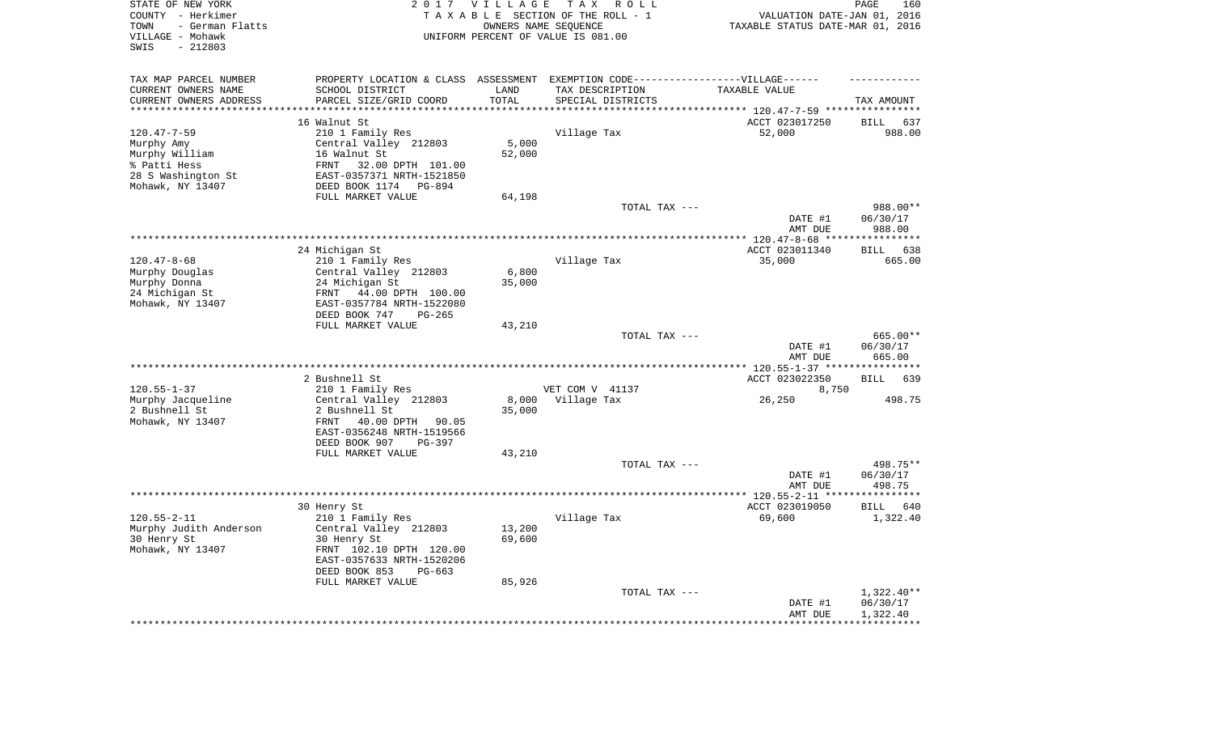STATE OF NEW YORK — 2017 VILLAGE TAX ROLL
COUNTY - Herkimer — TAXABLE SECTION OF THE ROLL - 1 — VALUATION DATE-JAN 01, 2016
TOWN - German Flatts — OWNERS NAME SEQUENCE — TAXABLE STATUS DATE-MAR 01, 2016
VILLAGE - Mohawk — UNIFORM PERCENT OF VALUE IS 081.00
SWIS - 212803

| TAX MAP PARCEL NUMBER / CURRENT OWNERS NAME / CURRENT OWNERS ADDRESS | PROPERTY LOCATION & CLASS / SCHOOL DISTRICT / PARCEL SIZE/GRID COORD | ASSESSMENT LAND / TOTAL | EXEMPTION CODE / TAX DESCRIPTION / SPECIAL DISTRICTS | TAXABLE VALUE | TAX AMOUNT |
|---|---|---|---|---|---|
| | 16 Walnut St | | | ACCT 023017250 | BILL 637 |
| 120.47-7-59 | 210 1 Family Res | | Village Tax | 52,000 | 988.00 |
| Murphy Amy | Central Valley 212803 | 5,000 | | | |
| Murphy William | 16 Walnut St | 52,000 | | | |
| % Patti Hess | FRNT 32.00 DPTH 101.00 | | | | |
| 28 S Washington St | EAST-0357371 NRTH-1521850 | | | | |
| Mohawk, NY 13407 | DEED BOOK 1174 PG-894 | | | | |
| | FULL MARKET VALUE | 64,198 | | | |
| | | | TOTAL TAX --- | | 988.00** |
| | | | | DATE #1 | 06/30/17 |
| | | | | AMT DUE | 988.00 |
| | 24 Michigan St | | | ACCT 023011340 | BILL 638 |
| 120.47-8-68 | 210 1 Family Res | | Village Tax | 35,000 | 665.00 |
| Murphy Douglas | Central Valley 212803 | 6,800 | | | |
| Murphy Donna | 24 Michigan St | 35,000 | | | |
| 24 Michigan St | FRNT 44.00 DPTH 100.00 | | | | |
| Mohawk, NY 13407 | EAST-0357784 NRTH-1522080 | | | | |
| | DEED BOOK 747 PG-265 | | | | |
| | FULL MARKET VALUE | 43,210 | | | |
| | | | TOTAL TAX --- | | 665.00** |
| | | | | DATE #1 | 06/30/17 |
| | | | | AMT DUE | 665.00 |
| | 2 Bushnell St | | | ACCT 023022350 | BILL 639 |
| 120.55-1-37 | 210 1 Family Res | | VET COM V 41137 | 8,750 | |
| Murphy Jacqueline | Central Valley 212803 | 8,000 | Village Tax | 26,250 | 498.75 |
| 2 Bushnell St | 2 Bushnell St | 35,000 | | | |
| Mohawk, NY 13407 | FRNT 40.00 DPTH 90.05 | | | | |
| | EAST-0356248 NRTH-1519566 | | | | |
| | DEED BOOK 907 PG-397 | | | | |
| | FULL MARKET VALUE | 43,210 | | | |
| | | | TOTAL TAX --- | | 498.75** |
| | | | | DATE #1 | 06/30/17 |
| | | | | AMT DUE | 498.75 |
| | 30 Henry St | | | ACCT 023019050 | BILL 640 |
| 120.55-2-11 | 210 1 Family Res | | Village Tax | 69,600 | 1,322.40 |
| Murphy Judith Anderson | Central Valley 212803 | 13,200 | | | |
| 30 Henry St | 30 Henry St | 69,600 | | | |
| Mohawk, NY 13407 | FRNT 102.10 DPTH 120.00 | | | | |
| | EAST-0357633 NRTH-1520206 | | | | |
| | DEED BOOK 853 PG-663 | | | | |
| | FULL MARKET VALUE | 85,926 | | | |
| | | | TOTAL TAX --- | | 1,322.40** |
| | | | | DATE #1 | 06/30/17 |
| | | | | AMT DUE | 1,322.40 |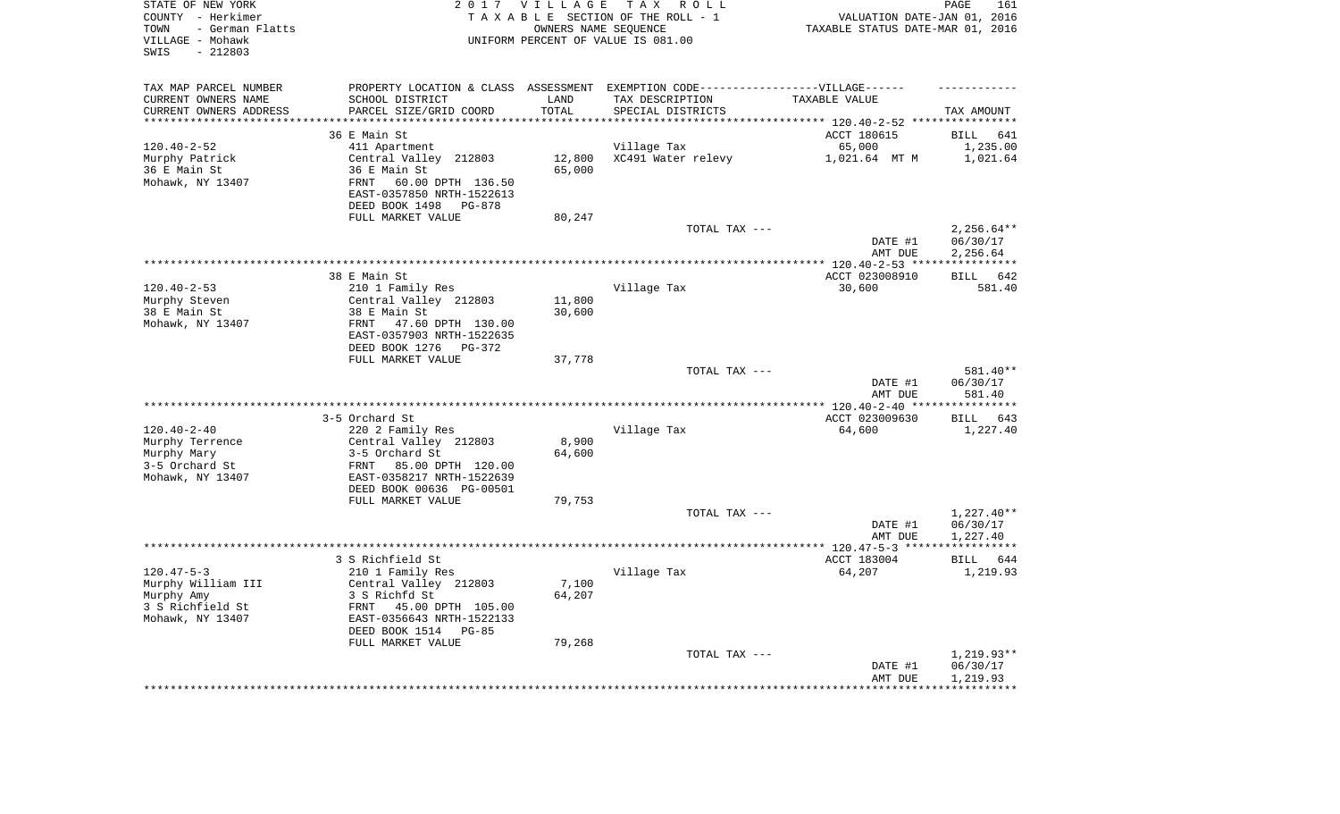STATE OF NEW YORK  
COUNTY - Herkimer  
TOWN - German Flatts  
VILLAGE - Mohawk  
SWIS - 212803

2017 VILLAGE TAX ROLL  
TAXABLE SECTION OF THE ROLL - 1  
OWNERS NAME SEQUENCE  
UNIFORM PERCENT OF VALUE IS 081.00

PAGE 161  
VALUATION DATE-JAN 01, 2016  
TAXABLE STATUS DATE-MAR 01, 2016

| TAX MAP PARCEL NUMBER<br>CURRENT OWNERS NAME<br>CURRENT OWNERS ADDRESS | PROPERTY LOCATION & CLASS<br>SCHOOL DISTRICT<br>PARCEL SIZE/GRID COORD | ASSESSMENT<br>LAND<br>TOTAL | EXEMPTION CODE-----VILLAGE------<br>TAX DESCRIPTION<br>SPECIAL DISTRICTS | TAXABLE VALUE | TAX AMOUNT |
|---|---|---|---|---|---|
| | 36 E Main St | | | ACCT 180615 | BILL 641 |
| 120.40-2-52 | 411 Apartment | | Village Tax | 65,000 | 1,235.00 |
| Murphy Patrick | Central Valley 212803 | 12,800 | XC491 Water relevy | 1,021.64 MT M | 1,021.64 |
| 36 E Main St | 36 E Main St | 65,000 | | | |
| Mohawk, NY 13407 | FRNT 60.00 DPTH 136.50 | | | | |
| | EAST-0357850 NRTH-1522613 | | | | |
| | DEED BOOK 1498 PG-878 | | | | |
| | FULL MARKET VALUE | 80,247 | | | |
| | | | TOTAL TAX --- | | 2,256.64** |
| | | | | DATE #1 | 06/30/17 |
| | | | | AMT DUE | 2,256.64 |
| | 38 E Main St | | | ACCT 023008910 | BILL 642 |
| 120.40-2-53 | 210 1 Family Res | | Village Tax | 30,600 | 581.40 |
| Murphy Steven | Central Valley 212803 | 11,800 | | | |
| 38 E Main St | 38 E Main St | 30,600 | | | |
| Mohawk, NY 13407 | FRNT 47.60 DPTH 130.00 | | | | |
| | EAST-0357903 NRTH-1522635 | | | | |
| | DEED BOOK 1276 PG-372 | | | | |
| | FULL MARKET VALUE | 37,778 | | | |
| | | | TOTAL TAX --- | | 581.40** |
| | | | | DATE #1 | 06/30/17 |
| | | | | AMT DUE | 581.40 |
| | 3-5 Orchard St | | | ACCT 023009630 | BILL 643 |
| 120.40-2-40 | 220 2 Family Res | | Village Tax | 64,600 | 1,227.40 |
| Murphy Terrence | Central Valley 212803 | 8,900 | | | |
| Murphy Mary | 3-5 Orchard St | 64,600 | | | |
| 3-5 Orchard St | FRNT 85.00 DPTH 120.00 | | | | |
| Mohawk, NY 13407 | EAST-0358217 NRTH-1522639 | | | | |
| | DEED BOOK 00636 PG-00501 | | | | |
| | FULL MARKET VALUE | 79,753 | | | |
| | | | TOTAL TAX --- | | 1,227.40** |
| | | | | DATE #1 | 06/30/17 |
| | | | | AMT DUE | 1,227.40 |
| | 3 S Richfield St | | | ACCT 183004 | BILL 644 |
| 120.47-5-3 | 210 1 Family Res | | Village Tax | 64,207 | 1,219.93 |
| Murphy William III | Central Valley 212803 | 7,100 | | | |
| Murphy Amy | 3 S Richfd St | 64,207 | | | |
| 3 S Richfield St | FRNT 45.00 DPTH 105.00 | | | | |
| Mohawk, NY 13407 | EAST-0356643 NRTH-1522133 | | | | |
| | DEED BOOK 1514 PG-85 | | | | |
| | FULL MARKET VALUE | 79,268 | | | |
| | | | TOTAL TAX --- | | 1,219.93** |
| | | | | DATE #1 | 06/30/17 |
| | | | | AMT DUE | 1,219.93 |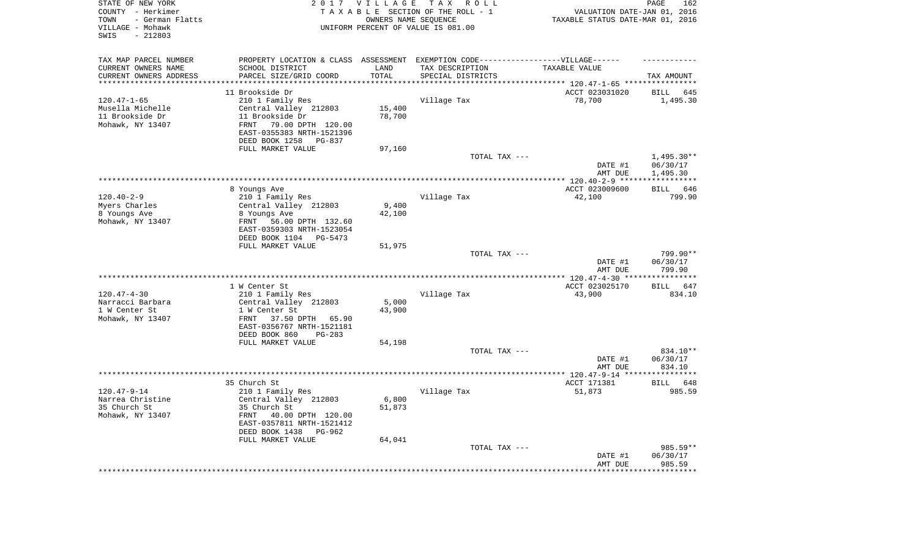STATE OF NEW YORK | 2017 VILLAGE TAX ROLL
COUNTY - Herkimer | TAXABLE SECTION OF THE ROLL - 1 | VALUATION DATE-JAN 01, 2016
TOWN - German Flatts | OWNERS NAME SEQUENCE | TAXABLE STATUS DATE-MAR 01, 2016
VILLAGE - Mohawk | UNIFORM PERCENT OF VALUE IS 081.00
SWIS - 212803

| TAX MAP PARCEL NUMBER<br>CURRENT OWNERS NAME<br>CURRENT OWNERS ADDRESS | PROPERTY LOCATION & CLASS<br>SCHOOL DISTRICT<br>PARCEL SIZE/GRID COORD | ASSESSMENT<br>LAND<br>TOTAL | EXEMPTION CODE------VILLAGE------<br>TAX DESCRIPTION<br>SPECIAL DISTRICTS | TAXABLE VALUE | TAX AMOUNT |
|---|---|---|---|---|---|
| 120.47-1-65 | 11 Brookside Dr | | | ACCT 023031020 | BILL 645 |
| 120.47-1-65 | 210 1 Family Res | | Village Tax | 78,700 | 1,495.30 |
| Musella Michelle | Central Valley 212803 | 15,400 | | | |
| 11 Brookside Dr | 11 Brookside Dr | 78,700 | | | |
| Mohawk, NY 13407 | FRNT 79.00 DPTH 120.00 | | | | |
| | EAST-0355383 NRTH-1521396 | | | | |
| | DEED BOOK 1258 PG-837 | | | | |
| | FULL MARKET VALUE | 97,160 | | | |
| | | | TOTAL TAX --- | | 1,495.30** |
| | | | | DATE #1 | 06/30/17 |
| | | | | AMT DUE | 1,495.30 |
| 120.40-2-9 | 8 Youngs Ave | | | ACCT 023009600 | BILL 646 |
| 120.40-2-9 | 210 1 Family Res | | Village Tax | 42,100 | 799.90 |
| Myers Charles | Central Valley 212803 | 9,400 | | | |
| 8 Youngs Ave | 8 Youngs Ave | 42,100 | | | |
| Mohawk, NY 13407 | FRNT 56.00 DPTH 132.60 | | | | |
| | EAST-0359303 NRTH-1523054 | | | | |
| | DEED BOOK 1104 PG-5473 | | | | |
| | FULL MARKET VALUE | 51,975 | | | |
| | | | TOTAL TAX --- | | 799.90** |
| | | | | DATE #1 | 06/30/17 |
| | | | | AMT DUE | 799.90 |
| 120.47-4-30 | 1 W Center St | | | ACCT 023025170 | BILL 647 |
| 120.47-4-30 | 210 1 Family Res | | Village Tax | 43,900 | 834.10 |
| Narracci Barbara | Central Valley 212803 | 5,000 | | | |
| 1 W Center St | 1 W Center St | 43,900 | | | |
| Mohawk, NY 13407 | FRNT 37.50 DPTH 65.90 | | | | |
| | EAST-0356767 NRTH-1521181 | | | | |
| | DEED BOOK 860 PG-283 | | | | |
| | FULL MARKET VALUE | 54,198 | | | |
| | | | TOTAL TAX --- | | 834.10** |
| | | | | DATE #1 | 06/30/17 |
| | | | | AMT DUE | 834.10 |
| 120.47-9-14 | 35 Church St | | | ACCT 171381 | BILL 648 |
| 120.47-9-14 | 210 1 Family Res | | Village Tax | 51,873 | 985.59 |
| Narrea Christine | Central Valley 212803 | 6,800 | | | |
| 35 Church St | 35 Church St | 51,873 | | | |
| Mohawk, NY 13407 | FRNT 40.00 DPTH 120.00 | | | | |
| | EAST-0357811 NRTH-1521412 | | | | |
| | DEED BOOK 1438 PG-962 | | | | |
| | FULL MARKET VALUE | 64,041 | | | |
| | | | TOTAL TAX --- | | 985.59** |
| | | | | DATE #1 | 06/30/17 |
| | | | | AMT DUE | 985.59 |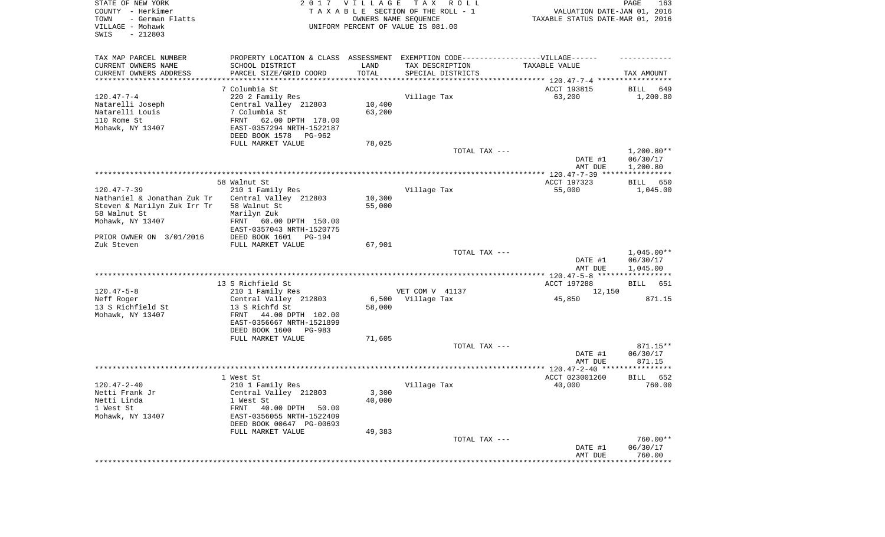STATE OF NEW YORK
COUNTY - Herkimer
TOWN - German Flatts
VILLAGE - Mohawk
SWIS - 212803

2017 VILLAGE TAX ROLL
TAXABLE SECTION OF THE ROLL - 1
OWNERS NAME SEQUENCE
UNIFORM PERCENT OF VALUE IS 081.00

VALUATION DATE-JAN 01, 2016
TAXABLE STATUS DATE-MAR 01, 2016

| TAX MAP PARCEL NUMBER / CURRENT OWNERS NAME / CURRENT OWNERS ADDRESS | PROPERTY LOCATION & CLASS / SCHOOL DISTRICT / PARCEL SIZE/GRID COORD | ASSESSMENT LAND / TOTAL | EXEMPTION CODE / TAX DESCRIPTION / SPECIAL DISTRICTS | TAXABLE VALUE | TAX AMOUNT |
|---|---|---|---|---|---|
| | 7 Columbia St | | | ACCT 193815 | BILL 649 |
| 120.47-7-4 | 220 2 Family Res | | Village Tax | 63,200 | 1,200.80 |
| Natarelli Joseph | Central Valley 212803 | 10,400 | | | |
| Natarelli Louis | 7 Columbia St | 63,200 | | | |
| 110 Rome St | FRNT 62.00 DPTH 178.00 | | | | |
| Mohawk, NY 13407 | EAST-0357294 NRTH-1522187 | | | | |
| | DEED BOOK 1578 PG-962 | | | | |
| | FULL MARKET VALUE | 78,025 | | | |
| | | | TOTAL TAX --- | | 1,200.80** |
| | | | | DATE #1 | 06/30/17 |
| | | | | AMT DUE | 1,200.80 |
| | 58 Walnut St | | | ACCT 197323 | BILL 650 |
| 120.47-7-39 | 210 1 Family Res | | Village Tax | 55,000 | 1,045.00 |
| Nathaniel & Jonathan Zuk Tr | Central Valley 212803 | 10,300 | | | |
| Steven & Marilyn Zuk Irr Tr | 58 Walnut St | 55,000 | | | |
| 58 Walnut St | Marilyn Zuk | | | | |
| Mohawk, NY 13407 | FRNT 60.00 DPTH 150.00 | | | | |
| | EAST-0357043 NRTH-1520775 | | | | |
| PRIOR OWNER ON 3/01/2016 | DEED BOOK 1601 PG-194 | | | | |
| Zuk Steven | FULL MARKET VALUE | 67,901 | | | |
| | | | TOTAL TAX --- | | 1,045.00** |
| | | | | DATE #1 | 06/30/17 |
| | | | | AMT DUE | 1,045.00 |
| | 13 S Richfield St | | | ACCT 197288 | BILL 651 |
| 120.47-5-8 | 210 1 Family Res | | VET COM V 41137 | 12,150 | |
| Neff Roger | Central Valley 212803 | 6,500 | Village Tax | 45,850 | 871.15 |
| 13 S Richfield St | 13 S Richfd St | 58,000 | | | |
| Mohawk, NY 13407 | FRNT 44.00 DPTH 102.00 | | | | |
| | EAST-0356667 NRTH-1521899 | | | | |
| | DEED BOOK 1600 PG-983 | | | | |
| | FULL MARKET VALUE | 71,605 | | | |
| | | | TOTAL TAX --- | | 871.15** |
| | | | | DATE #1 | 06/30/17 |
| | | | | AMT DUE | 871.15 |
| | 1 West St | | | ACCT 023001260 | BILL 652 |
| 120.47-2-40 | 210 1 Family Res | | Village Tax | 40,000 | 760.00 |
| Netti Frank Jr | Central Valley 212803 | 3,300 | | | |
| Netti Linda | 1 West St | 40,000 | | | |
| 1 West St | FRNT 40.00 DPTH 50.00 | | | | |
| Mohawk, NY 13407 | EAST-0356055 NRTH-1522409 | | | | |
| | DEED BOOK 00647 PG-00693 | | | | |
| | FULL MARKET VALUE | 49,383 | | | |
| | | | TOTAL TAX --- | | 760.00** |
| | | | | DATE #1 | 06/30/17 |
| | | | | AMT DUE | 760.00 |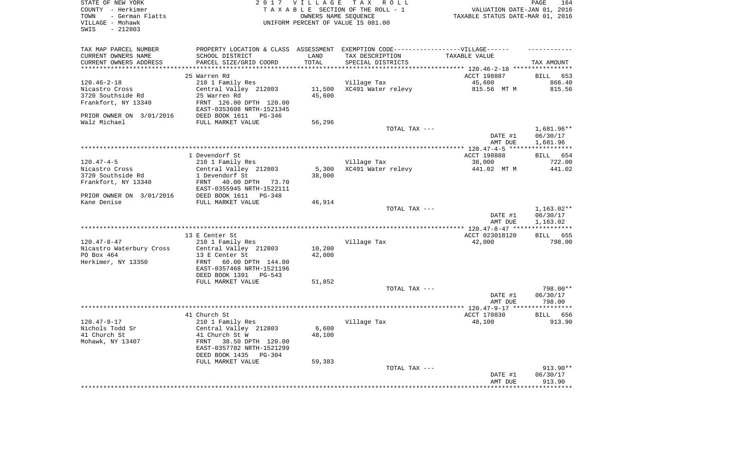STATE OF NEW YORK
COUNTY - Herkimer
TOWN - German Flatts
VILLAGE - Mohawk
SWIS - 212803

2 0 1 7 V I L L A G E T A X R O L L
T A X A B L E SECTION OF THE ROLL - 1
OWNERS NAME SEQUENCE
UNIFORM PERCENT OF VALUE IS 081.00

VALUATION DATE-JAN 01, 2016
TAXABLE STATUS DATE-MAR 01, 2016

| TAX MAP PARCEL NUMBER<br>CURRENT OWNERS NAME<br>CURRENT OWNERS ADDRESS | PROPERTY LOCATION & CLASS<br>SCHOOL DISTRICT<br>PARCEL SIZE/GRID COORD | ASSESSMENT<br>LAND<br>TOTAL | EXEMPTION CODE-----VILLAGE------<br>TAX DESCRIPTION<br>SPECIAL DISTRICTS | TAXABLE VALUE | TAX AMOUNT |
|---|---|---|---|---|---|
| 120.46-2-18 | 25 Warren Rd | | | ACCT 198887 | BILL 653 |
| 120.46-2-18 | 210 1 Family Res | | Village Tax | 45,600 | 866.40 |
| Nicastro Cross | Central Valley 212803 | 11,500 | XC491 Water relevy | 815.56 MT M | 815.56 |
| 3720 Southside Rd | 25 Warren Rd | 45,600 | | | |
| Frankfort, NY 13340 | FRNT 126.00 DPTH 120.00 | | | | |
| | EAST-0353608 NRTH-1521345 | | | | |
| PRIOR OWNER ON 3/01/2016 | DEED BOOK 1611 PG-346 | | | | |
| Walz Michael | FULL MARKET VALUE | 56,296 | | | |
| | | | TOTAL TAX --- | | 1,681.96** |
| | | | | DATE #1 | 06/30/17 |
| | | | | AMT DUE | 1,681.96 |
| 120.47-4-5 | 1 Devendorf St | | | ACCT 198888 | BILL 654 |
| 120.47-4-5 | 210 1 Family Res | | Village Tax | 38,000 | 722.00 |
| Nicastro Cross | Central Valley 212803 | 5,300 | XC491 Water relevy | 441.02 MT M | 441.02 |
| 3720 Southside Rd | 1 Devendorf St | 38,000 | | | |
| Frankfort, NY 13340 | FRNT 40.00 DPTH 73.70 | | | | |
| | EAST-0355945 NRTH-1522111 | | | | |
| PRIOR OWNER ON 3/01/2016 | DEED BOOK 1611 PG-348 | | | | |
| Kane Denise | FULL MARKET VALUE | 46,914 | | | |
| | | | TOTAL TAX --- | | 1,163.02** |
| | | | | DATE #1 | 06/30/17 |
| | | | | AMT DUE | 1,163.02 |
| 120.47-8-47 | 13 E Center St | | | ACCT 023018120 | BILL 655 |
| 120.47-8-47 | 210 1 Family Res | | Village Tax | 42,000 | 798.00 |
| Nicastro Waterbury Cross | Central Valley 212803 | 10,200 | | | |
| PO Box 464 | 13 E Center St | 42,000 | | | |
| Herkimer, NY 13350 | FRNT 60.00 DPTH 144.00 | | | | |
| | EAST-0357468 NRTH-1521196 | | | | |
| | DEED BOOK 1391 PG-543 | | | | |
| | FULL MARKET VALUE | 51,852 | | | |
| | | | TOTAL TAX --- | | 798.00** |
| | | | | DATE #1 | 06/30/17 |
| | | | | AMT DUE | 798.00 |
| 120.47-9-17 | 41 Church St | | | ACCT 170830 | BILL 656 |
| 120.47-9-17 | 210 1 Family Res | | Village Tax | 48,100 | 913.90 |
| Nichols Todd Sr | Central Valley 212803 | 6,600 | | | |
| 41 Church St | 41 Church St W | 48,100 | | | |
| Mohawk, NY 13407 | FRNT 38.50 DPTH 120.00 | | | | |
| | EAST-0357782 NRTH-1521299 | | | | |
| | DEED BOOK 1435 PG-304 | | | | |
| | FULL MARKET VALUE | 59,383 | | | |
| | | | TOTAL TAX --- | | 913.90** |
| | | | | DATE #1 | 06/30/17 |
| | | | | AMT DUE | 913.90 |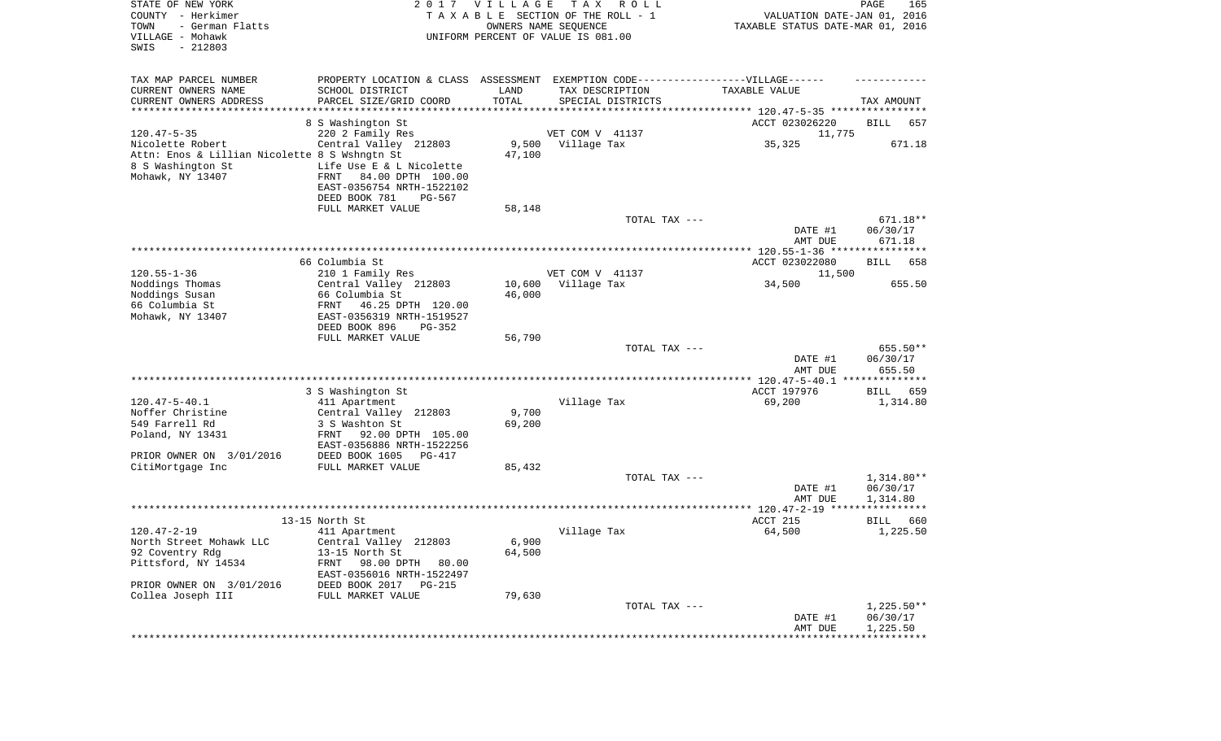STATE OF NEW YORK
COUNTY - Herkimer
TOWN - German Flatts
VILLAGE - Mohawk
SWIS - 212803

2 0 1 7 V I L L A G E T A X R O L L
T A X A B L E SECTION OF THE ROLL - 1
OWNERS NAME SEQUENCE
UNIFORM PERCENT OF VALUE IS 081.00

VALUATION DATE-JAN 01, 2016
TAXABLE STATUS DATE-MAR 01, 2016

| TAX MAP PARCEL NUMBER<br>CURRENT OWNERS NAME<br>CURRENT OWNERS ADDRESS | PROPERTY LOCATION & CLASS<br>SCHOOL DISTRICT<br>PARCEL SIZE/GRID COORD | ASSESSMENT<br>LAND<br>TOTAL | EXEMPTION CODE-----VILLAGE------<br>TAX DESCRIPTION<br>SPECIAL DISTRICTS | TAXABLE VALUE | TAX AMOUNT |
|---|---|---|---|---|---|
| | 8 S Washington St | | | ACCT 023026220 | BILL 657 |
| 120.47-5-35 | 220 2 Family Res | | VET COM V 41137 | 11,775 | |
| Nicolette Robert | Central Valley 212803 | 9,500 | Village Tax | 35,325 | 671.18 |
| Attn: Enos & Lillian Nicolette 8 S Wshngtn St | | 47,100 | | | |
| 8 S Washington St | Life Use E & L Nicolette | | | | |
| Mohawk, NY 13407 | FRNT 84.00 DPTH 100.00 | | | | |
| | EAST-0356754 NRTH-1522102 | | | | |
| | DEED BOOK 781 PG-567 | | | | |
| | FULL MARKET VALUE | 58,148 | | | |
| | | | TOTAL TAX --- | | 671.18** |
| | | | | DATE #1 | 06/30/17 |
| | | | | AMT DUE | 671.18 |
| | 66 Columbia St | | | ACCT 023022080 | BILL 658 |
| 120.55-1-36 | 210 1 Family Res | | VET COM V 41137 | 11,500 | |
| Noddings Thomas | Central Valley 212803 | 10,600 | Village Tax | 34,500 | 655.50 |
| Noddings Susan | 66 Columbia St | 46,000 | | | |
| 66 Columbia St | FRNT 46.25 DPTH 120.00 | | | | |
| Mohawk, NY 13407 | EAST-0356319 NRTH-1519527 | | | | |
| | DEED BOOK 896 PG-352 | | | | |
| | FULL MARKET VALUE | 56,790 | | | |
| | | | TOTAL TAX --- | | 655.50** |
| | | | | DATE #1 | 06/30/17 |
| | | | | AMT DUE | 655.50 |
| | 3 S Washington St | | | ACCT 197976 | BILL 659 |
| 120.47-5-40.1 | 411 Apartment | | Village Tax | 69,200 | 1,314.80 |
| Noffer Christine | Central Valley 212803 | 9,700 | | | |
| 549 Farrell Rd | 3 S Washton St | 69,200 | | | |
| Poland, NY 13431 | FRNT 92.00 DPTH 105.00 | | | | |
| | EAST-0356886 NRTH-1522256 | | | | |
| PRIOR OWNER ON 3/01/2016 | DEED BOOK 1605 PG-417 | | | | |
| CitiMortgage Inc | FULL MARKET VALUE | 85,432 | | | |
| | | | TOTAL TAX --- | | 1,314.80** |
| | | | | DATE #1 | 06/30/17 |
| | | | | AMT DUE | 1,314.80 |
| | 13-15 North St | | | ACCT 215 | BILL 660 |
| 120.47-2-19 | 411 Apartment | | Village Tax | 64,500 | 1,225.50 |
| North Street Mohawk LLC | Central Valley 212803 | 6,900 | | | |
| 92 Coventry Rdg | 13-15 North St | 64,500 | | | |
| Pittsford, NY 14534 | FRNT 98.00 DPTH 80.00 | | | | |
| | EAST-0356016 NRTH-1522497 | | | | |
| PRIOR OWNER ON 3/01/2016 | DEED BOOK 2017 PG-215 | | | | |
| Collea Joseph III | FULL MARKET VALUE | 79,630 | | | |
| | | | TOTAL TAX --- | | 1,225.50** |
| | | | | DATE #1 | 06/30/17 |
| | | | | AMT DUE | 1,225.50 |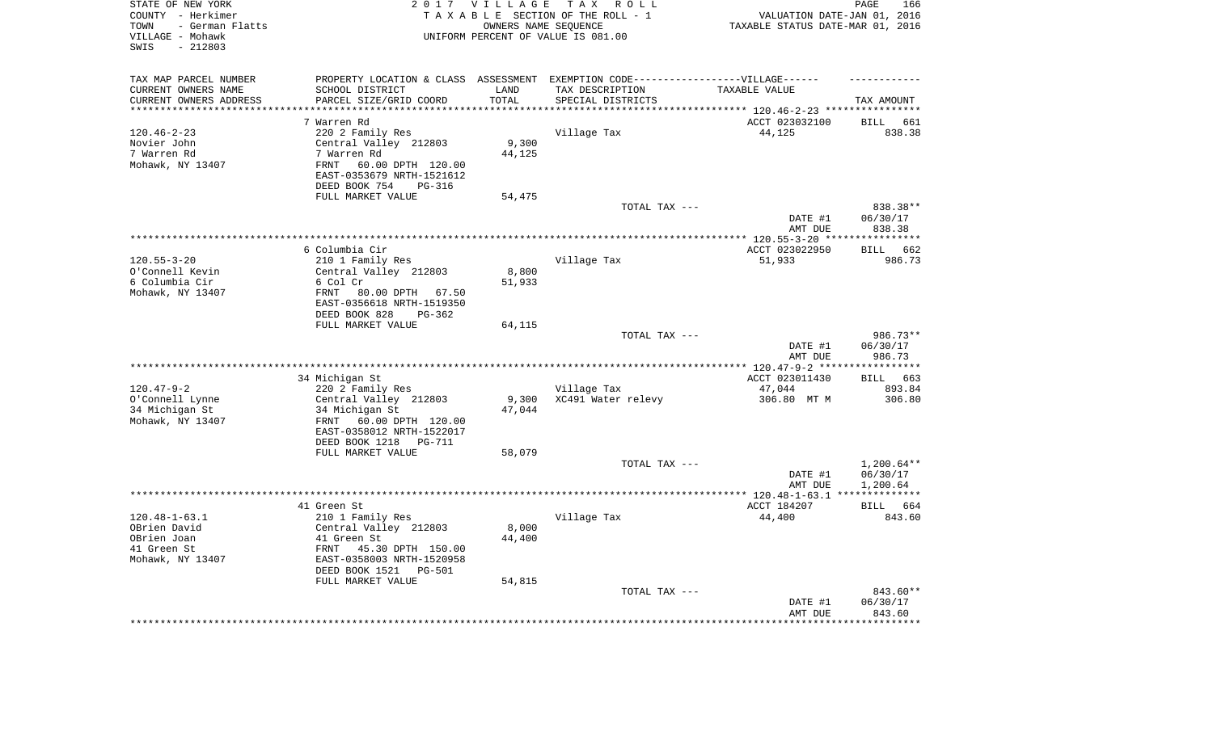STATE OF NEW YORK | 2017 VILLAGE TAX ROLL | VALUATION DATE-JAN 01, 2016
COUNTY - Herkimer | TAXABLE SECTION OF THE ROLL - 1 | TAXABLE STATUS DATE-MAR 01, 2016
TOWN - German Flatts | OWNERS NAME SEQUENCE
VILLAGE - Mohawk | UNIFORM PERCENT OF VALUE IS 081.00
SWIS - 212803

| TAX MAP PARCEL NUMBER / CURRENT OWNERS NAME / CURRENT OWNERS ADDRESS | PROPERTY LOCATION & CLASS / SCHOOL DISTRICT / PARCEL SIZE/GRID COORD | ASSESSMENT LAND / TOTAL | EXEMPTION CODE-----VILLAGE------ TAX DESCRIPTION / SPECIAL DISTRICTS | TAXABLE VALUE | TAX AMOUNT |
|---|---|---|---|---|---|
| | 7 Warren Rd | | | ACCT 023032100 | BILL 661 |
| 120.46-2-23 | 220 2 Family Res | | Village Tax | 44,125 | 838.38 |
| Novier John | Central Valley 212803 | 9,300 | | | |
| 7 Warren Rd | 7 Warren Rd | 44,125 | | | |
| Mohawk, NY 13407 | FRNT 60.00 DPTH 120.00 | | | | |
| | EAST-0353679 NRTH-1521612 | | | | |
| | DEED BOOK 754 PG-316 | | | | |
| | FULL MARKET VALUE | 54,475 | | | |
| | | | TOTAL TAX --- | | 838.38** |
| | | | | DATE #1 | 06/30/17 |
| | | | | AMT DUE | 838.38 |
| | 6 Columbia Cir | | | ACCT 023022950 | BILL 662 |
| 120.55-3-20 | 210 1 Family Res | | Village Tax | 51,933 | 986.73 |
| O'Connell Kevin | Central Valley 212803 | 8,800 | | | |
| 6 Columbia Cir | 6 Col Cr | 51,933 | | | |
| Mohawk, NY 13407 | FRNT 80.00 DPTH 67.50 | | | | |
| | EAST-0356618 NRTH-1519350 | | | | |
| | DEED BOOK 828 PG-362 | | | | |
| | FULL MARKET VALUE | 64,115 | | | |
| | | | TOTAL TAX --- | | 986.73** |
| | | | | DATE #1 | 06/30/17 |
| | | | | AMT DUE | 986.73 |
| | 34 Michigan St | | | ACCT 023011430 | BILL 663 |
| 120.47-9-2 | 220 2 Family Res | | Village Tax | 47,044 | 893.84 |
| O'Connell Lynne | Central Valley 212803 | 9,300 | XC491 Water relevy | 306.80 MT M | 306.80 |
| 34 Michigan St | 34 Michigan St | 47,044 | | | |
| Mohawk, NY 13407 | FRNT 60.00 DPTH 120.00 | | | | |
| | EAST-0358012 NRTH-1522017 | | | | |
| | DEED BOOK 1218 PG-711 | | | | |
| | FULL MARKET VALUE | 58,079 | | | |
| | | | TOTAL TAX --- | | 1,200.64** |
| | | | | DATE #1 | 06/30/17 |
| | | | | AMT DUE | 1,200.64 |
| | 41 Green St | | | ACCT 184207 | BILL 664 |
| 120.48-1-63.1 | 210 1 Family Res | | Village Tax | 44,400 | 843.60 |
| OBrien David | Central Valley 212803 | 8,000 | | | |
| OBrien Joan | 41 Green St | 44,400 | | | |
| 41 Green St | FRNT 45.30 DPTH 150.00 | | | | |
| Mohawk, NY 13407 | EAST-0358003 NRTH-1520958 | | | | |
| | DEED BOOK 1521 PG-501 | | | | |
| | FULL MARKET VALUE | 54,815 | | | |
| | | | TOTAL TAX --- | | 843.60** |
| | | | | DATE #1 | 06/30/17 |
| | | | | AMT DUE | 843.60 |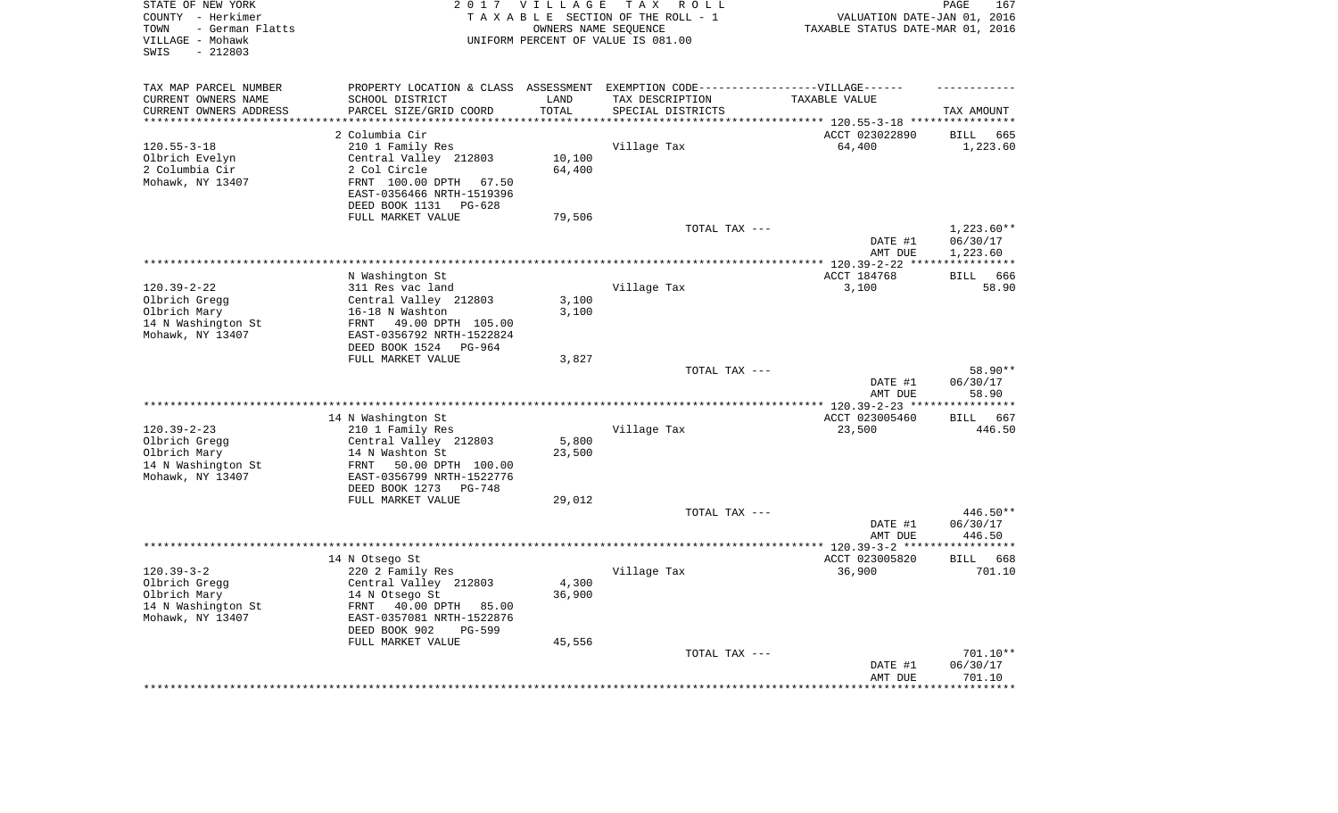STATE OF NEW YORK
COUNTY - Herkimer
TOWN - German Flatts
VILLAGE - Mohawk
SWIS - 212803

2 0 1 7 V I L L A G E T A X R O L L
T A X A B L E SECTION OF THE ROLL - 1
OWNERS NAME SEQUENCE
UNIFORM PERCENT OF VALUE IS 081.00

VALUATION DATE-JAN 01, 2016
TAXABLE STATUS DATE-MAR 01, 2016

| TAX MAP PARCEL NUMBER<br>CURRENT OWNERS NAME<br>CURRENT OWNERS ADDRESS | PROPERTY LOCATION & CLASS<br>SCHOOL DISTRICT<br>PARCEL SIZE/GRID COORD | ASSESSMENT<br>LAND<br>TOTAL | EXEMPTION CODE------VILLAGE------<br>TAX DESCRIPTION<br>SPECIAL DISTRICTS | TAXABLE VALUE | TAX AMOUNT |
|---|---|---|---|---|---|
| 120.55-3-18 | 2 Columbia Cir | | | ACCT 023022890 | BILL 665 |
| | 210 1 Family Res | | Village Tax | 64,400 | 1,223.60 |
| Olbrich Evelyn | Central Valley 212803 | 10,100 | | | |
| 2 Columbia Cir | 2 Col Circle | 64,400 | | | |
| Mohawk, NY 13407 | FRNT 100.00 DPTH 67.50 | | | | |
| | EAST-0356466 NRTH-1519396 | | | | |
| | DEED BOOK 1131 PG-628 | | | | |
| | FULL MARKET VALUE | 79,506 | | | |
| | | | TOTAL TAX --- | | 1,223.60** |
| | | | | DATE #1 | 06/30/17 |
| | | | | AMT DUE | 1,223.60 |
| 120.39-2-22 | N Washington St | | | ACCT 184768 | BILL 666 |
| | 311 Res vac land | | Village Tax | 3,100 | 58.90 |
| Olbrich Gregg | Central Valley 212803 | 3,100 | | | |
| Olbrich Mary | 16-18 N Washton | 3,100 | | | |
| 14 N Washington St | FRNT 49.00 DPTH 105.00 | | | | |
| Mohawk, NY 13407 | EAST-0356792 NRTH-1522824 | | | | |
| | DEED BOOK 1524 PG-964 | | | | |
| | FULL MARKET VALUE | 3,827 | | | |
| | | | TOTAL TAX --- | | 58.90** |
| | | | | DATE #1 | 06/30/17 |
| | | | | AMT DUE | 58.90 |
| 120.39-2-23 | 14 N Washington St | | | ACCT 023005460 | BILL 667 |
| | 210 1 Family Res | | Village Tax | 23,500 | 446.50 |
| Olbrich Gregg | Central Valley 212803 | 5,800 | | | |
| Olbrich Mary | 14 N Washton St | 23,500 | | | |
| 14 N Washington St | FRNT 50.00 DPTH 100.00 | | | | |
| Mohawk, NY 13407 | EAST-0356799 NRTH-1522776 | | | | |
| | DEED BOOK 1273 PG-748 | | | | |
| | FULL MARKET VALUE | 29,012 | | | |
| | | | TOTAL TAX --- | | 446.50** |
| | | | | DATE #1 | 06/30/17 |
| | | | | AMT DUE | 446.50 |
| 120.39-3-2 | 14 N Otsego St | | | ACCT 023005820 | BILL 668 |
| | 220 2 Family Res | | Village Tax | 36,900 | 701.10 |
| Olbrich Gregg | Central Valley 212803 | 4,300 | | | |
| Olbrich Mary | 14 N Otsego St | 36,900 | | | |
| 14 N Washington St | FRNT 40.00 DPTH 85.00 | | | | |
| Mohawk, NY 13407 | EAST-0357081 NRTH-1522876 | | | | |
| | DEED BOOK 902 PG-599 | | | | |
| | FULL MARKET VALUE | 45,556 | | | |
| | | | TOTAL TAX --- | | 701.10** |
| | | | | DATE #1 | 06/30/17 |
| | | | | AMT DUE | 701.10 |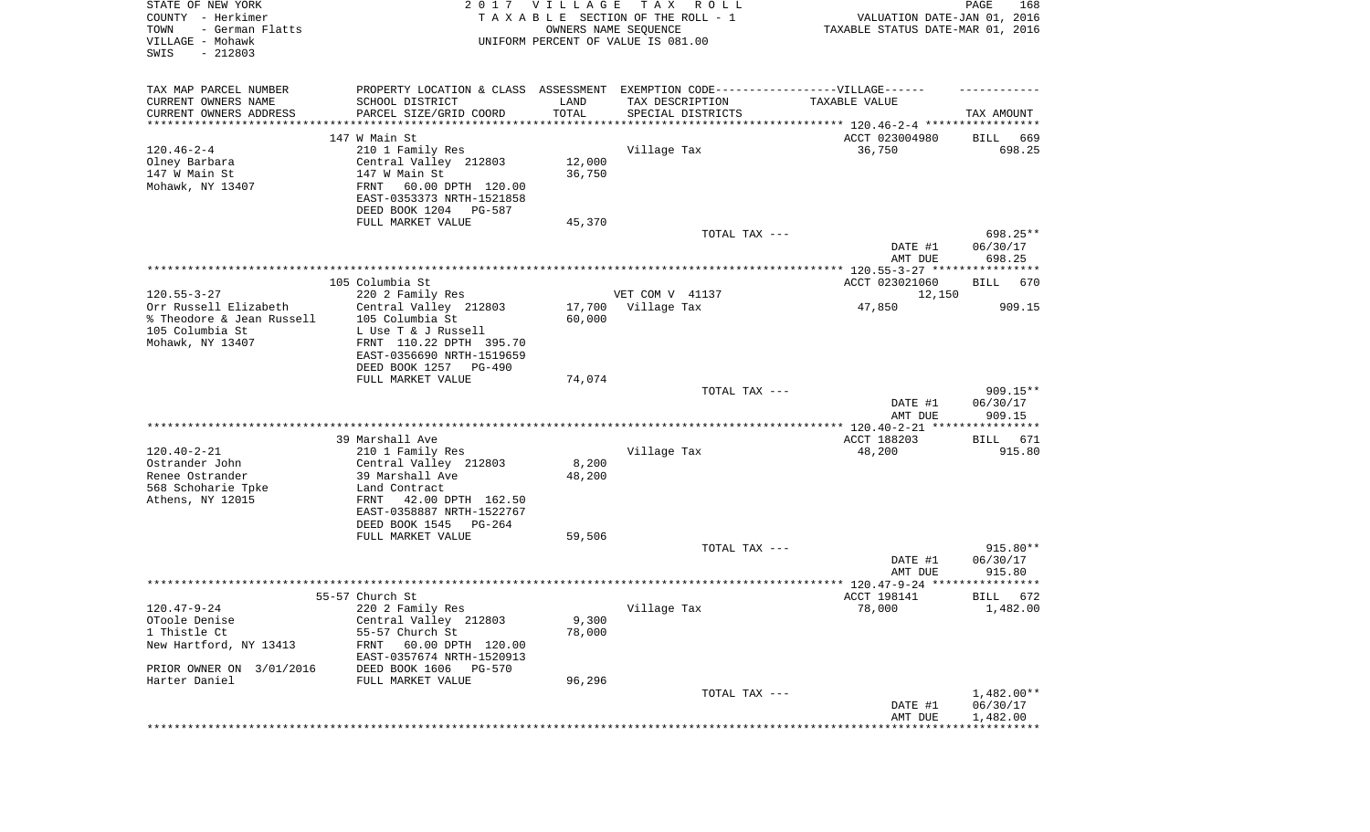STATE OF NEW YORK
COUNTY - Herkimer
TOWN - German Flatts
VILLAGE - Mohawk
SWIS - 212803

2 0 1 7 V I L L A G E T A X R O L L
T A X A B L E SECTION OF THE ROLL - 1
OWNERS NAME SEQUENCE
UNIFORM PERCENT OF VALUE IS 081.00

VALUATION DATE-JAN 01, 2016
TAXABLE STATUS DATE-MAR 01, 2016

| TAX MAP PARCEL NUMBER<br>CURRENT OWNERS NAME<br>CURRENT OWNERS ADDRESS | PROPERTY LOCATION & CLASS<br>SCHOOL DISTRICT<br>PARCEL SIZE/GRID COORD | ASSESSMENT<br>LAND<br>TOTAL | EXEMPTION CODE------------------VILLAGE------<br>TAX DESCRIPTION<br>SPECIAL DISTRICTS | TAXABLE VALUE | TAX AMOUNT |
|---|---|---|---|---|---|
| | 147 W Main St | | | ACCT 023004980 | BILL 669 |
| 120.46-2-4 | 210 1 Family Res | | Village Tax | 36,750 | 698.25 |
| Olney Barbara | Central Valley 212803 | 12,000 | | | |
| 147 W Main St | 147 W Main St | 36,750 | | | |
| Mohawk, NY 13407 | FRNT 60.00 DPTH 120.00 | | | | |
| | EAST-0353373 NRTH-1521858 | | | | |
| | DEED BOOK 1204 PG-587 | | | | |
| | FULL MARKET VALUE | 45,370 | | | |
| | | | TOTAL TAX --- | | 698.25** |
| | | | | DATE #1 | 06/30/17 |
| | | | | AMT DUE | 698.25 |
| | 105 Columbia St | | | ACCT 023021060 | BILL 670 |
| 120.55-3-27 | 220 2 Family Res | | VET COM V 41137 | 12,150 | |
| Orr Russell Elizabeth | Central Valley 212803 | 17,700 | Village Tax | 47,850 | 909.15 |
| % Theodore & Jean Russell | 105 Columbia St | 60,000 | | | |
| 105 Columbia St | L Use T & J Russell | | | | |
| Mohawk, NY 13407 | FRNT 110.22 DPTH 395.70 | | | | |
| | EAST-0356690 NRTH-1519659 | | | | |
| | DEED BOOK 1257 PG-490 | | | | |
| | FULL MARKET VALUE | 74,074 | | | |
| | | | TOTAL TAX --- | | 909.15** |
| | | | | DATE #1 | 06/30/17 |
| | | | | AMT DUE | 909.15 |
| | 39 Marshall Ave | | | ACCT 188203 | BILL 671 |
| 120.40-2-21 | 210 1 Family Res | | Village Tax | 48,200 | 915.80 |
| Ostrander John | Central Valley 212803 | 8,200 | | | |
| Renee Ostrander | 39 Marshall Ave | 48,200 | | | |
| 568 Schoharie Tpke | Land Contract | | | | |
| Athens, NY 12015 | FRNT 42.00 DPTH 162.50 | | | | |
| | EAST-0358887 NRTH-1522767 | | | | |
| | DEED BOOK 1545 PG-264 | | | | |
| | FULL MARKET VALUE | 59,506 | | | |
| | | | TOTAL TAX --- | | 915.80** |
| | | | | DATE #1 | 06/30/17 |
| | | | | AMT DUE | 915.80 |
| | 55-57 Church St | | | ACCT 198141 | BILL 672 |
| 120.47-9-24 | 220 2 Family Res | | Village Tax | 78,000 | 1,482.00 |
| OToole Denise | Central Valley 212803 | 9,300 | | | |
| 1 Thistle Ct | 55-57 Church St | 78,000 | | | |
| New Hartford, NY 13413 | FRNT 60.00 DPTH 120.00 | | | | |
| | EAST-0357674 NRTH-1520913 | | | | |
| PRIOR OWNER ON 3/01/2016 | DEED BOOK 1606 PG-570 | | | | |
| Harter Daniel | FULL MARKET VALUE | 96,296 | | | |
| | | | TOTAL TAX --- | | 1,482.00** |
| | | | | DATE #1 | 06/30/17 |
| | | | | AMT DUE | 1,482.00 |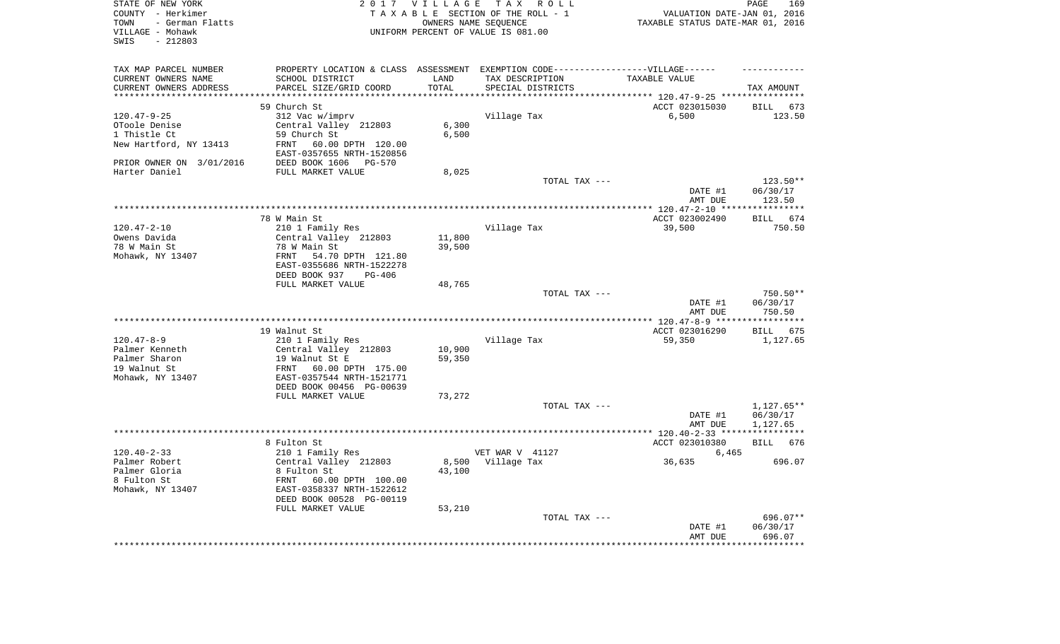STATE OF NEW YORK
COUNTY - Herkimer
TOWN - German Flatts
VILLAGE - Mohawk
SWIS - 212803

2 0 1 7 V I L L A G E T A X R O L L
T A X A B L E SECTION OF THE ROLL - 1
OWNERS NAME SEQUENCE
UNIFORM PERCENT OF VALUE IS 081.00

VALUATION DATE-JAN 01, 2016
TAXABLE STATUS DATE-MAR 01, 2016

| TAX MAP PARCEL NUMBER / CURRENT OWNERS NAME / CURRENT OWNERS ADDRESS | PROPERTY LOCATION & CLASS / SCHOOL DISTRICT / PARCEL SIZE/GRID COORD | ASSESSMENT LAND / TOTAL | EXEMPTION CODE / TAX DESCRIPTION / SPECIAL DISTRICTS | TAXABLE VALUE | TAX AMOUNT |
|---|---|---|---|---|---|
| **120.47-9-25** | 59 Church St | | | ACCT 023015030 | BILL 673 |
| 120.47-9-25 | 312 Vac w/imprv | | Village Tax | 6,500 | 123.50 |
| OToole Denise | Central Valley 212803 | 6,300 | | | |
| 1 Thistle Ct | 59 Church St | 6,500 | | | |
| New Hartford, NY 13413 | FRNT 60.00 DPTH 120.00 | | | | |
| | EAST-0357655 NRTH-1520856 | | | | |
| PRIOR OWNER ON 3/01/2016 | DEED BOOK 1606 PG-570 | | | | |
| Harter Daniel | FULL MARKET VALUE | 8,025 | | | |
| | | | TOTAL TAX --- | | 123.50** |
| | | | | DATE #1 | 06/30/17 |
| | | | | AMT DUE | 123.50 |
| **120.47-2-10** | 78 W Main St | | | ACCT 023002490 | BILL 674 |
| 120.47-2-10 | 210 1 Family Res | | Village Tax | 39,500 | 750.50 |
| Owens Davida | Central Valley 212803 | 11,800 | | | |
| 78 W Main St | 78 W Main St | 39,500 | | | |
| Mohawk, NY 13407 | FRNT 54.70 DPTH 121.80 | | | | |
| | EAST-0355686 NRTH-1522278 | | | | |
| | DEED BOOK 937 PG-406 | | | | |
| | FULL MARKET VALUE | 48,765 | | | |
| | | | TOTAL TAX --- | | 750.50** |
| | | | | DATE #1 | 06/30/17 |
| | | | | AMT DUE | 750.50 |
| **120.47-8-9** | 19 Walnut St | | | ACCT 023016290 | BILL 675 |
| 120.47-8-9 | 210 1 Family Res | | Village Tax | 59,350 | 1,127.65 |
| Palmer Kenneth | Central Valley 212803 | 10,900 | | | |
| Palmer Sharon | 19 Walnut St E | 59,350 | | | |
| 19 Walnut St | FRNT 60.00 DPTH 175.00 | | | | |
| Mohawk, NY 13407 | EAST-0357544 NRTH-1521771 | | | | |
| | DEED BOOK 00456 PG-00639 | | | | |
| | FULL MARKET VALUE | 73,272 | | | |
| | | | TOTAL TAX --- | | 1,127.65** |
| | | | | DATE #1 | 06/30/17 |
| | | | | AMT DUE | 1,127.65 |
| **120.40-2-33** | 8 Fulton St | | | ACCT 023010380 | BILL 676 |
| 120.40-2-33 | 210 1 Family Res | | VET WAR V 41127 | 6,465 | |
| Palmer Robert | Central Valley 212803 | 8,500 | Village Tax | 36,635 | 696.07 |
| Palmer Gloria | 8 Fulton St | 43,100 | | | |
| 8 Fulton St | FRNT 60.00 DPTH 100.00 | | | | |
| Mohawk, NY 13407 | EAST-0358337 NRTH-1522612 | | | | |
| | DEED BOOK 00528 PG-00119 | | | | |
| | FULL MARKET VALUE | 53,210 | | | |
| | | | TOTAL TAX --- | | 696.07** |
| | | | | DATE #1 | 06/30/17 |
| | | | | AMT DUE | 696.07 |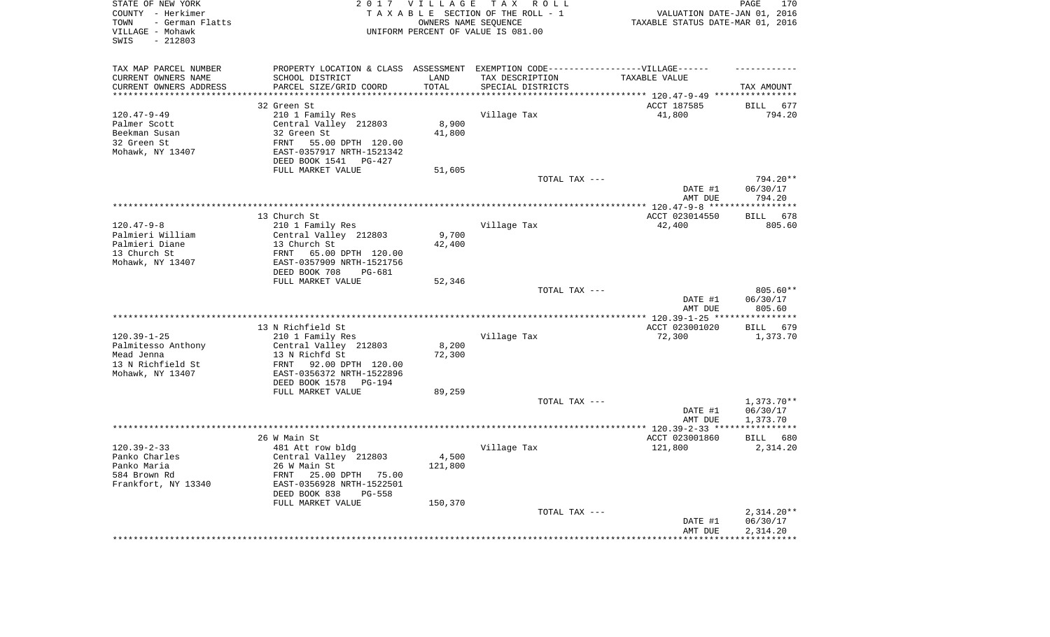STATE OF NEW YORK
COUNTY - Herkimer
TOWN - German Flatts
VILLAGE - Mohawk
SWIS - 212803

2 0 1 7 V I L L A G E T A X R O L L
T A X A B L E SECTION OF THE ROLL - 1
OWNERS NAME SEQUENCE
UNIFORM PERCENT OF VALUE IS 081.00

VALUATION DATE-JAN 01, 2016
TAXABLE STATUS DATE-MAR 01, 2016

| TAX MAP PARCEL NUMBER<br>CURRENT OWNERS NAME<br>CURRENT OWNERS ADDRESS | PROPERTY LOCATION & CLASS<br>SCHOOL DISTRICT<br>PARCEL SIZE/GRID COORD | ASSESSMENT<br>LAND<br>TOTAL | EXEMPTION CODE------VILLAGE------<br>TAX DESCRIPTION<br>SPECIAL DISTRICTS | TAXABLE VALUE | TAX AMOUNT |
|---|---|---|---|---|---|
| 120.47-9-49 | 32 Green St | | | ACCT 187585 | BILL 677 |
| Palmer Scott | 210 1 Family Res | | Village Tax | 41,800 | 794.20 |
| Beekman Susan | Central Valley 212803 | 8,900 | | | |
| 32 Green St | 32 Green St | 41,800 | | | |
| Mohawk, NY 13407 | FRNT 55.00 DPTH 120.00 | | | | |
| | EAST-0357917 NRTH-1521342 | | | | |
| | DEED BOOK 1541 PG-427 | | | | |
| | FULL MARKET VALUE | 51,605 | | | |
| | | | TOTAL TAX --- | | 794.20** |
| | | | | DATE #1 | 06/30/17 |
| | | | | AMT DUE | 794.20 |
| 120.47-9-8 | 13 Church St | | | ACCT 023014550 | BILL 678 |
| Palmieri William | 210 1 Family Res | | Village Tax | 42,400 | 805.60 |
| Palmieri Diane | Central Valley 212803 | 9,700 | | | |
| 13 Church St | 13 Church St | 42,400 | | | |
| Mohawk, NY 13407 | FRNT 65.00 DPTH 120.00 | | | | |
| | EAST-0357909 NRTH-1521756 | | | | |
| | DEED BOOK 708 PG-681 | | | | |
| | FULL MARKET VALUE | 52,346 | | | |
| | | | TOTAL TAX --- | | 805.60** |
| | | | | DATE #1 | 06/30/17 |
| | | | | AMT DUE | 805.60 |
| 120.39-1-25 | 13 N Richfield St | | | ACCT 023001020 | BILL 679 |
| Palmitesso Anthony | 210 1 Family Res | | Village Tax | 72,300 | 1,373.70 |
| Mead Jenna | Central Valley 212803 | 8,200 | | | |
| 13 N Richfield St | 13 N Richfd St | 72,300 | | | |
| Mohawk, NY 13407 | FRNT 92.00 DPTH 120.00 | | | | |
| | EAST-0356372 NRTH-1522896 | | | | |
| | DEED BOOK 1578 PG-194 | | | | |
| | FULL MARKET VALUE | 89,259 | | | |
| | | | TOTAL TAX --- | | 1,373.70** |
| | | | | DATE #1 | 06/30/17 |
| | | | | AMT DUE | 1,373.70 |
| 120.39-2-33 | 26 W Main St | | | ACCT 023001860 | BILL 680 |
| Panko Charles | 481 Att row bldg | | Village Tax | 121,800 | 2,314.20 |
| Panko Maria | Central Valley 212803 | 4,500 | | | |
| 584 Brown Rd | 26 W Main St | 121,800 | | | |
| Frankfort, NY 13340 | FRNT 25.00 DPTH 75.00 | | | | |
| | EAST-0356928 NRTH-1522501 | | | | |
| | DEED BOOK 838 PG-558 | | | | |
| | FULL MARKET VALUE | 150,370 | | | |
| | | | TOTAL TAX --- | | 2,314.20** |
| | | | | DATE #1 | 06/30/17 |
| | | | | AMT DUE | 2,314.20 |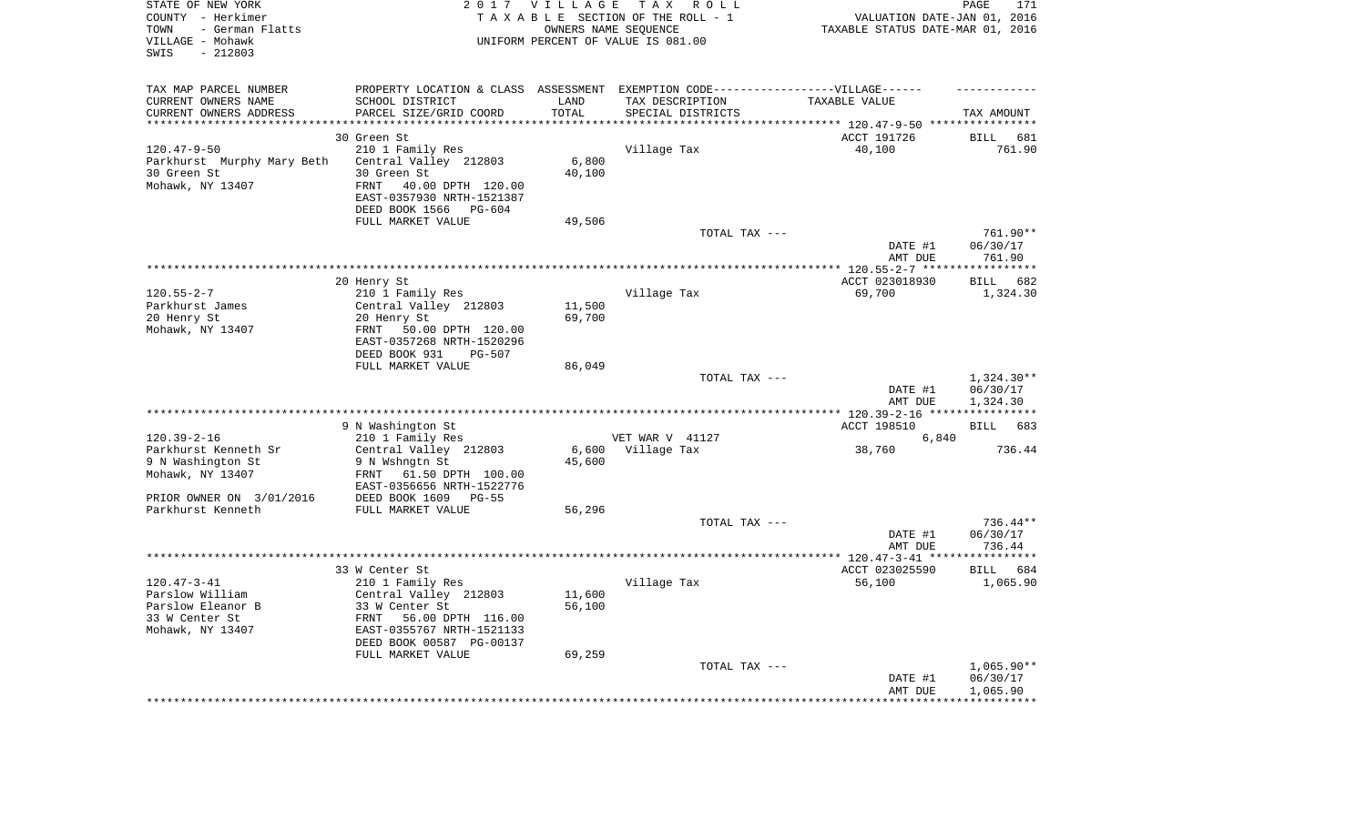STATE OF NEW YORK
COUNTY - Herkimer
TOWN - German Flatts
VILLAGE - Mohawk
SWIS - 212803

2 0 1 7 V I L L A G E T A X R O L L
T A X A B L E SECTION OF THE ROLL - 1
OWNERS NAME SEQUENCE
UNIFORM PERCENT OF VALUE IS 081.00

VALUATION DATE-JAN 01, 2016
TAXABLE STATUS DATE-MAR 01, 2016

| TAX MAP PARCEL NUMBER<br>CURRENT OWNERS NAME<br>CURRENT OWNERS ADDRESS | PROPERTY LOCATION & CLASS<br>SCHOOL DISTRICT<br>PARCEL SIZE/GRID COORD | ASSESSMENT<br>LAND<br>TOTAL | EXEMPTION CODE-----VILLAGE------<br>TAX DESCRIPTION<br>SPECIAL DISTRICTS | TAXABLE VALUE | TAX AMOUNT |
|---|---|---|---|---|---|
| | 30 Green St | | | ACCT 191726 | BILL 681 |
| 120.47-9-50 | 210 1 Family Res | | Village Tax | 40,100 | 761.90 |
| Parkhurst Murphy Mary Beth | Central Valley 212803 | 6,800 | | | |
| 30 Green St | 30 Green St | 40,100 | | | |
| Mohawk, NY 13407 | FRNT 40.00 DPTH 120.00 | | | | |
| | EAST-0357930 NRTH-1521387 | | | | |
| | DEED BOOK 1566 PG-604 | | | | |
| | FULL MARKET VALUE | 49,506 | | | |
| | | | TOTAL TAX --- | | 761.90** |
| | | | | DATE #1 | 06/30/17 |
| | | | | AMT DUE | 761.90 |
| | 20 Henry St | | | ACCT 023018930 | BILL 682 |
| 120.55-2-7 | 210 1 Family Res | | Village Tax | 69,700 | 1,324.30 |
| Parkhurst James | Central Valley 212803 | 11,500 | | | |
| 20 Henry St | 20 Henry St | 69,700 | | | |
| Mohawk, NY 13407 | FRNT 50.00 DPTH 120.00 | | | | |
| | EAST-0357268 NRTH-1520296 | | | | |
| | DEED BOOK 931 PG-507 | | | | |
| | FULL MARKET VALUE | 86,049 | | | |
| | | | TOTAL TAX --- | | 1,324.30** |
| | | | | DATE #1 | 06/30/17 |
| | | | | AMT DUE | 1,324.30 |
| | 9 N Washington St | | | ACCT 198510 | BILL 683 |
| 120.39-2-16 | 210 1 Family Res | | VET WAR V 41127 | 6,840 | |
| Parkhurst Kenneth Sr | Central Valley 212803 | 6,600 | Village Tax | 38,760 | 736.44 |
| 9 N Washington St | 9 N Wshngtn St | 45,600 | | | |
| Mohawk, NY 13407 | FRNT 61.50 DPTH 100.00 | | | | |
| | EAST-0356656 NRTH-1522776 | | | | |
| PRIOR OWNER ON 3/01/2016 | DEED BOOK 1609 PG-55 | | | | |
| Parkhurst Kenneth | FULL MARKET VALUE | 56,296 | | | |
| | | | TOTAL TAX --- | | 736.44** |
| | | | | DATE #1 | 06/30/17 |
| | | | | AMT DUE | 736.44 |
| | 33 W Center St | | | ACCT 023025590 | BILL 684 |
| 120.47-3-41 | 210 1 Family Res | | Village Tax | 56,100 | 1,065.90 |
| Parslow William | Central Valley 212803 | 11,600 | | | |
| Parslow Eleanor B | 33 W Center St | 56,100 | | | |
| 33 W Center St | FRNT 56.00 DPTH 116.00 | | | | |
| Mohawk, NY 13407 | EAST-0355767 NRTH-1521133 | | | | |
| | DEED BOOK 00587 PG-00137 | | | | |
| | FULL MARKET VALUE | 69,259 | | | |
| | | | TOTAL TAX --- | | 1,065.90** |
| | | | | DATE #1 | 06/30/17 |
| | | | | AMT DUE | 1,065.90 |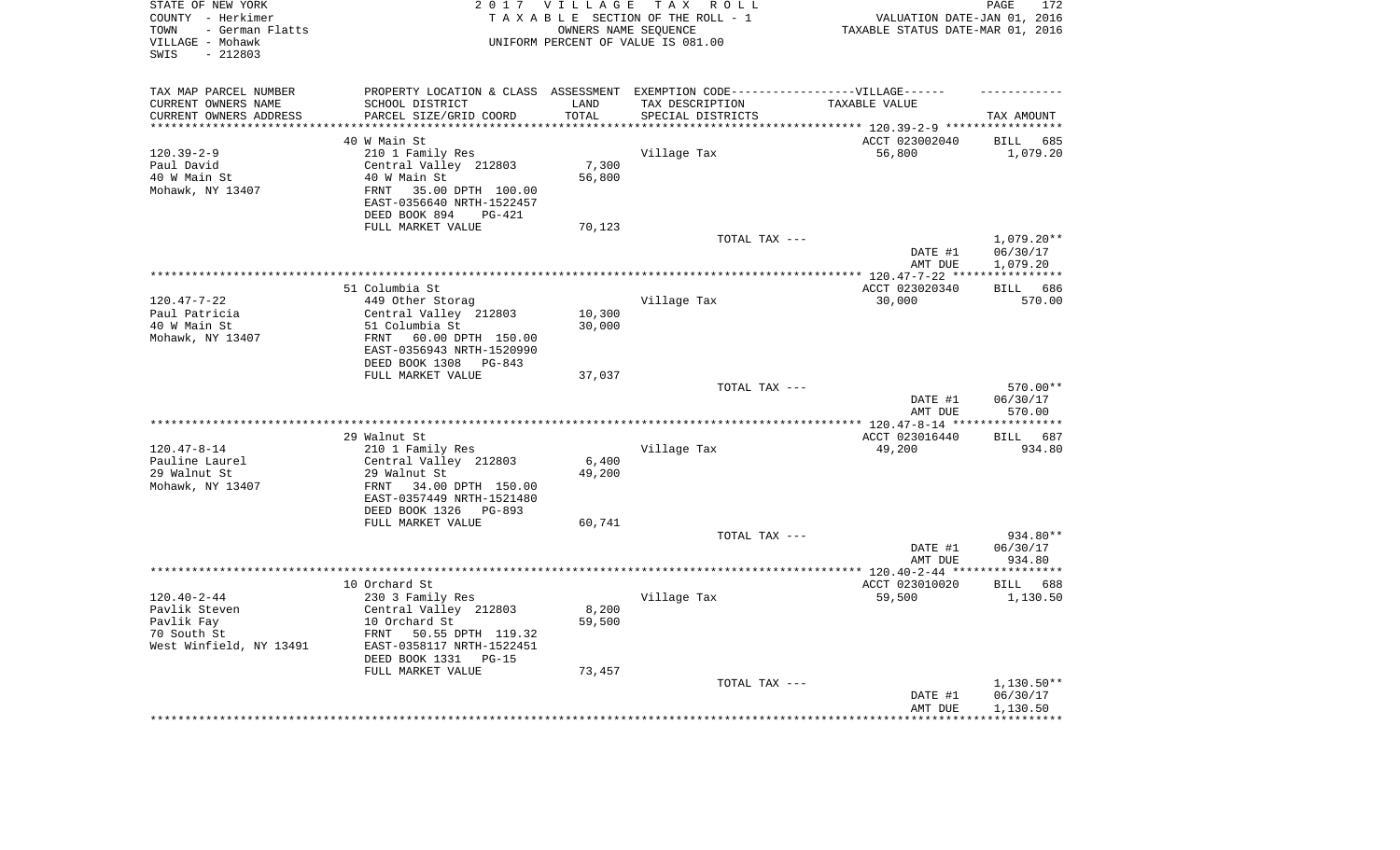STATE OF NEW YORK
COUNTY - Herkimer
TOWN - German Flatts
VILLAGE - Mohawk
SWIS - 212803

2 0 1 7 V I L L A G E T A X R O L L
T A X A B L E SECTION OF THE ROLL - 1
OWNERS NAME SEQUENCE
UNIFORM PERCENT OF VALUE IS 081.00

VALUATION DATE-JAN 01, 2016
TAXABLE STATUS DATE-MAR 01, 2016

| TAX MAP PARCEL NUMBER / CURRENT OWNERS NAME / CURRENT OWNERS ADDRESS | PROPERTY LOCATION & CLASS / SCHOOL DISTRICT / PARCEL SIZE/GRID COORD | ASSESSMENT LAND / TOTAL | EXEMPTION CODE / TAX DESCRIPTION / SPECIAL DISTRICTS | TAXABLE VALUE | TAX AMOUNT |
|---|---|---|---|---|---|
| | 40 W Main St | | | ACCT 023002040 | BILL 685 |
| 120.39-2-9 | 210 1 Family Res | | Village Tax | 56,800 | 1,079.20 |
| Paul David | Central Valley 212803 | 7,300 | | | |
| 40 W Main St | 40 W Main St | 56,800 | | | |
| Mohawk, NY 13407 | FRNT 35.00 DPTH 100.00 | | | | |
| | EAST-0356640 NRTH-1522457 | | | | |
| | DEED BOOK 894 PG-421 | | | | |
| | FULL MARKET VALUE | 70,123 | | | |
| | | | TOTAL TAX --- | | 1,079.20** |
| | | | | DATE #1 | 06/30/17 |
| | | | | AMT DUE | 1,079.20 |
| | 51 Columbia St | | | ACCT 023020340 | BILL 686 |
| 120.47-7-22 | 449 Other Storag | | Village Tax | 30,000 | 570.00 |
| Paul Patricia | Central Valley 212803 | 10,300 | | | |
| 40 W Main St | 51 Columbia St | 30,000 | | | |
| Mohawk, NY 13407 | FRNT 60.00 DPTH 150.00 | | | | |
| | EAST-0356943 NRTH-1520990 | | | | |
| | DEED BOOK 1308 PG-843 | | | | |
| | FULL MARKET VALUE | 37,037 | | | |
| | | | TOTAL TAX --- | | 570.00** |
| | | | | DATE #1 | 06/30/17 |
| | | | | AMT DUE | 570.00 |
| | 29 Walnut St | | | ACCT 023016440 | BILL 687 |
| 120.47-8-14 | 210 1 Family Res | | Village Tax | 49,200 | 934.80 |
| Pauline Laurel | Central Valley 212803 | 6,400 | | | |
| 29 Walnut St | 29 Walnut St | 49,200 | | | |
| Mohawk, NY 13407 | FRNT 34.00 DPTH 150.00 | | | | |
| | EAST-0357449 NRTH-1521480 | | | | |
| | DEED BOOK 1326 PG-893 | | | | |
| | FULL MARKET VALUE | 60,741 | | | |
| | | | TOTAL TAX --- | | 934.80** |
| | | | | DATE #1 | 06/30/17 |
| | | | | AMT DUE | 934.80 |
| | 10 Orchard St | | | ACCT 023010020 | BILL 688 |
| 120.40-2-44 | 230 3 Family Res | | Village Tax | 59,500 | 1,130.50 |
| Pavlik Steven | Central Valley 212803 | 8,200 | | | |
| Pavlik Fay | 10 Orchard St | 59,500 | | | |
| 70 South St | FRNT 50.55 DPTH 119.32 | | | | |
| West Winfield, NY 13491 | EAST-0358117 NRTH-1522451 | | | | |
| | DEED BOOK 1331 PG-15 | | | | |
| | FULL MARKET VALUE | 73,457 | | | |
| | | | TOTAL TAX --- | | 1,130.50** |
| | | | | DATE #1 | 06/30/17 |
| | | | | AMT DUE | 1,130.50 |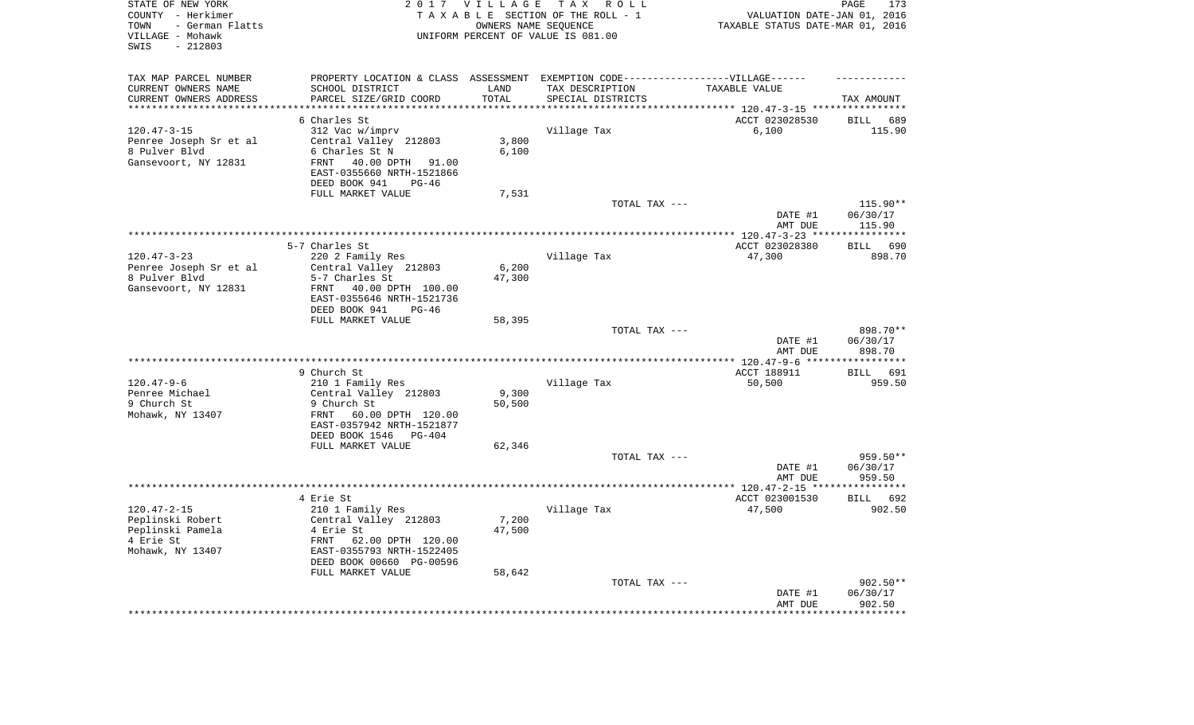STATE OF NEW YORK
COUNTY - Herkimer
TOWN - German Flatts
VILLAGE - Mohawk
SWIS - 212803

2 0 1 7 V I L L A G E T A X R O L L
T A X A B L E SECTION OF THE ROLL - 1
OWNERS NAME SEQUENCE
UNIFORM PERCENT OF VALUE IS 081.00

VALUATION DATE-JAN 01, 2016
TAXABLE STATUS DATE-MAR 01, 2016

| TAX MAP PARCEL NUMBER / CURRENT OWNERS NAME / CURRENT OWNERS ADDRESS | PROPERTY LOCATION & CLASS / SCHOOL DISTRICT / PARCEL SIZE/GRID COORD | ASSESSMENT LAND / TOTAL | EXEMPTION CODE-VILLAGE / TAX DESCRIPTION / SPECIAL DISTRICTS | TAXABLE VALUE | TAX AMOUNT |
|---|---|---|---|---|---|
| | 6 Charles St | | | ACCT 023028530 | BILL 689 |
| 120.47-3-15 | 312 Vac w/imprv | | Village Tax | 6,100 | 115.90 |
| Penree Joseph Sr et al | Central Valley 212803 | 3,800 | | | |
| 8 Pulver Blvd | 6 Charles St N | 6,100 | | | |
| Gansevoort, NY 12831 | FRNT 40.00 DPTH 91.00 | | | | |
| | EAST-0355660 NRTH-1521866 | | | | |
| | DEED BOOK 941 PG-46 | | | | |
| | FULL MARKET VALUE | 7,531 | | | |
| | | | TOTAL TAX --- | | 115.90** |
| | | | | DATE #1 | 06/30/17 |
| | | | | AMT DUE | 115.90 |
| | 5-7 Charles St | | | ACCT 023028380 | BILL 690 |
| 120.47-3-23 | 220 2 Family Res | | Village Tax | 47,300 | 898.70 |
| Penree Joseph Sr et al | Central Valley 212803 | 6,200 | | | |
| 8 Pulver Blvd | 5-7 Charles St | 47,300 | | | |
| Gansevoort, NY 12831 | FRNT 40.00 DPTH 100.00 | | | | |
| | EAST-0355646 NRTH-1521736 | | | | |
| | DEED BOOK 941 PG-46 | | | | |
| | FULL MARKET VALUE | 58,395 | | | |
| | | | TOTAL TAX --- | | 898.70** |
| | | | | DATE #1 | 06/30/17 |
| | | | | AMT DUE | 898.70 |
| | 9 Church St | | | ACCT 188911 | BILL 691 |
| 120.47-9-6 | 210 1 Family Res | | Village Tax | 50,500 | 959.50 |
| Penree Michael | Central Valley 212803 | 9,300 | | | |
| 9 Church St | 9 Church St | 50,500 | | | |
| Mohawk, NY 13407 | FRNT 60.00 DPTH 120.00 | | | | |
| | EAST-0357942 NRTH-1521877 | | | | |
| | DEED BOOK 1546 PG-404 | | | | |
| | FULL MARKET VALUE | 62,346 | | | |
| | | | TOTAL TAX --- | | 959.50** |
| | | | | DATE #1 | 06/30/17 |
| | | | | AMT DUE | 959.50 |
| | 4 Erie St | | | ACCT 023001530 | BILL 692 |
| 120.47-2-15 | 210 1 Family Res | | Village Tax | 47,500 | 902.50 |
| Peplinski Robert | Central Valley 212803 | 7,200 | | | |
| Peplinski Pamela | 4 Erie St | 47,500 | | | |
| 4 Erie St | FRNT 62.00 DPTH 120.00 | | | | |
| Mohawk, NY 13407 | EAST-0355793 NRTH-1522405 | | | | |
| | DEED BOOK 00660 PG-00596 | | | | |
| | FULL MARKET VALUE | 58,642 | | | |
| | | | TOTAL TAX --- | | 902.50** |
| | | | | DATE #1 | 06/30/17 |
| | | | | AMT DUE | 902.50 |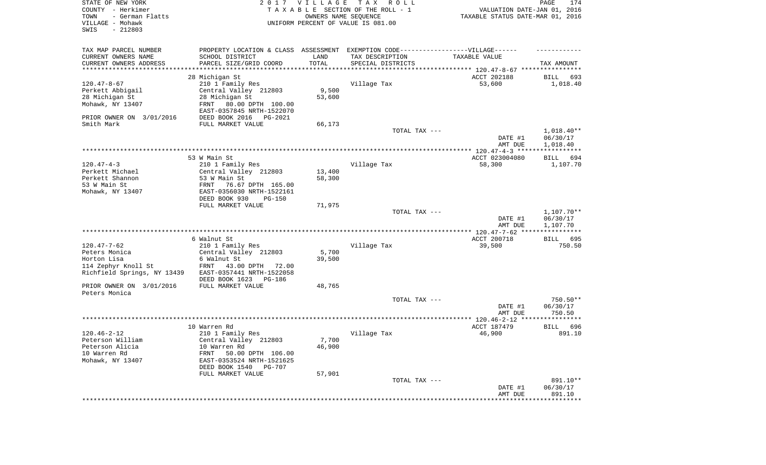STATE OF NEW YORK
COUNTY - Herkimer
TOWN - German Flatts
VILLAGE - Mohawk
SWIS - 212803

2017 VILLAGE TAX ROLL
TAXABLE SECTION OF THE ROLL - 1
OWNERS NAME SEQUENCE
UNIFORM PERCENT OF VALUE IS 081.00

VALUATION DATE-JAN 01, 2016
TAXABLE STATUS DATE-MAR 01, 2016

| TAX MAP PARCEL NUMBER<br>CURRENT OWNERS NAME<br>CURRENT OWNERS ADDRESS | PROPERTY LOCATION & CLASS<br>SCHOOL DISTRICT<br>PARCEL SIZE/GRID COORD | ASSESSMENT<br>LAND<br>TOTAL | EXEMPTION CODE-----VILLAGE------<br>TAX DESCRIPTION<br>SPECIAL DISTRICTS | TAXABLE VALUE | TAX AMOUNT |
|---|---|---|---|---|---|
| ********** 120.47-8-67 ********** | | | | | |
| | 28 Michigan St | | | ACCT 202188 | BILL 693 |
| 120.47-8-67 | 210 1 Family Res | | Village Tax | 53,600 | 1,018.40 |
| Perkett Abbigail | Central Valley 212803 | 9,500 | | | |
| 28 Michigan St | 28 Michigan St | 53,600 | | | |
| Mohawk, NY 13407 | FRNT 80.00 DPTH 100.00 | | | | |
| | EAST-0357845 NRTH-1522070 | | | | |
| PRIOR OWNER ON 3/01/2016 | DEED BOOK 2016 PG-2021 | | | | |
| Smith Mark | FULL MARKET VALUE | 66,173 | | | |
| | | | TOTAL TAX --- | | 1,018.40** |
| | | | | DATE #1 | 06/30/17 |
| | | | | AMT DUE | 1,018.40 |
| ********** 120.47-4-3 ********** | | | | | |
| | 53 W Main St | | | ACCT 023004080 | BILL 694 |
| 120.47-4-3 | 210 1 Family Res | | Village Tax | 58,300 | 1,107.70 |
| Perkett Michael | Central Valley 212803 | 13,400 | | | |
| Perkett Shannon | 53 W Main St | 58,300 | | | |
| 53 W Main St | FRNT 76.67 DPTH 165.00 | | | | |
| Mohawk, NY 13407 | EAST-0356030 NRTH-1522161 | | | | |
| | DEED BOOK 930 PG-150 | | | | |
| | FULL MARKET VALUE | 71,975 | | | |
| | | | TOTAL TAX --- | | 1,107.70** |
| | | | | DATE #1 | 06/30/17 |
| | | | | AMT DUE | 1,107.70 |
| ********** 120.47-7-62 ********** | | | | | |
| | 6 Walnut St | | | ACCT 200718 | BILL 695 |
| 120.47-7-62 | 210 1 Family Res | | Village Tax | 39,500 | 750.50 |
| Peters Monica | Central Valley 212803 | 5,700 | | | |
| Horton Lisa | 6 Walnut St | 39,500 | | | |
| 114 Zephyr Knoll St | FRNT 43.00 DPTH 72.00 | | | | |
| Richfield Springs, NY 13439 | EAST-0357441 NRTH-1522058 | | | | |
| | DEED BOOK 1623 PG-186 | | | | |
| PRIOR OWNER ON 3/01/2016 | FULL MARKET VALUE | 48,765 | | | |
| Peters Monica | | | | | |
| | | | TOTAL TAX --- | | 750.50** |
| | | | | DATE #1 | 06/30/17 |
| | | | | AMT DUE | 750.50 |
| ********** 120.46-2-12 ********** | | | | | |
| | 10 Warren Rd | | | ACCT 187479 | BILL 696 |
| 120.46-2-12 | 210 1 Family Res | | Village Tax | 46,900 | 891.10 |
| Peterson William | Central Valley 212803 | 7,700 | | | |
| Peterson Alicia | 10 Warren Rd | 46,900 | | | |
| 10 Warren Rd | FRNT 50.00 DPTH 106.00 | | | | |
| Mohawk, NY 13407 | EAST-0353524 NRTH-1521625 | | | | |
| | DEED BOOK 1540 PG-707 | | | | |
| | FULL MARKET VALUE | 57,901 | | | |
| | | | TOTAL TAX --- | | 891.10** |
| | | | | DATE #1 | 06/30/17 |
| | | | | AMT DUE | 891.10 |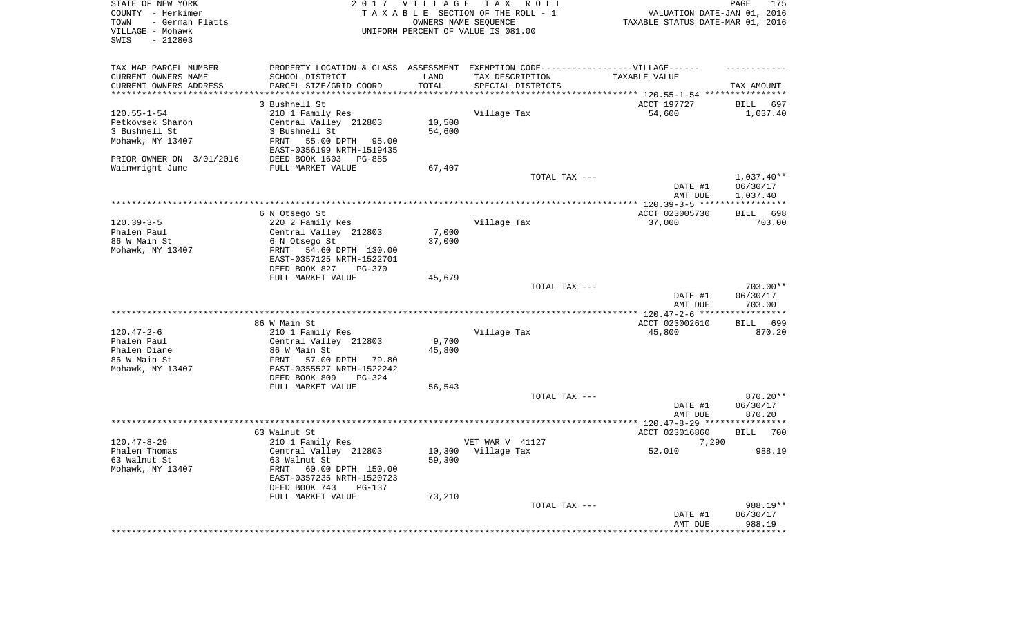STATE OF NEW YORK
COUNTY - Herkimer
TOWN - German Flatts
VILLAGE - Mohawk
SWIS - 212803

2 0 1 7 V I L L A G E T A X R O L L
T A X A B L E SECTION OF THE ROLL - 1
OWNERS NAME SEQUENCE
UNIFORM PERCENT OF VALUE IS 081.00

VALUATION DATE-JAN 01, 2016
TAXABLE STATUS DATE-MAR 01, 2016

| TAX MAP PARCEL NUMBER / CURRENT OWNERS NAME / CURRENT OWNERS ADDRESS | PROPERTY LOCATION & CLASS / SCHOOL DISTRICT / PARCEL SIZE/GRID COORD | ASSESSMENT LAND / TOTAL | EXEMPTION CODE / TAX DESCRIPTION / SPECIAL DISTRICTS | TAXABLE VALUE | TAX AMOUNT |
|---|---|---|---|---|---|
| 120.55-1-54 | 3 Bushnell St | | | ACCT 197727 | BILL 697 |
| Petkovsek Sharon | 210 1 Family Res | | Village Tax | 54,600 | 1,037.40 |
| 3 Bushnell St | Central Valley 212803 | 10,500 | | | |
| Mohawk, NY 13407 | 3 Bushnell St | 54,600 | | | |
| | FRNT 55.00 DPTH 95.00 | | | | |
| | EAST-0356199 NRTH-1519435 | | | | |
| PRIOR OWNER ON 3/01/2016 | DEED BOOK 1603 PG-885 | | | | |
| Wainwright June | FULL MARKET VALUE | 67,407 | | | |
| | | | TOTAL TAX --- | | 1,037.40** |
| | | | | DATE #1 | 06/30/17 |
| | | | | AMT DUE | 1,037.40 |
| 120.39-3-5 | 6 N Otsego St | | | ACCT 023005730 | BILL 698 |
| Phalen Paul | 220 2 Family Res | | Village Tax | 37,000 | 703.00 |
| 86 W Main St | Central Valley 212803 | 7,000 | | | |
| Mohawk, NY 13407 | 6 N Otsego St | 37,000 | | | |
| | FRNT 54.60 DPTH 130.00 | | | | |
| | EAST-0357125 NRTH-1522701 | | | | |
| | DEED BOOK 827 PG-370 | | | | |
| | FULL MARKET VALUE | 45,679 | | | |
| | | | TOTAL TAX --- | | 703.00** |
| | | | | DATE #1 | 06/30/17 |
| | | | | AMT DUE | 703.00 |
| 120.47-2-6 | 86 W Main St | | | ACCT 023002610 | BILL 699 |
| Phalen Paul | 210 1 Family Res | | Village Tax | 45,800 | 870.20 |
| Phalen Diane | Central Valley 212803 | 9,700 | | | |
| 86 W Main St | 86 W Main St | 45,800 | | | |
| Mohawk, NY 13407 | FRNT 57.00 DPTH 79.80 | | | | |
| | EAST-0355527 NRTH-1522242 | | | | |
| | DEED BOOK 809 PG-324 | | | | |
| | FULL MARKET VALUE | 56,543 | | | |
| | | | TOTAL TAX --- | | 870.20** |
| | | | | DATE #1 | 06/30/17 |
| | | | | AMT DUE | 870.20 |
| 120.47-8-29 | 63 Walnut St | | | ACCT 023016860 | BILL 700 |
| Phalen Thomas | 210 1 Family Res | | VET WAR V 41127 | 7,290 | |
| 63 Walnut St | Central Valley 212803 | 10,300 | Village Tax | 52,010 | 988.19 |
| Mohawk, NY 13407 | 63 Walnut St | 59,300 | | | |
| | FRNT 60.00 DPTH 150.00 | | | | |
| | EAST-0357235 NRTH-1520723 | | | | |
| | DEED BOOK 743 PG-137 | | | | |
| | FULL MARKET VALUE | 73,210 | | | |
| | | | TOTAL TAX --- | | 988.19** |
| | | | | DATE #1 | 06/30/17 |
| | | | | AMT DUE | 988.19 |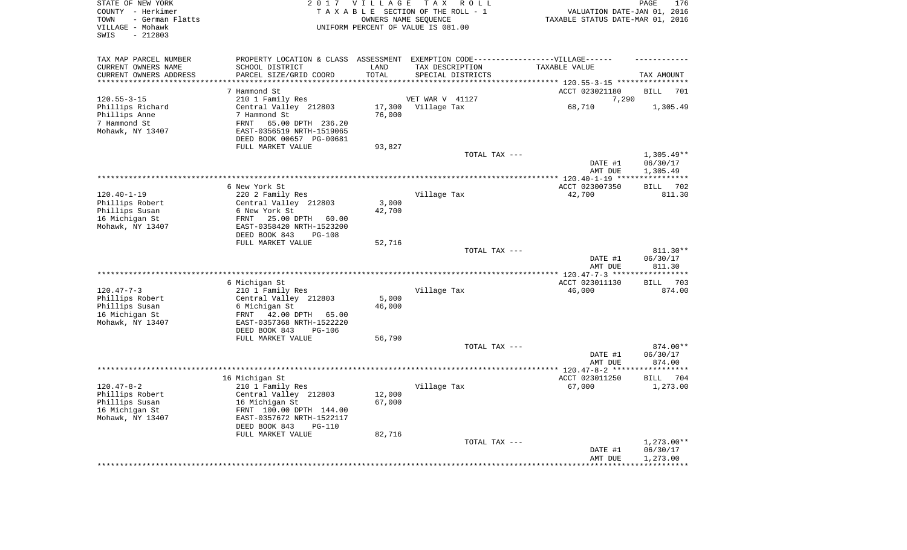STATE OF NEW YORK
COUNTY - Herkimer
TOWN - German Flatts
VILLAGE - Mohawk
SWIS - 212803

2017 VILLAGE TAX ROLL
TAXABLE SECTION OF THE ROLL - 1
OWNERS NAME SEQUENCE
UNIFORM PERCENT OF VALUE IS 081.00

VALUATION DATE-JAN 01, 2016
TAXABLE STATUS DATE-MAR 01, 2016

| TAX MAP PARCEL NUMBER / CURRENT OWNERS NAME / CURRENT OWNERS ADDRESS | PROPERTY LOCATION & CLASS / SCHOOL DISTRICT / PARCEL SIZE/GRID COORD | ASSESSMENT LAND / TOTAL | EXEMPTION CODE / TAX DESCRIPTION / SPECIAL DISTRICTS | TAXABLE VALUE | TAX AMOUNT |
|---|---|---|---|---|---|
| 120.55-3-15 | 7 Hammond St | | | ACCT 023021180 | BILL 701 |
| Phillips Richard | 210 1 Family Res | | VET WAR V 41127 | 7,290 | |
| Phillips Anne | Central Valley 212803 | 17,300 | Village Tax | 68,710 | 1,305.49 |
| 7 Hammond St | 7 Hammond St | 76,000 | | | |
| Mohawk, NY 13407 | FRNT 65.00 DPTH 236.20 | | | | |
| | EAST-0356519 NRTH-1519065 | | | | |
| | DEED BOOK 00657 PG-00681 | | | | |
| | FULL MARKET VALUE | 93,827 | | | |
| | | | TOTAL TAX --- | | 1,305.49** |
| | | | | DATE #1 | 06/30/17 |
| | | | | AMT DUE | 1,305.49 |
| 120.40-1-19 | 6 New York St | | | ACCT 023007350 | BILL 702 |
| Phillips Robert | 220 2 Family Res | | Village Tax | 42,700 | 811.30 |
| Phillips Susan | Central Valley 212803 | 3,000 | | | |
| 16 Michigan St | 6 New York St | 42,700 | | | |
| Mohawk, NY 13407 | FRNT 25.00 DPTH 60.00 | | | | |
| | EAST-0358420 NRTH-1523200 | | | | |
| | DEED BOOK 843 PG-108 | | | | |
| | FULL MARKET VALUE | 52,716 | | | |
| | | | TOTAL TAX --- | | 811.30** |
| | | | | DATE #1 | 06/30/17 |
| | | | | AMT DUE | 811.30 |
| 120.47-7-3 | 6 Michigan St | | | ACCT 023011130 | BILL 703 |
| Phillips Robert | 210 1 Family Res | | Village Tax | 46,000 | 874.00 |
| Phillips Susan | Central Valley 212803 | 5,000 | | | |
| 16 Michigan St | 6 Michigan St | 46,000 | | | |
| Mohawk, NY 13407 | FRNT 42.00 DPTH 65.00 | | | | |
| | EAST-0357368 NRTH-1522220 | | | | |
| | DEED BOOK 843 PG-106 | | | | |
| | FULL MARKET VALUE | 56,790 | | | |
| | | | TOTAL TAX --- | | 874.00** |
| | | | | DATE #1 | 06/30/17 |
| | | | | AMT DUE | 874.00 |
| 120.47-8-2 | 16 Michigan St | | | ACCT 023011250 | BILL 704 |
| Phillips Robert | 210 1 Family Res | | Village Tax | 67,000 | 1,273.00 |
| Phillips Susan | Central Valley 212803 | 12,000 | | | |
| 16 Michigan St | 16 Michigan St | 67,000 | | | |
| Mohawk, NY 13407 | FRNT 100.00 DPTH 144.00 | | | | |
| | EAST-0357672 NRTH-1522117 | | | | |
| | DEED BOOK 843 PG-110 | | | | |
| | FULL MARKET VALUE | 82,716 | | | |
| | | | TOTAL TAX --- | | 1,273.00** |
| | | | | DATE #1 | 06/30/17 |
| | | | | AMT DUE | 1,273.00 |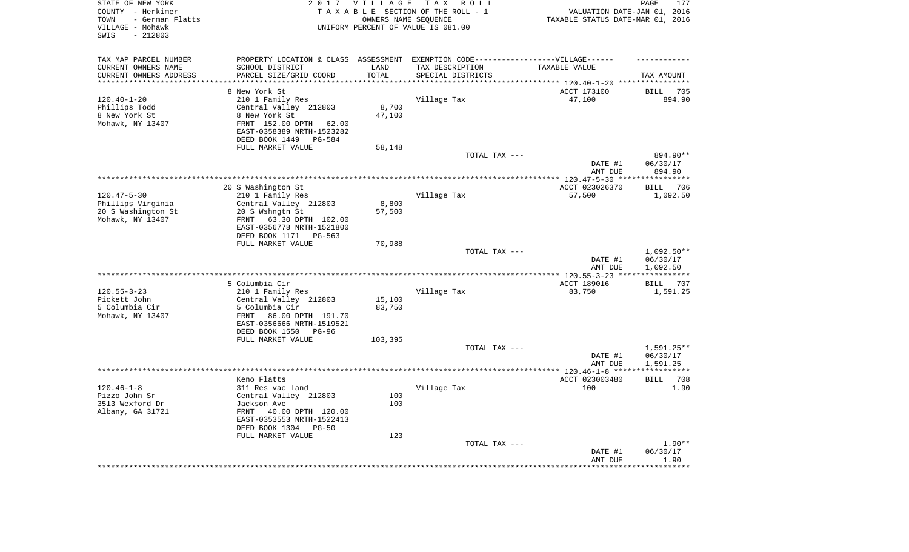STATE OF NEW YORK
COUNTY - Herkimer
TOWN - German Flatts
VILLAGE - Mohawk
SWIS - 212803

**2017 VILLAGE TAX ROLL**
TAXABLE SECTION OF THE ROLL - 1
OWNERS NAME SEQUENCE
UNIFORM PERCENT OF VALUE IS 081.00

VALUATION DATE-JAN 01, 2016
TAXABLE STATUS DATE-MAR 01, 2016

| TAX MAP PARCEL NUMBER / CURRENT OWNERS NAME / CURRENT OWNERS ADDRESS | PROPERTY LOCATION & CLASS / SCHOOL DISTRICT / PARCEL SIZE/GRID COORD | ASSESSMENT LAND / TOTAL | EXEMPTION CODE / TAX DESCRIPTION / SPECIAL DISTRICTS | TAXABLE VALUE | TAX AMOUNT |
|---|---|---|---|---|---|
| | 8 New York St | | | ACCT 173100 | BILL 705 |
| 120.40-1-20 | 210 1 Family Res | | Village Tax | 47,100 | 894.90 |
| Phillips Todd | Central Valley 212803 | 8,700 | | | |
| 8 New York St | 8 New York St | 47,100 | | | |
| Mohawk, NY 13407 | FRNT 152.00 DPTH 62.00 | | | | |
| | EAST-0358389 NRTH-1523282 | | | | |
| | DEED BOOK 1449 PG-584 | | | | |
| | FULL MARKET VALUE | 58,148 | | | |
| | | | TOTAL TAX --- | | 894.90** |
| | | | | DATE #1 | 06/30/17 |
| | | | | AMT DUE | 894.90 |
| | 20 S Washington St | | | ACCT 023026370 | BILL 706 |
| 120.47-5-30 | 210 1 Family Res | | Village Tax | 57,500 | 1,092.50 |
| Phillips Virginia | Central Valley 212803 | 8,800 | | | |
| 20 S Washington St | 20 S Wshngtn St | 57,500 | | | |
| Mohawk, NY 13407 | FRNT 63.30 DPTH 102.00 | | | | |
| | EAST-0356778 NRTH-1521800 | | | | |
| | DEED BOOK 1171 PG-563 | | | | |
| | FULL MARKET VALUE | 70,988 | | | |
| | | | TOTAL TAX --- | | 1,092.50** |
| | | | | DATE #1 | 06/30/17 |
| | | | | AMT DUE | 1,092.50 |
| | 5 Columbia Cir | | | ACCT 189016 | BILL 707 |
| 120.55-3-23 | 210 1 Family Res | | Village Tax | 83,750 | 1,591.25 |
| Pickett John | Central Valley 212803 | 15,100 | | | |
| 5 Columbia Cir | 5 Columbia Cir | 83,750 | | | |
| Mohawk, NY 13407 | FRNT 86.00 DPTH 191.70 | | | | |
| | EAST-0356666 NRTH-1519521 | | | | |
| | DEED BOOK 1550 PG-96 | | | | |
| | FULL MARKET VALUE | 103,395 | | | |
| | | | TOTAL TAX --- | | 1,591.25** |
| | | | | DATE #1 | 06/30/17 |
| | | | | AMT DUE | 1,591.25 |
| | Keno Flatts | | | ACCT 023003480 | BILL 708 |
| 120.46-1-8 | 311 Res vac land | | Village Tax | 100 | 1.90 |
| Pizzo John Sr | Central Valley 212803 | 100 | | | |
| 3513 Wexford Dr | Jackson Ave | 100 | | | |
| Albany, GA 31721 | FRNT 40.00 DPTH 120.00 | | | | |
| | EAST-0353553 NRTH-1522413 | | | | |
| | DEED BOOK 1304 PG-50 | | | | |
| | FULL MARKET VALUE | 123 | | | |
| | | | TOTAL TAX --- | | 1.90** |
| | | | | DATE #1 | 06/30/17 |
| | | | | AMT DUE | 1.90 |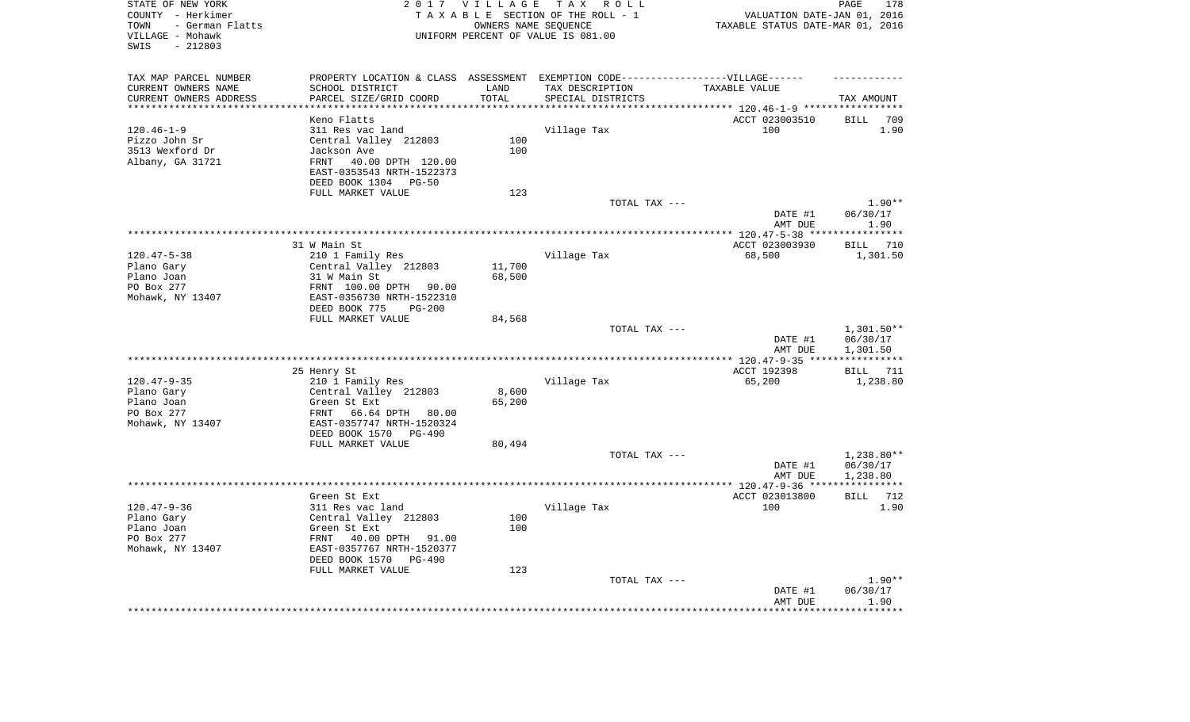STATE OF NEW YORK
COUNTY - Herkimer
TOWN - German Flatts
VILLAGE - Mohawk
SWIS - 212803

2017 VILLAGE TAX ROLL
TAXABLE SECTION OF THE ROLL - 1
OWNERS NAME SEQUENCE
UNIFORM PERCENT OF VALUE IS 081.00

VALUATION DATE-JAN 01, 2016
TAXABLE STATUS DATE-MAR 01, 2016

| TAX MAP PARCEL NUMBER / CURRENT OWNERS NAME / CURRENT OWNERS ADDRESS | PROPERTY LOCATION & CLASS / SCHOOL DISTRICT / PARCEL SIZE/GRID COORD | ASSESSMENT LAND / TOTAL | EXEMPTION CODE / TAX DESCRIPTION / SPECIAL DISTRICTS | TAXABLE VALUE | TAX AMOUNT |
|---|---|---|---|---|---|
| **120.46-1-9** | Keno Flatts | | | ACCT 023003510 | BILL 709 |
| 120.46-1-9 | 311 Res vac land | | Village Tax | 100 | 1.90 |
| Pizzo John Sr | Central Valley 212803 | 100 | | | |
| 3513 Wexford Dr | Jackson Ave | 100 | | | |
| Albany, GA 31721 | FRNT 40.00 DPTH 120.00 | | | | |
| | EAST-0353543 NRTH-1522373 | | | | |
| | DEED BOOK 1304 PG-50 | | | | |
| | FULL MARKET VALUE | 123 | | | |
| | | | TOTAL TAX --- | | 1.90** |
| | | | | DATE #1 | 06/30/17 |
| | | | | AMT DUE | 1.90 |
| **120.47-5-38** | 31 W Main St | | | ACCT 023003930 | BILL 710 |
| 120.47-5-38 | 210 1 Family Res | | Village Tax | 68,500 | 1,301.50 |
| Plano Gary | Central Valley 212803 | 11,700 | | | |
| Plano Joan | 31 W Main St | 68,500 | | | |
| PO Box 277 | FRNT 100.00 DPTH 90.00 | | | | |
| Mohawk, NY 13407 | EAST-0356730 NRTH-1522310 | | | | |
| | DEED BOOK 775 PG-200 | | | | |
| | FULL MARKET VALUE | 84,568 | | | |
| | | | TOTAL TAX --- | | 1,301.50** |
| | | | | DATE #1 | 06/30/17 |
| | | | | AMT DUE | 1,301.50 |
| **120.47-9-35** | 25 Henry St | | | ACCT 192398 | BILL 711 |
| 120.47-9-35 | 210 1 Family Res | | Village Tax | 65,200 | 1,238.80 |
| Plano Gary | Central Valley 212803 | 8,600 | | | |
| Plano Joan | Green St Ext | 65,200 | | | |
| PO Box 277 | FRNT 66.64 DPTH 80.00 | | | | |
| Mohawk, NY 13407 | EAST-0357747 NRTH-1520324 | | | | |
| | DEED BOOK 1570 PG-490 | | | | |
| | FULL MARKET VALUE | 80,494 | | | |
| | | | TOTAL TAX --- | | 1,238.80** |
| | | | | DATE #1 | 06/30/17 |
| | | | | AMT DUE | 1,238.80 |
| **120.47-9-36** | Green St Ext | | | ACCT 023013800 | BILL 712 |
| 120.47-9-36 | 311 Res vac land | | Village Tax | 100 | 1.90 |
| Plano Gary | Central Valley 212803 | 100 | | | |
| Plano Joan | Green St Ext | 100 | | | |
| PO Box 277 | FRNT 40.00 DPTH 91.00 | | | | |
| Mohawk, NY 13407 | EAST-0357767 NRTH-1520377 | | | | |
| | DEED BOOK 1570 PG-490 | | | | |
| | FULL MARKET VALUE | 123 | | | |
| | | | TOTAL TAX --- | | 1.90** |
| | | | | DATE #1 | 06/30/17 |
| | | | | AMT DUE | 1.90 |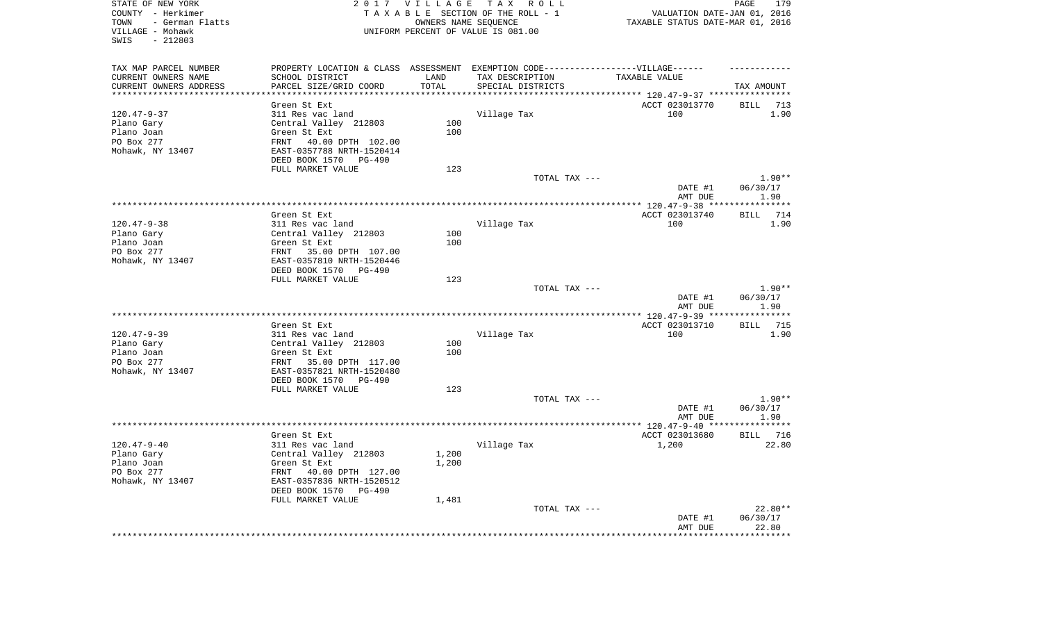STATE OF NEW YORK
COUNTY - Herkimer
TOWN - German Flatts
VILLAGE - Mohawk
SWIS - 212803

2 0 1 7 V I L L A G E T A X R O L L
T A X A B L E SECTION OF THE ROLL - 1
OWNERS NAME SEQUENCE
UNIFORM PERCENT OF VALUE IS 081.00

VALUATION DATE-JAN 01, 2016
TAXABLE STATUS DATE-MAR 01, 2016

| TAX MAP PARCEL NUMBER<br>CURRENT OWNERS NAME<br>CURRENT OWNERS ADDRESS | PROPERTY LOCATION & CLASS<br>SCHOOL DISTRICT<br>PARCEL SIZE/GRID COORD | ASSESSMENT<br>LAND<br>TOTAL | EXEMPTION CODE------VILLAGE------<br>TAX DESCRIPTION<br>SPECIAL DISTRICTS | TAXABLE VALUE | TAX AMOUNT |
|---|---|---|---|---|---|
| 120.47-9-37 | Green St Ext | | | ACCT 023013770 | BILL 713 |
| | 311 Res vac land | | Village Tax | 100 | 1.90 |
| Plano Gary | Central Valley 212803 | 100 | | | |
| Plano Joan | Green St Ext | 100 | | | |
| PO Box 277 | FRNT 40.00 DPTH 102.00 | | | | |
| Mohawk, NY 13407 | EAST-0357788 NRTH-1520414 | | | | |
| | DEED BOOK 1570 PG-490 | | | | |
| | FULL MARKET VALUE | 123 | | | |
| | | | TOTAL TAX --- | | 1.90** |
| | | | | DATE #1 | 06/30/17 |
| | | | | AMT DUE | 1.90 |
| 120.47-9-38 | Green St Ext | | | ACCT 023013740 | BILL 714 |
| | 311 Res vac land | | Village Tax | 100 | 1.90 |
| Plano Gary | Central Valley 212803 | 100 | | | |
| Plano Joan | Green St Ext | 100 | | | |
| PO Box 277 | FRNT 35.00 DPTH 107.00 | | | | |
| Mohawk, NY 13407 | EAST-0357810 NRTH-1520446 | | | | |
| | DEED BOOK 1570 PG-490 | | | | |
| | FULL MARKET VALUE | 123 | | | |
| | | | TOTAL TAX --- | | 1.90** |
| | | | | DATE #1 | 06/30/17 |
| | | | | AMT DUE | 1.90 |
| 120.47-9-39 | Green St Ext | | | ACCT 023013710 | BILL 715 |
| | 311 Res vac land | | Village Tax | 100 | 1.90 |
| Plano Gary | Central Valley 212803 | 100 | | | |
| Plano Joan | Green St Ext | 100 | | | |
| PO Box 277 | FRNT 35.00 DPTH 117.00 | | | | |
| Mohawk, NY 13407 | EAST-0357821 NRTH-1520480 | | | | |
| | DEED BOOK 1570 PG-490 | | | | |
| | FULL MARKET VALUE | 123 | | | |
| | | | TOTAL TAX --- | | 1.90** |
| | | | | DATE #1 | 06/30/17 |
| | | | | AMT DUE | 1.90 |
| 120.47-9-40 | Green St Ext | | | ACCT 023013680 | BILL 716 |
| | 311 Res vac land | | Village Tax | 1,200 | 22.80 |
| Plano Gary | Central Valley 212803 | 1,200 | | | |
| Plano Joan | Green St Ext | 1,200 | | | |
| PO Box 277 | FRNT 40.00 DPTH 127.00 | | | | |
| Mohawk, NY 13407 | EAST-0357836 NRTH-1520512 | | | | |
| | DEED BOOK 1570 PG-490 | | | | |
| | FULL MARKET VALUE | 1,481 | | | |
| | | | TOTAL TAX --- | | 22.80** |
| | | | | DATE #1 | 06/30/17 |
| | | | | AMT DUE | 22.80 |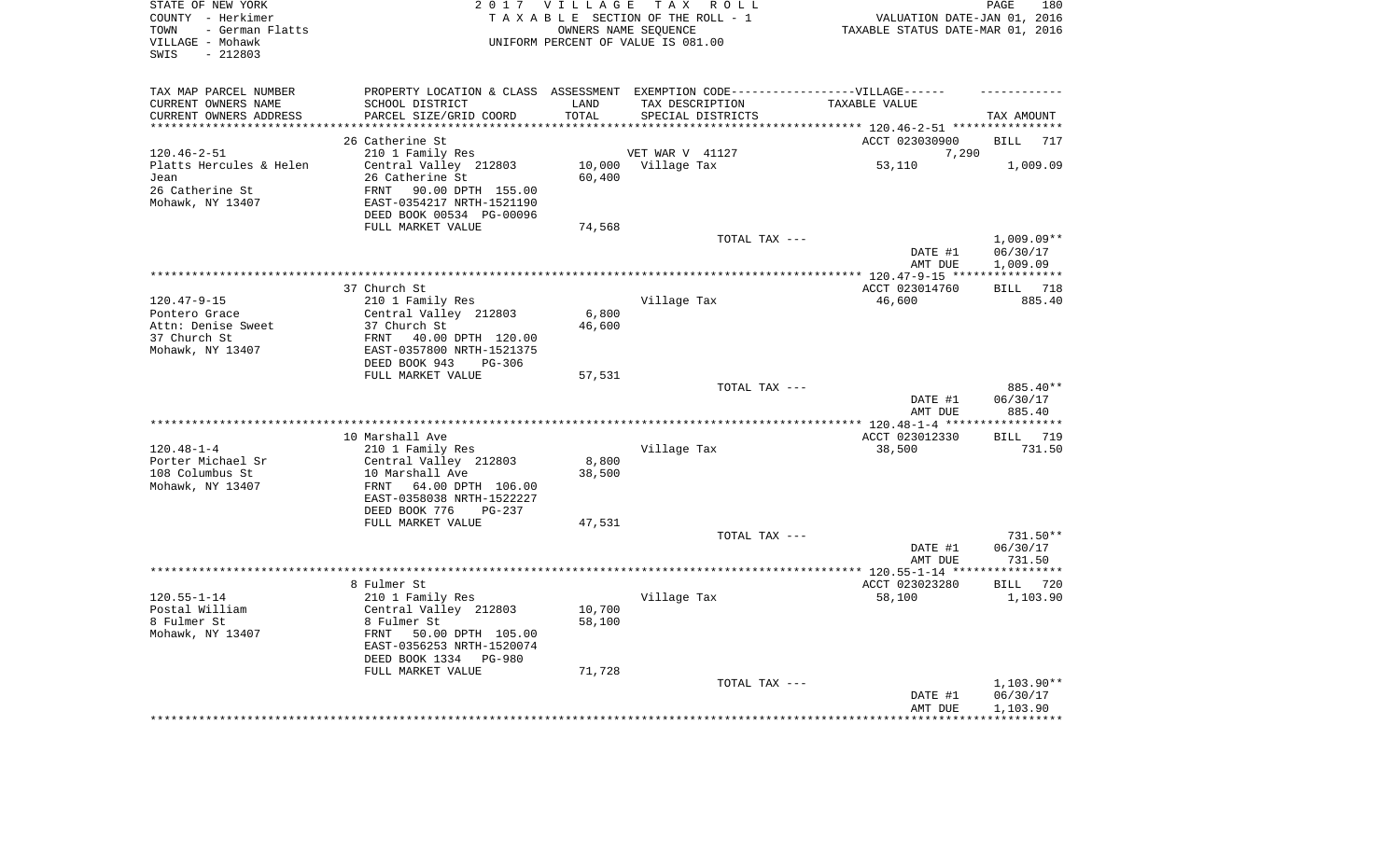STATE OF NEW YORK — 2017 VILLAGE TAX ROLL
COUNTY - Herkimer — TAXABLE SECTION OF THE ROLL - 1 — VALUATION DATE-JAN 01, 2016
TOWN - German Flatts — OWNERS NAME SEQUENCE — TAXABLE STATUS DATE-MAR 01, 2016
VILLAGE - Mohawk — UNIFORM PERCENT OF VALUE IS 081.00
SWIS - 212803

| TAX MAP PARCEL NUMBER / CURRENT OWNERS NAME / CURRENT OWNERS ADDRESS | PROPERTY LOCATION & CLASS / SCHOOL DISTRICT / PARCEL SIZE/GRID COORD | ASSESSMENT LAND / TOTAL | EXEMPTION CODE / TAX DESCRIPTION / SPECIAL DISTRICTS | TAXABLE VALUE | TAX AMOUNT |
|---|---|---|---|---|---|
| | 26 Catherine St | | | ACCT 023030900 | BILL 717 |
| 120.46-2-51 | 210 1 Family Res | | VET WAR V 41127 | 7,290 | |
| Platts Hercules & Helen | Central Valley 212803 | 10,000 | Village Tax | 53,110 | 1,009.09 |
| Jean | 26 Catherine St | 60,400 | | | |
| 26 Catherine St | FRNT 90.00 DPTH 155.00 | | | | |
| Mohawk, NY 13407 | EAST-0354217 NRTH-1521190 | | | | |
| | DEED BOOK 00534 PG-00096 | | | | |
| | FULL MARKET VALUE | 74,568 | | | |
| | | | TOTAL TAX --- | | 1,009.09** |
| | | | | DATE #1 | 06/30/17 |
| | | | | AMT DUE | 1,009.09 |
| | 37 Church St | | | ACCT 023014760 | BILL 718 |
| 120.47-9-15 | 210 1 Family Res | | Village Tax | 46,600 | 885.40 |
| Pontero Grace | Central Valley 212803 | 6,800 | | | |
| Attn: Denise Sweet | 37 Church St | 46,600 | | | |
| 37 Church St | FRNT 40.00 DPTH 120.00 | | | | |
| Mohawk, NY 13407 | EAST-0357800 NRTH-1521375 | | | | |
| | DEED BOOK 943 PG-306 | | | | |
| | FULL MARKET VALUE | 57,531 | | | |
| | | | TOTAL TAX --- | | 885.40** |
| | | | | DATE #1 | 06/30/17 |
| | | | | AMT DUE | 885.40 |
| | 10 Marshall Ave | | | ACCT 023012330 | BILL 719 |
| 120.48-1-4 | 210 1 Family Res | | Village Tax | 38,500 | 731.50 |
| Porter Michael Sr | Central Valley 212803 | 8,800 | | | |
| 108 Columbus St | 10 Marshall Ave | 38,500 | | | |
| Mohawk, NY 13407 | FRNT 64.00 DPTH 106.00 | | | | |
| | EAST-0358038 NRTH-1522227 | | | | |
| | DEED BOOK 776 PG-237 | | | | |
| | FULL MARKET VALUE | 47,531 | | | |
| | | | TOTAL TAX --- | | 731.50** |
| | | | | DATE #1 | 06/30/17 |
| | | | | AMT DUE | 731.50 |
| | 8 Fulmer St | | | ACCT 023023280 | BILL 720 |
| 120.55-1-14 | 210 1 Family Res | | Village Tax | 58,100 | 1,103.90 |
| Postal William | Central Valley 212803 | 10,700 | | | |
| 8 Fulmer St | 8 Fulmer St | 58,100 | | | |
| Mohawk, NY 13407 | FRNT 50.00 DPTH 105.00 | | | | |
| | EAST-0356253 NRTH-1520074 | | | | |
| | DEED BOOK 1334 PG-980 | | | | |
| | FULL MARKET VALUE | 71,728 | | | |
| | | | TOTAL TAX --- | | 1,103.90** |
| | | | | DATE #1 | 06/30/17 |
| | | | | AMT DUE | 1,103.90 |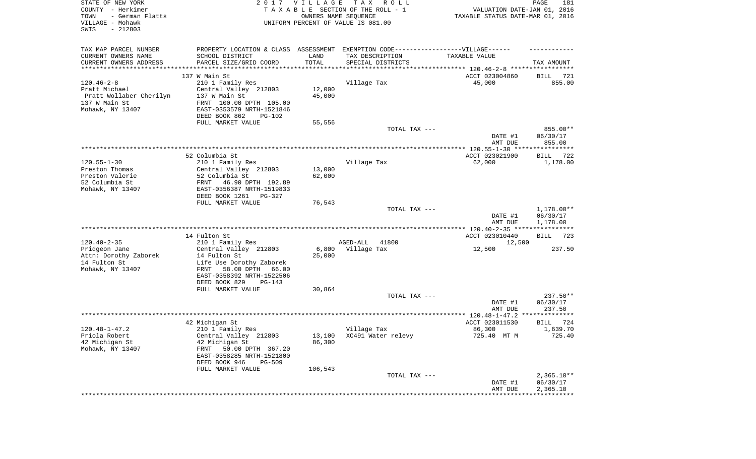STATE OF NEW YORK
COUNTY - Herkimer
TOWN - German Flatts
VILLAGE - Mohawk
SWIS - 212803

2017 VILLAGE TAX ROLL
TAXABLE SECTION OF THE ROLL - 1
OWNERS NAME SEQUENCE
UNIFORM PERCENT OF VALUE IS 081.00

VALUATION DATE-JAN 01, 2016
TAXABLE STATUS DATE-MAR 01, 2016

| TAX MAP PARCEL NUMBER / CURRENT OWNERS NAME / CURRENT OWNERS ADDRESS | PROPERTY LOCATION & CLASS / SCHOOL DISTRICT / PARCEL SIZE/GRID COORD | ASSESSMENT LAND / TOTAL | EXEMPTION CODE / TAX DESCRIPTION / SPECIAL DISTRICTS | TAXABLE VALUE | TAX AMOUNT |
|---|---|---|---|---|---|
| 120.46-2-8 | 137 W Main St | | | ACCT 023004860 | BILL 721 |
| Pratt Michael | 210 1 Family Res | | Village Tax | 45,000 | 855.00 |
| Pratt Wollaber Cherilyn | Central Valley 212803 | 12,000 | | | |
| 137 W Main St | 137 W Main St | 45,000 | | | |
| Mohawk, NY 13407 | FRNT 100.00 DPTH 105.00 | | | | |
| | EAST-0353579 NRTH-1521846 | | | | |
| | DEED BOOK 862 PG-102 | | | | |
| | FULL MARKET VALUE | 55,556 | | | |
| | | | TOTAL TAX --- | | 855.00** |
| | | | | DATE #1 | 06/30/17 |
| | | | | AMT DUE | 855.00 |
| 120.55-1-30 | 52 Columbia St | | | ACCT 023021900 | BILL 722 |
| Preston Thomas | 210 1 Family Res | | Village Tax | 62,000 | 1,178.00 |
| Preston Valerie | Central Valley 212803 | 13,000 | | | |
| 52 Columbia St | 52 Columbia St | 62,000 | | | |
| Mohawk, NY 13407 | FRNT 46.90 DPTH 192.89 | | | | |
| | EAST-0356387 NRTH-1519833 | | | | |
| | DEED BOOK 1261 PG-327 | | | | |
| | FULL MARKET VALUE | 76,543 | | | |
| | | | TOTAL TAX --- | | 1,178.00** |
| | | | | DATE #1 | 06/30/17 |
| | | | | AMT DUE | 1,178.00 |
| 120.40-2-35 | 14 Fulton St | | | ACCT 023010440 | BILL 723 |
| Pridgeon Jane | 210 1 Family Res | | AGED-ALL 41800 | 12,500 | |
| Attn: Dorothy Zaborek | Central Valley 212803 | 6,800 | Village Tax | 12,500 | 237.50 |
| 14 Fulton St | 14 Fulton St | 25,000 | | | |
| Mohawk, NY 13407 | Life Use Dorothy Zaborek | | | | |
| | FRNT 58.00 DPTH 66.00 | | | | |
| | EAST-0358392 NRTH-1522506 | | | | |
| | DEED BOOK 829 PG-143 | | | | |
| | FULL MARKET VALUE | 30,864 | | | |
| | | | TOTAL TAX --- | | 237.50** |
| | | | | DATE #1 | 06/30/17 |
| | | | | AMT DUE | 237.50 |
| 120.48-1-47.2 | 42 Michigan St | | | ACCT 023011530 | BILL 724 |
| Priola Robert | 210 1 Family Res | | Village Tax | 86,300 | 1,639.70 |
| 42 Michigan St | Central Valley 212803 | 13,100 | XC491 Water relevy | 725.40 MT M | 725.40 |
| Mohawk, NY 13407 | 42 Michigan St | 86,300 | | | |
| | FRNT 50.00 DPTH 367.20 | | | | |
| | EAST-0358285 NRTH-1521800 | | | | |
| | DEED BOOK 946 PG-509 | | | | |
| | FULL MARKET VALUE | 106,543 | | | |
| | | | TOTAL TAX --- | | 2,365.10** |
| | | | | DATE #1 | 06/30/17 |
| | | | | AMT DUE | 2,365.10 |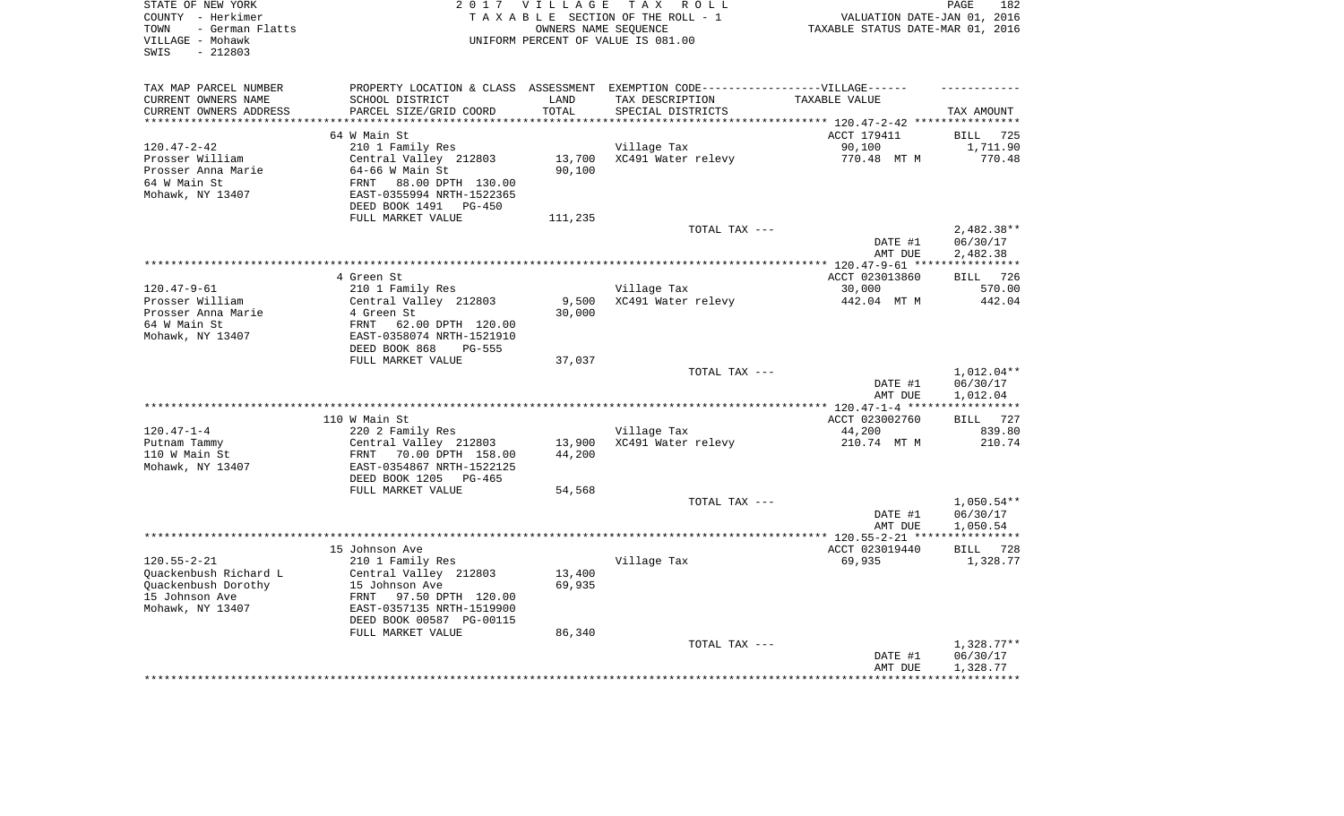STATE OF NEW YORK — COUNTY - Herkimer — TOWN - German Flatts — VILLAGE - Mohawk — SWIS - 212803

**2017 VILLAGE TAX ROLL**
TAXABLE SECTION OF THE ROLL - 1
OWNERS NAME SEQUENCE
UNIFORM PERCENT OF VALUE IS 081.00

VALUATION DATE-JAN 01, 2016
TAXABLE STATUS DATE-MAR 01, 2016

| TAX MAP PARCEL NUMBER / CURRENT OWNERS NAME / CURRENT OWNERS ADDRESS | PROPERTY LOCATION & CLASS / SCHOOL DISTRICT / PARCEL SIZE/GRID COORD | ASSESSMENT LAND / TOTAL | EXEMPTION CODE / TAX DESCRIPTION / SPECIAL DISTRICTS | TAXABLE VALUE | TAX AMOUNT |
|---|---|---|---|---|---|
| 120.47-2-42 | 64 W Main St | | | ACCT 179411 | BILL 725 |
| Prosser William | 210 1 Family Res | | Village Tax | 90,100 | 1,711.90 |
| Prosser Anna Marie | Central Valley 212803 | 13,700 | XC491 Water relevy | 770.48 MT M | 770.48 |
| 64 W Main St | 64-66 W Main St | 90,100 | | | |
| Mohawk, NY 13407 | FRNT 88.00 DPTH 130.00 | | | | |
| | EAST-0355994 NRTH-1522365 | | | | |
| | DEED BOOK 1491 PG-450 | | | | |
| | FULL MARKET VALUE | 111,235 | | | |
| | | | TOTAL TAX --- | | 2,482.38** |
| | | | | DATE #1 | 06/30/17 |
| | | | | AMT DUE | 2,482.38 |
| 120.47-9-61 | 4 Green St | | | ACCT 023013860 | BILL 726 |
| Prosser William | 210 1 Family Res | | Village Tax | 30,000 | 570.00 |
| Prosser Anna Marie | Central Valley 212803 | 9,500 | XC491 Water relevy | 442.04 MT M | 442.04 |
| 64 W Main St | 4 Green St | 30,000 | | | |
| Mohawk, NY 13407 | FRNT 62.00 DPTH 120.00 | | | | |
| | EAST-0358074 NRTH-1521910 | | | | |
| | DEED BOOK 868 PG-555 | | | | |
| | FULL MARKET VALUE | 37,037 | | | |
| | | | TOTAL TAX --- | | 1,012.04** |
| | | | | DATE #1 | 06/30/17 |
| | | | | AMT DUE | 1,012.04 |
| 120.47-1-4 | 110 W Main St | | | ACCT 023002760 | BILL 727 |
| Putnam Tammy | 220 2 Family Res | | Village Tax | 44,200 | 839.80 |
| 110 W Main St | Central Valley 212803 | 13,900 | XC491 Water relevy | 210.74 MT M | 210.74 |
| Mohawk, NY 13407 | FRNT 70.00 DPTH 158.00 | 44,200 | | | |
| | EAST-0354867 NRTH-1522125 | | | | |
| | DEED BOOK 1205 PG-465 | | | | |
| | FULL MARKET VALUE | 54,568 | | | |
| | | | TOTAL TAX --- | | 1,050.54** |
| | | | | DATE #1 | 06/30/17 |
| | | | | AMT DUE | 1,050.54 |
| 120.55-2-21 | 15 Johnson Ave | | | ACCT 023019440 | BILL 728 |
| Quackenbush Richard L | 210 1 Family Res | | Village Tax | 69,935 | 1,328.77 |
| Quackenbush Dorothy | Central Valley 212803 | 13,400 | | | |
| 15 Johnson Ave | 15 Johnson Ave | 69,935 | | | |
| Mohawk, NY 13407 | FRNT 97.50 DPTH 120.00 | | | | |
| | EAST-0357135 NRTH-1519900 | | | | |
| | DEED BOOK 00587 PG-00115 | | | | |
| | FULL MARKET VALUE | 86,340 | | | |
| | | | TOTAL TAX --- | | 1,328.77** |
| | | | | DATE #1 | 06/30/17 |
| | | | | AMT DUE | 1,328.77 |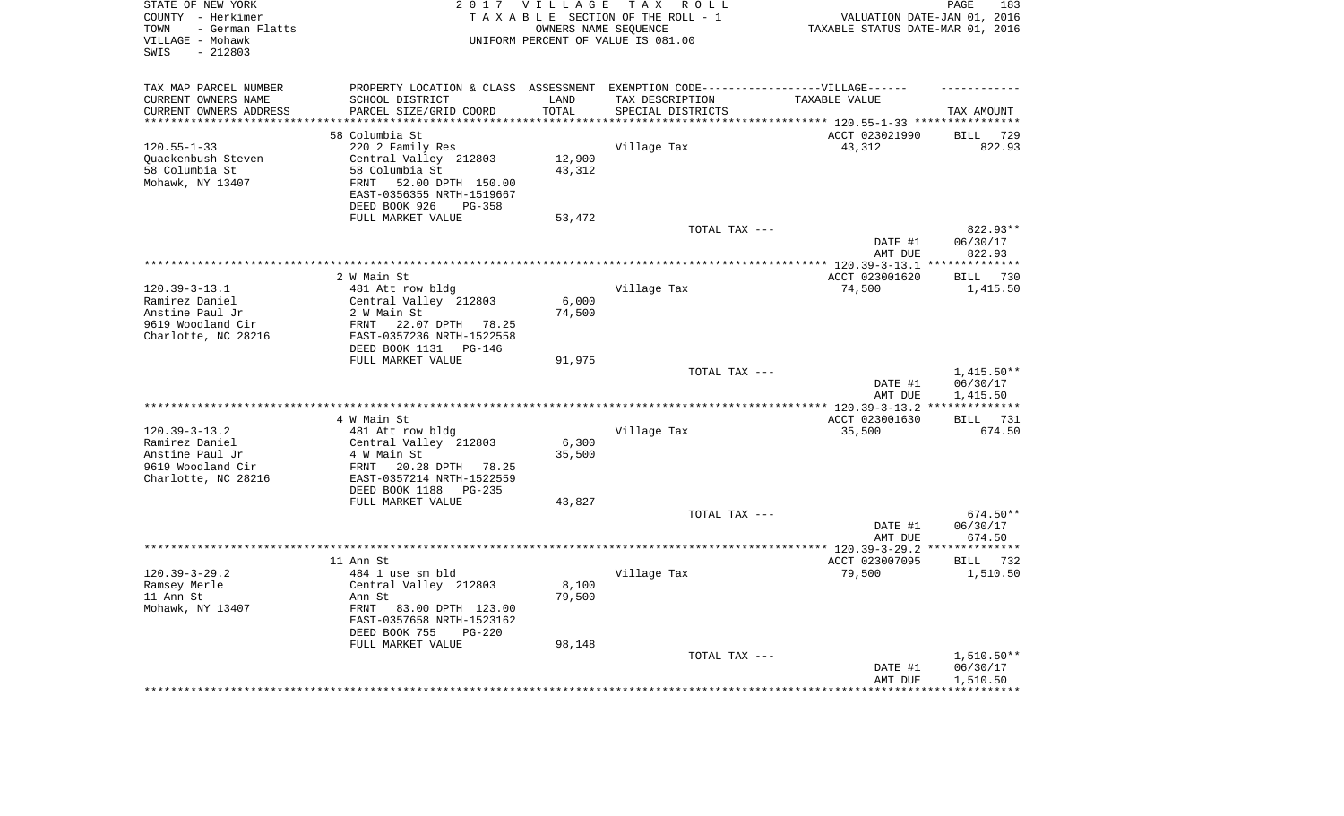STATE OF NEW YORK
COUNTY - Herkimer
TOWN - German Flatts
VILLAGE - Mohawk
SWIS - 212803

2017 VILLAGE TAX ROLL
TAXABLE SECTION OF THE ROLL - 1
OWNERS NAME SEQUENCE
UNIFORM PERCENT OF VALUE IS 081.00

VALUATION DATE-JAN 01, 2016
TAXABLE STATUS DATE-MAR 01, 2016

| TAX MAP PARCEL NUMBER<br>CURRENT OWNERS NAME<br>CURRENT OWNERS ADDRESS | PROPERTY LOCATION & CLASS<br>SCHOOL DISTRICT<br>PARCEL SIZE/GRID COORD | ASSESSMENT<br>LAND<br>TOTAL | EXEMPTION CODE------VILLAGE------<br>TAX DESCRIPTION<br>SPECIAL DISTRICTS | TAXABLE VALUE | TAX AMOUNT |
|---|---|---|---|---|---|
| 120.55-1-33 | 58 Columbia St | | | ACCT 023021990 | BILL 729 |
| Quackenbush Steven | 220 2 Family Res | | Village Tax | 43,312 | 822.93 |
| 58 Columbia St | Central Valley 212803 | 12,900 | | | |
| Mohawk, NY 13407 | 58 Columbia St | 43,312 | | | |
| | FRNT 52.00 DPTH 150.00 | | | | |
| | EAST-0356355 NRTH-1519667 | | | | |
| | DEED BOOK 926 PG-358 | | | | |
| | FULL MARKET VALUE | 53,472 | | | |
| | | | TOTAL TAX --- | | 822.93** |
| | | | | DATE #1 | 06/30/17 |
| | | | | AMT DUE | 822.93 |
| 120.39-3-13.1 | 2 W Main St | | | ACCT 023001620 | BILL 730 |
| Ramirez Daniel | 481 Att row bldg | | Village Tax | 74,500 | 1,415.50 |
| Anstine Paul Jr | Central Valley 212803 | 6,000 | | | |
| 9619 Woodland Cir | 2 W Main St | 74,500 | | | |
| Charlotte, NC 28216 | FRNT 22.07 DPTH 78.25 | | | | |
| | EAST-0357236 NRTH-1522558 | | | | |
| | DEED BOOK 1131 PG-146 | | | | |
| | FULL MARKET VALUE | 91,975 | | | |
| | | | TOTAL TAX --- | | 1,415.50** |
| | | | | DATE #1 | 06/30/17 |
| | | | | AMT DUE | 1,415.50 |
| 120.39-3-13.2 | 4 W Main St | | | ACCT 023001630 | BILL 731 |
| Ramirez Daniel | 481 Att row bldg | | Village Tax | 35,500 | 674.50 |
| Anstine Paul Jr | Central Valley 212803 | 6,300 | | | |
| 9619 Woodland Cir | 4 W Main St | 35,500 | | | |
| Charlotte, NC 28216 | FRNT 20.28 DPTH 78.25 | | | | |
| | EAST-0357214 NRTH-1522559 | | | | |
| | DEED BOOK 1188 PG-235 | | | | |
| | FULL MARKET VALUE | 43,827 | | | |
| | | | TOTAL TAX --- | | 674.50** |
| | | | | DATE #1 | 06/30/17 |
| | | | | AMT DUE | 674.50 |
| 120.39-3-29.2 | 11 Ann St | | | ACCT 023007095 | BILL 732 |
| Ramsey Merle | 484 1 use sm bld | | Village Tax | 79,500 | 1,510.50 |
| 11 Ann St | Central Valley 212803 | 8,100 | | | |
| Mohawk, NY 13407 | Ann St | 79,500 | | | |
| | FRNT 83.00 DPTH 123.00 | | | | |
| | EAST-0357658 NRTH-1523162 | | | | |
| | DEED BOOK 755 PG-220 | | | | |
| | FULL MARKET VALUE | 98,148 | | | |
| | | | TOTAL TAX --- | | 1,510.50** |
| | | | | DATE #1 | 06/30/17 |
| | | | | AMT DUE | 1,510.50 |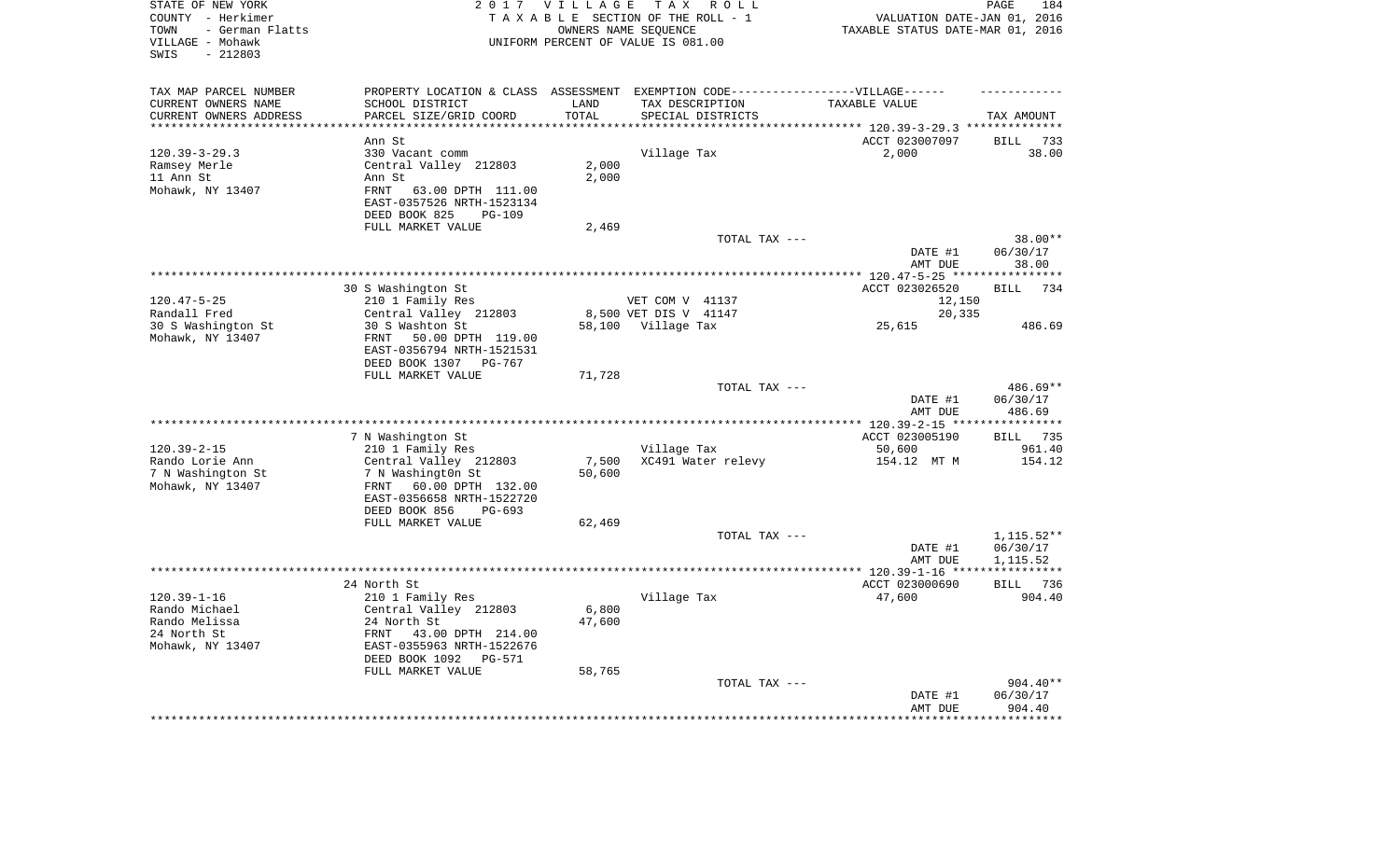STATE OF NEW YORK
COUNTY - Herkimer
TOWN - German Flatts
VILLAGE - Mohawk
SWIS - 212803

**2017 VILLAGE TAX ROLL**
TAXABLE SECTION OF THE ROLL - 1
OWNERS NAME SEQUENCE
UNIFORM PERCENT OF VALUE IS 081.00

VALUATION DATE-JAN 01, 2016
TAXABLE STATUS DATE-MAR 01, 2016

| TAX MAP PARCEL NUMBER / CURRENT OWNERS NAME / CURRENT OWNERS ADDRESS | PROPERTY LOCATION & CLASS / SCHOOL DISTRICT / PARCEL SIZE/GRID COORD | ASSESSMENT LAND / TOTAL | EXEMPTION CODE / TAX DESCRIPTION / SPECIAL DISTRICTS | TAXABLE VALUE | TAX AMOUNT |
|---|---|---|---|---|---|
| | Ann St | | | ACCT 023007097 | BILL 733 |
| 120.39-3-29.3 | 330 Vacant comm | | Village Tax | 2,000 | 38.00 |
| Ramsey Merle | Central Valley 212803 | 2,000 | | | |
| 11 Ann St | Ann St | 2,000 | | | |
| Mohawk, NY 13407 | FRNT 63.00 DPTH 111.00 | | | | |
| | EAST-0357526 NRTH-1523134 | | | | |
| | DEED BOOK 825 PG-109 | | | | |
| | FULL MARKET VALUE | 2,469 | | | |
| | | | TOTAL TAX --- | | 38.00** |
| | | | | DATE #1 | 06/30/17 |
| | | | | AMT DUE | 38.00 |
| | 30 S Washington St | | | ACCT 023026520 | BILL 734 |
| 120.47-5-25 | 210 1 Family Res | | VET COM V 41137 | 12,150 | |
| Randall Fred | Central Valley 212803 | 8,500 | VET DIS V 41147 | 20,335 | |
| 30 S Washington St | 30 S Washton St | 58,100 | Village Tax | 25,615 | 486.69 |
| Mohawk, NY 13407 | FRNT 50.00 DPTH 119.00 | | | | |
| | EAST-0356794 NRTH-1521531 | | | | |
| | DEED BOOK 1307 PG-767 | | | | |
| | FULL MARKET VALUE | 71,728 | | | |
| | | | TOTAL TAX --- | | 486.69** |
| | | | | DATE #1 | 06/30/17 |
| | | | | AMT DUE | 486.69 |
| | 7 N Washington St | | | ACCT 023005190 | BILL 735 |
| 120.39-2-15 | 210 1 Family Res | | Village Tax | 50,600 | 961.40 |
| Rando Lorie Ann | Central Valley 212803 | 7,500 | XC491 Water relevy | 154.12 MT M | 154.12 |
| 7 N Washington St | 7 N Washingt0n St | 50,600 | | | |
| Mohawk, NY 13407 | FRNT 60.00 DPTH 132.00 | | | | |
| | EAST-0356658 NRTH-1522720 | | | | |
| | DEED BOOK 856 PG-693 | | | | |
| | FULL MARKET VALUE | 62,469 | | | |
| | | | TOTAL TAX --- | | 1,115.52** |
| | | | | DATE #1 | 06/30/17 |
| | | | | AMT DUE | 1,115.52 |
| | 24 North St | | | ACCT 023000690 | BILL 736 |
| 120.39-1-16 | 210 1 Family Res | | Village Tax | 47,600 | 904.40 |
| Rando Michael | Central Valley 212803 | 6,800 | | | |
| Rando Melissa | 24 North St | 47,600 | | | |
| 24 North St | FRNT 43.00 DPTH 214.00 | | | | |
| Mohawk, NY 13407 | EAST-0355963 NRTH-1522676 | | | | |
| | DEED BOOK 1092 PG-571 | | | | |
| | FULL MARKET VALUE | 58,765 | | | |
| | | | TOTAL TAX --- | | 904.40** |
| | | | | DATE #1 | 06/30/17 |
| | | | | AMT DUE | 904.40 |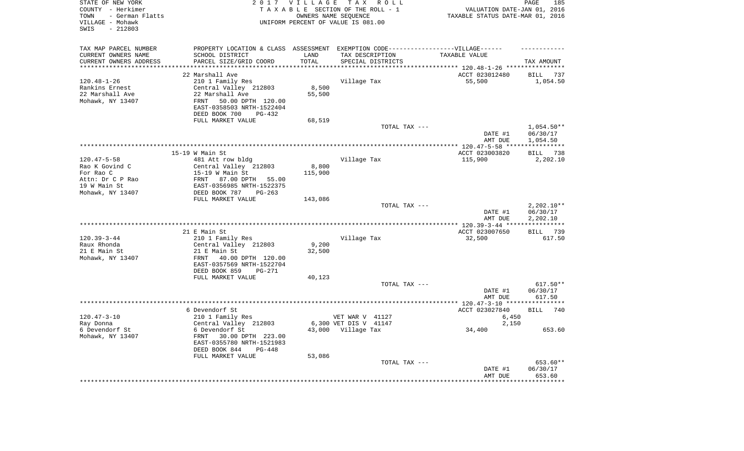STATE OF NEW YORK
COUNTY - Herkimer
TOWN - German Flatts
VILLAGE - Mohawk
SWIS - 212803

2 0 1 7 V I L L A G E T A X R O L L
T A X A B L E SECTION OF THE ROLL - 1
OWNERS NAME SEQUENCE
UNIFORM PERCENT OF VALUE IS 081.00

VALUATION DATE-JAN 01, 2016
TAXABLE STATUS DATE-MAR 01, 2016

| TAX MAP PARCEL NUMBER / CURRENT OWNERS NAME / CURRENT OWNERS ADDRESS | PROPERTY LOCATION & CLASS / SCHOOL DISTRICT / PARCEL SIZE/GRID COORD | ASSESSMENT LAND / TOTAL | EXEMPTION CODE / TAX DESCRIPTION / SPECIAL DISTRICTS | TAXABLE VALUE | TAX AMOUNT |
|---|---|---|---|---|---|
| | 22 Marshall Ave | | | ACCT 023012480 | BILL 737 |
| 120.48-1-26 | 210 1 Family Res | | Village Tax | 55,500 | 1,054.50 |
| Rankins Ernest | Central Valley 212803 | 8,500 | | | |
| 22 Marshall Ave | 22 Marshall Ave | 55,500 | | | |
| Mohawk, NY 13407 | FRNT 50.00 DPTH 120.00 | | | | |
| | EAST-0358503 NRTH-1522404 | | | | |
| | DEED BOOK 700 PG-432 | | | | |
| | FULL MARKET VALUE | 68,519 | | | |
| | | | TOTAL TAX --- | | 1,054.50** |
| | | | | DATE #1 | 06/30/17 |
| | | | | AMT DUE | 1,054.50 |
| | 15-19 W Main St | | | ACCT 023003820 | BILL 738 |
| 120.47-5-58 | 481 Att row bldg | | Village Tax | 115,900 | 2,202.10 |
| Rao K Govind C | Central Valley 212803 | 8,800 | | | |
| For Rao C | 15-19 W Main St | 115,900 | | | |
| Attn: Dr C P Rao | FRNT 87.00 DPTH 55.00 | | | | |
| 19 W Main St | EAST-0356985 NRTH-1522375 | | | | |
| Mohawk, NY 13407 | DEED BOOK 787 PG-263 | | | | |
| | FULL MARKET VALUE | 143,086 | | | |
| | | | TOTAL TAX --- | | 2,202.10** |
| | | | | DATE #1 | 06/30/17 |
| | | | | AMT DUE | 2,202.10 |
| | 21 E Main St | | | ACCT 023007650 | BILL 739 |
| 120.39-3-44 | 210 1 Family Res | | Village Tax | 32,500 | 617.50 |
| Raux Rhonda | Central Valley 212803 | 9,200 | | | |
| 21 E Main St | 21 E Main St | 32,500 | | | |
| Mohawk, NY 13407 | FRNT 40.00 DPTH 120.00 | | | | |
| | EAST-0357569 NRTH-1522704 | | | | |
| | DEED BOOK 859 PG-271 | | | | |
| | FULL MARKET VALUE | 40,123 | | | |
| | | | TOTAL TAX --- | | 617.50** |
| | | | | DATE #1 | 06/30/17 |
| | | | | AMT DUE | 617.50 |
| | 6 Devendorf St | | | ACCT 023027840 | BILL 740 |
| 120.47-3-10 | 210 1 Family Res | | VET WAR V 41127 | 6,450 | |
| Ray Donna | Central Valley 212803 | 6,300 | VET DIS V 41147 | 2,150 | |
| 6 Devendorf St | 6 Devendorf St | 43,000 | Village Tax | 34,400 | 653.60 |
| Mohawk, NY 13407 | FRNT 30.00 DPTH 223.00 | | | | |
| | EAST-0355780 NRTH-1521983 | | | | |
| | DEED BOOK 844 PG-448 | | | | |
| | FULL MARKET VALUE | 53,086 | | | |
| | | | TOTAL TAX --- | | 653.60** |
| | | | | DATE #1 | 06/30/17 |
| | | | | AMT DUE | 653.60 |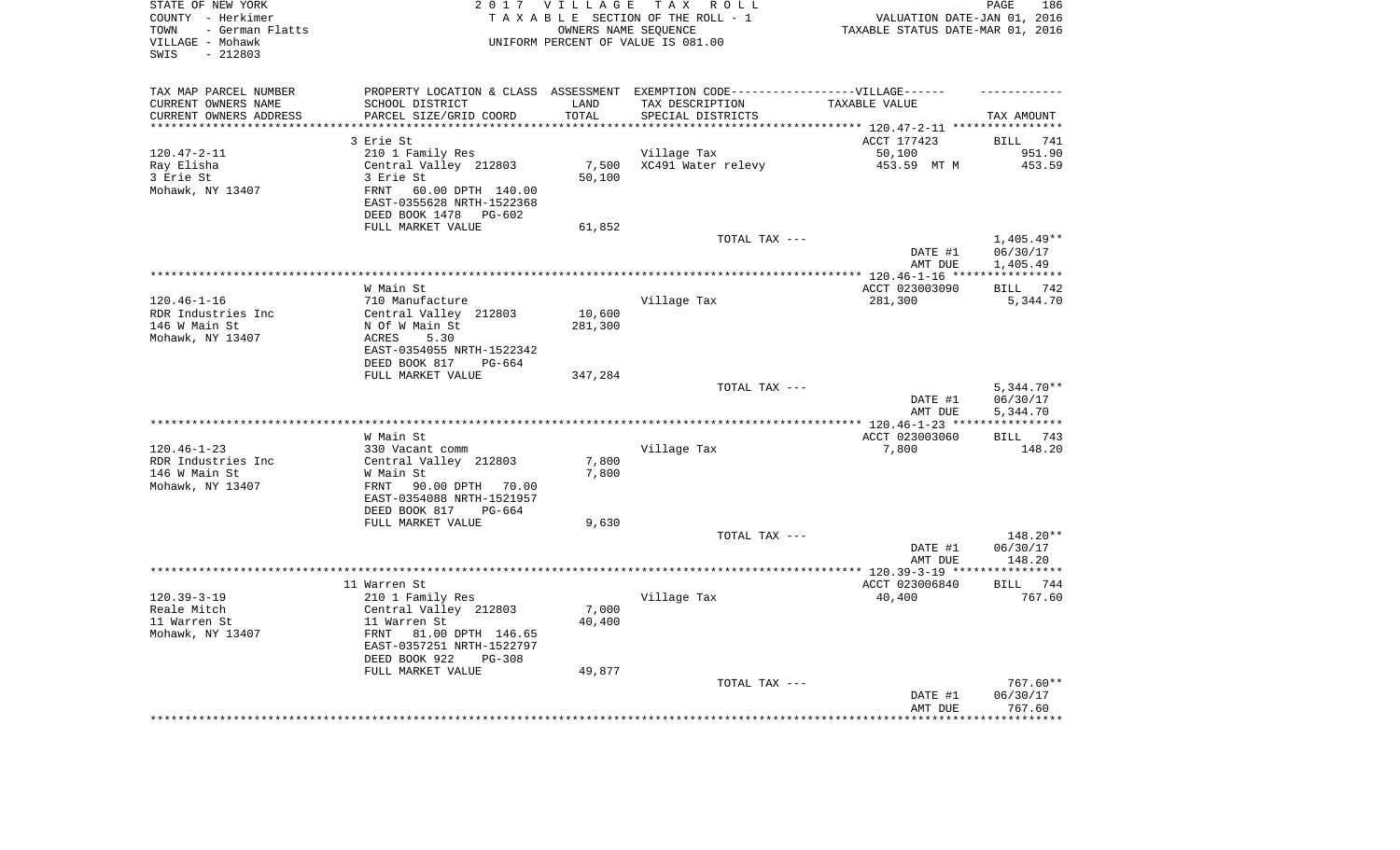STATE OF NEW YORK
COUNTY - Herkimer
TOWN - German Flatts
VILLAGE - Mohawk
SWIS - 212803

2017 VILLAGE TAX ROLL
TAXABLE SECTION OF THE ROLL - 1
OWNERS NAME SEQUENCE
UNIFORM PERCENT OF VALUE IS 081.00

VALUATION DATE-JAN 01, 2016
TAXABLE STATUS DATE-MAR 01, 2016

| TAX MAP PARCEL NUMBER / CURRENT OWNERS NAME / CURRENT OWNERS ADDRESS | PROPERTY LOCATION & CLASS / SCHOOL DISTRICT / PARCEL SIZE/GRID COORD | ASSESSMENT LAND / TOTAL | EXEMPTION CODE-----VILLAGE------ TAX DESCRIPTION / SPECIAL DISTRICTS | TAXABLE VALUE | TAX AMOUNT |
|---|---|---|---|---|---|
| 120.47-2-11 | 3 Erie St | | | ACCT 177423 | BILL 741 |
| Ray Elisha | 210 1 Family Res | | Village Tax | 50,100 | 951.90 |
| 3 Erie St | Central Valley 212803 | 7,500 | XC491 Water relevy | 453.59 MT M | 453.59 |
| Mohawk, NY 13407 | 3 Erie St | 50,100 | | | |
| | FRNT 60.00 DPTH 140.00 | | | | |
| | EAST-0355628 NRTH-1522368 | | | | |
| | DEED BOOK 1478 PG-602 | | | | |
| | FULL MARKET VALUE | 61,852 | | | |
| | | | TOTAL TAX --- | | 1,405.49** |
| | | | | DATE #1 | 06/30/17 |
| | | | | AMT DUE | 1,405.49 |
| 120.46-1-16 | W Main St | | | ACCT 023003090 | BILL 742 |
| RDR Industries Inc | 710 Manufacture | | Village Tax | 281,300 | 5,344.70 |
| 146 W Main St | Central Valley 212803 | 10,600 | | | |
| Mohawk, NY 13407 | N Of W Main St | 281,300 | | | |
| | ACRES 5.30 | | | | |
| | EAST-0354055 NRTH-1522342 | | | | |
| | DEED BOOK 817 PG-664 | | | | |
| | FULL MARKET VALUE | 347,284 | | | |
| | | | TOTAL TAX --- | | 5,344.70** |
| | | | | DATE #1 | 06/30/17 |
| | | | | AMT DUE | 5,344.70 |
| 120.46-1-23 | W Main St | | | ACCT 023003060 | BILL 743 |
| RDR Industries Inc | 330 Vacant comm | | Village Tax | 7,800 | 148.20 |
| 146 W Main St | Central Valley 212803 | 7,800 | | | |
| Mohawk, NY 13407 | W Main St | 7,800 | | | |
| | FRNT 90.00 DPTH 70.00 | | | | |
| | EAST-0354088 NRTH-1521957 | | | | |
| | DEED BOOK 817 PG-664 | | | | |
| | FULL MARKET VALUE | 9,630 | | | |
| | | | TOTAL TAX --- | | 148.20** |
| | | | | DATE #1 | 06/30/17 |
| | | | | AMT DUE | 148.20 |
| 120.39-3-19 | 11 Warren St | | | ACCT 023006840 | BILL 744 |
| Reale Mitch | 210 1 Family Res | | Village Tax | 40,400 | 767.60 |
| 11 Warren St | Central Valley 212803 | 7,000 | | | |
| Mohawk, NY 13407 | 11 Warren St | 40,400 | | | |
| | FRNT 81.00 DPTH 146.65 | | | | |
| | EAST-0357251 NRTH-1522797 | | | | |
| | DEED BOOK 922 PG-308 | | | | |
| | FULL MARKET VALUE | 49,877 | | | |
| | | | TOTAL TAX --- | | 767.60** |
| | | | | DATE #1 | 06/30/17 |
| | | | | AMT DUE | 767.60 |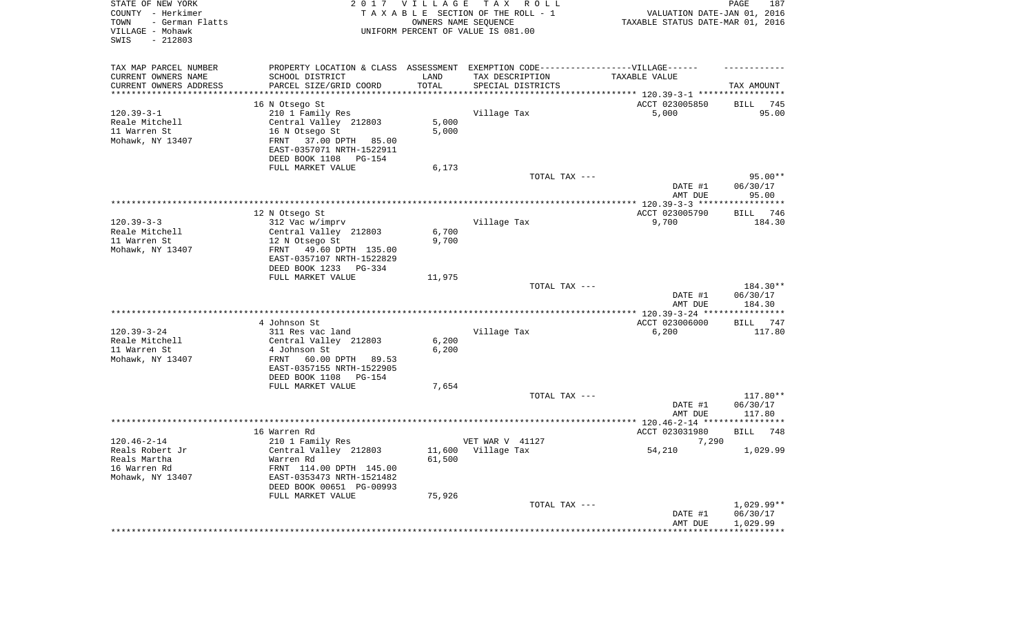STATE OF NEW YORK
COUNTY - Herkimer
TOWN - German Flatts
VILLAGE - Mohawk
SWIS - 212803

2017 VILLAGE TAX ROLL
TAXABLE SECTION OF THE ROLL - 1
OWNERS NAME SEQUENCE
UNIFORM PERCENT OF VALUE IS 081.00

VALUATION DATE-JAN 01, 2016
TAXABLE STATUS DATE-MAR 01, 2016

| TAX MAP PARCEL NUMBER / CURRENT OWNERS NAME / CURRENT OWNERS ADDRESS | PROPERTY LOCATION & CLASS / SCHOOL DISTRICT / PARCEL SIZE/GRID COORD | ASSESSMENT LAND / TOTAL | EXEMPTION CODE / TAX DESCRIPTION / SPECIAL DISTRICTS | TAXABLE VALUE | TAX AMOUNT |
|---|---|---|---|---|---|
| | 16 N Otsego St | | | ACCT 023005850 | BILL 745 |
| 120.39-3-1 | 210 1 Family Res | | Village Tax | 5,000 | 95.00 |
| Reale Mitchell | Central Valley 212803 | 5,000 | | | |
| 11 Warren St | 16 N Otsego St | 5,000 | | | |
| Mohawk, NY 13407 | FRNT 37.00 DPTH 85.00 | | | | |
| | EAST-0357071 NRTH-1522911 | | | | |
| | DEED BOOK 1108 PG-154 | | | | |
| | FULL MARKET VALUE | 6,173 | | | |
| | | | TOTAL TAX --- | | 95.00** |
| | | | | DATE #1 | 06/30/17 |
| | | | | AMT DUE | 95.00 |
| | 12 N Otsego St | | | ACCT 023005790 | BILL 746 |
| 120.39-3-3 | 312 Vac w/imprv | | Village Tax | 9,700 | 184.30 |
| Reale Mitchell | Central Valley 212803 | 6,700 | | | |
| 11 Warren St | 12 N Otsego St | 9,700 | | | |
| Mohawk, NY 13407 | FRNT 49.60 DPTH 135.00 | | | | |
| | EAST-0357107 NRTH-1522829 | | | | |
| | DEED BOOK 1233 PG-334 | | | | |
| | FULL MARKET VALUE | 11,975 | | | |
| | | | TOTAL TAX --- | | 184.30** |
| | | | | DATE #1 | 06/30/17 |
| | | | | AMT DUE | 184.30 |
| | 4 Johnson St | | | ACCT 023006000 | BILL 747 |
| 120.39-3-24 | 311 Res vac land | | Village Tax | 6,200 | 117.80 |
| Reale Mitchell | Central Valley 212803 | 6,200 | | | |
| 11 Warren St | 4 Johnson St | 6,200 | | | |
| Mohawk, NY 13407 | FRNT 60.00 DPTH 89.53 | | | | |
| | EAST-0357155 NRTH-1522905 | | | | |
| | DEED BOOK 1108 PG-154 | | | | |
| | FULL MARKET VALUE | 7,654 | | | |
| | | | TOTAL TAX --- | | 117.80** |
| | | | | DATE #1 | 06/30/17 |
| | | | | AMT DUE | 117.80 |
| | 16 Warren Rd | | | ACCT 023031980 | BILL 748 |
| 120.46-2-14 | 210 1 Family Res | | VET WAR V 41127 | 7,290 | |
| Reals Robert Jr | Central Valley 212803 | 11,600 | Village Tax | 54,210 | 1,029.99 |
| Reals Martha | Warren Rd | 61,500 | | | |
| 16 Warren Rd | FRNT 114.00 DPTH 145.00 | | | | |
| Mohawk, NY 13407 | EAST-0353473 NRTH-1521482 | | | | |
| | DEED BOOK 00651 PG-00993 | | | | |
| | FULL MARKET VALUE | 75,926 | | | |
| | | | TOTAL TAX --- | | 1,029.99** |
| | | | | DATE #1 | 06/30/17 |
| | | | | AMT DUE | 1,029.99 |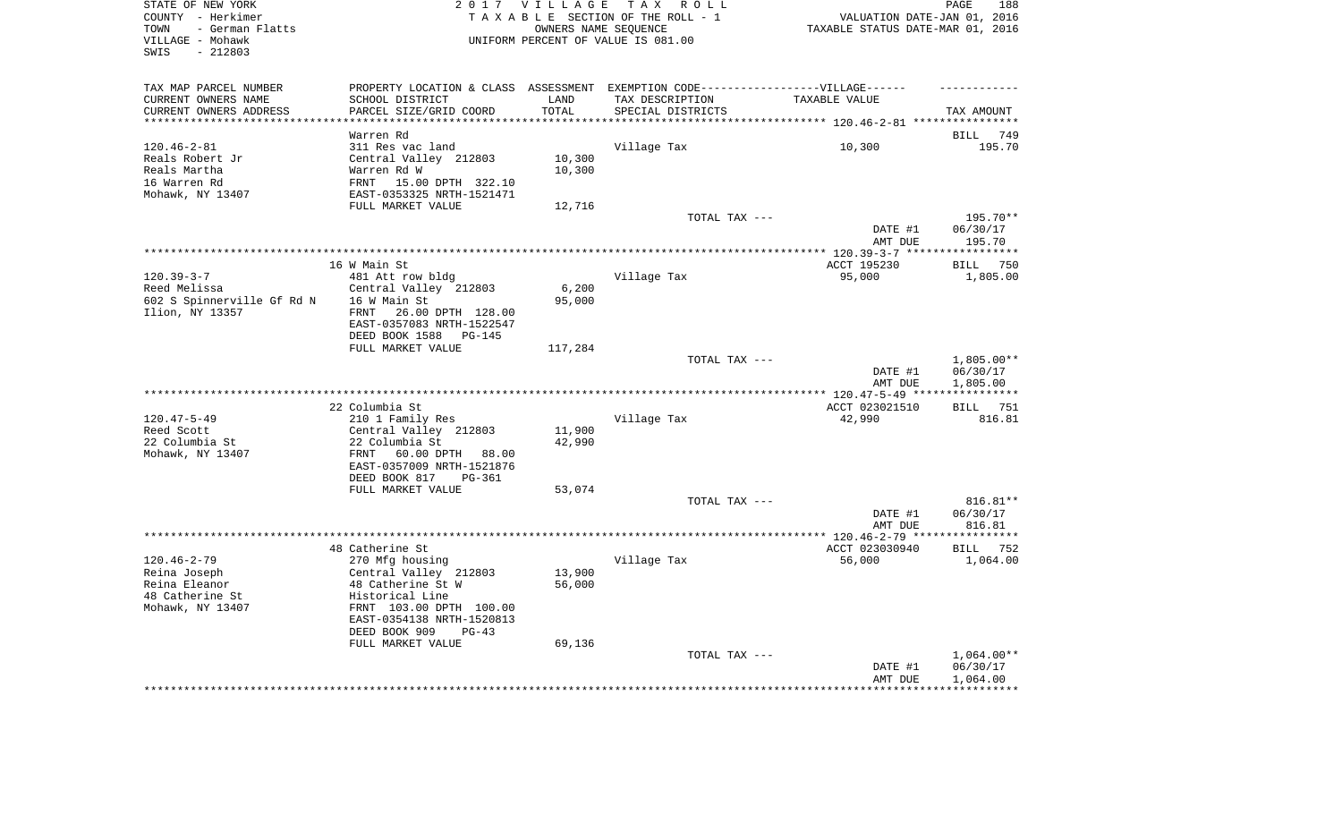STATE OF NEW YORK — 2017 VILLAGE TAX ROLL
COUNTY - Herkimer — TAXABLE SECTION OF THE ROLL - 1 — VALUATION DATE-JAN 01, 2016
TOWN - German Flatts — OWNERS NAME SEQUENCE — TAXABLE STATUS DATE-MAR 01, 2016
VILLAGE - Mohawk — UNIFORM PERCENT OF VALUE IS 081.00
SWIS - 212803

| TAX MAP PARCEL NUMBER / CURRENT OWNERS NAME / CURRENT OWNERS ADDRESS | PROPERTY LOCATION & CLASS / SCHOOL DISTRICT / PARCEL SIZE/GRID COORD | ASSESSMENT LAND / TOTAL | EXEMPTION CODE / TAX DESCRIPTION / SPECIAL DISTRICTS | TAXABLE VALUE | TAX AMOUNT |
|---|---|---|---|---|---|
| **120.46-2-81** | Warren Rd | | | | BILL 749 |
| 120.46-2-81 | 311 Res vac land | | Village Tax | 10,300 | 195.70 |
| Reals Robert Jr | Central Valley 212803 | 10,300 | | | |
| Reals Martha | Warren Rd W | 10,300 | | | |
| 16 Warren Rd | FRNT 15.00 DPTH 322.10 | | | | |
| Mohawk, NY 13407 | EAST-0353325 NRTH-1521471 | | | | |
| | FULL MARKET VALUE | 12,716 | | | |
| | | | TOTAL TAX --- | | 195.70** |
| | | | | DATE #1 | 06/30/17 |
| | | | | AMT DUE | 195.70 |
| **120.39-3-7** | 16 W Main St | | | ACCT 195230 | BILL 750 |
| 120.39-3-7 | 481 Att row bldg | | Village Tax | 95,000 | 1,805.00 |
| Reed Melissa | Central Valley 212803 | 6,200 | | | |
| 602 S Spinnerville Gf Rd N | 16 W Main St | 95,000 | | | |
| Ilion, NY 13357 | FRNT 26.00 DPTH 128.00 | | | | |
| | EAST-0357083 NRTH-1522547 | | | | |
| | DEED BOOK 1588 PG-145 | | | | |
| | FULL MARKET VALUE | 117,284 | | | |
| | | | TOTAL TAX --- | | 1,805.00** |
| | | | | DATE #1 | 06/30/17 |
| | | | | AMT DUE | 1,805.00 |
| **120.47-5-49** | 22 Columbia St | | | ACCT 023021510 | BILL 751 |
| 120.47-5-49 | 210 1 Family Res | | Village Tax | 42,990 | 816.81 |
| Reed Scott | Central Valley 212803 | 11,900 | | | |
| 22 Columbia St | 22 Columbia St | 42,990 | | | |
| Mohawk, NY 13407 | FRNT 60.00 DPTH 88.00 | | | | |
| | EAST-0357009 NRTH-1521876 | | | | |
| | DEED BOOK 817 PG-361 | | | | |
| | FULL MARKET VALUE | 53,074 | | | |
| | | | TOTAL TAX --- | | 816.81** |
| | | | | DATE #1 | 06/30/17 |
| | | | | AMT DUE | 816.81 |
| **120.46-2-79** | 48 Catherine St | | | ACCT 023030940 | BILL 752 |
| 120.46-2-79 | 270 Mfg housing | | Village Tax | 56,000 | 1,064.00 |
| Reina Joseph | Central Valley 212803 | 13,900 | | | |
| Reina Eleanor | 48 Catherine St W | 56,000 | | | |
| 48 Catherine St | Historical Line | | | | |
| Mohawk, NY 13407 | FRNT 103.00 DPTH 100.00 | | | | |
| | EAST-0354138 NRTH-1520813 | | | | |
| | DEED BOOK 909 PG-43 | | | | |
| | FULL MARKET VALUE | 69,136 | | | |
| | | | TOTAL TAX --- | | 1,064.00** |
| | | | | DATE #1 | 06/30/17 |
| | | | | AMT DUE | 1,064.00 |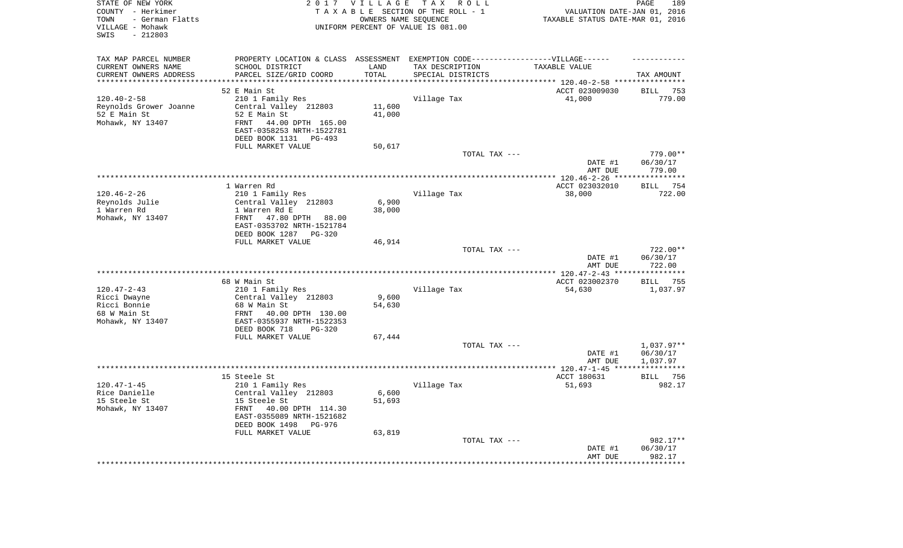STATE OF NEW YORK
COUNTY - Herkimer
TOWN - German Flatts
VILLAGE - Mohawk
SWIS - 212803

2 0 1 7 V I L L A G E T A X R O L L
T A X A B L E SECTION OF THE ROLL - 1
OWNERS NAME SEQUENCE
UNIFORM PERCENT OF VALUE IS 081.00

VALUATION DATE-JAN 01, 2016
TAXABLE STATUS DATE-MAR 01, 2016

| TAX MAP PARCEL NUMBER<br>CURRENT OWNERS NAME<br>CURRENT OWNERS ADDRESS | PROPERTY LOCATION & CLASS<br>SCHOOL DISTRICT<br>PARCEL SIZE/GRID COORD | ASSESSMENT<br>LAND<br>TOTAL | EXEMPTION CODE------VILLAGE------<br>TAX DESCRIPTION<br>SPECIAL DISTRICTS | TAXABLE VALUE | TAX AMOUNT |
|---|---|---|---|---|---|
| | 52 E Main St | | | ACCT 023009030 | BILL 753 |
| 120.40-2-58 | 210 1 Family Res | | Village Tax | 41,000 | 779.00 |
| Reynolds Grower Joanne | Central Valley 212803 | 11,600 | | | |
| 52 E Main St | 52 E Main St | 41,000 | | | |
| Mohawk, NY 13407 | FRNT 44.00 DPTH 165.00 | | | | |
| | EAST-0358253 NRTH-1522781 | | | | |
| | DEED BOOK 1131 PG-493 | | | | |
| | FULL MARKET VALUE | 50,617 | | | |
| | | | TOTAL TAX --- | | 779.00** |
| | | | | DATE #1 | 06/30/17 |
| | | | | AMT DUE | 779.00 |
| | 1 Warren Rd | | | ACCT 023032010 | BILL 754 |
| 120.46-2-26 | 210 1 Family Res | | Village Tax | 38,000 | 722.00 |
| Reynolds Julie | Central Valley 212803 | 6,900 | | | |
| 1 Warren Rd | 1 Warren Rd E | 38,000 | | | |
| Mohawk, NY 13407 | FRNT 47.80 DPTH 88.00 | | | | |
| | EAST-0353702 NRTH-1521784 | | | | |
| | DEED BOOK 1287 PG-320 | | | | |
| | FULL MARKET VALUE | 46,914 | | | |
| | | | TOTAL TAX --- | | 722.00** |
| | | | | DATE #1 | 06/30/17 |
| | | | | AMT DUE | 722.00 |
| | 68 W Main St | | | ACCT 023002370 | BILL 755 |
| 120.47-2-43 | 210 1 Family Res | | Village Tax | 54,630 | 1,037.97 |
| Ricci Dwayne | Central Valley 212803 | 9,600 | | | |
| Ricci Bonnie | 68 W Main St | 54,630 | | | |
| 68 W Main St | FRNT 40.00 DPTH 130.00 | | | | |
| Mohawk, NY 13407 | EAST-0355937 NRTH-1522353 | | | | |
| | DEED BOOK 718 PG-320 | | | | |
| | FULL MARKET VALUE | 67,444 | | | |
| | | | TOTAL TAX --- | | 1,037.97** |
| | | | | DATE #1 | 06/30/17 |
| | | | | AMT DUE | 1,037.97 |
| | 15 Steele St | | | ACCT 180631 | BILL 756 |
| 120.47-1-45 | 210 1 Family Res | | Village Tax | 51,693 | 982.17 |
| Rice Danielle | Central Valley 212803 | 6,600 | | | |
| 15 Steele St | 15 Steele St | 51,693 | | | |
| Mohawk, NY 13407 | FRNT 40.00 DPTH 114.30 | | | | |
| | EAST-0355089 NRTH-1521682 | | | | |
| | DEED BOOK 1498 PG-976 | | | | |
| | FULL MARKET VALUE | 63,819 | | | |
| | | | TOTAL TAX --- | | 982.17** |
| | | | | DATE #1 | 06/30/17 |
| | | | | AMT DUE | 982.17 |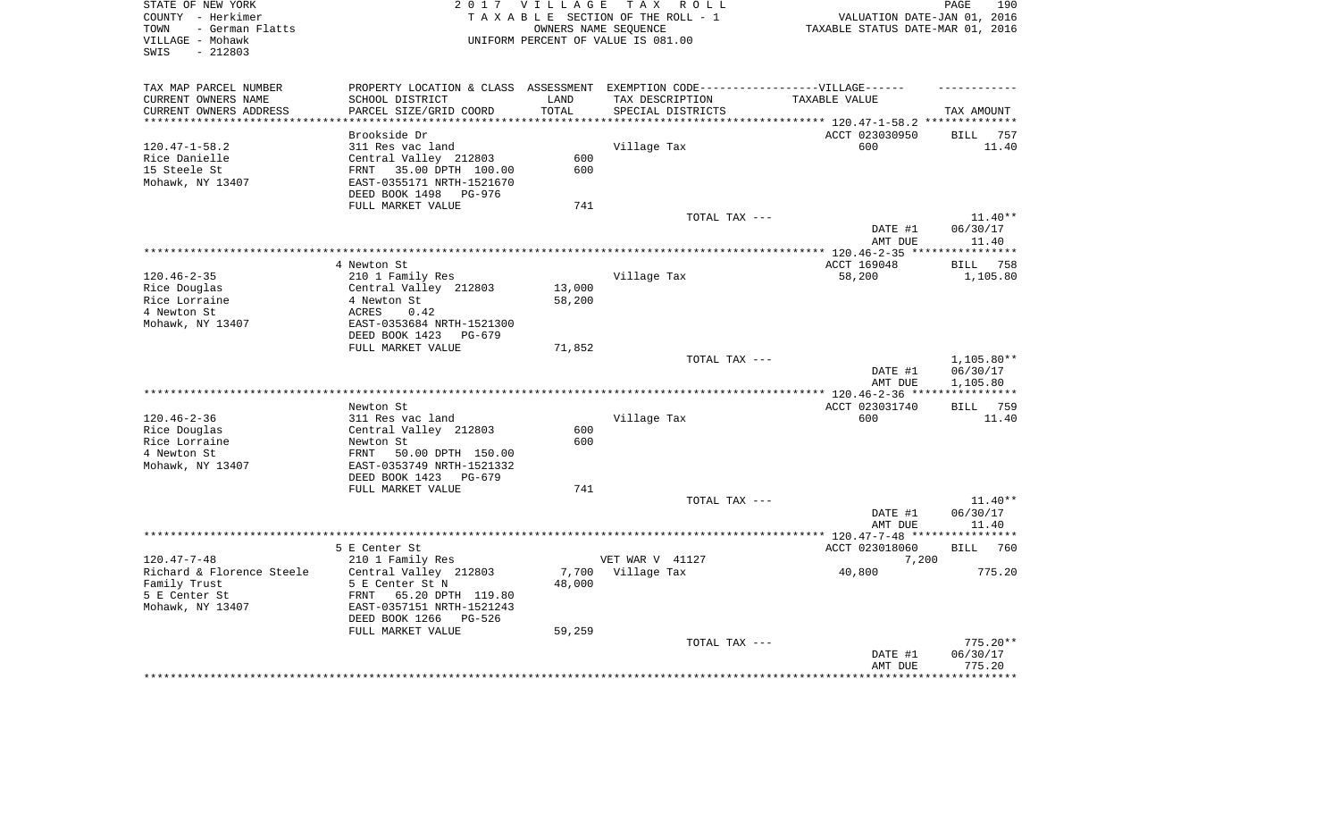STATE OF NEW YORK
COUNTY - Herkimer
TOWN - German Flatts
VILLAGE - Mohawk
SWIS - 212803

2 0 1 7 V I L L A G E T A X R O L L
T A X A B L E SECTION OF THE ROLL - 1
OWNERS NAME SEQUENCE
UNIFORM PERCENT OF VALUE IS 081.00

VALUATION DATE-JAN 01, 2016
TAXABLE STATUS DATE-MAR 01, 2016

| TAX MAP PARCEL NUMBER<br>CURRENT OWNERS NAME<br>CURRENT OWNERS ADDRESS | PROPERTY LOCATION & CLASS<br>SCHOOL DISTRICT<br>PARCEL SIZE/GRID COORD | ASSESSMENT<br>LAND<br>TOTAL | EXEMPTION CODE------VILLAGE------<br>TAX DESCRIPTION<br>SPECIAL DISTRICTS | TAXABLE VALUE | TAX AMOUNT |
|---|---|---|---|---|---|
| 120.47-1-58.2 | Brookside Dr | | | ACCT 023030950 | BILL 757 |
| Rice Danielle | 311 Res vac land | | Village Tax | 600 | 11.40 |
| 15 Steele St | Central Valley 212803 | 600 | | | |
| Mohawk, NY 13407 | FRNT 35.00 DPTH 100.00 | 600 | | | |
| | EAST-0355171 NRTH-1521670 | | | | |
| | DEED BOOK 1498 PG-976 | | | | |
| | FULL MARKET VALUE | 741 | | | |
| | | | TOTAL TAX --- | | 11.40** |
| | | | | DATE #1 | 06/30/17 |
| | | | | AMT DUE | 11.40 |
| 120.46-2-35 | 4 Newton St | | | ACCT 169048 | BILL 758 |
| Rice Douglas | 210 1 Family Res | | Village Tax | 58,200 | 1,105.80 |
| Rice Lorraine | Central Valley 212803 | 13,000 | | | |
| 4 Newton St | 4 Newton St | 58,200 | | | |
| Mohawk, NY 13407 | ACRES 0.42 | | | | |
| | EAST-0353684 NRTH-1521300 | | | | |
| | DEED BOOK 1423 PG-679 | | | | |
| | FULL MARKET VALUE | 71,852 | | | |
| | | | TOTAL TAX --- | | 1,105.80** |
| | | | | DATE #1 | 06/30/17 |
| | | | | AMT DUE | 1,105.80 |
| 120.46-2-36 | Newton St | | | ACCT 023031740 | BILL 759 |
| Rice Douglas | 311 Res vac land | | Village Tax | 600 | 11.40 |
| Rice Lorraine | Central Valley 212803 | 600 | | | |
| 4 Newton St | Newton St | 600 | | | |
| Mohawk, NY 13407 | FRNT 50.00 DPTH 150.00 | | | | |
| | EAST-0353749 NRTH-1521332 | | | | |
| | DEED BOOK 1423 PG-679 | | | | |
| | FULL MARKET VALUE | 741 | | | |
| | | | TOTAL TAX --- | | 11.40** |
| | | | | DATE #1 | 06/30/17 |
| | | | | AMT DUE | 11.40 |
| 120.47-7-48 | 5 E Center St | | | ACCT 023018060 | BILL 760 |
| Richard & Florence Steele | 210 1 Family Res | | VET WAR V 41127 | 7,200 | |
| Family Trust | Central Valley 212803 | 7,700 | Village Tax | 40,800 | 775.20 |
| 5 E Center St | 5 E Center St N | 48,000 | | | |
| Mohawk, NY 13407 | FRNT 65.20 DPTH 119.80 | | | | |
| | EAST-0357151 NRTH-1521243 | | | | |
| | DEED BOOK 1266 PG-526 | | | | |
| | FULL MARKET VALUE | 59,259 | | | |
| | | | TOTAL TAX --- | | 775.20** |
| | | | | DATE #1 | 06/30/17 |
| | | | | AMT DUE | 775.20 |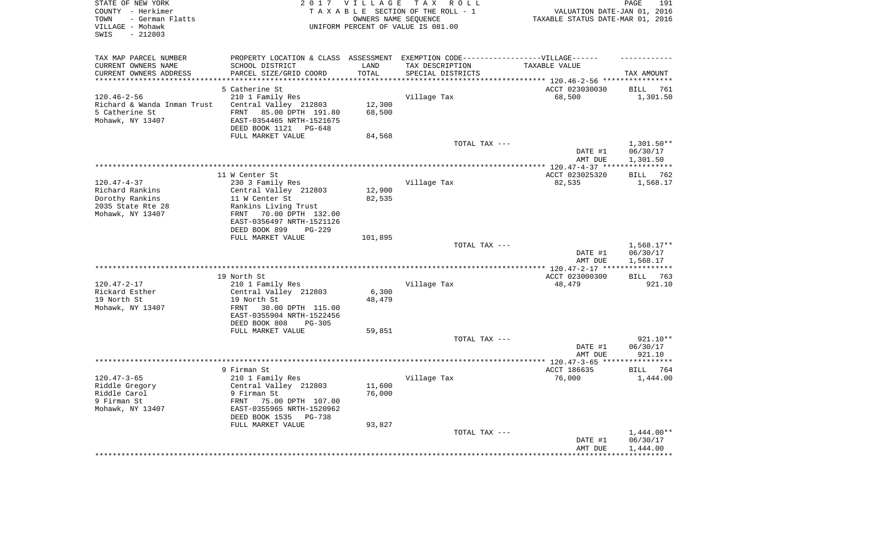STATE OF NEW YORK
COUNTY - Herkimer
TOWN - German Flatts
VILLAGE - Mohawk
SWIS - 212803

2017 VILLAGE TAX ROLL
TAXABLE SECTION OF THE ROLL - 1
OWNERS NAME SEQUENCE
UNIFORM PERCENT OF VALUE IS 081.00

VALUATION DATE-JAN 01, 2016
TAXABLE STATUS DATE-MAR 01, 2016

| TAX MAP PARCEL NUMBER / CURRENT OWNERS NAME / CURRENT OWNERS ADDRESS | PROPERTY LOCATION & CLASS / SCHOOL DISTRICT / PARCEL SIZE/GRID COORD | ASSESSMENT LAND / TOTAL | EXEMPTION CODE / TAX DESCRIPTION / SPECIAL DISTRICTS | TAXABLE VALUE | TAX AMOUNT |
|---|---|---|---|---|---|
| | 5 Catherine St | | | ACCT 023030030 | BILL 761 |
| 120.46-2-56 | 210 1 Family Res | | Village Tax | 68,500 | 1,301.50 |
| Richard & Wanda Inman Trust | Central Valley 212803 | 12,300 | | | |
| 5 Catherine St | FRNT 85.00 DPTH 191.80 | 68,500 | | | |
| Mohawk, NY 13407 | EAST-0354465 NRTH-1521675 | | | | |
| | DEED BOOK 1121 PG-648 | | | | |
| | FULL MARKET VALUE | 84,568 | | | |
| | | | TOTAL TAX --- | | 1,301.50** |
| | | | | DATE #1 | 06/30/17 |
| | | | | AMT DUE | 1,301.50 |
| | 11 W Center St | | | ACCT 023025320 | BILL 762 |
| 120.47-4-37 | 230 3 Family Res | | Village Tax | 82,535 | 1,568.17 |
| Richard Rankins | Central Valley 212803 | 12,900 | | | |
| Dorothy Rankins | 11 W Center St | 82,535 | | | |
| 2035 State Rte 28 | Rankins Living Trust | | | | |
| Mohawk, NY 13407 | FRNT 70.00 DPTH 132.00 | | | | |
| | EAST-0356497 NRTH-1521126 | | | | |
| | DEED BOOK 899 PG-229 | | | | |
| | FULL MARKET VALUE | 101,895 | | | |
| | | | TOTAL TAX --- | | 1,568.17** |
| | | | | DATE #1 | 06/30/17 |
| | | | | AMT DUE | 1,568.17 |
| | 19 North St | | | ACCT 023000300 | BILL 763 |
| 120.47-2-17 | 210 1 Family Res | | Village Tax | 48,479 | 921.10 |
| Rickard Esther | Central Valley 212803 | 6,300 | | | |
| 19 North St | 19 North St | 48,479 | | | |
| Mohawk, NY 13407 | FRNT 30.00 DPTH 115.00 | | | | |
| | EAST-0355904 NRTH-1522456 | | | | |
| | DEED BOOK 808 PG-305 | | | | |
| | FULL MARKET VALUE | 59,851 | | | |
| | | | TOTAL TAX --- | | 921.10** |
| | | | | DATE #1 | 06/30/17 |
| | | | | AMT DUE | 921.10 |
| | 9 Firman St | | | ACCT 186635 | BILL 764 |
| 120.47-3-65 | 210 1 Family Res | | Village Tax | 76,000 | 1,444.00 |
| Riddle Gregory | Central Valley 212803 | 11,600 | | | |
| Riddle Carol | 9 Firman St | 76,000 | | | |
| 9 Firman St | FRNT 75.00 DPTH 107.00 | | | | |
| Mohawk, NY 13407 | EAST-0355965 NRTH-1520962 | | | | |
| | DEED BOOK 1535 PG-738 | | | | |
| | FULL MARKET VALUE | 93,827 | | | |
| | | | TOTAL TAX --- | | 1,444.00** |
| | | | | DATE #1 | 06/30/17 |
| | | | | AMT DUE | 1,444.00 |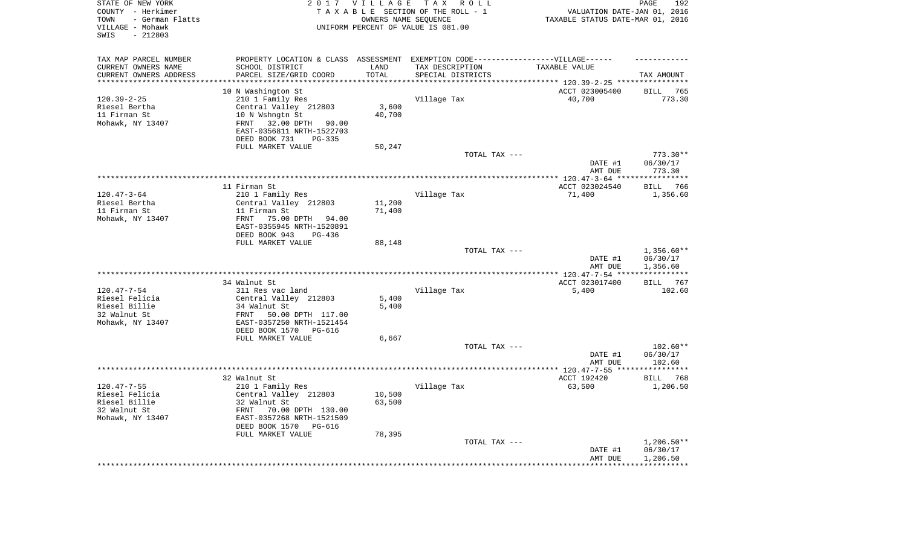STATE OF NEW YORK
COUNTY - Herkimer
TOWN - German Flatts
VILLAGE - Mohawk
SWIS - 212803

# 2017 VILLAGE TAX ROLL

TAXABLE SECTION OF THE ROLL - 1
OWNERS NAME SEQUENCE
UNIFORM PERCENT OF VALUE IS 081.00

VALUATION DATE-JAN 01, 2016
TAXABLE STATUS DATE-MAR 01, 2016

| TAX MAP PARCEL NUMBER / CURRENT OWNERS NAME / CURRENT OWNERS ADDRESS | PROPERTY LOCATION & CLASS / SCHOOL DISTRICT / PARCEL SIZE/GRID COORD | ASSESSMENT LAND / TOTAL | EXEMPTION CODE / TAX DESCRIPTION / SPECIAL DISTRICTS | TAXABLE VALUE | TAX AMOUNT |
|---|---|---|---|---|---|
| | 10 N Washington St | | | ACCT 023005400 | BILL 765 |
| 120.39-2-25 | 210 1 Family Res | | Village Tax | 40,700 | 773.30 |
| Riesel Bertha | Central Valley 212803 | 3,600 | | | |
| 11 Firman St | 10 N Wshngtn St | 40,700 | | | |
| Mohawk, NY 13407 | FRNT 32.00 DPTH 90.00 | | | | |
| | EAST-0356811 NRTH-1522703 | | | | |
| | DEED BOOK 731 PG-335 | | | | |
| | FULL MARKET VALUE | 50,247 | | | |
| | | | TOTAL TAX --- | | 773.30** |
| | | | | DATE #1 | 06/30/17 |
| | | | | AMT DUE | 773.30 |
| | 11 Firman St | | | ACCT 023024540 | BILL 766 |
| 120.47-3-64 | 210 1 Family Res | | Village Tax | 71,400 | 1,356.60 |
| Riesel Bertha | Central Valley 212803 | 11,200 | | | |
| 11 Firman St | 11 Firman St | 71,400 | | | |
| Mohawk, NY 13407 | FRNT 75.00 DPTH 94.00 | | | | |
| | EAST-0355945 NRTH-1520891 | | | | |
| | DEED BOOK 943 PG-436 | | | | |
| | FULL MARKET VALUE | 88,148 | | | |
| | | | TOTAL TAX --- | | 1,356.60** |
| | | | | DATE #1 | 06/30/17 |
| | | | | AMT DUE | 1,356.60 |
| | 34 Walnut St | | | ACCT 023017400 | BILL 767 |
| 120.47-7-54 | 311 Res vac land | | Village Tax | 5,400 | 102.60 |
| Riesel Felicia | Central Valley 212803 | 5,400 | | | |
| Riesel Billie | 34 Walnut St | 5,400 | | | |
| 32 Walnut St | FRNT 50.00 DPTH 117.00 | | | | |
| Mohawk, NY 13407 | EAST-0357250 NRTH-1521454 | | | | |
| | DEED BOOK 1570 PG-616 | | | | |
| | FULL MARKET VALUE | 6,667 | | | |
| | | | TOTAL TAX --- | | 102.60** |
| | | | | DATE #1 | 06/30/17 |
| | | | | AMT DUE | 102.60 |
| | 32 Walnut St | | | ACCT 192420 | BILL 768 |
| 120.47-7-55 | 210 1 Family Res | | Village Tax | 63,500 | 1,206.50 |
| Riesel Felicia | Central Valley 212803 | 10,500 | | | |
| Riesel Billie | 32 Walnut St | 63,500 | | | |
| 32 Walnut St | FRNT 70.00 DPTH 130.00 | | | | |
| Mohawk, NY 13407 | EAST-0357268 NRTH-1521509 | | | | |
| | DEED BOOK 1570 PG-616 | | | | |
| | FULL MARKET VALUE | 78,395 | | | |
| | | | TOTAL TAX --- | | 1,206.50** |
| | | | | DATE #1 | 06/30/17 |
| | | | | AMT DUE | 1,206.50 |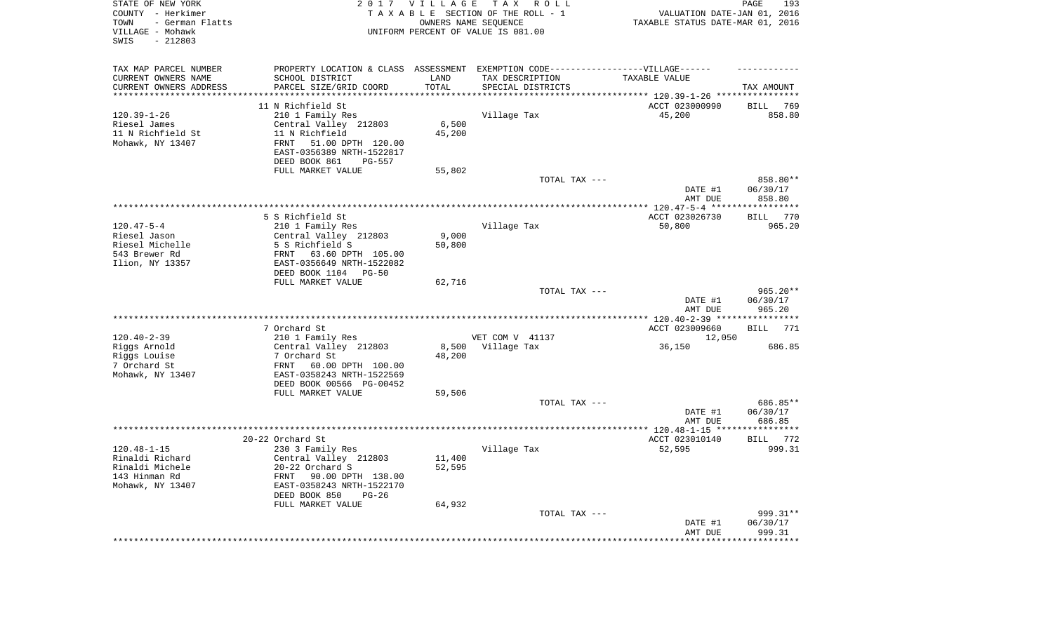STATE OF NEW YORK
COUNTY - Herkimer
TOWN - German Flatts
VILLAGE - Mohawk
SWIS - 212803

2 0 1 7 V I L L A G E T A X R O L L
T A X A B L E SECTION OF THE ROLL - 1
OWNERS NAME SEQUENCE
UNIFORM PERCENT OF VALUE IS 081.00

VALUATION DATE-JAN 01, 2016
TAXABLE STATUS DATE-MAR 01, 2016

| TAX MAP PARCEL NUMBER<br>CURRENT OWNERS NAME<br>CURRENT OWNERS ADDRESS | PROPERTY LOCATION & CLASS<br>SCHOOL DISTRICT<br>PARCEL SIZE/GRID COORD | ASSESSMENT<br>LAND<br>TOTAL | EXEMPTION CODE------VILLAGE------<br>TAX DESCRIPTION<br>SPECIAL DISTRICTS | TAXABLE VALUE | TAX AMOUNT |
|---|---|---|---|---|---|
| | 11 N Richfield St | | | ACCT 023000990 | BILL 769 |
| 120.39-1-26 | 210 1 Family Res | | Village Tax | 45,200 | 858.80 |
| Riesel James | Central Valley 212803 | 6,500 | | | |
| 11 N Richfield St | 11 N Richfield | 45,200 | | | |
| Mohawk, NY 13407 | FRNT 51.00 DPTH 120.00 | | | | |
| | EAST-0356389 NRTH-1522817 | | | | |
| | DEED BOOK 861 PG-557 | | | | |
| | FULL MARKET VALUE | 55,802 | | | |
| | | | TOTAL TAX --- | | 858.80** |
| | | | | DATE #1 | 06/30/17 |
| | | | | AMT DUE | 858.80 |
| | 5 S Richfield St | | | ACCT 023026730 | BILL 770 |
| 120.47-5-4 | 210 1 Family Res | | Village Tax | 50,800 | 965.20 |
| Riesel Jason | Central Valley 212803 | 9,000 | | | |
| Riesel Michelle | 5 S Richfield S | 50,800 | | | |
| 543 Brewer Rd | FRNT 63.60 DPTH 105.00 | | | | |
| Ilion, NY 13357 | EAST-0356649 NRTH-1522082 | | | | |
| | DEED BOOK 1104 PG-50 | | | | |
| | FULL MARKET VALUE | 62,716 | | | |
| | | | TOTAL TAX --- | | 965.20** |
| | | | | DATE #1 | 06/30/17 |
| | | | | AMT DUE | 965.20 |
| | 7 Orchard St | | | ACCT 023009660 | BILL 771 |
| 120.40-2-39 | 210 1 Family Res | | VET COM V 41137 | 12,050 | |
| Riggs Arnold | Central Valley 212803 | 8,500 | Village Tax | 36,150 | 686.85 |
| Riggs Louise | 7 Orchard St | 48,200 | | | |
| 7 Orchard St | FRNT 60.00 DPTH 100.00 | | | | |
| Mohawk, NY 13407 | EAST-0358243 NRTH-1522569 | | | | |
| | DEED BOOK 00566 PG-00452 | | | | |
| | FULL MARKET VALUE | 59,506 | | | |
| | | | TOTAL TAX --- | | 686.85** |
| | | | | DATE #1 | 06/30/17 |
| | | | | AMT DUE | 686.85 |
| | 20-22 Orchard St | | | ACCT 023010140 | BILL 772 |
| 120.48-1-15 | 230 3 Family Res | | Village Tax | 52,595 | 999.31 |
| Rinaldi Richard | Central Valley 212803 | 11,400 | | | |
| Rinaldi Michele | 20-22 Orchard S | 52,595 | | | |
| 143 Hinman Rd | FRNT 90.00 DPTH 138.00 | | | | |
| Mohawk, NY 13407 | EAST-0358243 NRTH-1522170 | | | | |
| | DEED BOOK 850 PG-26 | | | | |
| | FULL MARKET VALUE | 64,932 | | | |
| | | | TOTAL TAX --- | | 999.31** |
| | | | | DATE #1 | 06/30/17 |
| | | | | AMT DUE | 999.31 |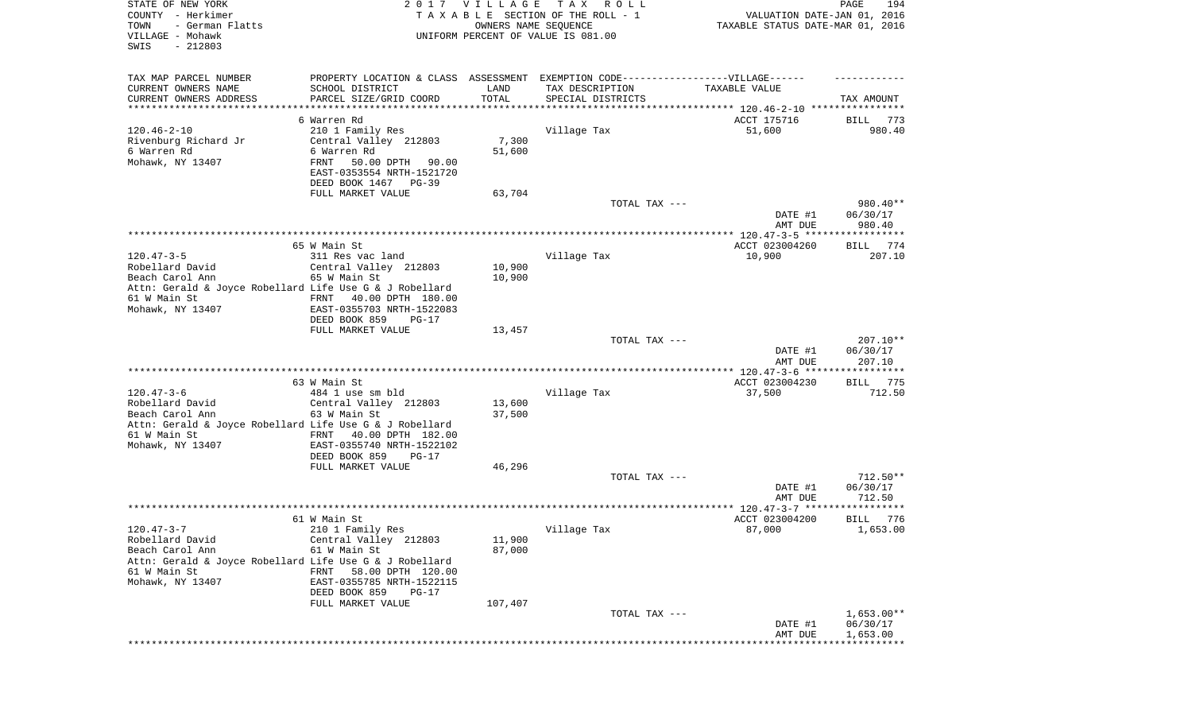STATE OF NEW YORK
COUNTY - Herkimer
TOWN - German Flatts
VILLAGE - Mohawk
SWIS - 212803

2017 VILLAGE TAX ROLL
TAXABLE SECTION OF THE ROLL - 1
OWNERS NAME SEQUENCE
UNIFORM PERCENT OF VALUE IS 081.00

VALUATION DATE-JAN 01, 2016
TAXABLE STATUS DATE-MAR 01, 2016

| TAX MAP PARCEL NUMBER<br>CURRENT OWNERS NAME<br>CURRENT OWNERS ADDRESS | PROPERTY LOCATION & CLASS<br>SCHOOL DISTRICT<br>PARCEL SIZE/GRID COORD | ASSESSMENT<br>LAND<br>TOTAL | EXEMPTION CODE------VILLAGE------<br>TAX DESCRIPTION<br>SPECIAL DISTRICTS | TAXABLE VALUE | TAX AMOUNT |
|---|---|---|---|---|---|
| | 6 Warren Rd | | | ACCT 175716 | BILL 773 |
| 120.46-2-10 | 210 1 Family Res | | Village Tax | 51,600 | 980.40 |
| Rivenburg Richard Jr | Central Valley 212803 | 7,300 | | | |
| 6 Warren Rd | 6 Warren Rd | 51,600 | | | |
| Mohawk, NY 13407 | FRNT 50.00 DPTH 90.00 | | | | |
| | EAST-0353554 NRTH-1521720 | | | | |
| | DEED BOOK 1467 PG-39 | | | | |
| | FULL MARKET VALUE | 63,704 | | | |
| | | | TOTAL TAX --- | | 980.40** |
| | | | | DATE #1 | 06/30/17 |
| | | | | AMT DUE | 980.40 |
| | 65 W Main St | | | ACCT 023004260 | BILL 774 |
| 120.47-3-5 | 311 Res vac land | | Village Tax | 10,900 | 207.10 |
| Robellard David | Central Valley 212803 | 10,900 | | | |
| Beach Carol Ann | 65 W Main St | 10,900 | | | |
| Attn: Gerald & Joyce Robellard | Life Use G & J Robellard | | | | |
| 61 W Main St | FRNT 40.00 DPTH 180.00 | | | | |
| Mohawk, NY 13407 | EAST-0355703 NRTH-1522083 | | | | |
| | DEED BOOK 859 PG-17 | | | | |
| | FULL MARKET VALUE | 13,457 | | | |
| | | | TOTAL TAX --- | | 207.10** |
| | | | | DATE #1 | 06/30/17 |
| | | | | AMT DUE | 207.10 |
| | 63 W Main St | | | ACCT 023004230 | BILL 775 |
| 120.47-3-6 | 484 1 use sm bld | | Village Tax | 37,500 | 712.50 |
| Robellard David | Central Valley 212803 | 13,600 | | | |
| Beach Carol Ann | 63 W Main St | 37,500 | | | |
| Attn: Gerald & Joyce Robellard | Life Use G & J Robellard | | | | |
| 61 W Main St | FRNT 40.00 DPTH 182.00 | | | | |
| Mohawk, NY 13407 | EAST-0355740 NRTH-1522102 | | | | |
| | DEED BOOK 859 PG-17 | | | | |
| | FULL MARKET VALUE | 46,296 | | | |
| | | | TOTAL TAX --- | | 712.50** |
| | | | | DATE #1 | 06/30/17 |
| | | | | AMT DUE | 712.50 |
| | 61 W Main St | | | ACCT 023004200 | BILL 776 |
| 120.47-3-7 | 210 1 Family Res | | Village Tax | 87,000 | 1,653.00 |
| Robellard David | Central Valley 212803 | 11,900 | | | |
| Beach Carol Ann | 61 W Main St | 87,000 | | | |
| Attn: Gerald & Joyce Robellard | Life Use G & J Robellard | | | | |
| 61 W Main St | FRNT 58.00 DPTH 120.00 | | | | |
| Mohawk, NY 13407 | EAST-0355785 NRTH-1522115 | | | | |
| | DEED BOOK 859 PG-17 | | | | |
| | FULL MARKET VALUE | 107,407 | | | |
| | | | TOTAL TAX --- | | 1,653.00** |
| | | | | DATE #1 | 06/30/17 |
| | | | | AMT DUE | 1,653.00 |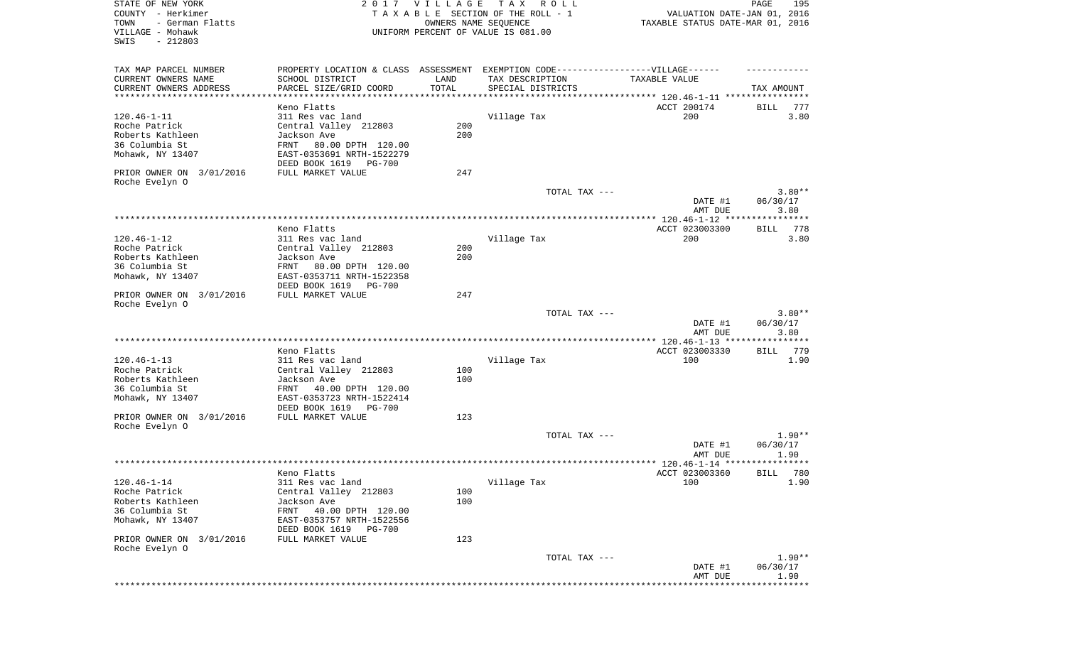STATE OF NEW YORK
COUNTY - Herkimer
TOWN - German Flatts
VILLAGE - Mohawk
SWIS - 212803

2 0 1 7 V I L L A G E T A X R O L L
T A X A B L E SECTION OF THE ROLL - 1
OWNERS NAME SEQUENCE
UNIFORM PERCENT OF VALUE IS 081.00

VALUATION DATE-JAN 01, 2016
TAXABLE STATUS DATE-MAR 01, 2016

| TAX MAP PARCEL NUMBER / CURRENT OWNERS NAME / CURRENT OWNERS ADDRESS | PROPERTY LOCATION & CLASS / SCHOOL DISTRICT / PARCEL SIZE/GRID COORD | ASSESSMENT LAND / TOTAL | EXEMPTION CODE-----VILLAGE------ TAX DESCRIPTION / SPECIAL DISTRICTS | TAXABLE VALUE | TAX AMOUNT |
|---|---|---|---|---|---|
| 120.46-1-11 | Keno Flatts | | | ACCT 200174 | BILL 777 |
| | 311 Res vac land | | Village Tax | 200 | 3.80 |
| Roche Patrick | Central Valley 212803 | 200 | | | |
| Roberts Kathleen | Jackson Ave | 200 | | | |
| 36 Columbia St | FRNT 80.00 DPTH 120.00 | | | | |
| Mohawk, NY 13407 | EAST-0353691 NRTH-1522279 | | | | |
| | DEED BOOK 1619 PG-700 | | | | |
| PRIOR OWNER ON 3/01/2016 | FULL MARKET VALUE | 247 | | | |
| Roche Evelyn O | | | | | |
| | | | TOTAL TAX --- | | 3.80** |
| | | | | DATE #1 | 06/30/17 |
| | | | | AMT DUE | 3.80 |
| 120.46-1-12 | Keno Flatts | | | ACCT 023003300 | BILL 778 |
| | 311 Res vac land | | Village Tax | 200 | 3.80 |
| Roche Patrick | Central Valley 212803 | 200 | | | |
| Roberts Kathleen | Jackson Ave | 200 | | | |
| 36 Columbia St | FRNT 80.00 DPTH 120.00 | | | | |
| Mohawk, NY 13407 | EAST-0353711 NRTH-1522358 | | | | |
| | DEED BOOK 1619 PG-700 | | | | |
| PRIOR OWNER ON 3/01/2016 | FULL MARKET VALUE | 247 | | | |
| Roche Evelyn O | | | | | |
| | | | TOTAL TAX --- | | 3.80** |
| | | | | DATE #1 | 06/30/17 |
| | | | | AMT DUE | 3.80 |
| 120.46-1-13 | Keno Flatts | | | ACCT 023003330 | BILL 779 |
| | 311 Res vac land | | Village Tax | 100 | 1.90 |
| Roche Patrick | Central Valley 212803 | 100 | | | |
| Roberts Kathleen | Jackson Ave | 100 | | | |
| 36 Columbia St | FRNT 40.00 DPTH 120.00 | | | | |
| Mohawk, NY 13407 | EAST-0353723 NRTH-1522414 | | | | |
| | DEED BOOK 1619 PG-700 | | | | |
| PRIOR OWNER ON 3/01/2016 | FULL MARKET VALUE | 123 | | | |
| Roche Evelyn O | | | | | |
| | | | TOTAL TAX --- | | 1.90** |
| | | | | DATE #1 | 06/30/17 |
| | | | | AMT DUE | 1.90 |
| 120.46-1-14 | Keno Flatts | | | ACCT 023003360 | BILL 780 |
| | 311 Res vac land | | Village Tax | 100 | 1.90 |
| Roche Patrick | Central Valley 212803 | 100 | | | |
| Roberts Kathleen | Jackson Ave | 100 | | | |
| 36 Columbia St | FRNT 40.00 DPTH 120.00 | | | | |
| Mohawk, NY 13407 | EAST-0353757 NRTH-1522556 | | | | |
| | DEED BOOK 1619 PG-700 | | | | |
| PRIOR OWNER ON 3/01/2016 | FULL MARKET VALUE | 123 | | | |
| Roche Evelyn O | | | | | |
| | | | TOTAL TAX --- | | 1.90** |
| | | | | DATE #1 | 06/30/17 |
| | | | | AMT DUE | 1.90 |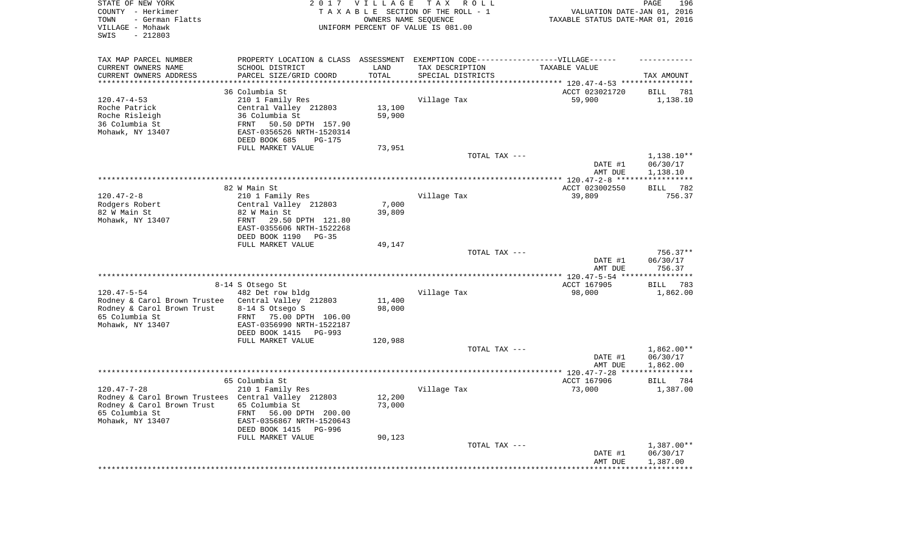STATE OF NEW YORK
COUNTY - Herkimer
TOWN - German Flatts
VILLAGE - Mohawk
SWIS - 212803

2 0 1 7 V I L L A G E T A X R O L L
T A X A B L E SECTION OF THE ROLL - 1
OWNERS NAME SEQUENCE
UNIFORM PERCENT OF VALUE IS 081.00

VALUATION DATE-JAN 01, 2016
TAXABLE STATUS DATE-MAR 01, 2016

| TAX MAP PARCEL NUMBER / CURRENT OWNERS NAME / CURRENT OWNERS ADDRESS | PROPERTY LOCATION & CLASS / SCHOOL DISTRICT / PARCEL SIZE/GRID COORD | ASSESSMENT LAND / TOTAL | EXEMPTION CODE / TAX DESCRIPTION / SPECIAL DISTRICTS | TAXABLE VALUE | TAX AMOUNT |
|---|---|---|---|---|---|
| 120.47-4-53 | 36 Columbia St | | | ACCT 023021720 | BILL 781 |
| Roche Patrick | 210 1 Family Res | | Village Tax | 59,900 | 1,138.10 |
| Roche Risleigh | Central Valley 212803 | 13,100 | | | |
| 36 Columbia St | 36 Columbia St | 59,900 | | | |
| Mohawk, NY 13407 | FRNT 50.50 DPTH 157.90 | | | | |
| | EAST-0356526 NRTH-1520314 | | | | |
| | DEED BOOK 685 PG-175 | | | | |
| | FULL MARKET VALUE | 73,951 | | | |
| | | | TOTAL TAX --- | | 1,138.10** |
| | | | | DATE #1 | 06/30/17 |
| | | | | AMT DUE | 1,138.10 |
| 120.47-2-8 | 82 W Main St | | | ACCT 023002550 | BILL 782 |
| Rodgers Robert | 210 1 Family Res | | Village Tax | 39,809 | 756.37 |
| 82 W Main St | Central Valley 212803 | 7,000 | | | |
| Mohawk, NY 13407 | 82 W Main St | 39,809 | | | |
| | FRNT 29.50 DPTH 121.80 | | | | |
| | EAST-0355606 NRTH-1522268 | | | | |
| | DEED BOOK 1190 PG-35 | | | | |
| | FULL MARKET VALUE | 49,147 | | | |
| | | | TOTAL TAX --- | | 756.37** |
| | | | | DATE #1 | 06/30/17 |
| | | | | AMT DUE | 756.37 |
| 120.47-5-54 | 8-14 S Otsego St | | | ACCT 167905 | BILL 783 |
| Rodney & Carol Brown Trustee | 482 Det row bldg | | Village Tax | 98,000 | 1,862.00 |
| Rodney & Carol Brown Trust | Central Valley 212803 | 11,400 | | | |
| 65 Columbia St | 8-14 S Otsego S | 98,000 | | | |
| Mohawk, NY 13407 | FRNT 75.00 DPTH 106.00 | | | | |
| | EAST-0356990 NRTH-1522187 | | | | |
| | DEED BOOK 1415 PG-993 | | | | |
| | FULL MARKET VALUE | 120,988 | | | |
| | | | TOTAL TAX --- | | 1,862.00** |
| | | | | DATE #1 | 06/30/17 |
| | | | | AMT DUE | 1,862.00 |
| 120.47-7-28 | 65 Columbia St | | | ACCT 167906 | BILL 784 |
| Rodney & Carol Brown Trustees | 210 1 Family Res | | Village Tax | 73,000 | 1,387.00 |
| Rodney & Carol Brown Trust | Central Valley 212803 | 12,200 | | | |
| 65 Columbia St | 65 Columbia St | 73,000 | | | |
| Mohawk, NY 13407 | FRNT 56.00 DPTH 200.00 | | | | |
| | EAST-0356867 NRTH-1520643 | | | | |
| | DEED BOOK 1415 PG-996 | | | | |
| | FULL MARKET VALUE | 90,123 | | | |
| | | | TOTAL TAX --- | | 1,387.00** |
| | | | | DATE #1 | 06/30/17 |
| | | | | AMT DUE | 1,387.00 |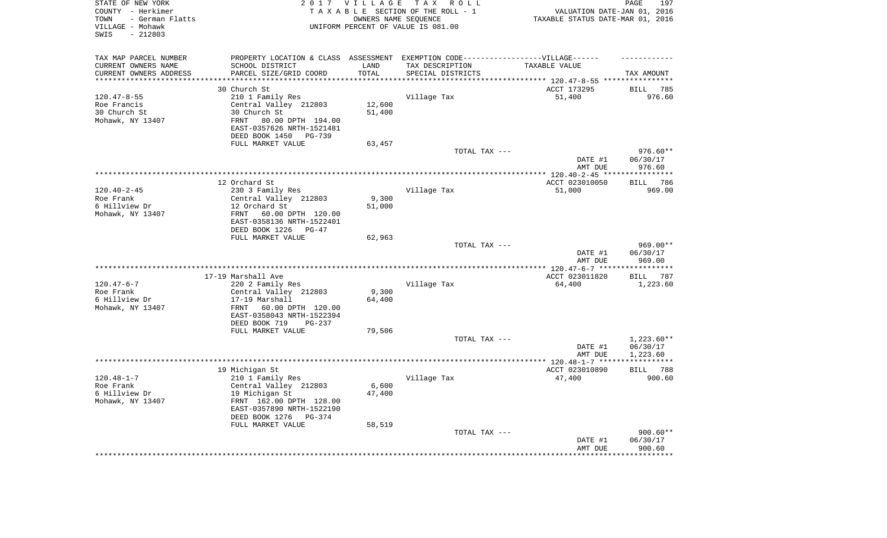STATE OF NEW YORK — 2017 VILLAGE TAX ROLL
COUNTY - Herkimer — TAXABLE SECTION OF THE ROLL - 1 — VALUATION DATE-JAN 01, 2016
TOWN - German Flatts — OWNERS NAME SEQUENCE — TAXABLE STATUS DATE-MAR 01, 2016
VILLAGE - Mohawk — UNIFORM PERCENT OF VALUE IS 081.00
SWIS - 212803

| TAX MAP PARCEL NUMBER / CURRENT OWNERS NAME / CURRENT OWNERS ADDRESS | PROPERTY LOCATION & CLASS / SCHOOL DISTRICT / PARCEL SIZE/GRID COORD | ASSESSMENT LAND / TOTAL | EXEMPTION CODE / TAX DESCRIPTION / SPECIAL DISTRICTS | TAXABLE VALUE | TAX AMOUNT |
|---|---|---|---|---|---|
| 120.47-8-55 | 30 Church St | | | ACCT 173295 | BILL 785 |
| Roe Francis | 210 1 Family Res | | Village Tax | 51,400 | 976.60 |
| 30 Church St | Central Valley 212803 | 12,600 | | | |
| Mohawk, NY 13407 | 30 Church St | 51,400 | | | |
| | FRNT 80.00 DPTH 194.00 | | | | |
| | EAST-0357626 NRTH-1521481 | | | | |
| | DEED BOOK 1450 PG-739 | | | | |
| | FULL MARKET VALUE | 63,457 | | | |
| | | | TOTAL TAX --- | | 976.60** |
| | | | | DATE #1 | 06/30/17 |
| | | | | AMT DUE | 976.60 |
| 120.40-2-45 | 12 Orchard St | | | ACCT 023010050 | BILL 786 |
| Roe Frank | 230 3 Family Res | | Village Tax | 51,000 | 969.00 |
| 6 Hillview Dr | Central Valley 212803 | 9,300 | | | |
| Mohawk, NY 13407 | 12 Orchard St | 51,000 | | | |
| | FRNT 60.00 DPTH 120.00 | | | | |
| | EAST-0358136 NRTH-1522401 | | | | |
| | DEED BOOK 1226 PG-47 | | | | |
| | FULL MARKET VALUE | 62,963 | | | |
| | | | TOTAL TAX --- | | 969.00** |
| | | | | DATE #1 | 06/30/17 |
| | | | | AMT DUE | 969.00 |
| 120.47-6-7 | 17-19 Marshall Ave | | | ACCT 023011820 | BILL 787 |
| Roe Frank | 220 2 Family Res | | Village Tax | 64,400 | 1,223.60 |
| 6 Hillview Dr | Central Valley 212803 | 9,300 | | | |
| Mohawk, NY 13407 | 17-19 Marshall | 64,400 | | | |
| | FRNT 60.00 DPTH 120.00 | | | | |
| | EAST-0358043 NRTH-1522394 | | | | |
| | DEED BOOK 719 PG-237 | | | | |
| | FULL MARKET VALUE | 79,506 | | | |
| | | | TOTAL TAX --- | | 1,223.60** |
| | | | | DATE #1 | 06/30/17 |
| | | | | AMT DUE | 1,223.60 |
| 120.48-1-7 | 19 Michigan St | | | ACCT 023010890 | BILL 788 |
| Roe Frank | 210 1 Family Res | | Village Tax | 47,400 | 900.60 |
| 6 Hillview Dr | Central Valley 212803 | 6,600 | | | |
| Mohawk, NY 13407 | 19 Michigan St | 47,400 | | | |
| | FRNT 162.00 DPTH 128.00 | | | | |
| | EAST-0357890 NRTH-1522190 | | | | |
| | DEED BOOK 1276 PG-374 | | | | |
| | FULL MARKET VALUE | 58,519 | | | |
| | | | TOTAL TAX --- | | 900.60** |
| | | | | DATE #1 | 06/30/17 |
| | | | | AMT DUE | 900.60 |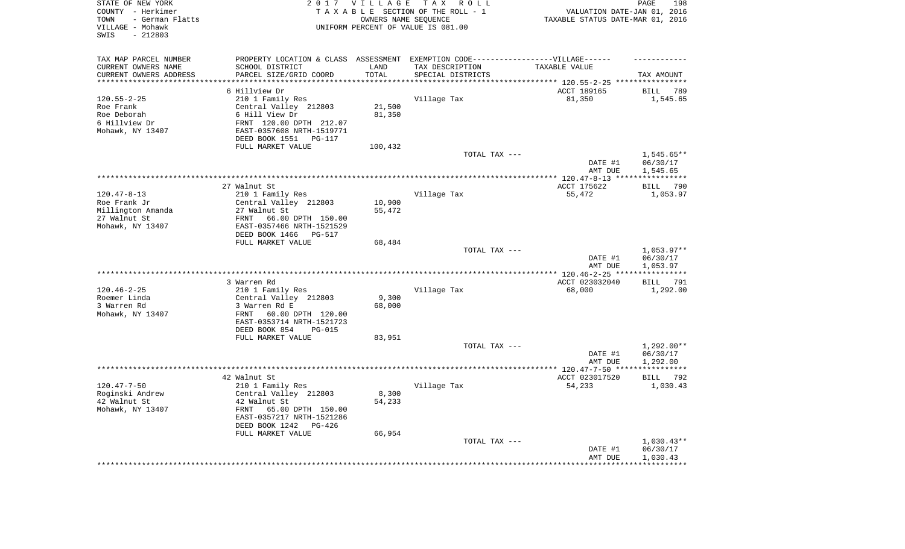STATE OF NEW YORK  
COUNTY - Herkimer  
TOWN - German Flatts  
VILLAGE - Mohawk  
SWIS - 212803

2017 VILLAGE TAX ROLL  
TAXABLE SECTION OF THE ROLL - 1  
OWNERS NAME SEQUENCE  
UNIFORM PERCENT OF VALUE IS 081.00

VALUATION DATE-JAN 01, 2016  
TAXABLE STATUS DATE-MAR 01, 2016

| TAX MAP PARCEL NUMBER<br>CURRENT OWNERS NAME<br>CURRENT OWNERS ADDRESS | PROPERTY LOCATION & CLASS<br>SCHOOL DISTRICT<br>PARCEL SIZE/GRID COORD | ASSESSMENT<br>LAND<br>TOTAL | EXEMPTION CODE-----VILLAGE------<br>TAX DESCRIPTION<br>SPECIAL DISTRICTS | TAXABLE VALUE | TAX AMOUNT |
|---|---|---|---|---|---|
| | 6 Hillview Dr | | | ACCT 189165 | BILL 789 |
| 120.55-2-25 | 210 1 Family Res | | Village Tax | 81,350 | 1,545.65 |
| Roe Frank | Central Valley 212803 | 21,500 | | | |
| Roe Deborah | 6 Hill View Dr | 81,350 | | | |
| 6 Hillview Dr | FRNT 120.00 DPTH 212.07 | | | | |
| Mohawk, NY 13407 | EAST-0357608 NRTH-1519771 | | | | |
| | DEED BOOK 1551 PG-117 | | | | |
| | FULL MARKET VALUE | 100,432 | | | |
| | | | TOTAL TAX --- | | 1,545.65** |
| | | | | DATE #1 | 06/30/17 |
| | | | | AMT DUE | 1,545.65 |
| | 27 Walnut St | | | ACCT 175622 | BILL 790 |
| 120.47-8-13 | 210 1 Family Res | | Village Tax | 55,472 | 1,053.97 |
| Roe Frank Jr | Central Valley 212803 | 10,900 | | | |
| Millington Amanda | 27 Walnut St | 55,472 | | | |
| 27 Walnut St | FRNT 66.00 DPTH 150.00 | | | | |
| Mohawk, NY 13407 | EAST-0357466 NRTH-1521529 | | | | |
| | DEED BOOK 1466 PG-517 | | | | |
| | FULL MARKET VALUE | 68,484 | | | |
| | | | TOTAL TAX --- | | 1,053.97** |
| | | | | DATE #1 | 06/30/17 |
| | | | | AMT DUE | 1,053.97 |
| | 3 Warren Rd | | | ACCT 023032040 | BILL 791 |
| 120.46-2-25 | 210 1 Family Res | | Village Tax | 68,000 | 1,292.00 |
| Roemer Linda | Central Valley 212803 | 9,300 | | | |
| 3 Warren Rd | 3 Warren Rd E | 68,000 | | | |
| Mohawk, NY 13407 | FRNT 60.00 DPTH 120.00 | | | | |
| | EAST-0353714 NRTH-1521723 | | | | |
| | DEED BOOK 854 PG-015 | | | | |
| | FULL MARKET VALUE | 83,951 | | | |
| | | | TOTAL TAX --- | | 1,292.00** |
| | | | | DATE #1 | 06/30/17 |
| | | | | AMT DUE | 1,292.00 |
| | 42 Walnut St | | | ACCT 023017520 | BILL 792 |
| 120.47-7-50 | 210 1 Family Res | | Village Tax | 54,233 | 1,030.43 |
| Roginski Andrew | Central Valley 212803 | 8,300 | | | |
| 42 Walnut St | 42 Walnut St | 54,233 | | | |
| Mohawk, NY 13407 | FRNT 65.00 DPTH 150.00 | | | | |
| | EAST-0357217 NRTH-1521286 | | | | |
| | DEED BOOK 1242 PG-426 | | | | |
| | FULL MARKET VALUE | 66,954 | | | |
| | | | TOTAL TAX --- | | 1,030.43** |
| | | | | DATE #1 | 06/30/17 |
| | | | | AMT DUE | 1,030.43 |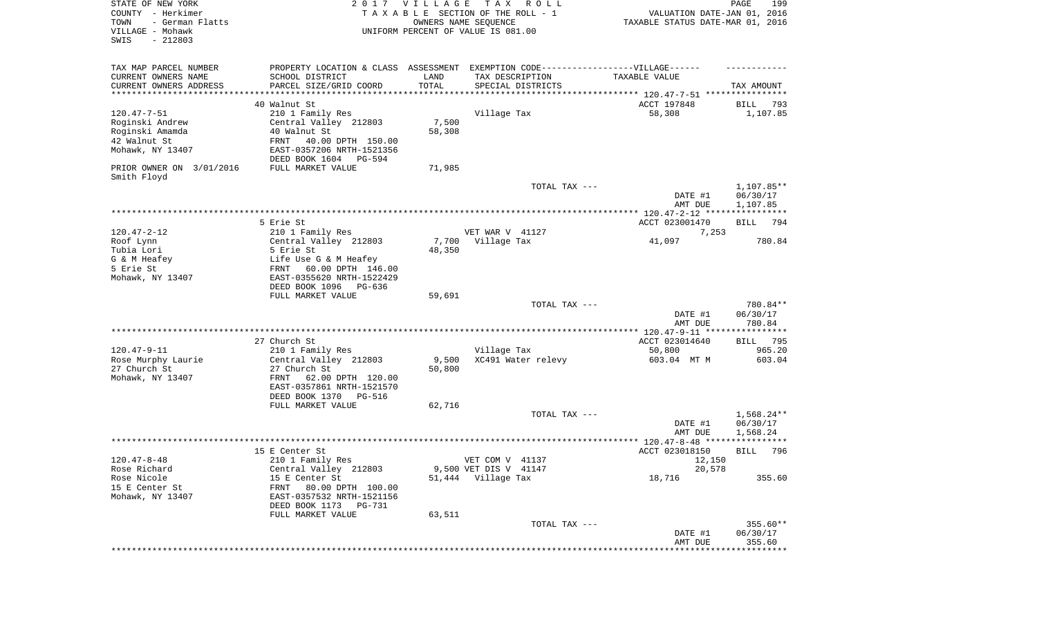STATE OF NEW YORK
COUNTY - Herkimer
TOWN - German Flatts
VILLAGE - Mohawk
SWIS - 212803

2 0 1 7 V I L L A G E T A X R O L L
T A X A B L E SECTION OF THE ROLL - 1
OWNERS NAME SEQUENCE
UNIFORM PERCENT OF VALUE IS 081.00

VALUATION DATE-JAN 01, 2016
TAXABLE STATUS DATE-MAR 01, 2016

| TAX MAP PARCEL NUMBER / CURRENT OWNERS NAME / CURRENT OWNERS ADDRESS | PROPERTY LOCATION & CLASS / SCHOOL DISTRICT / PARCEL SIZE/GRID COORD | ASSESSMENT LAND / TOTAL | EXEMPTION CODE / TAX DESCRIPTION / SPECIAL DISTRICTS | TAXABLE VALUE | TAX AMOUNT |
|---|---|---|---|---|---|
| | 40 Walnut St | | | ACCT 197848 | BILL 793 |
| 120.47-7-51 | 210 1 Family Res | | Village Tax | 58,308 | 1,107.85 |
| Roginski Andrew | Central Valley 212803 | 7,500 | | | |
| Roginski Amamda | 40 Walnut St | 58,308 | | | |
| 42 Walnut St | FRNT 40.00 DPTH 150.00 | | | | |
| Mohawk, NY 13407 | EAST-0357206 NRTH-1521356 | | | | |
| | DEED BOOK 1604 PG-594 | | | | |
| PRIOR OWNER ON 3/01/2016 | FULL MARKET VALUE | 71,985 | | | |
| Smith Floyd | | | | | |
| | | | TOTAL TAX --- | | 1,107.85** |
| | | | | DATE #1 | 06/30/17 |
| | | | | AMT DUE | 1,107.85 |
| | 5 Erie St | | | ACCT 023001470 | BILL 794 |
| 120.47-2-12 | 210 1 Family Res | | VET WAR V 41127 | 7,253 | |
| Roof Lynn | Central Valley 212803 | 7,700 | Village Tax | 41,097 | 780.84 |
| Tubia Lori | 5 Erie St | 48,350 | | | |
| G & M Heafey | Life Use G & M Heafey | | | | |
| 5 Erie St | FRNT 60.00 DPTH 146.00 | | | | |
| Mohawk, NY 13407 | EAST-0355620 NRTH-1522429 | | | | |
| | DEED BOOK 1096 PG-636 | | | | |
| | FULL MARKET VALUE | 59,691 | | | |
| | | | TOTAL TAX --- | | 780.84** |
| | | | | DATE #1 | 06/30/17 |
| | | | | AMT DUE | 780.84 |
| | 27 Church St | | | ACCT 023014640 | BILL 795 |
| 120.47-9-11 | 210 1 Family Res | | Village Tax | 50,800 | 965.20 |
| Rose Murphy Laurie | Central Valley 212803 | 9,500 | XC491 Water relevy | 603.04 MT M | 603.04 |
| 27 Church St | 27 Church St | 50,800 | | | |
| Mohawk, NY 13407 | FRNT 62.00 DPTH 120.00 | | | | |
| | EAST-0357861 NRTH-1521570 | | | | |
| | DEED BOOK 1370 PG-516 | | | | |
| | FULL MARKET VALUE | 62,716 | | | |
| | | | TOTAL TAX --- | | 1,568.24** |
| | | | | DATE #1 | 06/30/17 |
| | | | | AMT DUE | 1,568.24 |
| | 15 E Center St | | | ACCT 023018150 | BILL 796 |
| 120.47-8-48 | 210 1 Family Res | | VET COM V 41137 | 12,150 | |
| Rose Richard | Central Valley 212803 | 9,500 | VET DIS V 41147 | 20,578 | |
| Rose Nicole | 15 E Center St | 51,444 | Village Tax | 18,716 | 355.60 |
| 15 E Center St | FRNT 80.00 DPTH 100.00 | | | | |
| Mohawk, NY 13407 | EAST-0357532 NRTH-1521156 | | | | |
| | DEED BOOK 1173 PG-731 | | | | |
| | FULL MARKET VALUE | 63,511 | | | |
| | | | TOTAL TAX --- | | 355.60** |
| | | | | DATE #1 | 06/30/17 |
| | | | | AMT DUE | 355.60 |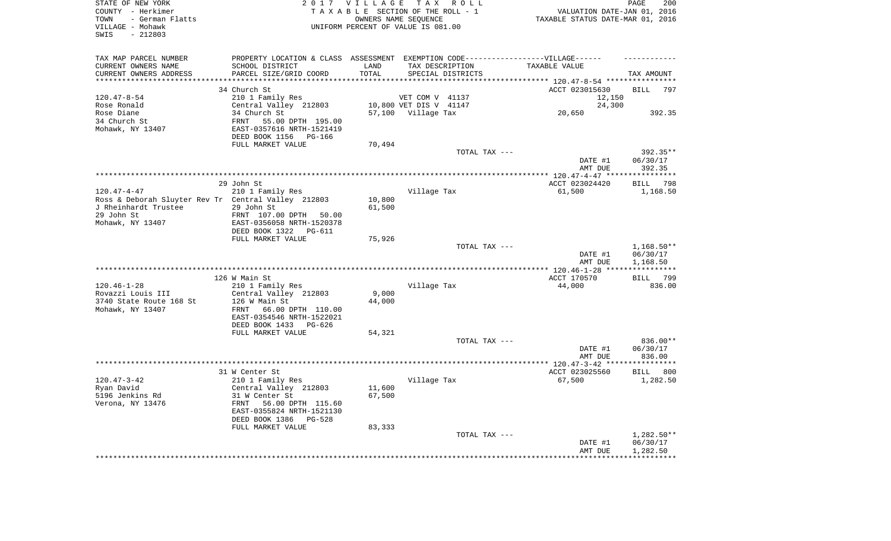STATE OF NEW YORK — 2017 VILLAGE TAX ROLL
COUNTY - Herkimer — TAXABLE SECTION OF THE ROLL - 1 — VALUATION DATE-JAN 01, 2016
TOWN - German Flatts — OWNERS NAME SEQUENCE — TAXABLE STATUS DATE-MAR 01, 2016
VILLAGE - Mohawk — UNIFORM PERCENT OF VALUE IS 081.00
SWIS - 212803

| TAX MAP PARCEL NUMBER / CURRENT OWNERS NAME / CURRENT OWNERS ADDRESS | PROPERTY LOCATION & CLASS / SCHOOL DISTRICT / PARCEL SIZE/GRID COORD | ASSESSMENT LAND / TOTAL | EXEMPTION CODE-----VILLAGE------ TAX DESCRIPTION / SPECIAL DISTRICTS | TAXABLE VALUE | TAX AMOUNT |
|---|---|---|---|---|---|
| **120.47-8-54** | 34 Church St | | | ACCT 023015630 | BILL 797 |
| 120.47-8-54 | 210 1 Family Res | | VET COM V 41137 | 12,150 | |
| Rose Ronald | Central Valley 212803 | 10,800 | VET DIS V 41147 | 24,300 | |
| Rose Diane | 34 Church St | 57,100 | Village Tax | 20,650 | 392.35 |
| 34 Church St | FRNT 55.00 DPTH 195.00 | | | | |
| Mohawk, NY 13407 | EAST-0357616 NRTH-1521419 | | | | |
| | DEED BOOK 1156 PG-166 | | | | |
| | FULL MARKET VALUE | 70,494 | | | |
| | | | TOTAL TAX --- | | 392.35** |
| | | | | DATE #1 | 06/30/17 |
| | | | | AMT DUE | 392.35 |
| **120.47-4-47** | 29 John St | | | ACCT 023024420 | BILL 798 |
| 120.47-4-47 | 210 1 Family Res | | Village Tax | 61,500 | 1,168.50 |
| Ross & Deborah Sluyter Rev Tr | Central Valley 212803 | 10,800 | | | |
| J Rheinhardt Trustee | 29 John St | 61,500 | | | |
| 29 John St | FRNT 107.00 DPTH 50.00 | | | | |
| Mohawk, NY 13407 | EAST-0356058 NRTH-1520378 | | | | |
| | DEED BOOK 1322 PG-611 | | | | |
| | FULL MARKET VALUE | 75,926 | | | |
| | | | TOTAL TAX --- | | 1,168.50** |
| | | | | DATE #1 | 06/30/17 |
| | | | | AMT DUE | 1,168.50 |
| **120.46-1-28** | 126 W Main St | | | ACCT 170570 | BILL 799 |
| 120.46-1-28 | 210 1 Family Res | | Village Tax | 44,000 | 836.00 |
| Rovazzi Louis III | Central Valley 212803 | 9,000 | | | |
| 3740 State Route 168 St | 126 W Main St | 44,000 | | | |
| Mohawk, NY 13407 | FRNT 66.00 DPTH 110.00 | | | | |
| | EAST-0354546 NRTH-1522021 | | | | |
| | DEED BOOK 1433 PG-626 | | | | |
| | FULL MARKET VALUE | 54,321 | | | |
| | | | TOTAL TAX --- | | 836.00** |
| | | | | DATE #1 | 06/30/17 |
| | | | | AMT DUE | 836.00 |
| **120.47-3-42** | 31 W Center St | | | ACCT 023025560 | BILL 800 |
| 120.47-3-42 | 210 1 Family Res | | Village Tax | 67,500 | 1,282.50 |
| Ryan David | Central Valley 212803 | 11,600 | | | |
| 5196 Jenkins Rd | 31 W Center St | 67,500 | | | |
| Verona, NY 13476 | FRNT 56.00 DPTH 115.60 | | | | |
| | EAST-0355824 NRTH-1521130 | | | | |
| | DEED BOOK 1386 PG-528 | | | | |
| | FULL MARKET VALUE | 83,333 | | | |
| | | | TOTAL TAX --- | | 1,282.50** |
| | | | | DATE #1 | 06/30/17 |
| | | | | AMT DUE | 1,282.50 |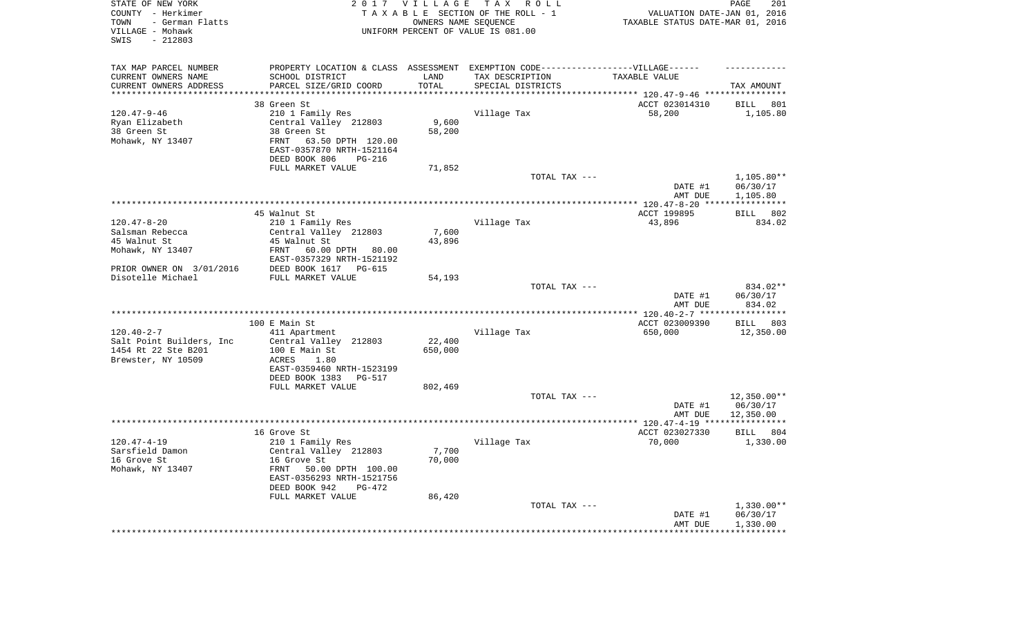STATE OF NEW YORK
COUNTY - Herkimer
TOWN - German Flatts
VILLAGE - Mohawk
SWIS - 212803

2017 VILLAGE TAX ROLL
TAXABLE SECTION OF THE ROLL - 1
OWNERS NAME SEQUENCE
UNIFORM PERCENT OF VALUE IS 081.00

VALUATION DATE-JAN 01, 2016
TAXABLE STATUS DATE-MAR 01, 2016

| TAX MAP PARCEL NUMBER<br>CURRENT OWNERS NAME<br>CURRENT OWNERS ADDRESS | PROPERTY LOCATION & CLASS<br>SCHOOL DISTRICT<br>PARCEL SIZE/GRID COORD | ASSESSMENT<br>LAND<br>TOTAL | EXEMPTION CODE------VILLAGE------<br>TAX DESCRIPTION<br>SPECIAL DISTRICTS | TAXABLE VALUE | TAX AMOUNT |
|---|---|---|---|---|---|
| **120.47-9-46** | 38 Green St | | | ACCT 023014310 | BILL 801 |
| 120.47-9-46 | 210 1 Family Res | | Village Tax | 58,200 | 1,105.80 |
| Ryan Elizabeth | Central Valley 212803 | 9,600 | | | |
| 38 Green St | 38 Green St | 58,200 | | | |
| Mohawk, NY 13407 | FRNT 63.50 DPTH 120.00 | | | | |
| | EAST-0357870 NRTH-1521164 | | | | |
| | DEED BOOK 806 PG-216 | | | | |
| | FULL MARKET VALUE | 71,852 | | | |
| | | | TOTAL TAX --- | | 1,105.80** |
| | | | | DATE #1 | 06/30/17 |
| | | | | AMT DUE | 1,105.80 |
| **120.47-8-20** | 45 Walnut St | | | ACCT 199895 | BILL 802 |
| 120.47-8-20 | 210 1 Family Res | | Village Tax | 43,896 | 834.02 |
| Salsman Rebecca | Central Valley 212803 | 7,600 | | | |
| 45 Walnut St | 45 Walnut St | 43,896 | | | |
| Mohawk, NY 13407 | FRNT 60.00 DPTH 80.00 | | | | |
| | EAST-0357329 NRTH-1521192 | | | | |
| PRIOR OWNER ON 3/01/2016 | DEED BOOK 1617 PG-615 | | | | |
| Disotelle Michael | FULL MARKET VALUE | 54,193 | | | |
| | | | TOTAL TAX --- | | 834.02** |
| | | | | DATE #1 | 06/30/17 |
| | | | | AMT DUE | 834.02 |
| **120.40-2-7** | 100 E Main St | | | ACCT 023009390 | BILL 803 |
| 120.40-2-7 | 411 Apartment | | Village Tax | 650,000 | 12,350.00 |
| Salt Point Builders, Inc | Central Valley 212803 | 22,400 | | | |
| 1454 Rt 22 Ste B201 | 100 E Main St | 650,000 | | | |
| Brewster, NY 10509 | ACRES 1.80 | | | | |
| | EAST-0359460 NRTH-1523199 | | | | |
| | DEED BOOK 1383 PG-517 | | | | |
| | FULL MARKET VALUE | 802,469 | | | |
| | | | TOTAL TAX --- | | 12,350.00** |
| | | | | DATE #1 | 06/30/17 |
| | | | | AMT DUE | 12,350.00 |
| **120.47-4-19** | 16 Grove St | | | ACCT 023027330 | BILL 804 |
| 120.47-4-19 | 210 1 Family Res | | Village Tax | 70,000 | 1,330.00 |
| Sarsfield Damon | Central Valley 212803 | 7,700 | | | |
| 16 Grove St | 16 Grove St | 70,000 | | | |
| Mohawk, NY 13407 | FRNT 50.00 DPTH 100.00 | | | | |
| | EAST-0356293 NRTH-1521756 | | | | |
| | DEED BOOK 942 PG-472 | | | | |
| | FULL MARKET VALUE | 86,420 | | | |
| | | | TOTAL TAX --- | | 1,330.00** |
| | | | | DATE #1 | 06/30/17 |
| | | | | AMT DUE | 1,330.00 |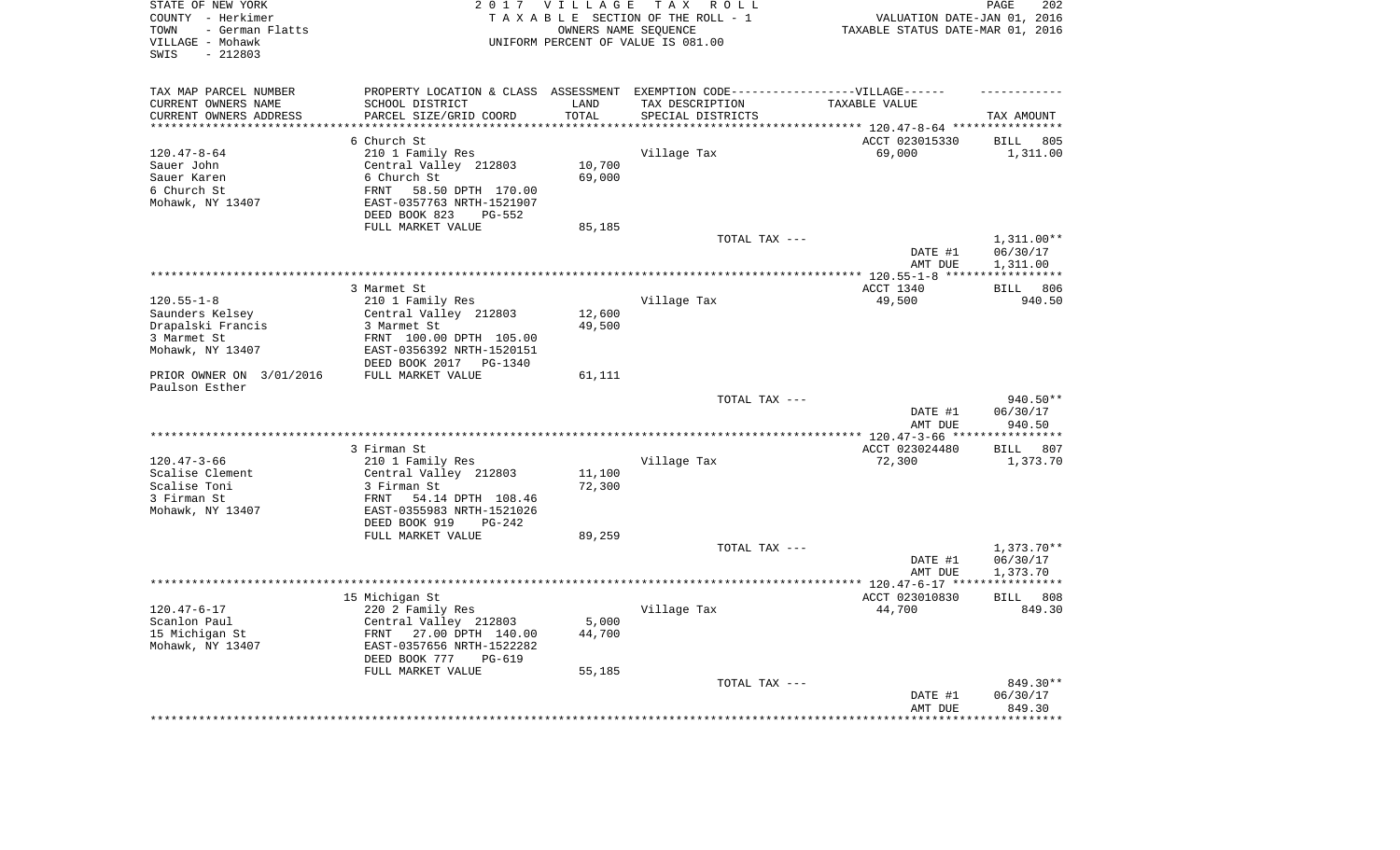STATE OF NEW YORK
COUNTY - Herkimer
TOWN - German Flatts
VILLAGE - Mohawk
SWIS - 212803

2 0 1 7 V I L L A G E T A X R O L L
T A X A B L E SECTION OF THE ROLL - 1
OWNERS NAME SEQUENCE
UNIFORM PERCENT OF VALUE IS 081.00

VALUATION DATE-JAN 01, 2016
TAXABLE STATUS DATE-MAR 01, 2016

| TAX MAP PARCEL NUMBER / CURRENT OWNERS NAME / CURRENT OWNERS ADDRESS | PROPERTY LOCATION & CLASS / SCHOOL DISTRICT / PARCEL SIZE/GRID COORD | ASSESSMENT LAND / TOTAL | EXEMPTION CODE------VILLAGE------ / TAX DESCRIPTION / SPECIAL DISTRICTS | TAXABLE VALUE | TAX AMOUNT |
|---|---|---|---|---|---|
| 120.47-8-64 | 6 Church St | | | ACCT 023015330 | BILL 805 |
| Sauer John | 210 1 Family Res | | Village Tax | 69,000 | 1,311.00 |
| Sauer Karen | Central Valley 212803 | 10,700 | | | |
| 6 Church St | 6 Church St | 69,000 | | | |
| Mohawk, NY 13407 | FRNT 58.50 DPTH 170.00 | | | | |
| | EAST-0357763 NRTH-1521907 | | | | |
| | DEED BOOK 823 PG-552 | | | | |
| | FULL MARKET VALUE | 85,185 | | | |
| | | | TOTAL TAX --- | | 1,311.00** |
| | | | | DATE #1 | 06/30/17 |
| | | | | AMT DUE | 1,311.00 |
| 120.55-1-8 | 3 Marmet St | | | ACCT 1340 | BILL 806 |
| Saunders Kelsey | 210 1 Family Res | | Village Tax | 49,500 | 940.50 |
| Drapalski Francis | Central Valley 212803 | 12,600 | | | |
| 3 Marmet St | 3 Marmet St | 49,500 | | | |
| Mohawk, NY 13407 | FRNT 100.00 DPTH 105.00 | | | | |
| | EAST-0356392 NRTH-1520151 | | | | |
| | DEED BOOK 2017 PG-1340 | | | | |
| PRIOR OWNER ON 3/01/2016 | FULL MARKET VALUE | 61,111 | | | |
| Paulson Esther | | | | | |
| | | | TOTAL TAX --- | | 940.50** |
| | | | | DATE #1 | 06/30/17 |
| | | | | AMT DUE | 940.50 |
| 120.47-3-66 | 3 Firman St | | | ACCT 023024480 | BILL 807 |
| Scalise Clement | 210 1 Family Res | | Village Tax | 72,300 | 1,373.70 |
| Scalise Toni | Central Valley 212803 | 11,100 | | | |
| 3 Firman St | 3 Firman St | 72,300 | | | |
| Mohawk, NY 13407 | FRNT 54.14 DPTH 108.46 | | | | |
| | EAST-0355983 NRTH-1521026 | | | | |
| | DEED BOOK 919 PG-242 | | | | |
| | FULL MARKET VALUE | 89,259 | | | |
| | | | TOTAL TAX --- | | 1,373.70** |
| | | | | DATE #1 | 06/30/17 |
| | | | | AMT DUE | 1,373.70 |
| 120.47-6-17 | 15 Michigan St | | | ACCT 023010830 | BILL 808 |
| Scanlon Paul | 220 2 Family Res | | Village Tax | 44,700 | 849.30 |
| 15 Michigan St | Central Valley 212803 | 5,000 | | | |
| Mohawk, NY 13407 | FRNT 27.00 DPTH 140.00 | 44,700 | | | |
| | EAST-0357656 NRTH-1522282 | | | | |
| | DEED BOOK 777 PG-619 | | | | |
| | FULL MARKET VALUE | 55,185 | | | |
| | | | TOTAL TAX --- | | 849.30** |
| | | | | DATE #1 | 06/30/17 |
| | | | | AMT DUE | 849.30 |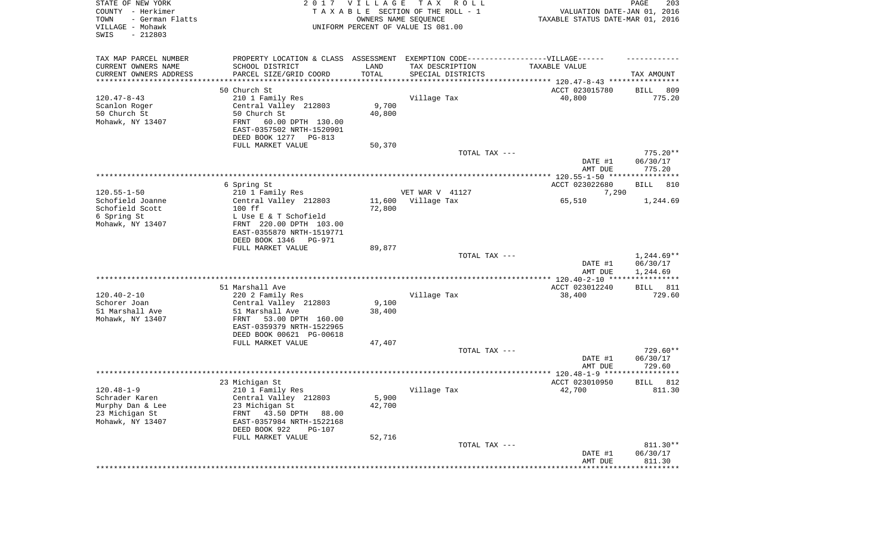STATE OF NEW YORK
COUNTY - Herkimer
TOWN - German Flatts
VILLAGE - Mohawk
SWIS - 212803

2017 VILLAGE TAX ROLL
TAXABLE SECTION OF THE ROLL - 1
OWNERS NAME SEQUENCE
UNIFORM PERCENT OF VALUE IS 081.00

VALUATION DATE-JAN 01, 2016
TAXABLE STATUS DATE-MAR 01, 2016

| TAX MAP PARCEL NUMBER / CURRENT OWNERS NAME / CURRENT OWNERS ADDRESS | PROPERTY LOCATION & CLASS / SCHOOL DISTRICT / PARCEL SIZE/GRID COORD | ASSESSMENT LAND / TOTAL | EXEMPTION CODE / TAX DESCRIPTION / SPECIAL DISTRICTS | TAXABLE VALUE | TAX AMOUNT |
|---|---|---|---|---|---|
| **120.47-8-43** | 50 Church St | | | ACCT 023015780 | BILL 809 |
| Scanlon Roger | 210 1 Family Res | | Village Tax | 40,800 | 775.20 |
| 50 Church St | Central Valley 212803 | 9,700 | | | |
| Mohawk, NY 13407 | 50 Church St | 40,800 | | | |
| | FRNT 60.00 DPTH 130.00 | | | | |
| | EAST-0357502 NRTH-1520901 | | | | |
| | DEED BOOK 1277 PG-813 | | | | |
| | FULL MARKET VALUE | 50,370 | | | |
| | | | TOTAL TAX --- | | 775.20** |
| | | | | DATE #1 | 06/30/17 |
| | | | | AMT DUE | 775.20 |
| **120.55-1-50** | 6 Spring St | | | ACCT 023022680 | BILL 810 |
| Schofield Joanne | 210 1 Family Res | | VET WAR V 41127 | 7,290 | |
| Schofield Scott | Central Valley 212803 | 11,600 | Village Tax | 65,510 | 1,244.69 |
| 6 Spring St | 100 ff | 72,800 | | | |
| Mohawk, NY 13407 | L Use E & T Schofield | | | | |
| | FRNT 220.00 DPTH 103.00 | | | | |
| | EAST-0355870 NRTH-1519771 | | | | |
| | DEED BOOK 1346 PG-971 | | | | |
| | FULL MARKET VALUE | 89,877 | | | |
| | | | TOTAL TAX --- | | 1,244.69** |
| | | | | DATE #1 | 06/30/17 |
| | | | | AMT DUE | 1,244.69 |
| **120.40-2-10** | 51 Marshall Ave | | | ACCT 023012240 | BILL 811 |
| Schorer Joan | 220 2 Family Res | | Village Tax | 38,400 | 729.60 |
| 51 Marshall Ave | Central Valley 212803 | 9,100 | | | |
| Mohawk, NY 13407 | 51 Marshall Ave | 38,400 | | | |
| | FRNT 53.00 DPTH 160.00 | | | | |
| | EAST-0359379 NRTH-1522965 | | | | |
| | DEED BOOK 00621 PG-00618 | | | | |
| | FULL MARKET VALUE | 47,407 | | | |
| | | | TOTAL TAX --- | | 729.60** |
| | | | | DATE #1 | 06/30/17 |
| | | | | AMT DUE | 729.60 |
| **120.48-1-9** | 23 Michigan St | | | ACCT 023010950 | BILL 812 |
| Schrader Karen | 210 1 Family Res | | Village Tax | 42,700 | 811.30 |
| Murphy Dan & Lee | Central Valley 212803 | 5,900 | | | |
| 23 Michigan St | 23 Michigan St | 42,700 | | | |
| Mohawk, NY 13407 | FRNT 43.50 DPTH 88.00 | | | | |
| | EAST-0357984 NRTH-1522168 | | | | |
| | DEED BOOK 922 PG-107 | | | | |
| | FULL MARKET VALUE | 52,716 | | | |
| | | | TOTAL TAX --- | | 811.30** |
| | | | | DATE #1 | 06/30/17 |
| | | | | AMT DUE | 811.30 |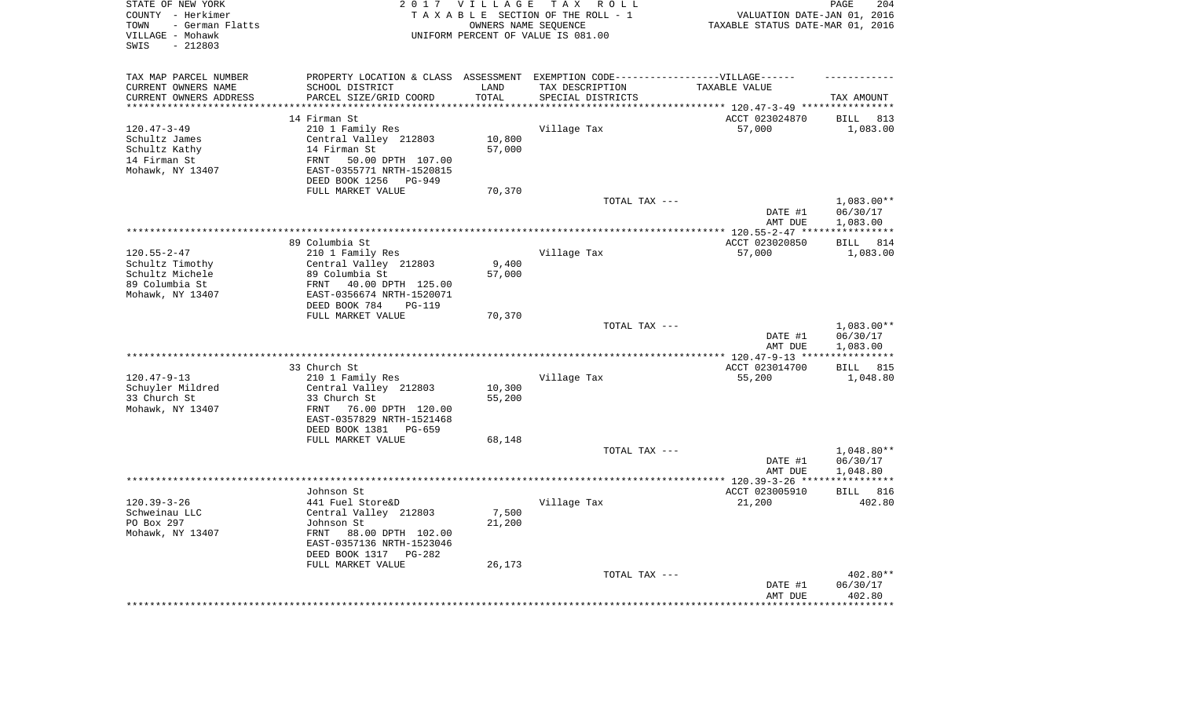STATE OF NEW YORK
COUNTY - Herkimer
TOWN - German Flatts
VILLAGE - Mohawk
SWIS - 212803

# 2017 VILLAGE TAX ROLL

TAXABLE SECTION OF THE ROLL - 1
OWNERS NAME SEQUENCE
UNIFORM PERCENT OF VALUE IS 081.00

VALUATION DATE-JAN 01, 2016
TAXABLE STATUS DATE-MAR 01, 2016

| TAX MAP PARCEL NUMBER / CURRENT OWNERS NAME / CURRENT OWNERS ADDRESS | PROPERTY LOCATION & CLASS / SCHOOL DISTRICT / PARCEL SIZE/GRID COORD | ASSESSMENT LAND / TOTAL | EXEMPTION CODE / TAX DESCRIPTION / SPECIAL DISTRICTS | TAXABLE VALUE | TAX AMOUNT |
|---|---|---|---|---|---|
| | 14 Firman St | | | ACCT 023024870 | BILL 813 |
| 120.47-3-49 | 210 1 Family Res | | Village Tax | 57,000 | 1,083.00 |
| Schultz James | Central Valley 212803 | 10,800 | | | |
| Schultz Kathy | 14 Firman St | 57,000 | | | |
| 14 Firman St | FRNT 50.00 DPTH 107.00 | | | | |
| Mohawk, NY 13407 | EAST-0355771 NRTH-1520815 | | | | |
| | DEED BOOK 1256 PG-949 | | | | |
| | FULL MARKET VALUE | 70,370 | | | |
| | | | TOTAL TAX --- | | 1,083.00** |
| | | | | DATE #1 | 06/30/17 |
| | | | | AMT DUE | 1,083.00 |
| | 89 Columbia St | | | ACCT 023020850 | BILL 814 |
| 120.55-2-47 | 210 1 Family Res | | Village Tax | 57,000 | 1,083.00 |
| Schultz Timothy | Central Valley 212803 | 9,400 | | | |
| Schultz Michele | 89 Columbia St | 57,000 | | | |
| 89 Columbia St | FRNT 40.00 DPTH 125.00 | | | | |
| Mohawk, NY 13407 | EAST-0356674 NRTH-1520071 | | | | |
| | DEED BOOK 784 PG-119 | | | | |
| | FULL MARKET VALUE | 70,370 | | | |
| | | | TOTAL TAX --- | | 1,083.00** |
| | | | | DATE #1 | 06/30/17 |
| | | | | AMT DUE | 1,083.00 |
| | 33 Church St | | | ACCT 023014700 | BILL 815 |
| 120.47-9-13 | 210 1 Family Res | | Village Tax | 55,200 | 1,048.80 |
| Schuyler Mildred | Central Valley 212803 | 10,300 | | | |
| 33 Church St | 33 Church St | 55,200 | | | |
| Mohawk, NY 13407 | FRNT 76.00 DPTH 120.00 | | | | |
| | EAST-0357829 NRTH-1521468 | | | | |
| | DEED BOOK 1381 PG-659 | | | | |
| | FULL MARKET VALUE | 68,148 | | | |
| | | | TOTAL TAX --- | | 1,048.80** |
| | | | | DATE #1 | 06/30/17 |
| | | | | AMT DUE | 1,048.80 |
| | Johnson St | | | ACCT 023005910 | BILL 816 |
| 120.39-3-26 | 441 Fuel Store&D | | Village Tax | 21,200 | 402.80 |
| Schweinau LLC | Central Valley 212803 | 7,500 | | | |
| PO Box 297 | Johnson St | 21,200 | | | |
| Mohawk, NY 13407 | FRNT 88.00 DPTH 102.00 | | | | |
| | EAST-0357136 NRTH-1523046 | | | | |
| | DEED BOOK 1317 PG-282 | | | | |
| | FULL MARKET VALUE | 26,173 | | | |
| | | | TOTAL TAX --- | | 402.80** |
| | | | | DATE #1 | 06/30/17 |
| | | | | AMT DUE | 402.80 |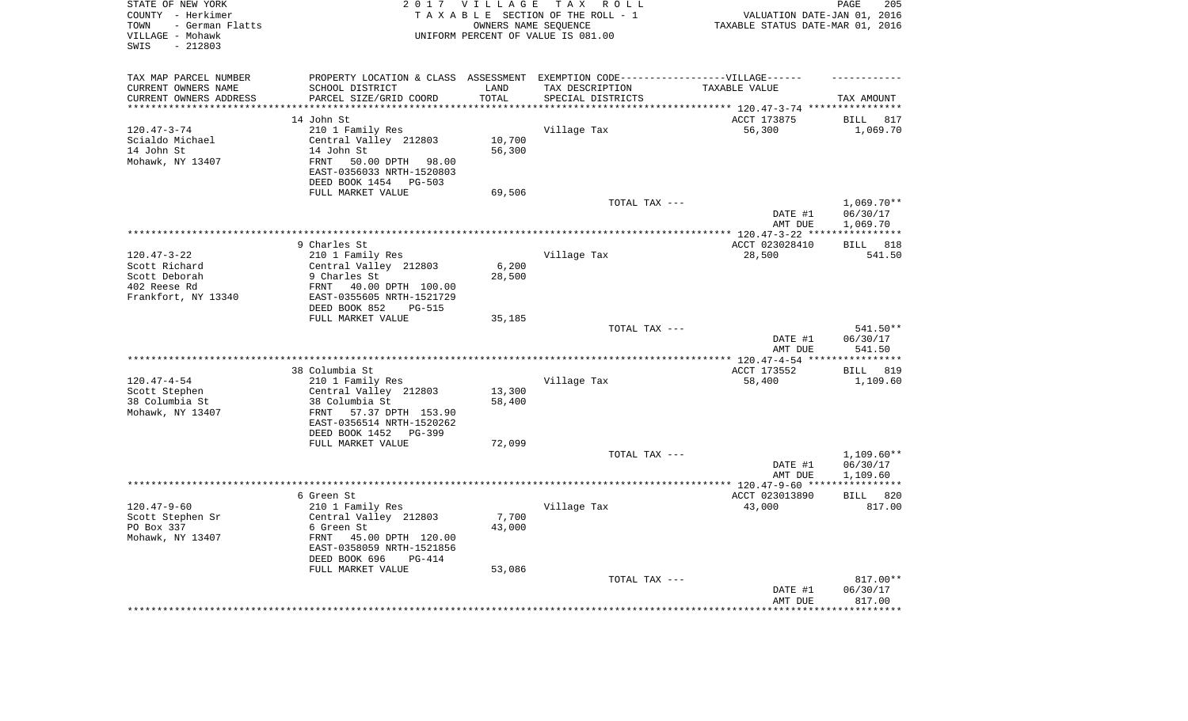STATE OF NEW YORK
COUNTY - Herkimer
TOWN - German Flatts
VILLAGE - Mohawk
SWIS - 212803

2017 VILLAGE TAX ROLL
TAXABLE SECTION OF THE ROLL - 1
OWNERS NAME SEQUENCE
UNIFORM PERCENT OF VALUE IS 081.00

VALUATION DATE-JAN 01, 2016
TAXABLE STATUS DATE-MAR 01, 2016

| TAX MAP PARCEL NUMBER<br>CURRENT OWNERS NAME<br>CURRENT OWNERS ADDRESS | PROPERTY LOCATION & CLASS<br>SCHOOL DISTRICT<br>PARCEL SIZE/GRID COORD | ASSESSMENT<br>LAND<br>TOTAL | EXEMPTION CODE-----VILLAGE------<br>TAX DESCRIPTION<br>SPECIAL DISTRICTS | TAXABLE VALUE | TAX AMOUNT |
|---|---|---|---|---|---|
| 120.47-3-74 | 14 John St | | | ACCT 173875 | BILL 817 |
| Scialdo Michael | 210 1 Family Res | | Village Tax | 56,300 | 1,069.70 |
| 14 John St | Central Valley 212803 | 10,700 | | | |
| Mohawk, NY 13407 | 14 John St | 56,300 | | | |
| | FRNT 50.00 DPTH 98.00 | | | | |
| | EAST-0356033 NRTH-1520803 | | | | |
| | DEED BOOK 1454 PG-503 | | | | |
| | FULL MARKET VALUE | 69,506 | | | |
| | | | TOTAL TAX --- | | 1,069.70** |
| | | | | DATE #1 | 06/30/17 |
| | | | | AMT DUE | 1,069.70 |
| 120.47-3-22 | 9 Charles St | | | ACCT 023028410 | BILL 818 |
| Scott Richard | 210 1 Family Res | | Village Tax | 28,500 | 541.50 |
| Scott Deborah | Central Valley 212803 | 6,200 | | | |
| 402 Reese Rd | 9 Charles St | 28,500 | | | |
| Frankfort, NY 13340 | FRNT 40.00 DPTH 100.00 | | | | |
| | EAST-0355605 NRTH-1521729 | | | | |
| | DEED BOOK 852 PG-515 | | | | |
| | FULL MARKET VALUE | 35,185 | | | |
| | | | TOTAL TAX --- | | 541.50** |
| | | | | DATE #1 | 06/30/17 |
| | | | | AMT DUE | 541.50 |
| 120.47-4-54 | 38 Columbia St | | | ACCT 173552 | BILL 819 |
| Scott Stephen | 210 1 Family Res | | Village Tax | 58,400 | 1,109.60 |
| 38 Columbia St | Central Valley 212803 | 13,300 | | | |
| Mohawk, NY 13407 | 38 Columbia St | 58,400 | | | |
| | FRNT 57.37 DPTH 153.90 | | | | |
| | EAST-0356514 NRTH-1520262 | | | | |
| | DEED BOOK 1452 PG-399 | | | | |
| | FULL MARKET VALUE | 72,099 | | | |
| | | | TOTAL TAX --- | | 1,109.60** |
| | | | | DATE #1 | 06/30/17 |
| | | | | AMT DUE | 1,109.60 |
| 120.47-9-60 | 6 Green St | | | ACCT 023013890 | BILL 820 |
| Scott Stephen Sr | 210 1 Family Res | | Village Tax | 43,000 | 817.00 |
| PO Box 337 | Central Valley 212803 | 7,700 | | | |
| Mohawk, NY 13407 | 6 Green St | 43,000 | | | |
| | FRNT 45.00 DPTH 120.00 | | | | |
| | EAST-0358059 NRTH-1521856 | | | | |
| | DEED BOOK 696 PG-414 | | | | |
| | FULL MARKET VALUE | 53,086 | | | |
| | | | TOTAL TAX --- | | 817.00** |
| | | | | DATE #1 | 06/30/17 |
| | | | | AMT DUE | 817.00 |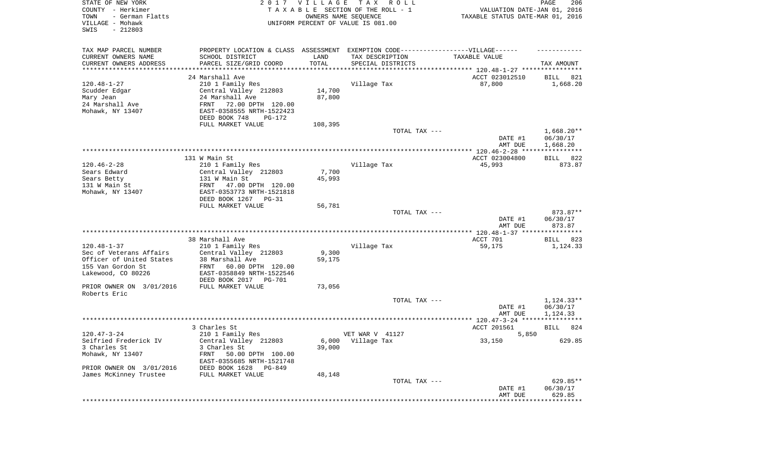STATE OF NEW YORK
COUNTY - Herkimer
TOWN - German Flatts
VILLAGE - Mohawk
SWIS - 212803

2017 VILLAGE TAX ROLL
TAXABLE SECTION OF THE ROLL - 1
OWNERS NAME SEQUENCE
UNIFORM PERCENT OF VALUE IS 081.00

VALUATION DATE-JAN 01, 2016
TAXABLE STATUS DATE-MAR 01, 2016

| TAX MAP PARCEL NUMBER / CURRENT OWNERS NAME / CURRENT OWNERS ADDRESS | PROPERTY LOCATION & CLASS / SCHOOL DISTRICT / PARCEL SIZE/GRID COORD | ASSESSMENT LAND / TOTAL | EXEMPTION CODE / TAX DESCRIPTION / SPECIAL DISTRICTS | TAXABLE VALUE | TAX AMOUNT |
|---|---|---|---|---|---|
| **120.48-1-27** | 24 Marshall Ave | | | ACCT 023012510 | BILL 821 |
| 120.48-1-27 | 210 1 Family Res | | Village Tax | 87,800 | 1,668.20 |
| Scudder Edgar | Central Valley 212803 | 14,700 | | | |
| Mary Jean | 24 Marshall Ave | 87,800 | | | |
| 24 Marshall Ave | FRNT 72.00 DPTH 120.00 | | | | |
| Mohawk, NY 13407 | EAST-0358555 NRTH-1522423 | | | | |
| | DEED BOOK 748 PG-172 | | | | |
| | FULL MARKET VALUE | 108,395 | | | |
| | | | TOTAL TAX --- | | 1,668.20** |
| | | | | DATE #1 | 06/30/17 |
| | | | | AMT DUE | 1,668.20 |
| **120.46-2-28** | 131 W Main St | | | ACCT 023004800 | BILL 822 |
| 120.46-2-28 | 210 1 Family Res | | Village Tax | 45,993 | 873.87 |
| Sears Edward | Central Valley 212803 | 7,700 | | | |
| Sears Betty | 131 W Main St | 45,993 | | | |
| 131 W Main St | FRNT 47.00 DPTH 120.00 | | | | |
| Mohawk, NY 13407 | EAST-0353773 NRTH-1521818 | | | | |
| | DEED BOOK 1267 PG-31 | | | | |
| | FULL MARKET VALUE | 56,781 | | | |
| | | | TOTAL TAX --- | | 873.87** |
| | | | | DATE #1 | 06/30/17 |
| | | | | AMT DUE | 873.87 |
| **120.48-1-37** | 38 Marshall Ave | | | ACCT 701 | BILL 823 |
| 120.48-1-37 | 210 1 Family Res | | Village Tax | 59,175 | 1,124.33 |
| Sec of Veterans Affairs | Central Valley 212803 | 9,300 | | | |
| Officer of United States | 38 Marshall Ave | 59,175 | | | |
| 155 Van Gordon St | FRNT 60.00 DPTH 120.00 | | | | |
| Lakewood, CO 80226 | EAST-0358849 NRTH-1522546 | | | | |
| | DEED BOOK 2017 PG-701 | | | | |
| PRIOR OWNER ON 3/01/2016 | FULL MARKET VALUE | 73,056 | | | |
| Roberts Eric | | | | | |
| | | | TOTAL TAX --- | | 1,124.33** |
| | | | | DATE #1 | 06/30/17 |
| | | | | AMT DUE | 1,124.33 |
| **120.47-3-24** | 3 Charles St | | | ACCT 201561 | BILL 824 |
| 120.47-3-24 | 210 1 Family Res | | VET WAR V 41127 | 5,850 | |
| Seifried Frederick IV | Central Valley 212803 | 6,000 | Village Tax | 33,150 | 629.85 |
| 3 Charles St | 3 Charles St | 39,000 | | | |
| Mohawk, NY 13407 | FRNT 50.00 DPTH 100.00 | | | | |
| | EAST-0355685 NRTH-1521748 | | | | |
| PRIOR OWNER ON 3/01/2016 | DEED BOOK 1628 PG-849 | | | | |
| James McKinney Trustee | FULL MARKET VALUE | 48,148 | | | |
| | | | TOTAL TAX --- | | 629.85** |
| | | | | DATE #1 | 06/30/17 |
| | | | | AMT DUE | 629.85 |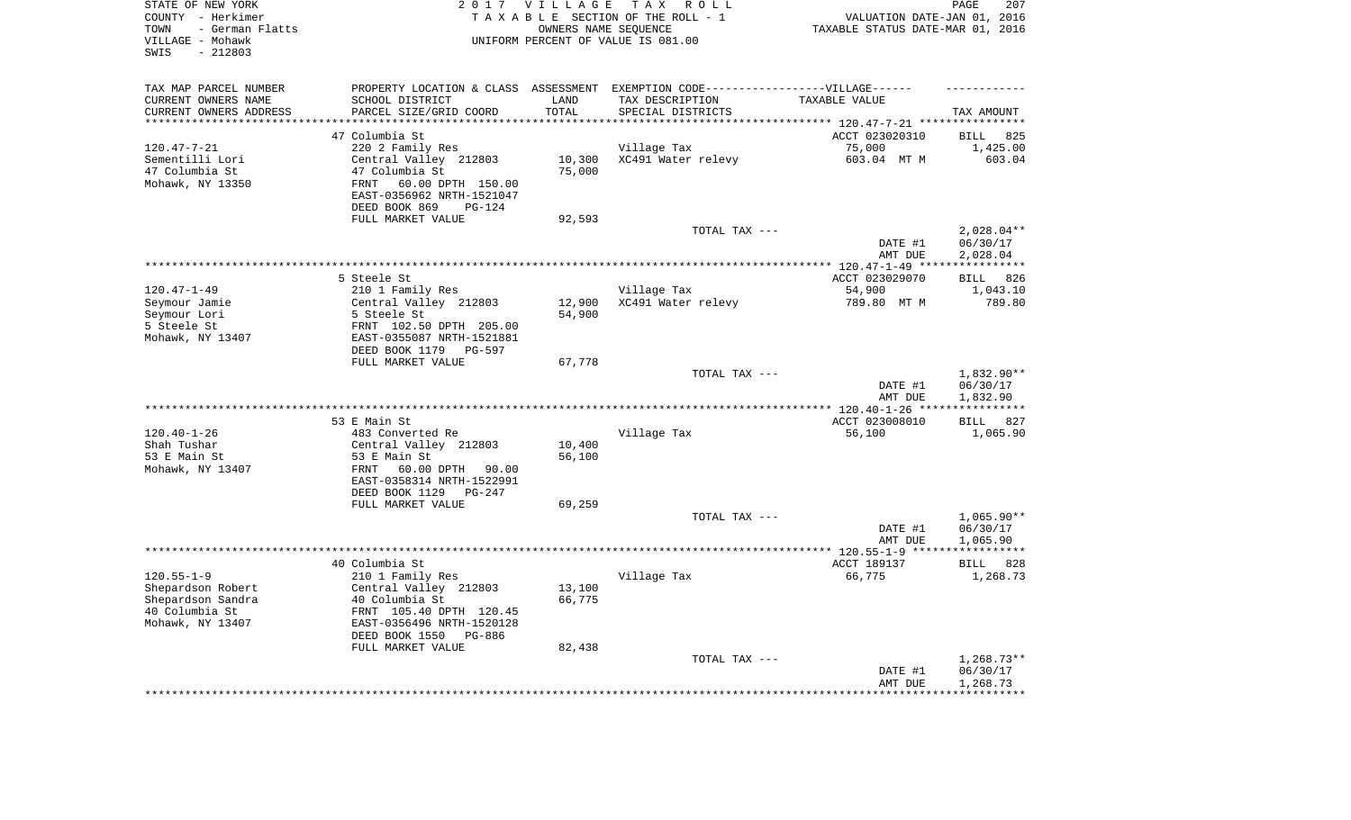STATE OF NEW YORK
COUNTY - Herkimer
TOWN - German Flatts
VILLAGE - Mohawk
SWIS - 212803

2 0 1 7 V I L L A G E T A X R O L L
T A X A B L E SECTION OF THE ROLL - 1
OWNERS NAME SEQUENCE
UNIFORM PERCENT OF VALUE IS 081.00

VALUATION DATE-JAN 01, 2016
TAXABLE STATUS DATE-MAR 01, 2016

| TAX MAP PARCEL NUMBER / CURRENT OWNERS NAME / CURRENT OWNERS ADDRESS | PROPERTY LOCATION & CLASS / SCHOOL DISTRICT / PARCEL SIZE/GRID COORD | ASSESSMENT LAND / TOTAL | EXEMPTION CODE / TAX DESCRIPTION / SPECIAL DISTRICTS | TAXABLE VALUE | TAX AMOUNT |
|---|---|---|---|---|---|
| | 47 Columbia St | | | ACCT 023020310 | BILL 825 |
| 120.47-7-21 | 220 2 Family Res | | Village Tax | 75,000 | 1,425.00 |
| Sementilli Lori | Central Valley 212803 | 10,300 | XC491 Water relevy | 603.04 MT M | 603.04 |
| 47 Columbia St | 47 Columbia St | 75,000 | | | |
| Mohawk, NY 13350 | FRNT 60.00 DPTH 150.00 | | | | |
| | EAST-0356962 NRTH-1521047 | | | | |
| | DEED BOOK 869 PG-124 | | | | |
| | FULL MARKET VALUE | 92,593 | | | |
| | | | TOTAL TAX --- | | 2,028.04** |
| | | | | DATE #1 | 06/30/17 |
| | | | | AMT DUE | 2,028.04 |
| | 5 Steele St | | | ACCT 023029070 | BILL 826 |
| 120.47-1-49 | 210 1 Family Res | | Village Tax | 54,900 | 1,043.10 |
| Seymour Jamie | Central Valley 212803 | 12,900 | XC491 Water relevy | 789.80 MT M | 789.80 |
| Seymour Lori | 5 Steele St | 54,900 | | | |
| 5 Steele St | FRNT 102.50 DPTH 205.00 | | | | |
| Mohawk, NY 13407 | EAST-0355087 NRTH-1521881 | | | | |
| | DEED BOOK 1179 PG-597 | | | | |
| | FULL MARKET VALUE | 67,778 | | | |
| | | | TOTAL TAX --- | | 1,832.90** |
| | | | | DATE #1 | 06/30/17 |
| | | | | AMT DUE | 1,832.90 |
| | 53 E Main St | | | ACCT 023008010 | BILL 827 |
| 120.40-1-26 | 483 Converted Re | | Village Tax | 56,100 | 1,065.90 |
| Shah Tushar | Central Valley 212803 | 10,400 | | | |
| 53 E Main St | 53 E Main St | 56,100 | | | |
| Mohawk, NY 13407 | FRNT 60.00 DPTH 90.00 | | | | |
| | EAST-0358314 NRTH-1522991 | | | | |
| | DEED BOOK 1129 PG-247 | | | | |
| | FULL MARKET VALUE | 69,259 | | | |
| | | | TOTAL TAX --- | | 1,065.90** |
| | | | | DATE #1 | 06/30/17 |
| | | | | AMT DUE | 1,065.90 |
| | 40 Columbia St | | | ACCT 189137 | BILL 828 |
| 120.55-1-9 | 210 1 Family Res | | Village Tax | 66,775 | 1,268.73 |
| Shepardson Robert | Central Valley 212803 | 13,100 | | | |
| Shepardson Sandra | 40 Columbia St | 66,775 | | | |
| 40 Columbia St | FRNT 105.40 DPTH 120.45 | | | | |
| Mohawk, NY 13407 | EAST-0356496 NRTH-1520128 | | | | |
| | DEED BOOK 1550 PG-886 | | | | |
| | FULL MARKET VALUE | 82,438 | | | |
| | | | TOTAL TAX --- | | 1,268.73** |
| | | | | DATE #1 | 06/30/17 |
| | | | | AMT DUE | 1,268.73 |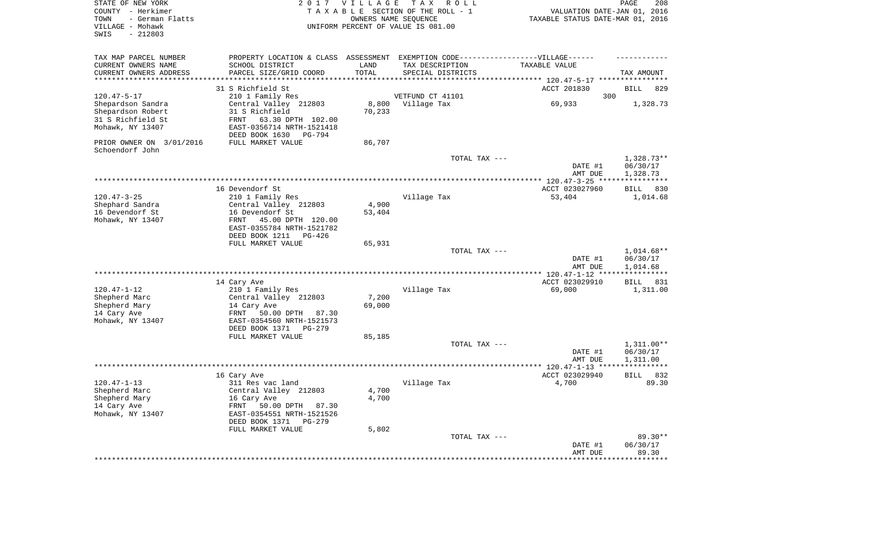STATE OF NEW YORK
COUNTY - Herkimer
TOWN - German Flatts
VILLAGE - Mohawk
SWIS - 212803

2 0 1 7 V I L L A G E T A X R O L L
T A X A B L E SECTION OF THE ROLL - 1
OWNERS NAME SEQUENCE
UNIFORM PERCENT OF VALUE IS 081.00

VALUATION DATE-JAN 01, 2016
TAXABLE STATUS DATE-MAR 01, 2016

| TAX MAP PARCEL NUMBER / CURRENT OWNERS NAME / CURRENT OWNERS ADDRESS | PROPERTY LOCATION & CLASS / SCHOOL DISTRICT / PARCEL SIZE/GRID COORD | ASSESSMENT LAND / TOTAL | EXEMPTION CODE / TAX DESCRIPTION / SPECIAL DISTRICTS | TAXABLE VALUE | TAX AMOUNT |
|---|---|---|---|---|---|
| | 31 S Richfield St | | | ACCT 201830 | BILL 829 |
| 120.47-5-17 | 210 1 Family Res | | VETFUND CT 41101 | 300 | |
| Shepardson Sandra | Central Valley 212803 | 8,800 | Village Tax | 69,933 | 1,328.73 |
| Shepardson Robert | 31 S Richfield | 70,233 | | | |
| 31 S Richfield St | FRNT 63.30 DPTH 102.00 | | | | |
| Mohawk, NY 13407 | EAST-0356714 NRTH-1521418 | | | | |
| | DEED BOOK 1630 PG-794 | | | | |
| PRIOR OWNER ON 3/01/2016 | FULL MARKET VALUE | 86,707 | | | |
| Schoendorf John | | | | | |
| | | | TOTAL TAX --- | | 1,328.73** |
| | | | | DATE #1 | 06/30/17 |
| | | | | AMT DUE | 1,328.73 |
| | 16 Devendorf St | | | ACCT 023027960 | BILL 830 |
| 120.47-3-25 | 210 1 Family Res | | Village Tax | 53,404 | 1,014.68 |
| Shephard Sandra | Central Valley 212803 | 4,900 | | | |
| 16 Devendorf St | 16 Devendorf St | 53,404 | | | |
| Mohawk, NY 13407 | FRNT 45.00 DPTH 120.00 | | | | |
| | EAST-0355784 NRTH-1521782 | | | | |
| | DEED BOOK 1211 PG-426 | | | | |
| | FULL MARKET VALUE | 65,931 | | | |
| | | | TOTAL TAX --- | | 1,014.68** |
| | | | | DATE #1 | 06/30/17 |
| | | | | AMT DUE | 1,014.68 |
| | 14 Cary Ave | | | ACCT 023029910 | BILL 831 |
| 120.47-1-12 | 210 1 Family Res | | Village Tax | 69,000 | 1,311.00 |
| Shepherd Marc | Central Valley 212803 | 7,200 | | | |
| Shepherd Mary | 14 Cary Ave | 69,000 | | | |
| 14 Cary Ave | FRNT 50.00 DPTH 87.30 | | | | |
| Mohawk, NY 13407 | EAST-0354560 NRTH-1521573 | | | | |
| | DEED BOOK 1371 PG-279 | | | | |
| | FULL MARKET VALUE | 85,185 | | | |
| | | | TOTAL TAX --- | | 1,311.00** |
| | | | | DATE #1 | 06/30/17 |
| | | | | AMT DUE | 1,311.00 |
| | 16 Cary Ave | | | ACCT 023029940 | BILL 832 |
| 120.47-1-13 | 311 Res vac land | | Village Tax | 4,700 | 89.30 |
| Shepherd Marc | Central Valley 212803 | 4,700 | | | |
| Shepherd Mary | 16 Cary Ave | 4,700 | | | |
| 14 Cary Ave | FRNT 50.00 DPTH 87.30 | | | | |
| Mohawk, NY 13407 | EAST-0354551 NRTH-1521526 | | | | |
| | DEED BOOK 1371 PG-279 | | | | |
| | FULL MARKET VALUE | 5,802 | | | |
| | | | TOTAL TAX --- | | 89.30** |
| | | | | DATE #1 | 06/30/17 |
| | | | | AMT DUE | 89.30 |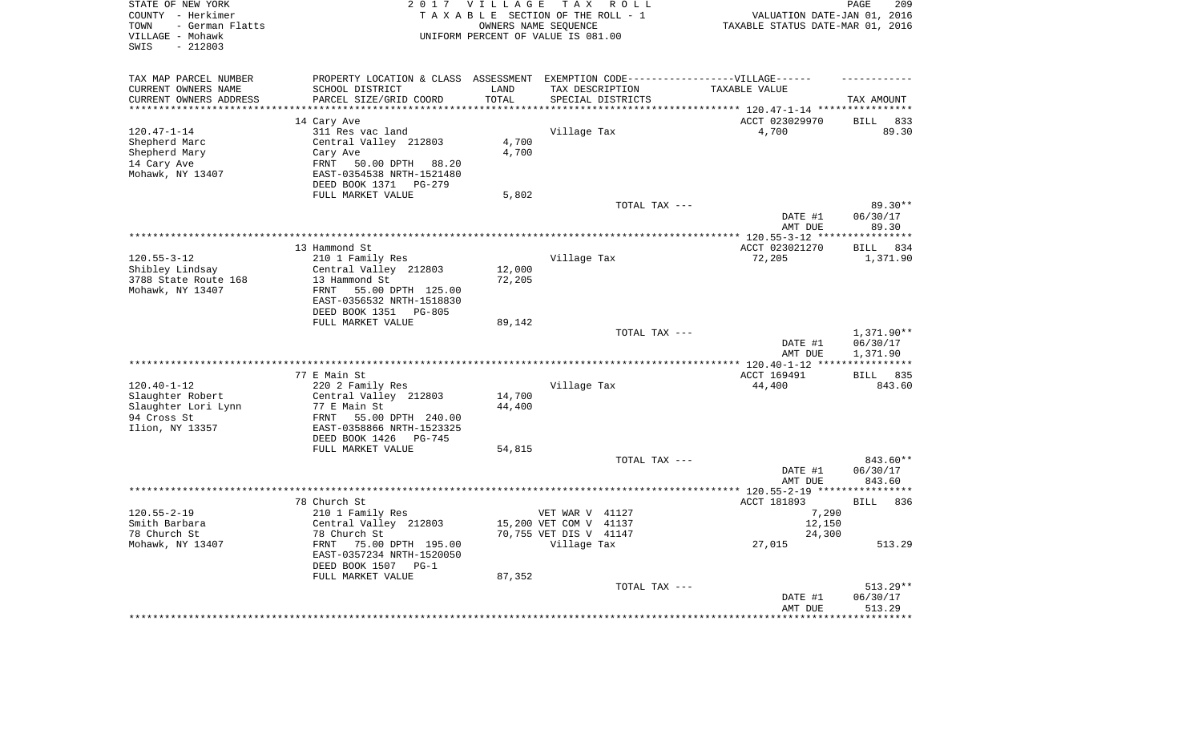STATE OF NEW YORK  
COUNTY - Herkimer  
TOWN - German Flatts  
VILLAGE - Mohawk  
SWIS - 212803

2 0 1 7 V I L L A G E T A X R O L L  
T A X A B L E SECTION OF THE ROLL - 1  
OWNERS NAME SEQUENCE  
UNIFORM PERCENT OF VALUE IS 081.00

VALUATION DATE-JAN 01, 2016  
TAXABLE STATUS DATE-MAR 01, 2016

| TAX MAP PARCEL NUMBER / CURRENT OWNERS NAME / CURRENT OWNERS ADDRESS | PROPERTY LOCATION & CLASS / SCHOOL DISTRICT / PARCEL SIZE/GRID COORD | ASSESSMENT LAND / TOTAL | EXEMPTION CODE / TAX DESCRIPTION / SPECIAL DISTRICTS | TAXABLE VALUE | TAX AMOUNT |
|---|---|---|---|---|---|
| | 14 Cary Ave | | | ACCT 023029970 | BILL 833 |
| 120.47-1-14 | 311 Res vac land | | Village Tax | 4,700 | 89.30 |
| Shepherd Marc | Central Valley 212803 | 4,700 | | | |
| Shepherd Mary | Cary Ave | 4,700 | | | |
| 14 Cary Ave | FRNT 50.00 DPTH 88.20 | | | | |
| Mohawk, NY 13407 | EAST-0354538 NRTH-1521480 | | | | |
| | DEED BOOK 1371 PG-279 | | | | |
| | FULL MARKET VALUE | 5,802 | | | |
| | | | TOTAL TAX --- | | 89.30** |
| | | | | DATE #1 | 06/30/17 |
| | | | | AMT DUE | 89.30 |
| | 13 Hammond St | | | ACCT 023021270 | BILL 834 |
| 120.55-3-12 | 210 1 Family Res | | Village Tax | 72,205 | 1,371.90 |
| Shibley Lindsay | Central Valley 212803 | 12,000 | | | |
| 3788 State Route 168 | 13 Hammond St | 72,205 | | | |
| Mohawk, NY 13407 | FRNT 55.00 DPTH 125.00 | | | | |
| | EAST-0356532 NRTH-1518830 | | | | |
| | DEED BOOK 1351 PG-805 | | | | |
| | FULL MARKET VALUE | 89,142 | | | |
| | | | TOTAL TAX --- | | 1,371.90** |
| | | | | DATE #1 | 06/30/17 |
| | | | | AMT DUE | 1,371.90 |
| | 77 E Main St | | | ACCT 169491 | BILL 835 |
| 120.40-1-12 | 220 2 Family Res | | Village Tax | 44,400 | 843.60 |
| Slaughter Robert | Central Valley 212803 | 14,700 | | | |
| Slaughter Lori Lynn | 77 E Main St | 44,400 | | | |
| 94 Cross St | FRNT 55.00 DPTH 240.00 | | | | |
| Ilion, NY 13357 | EAST-0358866 NRTH-1523325 | | | | |
| | DEED BOOK 1426 PG-745 | | | | |
| | FULL MARKET VALUE | 54,815 | | | |
| | | | TOTAL TAX --- | | 843.60** |
| | | | | DATE #1 | 06/30/17 |
| | | | | AMT DUE | 843.60 |
| | 78 Church St | | | ACCT 181893 | BILL 836 |
| 120.55-2-19 | 210 1 Family Res | | VET WAR V 41127 | 7,290 | |
| Smith Barbara | Central Valley 212803 | 15,200 | VET COM V 41137 | 12,150 | |
| 78 Church St | 78 Church St | 70,755 | VET DIS V 41147 | 24,300 | |
| Mohawk, NY 13407 | FRNT 75.00 DPTH 195.00 | | Village Tax | 27,015 | 513.29 |
| | EAST-0357234 NRTH-1520050 | | | | |
| | DEED BOOK 1507 PG-1 | | | | |
| | FULL MARKET VALUE | 87,352 | | | |
| | | | TOTAL TAX --- | | 513.29** |
| | | | | DATE #1 | 06/30/17 |
| | | | | AMT DUE | 513.29 |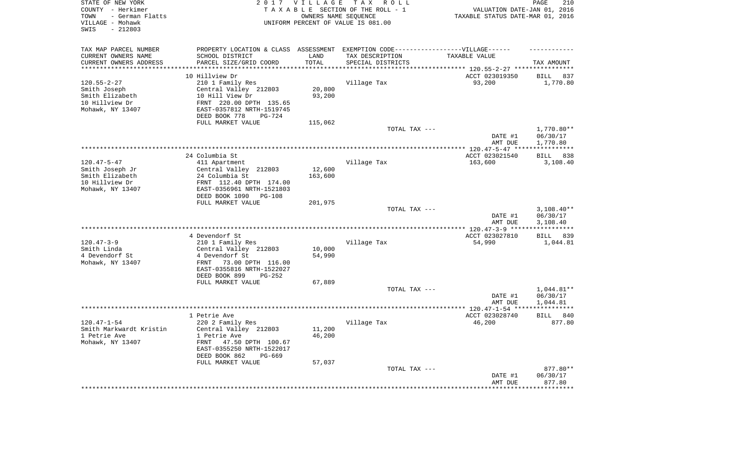STATE OF NEW YORK
COUNTY - Herkimer
TOWN - German Flatts
VILLAGE - Mohawk
SWIS - 212803

2017 VILLAGE TAX ROLL
TAXABLE SECTION OF THE ROLL - 1
OWNERS NAME SEQUENCE
UNIFORM PERCENT OF VALUE IS 081.00

VALUATION DATE-JAN 01, 2016
TAXABLE STATUS DATE-MAR 01, 2016

| TAX MAP PARCEL NUMBER / CURRENT OWNERS NAME / CURRENT OWNERS ADDRESS | PROPERTY LOCATION & CLASS / SCHOOL DISTRICT / PARCEL SIZE/GRID COORD | ASSESSMENT LAND / TOTAL | EXEMPTION CODE / TAX DESCRIPTION / SPECIAL DISTRICTS | TAXABLE VALUE | TAX AMOUNT |
|---|---|---|---|---|---|
| | 10 Hillview Dr | | | ACCT 023019350 | BILL 837 |
| 120.55-2-27 | 210 1 Family Res | | Village Tax | 93,200 | 1,770.80 |
| Smith Joseph | Central Valley 212803 | 20,800 | | | |
| Smith Elizabeth | 10 Hill View Dr | 93,200 | | | |
| 10 Hillview Dr | FRNT 220.00 DPTH 135.65 | | | | |
| Mohawk, NY 13407 | EAST-0357812 NRTH-1519745 | | | | |
| | DEED BOOK 778 PG-724 | | | | |
| | FULL MARKET VALUE | 115,062 | | | |
| | | | TOTAL TAX --- | | 1,770.80** |
| | | | | DATE #1 | 06/30/17 |
| | | | | AMT DUE | 1,770.80 |
| | 24 Columbia St | | | ACCT 023021540 | BILL 838 |
| 120.47-5-47 | 411 Apartment | | Village Tax | 163,600 | 3,108.40 |
| Smith Joseph Jr | Central Valley 212803 | 12,600 | | | |
| Smith Elizabeth | 24 Columbia St | 163,600 | | | |
| 10 Hillview Dr | FRNT 112.40 DPTH 174.00 | | | | |
| Mohawk, NY 13407 | EAST-0356961 NRTH-1521803 | | | | |
| | DEED BOOK 1090 PG-108 | | | | |
| | FULL MARKET VALUE | 201,975 | | | |
| | | | TOTAL TAX --- | | 3,108.40** |
| | | | | DATE #1 | 06/30/17 |
| | | | | AMT DUE | 3,108.40 |
| | 4 Devendorf St | | | ACCT 023027810 | BILL 839 |
| 120.47-3-9 | 210 1 Family Res | | Village Tax | 54,990 | 1,044.81 |
| Smith Linda | Central Valley 212803 | 10,000 | | | |
| 4 Devendorf St | 4 Devendorf St | 54,990 | | | |
| Mohawk, NY 13407 | FRNT 73.00 DPTH 116.00 | | | | |
| | EAST-0355816 NRTH-1522027 | | | | |
| | DEED BOOK 899 PG-252 | | | | |
| | FULL MARKET VALUE | 67,889 | | | |
| | | | TOTAL TAX --- | | 1,044.81** |
| | | | | DATE #1 | 06/30/17 |
| | | | | AMT DUE | 1,044.81 |
| | 1 Petrie Ave | | | ACCT 023028740 | BILL 840 |
| 120.47-1-54 | 220 2 Family Res | | Village Tax | 46,200 | 877.80 |
| Smith Markwardt Kristin | Central Valley 212803 | 11,200 | | | |
| 1 Petrie Ave | 1 Petrie Ave | 46,200 | | | |
| Mohawk, NY 13407 | FRNT 47.50 DPTH 100.67 | | | | |
| | EAST-0355250 NRTH-1522017 | | | | |
| | DEED BOOK 862 PG-669 | | | | |
| | FULL MARKET VALUE | 57,037 | | | |
| | | | TOTAL TAX --- | | 877.80** |
| | | | | DATE #1 | 06/30/17 |
| | | | | AMT DUE | 877.80 |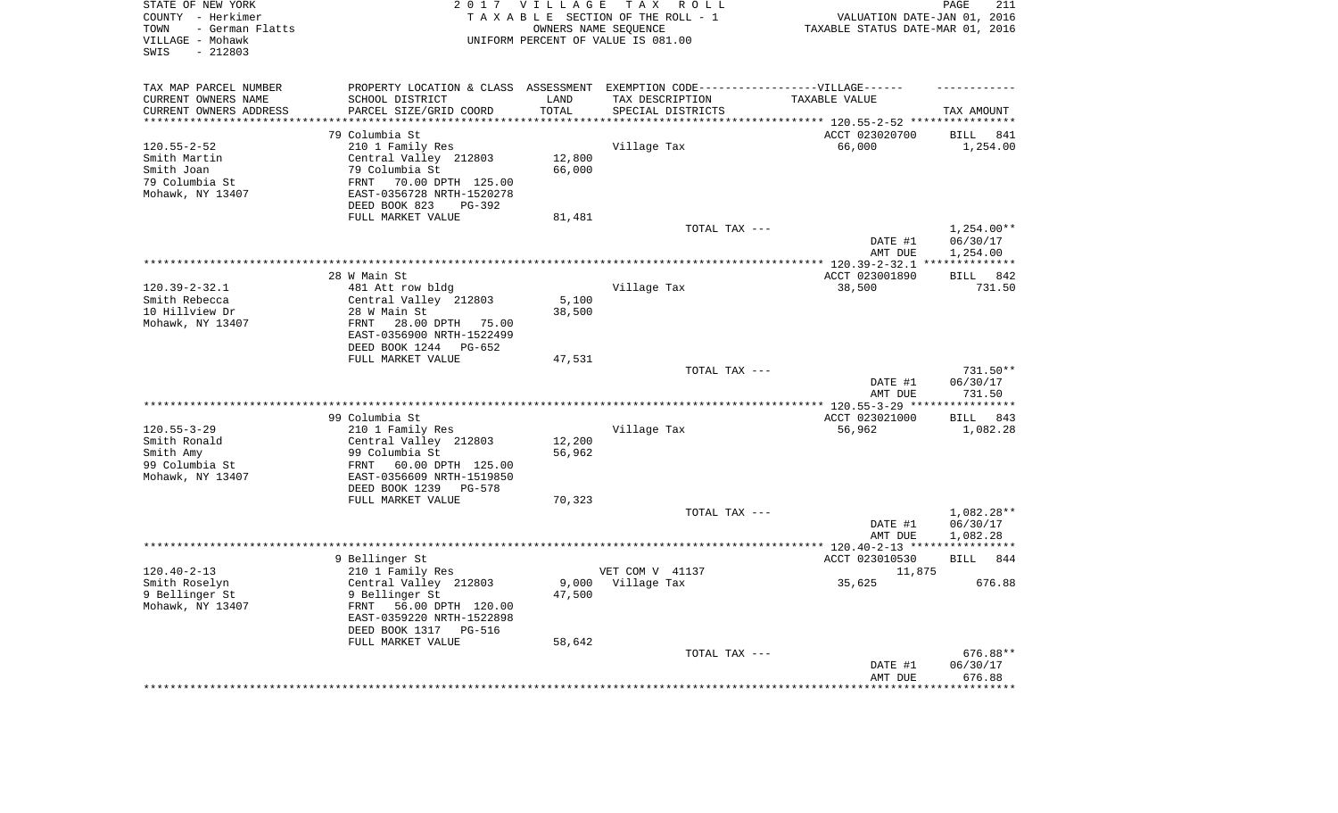STATE OF NEW YORK
COUNTY - Herkimer
TOWN - German Flatts
VILLAGE - Mohawk
SWIS - 212803

2017 VILLAGE TAX ROLL
TAXABLE SECTION OF THE ROLL - 1
OWNERS NAME SEQUENCE
UNIFORM PERCENT OF VALUE IS 081.00

VALUATION DATE-JAN 01, 2016
TAXABLE STATUS DATE-MAR 01, 2016

| TAX MAP PARCEL NUMBER<br>CURRENT OWNERS NAME<br>CURRENT OWNERS ADDRESS | PROPERTY LOCATION & CLASS<br>SCHOOL DISTRICT<br>PARCEL SIZE/GRID COORD | ASSESSMENT<br>LAND<br>TOTAL | EXEMPTION CODE------VILLAGE------<br>TAX DESCRIPTION<br>SPECIAL DISTRICTS | TAXABLE VALUE | TAX AMOUNT |
|---|---|---|---|---|---|
| **120.55-2-52** | 79 Columbia St | | | ACCT 023020700 | BILL 841 |
| 120.55-2-52 | 210 1 Family Res | | Village Tax | 66,000 | 1,254.00 |
| Smith Martin | Central Valley 212803 | 12,800 | | | |
| Smith Joan | 79 Columbia St | 66,000 | | | |
| 79 Columbia St | FRNT 70.00 DPTH 125.00 | | | | |
| Mohawk, NY 13407 | EAST-0356728 NRTH-1520278 | | | | |
| | DEED BOOK 823 PG-392 | | | | |
| | FULL MARKET VALUE | 81,481 | | | |
| | | | TOTAL TAX --- | | 1,254.00** |
| | | | | DATE #1 | 06/30/17 |
| | | | | AMT DUE | 1,254.00 |
| **120.39-2-32.1** | 28 W Main St | | | ACCT 023001890 | BILL 842 |
| 120.39-2-32.1 | 481 Att row bldg | | Village Tax | 38,500 | 731.50 |
| Smith Rebecca | Central Valley 212803 | 5,100 | | | |
| 10 Hillview Dr | 28 W Main St | 38,500 | | | |
| Mohawk, NY 13407 | FRNT 28.00 DPTH 75.00 | | | | |
| | EAST-0356900 NRTH-1522499 | | | | |
| | DEED BOOK 1244 PG-652 | | | | |
| | FULL MARKET VALUE | 47,531 | | | |
| | | | TOTAL TAX --- | | 731.50** |
| | | | | DATE #1 | 06/30/17 |
| | | | | AMT DUE | 731.50 |
| **120.55-3-29** | 99 Columbia St | | | ACCT 023021000 | BILL 843 |
| 120.55-3-29 | 210 1 Family Res | | Village Tax | 56,962 | 1,082.28 |
| Smith Ronald | Central Valley 212803 | 12,200 | | | |
| Smith Amy | 99 Columbia St | 56,962 | | | |
| 99 Columbia St | FRNT 60.00 DPTH 125.00 | | | | |
| Mohawk, NY 13407 | EAST-0356609 NRTH-1519850 | | | | |
| | DEED BOOK 1239 PG-578 | | | | |
| | FULL MARKET VALUE | 70,323 | | | |
| | | | TOTAL TAX --- | | 1,082.28** |
| | | | | DATE #1 | 06/30/17 |
| | | | | AMT DUE | 1,082.28 |
| **120.40-2-13** | 9 Bellinger St | | | ACCT 023010530 | BILL 844 |
| 120.40-2-13 | 210 1 Family Res | | VET COM V 41137 | 11,875 | |
| Smith Roselyn | Central Valley 212803 | 9,000 | Village Tax | 35,625 | 676.88 |
| 9 Bellinger St | 9 Bellinger St | 47,500 | | | |
| Mohawk, NY 13407 | FRNT 56.00 DPTH 120.00 | | | | |
| | EAST-0359220 NRTH-1522898 | | | | |
| | DEED BOOK 1317 PG-516 | | | | |
| | FULL MARKET VALUE | 58,642 | | | |
| | | | TOTAL TAX --- | | 676.88** |
| | | | | DATE #1 | 06/30/17 |
| | | | | AMT DUE | 676.88 |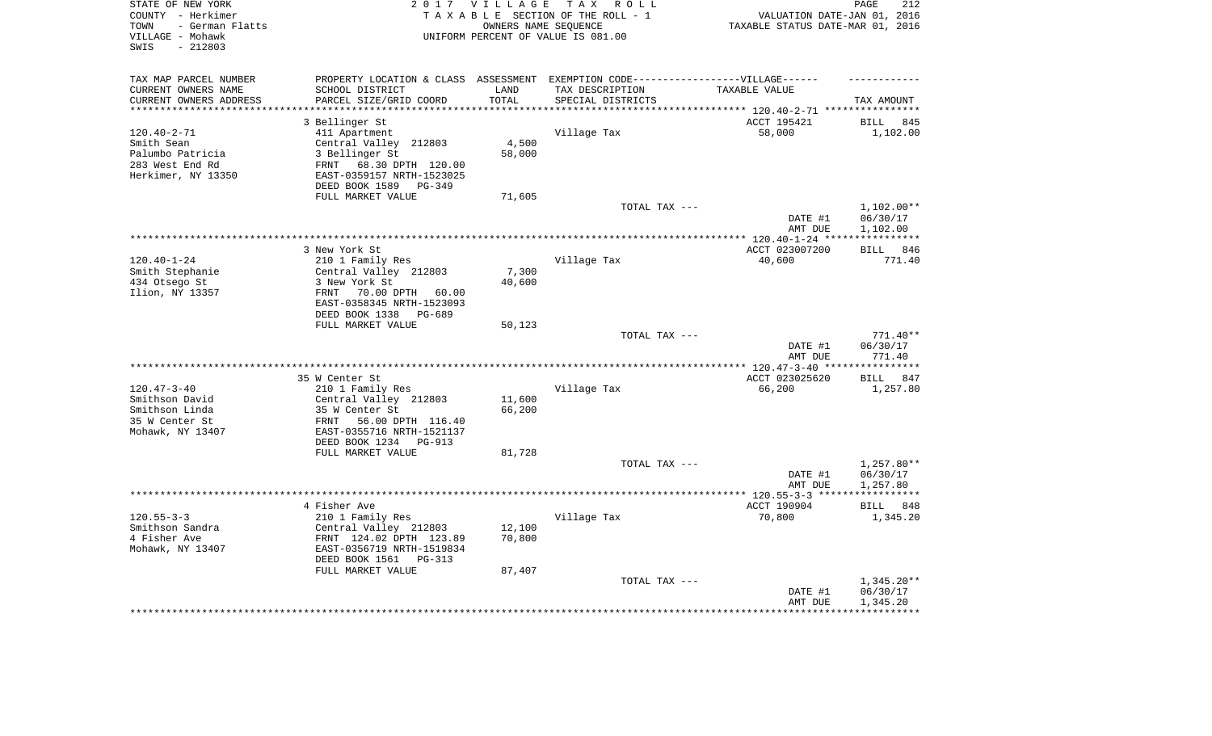STATE OF NEW YORK
COUNTY - Herkimer
TOWN - German Flatts
VILLAGE - Mohawk
SWIS - 212803

2 0 1 7 V I L L A G E T A X R O L L
T A X A B L E SECTION OF THE ROLL - 1
OWNERS NAME SEQUENCE
UNIFORM PERCENT OF VALUE IS 081.00

VALUATION DATE-JAN 01, 2016
TAXABLE STATUS DATE-MAR 01, 2016

| TAX MAP PARCEL NUMBER / CURRENT OWNERS NAME / CURRENT OWNERS ADDRESS | PROPERTY LOCATION & CLASS / SCHOOL DISTRICT / PARCEL SIZE/GRID COORD | ASSESSMENT LAND / TOTAL | EXEMPTION CODE-----VILLAGE------ TAX DESCRIPTION / SPECIAL DISTRICTS | TAXABLE VALUE | TAX AMOUNT |
|---|---|---|---|---|---|
| 120.40-2-71 | 3 Bellinger St | | | ACCT 195421 | BILL 845 |
| Smith Sean | 411 Apartment | | Village Tax | 58,000 | 1,102.00 |
| Palumbo Patricia | Central Valley 212803 | 4,500 | | | |
| 283 West End Rd | 3 Bellinger St | 58,000 | | | |
| Herkimer, NY 13350 | FRNT 68.30 DPTH 120.00 | | | | |
| | EAST-0359157 NRTH-1523025 | | | | |
| | DEED BOOK 1589 PG-349 | | | | |
| | FULL MARKET VALUE | 71,605 | | | |
| | | | TOTAL TAX --- | | 1,102.00** |
| | | | | DATE #1 | 06/30/17 |
| | | | | AMT DUE | 1,102.00 |
| 120.40-1-24 | 3 New York St | | | ACCT 023007200 | BILL 846 |
| Smith Stephanie | 210 1 Family Res | | Village Tax | 40,600 | 771.40 |
| 434 Otsego St | Central Valley 212803 | 7,300 | | | |
| Ilion, NY 13357 | 3 New York St | 40,600 | | | |
| | FRNT 70.00 DPTH 60.00 | | | | |
| | EAST-0358345 NRTH-1523093 | | | | |
| | DEED BOOK 1338 PG-689 | | | | |
| | FULL MARKET VALUE | 50,123 | | | |
| | | | TOTAL TAX --- | | 771.40** |
| | | | | DATE #1 | 06/30/17 |
| | | | | AMT DUE | 771.40 |
| 120.47-3-40 | 35 W Center St | | | ACCT 023025620 | BILL 847 |
| Smithson David | 210 1 Family Res | | Village Tax | 66,200 | 1,257.80 |
| Smithson Linda | Central Valley 212803 | 11,600 | | | |
| 35 W Center St | 35 W Center St | 66,200 | | | |
| Mohawk, NY 13407 | FRNT 56.00 DPTH 116.40 | | | | |
| | EAST-0355716 NRTH-1521137 | | | | |
| | DEED BOOK 1234 PG-913 | | | | |
| | FULL MARKET VALUE | 81,728 | | | |
| | | | TOTAL TAX --- | | 1,257.80** |
| | | | | DATE #1 | 06/30/17 |
| | | | | AMT DUE | 1,257.80 |
| 120.55-3-3 | 4 Fisher Ave | | | ACCT 190904 | BILL 848 |
| Smithson Sandra | 210 1 Family Res | | Village Tax | 70,800 | 1,345.20 |
| 4 Fisher Ave | Central Valley 212803 | 12,100 | | | |
| Mohawk, NY 13407 | FRNT 124.02 DPTH 123.89 | 70,800 | | | |
| | EAST-0356719 NRTH-1519834 | | | | |
| | DEED BOOK 1561 PG-313 | | | | |
| | FULL MARKET VALUE | 87,407 | | | |
| | | | TOTAL TAX --- | | 1,345.20** |
| | | | | DATE #1 | 06/30/17 |
| | | | | AMT DUE | 1,345.20 |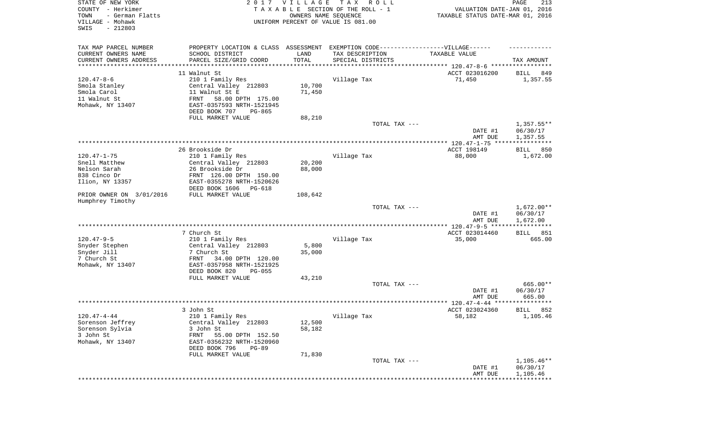STATE OF NEW YORK | 2 0 1 7 V I L L A G E T A X R O L L | PAGE 213
COUNTY - Herkimer | T A X A B L E SECTION OF THE ROLL - 1 | VALUATION DATE-JAN 01, 2016
TOWN - German Flatts | OWNERS NAME SEQUENCE | TAXABLE STATUS DATE-MAR 01, 2016
VILLAGE - Mohawk | UNIFORM PERCENT OF VALUE IS 081.00
SWIS - 212803

| TAX MAP PARCEL NUMBER / CURRENT OWNERS NAME / CURRENT OWNERS ADDRESS | PROPERTY LOCATION & CLASS / SCHOOL DISTRICT / PARCEL SIZE/GRID COORD | ASSESSMENT LAND / TOTAL | EXEMPTION CODE / TAX DESCRIPTION / SPECIAL DISTRICTS | TAXABLE VALUE | TAX AMOUNT |
|---|---|---|---|---|---|
| **120.47-8-6** | 11 Walnut St | | | ACCT 023016200 | BILL 849 |
| Smola Stanley | 210 1 Family Res | | Village Tax | 71,450 | 1,357.55 |
| Smola Carol | Central Valley 212803 | 10,700 | | | |
| 11 Walnut St | 11 Walnut St E | 71,450 | | | |
| Mohawk, NY 13407 | FRNT 58.00 DPTH 175.00 | | | | |
| | EAST-0357593 NRTH-1521945 | | | | |
| | DEED BOOK 707 PG-865 | | | | |
| | FULL MARKET VALUE | 88,210 | | | |
| | | | TOTAL TAX --- | | 1,357.55** |
| | | | | DATE #1 | 06/30/17 |
| | | | | AMT DUE | 1,357.55 |
| **120.47-1-75** | 26 Brookside Dr | | | ACCT 198149 | BILL 850 |
| Snell Matthew | 210 1 Family Res | | Village Tax | 88,000 | 1,672.00 |
| Nelson Sarah | Central Valley 212803 | 20,200 | | | |
| 838 Cinco Dr | 26 Brookside Dr | 88,000 | | | |
| Ilion, NY 13357 | FRNT 126.00 DPTH 150.00 | | | | |
| | EAST-0355278 NRTH-1520626 | | | | |
| | DEED BOOK 1606 PG-618 | | | | |
| PRIOR OWNER ON 3/01/2016 | FULL MARKET VALUE | 108,642 | | | |
| Humphrey Timothy | | | | | |
| | | | TOTAL TAX --- | | 1,672.00** |
| | | | | DATE #1 | 06/30/17 |
| | | | | AMT DUE | 1,672.00 |
| **120.47-9-5** | 7 Church St | | | ACCT 023014460 | BILL 851 |
| Snyder Stephen | 210 1 Family Res | | Village Tax | 35,000 | 665.00 |
| Snyder Jill | Central Valley 212803 | 5,800 | | | |
| 7 Church St | 7 Church St | 35,000 | | | |
| Mohawk, NY 13407 | FRNT 34.00 DPTH 120.00 | | | | |
| | EAST-0357958 NRTH-1521925 | | | | |
| | DEED BOOK 820 PG-055 | | | | |
| | FULL MARKET VALUE | 43,210 | | | |
| | | | TOTAL TAX --- | | 665.00** |
| | | | | DATE #1 | 06/30/17 |
| | | | | AMT DUE | 665.00 |
| **120.47-4-44** | 3 John St | | | ACCT 023024360 | BILL 852 |
| Sorenson Jeffrey | 210 1 Family Res | | Village Tax | 58,182 | 1,105.46 |
| Sorenson Sylvia | Central Valley 212803 | 12,500 | | | |
| 3 John St | 3 John St | 58,182 | | | |
| Mohawk, NY 13407 | FRNT 55.00 DPTH 152.50 | | | | |
| | EAST-0356232 NRTH-1520960 | | | | |
| | DEED BOOK 796 PG-89 | | | | |
| | FULL MARKET VALUE | 71,830 | | | |
| | | | TOTAL TAX --- | | 1,105.46** |
| | | | | DATE #1 | 06/30/17 |
| | | | | AMT DUE | 1,105.46 |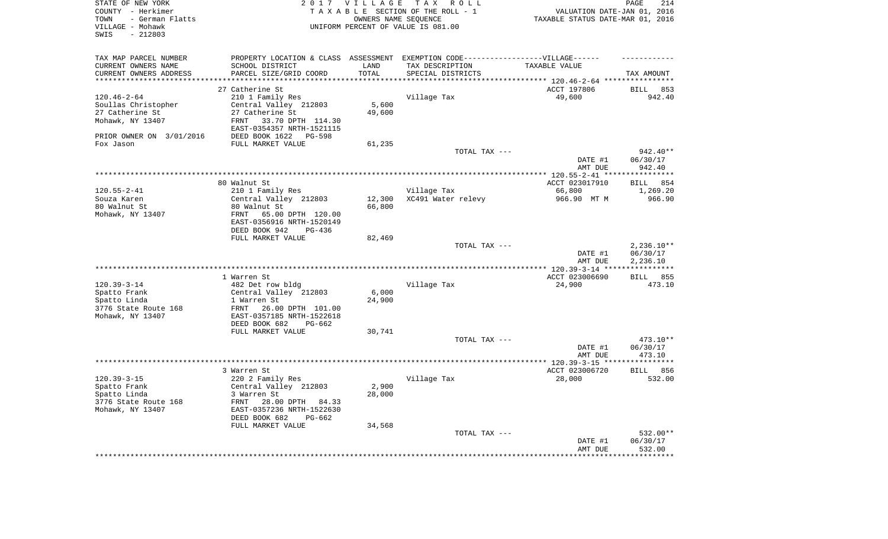STATE OF NEW YORK
COUNTY - Herkimer
TOWN - German Flatts
VILLAGE - Mohawk
SWIS - 212803

2017 VILLAGE TAX ROLL
TAXABLE SECTION OF THE ROLL - 1
OWNERS NAME SEQUENCE
UNIFORM PERCENT OF VALUE IS 081.00

VALUATION DATE-JAN 01, 2016
TAXABLE STATUS DATE-MAR 01, 2016

| TAX MAP PARCEL NUMBER<br>CURRENT OWNERS NAME<br>CURRENT OWNERS ADDRESS | PROPERTY LOCATION & CLASS<br>SCHOOL DISTRICT<br>PARCEL SIZE/GRID COORD | ASSESSMENT<br>LAND<br>TOTAL | EXEMPTION CODE-----VILLAGE------<br>TAX DESCRIPTION<br>SPECIAL DISTRICTS | TAXABLE VALUE | TAX AMOUNT |
|---|---|---|---|---|---|
| | 27 Catherine St | | | ACCT 197806 | BILL 853 |
| 120.46-2-64 | 210 1 Family Res | | Village Tax | 49,600 | 942.40 |
| Soullas Christopher | Central Valley 212803 | 5,600 | | | |
| 27 Catherine St | 27 Catherine St | 49,600 | | | |
| Mohawk, NY 13407 | FRNT 33.70 DPTH 114.30 | | | | |
| | EAST-0354357 NRTH-1521115 | | | | |
| PRIOR OWNER ON 3/01/2016 | DEED BOOK 1622 PG-598 | | | | |
| Fox Jason | FULL MARKET VALUE | 61,235 | | | |
| | | | TOTAL TAX --- | | 942.40** |
| | | | | DATE #1 | 06/30/17 |
| | | | | AMT DUE | 942.40 |
| | 80 Walnut St | | | ACCT 023017910 | BILL 854 |
| 120.55-2-41 | 210 1 Family Res | | Village Tax | 66,800 | 1,269.20 |
| Souza Karen | Central Valley 212803 | 12,300 | XC491 Water relevy | 966.90 MT M | 966.90 |
| 80 Walnut St | 80 Walnut St | 66,800 | | | |
| Mohawk, NY 13407 | FRNT 65.00 DPTH 120.00 | | | | |
| | EAST-0356916 NRTH-1520149 | | | | |
| | DEED BOOK 942 PG-436 | | | | |
| | FULL MARKET VALUE | 82,469 | | | |
| | | | TOTAL TAX --- | | 2,236.10** |
| | | | | DATE #1 | 06/30/17 |
| | | | | AMT DUE | 2,236.10 |
| | 1 Warren St | | | ACCT 023006690 | BILL 855 |
| 120.39-3-14 | 482 Det row bldg | | Village Tax | 24,900 | 473.10 |
| Spatto Frank | Central Valley 212803 | 6,000 | | | |
| Spatto Linda | 1 Warren St | 24,900 | | | |
| 3776 State Route 168 | FRNT 26.00 DPTH 101.00 | | | | |
| Mohawk, NY 13407 | EAST-0357185 NRTH-1522618 | | | | |
| | DEED BOOK 682 PG-662 | | | | |
| | FULL MARKET VALUE | 30,741 | | | |
| | | | TOTAL TAX --- | | 473.10** |
| | | | | DATE #1 | 06/30/17 |
| | | | | AMT DUE | 473.10 |
| | 3 Warren St | | | ACCT 023006720 | BILL 856 |
| 120.39-3-15 | 220 2 Family Res | | Village Tax | 28,000 | 532.00 |
| Spatto Frank | Central Valley 212803 | 2,900 | | | |
| Spatto Linda | 3 Warren St | 28,000 | | | |
| 3776 State Route 168 | FRNT 28.00 DPTH 84.33 | | | | |
| Mohawk, NY 13407 | EAST-0357236 NRTH-1522630 | | | | |
| | DEED BOOK 682 PG-662 | | | | |
| | FULL MARKET VALUE | 34,568 | | | |
| | | | TOTAL TAX --- | | 532.00** |
| | | | | DATE #1 | 06/30/17 |
| | | | | AMT DUE | 532.00 |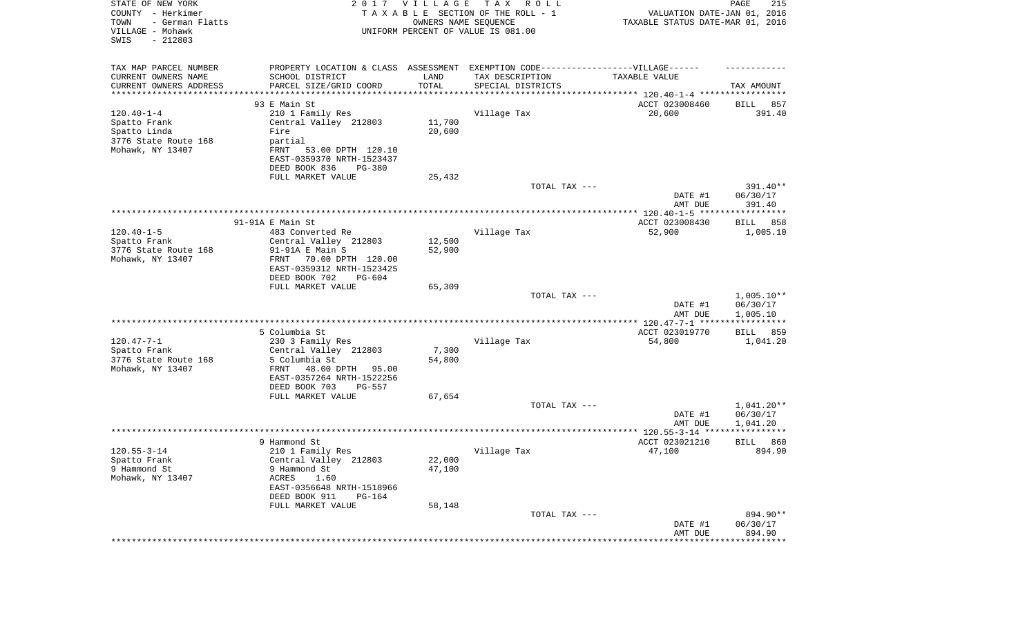STATE OF NEW YORK
COUNTY - Herkimer
TOWN - German Flatts
VILLAGE - Mohawk
SWIS - 212803

2017 VILLAGE TAX ROLL
TAXABLE SECTION OF THE ROLL - 1
OWNERS NAME SEQUENCE
UNIFORM PERCENT OF VALUE IS 081.00

VALUATION DATE-JAN 01, 2016
TAXABLE STATUS DATE-MAR 01, 2016

| TAX MAP PARCEL NUMBER / CURRENT OWNERS NAME / CURRENT OWNERS ADDRESS | PROPERTY LOCATION & CLASS / SCHOOL DISTRICT / PARCEL SIZE/GRID COORD | ASSESSMENT LAND / TOTAL | EXEMPTION CODE / TAX DESCRIPTION / SPECIAL DISTRICTS | TAXABLE VALUE | TAX AMOUNT |
|---|---|---|---|---|---|
| 120.40-1-4 | 93 E Main St | | | ACCT 023008460 | BILL 857 |
| Spatto Frank | 210 1 Family Res | | Village Tax | 20,600 | 391.40 |
| Spatto Linda | Central Valley 212803 | 11,700 | | | |
| 3776 State Route 168 | Fire | 20,600 | | | |
| Mohawk, NY 13407 | partial | | | | |
| | FRNT 53.00 DPTH 120.10 | | | | |
| | EAST-0359370 NRTH-1523437 | | | | |
| | DEED BOOK 836 PG-380 | | | | |
| | FULL MARKET VALUE | 25,432 | | | |
| | | | TOTAL TAX --- | | 391.40** |
| | | | | DATE #1 | 06/30/17 |
| | | | | AMT DUE | 391.40 |
| 120.40-1-5 | 91-91A E Main St | | | ACCT 023008430 | BILL 858 |
| Spatto Frank | 483 Converted Re | | Village Tax | 52,900 | 1,005.10 |
| 3776 State Route 168 | Central Valley 212803 | 12,500 | | | |
| Mohawk, NY 13407 | 91-91A E Main S | 52,900 | | | |
| | FRNT 70.00 DPTH 120.00 | | | | |
| | EAST-0359312 NRTH-1523425 | | | | |
| | DEED BOOK 702 PG-604 | | | | |
| | FULL MARKET VALUE | 65,309 | | | |
| | | | TOTAL TAX --- | | 1,005.10** |
| | | | | DATE #1 | 06/30/17 |
| | | | | AMT DUE | 1,005.10 |
| 120.47-7-1 | 5 Columbia St | | | ACCT 023019770 | BILL 859 |
| Spatto Frank | 230 3 Family Res | | Village Tax | 54,800 | 1,041.20 |
| 3776 State Route 168 | Central Valley 212803 | 7,300 | | | |
| Mohawk, NY 13407 | 5 Columbia St | 54,800 | | | |
| | FRNT 48.00 DPTH 95.00 | | | | |
| | EAST-0357264 NRTH-1522256 | | | | |
| | DEED BOOK 703 PG-557 | | | | |
| | FULL MARKET VALUE | 67,654 | | | |
| | | | TOTAL TAX --- | | 1,041.20** |
| | | | | DATE #1 | 06/30/17 |
| | | | | AMT DUE | 1,041.20 |
| 120.55-3-14 | 9 Hammond St | | | ACCT 023021210 | BILL 860 |
| Spatto Frank | 210 1 Family Res | | Village Tax | 47,100 | 894.90 |
| 9 Hammond St | Central Valley 212803 | 22,000 | | | |
| Mohawk, NY 13407 | 9 Hammond St | 47,100 | | | |
| | ACRES 1.60 | | | | |
| | EAST-0356648 NRTH-1518966 | | | | |
| | DEED BOOK 911 PG-164 | | | | |
| | FULL MARKET VALUE | 58,148 | | | |
| | | | TOTAL TAX --- | | 894.90** |
| | | | | DATE #1 | 06/30/17 |
| | | | | AMT DUE | 894.90 |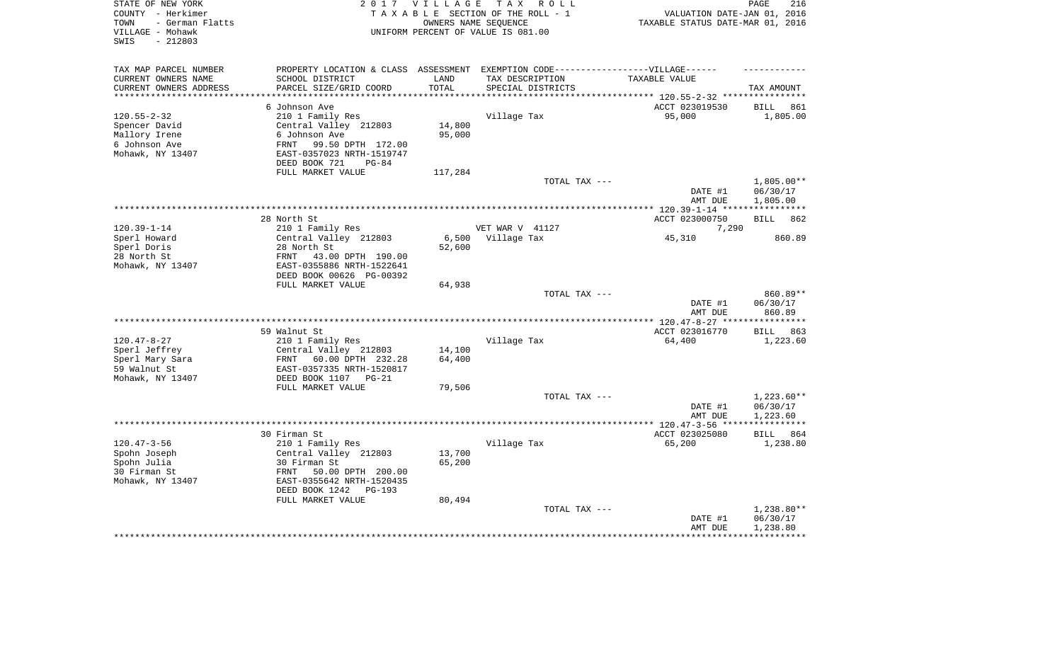STATE OF NEW YORK
COUNTY - Herkimer
TOWN - German Flatts
VILLAGE - Mohawk
SWIS - 212803

2017 VILLAGE TAX ROLL
TAXABLE SECTION OF THE ROLL - 1
OWNERS NAME SEQUENCE
UNIFORM PERCENT OF VALUE IS 081.00

VALUATION DATE-JAN 01, 2016
TAXABLE STATUS DATE-MAR 01, 2016

| TAX MAP PARCEL NUMBER<br>CURRENT OWNERS NAME<br>CURRENT OWNERS ADDRESS | PROPERTY LOCATION & CLASS<br>SCHOOL DISTRICT<br>PARCEL SIZE/GRID COORD | ASSESSMENT<br>LAND<br>TOTAL | EXEMPTION CODE------VILLAGE------<br>TAX DESCRIPTION<br>SPECIAL DISTRICTS | TAXABLE VALUE | TAX AMOUNT |
|---|---|---|---|---|---|
| **120.55-2-32** | 6 Johnson Ave | | | ACCT 023019530 | BILL 861 |
| 120.55-2-32 | 210 1 Family Res | | Village Tax | 95,000 | 1,805.00 |
| Spencer David | Central Valley 212803 | 14,800 | | | |
| Mallory Irene | 6 Johnson Ave | 95,000 | | | |
| 6 Johnson Ave | FRNT 99.50 DPTH 172.00 | | | | |
| Mohawk, NY 13407 | EAST-0357023 NRTH-1519747 | | | | |
| | DEED BOOK 721 PG-84 | | | | |
| | FULL MARKET VALUE | 117,284 | | | |
| | | | TOTAL TAX --- | | 1,805.00** |
| | | | | DATE #1 | 06/30/17 |
| | | | | AMT DUE | 1,805.00 |
| **120.39-1-14** | 28 North St | | | ACCT 023000750 | BILL 862 |
| 120.39-1-14 | 210 1 Family Res | | VET WAR V 41127 | 7,290 | |
| Sperl Howard | Central Valley 212803 | 6,500 | Village Tax | 45,310 | 860.89 |
| Sperl Doris | 28 North St | 52,600 | | | |
| 28 North St | FRNT 43.00 DPTH 190.00 | | | | |
| Mohawk, NY 13407 | EAST-0355886 NRTH-1522641 | | | | |
| | DEED BOOK 00626 PG-00392 | | | | |
| | FULL MARKET VALUE | 64,938 | | | |
| | | | TOTAL TAX --- | | 860.89** |
| | | | | DATE #1 | 06/30/17 |
| | | | | AMT DUE | 860.89 |
| **120.47-8-27** | 59 Walnut St | | | ACCT 023016770 | BILL 863 |
| 120.47-8-27 | 210 1 Family Res | | Village Tax | 64,400 | 1,223.60 |
| Sperl Jeffrey | Central Valley 212803 | 14,100 | | | |
| Sperl Mary Sara | FRNT 60.00 DPTH 232.28 | 64,400 | | | |
| 59 Walnut St | EAST-0357335 NRTH-1520817 | | | | |
| Mohawk, NY 13407 | DEED BOOK 1107 PG-21 | | | | |
| | FULL MARKET VALUE | 79,506 | | | |
| | | | TOTAL TAX --- | | 1,223.60** |
| | | | | DATE #1 | 06/30/17 |
| | | | | AMT DUE | 1,223.60 |
| **120.47-3-56** | 30 Firman St | | | ACCT 023025080 | BILL 864 |
| 120.47-3-56 | 210 1 Family Res | | Village Tax | 65,200 | 1,238.80 |
| Spohn Joseph | Central Valley 212803 | 13,700 | | | |
| Spohn Julia | 30 Firman St | 65,200 | | | |
| 30 Firman St | FRNT 50.00 DPTH 200.00 | | | | |
| Mohawk, NY 13407 | EAST-0355642 NRTH-1520435 | | | | |
| | DEED BOOK 1242 PG-193 | | | | |
| | FULL MARKET VALUE | 80,494 | | | |
| | | | TOTAL TAX --- | | 1,238.80** |
| | | | | DATE #1 | 06/30/17 |
| | | | | AMT DUE | 1,238.80 |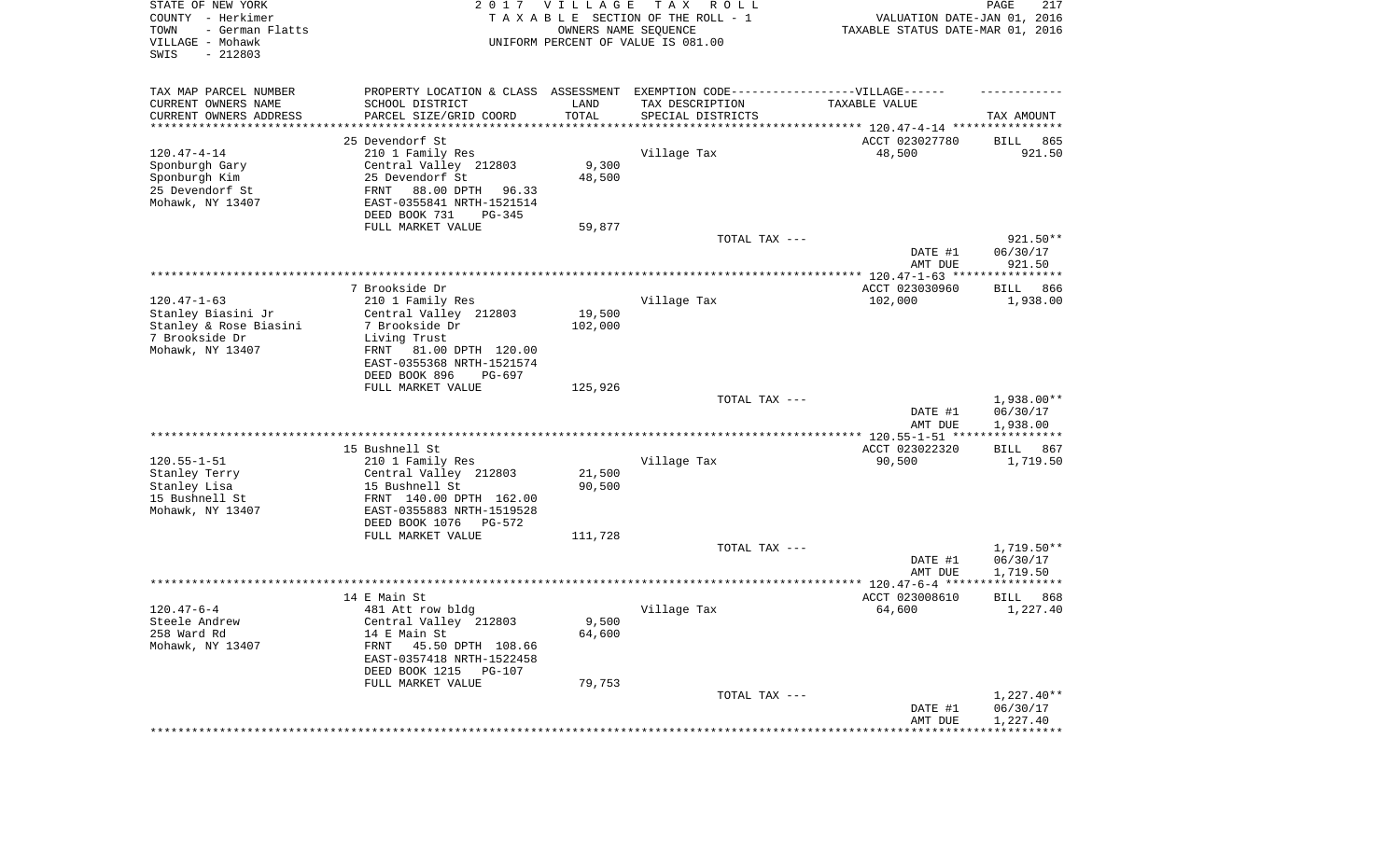STATE OF NEW YORK
COUNTY - Herkimer
TOWN - German Flatts
VILLAGE - Mohawk
SWIS - 212803

2 0 1 7 V I L L A G E T A X R O L L
T A X A B L E SECTION OF THE ROLL - 1
OWNERS NAME SEQUENCE
UNIFORM PERCENT OF VALUE IS 081.00

VALUATION DATE-JAN 01, 2016
TAXABLE STATUS DATE-MAR 01, 2016

| TAX MAP PARCEL NUMBER<br>CURRENT OWNERS NAME<br>CURRENT OWNERS ADDRESS | PROPERTY LOCATION & CLASS<br>SCHOOL DISTRICT<br>PARCEL SIZE/GRID COORD | ASSESSMENT<br>LAND<br>TOTAL | EXEMPTION CODE-----VILLAGE------<br>TAX DESCRIPTION<br>SPECIAL DISTRICTS | TAXABLE VALUE | TAX AMOUNT |
|---|---|---|---|---|---|
| | 25 Devendorf St | | | ACCT 023027780 | BILL 865 |
| 120.47-4-14 | 210 1 Family Res | | Village Tax | 48,500 | 921.50 |
| Sponburgh Gary | Central Valley 212803 | 9,300 | | | |
| Sponburgh Kim | 25 Devendorf St | 48,500 | | | |
| 25 Devendorf St | FRNT 88.00 DPTH 96.33 | | | | |
| Mohawk, NY 13407 | EAST-0355841 NRTH-1521514 | | | | |
| | DEED BOOK 731 PG-345 | | | | |
| | FULL MARKET VALUE | 59,877 | | | |
| | | | TOTAL TAX --- | | 921.50** |
| | | | | DATE #1 | 06/30/17 |
| | | | | AMT DUE | 921.50 |
| | 7 Brookside Dr | | | ACCT 023030960 | BILL 866 |
| 120.47-1-63 | 210 1 Family Res | | Village Tax | 102,000 | 1,938.00 |
| Stanley Biasini Jr | Central Valley 212803 | 19,500 | | | |
| Stanley & Rose Biasini | 7 Brookside Dr | 102,000 | | | |
| 7 Brookside Dr | Living Trust | | | | |
| Mohawk, NY 13407 | FRNT 81.00 DPTH 120.00 | | | | |
| | EAST-0355368 NRTH-1521574 | | | | |
| | DEED BOOK 896 PG-697 | | | | |
| | FULL MARKET VALUE | 125,926 | | | |
| | | | TOTAL TAX --- | | 1,938.00** |
| | | | | DATE #1 | 06/30/17 |
| | | | | AMT DUE | 1,938.00 |
| | 15 Bushnell St | | | ACCT 023022320 | BILL 867 |
| 120.55-1-51 | 210 1 Family Res | | Village Tax | 90,500 | 1,719.50 |
| Stanley Terry | Central Valley 212803 | 21,500 | | | |
| Stanley Lisa | 15 Bushnell St | 90,500 | | | |
| 15 Bushnell St | FRNT 140.00 DPTH 162.00 | | | | |
| Mohawk, NY 13407 | EAST-0355883 NRTH-1519528 | | | | |
| | DEED BOOK 1076 PG-572 | | | | |
| | FULL MARKET VALUE | 111,728 | | | |
| | | | TOTAL TAX --- | | 1,719.50** |
| | | | | DATE #1 | 06/30/17 |
| | | | | AMT DUE | 1,719.50 |
| | 14 E Main St | | | ACCT 023008610 | BILL 868 |
| 120.47-6-4 | 481 Att row bldg | | Village Tax | 64,600 | 1,227.40 |
| Steele Andrew | Central Valley 212803 | 9,500 | | | |
| 258 Ward Rd | 14 E Main St | 64,600 | | | |
| Mohawk, NY 13407 | FRNT 45.50 DPTH 108.66 | | | | |
| | EAST-0357418 NRTH-1522458 | | | | |
| | DEED BOOK 1215 PG-107 | | | | |
| | FULL MARKET VALUE | 79,753 | | | |
| | | | TOTAL TAX --- | | 1,227.40** |
| | | | | DATE #1 | 06/30/17 |
| | | | | AMT DUE | 1,227.40 |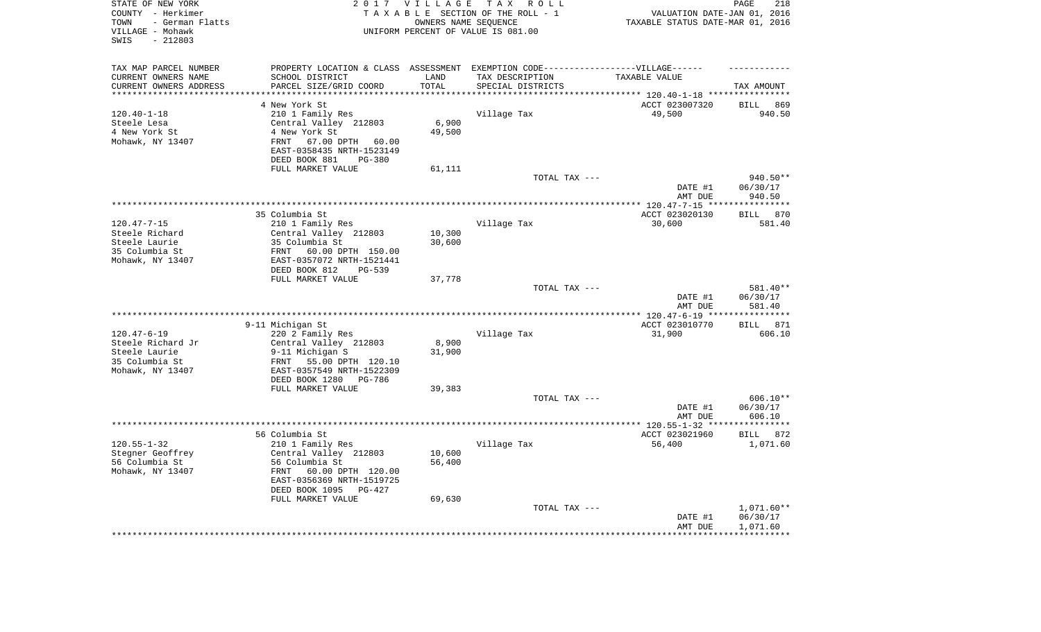STATE OF NEW YORK
COUNTY - Herkimer
TOWN - German Flatts
VILLAGE - Mohawk
SWIS - 212803

2017 VILLAGE TAX ROLL
TAXABLE SECTION OF THE ROLL - 1
OWNERS NAME SEQUENCE
UNIFORM PERCENT OF VALUE IS 081.00

VALUATION DATE-JAN 01, 2016
TAXABLE STATUS DATE-MAR 01, 2016

| TAX MAP PARCEL NUMBER / CURRENT OWNERS NAME / CURRENT OWNERS ADDRESS | PROPERTY LOCATION & CLASS / SCHOOL DISTRICT / PARCEL SIZE/GRID COORD | ASSESSMENT LAND / TOTAL | EXEMPTION CODE / TAX DESCRIPTION / SPECIAL DISTRICTS | TAXABLE VALUE | TAX AMOUNT |
|---|---|---|---|---|---|
| 120.40-1-18 | 4 New York St | | | ACCT 023007320 | BILL 869 |
| Steele Lesa | 210 1 Family Res | | Village Tax | 49,500 | 940.50 |
| 4 New York St | Central Valley 212803 | 6,900 | | | |
| Mohawk, NY 13407 | 4 New York St | 49,500 | | | |
| | FRNT 67.00 DPTH 60.00 | | | | |
| | EAST-0358435 NRTH-1523149 | | | | |
| | DEED BOOK 881 PG-380 | | | | |
| | FULL MARKET VALUE | 61,111 | | | |
| | | | TOTAL TAX --- | | 940.50** |
| | | | | DATE #1 | 06/30/17 |
| | | | | AMT DUE | 940.50 |
| 120.47-7-15 | 35 Columbia St | | | ACCT 023020130 | BILL 870 |
| Steele Richard | 210 1 Family Res | | Village Tax | 30,600 | 581.40 |
| Steele Laurie | Central Valley 212803 | 10,300 | | | |
| 35 Columbia St | 35 Columbia St | 30,600 | | | |
| Mohawk, NY 13407 | FRNT 60.00 DPTH 150.00 | | | | |
| | EAST-0357072 NRTH-1521441 | | | | |
| | DEED BOOK 812 PG-539 | | | | |
| | FULL MARKET VALUE | 37,778 | | | |
| | | | TOTAL TAX --- | | 581.40** |
| | | | | DATE #1 | 06/30/17 |
| | | | | AMT DUE | 581.40 |
| 120.47-6-19 | 9-11 Michigan St | | | ACCT 023010770 | BILL 871 |
| Steele Richard Jr | 220 2 Family Res | | Village Tax | 31,900 | 606.10 |
| Steele Laurie | Central Valley 212803 | 8,900 | | | |
| 35 Columbia St | 9-11 Michigan S | 31,900 | | | |
| Mohawk, NY 13407 | FRNT 55.00 DPTH 120.10 | | | | |
| | EAST-0357549 NRTH-1522309 | | | | |
| | DEED BOOK 1280 PG-786 | | | | |
| | FULL MARKET VALUE | 39,383 | | | |
| | | | TOTAL TAX --- | | 606.10** |
| | | | | DATE #1 | 06/30/17 |
| | | | | AMT DUE | 606.10 |
| 120.55-1-32 | 56 Columbia St | | | ACCT 023021960 | BILL 872 |
| Stegner Geoffrey | 210 1 Family Res | | Village Tax | 56,400 | 1,071.60 |
| 56 Columbia St | Central Valley 212803 | 10,600 | | | |
| Mohawk, NY 13407 | 56 Columbia St | 56,400 | | | |
| | FRNT 60.00 DPTH 120.00 | | | | |
| | EAST-0356369 NRTH-1519725 | | | | |
| | DEED BOOK 1095 PG-427 | | | | |
| | FULL MARKET VALUE | 69,630 | | | |
| | | | TOTAL TAX --- | | 1,071.60** |
| | | | | DATE #1 | 06/30/17 |
| | | | | AMT DUE | 1,071.60 |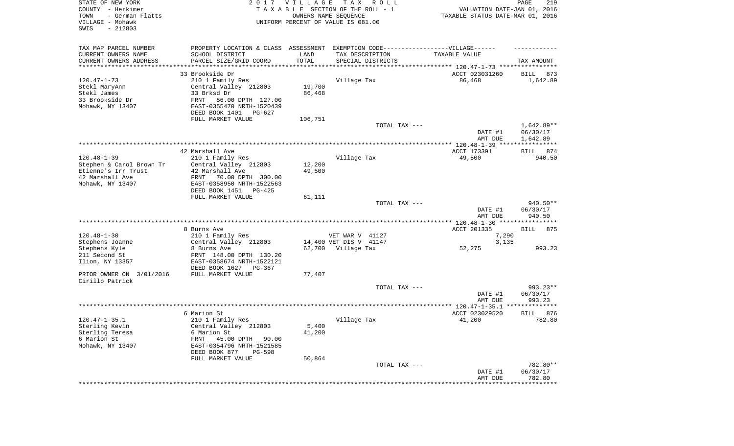STATE OF NEW YORK
COUNTY - Herkimer
TOWN - German Flatts
VILLAGE - Mohawk
SWIS - 212803

2 0 1 7 V I L L A G E T A X R O L L
T A X A B L E SECTION OF THE ROLL - 1
OWNERS NAME SEQUENCE
UNIFORM PERCENT OF VALUE IS 081.00

VALUATION DATE-JAN 01, 2016
TAXABLE STATUS DATE-MAR 01, 2016

| TAX MAP PARCEL NUMBER<br>CURRENT OWNERS NAME<br>CURRENT OWNERS ADDRESS | PROPERTY LOCATION & CLASS<br>SCHOOL DISTRICT<br>PARCEL SIZE/GRID COORD | ASSESSMENT<br>LAND<br>TOTAL | EXEMPTION CODE------VILLAGE------<br>TAX DESCRIPTION<br>SPECIAL DISTRICTS | TAXABLE VALUE | TAX AMOUNT |
|---|---|---|---|---|---|
| | 33 Brookside Dr | | | ACCT 023031260 | BILL 873 |
| 120.47-1-73 | 210 1 Family Res | | Village Tax | 86,468 | 1,642.89 |
| Stekl MaryAnn | Central Valley 212803 | 19,700 | | | |
| Stekl James | 33 Brksd Dr | 86,468 | | | |
| 33 Brookside Dr | FRNT 56.00 DPTH 127.00 | | | | |
| Mohawk, NY 13407 | EAST-0355470 NRTH-1520439 | | | | |
| | DEED BOOK 1401 PG-627 | | | | |
| | FULL MARKET VALUE | 106,751 | | | |
| | | | TOTAL TAX --- | | 1,642.89** |
| | | | | DATE #1 | 06/30/17 |
| | | | | AMT DUE | 1,642.89 |
| | 42 Marshall Ave | | | ACCT 173391 | BILL 874 |
| 120.48-1-39 | 210 1 Family Res | | Village Tax | 49,500 | 940.50 |
| Stephen & Carol Brown Tr | Central Valley 212803 | 12,200 | | | |
| Etienne's Irr Trust | 42 Marshall Ave | 49,500 | | | |
| 42 Marshall Ave | FRNT 70.00 DPTH 300.00 | | | | |
| Mohawk, NY 13407 | EAST-0358950 NRTH-1522563 | | | | |
| | DEED BOOK 1451 PG-425 | | | | |
| | FULL MARKET VALUE | 61,111 | | | |
| | | | TOTAL TAX --- | | 940.50** |
| | | | | DATE #1 | 06/30/17 |
| | | | | AMT DUE | 940.50 |
| | 8 Burns Ave | | | ACCT 201335 | BILL 875 |
| 120.48-1-30 | 210 1 Family Res | | VET WAR V 41127 | 7,290 | |
| Stephens Joanne | Central Valley 212803 | 14,400 | VET DIS V 41147 | 3,135 | |
| Stephens Kyle | 8 Burns Ave | 62,700 | Village Tax | 52,275 | 993.23 |
| 211 Second St | FRNT 148.00 DPTH 130.20 | | | | |
| Ilion, NY 13357 | EAST-0358674 NRTH-1522121 | | | | |
| | DEED BOOK 1627 PG-367 | | | | |
| PRIOR OWNER ON 3/01/2016 | FULL MARKET VALUE | 77,407 | | | |
| Cirillo Patrick | | | | | |
| | | | TOTAL TAX --- | | 993.23** |
| | | | | DATE #1 | 06/30/17 |
| | | | | AMT DUE | 993.23 |
| | 6 Marion St | | | ACCT 023029520 | BILL 876 |
| 120.47-1-35.1 | 210 1 Family Res | | Village Tax | 41,200 | 782.80 |
| Sterling Kevin | Central Valley 212803 | 5,400 | | | |
| Sterling Teresa | 6 Marion St | 41,200 | | | |
| 6 Marion St | FRNT 45.00 DPTH 90.00 | | | | |
| Mohawk, NY 13407 | EAST-0354796 NRTH-1521585 | | | | |
| | DEED BOOK 877 PG-598 | | | | |
| | FULL MARKET VALUE | 50,864 | | | |
| | | | TOTAL TAX --- | | 782.80** |
| | | | | DATE #1 | 06/30/17 |
| | | | | AMT DUE | 782.80 |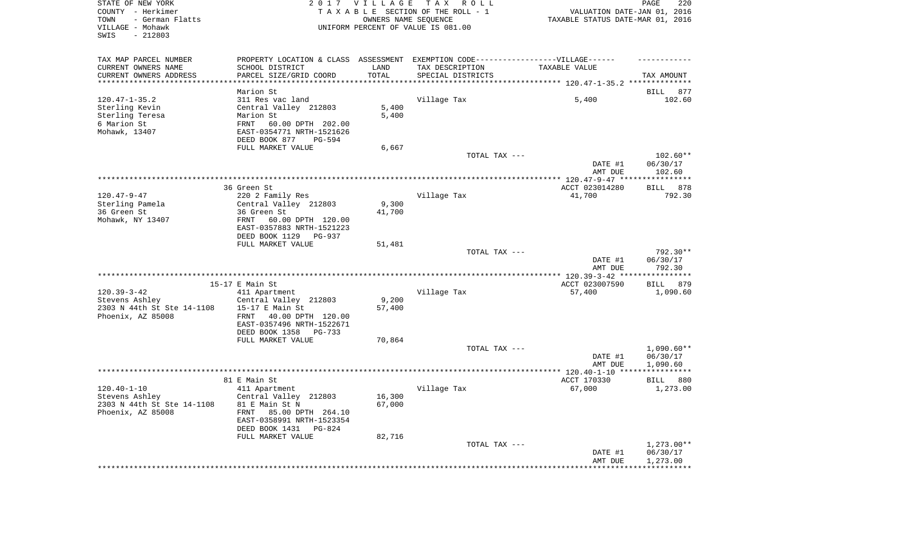STATE OF NEW YORK
COUNTY - Herkimer
TOWN - German Flatts
VILLAGE - Mohawk
SWIS - 212803

2 0 1 7 V I L L A G E T A X R O L L
T A X A B L E SECTION OF THE ROLL - 1
OWNERS NAME SEQUENCE
UNIFORM PERCENT OF VALUE IS 081.00

VALUATION DATE-JAN 01, 2016
TAXABLE STATUS DATE-MAR 01, 2016

| TAX MAP PARCEL NUMBER / CURRENT OWNERS NAME / CURRENT OWNERS ADDRESS | PROPERTY LOCATION & CLASS / SCHOOL DISTRICT / PARCEL SIZE/GRID COORD | ASSESSMENT LAND / TOTAL | EXEMPTION CODE / TAX DESCRIPTION / SPECIAL DISTRICTS | VILLAGE TAXABLE VALUE | TAX AMOUNT |
|---|---|---|---|---|---|
| | Marion St | | | | BILL 877 |
| 120.47-1-35.2 | 311 Res vac land | | Village Tax | 5,400 | 102.60 |
| Sterling Kevin | Central Valley 212803 | 5,400 | | | |
| Sterling Teresa | Marion St | 5,400 | | | |
| 6 Marion St | FRNT 60.00 DPTH 202.00 | | | | |
| Mohawk, 13407 | EAST-0354771 NRTH-1521626 | | | | |
| | DEED BOOK 877 PG-594 | | | | |
| | FULL MARKET VALUE | 6,667 | | | |
| | | | TOTAL TAX --- | | 102.60** |
| | | | | DATE #1 | 06/30/17 |
| | | | | AMT DUE | 102.60 |
| | 36 Green St | | | ACCT 023014280 | BILL 878 |
| 120.47-9-47 | 220 2 Family Res | | Village Tax | 41,700 | 792.30 |
| Sterling Pamela | Central Valley 212803 | 9,300 | | | |
| 36 Green St | 36 Green St | 41,700 | | | |
| Mohawk, NY 13407 | FRNT 60.00 DPTH 120.00 | | | | |
| | EAST-0357883 NRTH-1521223 | | | | |
| | DEED BOOK 1129 PG-937 | | | | |
| | FULL MARKET VALUE | 51,481 | | | |
| | | | TOTAL TAX --- | | 792.30** |
| | | | | DATE #1 | 06/30/17 |
| | | | | AMT DUE | 792.30 |
| | 15-17 E Main St | | | ACCT 023007590 | BILL 879 |
| 120.39-3-42 | 411 Apartment | | Village Tax | 57,400 | 1,090.60 |
| Stevens Ashley | Central Valley 212803 | 9,200 | | | |
| 2303 N 44th St Ste 14-1108 | 15-17 E Main St | 57,400 | | | |
| Phoenix, AZ 85008 | FRNT 40.00 DPTH 120.00 | | | | |
| | EAST-0357496 NRTH-1522671 | | | | |
| | DEED BOOK 1358 PG-733 | | | | |
| | FULL MARKET VALUE | 70,864 | | | |
| | | | TOTAL TAX --- | | 1,090.60** |
| | | | | DATE #1 | 06/30/17 |
| | | | | AMT DUE | 1,090.60 |
| | 81 E Main St | | | ACCT 170330 | BILL 880 |
| 120.40-1-10 | 411 Apartment | | Village Tax | 67,000 | 1,273.00 |
| Stevens Ashley | Central Valley 212803 | 16,300 | | | |
| 2303 N 44th St Ste 14-1108 | 81 E Main St N | 67,000 | | | |
| Phoenix, AZ 85008 | FRNT 85.00 DPTH 264.10 | | | | |
| | EAST-0358991 NRTH-1523354 | | | | |
| | DEED BOOK 1431 PG-824 | | | | |
| | FULL MARKET VALUE | 82,716 | | | |
| | | | TOTAL TAX --- | | 1,273.00** |
| | | | | DATE #1 | 06/30/17 |
| | | | | AMT DUE | 1,273.00 |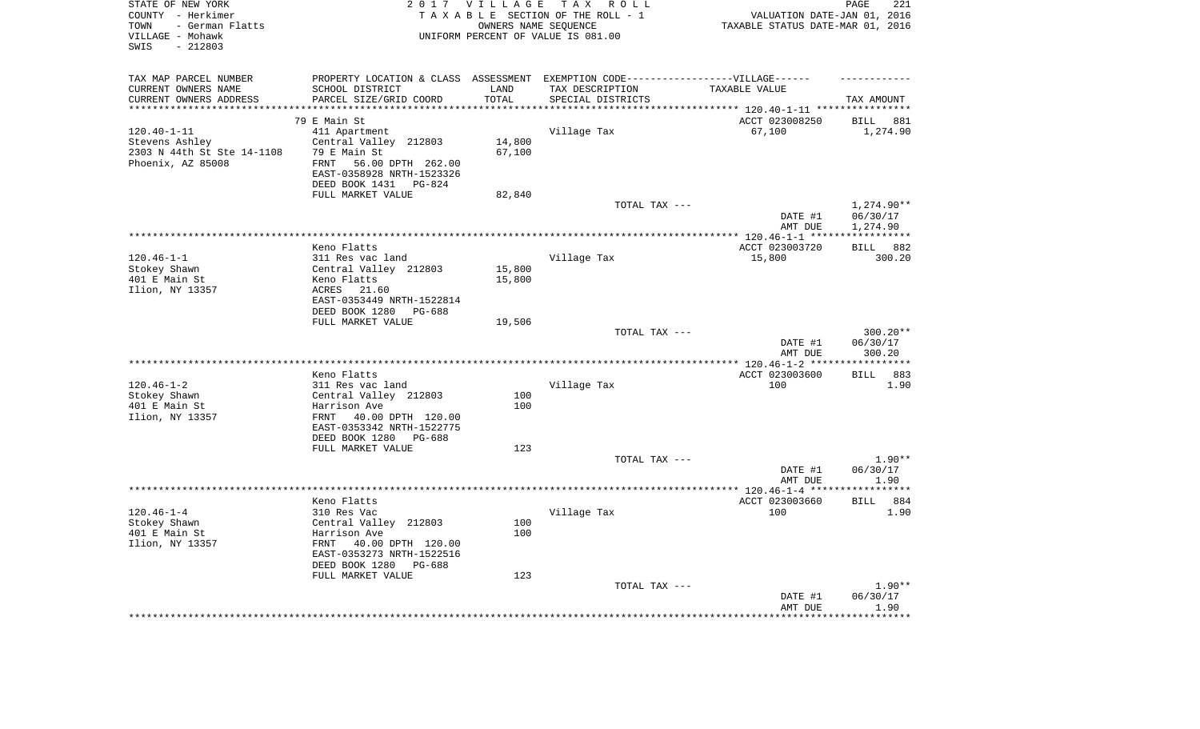STATE OF NEW YORK
COUNTY - Herkimer
TOWN - German Flatts
VILLAGE - Mohawk
SWIS - 212803

**2017 VILLAGE TAX ROLL**
TAXABLE SECTION OF THE ROLL - 1
OWNERS NAME SEQUENCE
UNIFORM PERCENT OF VALUE IS 081.00

VALUATION DATE-JAN 01, 2016
TAXABLE STATUS DATE-MAR 01, 2016

| TAX MAP PARCEL NUMBER / CURRENT OWNERS NAME / CURRENT OWNERS ADDRESS | PROPERTY LOCATION & CLASS / SCHOOL DISTRICT / PARCEL SIZE/GRID COORD | ASSESSMENT LAND / TOTAL | EXEMPTION CODE-VILLAGE / TAX DESCRIPTION / SPECIAL DISTRICTS | TAXABLE VALUE | TAX AMOUNT |
|---|---|---|---|---|---|
| | 79 E Main St | | | ACCT 023008250 | BILL 881 |
| 120.40-1-11 | 411 Apartment | | Village Tax | 67,100 | 1,274.90 |
| Stevens Ashley | Central Valley 212803 | 14,800 | | | |
| 2303 N 44th St Ste 14-1108 | 79 E Main St | 67,100 | | | |
| Phoenix, AZ 85008 | FRNT 56.00 DPTH 262.00 | | | | |
| | EAST-0358928 NRTH-1523326 | | | | |
| | DEED BOOK 1431 PG-824 | | | | |
| | FULL MARKET VALUE | 82,840 | | | |
| | | | TOTAL TAX --- | | 1,274.90** |
| | | | | DATE #1 | 06/30/17 |
| | | | | AMT DUE | 1,274.90 |
| | Keno Flatts | | | ACCT 023003720 | BILL 882 |
| 120.46-1-1 | 311 Res vac land | | Village Tax | 15,800 | 300.20 |
| Stokey Shawn | Central Valley 212803 | 15,800 | | | |
| 401 E Main St | Keno Flatts | 15,800 | | | |
| Ilion, NY 13357 | ACRES 21.60 | | | | |
| | EAST-0353449 NRTH-1522814 | | | | |
| | DEED BOOK 1280 PG-688 | | | | |
| | FULL MARKET VALUE | 19,506 | | | |
| | | | TOTAL TAX --- | | 300.20** |
| | | | | DATE #1 | 06/30/17 |
| | | | | AMT DUE | 300.20 |
| | Keno Flatts | | | ACCT 023003600 | BILL 883 |
| 120.46-1-2 | 311 Res vac land | | Village Tax | 100 | 1.90 |
| Stokey Shawn | Central Valley 212803 | 100 | | | |
| 401 E Main St | Harrison Ave | 100 | | | |
| Ilion, NY 13357 | FRNT 40.00 DPTH 120.00 | | | | |
| | EAST-0353342 NRTH-1522775 | | | | |
| | DEED BOOK 1280 PG-688 | | | | |
| | FULL MARKET VALUE | 123 | | | |
| | | | TOTAL TAX --- | | 1.90** |
| | | | | DATE #1 | 06/30/17 |
| | | | | AMT DUE | 1.90 |
| | Keno Flatts | | | ACCT 023003660 | BILL 884 |
| 120.46-1-4 | 310 Res Vac | | Village Tax | 100 | 1.90 |
| Stokey Shawn | Central Valley 212803 | 100 | | | |
| 401 E Main St | Harrison Ave | 100 | | | |
| Ilion, NY 13357 | FRNT 40.00 DPTH 120.00 | | | | |
| | EAST-0353273 NRTH-1522516 | | | | |
| | DEED BOOK 1280 PG-688 | | | | |
| | FULL MARKET VALUE | 123 | | | |
| | | | TOTAL TAX --- | | 1.90** |
| | | | | DATE #1 | 06/30/17 |
| | | | | AMT DUE | 1.90 |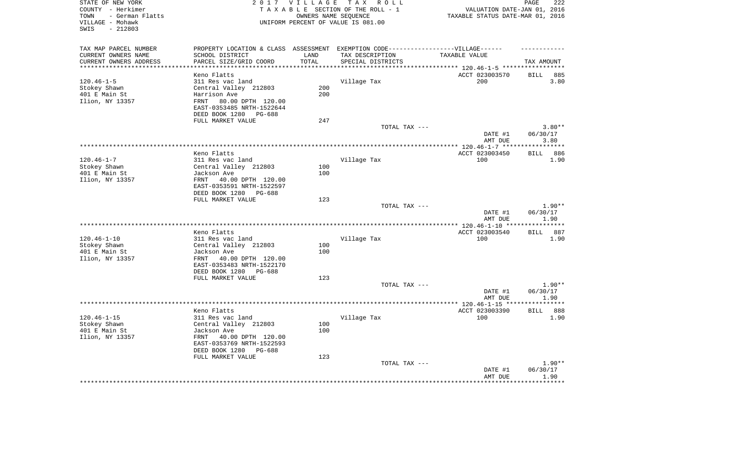STATE OF NEW YORK
COUNTY - Herkimer
TOWN - German Flatts
VILLAGE - Mohawk
SWIS - 212803

2 0 1 7 V I L L A G E T A X R O L L
T A X A B L E SECTION OF THE ROLL - 1
OWNERS NAME SEQUENCE
UNIFORM PERCENT OF VALUE IS 081.00

VALUATION DATE-JAN 01, 2016
TAXABLE STATUS DATE-MAR 01, 2016

| TAX MAP PARCEL NUMBER<br>CURRENT OWNERS NAME<br>CURRENT OWNERS ADDRESS | PROPERTY LOCATION & CLASS<br>SCHOOL DISTRICT<br>PARCEL SIZE/GRID COORD | ASSESSMENT<br>LAND<br>TOTAL | EXEMPTION CODE------VILLAGE------<br>TAX DESCRIPTION<br>SPECIAL DISTRICTS | TAXABLE VALUE | TAX AMOUNT |
|---|---|---|---|---|---|
| **120.46-1-5** | Keno Flatts | | | ACCT 023003570 | BILL 885 |
| 120.46-1-5 | 311 Res vac land | | Village Tax | 200 | 3.80 |
| Stokey Shawn | Central Valley 212803 | 200 | | | |
| 401 E Main St | Harrison Ave | 200 | | | |
| Ilion, NY 13357 | FRNT 80.00 DPTH 120.00 | | | | |
| | EAST-0353485 NRTH-1522644 | | | | |
| | DEED BOOK 1280 PG-688 | | | | |
| | FULL MARKET VALUE | 247 | | | |
| | | | TOTAL TAX --- | | 3.80** |
| | | | | DATE #1 | 06/30/17 |
| | | | | AMT DUE | 3.80 |
| **120.46-1-7** | Keno Flatts | | | ACCT 023003450 | BILL 886 |
| 120.46-1-7 | 311 Res vac land | | Village Tax | 100 | 1.90 |
| Stokey Shawn | Central Valley 212803 | 100 | | | |
| 401 E Main St | Jackson Ave | 100 | | | |
| Ilion, NY 13357 | FRNT 40.00 DPTH 120.00 | | | | |
| | EAST-0353591 NRTH-1522597 | | | | |
| | DEED BOOK 1280 PG-688 | | | | |
| | FULL MARKET VALUE | 123 | | | |
| | | | TOTAL TAX --- | | 1.90** |
| | | | | DATE #1 | 06/30/17 |
| | | | | AMT DUE | 1.90 |
| **120.46-1-10** | Keno Flatts | | | ACCT 023003540 | BILL 887 |
| 120.46-1-10 | 311 Res vac land | | Village Tax | 100 | 1.90 |
| Stokey Shawn | Central Valley 212803 | 100 | | | |
| 401 E Main St | Jackson Ave | 100 | | | |
| Ilion, NY 13357 | FRNT 40.00 DPTH 120.00 | | | | |
| | EAST-0353483 NRTH-1522170 | | | | |
| | DEED BOOK 1280 PG-688 | | | | |
| | FULL MARKET VALUE | 123 | | | |
| | | | TOTAL TAX --- | | 1.90** |
| | | | | DATE #1 | 06/30/17 |
| | | | | AMT DUE | 1.90 |
| **120.46-1-15** | Keno Flatts | | | ACCT 023003390 | BILL 888 |
| 120.46-1-15 | 311 Res vac land | | Village Tax | 100 | 1.90 |
| Stokey Shawn | Central Valley 212803 | 100 | | | |
| 401 E Main St | Jackson Ave | 100 | | | |
| Ilion, NY 13357 | FRNT 40.00 DPTH 120.00 | | | | |
| | EAST-0353769 NRTH-1522593 | | | | |
| | DEED BOOK 1280 PG-688 | | | | |
| | FULL MARKET VALUE | 123 | | | |
| | | | TOTAL TAX --- | | 1.90** |
| | | | | DATE #1 | 06/30/17 |
| | | | | AMT DUE | 1.90 |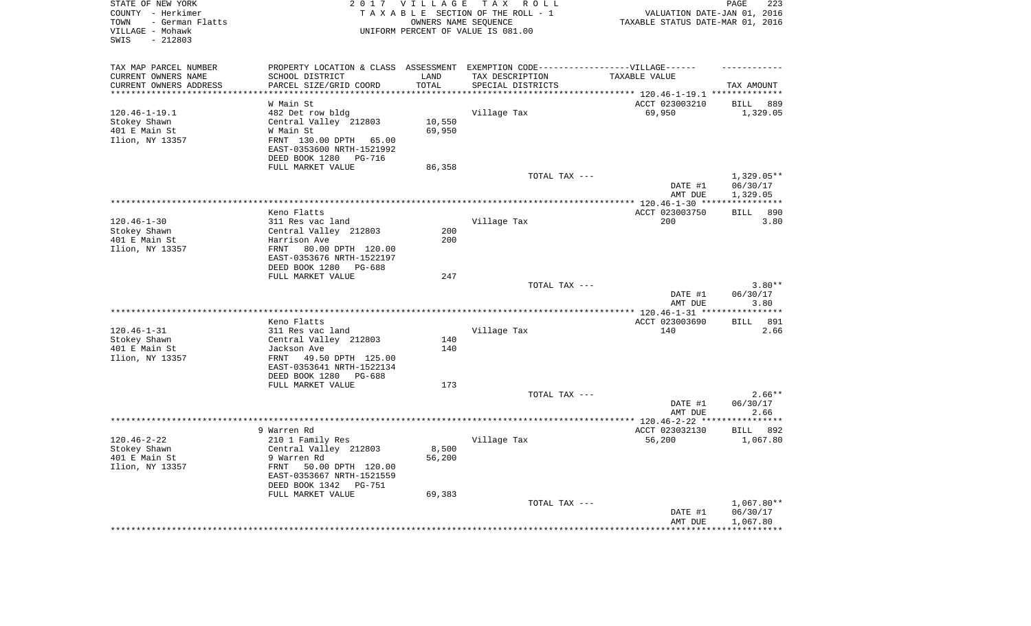STATE OF NEW YORK  
COUNTY - Herkimer  
TOWN - German Flatts  
VILLAGE - Mohawk  
SWIS - 212803

2 0 1 7 V I L L A G E T A X R O L L  
T A X A B L E SECTION OF THE ROLL - 1  
OWNERS NAME SEQUENCE  
UNIFORM PERCENT OF VALUE IS 081.00

VALUATION DATE-JAN 01, 2016  
TAXABLE STATUS DATE-MAR 01, 2016

| TAX MAP PARCEL NUMBER / CURRENT OWNERS NAME / CURRENT OWNERS ADDRESS | PROPERTY LOCATION & CLASS / SCHOOL DISTRICT / PARCEL SIZE/GRID COORD | ASSESSMENT LAND / TOTAL | EXEMPTION CODE------VILLAGE------ TAX DESCRIPTION / SPECIAL DISTRICTS | TAXABLE VALUE | TAX AMOUNT |
|---|---|---|---|---|---|
| 120.46-1-19.1 | W Main St | | | ACCT 023003210 | BILL 889 |
| Stokey Shawn | 482 Det row bldg | | Village Tax | 69,950 | 1,329.05 |
| 401 E Main St | Central Valley 212803 | 10,550 | | | |
| Ilion, NY 13357 | W Main St | 69,950 | | | |
| | FRNT 130.00 DPTH 65.00 | | | | |
| | EAST-0353600 NRTH-1521992 | | | | |
| | DEED BOOK 1280 PG-716 | | | | |
| | FULL MARKET VALUE | 86,358 | | | |
| | | | TOTAL TAX --- | | 1,329.05** |
| | | | | DATE #1 | 06/30/17 |
| | | | | AMT DUE | 1,329.05 |
| 120.46-1-30 | Keno Flatts | | | ACCT 023003750 | BILL 890 |
| Stokey Shawn | 311 Res vac land | | Village Tax | 200 | 3.80 |
| 401 E Main St | Central Valley 212803 | 200 | | | |
| Ilion, NY 13357 | Harrison Ave | 200 | | | |
| | FRNT 80.00 DPTH 120.00 | | | | |
| | EAST-0353676 NRTH-1522197 | | | | |
| | DEED BOOK 1280 PG-688 | | | | |
| | FULL MARKET VALUE | 247 | | | |
| | | | TOTAL TAX --- | | 3.80** |
| | | | | DATE #1 | 06/30/17 |
| | | | | AMT DUE | 3.80 |
| 120.46-1-31 | Keno Flatts | | | ACCT 023003690 | BILL 891 |
| Stokey Shawn | 311 Res vac land | | Village Tax | 140 | 2.66 |
| 401 E Main St | Central Valley 212803 | 140 | | | |
| Ilion, NY 13357 | Jackson Ave | 140 | | | |
| | FRNT 49.50 DPTH 125.00 | | | | |
| | EAST-0353641 NRTH-1522134 | | | | |
| | DEED BOOK 1280 PG-688 | | | | |
| | FULL MARKET VALUE | 173 | | | |
| | | | TOTAL TAX --- | | 2.66** |
| | | | | DATE #1 | 06/30/17 |
| | | | | AMT DUE | 2.66 |
| 120.46-2-22 | 9 Warren Rd | | | ACCT 023032130 | BILL 892 |
| Stokey Shawn | 210 1 Family Res | | Village Tax | 56,200 | 1,067.80 |
| 401 E Main St | Central Valley 212803 | 8,500 | | | |
| Ilion, NY 13357 | 9 Warren Rd | 56,200 | | | |
| | FRNT 50.00 DPTH 120.00 | | | | |
| | EAST-0353667 NRTH-1521559 | | | | |
| | DEED BOOK 1342 PG-751 | | | | |
| | FULL MARKET VALUE | 69,383 | | | |
| | | | TOTAL TAX --- | | 1,067.80** |
| | | | | DATE #1 | 06/30/17 |
| | | | | AMT DUE | 1,067.80 |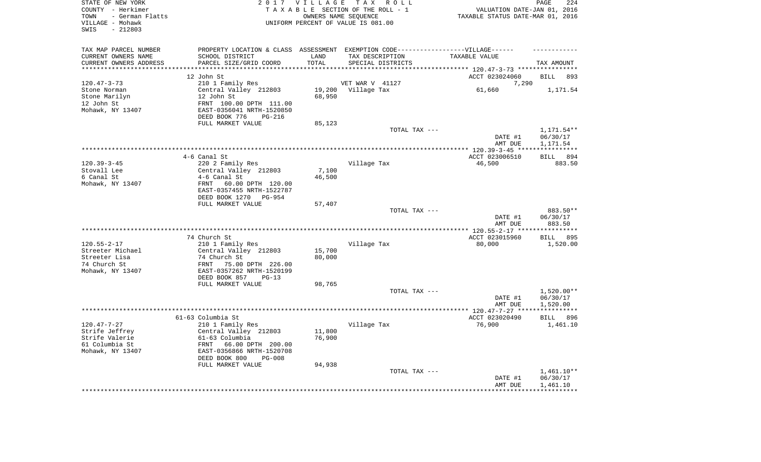STATE OF NEW YORK
COUNTY - Herkimer
TOWN - German Flatts
VILLAGE - Mohawk
SWIS - 212803

2017 VILLAGE TAX ROLL
TAXABLE SECTION OF THE ROLL - 1
OWNERS NAME SEQUENCE
UNIFORM PERCENT OF VALUE IS 081.00

VALUATION DATE-JAN 01, 2016
TAXABLE STATUS DATE-MAR 01, 2016

| TAX MAP PARCEL NUMBER / CURRENT OWNERS NAME / CURRENT OWNERS ADDRESS | PROPERTY LOCATION & CLASS / SCHOOL DISTRICT / PARCEL SIZE/GRID COORD | ASSESSMENT LAND / TOTAL | EXEMPTION CODE / TAX DESCRIPTION / SPECIAL DISTRICTS | TAXABLE VALUE | TAX AMOUNT |
|---|---|---|---|---|---|
| 120.47-3-73 | 12 John St | | | ACCT 023024060 | BILL 893 |
| | 210 1 Family Res | | VET WAR V 41127 | 7,290 | |
| Stone Norman | Central Valley 212803 | 19,200 | Village Tax | 61,660 | 1,171.54 |
| Stone Marilyn | 12 John St | 68,950 | | | |
| 12 John St | FRNT 100.00 DPTH 111.00 | | | | |
| Mohawk, NY 13407 | EAST-0356041 NRTH-1520850 | | | | |
| | DEED BOOK 776 PG-216 | | | | |
| | FULL MARKET VALUE | 85,123 | | | |
| | | | TOTAL TAX --- | | 1,171.54** |
| | | | | DATE #1 | 06/30/17 |
| | | | | AMT DUE | 1,171.54 |
| 120.39-3-45 | 4-6 Canal St | | | ACCT 023006510 | BILL 894 |
| | 220 2 Family Res | | Village Tax | 46,500 | 883.50 |
| Stovall Lee | Central Valley 212803 | 7,100 | | | |
| 6 Canal St | 4-6 Canal St | 46,500 | | | |
| Mohawk, NY 13407 | FRNT 60.00 DPTH 120.00 | | | | |
| | EAST-0357455 NRTH-1522787 | | | | |
| | DEED BOOK 1270 PG-954 | | | | |
| | FULL MARKET VALUE | 57,407 | | | |
| | | | TOTAL TAX --- | | 883.50** |
| | | | | DATE #1 | 06/30/17 |
| | | | | AMT DUE | 883.50 |
| 120.55-2-17 | 74 Church St | | | ACCT 023015960 | BILL 895 |
| | 210 1 Family Res | | Village Tax | 80,000 | 1,520.00 |
| Streeter Michael | Central Valley 212803 | 15,700 | | | |
| Streeter Lisa | 74 Church St | 80,000 | | | |
| 74 Church St | FRNT 75.00 DPTH 226.00 | | | | |
| Mohawk, NY 13407 | EAST-0357262 NRTH-1520199 | | | | |
| | DEED BOOK 857 PG-13 | | | | |
| | FULL MARKET VALUE | 98,765 | | | |
| | | | TOTAL TAX --- | | 1,520.00** |
| | | | | DATE #1 | 06/30/17 |
| | | | | AMT DUE | 1,520.00 |
| 120.47-7-27 | 61-63 Columbia St | | | ACCT 023020490 | BILL 896 |
| | 210 1 Family Res | | Village Tax | 76,900 | 1,461.10 |
| Strife Jeffrey | Central Valley 212803 | 11,800 | | | |
| Strife Valerie | 61-63 Columbia | 76,900 | | | |
| 61 Columbia St | FRNT 66.00 DPTH 200.00 | | | | |
| Mohawk, NY 13407 | EAST-0356866 NRTH-1520708 | | | | |
| | DEED BOOK 800 PG-008 | | | | |
| | FULL MARKET VALUE | 94,938 | | | |
| | | | TOTAL TAX --- | | 1,461.10** |
| | | | | DATE #1 | 06/30/17 |
| | | | | AMT DUE | 1,461.10 |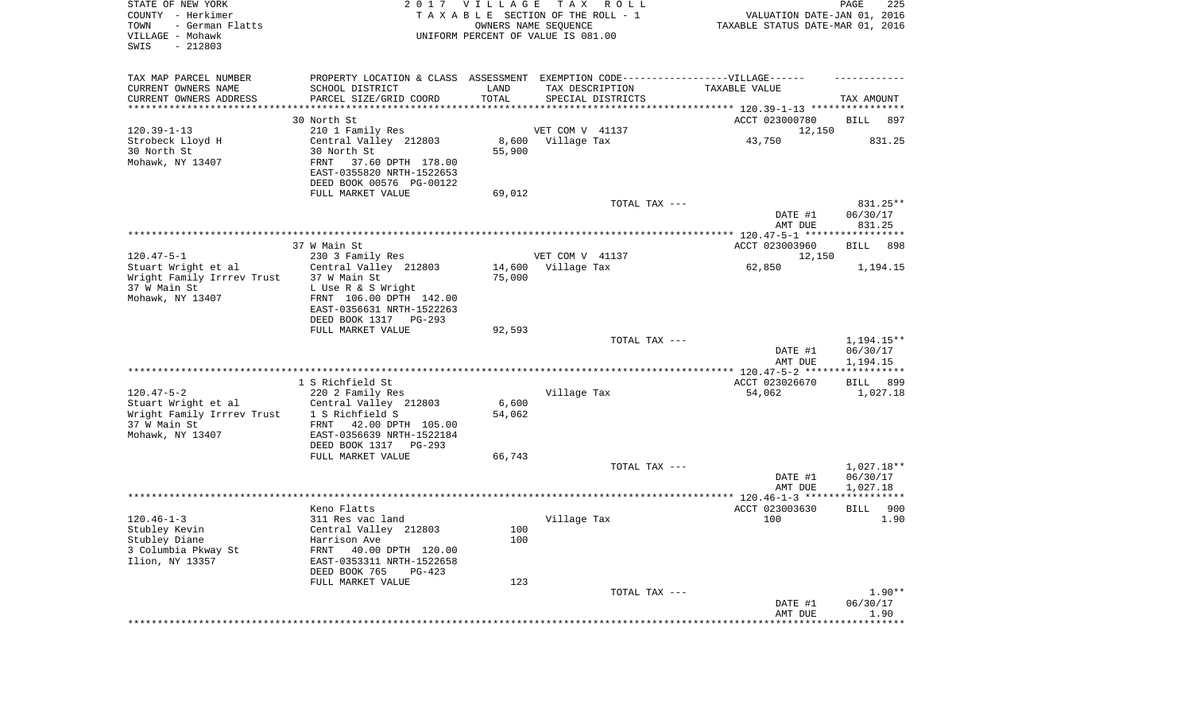STATE OF NEW YORK
COUNTY - Herkimer
TOWN - German Flatts
VILLAGE - Mohawk
SWIS - 212803

2017 VILLAGE TAX ROLL
TAXABLE SECTION OF THE ROLL - 1
OWNERS NAME SEQUENCE
UNIFORM PERCENT OF VALUE IS 081.00

VALUATION DATE-JAN 01, 2016
TAXABLE STATUS DATE-MAR 01, 2016

| TAX MAP PARCEL NUMBER<br>CURRENT OWNERS NAME<br>CURRENT OWNERS ADDRESS | PROPERTY LOCATION & CLASS<br>SCHOOL DISTRICT<br>PARCEL SIZE/GRID COORD | ASSESSMENT<br>LAND<br>TOTAL | EXEMPTION CODE------VILLAGE------<br>TAX DESCRIPTION<br>SPECIAL DISTRICTS | TAXABLE VALUE | TAX AMOUNT |
|---|---|---|---|---|---|
| | 30 North St | | | ACCT 023000780 | BILL 897 |
| 120.39-1-13 | 210 1 Family Res | | VET COM V 41137 | 12,150 | |
| Strobeck Lloyd H | Central Valley 212803 | 8,600 | Village Tax | 43,750 | 831.25 |
| 30 North St | 30 North St | 55,900 | | | |
| Mohawk, NY 13407 | FRNT 37.60 DPTH 178.00 | | | | |
| | EAST-0355820 NRTH-1522653 | | | | |
| | DEED BOOK 00576 PG-00122 | | | | |
| | FULL MARKET VALUE | 69,012 | | | |
| | | | TOTAL TAX --- | | 831.25** |
| | | | | DATE #1 | 06/30/17 |
| | | | | AMT DUE | 831.25 |
| | 37 W Main St | | | ACCT 023003960 | BILL 898 |
| 120.47-5-1 | 230 3 Family Res | | VET COM V 41137 | 12,150 | |
| Stuart Wright et al | Central Valley 212803 | 14,600 | Village Tax | 62,850 | 1,194.15 |
| Wright Family Irrrev Trust | 37 W Main St | 75,000 | | | |
| 37 W Main St | L Use R & S Wright | | | | |
| Mohawk, NY 13407 | FRNT 106.00 DPTH 142.00 | | | | |
| | EAST-0356631 NRTH-1522263 | | | | |
| | DEED BOOK 1317 PG-293 | | | | |
| | FULL MARKET VALUE | 92,593 | | | |
| | | | TOTAL TAX --- | | 1,194.15** |
| | | | | DATE #1 | 06/30/17 |
| | | | | AMT DUE | 1,194.15 |
| | 1 S Richfield St | | | ACCT 023026670 | BILL 899 |
| 120.47-5-2 | 220 2 Family Res | | Village Tax | 54,062 | 1,027.18 |
| Stuart Wright et al | Central Valley 212803 | 6,600 | | | |
| Wright Family Irrrev Trust | 1 S Richfield S | 54,062 | | | |
| 37 W Main St | FRNT 42.00 DPTH 105.00 | | | | |
| Mohawk, NY 13407 | EAST-0356639 NRTH-1522184 | | | | |
| | DEED BOOK 1317 PG-293 | | | | |
| | FULL MARKET VALUE | 66,743 | | | |
| | | | TOTAL TAX --- | | 1,027.18** |
| | | | | DATE #1 | 06/30/17 |
| | | | | AMT DUE | 1,027.18 |
| | Keno Flatts | | | ACCT 023003630 | BILL 900 |
| 120.46-1-3 | 311 Res vac land | | Village Tax | 100 | 1.90 |
| Stubley Kevin | Central Valley 212803 | 100 | | | |
| Stubley Diane | Harrison Ave | 100 | | | |
| 3 Columbia Pkway St | FRNT 40.00 DPTH 120.00 | | | | |
| Ilion, NY 13357 | EAST-0353311 NRTH-1522658 | | | | |
| | DEED BOOK 765 PG-423 | | | | |
| | FULL MARKET VALUE | 123 | | | |
| | | | TOTAL TAX --- | | 1.90** |
| | | | | DATE #1 | 06/30/17 |
| | | | | AMT DUE | 1.90 |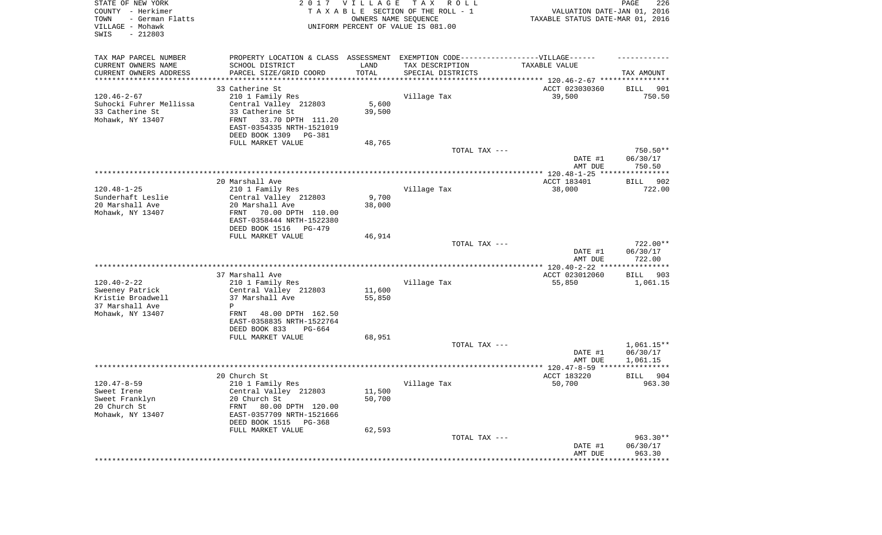STATE OF NEW YORK
COUNTY - Herkimer
TOWN - German Flatts
VILLAGE - Mohawk
SWIS - 212803

2 0 1 7 V I L L A G E T A X R O L L
T A X A B L E SECTION OF THE ROLL - 1
OWNERS NAME SEQUENCE
UNIFORM PERCENT OF VALUE IS 081.00

VALUATION DATE-JAN 01, 2016
TAXABLE STATUS DATE-MAR 01, 2016

| TAX MAP PARCEL NUMBER / CURRENT OWNERS NAME / CURRENT OWNERS ADDRESS | PROPERTY LOCATION & CLASS / SCHOOL DISTRICT / PARCEL SIZE/GRID COORD | ASSESSMENT LAND / TOTAL | EXEMPTION CODE / TAX DESCRIPTION / SPECIAL DISTRICTS | VILLAGE TAXABLE VALUE | TAX AMOUNT |
|---|---|---|---|---|---|
| 120.46-2-67 | 33 Catherine St | | | ACCT 023030360 | BILL 901 |
| Suhocki Fuhrer Mellissa | 210 1 Family Res | | Village Tax | 39,500 | 750.50 |
| 33 Catherine St | Central Valley 212803 | 5,600 | | | |
| Mohawk, NY 13407 | 33 Catherine St | 39,500 | | | |
| | FRNT 33.70 DPTH 111.20 | | | | |
| | EAST-0354335 NRTH-1521019 | | | | |
| | DEED BOOK 1309 PG-381 | | | | |
| | FULL MARKET VALUE | 48,765 | | | |
| | | | TOTAL TAX --- | | 750.50** |
| | | | | DATE #1 | 06/30/17 |
| | | | | AMT DUE | 750.50 |
| 120.48-1-25 | 20 Marshall Ave | | | ACCT 183401 | BILL 902 |
| Sunderhaft Leslie | 210 1 Family Res | | Village Tax | 38,000 | 722.00 |
| 20 Marshall Ave | Central Valley 212803 | 9,700 | | | |
| Mohawk, NY 13407 | 20 Marshall Ave | 38,000 | | | |
| | FRNT 70.00 DPTH 110.00 | | | | |
| | EAST-0358444 NRTH-1522380 | | | | |
| | DEED BOOK 1516 PG-479 | | | | |
| | FULL MARKET VALUE | 46,914 | | | |
| | | | TOTAL TAX --- | | 722.00** |
| | | | | DATE #1 | 06/30/17 |
| | | | | AMT DUE | 722.00 |
| 120.40-2-22 | 37 Marshall Ave | | | ACCT 023012060 | BILL 903 |
| Sweeney Patrick | 210 1 Family Res | | Village Tax | 55,850 | 1,061.15 |
| Kristie Broadwell | Central Valley 212803 | 11,600 | | | |
| 37 Marshall Ave | 37 Marshall Ave | 55,850 | | | |
| Mohawk, NY 13407 | P | | | | |
| | FRNT 48.00 DPTH 162.50 | | | | |
| | EAST-0358835 NRTH-1522764 | | | | |
| | DEED BOOK 833 PG-664 | | | | |
| | FULL MARKET VALUE | 68,951 | | | |
| | | | TOTAL TAX --- | | 1,061.15** |
| | | | | DATE #1 | 06/30/17 |
| | | | | AMT DUE | 1,061.15 |
| 120.47-8-59 | 20 Church St | | | ACCT 183220 | BILL 904 |
| Sweet Irene | 210 1 Family Res | | Village Tax | 50,700 | 963.30 |
| Sweet Franklyn | Central Valley 212803 | 11,500 | | | |
| 20 Church St | 20 Church St | 50,700 | | | |
| Mohawk, NY 13407 | FRNT 80.00 DPTH 120.00 | | | | |
| | EAST-0357709 NRTH-1521666 | | | | |
| | DEED BOOK 1515 PG-368 | | | | |
| | FULL MARKET VALUE | 62,593 | | | |
| | | | TOTAL TAX --- | | 963.30** |
| | | | | DATE #1 | 06/30/17 |
| | | | | AMT DUE | 963.30 |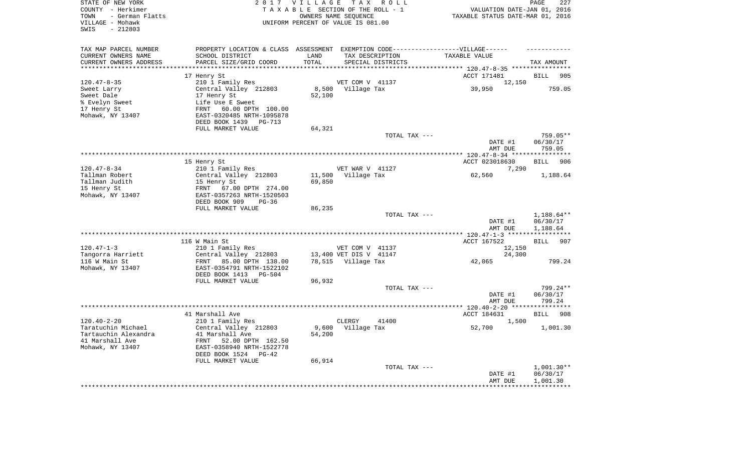STATE OF NEW YORK
COUNTY - Herkimer
TOWN - German Flatts
VILLAGE - Mohawk
SWIS - 212803

2017 VILLAGE TAX ROLL
TAXABLE SECTION OF THE ROLL - 1
OWNERS NAME SEQUENCE
UNIFORM PERCENT OF VALUE IS 081.00

VALUATION DATE-JAN 01, 2016
TAXABLE STATUS DATE-MAR 01, 2016

| TAX MAP PARCEL NUMBER / CURRENT OWNERS NAME / CURRENT OWNERS ADDRESS | PROPERTY LOCATION & CLASS / SCHOOL DISTRICT / PARCEL SIZE/GRID COORD | ASSESSMENT LAND / TOTAL | EXEMPTION CODE / TAX DESCRIPTION / SPECIAL DISTRICTS | VILLAGE TAXABLE VALUE | TAX AMOUNT |
|---|---|---|---|---|---|
| | 17 Henry St | | | ACCT 171481 | BILL 905 |
| 120.47-8-35 | 210 1 Family Res | | VET COM V 41137 | 12,150 | |
| Sweet Larry | Central Valley 212803 | 8,500 | Village Tax | 39,950 | 759.05 |
| Sweet Dale | 17 Henry St | 52,100 | | | |
| % Evelyn Sweet | Life Use E Sweet | | | | |
| 17 Henry St | FRNT 60.00 DPTH 100.00 | | | | |
| Mohawk, NY 13407 | EAST-0320485 NRTH-1095878 | | | | |
| | DEED BOOK 1439 PG-713 | | | | |
| | FULL MARKET VALUE | 64,321 | | | |
| | | | TOTAL TAX --- | | 759.05** |
| | | | | DATE #1 | 06/30/17 |
| | | | | AMT DUE | 759.05 |
| | 15 Henry St | | | ACCT 023018630 | BILL 906 |
| 120.47-8-34 | 210 1 Family Res | | VET WAR V 41127 | 7,290 | |
| Tallman Robert | Central Valley 212803 | 11,500 | Village Tax | 62,560 | 1,188.64 |
| Tallman Judith | 15 Henry St | 69,850 | | | |
| 15 Henry St | FRNT 67.00 DPTH 274.00 | | | | |
| Mohawk, NY 13407 | EAST-0357263 NRTH-1520503 | | | | |
| | DEED BOOK 909 PG-36 | | | | |
| | FULL MARKET VALUE | 86,235 | | | |
| | | | TOTAL TAX --- | | 1,188.64** |
| | | | | DATE #1 | 06/30/17 |
| | | | | AMT DUE | 1,188.64 |
| | 116 W Main St | | | ACCT 167522 | BILL 907 |
| 120.47-1-3 | 210 1 Family Res | | VET COM V 41137 | 12,150 | |
| Tangorra Harriett | Central Valley 212803 | 13,400 | VET DIS V 41147 | 24,300 | |
| 116 W Main St | FRNT 85.00 DPTH 138.00 | 78,515 | Village Tax | 42,065 | 799.24 |
| Mohawk, NY 13407 | EAST-0354791 NRTH-1522102 | | | | |
| | DEED BOOK 1413 PG-504 | | | | |
| | FULL MARKET VALUE | 96,932 | | | |
| | | | TOTAL TAX --- | | 799.24** |
| | | | | DATE #1 | 06/30/17 |
| | | | | AMT DUE | 799.24 |
| | 41 Marshall Ave | | | ACCT 184631 | BILL 908 |
| 120.40-2-20 | 210 1 Family Res | | CLERGY 41400 | 1,500 | |
| Taratuchin Michael | Central Valley 212803 | 9,600 | Village Tax | 52,700 | 1,001.30 |
| Tartauchin Alexandra | 41 Marshall Ave | 54,200 | | | |
| 41 Marshall Ave | FRNT 52.00 DPTH 162.50 | | | | |
| Mohawk, NY 13407 | EAST-0358940 NRTH-1522778 | | | | |
| | DEED BOOK 1524 PG-42 | | | | |
| | FULL MARKET VALUE | 66,914 | | | |
| | | | TOTAL TAX --- | | 1,001.30** |
| | | | | DATE #1 | 06/30/17 |
| | | | | AMT DUE | 1,001.30 |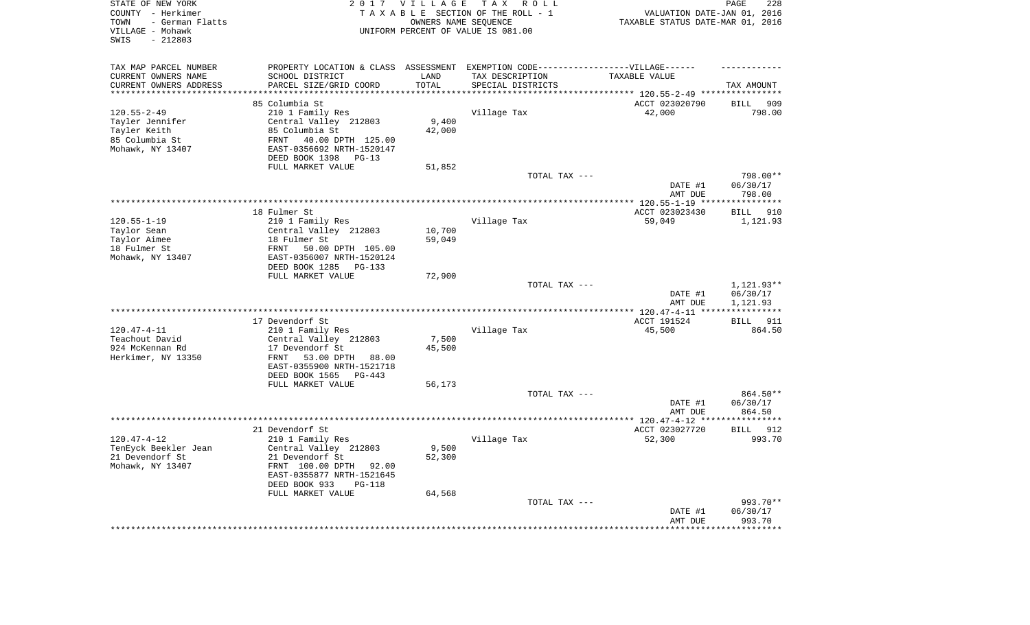STATE OF NEW YORK | 2017 VILLAGE TAX ROLL | PAGE 228
COUNTY - Herkimer | TAXABLE SECTION OF THE ROLL - 1 | VALUATION DATE-JAN 01, 2016
TOWN - German Flatts | OWNERS NAME SEQUENCE | TAXABLE STATUS DATE-MAR 01, 2016
VILLAGE - Mohawk | UNIFORM PERCENT OF VALUE IS 081.00
SWIS - 212803

| TAX MAP PARCEL NUMBER<br>CURRENT OWNERS NAME<br>CURRENT OWNERS ADDRESS | PROPERTY LOCATION & CLASS<br>SCHOOL DISTRICT<br>PARCEL SIZE/GRID COORD | ASSESSMENT<br>LAND<br>TOTAL | EXEMPTION CODE-----VILLAGE------<br>TAX DESCRIPTION<br>SPECIAL DISTRICTS | TAXABLE VALUE | TAX AMOUNT |
|---|---|---|---|---|---|
| | 85 Columbia St | | | ACCT 023020790 | BILL 909 |
| 120.55-2-49 | 210 1 Family Res | | Village Tax | 42,000 | 798.00 |
| Tayler Jennifer | Central Valley 212803 | 9,400 | | | |
| Tayler Keith | 85 Columbia St | 42,000 | | | |
| 85 Columbia St | FRNT 40.00 DPTH 125.00 | | | | |
| Mohawk, NY 13407 | EAST-0356692 NRTH-1520147 | | | | |
| | DEED BOOK 1398 PG-13 | | | | |
| | FULL MARKET VALUE | 51,852 | | | |
| | | | TOTAL TAX --- | | 798.00** |
| | | | | DATE #1 | 06/30/17 |
| | | | | AMT DUE | 798.00 |
| | 18 Fulmer St | | | ACCT 023023430 | BILL 910 |
| 120.55-1-19 | 210 1 Family Res | | Village Tax | 59,049 | 1,121.93 |
| Taylor Sean | Central Valley 212803 | 10,700 | | | |
| Taylor Aimee | 18 Fulmer St | 59,049 | | | |
| 18 Fulmer St | FRNT 50.00 DPTH 105.00 | | | | |
| Mohawk, NY 13407 | EAST-0356007 NRTH-1520124 | | | | |
| | DEED BOOK 1285 PG-133 | | | | |
| | FULL MARKET VALUE | 72,900 | | | |
| | | | TOTAL TAX --- | | 1,121.93** |
| | | | | DATE #1 | 06/30/17 |
| | | | | AMT DUE | 1,121.93 |
| | 17 Devendorf St | | | ACCT 191524 | BILL 911 |
| 120.47-4-11 | 210 1 Family Res | | Village Tax | 45,500 | 864.50 |
| Teachout David | Central Valley 212803 | 7,500 | | | |
| 924 McKennan Rd | 17 Devendorf St | 45,500 | | | |
| Herkimer, NY 13350 | FRNT 53.00 DPTH 88.00 | | | | |
| | EAST-0355900 NRTH-1521718 | | | | |
| | DEED BOOK 1565 PG-443 | | | | |
| | FULL MARKET VALUE | 56,173 | | | |
| | | | TOTAL TAX --- | | 864.50** |
| | | | | DATE #1 | 06/30/17 |
| | | | | AMT DUE | 864.50 |
| | 21 Devendorf St | | | ACCT 023027720 | BILL 912 |
| 120.47-4-12 | 210 1 Family Res | | Village Tax | 52,300 | 993.70 |
| TenEyck Beekler Jean | Central Valley 212803 | 9,500 | | | |
| 21 Devendorf St | 21 Devendorf St | 52,300 | | | |
| Mohawk, NY 13407 | FRNT 100.00 DPTH 92.00 | | | | |
| | EAST-0355877 NRTH-1521645 | | | | |
| | DEED BOOK 933 PG-118 | | | | |
| | FULL MARKET VALUE | 64,568 | | | |
| | | | TOTAL TAX --- | | 993.70** |
| | | | | DATE #1 | 06/30/17 |
| | | | | AMT DUE | 993.70 |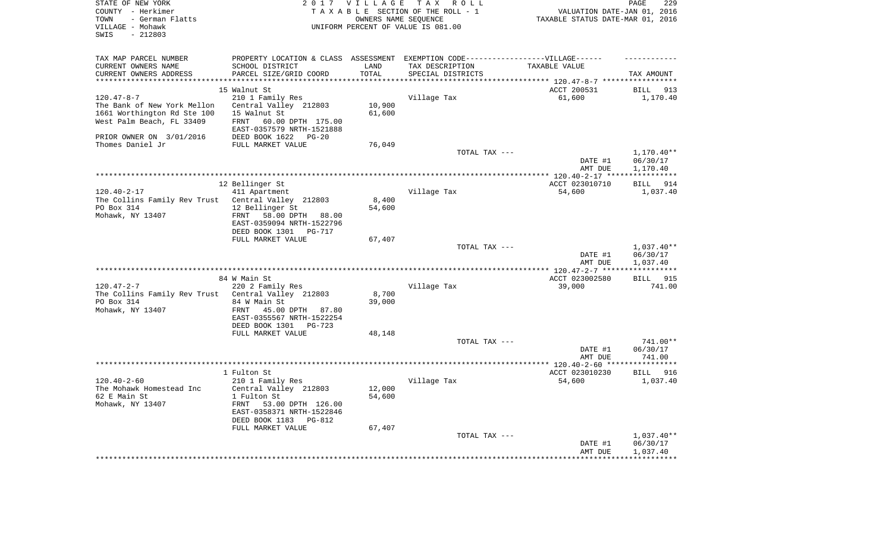STATE OF NEW YORK
COUNTY - Herkimer
TOWN - German Flatts
VILLAGE - Mohawk
SWIS - 212803

2017 VILLAGE TAX ROLL
TAXABLE SECTION OF THE ROLL - 1
OWNERS NAME SEQUENCE
UNIFORM PERCENT OF VALUE IS 081.00

VALUATION DATE-JAN 01, 2016
TAXABLE STATUS DATE-MAR 01, 2016

| TAX MAP PARCEL NUMBER / CURRENT OWNERS NAME / CURRENT OWNERS ADDRESS | PROPERTY LOCATION & CLASS / SCHOOL DISTRICT / PARCEL SIZE/GRID COORD | ASSESSMENT LAND / TOTAL | EXEMPTION CODE-----VILLAGE------ TAX DESCRIPTION / SPECIAL DISTRICTS | TAXABLE VALUE | TAX AMOUNT |
|---|---|---|---|---|---|
| | 15 Walnut St | | | ACCT 200531 | BILL 913 |
| 120.47-8-7 | 210 1 Family Res | | Village Tax | 61,600 | 1,170.40 |
| The Bank of New York Mellon | Central Valley 212803 | 10,900 | | | |
| 1661 Worthington Rd Ste 100 | 15 Walnut St | 61,600 | | | |
| West Palm Beach, FL 33409 | FRNT 60.00 DPTH 175.00 | | | | |
| | EAST-0357579 NRTH-1521888 | | | | |
| PRIOR OWNER ON 3/01/2016 | DEED BOOK 1622 PG-20 | | | | |
| Thomes Daniel Jr | FULL MARKET VALUE | 76,049 | | | |
| | | | TOTAL TAX --- | | 1,170.40** |
| | | | | DATE #1 | 06/30/17 |
| | | | | AMT DUE | 1,170.40 |
| | 12 Bellinger St | | | ACCT 023010710 | BILL 914 |
| 120.40-2-17 | 411 Apartment | | Village Tax | 54,600 | 1,037.40 |
| The Collins Family Rev Trust | Central Valley 212803 | 8,400 | | | |
| PO Box 314 | 12 Bellinger St | 54,600 | | | |
| Mohawk, NY 13407 | FRNT 58.00 DPTH 88.00 | | | | |
| | EAST-0359094 NRTH-1522796 | | | | |
| | DEED BOOK 1301 PG-717 | | | | |
| | FULL MARKET VALUE | 67,407 | | | |
| | | | TOTAL TAX --- | | 1,037.40** |
| | | | | DATE #1 | 06/30/17 |
| | | | | AMT DUE | 1,037.40 |
| | 84 W Main St | | | ACCT 023002580 | BILL 915 |
| 120.47-2-7 | 220 2 Family Res | | Village Tax | 39,000 | 741.00 |
| The Collins Family Rev Trust | Central Valley 212803 | 8,700 | | | |
| PO Box 314 | 84 W Main St | 39,000 | | | |
| Mohawk, NY 13407 | FRNT 45.00 DPTH 87.80 | | | | |
| | EAST-0355567 NRTH-1522254 | | | | |
| | DEED BOOK 1301 PG-723 | | | | |
| | FULL MARKET VALUE | 48,148 | | | |
| | | | TOTAL TAX --- | | 741.00** |
| | | | | DATE #1 | 06/30/17 |
| | | | | AMT DUE | 741.00 |
| | 1 Fulton St | | | ACCT 023010230 | BILL 916 |
| 120.40-2-60 | 210 1 Family Res | | Village Tax | 54,600 | 1,037.40 |
| The Mohawk Homestead Inc | Central Valley 212803 | 12,000 | | | |
| 62 E Main St | 1 Fulton St | 54,600 | | | |
| Mohawk, NY 13407 | FRNT 53.00 DPTH 126.00 | | | | |
| | EAST-0358371 NRTH-1522846 | | | | |
| | DEED BOOK 1183 PG-812 | | | | |
| | FULL MARKET VALUE | 67,407 | | | |
| | | | TOTAL TAX --- | | 1,037.40** |
| | | | | DATE #1 | 06/30/17 |
| | | | | AMT DUE | 1,037.40 |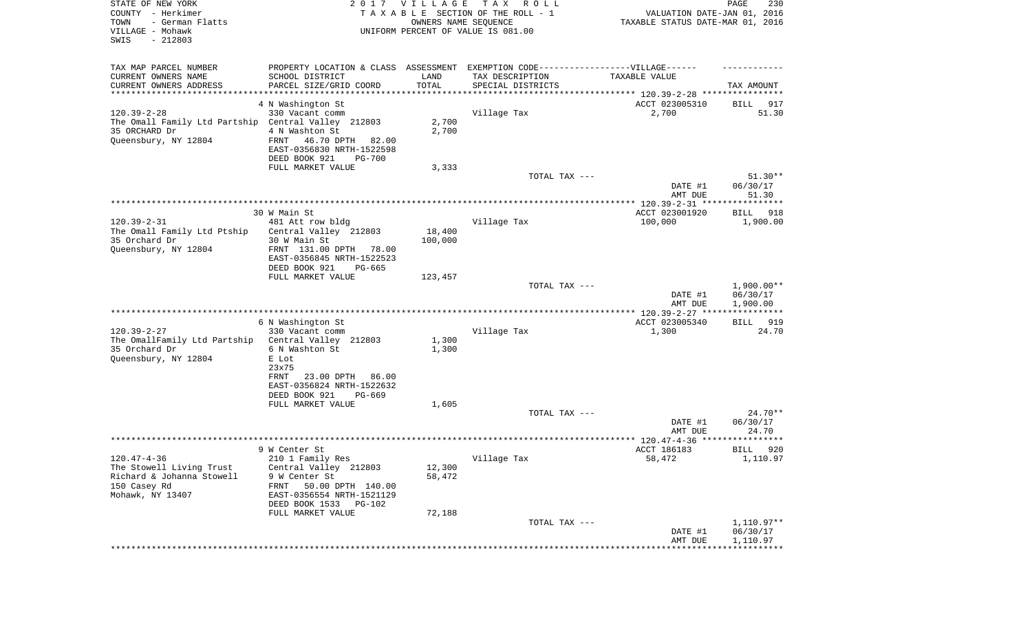STATE OF NEW YORK | 2 0 1 7 V I L L A G E T A X R O L L
COUNTY - Herkimer | T A X A B L E SECTION OF THE ROLL - 1 | VALUATION DATE-JAN 01, 2016
TOWN - German Flatts | OWNERS NAME SEQUENCE | TAXABLE STATUS DATE-MAR 01, 2016
VILLAGE - Mohawk | UNIFORM PERCENT OF VALUE IS 081.00
SWIS - 212803

| TAX MAP PARCEL NUMBER / CURRENT OWNERS NAME / CURRENT OWNERS ADDRESS | PROPERTY LOCATION & CLASS / SCHOOL DISTRICT / PARCEL SIZE/GRID COORD | ASSESSMENT LAND / TOTAL | EXEMPTION CODE / TAX DESCRIPTION / SPECIAL DISTRICTS | TAXABLE VALUE | TAX AMOUNT |
|---|---|---|---|---|---|
| | 4 N Washington St | | | ACCT 023005310 | BILL 917 |
| 120.39-2-28 | 330 Vacant comm | | Village Tax | 2,700 | 51.30 |
| The Omall Family Ltd Partship | Central Valley 212803 | 2,700 | | | |
| 35 ORCHARD Dr | 4 N Washton St | 2,700 | | | |
| Queensbury, NY 12804 | FRNT 46.70 DPTH 82.00 | | | | |
| | EAST-0356830 NRTH-1522598 | | | | |
| | DEED BOOK 921 PG-700 | | | | |
| | FULL MARKET VALUE | 3,333 | | | |
| | | | TOTAL TAX --- | | 51.30** |
| | | | | DATE #1 | 06/30/17 |
| | | | | AMT DUE | 51.30 |
| | 30 W Main St | | | ACCT 023001920 | BILL 918 |
| 120.39-2-31 | 481 Att row bldg | | Village Tax | 100,000 | 1,900.00 |
| The Omall Family Ltd Ptship | Central Valley 212803 | 18,400 | | | |
| 35 Orchard Dr | 30 W Main St | 100,000 | | | |
| Queensbury, NY 12804 | FRNT 131.00 DPTH 78.00 | | | | |
| | EAST-0356845 NRTH-1522523 | | | | |
| | DEED BOOK 921 PG-665 | | | | |
| | FULL MARKET VALUE | 123,457 | | | |
| | | | TOTAL TAX --- | | 1,900.00** |
| | | | | DATE #1 | 06/30/17 |
| | | | | AMT DUE | 1,900.00 |
| | 6 N Washington St | | | ACCT 023005340 | BILL 919 |
| 120.39-2-27 | 330 Vacant comm | | Village Tax | 1,300 | 24.70 |
| The OmallFamily Ltd Partship | Central Valley 212803 | 1,300 | | | |
| 35 Orchard Dr | 6 N Washton St | 1,300 | | | |
| Queensbury, NY 12804 | E Lot | | | | |
| | 23x75 | | | | |
| | FRNT 23.00 DPTH 86.00 | | | | |
| | EAST-0356824 NRTH-1522632 | | | | |
| | DEED BOOK 921 PG-669 | | | | |
| | FULL MARKET VALUE | 1,605 | | | |
| | | | TOTAL TAX --- | | 24.70** |
| | | | | DATE #1 | 06/30/17 |
| | | | | AMT DUE | 24.70 |
| | 9 W Center St | | | ACCT 186183 | BILL 920 |
| 120.47-4-36 | 210 1 Family Res | | Village Tax | 58,472 | 1,110.97 |
| The Stowell Living Trust | Central Valley 212803 | 12,300 | | | |
| Richard & Johanna Stowell | 9 W Center St | 58,472 | | | |
| 150 Casey Rd | FRNT 50.00 DPTH 140.00 | | | | |
| Mohawk, NY 13407 | EAST-0356554 NRTH-1521129 | | | | |
| | DEED BOOK 1533 PG-102 | | | | |
| | FULL MARKET VALUE | 72,188 | | | |
| | | | TOTAL TAX --- | | 1,110.97** |
| | | | | DATE #1 | 06/30/17 |
| | | | | AMT DUE | 1,110.97 |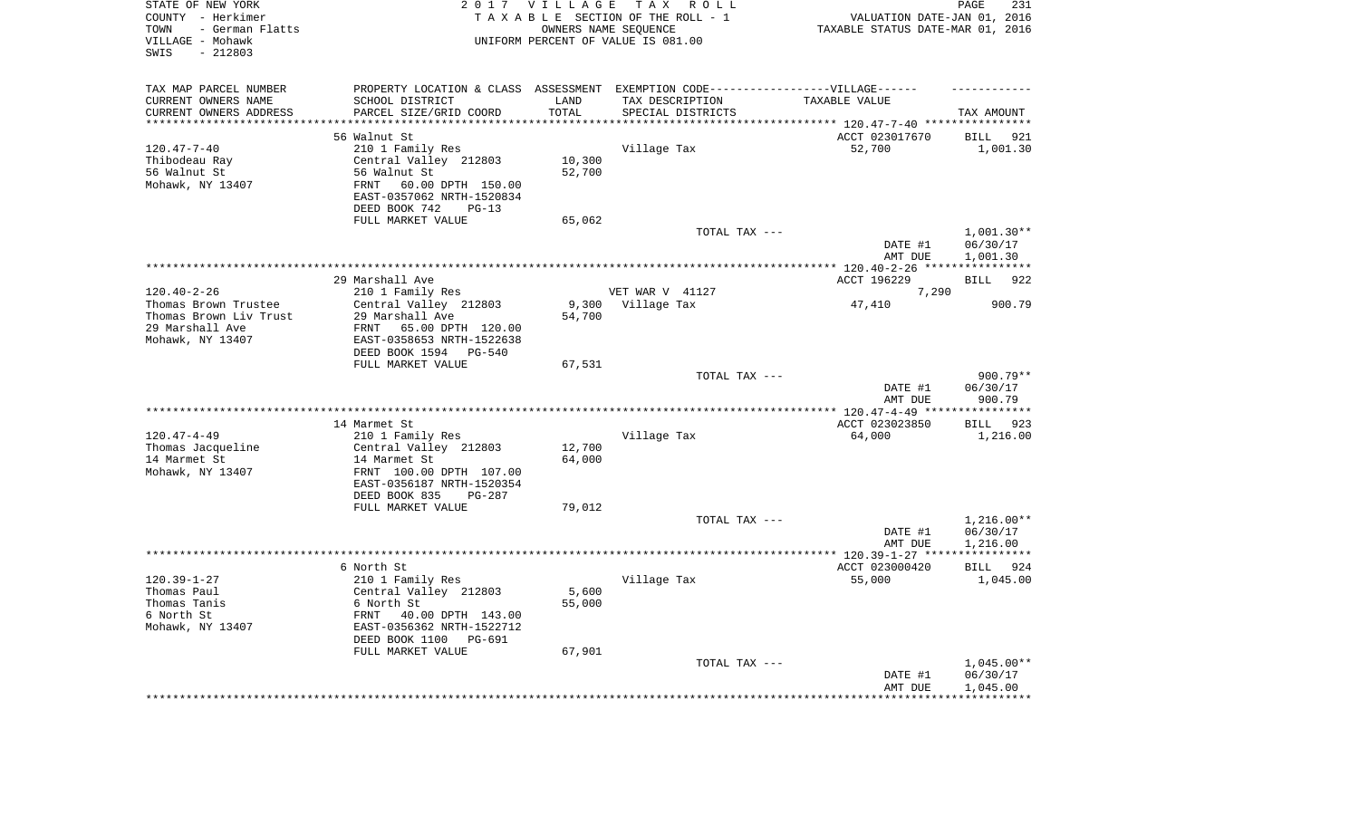STATE OF NEW YORK
COUNTY - Herkimer
TOWN - German Flatts
VILLAGE - Mohawk
SWIS - 212803

2017 VILLAGE TAX ROLL
TAXABLE SECTION OF THE ROLL - 1
OWNERS NAME SEQUENCE
UNIFORM PERCENT OF VALUE IS 081.00

VALUATION DATE-JAN 01, 2016
TAXABLE STATUS DATE-MAR 01, 2016

| TAX MAP PARCEL NUMBER / CURRENT OWNERS NAME / CURRENT OWNERS ADDRESS | PROPERTY LOCATION & CLASS / SCHOOL DISTRICT / PARCEL SIZE/GRID COORD | ASSESSMENT LAND / TOTAL | EXEMPTION CODE / TAX DESCRIPTION / SPECIAL DISTRICTS | TAXABLE VALUE | TAX AMOUNT |
|---|---|---|---|---|---|
| | 56 Walnut St | | | ACCT 023017670 | BILL 921 |
| 120.47-7-40 | 210 1 Family Res | | Village Tax | 52,700 | 1,001.30 |
| Thibodeau Ray | Central Valley 212803 | 10,300 | | | |
| 56 Walnut St | 56 Walnut St | 52,700 | | | |
| Mohawk, NY 13407 | FRNT 60.00 DPTH 150.00 | | | | |
| | EAST-0357062 NRTH-1520834 | | | | |
| | DEED BOOK 742 PG-13 | | | | |
| | FULL MARKET VALUE | 65,062 | | | |
| | | | TOTAL TAX --- | | 1,001.30** |
| | | | | DATE #1 | 06/30/17 |
| | | | | AMT DUE | 1,001.30 |
| | 29 Marshall Ave | | | ACCT 196229 | BILL 922 |
| 120.40-2-26 | 210 1 Family Res | | VET WAR V 41127 | 7,290 | |
| Thomas Brown Trustee | Central Valley 212803 | 9,300 | Village Tax | 47,410 | 900.79 |
| Thomas Brown Liv Trust | 29 Marshall Ave | 54,700 | | | |
| 29 Marshall Ave | FRNT 65.00 DPTH 120.00 | | | | |
| Mohawk, NY 13407 | EAST-0358653 NRTH-1522638 | | | | |
| | DEED BOOK 1594 PG-540 | | | | |
| | FULL MARKET VALUE | 67,531 | | | |
| | | | TOTAL TAX --- | | 900.79** |
| | | | | DATE #1 | 06/30/17 |
| | | | | AMT DUE | 900.79 |
| | 14 Marmet St | | | ACCT 023023850 | BILL 923 |
| 120.47-4-49 | 210 1 Family Res | | Village Tax | 64,000 | 1,216.00 |
| Thomas Jacqueline | Central Valley 212803 | 12,700 | | | |
| 14 Marmet St | 14 Marmet St | 64,000 | | | |
| Mohawk, NY 13407 | FRNT 100.00 DPTH 107.00 | | | | |
| | EAST-0356187 NRTH-1520354 | | | | |
| | DEED BOOK 835 PG-287 | | | | |
| | FULL MARKET VALUE | 79,012 | | | |
| | | | TOTAL TAX --- | | 1,216.00** |
| | | | | DATE #1 | 06/30/17 |
| | | | | AMT DUE | 1,216.00 |
| | 6 North St | | | ACCT 023000420 | BILL 924 |
| 120.39-1-27 | 210 1 Family Res | | Village Tax | 55,000 | 1,045.00 |
| Thomas Paul | Central Valley 212803 | 5,600 | | | |
| Thomas Tanis | 6 North St | 55,000 | | | |
| 6 North St | FRNT 40.00 DPTH 143.00 | | | | |
| Mohawk, NY 13407 | EAST-0356362 NRTH-1522712 | | | | |
| | DEED BOOK 1100 PG-691 | | | | |
| | FULL MARKET VALUE | 67,901 | | | |
| | | | TOTAL TAX --- | | 1,045.00** |
| | | | | DATE #1 | 06/30/17 |
| | | | | AMT DUE | 1,045.00 |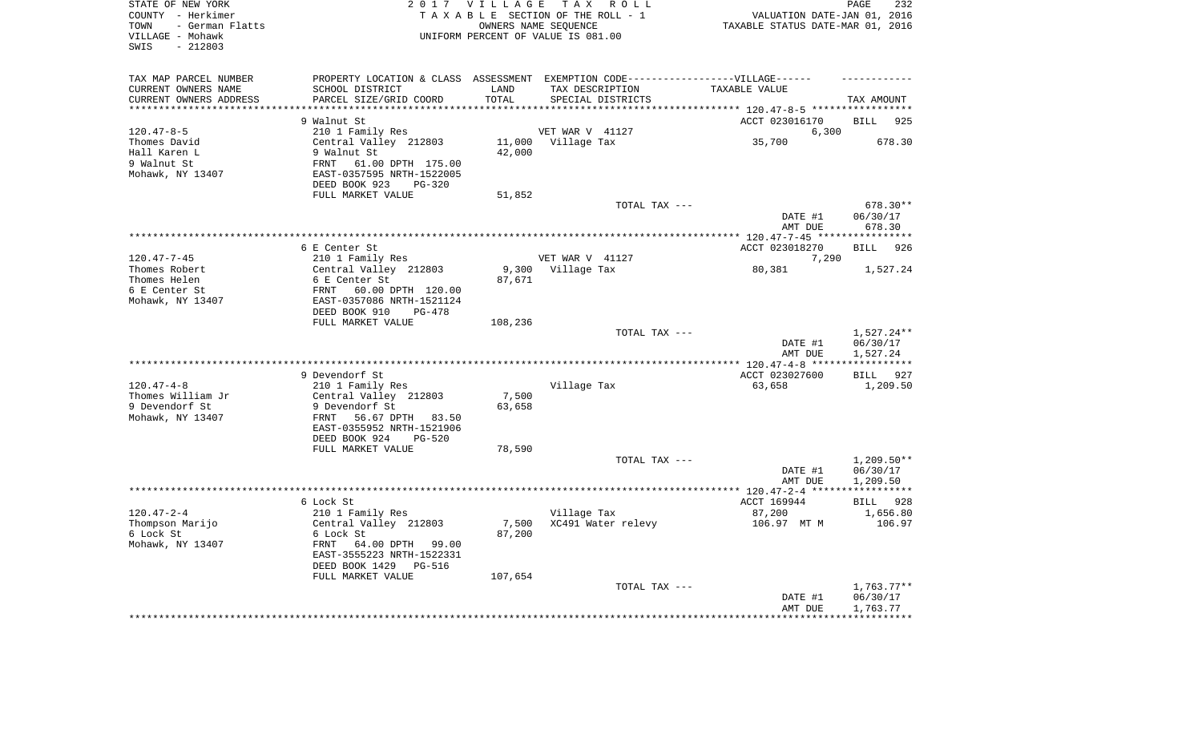STATE OF NEW YORK | 2017 VILLAGE TAX ROLL
COUNTY - Herkimer | TAXABLE SECTION OF THE ROLL - 1 | VALUATION DATE-JAN 01, 2016
TOWN - German Flatts | OWNERS NAME SEQUENCE | TAXABLE STATUS DATE-MAR 01, 2016
VILLAGE - Mohawk | UNIFORM PERCENT OF VALUE IS 081.00
SWIS - 212803

| TAX MAP PARCEL NUMBER / CURRENT OWNERS NAME / CURRENT OWNERS ADDRESS | PROPERTY LOCATION & CLASS / SCHOOL DISTRICT / PARCEL SIZE/GRID COORD | ASSESSMENT LAND / TOTAL | EXEMPTION CODE / TAX DESCRIPTION / SPECIAL DISTRICTS | TAXABLE VALUE | TAX AMOUNT |
|---|---|---|---|---|---|
| 120.47-8-5 | 9 Walnut St | | | ACCT 023016170 | BILL 925 |
| Thomes David | 210 1 Family Res | | VET WAR V 41127 | 6,300 | |
| Hall Karen L | Central Valley 212803 | 11,000 | Village Tax | 35,700 | 678.30 |
| 9 Walnut St | 9 Walnut St | 42,000 | | | |
| Mohawk, NY 13407 | FRNT 61.00 DPTH 175.00 | | | | |
| | EAST-0357595 NRTH-1522005 | | | | |
| | DEED BOOK 923 PG-320 | | | | |
| | FULL MARKET VALUE | 51,852 | | | |
| | | | TOTAL TAX --- | | 678.30** |
| | | | | DATE #1 | 06/30/17 |
| | | | | AMT DUE | 678.30 |
| 120.47-7-45 | 6 E Center St | | | ACCT 023018270 | BILL 926 |
| Thomes Robert | 210 1 Family Res | | VET WAR V 41127 | 7,290 | |
| Thomes Helen | Central Valley 212803 | 9,300 | Village Tax | 80,381 | 1,527.24 |
| 6 E Center St | 6 E Center St | 87,671 | | | |
| Mohawk, NY 13407 | FRNT 60.00 DPTH 120.00 | | | | |
| | EAST-0357086 NRTH-1521124 | | | | |
| | DEED BOOK 910 PG-478 | | | | |
| | FULL MARKET VALUE | 108,236 | | | |
| | | | TOTAL TAX --- | | 1,527.24** |
| | | | | DATE #1 | 06/30/17 |
| | | | | AMT DUE | 1,527.24 |
| 120.47-4-8 | 9 Devendorf St | | | ACCT 023027600 | BILL 927 |
| Thomes William Jr | 210 1 Family Res | | Village Tax | 63,658 | 1,209.50 |
| 9 Devendorf St | Central Valley 212803 | 7,500 | | | |
| Mohawk, NY 13407 | 9 Devendorf St | 63,658 | | | |
| | FRNT 56.67 DPTH 83.50 | | | | |
| | EAST-0355952 NRTH-1521906 | | | | |
| | DEED BOOK 924 PG-520 | | | | |
| | FULL MARKET VALUE | 78,590 | | | |
| | | | TOTAL TAX --- | | 1,209.50** |
| | | | | DATE #1 | 06/30/17 |
| | | | | AMT DUE | 1,209.50 |
| 120.47-2-4 | 6 Lock St | | | ACCT 169944 | BILL 928 |
| Thompson Marijo | 210 1 Family Res | | Village Tax | 87,200 | 1,656.80 |
| 6 Lock St | Central Valley 212803 | 7,500 | XC491 Water relevy | 106.97 MT M | 106.97 |
| Mohawk, NY 13407 | 6 Lock St | 87,200 | | | |
| | FRNT 64.00 DPTH 99.00 | | | | |
| | EAST-3555223 NRTH-1522331 | | | | |
| | DEED BOOK 1429 PG-516 | | | | |
| | FULL MARKET VALUE | 107,654 | | | |
| | | | TOTAL TAX --- | | 1,763.77** |
| | | | | DATE #1 | 06/30/17 |
| | | | | AMT DUE | 1,763.77 |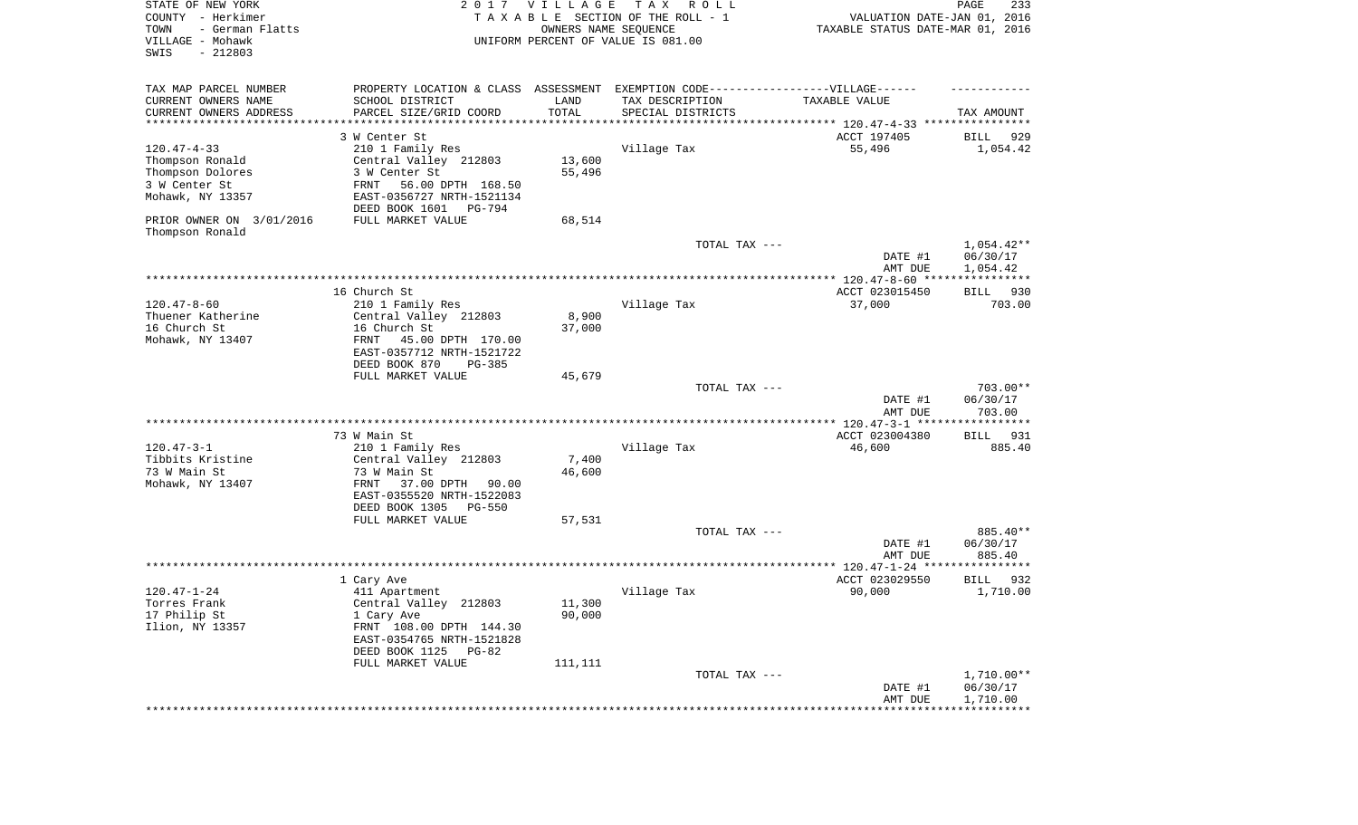STATE OF NEW YORK
COUNTY - Herkimer
TOWN - German Flatts
VILLAGE - Mohawk
SWIS - 212803

2017 VILLAGE TAX ROLL
TAXABLE SECTION OF THE ROLL - 1
OWNERS NAME SEQUENCE
UNIFORM PERCENT OF VALUE IS 081.00

VALUATION DATE-JAN 01, 2016
TAXABLE STATUS DATE-MAR 01, 2016

| TAX MAP PARCEL NUMBER / CURRENT OWNERS NAME / CURRENT OWNERS ADDRESS | PROPERTY LOCATION & CLASS / SCHOOL DISTRICT / PARCEL SIZE/GRID COORD | ASSESSMENT LAND / TOTAL | EXEMPTION CODE / TAX DESCRIPTION / SPECIAL DISTRICTS | TAXABLE VALUE | TAX AMOUNT |
|---|---|---|---|---|---|
| **120.47-4-33** | 3 W Center St | | | ACCT 197405 | BILL 929 |
| 120.47-4-33 | 210 1 Family Res | | Village Tax | 55,496 | 1,054.42 |
| Thompson Ronald | Central Valley 212803 | 13,600 | | | |
| Thompson Dolores | 3 W Center St | 55,496 | | | |
| 3 W Center St | FRNT 56.00 DPTH 168.50 | | | | |
| Mohawk, NY 13357 | EAST-0356727 NRTH-1521134 | | | | |
| | DEED BOOK 1601 PG-794 | | | | |
| PRIOR OWNER ON 3/01/2016 | FULL MARKET VALUE | 68,514 | | | |
| Thompson Ronald | | | | | |
| | | | TOTAL TAX --- | | 1,054.42** |
| | | | | DATE #1 | 06/30/17 |
| | | | | AMT DUE | 1,054.42 |
| **120.47-8-60** | 16 Church St | | | ACCT 023015450 | BILL 930 |
| 120.47-8-60 | 210 1 Family Res | | Village Tax | 37,000 | 703.00 |
| Thuener Katherine | Central Valley 212803 | 8,900 | | | |
| 16 Church St | 16 Church St | 37,000 | | | |
| Mohawk, NY 13407 | FRNT 45.00 DPTH 170.00 | | | | |
| | EAST-0357712 NRTH-1521722 | | | | |
| | DEED BOOK 870 PG-385 | | | | |
| | FULL MARKET VALUE | 45,679 | | | |
| | | | TOTAL TAX --- | | 703.00** |
| | | | | DATE #1 | 06/30/17 |
| | | | | AMT DUE | 703.00 |
| **120.47-3-1** | 73 W Main St | | | ACCT 023004380 | BILL 931 |
| 120.47-3-1 | 210 1 Family Res | | Village Tax | 46,600 | 885.40 |
| Tibbits Kristine | Central Valley 212803 | 7,400 | | | |
| 73 W Main St | 73 W Main St | 46,600 | | | |
| Mohawk, NY 13407 | FRNT 37.00 DPTH 90.00 | | | | |
| | EAST-0355520 NRTH-1522083 | | | | |
| | DEED BOOK 1305 PG-550 | | | | |
| | FULL MARKET VALUE | 57,531 | | | |
| | | | TOTAL TAX --- | | 885.40** |
| | | | | DATE #1 | 06/30/17 |
| | | | | AMT DUE | 885.40 |
| **120.47-1-24** | 1 Cary Ave | | | ACCT 023029550 | BILL 932 |
| 120.47-1-24 | 411 Apartment | | Village Tax | 90,000 | 1,710.00 |
| Torres Frank | Central Valley 212803 | 11,300 | | | |
| 17 Philip St | 1 Cary Ave | 90,000 | | | |
| Ilion, NY 13357 | FRNT 108.00 DPTH 144.30 | | | | |
| | EAST-0354765 NRTH-1521828 | | | | |
| | DEED BOOK 1125 PG-82 | | | | |
| | FULL MARKET VALUE | 111,111 | | | |
| | | | TOTAL TAX --- | | 1,710.00** |
| | | | | DATE #1 | 06/30/17 |
| | | | | AMT DUE | 1,710.00 |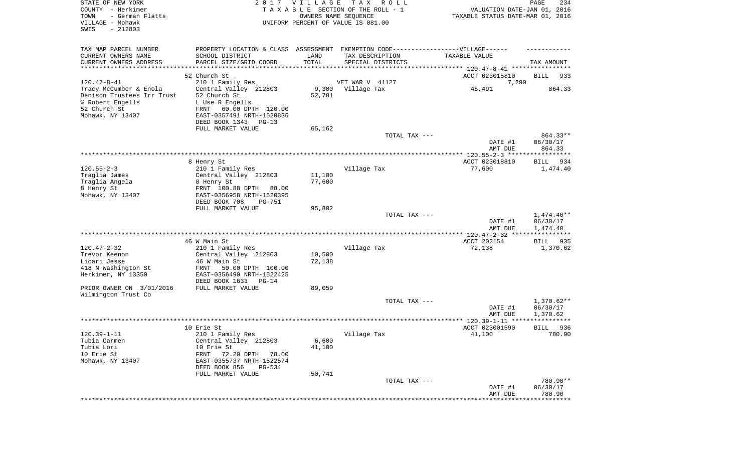STATE OF NEW YORK
COUNTY - Herkimer
TOWN - German Flatts
VILLAGE - Mohawk
SWIS - 212803

2017 VILLAGE TAX ROLL
TAXABLE SECTION OF THE ROLL - 1
OWNERS NAME SEQUENCE
UNIFORM PERCENT OF VALUE IS 081.00

VALUATION DATE-JAN 01, 2016
TAXABLE STATUS DATE-MAR 01, 2016

| TAX MAP PARCEL NUMBER / CURRENT OWNERS NAME / CURRENT OWNERS ADDRESS | PROPERTY LOCATION & CLASS / SCHOOL DISTRICT / PARCEL SIZE/GRID COORD | ASSESSMENT LAND / TOTAL | EXEMPTION CODE / TAX DESCRIPTION / SPECIAL DISTRICTS | TAXABLE VALUE | TAX AMOUNT |
|---|---|---|---|---|---|
| 120.47-8-41 | 52 Church St | | | ACCT 023015810 | BILL 933 |
| 120.47-8-41 | 210 1 Family Res | | VET WAR V 41127 | 7,290 | |
| Tracy McCumber & Enola | Central Valley 212803 | 9,300 | Village Tax | 45,491 | 864.33 |
| Denison Trustees Irr Trust | 52 Church St | 52,781 | | | |
| % Robert Engells | L Use R Engells | | | | |
| 52 Church St | FRNT 60.00 DPTH 120.00 | | | | |
| Mohawk, NY 13407 | EAST-0357491 NRTH-1520836 | | | | |
| | DEED BOOK 1343 PG-13 | | | | |
| | FULL MARKET VALUE | 65,162 | | | |
| | | | TOTAL TAX --- | | 864.33** |
| | | | | DATE #1 | 06/30/17 |
| | | | | AMT DUE | 864.33 |
| 120.55-2-3 | 8 Henry St | | | ACCT 023018810 | BILL 934 |
| 120.55-2-3 | 210 1 Family Res | | Village Tax | 77,600 | 1,474.40 |
| Traglia James | Central Valley 212803 | 11,100 | | | |
| Traglia Angela | 8 Henry St | 77,600 | | | |
| 8 Henry St | FRNT 100.88 DPTH 88.00 | | | | |
| Mohawk, NY 13407 | EAST-0356958 NRTH-1520395 | | | | |
| | DEED BOOK 708 PG-751 | | | | |
| | FULL MARKET VALUE | 95,802 | | | |
| | | | TOTAL TAX --- | | 1,474.40** |
| | | | | DATE #1 | 06/30/17 |
| | | | | AMT DUE | 1,474.40 |
| 120.47-2-32 | 46 W Main St | | | ACCT 202154 | BILL 935 |
| 120.47-2-32 | 210 1 Family Res | | Village Tax | 72,138 | 1,370.62 |
| Trevor Keenon | Central Valley 212803 | 10,500 | | | |
| Licari Jesse | 46 W Main St | 72,138 | | | |
| 418 N Washington St | FRNT 50.00 DPTH 100.00 | | | | |
| Herkimer, NY 13350 | EAST-0356490 NRTH-1522425 | | | | |
| | DEED BOOK 1633 PG-14 | | | | |
| PRIOR OWNER ON 3/01/2016 | FULL MARKET VALUE | 89,059 | | | |
| Wilmington Trust Co | | | | | |
| | | | TOTAL TAX --- | | 1,370.62** |
| | | | | DATE #1 | 06/30/17 |
| | | | | AMT DUE | 1,370.62 |
| 120.39-1-11 | 10 Erie St | | | ACCT 023001590 | BILL 936 |
| 120.39-1-11 | 210 1 Family Res | | Village Tax | 41,100 | 780.90 |
| Tubia Carmen | Central Valley 212803 | 6,600 | | | |
| Tubia Lori | 10 Erie St | 41,100 | | | |
| 10 Erie St | FRNT 72.20 DPTH 78.00 | | | | |
| Mohawk, NY 13407 | EAST-0355737 NRTH-1522574 | | | | |
| | DEED BOOK 856 PG-534 | | | | |
| | FULL MARKET VALUE | 50,741 | | | |
| | | | TOTAL TAX --- | | 780.90** |
| | | | | DATE #1 | 06/30/17 |
| | | | | AMT DUE | 780.90 |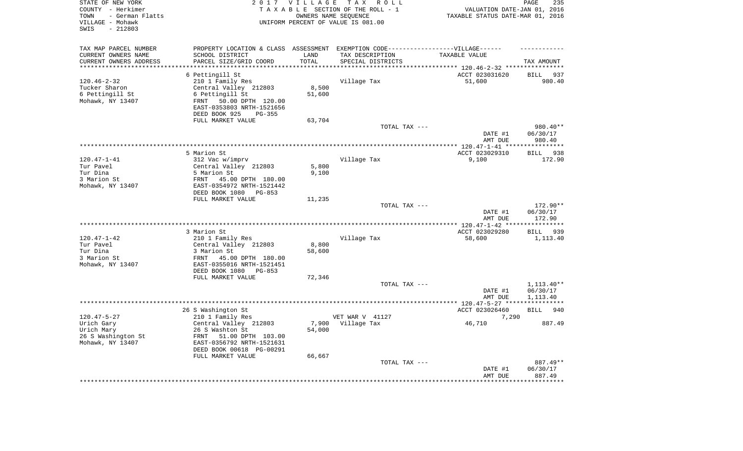STATE OF NEW YORK
COUNTY - Herkimer
TOWN - German Flatts
VILLAGE - Mohawk
SWIS - 212803

2 0 1 7 V I L L A G E T A X R O L L
T A X A B L E SECTION OF THE ROLL - 1
OWNERS NAME SEQUENCE
UNIFORM PERCENT OF VALUE IS 081.00

VALUATION DATE-JAN 01, 2016
TAXABLE STATUS DATE-MAR 01, 2016

| TAX MAP PARCEL NUMBER<br>CURRENT OWNERS NAME<br>CURRENT OWNERS ADDRESS | PROPERTY LOCATION & CLASS<br>SCHOOL DISTRICT<br>PARCEL SIZE/GRID COORD | ASSESSMENT<br>LAND<br>TOTAL | EXEMPTION CODE------------------VILLAGE------<br>TAX DESCRIPTION<br>SPECIAL DISTRICTS | TAXABLE VALUE | TAX AMOUNT |
|---|---|---|---|---|---|
| | 6 Pettingill St | | | ACCT 023031620 | BILL 937 |
| 120.46-2-32 | 210 1 Family Res | | Village Tax | 51,600 | 980.40 |
| Tucker Sharon | Central Valley 212803 | 8,500 | | | |
| 6 Pettingill St | 6 Pettingill St | 51,600 | | | |
| Mohawk, NY 13407 | FRNT 50.00 DPTH 120.00 | | | | |
| | EAST-0353803 NRTH-1521656 | | | | |
| | DEED BOOK 925 PG-355 | | | | |
| | FULL MARKET VALUE | 63,704 | | | |
| | | | TOTAL TAX --- | | 980.40** |
| | | | | DATE #1 | 06/30/17 |
| | | | | AMT DUE | 980.40 |
| | 5 Marion St | | | ACCT 023029310 | BILL 938 |
| 120.47-1-41 | 312 Vac w/imprv | | Village Tax | 9,100 | 172.90 |
| Tur Pavel | Central Valley 212803 | 5,800 | | | |
| Tur Dina | 5 Marion St | 9,100 | | | |
| 3 Marion St | FRNT 45.00 DPTH 180.00 | | | | |
| Mohawk, NY 13407 | EAST-0354972 NRTH-1521442 | | | | |
| | DEED BOOK 1080 PG-853 | | | | |
| | FULL MARKET VALUE | 11,235 | | | |
| | | | TOTAL TAX --- | | 172.90** |
| | | | | DATE #1 | 06/30/17 |
| | | | | AMT DUE | 172.90 |
| | 3 Marion St | | | ACCT 023029280 | BILL 939 |
| 120.47-1-42 | 210 1 Family Res | | Village Tax | 58,600 | 1,113.40 |
| Tur Pavel | Central Valley 212803 | 8,800 | | | |
| Tur Dina | 3 Marion St | 58,600 | | | |
| 3 Marion St | FRNT 45.00 DPTH 180.00 | | | | |
| Mohawk, NY 13407 | EAST-0355016 NRTH-1521451 | | | | |
| | DEED BOOK 1080 PG-853 | | | | |
| | FULL MARKET VALUE | 72,346 | | | |
| | | | TOTAL TAX --- | | 1,113.40** |
| | | | | DATE #1 | 06/30/17 |
| | | | | AMT DUE | 1,113.40 |
| | 26 S Washington St | | | ACCT 023026460 | BILL 940 |
| 120.47-5-27 | 210 1 Family Res | | VET WAR V 41127 | 7,290 | |
| Urich Gary | Central Valley 212803 | 7,900 | Village Tax | 46,710 | 887.49 |
| Urich Mary | 26 S Washton St | 54,000 | | | |
| 26 S Washington St | FRNT 51.00 DPTH 103.00 | | | | |
| Mohawk, NY 13407 | EAST-0356792 NRTH-1521631 | | | | |
| | DEED BOOK 00618 PG-00291 | | | | |
| | FULL MARKET VALUE | 66,667 | | | |
| | | | TOTAL TAX --- | | 887.49** |
| | | | | DATE #1 | 06/30/17 |
| | | | | AMT DUE | 887.49 |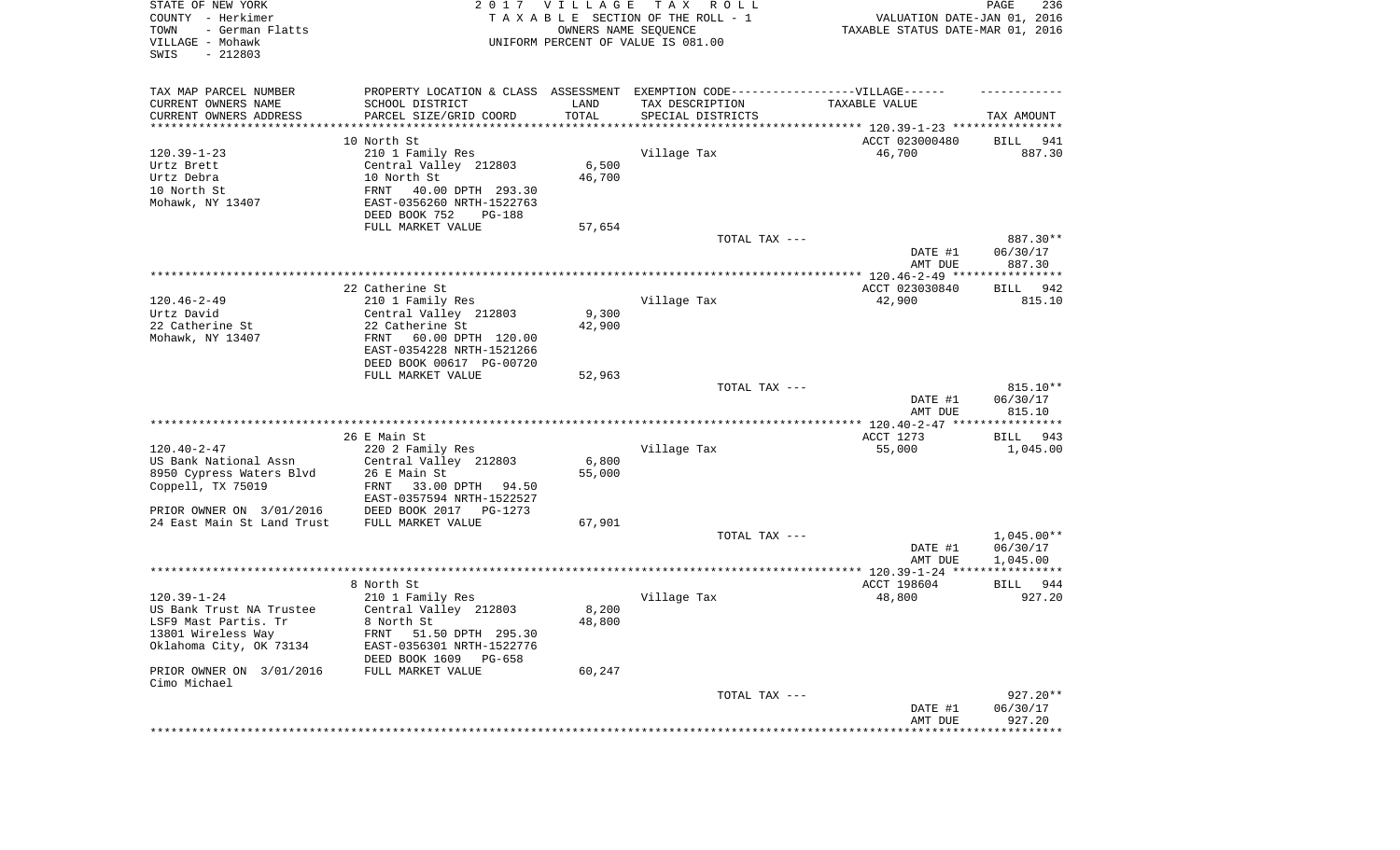STATE OF NEW YORK
COUNTY - Herkimer
TOWN - German Flatts
VILLAGE - Mohawk
SWIS - 212803

2 0 1 7 V I L L A G E T A X R O L L
T A X A B L E SECTION OF THE ROLL - 1
OWNERS NAME SEQUENCE
UNIFORM PERCENT OF VALUE IS 081.00

VALUATION DATE-JAN 01, 2016
TAXABLE STATUS DATE-MAR 01, 2016

| TAX MAP PARCEL NUMBER / CURRENT OWNERS NAME / CURRENT OWNERS ADDRESS | PROPERTY LOCATION & CLASS / SCHOOL DISTRICT / PARCEL SIZE/GRID COORD | ASSESSMENT LAND / TOTAL | EXEMPTION CODE / TAX DESCRIPTION / SPECIAL DISTRICTS | TAXABLE VALUE | TAX AMOUNT |
|---|---|---|---|---|---|
| **120.39-1-23** | 10 North St | | | ACCT 023000480 | BILL 941 |
| 120.39-1-23 | 210 1 Family Res | | Village Tax | 46,700 | 887.30 |
| Urtz Brett | Central Valley 212803 | 6,500 | | | |
| Urtz Debra | 10 North St | 46,700 | | | |
| 10 North St | FRNT 40.00 DPTH 293.30 | | | | |
| Mohawk, NY 13407 | EAST-0356260 NRTH-1522763 | | | | |
| | DEED BOOK 752 PG-188 | | | | |
| | FULL MARKET VALUE | 57,654 | | | |
| | | | TOTAL TAX --- | | 887.30** |
| | | | | DATE #1 | 06/30/17 |
| | | | | AMT DUE | 887.30 |
| **120.46-2-49** | 22 Catherine St | | | ACCT 023030840 | BILL 942 |
| 120.46-2-49 | 210 1 Family Res | | Village Tax | 42,900 | 815.10 |
| Urtz David | Central Valley 212803 | 9,300 | | | |
| 22 Catherine St | 22 Catherine St | 42,900 | | | |
| Mohawk, NY 13407 | FRNT 60.00 DPTH 120.00 | | | | |
| | EAST-0354228 NRTH-1521266 | | | | |
| | DEED BOOK 00617 PG-00720 | | | | |
| | FULL MARKET VALUE | 52,963 | | | |
| | | | TOTAL TAX --- | | 815.10** |
| | | | | DATE #1 | 06/30/17 |
| | | | | AMT DUE | 815.10 |
| **120.40-2-47** | 26 E Main St | | | ACCT 1273 | BILL 943 |
| 120.40-2-47 | 220 2 Family Res | | Village Tax | 55,000 | 1,045.00 |
| US Bank National Assn | Central Valley 212803 | 6,800 | | | |
| 8950 Cypress Waters Blvd | 26 E Main St | 55,000 | | | |
| Coppell, TX 75019 | FRNT 33.00 DPTH 94.50 | | | | |
| | EAST-0357594 NRTH-1522527 | | | | |
| PRIOR OWNER ON 3/01/2016 | DEED BOOK 2017 PG-1273 | | | | |
| 24 East Main St Land Trust | FULL MARKET VALUE | 67,901 | | | |
| | | | TOTAL TAX --- | | 1,045.00** |
| | | | | DATE #1 | 06/30/17 |
| | | | | AMT DUE | 1,045.00 |
| **120.39-1-24** | 8 North St | | | ACCT 198604 | BILL 944 |
| 120.39-1-24 | 210 1 Family Res | | Village Tax | 48,800 | 927.20 |
| US Bank Trust NA Trustee | Central Valley 212803 | 8,200 | | | |
| LSF9 Mast Partis. Tr | 8 North St | 48,800 | | | |
| 13801 Wireless Way | FRNT 51.50 DPTH 295.30 | | | | |
| Oklahoma City, OK 73134 | EAST-0356301 NRTH-1522776 | | | | |
| | DEED BOOK 1609 PG-658 | | | | |
| PRIOR OWNER ON 3/01/2016 | FULL MARKET VALUE | 60,247 | | | |
| Cimo Michael | | | | | |
| | | | TOTAL TAX --- | | 927.20** |
| | | | | DATE #1 | 06/30/17 |
| | | | | AMT DUE | 927.20 |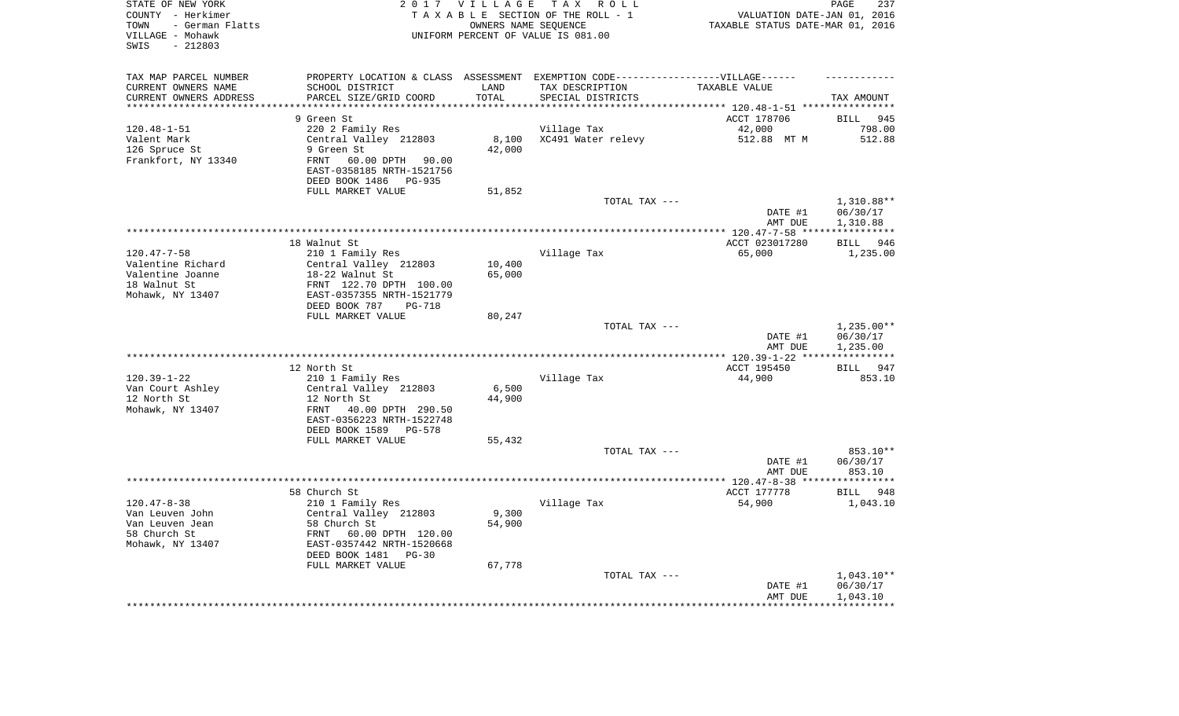STATE OF NEW YORK — 2017 VILLAGE TAX ROLL
COUNTY - Herkimer — TAXABLE SECTION OF THE ROLL - 1 — VALUATION DATE-JAN 01, 2016
TOWN - German Flatts — OWNERS NAME SEQUENCE — TAXABLE STATUS DATE-MAR 01, 2016
VILLAGE - Mohawk — UNIFORM PERCENT OF VALUE IS 081.00
SWIS - 212803

| TAX MAP PARCEL NUMBER / CURRENT OWNERS NAME / CURRENT OWNERS ADDRESS | PROPERTY LOCATION & CLASS / SCHOOL DISTRICT / PARCEL SIZE/GRID COORD | ASSESSMENT LAND / TOTAL | EXEMPTION CODE / TAX DESCRIPTION / SPECIAL DISTRICTS | TAXABLE VALUE | TAX AMOUNT |
|---|---|---|---|---|---|
| 120.48-1-51 | 9 Green St | | | ACCT 178706 | BILL 945 |
| Valent Mark | 220 2 Family Res | | Village Tax | 42,000 | 798.00 |
| 126 Spruce St | Central Valley 212803 | 8,100 | XC491 Water relevy | 512.88 MT M | 512.88 |
| Frankfort, NY 13340 | 9 Green St | 42,000 | | | |
| | FRNT 60.00 DPTH 90.00 | | | | |
| | EAST-0358185 NRTH-1521756 | | | | |
| | DEED BOOK 1486 PG-935 | | | | |
| | FULL MARKET VALUE | 51,852 | | | |
| | | | TOTAL TAX --- | | 1,310.88** |
| | | | | DATE #1 | 06/30/17 |
| | | | | AMT DUE | 1,310.88 |
| 120.47-7-58 | 18 Walnut St | | | ACCT 023017280 | BILL 946 |
| Valentine Richard | 210 1 Family Res | | Village Tax | 65,000 | 1,235.00 |
| Valentine Joanne | Central Valley 212803 | 10,400 | | | |
| 18 Walnut St | 18-22 Walnut St | 65,000 | | | |
| Mohawk, NY 13407 | FRNT 122.70 DPTH 100.00 | | | | |
| | EAST-0357355 NRTH-1521779 | | | | |
| | DEED BOOK 787 PG-718 | | | | |
| | FULL MARKET VALUE | 80,247 | | | |
| | | | TOTAL TAX --- | | 1,235.00** |
| | | | | DATE #1 | 06/30/17 |
| | | | | AMT DUE | 1,235.00 |
| 120.39-1-22 | 12 North St | | | ACCT 195450 | BILL 947 |
| Van Court Ashley | 210 1 Family Res | | Village Tax | 44,900 | 853.10 |
| 12 North St | Central Valley 212803 | 6,500 | | | |
| Mohawk, NY 13407 | 12 North St | 44,900 | | | |
| | FRNT 40.00 DPTH 290.50 | | | | |
| | EAST-0356223 NRTH-1522748 | | | | |
| | DEED BOOK 1589 PG-578 | | | | |
| | FULL MARKET VALUE | 55,432 | | | |
| | | | TOTAL TAX --- | | 853.10** |
| | | | | DATE #1 | 06/30/17 |
| | | | | AMT DUE | 853.10 |
| 120.47-8-38 | 58 Church St | | | ACCT 177778 | BILL 948 |
| Van Leuven John | 210 1 Family Res | | Village Tax | 54,900 | 1,043.10 |
| Van Leuven Jean | Central Valley 212803 | 9,300 | | | |
| 58 Church St | 58 Church St | 54,900 | | | |
| Mohawk, NY 13407 | FRNT 60.00 DPTH 120.00 | | | | |
| | EAST-0357442 NRTH-1520668 | | | | |
| | DEED BOOK 1481 PG-30 | | | | |
| | FULL MARKET VALUE | 67,778 | | | |
| | | | TOTAL TAX --- | | 1,043.10** |
| | | | | DATE #1 | 06/30/17 |
| | | | | AMT DUE | 1,043.10 |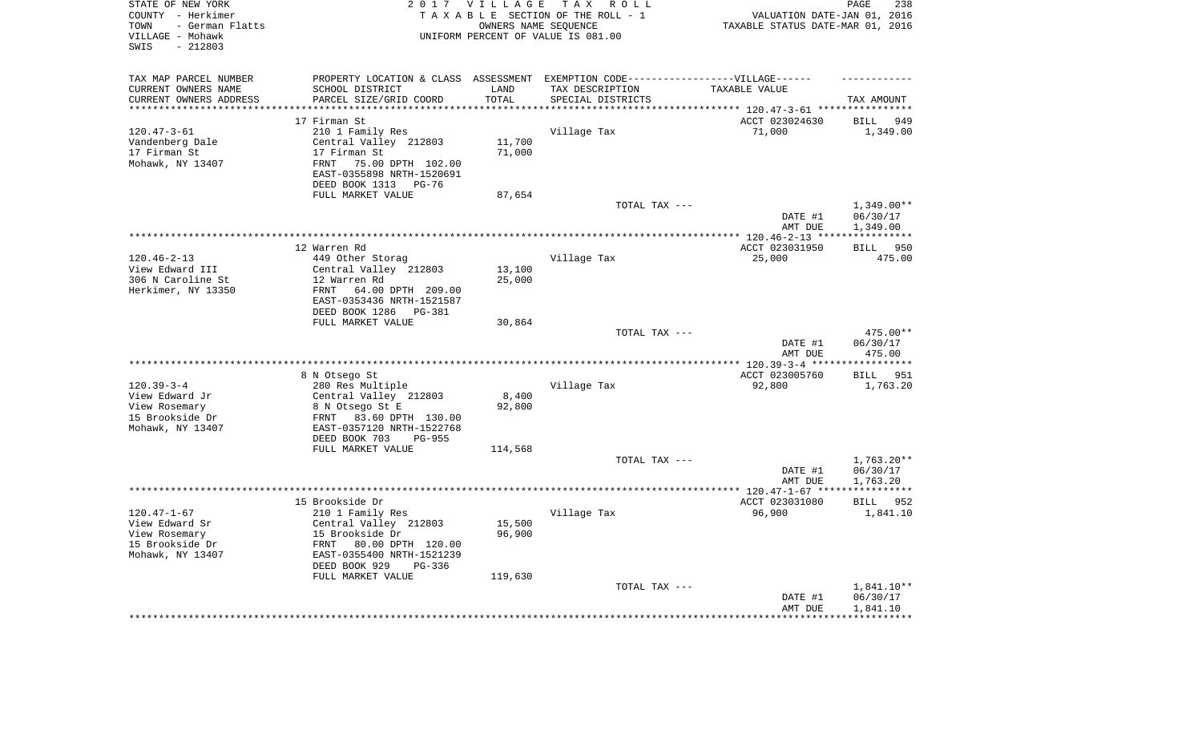STATE OF NEW YORK
COUNTY - Herkimer
TOWN - German Flatts
VILLAGE - Mohawk
SWIS - 212803

**2017 VILLAGE TAX ROLL**
TAXABLE SECTION OF THE ROLL - 1
OWNERS NAME SEQUENCE
UNIFORM PERCENT OF VALUE IS 081.00

VALUATION DATE-JAN 01, 2016
TAXABLE STATUS DATE-MAR 01, 2016

| TAX MAP PARCEL NUMBER / CURRENT OWNERS NAME / CURRENT OWNERS ADDRESS | PROPERTY LOCATION & CLASS / SCHOOL DISTRICT / PARCEL SIZE/GRID COORD | ASSESSMENT LAND / TOTAL | EXEMPTION CODE-VILLAGE / TAX DESCRIPTION / SPECIAL DISTRICTS | TAXABLE VALUE | TAX AMOUNT |
|---|---|---|---|---|---|
| 120.47-3-61 | 17 Firman St | | | ACCT 023024630 | BILL 949 |
| Vandenberg Dale | 210 1 Family Res | | Village Tax | 71,000 | 1,349.00 |
| 17 Firman St | Central Valley 212803 | 11,700 | | | |
| Mohawk, NY 13407 | 17 Firman St | 71,000 | | | |
| | FRNT 75.00 DPTH 102.00 | | | | |
| | EAST-0355898 NRTH-1520691 | | | | |
| | DEED BOOK 1313 PG-76 | | | | |
| | FULL MARKET VALUE | 87,654 | | | |
| | | | TOTAL TAX --- | | 1,349.00** |
| | | | | DATE #1 | 06/30/17 |
| | | | | AMT DUE | 1,349.00 |
| 120.46-2-13 | 12 Warren Rd | | | ACCT 023031950 | BILL 950 |
| View Edward III | 449 Other Storag | | Village Tax | 25,000 | 475.00 |
| 306 N Caroline St | Central Valley 212803 | 13,100 | | | |
| Herkimer, NY 13350 | 12 Warren Rd | 25,000 | | | |
| | FRNT 64.00 DPTH 209.00 | | | | |
| | EAST-0353436 NRTH-1521587 | | | | |
| | DEED BOOK 1286 PG-381 | | | | |
| | FULL MARKET VALUE | 30,864 | | | |
| | | | TOTAL TAX --- | | 475.00** |
| | | | | DATE #1 | 06/30/17 |
| | | | | AMT DUE | 475.00 |
| 120.39-3-4 | 8 N Otsego St | | | ACCT 023005760 | BILL 951 |
| View Edward Jr | 280 Res Multiple | | Village Tax | 92,800 | 1,763.20 |
| View Rosemary | Central Valley 212803 | 8,400 | | | |
| 15 Brookside Dr | 8 N Otsego St E | 92,800 | | | |
| Mohawk, NY 13407 | FRNT 83.60 DPTH 130.00 | | | | |
| | EAST-0357120 NRTH-1522768 | | | | |
| | DEED BOOK 703 PG-955 | | | | |
| | FULL MARKET VALUE | 114,568 | | | |
| | | | TOTAL TAX --- | | 1,763.20** |
| | | | | DATE #1 | 06/30/17 |
| | | | | AMT DUE | 1,763.20 |
| 120.47-1-67 | 15 Brookside Dr | | | ACCT 023031080 | BILL 952 |
| View Edward Sr | 210 1 Family Res | | Village Tax | 96,900 | 1,841.10 |
| View Rosemary | Central Valley 212803 | 15,500 | | | |
| 15 Brookside Dr | 15 Brookside Dr | 96,900 | | | |
| Mohawk, NY 13407 | FRNT 80.00 DPTH 120.00 | | | | |
| | EAST-0355400 NRTH-1521239 | | | | |
| | DEED BOOK 929 PG-336 | | | | |
| | FULL MARKET VALUE | 119,630 | | | |
| | | | TOTAL TAX --- | | 1,841.10** |
| | | | | DATE #1 | 06/30/17 |
| | | | | AMT DUE | 1,841.10 |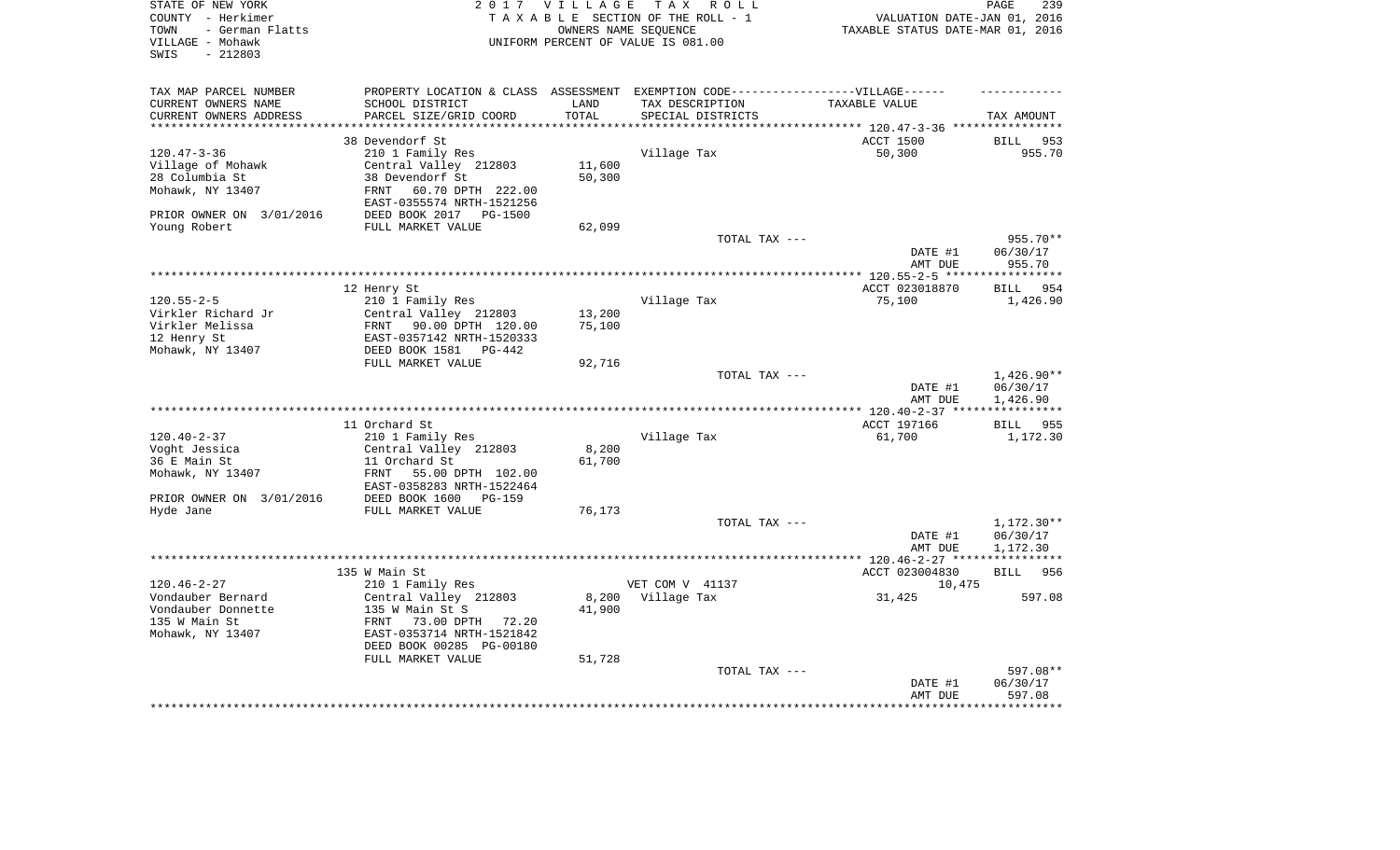STATE OF NEW YORK
COUNTY - Herkimer
TOWN - German Flatts
VILLAGE - Mohawk
SWIS - 212803

2017 VILLAGE TAX ROLL
TAXABLE SECTION OF THE ROLL - 1
OWNERS NAME SEQUENCE
UNIFORM PERCENT OF VALUE IS 081.00

VALUATION DATE-JAN 01, 2016
TAXABLE STATUS DATE-MAR 01, 2016

| TAX MAP PARCEL NUMBER<br>CURRENT OWNERS NAME<br>CURRENT OWNERS ADDRESS | PROPERTY LOCATION & CLASS<br>SCHOOL DISTRICT<br>PARCEL SIZE/GRID COORD | ASSESSMENT<br>LAND<br>TOTAL | EXEMPTION CODE-------VILLAGE------<br>TAX DESCRIPTION<br>SPECIAL DISTRICTS | TAXABLE VALUE | TAX AMOUNT |
|---|---|---|---|---|---|
| **120.47-3-36** | 38 Devendorf St | | | ACCT 1500 | BILL 953 |
| 120.47-3-36 | 210 1 Family Res | | Village Tax | 50,300 | 955.70 |
| Village of Mohawk | Central Valley 212803 | 11,600 | | | |
| 28 Columbia St | 38 Devendorf St | 50,300 | | | |
| Mohawk, NY 13407 | FRNT 60.70 DPTH 222.00 | | | | |
| | EAST-0355574 NRTH-1521256 | | | | |
| PRIOR OWNER ON 3/01/2016 | DEED BOOK 2017 PG-1500 | | | | |
| Young Robert | FULL MARKET VALUE | 62,099 | | | |
| | | | TOTAL TAX --- | | 955.70** |
| | | | | DATE #1 | 06/30/17 |
| | | | | AMT DUE | 955.70 |
| **120.55-2-5** | 12 Henry St | | | ACCT 023018870 | BILL 954 |
| 120.55-2-5 | 210 1 Family Res | | Village Tax | 75,100 | 1,426.90 |
| Virkler Richard Jr | Central Valley 212803 | 13,200 | | | |
| Virkler Melissa | FRNT 90.00 DPTH 120.00 | 75,100 | | | |
| 12 Henry St | EAST-0357142 NRTH-1520333 | | | | |
| Mohawk, NY 13407 | DEED BOOK 1581 PG-442 | | | | |
| | FULL MARKET VALUE | 92,716 | | | |
| | | | TOTAL TAX --- | | 1,426.90** |
| | | | | DATE #1 | 06/30/17 |
| | | | | AMT DUE | 1,426.90 |
| **120.40-2-37** | 11 Orchard St | | | ACCT 197166 | BILL 955 |
| 120.40-2-37 | 210 1 Family Res | | Village Tax | 61,700 | 1,172.30 |
| Voght Jessica | Central Valley 212803 | 8,200 | | | |
| 36 E Main St | 11 Orchard St | 61,700 | | | |
| Mohawk, NY 13407 | FRNT 55.00 DPTH 102.00 | | | | |
| | EAST-0358283 NRTH-1522464 | | | | |
| PRIOR OWNER ON 3/01/2016 | DEED BOOK 1600 PG-159 | | | | |
| Hyde Jane | FULL MARKET VALUE | 76,173 | | | |
| | | | TOTAL TAX --- | | 1,172.30** |
| | | | | DATE #1 | 06/30/17 |
| | | | | AMT DUE | 1,172.30 |
| **120.46-2-27** | 135 W Main St | | | ACCT 023004830 | BILL 956 |
| 120.46-2-27 | 210 1 Family Res | | VET COM V 41137 | 10,475 | |
| Vondauber Bernard | Central Valley 212803 | 8,200 | Village Tax | 31,425 | 597.08 |
| Vondauber Donnette | 135 W Main St S | 41,900 | | | |
| 135 W Main St | FRNT 73.00 DPTH 72.20 | | | | |
| Mohawk, NY 13407 | EAST-0353714 NRTH-1521842 | | | | |
| | DEED BOOK 00285 PG-00180 | | | | |
| | FULL MARKET VALUE | 51,728 | | | |
| | | | TOTAL TAX --- | | 597.08** |
| | | | | DATE #1 | 06/30/17 |
| | | | | AMT DUE | 597.08 |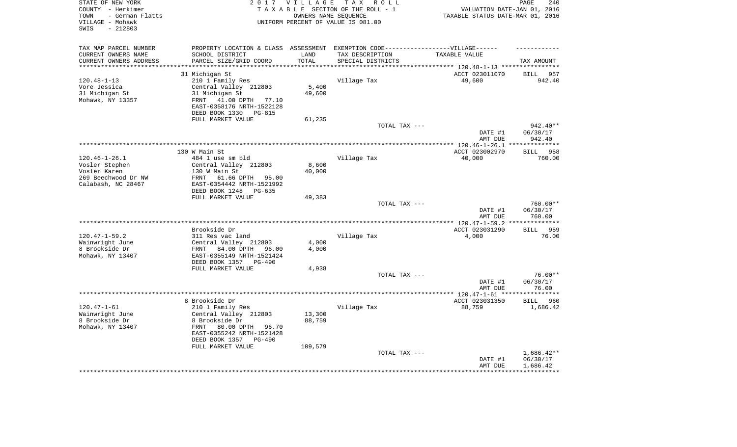STATE OF NEW YORK
COUNTY - Herkimer
TOWN - German Flatts
VILLAGE - Mohawk
SWIS - 212803

2017 VILLAGE TAX ROLL
TAXABLE SECTION OF THE ROLL - 1
OWNERS NAME SEQUENCE
UNIFORM PERCENT OF VALUE IS 081.00

VALUATION DATE-JAN 01, 2016
TAXABLE STATUS DATE-MAR 01, 2016

| TAX MAP PARCEL NUMBER / CURRENT OWNERS NAME / CURRENT OWNERS ADDRESS | PROPERTY LOCATION & CLASS / SCHOOL DISTRICT / PARCEL SIZE/GRID COORD | ASSESSMENT LAND / TOTAL | EXEMPTION CODE / TAX DESCRIPTION / SPECIAL DISTRICTS | TAXABLE VALUE | TAX AMOUNT |
|---|---|---|---|---|---|
| 120.48-1-13 | 31 Michigan St | | | ACCT 023011070 | BILL 957 |
| Vore Jessica | 210 1 Family Res | | Village Tax | 49,600 | 942.40 |
| 31 Michigan St | Central Valley 212803 | 5,400 | | | |
| Mohawk, NY 13357 | 31 Michigan St | 49,600 | | | |
| | FRNT 41.00 DPTH 77.10 | | | | |
| | EAST-0358176 NRTH-1522128 | | | | |
| | DEED BOOK 1330 PG-815 | | | | |
| | FULL MARKET VALUE | 61,235 | | | |
| | | | TOTAL TAX --- | | 942.40** |
| | | | | DATE #1 | 06/30/17 |
| | | | | AMT DUE | 942.40 |
| 120.46-1-26.1 | 130 W Main St | | | ACCT 023002970 | BILL 958 |
| Vosler Stephen | 484 1 use sm bld | | Village Tax | 40,000 | 760.00 |
| Vosler Karen | Central Valley 212803 | 8,600 | | | |
| 269 Beechwood Dr NW | 130 W Main St | 40,000 | | | |
| Calabash, NC 28467 | FRNT 61.66 DPTH 95.00 | | | | |
| | EAST-0354442 NRTH-1521992 | | | | |
| | DEED BOOK 1248 PG-635 | | | | |
| | FULL MARKET VALUE | 49,383 | | | |
| | | | TOTAL TAX --- | | 760.00** |
| | | | | DATE #1 | 06/30/17 |
| | | | | AMT DUE | 760.00 |
| 120.47-1-59.2 | Brookside Dr | | | ACCT 023031290 | BILL 959 |
| Wainwright June | 311 Res vac land | | Village Tax | 4,000 | 76.00 |
| 8 Brookside Dr | Central Valley 212803 | 4,000 | | | |
| Mohawk, NY 13407 | FRNT 84.00 DPTH 96.00 | 4,000 | | | |
| | EAST-0355149 NRTH-1521424 | | | | |
| | DEED BOOK 1357 PG-490 | | | | |
| | FULL MARKET VALUE | 4,938 | | | |
| | | | TOTAL TAX --- | | 76.00** |
| | | | | DATE #1 | 06/30/17 |
| | | | | AMT DUE | 76.00 |
| 120.47-1-61 | 8 Brookside Dr | | | ACCT 023031350 | BILL 960 |
| Wainwright June | 210 1 Family Res | | Village Tax | 88,759 | 1,686.42 |
| 8 Brookside Dr | Central Valley 212803 | 13,300 | | | |
| Mohawk, NY 13407 | 8 Brookside Dr | 88,759 | | | |
| | FRNT 80.00 DPTH 96.70 | | | | |
| | EAST-0355242 NRTH-1521428 | | | | |
| | DEED BOOK 1357 PG-490 | | | | |
| | FULL MARKET VALUE | 109,579 | | | |
| | | | TOTAL TAX --- | | 1,686.42** |
| | | | | DATE #1 | 06/30/17 |
| | | | | AMT DUE | 1,686.42 |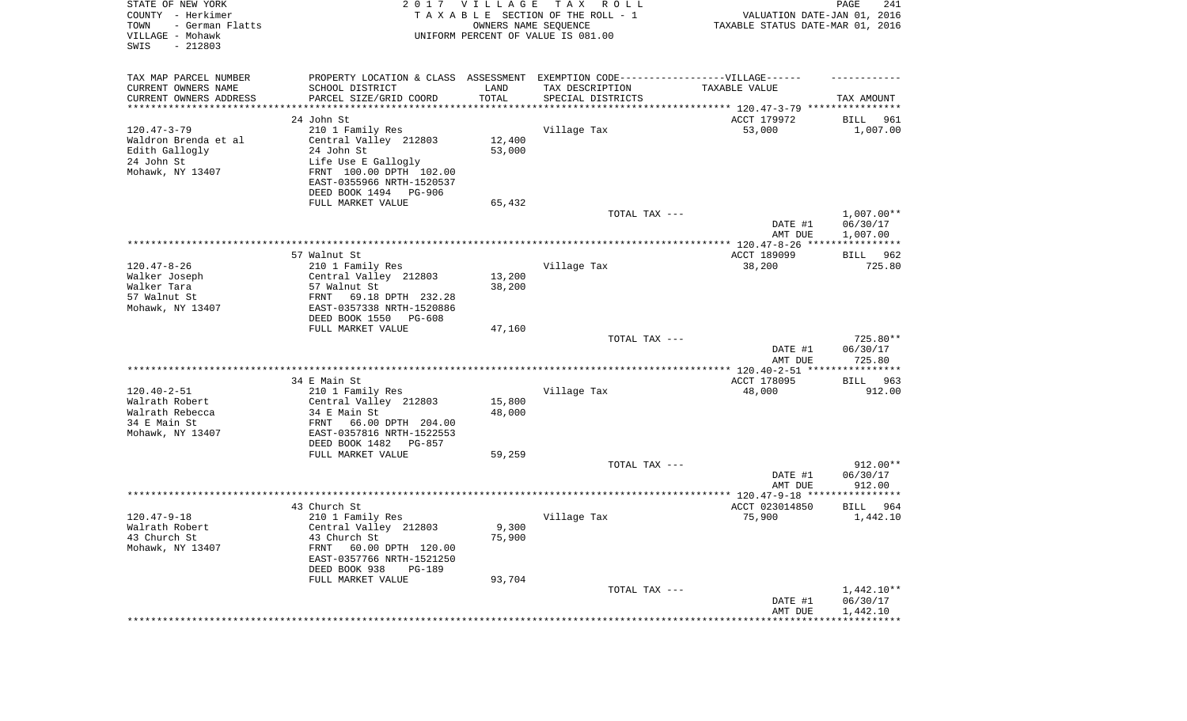STATE OF NEW YORK
COUNTY - Herkimer
TOWN - German Flatts
VILLAGE - Mohawk
SWIS - 212803

2017 VILLAGE TAX ROLL
TAXABLE SECTION OF THE ROLL - 1
OWNERS NAME SEQUENCE
UNIFORM PERCENT OF VALUE IS 081.00

VALUATION DATE-JAN 01, 2016
TAXABLE STATUS DATE-MAR 01, 2016

| TAX MAP PARCEL NUMBER / CURRENT OWNERS NAME / CURRENT OWNERS ADDRESS | PROPERTY LOCATION & CLASS / SCHOOL DISTRICT / PARCEL SIZE/GRID COORD | ASSESSMENT LAND / TOTAL | EXEMPTION CODE / TAX DESCRIPTION / SPECIAL DISTRICTS | TAXABLE VALUE | TAX AMOUNT |
|---|---|---|---|---|---|
| | 24 John St | | | ACCT 179972 | BILL 961 |
| 120.47-3-79 | 210 1 Family Res | | Village Tax | 53,000 | 1,007.00 |
| Waldron Brenda et al | Central Valley 212803 | 12,400 | | | |
| Edith Gallogly | 24 John St | 53,000 | | | |
| 24 John St | Life Use E Gallogly | | | | |
| Mohawk, NY 13407 | FRNT 100.00 DPTH 102.00 | | | | |
| | EAST-0355966 NRTH-1520537 | | | | |
| | DEED BOOK 1494 PG-906 | | | | |
| | FULL MARKET VALUE | 65,432 | | | |
| | | | TOTAL TAX --- | | 1,007.00** |
| | | | | DATE #1 | 06/30/17 |
| | | | | AMT DUE | 1,007.00 |
| | 57 Walnut St | | | ACCT 189099 | BILL 962 |
| 120.47-8-26 | 210 1 Family Res | | Village Tax | 38,200 | 725.80 |
| Walker Joseph | Central Valley 212803 | 13,200 | | | |
| Walker Tara | 57 Walnut St | 38,200 | | | |
| 57 Walnut St | FRNT 69.18 DPTH 232.28 | | | | |
| Mohawk, NY 13407 | EAST-0357338 NRTH-1520886 | | | | |
| | DEED BOOK 1550 PG-608 | | | | |
| | FULL MARKET VALUE | 47,160 | | | |
| | | | TOTAL TAX --- | | 725.80** |
| | | | | DATE #1 | 06/30/17 |
| | | | | AMT DUE | 725.80 |
| | 34 E Main St | | | ACCT 178095 | BILL 963 |
| 120.40-2-51 | 210 1 Family Res | | Village Tax | 48,000 | 912.00 |
| Walrath Robert | Central Valley 212803 | 15,800 | | | |
| Walrath Rebecca | 34 E Main St | 48,000 | | | |
| 34 E Main St | FRNT 66.00 DPTH 204.00 | | | | |
| Mohawk, NY 13407 | EAST-0357816 NRTH-1522553 | | | | |
| | DEED BOOK 1482 PG-857 | | | | |
| | FULL MARKET VALUE | 59,259 | | | |
| | | | TOTAL TAX --- | | 912.00** |
| | | | | DATE #1 | 06/30/17 |
| | | | | AMT DUE | 912.00 |
| | 43 Church St | | | ACCT 023014850 | BILL 964 |
| 120.47-9-18 | 210 1 Family Res | | Village Tax | 75,900 | 1,442.10 |
| Walrath Robert | Central Valley 212803 | 9,300 | | | |
| 43 Church St | 43 Church St | 75,900 | | | |
| Mohawk, NY 13407 | FRNT 60.00 DPTH 120.00 | | | | |
| | EAST-0357766 NRTH-1521250 | | | | |
| | DEED BOOK 938 PG-189 | | | | |
| | FULL MARKET VALUE | 93,704 | | | |
| | | | TOTAL TAX --- | | 1,442.10** |
| | | | | DATE #1 | 06/30/17 |
| | | | | AMT DUE | 1,442.10 |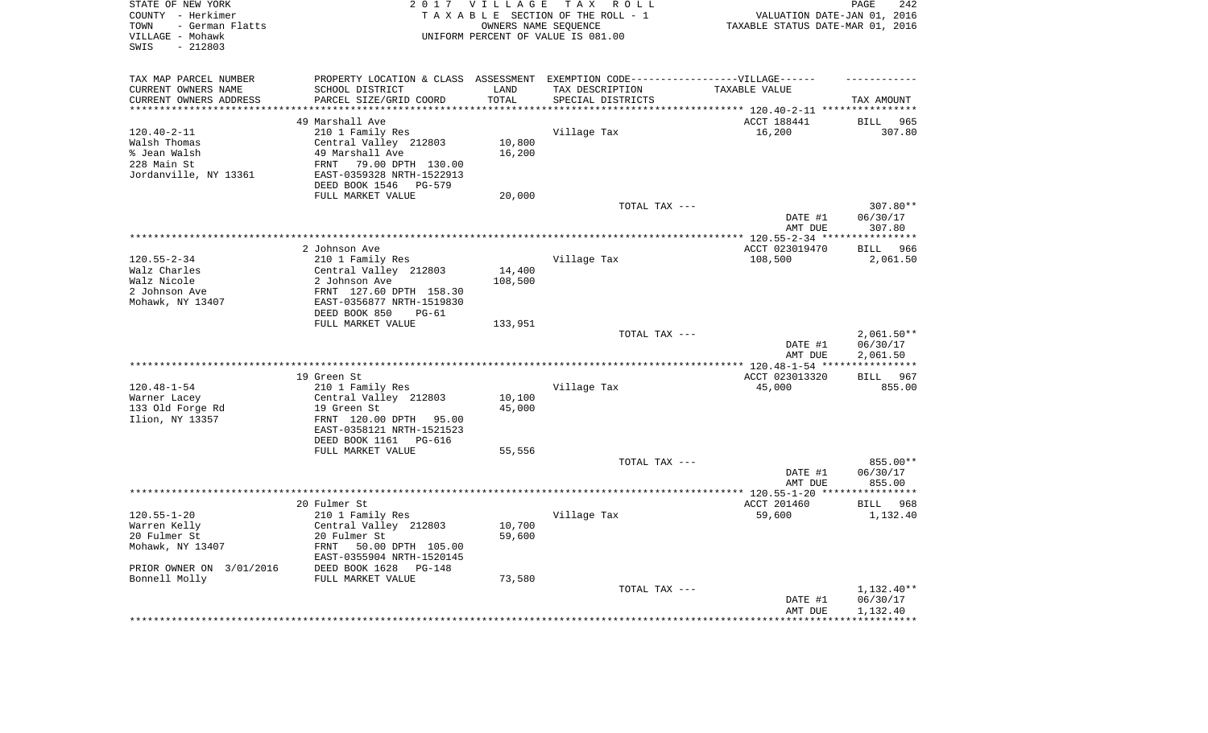STATE OF NEW YORK
COUNTY - Herkimer
TOWN - German Flatts
VILLAGE - Mohawk
SWIS - 212803

2017 VILLAGE TAX ROLL
TAXABLE SECTION OF THE ROLL - 1
OWNERS NAME SEQUENCE
UNIFORM PERCENT OF VALUE IS 081.00

VALUATION DATE-JAN 01, 2016
TAXABLE STATUS DATE-MAR 01, 2016

| TAX MAP PARCEL NUMBER<br>CURRENT OWNERS NAME<br>CURRENT OWNERS ADDRESS | PROPERTY LOCATION & CLASS<br>SCHOOL DISTRICT<br>PARCEL SIZE/GRID COORD | ASSESSMENT<br>LAND<br>TOTAL | EXEMPTION CODE-----VILLAGE------<br>TAX DESCRIPTION<br>SPECIAL DISTRICTS | TAXABLE VALUE | TAX AMOUNT |
|---|---|---|---|---|---|
| | 49 Marshall Ave | | | ACCT 188441 | BILL 965 |
| 120.40-2-11 | 210 1 Family Res | | Village Tax | 16,200 | 307.80 |
| Walsh Thomas | Central Valley 212803 | 10,800 | | | |
| % Jean Walsh | 49 Marshall Ave | 16,200 | | | |
| 228 Main St | FRNT 79.00 DPTH 130.00 | | | | |
| Jordanville, NY 13361 | EAST-0359328 NRTH-1522913 | | | | |
| | DEED BOOK 1546 PG-579 | | | | |
| | FULL MARKET VALUE | 20,000 | | | |
| | | | TOTAL TAX --- | | 307.80** |
| | | | | DATE #1 | 06/30/17 |
| | | | | AMT DUE | 307.80 |
| | 2 Johnson Ave | | | ACCT 023019470 | BILL 966 |
| 120.55-2-34 | 210 1 Family Res | | Village Tax | 108,500 | 2,061.50 |
| Walz Charles | Central Valley 212803 | 14,400 | | | |
| Walz Nicole | 2 Johnson Ave | 108,500 | | | |
| 2 Johnson Ave | FRNT 127.60 DPTH 158.30 | | | | |
| Mohawk, NY 13407 | EAST-0356877 NRTH-1519830 | | | | |
| | DEED BOOK 850 PG-61 | | | | |
| | FULL MARKET VALUE | 133,951 | | | |
| | | | TOTAL TAX --- | | 2,061.50** |
| | | | | DATE #1 | 06/30/17 |
| | | | | AMT DUE | 2,061.50 |
| | 19 Green St | | | ACCT 023013320 | BILL 967 |
| 120.48-1-54 | 210 1 Family Res | | Village Tax | 45,000 | 855.00 |
| Warner Lacey | Central Valley 212803 | 10,100 | | | |
| 133 Old Forge Rd | 19 Green St | 45,000 | | | |
| Ilion, NY 13357 | FRNT 120.00 DPTH 95.00 | | | | |
| | EAST-0358121 NRTH-1521523 | | | | |
| | DEED BOOK 1161 PG-616 | | | | |
| | FULL MARKET VALUE | 55,556 | | | |
| | | | TOTAL TAX --- | | 855.00** |
| | | | | DATE #1 | 06/30/17 |
| | | | | AMT DUE | 855.00 |
| | 20 Fulmer St | | | ACCT 201460 | BILL 968 |
| 120.55-1-20 | 210 1 Family Res | | Village Tax | 59,600 | 1,132.40 |
| Warren Kelly | Central Valley 212803 | 10,700 | | | |
| 20 Fulmer St | 20 Fulmer St | 59,600 | | | |
| Mohawk, NY 13407 | FRNT 50.00 DPTH 105.00 | | | | |
| | EAST-0355904 NRTH-1520145 | | | | |
| PRIOR OWNER ON 3/01/2016 | DEED BOOK 1628 PG-148 | | | | |
| Bonnell Molly | FULL MARKET VALUE | 73,580 | | | |
| | | | TOTAL TAX --- | | 1,132.40** |
| | | | | DATE #1 | 06/30/17 |
| | | | | AMT DUE | 1,132.40 |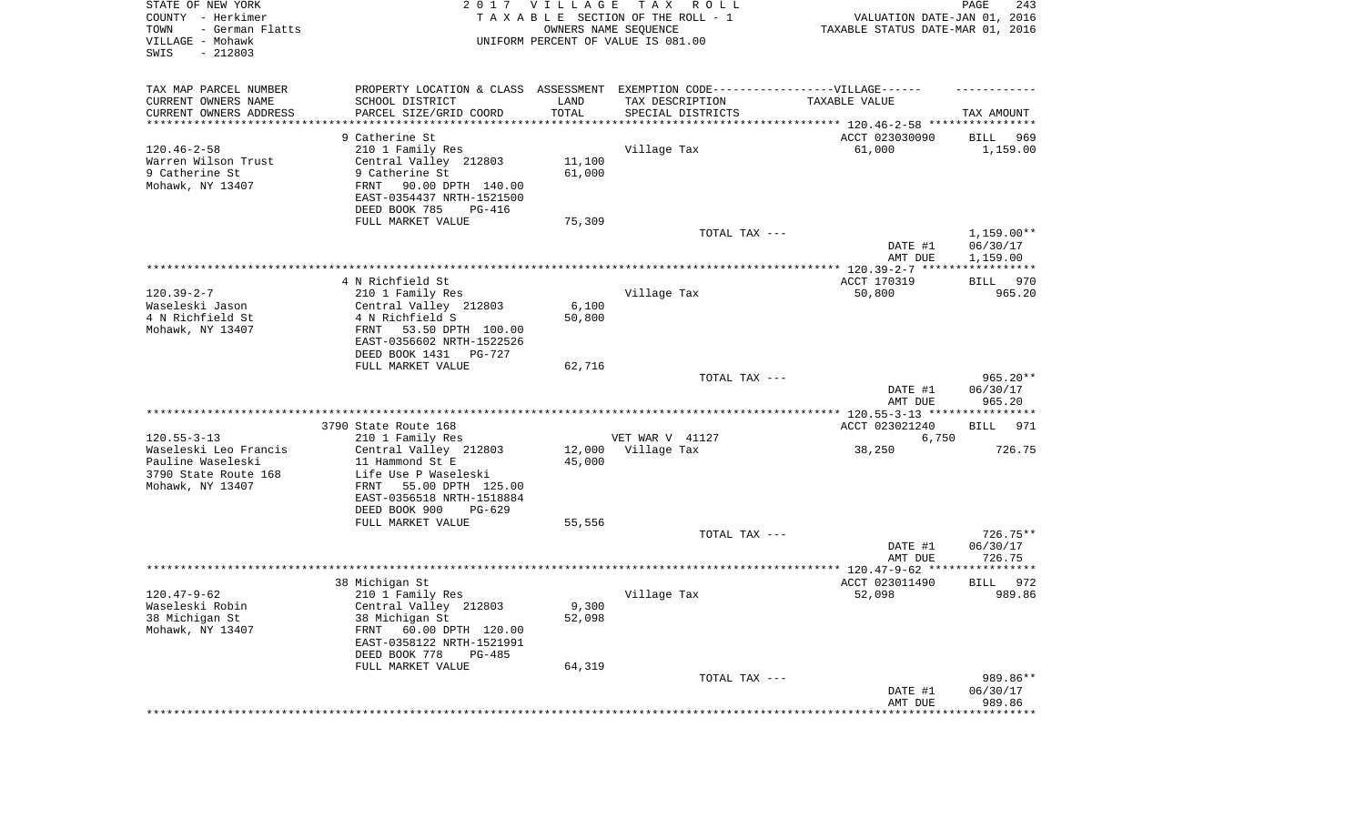STATE OF NEW YORK
COUNTY - Herkimer
TOWN - German Flatts
VILLAGE - Mohawk
SWIS - 212803

2 0 1 7 V I L L A G E T A X R O L L
T A X A B L E SECTION OF THE ROLL - 1
OWNERS NAME SEQUENCE
UNIFORM PERCENT OF VALUE IS 081.00

VALUATION DATE-JAN 01, 2016
TAXABLE STATUS DATE-MAR 01, 2016

| TAX MAP PARCEL NUMBER / CURRENT OWNERS NAME / CURRENT OWNERS ADDRESS | PROPERTY LOCATION & CLASS / SCHOOL DISTRICT / PARCEL SIZE/GRID COORD | ASSESSMENT LAND / TOTAL | EXEMPTION CODE / TAX DESCRIPTION / SPECIAL DISTRICTS | VILLAGE TAXABLE VALUE | TAX AMOUNT |
|---|---|---|---|---|---|
| **120.46-2-58** | 9 Catherine St | | | ACCT 023030090 | BILL 969 |
| Warren Wilson Trust | 210 1 Family Res | | Village Tax | 61,000 | 1,159.00 |
| 9 Catherine St | Central Valley 212803 | 11,100 | | | |
| Mohawk, NY 13407 | 9 Catherine St | 61,000 | | | |
| | FRNT 90.00 DPTH 140.00 | | | | |
| | EAST-0354437 NRTH-1521500 | | | | |
| | DEED BOOK 785 PG-416 | | | | |
| | FULL MARKET VALUE | 75,309 | | | |
| | | | TOTAL TAX --- | | 1,159.00** |
| | | | | DATE #1 | 06/30/17 |
| | | | | AMT DUE | 1,159.00 |
| **120.39-2-7** | 4 N Richfield St | | | ACCT 170319 | BILL 970 |
| Waseleski Jason | 210 1 Family Res | | Village Tax | 50,800 | 965.20 |
| 4 N Richfield St | Central Valley 212803 | 6,100 | | | |
| Mohawk, NY 13407 | 4 N Richfield S | 50,800 | | | |
| | FRNT 53.50 DPTH 100.00 | | | | |
| | EAST-0356602 NRTH-1522526 | | | | |
| | DEED BOOK 1431 PG-727 | | | | |
| | FULL MARKET VALUE | 62,716 | | | |
| | | | TOTAL TAX --- | | 965.20** |
| | | | | DATE #1 | 06/30/17 |
| | | | | AMT DUE | 965.20 |
| **120.55-3-13** | 3790 State Route 168 | | | ACCT 023021240 | BILL 971 |
| Waseleski Leo Francis | 210 1 Family Res | | VET WAR V 41127 | 6,750 | |
| Pauline Waseleski | Central Valley 212803 | 12,000 | Village Tax | 38,250 | 726.75 |
| 3790 State Route 168 | 11 Hammond St E | 45,000 | | | |
| Mohawk, NY 13407 | Life Use P Waseleski | | | | |
| | FRNT 55.00 DPTH 125.00 | | | | |
| | EAST-0356518 NRTH-1518884 | | | | |
| | DEED BOOK 900 PG-629 | | | | |
| | FULL MARKET VALUE | 55,556 | | | |
| | | | TOTAL TAX --- | | 726.75** |
| | | | | DATE #1 | 06/30/17 |
| | | | | AMT DUE | 726.75 |
| **120.47-9-62** | 38 Michigan St | | | ACCT 023011490 | BILL 972 |
| Waseleski Robin | 210 1 Family Res | | Village Tax | 52,098 | 989.86 |
| 38 Michigan St | Central Valley 212803 | 9,300 | | | |
| Mohawk, NY 13407 | 38 Michigan St | 52,098 | | | |
| | FRNT 60.00 DPTH 120.00 | | | | |
| | EAST-0358122 NRTH-1521991 | | | | |
| | DEED BOOK 778 PG-485 | | | | |
| | FULL MARKET VALUE | 64,319 | | | |
| | | | TOTAL TAX --- | | 989.86** |
| | | | | DATE #1 | 06/30/17 |
| | | | | AMT DUE | 989.86 |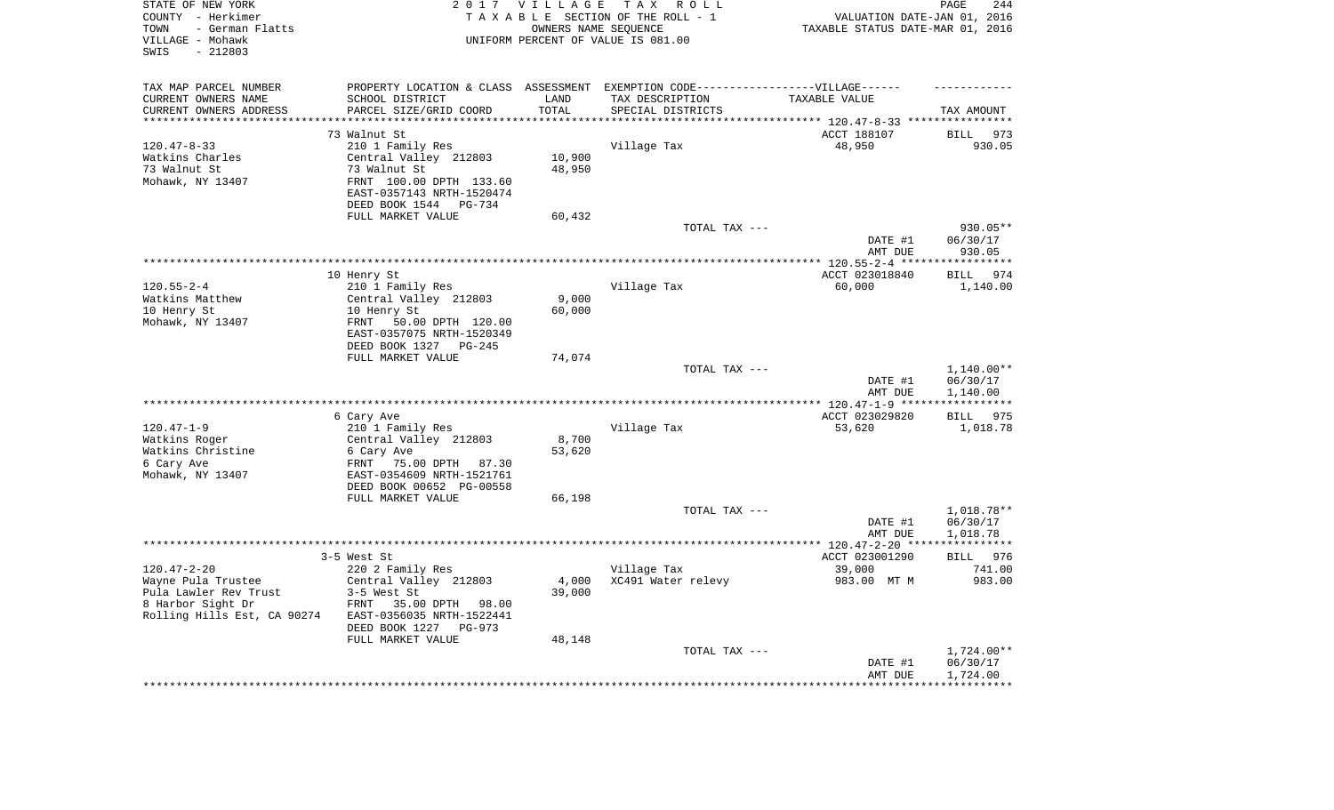STATE OF NEW YORK
COUNTY - Herkimer
TOWN - German Flatts
VILLAGE - Mohawk
SWIS - 212803

2 0 1 7 V I L L A G E T A X R O L L
T A X A B L E SECTION OF THE ROLL - 1
OWNERS NAME SEQUENCE
UNIFORM PERCENT OF VALUE IS 081.00

VALUATION DATE-JAN 01, 2016
TAXABLE STATUS DATE-MAR 01, 2016

| TAX MAP PARCEL NUMBER<br>CURRENT OWNERS NAME<br>CURRENT OWNERS ADDRESS | PROPERTY LOCATION & CLASS<br>SCHOOL DISTRICT<br>PARCEL SIZE/GRID COORD | ASSESSMENT<br>LAND<br>TOTAL | EXEMPTION CODE-----VILLAGE------<br>TAX DESCRIPTION<br>SPECIAL DISTRICTS | TAXABLE VALUE | TAX AMOUNT |
|---|---|---|---|---|---|
| | 73 Walnut St | | | ACCT 188107 | BILL 973 |
| 120.47-8-33 | 210 1 Family Res | | Village Tax | 48,950 | 930.05 |
| Watkins Charles | Central Valley 212803 | 10,900 | | | |
| 73 Walnut St | 73 Walnut St | 48,950 | | | |
| Mohawk, NY 13407 | FRNT 100.00 DPTH 133.60 | | | | |
| | EAST-0357143 NRTH-1520474 | | | | |
| | DEED BOOK 1544 PG-734 | | | | |
| | FULL MARKET VALUE | 60,432 | | | |
| | | | TOTAL TAX --- | | 930.05** |
| | | | | DATE #1 | 06/30/17 |
| | | | | AMT DUE | 930.05 |
| | 10 Henry St | | | ACCT 023018840 | BILL 974 |
| 120.55-2-4 | 210 1 Family Res | | Village Tax | 60,000 | 1,140.00 |
| Watkins Matthew | Central Valley 212803 | 9,000 | | | |
| 10 Henry St | 10 Henry St | 60,000 | | | |
| Mohawk, NY 13407 | FRNT 50.00 DPTH 120.00 | | | | |
| | EAST-0357075 NRTH-1520349 | | | | |
| | DEED BOOK 1327 PG-245 | | | | |
| | FULL MARKET VALUE | 74,074 | | | |
| | | | TOTAL TAX --- | | 1,140.00** |
| | | | | DATE #1 | 06/30/17 |
| | | | | AMT DUE | 1,140.00 |
| | 6 Cary Ave | | | ACCT 023029820 | BILL 975 |
| 120.47-1-9 | 210 1 Family Res | | Village Tax | 53,620 | 1,018.78 |
| Watkins Roger | Central Valley 212803 | 8,700 | | | |
| Watkins Christine | 6 Cary Ave | 53,620 | | | |
| 6 Cary Ave | FRNT 75.00 DPTH 87.30 | | | | |
| Mohawk, NY 13407 | EAST-0354609 NRTH-1521761 | | | | |
| | DEED BOOK 00652 PG-00558 | | | | |
| | FULL MARKET VALUE | 66,198 | | | |
| | | | TOTAL TAX --- | | 1,018.78** |
| | | | | DATE #1 | 06/30/17 |
| | | | | AMT DUE | 1,018.78 |
| | 3-5 West St | | | ACCT 023001290 | BILL 976 |
| 120.47-2-20 | 220 2 Family Res | | Village Tax | 39,000 | 741.00 |
| Wayne Pula Trustee | Central Valley 212803 | 4,000 | XC491 Water relevy | 983.00 MT M | 983.00 |
| Pula Lawler Rev Trust | 3-5 West St | 39,000 | | | |
| 8 Harbor Sight Dr | FRNT 35.00 DPTH 98.00 | | | | |
| Rolling Hills Est, CA 90274 | EAST-0356035 NRTH-1522441 | | | | |
| | DEED BOOK 1227 PG-973 | | | | |
| | FULL MARKET VALUE | 48,148 | | | |
| | | | TOTAL TAX --- | | 1,724.00** |
| | | | | DATE #1 | 06/30/17 |
| | | | | AMT DUE | 1,724.00 |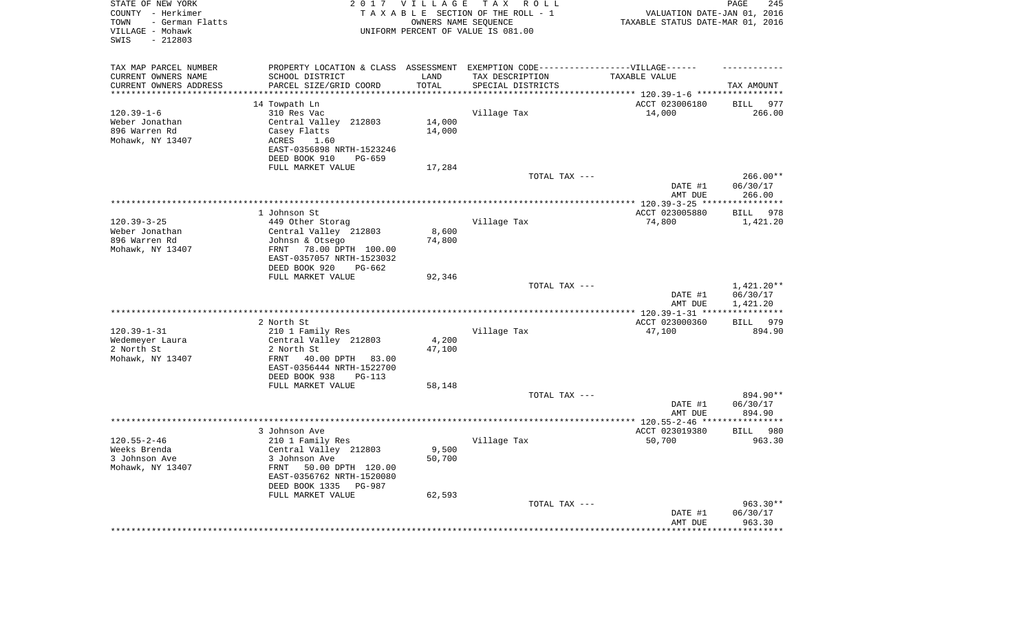STATE OF NEW YORK
COUNTY - Herkimer
TOWN - German Flatts
VILLAGE - Mohawk
SWIS - 212803

2 0 1 7 V I L L A G E T A X R O L L
T A X A B L E SECTION OF THE ROLL - 1
OWNERS NAME SEQUENCE
UNIFORM PERCENT OF VALUE IS 081.00

VALUATION DATE-JAN 01, 2016
TAXABLE STATUS DATE-MAR 01, 2016

| TAX MAP PARCEL NUMBER / CURRENT OWNERS NAME / CURRENT OWNERS ADDRESS | PROPERTY LOCATION & CLASS / SCHOOL DISTRICT / PARCEL SIZE/GRID COORD | ASSESSMENT LAND / TOTAL | EXEMPTION CODE-VILLAGE / TAX DESCRIPTION / SPECIAL DISTRICTS | TAXABLE VALUE | TAX AMOUNT |
|---|---|---|---|---|---|
| | 14 Towpath Ln | | | ACCT 023006180 | BILL 977 |
| 120.39-1-6 | 310 Res Vac | | Village Tax | 14,000 | 266.00 |
| Weber Jonathan | Central Valley 212803 | 14,000 | | | |
| 896 Warren Rd | Casey Flatts | 14,000 | | | |
| Mohawk, NY 13407 | ACRES 1.60 | | | | |
| | EAST-0356898 NRTH-1523246 | | | | |
| | DEED BOOK 910 PG-659 | | | | |
| | FULL MARKET VALUE | 17,284 | | | |
| | | | TOTAL TAX --- | | 266.00** |
| | | | | DATE #1 | 06/30/17 |
| | | | | AMT DUE | 266.00 |
| | 1 Johnson St | | | ACCT 023005880 | BILL 978 |
| 120.39-3-25 | 449 Other Storag | | Village Tax | 74,800 | 1,421.20 |
| Weber Jonathan | Central Valley 212803 | 8,600 | | | |
| 896 Warren Rd | Johnsn & Otsego | 74,800 | | | |
| Mohawk, NY 13407 | FRNT 78.00 DPTH 100.00 | | | | |
| | EAST-0357057 NRTH-1523032 | | | | |
| | DEED BOOK 920 PG-662 | | | | |
| | FULL MARKET VALUE | 92,346 | | | |
| | | | TOTAL TAX --- | | 1,421.20** |
| | | | | DATE #1 | 06/30/17 |
| | | | | AMT DUE | 1,421.20 |
| | 2 North St | | | ACCT 023000360 | BILL 979 |
| 120.39-1-31 | 210 1 Family Res | | Village Tax | 47,100 | 894.90 |
| Wedemeyer Laura | Central Valley 212803 | 4,200 | | | |
| 2 North St | 2 North St | 47,100 | | | |
| Mohawk, NY 13407 | FRNT 40.00 DPTH 83.00 | | | | |
| | EAST-0356444 NRTH-1522700 | | | | |
| | DEED BOOK 938 PG-113 | | | | |
| | FULL MARKET VALUE | 58,148 | | | |
| | | | TOTAL TAX --- | | 894.90** |
| | | | | DATE #1 | 06/30/17 |
| | | | | AMT DUE | 894.90 |
| | 3 Johnson Ave | | | ACCT 023019380 | BILL 980 |
| 120.55-2-46 | 210 1 Family Res | | Village Tax | 50,700 | 963.30 |
| Weeks Brenda | Central Valley 212803 | 9,500 | | | |
| 3 Johnson Ave | 3 Johnson Ave | 50,700 | | | |
| Mohawk, NY 13407 | FRNT 50.00 DPTH 120.00 | | | | |
| | EAST-0356762 NRTH-1520080 | | | | |
| | DEED BOOK 1335 PG-987 | | | | |
| | FULL MARKET VALUE | 62,593 | | | |
| | | | TOTAL TAX --- | | 963.30** |
| | | | | DATE #1 | 06/30/17 |
| | | | | AMT DUE | 963.30 |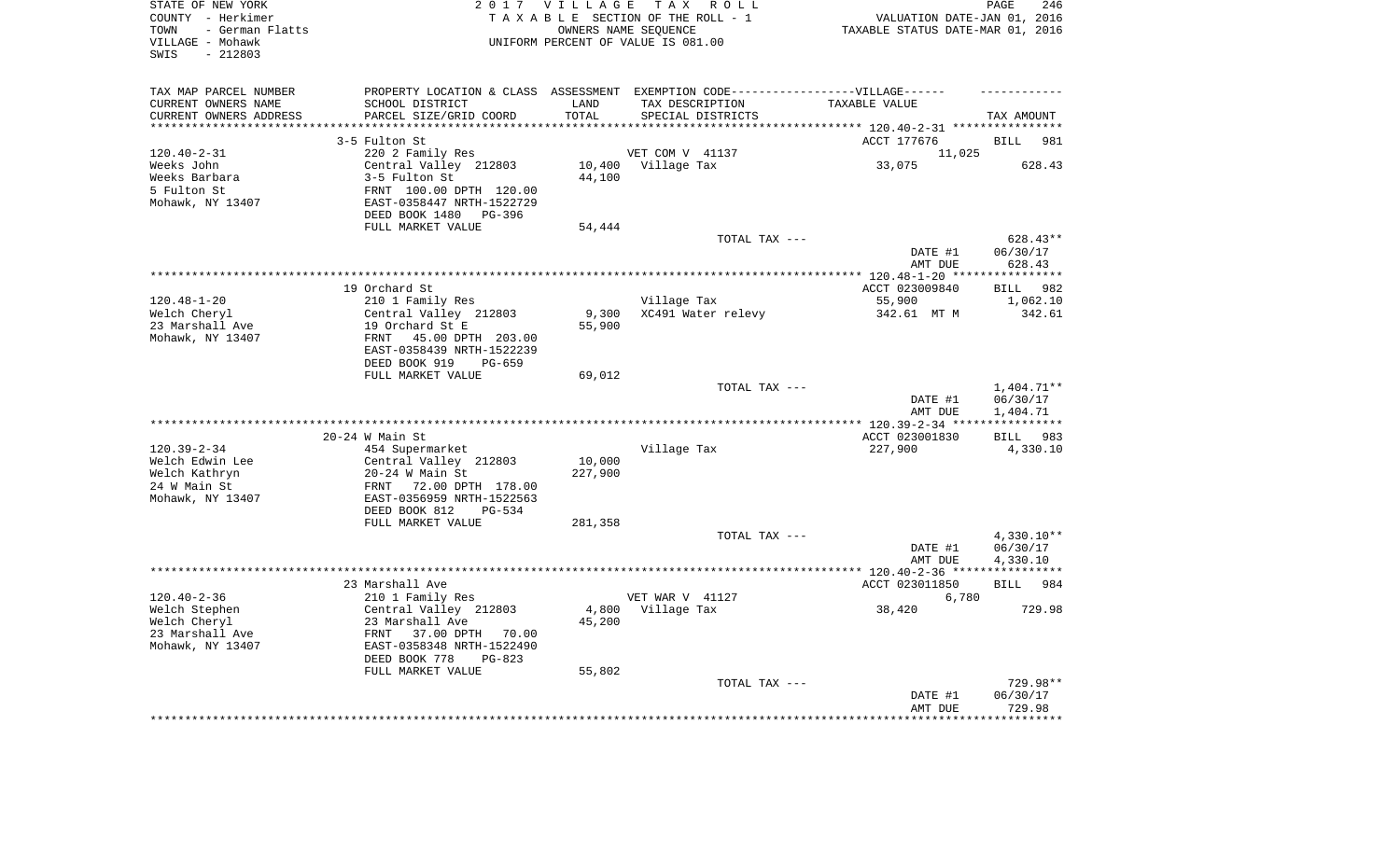STATE OF NEW YORK
COUNTY - Herkimer
TOWN - German Flatts
VILLAGE - Mohawk
SWIS - 212803

2 0 1 7 V I L L A G E T A X R O L L
T A X A B L E SECTION OF THE ROLL - 1
OWNERS NAME SEQUENCE
UNIFORM PERCENT OF VALUE IS 081.00

VALUATION DATE-JAN 01, 2016
TAXABLE STATUS DATE-MAR 01, 2016

| TAX MAP PARCEL NUMBER / CURRENT OWNERS NAME / CURRENT OWNERS ADDRESS | PROPERTY LOCATION & CLASS / SCHOOL DISTRICT / PARCEL SIZE/GRID COORD | ASSESSMENT LAND / TOTAL | EXEMPTION CODE / TAX DESCRIPTION / SPECIAL DISTRICTS | TAXABLE VALUE | TAX AMOUNT |
|---|---|---|---|---|---|
| 120.40-2-31 | 3-5 Fulton St | | | ACCT 177676 | BILL 981 |
| Weeks John | 220 2 Family Res | | VET COM V 41137 | 11,025 | |
| Weeks Barbara | Central Valley 212803 | 10,400 | Village Tax | 33,075 | 628.43 |
| 5 Fulton St | 3-5 Fulton St | 44,100 | | | |
| Mohawk, NY 13407 | FRNT 100.00 DPTH 120.00 | | | | |
| | EAST-0358447 NRTH-1522729 | | | | |
| | DEED BOOK 1480 PG-396 | | | | |
| | FULL MARKET VALUE | 54,444 | | | |
| | | | TOTAL TAX --- | | 628.43** |
| | | | | DATE #1 | 06/30/17 |
| | | | | AMT DUE | 628.43 |
| 120.48-1-20 | 19 Orchard St | | | ACCT 023009840 | BILL 982 |
| Welch Cheryl | 210 1 Family Res | | Village Tax | 55,900 | 1,062.10 |
| 23 Marshall Ave | Central Valley 212803 | 9,300 | XC491 Water relevy | 342.61 MT M | 342.61 |
| Mohawk, NY 13407 | 19 Orchard St E | 55,900 | | | |
| | FRNT 45.00 DPTH 203.00 | | | | |
| | EAST-0358439 NRTH-1522239 | | | | |
| | DEED BOOK 919 PG-659 | | | | |
| | FULL MARKET VALUE | 69,012 | | | |
| | | | TOTAL TAX --- | | 1,404.71** |
| | | | | DATE #1 | 06/30/17 |
| | | | | AMT DUE | 1,404.71 |
| 120.39-2-34 | 20-24 W Main St | | | ACCT 023001830 | BILL 983 |
| Welch Edwin Lee | 454 Supermarket | | Village Tax | 227,900 | 4,330.10 |
| Welch Kathryn | Central Valley 212803 | 10,000 | | | |
| 24 W Main St | 20-24 W Main St | 227,900 | | | |
| Mohawk, NY 13407 | FRNT 72.00 DPTH 178.00 | | | | |
| | EAST-0356959 NRTH-1522563 | | | | |
| | DEED BOOK 812 PG-534 | | | | |
| | FULL MARKET VALUE | 281,358 | | | |
| | | | TOTAL TAX --- | | 4,330.10** |
| | | | | DATE #1 | 06/30/17 |
| | | | | AMT DUE | 4,330.10 |
| 120.40-2-36 | 23 Marshall Ave | | | ACCT 023011850 | BILL 984 |
| Welch Stephen | 210 1 Family Res | | VET WAR V 41127 | 6,780 | |
| Welch Cheryl | Central Valley 212803 | 4,800 | Village Tax | 38,420 | 729.98 |
| 23 Marshall Ave | 23 Marshall Ave | 45,200 | | | |
| Mohawk, NY 13407 | FRNT 37.00 DPTH 70.00 | | | | |
| | EAST-0358348 NRTH-1522490 | | | | |
| | DEED BOOK 778 PG-823 | | | | |
| | FULL MARKET VALUE | 55,802 | | | |
| | | | TOTAL TAX --- | | 729.98** |
| | | | | DATE #1 | 06/30/17 |
| | | | | AMT DUE | 729.98 |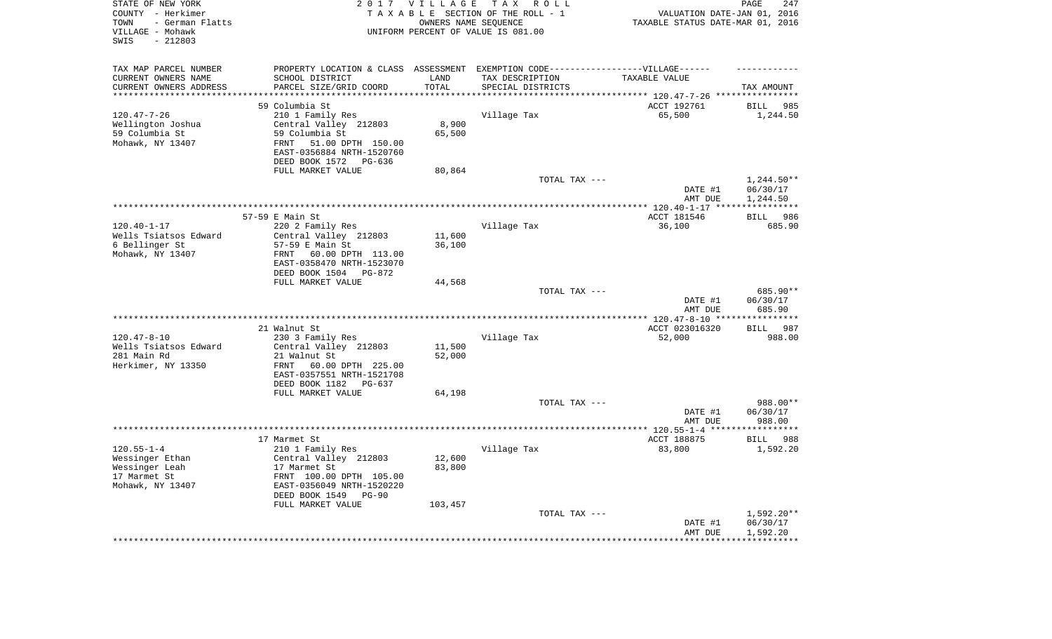STATE OF NEW YORK
COUNTY - Herkimer
TOWN - German Flatts
VILLAGE - Mohawk
SWIS - 212803

2 0 1 7 V I L L A G E T A X R O L L
T A X A B L E SECTION OF THE ROLL - 1
OWNERS NAME SEQUENCE
UNIFORM PERCENT OF VALUE IS 081.00

VALUATION DATE-JAN 01, 2016
TAXABLE STATUS DATE-MAR 01, 2016

| TAX MAP PARCEL NUMBER / CURRENT OWNERS NAME / CURRENT OWNERS ADDRESS | PROPERTY LOCATION & CLASS / SCHOOL DISTRICT / PARCEL SIZE/GRID COORD | ASSESSMENT LAND / TOTAL | EXEMPTION CODE / TAX DESCRIPTION / SPECIAL DISTRICTS | TAXABLE VALUE | TAX AMOUNT |
|---|---|---|---|---|---|
| | 59 Columbia St | | | ACCT 192761 | BILL 985 |
| 120.47-7-26 | 210 1 Family Res | | Village Tax | 65,500 | 1,244.50 |
| Wellington Joshua | Central Valley 212803 | 8,900 | | | |
| 59 Columbia St | 59 Columbia St | 65,500 | | | |
| Mohawk, NY 13407 | FRNT 51.00 DPTH 150.00 | | | | |
| | EAST-0356884 NRTH-1520760 | | | | |
| | DEED BOOK 1572 PG-636 | | | | |
| | FULL MARKET VALUE | 80,864 | | | |
| | | | TOTAL TAX --- | | 1,244.50** |
| | | | | DATE #1 | 06/30/17 |
| | | | | AMT DUE | 1,244.50 |
| | 57-59 E Main St | | | ACCT 181546 | BILL 986 |
| 120.40-1-17 | 220 2 Family Res | | Village Tax | 36,100 | 685.90 |
| Wells Tsiatsos Edward | Central Valley 212803 | 11,600 | | | |
| 6 Bellinger St | 57-59 E Main St | 36,100 | | | |
| Mohawk, NY 13407 | FRNT 60.00 DPTH 113.00 | | | | |
| | EAST-0358470 NRTH-1523070 | | | | |
| | DEED BOOK 1504 PG-872 | | | | |
| | FULL MARKET VALUE | 44,568 | | | |
| | | | TOTAL TAX --- | | 685.90** |
| | | | | DATE #1 | 06/30/17 |
| | | | | AMT DUE | 685.90 |
| | 21 Walnut St | | | ACCT 023016320 | BILL 987 |
| 120.47-8-10 | 230 3 Family Res | | Village Tax | 52,000 | 988.00 |
| Wells Tsiatsos Edward | Central Valley 212803 | 11,500 | | | |
| 281 Main Rd | 21 Walnut St | 52,000 | | | |
| Herkimer, NY 13350 | FRNT 60.00 DPTH 225.00 | | | | |
| | EAST-0357551 NRTH-1521708 | | | | |
| | DEED BOOK 1182 PG-637 | | | | |
| | FULL MARKET VALUE | 64,198 | | | |
| | | | TOTAL TAX --- | | 988.00** |
| | | | | DATE #1 | 06/30/17 |
| | | | | AMT DUE | 988.00 |
| | 17 Marmet St | | | ACCT 188875 | BILL 988 |
| 120.55-1-4 | 210 1 Family Res | | Village Tax | 83,800 | 1,592.20 |
| Wessinger Ethan | Central Valley 212803 | 12,600 | | | |
| Wessinger Leah | 17 Marmet St | 83,800 | | | |
| 17 Marmet St | FRNT 100.00 DPTH 105.00 | | | | |
| Mohawk, NY 13407 | EAST-0356049 NRTH-1520220 | | | | |
| | DEED BOOK 1549 PG-90 | | | | |
| | FULL MARKET VALUE | 103,457 | | | |
| | | | TOTAL TAX --- | | 1,592.20** |
| | | | | DATE #1 | 06/30/17 |
| | | | | AMT DUE | 1,592.20 |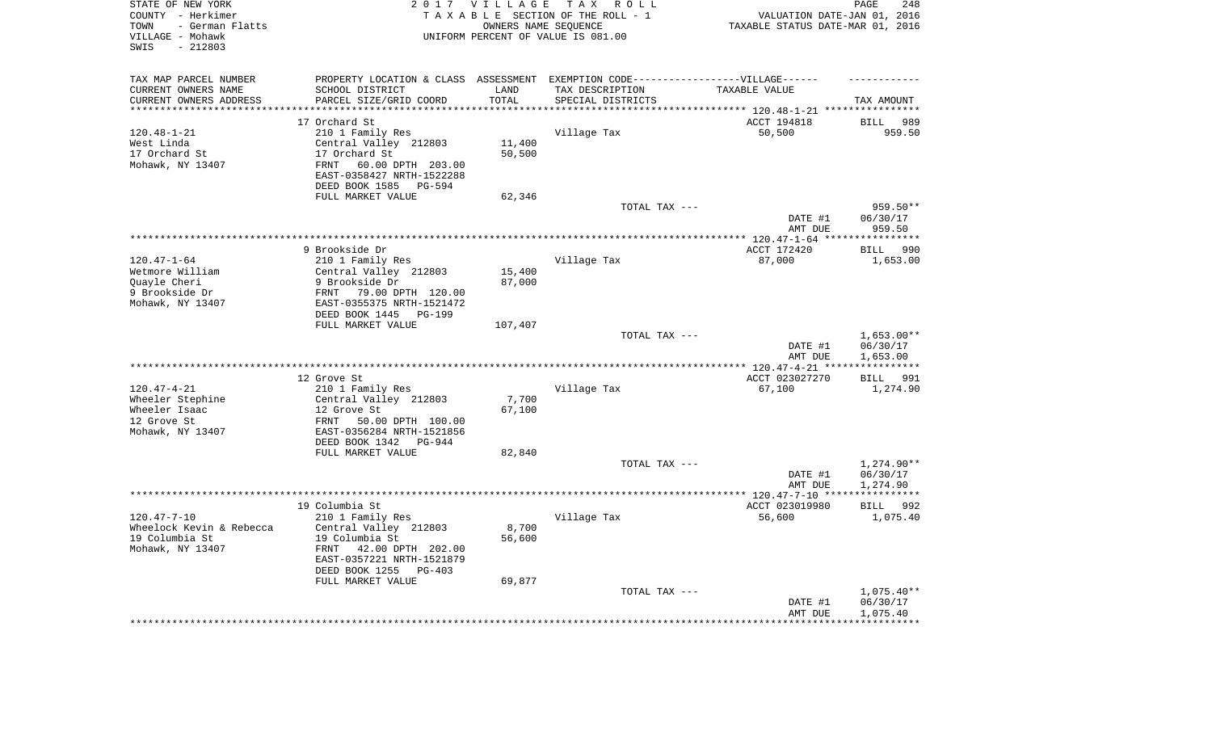STATE OF NEW YORK
COUNTY - Herkimer
TOWN - German Flatts
VILLAGE - Mohawk
SWIS - 212803

2 0 1 7 V I L L A G E T A X R O L L
T A X A B L E SECTION OF THE ROLL - 1
OWNERS NAME SEQUENCE
UNIFORM PERCENT OF VALUE IS 081.00

VALUATION DATE-JAN 01, 2016
TAXABLE STATUS DATE-MAR 01, 2016

| TAX MAP PARCEL NUMBER<br>CURRENT OWNERS NAME<br>CURRENT OWNERS ADDRESS | PROPERTY LOCATION & CLASS<br>SCHOOL DISTRICT<br>PARCEL SIZE/GRID COORD | ASSESSMENT<br>LAND<br>TOTAL | EXEMPTION CODE------VILLAGE------<br>TAX DESCRIPTION<br>SPECIAL DISTRICTS | TAXABLE VALUE | TAX AMOUNT |
|---|---|---|---|---|---|
| | 17 Orchard St | | | ACCT 194818 | BILL 989 |
| 120.48-1-21 | 210 1 Family Res | | Village Tax | 50,500 | 959.50 |
| West Linda | Central Valley 212803 | 11,400 | | | |
| 17 Orchard St | 17 Orchard St | 50,500 | | | |
| Mohawk, NY 13407 | FRNT 60.00 DPTH 203.00 | | | | |
| | EAST-0358427 NRTH-1522288 | | | | |
| | DEED BOOK 1585 PG-594 | | | | |
| | FULL MARKET VALUE | 62,346 | | | |
| | | | TOTAL TAX --- | | 959.50** |
| | | | | DATE #1 | 06/30/17 |
| | | | | AMT DUE | 959.50 |
| | 9 Brookside Dr | | | ACCT 172420 | BILL 990 |
| 120.47-1-64 | 210 1 Family Res | | Village Tax | 87,000 | 1,653.00 |
| Wetmore William | Central Valley 212803 | 15,400 | | | |
| Quayle Cheri | 9 Brookside Dr | 87,000 | | | |
| 9 Brookside Dr | FRNT 79.00 DPTH 120.00 | | | | |
| Mohawk, NY 13407 | EAST-0355375 NRTH-1521472 | | | | |
| | DEED BOOK 1445 PG-199 | | | | |
| | FULL MARKET VALUE | 107,407 | | | |
| | | | TOTAL TAX --- | | 1,653.00** |
| | | | | DATE #1 | 06/30/17 |
| | | | | AMT DUE | 1,653.00 |
| | 12 Grove St | | | ACCT 023027270 | BILL 991 |
| 120.47-4-21 | 210 1 Family Res | | Village Tax | 67,100 | 1,274.90 |
| Wheeler Stephine | Central Valley 212803 | 7,700 | | | |
| Wheeler Isaac | 12 Grove St | 67,100 | | | |
| 12 Grove St | FRNT 50.00 DPTH 100.00 | | | | |
| Mohawk, NY 13407 | EAST-0356284 NRTH-1521856 | | | | |
| | DEED BOOK 1342 PG-944 | | | | |
| | FULL MARKET VALUE | 82,840 | | | |
| | | | TOTAL TAX --- | | 1,274.90** |
| | | | | DATE #1 | 06/30/17 |
| | | | | AMT DUE | 1,274.90 |
| | 19 Columbia St | | | ACCT 023019980 | BILL 992 |
| 120.47-7-10 | 210 1 Family Res | | Village Tax | 56,600 | 1,075.40 |
| Wheelock Kevin & Rebecca | Central Valley 212803 | 8,700 | | | |
| 19 Columbia St | 19 Columbia St | 56,600 | | | |
| Mohawk, NY 13407 | FRNT 42.00 DPTH 202.00 | | | | |
| | EAST-0357221 NRTH-1521879 | | | | |
| | DEED BOOK 1255 PG-403 | | | | |
| | FULL MARKET VALUE | 69,877 | | | |
| | | | TOTAL TAX --- | | 1,075.40** |
| | | | | DATE #1 | 06/30/17 |
| | | | | AMT DUE | 1,075.40 |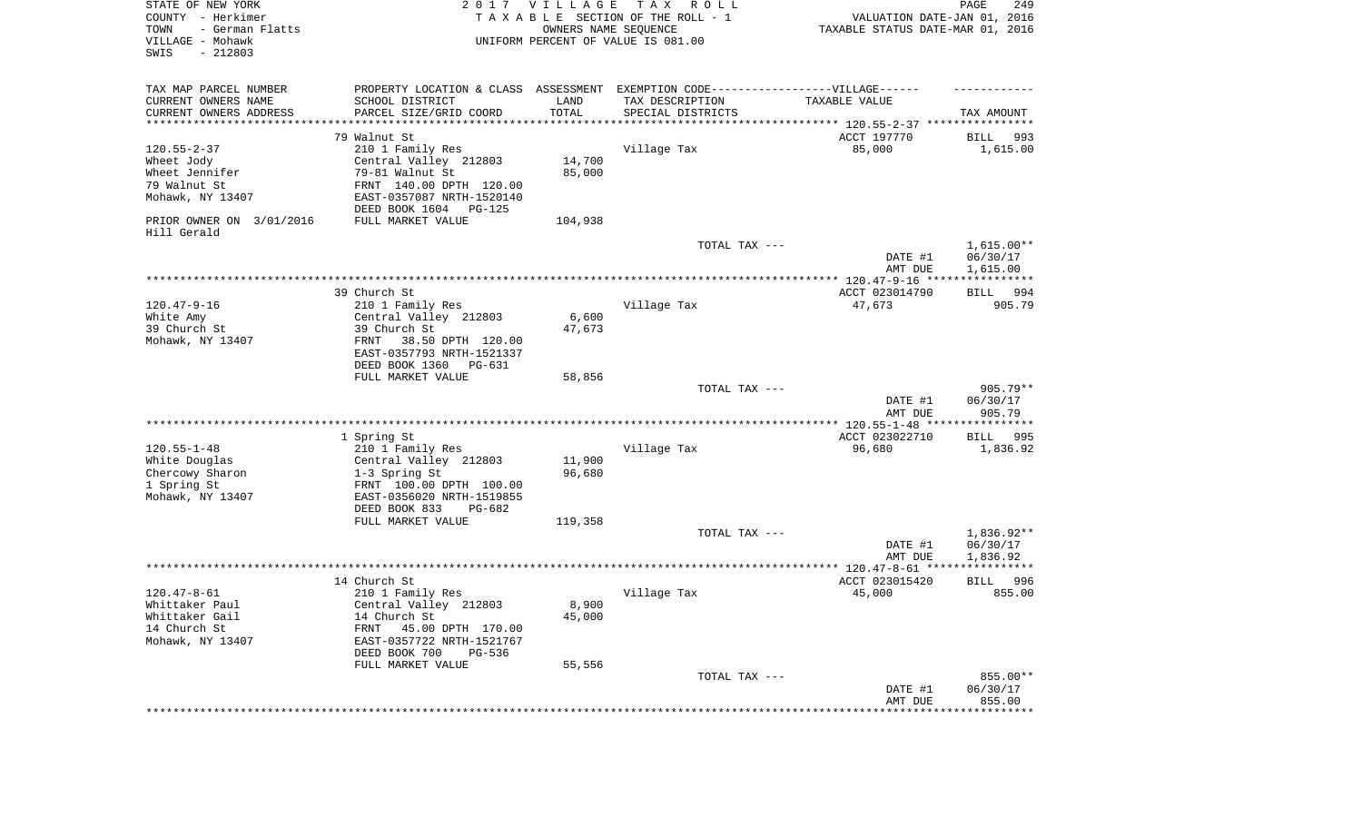STATE OF NEW YORK
COUNTY - Herkimer
TOWN - German Flatts
VILLAGE - Mohawk
SWIS - 212803

2 0 1 7 V I L L A G E T A X R O L L
T A X A B L E SECTION OF THE ROLL - 1
OWNERS NAME SEQUENCE
UNIFORM PERCENT OF VALUE IS 081.00

VALUATION DATE-JAN 01, 2016
TAXABLE STATUS DATE-MAR 01, 2016

| TAX MAP PARCEL NUMBER<br>CURRENT OWNERS NAME<br>CURRENT OWNERS ADDRESS | PROPERTY LOCATION & CLASS<br>SCHOOL DISTRICT<br>PARCEL SIZE/GRID COORD | ASSESSMENT<br>LAND<br>TOTAL | EXEMPTION CODE-----VILLAGE------<br>TAX DESCRIPTION<br>SPECIAL DISTRICTS | TAXABLE VALUE | TAX AMOUNT |
|---|---|---|---|---|---|
| | 79 Walnut St | | | ACCT 197770 | BILL 993 |
| 120.55-2-37 | 210 1 Family Res | | Village Tax | 85,000 | 1,615.00 |
| Wheet Jody | Central Valley 212803 | 14,700 | | | |
| Wheet Jennifer | 79-81 Walnut St | 85,000 | | | |
| 79 Walnut St | FRNT 140.00 DPTH 120.00 | | | | |
| Mohawk, NY 13407 | EAST-0357087 NRTH-1520140 | | | | |
| | DEED BOOK 1604 PG-125 | | | | |
| PRIOR OWNER ON 3/01/2016 | FULL MARKET VALUE | 104,938 | | | |
| Hill Gerald | | | | | |
| | | | TOTAL TAX --- | | 1,615.00** |
| | | | | DATE #1 | 06/30/17 |
| | | | | AMT DUE | 1,615.00 |
| | 39 Church St | | | ACCT 023014790 | BILL 994 |
| 120.47-9-16 | 210 1 Family Res | | Village Tax | 47,673 | 905.79 |
| White Amy | Central Valley 212803 | 6,600 | | | |
| 39 Church St | 39 Church St | 47,673 | | | |
| Mohawk, NY 13407 | FRNT 38.50 DPTH 120.00 | | | | |
| | EAST-0357793 NRTH-1521337 | | | | |
| | DEED BOOK 1360 PG-631 | | | | |
| | FULL MARKET VALUE | 58,856 | | | |
| | | | TOTAL TAX --- | | 905.79** |
| | | | | DATE #1 | 06/30/17 |
| | | | | AMT DUE | 905.79 |
| | 1 Spring St | | | ACCT 023022710 | BILL 995 |
| 120.55-1-48 | 210 1 Family Res | | Village Tax | 96,680 | 1,836.92 |
| White Douglas | Central Valley 212803 | 11,900 | | | |
| Chercowy Sharon | 1-3 Spring St | 96,680 | | | |
| 1 Spring St | FRNT 100.00 DPTH 100.00 | | | | |
| Mohawk, NY 13407 | EAST-0356020 NRTH-1519855 | | | | |
| | DEED BOOK 833 PG-682 | | | | |
| | FULL MARKET VALUE | 119,358 | | | |
| | | | TOTAL TAX --- | | 1,836.92** |
| | | | | DATE #1 | 06/30/17 |
| | | | | AMT DUE | 1,836.92 |
| | 14 Church St | | | ACCT 023015420 | BILL 996 |
| 120.47-8-61 | 210 1 Family Res | | Village Tax | 45,000 | 855.00 |
| Whittaker Paul | Central Valley 212803 | 8,900 | | | |
| Whittaker Gail | 14 Church St | 45,000 | | | |
| 14 Church St | FRNT 45.00 DPTH 170.00 | | | | |
| Mohawk, NY 13407 | EAST-0357722 NRTH-1521767 | | | | |
| | DEED BOOK 700 PG-536 | | | | |
| | FULL MARKET VALUE | 55,556 | | | |
| | | | TOTAL TAX --- | | 855.00** |
| | | | | DATE #1 | 06/30/17 |
| | | | | AMT DUE | 855.00 |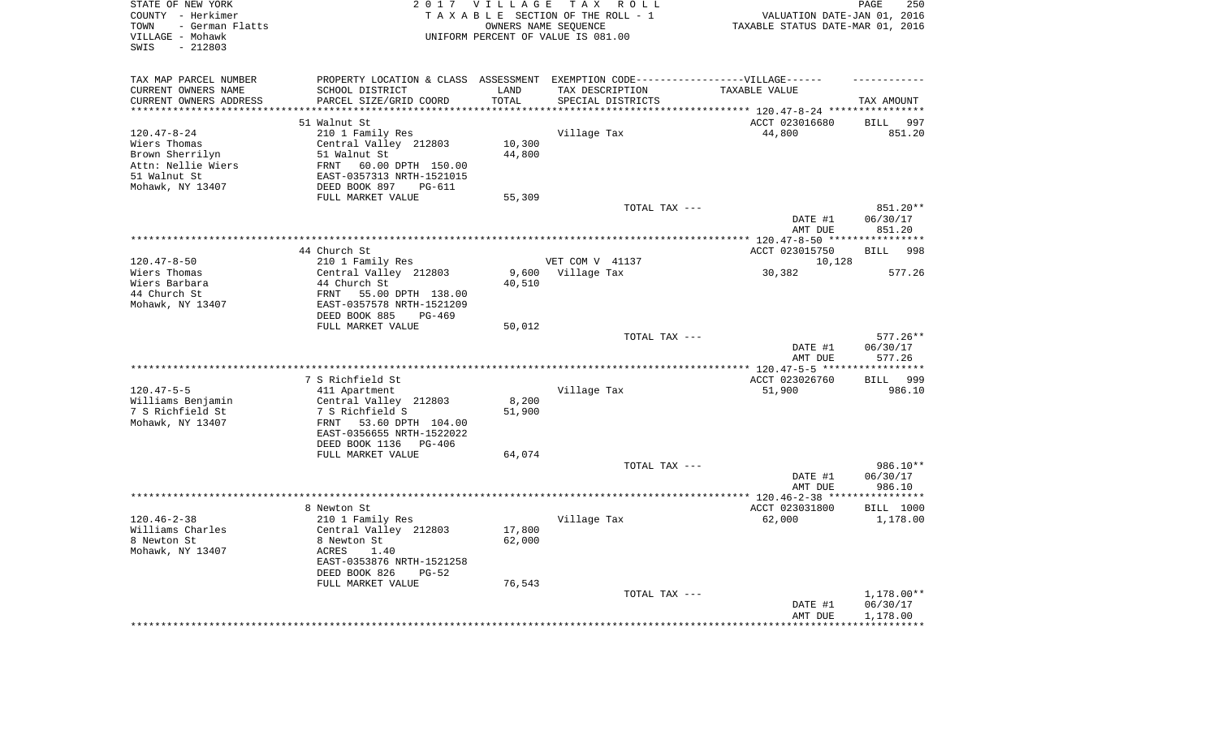STATE OF NEW YORK
COUNTY - Herkimer
TOWN - German Flatts
VILLAGE - Mohawk
SWIS - 212803

2 0 1 7 V I L L A G E T A X R O L L
T A X A B L E SECTION OF THE ROLL - 1
OWNERS NAME SEQUENCE
UNIFORM PERCENT OF VALUE IS 081.00

VALUATION DATE-JAN 01, 2016
TAXABLE STATUS DATE-MAR 01, 2016

| TAX MAP PARCEL NUMBER<br>CURRENT OWNERS NAME<br>CURRENT OWNERS ADDRESS | PROPERTY LOCATION & CLASS<br>SCHOOL DISTRICT<br>PARCEL SIZE/GRID COORD | ASSESSMENT<br>LAND<br>TOTAL | EXEMPTION CODE------------------VILLAGE------<br>TAX DESCRIPTION<br>SPECIAL DISTRICTS | TAXABLE VALUE | TAX AMOUNT |
|---|---|---|---|---|---|
| **120.47-8-24** | 51 Walnut St | | | ACCT 023016680 | BILL 997 |
| 120.47-8-24 | 210 1 Family Res | | Village Tax | 44,800 | 851.20 |
| Wiers Thomas | Central Valley 212803 | 10,300 | | | |
| Brown Sherrilyn | 51 Walnut St | 44,800 | | | |
| Attn: Nellie Wiers | FRNT 60.00 DPTH 150.00 | | | | |
| 51 Walnut St | EAST-0357313 NRTH-1521015 | | | | |
| Mohawk, NY 13407 | DEED BOOK 897 PG-611 | | | | |
| | FULL MARKET VALUE | 55,309 | | | |
| | | | TOTAL TAX --- | | 851.20** |
| | | | | DATE #1 | 06/30/17 |
| | | | | AMT DUE | 851.20 |
| **120.47-8-50** | 44 Church St | | | ACCT 023015750 | BILL 998 |
| 120.47-8-50 | 210 1 Family Res | | VET COM V 41137 | 10,128 | |
| Wiers Thomas | Central Valley 212803 | 9,600 | Village Tax | 30,382 | 577.26 |
| Wiers Barbara | 44 Church St | 40,510 | | | |
| 44 Church St | FRNT 55.00 DPTH 138.00 | | | | |
| Mohawk, NY 13407 | EAST-0357578 NRTH-1521209 | | | | |
| | DEED BOOK 885 PG-469 | | | | |
| | FULL MARKET VALUE | 50,012 | | | |
| | | | TOTAL TAX --- | | 577.26** |
| | | | | DATE #1 | 06/30/17 |
| | | | | AMT DUE | 577.26 |
| **120.47-5-5** | 7 S Richfield St | | | ACCT 023026760 | BILL 999 |
| 120.47-5-5 | 411 Apartment | | Village Tax | 51,900 | 986.10 |
| Williams Benjamin | Central Valley 212803 | 8,200 | | | |
| 7 S Richfield St | 7 S Richfield S | 51,900 | | | |
| Mohawk, NY 13407 | FRNT 53.60 DPTH 104.00 | | | | |
| | EAST-0356655 NRTH-1522022 | | | | |
| | DEED BOOK 1136 PG-406 | | | | |
| | FULL MARKET VALUE | 64,074 | | | |
| | | | TOTAL TAX --- | | 986.10** |
| | | | | DATE #1 | 06/30/17 |
| | | | | AMT DUE | 986.10 |
| **120.46-2-38** | 8 Newton St | | | ACCT 023031800 | BILL 1000 |
| 120.46-2-38 | 210 1 Family Res | | Village Tax | 62,000 | 1,178.00 |
| Williams Charles | Central Valley 212803 | 17,800 | | | |
| 8 Newton St | 8 Newton St | 62,000 | | | |
| Mohawk, NY 13407 | ACRES 1.40 | | | | |
| | EAST-0353876 NRTH-1521258 | | | | |
| | DEED BOOK 826 PG-52 | | | | |
| | FULL MARKET VALUE | 76,543 | | | |
| | | | TOTAL TAX --- | | 1,178.00** |
| | | | | DATE #1 | 06/30/17 |
| | | | | AMT DUE | 1,178.00 |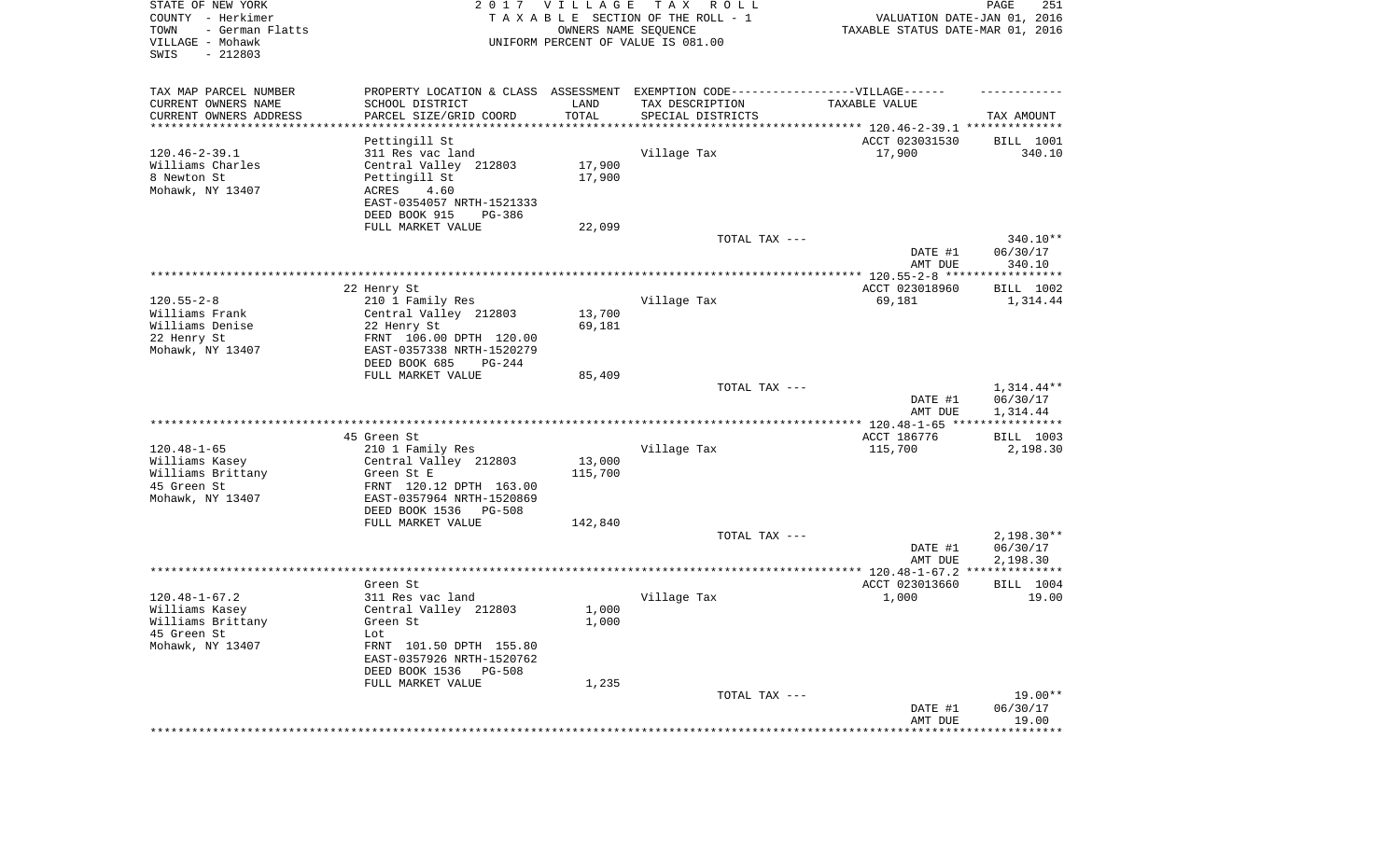STATE OF NEW YORK | COUNTY - Herkimer | TOWN - German Flatts | VILLAGE - Mohawk | SWIS - 212803

2017 VILLAGE TAX ROLL
TAXABLE SECTION OF THE ROLL - 1
OWNERS NAME SEQUENCE
UNIFORM PERCENT OF VALUE IS 081.00

VALUATION DATE-JAN 01, 2016
TAXABLE STATUS DATE-MAR 01, 2016

| TAX MAP PARCEL NUMBER / CURRENT OWNERS NAME / CURRENT OWNERS ADDRESS | PROPERTY LOCATION & CLASS / SCHOOL DISTRICT / PARCEL SIZE/GRID COORD | ASSESSMENT LAND / TOTAL | EXEMPTION CODE / TAX DESCRIPTION / SPECIAL DISTRICTS | TAXABLE VALUE | TAX AMOUNT |
|---|---|---|---|---|---|
| 120.46-2-39.1 | Pettingill St | | | ACCT 023031530 | BILL 1001 |
| Williams Charles | 311 Res vac land | | Village Tax | 17,900 | 340.10 |
| 8 Newton St | Central Valley 212803 | 17,900 | | | |
| Mohawk, NY 13407 | Pettingill St | 17,900 | | | |
| | ACRES 4.60 | | | | |
| | EAST-0354057 NRTH-1521333 | | | | |
| | DEED BOOK 915 PG-386 | | | | |
| | FULL MARKET VALUE | 22,099 | | | |
| | | | TOTAL TAX --- | | 340.10** |
| | | | | DATE #1 | 06/30/17 |
| | | | | AMT DUE | 340.10 |
| 120.55-2-8 | 22 Henry St | | | ACCT 023018960 | BILL 1002 |
| Williams Frank | 210 1 Family Res | | Village Tax | 69,181 | 1,314.44 |
| Williams Denise | Central Valley 212803 | 13,700 | | | |
| 22 Henry St | 22 Henry St | 69,181 | | | |
| Mohawk, NY 13407 | FRNT 106.00 DPTH 120.00 | | | | |
| | EAST-0357338 NRTH-1520279 | | | | |
| | DEED BOOK 685 PG-244 | | | | |
| | FULL MARKET VALUE | 85,409 | | | |
| | | | TOTAL TAX --- | | 1,314.44** |
| | | | | DATE #1 | 06/30/17 |
| | | | | AMT DUE | 1,314.44 |
| 120.48-1-65 | 45 Green St | | | ACCT 186776 | BILL 1003 |
| Williams Kasey | 210 1 Family Res | | Village Tax | 115,700 | 2,198.30 |
| Williams Brittany | Central Valley 212803 | 13,000 | | | |
| 45 Green St | Green St E | 115,700 | | | |
| Mohawk, NY 13407 | FRNT 120.12 DPTH 163.00 | | | | |
| | EAST-0357964 NRTH-1520869 | | | | |
| | DEED BOOK 1536 PG-508 | | | | |
| | FULL MARKET VALUE | 142,840 | | | |
| | | | TOTAL TAX --- | | 2,198.30** |
| | | | | DATE #1 | 06/30/17 |
| | | | | AMT DUE | 2,198.30 |
| 120.48-1-67.2 | Green St | | | ACCT 023013660 | BILL 1004 |
| Williams Kasey | 311 Res vac land | | Village Tax | 1,000 | 19.00 |
| Williams Brittany | Central Valley 212803 | 1,000 | | | |
| 45 Green St | Green St | 1,000 | | | |
| Mohawk, NY 13407 | Lot | | | | |
| | FRNT 101.50 DPTH 155.80 | | | | |
| | EAST-0357926 NRTH-1520762 | | | | |
| | DEED BOOK 1536 PG-508 | | | | |
| | FULL MARKET VALUE | 1,235 | | | |
| | | | TOTAL TAX --- | | 19.00** |
| | | | | DATE #1 | 06/30/17 |
| | | | | AMT DUE | 19.00 |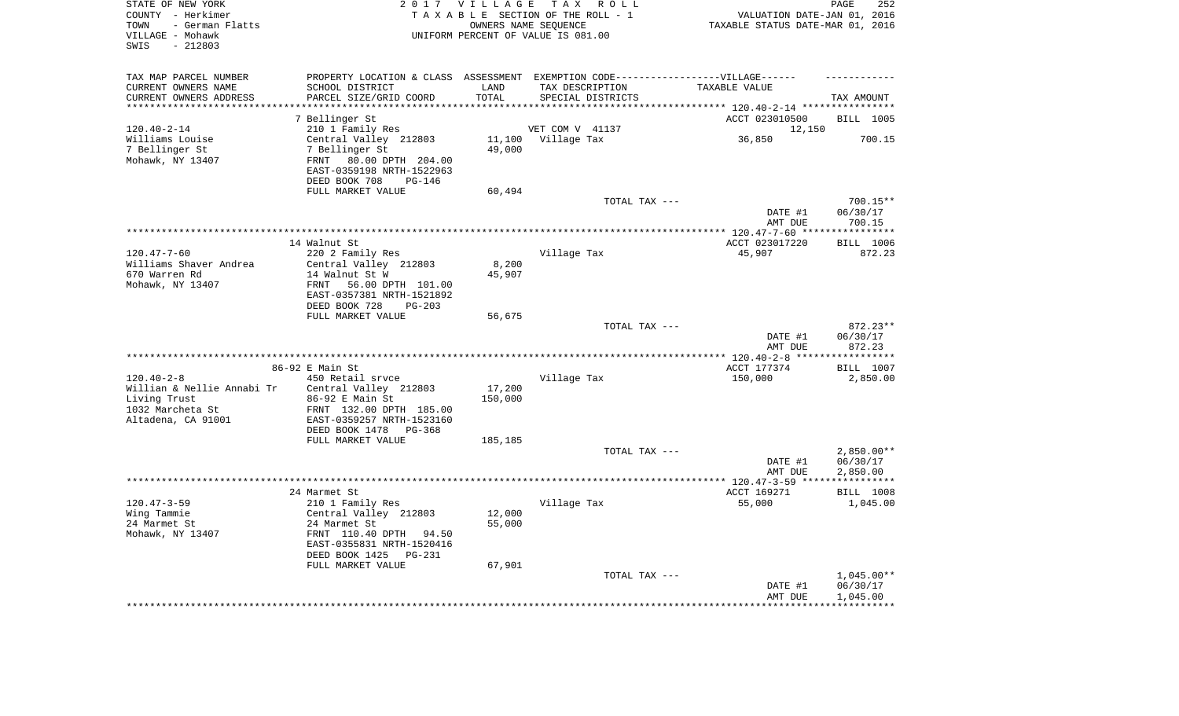STATE OF NEW YORK
COUNTY - Herkimer
TOWN - German Flatts
VILLAGE - Mohawk
SWIS - 212803

2 0 1 7 V I L L A G E T A X R O L L
T A X A B L E SECTION OF THE ROLL - 1
OWNERS NAME SEQUENCE
UNIFORM PERCENT OF VALUE IS 081.00

VALUATION DATE-JAN 01, 2016
TAXABLE STATUS DATE-MAR 01, 2016

| TAX MAP PARCEL NUMBER / CURRENT OWNERS NAME / CURRENT OWNERS ADDRESS | PROPERTY LOCATION & CLASS / SCHOOL DISTRICT / PARCEL SIZE/GRID COORD | ASSESSMENT LAND / TOTAL | EXEMPTION CODE / TAX DESCRIPTION / SPECIAL DISTRICTS | TAXABLE VALUE | TAX AMOUNT |
|---|---|---|---|---|---|
| 120.40-2-14 | 7 Bellinger St | | | ACCT 023010500 | BILL 1005 |
| | 210 1 Family Res | | VET COM V 41137 | 12,150 | |
| Williams Louise | Central Valley 212803 | 11,100 | Village Tax | 36,850 | 700.15 |
| 7 Bellinger St | 7 Bellinger St | 49,000 | | | |
| Mohawk, NY 13407 | FRNT 80.00 DPTH 204.00 | | | | |
| | EAST-0359198 NRTH-1522963 | | | | |
| | DEED BOOK 708 PG-146 | | | | |
| | FULL MARKET VALUE | 60,494 | | | |
| | | | TOTAL TAX --- | | 700.15** |
| | | | | DATE #1 | 06/30/17 |
| | | | | AMT DUE | 700.15 |
| 120.47-7-60 | 14 Walnut St | | | ACCT 023017220 | BILL 1006 |
| | 220 2 Family Res | | Village Tax | 45,907 | 872.23 |
| Williams Shaver Andrea | Central Valley 212803 | 8,200 | | | |
| 670 Warren Rd | 14 Walnut St W | 45,907 | | | |
| Mohawk, NY 13407 | FRNT 56.00 DPTH 101.00 | | | | |
| | EAST-0357381 NRTH-1521892 | | | | |
| | DEED BOOK 728 PG-203 | | | | |
| | FULL MARKET VALUE | 56,675 | | | |
| | | | TOTAL TAX --- | | 872.23** |
| | | | | DATE #1 | 06/30/17 |
| | | | | AMT DUE | 872.23 |
| 120.40-2-8 | 86-92 E Main St | | | ACCT 177374 | BILL 1007 |
| | 450 Retail srvce | | Village Tax | 150,000 | 2,850.00 |
| Willian & Nellie Annabi Tr | Central Valley 212803 | 17,200 | | | |
| Living Trust | 86-92 E Main St | 150,000 | | | |
| 1032 Marcheta St | FRNT 132.00 DPTH 185.00 | | | | |
| Altadena, CA 91001 | EAST-0359257 NRTH-1523160 | | | | |
| | DEED BOOK 1478 PG-368 | | | | |
| | FULL MARKET VALUE | 185,185 | | | |
| | | | TOTAL TAX --- | | 2,850.00** |
| | | | | DATE #1 | 06/30/17 |
| | | | | AMT DUE | 2,850.00 |
| 120.47-3-59 | 24 Marmet St | | | ACCT 169271 | BILL 1008 |
| | 210 1 Family Res | | Village Tax | 55,000 | 1,045.00 |
| Wing Tammie | Central Valley 212803 | 12,000 | | | |
| 24 Marmet St | 24 Marmet St | 55,000 | | | |
| Mohawk, NY 13407 | FRNT 110.40 DPTH 94.50 | | | | |
| | EAST-0355831 NRTH-1520416 | | | | |
| | DEED BOOK 1425 PG-231 | | | | |
| | FULL MARKET VALUE | 67,901 | | | |
| | | | TOTAL TAX --- | | 1,045.00** |
| | | | | DATE #1 | 06/30/17 |
| | | | | AMT DUE | 1,045.00 |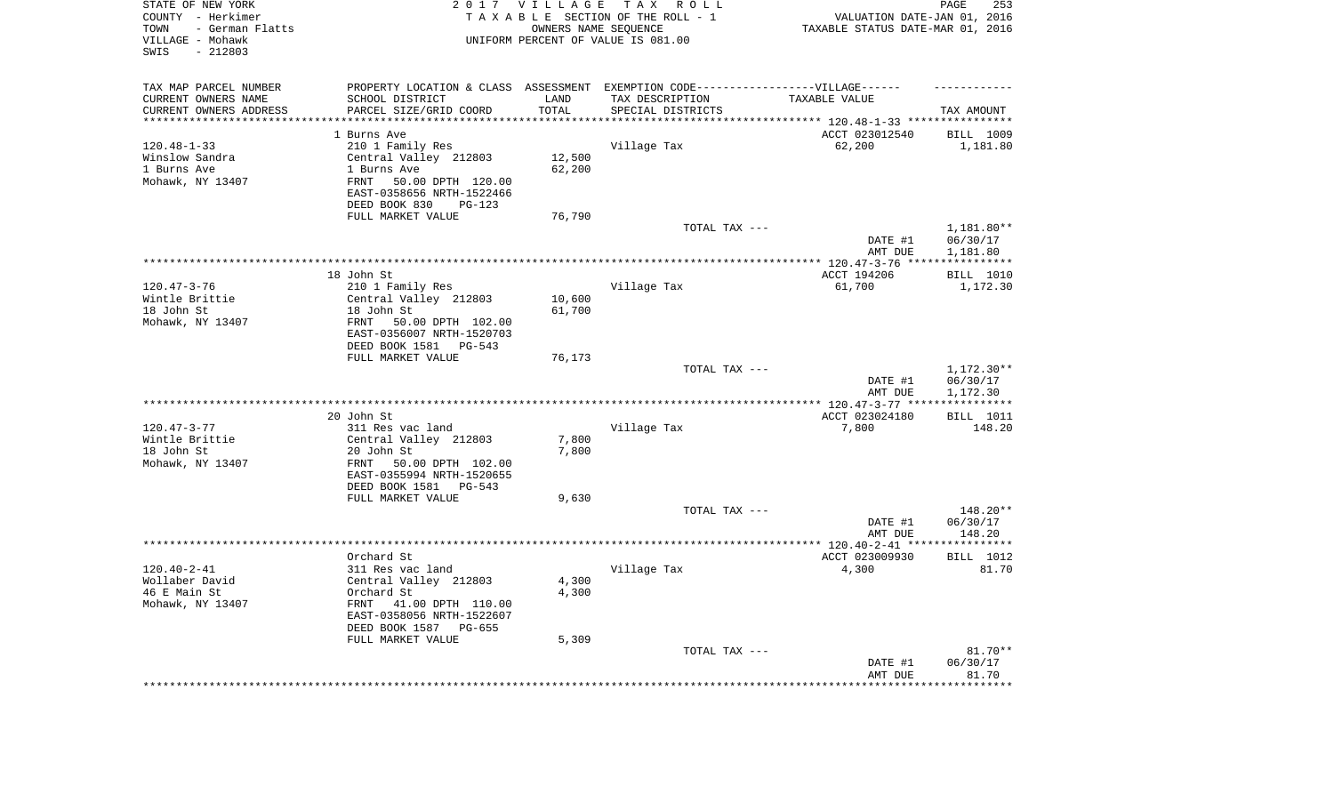STATE OF NEW YORK
COUNTY - Herkimer
TOWN - German Flatts
VILLAGE - Mohawk
SWIS - 212803

2017 VILLAGE TAX ROLL
TAXABLE SECTION OF THE ROLL - 1
OWNERS NAME SEQUENCE
UNIFORM PERCENT OF VALUE IS 081.00

VALUATION DATE-JAN 01, 2016
TAXABLE STATUS DATE-MAR 01, 2016

| TAX MAP PARCEL NUMBER<br>CURRENT OWNERS NAME<br>CURRENT OWNERS ADDRESS | PROPERTY LOCATION & CLASS<br>SCHOOL DISTRICT<br>PARCEL SIZE/GRID COORD | ASSESSMENT<br>LAND<br>TOTAL | EXEMPTION CODE-----VILLAGE------<br>TAX DESCRIPTION<br>SPECIAL DISTRICTS | TAXABLE VALUE | TAX AMOUNT |
|---|---|---|---|---|---|
| | 1 Burns Ave | | | ACCT 023012540 | BILL 1009 |
| 120.48-1-33 | 210 1 Family Res | | Village Tax | 62,200 | 1,181.80 |
| Winslow Sandra | Central Valley 212803 | 12,500 | | | |
| 1 Burns Ave | 1 Burns Ave | 62,200 | | | |
| Mohawk, NY 13407 | FRNT 50.00 DPTH 120.00 | | | | |
| | EAST-0358656 NRTH-1522466 | | | | |
| | DEED BOOK 830 PG-123 | | | | |
| | FULL MARKET VALUE | 76,790 | | | |
| | | | TOTAL TAX --- | | 1,181.80** |
| | | | | DATE #1 | 06/30/17 |
| | | | | AMT DUE | 1,181.80 |
| | 18 John St | | | ACCT 194206 | BILL 1010 |
| 120.47-3-76 | 210 1 Family Res | | Village Tax | 61,700 | 1,172.30 |
| Wintle Brittie | Central Valley 212803 | 10,600 | | | |
| 18 John St | 18 John St | 61,700 | | | |
| Mohawk, NY 13407 | FRNT 50.00 DPTH 102.00 | | | | |
| | EAST-0356007 NRTH-1520703 | | | | |
| | DEED BOOK 1581 PG-543 | | | | |
| | FULL MARKET VALUE | 76,173 | | | |
| | | | TOTAL TAX --- | | 1,172.30** |
| | | | | DATE #1 | 06/30/17 |
| | | | | AMT DUE | 1,172.30 |
| | 20 John St | | | ACCT 023024180 | BILL 1011 |
| 120.47-3-77 | 311 Res vac land | | Village Tax | 7,800 | 148.20 |
| Wintle Brittie | Central Valley 212803 | 7,800 | | | |
| 18 John St | 20 John St | 7,800 | | | |
| Mohawk, NY 13407 | FRNT 50.00 DPTH 102.00 | | | | |
| | EAST-0355994 NRTH-1520655 | | | | |
| | DEED BOOK 1581 PG-543 | | | | |
| | FULL MARKET VALUE | 9,630 | | | |
| | | | TOTAL TAX --- | | 148.20** |
| | | | | DATE #1 | 06/30/17 |
| | | | | AMT DUE | 148.20 |
| | Orchard St | | | ACCT 023009930 | BILL 1012 |
| 120.40-2-41 | 311 Res vac land | | Village Tax | 4,300 | 81.70 |
| Wollaber David | Central Valley 212803 | 4,300 | | | |
| 46 E Main St | Orchard St | 4,300 | | | |
| Mohawk, NY 13407 | FRNT 41.00 DPTH 110.00 | | | | |
| | EAST-0358056 NRTH-1522607 | | | | |
| | DEED BOOK 1587 PG-655 | | | | |
| | FULL MARKET VALUE | 5,309 | | | |
| | | | TOTAL TAX --- | | 81.70** |
| | | | | DATE #1 | 06/30/17 |
| | | | | AMT DUE | 81.70 |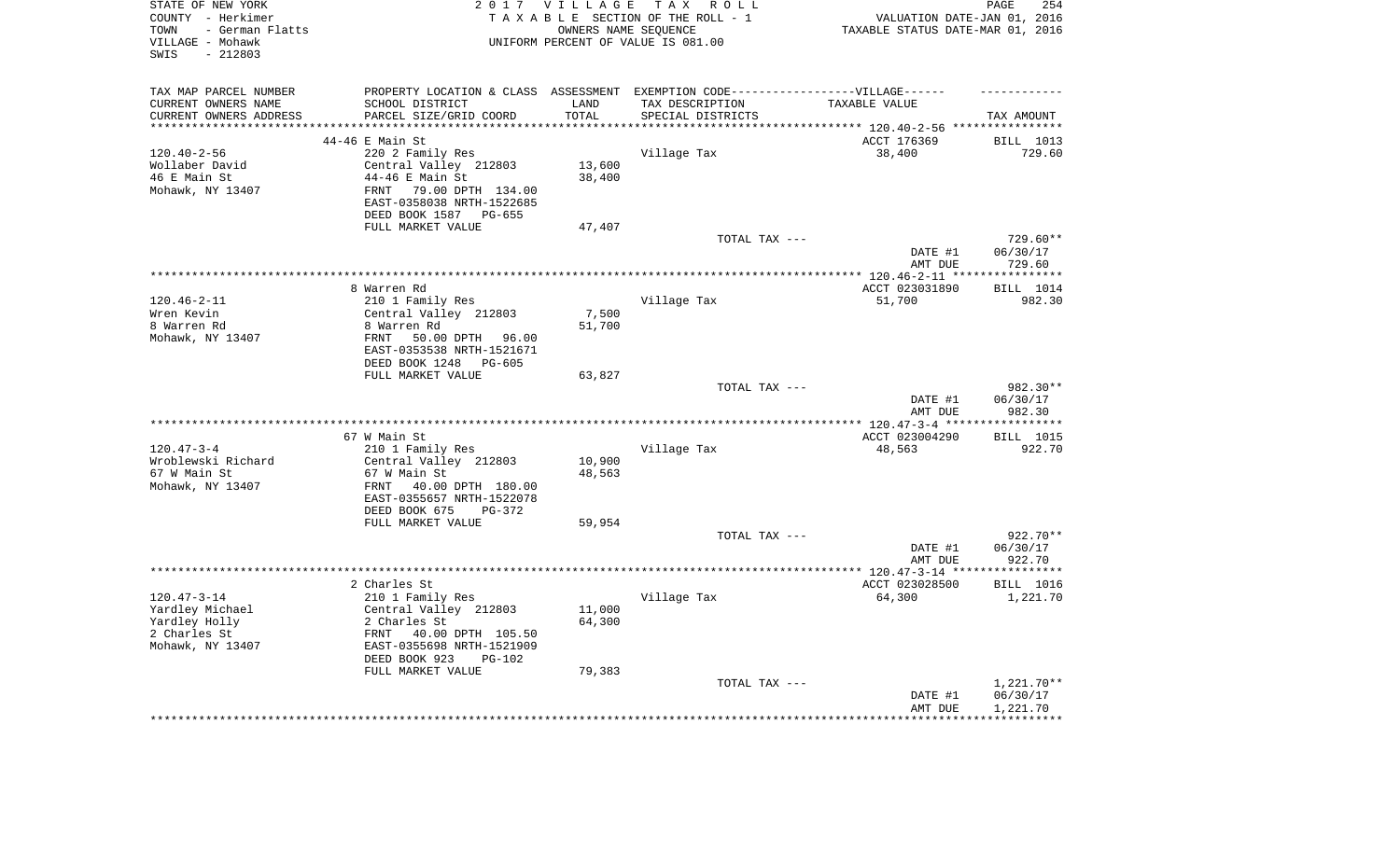STATE OF NEW YORK
COUNTY - Herkimer
TOWN - German Flatts
VILLAGE - Mohawk
SWIS - 212803

2017 VILLAGE TAX ROLL
TAXABLE SECTION OF THE ROLL - 1
OWNERS NAME SEQUENCE
UNIFORM PERCENT OF VALUE IS 081.00

VALUATION DATE-JAN 01, 2016
TAXABLE STATUS DATE-MAR 01, 2016

| TAX MAP PARCEL NUMBER / CURRENT OWNERS NAME / CURRENT OWNERS ADDRESS | PROPERTY LOCATION & CLASS / SCHOOL DISTRICT / PARCEL SIZE/GRID COORD | ASSESSMENT LAND / TOTAL | EXEMPTION CODE-----VILLAGE------ TAX DESCRIPTION / SPECIAL DISTRICTS | TAXABLE VALUE | TAX AMOUNT |
|---|---|---|---|---|---|
| 120.40-2-56 | 44-46 E Main St | | | ACCT 176369 | BILL 1013 |
| Wollaber David | 220 2 Family Res | | Village Tax | 38,400 | 729.60 |
| 46 E Main St | Central Valley 212803 | 13,600 | | | |
| Mohawk, NY 13407 | 44-46 E Main St | 38,400 | | | |
| | FRNT 79.00 DPTH 134.00 | | | | |
| | EAST-0358038 NRTH-1522685 | | | | |
| | DEED BOOK 1587 PG-655 | | | | |
| | FULL MARKET VALUE | 47,407 | | | |
| | | | TOTAL TAX --- | | 729.60** |
| | | | | DATE #1 | 06/30/17 |
| | | | | AMT DUE | 729.60 |
| 120.46-2-11 | 8 Warren Rd | | | ACCT 023031890 | BILL 1014 |
| Wren Kevin | 210 1 Family Res | | Village Tax | 51,700 | 982.30 |
| 8 Warren Rd | Central Valley 212803 | 7,500 | | | |
| Mohawk, NY 13407 | 8 Warren Rd | 51,700 | | | |
| | FRNT 50.00 DPTH 96.00 | | | | |
| | EAST-0353538 NRTH-1521671 | | | | |
| | DEED BOOK 1248 PG-605 | | | | |
| | FULL MARKET VALUE | 63,827 | | | |
| | | | TOTAL TAX --- | | 982.30** |
| | | | | DATE #1 | 06/30/17 |
| | | | | AMT DUE | 982.30 |
| 120.47-3-4 | 67 W Main St | | | ACCT 023004290 | BILL 1015 |
| Wroblewski Richard | 210 1 Family Res | | Village Tax | 48,563 | 922.70 |
| 67 W Main St | Central Valley 212803 | 10,900 | | | |
| Mohawk, NY 13407 | 67 W Main St | 48,563 | | | |
| | FRNT 40.00 DPTH 180.00 | | | | |
| | EAST-0355657 NRTH-1522078 | | | | |
| | DEED BOOK 675 PG-372 | | | | |
| | FULL MARKET VALUE | 59,954 | | | |
| | | | TOTAL TAX --- | | 922.70** |
| | | | | DATE #1 | 06/30/17 |
| | | | | AMT DUE | 922.70 |
| 120.47-3-14 | 2 Charles St | | | ACCT 023028500 | BILL 1016 |
| Yardley Michael | 210 1 Family Res | | Village Tax | 64,300 | 1,221.70 |
| Yardley Holly | Central Valley 212803 | 11,000 | | | |
| 2 Charles St | 2 Charles St | 64,300 | | | |
| Mohawk, NY 13407 | FRNT 40.00 DPTH 105.50 | | | | |
| | EAST-0355698 NRTH-1521909 | | | | |
| | DEED BOOK 923 PG-102 | | | | |
| | FULL MARKET VALUE | 79,383 | | | |
| | | | TOTAL TAX --- | | 1,221.70** |
| | | | | DATE #1 | 06/30/17 |
| | | | | AMT DUE | 1,221.70 |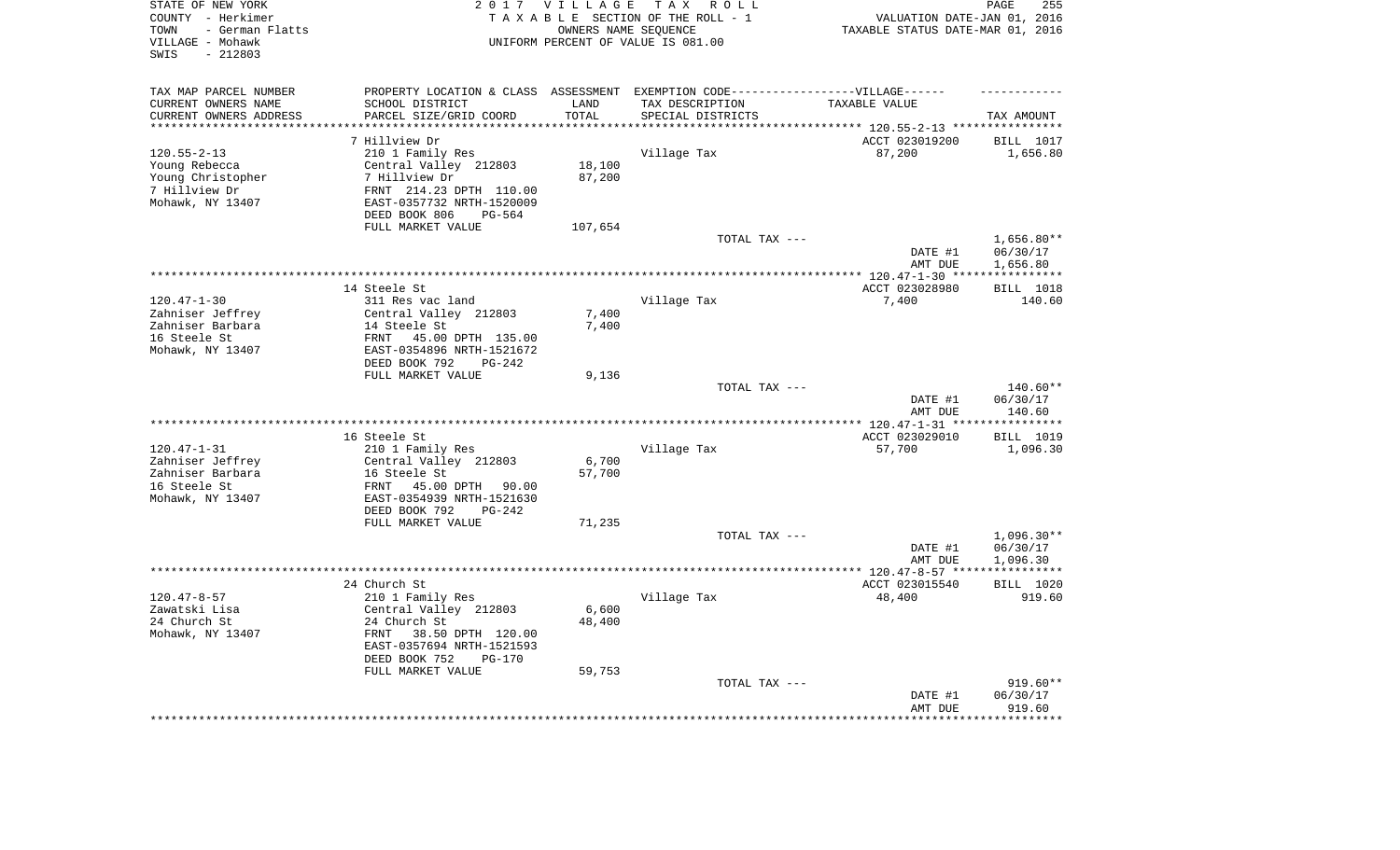STATE OF NEW YORK
COUNTY - Herkimer
TOWN - German Flatts
VILLAGE - Mohawk
SWIS - 212803

2 0 1 7 V I L L A G E T A X R O L L
T A X A B L E SECTION OF THE ROLL - 1
OWNERS NAME SEQUENCE
UNIFORM PERCENT OF VALUE IS 081.00

VALUATION DATE-JAN 01, 2016
TAXABLE STATUS DATE-MAR 01, 2016

| TAX MAP PARCEL NUMBER<br>CURRENT OWNERS NAME<br>CURRENT OWNERS ADDRESS | PROPERTY LOCATION & CLASS<br>SCHOOL DISTRICT<br>PARCEL SIZE/GRID COORD | ASSESSMENT<br>LAND<br>TOTAL | EXEMPTION CODE------VILLAGE------<br>TAX DESCRIPTION<br>SPECIAL DISTRICTS | TAXABLE VALUE | TAX AMOUNT |
|---|---|---|---|---|---|
| 120.55-2-13 | 7 Hillview Dr | | | ACCT 023019200 | BILL 1017 |
| Young Rebecca | 210 1 Family Res | | Village Tax | 87,200 | 1,656.80 |
| Young Christopher | Central Valley 212803 | 18,100 | | | |
| 7 Hillview Dr | 7 Hillview Dr | 87,200 | | | |
| Mohawk, NY 13407 | FRNT 214.23 DPTH 110.00 | | | | |
| | EAST-0357732 NRTH-1520009 | | | | |
| | DEED BOOK 806 PG-564 | | | | |
| | FULL MARKET VALUE | 107,654 | | | |
| | | | TOTAL TAX --- | | 1,656.80** |
| | | | | DATE #1 | 06/30/17 |
| | | | | AMT DUE | 1,656.80 |
| 120.47-1-30 | 14 Steele St | | | ACCT 023028980 | BILL 1018 |
| Zahniser Jeffrey | 311 Res vac land | | Village Tax | 7,400 | 140.60 |
| Zahniser Barbara | Central Valley 212803 | 7,400 | | | |
| 16 Steele St | 14 Steele St | 7,400 | | | |
| Mohawk, NY 13407 | FRNT 45.00 DPTH 135.00 | | | | |
| | EAST-0354896 NRTH-1521672 | | | | |
| | DEED BOOK 792 PG-242 | | | | |
| | FULL MARKET VALUE | 9,136 | | | |
| | | | TOTAL TAX --- | | 140.60** |
| | | | | DATE #1 | 06/30/17 |
| | | | | AMT DUE | 140.60 |
| 120.47-1-31 | 16 Steele St | | | ACCT 023029010 | BILL 1019 |
| Zahniser Jeffrey | 210 1 Family Res | | Village Tax | 57,700 | 1,096.30 |
| Zahniser Barbara | Central Valley 212803 | 6,700 | | | |
| 16 Steele St | 16 Steele St | 57,700 | | | |
| Mohawk, NY 13407 | FRNT 45.00 DPTH 90.00 | | | | |
| | EAST-0354939 NRTH-1521630 | | | | |
| | DEED BOOK 792 PG-242 | | | | |
| | FULL MARKET VALUE | 71,235 | | | |
| | | | TOTAL TAX --- | | 1,096.30** |
| | | | | DATE #1 | 06/30/17 |
| | | | | AMT DUE | 1,096.30 |
| 120.47-8-57 | 24 Church St | | | ACCT 023015540 | BILL 1020 |
| Zawatski Lisa | 210 1 Family Res | | Village Tax | 48,400 | 919.60 |
| 24 Church St | Central Valley 212803 | 6,600 | | | |
| Mohawk, NY 13407 | 24 Church St | 48,400 | | | |
| | FRNT 38.50 DPTH 120.00 | | | | |
| | EAST-0357694 NRTH-1521593 | | | | |
| | DEED BOOK 752 PG-170 | | | | |
| | FULL MARKET VALUE | 59,753 | | | |
| | | | TOTAL TAX --- | | 919.60** |
| | | | | DATE #1 | 06/30/17 |
| | | | | AMT DUE | 919.60 |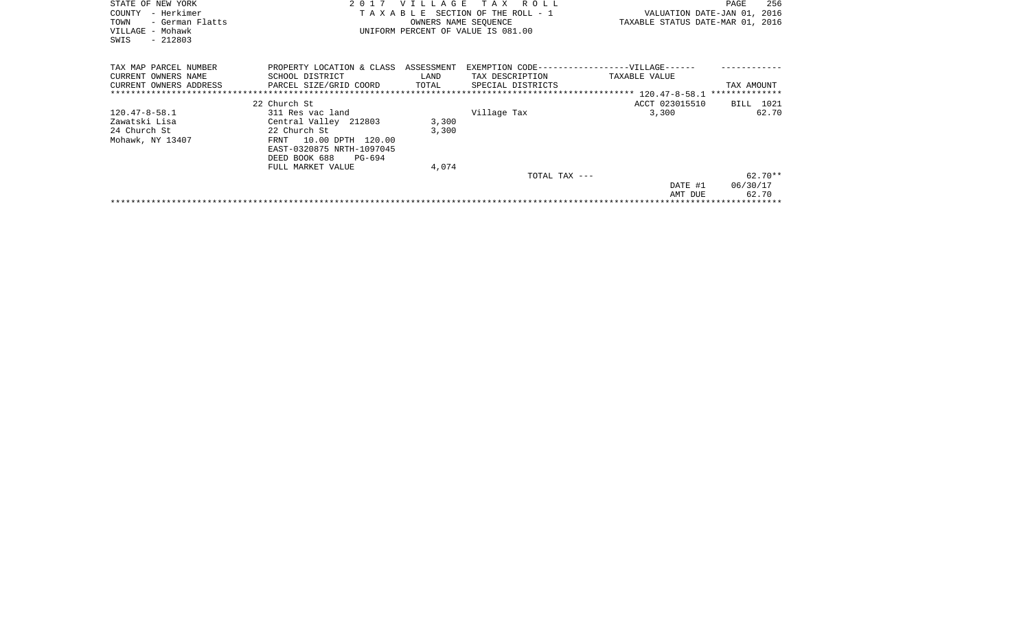STATE OF NEW YORK
COUNTY - Herkimer
TOWN - German Flatts
VILLAGE - Mohawk
SWIS - 212803

2 0 1 7 V I L L A G E T A X R O L L
T A X A B L E SECTION OF THE ROLL - 1
OWNERS NAME SEQUENCE
UNIFORM PERCENT OF VALUE IS 081.00

VALUATION DATE-JAN 01, 2016
TAXABLE STATUS DATE-MAR 01, 2016

| TAX MAP PARCEL NUMBER / CURRENT OWNERS NAME / CURRENT OWNERS ADDRESS | PROPERTY LOCATION & CLASS / SCHOOL DISTRICT / PARCEL SIZE/GRID COORD | ASSESSMENT LAND / TOTAL | EXEMPTION CODE-----VILLAGE----- TAX DESCRIPTION / SPECIAL DISTRICTS | TAXABLE VALUE | TAX AMOUNT |
|---|---|---|---|---|---|
| 120.47-8-58.1 | 22 Church St | | | ACCT 023015510 | BILL 1021 |
| 120.47-8-58.1 | 311 Res vac land | | Village Tax | 3,300 | 62.70 |
| Zawatski Lisa | Central Valley 212803 | 3,300 | | | |
| 24 Church St | 22 Church St | 3,300 | | | |
| Mohawk, NY 13407 | FRNT 10.00 DPTH 120.00 | | | | |
| | EAST-0320875 NRTH-1097045 | | | | |
| | DEED BOOK 688 PG-694 | | | | |
| | FULL MARKET VALUE | 4,074 | | | |
| | | | TOTAL TAX --- | | 62.70** |
| | | | | DATE #1 | 06/30/17 |
| | | | | AMT DUE | 62.70 |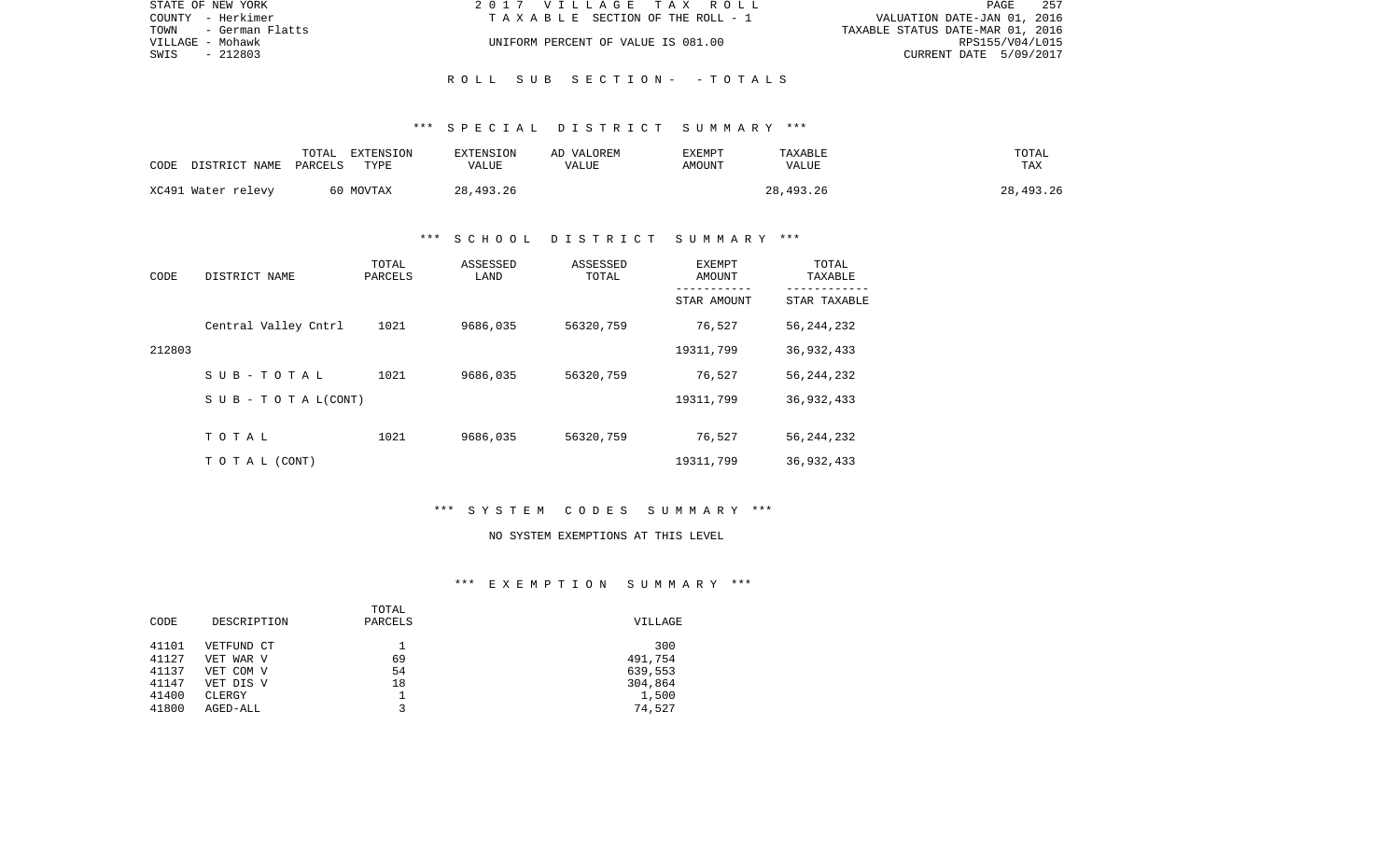STATE OF NEW YORK
COUNTY - Herkimer
TOWN - German Flatts
VILLAGE - Mohawk
SWIS - 212803

2017 VILLAGE TAX ROLL
TAXABLE SECTION OF THE ROLL - 1
UNIFORM PERCENT OF VALUE IS 081.00

VALUATION DATE-JAN 01, 2016
TAXABLE STATUS DATE-MAR 01, 2016
RPS155/V04/L015
CURRENT DATE 5/09/2017

## ROLL SUB SECTION- - TOTALS

### *** SPECIAL DISTRICT SUMMARY ***

| CODE DISTRICT NAME | TOTAL PARCELS | EXTENSION TYPE | EXTENSION VALUE | AD VALOREM VALUE | EXEMPT AMOUNT | TAXABLE VALUE | TOTAL TAX |
|---|---|---|---|---|---|---|---|
| XC491 Water relevy | 60 | MOVTAX | 28,493.26 | | | 28,493.26 | 28,493.26 |

### *** SCHOOL DISTRICT SUMMARY ***

| CODE | DISTRICT NAME | TOTAL PARCELS | ASSESSED LAND | ASSESSED TOTAL | EXEMPT AMOUNT / STAR AMOUNT | TOTAL TAXABLE / STAR TAXABLE |
|---|---|---|---|---|---|---|
| | Central Valley Cntrl | 1021 | 9686,035 | 56320,759 | 76,527 | 56,244,232 |
| 212803 | | | | | 19311,799 | 36,932,433 |
| | SUB-TOTAL | 1021 | 9686,035 | 56320,759 | 76,527 | 56,244,232 |
| | SUB-TOTAL(CONT) | | | | 19311,799 | 36,932,433 |
| | TOTAL | 1021 | 9686,035 | 56320,759 | 76,527 | 56,244,232 |
| | TOTAL (CONT) | | | | 19311,799 | 36,932,433 |

### *** SYSTEM CODES SUMMARY ***

NO SYSTEM EXEMPTIONS AT THIS LEVEL

### *** EXEMPTION SUMMARY ***

| CODE | DESCRIPTION | TOTAL PARCELS | VILLAGE |
|---|---|---|---|
| 41101 | VETFUND CT | 1 | 300 |
| 41127 | VET WAR V | 69 | 491,754 |
| 41137 | VET COM V | 54 | 639,553 |
| 41147 | VET DIS V | 18 | 304,864 |
| 41400 | CLERGY | 1 | 1,500 |
| 41800 | AGED-ALL | 3 | 74,527 |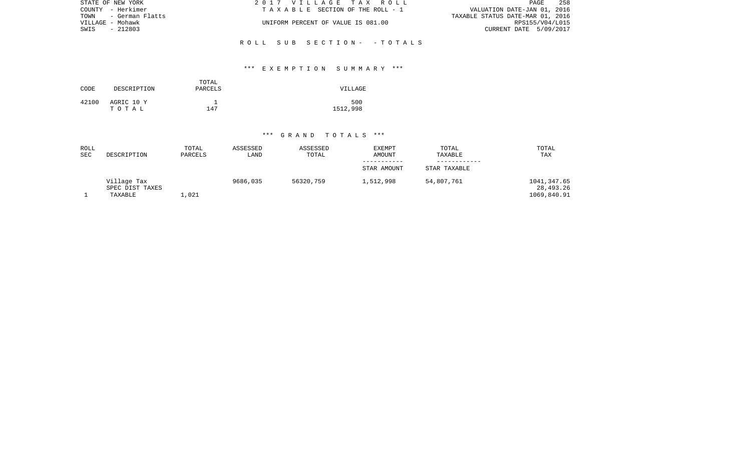STATE OF NEW YORK
COUNTY - Herkimer
TOWN - German Flatts
VILLAGE - Mohawk
SWIS - 212803

2017 VILLAGE TAX ROLL
TAXABLE SECTION OF THE ROLL - 1

UNIFORM PERCENT OF VALUE IS 081.00

VALUATION DATE-JAN 01, 2016
TAXABLE STATUS DATE-MAR 01, 2016
RPS155/V04/L015
CURRENT DATE 5/09/2017

ROLL SUB SECTION- - TOTALS

*** EXEMPTION SUMMARY ***

| CODE | DESCRIPTION | TOTAL PARCELS | VILLAGE |
|---|---|---|---|
| 42100 | AGRIC 10 Y | 1 | 500 |
| | TOTAL | 147 | 1512,998 |

*** GRAND TOTALS ***

| ROLL SEC | DESCRIPTION | TOTAL PARCELS | ASSESSED LAND | ASSESSED TOTAL | EXEMPT AMOUNT / STAR AMOUNT | TOTAL TAXABLE / STAR TAXABLE | TOTAL TAX |
|---|---|---|---|---|---|---|---|
| | Village Tax | | 9686,035 | 56320,759 | 1,512,998 | 54,807,761 | 1041,347.65 |
| | SPEC DIST TAXES | | | | | | 28,493.26 |
| 1 | TAXABLE | 1,021 | | | | | 1069,840.91 |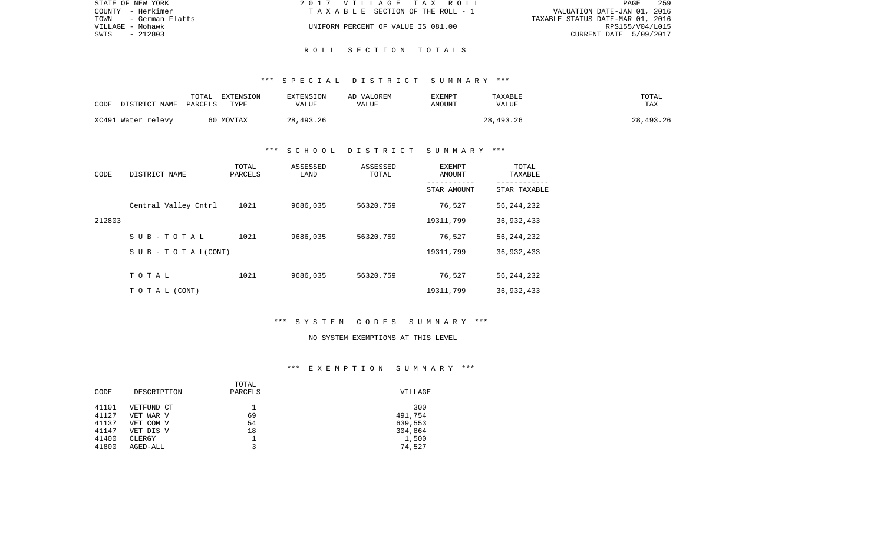STATE OF NEW YORK
COUNTY - Herkimer
TOWN - German Flatts
VILLAGE - Mohawk
SWIS - 212803

2 0 1 7 V I L L A G E T A X R O L L
T A X A B L E SECTION OF THE ROLL - 1
UNIFORM PERCENT OF VALUE IS 081.00

VALUATION DATE-JAN 01, 2016
TAXABLE STATUS DATE-MAR 01, 2016
RPS155/V04/L015
CURRENT DATE 5/09/2017

## R O L L S E C T I O N T O T A L S

### *** S P E C I A L D I S T R I C T S U M M A R Y ***

| CODE DISTRICT NAME | TOTAL PARCELS | EXTENSION TYPE | EXTENSION VALUE | AD VALOREM VALUE | EXEMPT AMOUNT | TAXABLE VALUE | TOTAL TAX |
|---|---|---|---|---|---|---|---|
| XC491 Water relevy | 60 | MOVTAX | 28,493.26 | | | 28,493.26 | 28,493.26 |

### *** S C H O O L D I S T R I C T S U M M A R Y ***

| CODE | DISTRICT NAME | TOTAL PARCELS | ASSESSED LAND | ASSESSED TOTAL | EXEMPT AMOUNT / STAR AMOUNT | TOTAL TAXABLE / STAR TAXABLE |
|---|---|---|---|---|---|---|
| | Central Valley Cntrl | 1021 | 9686,035 | 56320,759 | 76,527 | 56,244,232 |
| 212803 | | | | | 19311,799 | 36,932,433 |
| | S U B - T O T A L | 1021 | 9686,035 | 56320,759 | 76,527 | 56,244,232 |
| | S U B - T O T A L(CONT) | | | | 19311,799 | 36,932,433 |
| | T O T A L | 1021 | 9686,035 | 56320,759 | 76,527 | 56,244,232 |
| | T O T A L (CONT) | | | | 19311,799 | 36,932,433 |

### *** S Y S T E M C O D E S S U M M A R Y ***

NO SYSTEM EXEMPTIONS AT THIS LEVEL

### *** E X E M P T I O N S U M M A R Y ***

| CODE | DESCRIPTION | TOTAL PARCELS | VILLAGE |
|---|---|---|---|
| 41101 | VETFUND CT | 1 | 300 |
| 41127 | VET WAR V | 69 | 491,754 |
| 41137 | VET COM V | 54 | 639,553 |
| 41147 | VET DIS V | 18 | 304,864 |
| 41400 | CLERGY | 1 | 1,500 |
| 41800 | AGED-ALL | 3 | 74,527 |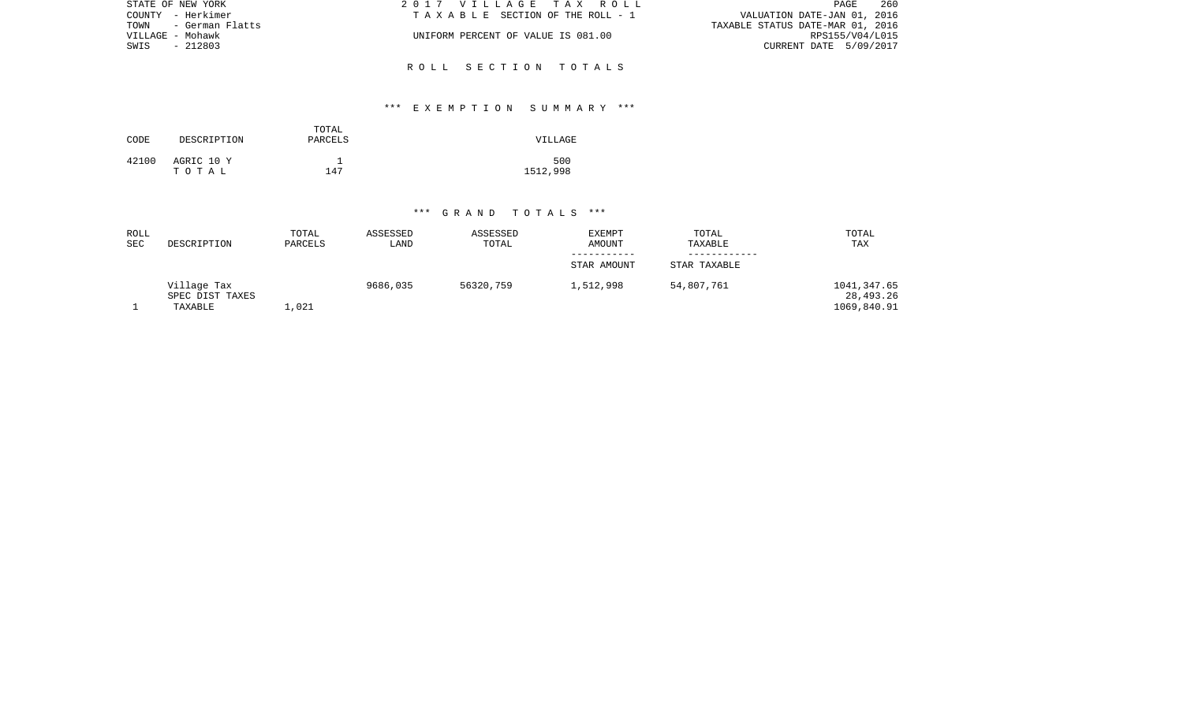STATE OF NEW YORK
COUNTY - Herkimer
TOWN - German Flatts
VILLAGE - Mohawk
SWIS - 212803

2017 VILLAGE TAX ROLL
TAXABLE SECTION OF THE ROLL - 1
UNIFORM PERCENT OF VALUE IS 081.00

VALUATION DATE-JAN 01, 2016
TAXABLE STATUS DATE-MAR 01, 2016
RPS155/V04/L015
CURRENT DATE 5/09/2017

## ROLL SECTION TOTALS

### *** EXEMPTION SUMMARY ***

| CODE | DESCRIPTION | TOTAL PARCELS | VILLAGE |
|---|---|---|---|
| 42100 | AGRIC 10 Y | 1 | 500 |
| | TOTAL | 147 | 1512,998 |

### *** GRAND TOTALS ***

| ROLL SEC | DESCRIPTION | TOTAL PARCELS | ASSESSED LAND | ASSESSED TOTAL | EXEMPT AMOUNT / STAR AMOUNT | TOTAL TAXABLE / STAR TAXABLE | TOTAL TAX |
|---|---|---|---|---|---|---|---|
| | Village Tax | | 9686,035 | 56320,759 | 1,512,998 | 54,807,761 | 1041,347.65 |
| | SPEC DIST TAXES | | | | | | 28,493.26 |
| 1 | TAXABLE | 1,021 | | | | | 1069,840.91 |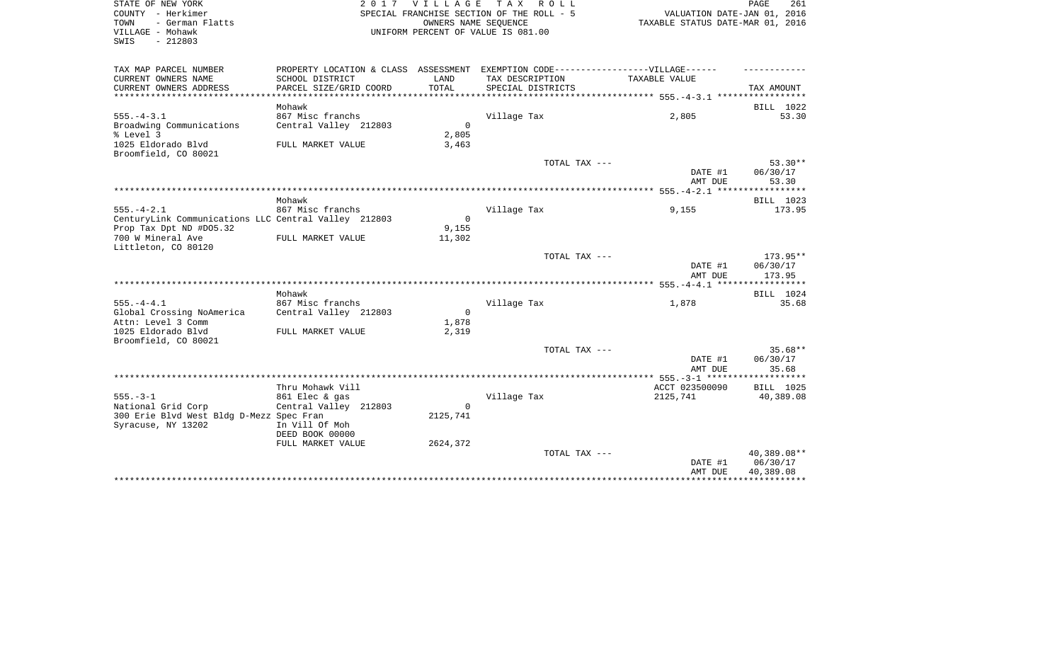STATE OF NEW YORK
COUNTY - Herkimer
TOWN - German Flatts
VILLAGE - Mohawk
SWIS - 212803

2 0 1 7 V I L L A G E T A X R O L L
SPECIAL FRANCHISE SECTION OF THE ROLL - 5
OWNERS NAME SEQUENCE
UNIFORM PERCENT OF VALUE IS 081.00

VALUATION DATE-JAN 01, 2016
TAXABLE STATUS DATE-MAR 01, 2016

| TAX MAP PARCEL NUMBER / CURRENT OWNERS NAME / CURRENT OWNERS ADDRESS | PROPERTY LOCATION & CLASS / SCHOOL DISTRICT / PARCEL SIZE/GRID COORD | ASSESSMENT LAND / TOTAL | EXEMPTION CODE / TAX DESCRIPTION / SPECIAL DISTRICTS | VILLAGE TAXABLE VALUE | TAX AMOUNT |
|---|---|---|---|---|---|
| 555.-4-3.1 | Mohawk | | | | BILL 1022 |
| Broadwing Communications | 867 Misc franchs | | Village Tax | 2,805 | 53.30 |
| % Level 3 | Central Valley 212803 | 0 | | | |
| 1025 Eldorado Blvd | | 2,805 | | | |
| Broomfield, CO 80021 | FULL MARKET VALUE | 3,463 | | | |
| | | | TOTAL TAX --- | | 53.30** |
| | | | | DATE #1 | 06/30/17 |
| | | | | AMT DUE | 53.30 |
| 555.-4-2.1 | Mohawk | | | | BILL 1023 |
| CenturyLink Communications LLC | 867 Misc franchs | | Village Tax | 9,155 | 173.95 |
| Prop Tax Dpt ND #DO5.32 | Central Valley 212803 | 0 | | | |
| 700 W Mineral Ave | | 9,155 | | | |
| Littleton, CO 80120 | FULL MARKET VALUE | 11,302 | | | |
| | | | TOTAL TAX --- | | 173.95** |
| | | | | DATE #1 | 06/30/17 |
| | | | | AMT DUE | 173.95 |
| 555.-4-4.1 | Mohawk | | | | BILL 1024 |
| Global Crossing NoAmerica | 867 Misc franchs | | Village Tax | 1,878 | 35.68 |
| Attn: Level 3 Comm | Central Valley 212803 | 0 | | | |
| 1025 Eldorado Blvd | | 1,878 | | | |
| Broomfield, CO 80021 | FULL MARKET VALUE | 2,319 | | | |
| | | | TOTAL TAX --- | | 35.68** |
| | | | | DATE #1 | 06/30/17 |
| | | | | AMT DUE | 35.68 |
| 555.-3-1 | Thru Mohawk Vill | | | ACCT 023500090 | BILL 1025 |
| National Grid Corp | 861 Elec & gas | | Village Tax | 2125,741 | 40,389.08 |
| 300 Erie Blvd West Bldg D-Mezz | Central Valley 212803 | 0 | | | |
| Syracuse, NY 13202 | Spec Fran | 2125,741 | | | |
| | In Vill Of Moh | | | | |
| | DEED BOOK 00000 | | | | |
| | FULL MARKET VALUE | 2624,372 | | | |
| | | | TOTAL TAX --- | | 40,389.08** |
| | | | | DATE #1 | 06/30/17 |
| | | | | AMT DUE | 40,389.08 |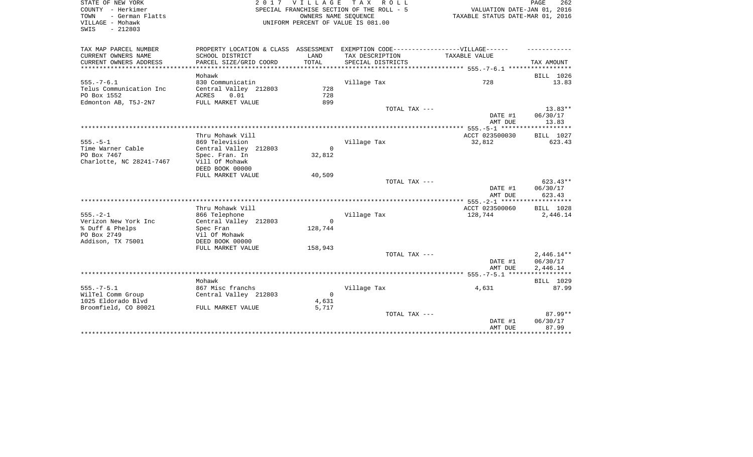STATE OF NEW YORK
COUNTY - Herkimer
TOWN - German Flatts
VILLAGE - Mohawk
SWIS - 212803

2 0 1 7 V I L L A G E T A X R O L L
SPECIAL FRANCHISE SECTION OF THE ROLL - 5
OWNERS NAME SEQUENCE
UNIFORM PERCENT OF VALUE IS 081.00

VALUATION DATE-JAN 01, 2016
TAXABLE STATUS DATE-MAR 01, 2016

| TAX MAP PARCEL NUMBER / CURRENT OWNERS NAME / CURRENT OWNERS ADDRESS | PROPERTY LOCATION & CLASS / SCHOOL DISTRICT / PARCEL SIZE/GRID COORD | ASSESSMENT LAND / TOTAL | EXEMPTION CODE / TAX DESCRIPTION / SPECIAL DISTRICTS | VILLAGE TAXABLE VALUE | TAX AMOUNT |
|---|---|---|---|---|---|
| **555.-7-6.1** | Mohawk | | | | BILL 1026 |
| 555.-7-6.1 | 830 Communicatin | | Village Tax | 728 | 13.83 |
| Telus Communication Inc | Central Valley 212803 | 728 | | | |
| PO Box 1552 | ACRES 0.01 | 728 | | | |
| Edmonton AB, T5J-2N7 | FULL MARKET VALUE | 899 | | | |
| | | | TOTAL TAX --- | | 13.83** |
| | | | | DATE #1 | 06/30/17 |
| | | | | AMT DUE | 13.83 |
| **555.-5-1** | Thru Mohawk Vill | | | ACCT 023500030 | BILL 1027 |
| 555.-5-1 | 869 Television | | Village Tax | 32,812 | 623.43 |
| Time Warner Cable | Central Valley 212803 | 0 | | | |
| PO Box 7467 | Spec. Fran. In | 32,812 | | | |
| Charlotte, NC 28241-7467 | Vill Of Mohawk | | | | |
| | DEED BOOK 00000 | | | | |
| | FULL MARKET VALUE | 40,509 | | | |
| | | | TOTAL TAX --- | | 623.43** |
| | | | | DATE #1 | 06/30/17 |
| | | | | AMT DUE | 623.43 |
| **555.-2-1** | Thru Mohawk Vill | | | ACCT 023500060 | BILL 1028 |
| 555.-2-1 | 866 Telephone | | Village Tax | 128,744 | 2,446.14 |
| Verizon New York Inc | Central Valley 212803 | 0 | | | |
| % Duff & Phelps | Spec Fran | 128,744 | | | |
| PO Box 2749 | Vil Of Mohawk | | | | |
| Addison, TX 75001 | DEED BOOK 00000 | | | | |
| | FULL MARKET VALUE | 158,943 | | | |
| | | | TOTAL TAX --- | | 2,446.14** |
| | | | | DATE #1 | 06/30/17 |
| | | | | AMT DUE | 2,446.14 |
| **555.-7-5.1** | Mohawk | | | | BILL 1029 |
| 555.-7-5.1 | 867 Misc franchs | | Village Tax | 4,631 | 87.99 |
| WilTel Comm Group | Central Valley 212803 | 0 | | | |
| 1025 Eldorado Blvd | | 4,631 | | | |
| Broomfield, CO 80021 | FULL MARKET VALUE | 5,717 | | | |
| | | | TOTAL TAX --- | | 87.99** |
| | | | | DATE #1 | 06/30/17 |
| | | | | AMT DUE | 87.99 |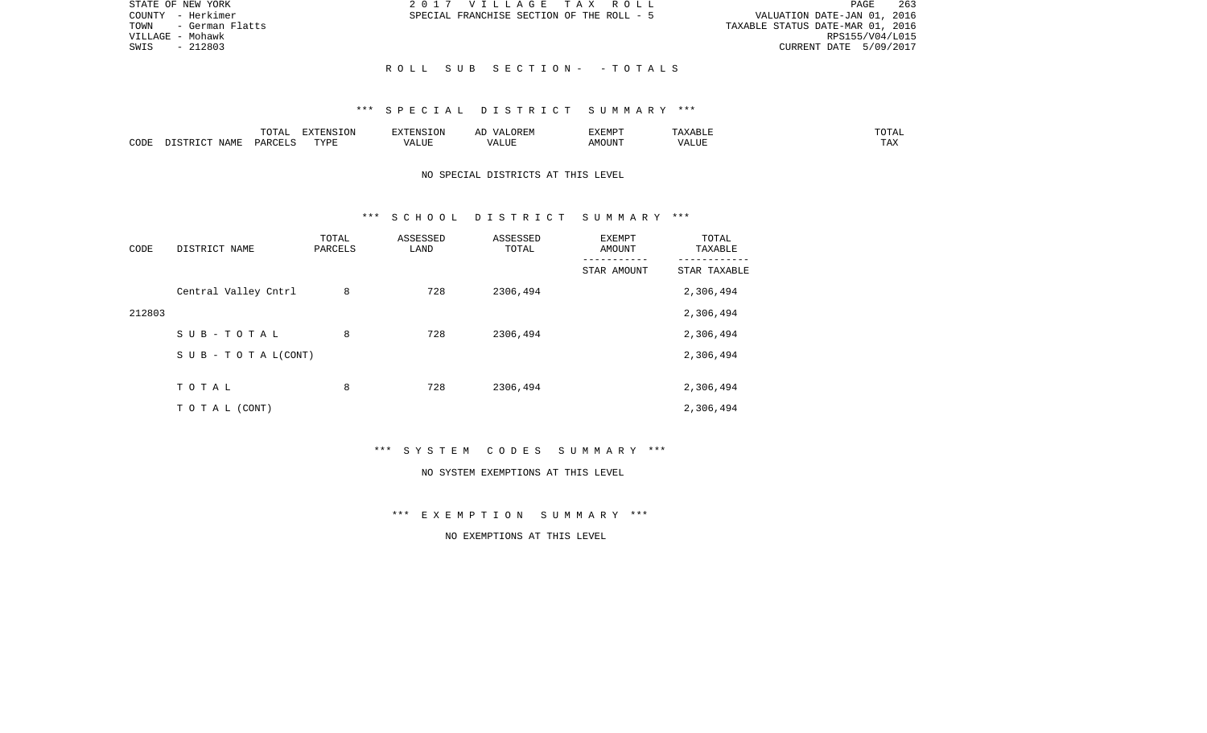STATE OF NEW YORK
COUNTY - Herkimer
TOWN - German Flatts
VILLAGE - Mohawk
SWIS - 212803

2 0 1 7 V I L L A G E T A X R O L L
SPECIAL FRANCHISE SECTION OF THE ROLL - 5

VALUATION DATE-JAN 01, 2016
TAXABLE STATUS DATE-MAR 01, 2016
RPS155/V04/L015
CURRENT DATE 5/09/2017

R O L L S U B S E C T I O N - - T O T A L S

*** S P E C I A L D I S T R I C T S U M M A R Y ***

| CODE | DISTRICT NAME | TOTAL PARCELS | EXTENSION TYPE | EXTENSION VALUE | AD VALOREM VALUE | EXEMPT AMOUNT | TAXABLE VALUE | TOTAL TAX |
|---|---|---|---|---|---|---|---|---|

NO SPECIAL DISTRICTS AT THIS LEVEL

*** S C H O O L D I S T R I C T S U M M A R Y ***

| CODE | DISTRICT NAME | TOTAL PARCELS | ASSESSED LAND | ASSESSED TOTAL | EXEMPT AMOUNT / STAR AMOUNT | TOTAL TAXABLE / STAR TAXABLE |
|---|---|---|---|---|---|---|
| | Central Valley Cntrl | 8 | 728 | 2306,494 | | 2,306,494 |
| 212803 | | | | | | 2,306,494 |
| | S U B - T O T A L | 8 | 728 | 2306,494 | | 2,306,494 |
| | S U B - T O T A L(CONT) | | | | | 2,306,494 |
| | T O T A L | 8 | 728 | 2306,494 | | 2,306,494 |
| | T O T A L (CONT) | | | | | 2,306,494 |

*** S Y S T E M C O D E S S U M M A R Y ***

NO SYSTEM EXEMPTIONS AT THIS LEVEL

*** E X E M P T I O N S U M M A R Y ***

NO EXEMPTIONS AT THIS LEVEL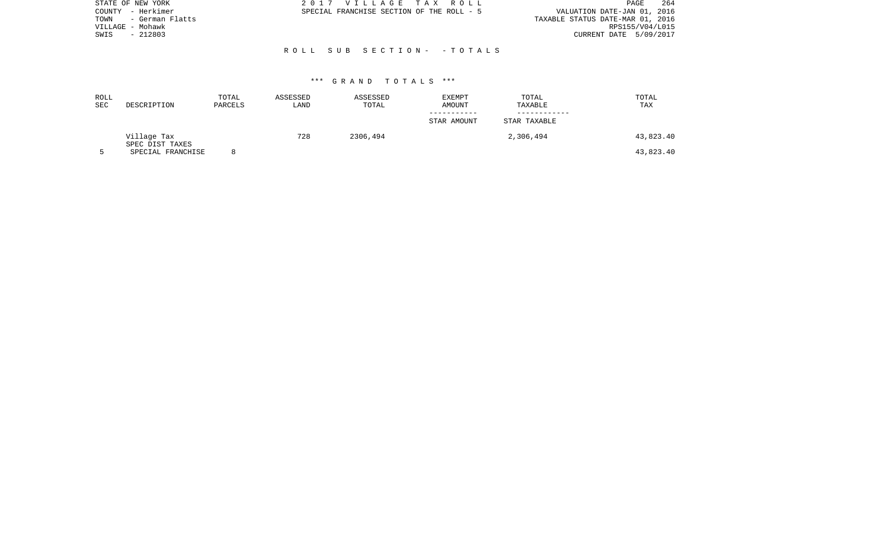STATE OF NEW YORK
COUNTY - Herkimer
TOWN - German Flatts
VILLAGE - Mohawk
SWIS - 212803

2 0 1 7 V I L L A G E T A X R O L L
SPECIAL FRANCHISE SECTION OF THE ROLL - 5

VALUATION DATE-JAN 01, 2016
TAXABLE STATUS DATE-MAR 01, 2016
RPS155/V04/L015
CURRENT DATE 5/09/2017

R O L L S U B S E C T I O N - - T O T A L S

\*\*\* G R A N D T O T A L S \*\*\*

| ROLL SEC | DESCRIPTION | TOTAL PARCELS | ASSESSED LAND | ASSESSED TOTAL | EXEMPT AMOUNT / STAR AMOUNT | TOTAL TAXABLE / STAR TAXABLE | TOTAL TAX |
|---|---|---|---|---|---|---|---|
| | Village Tax | | 728 | 2306,494 | | 2,306,494 | 43,823.40 |
| | SPEC DIST TAXES | | | | | | |
| 5 | SPECIAL FRANCHISE | 8 | | | | | 43,823.40 |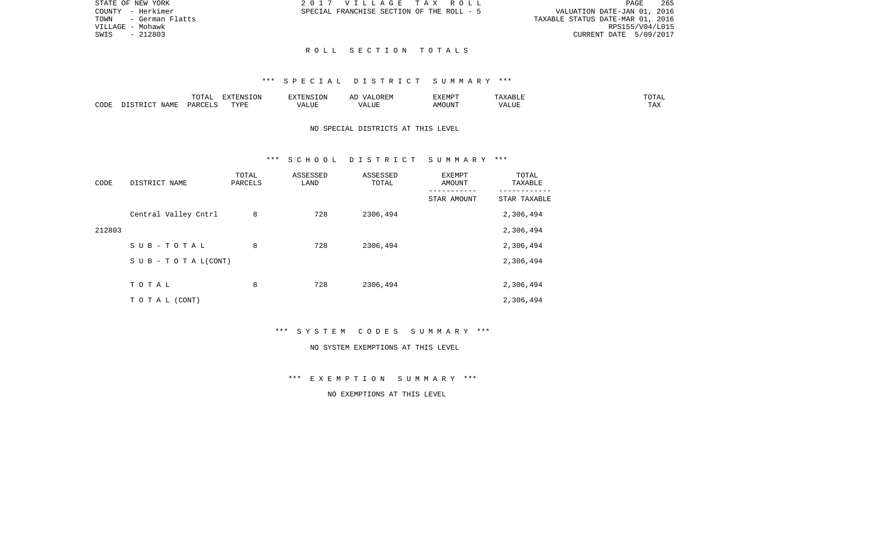STATE OF NEW YORK
COUNTY - Herkimer
TOWN - German Flatts
VILLAGE - Mohawk
SWIS - 212803

2 0 1 7 V I L L A G E T A X R O L L
SPECIAL FRANCHISE SECTION OF THE ROLL - 5

VALUATION DATE-JAN 01, 2016
TAXABLE STATUS DATE-MAR 01, 2016
RPS155/V04/L015
CURRENT DATE 5/09/2017

## R O L L S E C T I O N T O T A L S

### *** S P E C I A L D I S T R I C T S U M M A R Y ***

| CODE | DISTRICT NAME | TOTAL PARCELS | EXTENSION TYPE | EXTENSION VALUE | AD VALOREM VALUE | EXEMPT AMOUNT | TAXABLE VALUE | TOTAL TAX |
|---|---|---|---|---|---|---|---|---|

NO SPECIAL DISTRICTS AT THIS LEVEL

### *** S C H O O L D I S T R I C T S U M M A R Y ***

| CODE | DISTRICT NAME | TOTAL PARCELS | ASSESSED LAND | ASSESSED TOTAL | EXEMPT AMOUNT / STAR AMOUNT | TOTAL TAXABLE / STAR TAXABLE |
|---|---|---|---|---|---|---|
| | Central Valley Cntrl | 8 | 728 | 2306,494 | | 2,306,494 |
| 212803 | | | | | | 2,306,494 |
| | S U B - T O T A L | 8 | 728 | 2306,494 | | 2,306,494 |
| | S U B - T O T A L(CONT) | | | | | 2,306,494 |
| | T O T A L | 8 | 728 | 2306,494 | | 2,306,494 |
| | T O T A L (CONT) | | | | | 2,306,494 |

### *** S Y S T E M C O D E S S U M M A R Y ***

NO SYSTEM EXEMPTIONS AT THIS LEVEL

### *** E X E M P T I O N S U M M A R Y ***

NO EXEMPTIONS AT THIS LEVEL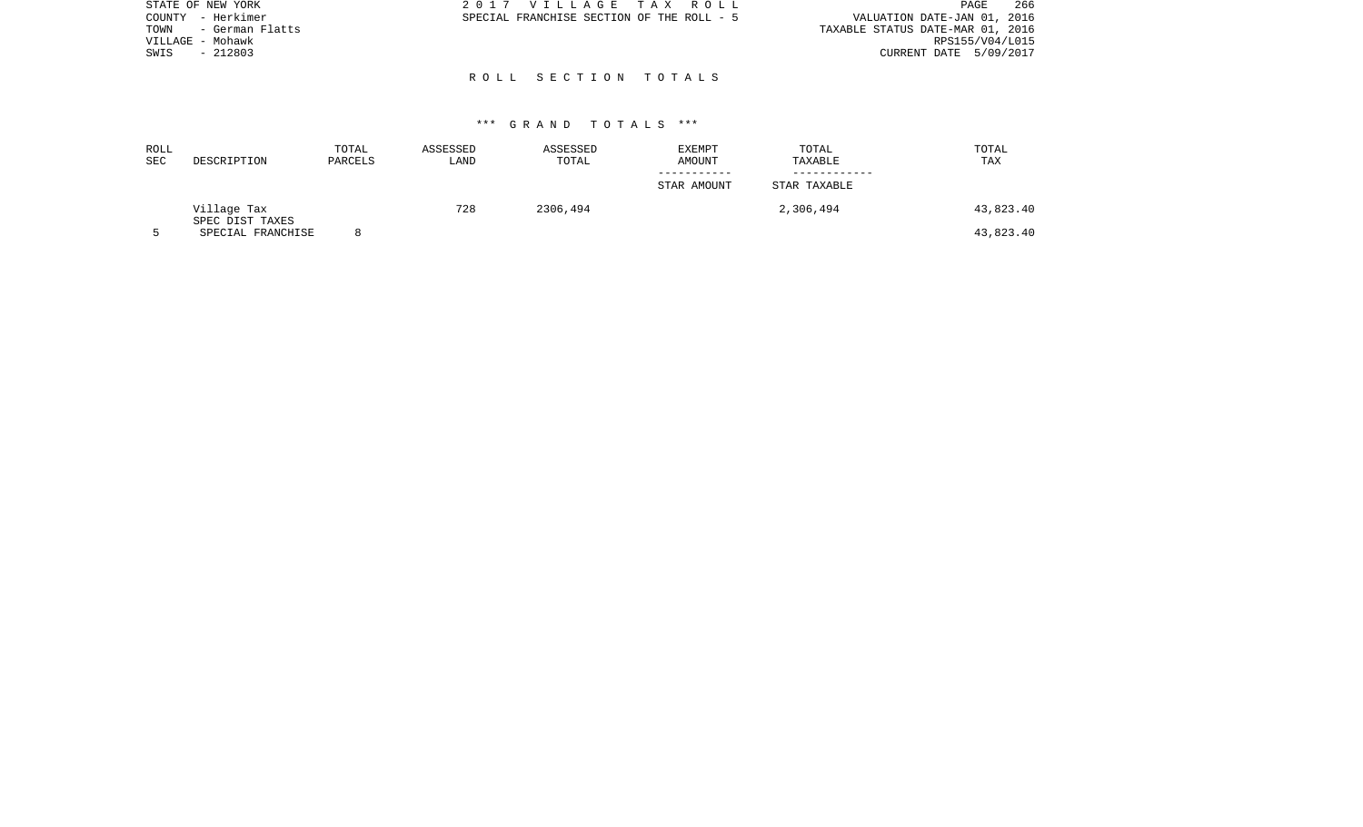STATE OF NEW YORK
COUNTY - Herkimer
TOWN - German Flatts
VILLAGE - Mohawk
SWIS - 212803

2 0 1 7 V I L L A G E T A X R O L L
SPECIAL FRANCHISE SECTION OF THE ROLL - 5

VALUATION DATE-JAN 01, 2016
TAXABLE STATUS DATE-MAR 01, 2016
RPS155/V04/L015
CURRENT DATE 5/09/2017

R O L L S E C T I O N T O T A L S

\*\*\* G R A N D T O T A L S \*\*\*

| ROLL SEC | DESCRIPTION | TOTAL PARCELS | ASSESSED LAND | ASSESSED TOTAL | EXEMPT AMOUNT / STAR AMOUNT | TOTAL TAXABLE / STAR TAXABLE | TOTAL TAX |
|---|---|---|---|---|---|---|---|
| | Village Tax | | 728 | 2306,494 | | 2,306,494 | 43,823.40 |
| | SPEC DIST TAXES | | | | | | |
| 5 | SPECIAL FRANCHISE | 8 | | | | | 43,823.40 |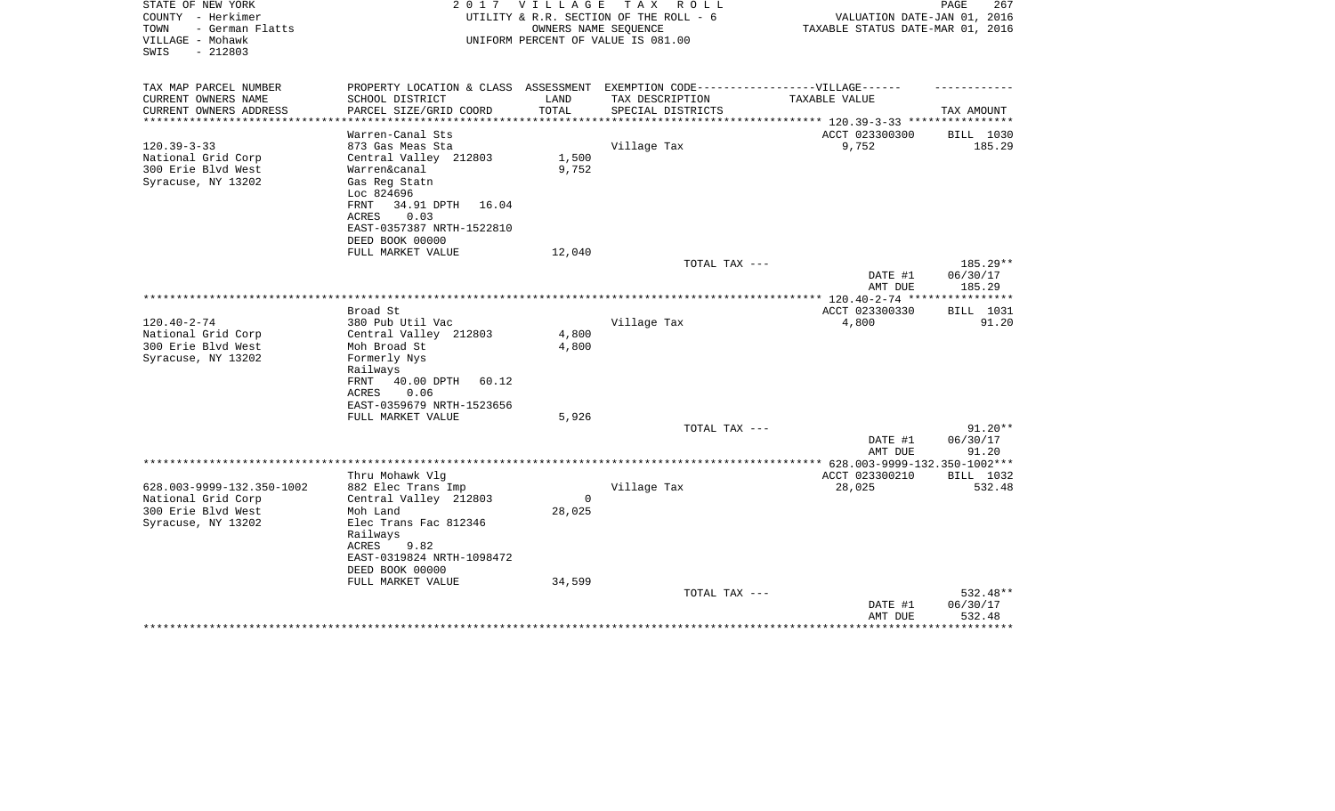STATE OF NEW YORK
COUNTY - Herkimer
TOWN - German Flatts
VILLAGE - Mohawk
SWIS - 212803

2 0 1 7 V I L L A G E T A X R O L L
UTILITY & R.R. SECTION OF THE ROLL - 6
OWNERS NAME SEQUENCE
UNIFORM PERCENT OF VALUE IS 081.00

VALUATION DATE-JAN 01, 2016
TAXABLE STATUS DATE-MAR 01, 2016

| TAX MAP PARCEL NUMBER<br>CURRENT OWNERS NAME<br>CURRENT OWNERS ADDRESS | PROPERTY LOCATION & CLASS<br>SCHOOL DISTRICT<br>PARCEL SIZE/GRID COORD | ASSESSMENT<br>LAND<br>TOTAL | EXEMPTION CODE------------------VILLAGE------<br>TAX DESCRIPTION<br>SPECIAL DISTRICTS | TAXABLE VALUE | TAX AMOUNT |
|---|---|---|---|---|---|
| ***** 120.39-3-33 ***** | | | | | |
| | Warren-Canal Sts | | | ACCT 023300300 | BILL 1030 |
| 120.39-3-33 | 873 Gas Meas Sta | | Village Tax | 9,752 | 185.29 |
| National Grid Corp | Central Valley 212803 | 1,500 | | | |
| 300 Erie Blvd West | Warren&canal | 9,752 | | | |
| Syracuse, NY 13202 | Gas Reg Statn | | | | |
| | Loc 824696 | | | | |
| | FRNT 34.91 DPTH 16.04 | | | | |
| | ACRES 0.03 | | | | |
| | EAST-0357387 NRTH-1522810 | | | | |
| | DEED BOOK 00000 | | | | |
| | FULL MARKET VALUE | 12,040 | | | |
| | | | TOTAL TAX --- | | 185.29** |
| | | | | DATE #1 | 06/30/17 |
| | | | | AMT DUE | 185.29 |
| ***** 120.40-2-74 ***** | | | | | |
| | Broad St | | | ACCT 023300330 | BILL 1031 |
| 120.40-2-74 | 380 Pub Util Vac | | Village Tax | 4,800 | 91.20 |
| National Grid Corp | Central Valley 212803 | 4,800 | | | |
| 300 Erie Blvd West | Moh Broad St | 4,800 | | | |
| Syracuse, NY 13202 | Formerly Nys | | | | |
| | Railways | | | | |
| | FRNT 40.00 DPTH 60.12 | | | | |
| | ACRES 0.06 | | | | |
| | EAST-0359679 NRTH-1523656 | | | | |
| | FULL MARKET VALUE | 5,926 | | | |
| | | | TOTAL TAX --- | | 91.20** |
| | | | | DATE #1 | 06/30/17 |
| | | | | AMT DUE | 91.20 |
| ***** 628.003-9999-132.350-1002 ***** | | | | | |
| | Thru Mohawk Vlg | | | ACCT 023300210 | BILL 1032 |
| 628.003-9999-132.350-1002 | 882 Elec Trans Imp | | Village Tax | 28,025 | 532.48 |
| National Grid Corp | Central Valley 212803 | 0 | | | |
| 300 Erie Blvd West | Moh Land | 28,025 | | | |
| Syracuse, NY 13202 | Elec Trans Fac 812346 | | | | |
| | Railways | | | | |
| | ACRES 9.82 | | | | |
| | EAST-0319824 NRTH-1098472 | | | | |
| | DEED BOOK 00000 | | | | |
| | FULL MARKET VALUE | 34,599 | | | |
| | | | TOTAL TAX --- | | 532.48** |
| | | | | DATE #1 | 06/30/17 |
| | | | | AMT DUE | 532.48 |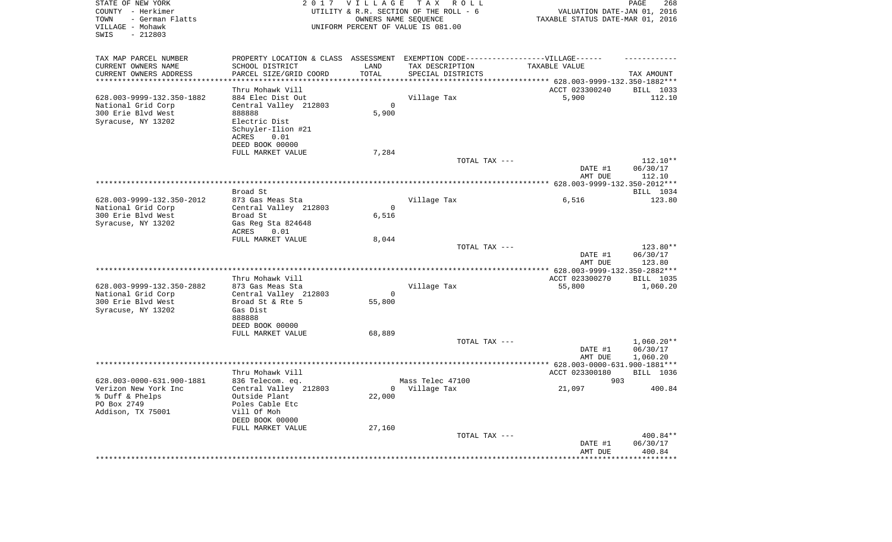STATE OF NEW YORK
COUNTY - Herkimer
TOWN - German Flatts
VILLAGE - Mohawk
SWIS - 212803

2 0 1 7 V I L L A G E T A X R O L L
UTILITY & R.R. SECTION OF THE ROLL - 6
OWNERS NAME SEQUENCE
UNIFORM PERCENT OF VALUE IS 081.00

VALUATION DATE-JAN 01, 2016
TAXABLE STATUS DATE-MAR 01, 2016

| TAX MAP PARCEL NUMBER<br>CURRENT OWNERS NAME<br>CURRENT OWNERS ADDRESS | PROPERTY LOCATION & CLASS<br>SCHOOL DISTRICT<br>PARCEL SIZE/GRID COORD | ASSESSMENT<br>LAND<br>TOTAL | EXEMPTION CODE------VILLAGE------<br>TAX DESCRIPTION<br>SPECIAL DISTRICTS | TAXABLE VALUE | TAX AMOUNT |
|---|---|---|---|---|---|
| **628.003-9999-132.350-1882** | Thru Mohawk Vill | | | ACCT 023300240 | BILL 1033 |
| 628.003-9999-132.350-1882 | 884 Elec Dist Out | | Village Tax | 5,900 | 112.10 |
| National Grid Corp | Central Valley 212803 | 0 | | | |
| 300 Erie Blvd West | 888888 | 5,900 | | | |
| Syracuse, NY 13202 | Electric Dist | | | | |
| | Schuyler-Ilion #21 | | | | |
| | ACRES 0.01 | | | | |
| | DEED BOOK 00000 | | | | |
| | FULL MARKET VALUE | 7,284 | | | |
| | | | TOTAL TAX --- | | 112.10** |
| | | | | DATE #1 | 06/30/17 |
| | | | | AMT DUE | 112.10 |
| **628.003-9999-132.350-2012** | Broad St | | | | BILL 1034 |
| 628.003-9999-132.350-2012 | 873 Gas Meas Sta | | Village Tax | 6,516 | 123.80 |
| National Grid Corp | Central Valley 212803 | 0 | | | |
| 300 Erie Blvd West | Broad St | 6,516 | | | |
| Syracuse, NY 13202 | Gas Reg Sta 824648 | | | | |
| | ACRES 0.01 | | | | |
| | FULL MARKET VALUE | 8,044 | | | |
| | | | TOTAL TAX --- | | 123.80** |
| | | | | DATE #1 | 06/30/17 |
| | | | | AMT DUE | 123.80 |
| **628.003-9999-132.350-2882** | Thru Mohawk Vill | | | ACCT 023300270 | BILL 1035 |
| 628.003-9999-132.350-2882 | 873 Gas Meas Sta | | Village Tax | 55,800 | 1,060.20 |
| National Grid Corp | Central Valley 212803 | 0 | | | |
| 300 Erie Blvd West | Broad St & Rte 5 | 55,800 | | | |
| Syracuse, NY 13202 | Gas Dist | | | | |
| | 888888 | | | | |
| | DEED BOOK 00000 | | | | |
| | FULL MARKET VALUE | 68,889 | | | |
| | | | TOTAL TAX --- | | 1,060.20** |
| | | | | DATE #1 | 06/30/17 |
| | | | | AMT DUE | 1,060.20 |
| **628.003-0000-631.900-1881** | Thru Mohawk Vill | | | ACCT 023300180 | BILL 1036 |
| 628.003-0000-631.900-1881 | 836 Telecom. eq. | | Mass Telec 47100 | 903 | |
| Verizon New York Inc | Central Valley 212803 | 0 | Village Tax | 21,097 | 400.84 |
| % Duff & Phelps | Outside Plant | 22,000 | | | |
| PO Box 2749 | Poles Cable Etc | | | | |
| Addison, TX 75001 | Vill Of Moh | | | | |
| | DEED BOOK 00000 | | | | |
| | FULL MARKET VALUE | 27,160 | | | |
| | | | TOTAL TAX --- | | 400.84** |
| | | | | DATE #1 | 06/30/17 |
| | | | | AMT DUE | 400.84 |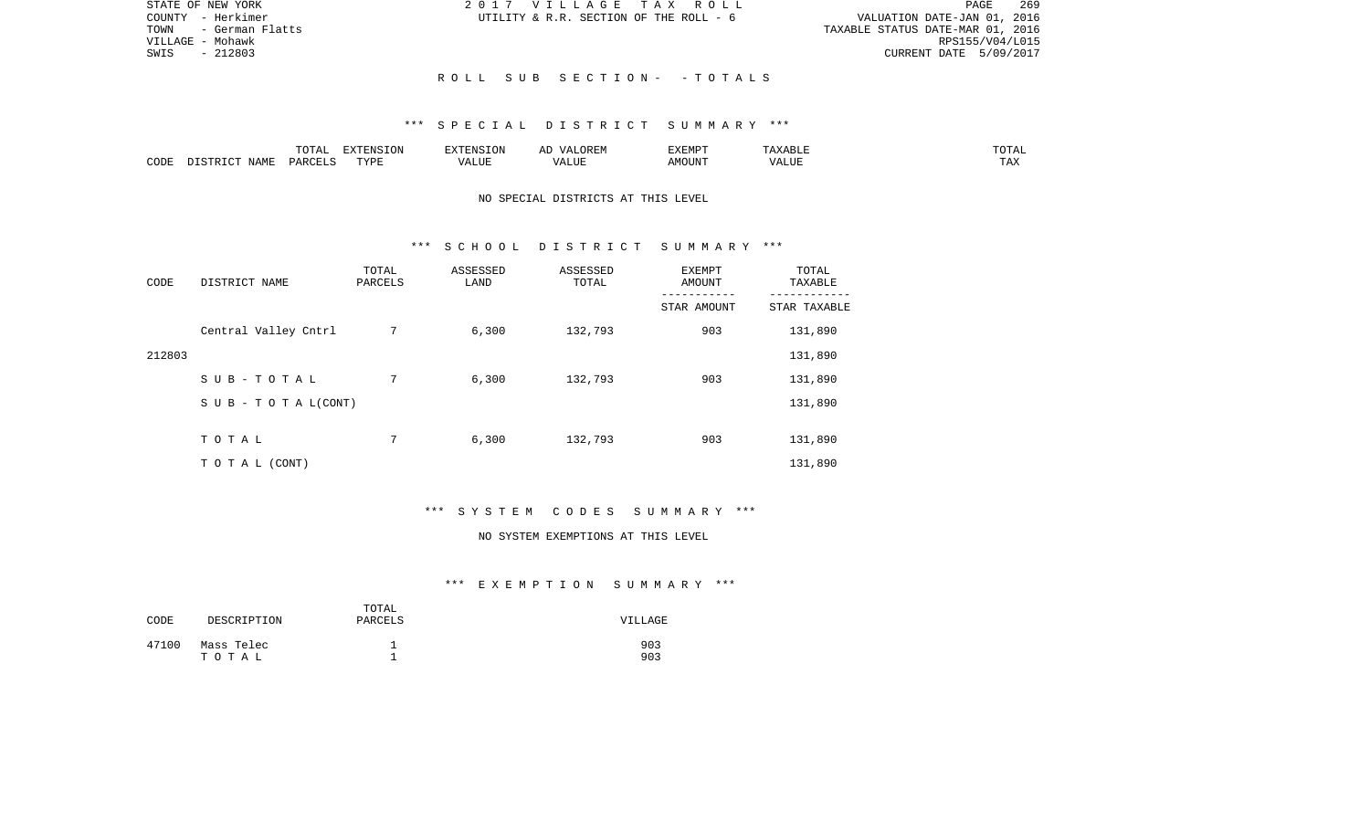STATE OF NEW YORK
COUNTY - Herkimer
TOWN - German Flatts
VILLAGE - Mohawk
SWIS - 212803

2017 VILLAGE TAX ROLL
UTILITY & R.R. SECTION OF THE ROLL - 6

VALUATION DATE-JAN 01, 2016
TAXABLE STATUS DATE-MAR 01, 2016
RPS155/V04/L015
CURRENT DATE 5/09/2017

## ROLL SUB SECTION- - TOTALS

### *** SPECIAL DISTRICT SUMMARY ***

| CODE | DISTRICT NAME | TOTAL PARCELS | EXTENSION TYPE | EXTENSION VALUE | AD VALOREM VALUE | EXEMPT AMOUNT | TAXABLE VALUE | TOTAL TAX |
|---|---|---|---|---|---|---|---|---|

NO SPECIAL DISTRICTS AT THIS LEVEL

### *** SCHOOL DISTRICT SUMMARY ***

| CODE | DISTRICT NAME | TOTAL PARCELS | ASSESSED LAND | ASSESSED TOTAL | EXEMPT AMOUNT / STAR AMOUNT | TOTAL TAXABLE / STAR TAXABLE |
|---|---|---|---|---|---|---|
| | Central Valley Cntrl | 7 | 6,300 | 132,793 | 903 | 131,890 |
| 212803 | | | | | | 131,890 |
| | SUB-TOTAL | 7 | 6,300 | 132,793 | 903 | 131,890 |
| | SUB - TOTAL(CONT) | | | | | 131,890 |
| | TOTAL | 7 | 6,300 | 132,793 | 903 | 131,890 |
| | TOTAL (CONT) | | | | | 131,890 |

### *** SYSTEM CODES SUMMARY ***

NO SYSTEM EXEMPTIONS AT THIS LEVEL

### *** EXEMPTION SUMMARY ***

| CODE | DESCRIPTION | TOTAL PARCELS | VILLAGE |
|---|---|---|---|
| 47100 | Mass Telec | 1 | 903 |
| | TOTAL | 1 | 903 |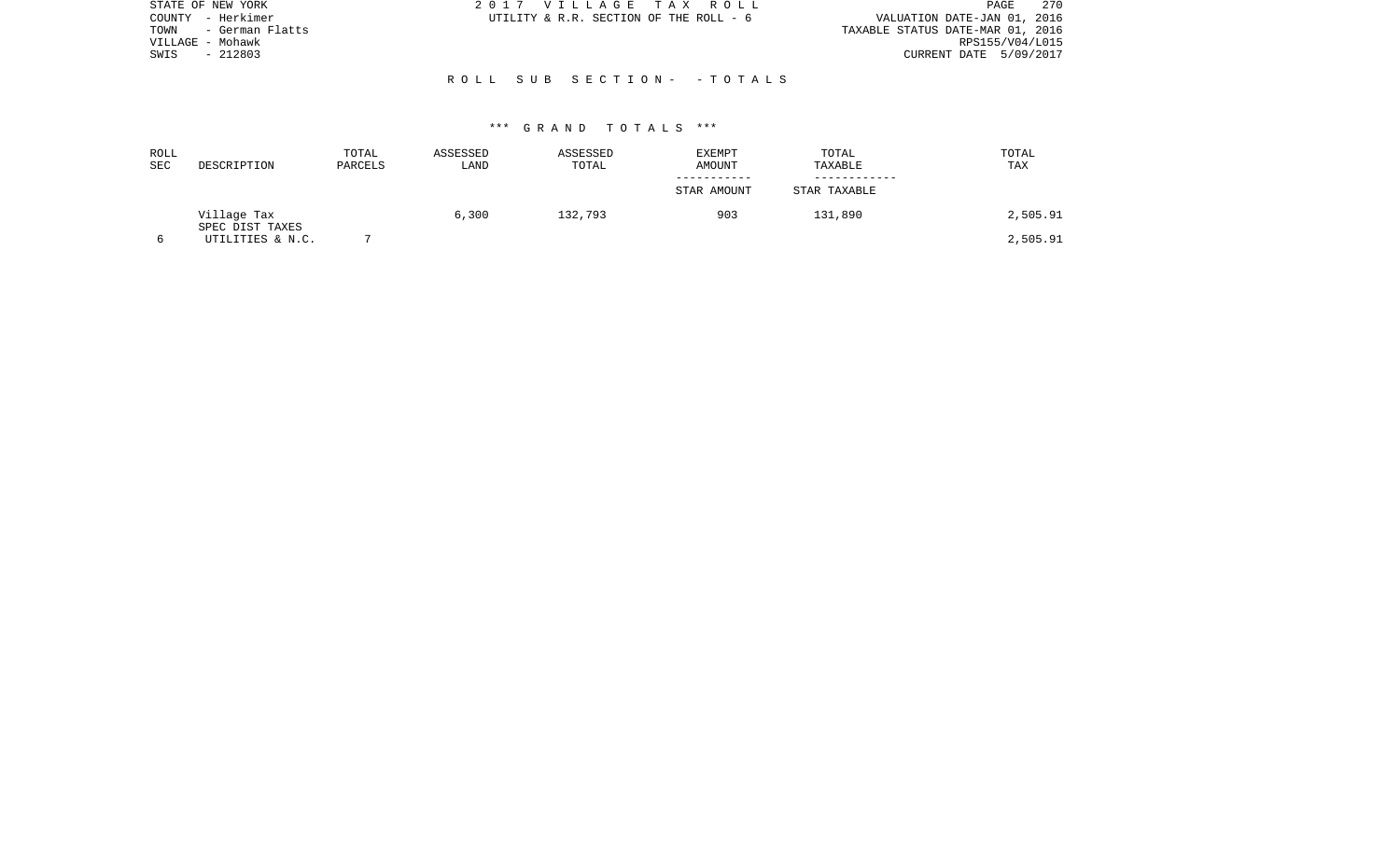STATE OF NEW YORK
COUNTY - Herkimer
TOWN - German Flatts
VILLAGE - Mohawk
SWIS - 212803

2 0 1 7 V I L L A G E T A X R O L L
UTILITY & R.R. SECTION OF THE ROLL - 6

VALUATION DATE-JAN 01, 2016
TAXABLE STATUS DATE-MAR 01, 2016
RPS155/V04/L015
CURRENT DATE 5/09/2017

R O L L S U B S E C T I O N - - T O T A L S

*** G R A N D T O T A L S ***

| ROLL SEC | DESCRIPTION | TOTAL PARCELS | ASSESSED LAND | ASSESSED TOTAL | EXEMPT AMOUNT / STAR AMOUNT | TOTAL TAXABLE / STAR TAXABLE | TOTAL TAX |
|---|---|---|---|---|---|---|---|
| | Village Tax | | 6,300 | 132,793 | 903 | 131,890 | 2,505.91 |
| | SPEC DIST TAXES | | | | | | |
| 6 | UTILITIES & N.C. | 7 | | | | | 2,505.91 |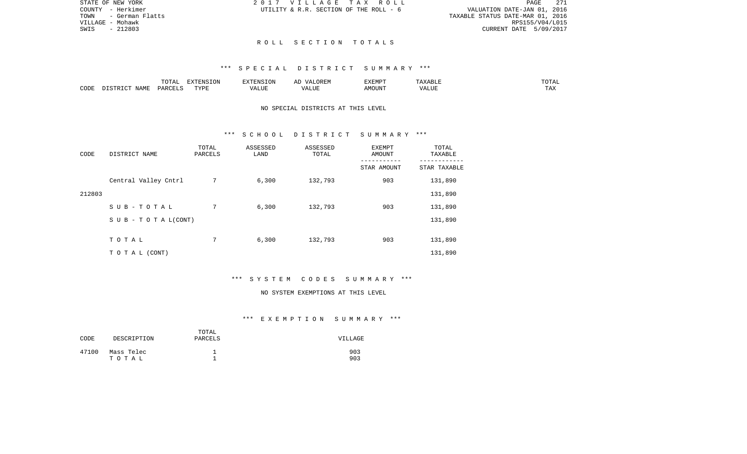STATE OF NEW YORK
COUNTY - Herkimer
TOWN - German Flatts
VILLAGE - Mohawk
SWIS - 212803

2 0 1 7 V I L L A G E T A X R O L L
UTILITY & R.R. SECTION OF THE ROLL - 6

VALUATION DATE-JAN 01, 2016
TAXABLE STATUS DATE-MAR 01, 2016
RPS155/V04/L015
CURRENT DATE 5/09/2017

# R O L L S E C T I O N T O T A L S

## *** S P E C I A L D I S T R I C T S U M M A R Y ***

| CODE | DISTRICT NAME | TOTAL PARCELS | EXTENSION TYPE | EXTENSION VALUE | AD VALOREM VALUE | EXEMPT AMOUNT | TAXABLE VALUE | TOTAL TAX |
|---|---|---|---|---|---|---|---|---|

NO SPECIAL DISTRICTS AT THIS LEVEL

## *** S C H O O L D I S T R I C T S U M M A R Y ***

| CODE | DISTRICT NAME | TOTAL PARCELS | ASSESSED LAND | ASSESSED TOTAL | EXEMPT AMOUNT / STAR AMOUNT | TOTAL TAXABLE / STAR TAXABLE |
|---|---|---|---|---|---|---|
| | Central Valley Cntrl | 7 | 6,300 | 132,793 | 903 | 131,890 |
| 212803 | | | | | | 131,890 |
| | S U B - T O T A L | 7 | 6,300 | 132,793 | 903 | 131,890 |
| | S U B - T O T A L(CONT) | | | | | 131,890 |
| | T O T A L | 7 | 6,300 | 132,793 | 903 | 131,890 |
| | T O T A L (CONT) | | | | | 131,890 |

## *** S Y S T E M C O D E S S U M M A R Y ***

NO SYSTEM EXEMPTIONS AT THIS LEVEL

## *** E X E M P T I O N S U M M A R Y ***

| CODE | DESCRIPTION | TOTAL PARCELS | VILLAGE |
|---|---|---|---|
| 47100 | Mass Telec | 1 | 903 |
| | T O T A L | 1 | 903 |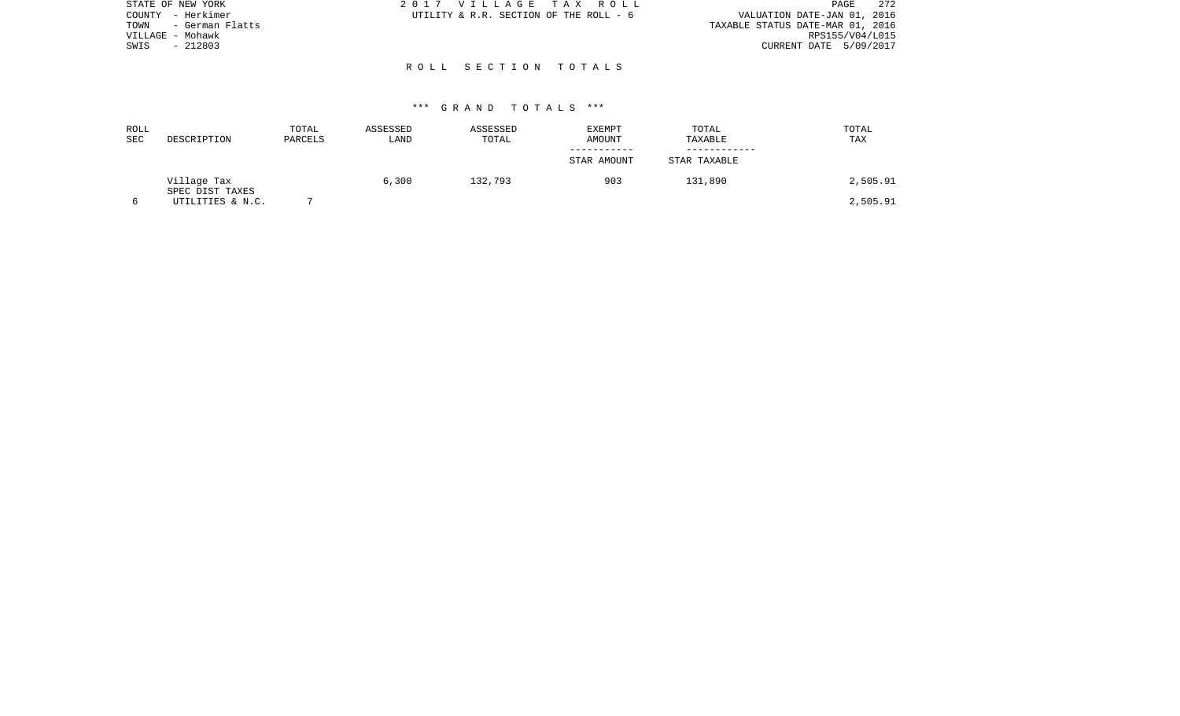STATE OF NEW YORK
COUNTY - Herkimer
TOWN - German Flatts
VILLAGE - Mohawk
SWIS - 212803

2 0 1 7 V I L L A G E T A X R O L L
UTILITY & R.R. SECTION OF THE ROLL - 6

VALUATION DATE-JAN 01, 2016
TAXABLE STATUS DATE-MAR 01, 2016
RPS155/V04/L015
CURRENT DATE 5/09/2017

## R O L L S E C T I O N T O T A L S

### *** G R A N D T O T A L S ***

| ROLL SEC | DESCRIPTION | TOTAL PARCELS | ASSESSED LAND | ASSESSED TOTAL | EXEMPT AMOUNT / STAR AMOUNT | TOTAL TAXABLE / STAR TAXABLE | TOTAL TAX |
|---|---|---|---|---|---|---|---|
| | Village Tax | | 6,300 | 132,793 | 903 | 131,890 | 2,505.91 |
| | SPEC DIST TAXES | | | | | | |
| 6 | UTILITIES & N.C. | 7 | | | | | 2,505.91 |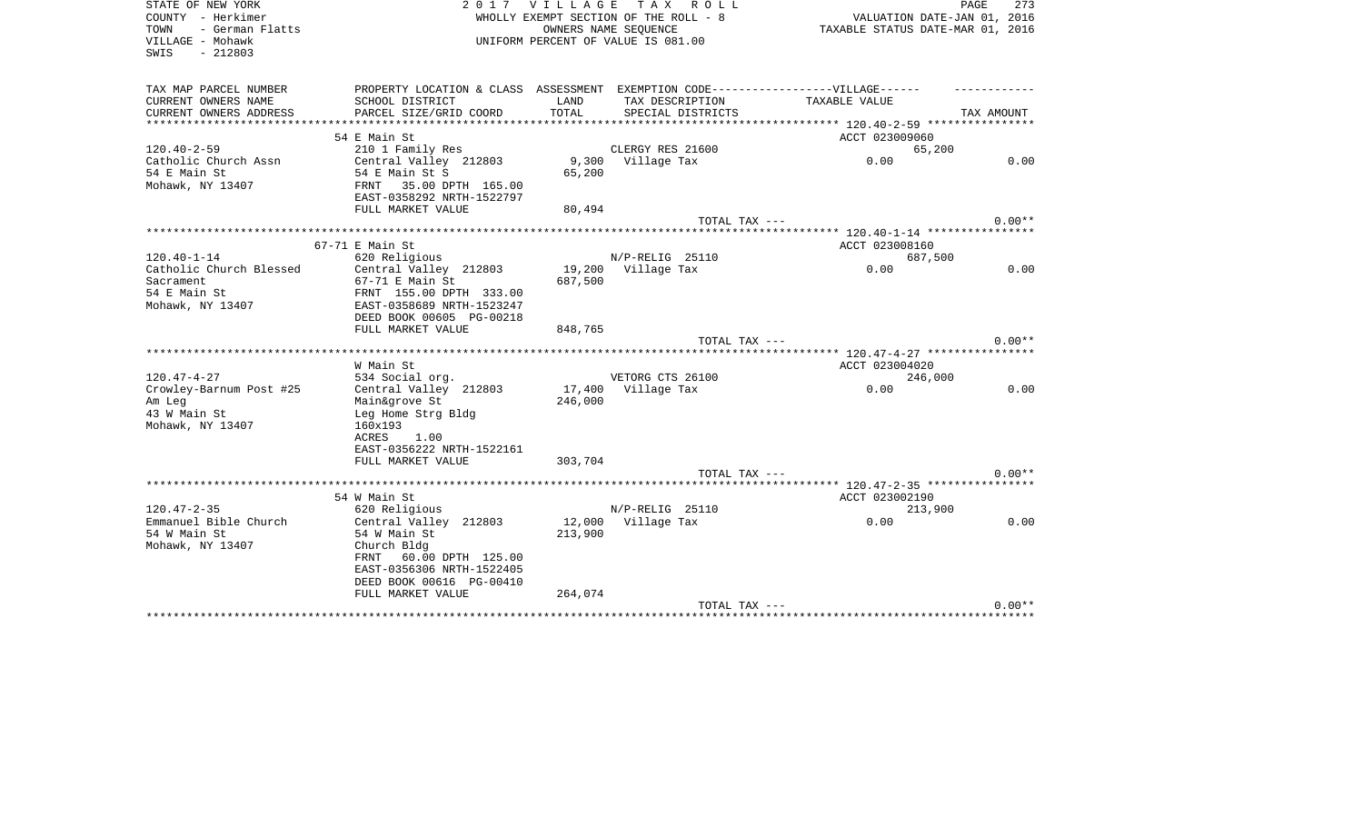STATE OF NEW YORK
COUNTY - Herkimer
TOWN - German Flatts
VILLAGE - Mohawk
SWIS - 212803

2 0 1 7 V I L L A G E T A X R O L L
WHOLLY EXEMPT SECTION OF THE ROLL - 8
OWNERS NAME SEQUENCE
UNIFORM PERCENT OF VALUE IS 081.00

VALUATION DATE-JAN 01, 2016
TAXABLE STATUS DATE-MAR 01, 2016

| TAX MAP PARCEL NUMBER / CURRENT OWNERS NAME / CURRENT OWNERS ADDRESS | PROPERTY LOCATION & CLASS / SCHOOL DISTRICT / PARCEL SIZE/GRID COORD | ASSESSMENT LAND / TOTAL | EXEMPTION CODE / TAX DESCRIPTION / SPECIAL DISTRICTS | VILLAGE TAXABLE VALUE | TAX AMOUNT |
|---|---|---|---|---|---|
| **120.40-2-59** | 54 E Main St | | | ACCT 023009060 | |
| 120.40-2-59 | 210 1 Family Res | | CLERGY RES 21600 | 65,200 | |
| Catholic Church Assn | Central Valley 212803 | 9,300 | Village Tax | 0.00 | 0.00 |
| 54 E Main St | 54 E Main St S | 65,200 | | | |
| Mohawk, NY 13407 | FRNT 35.00 DPTH 165.00 | | | | |
| | EAST-0358292 NRTH-1522797 | | | | |
| | FULL MARKET VALUE | 80,494 | | | |
| | | | TOTAL TAX --- | | 0.00** |
| **120.40-1-14** | 67-71 E Main St | | | ACCT 023008160 | |
| 120.40-1-14 | 620 Religious | | N/P-RELIG 25110 | 687,500 | |
| Catholic Church Blessed | Central Valley 212803 | 19,200 | Village Tax | 0.00 | 0.00 |
| Sacrament | 67-71 E Main St | 687,500 | | | |
| 54 E Main St | FRNT 155.00 DPTH 333.00 | | | | |
| Mohawk, NY 13407 | EAST-0358689 NRTH-1523247 | | | | |
| | DEED BOOK 00605 PG-00218 | | | | |
| | FULL MARKET VALUE | 848,765 | | | |
| | | | TOTAL TAX --- | | 0.00** |
| **120.47-4-27** | W Main St | | | ACCT 023004020 | |
| 120.47-4-27 | 534 Social org. | | VETORG CTS 26100 | 246,000 | |
| Crowley-Barnum Post #25 | Central Valley 212803 | 17,400 | Village Tax | 0.00 | 0.00 |
| Am Leg | Main&grove St | 246,000 | | | |
| 43 W Main St | Leg Home Strg Bldg | | | | |
| Mohawk, NY 13407 | 160x193 | | | | |
| | ACRES 1.00 | | | | |
| | EAST-0356222 NRTH-1522161 | | | | |
| | FULL MARKET VALUE | 303,704 | | | |
| | | | TOTAL TAX --- | | 0.00** |
| **120.47-2-35** | 54 W Main St | | | ACCT 023002190 | |
| 120.47-2-35 | 620 Religious | | N/P-RELIG 25110 | 213,900 | |
| Emmanuel Bible Church | Central Valley 212803 | 12,000 | Village Tax | 0.00 | 0.00 |
| 54 W Main St | 54 W Main St | 213,900 | | | |
| Mohawk, NY 13407 | Church Bldg | | | | |
| | FRNT 60.00 DPTH 125.00 | | | | |
| | EAST-0356306 NRTH-1522405 | | | | |
| | DEED BOOK 00616 PG-00410 | | | | |
| | FULL MARKET VALUE | 264,074 | | | |
| | | | TOTAL TAX --- | | 0.00** |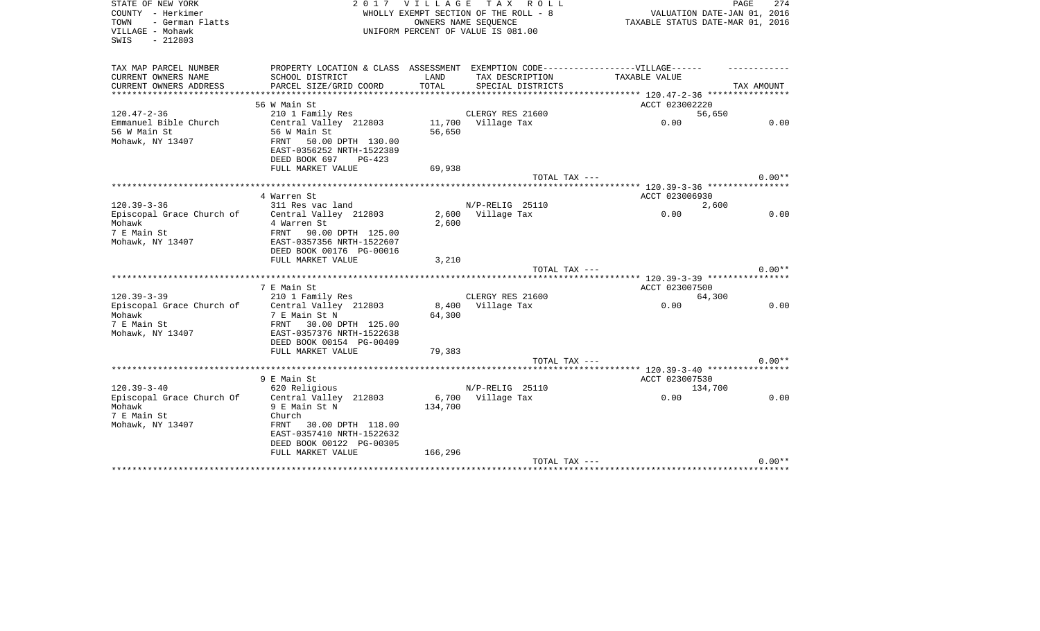STATE OF NEW YORK
COUNTY - Herkimer
TOWN - German Flatts
VILLAGE - Mohawk
SWIS - 212803

2 0 1 7 V I L L A G E T A X R O L L
WHOLLY EXEMPT SECTION OF THE ROLL - 8
OWNERS NAME SEQUENCE
UNIFORM PERCENT OF VALUE IS 081.00

VALUATION DATE-JAN 01, 2016
TAXABLE STATUS DATE-MAR 01, 2016

| TAX MAP PARCEL NUMBER / CURRENT OWNERS NAME / CURRENT OWNERS ADDRESS | PROPERTY LOCATION & CLASS / SCHOOL DISTRICT / PARCEL SIZE/GRID COORD | ASSESSMENT LAND / TOTAL | EXEMPTION CODE / TAX DESCRIPTION / SPECIAL DISTRICTS | TAXABLE VALUE | TAX AMOUNT |
|---|---|---|---|---|---|
| | 56 W Main St | | | ACCT 023002220 | |
| 120.47-2-36 | 210 1 Family Res | | CLERGY RES 21600 | 56,650 | |
| Emmanuel Bible Church | Central Valley 212803 | 11,700 | Village Tax | 0.00 | 0.00 |
| 56 W Main St | 56 W Main St | 56,650 | | | |
| Mohawk, NY 13407 | FRNT 50.00 DPTH 130.00 | | | | |
| | EAST-0356252 NRTH-1522389 | | | | |
| | DEED BOOK 697 PG-423 | | | | |
| | FULL MARKET VALUE | 69,938 | | | |
| | | | TOTAL TAX --- | | 0.00** |
| | 4 Warren St | | | ACCT 023006930 | |
| 120.39-3-36 | 311 Res vac land | | N/P-RELIG 25110 | 2,600 | |
| Episcopal Grace Church of | Central Valley 212803 | 2,600 | Village Tax | 0.00 | 0.00 |
| Mohawk | 4 Warren St | 2,600 | | | |
| 7 E Main St | FRNT 90.00 DPTH 125.00 | | | | |
| Mohawk, NY 13407 | EAST-0357356 NRTH-1522607 | | | | |
| | DEED BOOK 00176 PG-00016 | | | | |
| | FULL MARKET VALUE | 3,210 | | | |
| | | | TOTAL TAX --- | | 0.00** |
| | 7 E Main St | | | ACCT 023007500 | |
| 120.39-3-39 | 210 1 Family Res | | CLERGY RES 21600 | 64,300 | |
| Episcopal Grace Church of | Central Valley 212803 | 8,400 | Village Tax | 0.00 | 0.00 |
| Mohawk | 7 E Main St N | 64,300 | | | |
| 7 E Main St | FRNT 30.00 DPTH 125.00 | | | | |
| Mohawk, NY 13407 | EAST-0357376 NRTH-1522638 | | | | |
| | DEED BOOK 00154 PG-00409 | | | | |
| | FULL MARKET VALUE | 79,383 | | | |
| | | | TOTAL TAX --- | | 0.00** |
| | 9 E Main St | | | ACCT 023007530 | |
| 120.39-3-40 | 620 Religious | | N/P-RELIG 25110 | 134,700 | |
| Episcopal Grace Church Of | Central Valley 212803 | 6,700 | Village Tax | 0.00 | 0.00 |
| Mohawk | 9 E Main St N | 134,700 | | | |
| 7 E Main St | Church | | | | |
| Mohawk, NY 13407 | FRNT 30.00 DPTH 118.00 | | | | |
| | EAST-0357410 NRTH-1522632 | | | | |
| | DEED BOOK 00122 PG-00305 | | | | |
| | FULL MARKET VALUE | 166,296 | | | |
| | | | TOTAL TAX --- | | 0.00** |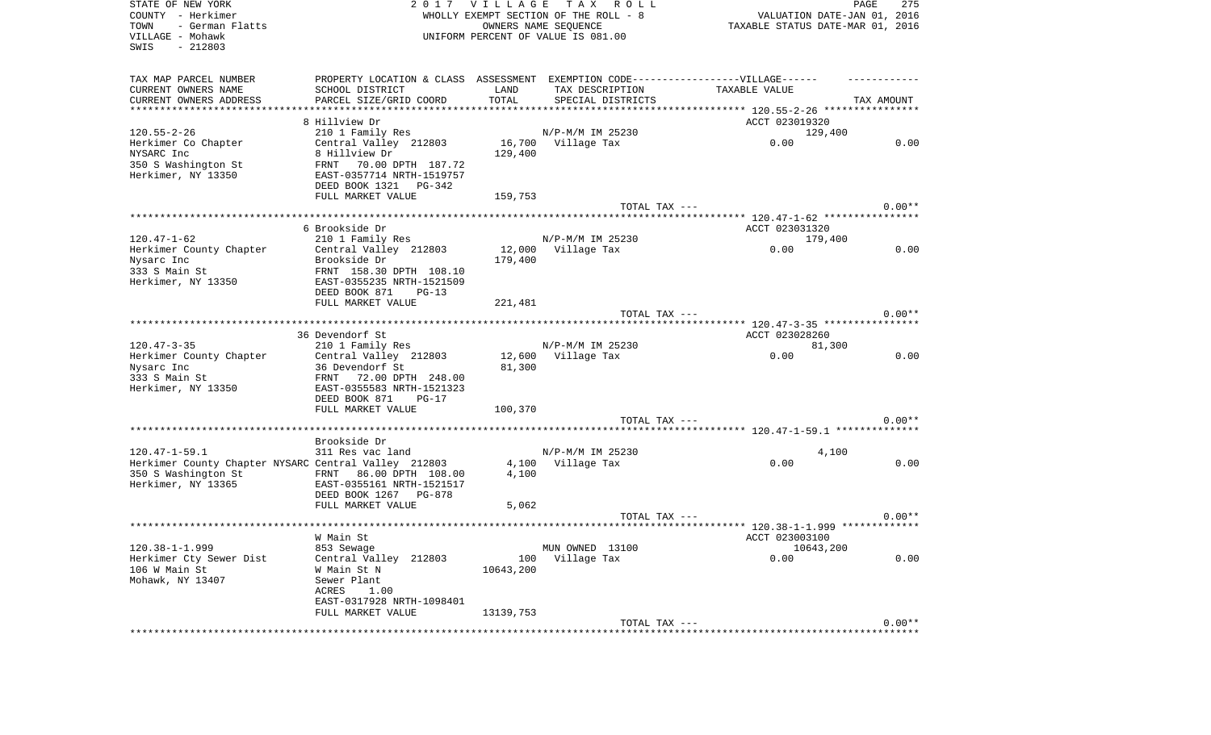STATE OF NEW YORK
COUNTY - Herkimer
TOWN - German Flatts
VILLAGE - Mohawk
SWIS - 212803

2 0 1 7 V I L L A G E T A X R O L L
WHOLLY EXEMPT SECTION OF THE ROLL - 8
OWNERS NAME SEQUENCE
UNIFORM PERCENT OF VALUE IS 081.00

VALUATION DATE-JAN 01, 2016
TAXABLE STATUS DATE-MAR 01, 2016

| TAX MAP PARCEL NUMBER / CURRENT OWNERS NAME / CURRENT OWNERS ADDRESS | PROPERTY LOCATION & CLASS / SCHOOL DISTRICT / PARCEL SIZE/GRID COORD | ASSESSMENT LAND / TOTAL | EXEMPTION CODE / TAX DESCRIPTION / SPECIAL DISTRICTS | VILLAGE TAXABLE VALUE | TAX AMOUNT |
|---|---|---|---|---|---|
| | 8 Hillview Dr | | | ACCT 023019320 | |
| 120.55-2-26 | 210 1 Family Res | | N/P-M/M IM 25230 | 129,400 | |
| Herkimer Co Chapter | Central Valley 212803 | 16,700 | Village Tax | 0.00 | 0.00 |
| NYSARC Inc | 8 Hillview Dr | 129,400 | | | |
| 350 S Washington St | FRNT 70.00 DPTH 187.72 | | | | |
| Herkimer, NY 13350 | EAST-0357714 NRTH-1519757 | | | | |
| | DEED BOOK 1321 PG-342 | | | | |
| | FULL MARKET VALUE | 159,753 | | | |
| | | | TOTAL TAX --- | | 0.00** |
| | 6 Brookside Dr | | | ACCT 023031320 | |
| 120.47-1-62 | 210 1 Family Res | | N/P-M/M IM 25230 | 179,400 | |
| Herkimer County Chapter | Central Valley 212803 | 12,000 | Village Tax | 0.00 | 0.00 |
| Nysarc Inc | Brookside Dr | 179,400 | | | |
| 333 S Main St | FRNT 158.30 DPTH 108.10 | | | | |
| Herkimer, NY 13350 | EAST-0355235 NRTH-1521509 | | | | |
| | DEED BOOK 871 PG-13 | | | | |
| | FULL MARKET VALUE | 221,481 | | | |
| | | | TOTAL TAX --- | | 0.00** |
| | 36 Devendorf St | | | ACCT 023028260 | |
| 120.47-3-35 | 210 1 Family Res | | N/P-M/M IM 25230 | 81,300 | |
| Herkimer County Chapter | Central Valley 212803 | 12,600 | Village Tax | 0.00 | 0.00 |
| Nysarc Inc | 36 Devendorf St | 81,300 | | | |
| 333 S Main St | FRNT 72.00 DPTH 248.00 | | | | |
| Herkimer, NY 13350 | EAST-0355583 NRTH-1521323 | | | | |
| | DEED BOOK 871 PG-17 | | | | |
| | FULL MARKET VALUE | 100,370 | | | |
| | | | TOTAL TAX --- | | 0.00** |
| | Brookside Dr | | | | |
| 120.47-1-59.1 | 311 Res vac land | | N/P-M/M IM 25230 | 4,100 | |
| Herkimer County Chapter NYSARC | Central Valley 212803 | 4,100 | Village Tax | 0.00 | 0.00 |
| 350 S Washington St | FRNT 86.00 DPTH 108.00 | 4,100 | | | |
| Herkimer, NY 13365 | EAST-0355161 NRTH-1521517 | | | | |
| | DEED BOOK 1267 PG-878 | | | | |
| | FULL MARKET VALUE | 5,062 | | | |
| | | | TOTAL TAX --- | | 0.00** |
| | W Main St | | | ACCT 023003100 | |
| 120.38-1-1.999 | 853 Sewage | | MUN OWNED 13100 | 10643,200 | |
| Herkimer Cty Sewer Dist | Central Valley 212803 | 100 | Village Tax | 0.00 | 0.00 |
| 106 W Main St | W Main St N | 10643,200 | | | |
| Mohawk, NY 13407 | Sewer Plant | | | | |
| | ACRES 1.00 | | | | |
| | EAST-0317928 NRTH-1098401 | | | | |
| | FULL MARKET VALUE | 13139,753 | | | |
| | | | TOTAL TAX --- | | 0.00** |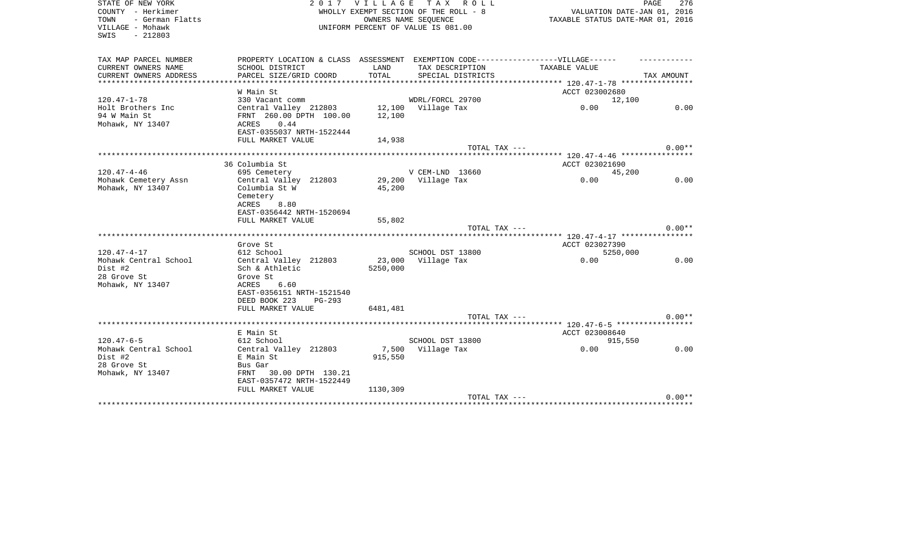STATE OF NEW YORK
COUNTY - Herkimer
TOWN - German Flatts
VILLAGE - Mohawk
SWIS - 212803

2 0 1 7 V I L L A G E T A X R O L L
WHOLLY EXEMPT SECTION OF THE ROLL - 8
OWNERS NAME SEQUENCE
UNIFORM PERCENT OF VALUE IS 081.00

VALUATION DATE-JAN 01, 2016
TAXABLE STATUS DATE-MAR 01, 2016

| TAX MAP PARCEL NUMBER / CURRENT OWNERS NAME / CURRENT OWNERS ADDRESS | PROPERTY LOCATION & CLASS / SCHOOL DISTRICT / PARCEL SIZE/GRID COORD | ASSESSMENT LAND / TOTAL | EXEMPTION CODE-----VILLAGE------ TAX DESCRIPTION / SPECIAL DISTRICTS | TAXABLE VALUE | TAX AMOUNT |
|---|---|---|---|---|---|
| | W Main St | | | ACCT 023002680 | |
| 120.47-1-78 | 330 Vacant comm | | WDRL/FORCL 29700 | 12,100 | |
| Holt Brothers Inc | Central Valley 212803 | 12,100 | Village Tax | 0.00 | 0.00 |
| 94 W Main St | FRNT 260.00 DPTH 100.00 | 12,100 | | | |
| Mohawk, NY 13407 | ACRES 0.44 | | | | |
| | EAST-0355037 NRTH-1522444 | | | | |
| | FULL MARKET VALUE | 14,938 | | | |
| | | | TOTAL TAX --- | | 0.00** |
| | 36 Columbia St | | | ACCT 023021690 | |
| 120.47-4-46 | 695 Cemetery | | V CEM-LND 13660 | 45,200 | |
| Mohawk Cemetery Assn | Central Valley 212803 | 29,200 | Village Tax | 0.00 | 0.00 |
| Mohawk, NY 13407 | Columbia St W | 45,200 | | | |
| | Cemetery | | | | |
| | ACRES 8.80 | | | | |
| | EAST-0356442 NRTH-1520694 | | | | |
| | FULL MARKET VALUE | 55,802 | | | |
| | | | TOTAL TAX --- | | 0.00** |
| | Grove St | | | ACCT 023027390 | |
| 120.47-4-17 | 612 School | | SCHOOL DST 13800 | 5250,000 | |
| Mohawk Central School | Central Valley 212803 | 23,000 | Village Tax | 0.00 | 0.00 |
| Dist #2 | Sch & Athletic | 5250,000 | | | |
| 28 Grove St | Grove St | | | | |
| Mohawk, NY 13407 | ACRES 6.60 | | | | |
| | EAST-0356151 NRTH-1521540 | | | | |
| | DEED BOOK 223 PG-293 | | | | |
| | FULL MARKET VALUE | 6481,481 | | | |
| | | | TOTAL TAX --- | | 0.00** |
| | E Main St | | | ACCT 023008640 | |
| 120.47-6-5 | 612 School | | SCHOOL DST 13800 | 915,550 | |
| Mohawk Central School | Central Valley 212803 | 7,500 | Village Tax | 0.00 | 0.00 |
| Dist #2 | E Main St | 915,550 | | | |
| 28 Grove St | Bus Gar | | | | |
| Mohawk, NY 13407 | FRNT 30.00 DPTH 130.21 | | | | |
| | EAST-0357472 NRTH-1522449 | | | | |
| | FULL MARKET VALUE | 1130,309 | | | |
| | | | TOTAL TAX --- | | 0.00** |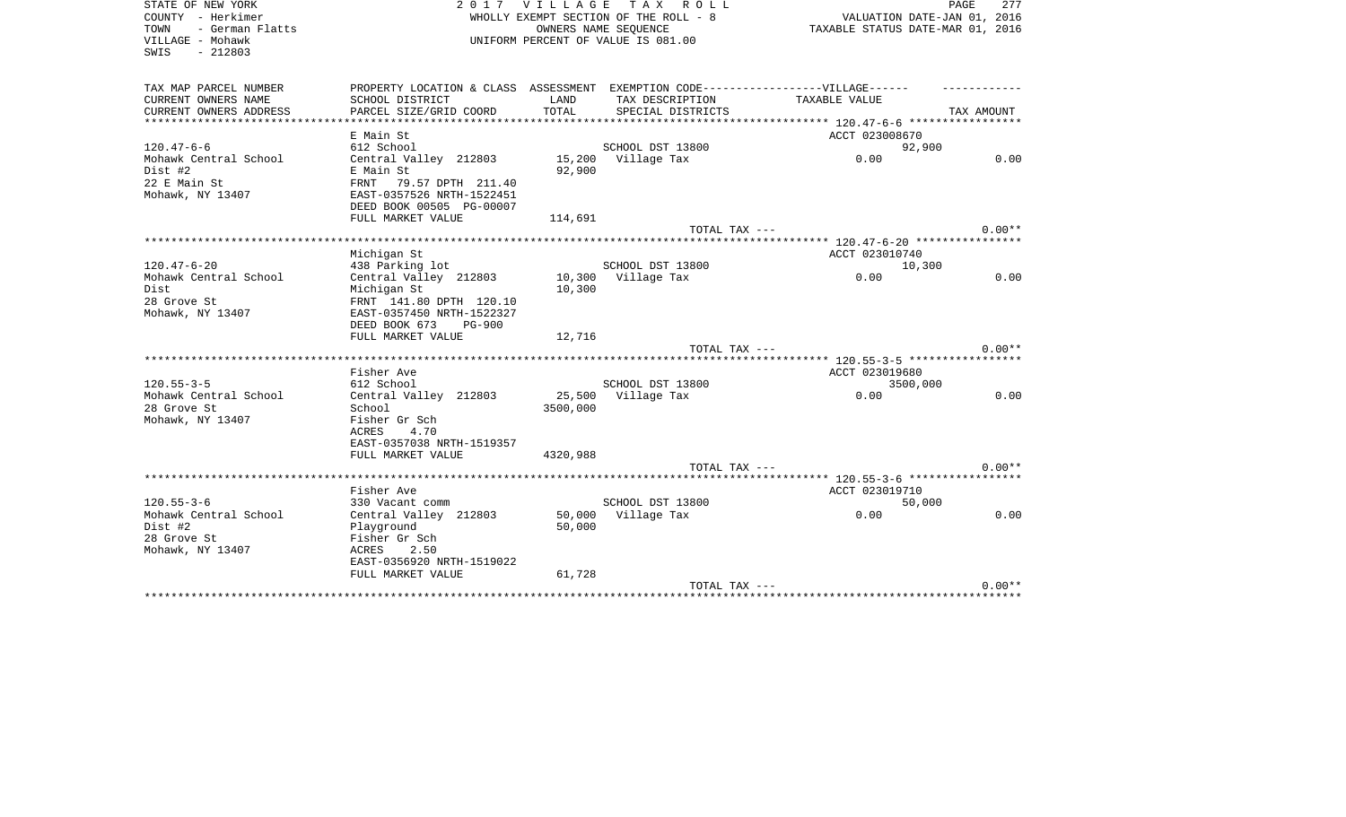STATE OF NEW YORK
COUNTY - Herkimer
TOWN - German Flatts
VILLAGE - Mohawk
SWIS - 212803

2 0 1 7 V I L L A G E T A X R O L L
WHOLLY EXEMPT SECTION OF THE ROLL - 8
OWNERS NAME SEQUENCE
UNIFORM PERCENT OF VALUE IS 081.00

VALUATION DATE-JAN 01, 2016
TAXABLE STATUS DATE-MAR 01, 2016

| TAX MAP PARCEL NUMBER / CURRENT OWNERS NAME / CURRENT OWNERS ADDRESS | PROPERTY LOCATION & CLASS / SCHOOL DISTRICT / PARCEL SIZE/GRID COORD | ASSESSMENT LAND / TOTAL | EXEMPTION CODE / TAX DESCRIPTION / SPECIAL DISTRICTS | VILLAGE TAXABLE VALUE | TAX AMOUNT |
|---|---|---|---|---|---|
| 120.47-6-6 | E Main St | | | ACCT 023008670 | |
| | 612 School | | SCHOOL DST 13800 | 92,900 | |
| Mohawk Central School | Central Valley 212803 | 15,200 | Village Tax | 0.00 | 0.00 |
| Dist #2 | E Main St | 92,900 | | | |
| 22 E Main St | FRNT 79.57 DPTH 211.40 | | | | |
| Mohawk, NY 13407 | EAST-0357526 NRTH-1522451 | | | | |
| | DEED BOOK 00505 PG-00007 | | | | |
| | FULL MARKET VALUE | 114,691 | | | |
| | | | TOTAL TAX --- | | 0.00** |
| 120.47-6-20 | Michigan St | | | ACCT 023010740 | |
| | 438 Parking lot | | SCHOOL DST 13800 | 10,300 | |
| Mohawk Central School | Central Valley 212803 | 10,300 | Village Tax | 0.00 | 0.00 |
| Dist | Michigan St | 10,300 | | | |
| 28 Grove St | FRNT 141.80 DPTH 120.10 | | | | |
| Mohawk, NY 13407 | EAST-0357450 NRTH-1522327 | | | | |
| | DEED BOOK 673 PG-900 | | | | |
| | FULL MARKET VALUE | 12,716 | | | |
| | | | TOTAL TAX --- | | 0.00** |
| 120.55-3-5 | Fisher Ave | | | ACCT 023019680 | |
| | 612 School | | SCHOOL DST 13800 | 3500,000 | |
| Mohawk Central School | Central Valley 212803 | 25,500 | Village Tax | 0.00 | 0.00 |
| 28 Grove St | School | 3500,000 | | | |
| Mohawk, NY 13407 | Fisher Gr Sch | | | | |
| | ACRES 4.70 | | | | |
| | EAST-0357038 NRTH-1519357 | | | | |
| | FULL MARKET VALUE | 4320,988 | | | |
| | | | TOTAL TAX --- | | 0.00** |
| 120.55-3-6 | Fisher Ave | | | ACCT 023019710 | |
| | 330 Vacant comm | | SCHOOL DST 13800 | 50,000 | |
| Mohawk Central School | Central Valley 212803 | 50,000 | Village Tax | 0.00 | 0.00 |
| Dist #2 | Playground | 50,000 | | | |
| 28 Grove St | Fisher Gr Sch | | | | |
| Mohawk, NY 13407 | ACRES 2.50 | | | | |
| | EAST-0356920 NRTH-1519022 | | | | |
| | FULL MARKET VALUE | 61,728 | | | |
| | | | TOTAL TAX --- | | 0.00** |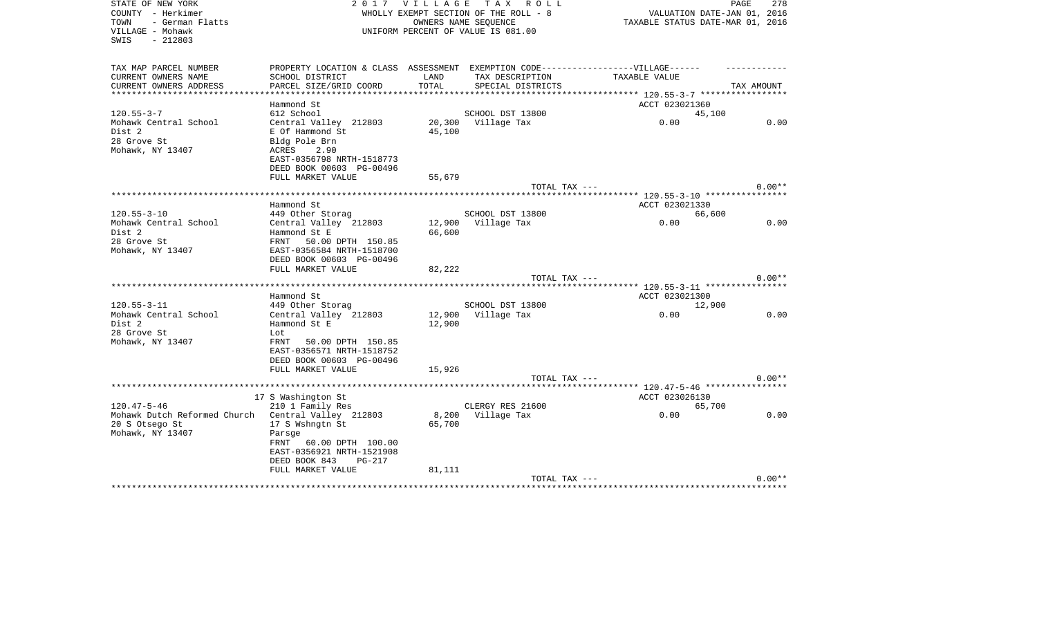STATE OF NEW YORK | 2017 VILLAGE TAX ROLL
COUNTY - Herkimer | WHOLLY EXEMPT SECTION OF THE ROLL - 8 | VALUATION DATE-JAN 01, 2016
TOWN - German Flatts | OWNERS NAME SEQUENCE | TAXABLE STATUS DATE-MAR 01, 2016
VILLAGE - Mohawk | UNIFORM PERCENT OF VALUE IS 081.00
SWIS - 212803

| TAX MAP PARCEL NUMBER<br>CURRENT OWNERS NAME<br>CURRENT OWNERS ADDRESS | PROPERTY LOCATION & CLASS<br>SCHOOL DISTRICT<br>PARCEL SIZE/GRID COORD | ASSESSMENT<br>LAND<br>TOTAL | EXEMPTION CODE-----VILLAGE------<br>TAX DESCRIPTION<br>SPECIAL DISTRICTS | TAXABLE VALUE | TAX AMOUNT |
|---|---|---|---|---|---|
| | Hammond St | | | ACCT 023021360 | |
| 120.55-3-7 | 612 School | | SCHOOL DST 13800 | 45,100 | |
| Mohawk Central School | Central Valley 212803 | 20,300 | Village Tax | 0.00 | 0.00 |
| Dist 2 | E Of Hammond St | 45,100 | | | |
| 28 Grove St | Bldg Pole Brn | | | | |
| Mohawk, NY 13407 | ACRES 2.90 | | | | |
| | EAST-0356798 NRTH-1518773 | | | | |
| | DEED BOOK 00603 PG-00496 | | | | |
| | FULL MARKET VALUE | 55,679 | | | |
| | | | TOTAL TAX --- | | 0.00** |
| | Hammond St | | | ACCT 023021330 | |
| 120.55-3-10 | 449 Other Storag | | SCHOOL DST 13800 | 66,600 | |
| Mohawk Central School | Central Valley 212803 | 12,900 | Village Tax | 0.00 | 0.00 |
| Dist 2 | Hammond St E | 66,600 | | | |
| 28 Grove St | FRNT 50.00 DPTH 150.85 | | | | |
| Mohawk, NY 13407 | EAST-0356584 NRTH-1518700 | | | | |
| | DEED BOOK 00603 PG-00496 | | | | |
| | FULL MARKET VALUE | 82,222 | | | |
| | | | TOTAL TAX --- | | 0.00** |
| | Hammond St | | | ACCT 023021300 | |
| 120.55-3-11 | 449 Other Storag | | SCHOOL DST 13800 | 12,900 | |
| Mohawk Central School | Central Valley 212803 | 12,900 | Village Tax | 0.00 | 0.00 |
| Dist 2 | Hammond St E | 12,900 | | | |
| 28 Grove St | Lot | | | | |
| Mohawk, NY 13407 | FRNT 50.00 DPTH 150.85 | | | | |
| | EAST-0356571 NRTH-1518752 | | | | |
| | DEED BOOK 00603 PG-00496 | | | | |
| | FULL MARKET VALUE | 15,926 | | | |
| | | | TOTAL TAX --- | | 0.00** |
| | 17 S Washington St | | | ACCT 023026130 | |
| 120.47-5-46 | 210 1 Family Res | | CLERGY RES 21600 | 65,700 | |
| Mohawk Dutch Reformed Church | Central Valley 212803 | 8,200 | Village Tax | 0.00 | 0.00 |
| 20 S Otsego St | 17 S Wshngtn St | 65,700 | | | |
| Mohawk, NY 13407 | Parsge | | | | |
| | FRNT 60.00 DPTH 100.00 | | | | |
| | EAST-0356921 NRTH-1521908 | | | | |
| | DEED BOOK 843 PG-217 | | | | |
| | FULL MARKET VALUE | 81,111 | | | |
| | | | TOTAL TAX --- | | 0.00** |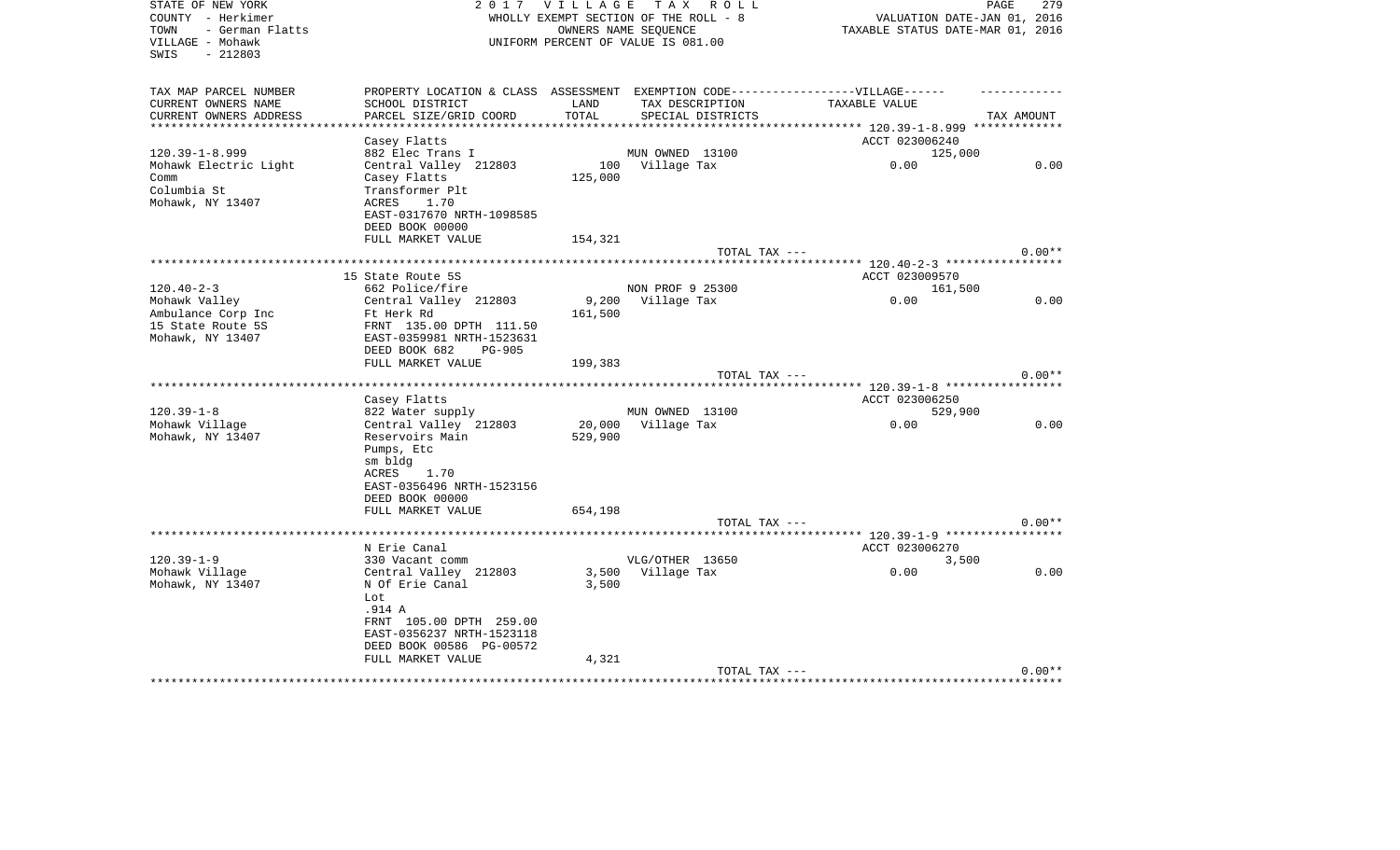STATE OF NEW YORK
COUNTY - Herkimer
TOWN - German Flatts
VILLAGE - Mohawk
SWIS - 212803

2017 VILLAGE TAX ROLL
WHOLLY EXEMPT SECTION OF THE ROLL - 8
OWNERS NAME SEQUENCE
UNIFORM PERCENT OF VALUE IS 081.00

VALUATION DATE-JAN 01, 2016
TAXABLE STATUS DATE-MAR 01, 2016

| TAX MAP PARCEL NUMBER<br>CURRENT OWNERS NAME<br>CURRENT OWNERS ADDRESS | PROPERTY LOCATION & CLASS<br>SCHOOL DISTRICT<br>PARCEL SIZE/GRID COORD | ASSESSMENT<br>LAND<br>TOTAL | EXEMPTION CODE-----VILLAGE------<br>TAX DESCRIPTION<br>SPECIAL DISTRICTS | TAXABLE VALUE | TAX AMOUNT |
|---|---|---|---|---|---|
| 120.39-1-8.999 | Casey Flatts | | | ACCT 023006240 | |
| | 882 Elec Trans I | | MUN OWNED 13100 | 125,000 | |
| Mohawk Electric Light | Central Valley 212803 | 100 | Village Tax | 0.00 | 0.00 |
| Comm | Casey Flatts | 125,000 | | | |
| Columbia St | Transformer Plt | | | | |
| Mohawk, NY 13407 | ACRES 1.70 | | | | |
| | EAST-0317670 NRTH-1098585 | | | | |
| | DEED BOOK 00000 | | | | |
| | FULL MARKET VALUE | 154,321 | | | |
| | | | TOTAL TAX --- | | 0.00** |
| 120.40-2-3 | 15 State Route 5S | | | ACCT 023009570 | |
| | 662 Police/fire | | NON PROF 9 25300 | 161,500 | |
| Mohawk Valley | Central Valley 212803 | 9,200 | Village Tax | 0.00 | 0.00 |
| Ambulance Corp Inc | Ft Herk Rd | 161,500 | | | |
| 15 State Route 5S | FRNT 135.00 DPTH 111.50 | | | | |
| Mohawk, NY 13407 | EAST-0359981 NRTH-1523631 | | | | |
| | DEED BOOK 682 PG-905 | | | | |
| | FULL MARKET VALUE | 199,383 | | | |
| | | | TOTAL TAX --- | | 0.00** |
| 120.39-1-8 | Casey Flatts | | | ACCT 023006250 | |
| | 822 Water supply | | MUN OWNED 13100 | 529,900 | |
| Mohawk Village | Central Valley 212803 | 20,000 | Village Tax | 0.00 | 0.00 |
| Mohawk, NY 13407 | Reservoirs Main | 529,900 | | | |
| | Pumps, Etc | | | | |
| | sm bldg | | | | |
| | ACRES 1.70 | | | | |
| | EAST-0356496 NRTH-1523156 | | | | |
| | DEED BOOK 00000 | | | | |
| | FULL MARKET VALUE | 654,198 | | | |
| | | | TOTAL TAX --- | | 0.00** |
| 120.39-1-9 | N Erie Canal | | | ACCT 023006270 | |
| | 330 Vacant comm | | VLG/OTHER 13650 | 3,500 | |
| Mohawk Village | Central Valley 212803 | 3,500 | Village Tax | 0.00 | 0.00 |
| Mohawk, NY 13407 | N Of Erie Canal | 3,500 | | | |
| | Lot | | | | |
| | .914 A | | | | |
| | FRNT 105.00 DPTH 259.00 | | | | |
| | EAST-0356237 NRTH-1523118 | | | | |
| | DEED BOOK 00586 PG-00572 | | | | |
| | FULL MARKET VALUE | 4,321 | | | |
| | | | TOTAL TAX --- | | 0.00** |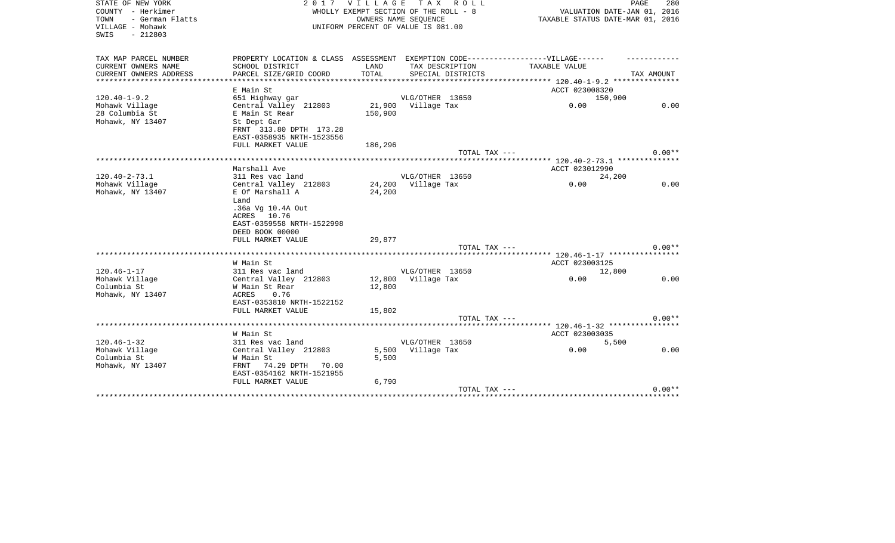STATE OF NEW YORK
COUNTY - Herkimer
TOWN - German Flatts
VILLAGE - Mohawk
SWIS - 212803

2 0 1 7 V I L L A G E T A X R O L L
WHOLLY EXEMPT SECTION OF THE ROLL - 8
OWNERS NAME SEQUENCE
UNIFORM PERCENT OF VALUE IS 081.00

VALUATION DATE-JAN 01, 2016
TAXABLE STATUS DATE-MAR 01, 2016

| TAX MAP PARCEL NUMBER<br>CURRENT OWNERS NAME<br>CURRENT OWNERS ADDRESS | PROPERTY LOCATION & CLASS<br>SCHOOL DISTRICT<br>PARCEL SIZE/GRID COORD | ASSESSMENT<br>LAND<br>TOTAL | EXEMPTION CODE------VILLAGE------<br>TAX DESCRIPTION<br>SPECIAL DISTRICTS | TAXABLE VALUE | TAX AMOUNT |
|---|---|---|---|---|---|
| **120.40-1-9.2** | E Main St | | | ACCT 023008320 | |
| 120.40-1-9.2 | 651 Highway gar | | VLG/OTHER 13650 | 150,900 | |
| Mohawk Village | Central Valley 212803 | 21,900 | Village Tax | 0.00 | 0.00 |
| 28 Columbia St | E Main St Rear | 150,900 | | | |
| Mohawk, NY 13407 | St Dept Gar | | | | |
| | FRNT 313.80 DPTH 173.28 | | | | |
| | EAST-0358935 NRTH-1523556 | | | | |
| | FULL MARKET VALUE | 186,296 | | | |
| | | | TOTAL TAX --- | | 0.00** |
| **120.40-2-73.1** | Marshall Ave | | | ACCT 023012990 | |
| 120.40-2-73.1 | 311 Res vac land | | VLG/OTHER 13650 | 24,200 | |
| Mohawk Village | Central Valley 212803 | 24,200 | Village Tax | 0.00 | 0.00 |
| Mohawk, NY 13407 | E Of Marshall A | 24,200 | | | |
| | Land | | | | |
| | .36a Vg 10.4A Out | | | | |
| | ACRES 10.76 | | | | |
| | EAST-0359558 NRTH-1522998 | | | | |
| | DEED BOOK 00000 | | | | |
| | FULL MARKET VALUE | 29,877 | | | |
| | | | TOTAL TAX --- | | 0.00** |
| **120.46-1-17** | W Main St | | | ACCT 023003125 | |
| 120.46-1-17 | 311 Res vac land | | VLG/OTHER 13650 | 12,800 | |
| Mohawk Village | Central Valley 212803 | 12,800 | Village Tax | 0.00 | 0.00 |
| Columbia St | W Main St Rear | 12,800 | | | |
| Mohawk, NY 13407 | ACRES 0.76 | | | | |
| | EAST-0353810 NRTH-1522152 | | | | |
| | FULL MARKET VALUE | 15,802 | | | |
| | | | TOTAL TAX --- | | 0.00** |
| **120.46-1-32** | W Main St | | | ACCT 023003035 | |
| 120.46-1-32 | 311 Res vac land | | VLG/OTHER 13650 | 5,500 | |
| Mohawk Village | Central Valley 212803 | 5,500 | Village Tax | 0.00 | 0.00 |
| Columbia St | W Main St | 5,500 | | | |
| Mohawk, NY 13407 | FRNT 74.29 DPTH 70.00 | | | | |
| | EAST-0354162 NRTH-1521955 | | | | |
| | FULL MARKET VALUE | 6,790 | | | |
| | | | TOTAL TAX --- | | 0.00** |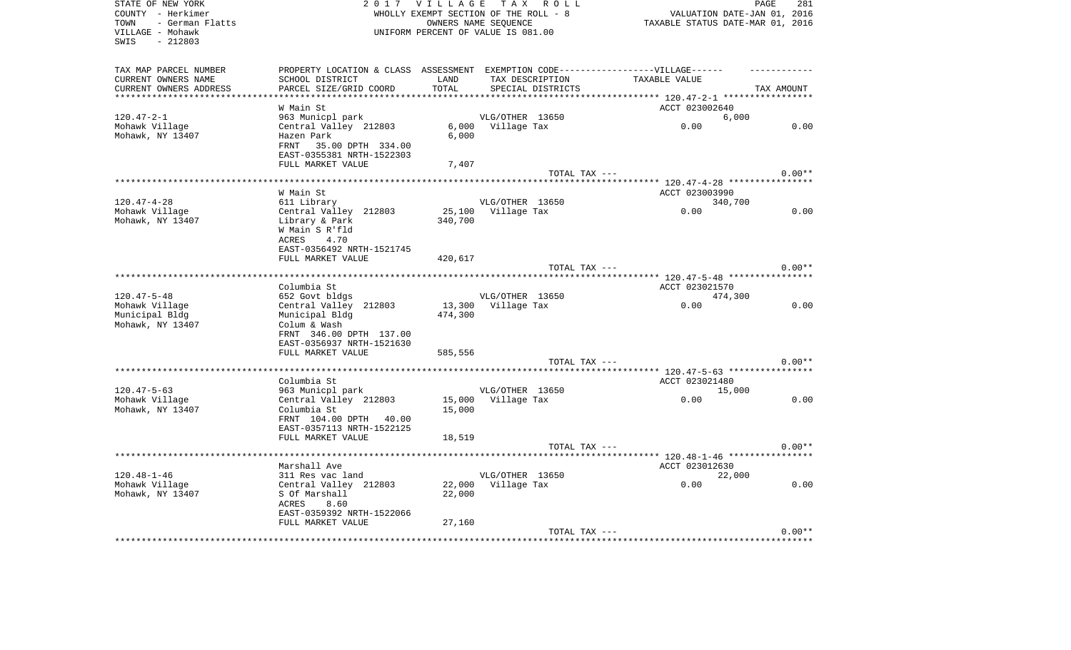STATE OF NEW YORK
COUNTY - Herkimer
TOWN - German Flatts
VILLAGE - Mohawk
SWIS - 212803

2 0 1 7 V I L L A G E T A X R O L L
WHOLLY EXEMPT SECTION OF THE ROLL - 8
OWNERS NAME SEQUENCE
UNIFORM PERCENT OF VALUE IS 081.00

VALUATION DATE-JAN 01, 2016
TAXABLE STATUS DATE-MAR 01, 2016

| TAX MAP PARCEL NUMBER<br>CURRENT OWNERS NAME<br>CURRENT OWNERS ADDRESS | PROPERTY LOCATION & CLASS<br>SCHOOL DISTRICT<br>PARCEL SIZE/GRID COORD | ASSESSMENT<br>LAND<br>TOTAL | EXEMPTION CODE------------------VILLAGE------<br>TAX DESCRIPTION<br>SPECIAL DISTRICTS | TAXABLE VALUE | TAX AMOUNT |
|---|---|---|---|---|---|
| | W Main St | | | ACCT 023002640 | |
| 120.47-2-1 | 963 Municpl park | | VLG/OTHER 13650 | 6,000 | |
| Mohawk Village | Central Valley 212803 | 6,000 | Village Tax | 0.00 | 0.00 |
| Mohawk, NY 13407 | Hazen Park | 6,000 | | | |
| | FRNT 35.00 DPTH 334.00 | | | | |
| | EAST-0355381 NRTH-1522303 | | | | |
| | FULL MARKET VALUE | 7,407 | | | |
| | | | TOTAL TAX --- | | 0.00** |
| | W Main St | | | ACCT 023003990 | |
| 120.47-4-28 | 611 Library | | VLG/OTHER 13650 | 340,700 | |
| Mohawk Village | Central Valley 212803 | 25,100 | Village Tax | 0.00 | 0.00 |
| Mohawk, NY 13407 | Library & Park | 340,700 | | | |
| | W Main S R'fld | | | | |
| | ACRES 4.70 | | | | |
| | EAST-0356492 NRTH-1521745 | | | | |
| | FULL MARKET VALUE | 420,617 | | | |
| | | | TOTAL TAX --- | | 0.00** |
| | Columbia St | | | ACCT 023021570 | |
| 120.47-5-48 | 652 Govt bldgs | | VLG/OTHER 13650 | 474,300 | |
| Mohawk Village | Central Valley 212803 | 13,300 | Village Tax | 0.00 | 0.00 |
| Municipal Bldg | Municipal Bldg | 474,300 | | | |
| Mohawk, NY 13407 | Colum & Wash | | | | |
| | FRNT 346.00 DPTH 137.00 | | | | |
| | EAST-0356937 NRTH-1521630 | | | | |
| | FULL MARKET VALUE | 585,556 | | | |
| | | | TOTAL TAX --- | | 0.00** |
| | Columbia St | | | ACCT 023021480 | |
| 120.47-5-63 | 963 Municpl park | | VLG/OTHER 13650 | 15,000 | |
| Mohawk Village | Central Valley 212803 | 15,000 | Village Tax | 0.00 | 0.00 |
| Mohawk, NY 13407 | Columbia St | 15,000 | | | |
| | FRNT 104.00 DPTH 40.00 | | | | |
| | EAST-0357113 NRTH-1522125 | | | | |
| | FULL MARKET VALUE | 18,519 | | | |
| | | | TOTAL TAX --- | | 0.00** |
| | Marshall Ave | | | ACCT 023012630 | |
| 120.48-1-46 | 311 Res vac land | | VLG/OTHER 13650 | 22,000 | |
| Mohawk Village | Central Valley 212803 | 22,000 | Village Tax | 0.00 | 0.00 |
| Mohawk, NY 13407 | S Of Marshall | 22,000 | | | |
| | ACRES 8.60 | | | | |
| | EAST-0359392 NRTH-1522066 | | | | |
| | FULL MARKET VALUE | 27,160 | | | |
| | | | TOTAL TAX --- | | 0.00** |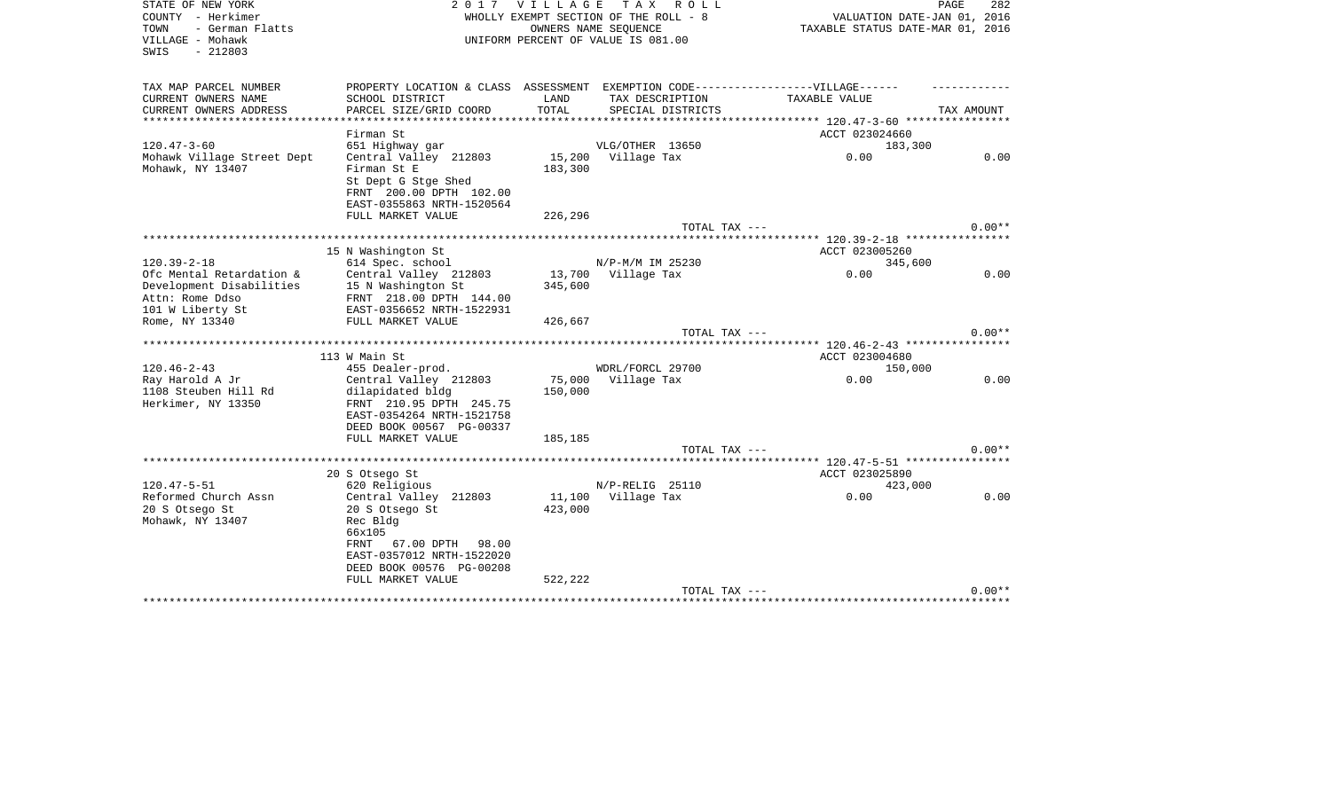STATE OF NEW YORK
COUNTY - Herkimer
TOWN - German Flatts
VILLAGE - Mohawk
SWIS - 212803

2 0 1 7 V I L L A G E T A X R O L L
WHOLLY EXEMPT SECTION OF THE ROLL - 8
OWNERS NAME SEQUENCE
UNIFORM PERCENT OF VALUE IS 081.00

VALUATION DATE-JAN 01, 2016
TAXABLE STATUS DATE-MAR 01, 2016

| TAX MAP PARCEL NUMBER<br>CURRENT OWNERS NAME<br>CURRENT OWNERS ADDRESS | PROPERTY LOCATION & CLASS<br>SCHOOL DISTRICT<br>PARCEL SIZE/GRID COORD | ASSESSMENT<br>LAND<br>TOTAL | EXEMPTION CODE<br>TAX DESCRIPTION<br>SPECIAL DISTRICTS | VILLAGE<br>TAXABLE VALUE | TAX AMOUNT |
|---|---|---|---|---|---|
| 120.47-3-60 | Firman St | | | ACCT 023024660 | |
| 120.47-3-60 | 651 Highway gar | | VLG/OTHER 13650 | 183,300 | |
| Mohawk Village Street Dept | Central Valley 212803 | 15,200 | Village Tax | 0.00 | 0.00 |
| Mohawk, NY 13407 | Firman St E | 183,300 | | | |
| | St Dept G Stge Shed | | | | |
| | FRNT 200.00 DPTH 102.00 | | | | |
| | EAST-0355863 NRTH-1520564 | | | | |
| | FULL MARKET VALUE | 226,296 | | | |
| | | | TOTAL TAX --- | | 0.00** |
| 120.39-2-18 | 15 N Washington St | | | ACCT 023005260 | |
| 120.39-2-18 | 614 Spec. school | | N/P-M/M IM 25230 | 345,600 | |
| Ofc Mental Retardation & | Central Valley 212803 | 13,700 | Village Tax | 0.00 | 0.00 |
| Development Disabilities | 15 N Washington St | 345,600 | | | |
| Attn: Rome Ddso | FRNT 218.00 DPTH 144.00 | | | | |
| 101 W Liberty St | EAST-0356652 NRTH-1522931 | | | | |
| Rome, NY 13340 | FULL MARKET VALUE | 426,667 | | | |
| | | | TOTAL TAX --- | | 0.00** |
| 120.46-2-43 | 113 W Main St | | | ACCT 023004680 | |
| 120.46-2-43 | 455 Dealer-prod. | | WDRL/FORCL 29700 | 150,000 | |
| Ray Harold A Jr | Central Valley 212803 | 75,000 | Village Tax | 0.00 | 0.00 |
| 1108 Steuben Hill Rd | dilapidated bldg | 150,000 | | | |
| Herkimer, NY 13350 | FRNT 210.95 DPTH 245.75 | | | | |
| | EAST-0354264 NRTH-1521758 | | | | |
| | DEED BOOK 00567 PG-00337 | | | | |
| | FULL MARKET VALUE | 185,185 | | | |
| | | | TOTAL TAX --- | | 0.00** |
| 120.47-5-51 | 20 S Otsego St | | | ACCT 023025890 | |
| 120.47-5-51 | 620 Religious | | N/P-RELIG 25110 | 423,000 | |
| Reformed Church Assn | Central Valley 212803 | 11,100 | Village Tax | 0.00 | 0.00 |
| 20 S Otsego St | 20 S Otsego St | 423,000 | | | |
| Mohawk, NY 13407 | Rec Bldg | | | | |
| | 66x105 | | | | |
| | FRNT 67.00 DPTH 98.00 | | | | |
| | EAST-0357012 NRTH-1522020 | | | | |
| | DEED BOOK 00576 PG-00208 | | | | |
| | FULL MARKET VALUE | 522,222 | | | |
| | | | TOTAL TAX --- | | 0.00** |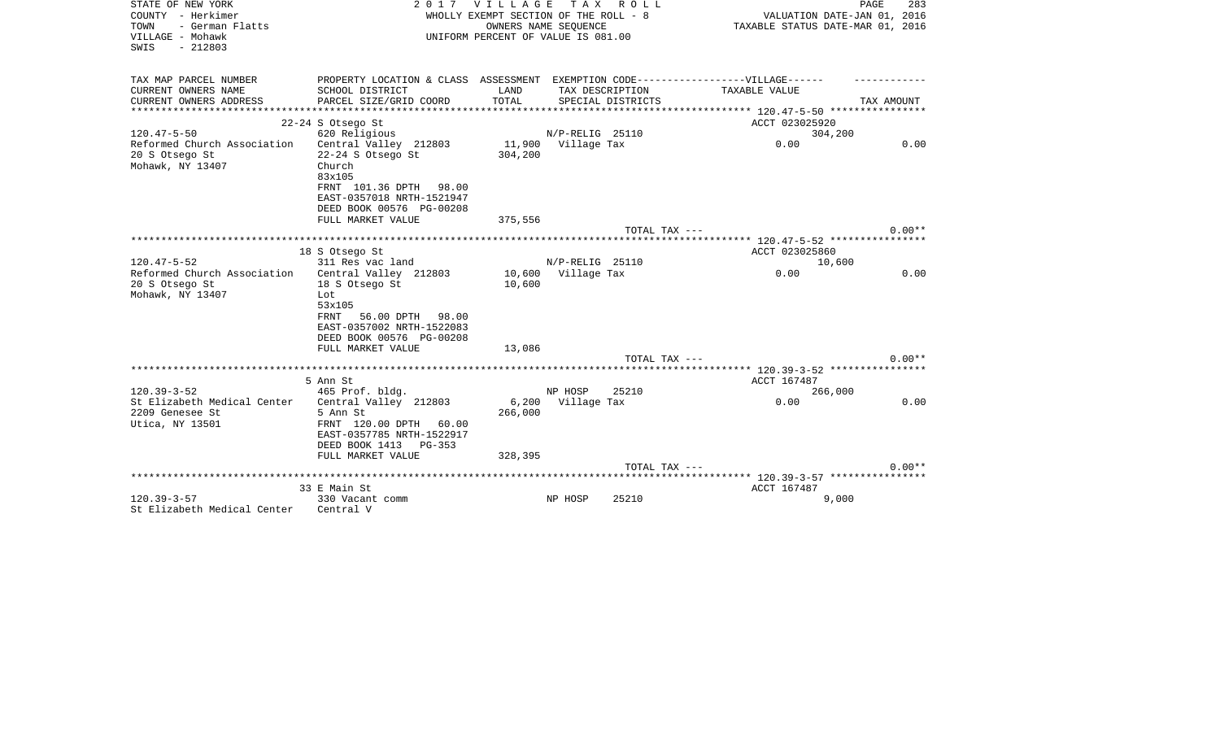STATE OF NEW YORK
COUNTY - Herkimer
TOWN - German Flatts
VILLAGE - Mohawk
SWIS - 212803

2 0 1 7 V I L L A G E T A X R O L L
WHOLLY EXEMPT SECTION OF THE ROLL - 8
OWNERS NAME SEQUENCE
UNIFORM PERCENT OF VALUE IS 081.00

VALUATION DATE-JAN 01, 2016
TAXABLE STATUS DATE-MAR 01, 2016

| TAX MAP PARCEL NUMBER / CURRENT OWNERS NAME / CURRENT OWNERS ADDRESS | PROPERTY LOCATION & CLASS / SCHOOL DISTRICT / PARCEL SIZE/GRID COORD | ASSESSMENT LAND / TOTAL | EXEMPTION CODE------VILLAGE------ / TAX DESCRIPTION / SPECIAL DISTRICTS | TAXABLE VALUE | TAX AMOUNT |
|---|---|---|---|---|---|
| | 22-24 S Otsego St | | | ACCT 023025920 | |
| 120.47-5-50 | 620 Religious | | N/P-RELIG 25110 | 304,200 | |
| Reformed Church Association | Central Valley 212803 | 11,900 | Village Tax | 0.00 | 0.00 |
| 20 S Otsego St | 22-24 S Otsego St | 304,200 | | | |
| Mohawk, NY 13407 | Church | | | | |
| | 83x105 | | | | |
| | FRNT 101.36 DPTH 98.00 | | | | |
| | EAST-0357018 NRTH-1521947 | | | | |
| | DEED BOOK 00576 PG-00208 | | | | |
| | FULL MARKET VALUE | 375,556 | | | |
| | | | TOTAL TAX --- | | 0.00** |
| | 18 S Otsego St | | | ACCT 023025860 | |
| 120.47-5-52 | 311 Res vac land | | N/P-RELIG 25110 | 10,600 | |
| Reformed Church Association | Central Valley 212803 | 10,600 | Village Tax | 0.00 | 0.00 |
| 20 S Otsego St | 18 S Otsego St | 10,600 | | | |
| Mohawk, NY 13407 | Lot | | | | |
| | 53x105 | | | | |
| | FRNT 56.00 DPTH 98.00 | | | | |
| | EAST-0357002 NRTH-1522083 | | | | |
| | DEED BOOK 00576 PG-00208 | | | | |
| | FULL MARKET VALUE | 13,086 | | | |
| | | | TOTAL TAX --- | | 0.00** |
| | 5 Ann St | | | ACCT 167487 | |
| 120.39-3-52 | 465 Prof. bldg. | | NP HOSP 25210 | 266,000 | |
| St Elizabeth Medical Center | Central Valley 212803 | 6,200 | Village Tax | 0.00 | 0.00 |
| 2209 Genesee St | 5 Ann St | 266,000 | | | |
| Utica, NY 13501 | FRNT 120.00 DPTH 60.00 | | | | |
| | EAST-0357785 NRTH-1522917 | | | | |
| | DEED BOOK 1413 PG-353 | | | | |
| | FULL MARKET VALUE | 328,395 | | | |
| | | | TOTAL TAX --- | | 0.00** |
| | 33 E Main St | | | ACCT 167487 | |
| 120.39-3-57 | 330 Vacant comm | | NP HOSP 25210 | 9,000 | |
| St Elizabeth Medical Center | Central V | | | | |